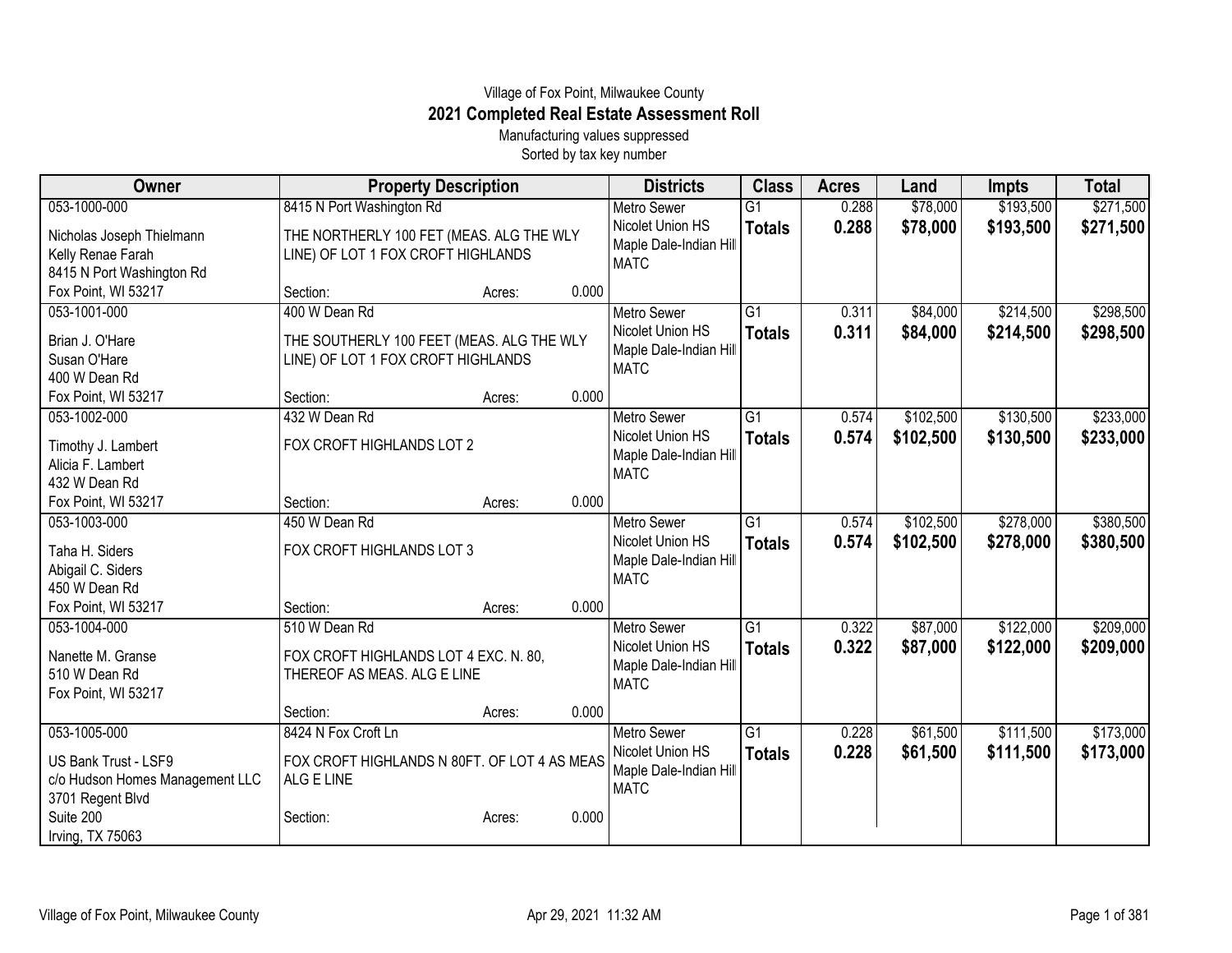Village of Fox Point, Milwaukee County

# 2021 Completed Real Estate Assessment Roll

Manufacturing values suppressed

Sorted by tax key number

| Owner | Property Description | Districts | Class | Acres | Land | Impts | Total |
|---|---|---|---|---|---|---|---|
| 053-1000-000<br>Nicholas Joseph Thielmann<br>Kelly Renae Farah<br>8415 N Port Washington Rd<br>Fox Point, WI 53217 | 8415 N Port Washington Rd<br>THE NORTHERLY 100 FET (MEAS. ALG THE WLY LINE) OF LOT 1 FOX CROFT HIGHLANDS<br>Section: Acres: 0.000 | Metro Sewer<br>Nicolet Union HS<br>Maple Dale-Indian Hill<br>MATC | G1<br>**Totals** | 0.288<br>**0.288** | $78,000<br>**$78,000** | $193,500<br>**$193,500** | $271,500<br>**$271,500** |
| 053-1001-000<br>Brian J. O'Hare<br>Susan O'Hare<br>400 W Dean Rd<br>Fox Point, WI 53217 | 400 W Dean Rd<br>THE SOUTHERLY 100 FEET (MEAS. ALG THE WLY LINE) OF LOT 1 FOX CROFT HIGHLANDS<br>Section: Acres: 0.000 | Metro Sewer<br>Nicolet Union HS<br>Maple Dale-Indian Hill<br>MATC | G1<br>**Totals** | 0.311<br>**0.311** | $84,000<br>**$84,000** | $214,500<br>**$214,500** | $298,500<br>**$298,500** |
| 053-1002-000<br>Timothy J. Lambert<br>Alicia F. Lambert<br>432 W Dean Rd<br>Fox Point, WI 53217 | 432 W Dean Rd<br>FOX CROFT HIGHLANDS LOT 2<br>Section: Acres: 0.000 | Metro Sewer<br>Nicolet Union HS<br>Maple Dale-Indian Hill<br>MATC | G1<br>**Totals** | 0.574<br>**0.574** | $102,500<br>**$102,500** | $130,500<br>**$130,500** | $233,000<br>**$233,000** |
| 053-1003-000<br>Taha H. Siders<br>Abigail C. Siders<br>450 W Dean Rd<br>Fox Point, WI 53217 | 450 W Dean Rd<br>FOX CROFT HIGHLANDS LOT 3<br>Section: Acres: 0.000 | Metro Sewer<br>Nicolet Union HS<br>Maple Dale-Indian Hill<br>MATC | G1<br>**Totals** | 0.574<br>**0.574** | $102,500<br>**$102,500** | $278,000<br>**$278,000** | $380,500<br>**$380,500** |
| 053-1004-000<br>Nanette M. Granse<br>510 W Dean Rd<br>Fox Point, WI 53217 | 510 W Dean Rd<br>FOX CROFT HIGHLANDS LOT 4 EXC. N. 80, THEREOF AS MEAS. ALG E LINE<br>Section: Acres: 0.000 | Metro Sewer<br>Nicolet Union HS<br>Maple Dale-Indian Hill<br>MATC | G1<br>**Totals** | 0.322<br>**0.322** | $87,000<br>**$87,000** | $122,000<br>**$122,000** | $209,000<br>**$209,000** |
| 053-1005-000<br>US Bank Trust - LSF9<br>c/o Hudson Homes Management LLC<br>3701 Regent Blvd<br>Suite 200<br>Irving, TX 75063 | 8424 N Fox Croft Ln<br>FOX CROFT HIGHLANDS N 80FT. OF LOT 4 AS MEAS ALG E LINE<br>Section: Acres: 0.000 | Metro Sewer<br>Nicolet Union HS<br>Maple Dale-Indian Hill<br>MATC | G1<br>**Totals** | 0.228<br>**0.228** | $61,500<br>**$61,500** | $111,500<br>**$111,500** | $173,000<br>**$173,000** |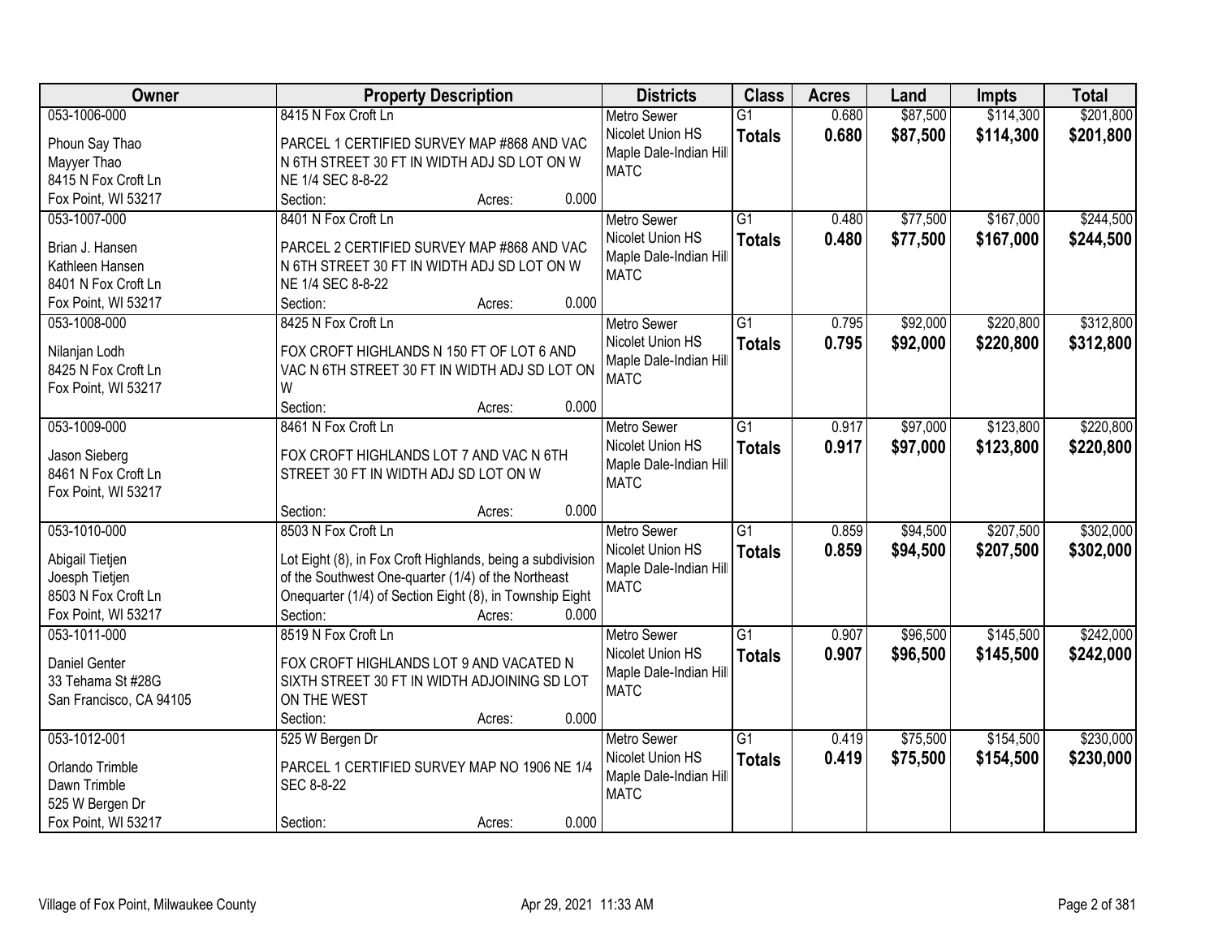| Owner | Property Description | Districts | Class | Acres | Land | Impts | Total |
|---|---|---|---|---|---|---|---|
| 053-1006-000<br>Phoun Say Thao<br>Mayyer Thao<br>8415 N Fox Croft Ln<br>Fox Point, WI 53217 | 8415 N Fox Croft Ln<br>PARCEL 1 CERTIFIED SURVEY MAP #868 AND VAC N 6TH STREET 30 FT IN WIDTH ADJ SD LOT ON W NE 1/4 SEC 8-8-22<br>Section: Acres: 0.000 | Metro Sewer<br>Nicolet Union HS<br>Maple Dale-Indian Hill<br>MATC | G1<br>**Totals** | 0.680<br>**0.680** | $87,500<br>**$87,500** | $114,300<br>**$114,300** | $201,800<br>**$201,800** |
| 053-1007-000<br>Brian J. Hansen<br>Kathleen Hansen<br>8401 N Fox Croft Ln<br>Fox Point, WI 53217 | 8401 N Fox Croft Ln<br>PARCEL 2 CERTIFIED SURVEY MAP #868 AND VAC N 6TH STREET 30 FT IN WIDTH ADJ SD LOT ON W NE 1/4 SEC 8-8-22<br>Section: Acres: 0.000 | Metro Sewer<br>Nicolet Union HS<br>Maple Dale-Indian Hill<br>MATC | G1<br>**Totals** | 0.480<br>**0.480** | $77,500<br>**$77,500** | $167,000<br>**$167,000** | $244,500<br>**$244,500** |
| 053-1008-000<br>Nilanjan Lodh<br>8425 N Fox Croft Ln<br>Fox Point, WI 53217 | 8425 N Fox Croft Ln<br>FOX CROFT HIGHLANDS N 150 FT OF LOT 6 AND VAC N 6TH STREET 30 FT IN WIDTH ADJ SD LOT ON W<br>Section: Acres: 0.000 | Metro Sewer<br>Nicolet Union HS<br>Maple Dale-Indian Hill<br>MATC | G1<br>**Totals** | 0.795<br>**0.795** | $92,000<br>**$92,000** | $220,800<br>**$220,800** | $312,800<br>**$312,800** |
| 053-1009-000<br>Jason Sieberg<br>8461 N Fox Croft Ln<br>Fox Point, WI 53217 | 8461 N Fox Croft Ln<br>FOX CROFT HIGHLANDS LOT 7 AND VAC N 6TH STREET 30 FT IN WIDTH ADJ SD LOT ON W<br>Section: Acres: 0.000 | Metro Sewer<br>Nicolet Union HS<br>Maple Dale-Indian Hill<br>MATC | G1<br>**Totals** | 0.917<br>**0.917** | $97,000<br>**$97,000** | $123,800<br>**$123,800** | $220,800<br>**$220,800** |
| 053-1010-000<br>Abigail Tietjen<br>Joesph Tietjen<br>8503 N Fox Croft Ln<br>Fox Point, WI 53217 | 8503 N Fox Croft Ln<br>Lot Eight (8), in Fox Croft Highlands, being a subdivision of the Southwest One-quarter (1/4) of the Northeast Onequarter (1/4) of Section Eight (8), in Township Eight<br>Section: Acres: 0.000 | Metro Sewer<br>Nicolet Union HS<br>Maple Dale-Indian Hill<br>MATC | G1<br>**Totals** | 0.859<br>**0.859** | $94,500<br>**$94,500** | $207,500<br>**$207,500** | $302,000<br>**$302,000** |
| 053-1011-000<br>Daniel Genter<br>33 Tehama St #28G<br>San Francisco, CA 94105 | 8519 N Fox Croft Ln<br>FOX CROFT HIGHLANDS LOT 9 AND VACATED N SIXTH STREET 30 FT IN WIDTH ADJOINING SD LOT ON THE WEST<br>Section: Acres: 0.000 | Metro Sewer<br>Nicolet Union HS<br>Maple Dale-Indian Hill<br>MATC | G1<br>**Totals** | 0.907<br>**0.907** | $96,500<br>**$96,500** | $145,500<br>**$145,500** | $242,000<br>**$242,000** |
| 053-1012-001<br>Orlando Trimble<br>Dawn Trimble<br>525 W Bergen Dr<br>Fox Point, WI 53217 | 525 W Bergen Dr<br>PARCEL 1 CERTIFIED SURVEY MAP NO 1906 NE 1/4 SEC 8-8-22<br>Section: Acres: 0.000 | Metro Sewer<br>Nicolet Union HS<br>Maple Dale-Indian Hill<br>MATC | G1<br>**Totals** | 0.419<br>**0.419** | $75,500<br>**$75,500** | $154,500<br>**$154,500** | $230,000<br>**$230,000** |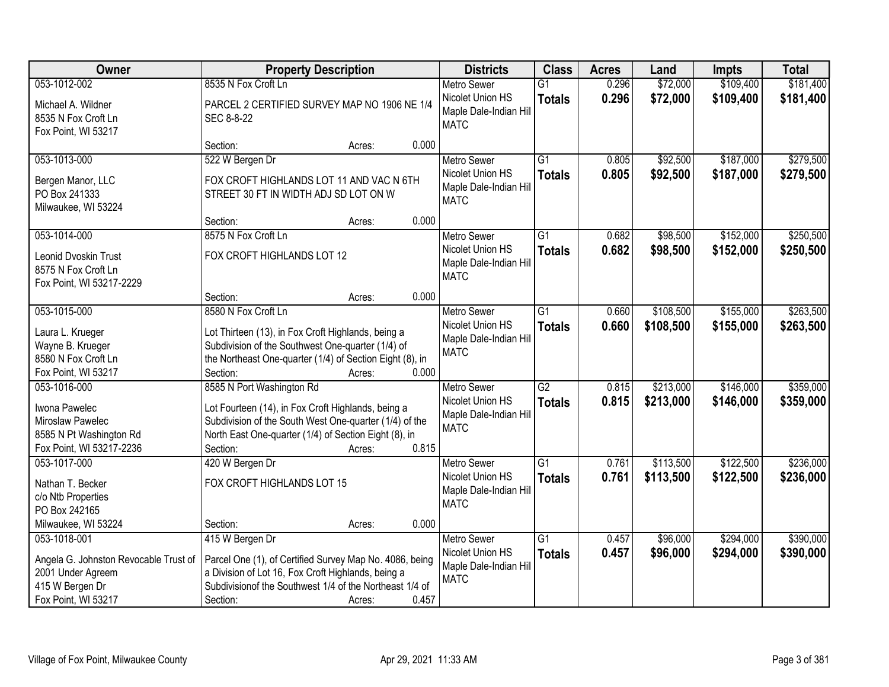| Owner | Property Description | Districts | Class | Acres | Land | Impts | Total |
|---|---|---|---|---|---|---|---|
| 053-1012-002<br>Michael A. Wildner<br>8535 N Fox Croft Ln<br>Fox Point, WI 53217 | 8535 N Fox Croft Ln<br>PARCEL 2 CERTIFIED SURVEY MAP NO 1906 NE 1/4 SEC 8-8-22<br>Section: Acres: 0.000 | Metro Sewer<br>Nicolet Union HS<br>Maple Dale-Indian Hill<br>MATC | G1<br>**Totals** | 0.296<br>**0.296** | $72,000<br>**$72,000** | $109,400<br>**$109,400** | $181,400<br>**$181,400** |
| 053-1013-000<br>Bergen Manor, LLC<br>PO Box 241333<br>Milwaukee, WI 53224 | 522 W Bergen Dr<br>FOX CROFT HIGHLANDS LOT 11 AND VAC N 6TH STREET 30 FT IN WIDTH ADJ SD LOT ON W<br>Section: Acres: 0.000 | Metro Sewer<br>Nicolet Union HS<br>Maple Dale-Indian Hill<br>MATC | G1<br>**Totals** | 0.805<br>**0.805** | $92,500<br>**$92,500** | $187,000<br>**$187,000** | $279,500<br>**$279,500** |
| 053-1014-000<br>Leonid Dvoskin Trust<br>8575 N Fox Croft Ln<br>Fox Point, WI 53217-2229 | 8575 N Fox Croft Ln<br>FOX CROFT HIGHLANDS LOT 12<br>Section: Acres: 0.000 | Metro Sewer<br>Nicolet Union HS<br>Maple Dale-Indian Hill<br>MATC | G1<br>**Totals** | 0.682<br>**0.682** | $98,500<br>**$98,500** | $152,000<br>**$152,000** | $250,500<br>**$250,500** |
| 053-1015-000<br>Laura L. Krueger<br>Wayne B. Krueger<br>8580 N Fox Croft Ln<br>Fox Point, WI 53217 | 8580 N Fox Croft Ln<br>Lot Thirteen (13), in Fox Croft Highlands, being a Subdivision of the Southwest One-quarter (1/4) of the Northeast One-quarter (1/4) of Section Eight (8), in<br>Section: Acres: 0.000 | Metro Sewer<br>Nicolet Union HS<br>Maple Dale-Indian Hill<br>MATC | G1<br>**Totals** | 0.660<br>**0.660** | $108,500<br>**$108,500** | $155,000<br>**$155,000** | $263,500<br>**$263,500** |
| 053-1016-000<br>Iwona Pawelec<br>Miroslaw Pawelec<br>8585 N Pt Washington Rd<br>Fox Point, WI 53217-2236 | 8585 N Port Washington Rd<br>Lot Fourteen (14), in Fox Croft Highlands, being a Subdivision of the South West One-quarter (1/4) of the North East One-quarter (1/4) of Section Eight (8), in<br>Section: Acres: 0.815 | Metro Sewer<br>Nicolet Union HS<br>Maple Dale-Indian Hill<br>MATC | G2<br>**Totals** | 0.815<br>**0.815** | $213,000<br>**$213,000** | $146,000<br>**$146,000** | $359,000<br>**$359,000** |
| 053-1017-000<br>Nathan T. Becker<br>c/o Ntb Properties<br>PO Box 242165<br>Milwaukee, WI 53224 | 420 W Bergen Dr<br>FOX CROFT HIGHLANDS LOT 15<br>Section: Acres: 0.000 | Metro Sewer<br>Nicolet Union HS<br>Maple Dale-Indian Hill<br>MATC | G1<br>**Totals** | 0.761<br>**0.761** | $113,500<br>**$113,500** | $122,500<br>**$122,500** | $236,000<br>**$236,000** |
| 053-1018-001<br>Angela G. Johnston Revocable Trust of 2001 Under Agreem<br>415 W Bergen Dr<br>Fox Point, WI 53217 | 415 W Bergen Dr<br>Parcel One (1), of Certified Survey Map No. 4086, being a Division of Lot 16, Fox Croft Highlands, being a Subdivisionof the Southwest 1/4 of the Northeast 1/4 of<br>Section: Acres: 0.457 | Metro Sewer<br>Nicolet Union HS<br>Maple Dale-Indian Hill<br>MATC | G1<br>**Totals** | 0.457<br>**0.457** | $96,000<br>**$96,000** | $294,000<br>**$294,000** | $390,000<br>**$390,000** |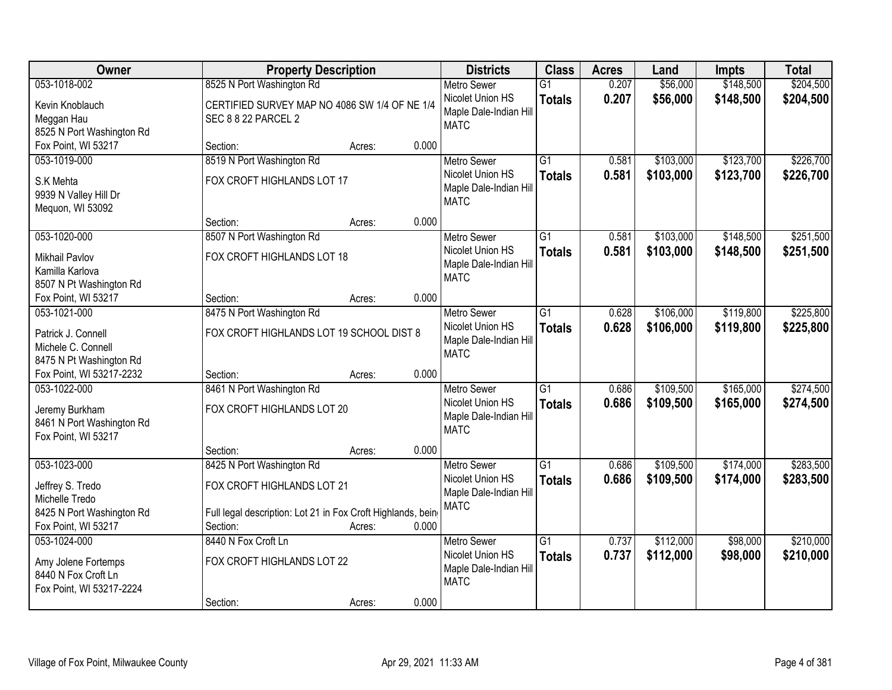| Owner | Property Description | | | Districts | Class | Acres | Land | Impts | Total |
|---|---|---|---|---|---|---|---|---|---|
| 053-1018-002<br>Kevin Knoblauch<br>Meggan Hau<br>8525 N Port Washington Rd<br>Fox Point, WI 53217 | 8525 N Port Washington Rd<br>CERTIFIED SURVEY MAP NO 4086 SW 1/4 OF NE 1/4 SEC 8 8 22 PARCEL 2<br>Section: | Acres: | 0.000 | Metro Sewer<br>Nicolet Union HS<br>Maple Dale-Indian Hill<br>MATC | G1<br>**Totals** | 0.207<br>**0.207** | \$56,000<br>**\$56,000** | \$148,500<br>**\$148,500** | \$204,500<br>**\$204,500** |
| 053-1019-000<br>S.K Mehta<br>9939 N Valley Hill Dr<br>Mequon, WI 53092 | 8519 N Port Washington Rd<br>FOX CROFT HIGHLANDS LOT 17<br>Section: | Acres: | 0.000 | Metro Sewer<br>Nicolet Union HS<br>Maple Dale-Indian Hill<br>MATC | G1<br>**Totals** | 0.581<br>**0.581** | \$103,000<br>**\$103,000** | \$123,700<br>**\$123,700** | \$226,700<br>**\$226,700** |
| 053-1020-000<br>Mikhail Pavlov<br>Kamilla Karlova<br>8507 N Pt Washington Rd<br>Fox Point, WI 53217 | 8507 N Port Washington Rd<br>FOX CROFT HIGHLANDS LOT 18<br>Section: | Acres: | 0.000 | Metro Sewer<br>Nicolet Union HS<br>Maple Dale-Indian Hill<br>MATC | G1<br>**Totals** | 0.581<br>**0.581** | \$103,000<br>**\$103,000** | \$148,500<br>**\$148,500** | \$251,500<br>**\$251,500** |
| 053-1021-000<br>Patrick J. Connell<br>Michele C. Connell<br>8475 N Pt Washington Rd<br>Fox Point, WI 53217-2232 | 8475 N Port Washington Rd<br>FOX CROFT HIGHLANDS LOT 19 SCHOOL DIST 8<br>Section: | Acres: | 0.000 | Metro Sewer<br>Nicolet Union HS<br>Maple Dale-Indian Hill<br>MATC | G1<br>**Totals** | 0.628<br>**0.628** | \$106,000<br>**\$106,000** | \$119,800<br>**\$119,800** | \$225,800<br>**\$225,800** |
| 053-1022-000<br>Jeremy Burkham<br>8461 N Port Washington Rd<br>Fox Point, WI 53217 | 8461 N Port Washington Rd<br>FOX CROFT HIGHLANDS LOT 20<br>Section: | Acres: | 0.000 | Metro Sewer<br>Nicolet Union HS<br>Maple Dale-Indian Hill<br>MATC | G1<br>**Totals** | 0.686<br>**0.686** | \$109,500<br>**\$109,500** | \$165,000<br>**\$165,000** | \$274,500<br>**\$274,500** |
| 053-1023-000<br>Jeffrey S. Tredo<br>Michelle Tredo<br>8425 N Port Washington Rd<br>Fox Point, WI 53217 | 8425 N Port Washington Rd<br>FOX CROFT HIGHLANDS LOT 21<br>Full legal description: Lot 21 in Fox Croft Highlands, bein<br>Section: | Acres: | 0.000 | Metro Sewer<br>Nicolet Union HS<br>Maple Dale-Indian Hill<br>MATC | G1<br>**Totals** | 0.686<br>**0.686** | \$109,500<br>**\$109,500** | \$174,000<br>**\$174,000** | \$283,500<br>**\$283,500** |
| 053-1024-000<br>Amy Jolene Fortemps<br>8440 N Fox Croft Ln<br>Fox Point, WI 53217-2224 | 8440 N Fox Croft Ln<br>FOX CROFT HIGHLANDS LOT 22<br>Section: | Acres: | 0.000 | Metro Sewer<br>Nicolet Union HS<br>Maple Dale-Indian Hill<br>MATC | G1<br>**Totals** | 0.737<br>**0.737** | \$112,000<br>**\$112,000** | \$98,000<br>**\$98,000** | \$210,000<br>**\$210,000** |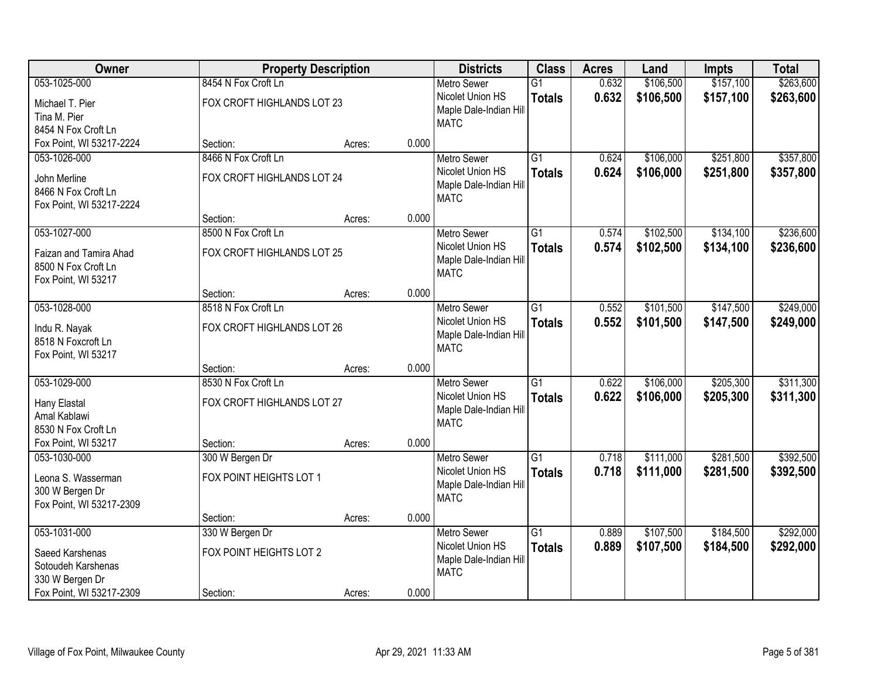| Owner | Property Description | | | Districts | Class | Acres | Land | Impts | Total |
|---|---|---|---|---|---|---|---|---|---|
| 053-1025-000<br>Michael T. Pier<br>Tina M. Pier<br>8454 N Fox Croft Ln<br>Fox Point, WI 53217-2224 | 8454 N Fox Croft Ln<br>FOX CROFT HIGHLANDS LOT 23<br>Section: | Acres: | 0.000 | Metro Sewer<br>Nicolet Union HS<br>Maple Dale-Indian Hill<br>MATC | G1<br>**Totals** | 0.632<br>**0.632** | $106,500<br>**$106,500** | $157,100<br>**$157,100** | $263,600<br>**$263,600** |
| 053-1026-000<br>John Merline<br>8466 N Fox Croft Ln<br>Fox Point, WI 53217-2224 | 8466 N Fox Croft Ln<br>FOX CROFT HIGHLANDS LOT 24<br>Section: | Acres: | 0.000 | Metro Sewer<br>Nicolet Union HS<br>Maple Dale-Indian Hill<br>MATC | G1<br>**Totals** | 0.624<br>**0.624** | $106,000<br>**$106,000** | $251,800<br>**$251,800** | $357,800<br>**$357,800** |
| 053-1027-000<br>Faizan and Tamira Ahad<br>8500 N Fox Croft Ln<br>Fox Point, WI 53217 | 8500 N Fox Croft Ln<br>FOX CROFT HIGHLANDS LOT 25<br>Section: | Acres: | 0.000 | Metro Sewer<br>Nicolet Union HS<br>Maple Dale-Indian Hill<br>MATC | G1<br>**Totals** | 0.574<br>**0.574** | $102,500<br>**$102,500** | $134,100<br>**$134,100** | $236,600<br>**$236,600** |
| 053-1028-000<br>Indu R. Nayak<br>8518 N Foxcroft Ln<br>Fox Point, WI 53217 | 8518 N Fox Croft Ln<br>FOX CROFT HIGHLANDS LOT 26<br>Section: | Acres: | 0.000 | Metro Sewer<br>Nicolet Union HS<br>Maple Dale-Indian Hill<br>MATC | G1<br>**Totals** | 0.552<br>**0.552** | $101,500<br>**$101,500** | $147,500<br>**$147,500** | $249,000<br>**$249,000** |
| 053-1029-000<br>Hany Elastal<br>Amal Kablawi<br>8530 N Fox Croft Ln<br>Fox Point, WI 53217 | 8530 N Fox Croft Ln<br>FOX CROFT HIGHLANDS LOT 27<br>Section: | Acres: | 0.000 | Metro Sewer<br>Nicolet Union HS<br>Maple Dale-Indian Hill<br>MATC | G1<br>**Totals** | 0.622<br>**0.622** | $106,000<br>**$106,000** | $205,300<br>**$205,300** | $311,300<br>**$311,300** |
| 053-1030-000<br>Leona S. Wasserman<br>300 W Bergen Dr<br>Fox Point, WI 53217-2309 | 300 W Bergen Dr<br>FOX POINT HEIGHTS LOT 1<br>Section: | Acres: | 0.000 | Metro Sewer<br>Nicolet Union HS<br>Maple Dale-Indian Hill<br>MATC | G1<br>**Totals** | 0.718<br>**0.718** | $111,000<br>**$111,000** | $281,500<br>**$281,500** | $392,500<br>**$392,500** |
| 053-1031-000<br>Saeed Karshenas<br>Sotoudeh Karshenas<br>330 W Bergen Dr<br>Fox Point, WI 53217-2309 | 330 W Bergen Dr<br>FOX POINT HEIGHTS LOT 2<br>Section: | Acres: | 0.000 | Metro Sewer<br>Nicolet Union HS<br>Maple Dale-Indian Hill<br>MATC | G1<br>**Totals** | 0.889<br>**0.889** | $107,500<br>**$107,500** | $184,500<br>**$184,500** | $292,000<br>**$292,000** |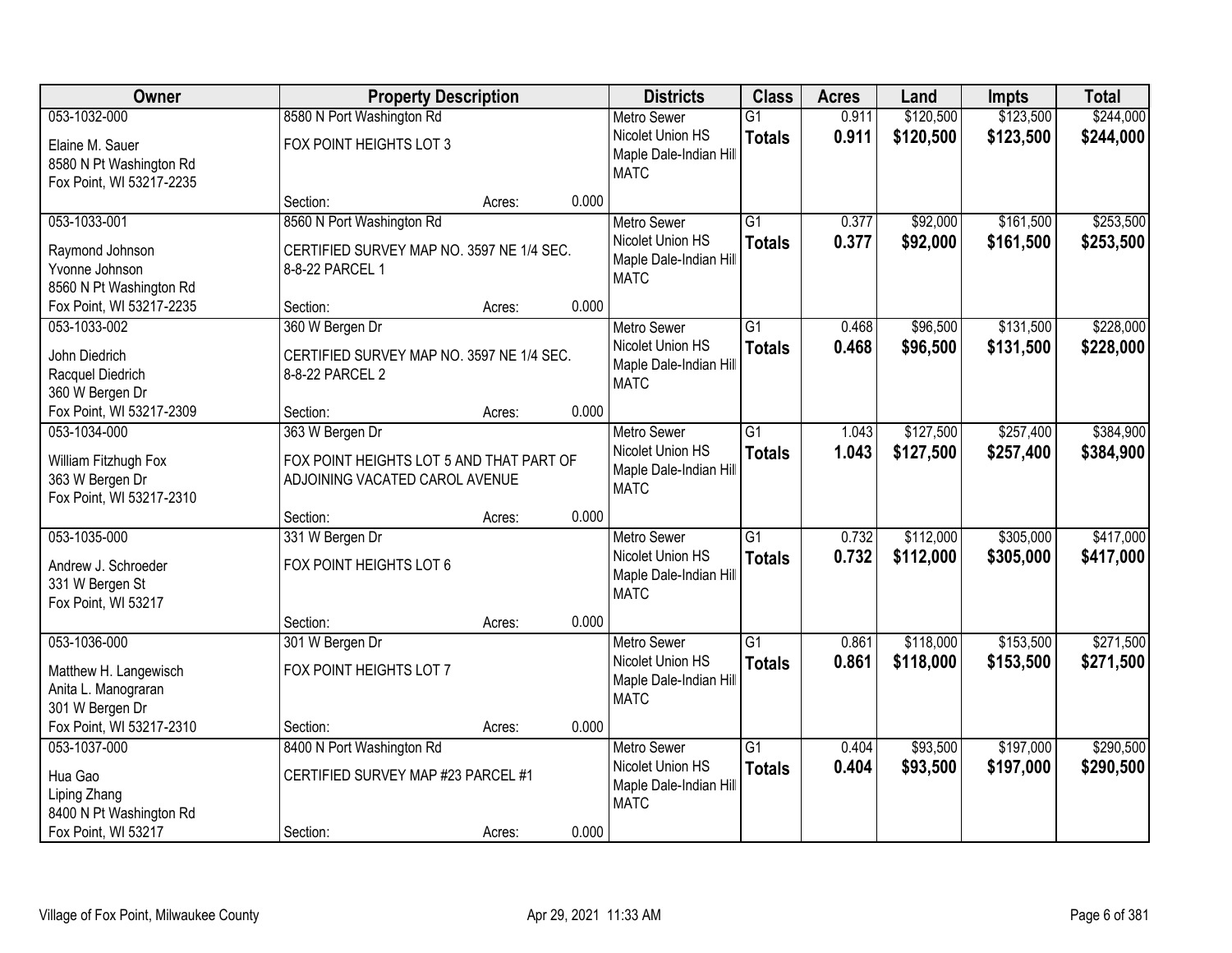| Owner | Property Description | Districts | Class | Acres | Land | Impts | Total |
|---|---|---|---|---|---|---|---|
| 053-1032-000<br>Elaine M. Sauer<br>8580 N Pt Washington Rd<br>Fox Point, WI 53217-2235 | 8580 N Port Washington Rd<br>FOX POINT HEIGHTS LOT 3<br>Section: Acres: 0.000 | Metro Sewer<br>Nicolet Union HS<br>Maple Dale-Indian Hill<br>MATC | G1<br>**Totals** | 0.911<br>**0.911** | $120,500<br>**$120,500** | $123,500<br>**$123,500** | $244,000<br>**$244,000** |
| 053-1033-001<br>Raymond Johnson<br>Yvonne Johnson<br>8560 N Pt Washington Rd<br>Fox Point, WI 53217-2235 | 8560 N Port Washington Rd<br>CERTIFIED SURVEY MAP NO. 3597 NE 1/4 SEC. 8-8-22 PARCEL 1<br>Section: Acres: 0.000 | Metro Sewer<br>Nicolet Union HS<br>Maple Dale-Indian Hill<br>MATC | G1<br>**Totals** | 0.377<br>**0.377** | $92,000<br>**$92,000** | $161,500<br>**$161,500** | $253,500<br>**$253,500** |
| 053-1033-002<br>John Diedrich<br>Racquel Diedrich<br>360 W Bergen Dr<br>Fox Point, WI 53217-2309 | 360 W Bergen Dr<br>CERTIFIED SURVEY MAP NO. 3597 NE 1/4 SEC. 8-8-22 PARCEL 2<br>Section: Acres: 0.000 | Metro Sewer<br>Nicolet Union HS<br>Maple Dale-Indian Hill<br>MATC | G1<br>**Totals** | 0.468<br>**0.468** | $96,500<br>**$96,500** | $131,500<br>**$131,500** | $228,000<br>**$228,000** |
| 053-1034-000<br>William Fitzhugh Fox<br>363 W Bergen Dr<br>Fox Point, WI 53217-2310 | 363 W Bergen Dr<br>FOX POINT HEIGHTS LOT 5 AND THAT PART OF ADJOINING VACATED CAROL AVENUE<br>Section: Acres: 0.000 | Metro Sewer<br>Nicolet Union HS<br>Maple Dale-Indian Hill<br>MATC | G1<br>**Totals** | 1.043<br>**1.043** | $127,500<br>**$127,500** | $257,400<br>**$257,400** | $384,900<br>**$384,900** |
| 053-1035-000<br>Andrew J. Schroeder<br>331 W Bergen St<br>Fox Point, WI 53217 | 331 W Bergen Dr<br>FOX POINT HEIGHTS LOT 6<br>Section: Acres: 0.000 | Metro Sewer<br>Nicolet Union HS<br>Maple Dale-Indian Hill<br>MATC | G1<br>**Totals** | 0.732<br>**0.732** | $112,000<br>**$112,000** | $305,000<br>**$305,000** | $417,000<br>**$417,000** |
| 053-1036-000<br>Matthew H. Langewisch<br>Anita L. Manograran<br>301 W Bergen Dr<br>Fox Point, WI 53217-2310 | 301 W Bergen Dr<br>FOX POINT HEIGHTS LOT 7<br>Section: Acres: 0.000 | Metro Sewer<br>Nicolet Union HS<br>Maple Dale-Indian Hill<br>MATC | G1<br>**Totals** | 0.861<br>**0.861** | $118,000<br>**$118,000** | $153,500<br>**$153,500** | $271,500<br>**$271,500** |
| 053-1037-000<br>Hua Gao<br>Liping Zhang<br>8400 N Pt Washington Rd<br>Fox Point, WI 53217 | 8400 N Port Washington Rd<br>CERTIFIED SURVEY MAP #23 PARCEL #1<br>Section: Acres: 0.000 | Metro Sewer<br>Nicolet Union HS<br>Maple Dale-Indian Hill<br>MATC | G1<br>**Totals** | 0.404<br>**0.404** | $93,500<br>**$93,500** | $197,000<br>**$197,000** | $290,500<br>**$290,500** |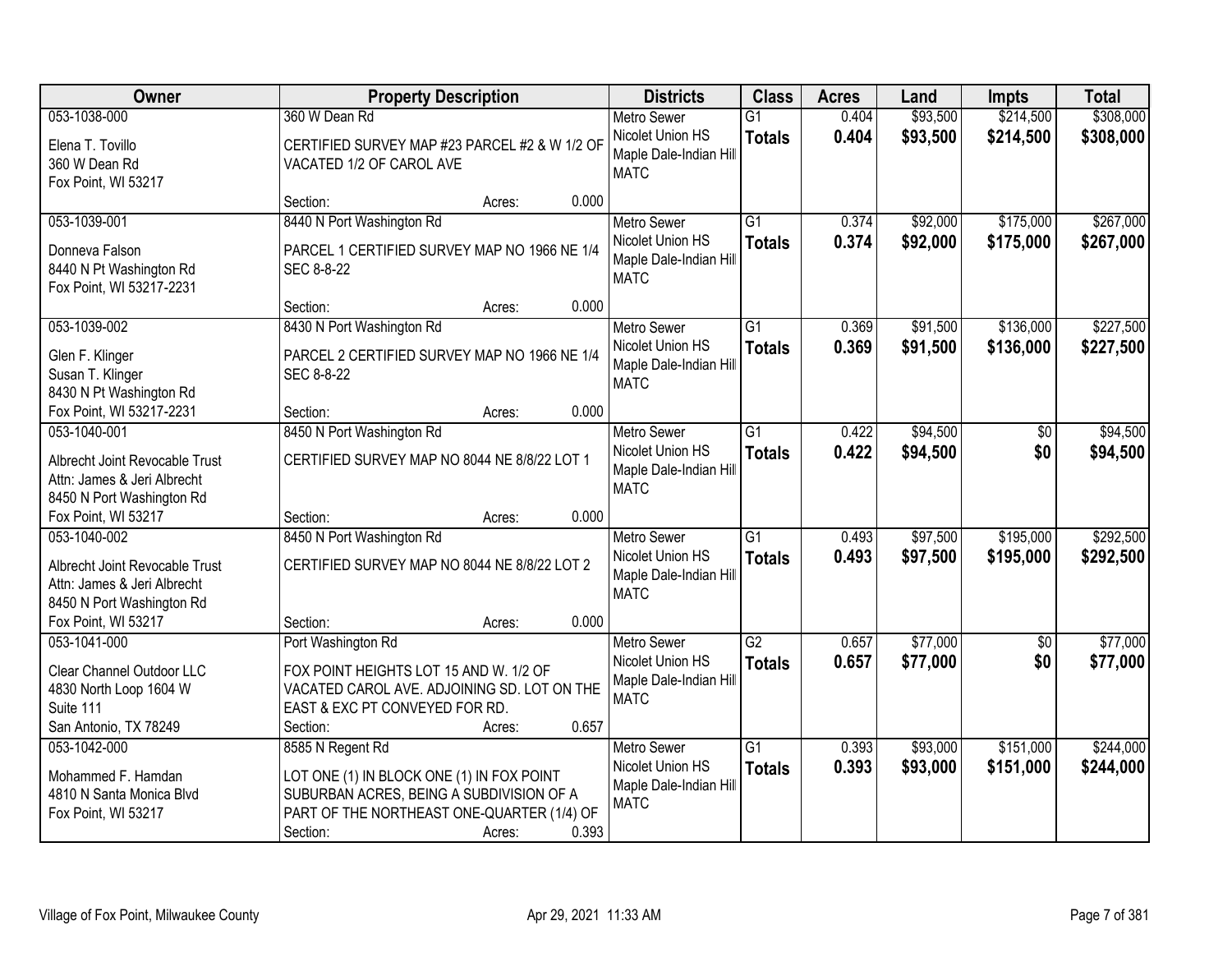| Owner | Property Description | Districts | Class | Acres | Land | Impts | Total |
|---|---|---|---|---|---|---|---|
| 053-1038-000<br>Elena T. Tovillo<br>360 W Dean Rd<br>Fox Point, WI 53217 | 360 W Dean Rd<br>CERTIFIED SURVEY MAP #23 PARCEL #2 & W 1/2 OF VACATED 1/2 OF CAROL AVE<br>Section: Acres: 0.000 | Metro Sewer<br>Nicolet Union HS<br>Maple Dale-Indian Hill<br>MATC | G1<br>**Totals** | 0.404<br>**0.404** | $93,500<br>**$93,500** | $214,500<br>**$214,500** | $308,000<br>**$308,000** |
| 053-1039-001<br>Donneva Falson<br>8440 N Pt Washington Rd<br>Fox Point, WI 53217-2231 | 8440 N Port Washington Rd<br>PARCEL 1 CERTIFIED SURVEY MAP NO 1966 NE 1/4 SEC 8-8-22<br>Section: Acres: 0.000 | Metro Sewer<br>Nicolet Union HS<br>Maple Dale-Indian Hill<br>MATC | G1<br>**Totals** | 0.374<br>**0.374** | $92,000<br>**$92,000** | $175,000<br>**$175,000** | $267,000<br>**$267,000** |
| 053-1039-002<br>Glen F. Klinger<br>Susan T. Klinger<br>8430 N Pt Washington Rd<br>Fox Point, WI 53217-2231 | 8430 N Port Washington Rd<br>PARCEL 2 CERTIFIED SURVEY MAP NO 1966 NE 1/4 SEC 8-8-22<br>Section: Acres: 0.000 | Metro Sewer<br>Nicolet Union HS<br>Maple Dale-Indian Hill<br>MATC | G1<br>**Totals** | 0.369<br>**0.369** | $91,500<br>**$91,500** | $136,000<br>**$136,000** | $227,500<br>**$227,500** |
| 053-1040-001<br>Albrecht Joint Revocable Trust<br>Attn: James & Jeri Albrecht<br>8450 N Port Washington Rd<br>Fox Point, WI 53217 | 8450 N Port Washington Rd<br>CERTIFIED SURVEY MAP NO 8044 NE 8/8/22 LOT 1<br>Section: Acres: 0.000 | Metro Sewer<br>Nicolet Union HS<br>Maple Dale-Indian Hill<br>MATC | G1<br>**Totals** | 0.422<br>**0.422** | $94,500<br>**$94,500** | $0<br>**$0** | $94,500<br>**$94,500** |
| 053-1040-002<br>Albrecht Joint Revocable Trust<br>Attn: James & Jeri Albrecht<br>8450 N Port Washington Rd<br>Fox Point, WI 53217 | 8450 N Port Washington Rd<br>CERTIFIED SURVEY MAP NO 8044 NE 8/8/22 LOT 2<br>Section: Acres: 0.000 | Metro Sewer<br>Nicolet Union HS<br>Maple Dale-Indian Hill<br>MATC | G1<br>**Totals** | 0.493<br>**0.493** | $97,500<br>**$97,500** | $195,000<br>**$195,000** | $292,500<br>**$292,500** |
| 053-1041-000<br>Clear Channel Outdoor LLC<br>4830 North Loop 1604 W<br>Suite 111<br>San Antonio, TX 78249 | Port Washington Rd<br>FOX POINT HEIGHTS LOT 15 AND W. 1/2 OF VACATED CAROL AVE. ADJOINING SD. LOT ON THE EAST & EXC PT CONVEYED FOR RD.<br>Section: Acres: 0.657 | Metro Sewer<br>Nicolet Union HS<br>Maple Dale-Indian Hill<br>MATC | G2<br>**Totals** | 0.657<br>**0.657** | $77,000<br>**$77,000** | $0<br>**$0** | $77,000<br>**$77,000** |
| 053-1042-000<br>Mohammed F. Hamdan<br>4810 N Santa Monica Blvd<br>Fox Point, WI 53217 | 8585 N Regent Rd<br>LOT ONE (1) IN BLOCK ONE (1) IN FOX POINT SUBURBAN ACRES, BEING A SUBDIVISION OF A PART OF THE NORTHEAST ONE-QUARTER (1/4) OF<br>Section: Acres: 0.393 | Metro Sewer<br>Nicolet Union HS<br>Maple Dale-Indian Hill<br>MATC | G1<br>**Totals** | 0.393<br>**0.393** | $93,000<br>**$93,000** | $151,000<br>**$151,000** | $244,000<br>**$244,000** |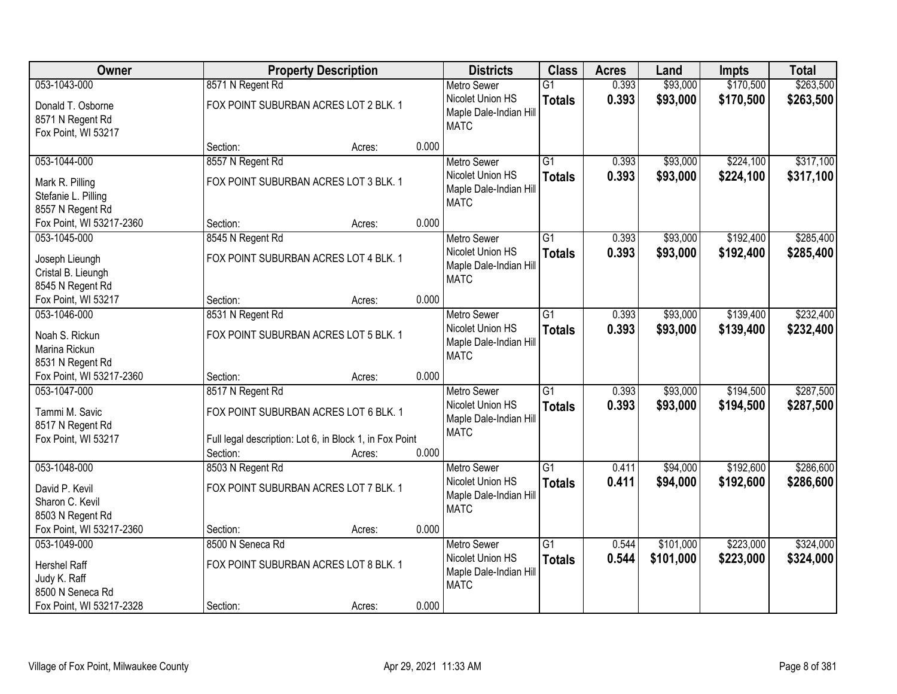| Owner | Property Description | | | Districts | Class | Acres | Land | Impts | Total |
|---|---|---|---|---|---|---|---|---|---|
| 053-1043-000<br>Donald T. Osborne<br>8571 N Regent Rd<br>Fox Point, WI 53217 | 8571 N Regent Rd<br>FOX POINT SUBURBAN ACRES LOT 2 BLK. 1<br>Section: | Acres: | 0.000 | Metro Sewer<br>Nicolet Union HS<br>Maple Dale-Indian Hill<br>MATC | G1<br>**Totals** | 0.393<br>**0.393** | $93,000<br>**$93,000** | $170,500<br>**$170,500** | $263,500<br>**$263,500** |
| 053-1044-000<br>Mark R. Pilling<br>Stefanie L. Pilling<br>8557 N Regent Rd<br>Fox Point, WI 53217-2360 | 8557 N Regent Rd<br>FOX POINT SUBURBAN ACRES LOT 3 BLK. 1<br>Section: | Acres: | 0.000 | Metro Sewer<br>Nicolet Union HS<br>Maple Dale-Indian Hill<br>MATC | G1<br>**Totals** | 0.393<br>**0.393** | $93,000<br>**$93,000** | $224,100<br>**$224,100** | $317,100<br>**$317,100** |
| 053-1045-000<br>Joseph Lieungh<br>Cristal B. Lieungh<br>8545 N Regent Rd<br>Fox Point, WI 53217 | 8545 N Regent Rd<br>FOX POINT SUBURBAN ACRES LOT 4 BLK. 1<br>Section: | Acres: | 0.000 | Metro Sewer<br>Nicolet Union HS<br>Maple Dale-Indian Hill<br>MATC | G1<br>**Totals** | 0.393<br>**0.393** | $93,000<br>**$93,000** | $192,400<br>**$192,400** | $285,400<br>**$285,400** |
| 053-1046-000<br>Noah S. Rickun<br>Marina Rickun<br>8531 N Regent Rd<br>Fox Point, WI 53217-2360 | 8531 N Regent Rd<br>FOX POINT SUBURBAN ACRES LOT 5 BLK. 1<br>Section: | Acres: | 0.000 | Metro Sewer<br>Nicolet Union HS<br>Maple Dale-Indian Hill<br>MATC | G1<br>**Totals** | 0.393<br>**0.393** | $93,000<br>**$93,000** | $139,400<br>**$139,400** | $232,400<br>**$232,400** |
| 053-1047-000<br>Tammi M. Savic<br>8517 N Regent Rd<br>Fox Point, WI 53217 | 8517 N Regent Rd<br>FOX POINT SUBURBAN ACRES LOT 6 BLK. 1<br>Full legal description: Lot 6, in Block 1, in Fox Point<br>Section: | Acres: | 0.000 | Metro Sewer<br>Nicolet Union HS<br>Maple Dale-Indian Hill<br>MATC | G1<br>**Totals** | 0.393<br>**0.393** | $93,000<br>**$93,000** | $194,500<br>**$194,500** | $287,500<br>**$287,500** |
| 053-1048-000<br>David P. Kevil<br>Sharon C. Kevil<br>8503 N Regent Rd<br>Fox Point, WI 53217-2360 | 8503 N Regent Rd<br>FOX POINT SUBURBAN ACRES LOT 7 BLK. 1<br>Section: | Acres: | 0.000 | Metro Sewer<br>Nicolet Union HS<br>Maple Dale-Indian Hill<br>MATC | G1<br>**Totals** | 0.411<br>**0.411** | $94,000<br>**$94,000** | $192,600<br>**$192,600** | $286,600<br>**$286,600** |
| 053-1049-000<br>Hershel Raff<br>Judy K. Raff<br>8500 N Seneca Rd<br>Fox Point, WI 53217-2328 | 8500 N Seneca Rd<br>FOX POINT SUBURBAN ACRES LOT 8 BLK. 1<br>Section: | Acres: | 0.000 | Metro Sewer<br>Nicolet Union HS<br>Maple Dale-Indian Hill<br>MATC | G1<br>**Totals** | 0.544<br>**0.544** | $101,000<br>**$101,000** | $223,000<br>**$223,000** | $324,000<br>**$324,000** |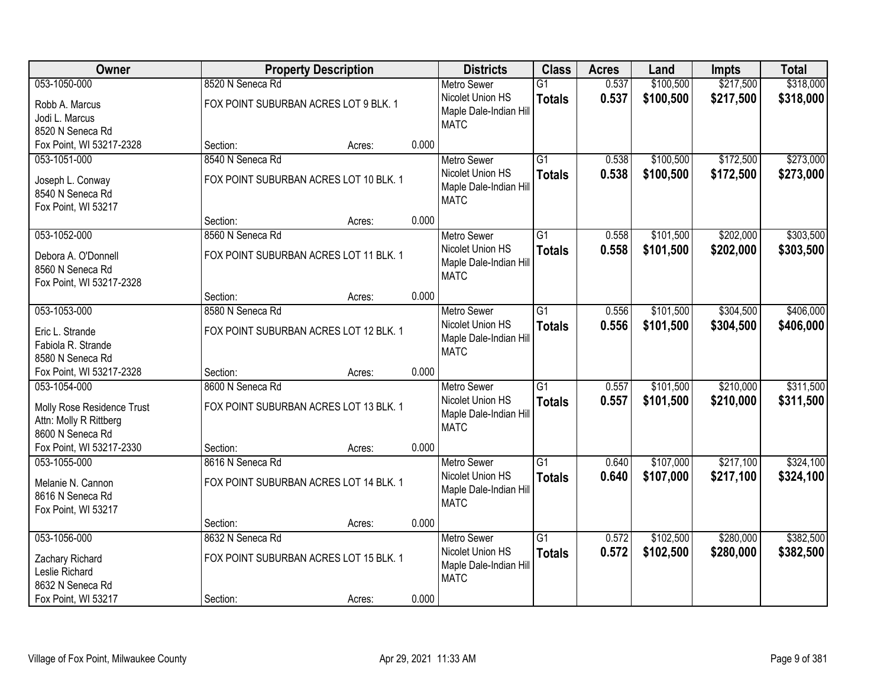| Owner | Property Description | | | Districts | Class | Acres | Land | Impts | Total |
|---|---|---|---|---|---|---|---|---|---|
| 053-1050-000<br>Robb A. Marcus<br>Jodi L. Marcus<br>8520 N Seneca Rd<br>Fox Point, WI 53217-2328 | 8520 N Seneca Rd<br>FOX POINT SUBURBAN ACRES LOT 9 BLK. 1<br>Section: | Acres: | 0.000 | Metro Sewer<br>Nicolet Union HS<br>Maple Dale-Indian Hill<br>MATC | G1<br>**Totals** | 0.537<br>**0.537** | $100,500<br>**$100,500** | $217,500<br>**$217,500** | $318,000<br>**$318,000** |
| 053-1051-000<br>Joseph L. Conway<br>8540 N Seneca Rd<br>Fox Point, WI 53217 | 8540 N Seneca Rd<br>FOX POINT SUBURBAN ACRES LOT 10 BLK. 1<br>Section: | Acres: | 0.000 | Metro Sewer<br>Nicolet Union HS<br>Maple Dale-Indian Hill<br>MATC | G1<br>**Totals** | 0.538<br>**0.538** | $100,500<br>**$100,500** | $172,500<br>**$172,500** | $273,000<br>**$273,000** |
| 053-1052-000<br>Debora A. O'Donnell<br>8560 N Seneca Rd<br>Fox Point, WI 53217-2328 | 8560 N Seneca Rd<br>FOX POINT SUBURBAN ACRES LOT 11 BLK. 1<br>Section: | Acres: | 0.000 | Metro Sewer<br>Nicolet Union HS<br>Maple Dale-Indian Hill<br>MATC | G1<br>**Totals** | 0.558<br>**0.558** | $101,500<br>**$101,500** | $202,000<br>**$202,000** | $303,500<br>**$303,500** |
| 053-1053-000<br>Eric L. Strande<br>Fabiola R. Strande<br>8580 N Seneca Rd<br>Fox Point, WI 53217-2328 | 8580 N Seneca Rd<br>FOX POINT SUBURBAN ACRES LOT 12 BLK. 1<br>Section: | Acres: | 0.000 | Metro Sewer<br>Nicolet Union HS<br>Maple Dale-Indian Hill<br>MATC | G1<br>**Totals** | 0.556<br>**0.556** | $101,500<br>**$101,500** | $304,500<br>**$304,500** | $406,000<br>**$406,000** |
| 053-1054-000<br>Molly Rose Residence Trust<br>Attn: Molly R Rittberg<br>8600 N Seneca Rd<br>Fox Point, WI 53217-2330 | 8600 N Seneca Rd<br>FOX POINT SUBURBAN ACRES LOT 13 BLK. 1<br>Section: | Acres: | 0.000 | Metro Sewer<br>Nicolet Union HS<br>Maple Dale-Indian Hill<br>MATC | G1<br>**Totals** | 0.557<br>**0.557** | $101,500<br>**$101,500** | $210,000<br>**$210,000** | $311,500<br>**$311,500** |
| 053-1055-000<br>Melanie N. Cannon<br>8616 N Seneca Rd<br>Fox Point, WI 53217 | 8616 N Seneca Rd<br>FOX POINT SUBURBAN ACRES LOT 14 BLK. 1<br>Section: | Acres: | 0.000 | Metro Sewer<br>Nicolet Union HS<br>Maple Dale-Indian Hill<br>MATC | G1<br>**Totals** | 0.640<br>**0.640** | $107,000<br>**$107,000** | $217,100<br>**$217,100** | $324,100<br>**$324,100** |
| 053-1056-000<br>Zachary Richard<br>Leslie Richard<br>8632 N Seneca Rd<br>Fox Point, WI 53217 | 8632 N Seneca Rd<br>FOX POINT SUBURBAN ACRES LOT 15 BLK. 1<br>Section: | Acres: | 0.000 | Metro Sewer<br>Nicolet Union HS<br>Maple Dale-Indian Hill<br>MATC | G1<br>**Totals** | 0.572<br>**0.572** | $102,500<br>**$102,500** | $280,000<br>**$280,000** | $382,500<br>**$382,500** |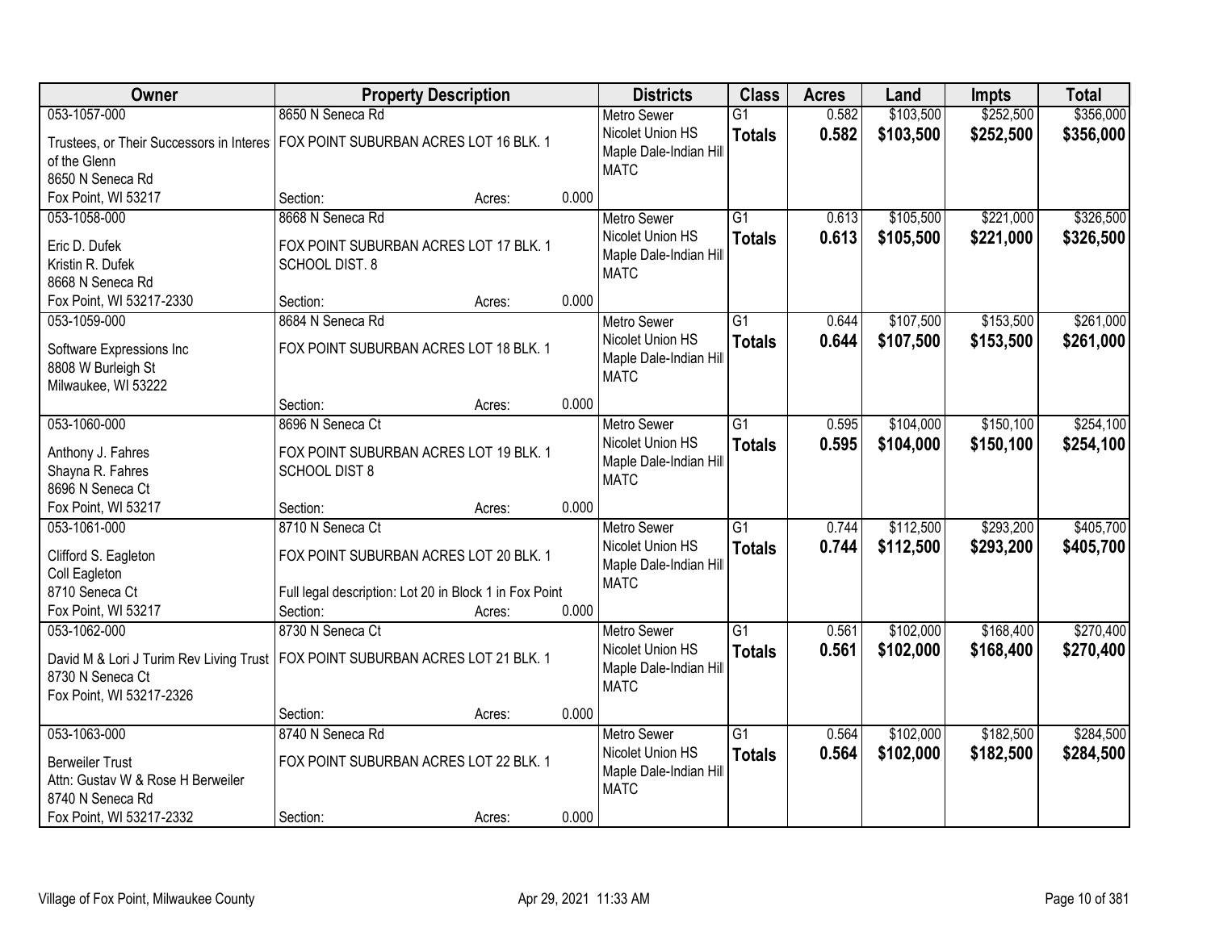| Owner | Property Description | Districts | Class | Acres | Land | Impts | Total |
|---|---|---|---|---|---|---|---|
| 053-1057-000<br>Trustees, or Their Successors in Interes of the Glenn<br>8650 N Seneca Rd<br>Fox Point, WI 53217 | 8650 N Seneca Rd<br>FOX POINT SUBURBAN ACRES LOT 16 BLK. 1<br>Section: Acres: 0.000 | Metro Sewer<br>Nicolet Union HS<br>Maple Dale-Indian Hill<br>MATC | G1<br>**Totals** | 0.582<br>**0.582** | $103,500<br>**$103,500** | $252,500<br>**$252,500** | $356,000<br>**$356,000** |
| 053-1058-000<br>Eric D. Dufek<br>Kristin R. Dufek<br>8668 N Seneca Rd<br>Fox Point, WI 53217-2330 | 8668 N Seneca Rd<br>FOX POINT SUBURBAN ACRES LOT 17 BLK. 1<br>SCHOOL DIST. 8<br>Section: Acres: 0.000 | Metro Sewer<br>Nicolet Union HS<br>Maple Dale-Indian Hill<br>MATC | G1<br>**Totals** | 0.613<br>**0.613** | $105,500<br>**$105,500** | $221,000<br>**$221,000** | $326,500<br>**$326,500** |
| 053-1059-000<br>Software Expressions Inc<br>8808 W Burleigh St<br>Milwaukee, WI 53222 | 8684 N Seneca Rd<br>FOX POINT SUBURBAN ACRES LOT 18 BLK. 1<br>Section: Acres: 0.000 | Metro Sewer<br>Nicolet Union HS<br>Maple Dale-Indian Hill<br>MATC | G1<br>**Totals** | 0.644<br>**0.644** | $107,500<br>**$107,500** | $153,500<br>**$153,500** | $261,000<br>**$261,000** |
| 053-1060-000<br>Anthony J. Fahres<br>Shayna R. Fahres<br>8696 N Seneca Ct<br>Fox Point, WI 53217 | 8696 N Seneca Ct<br>FOX POINT SUBURBAN ACRES LOT 19 BLK. 1<br>SCHOOL DIST 8<br>Section: Acres: 0.000 | Metro Sewer<br>Nicolet Union HS<br>Maple Dale-Indian Hill<br>MATC | G1<br>**Totals** | 0.595<br>**0.595** | $104,000<br>**$104,000** | $150,100<br>**$150,100** | $254,100<br>**$254,100** |
| 053-1061-000<br>Clifford S. Eagleton<br>Coll Eagleton<br>8710 Seneca Ct<br>Fox Point, WI 53217 | 8710 N Seneca Ct<br>FOX POINT SUBURBAN ACRES LOT 20 BLK. 1<br>Full legal description: Lot 20 in Block 1 in Fox Point<br>Section: Acres: 0.000 | Metro Sewer<br>Nicolet Union HS<br>Maple Dale-Indian Hill<br>MATC | G1<br>**Totals** | 0.744<br>**0.744** | $112,500<br>**$112,500** | $293,200<br>**$293,200** | $405,700<br>**$405,700** |
| 053-1062-000<br>David M & Lori J Turim Rev Living Trust<br>8730 N Seneca Ct<br>Fox Point, WI 53217-2326 | 8730 N Seneca Ct<br>FOX POINT SUBURBAN ACRES LOT 21 BLK. 1<br>Section: Acres: 0.000 | Metro Sewer<br>Nicolet Union HS<br>Maple Dale-Indian Hill<br>MATC | G1<br>**Totals** | 0.561<br>**0.561** | $102,000<br>**$102,000** | $168,400<br>**$168,400** | $270,400<br>**$270,400** |
| 053-1063-000<br>Berweiler Trust<br>Attn: Gustav W & Rose H Berweiler<br>8740 N Seneca Rd<br>Fox Point, WI 53217-2332 | 8740 N Seneca Rd<br>FOX POINT SUBURBAN ACRES LOT 22 BLK. 1<br>Section: Acres: 0.000 | Metro Sewer<br>Nicolet Union HS<br>Maple Dale-Indian Hill<br>MATC | G1<br>**Totals** | 0.564<br>**0.564** | $102,000<br>**$102,000** | $182,500<br>**$182,500** | $284,500<br>**$284,500** |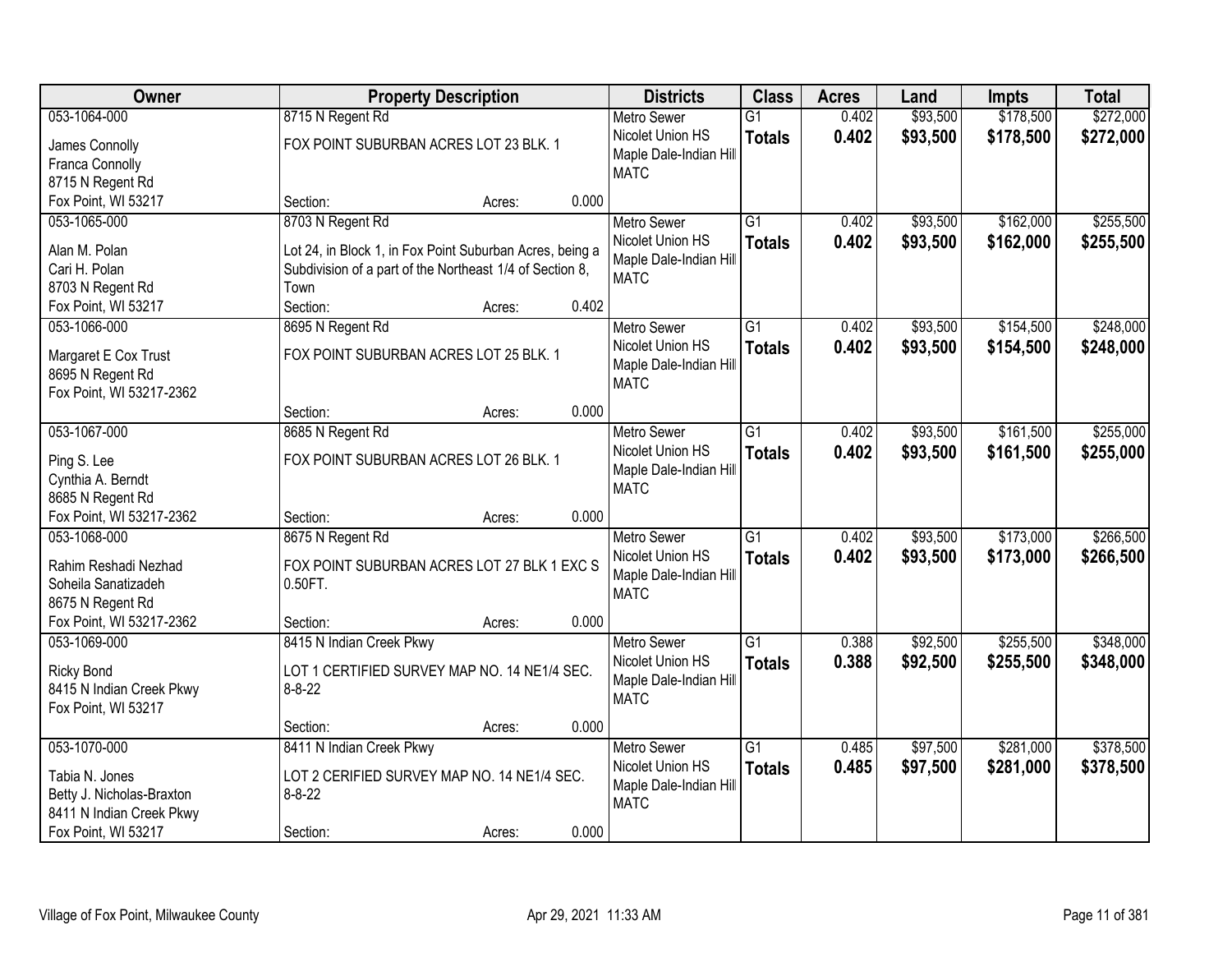| Owner | Property Description | Districts | Class | Acres | Land | Impts | Total |
|---|---|---|---|---|---|---|---|
| 053-1064-000<br>James Connolly<br>Franca Connolly<br>8715 N Regent Rd<br>Fox Point, WI 53217 | 8715 N Regent Rd<br>FOX POINT SUBURBAN ACRES LOT 23 BLK. 1<br>Section: Acres: 0.000 | Metro Sewer<br>Nicolet Union HS<br>Maple Dale-Indian Hill<br>MATC | G1<br>**Totals** | 0.402<br>**0.402** | $93,500<br>**$93,500** | $178,500<br>**$178,500** | $272,000<br>**$272,000** |
| 053-1065-000<br>Alan M. Polan<br>Cari H. Polan<br>8703 N Regent Rd<br>Fox Point, WI 53217 | 8703 N Regent Rd<br>Lot 24, in Block 1, in Fox Point Suburban Acres, being a Subdivision of a part of the Northeast 1/4 of Section 8, Town<br>Section: Acres: 0.402 | Metro Sewer<br>Nicolet Union HS<br>Maple Dale-Indian Hill<br>MATC | G1<br>**Totals** | 0.402<br>**0.402** | $93,500<br>**$93,500** | $162,000<br>**$162,000** | $255,500<br>**$255,500** |
| 053-1066-000<br>Margaret E Cox Trust<br>8695 N Regent Rd<br>Fox Point, WI 53217-2362 | 8695 N Regent Rd<br>FOX POINT SUBURBAN ACRES LOT 25 BLK. 1<br>Section: Acres: 0.000 | Metro Sewer<br>Nicolet Union HS<br>Maple Dale-Indian Hill<br>MATC | G1<br>**Totals** | 0.402<br>**0.402** | $93,500<br>**$93,500** | $154,500<br>**$154,500** | $248,000<br>**$248,000** |
| 053-1067-000<br>Ping S. Lee<br>Cynthia A. Berndt<br>8685 N Regent Rd<br>Fox Point, WI 53217-2362 | 8685 N Regent Rd<br>FOX POINT SUBURBAN ACRES LOT 26 BLK. 1<br>Section: Acres: 0.000 | Metro Sewer<br>Nicolet Union HS<br>Maple Dale-Indian Hill<br>MATC | G1<br>**Totals** | 0.402<br>**0.402** | $93,500<br>**$93,500** | $161,500<br>**$161,500** | $255,000<br>**$255,000** |
| 053-1068-000<br>Rahim Reshadi Nezhad<br>Soheila Sanatizadeh<br>8675 N Regent Rd<br>Fox Point, WI 53217-2362 | 8675 N Regent Rd<br>FOX POINT SUBURBAN ACRES LOT 27 BLK 1 EXC S 0.50FT.<br>Section: Acres: 0.000 | Metro Sewer<br>Nicolet Union HS<br>Maple Dale-Indian Hill<br>MATC | G1<br>**Totals** | 0.402<br>**0.402** | $93,500<br>**$93,500** | $173,000<br>**$173,000** | $266,500<br>**$266,500** |
| 053-1069-000<br>Ricky Bond<br>8415 N Indian Creek Pkwy<br>Fox Point, WI 53217 | 8415 N Indian Creek Pkwy<br>LOT 1 CERTIFIED SURVEY MAP NO. 14 NE1/4 SEC. 8-8-22<br>Section: Acres: 0.000 | Metro Sewer<br>Nicolet Union HS<br>Maple Dale-Indian Hill<br>MATC | G1<br>**Totals** | 0.388<br>**0.388** | $92,500<br>**$92,500** | $255,500<br>**$255,500** | $348,000<br>**$348,000** |
| 053-1070-000<br>Tabia N. Jones<br>Betty J. Nicholas-Braxton<br>8411 N Indian Creek Pkwy<br>Fox Point, WI 53217 | 8411 N Indian Creek Pkwy<br>LOT 2 CERIFIED SURVEY MAP NO. 14 NE1/4 SEC. 8-8-22<br>Section: Acres: 0.000 | Metro Sewer<br>Nicolet Union HS<br>Maple Dale-Indian Hill<br>MATC | G1<br>**Totals** | 0.485<br>**0.485** | $97,500<br>**$97,500** | $281,000<br>**$281,000** | $378,500<br>**$378,500** |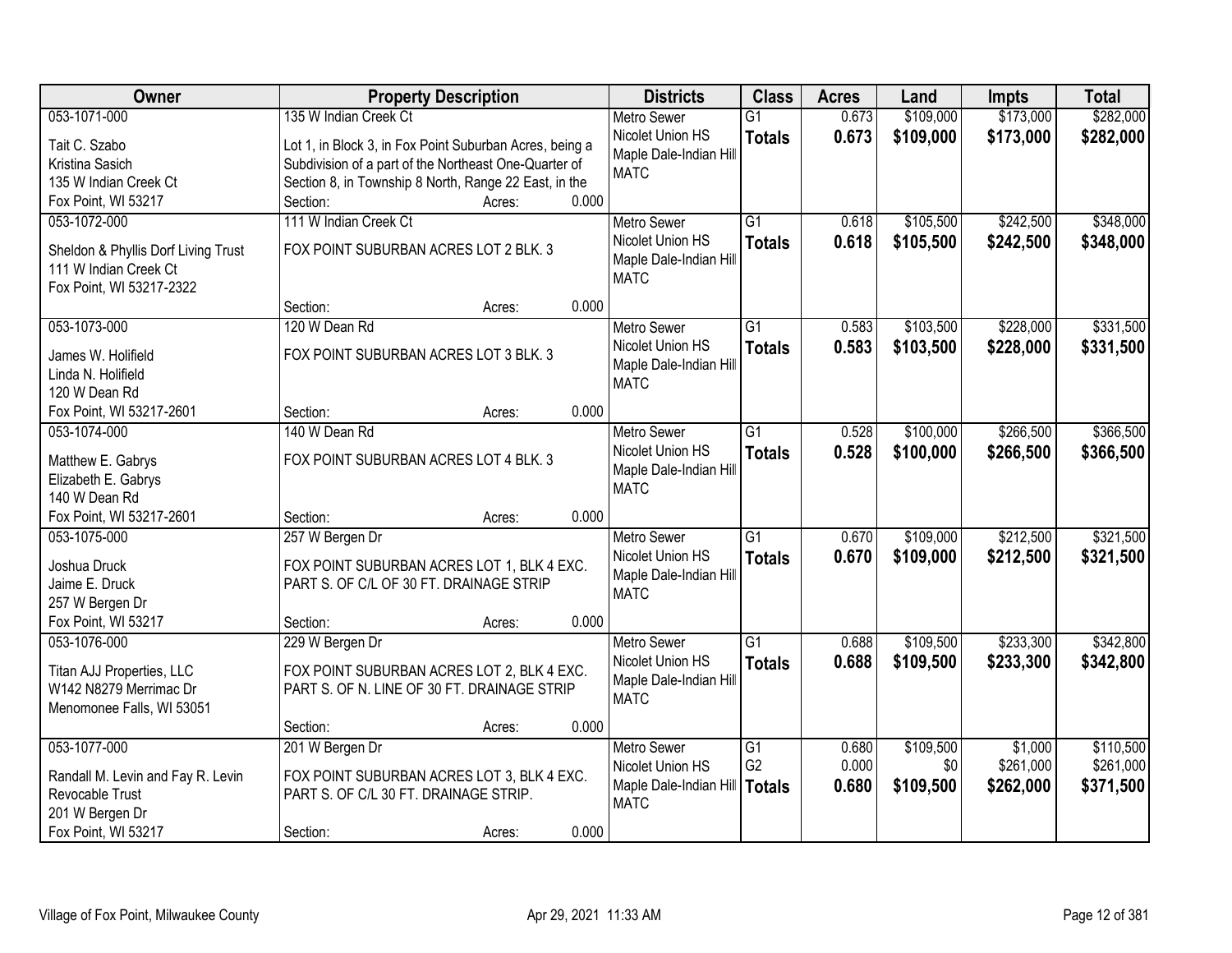| Owner | Property Description | Districts | Class | Acres | Land | Impts | Total |
|---|---|---|---|---|---|---|---|
| 053-1071-000<br>Tait C. Szabo<br>Kristina Sasich<br>135 W Indian Creek Ct<br>Fox Point, WI 53217 | 135 W Indian Creek Ct<br>Lot 1, in Block 3, in Fox Point Suburban Acres, being a Subdivision of a part of the Northeast One-Quarter of Section 8, in Township 8 North, Range 22 East, in the<br>Section: Acres: 0.000 | Metro Sewer<br>Nicolet Union HS<br>Maple Dale-Indian Hill<br>MATC | G1<br>**Totals** | 0.673<br>**0.673** | $109,000<br>**$109,000** | $173,000<br>**$173,000** | $282,000<br>**$282,000** |
| 053-1072-000<br>Sheldon & Phyllis Dorf Living Trust<br>111 W Indian Creek Ct<br>Fox Point, WI 53217-2322 | 111 W Indian Creek Ct<br>FOX POINT SUBURBAN ACRES LOT 2 BLK. 3<br>Section: Acres: 0.000 | Metro Sewer<br>Nicolet Union HS<br>Maple Dale-Indian Hill<br>MATC | G1<br>**Totals** | 0.618<br>**0.618** | $105,500<br>**$105,500** | $242,500<br>**$242,500** | $348,000<br>**$348,000** |
| 053-1073-000<br>James W. Holifield<br>Linda N. Holifield<br>120 W Dean Rd<br>Fox Point, WI 53217-2601 | 120 W Dean Rd<br>FOX POINT SUBURBAN ACRES LOT 3 BLK. 3<br>Section: Acres: 0.000 | Metro Sewer<br>Nicolet Union HS<br>Maple Dale-Indian Hill<br>MATC | G1<br>**Totals** | 0.583<br>**0.583** | $103,500<br>**$103,500** | $228,000<br>**$228,000** | $331,500<br>**$331,500** |
| 053-1074-000<br>Matthew E. Gabrys<br>Elizabeth E. Gabrys<br>140 W Dean Rd<br>Fox Point, WI 53217-2601 | 140 W Dean Rd<br>FOX POINT SUBURBAN ACRES LOT 4 BLK. 3<br>Section: Acres: 0.000 | Metro Sewer<br>Nicolet Union HS<br>Maple Dale-Indian Hill<br>MATC | G1<br>**Totals** | 0.528<br>**0.528** | $100,000<br>**$100,000** | $266,500<br>**$266,500** | $366,500<br>**$366,500** |
| 053-1075-000<br>Joshua Druck<br>Jaime E. Druck<br>257 W Bergen Dr<br>Fox Point, WI 53217 | 257 W Bergen Dr<br>FOX POINT SUBURBAN ACRES LOT 1, BLK 4 EXC. PART S. OF C/L OF 30 FT. DRAINAGE STRIP<br>Section: Acres: 0.000 | Metro Sewer<br>Nicolet Union HS<br>Maple Dale-Indian Hill<br>MATC | G1<br>**Totals** | 0.670<br>**0.670** | $109,000<br>**$109,000** | $212,500<br>**$212,500** | $321,500<br>**$321,500** |
| 053-1076-000<br>Titan AJJ Properties, LLC<br>W142 N8279 Merrimac Dr<br>Menomonee Falls, WI 53051 | 229 W Bergen Dr<br>FOX POINT SUBURBAN ACRES LOT 2, BLK 4 EXC. PART S. OF N. LINE OF 30 FT. DRAINAGE STRIP<br>Section: Acres: 0.000 | Metro Sewer<br>Nicolet Union HS<br>Maple Dale-Indian Hill<br>MATC | G1<br>**Totals** | 0.688<br>**0.688** | $109,500<br>**$109,500** | $233,300<br>**$233,300** | $342,800<br>**$342,800** |
| 053-1077-000<br>Randall M. Levin and Fay R. Levin Revocable Trust<br>201 W Bergen Dr<br>Fox Point, WI 53217 | 201 W Bergen Dr<br>FOX POINT SUBURBAN ACRES LOT 3, BLK 4 EXC. PART S. OF C/L 30 FT. DRAINAGE STRIP.<br>Section: Acres: 0.000 | Metro Sewer<br>Nicolet Union HS<br>Maple Dale-Indian Hill<br>MATC | G1<br>G2<br>**Totals** | 0.680<br>0.000<br>**0.680** | $109,500<br>$0<br>**$109,500** | $1,000<br>$261,000<br>**$262,000** | $110,500<br>$261,000<br>**$371,500** |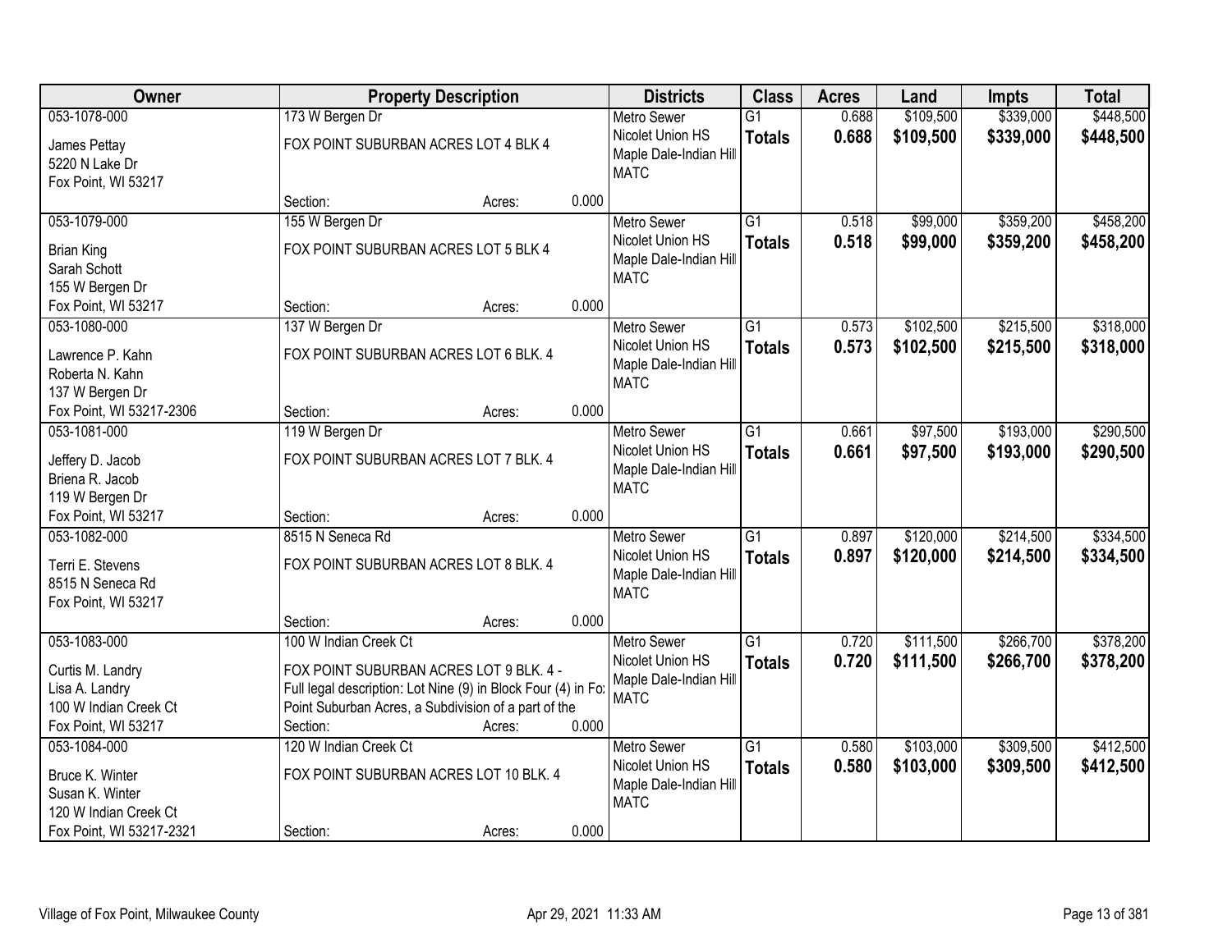| Owner | Property Description | Districts | Class | Acres | Land | Impts | Total |
|---|---|---|---|---|---|---|---|
| 053-1078-000<br>James Pettay<br>5220 N Lake Dr<br>Fox Point, WI 53217 | 173 W Bergen Dr<br>FOX POINT SUBURBAN ACRES LOT 4 BLK 4<br>Section: Acres: 0.000 | Metro Sewer<br>Nicolet Union HS<br>Maple Dale-Indian Hill<br>MATC | G1<br>**Totals** | 0.688<br>**0.688** | $109,500<br>**$109,500** | $339,000<br>**$339,000** | $448,500<br>**$448,500** |
| 053-1079-000<br>Brian King<br>Sarah Schott<br>155 W Bergen Dr<br>Fox Point, WI 53217 | 155 W Bergen Dr<br>FOX POINT SUBURBAN ACRES LOT 5 BLK 4<br>Section: Acres: 0.000 | Metro Sewer<br>Nicolet Union HS<br>Maple Dale-Indian Hill<br>MATC | G1<br>**Totals** | 0.518<br>**0.518** | $99,000<br>**$99,000** | $359,200<br>**$359,200** | $458,200<br>**$458,200** |
| 053-1080-000<br>Lawrence P. Kahn<br>Roberta N. Kahn<br>137 W Bergen Dr<br>Fox Point, WI 53217-2306 | 137 W Bergen Dr<br>FOX POINT SUBURBAN ACRES LOT 6 BLK. 4<br>Section: Acres: 0.000 | Metro Sewer<br>Nicolet Union HS<br>Maple Dale-Indian Hill<br>MATC | G1<br>**Totals** | 0.573<br>**0.573** | $102,500<br>**$102,500** | $215,500<br>**$215,500** | $318,000<br>**$318,000** |
| 053-1081-000<br>Jeffery D. Jacob<br>Briena R. Jacob<br>119 W Bergen Dr<br>Fox Point, WI 53217 | 119 W Bergen Dr<br>FOX POINT SUBURBAN ACRES LOT 7 BLK. 4<br>Section: Acres: 0.000 | Metro Sewer<br>Nicolet Union HS<br>Maple Dale-Indian Hill<br>MATC | G1<br>**Totals** | 0.661<br>**0.661** | $97,500<br>**$97,500** | $193,000<br>**$193,000** | $290,500<br>**$290,500** |
| 053-1082-000<br>Terri E. Stevens<br>8515 N Seneca Rd<br>Fox Point, WI 53217 | 8515 N Seneca Rd<br>FOX POINT SUBURBAN ACRES LOT 8 BLK. 4<br>Section: Acres: 0.000 | Metro Sewer<br>Nicolet Union HS<br>Maple Dale-Indian Hill<br>MATC | G1<br>**Totals** | 0.897<br>**0.897** | $120,000<br>**$120,000** | $214,500<br>**$214,500** | $334,500<br>**$334,500** |
| 053-1083-000<br>Curtis M. Landry<br>Lisa A. Landry<br>100 W Indian Creek Ct<br>Fox Point, WI 53217 | 100 W Indian Creek Ct<br>FOX POINT SUBURBAN ACRES LOT 9 BLK. 4 - Full legal description: Lot Nine (9) in Block Four (4) in Fox Point Suburban Acres, a Subdivision of a part of the<br>Section: Acres: 0.000 | Metro Sewer<br>Nicolet Union HS<br>Maple Dale-Indian Hill<br>MATC | G1<br>**Totals** | 0.720<br>**0.720** | $111,500<br>**$111,500** | $266,700<br>**$266,700** | $378,200<br>**$378,200** |
| 053-1084-000<br>Bruce K. Winter<br>Susan K. Winter<br>120 W Indian Creek Ct<br>Fox Point, WI 53217-2321 | 120 W Indian Creek Ct<br>FOX POINT SUBURBAN ACRES LOT 10 BLK. 4<br>Section: Acres: 0.000 | Metro Sewer<br>Nicolet Union HS<br>Maple Dale-Indian Hill<br>MATC | G1<br>**Totals** | 0.580<br>**0.580** | $103,000<br>**$103,000** | $309,500<br>**$309,500** | $412,500<br>**$412,500** |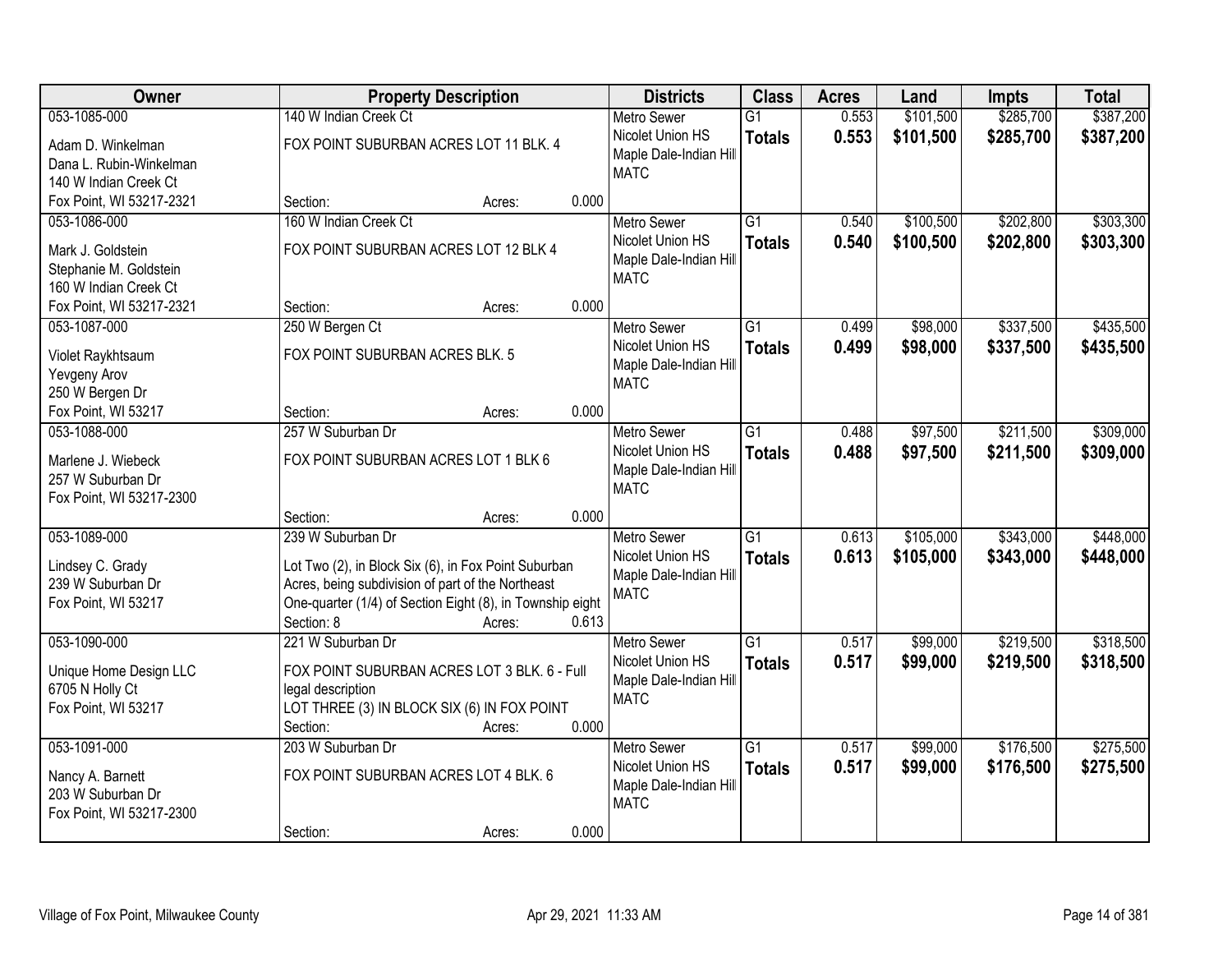| Owner | Property Description | Districts | Class | Acres | Land | Impts | Total |
|---|---|---|---|---|---|---|---|
| 053-1085-000<br>Adam D. Winkelman<br>Dana L. Rubin-Winkelman<br>140 W Indian Creek Ct<br>Fox Point, WI 53217-2321 | 140 W Indian Creek Ct<br>FOX POINT SUBURBAN ACRES LOT 11 BLK. 4<br>Section: Acres: 0.000 | Metro Sewer<br>Nicolet Union HS<br>Maple Dale-Indian Hill<br>MATC | G1<br>**Totals** | 0.553<br>**0.553** | $101,500<br>**$101,500** | $285,700<br>**$285,700** | $387,200<br>**$387,200** |
| 053-1086-000<br>Mark J. Goldstein<br>Stephanie M. Goldstein<br>160 W Indian Creek Ct<br>Fox Point, WI 53217-2321 | 160 W Indian Creek Ct<br>FOX POINT SUBURBAN ACRES LOT 12 BLK 4<br>Section: Acres: 0.000 | Metro Sewer<br>Nicolet Union HS<br>Maple Dale-Indian Hill<br>MATC | G1<br>**Totals** | 0.540<br>**0.540** | $100,500<br>**$100,500** | $202,800<br>**$202,800** | $303,300<br>**$303,300** |
| 053-1087-000<br>Violet Raykhtsaum<br>Yevgeny Arov<br>250 W Bergen Dr<br>Fox Point, WI 53217 | 250 W Bergen Ct<br>FOX POINT SUBURBAN ACRES BLK. 5<br>Section: Acres: 0.000 | Metro Sewer<br>Nicolet Union HS<br>Maple Dale-Indian Hill<br>MATC | G1<br>**Totals** | 0.499<br>**0.499** | $98,000<br>**$98,000** | $337,500<br>**$337,500** | $435,500<br>**$435,500** |
| 053-1088-000<br>Marlene J. Wiebeck<br>257 W Suburban Dr<br>Fox Point, WI 53217-2300 | 257 W Suburban Dr<br>FOX POINT SUBURBAN ACRES LOT 1 BLK 6<br>Section: Acres: 0.000 | Metro Sewer<br>Nicolet Union HS<br>Maple Dale-Indian Hill<br>MATC | G1<br>**Totals** | 0.488<br>**0.488** | $97,500<br>**$97,500** | $211,500<br>**$211,500** | $309,000<br>**$309,000** |
| 053-1089-000<br>Lindsey C. Grady<br>239 W Suburban Dr<br>Fox Point, WI 53217 | 239 W Suburban Dr<br>Lot Two (2), in Block Six (6), in Fox Point Suburban Acres, being subdivision of part of the Northeast One-quarter (1/4) of Section Eight (8), in Township eight<br>Section: 8 Acres: 0.613 | Metro Sewer<br>Nicolet Union HS<br>Maple Dale-Indian Hill<br>MATC | G1<br>**Totals** | 0.613<br>**0.613** | $105,000<br>**$105,000** | $343,000<br>**$343,000** | $448,000<br>**$448,000** |
| 053-1090-000<br>Unique Home Design LLC<br>6705 N Holly Ct<br>Fox Point, WI 53217 | 221 W Suburban Dr<br>FOX POINT SUBURBAN ACRES LOT 3 BLK. 6 - Full legal description<br>LOT THREE (3) IN BLOCK SIX (6) IN FOX POINT<br>Section: Acres: 0.000 | Metro Sewer<br>Nicolet Union HS<br>Maple Dale-Indian Hill<br>MATC | G1<br>**Totals** | 0.517<br>**0.517** | $99,000<br>**$99,000** | $219,500<br>**$219,500** | $318,500<br>**$318,500** |
| 053-1091-000<br>Nancy A. Barnett<br>203 W Suburban Dr<br>Fox Point, WI 53217-2300 | 203 W Suburban Dr<br>FOX POINT SUBURBAN ACRES LOT 4 BLK. 6<br>Section: Acres: 0.000 | Metro Sewer<br>Nicolet Union HS<br>Maple Dale-Indian Hill<br>MATC | G1<br>**Totals** | 0.517<br>**0.517** | $99,000<br>**$99,000** | $176,500<br>**$176,500** | $275,500<br>**$275,500** |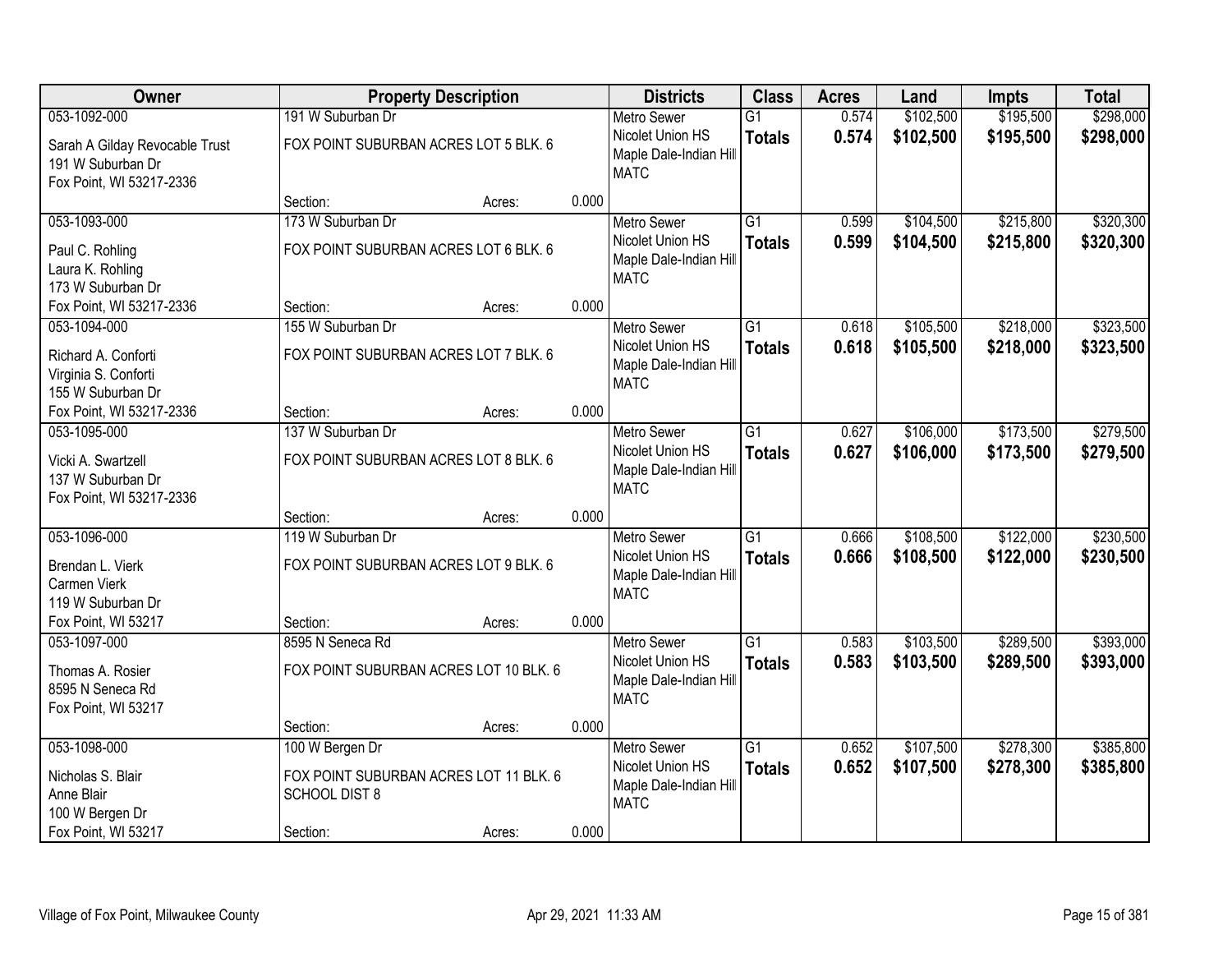| Owner | Property Description | Districts | Class | Acres | Land | Impts | Total |
|---|---|---|---|---|---|---|---|
| 053-1092-000<br>Sarah A Gilday Revocable Trust<br>191 W Suburban Dr<br>Fox Point, WI 53217-2336 | 191 W Suburban Dr<br>FOX POINT SUBURBAN ACRES LOT 5 BLK. 6<br>Section: Acres: 0.000 | Metro Sewer<br>Nicolet Union HS<br>Maple Dale-Indian Hill<br>MATC | G1<br>**Totals** | 0.574<br>**0.574** | $102,500<br>**$102,500** | $195,500<br>**$195,500** | $298,000<br>**$298,000** |
| 053-1093-000<br>Paul C. Rohling<br>Laura K. Rohling<br>173 W Suburban Dr<br>Fox Point, WI 53217-2336 | 173 W Suburban Dr<br>FOX POINT SUBURBAN ACRES LOT 6 BLK. 6<br>Section: Acres: 0.000 | Metro Sewer<br>Nicolet Union HS<br>Maple Dale-Indian Hill<br>MATC | G1<br>**Totals** | 0.599<br>**0.599** | $104,500<br>**$104,500** | $215,800<br>**$215,800** | $320,300<br>**$320,300** |
| 053-1094-000<br>Richard A. Conforti<br>Virginia S. Conforti<br>155 W Suburban Dr<br>Fox Point, WI 53217-2336 | 155 W Suburban Dr<br>FOX POINT SUBURBAN ACRES LOT 7 BLK. 6<br>Section: Acres: 0.000 | Metro Sewer<br>Nicolet Union HS<br>Maple Dale-Indian Hill<br>MATC | G1<br>**Totals** | 0.618<br>**0.618** | $105,500<br>**$105,500** | $218,000<br>**$218,000** | $323,500<br>**$323,500** |
| 053-1095-000<br>Vicki A. Swartzell<br>137 W Suburban Dr<br>Fox Point, WI 53217-2336 | 137 W Suburban Dr<br>FOX POINT SUBURBAN ACRES LOT 8 BLK. 6<br>Section: Acres: 0.000 | Metro Sewer<br>Nicolet Union HS<br>Maple Dale-Indian Hill<br>MATC | G1<br>**Totals** | 0.627<br>**0.627** | $106,000<br>**$106,000** | $173,500<br>**$173,500** | $279,500<br>**$279,500** |
| 053-1096-000<br>Brendan L. Vierk<br>Carmen Vierk<br>119 W Suburban Dr<br>Fox Point, WI 53217 | 119 W Suburban Dr<br>FOX POINT SUBURBAN ACRES LOT 9 BLK. 6<br>Section: Acres: 0.000 | Metro Sewer<br>Nicolet Union HS<br>Maple Dale-Indian Hill<br>MATC | G1<br>**Totals** | 0.666<br>**0.666** | $108,500<br>**$108,500** | $122,000<br>**$122,000** | $230,500<br>**$230,500** |
| 053-1097-000<br>Thomas A. Rosier<br>8595 N Seneca Rd<br>Fox Point, WI 53217 | 8595 N Seneca Rd<br>FOX POINT SUBURBAN ACRES LOT 10 BLK. 6<br>Section: Acres: 0.000 | Metro Sewer<br>Nicolet Union HS<br>Maple Dale-Indian Hill<br>MATC | G1<br>**Totals** | 0.583<br>**0.583** | $103,500<br>**$103,500** | $289,500<br>**$289,500** | $393,000<br>**$393,000** |
| 053-1098-000<br>Nicholas S. Blair<br>Anne Blair<br>100 W Bergen Dr<br>Fox Point, WI 53217 | 100 W Bergen Dr<br>FOX POINT SUBURBAN ACRES LOT 11 BLK. 6<br>SCHOOL DIST 8<br>Section: Acres: 0.000 | Metro Sewer<br>Nicolet Union HS<br>Maple Dale-Indian Hill<br>MATC | G1<br>**Totals** | 0.652<br>**0.652** | $107,500<br>**$107,500** | $278,300<br>**$278,300** | $385,800<br>**$385,800** |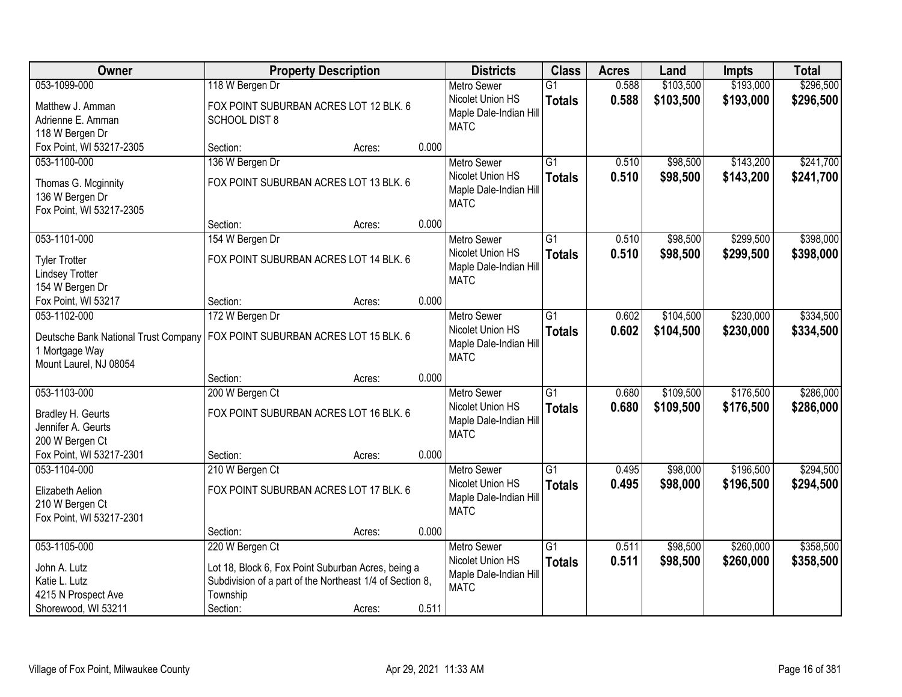| Owner | Property Description | | | Districts | Class | Acres | Land | Impts | Total |
|---|---|---|---|---|---|---|---|---|---|
| 053-1099-000<br>Matthew J. Amman<br>Adrienne E. Amman<br>118 W Bergen Dr<br>Fox Point, WI 53217-2305 | 118 W Bergen Dr<br>FOX POINT SUBURBAN ACRES LOT 12 BLK. 6 SCHOOL DIST 8<br>Section: | Acres: | 0.000 | Metro Sewer<br>Nicolet Union HS<br>Maple Dale-Indian Hill<br>MATC | G1<br>**Totals** | 0.588<br>**0.588** | $103,500<br>**$103,500** | $193,000<br>**$193,000** | $296,500<br>**$296,500** |
| 053-1100-000<br>Thomas G. Mcginnity<br>136 W Bergen Dr<br>Fox Point, WI 53217-2305 | 136 W Bergen Dr<br>FOX POINT SUBURBAN ACRES LOT 13 BLK. 6<br>Section: | Acres: | 0.000 | Metro Sewer<br>Nicolet Union HS<br>Maple Dale-Indian Hill<br>MATC | G1<br>**Totals** | 0.510<br>**0.510** | $98,500<br>**$98,500** | $143,200<br>**$143,200** | $241,700<br>**$241,700** |
| 053-1101-000<br>Tyler Trotter<br>Lindsey Trotter<br>154 W Bergen Dr<br>Fox Point, WI 53217 | 154 W Bergen Dr<br>FOX POINT SUBURBAN ACRES LOT 14 BLK. 6<br>Section: | Acres: | 0.000 | Metro Sewer<br>Nicolet Union HS<br>Maple Dale-Indian Hill<br>MATC | G1<br>**Totals** | 0.510<br>**0.510** | $98,500<br>**$98,500** | $299,500<br>**$299,500** | $398,000<br>**$398,000** |
| 053-1102-000<br>Deutsche Bank National Trust Company<br>1 Mortgage Way<br>Mount Laurel, NJ 08054 | 172 W Bergen Dr<br>FOX POINT SUBURBAN ACRES LOT 15 BLK. 6<br>Section: | Acres: | 0.000 | Metro Sewer<br>Nicolet Union HS<br>Maple Dale-Indian Hill<br>MATC | G1<br>**Totals** | 0.602<br>**0.602** | $104,500<br>**$104,500** | $230,000<br>**$230,000** | $334,500<br>**$334,500** |
| 053-1103-000<br>Bradley H. Geurts<br>Jennifer A. Geurts<br>200 W Bergen Ct<br>Fox Point, WI 53217-2301 | 200 W Bergen Ct<br>FOX POINT SUBURBAN ACRES LOT 16 BLK. 6<br>Section: | Acres: | 0.000 | Metro Sewer<br>Nicolet Union HS<br>Maple Dale-Indian Hill<br>MATC | G1<br>**Totals** | 0.680<br>**0.680** | $109,500<br>**$109,500** | $176,500<br>**$176,500** | $286,000<br>**$286,000** |
| 053-1104-000<br>Elizabeth Aelion<br>210 W Bergen Ct<br>Fox Point, WI 53217-2301 | 210 W Bergen Ct<br>FOX POINT SUBURBAN ACRES LOT 17 BLK. 6<br>Section: | Acres: | 0.000 | Metro Sewer<br>Nicolet Union HS<br>Maple Dale-Indian Hill<br>MATC | G1<br>**Totals** | 0.495<br>**0.495** | $98,000<br>**$98,000** | $196,500<br>**$196,500** | $294,500<br>**$294,500** |
| 053-1105-000<br>John A. Lutz<br>Katie L. Lutz<br>4215 N Prospect Ave<br>Shorewood, WI 53211 | 220 W Bergen Ct<br>Lot 18, Block 6, Fox Point Suburban Acres, being a Subdivision of a part of the Northeast 1/4 of Section 8, Township<br>Section: | Acres: | 0.511 | Metro Sewer<br>Nicolet Union HS<br>Maple Dale-Indian Hill<br>MATC | G1<br>**Totals** | 0.511<br>**0.511** | $98,500<br>**$98,500** | $260,000<br>**$260,000** | $358,500<br>**$358,500** |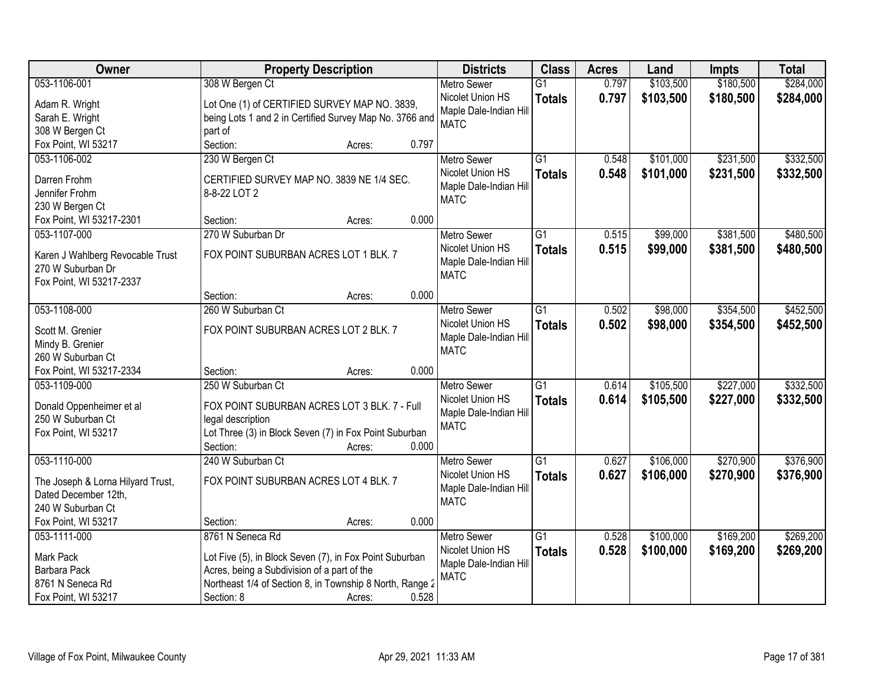| Owner | Property Description | Districts | Class | Acres | Land | Impts | Total |
|---|---|---|---|---|---|---|---|
| 053-1106-001<br>Adam R. Wright<br>Sarah E. Wright<br>308 W Bergen Ct<br>Fox Point, WI 53217 | 308 W Bergen Ct<br>Lot One (1) of CERTIFIED SURVEY MAP NO. 3839, being Lots 1 and 2 in Certified Survey Map No. 3766 and part of<br>Section: Acres: 0.797 | Metro Sewer<br>Nicolet Union HS<br>Maple Dale-Indian Hill<br>MATC | G1<br>**Totals** | 0.797<br>**0.797** | $103,500<br>**$103,500** | $180,500<br>**$180,500** | $284,000<br>**$284,000** |
| 053-1106-002<br>Darren Frohm<br>Jennifer Frohm<br>230 W Bergen Ct<br>Fox Point, WI 53217-2301 | 230 W Bergen Ct<br>CERTIFIED SURVEY MAP NO. 3839 NE 1/4 SEC. 8-8-22 LOT 2<br>Section: Acres: 0.000 | Metro Sewer<br>Nicolet Union HS<br>Maple Dale-Indian Hill<br>MATC | G1<br>**Totals** | 0.548<br>**0.548** | $101,000<br>**$101,000** | $231,500<br>**$231,500** | $332,500<br>**$332,500** |
| 053-1107-000<br>Karen J Wahlberg Revocable Trust<br>270 W Suburban Dr<br>Fox Point, WI 53217-2337 | 270 W Suburban Dr<br>FOX POINT SUBURBAN ACRES LOT 1 BLK. 7<br>Section: Acres: 0.000 | Metro Sewer<br>Nicolet Union HS<br>Maple Dale-Indian Hill<br>MATC | G1<br>**Totals** | 0.515<br>**0.515** | $99,000<br>**$99,000** | $381,500<br>**$381,500** | $480,500<br>**$480,500** |
| 053-1108-000<br>Scott M. Grenier<br>Mindy B. Grenier<br>260 W Suburban Ct<br>Fox Point, WI 53217-2334 | 260 W Suburban Ct<br>FOX POINT SUBURBAN ACRES LOT 2 BLK. 7<br>Section: Acres: 0.000 | Metro Sewer<br>Nicolet Union HS<br>Maple Dale-Indian Hill<br>MATC | G1<br>**Totals** | 0.502<br>**0.502** | $98,000<br>**$98,000** | $354,500<br>**$354,500** | $452,500<br>**$452,500** |
| 053-1109-000<br>Donald Oppenheimer et al<br>250 W Suburban Ct<br>Fox Point, WI 53217 | 250 W Suburban Ct<br>FOX POINT SUBURBAN ACRES LOT 3 BLK. 7 - Full legal description<br>Lot Three (3) in Block Seven (7) in Fox Point Suburban<br>Section: Acres: 0.000 | Metro Sewer<br>Nicolet Union HS<br>Maple Dale-Indian Hill<br>MATC | G1<br>**Totals** | 0.614<br>**0.614** | $105,500<br>**$105,500** | $227,000<br>**$227,000** | $332,500<br>**$332,500** |
| 053-1110-000<br>The Joseph & Lorna Hilyard Trust, Dated December 12th,<br>240 W Suburban Ct<br>Fox Point, WI 53217 | 240 W Suburban Ct<br>FOX POINT SUBURBAN ACRES LOT 4 BLK. 7<br>Section: Acres: 0.000 | Metro Sewer<br>Nicolet Union HS<br>Maple Dale-Indian Hill<br>MATC | G1<br>**Totals** | 0.627<br>**0.627** | $106,000<br>**$106,000** | $270,900<br>**$270,900** | $376,900<br>**$376,900** |
| 053-1111-000<br>Mark Pack<br>Barbara Pack<br>8761 N Seneca Rd<br>Fox Point, WI 53217 | 8761 N Seneca Rd<br>Lot Five (5), in Block Seven (7), in Fox Point Suburban Acres, being a Subdivision of a part of the Northeast 1/4 of Section 8, in Township 8 North, Range 2<br>Section: 8 Acres: 0.528 | Metro Sewer<br>Nicolet Union HS<br>Maple Dale-Indian Hill<br>MATC | G1<br>**Totals** | 0.528<br>**0.528** | $100,000<br>**$100,000** | $169,200<br>**$169,200** | $269,200<br>**$269,200** |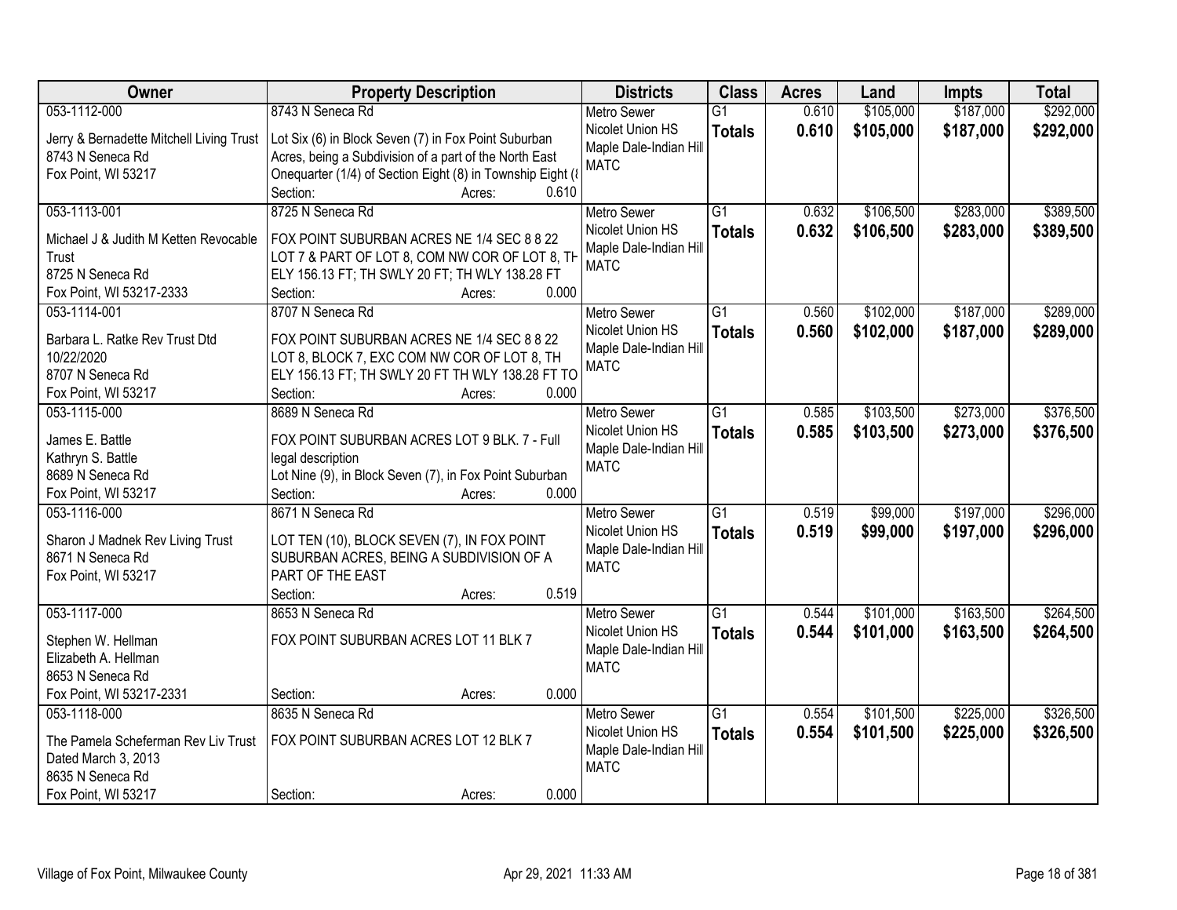| Owner | Property Description | Districts | Class | Acres | Land | Impts | Total |
|---|---|---|---|---|---|---|---|
| 053-1112-000<br>Jerry & Bernadette Mitchell Living Trust<br>8743 N Seneca Rd<br>Fox Point, WI 53217 | 8743 N Seneca Rd<br>Lot Six (6) in Block Seven (7) in Fox Point Suburban Acres, being a Subdivision of a part of the North East Onequarter (1/4) of Section Eight (8) in Township Eight (8<br>Section: Acres: 0.610 | Metro Sewer<br>Nicolet Union HS<br>Maple Dale-Indian Hill<br>MATC | G1<br>**Totals** | 0.610<br>**0.610** | $105,000<br>**$105,000** | $187,000<br>**$187,000** | $292,000<br>**$292,000** |
| 053-1113-001<br>Michael J & Judith M Ketten Revocable Trust<br>8725 N Seneca Rd<br>Fox Point, WI 53217-2333 | 8725 N Seneca Rd<br>FOX POINT SUBURBAN ACRES NE 1/4 SEC 8 8 22 LOT 7 & PART OF LOT 8, COM NW COR OF LOT 8, TH ELY 156.13 FT; TH SWLY 20 FT; TH WLY 138.28 FT<br>Section: Acres: 0.000 | Metro Sewer<br>Nicolet Union HS<br>Maple Dale-Indian Hill<br>MATC | G1<br>**Totals** | 0.632<br>**0.632** | $106,500<br>**$106,500** | $283,000<br>**$283,000** | $389,500<br>**$389,500** |
| 053-1114-001<br>Barbara L. Ratke Rev Trust Dtd 10/22/2020<br>8707 N Seneca Rd<br>Fox Point, WI 53217 | 8707 N Seneca Rd<br>FOX POINT SUBURBAN ACRES NE 1/4 SEC 8 8 22 LOT 8, BLOCK 7, EXC COM NW COR OF LOT 8, TH ELY 156.13 FT; TH SWLY 20 FT TH WLY 138.28 FT TO<br>Section: Acres: 0.000 | Metro Sewer<br>Nicolet Union HS<br>Maple Dale-Indian Hill<br>MATC | G1<br>**Totals** | 0.560<br>**0.560** | $102,000<br>**$102,000** | $187,000<br>**$187,000** | $289,000<br>**$289,000** |
| 053-1115-000<br>James E. Battle<br>Kathryn S. Battle<br>8689 N Seneca Rd<br>Fox Point, WI 53217 | 8689 N Seneca Rd<br>FOX POINT SUBURBAN ACRES LOT 9 BLK. 7 - Full legal description<br>Lot Nine (9), in Block Seven (7), in Fox Point Suburban<br>Section: Acres: 0.000 | Metro Sewer<br>Nicolet Union HS<br>Maple Dale-Indian Hill<br>MATC | G1<br>**Totals** | 0.585<br>**0.585** | $103,500<br>**$103,500** | $273,000<br>**$273,000** | $376,500<br>**$376,500** |
| 053-1116-000<br>Sharon J Madnek Rev Living Trust<br>8671 N Seneca Rd<br>Fox Point, WI 53217 | 8671 N Seneca Rd<br>LOT TEN (10), BLOCK SEVEN (7), IN FOX POINT SUBURBAN ACRES, BEING A SUBDIVISION OF A PART OF THE EAST<br>Section: Acres: 0.519 | Metro Sewer<br>Nicolet Union HS<br>Maple Dale-Indian Hill<br>MATC | G1<br>**Totals** | 0.519<br>**0.519** | $99,000<br>**$99,000** | $197,000<br>**$197,000** | $296,000<br>**$296,000** |
| 053-1117-000<br>Stephen W. Hellman<br>Elizabeth A. Hellman<br>8653 N Seneca Rd<br>Fox Point, WI 53217-2331 | 8653 N Seneca Rd<br>FOX POINT SUBURBAN ACRES LOT 11 BLK 7<br>Section: Acres: 0.000 | Metro Sewer<br>Nicolet Union HS<br>Maple Dale-Indian Hill<br>MATC | G1<br>**Totals** | 0.544<br>**0.544** | $101,000<br>**$101,000** | $163,500<br>**$163,500** | $264,500<br>**$264,500** |
| 053-1118-000<br>The Pamela Scheferman Rev Liv Trust Dated March 3, 2013<br>8635 N Seneca Rd<br>Fox Point, WI 53217 | 8635 N Seneca Rd<br>FOX POINT SUBURBAN ACRES LOT 12 BLK 7<br>Section: Acres: 0.000 | Metro Sewer<br>Nicolet Union HS<br>Maple Dale-Indian Hill<br>MATC | G1<br>**Totals** | 0.554<br>**0.554** | $101,500<br>**$101,500** | $225,000<br>**$225,000** | $326,500<br>**$326,500** |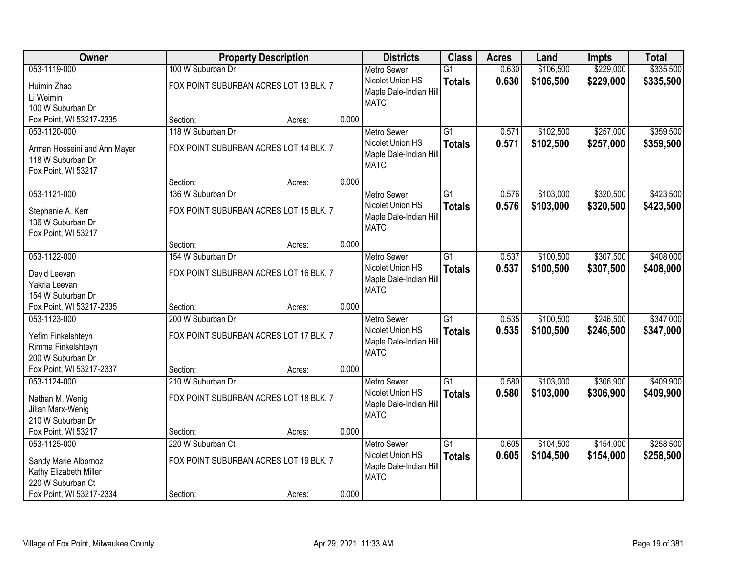| Owner | Property Description | | | Districts | Class | Acres | Land | Impts | Total |
|---|---|---|---|---|---|---|---|---|---|
| 053-1119-000<br>Huimin Zhao<br>Li Weimin<br>100 W Suburban Dr<br>Fox Point, WI 53217-2335 | 100 W Suburban Dr<br>FOX POINT SUBURBAN ACRES LOT 13 BLK. 7<br>Section: | Acres: | 0.000 | Metro Sewer<br>Nicolet Union HS<br>Maple Dale-Indian Hill<br>MATC | G1<br>**Totals** | 0.630<br>**0.630** | $106,500<br>**$106,500** | $229,000<br>**$229,000** | $335,500<br>**$335,500** |
| 053-1120-000<br>Arman Hosseini and Ann Mayer<br>118 W Suburban Dr<br>Fox Point, WI 53217 | 118 W Suburban Dr<br>FOX POINT SUBURBAN ACRES LOT 14 BLK. 7<br>Section: | Acres: | 0.000 | Metro Sewer<br>Nicolet Union HS<br>Maple Dale-Indian Hill<br>MATC | G1<br>**Totals** | 0.571<br>**0.571** | $102,500<br>**$102,500** | $257,000<br>**$257,000** | $359,500<br>**$359,500** |
| 053-1121-000<br>Stephanie A. Kerr<br>136 W Suburban Dr<br>Fox Point, WI 53217 | 136 W Suburban Dr<br>FOX POINT SUBURBAN ACRES LOT 15 BLK. 7<br>Section: | Acres: | 0.000 | Metro Sewer<br>Nicolet Union HS<br>Maple Dale-Indian Hill<br>MATC | G1<br>**Totals** | 0.576<br>**0.576** | $103,000<br>**$103,000** | $320,500<br>**$320,500** | $423,500<br>**$423,500** |
| 053-1122-000<br>David Leevan<br>Yakria Leevan<br>154 W Suburban Dr<br>Fox Point, WI 53217-2335 | 154 W Suburban Dr<br>FOX POINT SUBURBAN ACRES LOT 16 BLK. 7<br>Section: | Acres: | 0.000 | Metro Sewer<br>Nicolet Union HS<br>Maple Dale-Indian Hill<br>MATC | G1<br>**Totals** | 0.537<br>**0.537** | $100,500<br>**$100,500** | $307,500<br>**$307,500** | $408,000<br>**$408,000** |
| 053-1123-000<br>Yefim Finkelshteyn<br>Rimma Finkelshteyn<br>200 W Suburban Dr<br>Fox Point, WI 53217-2337 | 200 W Suburban Dr<br>FOX POINT SUBURBAN ACRES LOT 17 BLK. 7<br>Section: | Acres: | 0.000 | Metro Sewer<br>Nicolet Union HS<br>Maple Dale-Indian Hill<br>MATC | G1<br>**Totals** | 0.535<br>**0.535** | $100,500<br>**$100,500** | $246,500<br>**$246,500** | $347,000<br>**$347,000** |
| 053-1124-000<br>Nathan M. Wenig<br>Jilian Marx-Wenig<br>210 W Suburban Dr<br>Fox Point, WI 53217 | 210 W Suburban Dr<br>FOX POINT SUBURBAN ACRES LOT 18 BLK. 7<br>Section: | Acres: | 0.000 | Metro Sewer<br>Nicolet Union HS<br>Maple Dale-Indian Hill<br>MATC | G1<br>**Totals** | 0.580<br>**0.580** | $103,000<br>**$103,000** | $306,900<br>**$306,900** | $409,900<br>**$409,900** |
| 053-1125-000<br>Sandy Marie Albornoz<br>Kathy Elizabeth Miller<br>220 W Suburban Ct<br>Fox Point, WI 53217-2334 | 220 W Suburban Ct<br>FOX POINT SUBURBAN ACRES LOT 19 BLK. 7<br>Section: | Acres: | 0.000 | Metro Sewer<br>Nicolet Union HS<br>Maple Dale-Indian Hill<br>MATC | G1<br>**Totals** | 0.605<br>**0.605** | $104,500<br>**$104,500** | $154,000<br>**$154,000** | $258,500<br>**$258,500** |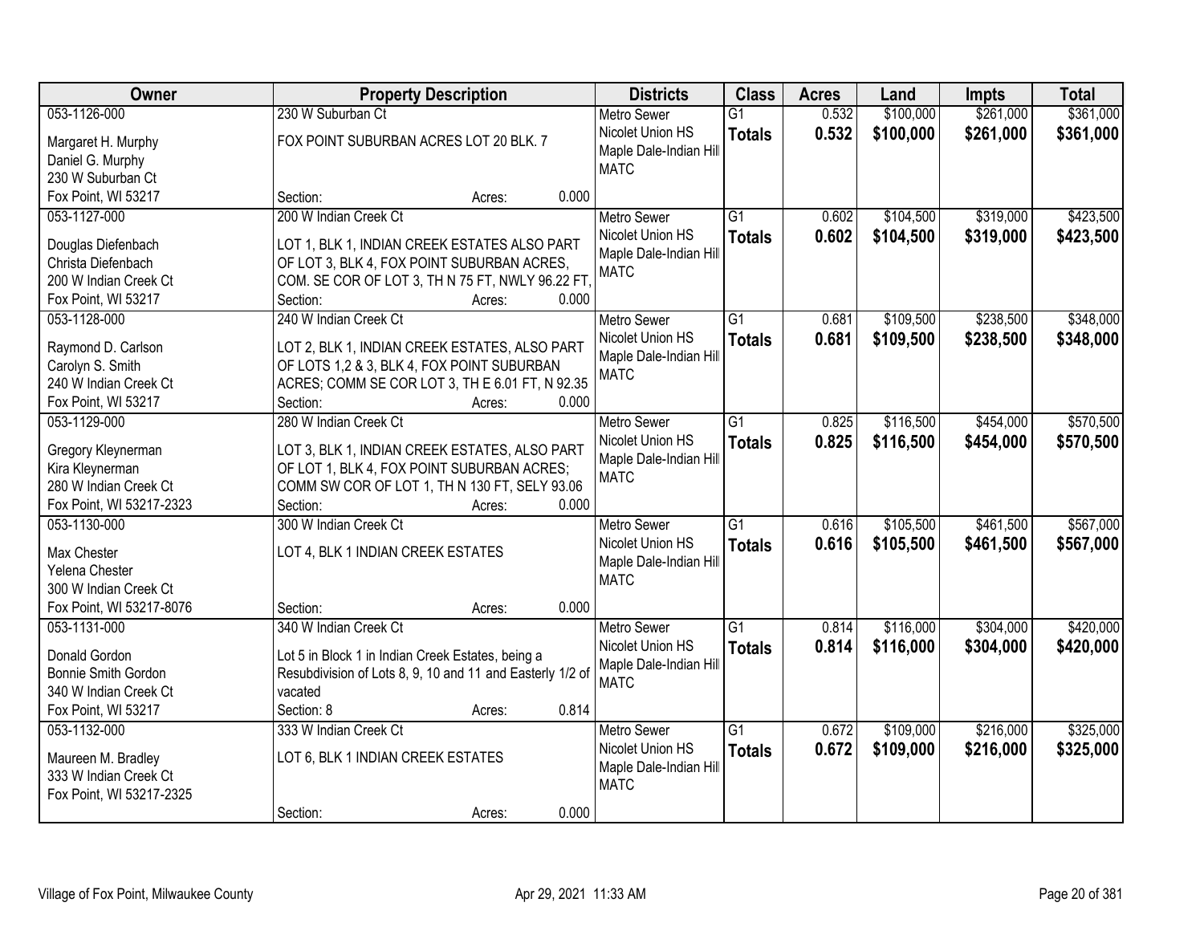| Owner | Property Description | Districts | Class | Acres | Land | Impts | Total |
|---|---|---|---|---|---|---|---|
| 053-1126-000<br>Margaret H. Murphy<br>Daniel G. Murphy<br>230 W Suburban Ct<br>Fox Point, WI 53217 | 230 W Suburban Ct<br>FOX POINT SUBURBAN ACRES LOT 20 BLK. 7<br>Section: Acres: 0.000 | Metro Sewer<br>Nicolet Union HS<br>Maple Dale-Indian Hill<br>MATC | G1<br>**Totals** | 0.532<br>**0.532** | $100,000<br>**$100,000** | $261,000<br>**$261,000** | $361,000<br>**$361,000** |
| 053-1127-000<br>Douglas Diefenbach<br>Christa Diefenbach<br>200 W Indian Creek Ct<br>Fox Point, WI 53217 | 200 W Indian Creek Ct<br>LOT 1, BLK 1, INDIAN CREEK ESTATES ALSO PART OF LOT 3, BLK 4, FOX POINT SUBURBAN ACRES, COM. SE COR OF LOT 3, TH N 75 FT, NWLY 96.22 FT,<br>Section: Acres: 0.000 | Metro Sewer<br>Nicolet Union HS<br>Maple Dale-Indian Hill<br>MATC | G1<br>**Totals** | 0.602<br>**0.602** | $104,500<br>**$104,500** | $319,000<br>**$319,000** | $423,500<br>**$423,500** |
| 053-1128-000<br>Raymond D. Carlson<br>Carolyn S. Smith<br>240 W Indian Creek Ct<br>Fox Point, WI 53217 | 240 W Indian Creek Ct<br>LOT 2, BLK 1, INDIAN CREEK ESTATES, ALSO PART OF LOTS 1,2 & 3, BLK 4, FOX POINT SUBURBAN ACRES; COMM SE COR LOT 3, TH E 6.01 FT, N 92.35<br>Section: Acres: 0.000 | Metro Sewer<br>Nicolet Union HS<br>Maple Dale-Indian Hill<br>MATC | G1<br>**Totals** | 0.681<br>**0.681** | $109,500<br>**$109,500** | $238,500<br>**$238,500** | $348,000<br>**$348,000** |
| 053-1129-000<br>Gregory Kleynerman<br>Kira Kleynerman<br>280 W Indian Creek Ct<br>Fox Point, WI 53217-2323 | 280 W Indian Creek Ct<br>LOT 3, BLK 1, INDIAN CREEK ESTATES, ALSO PART OF LOT 1, BLK 4, FOX POINT SUBURBAN ACRES; COMM SW COR OF LOT 1, TH N 130 FT, SELY 93.06<br>Section: Acres: 0.000 | Metro Sewer<br>Nicolet Union HS<br>Maple Dale-Indian Hill<br>MATC | G1<br>**Totals** | 0.825<br>**0.825** | $116,500<br>**$116,500** | $454,000<br>**$454,000** | $570,500<br>**$570,500** |
| 053-1130-000<br>Max Chester<br>Yelena Chester<br>300 W Indian Creek Ct<br>Fox Point, WI 53217-8076 | 300 W Indian Creek Ct<br>LOT 4, BLK 1 INDIAN CREEK ESTATES<br>Section: Acres: 0.000 | Metro Sewer<br>Nicolet Union HS<br>Maple Dale-Indian Hill<br>MATC | G1<br>**Totals** | 0.616<br>**0.616** | $105,500<br>**$105,500** | $461,500<br>**$461,500** | $567,000<br>**$567,000** |
| 053-1131-000<br>Donald Gordon<br>Bonnie Smith Gordon<br>340 W Indian Creek Ct<br>Fox Point, WI 53217 | 340 W Indian Creek Ct<br>Lot 5 in Block 1 in Indian Creek Estates, being a Resubdivision of Lots 8, 9, 10 and 11 and Easterly 1/2 of vacated<br>Section: 8 Acres: 0.814 | Metro Sewer<br>Nicolet Union HS<br>Maple Dale-Indian Hill<br>MATC | G1<br>**Totals** | 0.814<br>**0.814** | $116,000<br>**$116,000** | $304,000<br>**$304,000** | $420,000<br>**$420,000** |
| 053-1132-000<br>Maureen M. Bradley<br>333 W Indian Creek Ct<br>Fox Point, WI 53217-2325 | 333 W Indian Creek Ct<br>LOT 6, BLK 1 INDIAN CREEK ESTATES<br>Section: Acres: 0.000 | Metro Sewer<br>Nicolet Union HS<br>Maple Dale-Indian Hill<br>MATC | G1<br>**Totals** | 0.672<br>**0.672** | $109,000<br>**$109,000** | $216,000<br>**$216,000** | $325,000<br>**$325,000** |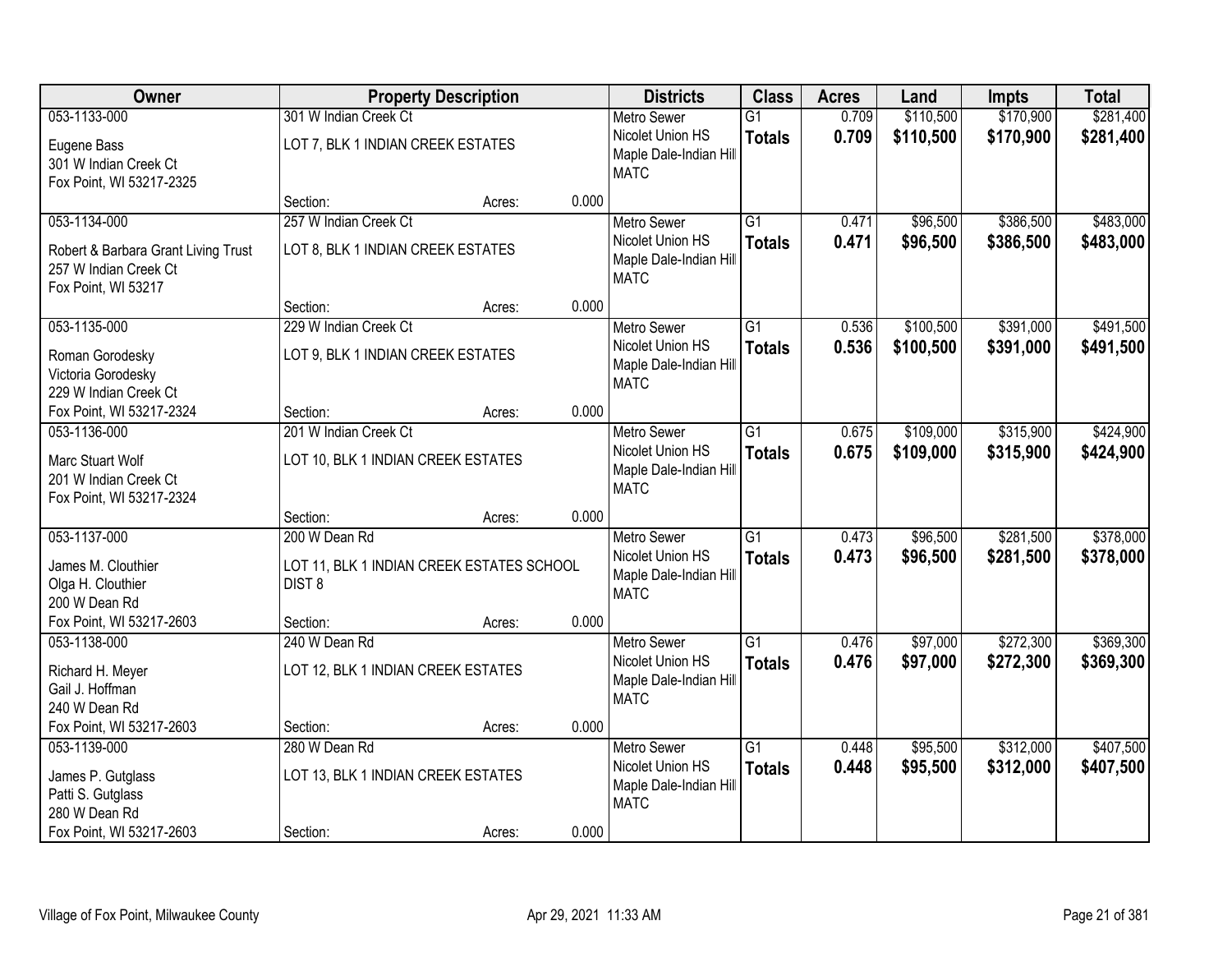| Owner | Property Description | | | Districts | Class | Acres | Land | Impts | Total |
|---|---|---|---|---|---|---|---|---|---|
| 053-1133-000 | 301 W Indian Creek Ct | | | Metro Sewer | G1 | 0.709 | $110,500 | $170,900 | $281,400 |
| Eugene Bass<br>301 W Indian Creek Ct<br>Fox Point, WI 53217-2325 | LOT 7, BLK 1 INDIAN CREEK ESTATES | | | Nicolet Union HS<br>Maple Dale-Indian Hill<br>MATC | **Totals** | **0.709** | **$110,500** | **$170,900** | **$281,400** |
| | Section: | Acres: | 0.000 | | | | | | |
| 053-1134-000 | 257 W Indian Creek Ct | | | Metro Sewer | G1 | 0.471 | $96,500 | $386,500 | $483,000 |
| Robert & Barbara Grant Living Trust<br>257 W Indian Creek Ct<br>Fox Point, WI 53217 | LOT 8, BLK 1 INDIAN CREEK ESTATES | | | Nicolet Union HS<br>Maple Dale-Indian Hill<br>MATC | **Totals** | **0.471** | **$96,500** | **$386,500** | **$483,000** |
| | Section: | Acres: | 0.000 | | | | | | |
| 053-1135-000 | 229 W Indian Creek Ct | | | Metro Sewer | G1 | 0.536 | $100,500 | $391,000 | $491,500 |
| Roman Gorodesky<br>Victoria Gorodesky<br>229 W Indian Creek Ct<br>Fox Point, WI 53217-2324 | LOT 9, BLK 1 INDIAN CREEK ESTATES | | | Nicolet Union HS<br>Maple Dale-Indian Hill<br>MATC | **Totals** | **0.536** | **$100,500** | **$391,000** | **$491,500** |
| | Section: | Acres: | 0.000 | | | | | | |
| 053-1136-000 | 201 W Indian Creek Ct | | | Metro Sewer | G1 | 0.675 | $109,000 | $315,900 | $424,900 |
| Marc Stuart Wolf<br>201 W Indian Creek Ct<br>Fox Point, WI 53217-2324 | LOT 10, BLK 1 INDIAN CREEK ESTATES | | | Nicolet Union HS<br>Maple Dale-Indian Hill<br>MATC | **Totals** | **0.675** | **$109,000** | **$315,900** | **$424,900** |
| | Section: | Acres: | 0.000 | | | | | | |
| 053-1137-000 | 200 W Dean Rd | | | Metro Sewer | G1 | 0.473 | $96,500 | $281,500 | $378,000 |
| James M. Clouthier<br>Olga H. Clouthier<br>200 W Dean Rd<br>Fox Point, WI 53217-2603 | LOT 11, BLK 1 INDIAN CREEK ESTATES SCHOOL DIST 8 | | | Nicolet Union HS<br>Maple Dale-Indian Hill<br>MATC | **Totals** | **0.473** | **$96,500** | **$281,500** | **$378,000** |
| | Section: | Acres: | 0.000 | | | | | | |
| 053-1138-000 | 240 W Dean Rd | | | Metro Sewer | G1 | 0.476 | $97,000 | $272,300 | $369,300 |
| Richard H. Meyer<br>Gail J. Hoffman<br>240 W Dean Rd<br>Fox Point, WI 53217-2603 | LOT 12, BLK 1 INDIAN CREEK ESTATES | | | Nicolet Union HS<br>Maple Dale-Indian Hill<br>MATC | **Totals** | **0.476** | **$97,000** | **$272,300** | **$369,300** |
| | Section: | Acres: | 0.000 | | | | | | |
| 053-1139-000 | 280 W Dean Rd | | | Metro Sewer | G1 | 0.448 | $95,500 | $312,000 | $407,500 |
| James P. Gutglass<br>Patti S. Gutglass<br>280 W Dean Rd<br>Fox Point, WI 53217-2603 | LOT 13, BLK 1 INDIAN CREEK ESTATES | | | Nicolet Union HS<br>Maple Dale-Indian Hill<br>MATC | **Totals** | **0.448** | **$95,500** | **$312,000** | **$407,500** |
| | Section: | Acres: | 0.000 | | | | | | |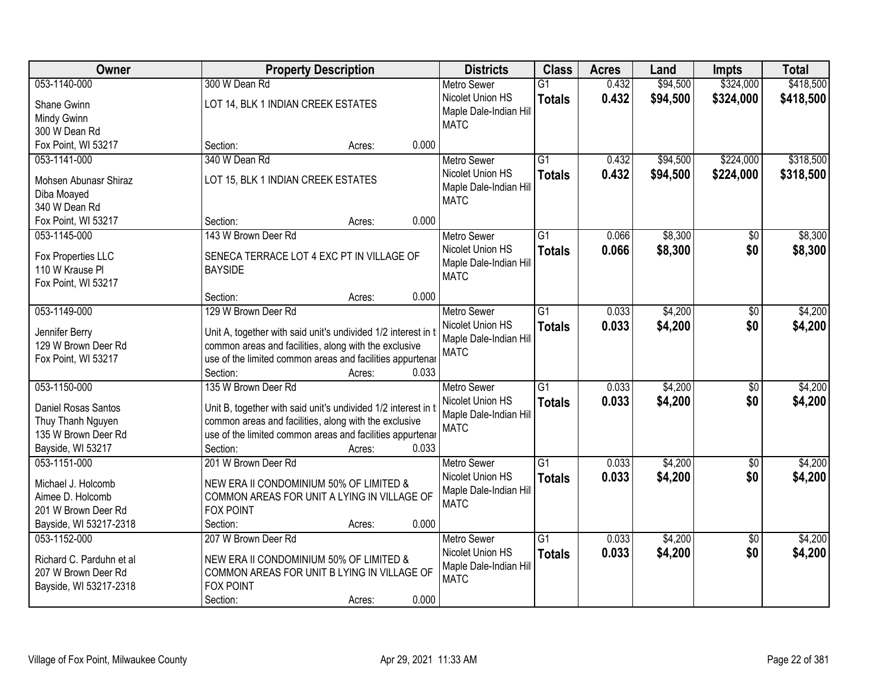| Owner | Property Description | Districts | Class | Acres | Land | Impts | Total |
|---|---|---|---|---|---|---|---|
| 053-1140-000<br><br>Shane Gwinn<br>Mindy Gwinn<br>300 W Dean Rd<br>Fox Point, WI 53217 | 300 W Dean Rd<br><br>LOT 14, BLK 1 INDIAN CREEK ESTATES<br><br>Section: Acres: 0.000 | Metro Sewer<br>Nicolet Union HS<br>Maple Dale-Indian Hill<br>MATC | G1<br>**Totals** | 0.432<br>**0.432** | $94,500<br>**$94,500** | $324,000<br>**$324,000** | $418,500<br>**$418,500** |
| 053-1141-000<br><br>Mohsen Abunasr Shiraz<br>Diba Moayed<br>340 W Dean Rd<br>Fox Point, WI 53217 | 340 W Dean Rd<br><br>LOT 15, BLK 1 INDIAN CREEK ESTATES<br><br>Section: Acres: 0.000 | Metro Sewer<br>Nicolet Union HS<br>Maple Dale-Indian Hill<br>MATC | G1<br>**Totals** | 0.432<br>**0.432** | $94,500<br>**$94,500** | $224,000<br>**$224,000** | $318,500<br>**$318,500** |
| 053-1145-000<br><br>Fox Properties LLC<br>110 W Krause Pl<br>Fox Point, WI 53217 | 143 W Brown Deer Rd<br><br>SENECA TERRACE LOT 4 EXC PT IN VILLAGE OF BAYSIDE<br><br>Section: Acres: 0.000 | Metro Sewer<br>Nicolet Union HS<br>Maple Dale-Indian Hill<br>MATC | G1<br>**Totals** | 0.066<br>**0.066** | $8,300<br>**$8,300** | $0<br>**$0** | $8,300<br>**$8,300** |
| 053-1149-000<br><br>Jennifer Berry<br>129 W Brown Deer Rd<br>Fox Point, WI 53217 | 129 W Brown Deer Rd<br><br>Unit A, together with said unit's undivided 1/2 interest in t common areas and facilities, along with the exclusive use of the limited common areas and facilities appurtenar<br>Section: Acres: 0.033 | Metro Sewer<br>Nicolet Union HS<br>Maple Dale-Indian Hill<br>MATC | G1<br>**Totals** | 0.033<br>**0.033** | $4,200<br>**$4,200** | $0<br>**$0** | $4,200<br>**$4,200** |
| 053-1150-000<br><br>Daniel Rosas Santos<br>Thuy Thanh Nguyen<br>135 W Brown Deer Rd<br>Bayside, WI 53217 | 135 W Brown Deer Rd<br><br>Unit B, together with said unit's undivided 1/2 interest in t common areas and facilities, along with the exclusive use of the limited common areas and facilities appurtenar<br>Section: Acres: 0.033 | Metro Sewer<br>Nicolet Union HS<br>Maple Dale-Indian Hill<br>MATC | G1<br>**Totals** | 0.033<br>**0.033** | $4,200<br>**$4,200** | $0<br>**$0** | $4,200<br>**$4,200** |
| 053-1151-000<br><br>Michael J. Holcomb<br>Aimee D. Holcomb<br>201 W Brown Deer Rd<br>Bayside, WI 53217-2318 | 201 W Brown Deer Rd<br><br>NEW ERA II CONDOMINIUM 50% OF LIMITED & COMMON AREAS FOR UNIT A LYING IN VILLAGE OF FOX POINT<br>Section: Acres: 0.000 | Metro Sewer<br>Nicolet Union HS<br>Maple Dale-Indian Hill<br>MATC | G1<br>**Totals** | 0.033<br>**0.033** | $4,200<br>**$4,200** | $0<br>**$0** | $4,200<br>**$4,200** |
| 053-1152-000<br><br>Richard C. Parduhn et al<br>207 W Brown Deer Rd<br>Bayside, WI 53217-2318 | 207 W Brown Deer Rd<br><br>NEW ERA II CONDOMINIUM 50% OF LIMITED & COMMON AREAS FOR UNIT B LYING IN VILLAGE OF FOX POINT<br>Section: Acres: 0.000 | Metro Sewer<br>Nicolet Union HS<br>Maple Dale-Indian Hill<br>MATC | G1<br>**Totals** | 0.033<br>**0.033** | $4,200<br>**$4,200** | $0<br>**$0** | $4,200<br>**$4,200** |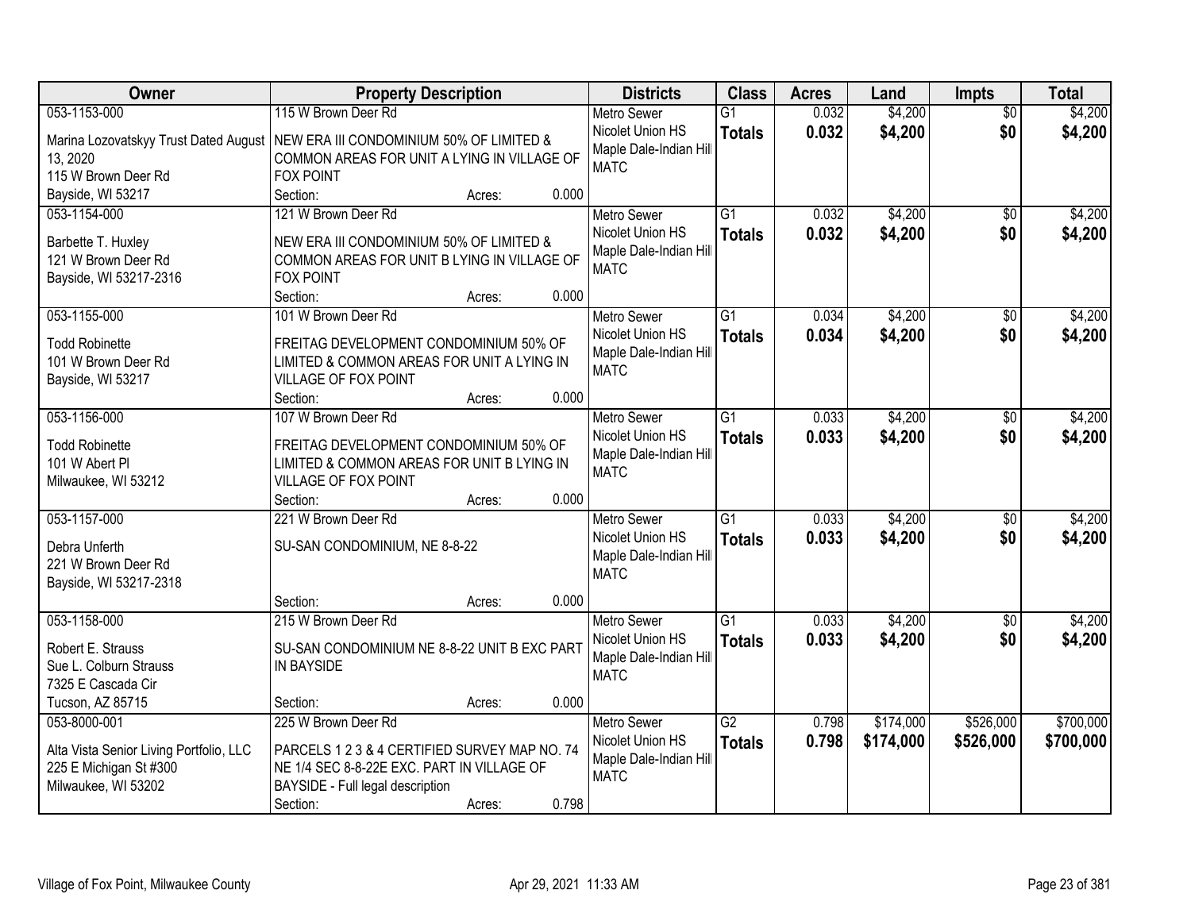| Owner | Property Description | | | Districts | Class | Acres | Land | Impts | Total |
|---|---|---|---|---|---|---|---|---|---|
| 053-1153-000 | 115 W Brown Deer Rd | | | Metro Sewer | G1 | 0.032 | $4,200 | $0 | $4,200 |
| Marina Lozovatskyy Trust Dated August 13, 2020<br>115 W Brown Deer Rd<br>Bayside, WI 53217 | NEW ERA III CONDOMINIUM 50% OF LIMITED & COMMON AREAS FOR UNIT A LYING IN VILLAGE OF FOX POINT | | | Nicolet Union HS<br>Maple Dale-Indian Hill<br>MATC | **Totals** | **0.032** | **$4,200** | **$0** | **$4,200** |
| | Section: | Acres: | 0.000 | | | | | | |
| 053-1154-000 | 121 W Brown Deer Rd | | | Metro Sewer | G1 | 0.032 | $4,200 | $0 | $4,200 |
| Barbette T. Huxley<br>121 W Brown Deer Rd<br>Bayside, WI 53217-2316 | NEW ERA III CONDOMINIUM 50% OF LIMITED & COMMON AREAS FOR UNIT B LYING IN VILLAGE OF FOX POINT | | | Nicolet Union HS<br>Maple Dale-Indian Hill<br>MATC | **Totals** | **0.032** | **$4,200** | **$0** | **$4,200** |
| | Section: | Acres: | 0.000 | | | | | | |
| 053-1155-000 | 101 W Brown Deer Rd | | | Metro Sewer | G1 | 0.034 | $4,200 | $0 | $4,200 |
| Todd Robinette<br>101 W Brown Deer Rd<br>Bayside, WI 53217 | FREITAG DEVELOPMENT CONDOMINIUM 50% OF LIMITED & COMMON AREAS FOR UNIT A LYING IN VILLAGE OF FOX POINT | | | Nicolet Union HS<br>Maple Dale-Indian Hill<br>MATC | **Totals** | **0.034** | **$4,200** | **$0** | **$4,200** |
| | Section: | Acres: | 0.000 | | | | | | |
| 053-1156-000 | 107 W Brown Deer Rd | | | Metro Sewer | G1 | 0.033 | $4,200 | $0 | $4,200 |
| Todd Robinette<br>101 W Abert Pl<br>Milwaukee, WI 53212 | FREITAG DEVELOPMENT CONDOMINIUM 50% OF LIMITED & COMMON AREAS FOR UNIT B LYING IN VILLAGE OF FOX POINT | | | Nicolet Union HS<br>Maple Dale-Indian Hill<br>MATC | **Totals** | **0.033** | **$4,200** | **$0** | **$4,200** |
| | Section: | Acres: | 0.000 | | | | | | |
| 053-1157-000 | 221 W Brown Deer Rd | | | Metro Sewer | G1 | 0.033 | $4,200 | $0 | $4,200 |
| Debra Unferth<br>221 W Brown Deer Rd<br>Bayside, WI 53217-2318 | SU-SAN CONDOMINIUM, NE 8-8-22 | | | Nicolet Union HS<br>Maple Dale-Indian Hill<br>MATC | **Totals** | **0.033** | **$4,200** | **$0** | **$4,200** |
| | Section: | Acres: | 0.000 | | | | | | |
| 053-1158-000 | 215 W Brown Deer Rd | | | Metro Sewer | G1 | 0.033 | $4,200 | $0 | $4,200 |
| Robert E. Strauss<br>Sue L. Colburn Strauss<br>7325 E Cascada Cir<br>Tucson, AZ 85715 | SU-SAN CONDOMINIUM NE 8-8-22 UNIT B EXC PART IN BAYSIDE | | | Nicolet Union HS<br>Maple Dale-Indian Hill<br>MATC | **Totals** | **0.033** | **$4,200** | **$0** | **$4,200** |
| | Section: | Acres: | 0.000 | | | | | | |
| 053-8000-001 | 225 W Brown Deer Rd | | | Metro Sewer | G2 | 0.798 | $174,000 | $526,000 | $700,000 |
| Alta Vista Senior Living Portfolio, LLC<br>225 E Michigan St #300<br>Milwaukee, WI 53202 | PARCELS 1 2 3 & 4 CERTIFIED SURVEY MAP NO. 74 NE 1/4 SEC 8-8-22E EXC. PART IN VILLAGE OF BAYSIDE - Full legal description | | | Nicolet Union HS<br>Maple Dale-Indian Hill<br>MATC | **Totals** | **0.798** | **$174,000** | **$526,000** | **$700,000** |
| | Section: | Acres: | 0.798 | | | | | | |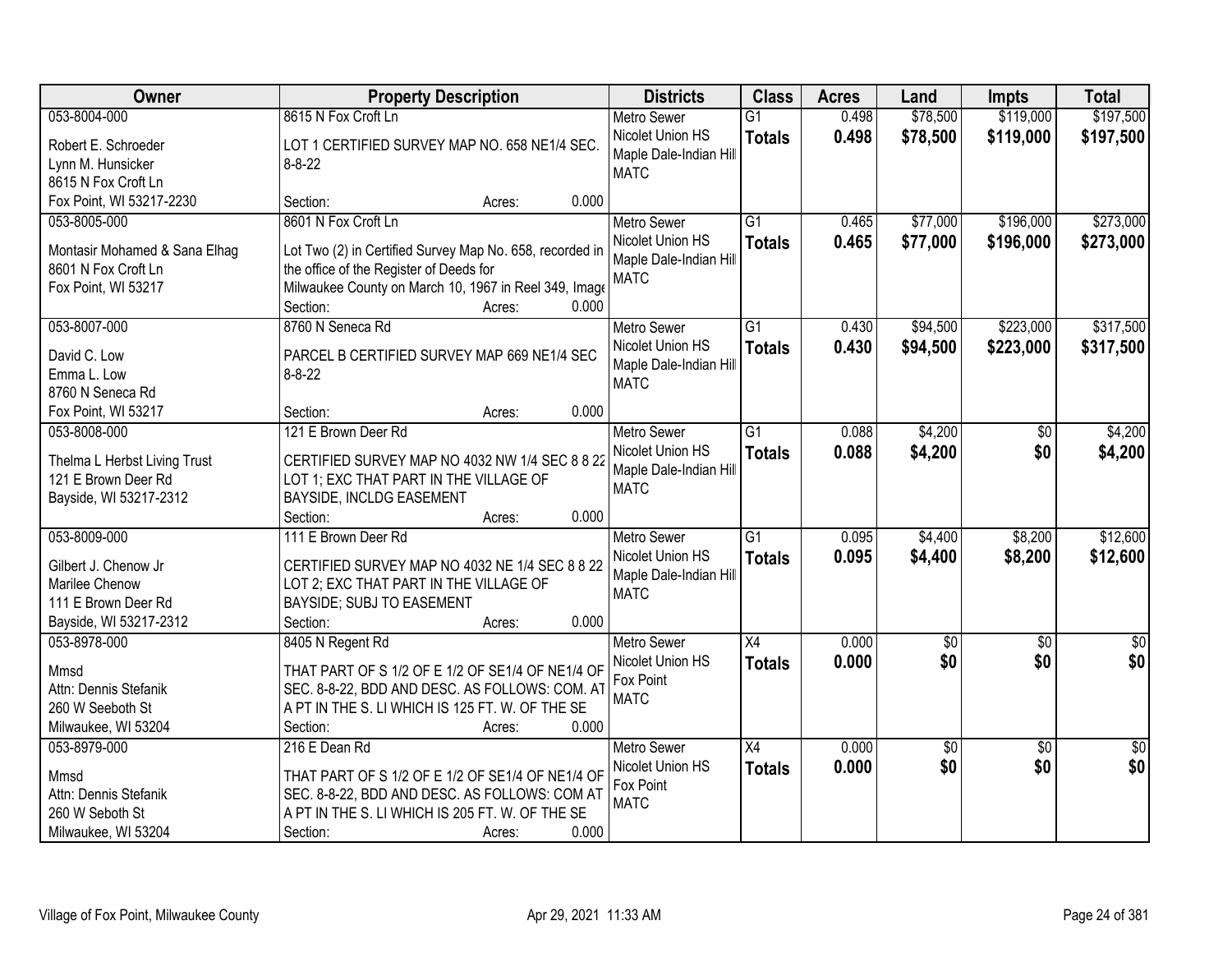| Owner | Property Description | Districts | Class | Acres | Land | Impts | Total |
|---|---|---|---|---|---|---|---|
| 053-8004-000<br>Robert E. Schroeder<br>Lynn M. Hunsicker<br>8615 N Fox Croft Ln<br>Fox Point, WI 53217-2230 | 8615 N Fox Croft Ln<br>LOT 1 CERTIFIED SURVEY MAP NO. 658 NE1/4 SEC. 8-8-22<br>Section: Acres: 0.000 | Metro Sewer<br>Nicolet Union HS<br>Maple Dale-Indian Hill<br>MATC | G1<br>**Totals** | 0.498<br>**0.498** | $78,500<br>**$78,500** | $119,000<br>**$119,000** | $197,500<br>**$197,500** |
| 053-8005-000<br>Montasir Mohamed & Sana Elhag<br>8601 N Fox Croft Ln<br>Fox Point, WI 53217 | 8601 N Fox Croft Ln<br>Lot Two (2) in Certified Survey Map No. 658, recorded in the office of the Register of Deeds for Milwaukee County on March 10, 1967 in Reel 349, Image<br>Section: Acres: 0.000 | Metro Sewer<br>Nicolet Union HS<br>Maple Dale-Indian Hill<br>MATC | G1<br>**Totals** | 0.465<br>**0.465** | $77,000<br>**$77,000** | $196,000<br>**$196,000** | $273,000<br>**$273,000** |
| 053-8007-000<br>David C. Low<br>Emma L. Low<br>8760 N Seneca Rd<br>Fox Point, WI 53217 | 8760 N Seneca Rd<br>PARCEL B CERTIFIED SURVEY MAP 669 NE1/4 SEC 8-8-22<br>Section: Acres: 0.000 | Metro Sewer<br>Nicolet Union HS<br>Maple Dale-Indian Hill<br>MATC | G1<br>**Totals** | 0.430<br>**0.430** | $94,500<br>**$94,500** | $223,000<br>**$223,000** | $317,500<br>**$317,500** |
| 053-8008-000<br>Thelma L Herbst Living Trust<br>121 E Brown Deer Rd<br>Bayside, WI 53217-2312 | 121 E Brown Deer Rd<br>CERTIFIED SURVEY MAP NO 4032 NW 1/4 SEC 8 8 22 LOT 1; EXC THAT PART IN THE VILLAGE OF BAYSIDE, INCLDG EASEMENT<br>Section: Acres: 0.000 | Metro Sewer<br>Nicolet Union HS<br>Maple Dale-Indian Hill<br>MATC | G1<br>**Totals** | 0.088<br>**0.088** | $4,200<br>**$4,200** | $0<br>**$0** | $4,200<br>**$4,200** |
| 053-8009-000<br>Gilbert J. Chenow Jr<br>Marilee Chenow<br>111 E Brown Deer Rd<br>Bayside, WI 53217-2312 | 111 E Brown Deer Rd<br>CERTIFIED SURVEY MAP NO 4032 NE 1/4 SEC 8 8 22 LOT 2; EXC THAT PART IN THE VILLAGE OF BAYSIDE; SUBJ TO EASEMENT<br>Section: Acres: 0.000 | Metro Sewer<br>Nicolet Union HS<br>Maple Dale-Indian Hill<br>MATC | G1<br>**Totals** | 0.095<br>**0.095** | $4,400<br>**$4,400** | $8,200<br>**$8,200** | $12,600<br>**$12,600** |
| 053-8978-000<br>Mmsd<br>Attn: Dennis Stefanik<br>260 W Seeboth St<br>Milwaukee, WI 53204 | 8405 N Regent Rd<br>THAT PART OF S 1/2 OF E 1/2 OF SE1/4 OF NE1/4 OF SEC. 8-8-22, BDD AND DESC. AS FOLLOWS: COM. AT A PT IN THE S. LI WHICH IS 125 FT. W. OF THE SE<br>Section: Acres: 0.000 | Metro Sewer<br>Nicolet Union HS<br>Fox Point<br>MATC | X4<br>**Totals** | 0.000<br>**0.000** | $0<br>**$0** | $0<br>**$0** | $0<br>**$0** |
| 053-8979-000<br>Mmsd<br>Attn: Dennis Stefanik<br>260 W Seboth St<br>Milwaukee, WI 53204 | 216 E Dean Rd<br>THAT PART OF S 1/2 OF E 1/2 OF SE1/4 OF NE1/4 OF SEC. 8-8-22, BDD AND DESC. AS FOLLOWS: COM AT A PT IN THE S. LI WHICH IS 205 FT. W. OF THE SE<br>Section: Acres: 0.000 | Metro Sewer<br>Nicolet Union HS<br>Fox Point<br>MATC | X4<br>**Totals** | 0.000<br>**0.000** | $0<br>**$0** | $0<br>**$0** | $0<br>**$0** |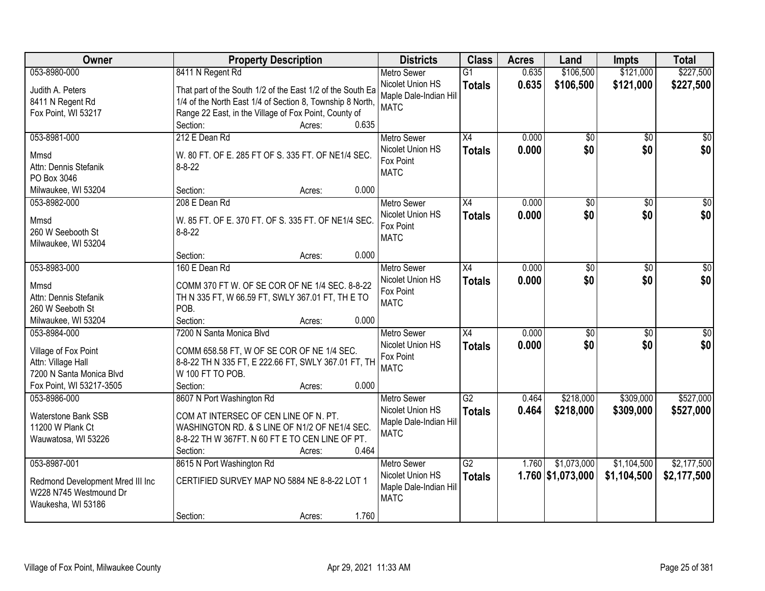| Owner | Property Description | Districts | Class | Acres | Land | Impts | Total |
|---|---|---|---|---|---|---|---|
| 053-8980-000<br>Judith A. Peters<br>8411 N Regent Rd<br>Fox Point, WI 53217 | 8411 N Regent Rd<br>That part of the South 1/2 of the East 1/2 of the South Ea 1/4 of the North East 1/4 of Section 8, Township 8 North, Range 22 East, in the Village of Fox Point, County of<br>Section: Acres: 0.635 | Metro Sewer<br>Nicolet Union HS<br>Maple Dale-Indian Hill<br>MATC | G1<br>**Totals** | 0.635<br>**0.635** | $106,500<br>**$106,500** | $121,000<br>**$121,000** | $227,500<br>**$227,500** |
| 053-8981-000<br>Mmsd<br>Attn: Dennis Stefanik<br>PO Box 3046<br>Milwaukee, WI 53204 | 212 E Dean Rd<br>W. 80 FT. OF E. 285 FT OF S. 335 FT. OF NE1/4 SEC. 8-8-22<br>Section: Acres: 0.000 | Metro Sewer<br>Nicolet Union HS<br>Fox Point<br>MATC | X4<br>**Totals** | 0.000<br>**0.000** | $0<br>**$0** | $0<br>**$0** | $0<br>**$0** |
| 053-8982-000<br>Mmsd<br>260 W Seebooth St<br>Milwaukee, WI 53204 | 208 E Dean Rd<br>W. 85 FT. OF E. 370 FT. OF S. 335 FT. OF NE1/4 SEC. 8-8-22<br>Section: Acres: 0.000 | Metro Sewer<br>Nicolet Union HS<br>Fox Point<br>MATC | X4<br>**Totals** | 0.000<br>**0.000** | $0<br>**$0** | $0<br>**$0** | $0<br>**$0** |
| 053-8983-000<br>Mmsd<br>Attn: Dennis Stefanik<br>260 W Seeboth St<br>Milwaukee, WI 53204 | 160 E Dean Rd<br>COMM 370 FT W. OF SE COR OF NE 1/4 SEC. 8-8-22 TH N 335 FT, W 66.59 FT, SWLY 367.01 FT, TH E TO POB.<br>Section: Acres: 0.000 | Metro Sewer<br>Nicolet Union HS<br>Fox Point<br>MATC | X4<br>**Totals** | 0.000<br>**0.000** | $0<br>**$0** | $0<br>**$0** | $0<br>**$0** |
| 053-8984-000<br>Village of Fox Point<br>Attn: Village Hall<br>7200 N Santa Monica Blvd<br>Fox Point, WI 53217-3505 | 7200 N Santa Monica Blvd<br>COMM 658.58 FT, W OF SE COR OF NE 1/4 SEC. 8-8-22 TH N 335 FT, E 222.66 FT, SWLY 367.01 FT, TH W 100 FT TO POB.<br>Section: Acres: 0.000 | Metro Sewer<br>Nicolet Union HS<br>Fox Point<br>MATC | X4<br>**Totals** | 0.000<br>**0.000** | $0<br>**$0** | $0<br>**$0** | $0<br>**$0** |
| 053-8986-000<br>Waterstone Bank SSB<br>11200 W Plank Ct<br>Wauwatosa, WI 53226 | 8607 N Port Washington Rd<br>COM AT INTERSEC OF CEN LINE OF N. PT. WASHINGTON RD. & S LINE OF N1/2 OF NE1/4 SEC. 8-8-22 TH W 367FT. N 60 FT E TO CEN LINE OF PT.<br>Section: Acres: 0.464 | Metro Sewer<br>Nicolet Union HS<br>Maple Dale-Indian Hill<br>MATC | G2<br>**Totals** | 0.464<br>**0.464** | $218,000<br>**$218,000** | $309,000<br>**$309,000** | $527,000<br>**$527,000** |
| 053-8987-001<br>Redmond Development Mred III Inc<br>W228 N745 Westmound Dr<br>Waukesha, WI 53186 | 8615 N Port Washington Rd<br>CERTIFIED SURVEY MAP NO 5884 NE 8-8-22 LOT 1<br>Section: Acres: 1.760 | Metro Sewer<br>Nicolet Union HS<br>Maple Dale-Indian Hill<br>MATC | G2<br>**Totals** | 1.760<br>**1.760** | $1,073,000<br>**$1,073,000** | $1,104,500<br>**$1,104,500** | $2,177,500<br>**$2,177,500** |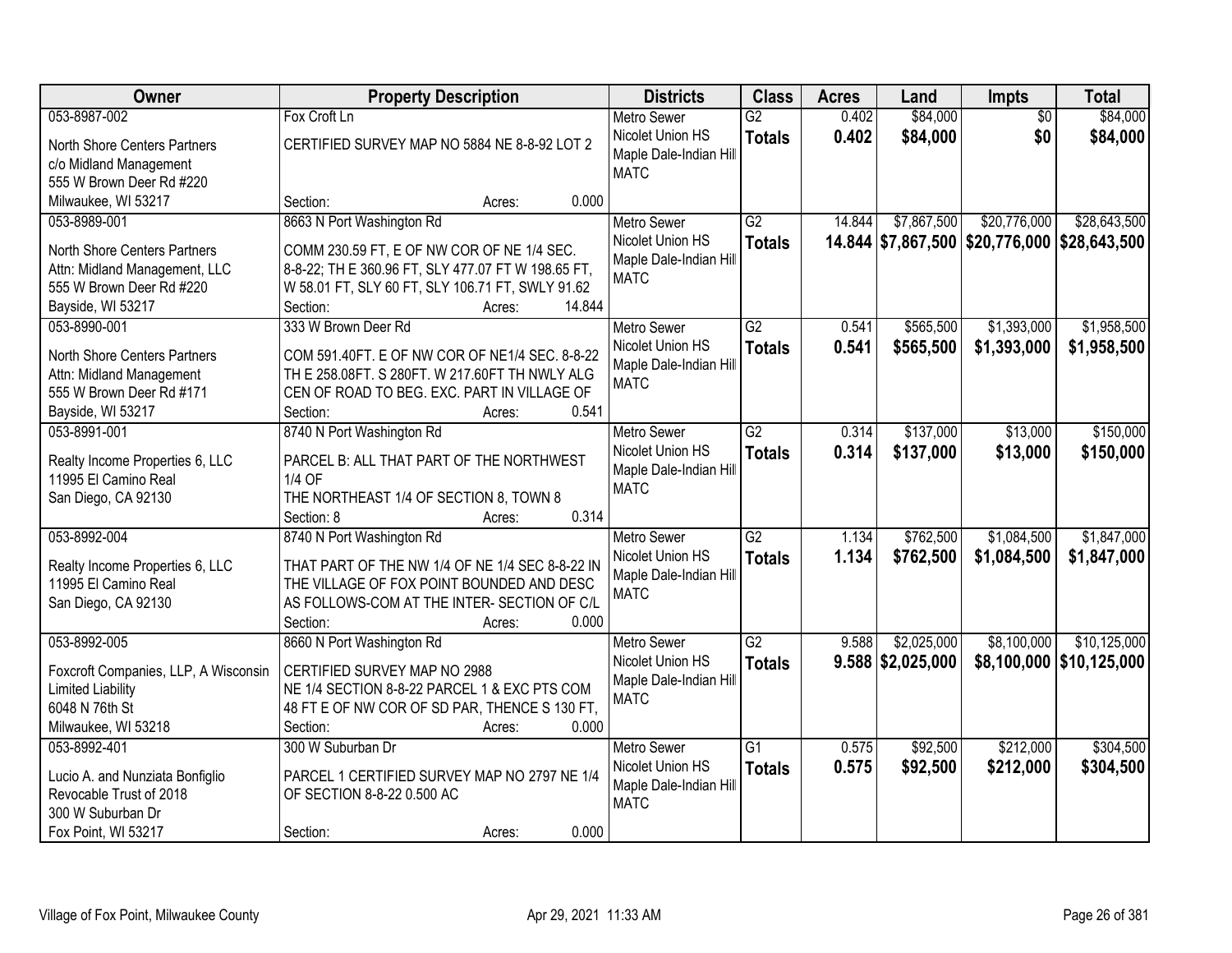| Owner | Property Description | Districts | Class | Acres | Land | Impts | Total |
|---|---|---|---|---|---|---|---|
| 053-8987-002<br>North Shore Centers Partners<br>c/o Midland Management<br>555 W Brown Deer Rd #220<br>Milwaukee, WI 53217 | Fox Croft Ln<br>CERTIFIED SURVEY MAP NO 5884 NE 8-8-92 LOT 2<br>Section: Acres: 0.000 | Metro Sewer<br>Nicolet Union HS<br>Maple Dale-Indian Hill<br>MATC | G2<br>**Totals** | 0.402<br>**0.402** | $84,000<br>**$84,000** | $0<br>**$0** | $84,000<br>**$84,000** |
| 053-8989-001<br>North Shore Centers Partners<br>Attn: Midland Management, LLC<br>555 W Brown Deer Rd #220<br>Bayside, WI 53217 | 8663 N Port Washington Rd<br>COMM 230.59 FT, E OF NW COR OF NE 1/4 SEC. 8-8-22; TH E 360.96 FT, SLY 477.07 FT W 198.65 FT, W 58.01 FT, SLY 60 FT, SLY 106.71 FT, SWLY 91.62<br>Section: Acres: 14.844 | Metro Sewer<br>Nicolet Union HS<br>Maple Dale-Indian Hill<br>MATC | G2<br>**Totals** | 14.844<br>**14.844** | $7,867,500<br>**$7,867,500** | $20,776,000<br>**$20,776,000** | $28,643,500<br>**$28,643,500** |
| 053-8990-001<br>North Shore Centers Partners<br>Attn: Midland Management<br>555 W Brown Deer Rd #171<br>Bayside, WI 53217 | 333 W Brown Deer Rd<br>COM 591.40FT. E OF NW COR OF NE1/4 SEC. 8-8-22 TH E 258.08FT. S 280FT. W 217.60FT TH NWLY ALG CEN OF ROAD TO BEG. EXC. PART IN VILLAGE OF<br>Section: Acres: 0.541 | Metro Sewer<br>Nicolet Union HS<br>Maple Dale-Indian Hill<br>MATC | G2<br>**Totals** | 0.541<br>**0.541** | $565,500<br>**$565,500** | $1,393,000<br>**$1,393,000** | $1,958,500<br>**$1,958,500** |
| 053-8991-001<br>Realty Income Properties 6, LLC<br>11995 El Camino Real<br>San Diego, CA 92130 | 8740 N Port Washington Rd<br>PARCEL B: ALL THAT PART OF THE NORTHWEST 1/4 OF THE NORTHEAST 1/4 OF SECTION 8, TOWN 8<br>Section: 8 Acres: 0.314 | Metro Sewer<br>Nicolet Union HS<br>Maple Dale-Indian Hill<br>MATC | G2<br>**Totals** | 0.314<br>**0.314** | $137,000<br>**$137,000** | $13,000<br>**$13,000** | $150,000<br>**$150,000** |
| 053-8992-004<br>Realty Income Properties 6, LLC<br>11995 El Camino Real<br>San Diego, CA 92130 | 8740 N Port Washington Rd<br>THAT PART OF THE NW 1/4 OF NE 1/4 SEC 8-8-22 IN THE VILLAGE OF FOX POINT BOUNDED AND DESC AS FOLLOWS-COM AT THE INTER- SECTION OF C/L<br>Section: Acres: 0.000 | Metro Sewer<br>Nicolet Union HS<br>Maple Dale-Indian Hill<br>MATC | G2<br>**Totals** | 1.134<br>**1.134** | $762,500<br>**$762,500** | $1,084,500<br>**$1,084,500** | $1,847,000<br>**$1,847,000** |
| 053-8992-005<br>Foxcroft Companies, LLP, A Wisconsin Limited Liability<br>6048 N 76th St<br>Milwaukee, WI 53218 | 8660 N Port Washington Rd<br>CERTIFIED SURVEY MAP NO 2988 NE 1/4 SECTION 8-8-22 PARCEL 1 & EXC PTS COM 48 FT E OF NW COR OF SD PAR, THENCE S 130 FT,<br>Section: Acres: 0.000 | Metro Sewer<br>Nicolet Union HS<br>Maple Dale-Indian Hill<br>MATC | G2<br>**Totals** | 9.588<br>**9.588** | $2,025,000<br>**$2,025,000** | $8,100,000<br>**$8,100,000** | $10,125,000<br>**$10,125,000** |
| 053-8992-401<br>Lucio A. and Nunziata Bonfiglio Revocable Trust of 2018<br>300 W Suburban Dr<br>Fox Point, WI 53217 | 300 W Suburban Dr<br>PARCEL 1 CERTIFIED SURVEY MAP NO 2797 NE 1/4 OF SECTION 8-8-22 0.500 AC<br>Section: Acres: 0.000 | Metro Sewer<br>Nicolet Union HS<br>Maple Dale-Indian Hill<br>MATC | G1<br>**Totals** | 0.575<br>**0.575** | $92,500<br>**$92,500** | $212,000<br>**$212,000** | $304,500<br>**$304,500** |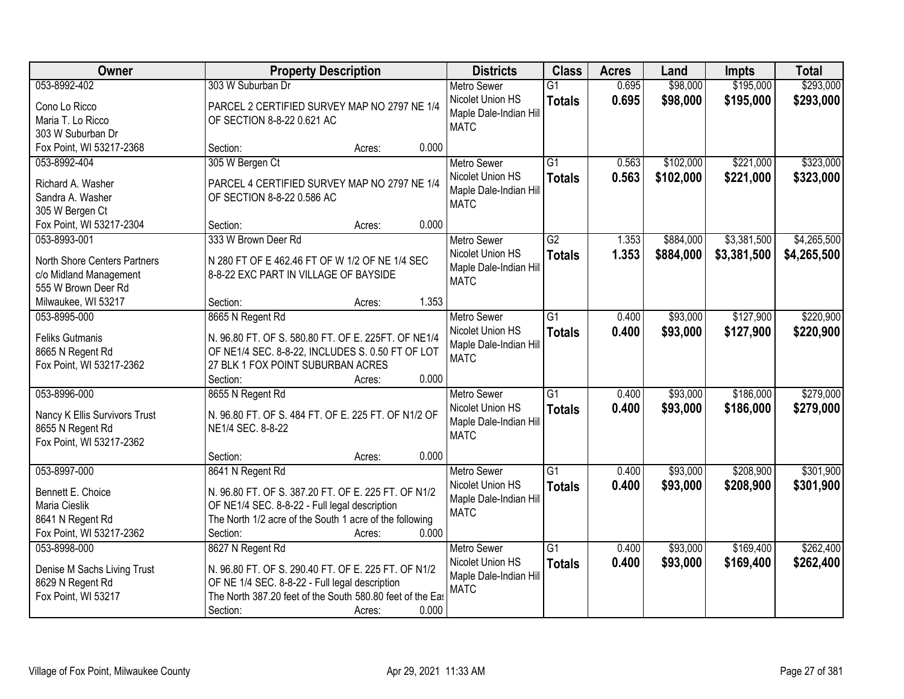| Owner | Property Description | Districts | Class | Acres | Land | Impts | Total |
|---|---|---|---|---|---|---|---|
| 053-8992-402<br><br>Cono Lo Ricco<br>Maria T. Lo Ricco<br>303 W Suburban Dr<br>Fox Point, WI 53217-2368 | 303 W Suburban Dr<br><br>PARCEL 2 CERTIFIED SURVEY MAP NO 2797 NE 1/4 OF SECTION 8-8-22 0.621 AC<br><br>Section: Acres: 0.000 | Metro Sewer<br>Nicolet Union HS<br>Maple Dale-Indian Hill<br>MATC | G1<br>**Totals** | 0.695<br>**0.695** | $98,000<br>**$98,000** | $195,000<br>**$195,000** | $293,000<br>**$293,000** |
| 053-8992-404<br><br>Richard A. Washer<br>Sandra A. Washer<br>305 W Bergen Ct<br>Fox Point, WI 53217-2304 | 305 W Bergen Ct<br><br>PARCEL 4 CERTIFIED SURVEY MAP NO 2797 NE 1/4 OF SECTION 8-8-22 0.586 AC<br><br>Section: Acres: 0.000 | Metro Sewer<br>Nicolet Union HS<br>Maple Dale-Indian Hill<br>MATC | G1<br>**Totals** | 0.563<br>**0.563** | $102,000<br>**$102,000** | $221,000<br>**$221,000** | $323,000<br>**$323,000** |
| 053-8993-001<br><br>North Shore Centers Partners<br>c/o Midland Management<br>555 W Brown Deer Rd<br>Milwaukee, WI 53217 | 333 W Brown Deer Rd<br><br>N 280 FT OF E 462.46 FT OF W 1/2 OF NE 1/4 SEC 8-8-22 EXC PART IN VILLAGE OF BAYSIDE<br><br>Section: Acres: 1.353 | Metro Sewer<br>Nicolet Union HS<br>Maple Dale-Indian Hill<br>MATC | G2<br>**Totals** | 1.353<br>**1.353** | $884,000<br>**$884,000** | $3,381,500<br>**$3,381,500** | $4,265,500<br>**$4,265,500** |
| 053-8995-000<br><br>Feliks Gutmanis<br>8665 N Regent Rd<br>Fox Point, WI 53217-2362 | 8665 N Regent Rd<br><br>N. 96.80 FT. OF S. 580.80 FT. OF E. 225FT. OF NE1/4 OF NE1/4 SEC. 8-8-22, INCLUDES S. 0.50 FT OF LOT 27 BLK 1 FOX POINT SUBURBAN ACRES<br>Section: Acres: 0.000 | Metro Sewer<br>Nicolet Union HS<br>Maple Dale-Indian Hill<br>MATC | G1<br>**Totals** | 0.400<br>**0.400** | $93,000<br>**$93,000** | $127,900<br>**$127,900** | $220,900<br>**$220,900** |
| 053-8996-000<br><br>Nancy K Ellis Survivors Trust<br>8655 N Regent Rd<br>Fox Point, WI 53217-2362 | 8655 N Regent Rd<br><br>N. 96.80 FT. OF S. 484 FT. OF E. 225 FT. OF N1/2 OF NE1/4 SEC. 8-8-22<br><br>Section: Acres: 0.000 | Metro Sewer<br>Nicolet Union HS<br>Maple Dale-Indian Hill<br>MATC | G1<br>**Totals** | 0.400<br>**0.400** | $93,000<br>**$93,000** | $186,000<br>**$186,000** | $279,000<br>**$279,000** |
| 053-8997-000<br><br>Bennett E. Choice<br>Maria Cieslik<br>8641 N Regent Rd<br>Fox Point, WI 53217-2362 | 8641 N Regent Rd<br><br>N. 96.80 FT. OF S. 387.20 FT. OF E. 225 FT. OF N1/2 OF NE1/4 SEC. 8-8-22 - Full legal description The North 1/2 acre of the South 1 acre of the following<br>Section: Acres: 0.000 | Metro Sewer<br>Nicolet Union HS<br>Maple Dale-Indian Hill<br>MATC | G1<br>**Totals** | 0.400<br>**0.400** | $93,000<br>**$93,000** | $208,900<br>**$208,900** | $301,900<br>**$301,900** |
| 053-8998-000<br><br>Denise M Sachs Living Trust<br>8629 N Regent Rd<br>Fox Point, WI 53217 | 8627 N Regent Rd<br><br>N. 96.80 FT. OF S. 290.40 FT. OF E. 225 FT. OF N1/2 OF NE 1/4 SEC. 8-8-22 - Full legal description The North 387.20 feet of the South 580.80 feet of the Eas<br>Section: Acres: 0.000 | Metro Sewer<br>Nicolet Union HS<br>Maple Dale-Indian Hill<br>MATC | G1<br>**Totals** | 0.400<br>**0.400** | $93,000<br>**$93,000** | $169,400<br>**$169,400** | $262,400<br>**$262,400** |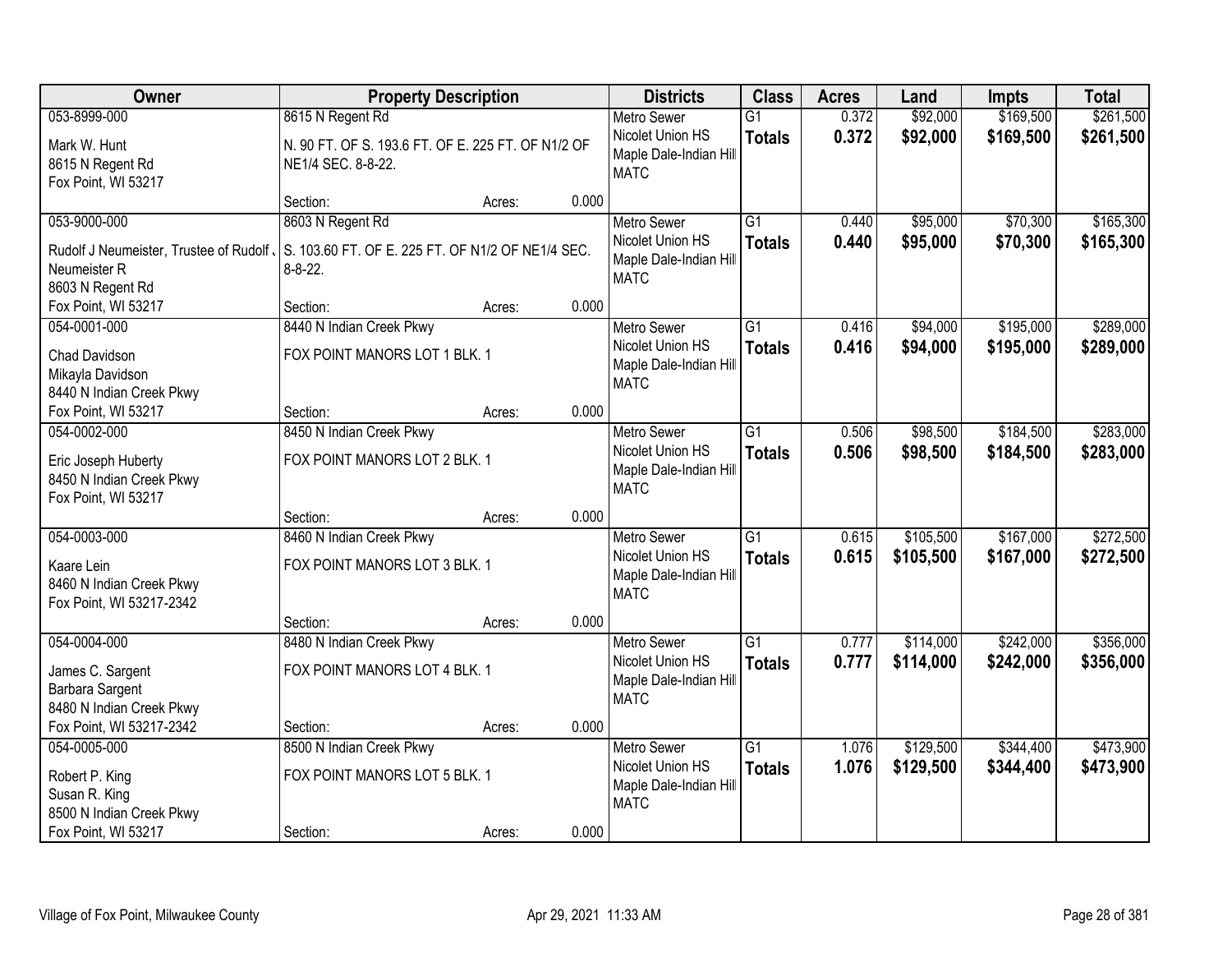| Owner | Property Description | | | Districts | Class | Acres | Land | Impts | Total |
|---|---|---|---|---|---|---|---|---|---|
| 053-8999-000<br>Mark W. Hunt<br>8615 N Regent Rd<br>Fox Point, WI 53217 | 8615 N Regent Rd<br>N. 90 FT. OF S. 193.6 FT. OF E. 225 FT. OF N1/2 OF NE1/4 SEC. 8-8-22.<br>Section: | Acres: | 0.000 | Metro Sewer<br>Nicolet Union HS<br>Maple Dale-Indian Hill<br>MATC | G1<br>**Totals** | 0.372<br>**0.372** | $92,000<br>**$92,000** | $169,500<br>**$169,500** | $261,500<br>**$261,500** |
| 053-9000-000<br>Rudolf J Neumeister, Trustee of Rudolf J Neumeister R<br>8603 N Regent Rd<br>Fox Point, WI 53217 | 8603 N Regent Rd<br>S. 103.60 FT. OF E. 225 FT. OF N1/2 OF NE1/4 SEC. 8-8-22.<br>Section: | Acres: | 0.000 | Metro Sewer<br>Nicolet Union HS<br>Maple Dale-Indian Hill<br>MATC | G1<br>**Totals** | 0.440<br>**0.440** | $95,000<br>**$95,000** | $70,300<br>**$70,300** | $165,300<br>**$165,300** |
| 054-0001-000<br>Chad Davidson<br>Mikayla Davidson<br>8440 N Indian Creek Pkwy<br>Fox Point, WI 53217 | 8440 N Indian Creek Pkwy<br>FOX POINT MANORS LOT 1 BLK. 1<br>Section: | Acres: | 0.000 | Metro Sewer<br>Nicolet Union HS<br>Maple Dale-Indian Hill<br>MATC | G1<br>**Totals** | 0.416<br>**0.416** | $94,000<br>**$94,000** | $195,000<br>**$195,000** | $289,000<br>**$289,000** |
| 054-0002-000<br>Eric Joseph Huberty<br>8450 N Indian Creek Pkwy<br>Fox Point, WI 53217 | 8450 N Indian Creek Pkwy<br>FOX POINT MANORS LOT 2 BLK. 1<br>Section: | Acres: | 0.000 | Metro Sewer<br>Nicolet Union HS<br>Maple Dale-Indian Hill<br>MATC | G1<br>**Totals** | 0.506<br>**0.506** | $98,500<br>**$98,500** | $184,500<br>**$184,500** | $283,000<br>**$283,000** |
| 054-0003-000<br>Kaare Lein<br>8460 N Indian Creek Pkwy<br>Fox Point, WI 53217-2342 | 8460 N Indian Creek Pkwy<br>FOX POINT MANORS LOT 3 BLK. 1<br>Section: | Acres: | 0.000 | Metro Sewer<br>Nicolet Union HS<br>Maple Dale-Indian Hill<br>MATC | G1<br>**Totals** | 0.615<br>**0.615** | $105,500<br>**$105,500** | $167,000<br>**$167,000** | $272,500<br>**$272,500** |
| 054-0004-000<br>James C. Sargent<br>Barbara Sargent<br>8480 N Indian Creek Pkwy<br>Fox Point, WI 53217-2342 | 8480 N Indian Creek Pkwy<br>FOX POINT MANORS LOT 4 BLK. 1<br>Section: | Acres: | 0.000 | Metro Sewer<br>Nicolet Union HS<br>Maple Dale-Indian Hill<br>MATC | G1<br>**Totals** | 0.777<br>**0.777** | $114,000<br>**$114,000** | $242,000<br>**$242,000** | $356,000<br>**$356,000** |
| 054-0005-000<br>Robert P. King<br>Susan R. King<br>8500 N Indian Creek Pkwy<br>Fox Point, WI 53217 | 8500 N Indian Creek Pkwy<br>FOX POINT MANORS LOT 5 BLK. 1<br>Section: | Acres: | 0.000 | Metro Sewer<br>Nicolet Union HS<br>Maple Dale-Indian Hill<br>MATC | G1<br>**Totals** | 1.076<br>**1.076** | $129,500<br>**$129,500** | $344,400<br>**$344,400** | $473,900<br>**$473,900** |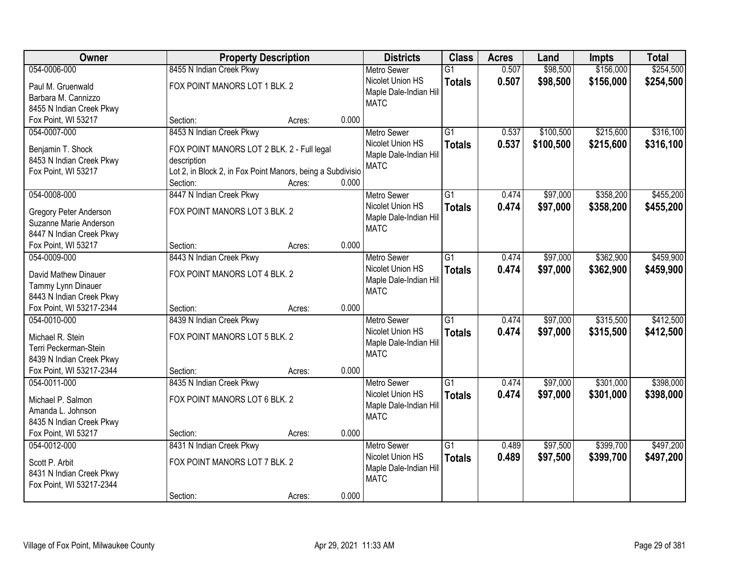| Owner | Property Description | Districts | Class | Acres | Land | Impts | Total |
|---|---|---|---|---|---|---|---|
| 054-0006-000<br>Paul M. Gruenwald<br>Barbara M. Cannizzo<br>8455 N Indian Creek Pkwy<br>Fox Point, WI 53217 | 8455 N Indian Creek Pkwy<br>FOX POINT MANORS LOT 1 BLK. 2<br>Section: Acres: 0.000 | Metro Sewer<br>Nicolet Union HS<br>Maple Dale-Indian Hill<br>MATC | G1<br>**Totals** | 0.507<br>**0.507** | $98,500<br>**$98,500** | $156,000<br>**$156,000** | $254,500<br>**$254,500** |
| 054-0007-000<br>Benjamin T. Shock<br>8453 N Indian Creek Pkwy<br>Fox Point, WI 53217 | 8453 N Indian Creek Pkwy<br>FOX POINT MANORS LOT 2 BLK. 2 - Full legal description<br>Lot 2, in Block 2, in Fox Point Manors, being a Subdivisio<br>Section: Acres: 0.000 | Metro Sewer<br>Nicolet Union HS<br>Maple Dale-Indian Hill<br>MATC | G1<br>**Totals** | 0.537<br>**0.537** | $100,500<br>**$100,500** | $215,600<br>**$215,600** | $316,100<br>**$316,100** |
| 054-0008-000<br>Gregory Peter Anderson<br>Suzanne Marie Anderson<br>8447 N Indian Creek Pkwy<br>Fox Point, WI 53217 | 8447 N Indian Creek Pkwy<br>FOX POINT MANORS LOT 3 BLK. 2<br>Section: Acres: 0.000 | Metro Sewer<br>Nicolet Union HS<br>Maple Dale-Indian Hill<br>MATC | G1<br>**Totals** | 0.474<br>**0.474** | $97,000<br>**$97,000** | $358,200<br>**$358,200** | $455,200<br>**$455,200** |
| 054-0009-000<br>David Mathew Dinauer<br>Tammy Lynn Dinauer<br>8443 N Indian Creek Pkwy<br>Fox Point, WI 53217-2344 | 8443 N Indian Creek Pkwy<br>FOX POINT MANORS LOT 4 BLK. 2<br>Section: Acres: 0.000 | Metro Sewer<br>Nicolet Union HS<br>Maple Dale-Indian Hill<br>MATC | G1<br>**Totals** | 0.474<br>**0.474** | $97,000<br>**$97,000** | $362,900<br>**$362,900** | $459,900<br>**$459,900** |
| 054-0010-000<br>Michael R. Stein<br>Terri Peckerman-Stein<br>8439 N Indian Creek Pkwy<br>Fox Point, WI 53217-2344 | 8439 N Indian Creek Pkwy<br>FOX POINT MANORS LOT 5 BLK. 2<br>Section: Acres: 0.000 | Metro Sewer<br>Nicolet Union HS<br>Maple Dale-Indian Hill<br>MATC | G1<br>**Totals** | 0.474<br>**0.474** | $97,000<br>**$97,000** | $315,500<br>**$315,500** | $412,500<br>**$412,500** |
| 054-0011-000<br>Michael P. Salmon<br>Amanda L. Johnson<br>8435 N Indian Creek Pkwy<br>Fox Point, WI 53217 | 8435 N Indian Creek Pkwy<br>FOX POINT MANORS LOT 6 BLK. 2<br>Section: Acres: 0.000 | Metro Sewer<br>Nicolet Union HS<br>Maple Dale-Indian Hill<br>MATC | G1<br>**Totals** | 0.474<br>**0.474** | $97,000<br>**$97,000** | $301,000<br>**$301,000** | $398,000<br>**$398,000** |
| 054-0012-000<br>Scott P. Arbit<br>8431 N Indian Creek Pkwy<br>Fox Point, WI 53217-2344 | 8431 N Indian Creek Pkwy<br>FOX POINT MANORS LOT 7 BLK. 2<br>Section: Acres: 0.000 | Metro Sewer<br>Nicolet Union HS<br>Maple Dale-Indian Hill<br>MATC | G1<br>**Totals** | 0.489<br>**0.489** | $97,500<br>**$97,500** | $399,700<br>**$399,700** | $497,200<br>**$497,200** |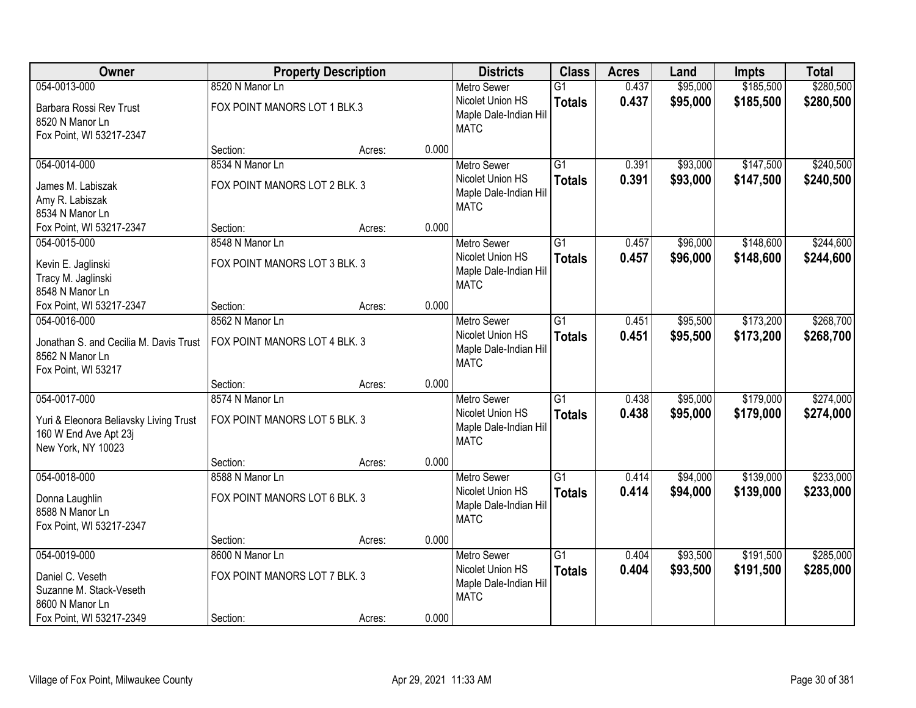| Owner | Property Description | | | Districts | Class | Acres | Land | Impts | Total |
|---|---|---|---|---|---|---|---|---|---|
| 054-0013-000<br>Barbara Rossi Rev Trust<br>8520 N Manor Ln<br>Fox Point, WI 53217-2347 | 8520 N Manor Ln<br>FOX POINT MANORS LOT 1 BLK.3<br>Section: | Acres: | 0.000 | Metro Sewer<br>Nicolet Union HS<br>Maple Dale-Indian Hill<br>MATC | G1<br>**Totals** | 0.437<br>**0.437** | \$95,000<br>**\$95,000** | \$185,500<br>**\$185,500** | \$280,500<br>**\$280,500** |
| 054-0014-000<br>James M. Labiszak<br>Amy R. Labiszak<br>8534 N Manor Ln<br>Fox Point, WI 53217-2347 | 8534 N Manor Ln<br>FOX POINT MANORS LOT 2 BLK. 3<br>Section: | Acres: | 0.000 | Metro Sewer<br>Nicolet Union HS<br>Maple Dale-Indian Hill<br>MATC | G1<br>**Totals** | 0.391<br>**0.391** | \$93,000<br>**\$93,000** | \$147,500<br>**\$147,500** | \$240,500<br>**\$240,500** |
| 054-0015-000<br>Kevin E. Jaglinski<br>Tracy M. Jaglinski<br>8548 N Manor Ln<br>Fox Point, WI 53217-2347 | 8548 N Manor Ln<br>FOX POINT MANORS LOT 3 BLK. 3<br>Section: | Acres: | 0.000 | Metro Sewer<br>Nicolet Union HS<br>Maple Dale-Indian Hill<br>MATC | G1<br>**Totals** | 0.457<br>**0.457** | \$96,000<br>**\$96,000** | \$148,600<br>**\$148,600** | \$244,600<br>**\$244,600** |
| 054-0016-000<br>Jonathan S. and Cecilia M. Davis Trust<br>8562 N Manor Ln<br>Fox Point, WI 53217 | 8562 N Manor Ln<br>FOX POINT MANORS LOT 4 BLK. 3<br>Section: | Acres: | 0.000 | Metro Sewer<br>Nicolet Union HS<br>Maple Dale-Indian Hill<br>MATC | G1<br>**Totals** | 0.451<br>**0.451** | \$95,500<br>**\$95,500** | \$173,200<br>**\$173,200** | \$268,700<br>**\$268,700** |
| 054-0017-000<br>Yuri & Eleonora Beliavsky Living Trust<br>160 W End Ave Apt 23j<br>New York, NY 10023 | 8574 N Manor Ln<br>FOX POINT MANORS LOT 5 BLK. 3<br>Section: | Acres: | 0.000 | Metro Sewer<br>Nicolet Union HS<br>Maple Dale-Indian Hill<br>MATC | G1<br>**Totals** | 0.438<br>**0.438** | \$95,000<br>**\$95,000** | \$179,000<br>**\$179,000** | \$274,000<br>**\$274,000** |
| 054-0018-000<br>Donna Laughlin<br>8588 N Manor Ln<br>Fox Point, WI 53217-2347 | 8588 N Manor Ln<br>FOX POINT MANORS LOT 6 BLK. 3<br>Section: | Acres: | 0.000 | Metro Sewer<br>Nicolet Union HS<br>Maple Dale-Indian Hill<br>MATC | G1<br>**Totals** | 0.414<br>**0.414** | \$94,000<br>**\$94,000** | \$139,000<br>**\$139,000** | \$233,000<br>**\$233,000** |
| 054-0019-000<br>Daniel C. Veseth<br>Suzanne M. Stack-Veseth<br>8600 N Manor Ln<br>Fox Point, WI 53217-2349 | 8600 N Manor Ln<br>FOX POINT MANORS LOT 7 BLK. 3<br>Section: | Acres: | 0.000 | Metro Sewer<br>Nicolet Union HS<br>Maple Dale-Indian Hill<br>MATC | G1<br>**Totals** | 0.404<br>**0.404** | \$93,500<br>**\$93,500** | \$191,500<br>**\$191,500** | \$285,000<br>**\$285,000** |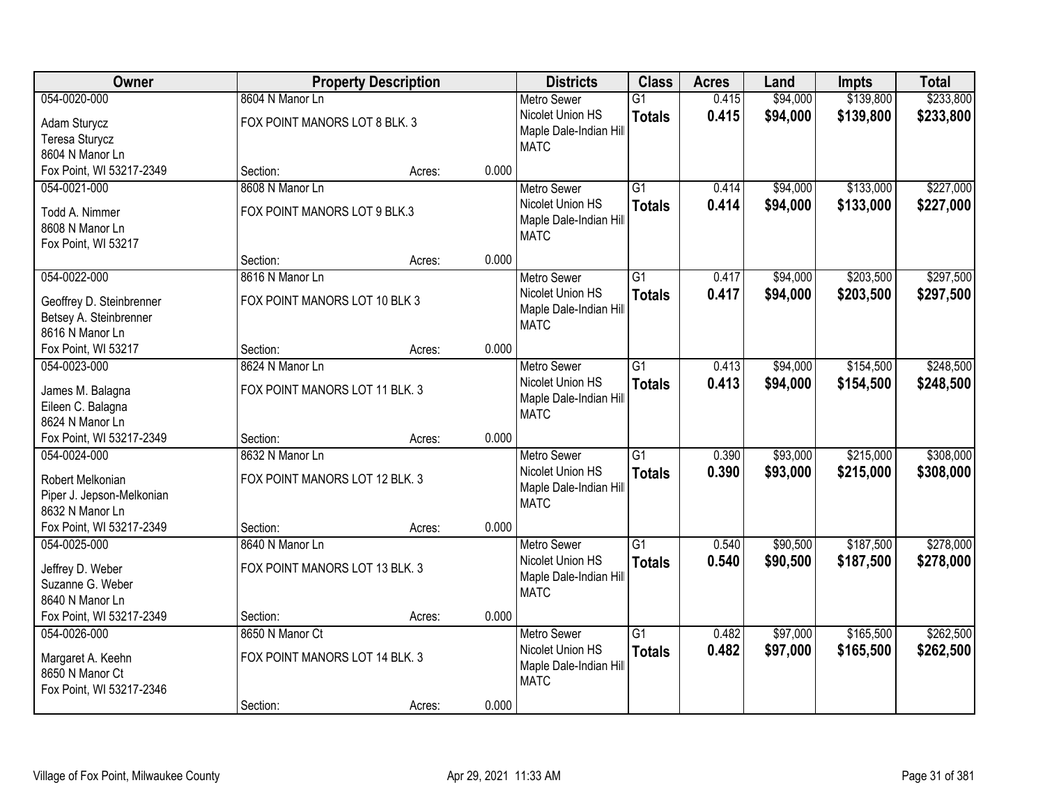| Owner | Property Description | | | Districts | Class | Acres | Land | Impts | Total |
|---|---|---|---|---|---|---|---|---|---|
| 054-0020-000 | 8604 N Manor Ln | | | Metro Sewer | G1 | 0.415 | $94,000 | $139,800 | $233,800 |
| Adam Sturycz<br>Teresa Sturycz<br>8604 N Manor Ln<br>Fox Point, WI 53217-2349 | FOX POINT MANORS LOT 8 BLK. 3 | | | Nicolet Union HS<br>Maple Dale-Indian Hill<br>MATC | **Totals** | **0.415** | **$94,000** | **$139,800** | **$233,800** |
| | Section: | Acres: | 0.000 | | | | | | |
| 054-0021-000 | 8608 N Manor Ln | | | Metro Sewer | G1 | 0.414 | $94,000 | $133,000 | $227,000 |
| Todd A. Nimmer<br>8608 N Manor Ln<br>Fox Point, WI 53217 | FOX POINT MANORS LOT 9 BLK.3 | | | Nicolet Union HS<br>Maple Dale-Indian Hill<br>MATC | **Totals** | **0.414** | **$94,000** | **$133,000** | **$227,000** |
| | Section: | Acres: | 0.000 | | | | | | |
| 054-0022-000 | 8616 N Manor Ln | | | Metro Sewer | G1 | 0.417 | $94,000 | $203,500 | $297,500 |
| Geoffrey D. Steinbrenner<br>Betsey A. Steinbrenner<br>8616 N Manor Ln<br>Fox Point, WI 53217 | FOX POINT MANORS LOT 10 BLK 3 | | | Nicolet Union HS<br>Maple Dale-Indian Hill<br>MATC | **Totals** | **0.417** | **$94,000** | **$203,500** | **$297,500** |
| | Section: | Acres: | 0.000 | | | | | | |
| 054-0023-000 | 8624 N Manor Ln | | | Metro Sewer | G1 | 0.413 | $94,000 | $154,500 | $248,500 |
| James M. Balagna<br>Eileen C. Balagna<br>8624 N Manor Ln<br>Fox Point, WI 53217-2349 | FOX POINT MANORS LOT 11 BLK. 3 | | | Nicolet Union HS<br>Maple Dale-Indian Hill<br>MATC | **Totals** | **0.413** | **$94,000** | **$154,500** | **$248,500** |
| | Section: | Acres: | 0.000 | | | | | | |
| 054-0024-000 | 8632 N Manor Ln | | | Metro Sewer | G1 | 0.390 | $93,000 | $215,000 | $308,000 |
| Robert Melkonian<br>Piper J. Jepson-Melkonian<br>8632 N Manor Ln<br>Fox Point, WI 53217-2349 | FOX POINT MANORS LOT 12 BLK. 3 | | | Nicolet Union HS<br>Maple Dale-Indian Hill<br>MATC | **Totals** | **0.390** | **$93,000** | **$215,000** | **$308,000** |
| | Section: | Acres: | 0.000 | | | | | | |
| 054-0025-000 | 8640 N Manor Ln | | | Metro Sewer | G1 | 0.540 | $90,500 | $187,500 | $278,000 |
| Jeffrey D. Weber<br>Suzanne G. Weber<br>8640 N Manor Ln<br>Fox Point, WI 53217-2349 | FOX POINT MANORS LOT 13 BLK. 3 | | | Nicolet Union HS<br>Maple Dale-Indian Hill<br>MATC | **Totals** | **0.540** | **$90,500** | **$187,500** | **$278,000** |
| | Section: | Acres: | 0.000 | | | | | | |
| 054-0026-000 | 8650 N Manor Ct | | | Metro Sewer | G1 | 0.482 | $97,000 | $165,500 | $262,500 |
| Margaret A. Keehn<br>8650 N Manor Ct<br>Fox Point, WI 53217-2346 | FOX POINT MANORS LOT 14 BLK. 3 | | | Nicolet Union HS<br>Maple Dale-Indian Hill<br>MATC | **Totals** | **0.482** | **$97,000** | **$165,500** | **$262,500** |
| | Section: | Acres: | 0.000 | | | | | | |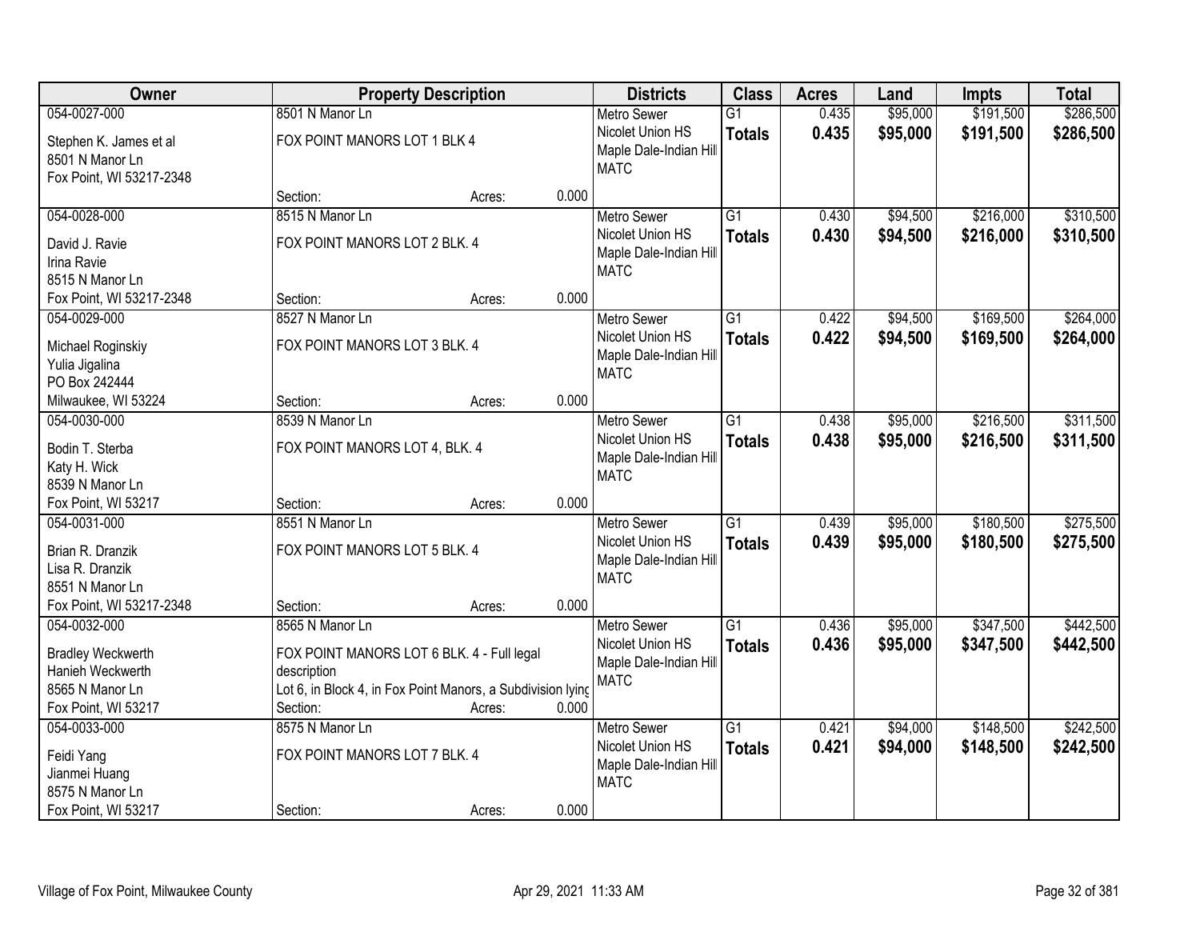| Owner | Property Description | Districts | Class | Acres | Land | Impts | Total |
|---|---|---|---|---|---|---|---|
| 054-0027-000<br>Stephen K. James et al<br>8501 N Manor Ln<br>Fox Point, WI 53217-2348 | 8501 N Manor Ln<br>FOX POINT MANORS LOT 1 BLK 4<br>Section: Acres: 0.000 | Metro Sewer<br>Nicolet Union HS<br>Maple Dale-Indian Hill<br>MATC | G1<br>**Totals** | 0.435<br>**0.435** | $95,000<br>**$95,000** | $191,500<br>**$191,500** | $286,500<br>**$286,500** |
| 054-0028-000<br>David J. Ravie<br>Irina Ravie<br>8515 N Manor Ln<br>Fox Point, WI 53217-2348 | 8515 N Manor Ln<br>FOX POINT MANORS LOT 2 BLK. 4<br>Section: Acres: 0.000 | Metro Sewer<br>Nicolet Union HS<br>Maple Dale-Indian Hill<br>MATC | G1<br>**Totals** | 0.430<br>**0.430** | $94,500<br>**$94,500** | $216,000<br>**$216,000** | $310,500<br>**$310,500** |
| 054-0029-000<br>Michael Roginskiy<br>Yulia Jigalina<br>PO Box 242444<br>Milwaukee, WI 53224 | 8527 N Manor Ln<br>FOX POINT MANORS LOT 3 BLK. 4<br>Section: Acres: 0.000 | Metro Sewer<br>Nicolet Union HS<br>Maple Dale-Indian Hill<br>MATC | G1<br>**Totals** | 0.422<br>**0.422** | $94,500<br>**$94,500** | $169,500<br>**$169,500** | $264,000<br>**$264,000** |
| 054-0030-000<br>Bodin T. Sterba<br>Katy H. Wick<br>8539 N Manor Ln<br>Fox Point, WI 53217 | 8539 N Manor Ln<br>FOX POINT MANORS LOT 4, BLK. 4<br>Section: Acres: 0.000 | Metro Sewer<br>Nicolet Union HS<br>Maple Dale-Indian Hill<br>MATC | G1<br>**Totals** | 0.438<br>**0.438** | $95,000<br>**$95,000** | $216,500<br>**$216,500** | $311,500<br>**$311,500** |
| 054-0031-000<br>Brian R. Dranzik<br>Lisa R. Dranzik<br>8551 N Manor Ln<br>Fox Point, WI 53217-2348 | 8551 N Manor Ln<br>FOX POINT MANORS LOT 5 BLK. 4<br>Section: Acres: 0.000 | Metro Sewer<br>Nicolet Union HS<br>Maple Dale-Indian Hill<br>MATC | G1<br>**Totals** | 0.439<br>**0.439** | $95,000<br>**$95,000** | $180,500<br>**$180,500** | $275,500<br>**$275,500** |
| 054-0032-000<br>Bradley Weckwerth<br>Hanieh Weckwerth<br>8565 N Manor Ln<br>Fox Point, WI 53217 | 8565 N Manor Ln<br>FOX POINT MANORS LOT 6 BLK. 4 - Full legal description<br>Lot 6, in Block 4, in Fox Point Manors, a Subdivision lying<br>Section: Acres: 0.000 | Metro Sewer<br>Nicolet Union HS<br>Maple Dale-Indian Hill<br>MATC | G1<br>**Totals** | 0.436<br>**0.436** | $95,000<br>**$95,000** | $347,500<br>**$347,500** | $442,500<br>**$442,500** |
| 054-0033-000<br>Feidi Yang<br>Jianmei Huang<br>8575 N Manor Ln<br>Fox Point, WI 53217 | 8575 N Manor Ln<br>FOX POINT MANORS LOT 7 BLK. 4<br>Section: Acres: 0.000 | Metro Sewer<br>Nicolet Union HS<br>Maple Dale-Indian Hill<br>MATC | G1<br>**Totals** | 0.421<br>**0.421** | $94,000<br>**$94,000** | $148,500<br>**$148,500** | $242,500<br>**$242,500** |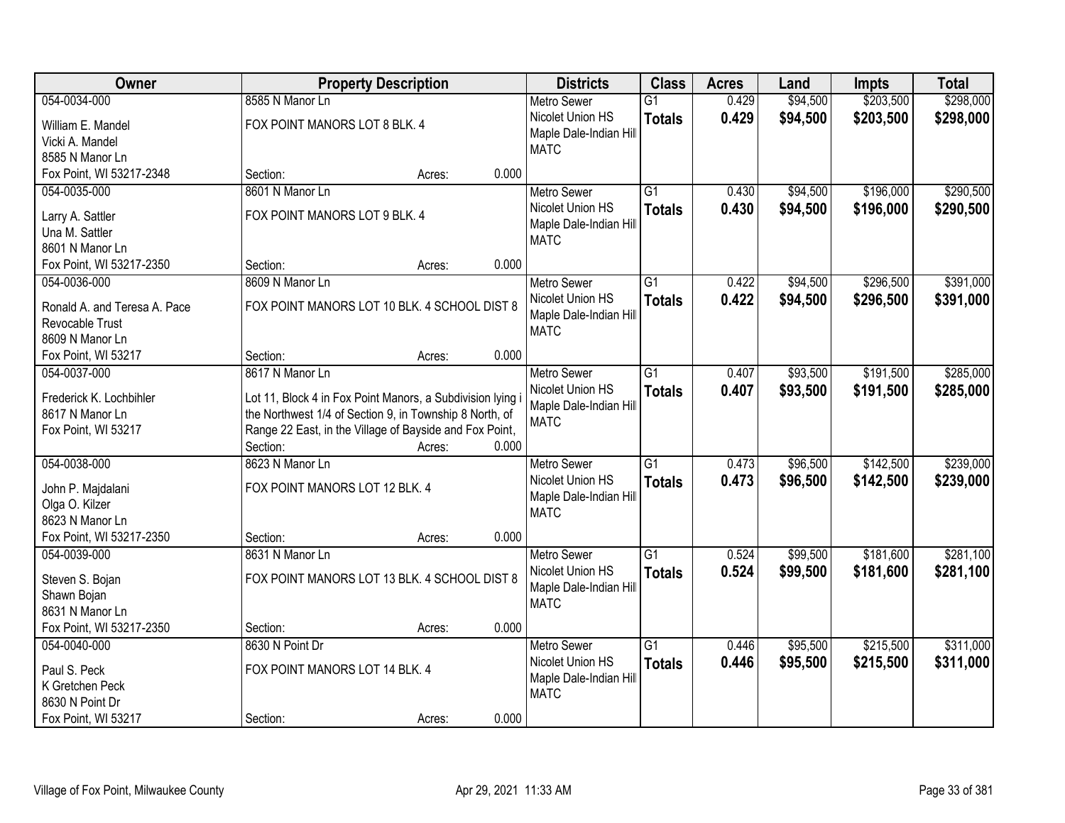| Owner | Property Description | Districts | Class | Acres | Land | Impts | Total |
|---|---|---|---|---|---|---|---|
| 054-0034-000<br>William E. Mandel<br>Vicki A. Mandel<br>8585 N Manor Ln<br>Fox Point, WI 53217-2348 | 8585 N Manor Ln<br>FOX POINT MANORS LOT 8 BLK. 4<br>Section: Acres: 0.000 | Metro Sewer<br>Nicolet Union HS<br>Maple Dale-Indian Hill<br>MATC | G1<br>**Totals** | 0.429<br>**0.429** | $94,500<br>**$94,500** | $203,500<br>**$203,500** | $298,000<br>**$298,000** |
| 054-0035-000<br>Larry A. Sattler<br>Una M. Sattler<br>8601 N Manor Ln<br>Fox Point, WI 53217-2350 | 8601 N Manor Ln<br>FOX POINT MANORS LOT 9 BLK. 4<br>Section: Acres: 0.000 | Metro Sewer<br>Nicolet Union HS<br>Maple Dale-Indian Hill<br>MATC | G1<br>**Totals** | 0.430<br>**0.430** | $94,500<br>**$94,500** | $196,000<br>**$196,000** | $290,500<br>**$290,500** |
| 054-0036-000<br>Ronald A. and Teresa A. Pace<br>Revocable Trust<br>8609 N Manor Ln<br>Fox Point, WI 53217 | 8609 N Manor Ln<br>FOX POINT MANORS LOT 10 BLK. 4 SCHOOL DIST 8<br>Section: Acres: 0.000 | Metro Sewer<br>Nicolet Union HS<br>Maple Dale-Indian Hill<br>MATC | G1<br>**Totals** | 0.422<br>**0.422** | $94,500<br>**$94,500** | $296,500<br>**$296,500** | $391,000<br>**$391,000** |
| 054-0037-000<br>Frederick K. Lochbihler<br>8617 N Manor Ln<br>Fox Point, WI 53217 | 8617 N Manor Ln<br>Lot 11, Block 4 in Fox Point Manors, a Subdivision lying i the Northwest 1/4 of Section 9, in Township 8 North, of Range 22 East, in the Village of Bayside and Fox Point,<br>Section: Acres: 0.000 | Metro Sewer<br>Nicolet Union HS<br>Maple Dale-Indian Hill<br>MATC | G1<br>**Totals** | 0.407<br>**0.407** | $93,500<br>**$93,500** | $191,500<br>**$191,500** | $285,000<br>**$285,000** |
| 054-0038-000<br>John P. Majdalani<br>Olga O. Kilzer<br>8623 N Manor Ln<br>Fox Point, WI 53217-2350 | 8623 N Manor Ln<br>FOX POINT MANORS LOT 12 BLK. 4<br>Section: Acres: 0.000 | Metro Sewer<br>Nicolet Union HS<br>Maple Dale-Indian Hill<br>MATC | G1<br>**Totals** | 0.473<br>**0.473** | $96,500<br>**$96,500** | $142,500<br>**$142,500** | $239,000<br>**$239,000** |
| 054-0039-000<br>Steven S. Bojan<br>Shawn Bojan<br>8631 N Manor Ln<br>Fox Point, WI 53217-2350 | 8631 N Manor Ln<br>FOX POINT MANORS LOT 13 BLK. 4 SCHOOL DIST 8<br>Section: Acres: 0.000 | Metro Sewer<br>Nicolet Union HS<br>Maple Dale-Indian Hill<br>MATC | G1<br>**Totals** | 0.524<br>**0.524** | $99,500<br>**$99,500** | $181,600<br>**$181,600** | $281,100<br>**$281,100** |
| 054-0040-000<br>Paul S. Peck<br>K Gretchen Peck<br>8630 N Point Dr<br>Fox Point, WI 53217 | 8630 N Point Dr<br>FOX POINT MANORS LOT 14 BLK. 4<br>Section: Acres: 0.000 | Metro Sewer<br>Nicolet Union HS<br>Maple Dale-Indian Hill<br>MATC | G1<br>**Totals** | 0.446<br>**0.446** | $95,500<br>**$95,500** | $215,500<br>**$215,500** | $311,000<br>**$311,000** |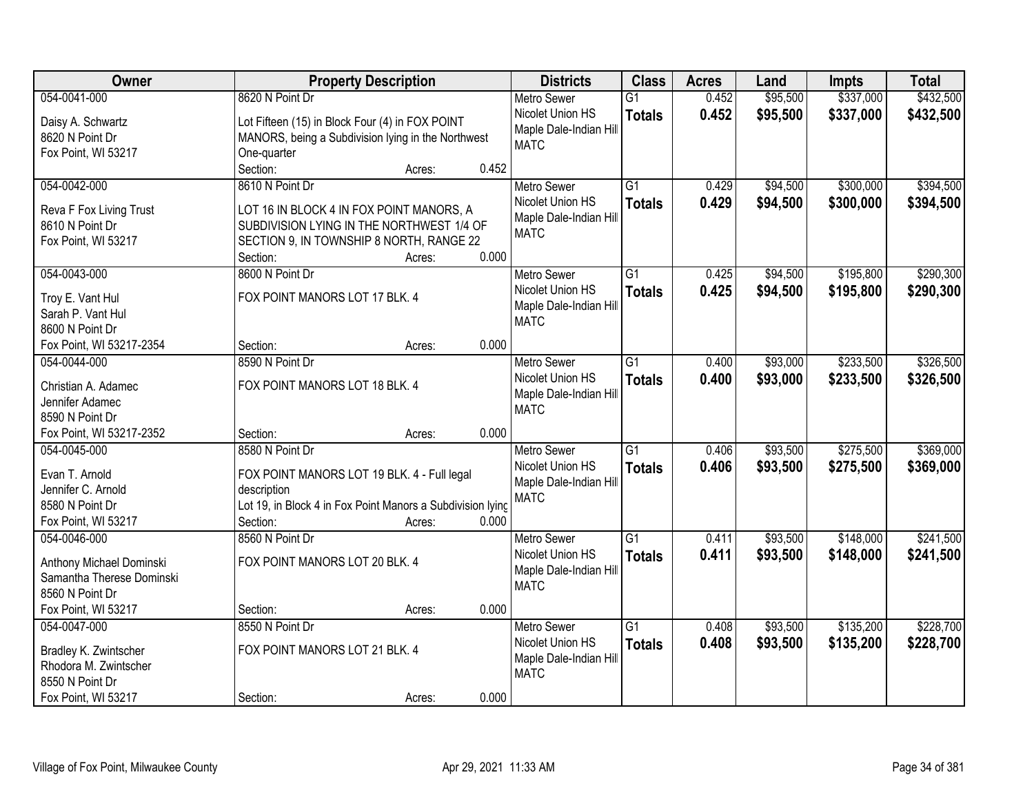| Owner | Property Description | Districts | Class | Acres | Land | Impts | Total |
|---|---|---|---|---|---|---|---|
| 054-0041-000<br>Daisy A. Schwartz<br>8620 N Point Dr<br>Fox Point, WI 53217 | 8620 N Point Dr<br>Lot Fifteen (15) in Block Four (4) in FOX POINT MANORS, being a Subdivision lying in the Northwest One-quarter<br>Section: Acres: 0.452 | Metro Sewer<br>Nicolet Union HS<br>Maple Dale-Indian Hill<br>MATC | G1<br>**Totals** | 0.452<br>**0.452** | $95,500<br>**$95,500** | $337,000<br>**$337,000** | $432,500<br>**$432,500** |
| 054-0042-000<br>Reva F Fox Living Trust<br>8610 N Point Dr<br>Fox Point, WI 53217 | 8610 N Point Dr<br>LOT 16 IN BLOCK 4 IN FOX POINT MANORS, A SUBDIVISION LYING IN THE NORTHWEST 1/4 OF SECTION 9, IN TOWNSHIP 8 NORTH, RANGE 22<br>Section: Acres: 0.000 | Metro Sewer<br>Nicolet Union HS<br>Maple Dale-Indian Hill<br>MATC | G1<br>**Totals** | 0.429<br>**0.429** | $94,500<br>**$94,500** | $300,000<br>**$300,000** | $394,500<br>**$394,500** |
| 054-0043-000<br>Troy E. Vant Hul<br>Sarah P. Vant Hul<br>8600 N Point Dr<br>Fox Point, WI 53217-2354 | 8600 N Point Dr<br>FOX POINT MANORS LOT 17 BLK. 4<br>Section: Acres: 0.000 | Metro Sewer<br>Nicolet Union HS<br>Maple Dale-Indian Hill<br>MATC | G1<br>**Totals** | 0.425<br>**0.425** | $94,500<br>**$94,500** | $195,800<br>**$195,800** | $290,300<br>**$290,300** |
| 054-0044-000<br>Christian A. Adamec<br>Jennifer Adamec<br>8590 N Point Dr<br>Fox Point, WI 53217-2352 | 8590 N Point Dr<br>FOX POINT MANORS LOT 18 BLK. 4<br>Section: Acres: 0.000 | Metro Sewer<br>Nicolet Union HS<br>Maple Dale-Indian Hill<br>MATC | G1<br>**Totals** | 0.400<br>**0.400** | $93,000<br>**$93,000** | $233,500<br>**$233,500** | $326,500<br>**$326,500** |
| 054-0045-000<br>Evan T. Arnold<br>Jennifer C. Arnold<br>8580 N Point Dr<br>Fox Point, WI 53217 | 8580 N Point Dr<br>FOX POINT MANORS LOT 19 BLK. 4 - Full legal description<br>Lot 19, in Block 4 in Fox Point Manors a Subdivision lying<br>Section: Acres: 0.000 | Metro Sewer<br>Nicolet Union HS<br>Maple Dale-Indian Hill<br>MATC | G1<br>**Totals** | 0.406<br>**0.406** | $93,500<br>**$93,500** | $275,500<br>**$275,500** | $369,000<br>**$369,000** |
| 054-0046-000<br>Anthony Michael Dominski<br>Samantha Therese Dominski<br>8560 N Point Dr<br>Fox Point, WI 53217 | 8560 N Point Dr<br>FOX POINT MANORS LOT 20 BLK. 4<br>Section: Acres: 0.000 | Metro Sewer<br>Nicolet Union HS<br>Maple Dale-Indian Hill<br>MATC | G1<br>**Totals** | 0.411<br>**0.411** | $93,500<br>**$93,500** | $148,000<br>**$148,000** | $241,500<br>**$241,500** |
| 054-0047-000<br>Bradley K. Zwintscher<br>Rhodora M. Zwintscher<br>8550 N Point Dr<br>Fox Point, WI 53217 | 8550 N Point Dr<br>FOX POINT MANORS LOT 21 BLK. 4<br>Section: Acres: 0.000 | Metro Sewer<br>Nicolet Union HS<br>Maple Dale-Indian Hill<br>MATC | G1<br>**Totals** | 0.408<br>**0.408** | $93,500<br>**$93,500** | $135,200<br>**$135,200** | $228,700<br>**$228,700** |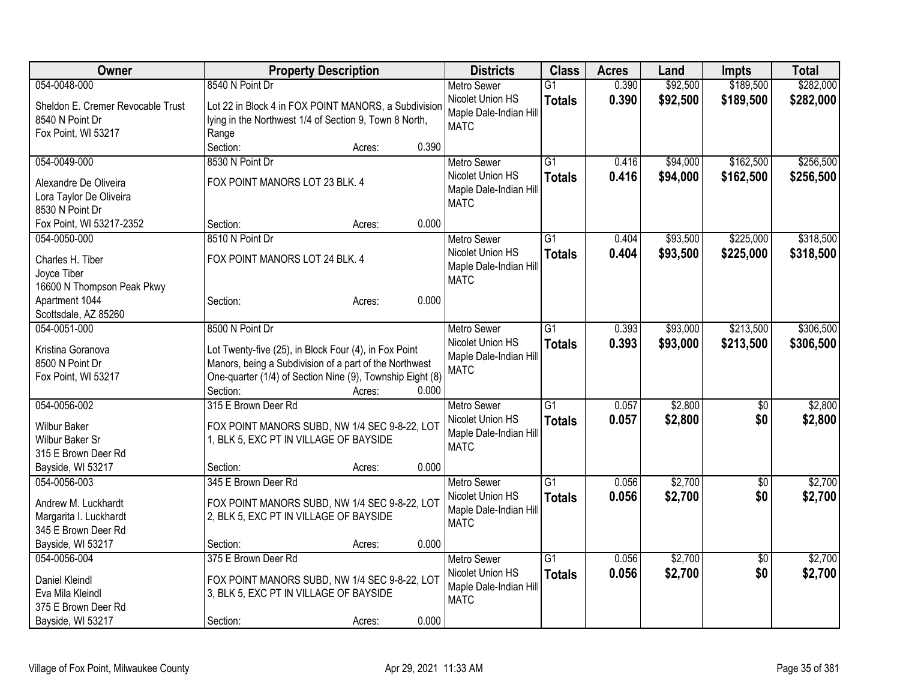| Owner | Property Description | Districts | Class | Acres | Land | Impts | Total |
|---|---|---|---|---|---|---|---|
| 054-0048-000<br>Sheldon E. Cremer Revocable Trust<br>8540 N Point Dr<br>Fox Point, WI 53217 | 8540 N Point Dr<br>Lot 22 in Block 4 in FOX POINT MANORS, a Subdivision lying in the Northwest 1/4 of Section 9, Town 8 North, Range<br>Section: Acres: 0.390 | Metro Sewer<br>Nicolet Union HS<br>Maple Dale-Indian Hill<br>MATC | G1<br>**Totals** | 0.390<br>**0.390** | $92,500<br>**$92,500** | $189,500<br>**$189,500** | $282,000<br>**$282,000** |
| 054-0049-000<br>Alexandre De Oliveira<br>Lora Taylor De Oliveira<br>8530 N Point Dr<br>Fox Point, WI 53217-2352 | 8530 N Point Dr<br>FOX POINT MANORS LOT 23 BLK. 4<br>Section: Acres: 0.000 | Metro Sewer<br>Nicolet Union HS<br>Maple Dale-Indian Hill<br>MATC | G1<br>**Totals** | 0.416<br>**0.416** | $94,000<br>**$94,000** | $162,500<br>**$162,500** | $256,500<br>**$256,500** |
| 054-0050-000<br>Charles H. Tiber<br>Joyce Tiber<br>16600 N Thompson Peak Pkwy<br>Apartment 1044<br>Scottsdale, AZ 85260 | 8510 N Point Dr<br>FOX POINT MANORS LOT 24 BLK. 4<br>Section: Acres: 0.000 | Metro Sewer<br>Nicolet Union HS<br>Maple Dale-Indian Hill<br>MATC | G1<br>**Totals** | 0.404<br>**0.404** | $93,500<br>**$93,500** | $225,000<br>**$225,000** | $318,500<br>**$318,500** |
| 054-0051-000<br>Kristina Goranova<br>8500 N Point Dr<br>Fox Point, WI 53217 | 8500 N Point Dr<br>Lot Twenty-five (25), in Block Four (4), in Fox Point Manors, being a Subdivision of a part of the Northwest One-quarter (1/4) of Section Nine (9), Township Eight (8)<br>Section: Acres: 0.000 | Metro Sewer<br>Nicolet Union HS<br>Maple Dale-Indian Hill<br>MATC | G1<br>**Totals** | 0.393<br>**0.393** | $93,000<br>**$93,000** | $213,500<br>**$213,500** | $306,500<br>**$306,500** |
| 054-0056-002<br>Wilbur Baker<br>Wilbur Baker Sr<br>315 E Brown Deer Rd<br>Bayside, WI 53217 | 315 E Brown Deer Rd<br>FOX POINT MANORS SUBD, NW 1/4 SEC 9-8-22, LOT 1, BLK 5, EXC PT IN VILLAGE OF BAYSIDE<br>Section: Acres: 0.000 | Metro Sewer<br>Nicolet Union HS<br>Maple Dale-Indian Hill<br>MATC | G1<br>**Totals** | 0.057<br>**0.057** | $2,800<br>**$2,800** | $0<br>**$0** | $2,800<br>**$2,800** |
| 054-0056-003<br>Andrew M. Luckhardt<br>Margarita I. Luckhardt<br>345 E Brown Deer Rd<br>Bayside, WI 53217 | 345 E Brown Deer Rd<br>FOX POINT MANORS SUBD, NW 1/4 SEC 9-8-22, LOT 2, BLK 5, EXC PT IN VILLAGE OF BAYSIDE<br>Section: Acres: 0.000 | Metro Sewer<br>Nicolet Union HS<br>Maple Dale-Indian Hill<br>MATC | G1<br>**Totals** | 0.056<br>**0.056** | $2,700<br>**$2,700** | $0<br>**$0** | $2,700<br>**$2,700** |
| 054-0056-004<br>Daniel Kleindl<br>Eva Mila Kleindl<br>375 E Brown Deer Rd<br>Bayside, WI 53217 | 375 E Brown Deer Rd<br>FOX POINT MANORS SUBD, NW 1/4 SEC 9-8-22, LOT 3, BLK 5, EXC PT IN VILLAGE OF BAYSIDE<br>Section: Acres: 0.000 | Metro Sewer<br>Nicolet Union HS<br>Maple Dale-Indian Hill<br>MATC | G1<br>**Totals** | 0.056<br>**0.056** | $2,700<br>**$2,700** | $0<br>**$0** | $2,700<br>**$2,700** |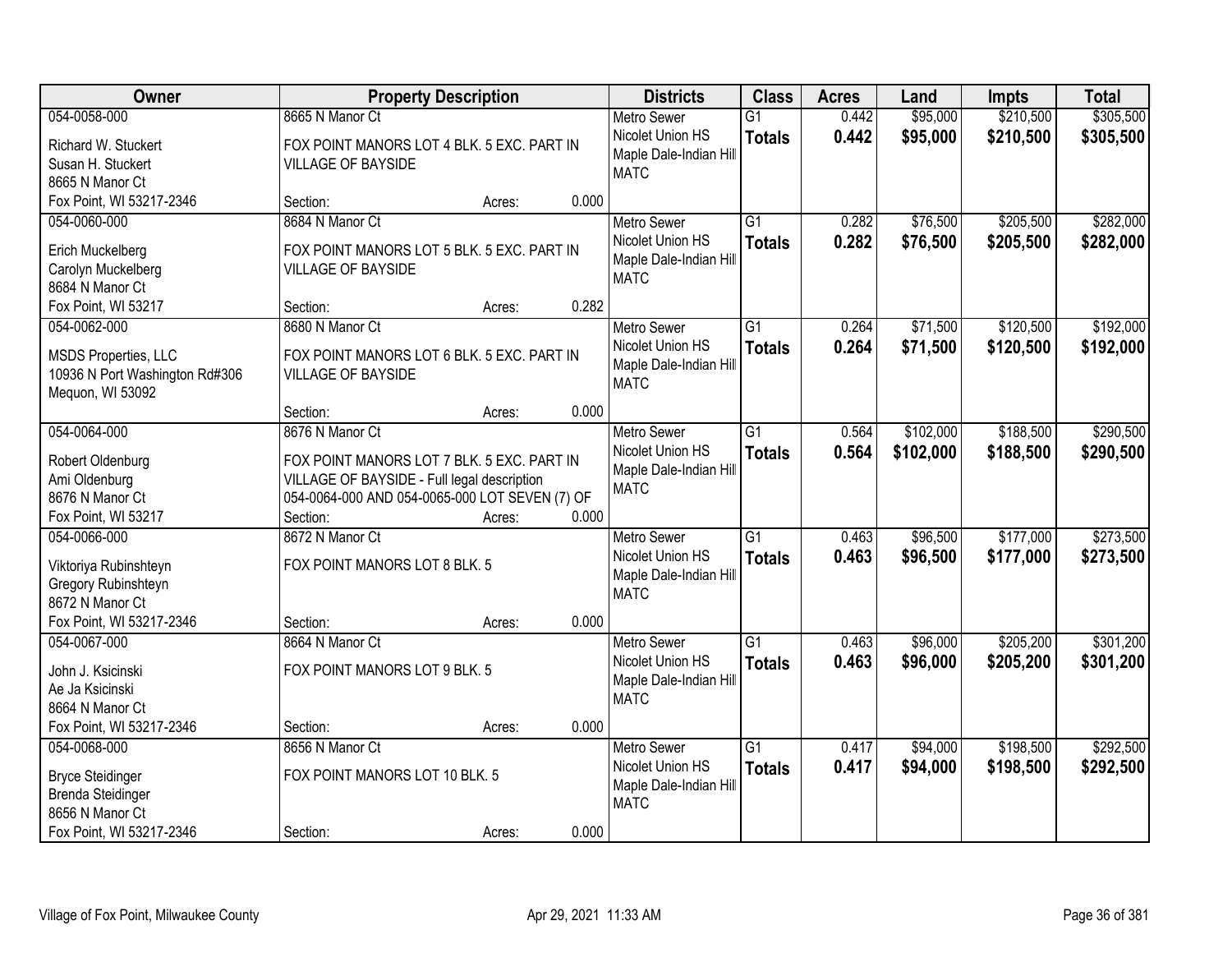| Owner | Property Description | Districts | Class | Acres | Land | Impts | Total |
|---|---|---|---|---|---|---|---|
| 054-0058-000<br>Richard W. Stuckert<br>Susan H. Stuckert<br>8665 N Manor Ct<br>Fox Point, WI 53217-2346 | 8665 N Manor Ct<br>FOX POINT MANORS LOT 4 BLK. 5 EXC. PART IN VILLAGE OF BAYSIDE<br>Section: Acres: 0.000 | Metro Sewer<br>Nicolet Union HS<br>Maple Dale-Indian Hill<br>MATC | G1<br>**Totals** | 0.442<br>**0.442** | $95,000<br>**$95,000** | $210,500<br>**$210,500** | $305,500<br>**$305,500** |
| 054-0060-000<br>Erich Muckelberg<br>Carolyn Muckelberg<br>8684 N Manor Ct<br>Fox Point, WI 53217 | 8684 N Manor Ct<br>FOX POINT MANORS LOT 5 BLK. 5 EXC. PART IN VILLAGE OF BAYSIDE<br>Section: Acres: 0.282 | Metro Sewer<br>Nicolet Union HS<br>Maple Dale-Indian Hill<br>MATC | G1<br>**Totals** | 0.282<br>**0.282** | $76,500<br>**$76,500** | $205,500<br>**$205,500** | $282,000<br>**$282,000** |
| 054-0062-000<br>MSDS Properties, LLC<br>10936 N Port Washington Rd#306<br>Mequon, WI 53092 | 8680 N Manor Ct<br>FOX POINT MANORS LOT 6 BLK. 5 EXC. PART IN VILLAGE OF BAYSIDE<br>Section: Acres: 0.000 | Metro Sewer<br>Nicolet Union HS<br>Maple Dale-Indian Hill<br>MATC | G1<br>**Totals** | 0.264<br>**0.264** | $71,500<br>**$71,500** | $120,500<br>**$120,500** | $192,000<br>**$192,000** |
| 054-0064-000<br>Robert Oldenburg<br>Ami Oldenburg<br>8676 N Manor Ct<br>Fox Point, WI 53217 | 8676 N Manor Ct<br>FOX POINT MANORS LOT 7 BLK. 5 EXC. PART IN VILLAGE OF BAYSIDE - Full legal description 054-0064-000 AND 054-0065-000 LOT SEVEN (7) OF<br>Section: Acres: 0.000 | Metro Sewer<br>Nicolet Union HS<br>Maple Dale-Indian Hill<br>MATC | G1<br>**Totals** | 0.564<br>**0.564** | $102,000<br>**$102,000** | $188,500<br>**$188,500** | $290,500<br>**$290,500** |
| 054-0066-000<br>Viktoriya Rubinshteyn<br>Gregory Rubinshteyn<br>8672 N Manor Ct<br>Fox Point, WI 53217-2346 | 8672 N Manor Ct<br>FOX POINT MANORS LOT 8 BLK. 5<br>Section: Acres: 0.000 | Metro Sewer<br>Nicolet Union HS<br>Maple Dale-Indian Hill<br>MATC | G1<br>**Totals** | 0.463<br>**0.463** | $96,500<br>**$96,500** | $177,000<br>**$177,000** | $273,500<br>**$273,500** |
| 054-0067-000<br>John J. Ksicinski<br>Ae Ja Ksicinski<br>8664 N Manor Ct<br>Fox Point, WI 53217-2346 | 8664 N Manor Ct<br>FOX POINT MANORS LOT 9 BLK. 5<br>Section: Acres: 0.000 | Metro Sewer<br>Nicolet Union HS<br>Maple Dale-Indian Hill<br>MATC | G1<br>**Totals** | 0.463<br>**0.463** | $96,000<br>**$96,000** | $205,200<br>**$205,200** | $301,200<br>**$301,200** |
| 054-0068-000<br>Bryce Steidinger<br>Brenda Steidinger<br>8656 N Manor Ct<br>Fox Point, WI 53217-2346 | 8656 N Manor Ct<br>FOX POINT MANORS LOT 10 BLK. 5<br>Section: Acres: 0.000 | Metro Sewer<br>Nicolet Union HS<br>Maple Dale-Indian Hill<br>MATC | G1<br>**Totals** | 0.417<br>**0.417** | $94,000<br>**$94,000** | $198,500<br>**$198,500** | $292,500<br>**$292,500** |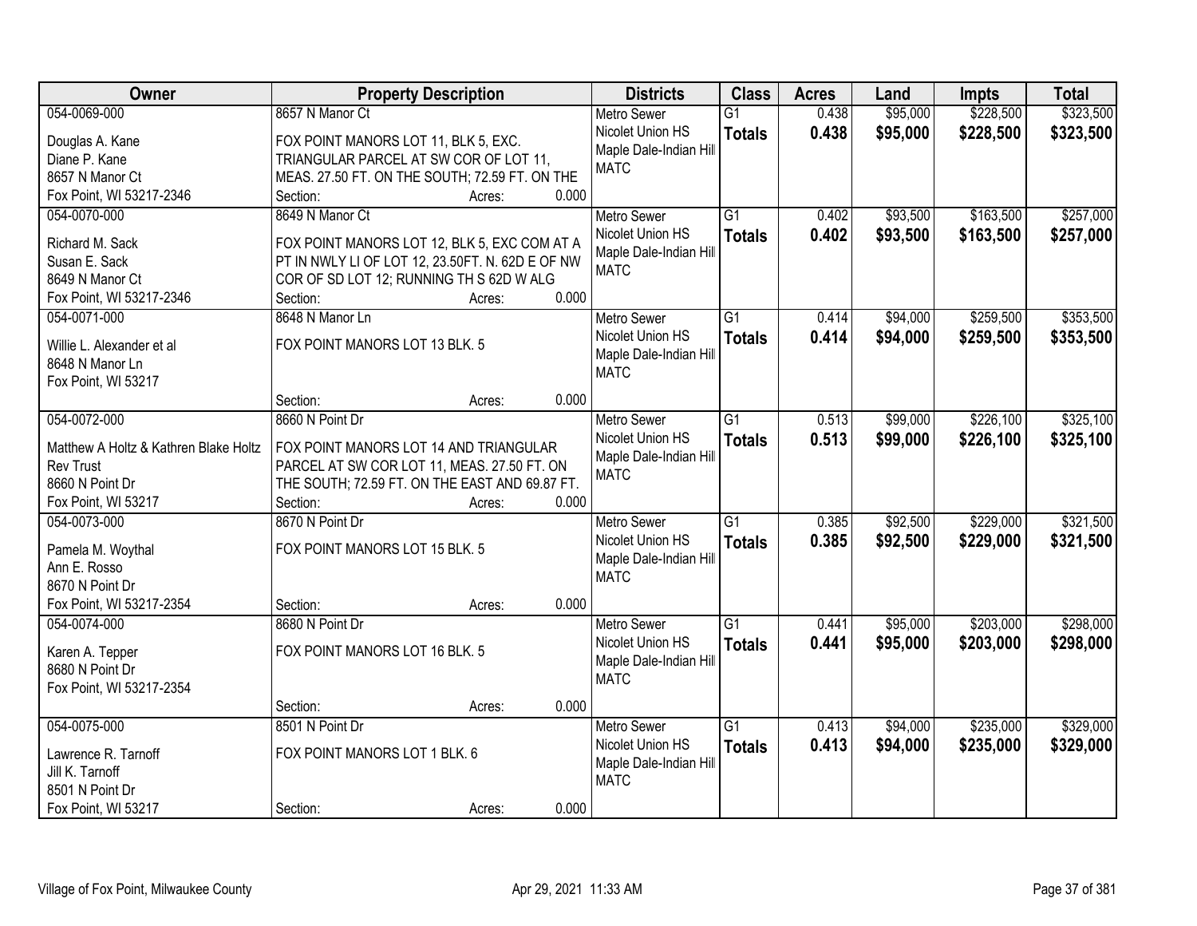| Owner | Property Description | Districts | Class | Acres | Land | Impts | Total |
|---|---|---|---|---|---|---|---|
| 054-0069-000<br>Douglas A. Kane<br>Diane P. Kane<br>8657 N Manor Ct<br>Fox Point, WI 53217-2346 | 8657 N Manor Ct<br>FOX POINT MANORS LOT 11, BLK 5, EXC. TRIANGULAR PARCEL AT SW COR OF LOT 11, MEAS. 27.50 FT. ON THE SOUTH; 72.59 FT. ON THE<br>Section: Acres: 0.000 | Metro Sewer<br>Nicolet Union HS<br>Maple Dale-Indian Hill<br>MATC | G1<br>**Totals** | 0.438<br>**0.438** | $95,000<br>**$95,000** | $228,500<br>**$228,500** | $323,500<br>**$323,500** |
| 054-0070-000<br>Richard M. Sack<br>Susan E. Sack<br>8649 N Manor Ct<br>Fox Point, WI 53217-2346 | 8649 N Manor Ct<br>FOX POINT MANORS LOT 12, BLK 5, EXC COM AT A PT IN NWLY LI OF LOT 12, 23.50FT. N. 62D E OF NW COR OF SD LOT 12; RUNNING TH S 62D W ALG<br>Section: Acres: 0.000 | Metro Sewer<br>Nicolet Union HS<br>Maple Dale-Indian Hill<br>MATC | G1<br>**Totals** | 0.402<br>**0.402** | $93,500<br>**$93,500** | $163,500<br>**$163,500** | $257,000<br>**$257,000** |
| 054-0071-000<br>Willie L. Alexander et al<br>8648 N Manor Ln<br>Fox Point, WI 53217 | 8648 N Manor Ln<br>FOX POINT MANORS LOT 13 BLK. 5<br>Section: Acres: 0.000 | Metro Sewer<br>Nicolet Union HS<br>Maple Dale-Indian Hill<br>MATC | G1<br>**Totals** | 0.414<br>**0.414** | $94,000<br>**$94,000** | $259,500<br>**$259,500** | $353,500<br>**$353,500** |
| 054-0072-000<br>Matthew A Holtz & Kathren Blake Holtz Rev Trust<br>8660 N Point Dr<br>Fox Point, WI 53217 | 8660 N Point Dr<br>FOX POINT MANORS LOT 14 AND TRIANGULAR PARCEL AT SW COR LOT 11, MEAS. 27.50 FT. ON THE SOUTH; 72.59 FT. ON THE EAST AND 69.87 FT.<br>Section: Acres: 0.000 | Metro Sewer<br>Nicolet Union HS<br>Maple Dale-Indian Hill<br>MATC | G1<br>**Totals** | 0.513<br>**0.513** | $99,000<br>**$99,000** | $226,100<br>**$226,100** | $325,100<br>**$325,100** |
| 054-0073-000<br>Pamela M. Woythal<br>Ann E. Rosso<br>8670 N Point Dr<br>Fox Point, WI 53217-2354 | 8670 N Point Dr<br>FOX POINT MANORS LOT 15 BLK. 5<br>Section: Acres: 0.000 | Metro Sewer<br>Nicolet Union HS<br>Maple Dale-Indian Hill<br>MATC | G1<br>**Totals** | 0.385<br>**0.385** | $92,500<br>**$92,500** | $229,000<br>**$229,000** | $321,500<br>**$321,500** |
| 054-0074-000<br>Karen A. Tepper<br>8680 N Point Dr<br>Fox Point, WI 53217-2354 | 8680 N Point Dr<br>FOX POINT MANORS LOT 16 BLK. 5<br>Section: Acres: 0.000 | Metro Sewer<br>Nicolet Union HS<br>Maple Dale-Indian Hill<br>MATC | G1<br>**Totals** | 0.441<br>**0.441** | $95,000<br>**$95,000** | $203,000<br>**$203,000** | $298,000<br>**$298,000** |
| 054-0075-000<br>Lawrence R. Tarnoff<br>Jill K. Tarnoff<br>8501 N Point Dr<br>Fox Point, WI 53217 | 8501 N Point Dr<br>FOX POINT MANORS LOT 1 BLK. 6<br>Section: Acres: 0.000 | Metro Sewer<br>Nicolet Union HS<br>Maple Dale-Indian Hill<br>MATC | G1<br>**Totals** | 0.413<br>**0.413** | $94,000<br>**$94,000** | $235,000<br>**$235,000** | $329,000<br>**$329,000** |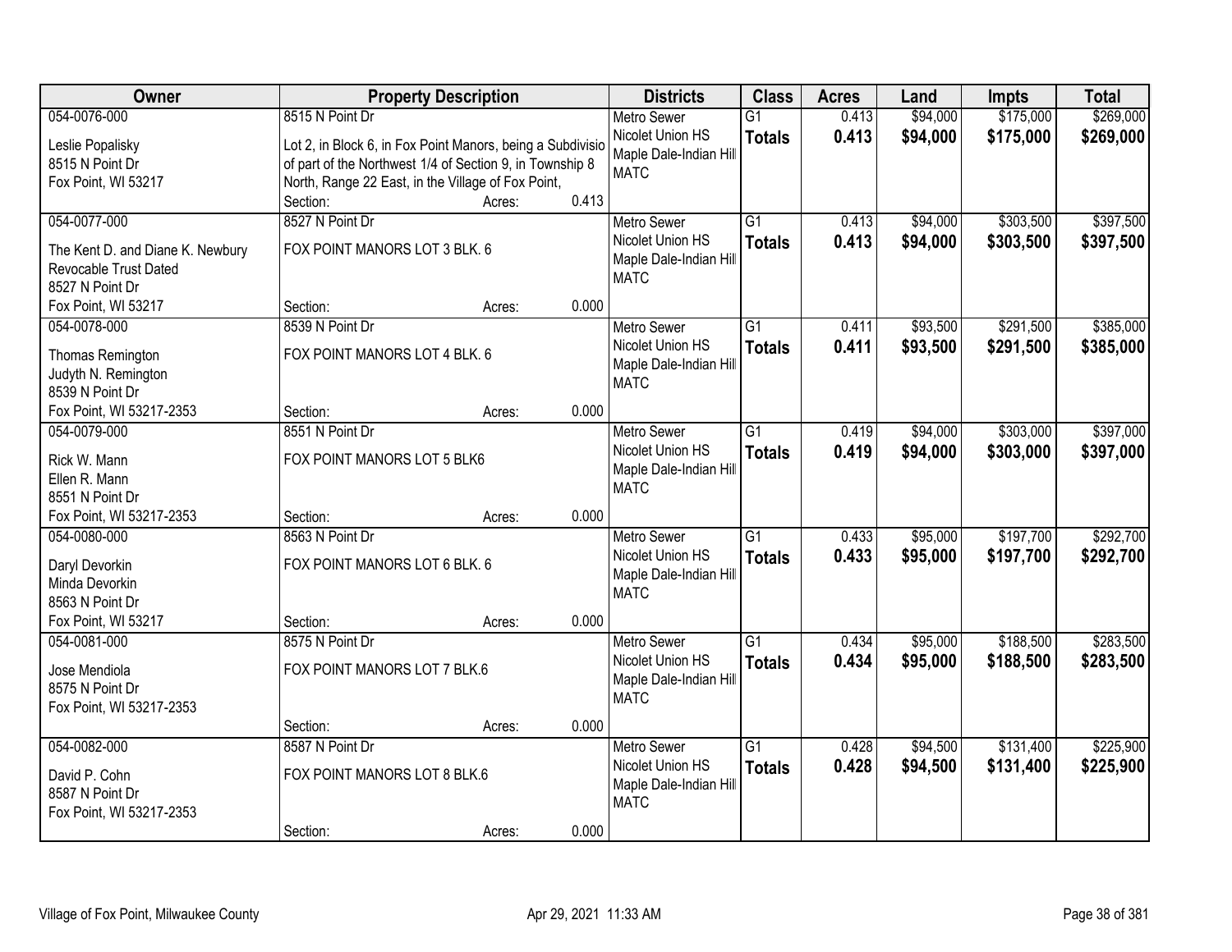| Owner | Property Description | Districts | Class | Acres | Land | Impts | Total |
|---|---|---|---|---|---|---|---|
| 054-0076-000<br><br>Leslie Popalisky<br>8515 N Point Dr<br>Fox Point, WI 53217 | 8515 N Point Dr<br><br>Lot 2, in Block 6, in Fox Point Manors, being a Subdivisio of part of the Northwest 1/4 of Section 9, in Township 8 North, Range 22 East, in the Village of Fox Point,<br>Section: Acres: 0.413 | Metro Sewer<br>Nicolet Union HS<br>Maple Dale-Indian Hill<br>MATC | G1<br>**Totals** | 0.413<br>**0.413** | $94,000<br>**$94,000** | $175,000<br>**$175,000** | $269,000<br>**$269,000** |
| 054-0077-000<br><br>The Kent D. and Diane K. Newbury Revocable Trust Dated<br>8527 N Point Dr<br>Fox Point, WI 53217 | 8527 N Point Dr<br><br>FOX POINT MANORS LOT 3 BLK. 6<br><br>Section: Acres: 0.000 | Metro Sewer<br>Nicolet Union HS<br>Maple Dale-Indian Hill<br>MATC | G1<br>**Totals** | 0.413<br>**0.413** | $94,000<br>**$94,000** | $303,500<br>**$303,500** | $397,500<br>**$397,500** |
| 054-0078-000<br><br>Thomas Remington<br>Judyth N. Remington<br>8539 N Point Dr<br>Fox Point, WI 53217-2353 | 8539 N Point Dr<br><br>FOX POINT MANORS LOT 4 BLK. 6<br><br>Section: Acres: 0.000 | Metro Sewer<br>Nicolet Union HS<br>Maple Dale-Indian Hill<br>MATC | G1<br>**Totals** | 0.411<br>**0.411** | $93,500<br>**$93,500** | $291,500<br>**$291,500** | $385,000<br>**$385,000** |
| 054-0079-000<br><br>Rick W. Mann<br>Ellen R. Mann<br>8551 N Point Dr<br>Fox Point, WI 53217-2353 | 8551 N Point Dr<br><br>FOX POINT MANORS LOT 5 BLK6<br><br>Section: Acres: 0.000 | Metro Sewer<br>Nicolet Union HS<br>Maple Dale-Indian Hill<br>MATC | G1<br>**Totals** | 0.419<br>**0.419** | $94,000<br>**$94,000** | $303,000<br>**$303,000** | $397,000<br>**$397,000** |
| 054-0080-000<br><br>Daryl Devorkin<br>Minda Devorkin<br>8563 N Point Dr<br>Fox Point, WI 53217 | 8563 N Point Dr<br><br>FOX POINT MANORS LOT 6 BLK. 6<br><br>Section: Acres: 0.000 | Metro Sewer<br>Nicolet Union HS<br>Maple Dale-Indian Hill<br>MATC | G1<br>**Totals** | 0.433<br>**0.433** | $95,000<br>**$95,000** | $197,700<br>**$197,700** | $292,700<br>**$292,700** |
| 054-0081-000<br><br>Jose Mendiola<br>8575 N Point Dr<br>Fox Point, WI 53217-2353 | 8575 N Point Dr<br><br>FOX POINT MANORS LOT 7 BLK.6<br><br>Section: Acres: 0.000 | Metro Sewer<br>Nicolet Union HS<br>Maple Dale-Indian Hill<br>MATC | G1<br>**Totals** | 0.434<br>**0.434** | $95,000<br>**$95,000** | $188,500<br>**$188,500** | $283,500<br>**$283,500** |
| 054-0082-000<br><br>David P. Cohn<br>8587 N Point Dr<br>Fox Point, WI 53217-2353 | 8587 N Point Dr<br><br>FOX POINT MANORS LOT 8 BLK.6<br><br>Section: Acres: 0.000 | Metro Sewer<br>Nicolet Union HS<br>Maple Dale-Indian Hill<br>MATC | G1<br>**Totals** | 0.428<br>**0.428** | $94,500<br>**$94,500** | $131,400<br>**$131,400** | $225,900<br>**$225,900** |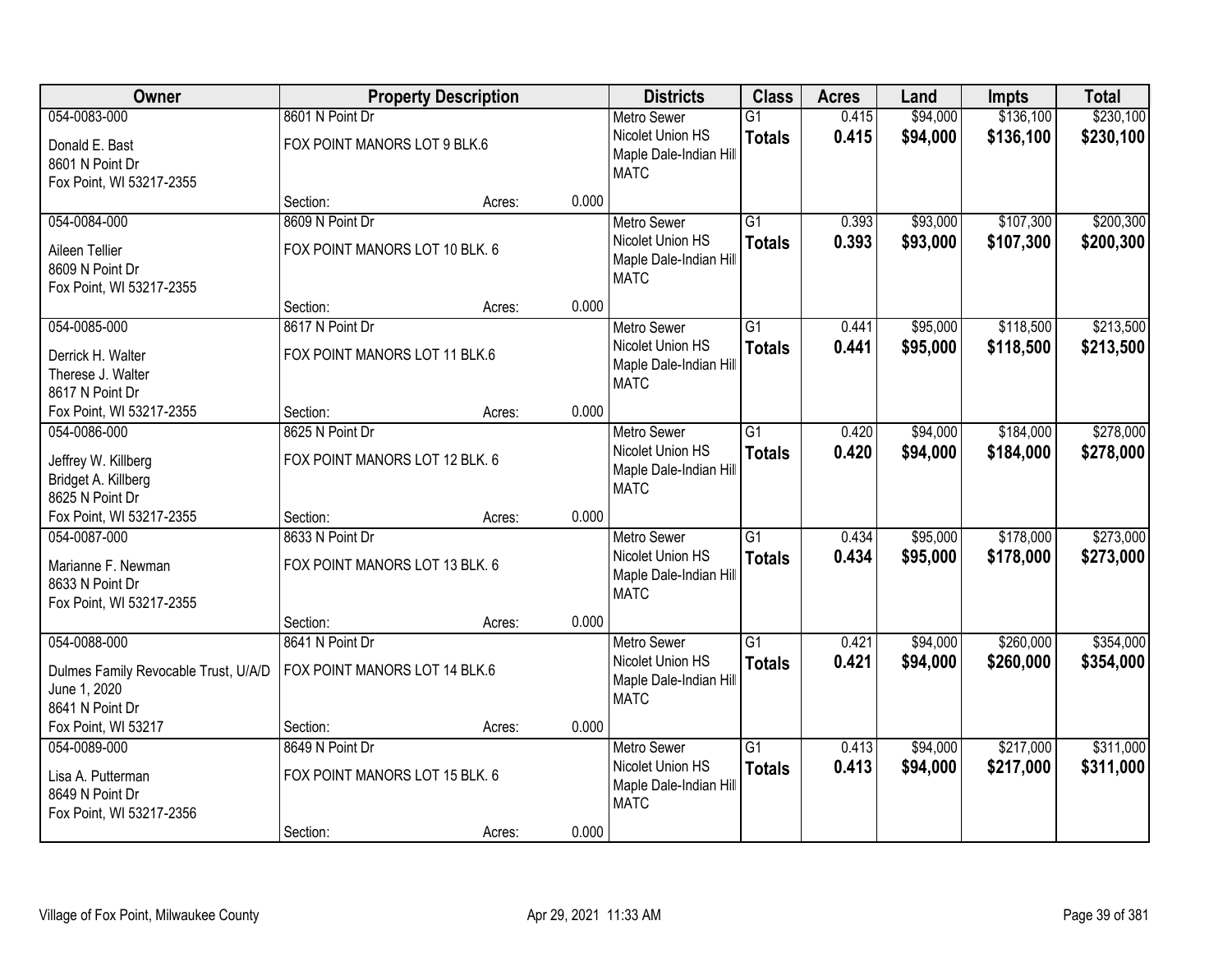| Owner | Property Description | | | Districts | Class | Acres | Land | Impts | Total |
|---|---|---|---|---|---|---|---|---|---|
| 054-0083-000 | 8601 N Point Dr | | | Metro Sewer | G1 | 0.415 | $94,000 | $136,100 | $230,100 |
| Donald E. Bast<br>8601 N Point Dr<br>Fox Point, WI 53217-2355 | FOX POINT MANORS LOT 9 BLK.6 | | | Nicolet Union HS<br>Maple Dale-Indian Hill<br>MATC | **Totals** | **0.415** | **$94,000** | **$136,100** | **$230,100** |
| | Section: | Acres: | 0.000 | | | | | | |
| 054-0084-000 | 8609 N Point Dr | | | Metro Sewer | G1 | 0.393 | $93,000 | $107,300 | $200,300 |
| Aileen Tellier<br>8609 N Point Dr<br>Fox Point, WI 53217-2355 | FOX POINT MANORS LOT 10 BLK. 6 | | | Nicolet Union HS<br>Maple Dale-Indian Hill<br>MATC | **Totals** | **0.393** | **$93,000** | **$107,300** | **$200,300** |
| | Section: | Acres: | 0.000 | | | | | | |
| 054-0085-000 | 8617 N Point Dr | | | Metro Sewer | G1 | 0.441 | $95,000 | $118,500 | $213,500 |
| Derrick H. Walter<br>Therese J. Walter<br>8617 N Point Dr<br>Fox Point, WI 53217-2355 | FOX POINT MANORS LOT 11 BLK.6 | | | Nicolet Union HS<br>Maple Dale-Indian Hill<br>MATC | **Totals** | **0.441** | **$95,000** | **$118,500** | **$213,500** |
| | Section: | Acres: | 0.000 | | | | | | |
| 054-0086-000 | 8625 N Point Dr | | | Metro Sewer | G1 | 0.420 | $94,000 | $184,000 | $278,000 |
| Jeffrey W. Killberg<br>Bridget A. Killberg<br>8625 N Point Dr<br>Fox Point, WI 53217-2355 | FOX POINT MANORS LOT 12 BLK. 6 | | | Nicolet Union HS<br>Maple Dale-Indian Hill<br>MATC | **Totals** | **0.420** | **$94,000** | **$184,000** | **$278,000** |
| | Section: | Acres: | 0.000 | | | | | | |
| 054-0087-000 | 8633 N Point Dr | | | Metro Sewer | G1 | 0.434 | $95,000 | $178,000 | $273,000 |
| Marianne F. Newman<br>8633 N Point Dr<br>Fox Point, WI 53217-2355 | FOX POINT MANORS LOT 13 BLK. 6 | | | Nicolet Union HS<br>Maple Dale-Indian Hill<br>MATC | **Totals** | **0.434** | **$95,000** | **$178,000** | **$273,000** |
| | Section: | Acres: | 0.000 | | | | | | |
| 054-0088-000 | 8641 N Point Dr | | | Metro Sewer | G1 | 0.421 | $94,000 | $260,000 | $354,000 |
| Dulmes Family Revocable Trust, U/A/D June 1, 2020<br>8641 N Point Dr<br>Fox Point, WI 53217 | FOX POINT MANORS LOT 14 BLK.6 | | | Nicolet Union HS<br>Maple Dale-Indian Hill<br>MATC | **Totals** | **0.421** | **$94,000** | **$260,000** | **$354,000** |
| | Section: | Acres: | 0.000 | | | | | | |
| 054-0089-000 | 8649 N Point Dr | | | Metro Sewer | G1 | 0.413 | $94,000 | $217,000 | $311,000 |
| Lisa A. Putterman<br>8649 N Point Dr<br>Fox Point, WI 53217-2356 | FOX POINT MANORS LOT 15 BLK. 6 | | | Nicolet Union HS<br>Maple Dale-Indian Hill<br>MATC | **Totals** | **0.413** | **$94,000** | **$217,000** | **$311,000** |
| | Section: | Acres: | 0.000 | | | | | | |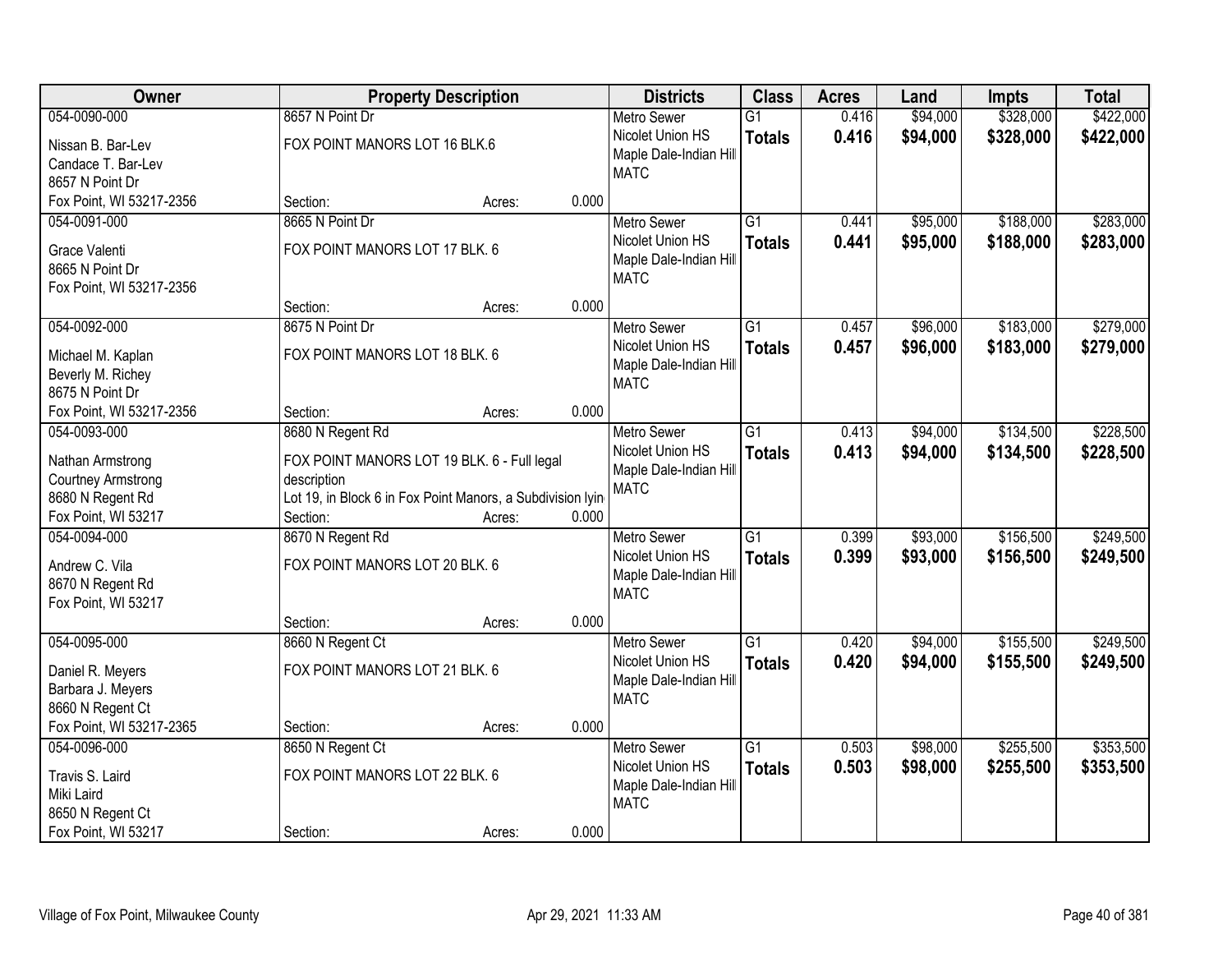| Owner | Property Description | | | Districts | Class | Acres | Land | Impts | Total |
|---|---|---|---|---|---|---|---|---|---|
| 054-0090-000 | 8657 N Point Dr | | | Metro Sewer | G1 | 0.416 | $94,000 | $328,000 | $422,000 |
| Nissan B. Bar-Lev<br>Candace T. Bar-Lev<br>8657 N Point Dr<br>Fox Point, WI 53217-2356 | FOX POINT MANORS LOT 16 BLK.6 | | | Nicolet Union HS<br>Maple Dale-Indian Hill<br>MATC | **Totals** | **0.416** | **$94,000** | **$328,000** | **$422,000** |
| | Section: | Acres: | 0.000 | | | | | | |
| 054-0091-000 | 8665 N Point Dr | | | Metro Sewer | G1 | 0.441 | $95,000 | $188,000 | $283,000 |
| Grace Valenti<br>8665 N Point Dr<br>Fox Point, WI 53217-2356 | FOX POINT MANORS LOT 17 BLK. 6 | | | Nicolet Union HS<br>Maple Dale-Indian Hill<br>MATC | **Totals** | **0.441** | **$95,000** | **$188,000** | **$283,000** |
| | Section: | Acres: | 0.000 | | | | | | |
| 054-0092-000 | 8675 N Point Dr | | | Metro Sewer | G1 | 0.457 | $96,000 | $183,000 | $279,000 |
| Michael M. Kaplan<br>Beverly M. Richey<br>8675 N Point Dr<br>Fox Point, WI 53217-2356 | FOX POINT MANORS LOT 18 BLK. 6 | | | Nicolet Union HS<br>Maple Dale-Indian Hill<br>MATC | **Totals** | **0.457** | **$96,000** | **$183,000** | **$279,000** |
| | Section: | Acres: | 0.000 | | | | | | |
| 054-0093-000 | 8680 N Regent Rd | | | Metro Sewer | G1 | 0.413 | $94,000 | $134,500 | $228,500 |
| Nathan Armstrong<br>Courtney Armstrong<br>8680 N Regent Rd<br>Fox Point, WI 53217 | FOX POINT MANORS LOT 19 BLK. 6 - Full legal description<br>Lot 19, in Block 6 in Fox Point Manors, a Subdivision lyin | | | Nicolet Union HS<br>Maple Dale-Indian Hill<br>MATC | **Totals** | **0.413** | **$94,000** | **$134,500** | **$228,500** |
| | Section: | Acres: | 0.000 | | | | | | |
| 054-0094-000 | 8670 N Regent Rd | | | Metro Sewer | G1 | 0.399 | $93,000 | $156,500 | $249,500 |
| Andrew C. Vila<br>8670 N Regent Rd<br>Fox Point, WI 53217 | FOX POINT MANORS LOT 20 BLK. 6 | | | Nicolet Union HS<br>Maple Dale-Indian Hill<br>MATC | **Totals** | **0.399** | **$93,000** | **$156,500** | **$249,500** |
| | Section: | Acres: | 0.000 | | | | | | |
| 054-0095-000 | 8660 N Regent Ct | | | Metro Sewer | G1 | 0.420 | $94,000 | $155,500 | $249,500 |
| Daniel R. Meyers<br>Barbara J. Meyers<br>8660 N Regent Ct<br>Fox Point, WI 53217-2365 | FOX POINT MANORS LOT 21 BLK. 6 | | | Nicolet Union HS<br>Maple Dale-Indian Hill<br>MATC | **Totals** | **0.420** | **$94,000** | **$155,500** | **$249,500** |
| | Section: | Acres: | 0.000 | | | | | | |
| 054-0096-000 | 8650 N Regent Ct | | | Metro Sewer | G1 | 0.503 | $98,000 | $255,500 | $353,500 |
| Travis S. Laird<br>Miki Laird<br>8650 N Regent Ct<br>Fox Point, WI 53217 | FOX POINT MANORS LOT 22 BLK. 6 | | | Nicolet Union HS<br>Maple Dale-Indian Hill<br>MATC | **Totals** | **0.503** | **$98,000** | **$255,500** | **$353,500** |
| | Section: | Acres: | 0.000 | | | | | | |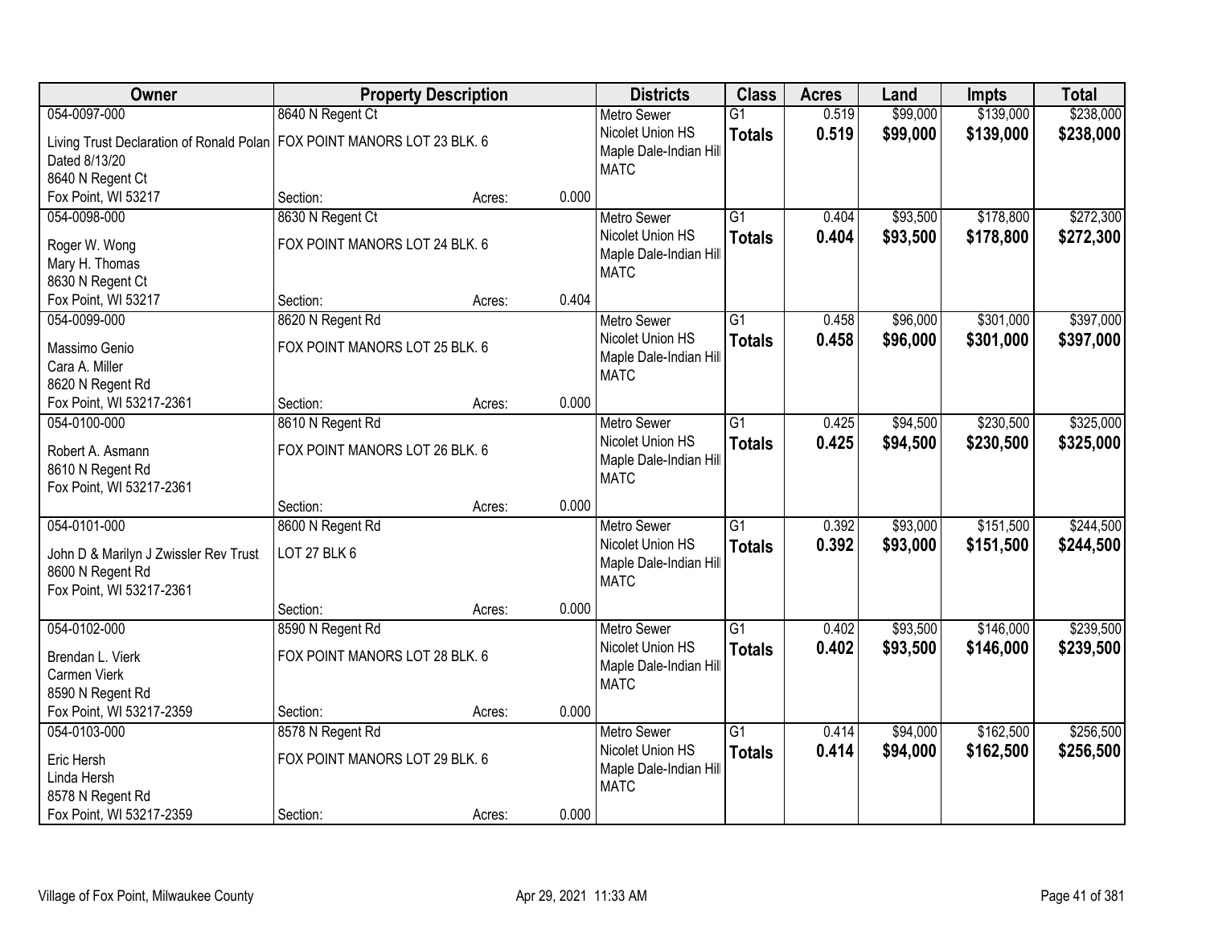| Owner | Property Description | | | Districts | Class | Acres | Land | Impts | Total |
|---|---|---|---|---|---|---|---|---|---|
| 054-0097-000<br>Living Trust Declaration of Ronald Polan Dated 8/13/20<br>8640 N Regent Ct<br>Fox Point, WI 53217 | 8640 N Regent Ct<br>FOX POINT MANORS LOT 23 BLK. 6<br>Section: | Acres: | 0.000 | Metro Sewer<br>Nicolet Union HS<br>Maple Dale-Indian Hill<br>MATC | G1<br>**Totals** | 0.519<br>**0.519** | $99,000<br>**$99,000** | $139,000<br>**$139,000** | $238,000<br>**$238,000** |
| 054-0098-000<br>Roger W. Wong<br>Mary H. Thomas<br>8630 N Regent Ct<br>Fox Point, WI 53217 | 8630 N Regent Ct<br>FOX POINT MANORS LOT 24 BLK. 6<br>Section: | Acres: | 0.404 | Metro Sewer<br>Nicolet Union HS<br>Maple Dale-Indian Hill<br>MATC | G1<br>**Totals** | 0.404<br>**0.404** | $93,500<br>**$93,500** | $178,800<br>**$178,800** | $272,300<br>**$272,300** |
| 054-0099-000<br>Massimo Genio<br>Cara A. Miller<br>8620 N Regent Rd<br>Fox Point, WI 53217-2361 | 8620 N Regent Rd<br>FOX POINT MANORS LOT 25 BLK. 6<br>Section: | Acres: | 0.000 | Metro Sewer<br>Nicolet Union HS<br>Maple Dale-Indian Hill<br>MATC | G1<br>**Totals** | 0.458<br>**0.458** | $96,000<br>**$96,000** | $301,000<br>**$301,000** | $397,000<br>**$397,000** |
| 054-0100-000<br>Robert A. Asmann<br>8610 N Regent Rd<br>Fox Point, WI 53217-2361 | 8610 N Regent Rd<br>FOX POINT MANORS LOT 26 BLK. 6<br>Section: | Acres: | 0.000 | Metro Sewer<br>Nicolet Union HS<br>Maple Dale-Indian Hill<br>MATC | G1<br>**Totals** | 0.425<br>**0.425** | $94,500<br>**$94,500** | $230,500<br>**$230,500** | $325,000<br>**$325,000** |
| 054-0101-000<br>John D & Marilyn J Zwissler Rev Trust<br>8600 N Regent Rd<br>Fox Point, WI 53217-2361 | 8600 N Regent Rd<br>LOT 27 BLK 6<br>Section: | Acres: | 0.000 | Metro Sewer<br>Nicolet Union HS<br>Maple Dale-Indian Hill<br>MATC | G1<br>**Totals** | 0.392<br>**0.392** | $93,000<br>**$93,000** | $151,500<br>**$151,500** | $244,500<br>**$244,500** |
| 054-0102-000<br>Brendan L. Vierk<br>Carmen Vierk<br>8590 N Regent Rd<br>Fox Point, WI 53217-2359 | 8590 N Regent Rd<br>FOX POINT MANORS LOT 28 BLK. 6<br>Section: | Acres: | 0.000 | Metro Sewer<br>Nicolet Union HS<br>Maple Dale-Indian Hill<br>MATC | G1<br>**Totals** | 0.402<br>**0.402** | $93,500<br>**$93,500** | $146,000<br>**$146,000** | $239,500<br>**$239,500** |
| 054-0103-000<br>Eric Hersh<br>Linda Hersh<br>8578 N Regent Rd<br>Fox Point, WI 53217-2359 | 8578 N Regent Rd<br>FOX POINT MANORS LOT 29 BLK. 6<br>Section: | Acres: | 0.000 | Metro Sewer<br>Nicolet Union HS<br>Maple Dale-Indian Hill<br>MATC | G1<br>**Totals** | 0.414<br>**0.414** | $94,000<br>**$94,000** | $162,500<br>**$162,500** | $256,500<br>**$256,500** |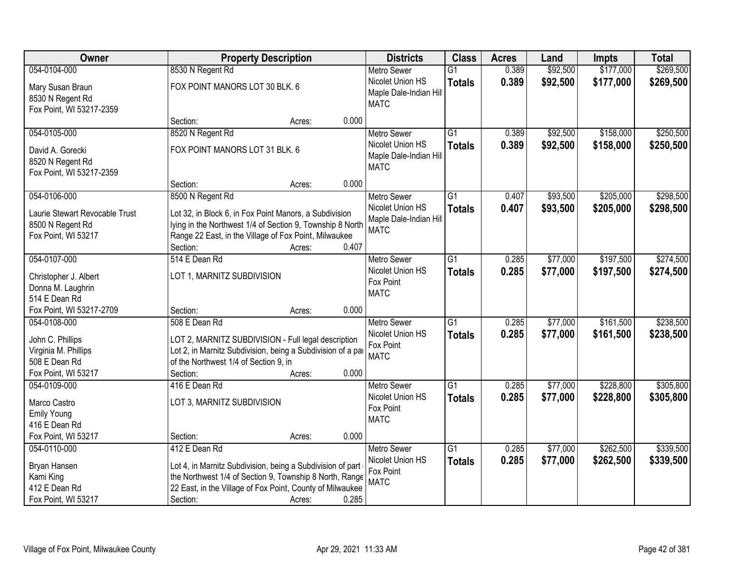| Owner | Property Description | | | Districts | Class | Acres | Land | Impts | Total |
|---|---|---|---|---|---|---|---|---|---|
| 054-0104-000<br><br>Mary Susan Braun<br>8530 N Regent Rd<br>Fox Point, WI 53217-2359 | 8530 N Regent Rd<br><br>FOX POINT MANORS LOT 30 BLK. 6<br><br>Section: | Acres: | 0.000 | Metro Sewer<br>Nicolet Union HS<br>Maple Dale-Indian Hill<br>MATC | G1<br>**Totals** | 0.389<br>**0.389** | $92,500<br>**$92,500** | $177,000<br>**$177,000** | $269,500<br>**$269,500** |
| 054-0105-000<br><br>David A. Gorecki<br>8520 N Regent Rd<br>Fox Point, WI 53217-2359 | 8520 N Regent Rd<br><br>FOX POINT MANORS LOT 31 BLK. 6<br><br>Section: | Acres: | 0.000 | Metro Sewer<br>Nicolet Union HS<br>Maple Dale-Indian Hill<br>MATC | G1<br>**Totals** | 0.389<br>**0.389** | $92,500<br>**$92,500** | $158,000<br>**$158,000** | $250,500<br>**$250,500** |
| 054-0106-000<br><br>Laurie Stewart Revocable Trust<br>8500 N Regent Rd<br>Fox Point, WI 53217 | 8500 N Regent Rd<br><br>Lot 32, in Block 6, in Fox Point Manors, a Subdivision lying in the Northwest 1/4 of Section 9, Township 8 North Range 22 East, in the Village of Fox Point, Milwaukee<br>Section: | Acres: | 0.407 | Metro Sewer<br>Nicolet Union HS<br>Maple Dale-Indian Hill<br>MATC | G1<br>**Totals** | 0.407<br>**0.407** | $93,500<br>**$93,500** | $205,000<br>**$205,000** | $298,500<br>**$298,500** |
| 054-0107-000<br><br>Christopher J. Albert<br>Donna M. Laughrin<br>514 E Dean Rd<br>Fox Point, WI 53217-2709 | 514 E Dean Rd<br><br>LOT 1, MARNITZ SUBDIVISION<br><br>Section: | Acres: | 0.000 | Metro Sewer<br>Nicolet Union HS<br>Fox Point<br>MATC | G1<br>**Totals** | 0.285<br>**0.285** | $77,000<br>**$77,000** | $197,500<br>**$197,500** | $274,500<br>**$274,500** |
| 054-0108-000<br><br>John C. Phillips<br>Virginia M. Phillips<br>508 E Dean Rd<br>Fox Point, WI 53217 | 508 E Dean Rd<br><br>LOT 2, MARNITZ SUBDIVISION - Full legal description Lot 2, in Marnitz Subdivision, being a Subdivision of a pa of the Northwest 1/4 of Section 9, in<br>Section: | Acres: | 0.000 | Metro Sewer<br>Nicolet Union HS<br>Fox Point<br>MATC | G1<br>**Totals** | 0.285<br>**0.285** | $77,000<br>**$77,000** | $161,500<br>**$161,500** | $238,500<br>**$238,500** |
| 054-0109-000<br><br>Marco Castro<br>Emily Young<br>416 E Dean Rd<br>Fox Point, WI 53217 | 416 E Dean Rd<br><br>LOT 3, MARNITZ SUBDIVISION<br><br>Section: | Acres: | 0.000 | Metro Sewer<br>Nicolet Union HS<br>Fox Point<br>MATC | G1<br>**Totals** | 0.285<br>**0.285** | $77,000<br>**$77,000** | $228,800<br>**$228,800** | $305,800<br>**$305,800** |
| 054-0110-000<br><br>Bryan Hansen<br>Kami King<br>412 E Dean Rd<br>Fox Point, WI 53217 | 412 E Dean Rd<br><br>Lot 4, in Marnitz Subdivision, being a Subdivision of part the Northwest 1/4 of Section 9, Township 8 North, Range 22 East, in the Village of Fox Point, County of Milwaukee<br>Section: | Acres: | 0.285 | Metro Sewer<br>Nicolet Union HS<br>Fox Point<br>MATC | G1<br>**Totals** | 0.285<br>**0.285** | $77,000<br>**$77,000** | $262,500<br>**$262,500** | $339,500<br>**$339,500** |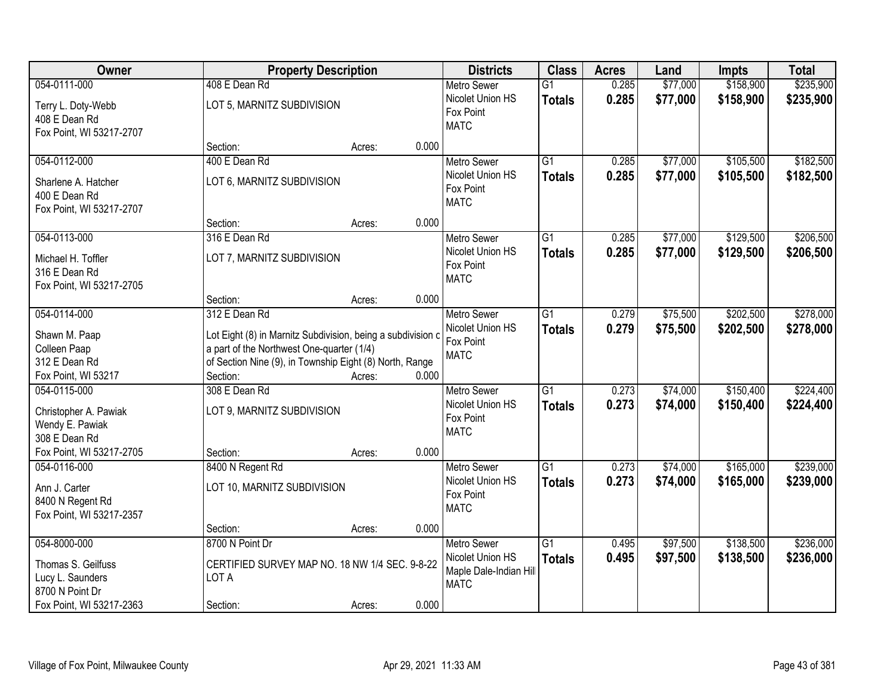| Owner | Property Description | Districts | Class | Acres | Land | Impts | Total |
|---|---|---|---|---|---|---|---|
| 054-0111-000<br>Terry L. Doty-Webb<br>408 E Dean Rd<br>Fox Point, WI 53217-2707 | 408 E Dean Rd<br>LOT 5, MARNITZ SUBDIVISION<br>Section: Acres: 0.000 | Metro Sewer<br>Nicolet Union HS<br>Fox Point<br>MATC | G1<br>**Totals** | 0.285<br>**0.285** | $77,000<br>**$77,000** | $158,900<br>**$158,900** | $235,900<br>**$235,900** |
| 054-0112-000<br>Sharlene A. Hatcher<br>400 E Dean Rd<br>Fox Point, WI 53217-2707 | 400 E Dean Rd<br>LOT 6, MARNITZ SUBDIVISION<br>Section: Acres: 0.000 | Metro Sewer<br>Nicolet Union HS<br>Fox Point<br>MATC | G1<br>**Totals** | 0.285<br>**0.285** | $77,000<br>**$77,000** | $105,500<br>**$105,500** | $182,500<br>**$182,500** |
| 054-0113-000<br>Michael H. Toffler<br>316 E Dean Rd<br>Fox Point, WI 53217-2705 | 316 E Dean Rd<br>LOT 7, MARNITZ SUBDIVISION<br>Section: Acres: 0.000 | Metro Sewer<br>Nicolet Union HS<br>Fox Point<br>MATC | G1<br>**Totals** | 0.285<br>**0.285** | $77,000<br>**$77,000** | $129,500<br>**$129,500** | $206,500<br>**$206,500** |
| 054-0114-000<br>Shawn M. Paap<br>Colleen Paap<br>312 E Dean Rd<br>Fox Point, WI 53217 | 312 E Dean Rd<br>Lot Eight (8) in Marnitz Subdivision, being a subdivision c<br>a part of the Northwest One-quarter (1/4)<br>of Section Nine (9), in Township Eight (8) North, Range<br>Section: Acres: 0.000 | Metro Sewer<br>Nicolet Union HS<br>Fox Point<br>MATC | G1<br>**Totals** | 0.279<br>**0.279** | $75,500<br>**$75,500** | $202,500<br>**$202,500** | $278,000<br>**$278,000** |
| 054-0115-000<br>Christopher A. Pawiak<br>Wendy E. Pawiak<br>308 E Dean Rd<br>Fox Point, WI 53217-2705 | 308 E Dean Rd<br>LOT 9, MARNITZ SUBDIVISION<br>Section: Acres: 0.000 | Metro Sewer<br>Nicolet Union HS<br>Fox Point<br>MATC | G1<br>**Totals** | 0.273<br>**0.273** | $74,000<br>**$74,000** | $150,400<br>**$150,400** | $224,400<br>**$224,400** |
| 054-0116-000<br>Ann J. Carter<br>8400 N Regent Rd<br>Fox Point, WI 53217-2357 | 8400 N Regent Rd<br>LOT 10, MARNITZ SUBDIVISION<br>Section: Acres: 0.000 | Metro Sewer<br>Nicolet Union HS<br>Fox Point<br>MATC | G1<br>**Totals** | 0.273<br>**0.273** | $74,000<br>**$74,000** | $165,000<br>**$165,000** | $239,000<br>**$239,000** |
| 054-8000-000<br>Thomas S. Geilfuss<br>Lucy L. Saunders<br>8700 N Point Dr<br>Fox Point, WI 53217-2363 | 8700 N Point Dr<br>CERTIFIED SURVEY MAP NO. 18 NW 1/4 SEC. 9-8-22<br>LOT A<br>Section: Acres: 0.000 | Metro Sewer<br>Nicolet Union HS<br>Maple Dale-Indian Hill<br>MATC | G1<br>**Totals** | 0.495<br>**0.495** | $97,500<br>**$97,500** | $138,500<br>**$138,500** | $236,000<br>**$236,000** |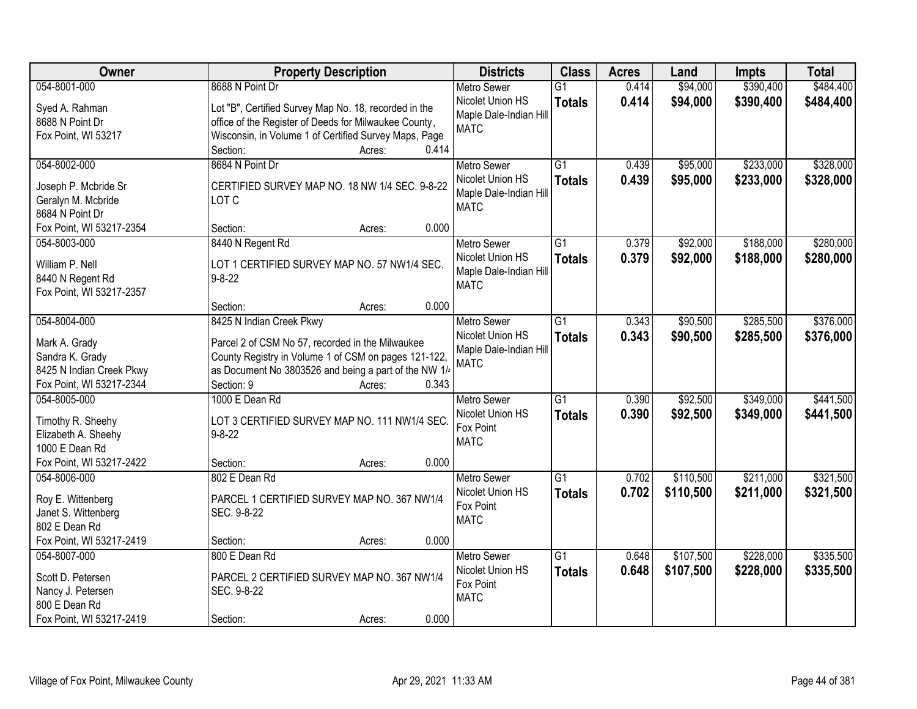| Owner | Property Description | Districts | Class | Acres | Land | Impts | Total |
|---|---|---|---|---|---|---|---|
| 054-8001-000<br>Syed A. Rahman<br>8688 N Point Dr<br>Fox Point, WI 53217 | 8688 N Point Dr<br>Lot "B", Certified Survey Map No. 18, recorded in the office of the Register of Deeds for Milwaukee County, Wisconsin, in Volume 1 of Certified Survey Maps, Page<br>Section: Acres: 0.414 | Metro Sewer<br>Nicolet Union HS<br>Maple Dale-Indian Hill<br>MATC | G1<br>**Totals** | 0.414<br>**0.414** | $94,000<br>**$94,000** | $390,400<br>**$390,400** | $484,400<br>**$484,400** |
| 054-8002-000<br>Joseph P. Mcbride Sr<br>Geralyn M. Mcbride<br>8684 N Point Dr<br>Fox Point, WI 53217-2354 | 8684 N Point Dr<br>CERTIFIED SURVEY MAP NO. 18 NW 1/4 SEC. 9-8-22 LOT C<br>Section: Acres: 0.000 | Metro Sewer<br>Nicolet Union HS<br>Maple Dale-Indian Hill<br>MATC | G1<br>**Totals** | 0.439<br>**0.439** | $95,000<br>**$95,000** | $233,000<br>**$233,000** | $328,000<br>**$328,000** |
| 054-8003-000<br>William P. Nell<br>8440 N Regent Rd<br>Fox Point, WI 53217-2357 | 8440 N Regent Rd<br>LOT 1 CERTIFIED SURVEY MAP NO. 57 NW1/4 SEC. 9-8-22<br>Section: Acres: 0.000 | Metro Sewer<br>Nicolet Union HS<br>Maple Dale-Indian Hill<br>MATC | G1<br>**Totals** | 0.379<br>**0.379** | $92,000<br>**$92,000** | $188,000<br>**$188,000** | $280,000<br>**$280,000** |
| 054-8004-000<br>Mark A. Grady<br>Sandra K. Grady<br>8425 N Indian Creek Pkwy<br>Fox Point, WI 53217-2344 | 8425 N Indian Creek Pkwy<br>Parcel 2 of CSM No 57, recorded in the Milwaukee County Registry in Volume 1 of CSM on pages 121-122, as Document No 3803526 and being a part of the NW 1/4<br>Section: 9 Acres: 0.343 | Metro Sewer<br>Nicolet Union HS<br>Maple Dale-Indian Hill<br>MATC | G1<br>**Totals** | 0.343<br>**0.343** | $90,500<br>**$90,500** | $285,500<br>**$285,500** | $376,000<br>**$376,000** |
| 054-8005-000<br>Timothy R. Sheehy<br>Elizabeth A. Sheehy<br>1000 E Dean Rd<br>Fox Point, WI 53217-2422 | 1000 E Dean Rd<br>LOT 3 CERTIFIED SURVEY MAP NO. 111 NW1/4 SEC. 9-8-22<br>Section: Acres: 0.000 | Metro Sewer<br>Nicolet Union HS<br>Fox Point<br>MATC | G1<br>**Totals** | 0.390<br>**0.390** | $92,500<br>**$92,500** | $349,000<br>**$349,000** | $441,500<br>**$441,500** |
| 054-8006-000<br>Roy E. Wittenberg<br>Janet S. Wittenberg<br>802 E Dean Rd<br>Fox Point, WI 53217-2419 | 802 E Dean Rd<br>PARCEL 1 CERTIFIED SURVEY MAP NO. 367 NW1/4 SEC. 9-8-22<br>Section: Acres: 0.000 | Metro Sewer<br>Nicolet Union HS<br>Fox Point<br>MATC | G1<br>**Totals** | 0.702<br>**0.702** | $110,500<br>**$110,500** | $211,000<br>**$211,000** | $321,500<br>**$321,500** |
| 054-8007-000<br>Scott D. Petersen<br>Nancy J. Petersen<br>800 E Dean Rd<br>Fox Point, WI 53217-2419 | 800 E Dean Rd<br>PARCEL 2 CERTIFIED SURVEY MAP NO. 367 NW1/4 SEC. 9-8-22<br>Section: Acres: 0.000 | Metro Sewer<br>Nicolet Union HS<br>Fox Point<br>MATC | G1<br>**Totals** | 0.648<br>**0.648** | $107,500<br>**$107,500** | $228,000<br>**$228,000** | $335,500<br>**$335,500** |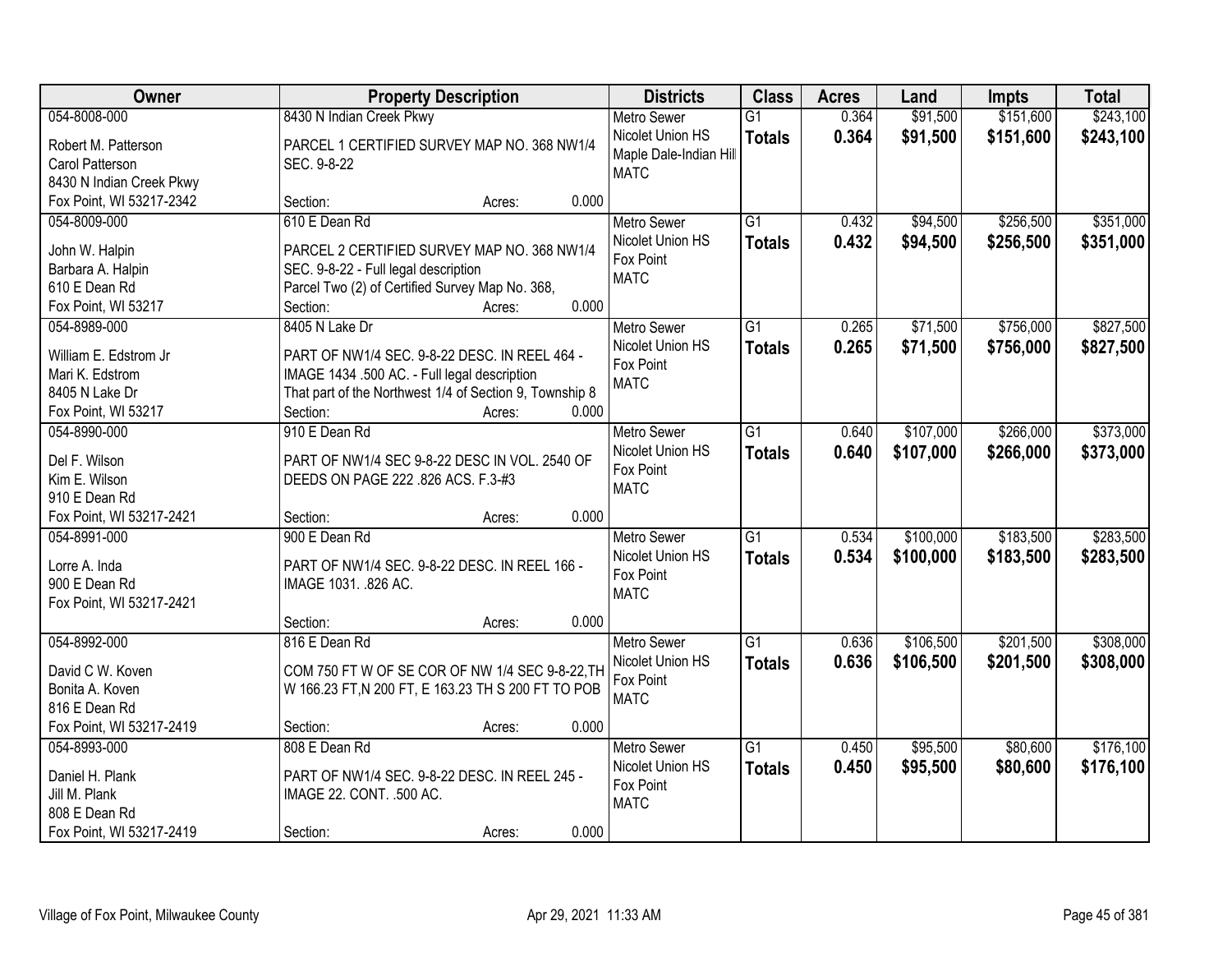| Owner | Property Description | Districts | Class | Acres | Land | Impts | Total |
|---|---|---|---|---|---|---|---|
| 054-8008-000<br>Robert M. Patterson<br>Carol Patterson<br>8430 N Indian Creek Pkwy<br>Fox Point, WI 53217-2342 | 8430 N Indian Creek Pkwy<br>PARCEL 1 CERTIFIED SURVEY MAP NO. 368 NW1/4 SEC. 9-8-22<br>Section: Acres: 0.000 | Metro Sewer<br>Nicolet Union HS<br>Maple Dale-Indian Hill<br>MATC | G1<br>**Totals** | 0.364<br>**0.364** | $91,500<br>**$91,500** | $151,600<br>**$151,600** | $243,100<br>**$243,100** |
| 054-8009-000<br>John W. Halpin<br>Barbara A. Halpin<br>610 E Dean Rd<br>Fox Point, WI 53217 | 610 E Dean Rd<br>PARCEL 2 CERTIFIED SURVEY MAP NO. 368 NW1/4 SEC. 9-8-22 - Full legal description<br>Parcel Two (2) of Certified Survey Map No. 368,<br>Section: Acres: 0.000 | Metro Sewer<br>Nicolet Union HS<br>Fox Point<br>MATC | G1<br>**Totals** | 0.432<br>**0.432** | $94,500<br>**$94,500** | $256,500<br>**$256,500** | $351,000<br>**$351,000** |
| 054-8989-000<br>William E. Edstrom Jr<br>Mari K. Edstrom<br>8405 N Lake Dr<br>Fox Point, WI 53217 | 8405 N Lake Dr<br>PART OF NW1/4 SEC. 9-8-22 DESC. IN REEL 464 - IMAGE 1434 .500 AC. - Full legal description<br>That part of the Northwest 1/4 of Section 9, Township 8<br>Section: Acres: 0.000 | Metro Sewer<br>Nicolet Union HS<br>Fox Point<br>MATC | G1<br>**Totals** | 0.265<br>**0.265** | $71,500<br>**$71,500** | $756,000<br>**$756,000** | $827,500<br>**$827,500** |
| 054-8990-000<br>Del F. Wilson<br>Kim E. Wilson<br>910 E Dean Rd<br>Fox Point, WI 53217-2421 | 910 E Dean Rd<br>PART OF NW1/4 SEC 9-8-22 DESC IN VOL. 2540 OF DEEDS ON PAGE 222 .826 ACS. F.3-#3<br>Section: Acres: 0.000 | Metro Sewer<br>Nicolet Union HS<br>Fox Point<br>MATC | G1<br>**Totals** | 0.640<br>**0.640** | $107,000<br>**$107,000** | $266,000<br>**$266,000** | $373,000<br>**$373,000** |
| 054-8991-000<br>Lorre A. Inda<br>900 E Dean Rd<br>Fox Point, WI 53217-2421 | 900 E Dean Rd<br>PART OF NW1/4 SEC. 9-8-22 DESC. IN REEL 166 - IMAGE 1031. .826 AC.<br>Section: Acres: 0.000 | Metro Sewer<br>Nicolet Union HS<br>Fox Point<br>MATC | G1<br>**Totals** | 0.534<br>**0.534** | $100,000<br>**$100,000** | $183,500<br>**$183,500** | $283,500<br>**$283,500** |
| 054-8992-000<br>David C W. Koven<br>Bonita A. Koven<br>816 E Dean Rd<br>Fox Point, WI 53217-2419 | 816 E Dean Rd<br>COM 750 FT W OF SE COR OF NW 1/4 SEC 9-8-22,TH W 166.23 FT,N 200 FT, E 163.23 TH S 200 FT TO POB<br>Section: Acres: 0.000 | Metro Sewer<br>Nicolet Union HS<br>Fox Point<br>MATC | G1<br>**Totals** | 0.636<br>**0.636** | $106,500<br>**$106,500** | $201,500<br>**$201,500** | $308,000<br>**$308,000** |
| 054-8993-000<br>Daniel H. Plank<br>Jill M. Plank<br>808 E Dean Rd<br>Fox Point, WI 53217-2419 | 808 E Dean Rd<br>PART OF NW1/4 SEC. 9-8-22 DESC. IN REEL 245 - IMAGE 22. CONT. .500 AC.<br>Section: Acres: 0.000 | Metro Sewer<br>Nicolet Union HS<br>Fox Point<br>MATC | G1<br>**Totals** | 0.450<br>**0.450** | $95,500<br>**$95,500** | $80,600<br>**$80,600** | $176,100<br>**$176,100** |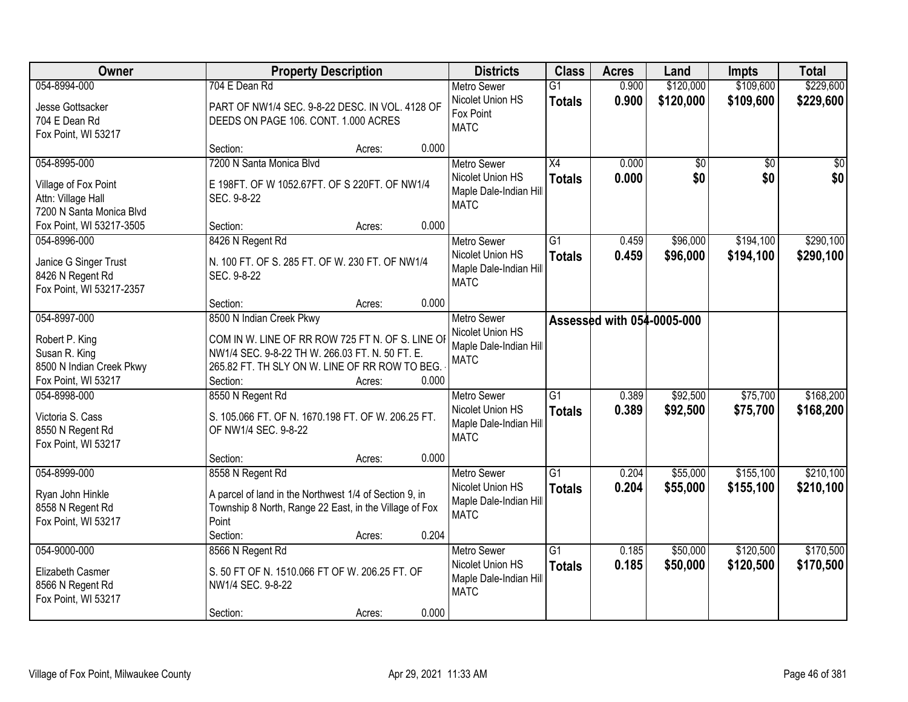| Owner | Property Description | Districts | Class | Acres | Land | Impts | Total |
|---|---|---|---|---|---|---|---|
| 054-8994-000<br>Jesse Gottsacker<br>704 E Dean Rd<br>Fox Point, WI 53217 | 704 E Dean Rd<br>PART OF NW1/4 SEC. 9-8-22 DESC. IN VOL. 4128 OF DEEDS ON PAGE 106. CONT. 1.000 ACRES<br>Section: Acres: 0.000 | Metro Sewer<br>Nicolet Union HS<br>Fox Point<br>MATC | G1<br>**Totals** | 0.900<br>**0.900** | $120,000<br>**$120,000** | $109,600<br>**$109,600** | $229,600<br>**$229,600** |
| 054-8995-000<br>Village of Fox Point<br>Attn: Village Hall<br>7200 N Santa Monica Blvd<br>Fox Point, WI 53217-3505 | 7200 N Santa Monica Blvd<br>E 198FT. OF W 1052.67FT. OF S 220FT. OF NW1/4 SEC. 9-8-22<br>Section: Acres: 0.000 | Metro Sewer<br>Nicolet Union HS<br>Maple Dale-Indian Hill<br>MATC | X4<br>**Totals** | 0.000<br>**0.000** | $0<br>**$0** | $0<br>**$0** | $0<br>**$0** |
| 054-8996-000<br>Janice G Singer Trust<br>8426 N Regent Rd<br>Fox Point, WI 53217-2357 | 8426 N Regent Rd<br>N. 100 FT. OF S. 285 FT. OF W. 230 FT. OF NW1/4 SEC. 9-8-22<br>Section: Acres: 0.000 | Metro Sewer<br>Nicolet Union HS<br>Maple Dale-Indian Hill<br>MATC | G1<br>**Totals** | 0.459<br>**0.459** | $96,000<br>**$96,000** | $194,100<br>**$194,100** | $290,100<br>**$290,100** |
| 054-8997-000<br>Robert P. King<br>Susan R. King<br>8500 N Indian Creek Pkwy<br>Fox Point, WI 53217 | 8500 N Indian Creek Pkwy<br>COM IN W. LINE OF RR ROW 725 FT N. OF S. LINE OF NW1/4 SEC. 9-8-22 TH W. 266.03 FT. N. 50 FT. E. 265.82 FT. TH SLY ON W. LINE OF RR ROW TO BEG.<br>Section: Acres: 0.000 | Metro Sewer<br>Nicolet Union HS<br>Maple Dale-Indian Hill<br>MATC | **Assessed with 054-0005-000** | | | | |
| 054-8998-000<br>Victoria S. Cass<br>8550 N Regent Rd<br>Fox Point, WI 53217 | 8550 N Regent Rd<br>S. 105.066 FT. OF N. 1670.198 FT. OF W. 206.25 FT. OF NW1/4 SEC. 9-8-22<br>Section: Acres: 0.000 | Metro Sewer<br>Nicolet Union HS<br>Maple Dale-Indian Hill<br>MATC | G1<br>**Totals** | 0.389<br>**0.389** | $92,500<br>**$92,500** | $75,700<br>**$75,700** | $168,200<br>**$168,200** |
| 054-8999-000<br>Ryan John Hinkle<br>8558 N Regent Rd<br>Fox Point, WI 53217 | 8558 N Regent Rd<br>A parcel of land in the Northwest 1/4 of Section 9, in Township 8 North, Range 22 East, in the Village of Fox Point<br>Section: Acres: 0.204 | Metro Sewer<br>Nicolet Union HS<br>Maple Dale-Indian Hill<br>MATC | G1<br>**Totals** | 0.204<br>**0.204** | $55,000<br>**$55,000** | $155,100<br>**$155,100** | $210,100<br>**$210,100** |
| 054-9000-000<br>Elizabeth Casmer<br>8566 N Regent Rd<br>Fox Point, WI 53217 | 8566 N Regent Rd<br>S. 50 FT OF N. 1510.066 FT OF W. 206.25 FT. OF NW1/4 SEC. 9-8-22<br>Section: Acres: 0.000 | Metro Sewer<br>Nicolet Union HS<br>Maple Dale-Indian Hill<br>MATC | G1<br>**Totals** | 0.185<br>**0.185** | $50,000<br>**$50,000** | $120,500<br>**$120,500** | $170,500<br>**$170,500** |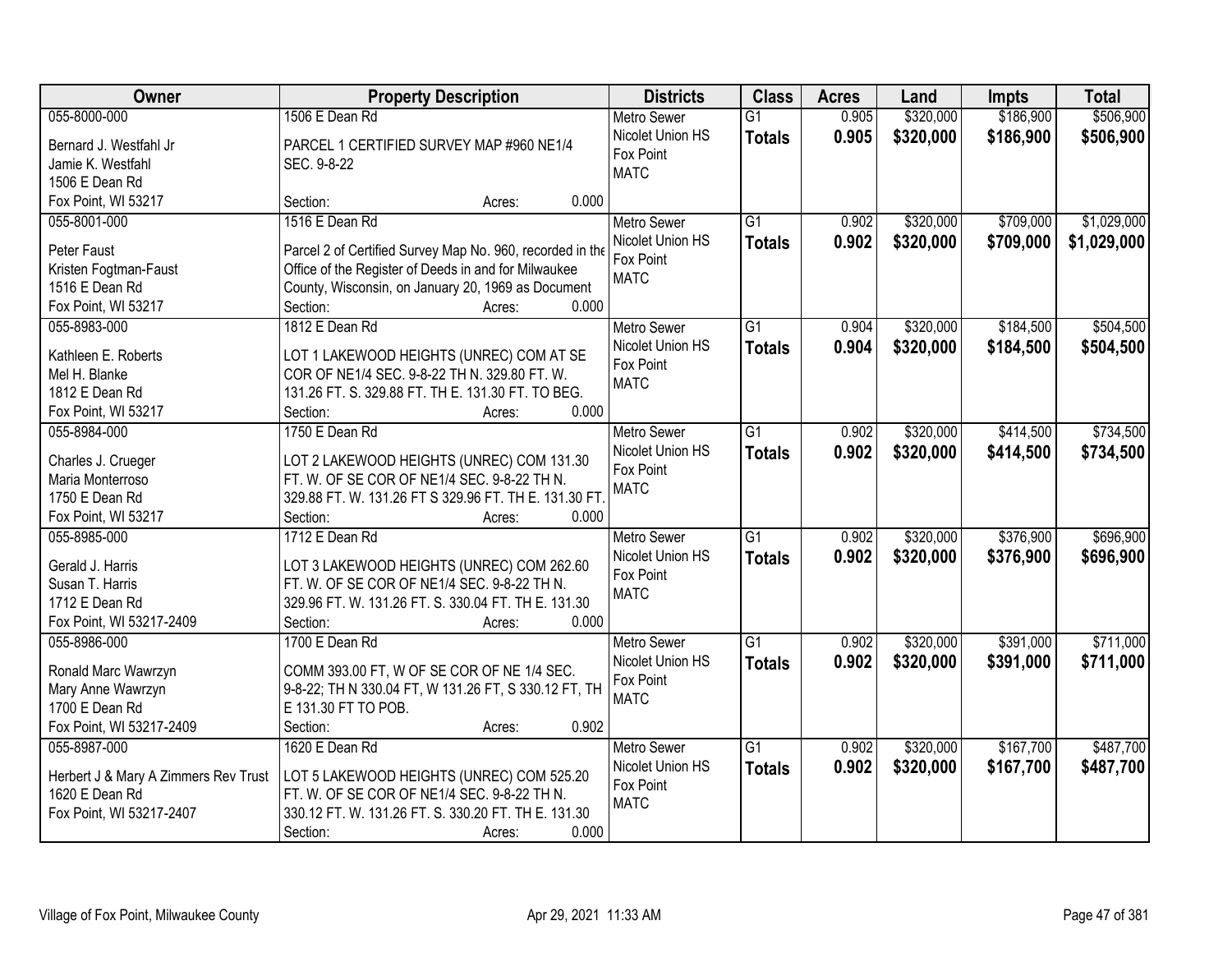| Owner | Property Description | Districts | Class | Acres | Land | Impts | Total |
|---|---|---|---|---|---|---|---|
| 055-8000-000<br>Bernard J. Westfahl Jr<br>Jamie K. Westfahl<br>1506 E Dean Rd<br>Fox Point, WI 53217 | 1506 E Dean Rd<br>PARCEL 1 CERTIFIED SURVEY MAP #960 NE1/4 SEC. 9-8-22<br>Section: Acres: 0.000 | Metro Sewer<br>Nicolet Union HS<br>Fox Point<br>MATC | G1<br>**Totals** | 0.905<br>**0.905** | \$320,000<br>**\$320,000** | \$186,900<br>**\$186,900** | \$506,900<br>**\$506,900** |
| 055-8001-000<br>Peter Faust<br>Kristen Fogtman-Faust<br>1516 E Dean Rd<br>Fox Point, WI 53217 | 1516 E Dean Rd<br>Parcel 2 of Certified Survey Map No. 960, recorded in the Office of the Register of Deeds in and for Milwaukee County, Wisconsin, on January 20, 1969 as Document<br>Section: Acres: 0.000 | Metro Sewer<br>Nicolet Union HS<br>Fox Point<br>MATC | G1<br>**Totals** | 0.902<br>**0.902** | \$320,000<br>**\$320,000** | \$709,000<br>**\$709,000** | \$1,029,000<br>**\$1,029,000** |
| 055-8983-000<br>Kathleen E. Roberts<br>Mel H. Blanke<br>1812 E Dean Rd<br>Fox Point, WI 53217 | 1812 E Dean Rd<br>LOT 1 LAKEWOOD HEIGHTS (UNREC) COM AT SE COR OF NE1/4 SEC. 9-8-22 TH N. 329.80 FT. W. 131.26 FT. S. 329.88 FT. TH E. 131.30 FT. TO BEG.<br>Section: Acres: 0.000 | Metro Sewer<br>Nicolet Union HS<br>Fox Point<br>MATC | G1<br>**Totals** | 0.904<br>**0.904** | \$320,000<br>**\$320,000** | \$184,500<br>**\$184,500** | \$504,500<br>**\$504,500** |
| 055-8984-000<br>Charles J. Crueger<br>Maria Monterroso<br>1750 E Dean Rd<br>Fox Point, WI 53217 | 1750 E Dean Rd<br>LOT 2 LAKEWOOD HEIGHTS (UNREC) COM 131.30 FT. W. OF SE COR OF NE1/4 SEC. 9-8-22 TH N. 329.88 FT. W. 131.26 FT S 329.96 FT. TH E. 131.30 FT.<br>Section: Acres: 0.000 | Metro Sewer<br>Nicolet Union HS<br>Fox Point<br>MATC | G1<br>**Totals** | 0.902<br>**0.902** | \$320,000<br>**\$320,000** | \$414,500<br>**\$414,500** | \$734,500<br>**\$734,500** |
| 055-8985-000<br>Gerald J. Harris<br>Susan T. Harris<br>1712 E Dean Rd<br>Fox Point, WI 53217-2409 | 1712 E Dean Rd<br>LOT 3 LAKEWOOD HEIGHTS (UNREC) COM 262.60 FT. W. OF SE COR OF NE1/4 SEC. 9-8-22 TH N. 329.96 FT. W. 131.26 FT. S. 330.04 FT. TH E. 131.30<br>Section: Acres: 0.000 | Metro Sewer<br>Nicolet Union HS<br>Fox Point<br>MATC | G1<br>**Totals** | 0.902<br>**0.902** | \$320,000<br>**\$320,000** | \$376,900<br>**\$376,900** | \$696,900<br>**\$696,900** |
| 055-8986-000<br>Ronald Marc Wawrzyn<br>Mary Anne Wawrzyn<br>1700 E Dean Rd<br>Fox Point, WI 53217-2409 | 1700 E Dean Rd<br>COMM 393.00 FT, W OF SE COR OF NE 1/4 SEC. 9-8-22; TH N 330.04 FT, W 131.26 FT, S 330.12 FT, TH E 131.30 FT TO POB.<br>Section: Acres: 0.902 | Metro Sewer<br>Nicolet Union HS<br>Fox Point<br>MATC | G1<br>**Totals** | 0.902<br>**0.902** | \$320,000<br>**\$320,000** | \$391,000<br>**\$391,000** | \$711,000<br>**\$711,000** |
| 055-8987-000<br>Herbert J & Mary A Zimmers Rev Trust<br>1620 E Dean Rd<br>Fox Point, WI 53217-2407 | 1620 E Dean Rd<br>LOT 5 LAKEWOOD HEIGHTS (UNREC) COM 525.20 FT. W. OF SE COR OF NE1/4 SEC. 9-8-22 TH N. 330.12 FT. W. 131.26 FT. S. 330.20 FT. TH E. 131.30<br>Section: Acres: 0.000 | Metro Sewer<br>Nicolet Union HS<br>Fox Point<br>MATC | G1<br>**Totals** | 0.902<br>**0.902** | \$320,000<br>**\$320,000** | \$167,700<br>**\$167,700** | \$487,700<br>**\$487,700** |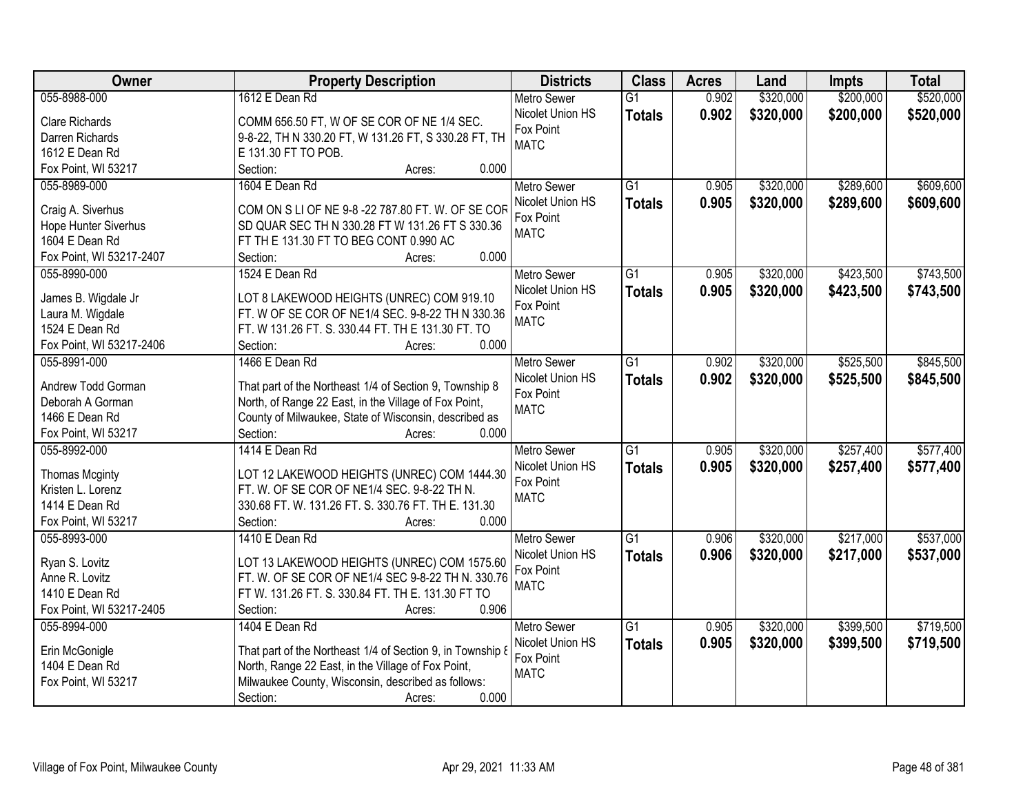| Owner | Property Description | Districts | Class | Acres | Land | Impts | Total |
|---|---|---|---|---|---|---|---|
| 055-8988-000<br>Clare Richards<br>Darren Richards<br>1612 E Dean Rd<br>Fox Point, WI 53217 | 1612 E Dean Rd<br>COMM 656.50 FT, W OF SE COR OF NE 1/4 SEC. 9-8-22, TH N 330.20 FT, W 131.26 FT, S 330.28 FT, TH E 131.30 FT TO POB.<br>Section: Acres: 0.000 | Metro Sewer<br>Nicolet Union HS<br>Fox Point<br>MATC | G1<br>**Totals** | 0.902<br>**0.902** | $320,000<br>**$320,000** | $200,000<br>**$200,000** | $520,000<br>**$520,000** |
| 055-8989-000<br>Craig A. Siverhus<br>Hope Hunter Siverhus<br>1604 E Dean Rd<br>Fox Point, WI 53217-2407 | 1604 E Dean Rd<br>COM ON S LI OF NE 9-8 -22 787.80 FT. W. OF SE COR SD QUAR SEC TH N 330.28 FT W 131.26 FT S 330.36 FT TH E 131.30 FT TO BEG CONT 0.990 AC<br>Section: Acres: 0.000 | Metro Sewer<br>Nicolet Union HS<br>Fox Point<br>MATC | G1<br>**Totals** | 0.905<br>**0.905** | $320,000<br>**$320,000** | $289,600<br>**$289,600** | $609,600<br>**$609,600** |
| 055-8990-000<br>James B. Wigdale Jr<br>Laura M. Wigdale<br>1524 E Dean Rd<br>Fox Point, WI 53217-2406 | 1524 E Dean Rd<br>LOT 8 LAKEWOOD HEIGHTS (UNREC) COM 919.10 FT. W OF SE COR OF NE1/4 SEC. 9-8-22 TH N 330.36 FT. W 131.26 FT. S. 330.44 FT. TH E 131.30 FT. TO<br>Section: Acres: 0.000 | Metro Sewer<br>Nicolet Union HS<br>Fox Point<br>MATC | G1<br>**Totals** | 0.905<br>**0.905** | $320,000<br>**$320,000** | $423,500<br>**$423,500** | $743,500<br>**$743,500** |
| 055-8991-000<br>Andrew Todd Gorman<br>Deborah A Gorman<br>1466 E Dean Rd<br>Fox Point, WI 53217 | 1466 E Dean Rd<br>That part of the Northeast 1/4 of Section 9, Township 8 North, of Range 22 East, in the Village of Fox Point, County of Milwaukee, State of Wisconsin, described as<br>Section: Acres: 0.000 | Metro Sewer<br>Nicolet Union HS<br>Fox Point<br>MATC | G1<br>**Totals** | 0.902<br>**0.902** | $320,000<br>**$320,000** | $525,500<br>**$525,500** | $845,500<br>**$845,500** |
| 055-8992-000<br>Thomas Mcginty<br>Kristen L. Lorenz<br>1414 E Dean Rd<br>Fox Point, WI 53217 | 1414 E Dean Rd<br>LOT 12 LAKEWOOD HEIGHTS (UNREC) COM 1444.30 FT. W. OF SE COR OF NE1/4 SEC. 9-8-22 TH N. 330.68 FT. W. 131.26 FT. S. 330.76 FT. TH E. 131.30<br>Section: Acres: 0.000 | Metro Sewer<br>Nicolet Union HS<br>Fox Point<br>MATC | G1<br>**Totals** | 0.905<br>**0.905** | $320,000<br>**$320,000** | $257,400<br>**$257,400** | $577,400<br>**$577,400** |
| 055-8993-000<br>Ryan S. Lovitz<br>Anne R. Lovitz<br>1410 E Dean Rd<br>Fox Point, WI 53217-2405 | 1410 E Dean Rd<br>LOT 13 LAKEWOOD HEIGHTS (UNREC) COM 1575.60 FT. W. OF SE COR OF NE1/4 SEC 9-8-22 TH N. 330.76 FT W. 131.26 FT. S. 330.84 FT. TH E. 131.30 FT TO<br>Section: Acres: 0.906 | Metro Sewer<br>Nicolet Union HS<br>Fox Point<br>MATC | G1<br>**Totals** | 0.906<br>**0.906** | $320,000<br>**$320,000** | $217,000<br>**$217,000** | $537,000<br>**$537,000** |
| 055-8994-000<br>Erin McGonigle<br>1404 E Dean Rd<br>Fox Point, WI 53217 | 1404 E Dean Rd<br>That part of the Northeast 1/4 of Section 9, in Township 8 North, Range 22 East, in the Village of Fox Point, Milwaukee County, Wisconsin, described as follows:<br>Section: Acres: 0.000 | Metro Sewer<br>Nicolet Union HS<br>Fox Point<br>MATC | G1<br>**Totals** | 0.905<br>**0.905** | $320,000<br>**$320,000** | $399,500<br>**$399,500** | $719,500<br>**$719,500** |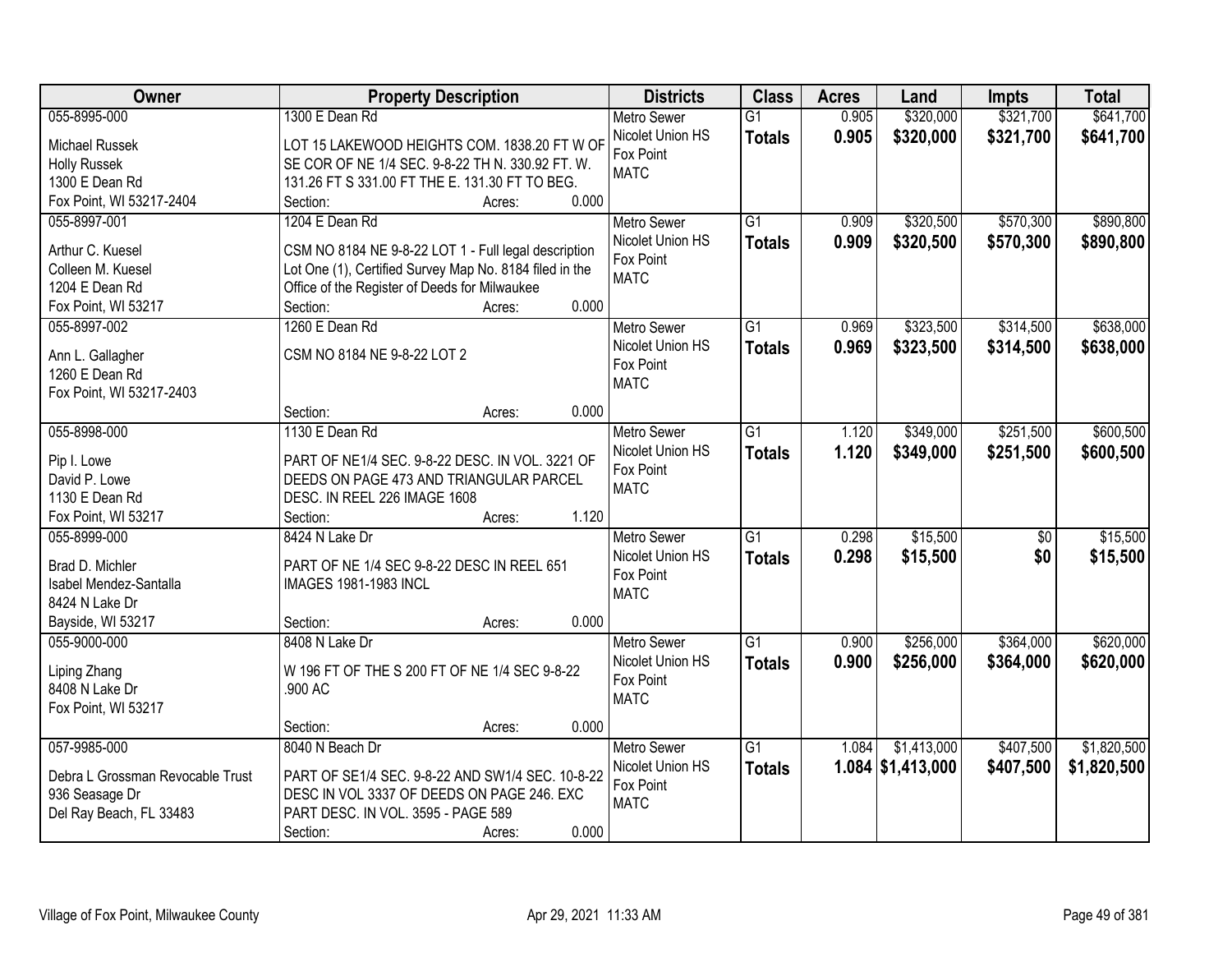| Owner | Property Description | Districts | Class | Acres | Land | Impts | Total |
|---|---|---|---|---|---|---|---|
| 055-8995-000<br><br>Michael Russek<br>Holly Russek<br>1300 E Dean Rd<br>Fox Point, WI 53217-2404 | 1300 E Dean Rd<br><br>LOT 15 LAKEWOOD HEIGHTS COM. 1838.20 FT W OF SE COR OF NE 1/4 SEC. 9-8-22 TH N. 330.92 FT. W. 131.26 FT S 331.00 FT THE E. 131.30 FT TO BEG.<br>Section: Acres: 0.000 | Metro Sewer<br>Nicolet Union HS<br>Fox Point<br>MATC | G1<br>**Totals** | 0.905<br>**0.905** | \$320,000<br>**\$320,000** | \$321,700<br>**\$321,700** | \$641,700<br>**\$641,700** |
| 055-8997-001<br><br>Arthur C. Kuesel<br>Colleen M. Kuesel<br>1204 E Dean Rd<br>Fox Point, WI 53217 | 1204 E Dean Rd<br><br>CSM NO 8184 NE 9-8-22 LOT 1 - Full legal description Lot One (1), Certified Survey Map No. 8184 filed in the Office of the Register of Deeds for Milwaukee<br>Section: Acres: 0.000 | Metro Sewer<br>Nicolet Union HS<br>Fox Point<br>MATC | G1<br>**Totals** | 0.909<br>**0.909** | \$320,500<br>**\$320,500** | \$570,300<br>**\$570,300** | \$890,800<br>**\$890,800** |
| 055-8997-002<br><br>Ann L. Gallagher<br>1260 E Dean Rd<br>Fox Point, WI 53217-2403 | 1260 E Dean Rd<br><br>CSM NO 8184 NE 9-8-22 LOT 2<br><br>Section: Acres: 0.000 | Metro Sewer<br>Nicolet Union HS<br>Fox Point<br>MATC | G1<br>**Totals** | 0.969<br>**0.969** | \$323,500<br>**\$323,500** | \$314,500<br>**\$314,500** | \$638,000<br>**\$638,000** |
| 055-8998-000<br><br>Pip I. Lowe<br>David P. Lowe<br>1130 E Dean Rd<br>Fox Point, WI 53217 | 1130 E Dean Rd<br><br>PART OF NE1/4 SEC. 9-8-22 DESC. IN VOL. 3221 OF DEEDS ON PAGE 473 AND TRIANGULAR PARCEL DESC. IN REEL 226 IMAGE 1608<br>Section: Acres: 1.120 | Metro Sewer<br>Nicolet Union HS<br>Fox Point<br>MATC | G1<br>**Totals** | 1.120<br>**1.120** | \$349,000<br>**\$349,000** | \$251,500<br>**\$251,500** | \$600,500<br>**\$600,500** |
| 055-8999-000<br><br>Brad D. Michler<br>Isabel Mendez-Santalla<br>8424 N Lake Dr<br>Bayside, WI 53217 | 8424 N Lake Dr<br><br>PART OF NE 1/4 SEC 9-8-22 DESC IN REEL 651 IMAGES 1981-1983 INCL<br><br>Section: Acres: 0.000 | Metro Sewer<br>Nicolet Union HS<br>Fox Point<br>MATC | G1<br>**Totals** | 0.298<br>**0.298** | \$15,500<br>**\$15,500** | \$0<br>**\$0** | \$15,500<br>**\$15,500** |
| 055-9000-000<br><br>Liping Zhang<br>8408 N Lake Dr<br>Fox Point, WI 53217 | 8408 N Lake Dr<br><br>W 196 FT OF THE S 200 FT OF NE 1/4 SEC 9-8-22 .900 AC<br><br>Section: Acres: 0.000 | Metro Sewer<br>Nicolet Union HS<br>Fox Point<br>MATC | G1<br>**Totals** | 0.900<br>**0.900** | \$256,000<br>**\$256,000** | \$364,000<br>**\$364,000** | \$620,000<br>**\$620,000** |
| 057-9985-000<br><br>Debra L Grossman Revocable Trust<br>936 Seasage Dr<br>Del Ray Beach, FL 33483 | 8040 N Beach Dr<br><br>PART OF SE1/4 SEC. 9-8-22 AND SW1/4 SEC. 10-8-22 DESC IN VOL 3337 OF DEEDS ON PAGE 246. EXC PART DESC. IN VOL. 3595 - PAGE 589<br>Section: Acres: 0.000 | Metro Sewer<br>Nicolet Union HS<br>Fox Point<br>MATC | G1<br>**Totals** | 1.084<br>**1.084** | \$1,413,000<br>**\$1,413,000** | \$407,500<br>**\$407,500** | \$1,820,500<br>**\$1,820,500** |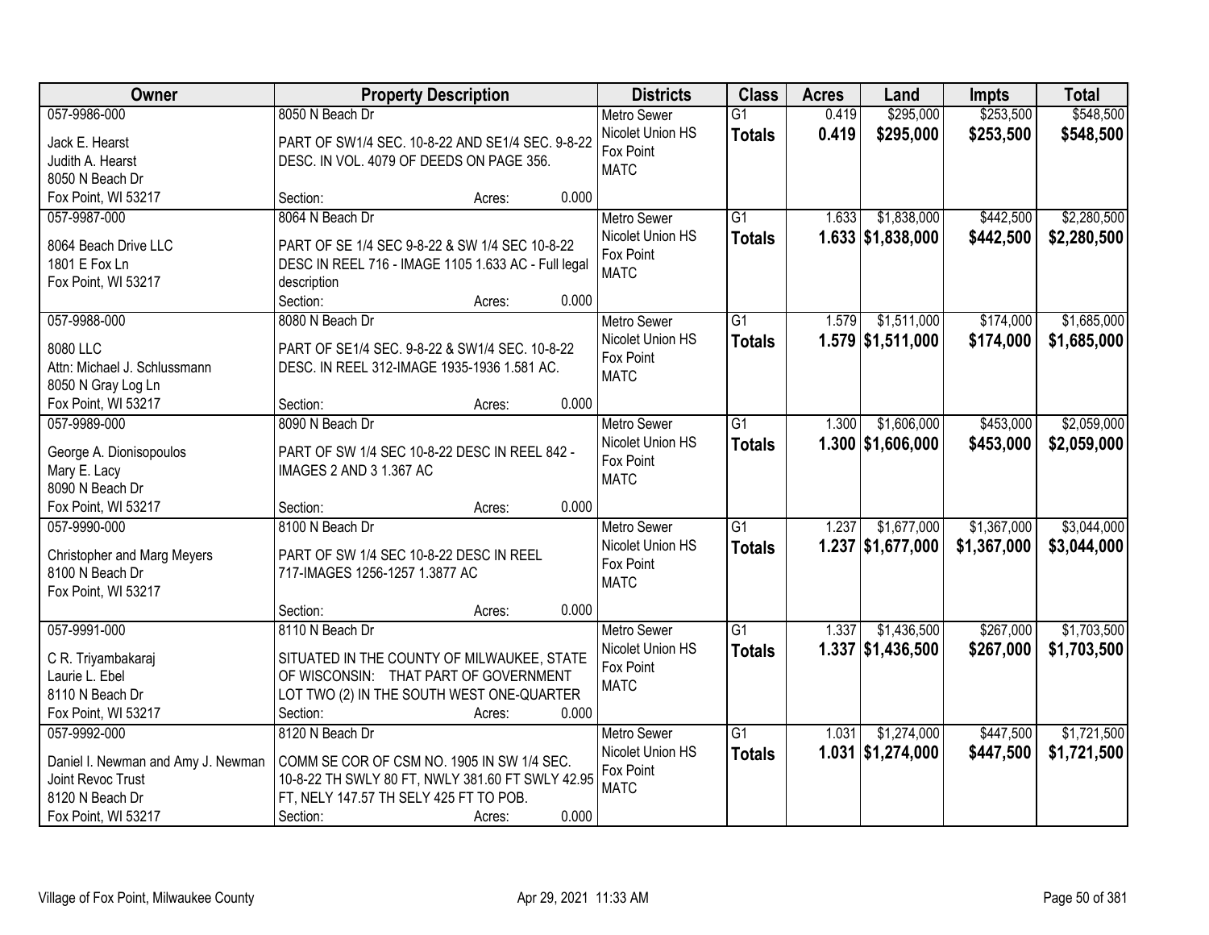| Owner | Property Description | Districts | Class | Acres | Land | Impts | Total |
|---|---|---|---|---|---|---|---|
| 057-9986-000<br>Jack E. Hearst<br>Judith A. Hearst<br>8050 N Beach Dr<br>Fox Point, WI 53217 | 8050 N Beach Dr<br>PART OF SW1/4 SEC. 10-8-22 AND SE1/4 SEC. 9-8-22 DESC. IN VOL. 4079 OF DEEDS ON PAGE 356.<br>Section: Acres: 0.000 | Metro Sewer<br>Nicolet Union HS<br>Fox Point<br>MATC | G1<br>**Totals** | 0.419<br>**0.419** | $295,000<br>**$295,000** | $253,500<br>**$253,500** | $548,500<br>**$548,500** |
| 057-9987-000<br>8064 Beach Drive LLC<br>1801 E Fox Ln<br>Fox Point, WI 53217 | 8064 N Beach Dr<br>PART OF SE 1/4 SEC 9-8-22 & SW 1/4 SEC 10-8-22 DESC IN REEL 716 - IMAGE 1105 1.633 AC - Full legal description<br>Section: Acres: 0.000 | Metro Sewer<br>Nicolet Union HS<br>Fox Point<br>MATC | G1<br>**Totals** | 1.633<br>**1.633** | $1,838,000<br>**$1,838,000** | $442,500<br>**$442,500** | $2,280,500<br>**$2,280,500** |
| 057-9988-000<br>8080 LLC<br>Attn: Michael J. Schlussmann<br>8050 N Gray Log Ln<br>Fox Point, WI 53217 | 8080 N Beach Dr<br>PART OF SE1/4 SEC. 9-8-22 & SW1/4 SEC. 10-8-22 DESC. IN REEL 312-IMAGE 1935-1936 1.581 AC.<br>Section: Acres: 0.000 | Metro Sewer<br>Nicolet Union HS<br>Fox Point<br>MATC | G1<br>**Totals** | 1.579<br>**1.579** | $1,511,000<br>**$1,511,000** | $174,000<br>**$174,000** | $1,685,000<br>**$1,685,000** |
| 057-9989-000<br>George A. Dionisopoulos<br>Mary E. Lacy<br>8090 N Beach Dr<br>Fox Point, WI 53217 | 8090 N Beach Dr<br>PART OF SW 1/4 SEC 10-8-22 DESC IN REEL 842 - IMAGES 2 AND 3 1.367 AC<br>Section: Acres: 0.000 | Metro Sewer<br>Nicolet Union HS<br>Fox Point<br>MATC | G1<br>**Totals** | 1.300<br>**1.300** | $1,606,000<br>**$1,606,000** | $453,000<br>**$453,000** | $2,059,000<br>**$2,059,000** |
| 057-9990-000<br>Christopher and Marg Meyers<br>8100 N Beach Dr<br>Fox Point, WI 53217 | 8100 N Beach Dr<br>PART OF SW 1/4 SEC 10-8-22 DESC IN REEL 717-IMAGES 1256-1257 1.3877 AC<br>Section: Acres: 0.000 | Metro Sewer<br>Nicolet Union HS<br>Fox Point<br>MATC | G1<br>**Totals** | 1.237<br>**1.237** | $1,677,000<br>**$1,677,000** | $1,367,000<br>**$1,367,000** | $3,044,000<br>**$3,044,000** |
| 057-9991-000<br>C R. Triyambakaraj<br>Laurie L. Ebel<br>8110 N Beach Dr<br>Fox Point, WI 53217 | 8110 N Beach Dr<br>SITUATED IN THE COUNTY OF MILWAUKEE, STATE OF WISCONSIN: THAT PART OF GOVERNMENT LOT TWO (2) IN THE SOUTH WEST ONE-QUARTER<br>Section: Acres: 0.000 | Metro Sewer<br>Nicolet Union HS<br>Fox Point<br>MATC | G1<br>**Totals** | 1.337<br>**1.337** | $1,436,500<br>**$1,436,500** | $267,000<br>**$267,000** | $1,703,500<br>**$1,703,500** |
| 057-9992-000<br>Daniel I. Newman and Amy J. Newman<br>Joint Revoc Trust<br>8120 N Beach Dr<br>Fox Point, WI 53217 | 8120 N Beach Dr<br>COMM SE COR OF CSM NO. 1905 IN SW 1/4 SEC. 10-8-22 TH SWLY 80 FT, NWLY 381.60 FT SWLY 42.95 FT, NELY 147.57 TH SELY 425 FT TO POB.<br>Section: Acres: 0.000 | Metro Sewer<br>Nicolet Union HS<br>Fox Point<br>MATC | G1<br>**Totals** | 1.031<br>**1.031** | $1,274,000<br>**$1,274,000** | $447,500<br>**$447,500** | $1,721,500<br>**$1,721,500** |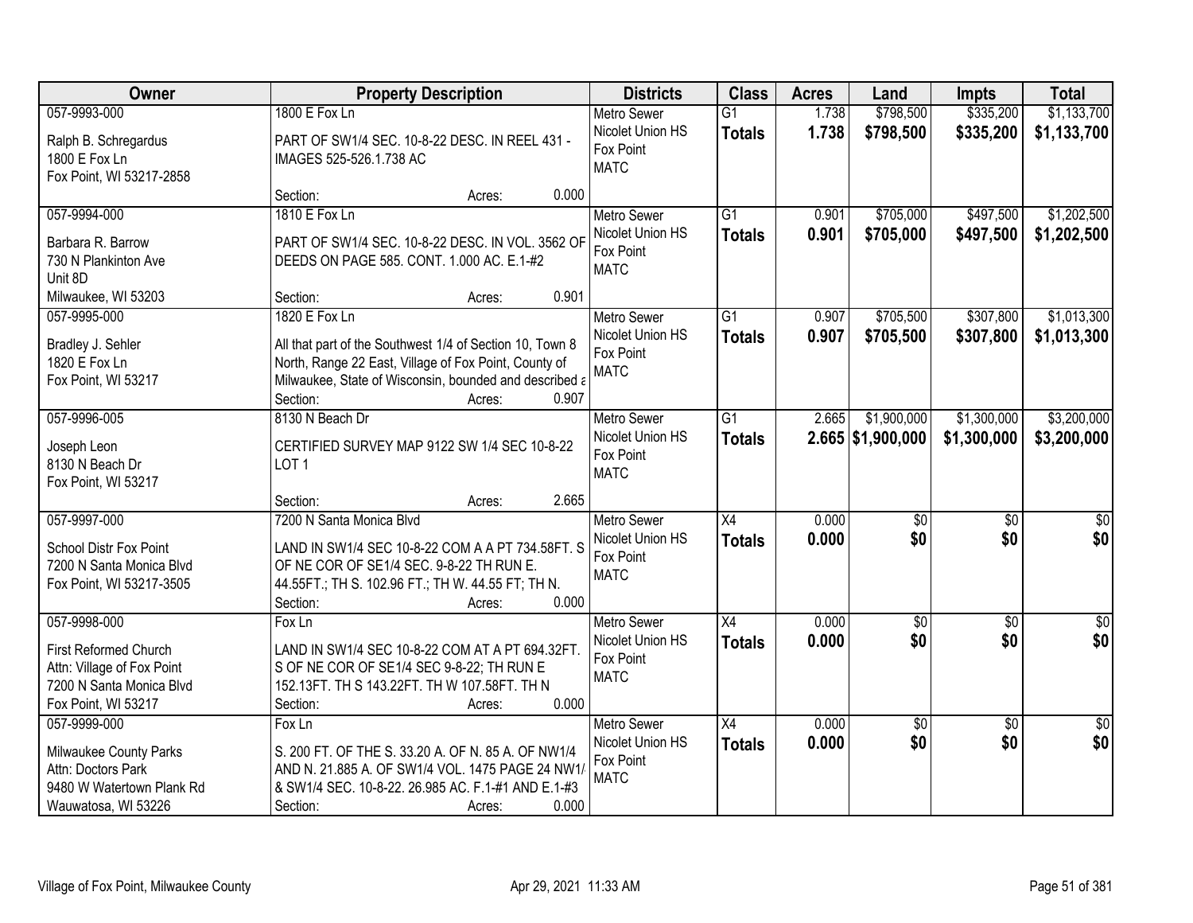| Owner | Property Description | Districts | Class | Acres | Land | Impts | Total |
|---|---|---|---|---|---|---|---|
| 057-9993-000<br>Ralph B. Schregardus<br>1800 E Fox Ln<br>Fox Point, WI 53217-2858 | 1800 E Fox Ln<br>PART OF SW1/4 SEC. 10-8-22 DESC. IN REEL 431 - IMAGES 525-526.1.738 AC<br>Section: Acres: 0.000 | Metro Sewer<br>Nicolet Union HS<br>Fox Point<br>MATC | G1<br>**Totals** | 1.738<br>**1.738** | $798,500<br>**$798,500** | $335,200<br>**$335,200** | $1,133,700<br>**$1,133,700** |
| 057-9994-000<br>Barbara R. Barrow<br>730 N Plankinton Ave<br>Unit 8D<br>Milwaukee, WI 53203 | 1810 E Fox Ln<br>PART OF SW1/4 SEC. 10-8-22 DESC. IN VOL. 3562 OF DEEDS ON PAGE 585. CONT. 1.000 AC. E.1-#2<br>Section: Acres: 0.901 | Metro Sewer<br>Nicolet Union HS<br>Fox Point<br>MATC | G1<br>**Totals** | 0.901<br>**0.901** | $705,000<br>**$705,000** | $497,500<br>**$497,500** | $1,202,500<br>**$1,202,500** |
| 057-9995-000<br>Bradley J. Sehler<br>1820 E Fox Ln<br>Fox Point, WI 53217 | 1820 E Fox Ln<br>All that part of the Southwest 1/4 of Section 10, Town 8 North, Range 22 East, Village of Fox Point, County of Milwaukee, State of Wisconsin, bounded and described a<br>Section: Acres: 0.907 | Metro Sewer<br>Nicolet Union HS<br>Fox Point<br>MATC | G1<br>**Totals** | 0.907<br>**0.907** | $705,500<br>**$705,500** | $307,800<br>**$307,800** | $1,013,300<br>**$1,013,300** |
| 057-9996-005<br>Joseph Leon<br>8130 N Beach Dr<br>Fox Point, WI 53217 | 8130 N Beach Dr<br>CERTIFIED SURVEY MAP 9122 SW 1/4 SEC 10-8-22 LOT 1<br>Section: Acres: 2.665 | Metro Sewer<br>Nicolet Union HS<br>Fox Point<br>MATC | G1<br>**Totals** | 2.665<br>**2.665** | $1,900,000<br>**$1,900,000** | $1,300,000<br>**$1,300,000** | $3,200,000<br>**$3,200,000** |
| 057-9997-000<br>School Distr Fox Point<br>7200 N Santa Monica Blvd<br>Fox Point, WI 53217-3505 | 7200 N Santa Monica Blvd<br>LAND IN SW1/4 SEC 10-8-22 COM A A PT 734.58FT. S OF NE COR OF SE1/4 SEC. 9-8-22 TH RUN E. 44.55FT.; TH S. 102.96 FT.; TH W. 44.55 FT; TH N.<br>Section: Acres: 0.000 | Metro Sewer<br>Nicolet Union HS<br>Fox Point<br>MATC | X4<br>**Totals** | 0.000<br>**0.000** | $0<br>**$0** | $0<br>**$0** | $0<br>**$0** |
| 057-9998-000<br>First Reformed Church<br>Attn: Village of Fox Point<br>7200 N Santa Monica Blvd<br>Fox Point, WI 53217 | Fox Ln<br>LAND IN SW1/4 SEC 10-8-22 COM AT A PT 694.32FT. S OF NE COR OF SE1/4 SEC 9-8-22; TH RUN E 152.13FT. TH S 143.22FT. TH W 107.58FT. TH N<br>Section: Acres: 0.000 | Metro Sewer<br>Nicolet Union HS<br>Fox Point<br>MATC | X4<br>**Totals** | 0.000<br>**0.000** | $0<br>**$0** | $0<br>**$0** | $0<br>**$0** |
| 057-9999-000<br>Milwaukee County Parks<br>Attn: Doctors Park<br>9480 W Watertown Plank Rd<br>Wauwatosa, WI 53226 | Fox Ln<br>S. 200 FT. OF THE S. 33.20 A. OF N. 85 A. OF NW1/4 AND N. 21.885 A. OF SW1/4 VOL. 1475 PAGE 24 NW1/ & SW1/4 SEC. 10-8-22. 26.985 AC. F.1-#1 AND E.1-#3<br>Section: Acres: 0.000 | Metro Sewer<br>Nicolet Union HS<br>Fox Point<br>MATC | X4<br>**Totals** | 0.000<br>**0.000** | $0<br>**$0** | $0<br>**$0** | $0<br>**$0** |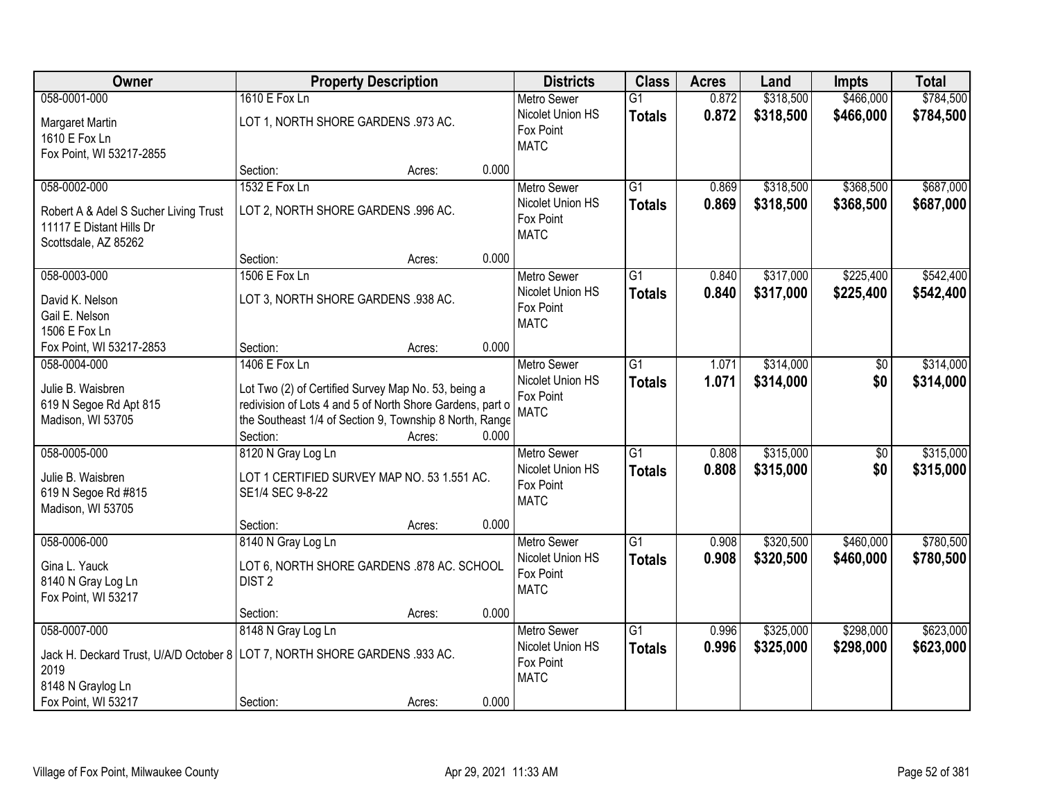| Owner | Property Description | Districts | Class | Acres | Land | Impts | Total |
|---|---|---|---|---|---|---|---|
| 058-0001-000<br>Margaret Martin<br>1610 E Fox Ln<br>Fox Point, WI 53217-2855 | 1610 E Fox Ln<br>LOT 1, NORTH SHORE GARDENS .973 AC.<br>Section: Acres: 0.000 | Metro Sewer<br>Nicolet Union HS<br>Fox Point<br>MATC | G1<br>**Totals** | 0.872<br>**0.872** | \$318,500<br>**\$318,500** | \$466,000<br>**\$466,000** | \$784,500<br>**\$784,500** |
| 058-0002-000<br>Robert A & Adel S Sucher Living Trust<br>11117 E Distant Hills Dr<br>Scottsdale, AZ 85262 | 1532 E Fox Ln<br>LOT 2, NORTH SHORE GARDENS .996 AC.<br>Section: Acres: 0.000 | Metro Sewer<br>Nicolet Union HS<br>Fox Point<br>MATC | G1<br>**Totals** | 0.869<br>**0.869** | \$318,500<br>**\$318,500** | \$368,500<br>**\$368,500** | \$687,000<br>**\$687,000** |
| 058-0003-000<br>David K. Nelson<br>Gail E. Nelson<br>1506 E Fox Ln<br>Fox Point, WI 53217-2853 | 1506 E Fox Ln<br>LOT 3, NORTH SHORE GARDENS .938 AC.<br>Section: Acres: 0.000 | Metro Sewer<br>Nicolet Union HS<br>Fox Point<br>MATC | G1<br>**Totals** | 0.840<br>**0.840** | \$317,000<br>**\$317,000** | \$225,400<br>**\$225,400** | \$542,400<br>**\$542,400** |
| 058-0004-000<br>Julie B. Waisbren<br>619 N Segoe Rd Apt 815<br>Madison, WI 53705 | 1406 E Fox Ln<br>Lot Two (2) of Certified Survey Map No. 53, being a redivision of Lots 4 and 5 of North Shore Gardens, part o the Southeast 1/4 of Section 9, Township 8 North, Range<br>Section: Acres: 0.000 | Metro Sewer<br>Nicolet Union HS<br>Fox Point<br>MATC | G1<br>**Totals** | 1.071<br>**1.071** | \$314,000<br>**\$314,000** | \$0<br>**\$0** | \$314,000<br>**\$314,000** |
| 058-0005-000<br>Julie B. Waisbren<br>619 N Segoe Rd #815<br>Madison, WI 53705 | 8120 N Gray Log Ln<br>LOT 1 CERTIFIED SURVEY MAP NO. 53 1.551 AC. SE1/4 SEC 9-8-22<br>Section: Acres: 0.000 | Metro Sewer<br>Nicolet Union HS<br>Fox Point<br>MATC | G1<br>**Totals** | 0.808<br>**0.808** | \$315,000<br>**\$315,000** | \$0<br>**\$0** | \$315,000<br>**\$315,000** |
| 058-0006-000<br>Gina L. Yauck<br>8140 N Gray Log Ln<br>Fox Point, WI 53217 | 8140 N Gray Log Ln<br>LOT 6, NORTH SHORE GARDENS .878 AC. SCHOOL DIST 2<br>Section: Acres: 0.000 | Metro Sewer<br>Nicolet Union HS<br>Fox Point<br>MATC | G1<br>**Totals** | 0.908<br>**0.908** | \$320,500<br>**\$320,500** | \$460,000<br>**\$460,000** | \$780,500<br>**\$780,500** |
| 058-0007-000<br>Jack H. Deckard Trust, U/A/D October 8 2019<br>8148 N Graylog Ln<br>Fox Point, WI 53217 | 8148 N Gray Log Ln<br>LOT 7, NORTH SHORE GARDENS .933 AC.<br>Section: Acres: 0.000 | Metro Sewer<br>Nicolet Union HS<br>Fox Point<br>MATC | G1<br>**Totals** | 0.996<br>**0.996** | \$325,000<br>**\$325,000** | \$298,000<br>**\$298,000** | \$623,000<br>**\$623,000** |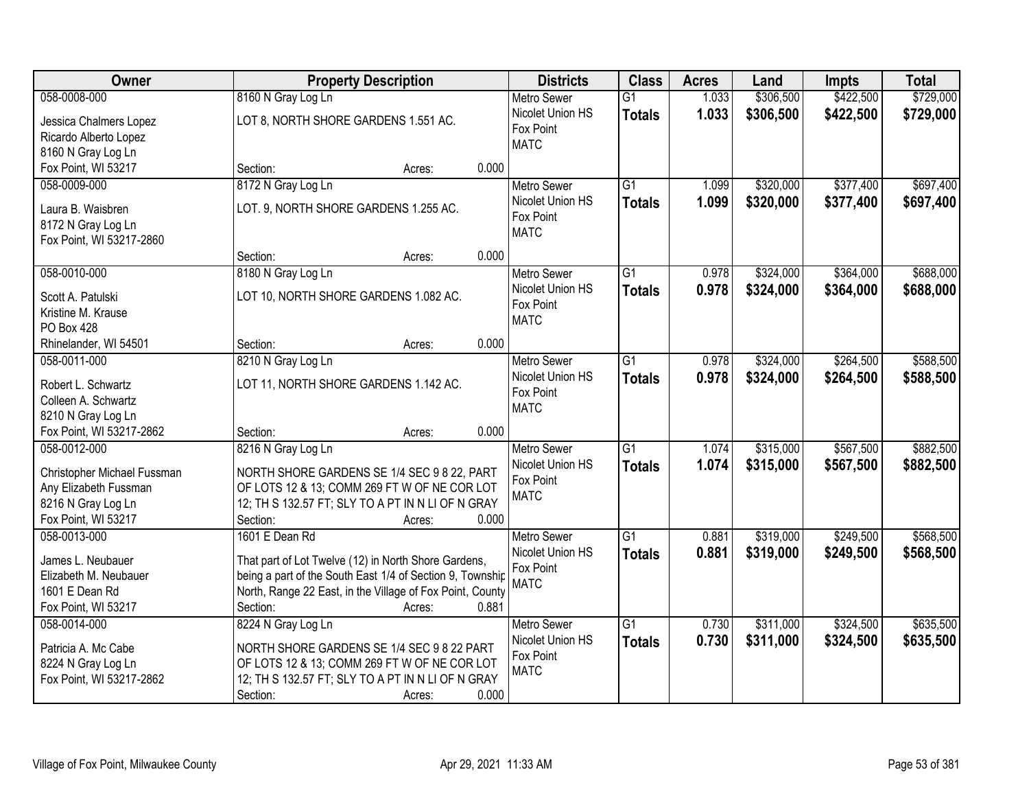| Owner | Property Description | Districts | Class | Acres | Land | Impts | Total |
|---|---|---|---|---|---|---|---|
| 058-0008-000<br>Jessica Chalmers Lopez<br>Ricardo Alberto Lopez<br>8160 N Gray Log Ln<br>Fox Point, WI 53217 | 8160 N Gray Log Ln<br>LOT 8, NORTH SHORE GARDENS 1.551 AC.<br>Section: Acres: 0.000 | Metro Sewer<br>Nicolet Union HS<br>Fox Point<br>MATC | G1<br>**Totals** | 1.033<br>**1.033** | \$306,500<br>**\$306,500** | \$422,500<br>**\$422,500** | \$729,000<br>**\$729,000** |
| 058-0009-000<br>Laura B. Waisbren<br>8172 N Gray Log Ln<br>Fox Point, WI 53217-2860 | 8172 N Gray Log Ln<br>LOT. 9, NORTH SHORE GARDENS 1.255 AC.<br>Section: Acres: 0.000 | Metro Sewer<br>Nicolet Union HS<br>Fox Point<br>MATC | G1<br>**Totals** | 1.099<br>**1.099** | \$320,000<br>**\$320,000** | \$377,400<br>**\$377,400** | \$697,400<br>**\$697,400** |
| 058-0010-000<br>Scott A. Patulski<br>Kristine M. Krause<br>PO Box 428<br>Rhinelander, WI 54501 | 8180 N Gray Log Ln<br>LOT 10, NORTH SHORE GARDENS 1.082 AC.<br>Section: Acres: 0.000 | Metro Sewer<br>Nicolet Union HS<br>Fox Point<br>MATC | G1<br>**Totals** | 0.978<br>**0.978** | \$324,000<br>**\$324,000** | \$364,000<br>**\$364,000** | \$688,000<br>**\$688,000** |
| 058-0011-000<br>Robert L. Schwartz<br>Colleen A. Schwartz<br>8210 N Gray Log Ln<br>Fox Point, WI 53217-2862 | 8210 N Gray Log Ln<br>LOT 11, NORTH SHORE GARDENS 1.142 AC.<br>Section: Acres: 0.000 | Metro Sewer<br>Nicolet Union HS<br>Fox Point<br>MATC | G1<br>**Totals** | 0.978<br>**0.978** | \$324,000<br>**\$324,000** | \$264,500<br>**\$264,500** | \$588,500<br>**\$588,500** |
| 058-0012-000<br>Christopher Michael Fussman<br>Any Elizabeth Fussman<br>8216 N Gray Log Ln<br>Fox Point, WI 53217 | 8216 N Gray Log Ln<br>NORTH SHORE GARDENS SE 1/4 SEC 9 8 22, PART OF LOTS 12 & 13; COMM 269 FT W OF NE COR LOT 12; TH S 132.57 FT; SLY TO A PT IN N LI OF N GRAY<br>Section: Acres: 0.000 | Metro Sewer<br>Nicolet Union HS<br>Fox Point<br>MATC | G1<br>**Totals** | 1.074<br>**1.074** | \$315,000<br>**\$315,000** | \$567,500<br>**\$567,500** | \$882,500<br>**\$882,500** |
| 058-0013-000<br>James L. Neubauer<br>Elizabeth M. Neubauer<br>1601 E Dean Rd<br>Fox Point, WI 53217 | 1601 E Dean Rd<br>That part of Lot Twelve (12) in North Shore Gardens, being a part of the South East 1/4 of Section 9, Township North, Range 22 East, in the Village of Fox Point, County<br>Section: Acres: 0.881 | Metro Sewer<br>Nicolet Union HS<br>Fox Point<br>MATC | G1<br>**Totals** | 0.881<br>**0.881** | \$319,000<br>**\$319,000** | \$249,500<br>**\$249,500** | \$568,500<br>**\$568,500** |
| 058-0014-000<br>Patricia A. Mc Cabe<br>8224 N Gray Log Ln<br>Fox Point, WI 53217-2862 | 8224 N Gray Log Ln<br>NORTH SHORE GARDENS SE 1/4 SEC 9 8 22 PART OF LOTS 12 & 13; COMM 269 FT W OF NE COR LOT 12; TH S 132.57 FT; SLY TO A PT IN N LI OF N GRAY<br>Section: Acres: 0.000 | Metro Sewer<br>Nicolet Union HS<br>Fox Point<br>MATC | G1<br>**Totals** | 0.730<br>**0.730** | \$311,000<br>**\$311,000** | \$324,500<br>**\$324,500** | \$635,500<br>**\$635,500** |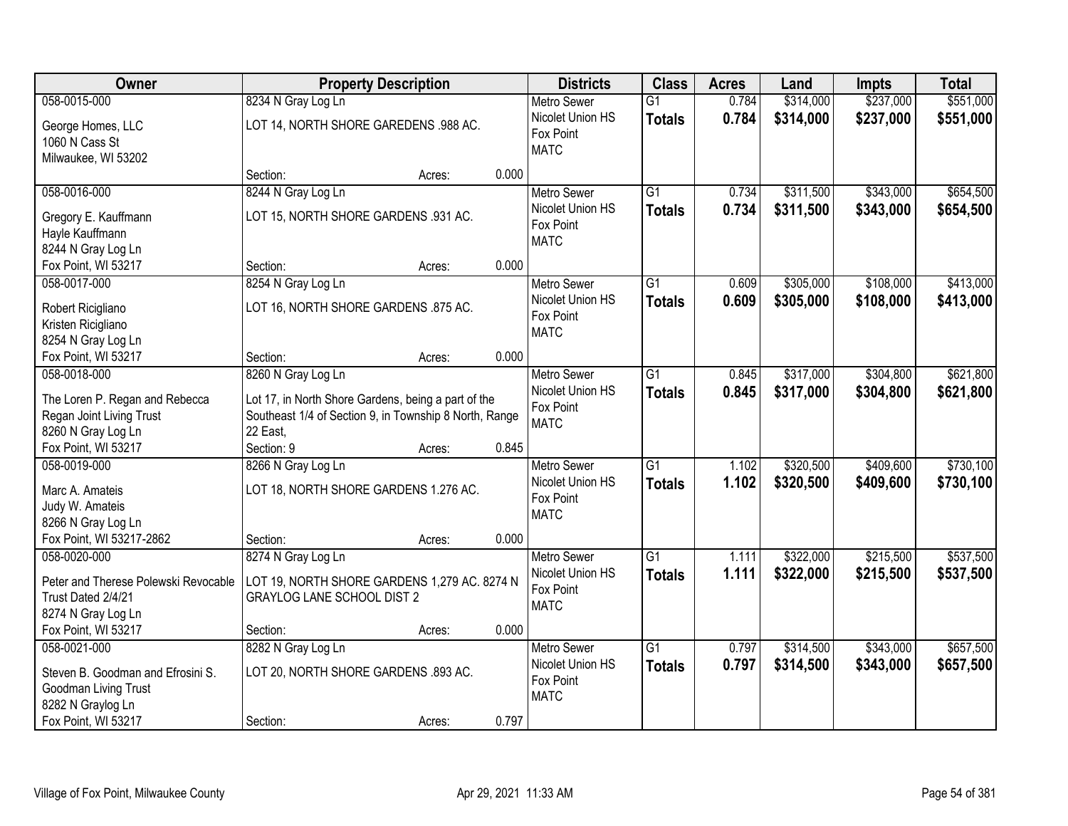| Owner | Property Description | | | Districts | Class | Acres | Land | Impts | Total |
|---|---|---|---|---|---|---|---|---|---|
| 058-0015-000<br>George Homes, LLC<br>1060 N Cass St<br>Milwaukee, WI 53202 | 8234 N Gray Log Ln<br>LOT 14, NORTH SHORE GAREDENS .988 AC.<br>Section: | Acres: | 0.000 | Metro Sewer<br>Nicolet Union HS<br>Fox Point<br>MATC | G1<br>**Totals** | 0.784<br>**0.784** | $314,000<br>**$314,000** | $237,000<br>**$237,000** | $551,000<br>**$551,000** |
| 058-0016-000<br>Gregory E. Kauffmann<br>Hayle Kauffmann<br>8244 N Gray Log Ln<br>Fox Point, WI 53217 | 8244 N Gray Log Ln<br>LOT 15, NORTH SHORE GARDENS .931 AC.<br>Section: | Acres: | 0.000 | Metro Sewer<br>Nicolet Union HS<br>Fox Point<br>MATC | G1<br>**Totals** | 0.734<br>**0.734** | $311,500<br>**$311,500** | $343,000<br>**$343,000** | $654,500<br>**$654,500** |
| 058-0017-000<br>Robert Ricigliano<br>Kristen Ricigliano<br>8254 N Gray Log Ln<br>Fox Point, WI 53217 | 8254 N Gray Log Ln<br>LOT 16, NORTH SHORE GARDENS .875 AC.<br>Section: | Acres: | 0.000 | Metro Sewer<br>Nicolet Union HS<br>Fox Point<br>MATC | G1<br>**Totals** | 0.609<br>**0.609** | $305,000<br>**$305,000** | $108,000<br>**$108,000** | $413,000<br>**$413,000** |
| 058-0018-000<br>The Loren P. Regan and Rebecca Regan Joint Living Trust<br>8260 N Gray Log Ln<br>Fox Point, WI 53217 | 8260 N Gray Log Ln<br>Lot 17, in North Shore Gardens, being a part of the Southeast 1/4 of Section 9, in Township 8 North, Range 22 East,<br>Section: 9 | Acres: | 0.845 | Metro Sewer<br>Nicolet Union HS<br>Fox Point<br>MATC | G1<br>**Totals** | 0.845<br>**0.845** | $317,000<br>**$317,000** | $304,800<br>**$304,800** | $621,800<br>**$621,800** |
| 058-0019-000<br>Marc A. Amateis<br>Judy W. Amateis<br>8266 N Gray Log Ln<br>Fox Point, WI 53217-2862 | 8266 N Gray Log Ln<br>LOT 18, NORTH SHORE GARDENS 1.276 AC.<br>Section: | Acres: | 0.000 | Metro Sewer<br>Nicolet Union HS<br>Fox Point<br>MATC | G1<br>**Totals** | 1.102<br>**1.102** | $320,500<br>**$320,500** | $409,600<br>**$409,600** | $730,100<br>**$730,100** |
| 058-0020-000<br>Peter and Therese Polewski Revocable Trust Dated 2/4/21<br>8274 N Gray Log Ln<br>Fox Point, WI 53217 | 8274 N Gray Log Ln<br>LOT 19, NORTH SHORE GARDENS 1,279 AC. 8274 N GRAYLOG LANE SCHOOL DIST 2<br>Section: | Acres: | 0.000 | Metro Sewer<br>Nicolet Union HS<br>Fox Point<br>MATC | G1<br>**Totals** | 1.111<br>**1.111** | $322,000<br>**$322,000** | $215,500<br>**$215,500** | $537,500<br>**$537,500** |
| 058-0021-000<br>Steven B. Goodman and Efrosini S. Goodman Living Trust<br>8282 N Graylog Ln<br>Fox Point, WI 53217 | 8282 N Gray Log Ln<br>LOT 20, NORTH SHORE GARDENS .893 AC.<br>Section: | Acres: | 0.797 | Metro Sewer<br>Nicolet Union HS<br>Fox Point<br>MATC | G1<br>**Totals** | 0.797<br>**0.797** | $314,500<br>**$314,500** | $343,000<br>**$343,000** | $657,500<br>**$657,500** |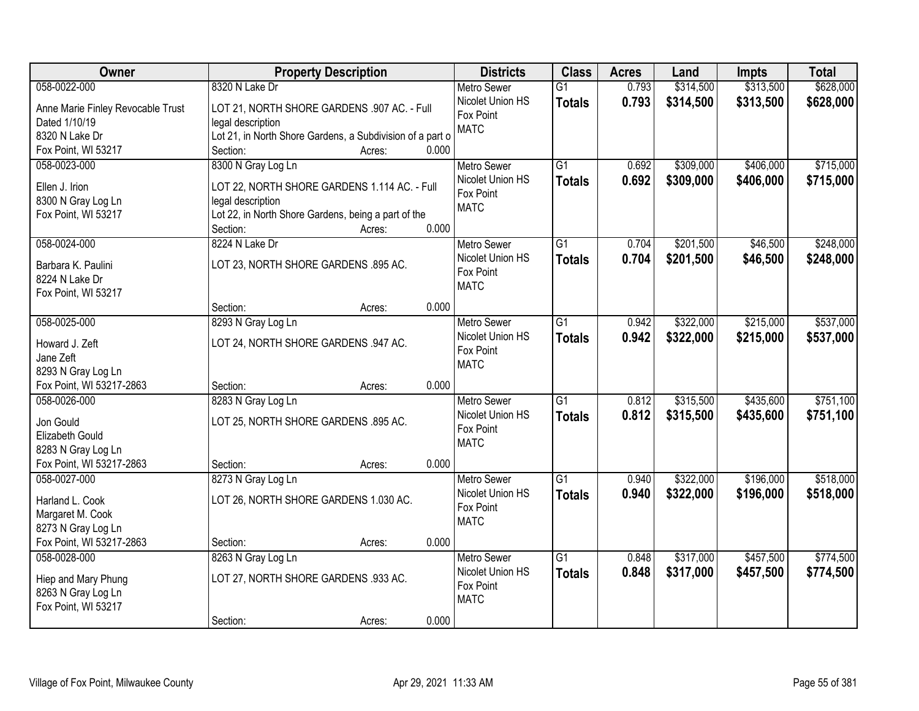| Owner | Property Description | Districts | Class | Acres | Land | Impts | Total |
|---|---|---|---|---|---|---|---|
| 058-0022-000<br>Anne Marie Finley Revocable Trust<br>Dated 1/10/19<br>8320 N Lake Dr<br>Fox Point, WI 53217 | 8320 N Lake Dr<br>LOT 21, NORTH SHORE GARDENS .907 AC. - Full legal description<br>Lot 21, in North Shore Gardens, a Subdivision of a part o<br>Section: Acres: 0.000 | Metro Sewer<br>Nicolet Union HS<br>Fox Point<br>MATC | G1<br>**Totals** | 0.793<br>**0.793** | $314,500<br>**$314,500** | $313,500<br>**$313,500** | $628,000<br>**$628,000** |
| 058-0023-000<br>Ellen J. Irion<br>8300 N Gray Log Ln<br>Fox Point, WI 53217 | 8300 N Gray Log Ln<br>LOT 22, NORTH SHORE GARDENS 1.114 AC. - Full legal description<br>Lot 22, in North Shore Gardens, being a part of the<br>Section: Acres: 0.000 | Metro Sewer<br>Nicolet Union HS<br>Fox Point<br>MATC | G1<br>**Totals** | 0.692<br>**0.692** | $309,000<br>**$309,000** | $406,000<br>**$406,000** | $715,000<br>**$715,000** |
| 058-0024-000<br>Barbara K. Paulini<br>8224 N Lake Dr<br>Fox Point, WI 53217 | 8224 N Lake Dr<br>LOT 23, NORTH SHORE GARDENS .895 AC.<br>Section: Acres: 0.000 | Metro Sewer<br>Nicolet Union HS<br>Fox Point<br>MATC | G1<br>**Totals** | 0.704<br>**0.704** | $201,500<br>**$201,500** | $46,500<br>**$46,500** | $248,000<br>**$248,000** |
| 058-0025-000<br>Howard J. Zeft<br>Jane Zeft<br>8293 N Gray Log Ln<br>Fox Point, WI 53217-2863 | 8293 N Gray Log Ln<br>LOT 24, NORTH SHORE GARDENS .947 AC.<br>Section: Acres: 0.000 | Metro Sewer<br>Nicolet Union HS<br>Fox Point<br>MATC | G1<br>**Totals** | 0.942<br>**0.942** | $322,000<br>**$322,000** | $215,000<br>**$215,000** | $537,000<br>**$537,000** |
| 058-0026-000<br>Jon Gould<br>Elizabeth Gould<br>8283 N Gray Log Ln<br>Fox Point, WI 53217-2863 | 8283 N Gray Log Ln<br>LOT 25, NORTH SHORE GARDENS .895 AC.<br>Section: Acres: 0.000 | Metro Sewer<br>Nicolet Union HS<br>Fox Point<br>MATC | G1<br>**Totals** | 0.812<br>**0.812** | $315,500<br>**$315,500** | $435,600<br>**$435,600** | $751,100<br>**$751,100** |
| 058-0027-000<br>Harland L. Cook<br>Margaret M. Cook<br>8273 N Gray Log Ln<br>Fox Point, WI 53217-2863 | 8273 N Gray Log Ln<br>LOT 26, NORTH SHORE GARDENS 1.030 AC.<br>Section: Acres: 0.000 | Metro Sewer<br>Nicolet Union HS<br>Fox Point<br>MATC | G1<br>**Totals** | 0.940<br>**0.940** | $322,000<br>**$322,000** | $196,000<br>**$196,000** | $518,000<br>**$518,000** |
| 058-0028-000<br>Hiep and Mary Phung<br>8263 N Gray Log Ln<br>Fox Point, WI 53217 | 8263 N Gray Log Ln<br>LOT 27, NORTH SHORE GARDENS .933 AC.<br>Section: Acres: 0.000 | Metro Sewer<br>Nicolet Union HS<br>Fox Point<br>MATC | G1<br>**Totals** | 0.848<br>**0.848** | $317,000<br>**$317,000** | $457,500<br>**$457,500** | $774,500<br>**$774,500** |

Village of Fox Point, Milwaukee County — Apr 29, 2021 11:33 AM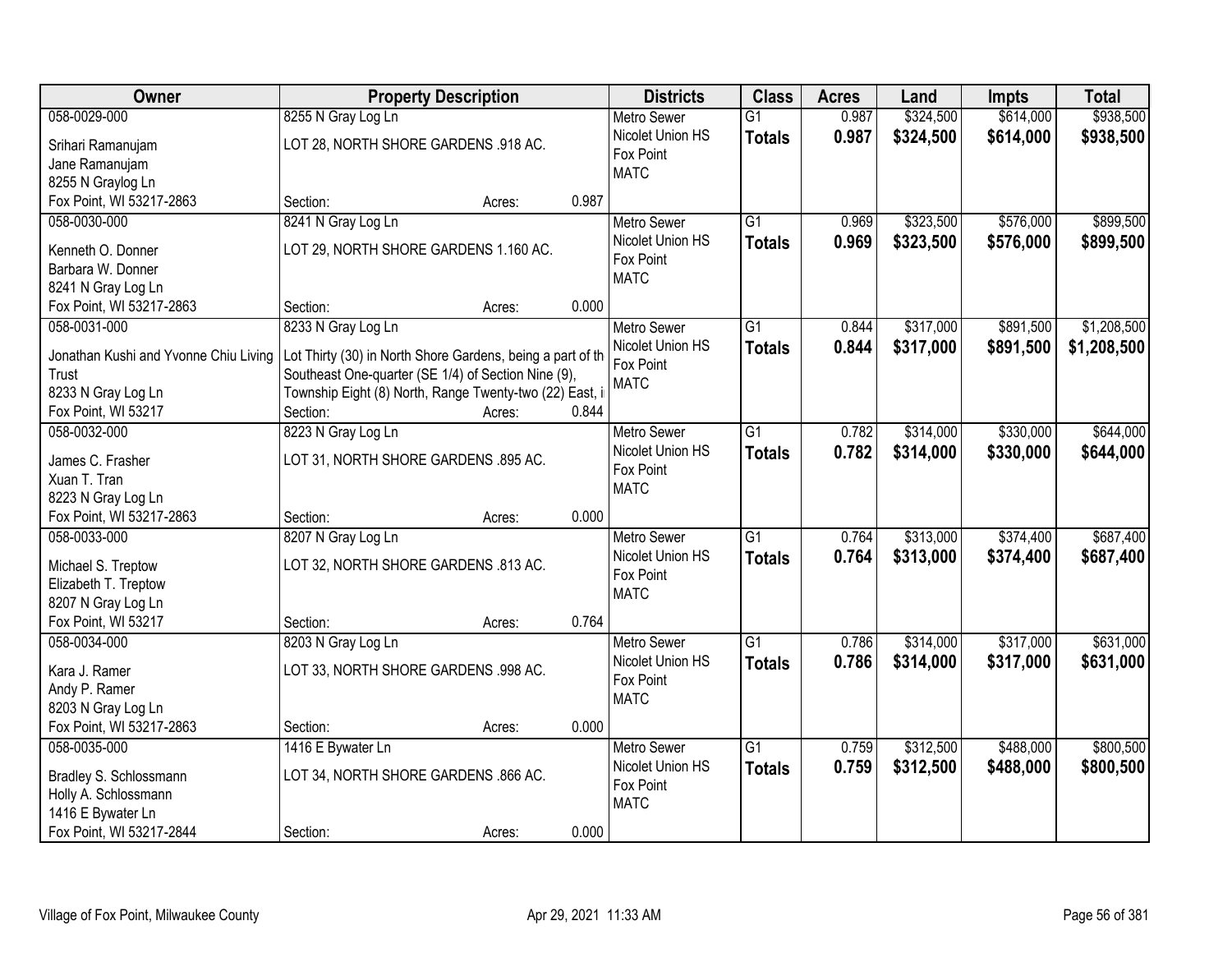| Owner | Property Description | Districts | Class | Acres | Land | Impts | Total |
|---|---|---|---|---|---|---|---|
| 058-0029-000<br>Srihari Ramanujam<br>Jane Ramanujam<br>8255 N Graylog Ln<br>Fox Point, WI 53217-2863 | 8255 N Gray Log Ln<br>LOT 28, NORTH SHORE GARDENS .918 AC.<br>Section: Acres: 0.987 | Metro Sewer<br>Nicolet Union HS<br>Fox Point<br>MATC | G1<br>**Totals** | 0.987<br>**0.987** | $324,500<br>**$324,500** | $614,000<br>**$614,000** | $938,500<br>**$938,500** |
| 058-0030-000<br>Kenneth O. Donner<br>Barbara W. Donner<br>8241 N Gray Log Ln<br>Fox Point, WI 53217-2863 | 8241 N Gray Log Ln<br>LOT 29, NORTH SHORE GARDENS 1.160 AC.<br>Section: Acres: 0.000 | Metro Sewer<br>Nicolet Union HS<br>Fox Point<br>MATC | G1<br>**Totals** | 0.969<br>**0.969** | $323,500<br>**$323,500** | $576,000<br>**$576,000** | $899,500<br>**$899,500** |
| 058-0031-000<br>Jonathan Kushi and Yvonne Chiu Living Trust<br>8233 N Gray Log Ln<br>Fox Point, WI 53217 | 8233 N Gray Log Ln<br>Lot Thirty (30) in North Shore Gardens, being a part of th Southeast One-quarter (SE 1/4) of Section Nine (9), Township Eight (8) North, Range Twenty-two (22) East, i<br>Section: Acres: 0.844 | Metro Sewer<br>Nicolet Union HS<br>Fox Point<br>MATC | G1<br>**Totals** | 0.844<br>**0.844** | $317,000<br>**$317,000** | $891,500<br>**$891,500** | $1,208,500<br>**$1,208,500** |
| 058-0032-000<br>James C. Frasher<br>Xuan T. Tran<br>8223 N Gray Log Ln<br>Fox Point, WI 53217-2863 | 8223 N Gray Log Ln<br>LOT 31, NORTH SHORE GARDENS .895 AC.<br>Section: Acres: 0.000 | Metro Sewer<br>Nicolet Union HS<br>Fox Point<br>MATC | G1<br>**Totals** | 0.782<br>**0.782** | $314,000<br>**$314,000** | $330,000<br>**$330,000** | $644,000<br>**$644,000** |
| 058-0033-000<br>Michael S. Treptow<br>Elizabeth T. Treptow<br>8207 N Gray Log Ln<br>Fox Point, WI 53217 | 8207 N Gray Log Ln<br>LOT 32, NORTH SHORE GARDENS .813 AC.<br>Section: Acres: 0.764 | Metro Sewer<br>Nicolet Union HS<br>Fox Point<br>MATC | G1<br>**Totals** | 0.764<br>**0.764** | $313,000<br>**$313,000** | $374,400<br>**$374,400** | $687,400<br>**$687,400** |
| 058-0034-000<br>Kara J. Ramer<br>Andy P. Ramer<br>8203 N Gray Log Ln<br>Fox Point, WI 53217-2863 | 8203 N Gray Log Ln<br>LOT 33, NORTH SHORE GARDENS .998 AC.<br>Section: Acres: 0.000 | Metro Sewer<br>Nicolet Union HS<br>Fox Point<br>MATC | G1<br>**Totals** | 0.786<br>**0.786** | $314,000<br>**$314,000** | $317,000<br>**$317,000** | $631,000<br>**$631,000** |
| 058-0035-000<br>Bradley S. Schlossmann<br>Holly A. Schlossmann<br>1416 E Bywater Ln<br>Fox Point, WI 53217-2844 | 1416 E Bywater Ln<br>LOT 34, NORTH SHORE GARDENS .866 AC.<br>Section: Acres: 0.000 | Metro Sewer<br>Nicolet Union HS<br>Fox Point<br>MATC | G1<br>**Totals** | 0.759<br>**0.759** | $312,500<br>**$312,500** | $488,000<br>**$488,000** | $800,500<br>**$800,500** |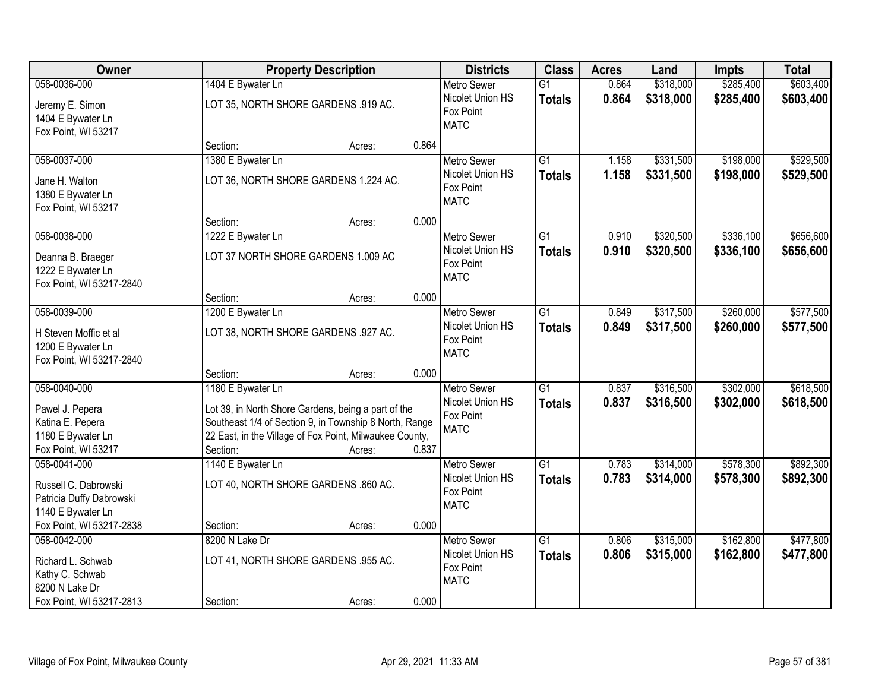| Owner | Property Description | | | Districts | Class | Acres | Land | Impts | Total |
|---|---|---|---|---|---|---|---|---|---|
| 058-0036-000<br>Jeremy E. Simon<br>1404 E Bywater Ln<br>Fox Point, WI 53217 | 1404 E Bywater Ln<br>LOT 35, NORTH SHORE GARDENS .919 AC.<br>Section: | Acres: | 0.864 | Metro Sewer<br>Nicolet Union HS<br>Fox Point<br>MATC | G1<br>**Totals** | 0.864<br>**0.864** | $318,000<br>**$318,000** | $285,400<br>**$285,400** | $603,400<br>**$603,400** |
| 058-0037-000<br>Jane H. Walton<br>1380 E Bywater Ln<br>Fox Point, WI 53217 | 1380 E Bywater Ln<br>LOT 36, NORTH SHORE GARDENS 1.224 AC.<br>Section: | Acres: | 0.000 | Metro Sewer<br>Nicolet Union HS<br>Fox Point<br>MATC | G1<br>**Totals** | 1.158<br>**1.158** | $331,500<br>**$331,500** | $198,000<br>**$198,000** | $529,500<br>**$529,500** |
| 058-0038-000<br>Deanna B. Braeger<br>1222 E Bywater Ln<br>Fox Point, WI 53217-2840 | 1222 E Bywater Ln<br>LOT 37 NORTH SHORE GARDENS 1.009 AC<br>Section: | Acres: | 0.000 | Metro Sewer<br>Nicolet Union HS<br>Fox Point<br>MATC | G1<br>**Totals** | 0.910<br>**0.910** | $320,500<br>**$320,500** | $336,100<br>**$336,100** | $656,600<br>**$656,600** |
| 058-0039-000<br>H Steven Moffic et al<br>1200 E Bywater Ln<br>Fox Point, WI 53217-2840 | 1200 E Bywater Ln<br>LOT 38, NORTH SHORE GARDENS .927 AC.<br>Section: | Acres: | 0.000 | Metro Sewer<br>Nicolet Union HS<br>Fox Point<br>MATC | G1<br>**Totals** | 0.849<br>**0.849** | $317,500<br>**$317,500** | $260,000<br>**$260,000** | $577,500<br>**$577,500** |
| 058-0040-000<br>Pawel J. Pepera<br>Katina E. Pepera<br>1180 E Bywater Ln<br>Fox Point, WI 53217 | 1180 E Bywater Ln<br>Lot 39, in North Shore Gardens, being a part of the Southeast 1/4 of Section 9, in Township 8 North, Range 22 East, in the Village of Fox Point, Milwaukee County,<br>Section: | Acres: | 0.837 | Metro Sewer<br>Nicolet Union HS<br>Fox Point<br>MATC | G1<br>**Totals** | 0.837<br>**0.837** | $316,500<br>**$316,500** | $302,000<br>**$302,000** | $618,500<br>**$618,500** |
| 058-0041-000<br>Russell C. Dabrowski<br>Patricia Duffy Dabrowski<br>1140 E Bywater Ln<br>Fox Point, WI 53217-2838 | 1140 E Bywater Ln<br>LOT 40, NORTH SHORE GARDENS .860 AC.<br>Section: | Acres: | 0.000 | Metro Sewer<br>Nicolet Union HS<br>Fox Point<br>MATC | G1<br>**Totals** | 0.783<br>**0.783** | $314,000<br>**$314,000** | $578,300<br>**$578,300** | $892,300<br>**$892,300** |
| 058-0042-000<br>Richard L. Schwab<br>Kathy C. Schwab<br>8200 N Lake Dr<br>Fox Point, WI 53217-2813 | 8200 N Lake Dr<br>LOT 41, NORTH SHORE GARDENS .955 AC.<br>Section: | Acres: | 0.000 | Metro Sewer<br>Nicolet Union HS<br>Fox Point<br>MATC | G1<br>**Totals** | 0.806<br>**0.806** | $315,000<br>**$315,000** | $162,800<br>**$162,800** | $477,800<br>**$477,800** |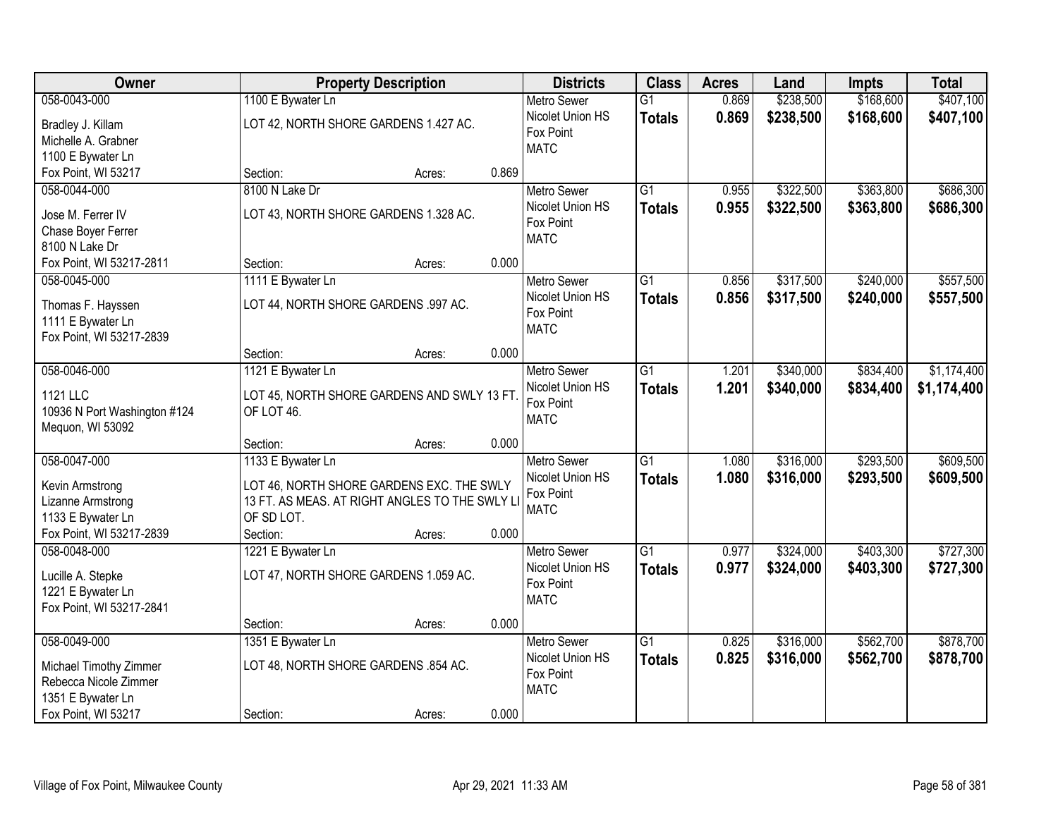| Owner | Property Description | Districts | Class | Acres | Land | Impts | Total |
|---|---|---|---|---|---|---|---|
| 058-0043-000<br>Bradley J. Killam<br>Michelle A. Grabner<br>1100 E Bywater Ln<br>Fox Point, WI 53217 | 1100 E Bywater Ln<br>LOT 42, NORTH SHORE GARDENS 1.427 AC.<br>Section: Acres: 0.869 | Metro Sewer<br>Nicolet Union HS<br>Fox Point<br>MATC | G1<br>**Totals** | 0.869<br>**0.869** | $238,500<br>**$238,500** | $168,600<br>**$168,600** | $407,100<br>**$407,100** |
| 058-0044-000<br>Jose M. Ferrer IV<br>Chase Boyer Ferrer<br>8100 N Lake Dr<br>Fox Point, WI 53217-2811 | 8100 N Lake Dr<br>LOT 43, NORTH SHORE GARDENS 1.328 AC.<br>Section: Acres: 0.000 | Metro Sewer<br>Nicolet Union HS<br>Fox Point<br>MATC | G1<br>**Totals** | 0.955<br>**0.955** | $322,500<br>**$322,500** | $363,800<br>**$363,800** | $686,300<br>**$686,300** |
| 058-0045-000<br>Thomas F. Hayssen<br>1111 E Bywater Ln<br>Fox Point, WI 53217-2839 | 1111 E Bywater Ln<br>LOT 44, NORTH SHORE GARDENS .997 AC.<br>Section: Acres: 0.000 | Metro Sewer<br>Nicolet Union HS<br>Fox Point<br>MATC | G1<br>**Totals** | 0.856<br>**0.856** | $317,500<br>**$317,500** | $240,000<br>**$240,000** | $557,500<br>**$557,500** |
| 058-0046-000<br>1121 LLC<br>10936 N Port Washington #124<br>Mequon, WI 53092 | 1121 E Bywater Ln<br>LOT 45, NORTH SHORE GARDENS AND SWLY 13 FT. OF LOT 46.<br>Section: Acres: 0.000 | Metro Sewer<br>Nicolet Union HS<br>Fox Point<br>MATC | G1<br>**Totals** | 1.201<br>**1.201** | $340,000<br>**$340,000** | $834,400<br>**$834,400** | $1,174,400<br>**$1,174,400** |
| 058-0047-000<br>Kevin Armstrong<br>Lizanne Armstrong<br>1133 E Bywater Ln<br>Fox Point, WI 53217-2839 | 1133 E Bywater Ln<br>LOT 46, NORTH SHORE GARDENS EXC. THE SWLY 13 FT. AS MEAS. AT RIGHT ANGLES TO THE SWLY LI OF SD LOT.<br>Section: Acres: 0.000 | Metro Sewer<br>Nicolet Union HS<br>Fox Point<br>MATC | G1<br>**Totals** | 1.080<br>**1.080** | $316,000<br>**$316,000** | $293,500<br>**$293,500** | $609,500<br>**$609,500** |
| 058-0048-000<br>Lucille A. Stepke<br>1221 E Bywater Ln<br>Fox Point, WI 53217-2841 | 1221 E Bywater Ln<br>LOT 47, NORTH SHORE GARDENS 1.059 AC.<br>Section: Acres: 0.000 | Metro Sewer<br>Nicolet Union HS<br>Fox Point<br>MATC | G1<br>**Totals** | 0.977<br>**0.977** | $324,000<br>**$324,000** | $403,300<br>**$403,300** | $727,300<br>**$727,300** |
| 058-0049-000<br>Michael Timothy Zimmer<br>Rebecca Nicole Zimmer<br>1351 E Bywater Ln<br>Fox Point, WI 53217 | 1351 E Bywater Ln<br>LOT 48, NORTH SHORE GARDENS .854 AC.<br>Section: Acres: 0.000 | Metro Sewer<br>Nicolet Union HS<br>Fox Point<br>MATC | G1<br>**Totals** | 0.825<br>**0.825** | $316,000<br>**$316,000** | $562,700<br>**$562,700** | $878,700<br>**$878,700** |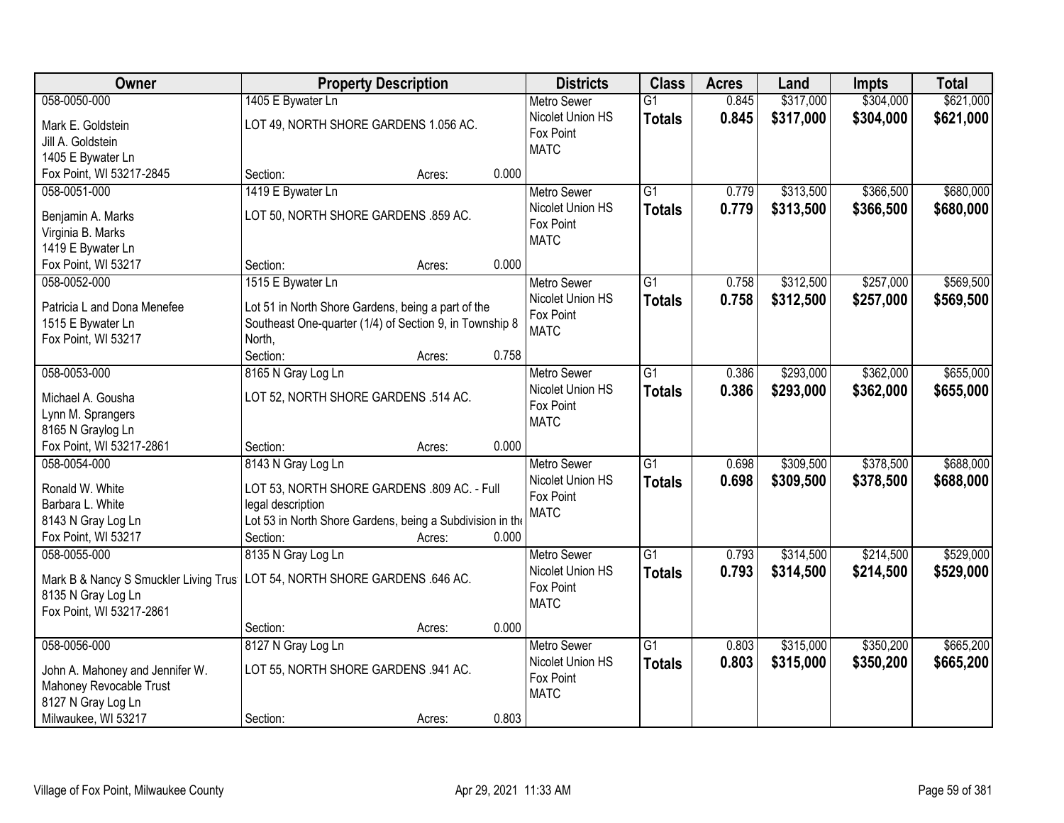| Owner | Property Description | | | | Districts | Class | Acres | Land | Impts | Total |
|---|---|---|---|---|---|---|---|---|---|---|
| 058-0050-000<br>Mark E. Goldstein<br>Jill A. Goldstein<br>1405 E Bywater Ln<br>Fox Point, WI 53217-2845 | 1405 E Bywater Ln<br>LOT 49, NORTH SHORE GARDENS 1.056 AC.<br>Section: | | Acres: | 0.000 | Metro Sewer<br>Nicolet Union HS<br>Fox Point<br>MATC | G1<br>**Totals** | 0.845<br>**0.845** | $317,000<br>**$317,000** | $304,000<br>**$304,000** | $621,000<br>**$621,000** |
| 058-0051-000<br>Benjamin A. Marks<br>Virginia B. Marks<br>1419 E Bywater Ln<br>Fox Point, WI 53217 | 1419 E Bywater Ln<br>LOT 50, NORTH SHORE GARDENS .859 AC.<br>Section: | | Acres: | 0.000 | Metro Sewer<br>Nicolet Union HS<br>Fox Point<br>MATC | G1<br>**Totals** | 0.779<br>**0.779** | $313,500<br>**$313,500** | $366,500<br>**$366,500** | $680,000<br>**$680,000** |
| 058-0052-000<br>Patricia L and Dona Menefee<br>1515 E Bywater Ln<br>Fox Point, WI 53217 | 1515 E Bywater Ln<br>Lot 51 in North Shore Gardens, being a part of the Southeast One-quarter (1/4) of Section 9, in Township 8 North,<br>Section: | | Acres: | 0.758 | Metro Sewer<br>Nicolet Union HS<br>Fox Point<br>MATC | G1<br>**Totals** | 0.758<br>**0.758** | $312,500<br>**$312,500** | $257,000<br>**$257,000** | $569,500<br>**$569,500** |
| 058-0053-000<br>Michael A. Gousha<br>Lynn M. Sprangers<br>8165 N Graylog Ln<br>Fox Point, WI 53217-2861 | 8165 N Gray Log Ln<br>LOT 52, NORTH SHORE GARDENS .514 AC.<br>Section: | | Acres: | 0.000 | Metro Sewer<br>Nicolet Union HS<br>Fox Point<br>MATC | G1<br>**Totals** | 0.386<br>**0.386** | $293,000<br>**$293,000** | $362,000<br>**$362,000** | $655,000<br>**$655,000** |
| 058-0054-000<br>Ronald W. White<br>Barbara L. White<br>8143 N Gray Log Ln<br>Fox Point, WI 53217 | 8143 N Gray Log Ln<br>LOT 53, NORTH SHORE GARDENS .809 AC. - Full legal description<br>Lot 53 in North Shore Gardens, being a Subdivision in the<br>Section: | | Acres: | 0.000 | Metro Sewer<br>Nicolet Union HS<br>Fox Point<br>MATC | G1<br>**Totals** | 0.698<br>**0.698** | $309,500<br>**$309,500** | $378,500<br>**$378,500** | $688,000<br>**$688,000** |
| 058-0055-000<br>Mark B & Nancy S Smuckler Living Trus<br>8135 N Gray Log Ln<br>Fox Point, WI 53217-2861 | 8135 N Gray Log Ln<br>LOT 54, NORTH SHORE GARDENS .646 AC.<br>Section: | | Acres: | 0.000 | Metro Sewer<br>Nicolet Union HS<br>Fox Point<br>MATC | G1<br>**Totals** | 0.793<br>**0.793** | $314,500<br>**$314,500** | $214,500<br>**$214,500** | $529,000<br>**$529,000** |
| 058-0056-000<br>John A. Mahoney and Jennifer W. Mahoney Revocable Trust<br>8127 N Gray Log Ln<br>Milwaukee, WI 53217 | 8127 N Gray Log Ln<br>LOT 55, NORTH SHORE GARDENS .941 AC.<br>Section: | | Acres: | 0.803 | Metro Sewer<br>Nicolet Union HS<br>Fox Point<br>MATC | G1<br>**Totals** | 0.803<br>**0.803** | $315,000<br>**$315,000** | $350,200<br>**$350,200** | $665,200<br>**$665,200** |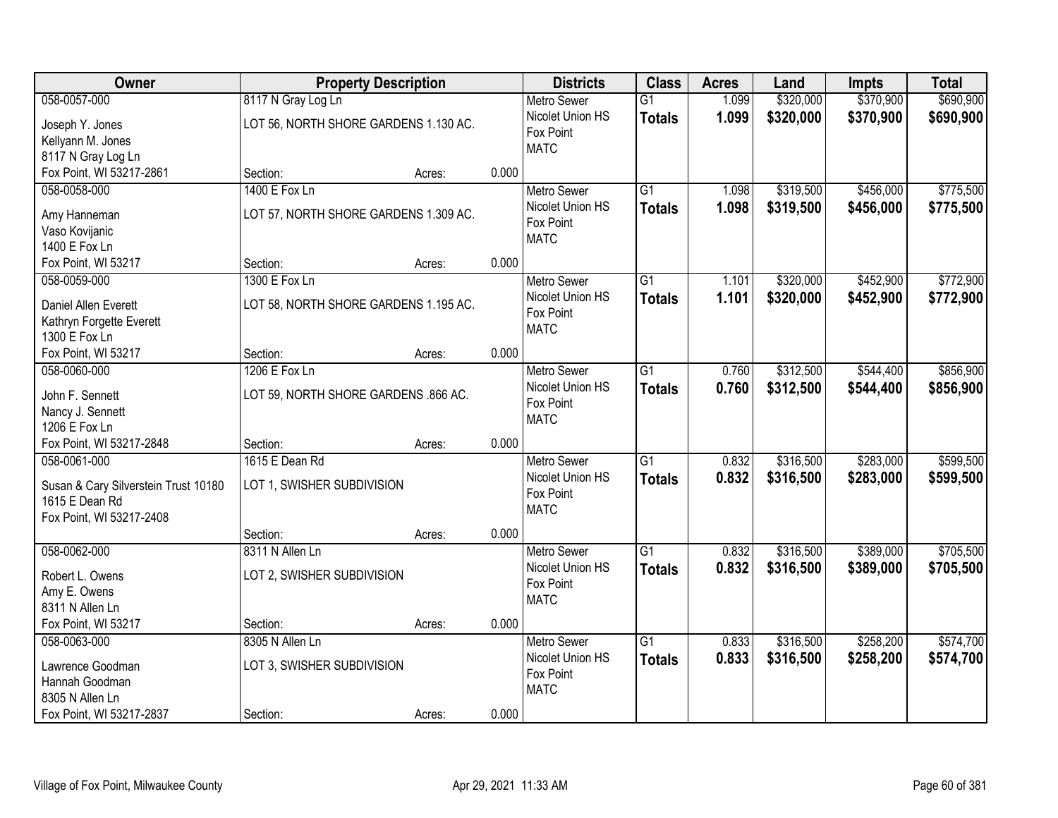| Owner | Property Description | | | Districts | Class | Acres | Land | Impts | Total |
|---|---|---|---|---|---|---|---|---|---|
| 058-0057-000<br>Joseph Y. Jones<br>Kellyann M. Jones<br>8117 N Gray Log Ln<br>Fox Point, WI 53217-2861 | 8117 N Gray Log Ln<br>LOT 56, NORTH SHORE GARDENS 1.130 AC.<br>Section: | Acres: | 0.000 | Metro Sewer<br>Nicolet Union HS<br>Fox Point<br>MATC | G1<br>**Totals** | 1.099<br>**1.099** | $320,000<br>**$320,000** | $370,900<br>**$370,900** | $690,900<br>**$690,900** |
| 058-0058-000<br>Amy Hanneman<br>Vaso Kovijanic<br>1400 E Fox Ln<br>Fox Point, WI 53217 | 1400 E Fox Ln<br>LOT 57, NORTH SHORE GARDENS 1.309 AC.<br>Section: | Acres: | 0.000 | Metro Sewer<br>Nicolet Union HS<br>Fox Point<br>MATC | G1<br>**Totals** | 1.098<br>**1.098** | $319,500<br>**$319,500** | $456,000<br>**$456,000** | $775,500<br>**$775,500** |
| 058-0059-000<br>Daniel Allen Everett<br>Kathryn Forgette Everett<br>1300 E Fox Ln<br>Fox Point, WI 53217 | 1300 E Fox Ln<br>LOT 58, NORTH SHORE GARDENS 1.195 AC.<br>Section: | Acres: | 0.000 | Metro Sewer<br>Nicolet Union HS<br>Fox Point<br>MATC | G1<br>**Totals** | 1.101<br>**1.101** | $320,000<br>**$320,000** | $452,900<br>**$452,900** | $772,900<br>**$772,900** |
| 058-0060-000<br>John F. Sennett<br>Nancy J. Sennett<br>1206 E Fox Ln<br>Fox Point, WI 53217-2848 | 1206 E Fox Ln<br>LOT 59, NORTH SHORE GARDENS .866 AC.<br>Section: | Acres: | 0.000 | Metro Sewer<br>Nicolet Union HS<br>Fox Point<br>MATC | G1<br>**Totals** | 0.760<br>**0.760** | $312,500<br>**$312,500** | $544,400<br>**$544,400** | $856,900<br>**$856,900** |
| 058-0061-000<br>Susan & Cary Silverstein Trust 10180<br>1615 E Dean Rd<br>Fox Point, WI 53217-2408 | 1615 E Dean Rd<br>LOT 1, SWISHER SUBDIVISION<br>Section: | Acres: | 0.000 | Metro Sewer<br>Nicolet Union HS<br>Fox Point<br>MATC | G1<br>**Totals** | 0.832<br>**0.832** | $316,500<br>**$316,500** | $283,000<br>**$283,000** | $599,500<br>**$599,500** |
| 058-0062-000<br>Robert L. Owens<br>Amy E. Owens<br>8311 N Allen Ln<br>Fox Point, WI 53217 | 8311 N Allen Ln<br>LOT 2, SWISHER SUBDIVISION<br>Section: | Acres: | 0.000 | Metro Sewer<br>Nicolet Union HS<br>Fox Point<br>MATC | G1<br>**Totals** | 0.832<br>**0.832** | $316,500<br>**$316,500** | $389,000<br>**$389,000** | $705,500<br>**$705,500** |
| 058-0063-000<br>Lawrence Goodman<br>Hannah Goodman<br>8305 N Allen Ln<br>Fox Point, WI 53217-2837 | 8305 N Allen Ln<br>LOT 3, SWISHER SUBDIVISION<br>Section: | Acres: | 0.000 | Metro Sewer<br>Nicolet Union HS<br>Fox Point<br>MATC | G1<br>**Totals** | 0.833<br>**0.833** | $316,500<br>**$316,500** | $258,200<br>**$258,200** | $574,700<br>**$574,700** |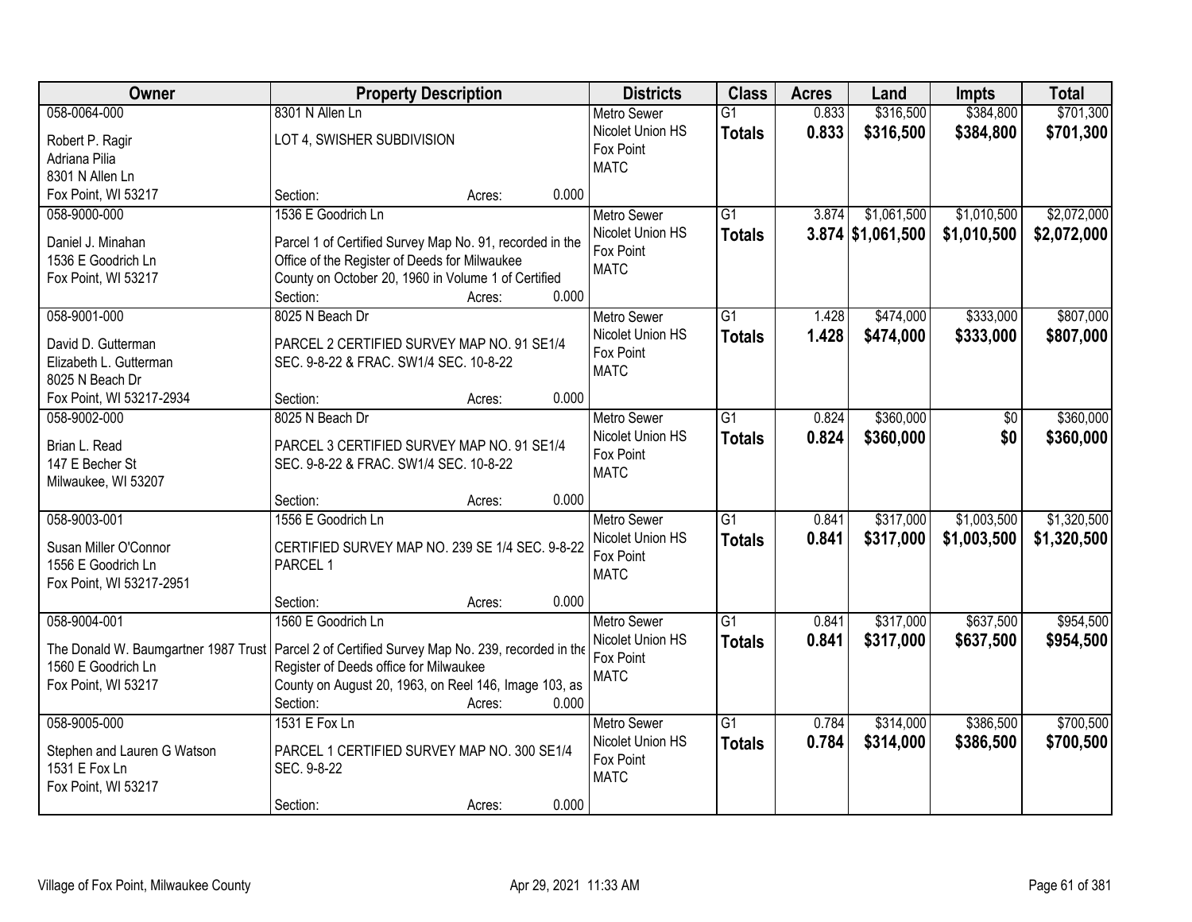| Owner | Property Description | Districts | Class | Acres | Land | Impts | Total |
|---|---|---|---|---|---|---|---|
| 058-0064-000<br>Robert P. Ragir<br>Adriana Pilia<br>8301 N Allen Ln<br>Fox Point, WI 53217 | 8301 N Allen Ln<br>LOT 4, SWISHER SUBDIVISION<br>Section: Acres: 0.000 | Metro Sewer<br>Nicolet Union HS<br>Fox Point<br>MATC | G1<br>**Totals** | 0.833<br>**0.833** | $316,500<br>**$316,500** | $384,800<br>**$384,800** | $701,300<br>**$701,300** |
| 058-9000-000<br>Daniel J. Minahan<br>1536 E Goodrich Ln<br>Fox Point, WI 53217 | 1536 E Goodrich Ln<br>Parcel 1 of Certified Survey Map No. 91, recorded in the Office of the Register of Deeds for Milwaukee County on October 20, 1960 in Volume 1 of Certified<br>Section: Acres: 0.000 | Metro Sewer<br>Nicolet Union HS<br>Fox Point<br>MATC | G1<br>**Totals** | 3.874<br>**3.874** | $1,061,500<br>**$1,061,500** | $1,010,500<br>**$1,010,500** | $2,072,000<br>**$2,072,000** |
| 058-9001-000<br>David D. Gutterman<br>Elizabeth L. Gutterman<br>8025 N Beach Dr<br>Fox Point, WI 53217-2934 | 8025 N Beach Dr<br>PARCEL 2 CERTIFIED SURVEY MAP NO. 91 SE1/4 SEC. 9-8-22 & FRAC. SW1/4 SEC. 10-8-22<br>Section: Acres: 0.000 | Metro Sewer<br>Nicolet Union HS<br>Fox Point<br>MATC | G1<br>**Totals** | 1.428<br>**1.428** | $474,000<br>**$474,000** | $333,000<br>**$333,000** | $807,000<br>**$807,000** |
| 058-9002-000<br>Brian L. Read<br>147 E Becher St<br>Milwaukee, WI 53207 | 8025 N Beach Dr<br>PARCEL 3 CERTIFIED SURVEY MAP NO. 91 SE1/4 SEC. 9-8-22 & FRAC. SW1/4 SEC. 10-8-22<br>Section: Acres: 0.000 | Metro Sewer<br>Nicolet Union HS<br>Fox Point<br>MATC | G1<br>**Totals** | 0.824<br>**0.824** | $360,000<br>**$360,000** | $0<br>**$0** | $360,000<br>**$360,000** |
| 058-9003-001<br>Susan Miller O'Connor<br>1556 E Goodrich Ln<br>Fox Point, WI 53217-2951 | 1556 E Goodrich Ln<br>CERTIFIED SURVEY MAP NO. 239 SE 1/4 SEC. 9-8-22 PARCEL 1<br>Section: Acres: 0.000 | Metro Sewer<br>Nicolet Union HS<br>Fox Point<br>MATC | G1<br>**Totals** | 0.841<br>**0.841** | $317,000<br>**$317,000** | $1,003,500<br>**$1,003,500** | $1,320,500<br>**$1,320,500** |
| 058-9004-001<br>The Donald W. Baumgartner 1987 Trust<br>1560 E Goodrich Ln<br>Fox Point, WI 53217 | 1560 E Goodrich Ln<br>Parcel 2 of Certified Survey Map No. 239, recorded in the Register of Deeds office for Milwaukee County on August 20, 1963, on Reel 146, Image 103, as<br>Section: Acres: 0.000 | Metro Sewer<br>Nicolet Union HS<br>Fox Point<br>MATC | G1<br>**Totals** | 0.841<br>**0.841** | $317,000<br>**$317,000** | $637,500<br>**$637,500** | $954,500<br>**$954,500** |
| 058-9005-000<br>Stephen and Lauren G Watson<br>1531 E Fox Ln<br>Fox Point, WI 53217 | 1531 E Fox Ln<br>PARCEL 1 CERTIFIED SURVEY MAP NO. 300 SE1/4 SEC. 9-8-22<br>Section: Acres: 0.000 | Metro Sewer<br>Nicolet Union HS<br>Fox Point<br>MATC | G1<br>**Totals** | 0.784<br>**0.784** | $314,000<br>**$314,000** | $386,500<br>**$386,500** | $700,500<br>**$700,500** |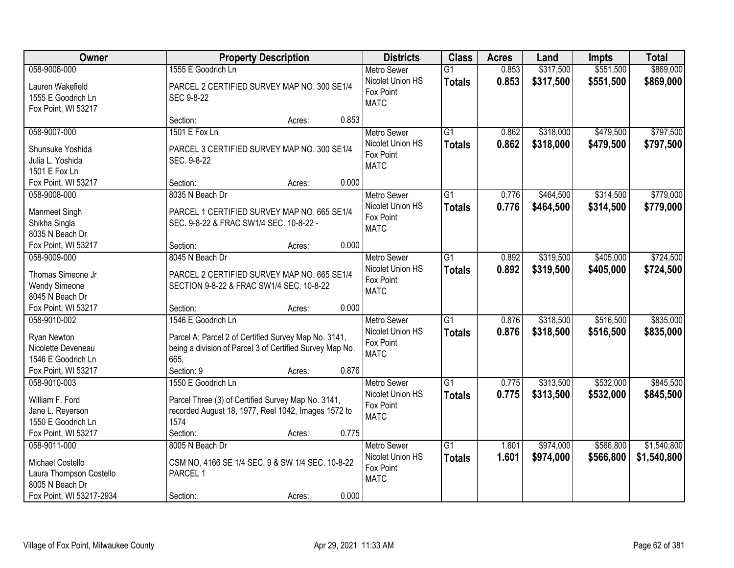| Owner | Property Description | Districts | Class | Acres | Land | Impts | Total |
|---|---|---|---|---|---|---|---|
| 058-9006-000<br>Lauren Wakefield<br>1555 E Goodrich Ln<br>Fox Point, WI 53217 | 1555 E Goodrich Ln<br>PARCEL 2 CERTIFIED SURVEY MAP NO. 300 SE1/4 SEC 9-8-22<br>Section: Acres: 0.853 | Metro Sewer<br>Nicolet Union HS<br>Fox Point<br>MATC | G1<br>**Totals** | 0.853<br>**0.853** | $317,500<br>**$317,500** | $551,500<br>**$551,500** | $869,000<br>**$869,000** |
| 058-9007-000<br>Shunsuke Yoshida<br>Julia L. Yoshida<br>1501 E Fox Ln<br>Fox Point, WI 53217 | 1501 E Fox Ln<br>PARCEL 3 CERTIFIED SURVEY MAP NO. 300 SE1/4 SEC. 9-8-22<br>Section: Acres: 0.000 | Metro Sewer<br>Nicolet Union HS<br>Fox Point<br>MATC | G1<br>**Totals** | 0.862<br>**0.862** | $318,000<br>**$318,000** | $479,500<br>**$479,500** | $797,500<br>**$797,500** |
| 058-9008-000<br>Manmeet Singh<br>Shikha Singla<br>8035 N Beach Dr<br>Fox Point, WI 53217 | 8035 N Beach Dr<br>PARCEL 1 CERTIFIED SURVEY MAP NO. 665 SE1/4 SEC. 9-8-22 & FRAC SW1/4 SEC. 10-8-22 -<br>Section: Acres: 0.000 | Metro Sewer<br>Nicolet Union HS<br>Fox Point<br>MATC | G1<br>**Totals** | 0.776<br>**0.776** | $464,500<br>**$464,500** | $314,500<br>**$314,500** | $779,000<br>**$779,000** |
| 058-9009-000<br>Thomas Simeone Jr<br>Wendy Simeone<br>8045 N Beach Dr<br>Fox Point, WI 53217 | 8045 N Beach Dr<br>PARCEL 2 CERTIFIED SURVEY MAP NO. 665 SE1/4 SECTION 9-8-22 & FRAC SW1/4 SEC. 10-8-22<br>Section: Acres: 0.000 | Metro Sewer<br>Nicolet Union HS<br>Fox Point<br>MATC | G1<br>**Totals** | 0.892<br>**0.892** | $319,500<br>**$319,500** | $405,000<br>**$405,000** | $724,500<br>**$724,500** |
| 058-9010-002<br>Ryan Newton<br>Nicolette Deveneau<br>1546 E Goodrich Ln<br>Fox Point, WI 53217 | 1546 E Goodrich Ln<br>Parcel A: Parcel 2 of Certified Survey Map No. 3141, being a division of Parcel 3 of Certified Survey Map No. 665,<br>Section: 9 Acres: 0.876 | Metro Sewer<br>Nicolet Union HS<br>Fox Point<br>MATC | G1<br>**Totals** | 0.876<br>**0.876** | $318,500<br>**$318,500** | $516,500<br>**$516,500** | $835,000<br>**$835,000** |
| 058-9010-003<br>William F. Ford<br>Jane L. Reyerson<br>1550 E Goodrich Ln<br>Fox Point, WI 53217 | 1550 E Goodrich Ln<br>Parcel Three (3) of Certified Survey Map No. 3141, recorded August 18, 1977, Reel 1042, Images 1572 to 1574<br>Section: Acres: 0.775 | Metro Sewer<br>Nicolet Union HS<br>Fox Point<br>MATC | G1<br>**Totals** | 0.775<br>**0.775** | $313,500<br>**$313,500** | $532,000<br>**$532,000** | $845,500<br>**$845,500** |
| 058-9011-000<br>Michael Costello<br>Laura Thompson Costello<br>8005 N Beach Dr<br>Fox Point, WI 53217-2934 | 8005 N Beach Dr<br>CSM NO. 4166 SE 1/4 SEC. 9 & SW 1/4 SEC. 10-8-22 PARCEL 1<br>Section: Acres: 0.000 | Metro Sewer<br>Nicolet Union HS<br>Fox Point<br>MATC | G1<br>**Totals** | 1.601<br>**1.601** | $974,000<br>**$974,000** | $566,800<br>**$566,800** | $1,540,800<br>**$1,540,800** |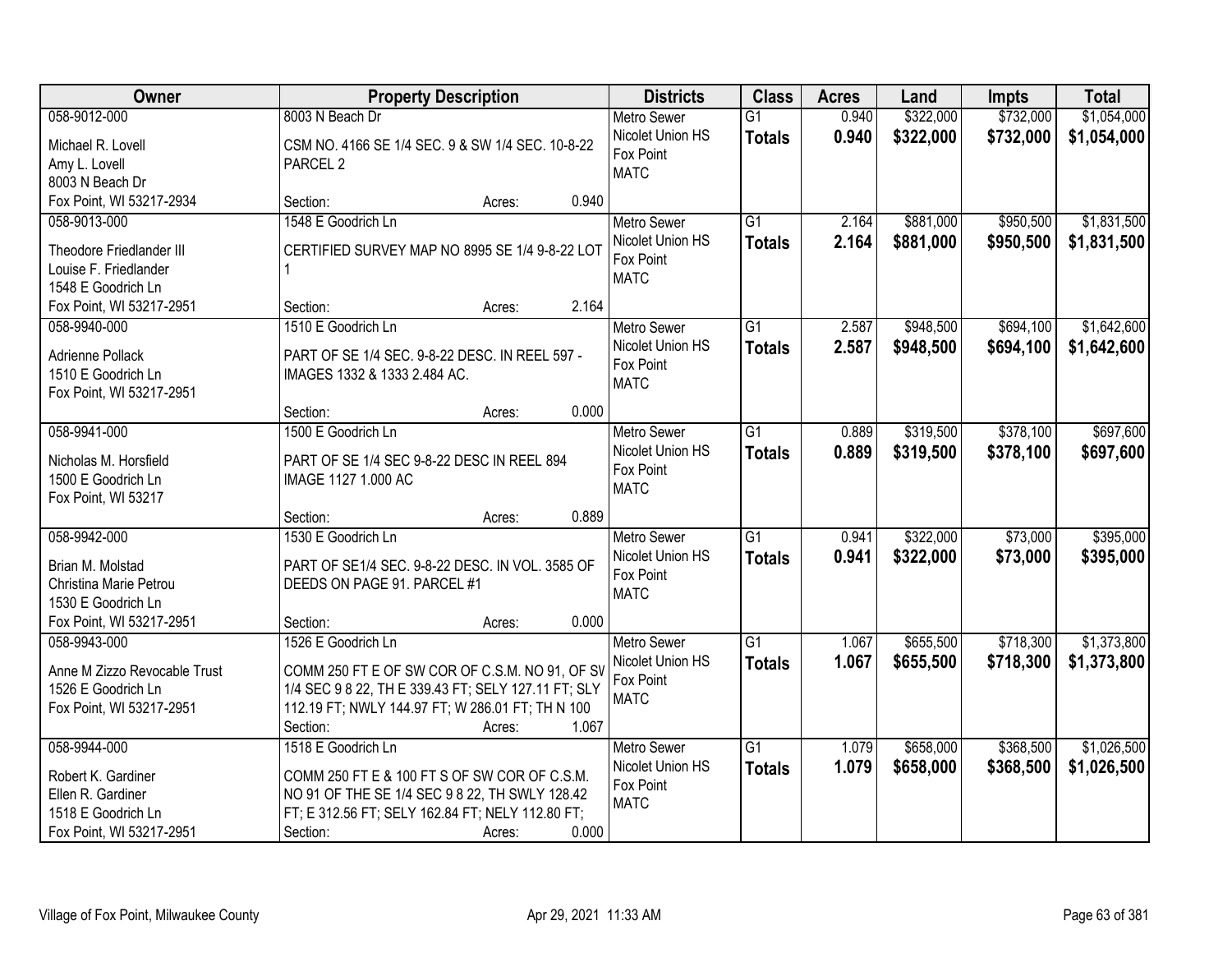| Owner | Property Description | Districts | Class | Acres | Land | Impts | Total |
|---|---|---|---|---|---|---|---|
| 058-9012-000<br><br>Michael R. Lovell<br>Amy L. Lovell<br>8003 N Beach Dr<br>Fox Point, WI 53217-2934 | 8003 N Beach Dr<br><br>CSM NO. 4166 SE 1/4 SEC. 9 & SW 1/4 SEC. 10-8-22 PARCEL 2<br><br>Section: Acres: 0.940 | Metro Sewer<br>Nicolet Union HS<br>Fox Point<br>MATC | G1<br>**Totals** | 0.940<br>**0.940** | $322,000<br>**$322,000** | $732,000<br>**$732,000** | $1,054,000<br>**$1,054,000** |
| 058-9013-000<br><br>Theodore Friedlander III<br>Louise F. Friedlander<br>1548 E Goodrich Ln<br>Fox Point, WI 53217-2951 | 1548 E Goodrich Ln<br><br>CERTIFIED SURVEY MAP NO 8995 SE 1/4 9-8-22 LOT 1<br><br>Section: Acres: 2.164 | Metro Sewer<br>Nicolet Union HS<br>Fox Point<br>MATC | G1<br>**Totals** | 2.164<br>**2.164** | $881,000<br>**$881,000** | $950,500<br>**$950,500** | $1,831,500<br>**$1,831,500** |
| 058-9940-000<br><br>Adrienne Pollack<br>1510 E Goodrich Ln<br>Fox Point, WI 53217-2951 | 1510 E Goodrich Ln<br><br>PART OF SE 1/4 SEC. 9-8-22 DESC. IN REEL 597 - IMAGES 1332 & 1333 2.484 AC.<br><br>Section: Acres: 0.000 | Metro Sewer<br>Nicolet Union HS<br>Fox Point<br>MATC | G1<br>**Totals** | 2.587<br>**2.587** | $948,500<br>**$948,500** | $694,100<br>**$694,100** | $1,642,600<br>**$1,642,600** |
| 058-9941-000<br><br>Nicholas M. Horsfield<br>1500 E Goodrich Ln<br>Fox Point, WI 53217 | 1500 E Goodrich Ln<br><br>PART OF SE 1/4 SEC 9-8-22 DESC IN REEL 894 IMAGE 1127 1.000 AC<br><br>Section: Acres: 0.889 | Metro Sewer<br>Nicolet Union HS<br>Fox Point<br>MATC | G1<br>**Totals** | 0.889<br>**0.889** | $319,500<br>**$319,500** | $378,100<br>**$378,100** | $697,600<br>**$697,600** |
| 058-9942-000<br><br>Brian M. Molstad<br>Christina Marie Petrou<br>1530 E Goodrich Ln<br>Fox Point, WI 53217-2951 | 1530 E Goodrich Ln<br><br>PART OF SE1/4 SEC. 9-8-22 DESC. IN VOL. 3585 OF DEEDS ON PAGE 91. PARCEL #1<br><br>Section: Acres: 0.000 | Metro Sewer<br>Nicolet Union HS<br>Fox Point<br>MATC | G1<br>**Totals** | 0.941<br>**0.941** | $322,000<br>**$322,000** | $73,000<br>**$73,000** | $395,000<br>**$395,000** |
| 058-9943-000<br><br>Anne M Zizzo Revocable Trust<br>1526 E Goodrich Ln<br>Fox Point, WI 53217-2951 | 1526 E Goodrich Ln<br><br>COMM 250 FT E OF SW COR OF C.S.M. NO 91, OF SV 1/4 SEC 9 8 22, TH E 339.43 FT; SELY 127.11 FT; SLY 112.19 FT; NWLY 144.97 FT; W 286.01 FT; TH N 100<br>Section: Acres: 1.067 | Metro Sewer<br>Nicolet Union HS<br>Fox Point<br>MATC | G1<br>**Totals** | 1.067<br>**1.067** | $655,500<br>**$655,500** | $718,300<br>**$718,300** | $1,373,800<br>**$1,373,800** |
| 058-9944-000<br><br>Robert K. Gardiner<br>Ellen R. Gardiner<br>1518 E Goodrich Ln<br>Fox Point, WI 53217-2951 | 1518 E Goodrich Ln<br><br>COMM 250 FT E & 100 FT S OF SW COR OF C.S.M. NO 91 OF THE SE 1/4 SEC 9 8 22, TH SWLY 128.42 FT; E 312.56 FT; SELY 162.84 FT; NELY 112.80 FT;<br>Section: Acres: 0.000 | Metro Sewer<br>Nicolet Union HS<br>Fox Point<br>MATC | G1<br>**Totals** | 1.079<br>**1.079** | $658,000<br>**$658,000** | $368,500<br>**$368,500** | $1,026,500<br>**$1,026,500** |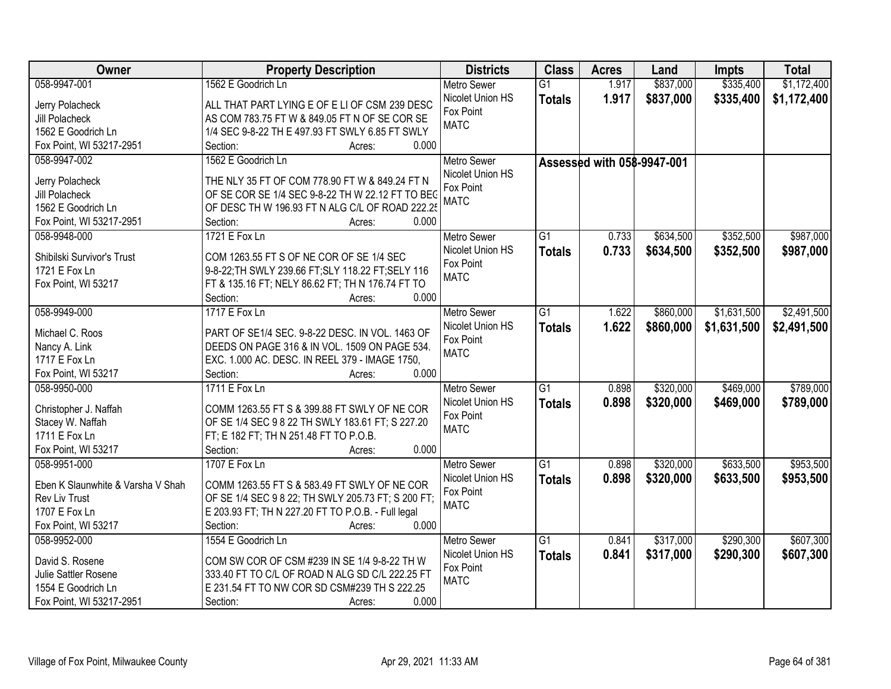| Owner | Property Description | Districts | Class | Acres | Land | Impts | Total |
|---|---|---|---|---|---|---|---|
| 058-9947-001<br>Jerry Polacheck<br>Jill Polacheck<br>1562 E Goodrich Ln<br>Fox Point, WI 53217-2951 | 1562 E Goodrich Ln<br>ALL THAT PART LYING E OF E LI OF CSM 239 DESC AS COM 783.75 FT W & 849.05 FT N OF SE COR SE 1/4 SEC 9-8-22 TH E 497.93 FT SWLY 6.85 FT SWLY<br>Section: Acres: 0.000 | Metro Sewer<br>Nicolet Union HS<br>Fox Point<br>MATC | G1<br>**Totals** | 1.917<br>**1.917** | \$837,000<br>**\$837,000** | \$335,400<br>**\$335,400** | \$1,172,400<br>**\$1,172,400** |
| 058-9947-002<br>Jerry Polacheck<br>Jill Polacheck<br>1562 E Goodrich Ln<br>Fox Point, WI 53217-2951 | 1562 E Goodrich Ln<br>THE NLY 35 FT OF COM 778.90 FT W & 849.24 FT N OF SE COR SE 1/4 SEC 9-8-22 TH W 22.12 FT TO BEG OF DESC TH W 196.93 FT N ALG C/L OF ROAD 222.25<br>Section: Acres: 0.000 | Metro Sewer<br>Nicolet Union HS<br>Fox Point<br>MATC | Assessed with 058-9947-001 | | | | |
| 058-9948-000<br>Shibilski Survivor's Trust<br>1721 E Fox Ln<br>Fox Point, WI 53217 | 1721 E Fox Ln<br>COM 1263.55 FT S OF NE COR OF SE 1/4 SEC 9-8-22;TH SWLY 239.66 FT;SLY 118.22 FT;SELY 116 FT & 135.16 FT; NELY 86.62 FT; TH N 176.74 FT TO<br>Section: Acres: 0.000 | Metro Sewer<br>Nicolet Union HS<br>Fox Point<br>MATC | G1<br>**Totals** | 0.733<br>**0.733** | \$634,500<br>**\$634,500** | \$352,500<br>**\$352,500** | \$987,000<br>**\$987,000** |
| 058-9949-000<br>Michael C. Roos<br>Nancy A. Link<br>1717 E Fox Ln<br>Fox Point, WI 53217 | 1717 E Fox Ln<br>PART OF SE1/4 SEC. 9-8-22 DESC. IN VOL. 1463 OF DEEDS ON PAGE 316 & IN VOL. 1509 ON PAGE 534. EXC. 1.000 AC. DESC. IN REEL 379 - IMAGE 1750,<br>Section: Acres: 0.000 | Metro Sewer<br>Nicolet Union HS<br>Fox Point<br>MATC | G1<br>**Totals** | 1.622<br>**1.622** | \$860,000<br>**\$860,000** | \$1,631,500<br>**\$1,631,500** | \$2,491,500<br>**\$2,491,500** |
| 058-9950-000<br>Christopher J. Naffah<br>Stacey W. Naffah<br>1711 E Fox Ln<br>Fox Point, WI 53217 | 1711 E Fox Ln<br>COMM 1263.55 FT S & 399.88 FT SWLY OF NE COR OF SE 1/4 SEC 9 8 22 TH SWLY 183.61 FT; S 227.20 FT; E 182 FT; TH N 251.48 FT TO P.O.B.<br>Section: Acres: 0.000 | Metro Sewer<br>Nicolet Union HS<br>Fox Point<br>MATC | G1<br>**Totals** | 0.898<br>**0.898** | \$320,000<br>**\$320,000** | \$469,000<br>**\$469,000** | \$789,000<br>**\$789,000** |
| 058-9951-000<br>Eben K Slaunwhite & Varsha V Shah<br>Rev Liv Trust<br>1707 E Fox Ln<br>Fox Point, WI 53217 | 1707 E Fox Ln<br>COMM 1263.55 FT S & 583.49 FT SWLY OF NE COR OF SE 1/4 SEC 9 8 22; TH SWLY 205.73 FT; S 200 FT; E 203.93 FT; TH N 227.20 FT TO P.O.B. - Full legal<br>Section: Acres: 0.000 | Metro Sewer<br>Nicolet Union HS<br>Fox Point<br>MATC | G1<br>**Totals** | 0.898<br>**0.898** | \$320,000<br>**\$320,000** | \$633,500<br>**\$633,500** | \$953,500<br>**\$953,500** |
| 058-9952-000<br>David S. Rosene<br>Julie Sattler Rosene<br>1554 E Goodrich Ln<br>Fox Point, WI 53217-2951 | 1554 E Goodrich Ln<br>COM SW COR OF CSM #239 IN SE 1/4 9-8-22 TH W 333.40 FT TO C/L OF ROAD N ALG SD C/L 222.25 FT E 231.54 FT TO NW COR SD CSM#239 TH S 222.25<br>Section: Acres: 0.000 | Metro Sewer<br>Nicolet Union HS<br>Fox Point<br>MATC | G1<br>**Totals** | 0.841<br>**0.841** | \$317,000<br>**\$317,000** | \$290,300<br>**\$290,300** | \$607,300<br>**\$607,300** |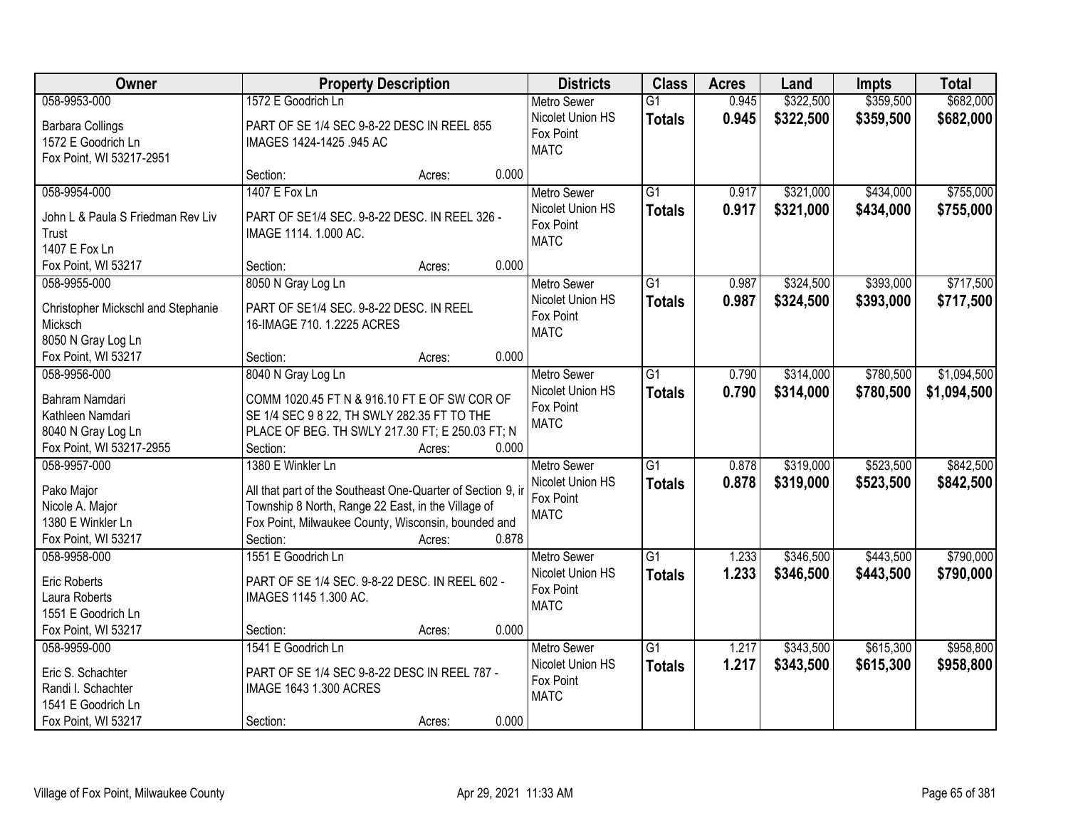| Owner | Property Description | Districts | Class | Acres | Land | Impts | Total |
|---|---|---|---|---|---|---|---|
| 058-9953-000<br><br>Barbara Collings<br>1572 E Goodrich Ln<br>Fox Point, WI 53217-2951 | 1572 E Goodrich Ln<br><br>PART OF SE 1/4 SEC 9-8-22 DESC IN REEL 855 IMAGES 1424-1425 .945 AC<br><br>Section: Acres: 0.000 | Metro Sewer<br>Nicolet Union HS<br>Fox Point<br>MATC | G1<br>**Totals** | 0.945<br>**0.945** | \$322,500<br>**\$322,500** | \$359,500<br>**\$359,500** | \$682,000<br>**\$682,000** |
| 058-9954-000<br><br>John L & Paula S Friedman Rev Liv Trust<br>1407 E Fox Ln<br>Fox Point, WI 53217 | 1407 E Fox Ln<br><br>PART OF SE1/4 SEC. 9-8-22 DESC. IN REEL 326 - IMAGE 1114. 1.000 AC.<br><br>Section: Acres: 0.000 | Metro Sewer<br>Nicolet Union HS<br>Fox Point<br>MATC | G1<br>**Totals** | 0.917<br>**0.917** | \$321,000<br>**\$321,000** | \$434,000<br>**\$434,000** | \$755,000<br>**\$755,000** |
| 058-9955-000<br><br>Christopher Mickschl and Stephanie Micksch<br>8050 N Gray Log Ln<br>Fox Point, WI 53217 | 8050 N Gray Log Ln<br><br>PART OF SE1/4 SEC. 9-8-22 DESC. IN REEL 16-IMAGE 710. 1.2225 ACRES<br><br>Section: Acres: 0.000 | Metro Sewer<br>Nicolet Union HS<br>Fox Point<br>MATC | G1<br>**Totals** | 0.987<br>**0.987** | \$324,500<br>**\$324,500** | \$393,000<br>**\$393,000** | \$717,500<br>**\$717,500** |
| 058-9956-000<br><br>Bahram Namdari<br>Kathleen Namdari<br>8040 N Gray Log Ln<br>Fox Point, WI 53217-2955 | 8040 N Gray Log Ln<br><br>COMM 1020.45 FT N & 916.10 FT E OF SW COR OF SE 1/4 SEC 9 8 22, TH SWLY 282.35 FT TO THE PLACE OF BEG. TH SWLY 217.30 FT; E 250.03 FT; N<br>Section: Acres: 0.000 | Metro Sewer<br>Nicolet Union HS<br>Fox Point<br>MATC | G1<br>**Totals** | 0.790<br>**0.790** | \$314,000<br>**\$314,000** | \$780,500<br>**\$780,500** | \$1,094,500<br>**\$1,094,500** |
| 058-9957-000<br><br>Pako Major<br>Nicole A. Major<br>1380 E Winkler Ln<br>Fox Point, WI 53217 | 1380 E Winkler Ln<br><br>All that part of the Southeast One-Quarter of Section 9, ir Township 8 North, Range 22 East, in the Village of Fox Point, Milwaukee County, Wisconsin, bounded and<br>Section: Acres: 0.878 | Metro Sewer<br>Nicolet Union HS<br>Fox Point<br>MATC | G1<br>**Totals** | 0.878<br>**0.878** | \$319,000<br>**\$319,000** | \$523,500<br>**\$523,500** | \$842,500<br>**\$842,500** |
| 058-9958-000<br><br>Eric Roberts<br>Laura Roberts<br>1551 E Goodrich Ln<br>Fox Point, WI 53217 | 1551 E Goodrich Ln<br><br>PART OF SE 1/4 SEC. 9-8-22 DESC. IN REEL 602 - IMAGES 1145 1.300 AC.<br><br>Section: Acres: 0.000 | Metro Sewer<br>Nicolet Union HS<br>Fox Point<br>MATC | G1<br>**Totals** | 1.233<br>**1.233** | \$346,500<br>**\$346,500** | \$443,500<br>**\$443,500** | \$790,000<br>**\$790,000** |
| 058-9959-000<br><br>Eric S. Schachter<br>Randi I. Schachter<br>1541 E Goodrich Ln<br>Fox Point, WI 53217 | 1541 E Goodrich Ln<br><br>PART OF SE 1/4 SEC 9-8-22 DESC IN REEL 787 - IMAGE 1643 1.300 ACRES<br><br>Section: Acres: 0.000 | Metro Sewer<br>Nicolet Union HS<br>Fox Point<br>MATC | G1<br>**Totals** | 1.217<br>**1.217** | \$343,500<br>**\$343,500** | \$615,300<br>**\$615,300** | \$958,800<br>**\$958,800** |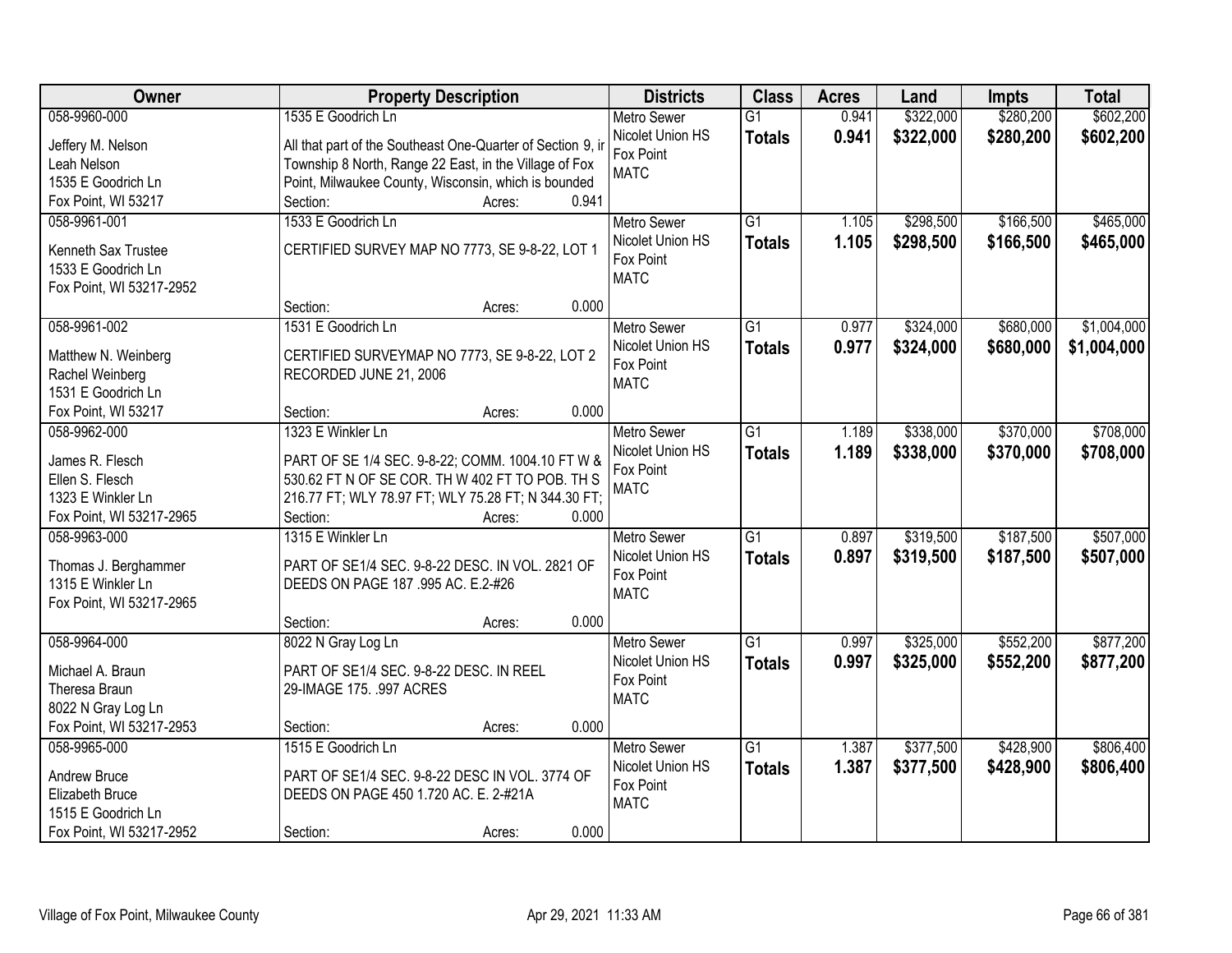| Owner | Property Description | Districts | Class | Acres | Land | Impts | Total |
|---|---|---|---|---|---|---|---|
| 058-9960-000<br>Jeffery M. Nelson<br>Leah Nelson<br>1535 E Goodrich Ln<br>Fox Point, WI 53217 | 1535 E Goodrich Ln<br>All that part of the Southeast One-Quarter of Section 9, ir Township 8 North, Range 22 East, in the Village of Fox Point, Milwaukee County, Wisconsin, which is bounded<br>Section: Acres: 0.941 | Metro Sewer<br>Nicolet Union HS<br>Fox Point<br>MATC | G1<br>**Totals** | 0.941<br>**0.941** | $322,000<br>**$322,000** | $280,200<br>**$280,200** | $602,200<br>**$602,200** |
| 058-9961-001<br>Kenneth Sax Trustee<br>1533 E Goodrich Ln<br>Fox Point, WI 53217-2952 | 1533 E Goodrich Ln<br>CERTIFIED SURVEY MAP NO 7773, SE 9-8-22, LOT 1<br>Section: Acres: 0.000 | Metro Sewer<br>Nicolet Union HS<br>Fox Point<br>MATC | G1<br>**Totals** | 1.105<br>**1.105** | $298,500<br>**$298,500** | $166,500<br>**$166,500** | $465,000<br>**$465,000** |
| 058-9961-002<br>Matthew N. Weinberg<br>Rachel Weinberg<br>1531 E Goodrich Ln<br>Fox Point, WI 53217 | 1531 E Goodrich Ln<br>CERTIFIED SURVEYMAP NO 7773, SE 9-8-22, LOT 2 RECORDED JUNE 21, 2006<br>Section: Acres: 0.000 | Metro Sewer<br>Nicolet Union HS<br>Fox Point<br>MATC | G1<br>**Totals** | 0.977<br>**0.977** | $324,000<br>**$324,000** | $680,000<br>**$680,000** | $1,004,000<br>**$1,004,000** |
| 058-9962-000<br>James R. Flesch<br>Ellen S. Flesch<br>1323 E Winkler Ln<br>Fox Point, WI 53217-2965 | 1323 E Winkler Ln<br>PART OF SE 1/4 SEC. 9-8-22; COMM. 1004.10 FT W & 530.62 FT N OF SE COR. TH W 402 FT TO POB. TH S 216.77 FT; WLY 78.97 FT; WLY 75.28 FT; N 344.30 FT;<br>Section: Acres: 0.000 | Metro Sewer<br>Nicolet Union HS<br>Fox Point<br>MATC | G1<br>**Totals** | 1.189<br>**1.189** | $338,000<br>**$338,000** | $370,000<br>**$370,000** | $708,000<br>**$708,000** |
| 058-9963-000<br>Thomas J. Berghammer<br>1315 E Winkler Ln<br>Fox Point, WI 53217-2965 | 1315 E Winkler Ln<br>PART OF SE1/4 SEC. 9-8-22 DESC. IN VOL. 2821 OF DEEDS ON PAGE 187 .995 AC. E.2-#26<br>Section: Acres: 0.000 | Metro Sewer<br>Nicolet Union HS<br>Fox Point<br>MATC | G1<br>**Totals** | 0.897<br>**0.897** | $319,500<br>**$319,500** | $187,500<br>**$187,500** | $507,000<br>**$507,000** |
| 058-9964-000<br>Michael A. Braun<br>Theresa Braun<br>8022 N Gray Log Ln<br>Fox Point, WI 53217-2953 | 8022 N Gray Log Ln<br>PART OF SE1/4 SEC. 9-8-22 DESC. IN REEL 29-IMAGE 175. .997 ACRES<br>Section: Acres: 0.000 | Metro Sewer<br>Nicolet Union HS<br>Fox Point<br>MATC | G1<br>**Totals** | 0.997<br>**0.997** | $325,000<br>**$325,000** | $552,200<br>**$552,200** | $877,200<br>**$877,200** |
| 058-9965-000<br>Andrew Bruce<br>Elizabeth Bruce<br>1515 E Goodrich Ln<br>Fox Point, WI 53217-2952 | 1515 E Goodrich Ln<br>PART OF SE1/4 SEC. 9-8-22 DESC IN VOL. 3774 OF DEEDS ON PAGE 450 1.720 AC. E. 2-#21A<br>Section: Acres: 0.000 | Metro Sewer<br>Nicolet Union HS<br>Fox Point<br>MATC | G1<br>**Totals** | 1.387<br>**1.387** | $377,500<br>**$377,500** | $428,900<br>**$428,900** | $806,400<br>**$806,400** |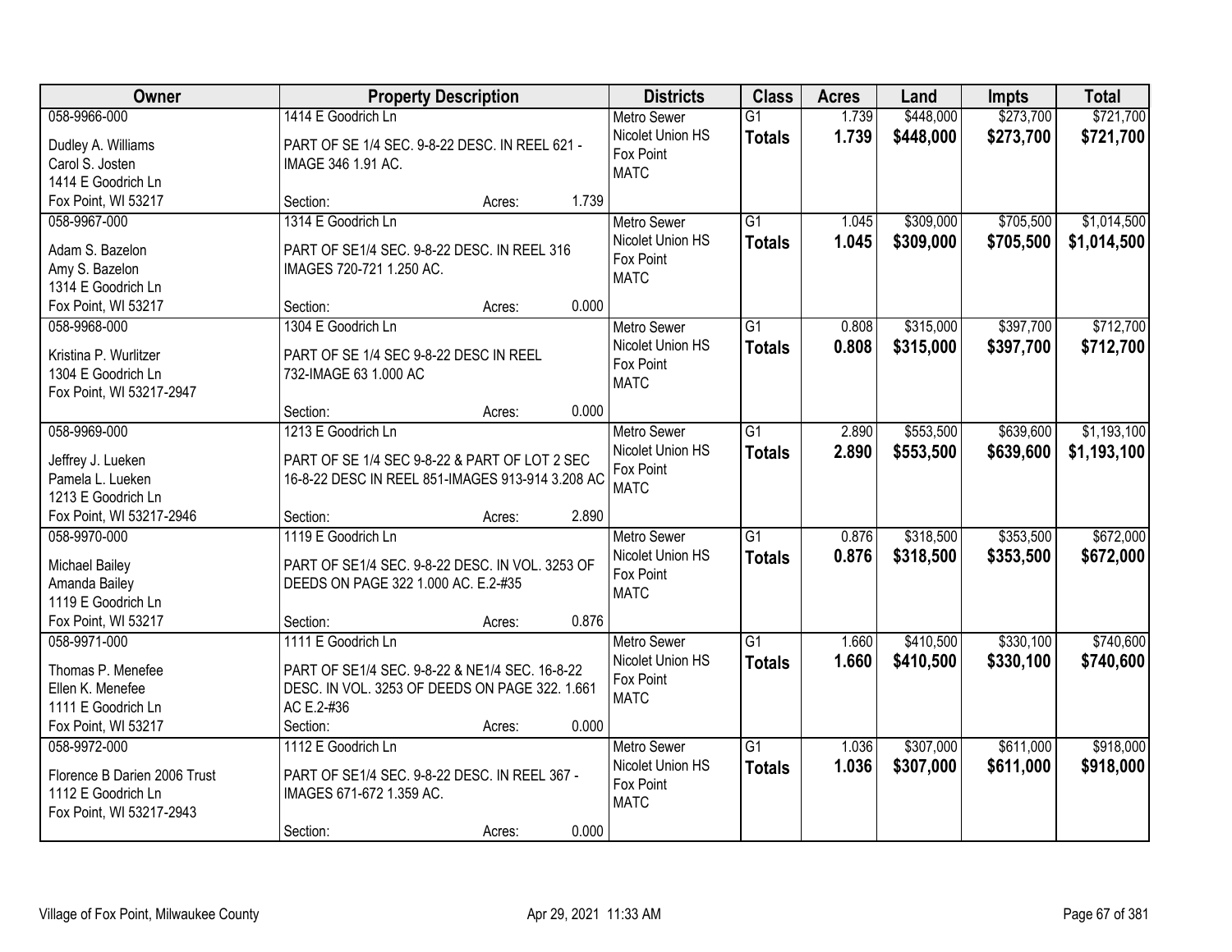| Owner | Property Description | Districts | Class | Acres | Land | Impts | Total |
|---|---|---|---|---|---|---|---|
| 058-9966-000<br>Dudley A. Williams<br>Carol S. Josten<br>1414 E Goodrich Ln<br>Fox Point, WI 53217 | 1414 E Goodrich Ln<br>PART OF SE 1/4 SEC. 9-8-22 DESC. IN REEL 621 - IMAGE 346 1.91 AC.<br>Section: Acres: 1.739 | Metro Sewer<br>Nicolet Union HS<br>Fox Point<br>MATC | G1<br>**Totals** | 1.739<br>**1.739** | $448,000<br>**$448,000** | $273,700<br>**$273,700** | $721,700<br>**$721,700** |
| 058-9967-000<br>Adam S. Bazelon<br>Amy S. Bazelon<br>1314 E Goodrich Ln<br>Fox Point, WI 53217 | 1314 E Goodrich Ln<br>PART OF SE1/4 SEC. 9-8-22 DESC. IN REEL 316 IMAGES 720-721 1.250 AC.<br>Section: Acres: 0.000 | Metro Sewer<br>Nicolet Union HS<br>Fox Point<br>MATC | G1<br>**Totals** | 1.045<br>**1.045** | $309,000<br>**$309,000** | $705,500<br>**$705,500** | $1,014,500<br>**$1,014,500** |
| 058-9968-000<br>Kristina P. Wurlitzer<br>1304 E Goodrich Ln<br>Fox Point, WI 53217-2947 | 1304 E Goodrich Ln<br>PART OF SE 1/4 SEC 9-8-22 DESC IN REEL 732-IMAGE 63 1.000 AC<br>Section: Acres: 0.000 | Metro Sewer<br>Nicolet Union HS<br>Fox Point<br>MATC | G1<br>**Totals** | 0.808<br>**0.808** | $315,000<br>**$315,000** | $397,700<br>**$397,700** | $712,700<br>**$712,700** |
| 058-9969-000<br>Jeffrey J. Lueken<br>Pamela L. Lueken<br>1213 E Goodrich Ln<br>Fox Point, WI 53217-2946 | 1213 E Goodrich Ln<br>PART OF SE 1/4 SEC 9-8-22 & PART OF LOT 2 SEC 16-8-22 DESC IN REEL 851-IMAGES 913-914 3.208 AC<br>Section: Acres: 2.890 | Metro Sewer<br>Nicolet Union HS<br>Fox Point<br>MATC | G1<br>**Totals** | 2.890<br>**2.890** | $553,500<br>**$553,500** | $639,600<br>**$639,600** | $1,193,100<br>**$1,193,100** |
| 058-9970-000<br>Michael Bailey<br>Amanda Bailey<br>1119 E Goodrich Ln<br>Fox Point, WI 53217 | 1119 E Goodrich Ln<br>PART OF SE1/4 SEC. 9-8-22 DESC. IN VOL. 3253 OF DEEDS ON PAGE 322 1.000 AC. E.2-#35<br>Section: Acres: 0.876 | Metro Sewer<br>Nicolet Union HS<br>Fox Point<br>MATC | G1<br>**Totals** | 0.876<br>**0.876** | $318,500<br>**$318,500** | $353,500<br>**$353,500** | $672,000<br>**$672,000** |
| 058-9971-000<br>Thomas P. Menefee<br>Ellen K. Menefee<br>1111 E Goodrich Ln<br>Fox Point, WI 53217 | 1111 E Goodrich Ln<br>PART OF SE1/4 SEC. 9-8-22 & NE1/4 SEC. 16-8-22 DESC. IN VOL. 3253 OF DEEDS ON PAGE 322. 1.661 AC E.2-#36<br>Section: Acres: 0.000 | Metro Sewer<br>Nicolet Union HS<br>Fox Point<br>MATC | G1<br>**Totals** | 1.660<br>**1.660** | $410,500<br>**$410,500** | $330,100<br>**$330,100** | $740,600<br>**$740,600** |
| 058-9972-000<br>Florence B Darien 2006 Trust<br>1112 E Goodrich Ln<br>Fox Point, WI 53217-2943 | 1112 E Goodrich Ln<br>PART OF SE1/4 SEC. 9-8-22 DESC. IN REEL 367 - IMAGES 671-672 1.359 AC.<br>Section: Acres: 0.000 | Metro Sewer<br>Nicolet Union HS<br>Fox Point<br>MATC | G1<br>**Totals** | 1.036<br>**1.036** | $307,000<br>**$307,000** | $611,000<br>**$611,000** | $918,000<br>**$918,000** |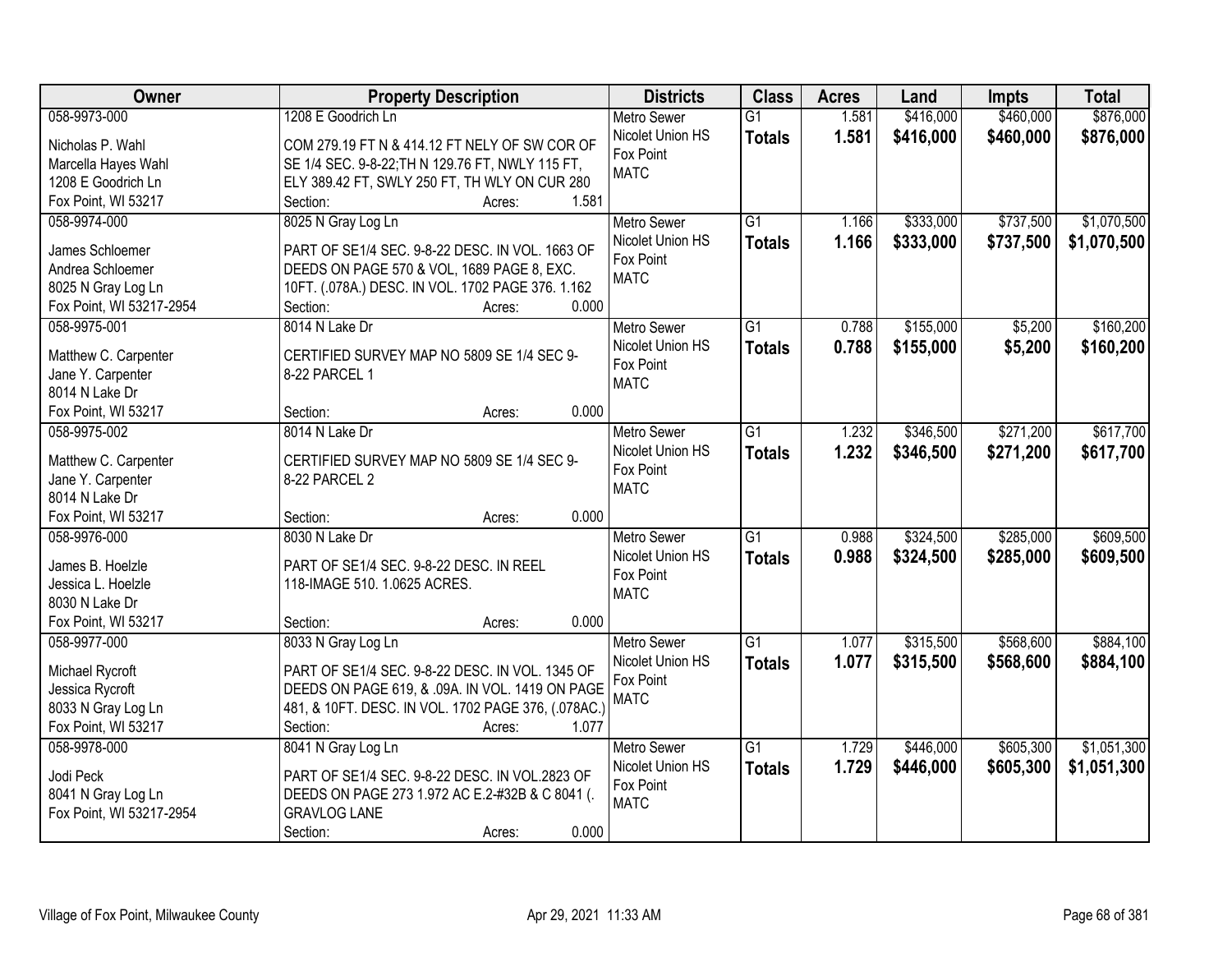| Owner | Property Description | Districts | Class | Acres | Land | Impts | Total |
|---|---|---|---|---|---|---|---|
| 058-9973-000<br>Nicholas P. Wahl<br>Marcella Hayes Wahl<br>1208 E Goodrich Ln<br>Fox Point, WI 53217 | 1208 E Goodrich Ln<br>COM 279.19 FT N & 414.12 FT NELY OF SW COR OF SE 1/4 SEC. 9-8-22;TH N 129.76 FT, NWLY 115 FT, ELY 389.42 FT, SWLY 250 FT, TH WLY ON CUR 280<br>Section: Acres: 1.581 | Metro Sewer<br>Nicolet Union HS<br>Fox Point<br>MATC | G1<br>**Totals** | 1.581<br>**1.581** | \$416,000<br>**\$416,000** | \$460,000<br>**\$460,000** | \$876,000<br>**\$876,000** |
| 058-9974-000<br>James Schloemer<br>Andrea Schloemer<br>8025 N Gray Log Ln<br>Fox Point, WI 53217-2954 | 8025 N Gray Log Ln<br>PART OF SE1/4 SEC. 9-8-22 DESC. IN VOL. 1663 OF DEEDS ON PAGE 570 & VOL, 1689 PAGE 8, EXC. 10FT. (.078A.) DESC. IN VOL. 1702 PAGE 376. 1.162<br>Section: Acres: 0.000 | Metro Sewer<br>Nicolet Union HS<br>Fox Point<br>MATC | G1<br>**Totals** | 1.166<br>**1.166** | \$333,000<br>**\$333,000** | \$737,500<br>**\$737,500** | \$1,070,500<br>**\$1,070,500** |
| 058-9975-001<br>Matthew C. Carpenter<br>Jane Y. Carpenter<br>8014 N Lake Dr<br>Fox Point, WI 53217 | 8014 N Lake Dr<br>CERTIFIED SURVEY MAP NO 5809 SE 1/4 SEC 9-8-22 PARCEL 1<br>Section: Acres: 0.000 | Metro Sewer<br>Nicolet Union HS<br>Fox Point<br>MATC | G1<br>**Totals** | 0.788<br>**0.788** | \$155,000<br>**\$155,000** | \$5,200<br>**\$5,200** | \$160,200<br>**\$160,200** |
| 058-9975-002<br>Matthew C. Carpenter<br>Jane Y. Carpenter<br>8014 N Lake Dr<br>Fox Point, WI 53217 | 8014 N Lake Dr<br>CERTIFIED SURVEY MAP NO 5809 SE 1/4 SEC 9-8-22 PARCEL 2<br>Section: Acres: 0.000 | Metro Sewer<br>Nicolet Union HS<br>Fox Point<br>MATC | G1<br>**Totals** | 1.232<br>**1.232** | \$346,500<br>**\$346,500** | \$271,200<br>**\$271,200** | \$617,700<br>**\$617,700** |
| 058-9976-000<br>James B. Hoelzle<br>Jessica L. Hoelzle<br>8030 N Lake Dr<br>Fox Point, WI 53217 | 8030 N Lake Dr<br>PART OF SE1/4 SEC. 9-8-22 DESC. IN REEL 118-IMAGE 510. 1.0625 ACRES.<br>Section: Acres: 0.000 | Metro Sewer<br>Nicolet Union HS<br>Fox Point<br>MATC | G1<br>**Totals** | 0.988<br>**0.988** | \$324,500<br>**\$324,500** | \$285,000<br>**\$285,000** | \$609,500<br>**\$609,500** |
| 058-9977-000<br>Michael Rycroft<br>Jessica Rycroft<br>8033 N Gray Log Ln<br>Fox Point, WI 53217 | 8033 N Gray Log Ln<br>PART OF SE1/4 SEC. 9-8-22 DESC. IN VOL. 1345 OF DEEDS ON PAGE 619, & .09A. IN VOL. 1419 ON PAGE 481, & 10FT. DESC. IN VOL. 1702 PAGE 376, (.078AC.)<br>Section: Acres: 1.077 | Metro Sewer<br>Nicolet Union HS<br>Fox Point<br>MATC | G1<br>**Totals** | 1.077<br>**1.077** | \$315,500<br>**\$315,500** | \$568,600<br>**\$568,600** | \$884,100<br>**\$884,100** |
| 058-9978-000<br>Jodi Peck<br>8041 N Gray Log Ln<br>Fox Point, WI 53217-2954 | 8041 N Gray Log Ln<br>PART OF SE1/4 SEC. 9-8-22 DESC. IN VOL.2823 OF DEEDS ON PAGE 273 1.972 AC E.2-#32B & C 8041 (. GRAVLOG LANE<br>Section: Acres: 0.000 | Metro Sewer<br>Nicolet Union HS<br>Fox Point<br>MATC | G1<br>**Totals** | 1.729<br>**1.729** | \$446,000<br>**\$446,000** | \$605,300<br>**\$605,300** | \$1,051,300<br>**\$1,051,300** |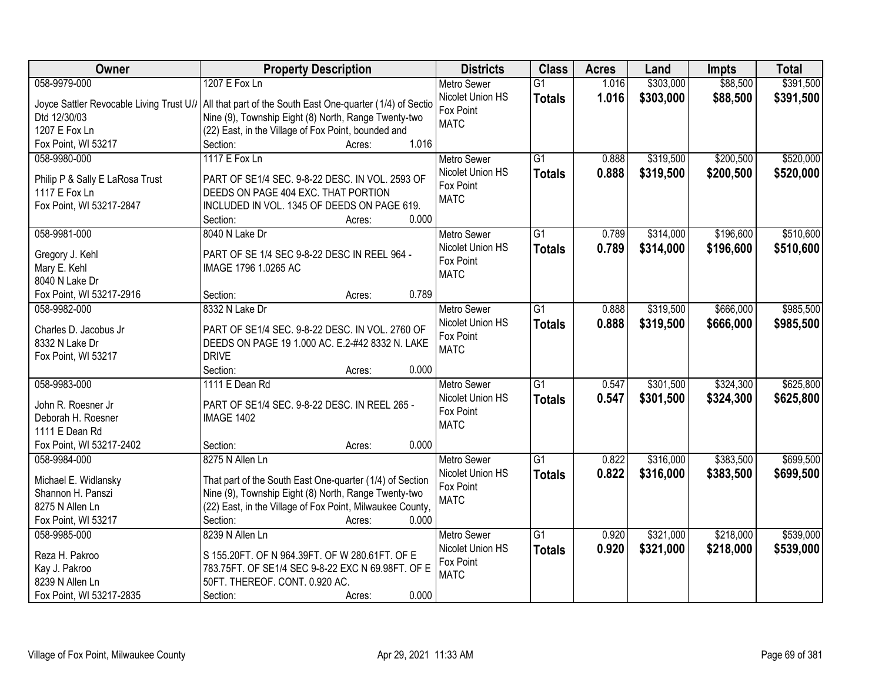| Owner | Property Description | Districts | Class | Acres | Land | Impts | Total |
|---|---|---|---|---|---|---|---|
| 058-9979-000<br>Joyce Sattler Revocable Living Trust U/A Dtd 12/30/03<br>1207 E Fox Ln<br>Fox Point, WI 53217 | 1207 E Fox Ln<br>All that part of the South East One-quarter (1/4) of Sectio Nine (9), Township Eight (8) North, Range Twenty-two (22) East, in the Village of Fox Point, bounded and<br>Section: Acres: 1.016 | Metro Sewer<br>Nicolet Union HS<br>Fox Point<br>MATC | G1<br>**Totals** | 1.016<br>**1.016** | $303,000<br>**$303,000** | $88,500<br>**$88,500** | $391,500<br>**$391,500** |
| 058-9980-000<br>Philip P & Sally E LaRosa Trust<br>1117 E Fox Ln<br>Fox Point, WI 53217-2847 | 1117 E Fox Ln<br>PART OF SE1/4 SEC. 9-8-22 DESC. IN VOL. 2593 OF DEEDS ON PAGE 404 EXC. THAT PORTION INCLUDED IN VOL. 1345 OF DEEDS ON PAGE 619.<br>Section: Acres: 0.000 | Metro Sewer<br>Nicolet Union HS<br>Fox Point<br>MATC | G1<br>**Totals** | 0.888<br>**0.888** | $319,500<br>**$319,500** | $200,500<br>**$200,500** | $520,000<br>**$520,000** |
| 058-9981-000<br>Gregory J. Kehl<br>Mary E. Kehl<br>8040 N Lake Dr<br>Fox Point, WI 53217-2916 | 8040 N Lake Dr<br>PART OF SE 1/4 SEC 9-8-22 DESC IN REEL 964 - IMAGE 1796 1.0265 AC<br>Section: Acres: 0.789 | Metro Sewer<br>Nicolet Union HS<br>Fox Point<br>MATC | G1<br>**Totals** | 0.789<br>**0.789** | $314,000<br>**$314,000** | $196,600<br>**$196,600** | $510,600<br>**$510,600** |
| 058-9982-000<br>Charles D. Jacobus Jr<br>8332 N Lake Dr<br>Fox Point, WI 53217 | 8332 N Lake Dr<br>PART OF SE1/4 SEC. 9-8-22 DESC. IN VOL. 2760 OF DEEDS ON PAGE 19 1.000 AC. E.2-#42 8332 N. LAKE DRIVE<br>Section: Acres: 0.000 | Metro Sewer<br>Nicolet Union HS<br>Fox Point<br>MATC | G1<br>**Totals** | 0.888<br>**0.888** | $319,500<br>**$319,500** | $666,000<br>**$666,000** | $985,500<br>**$985,500** |
| 058-9983-000<br>John R. Roesner Jr<br>Deborah H. Roesner<br>1111 E Dean Rd<br>Fox Point, WI 53217-2402 | 1111 E Dean Rd<br>PART OF SE1/4 SEC. 9-8-22 DESC. IN REEL 265 - IMAGE 1402<br>Section: Acres: 0.000 | Metro Sewer<br>Nicolet Union HS<br>Fox Point<br>MATC | G1<br>**Totals** | 0.547<br>**0.547** | $301,500<br>**$301,500** | $324,300<br>**$324,300** | $625,800<br>**$625,800** |
| 058-9984-000<br>Michael E. Widlansky<br>Shannon H. Panszi<br>8275 N Allen Ln<br>Fox Point, WI 53217 | 8275 N Allen Ln<br>That part of the South East One-quarter (1/4) of Section Nine (9), Township Eight (8) North, Range Twenty-two (22) East, in the Village of Fox Point, Milwaukee County,<br>Section: Acres: 0.000 | Metro Sewer<br>Nicolet Union HS<br>Fox Point<br>MATC | G1<br>**Totals** | 0.822<br>**0.822** | $316,000<br>**$316,000** | $383,500<br>**$383,500** | $699,500<br>**$699,500** |
| 058-9985-000<br>Reza H. Pakroo<br>Kay J. Pakroo<br>8239 N Allen Ln<br>Fox Point, WI 53217-2835 | 8239 N Allen Ln<br>S 155.20FT. OF N 964.39FT. OF W 280.61FT. OF E 783.75FT. OF SE1/4 SEC 9-8-22 EXC N 69.98FT. OF E 50FT. THEREOF. CONT. 0.920 AC.<br>Section: Acres: 0.000 | Metro Sewer<br>Nicolet Union HS<br>Fox Point<br>MATC | G1<br>**Totals** | 0.920<br>**0.920** | $321,000<br>**$321,000** | $218,000<br>**$218,000** | $539,000<br>**$539,000** |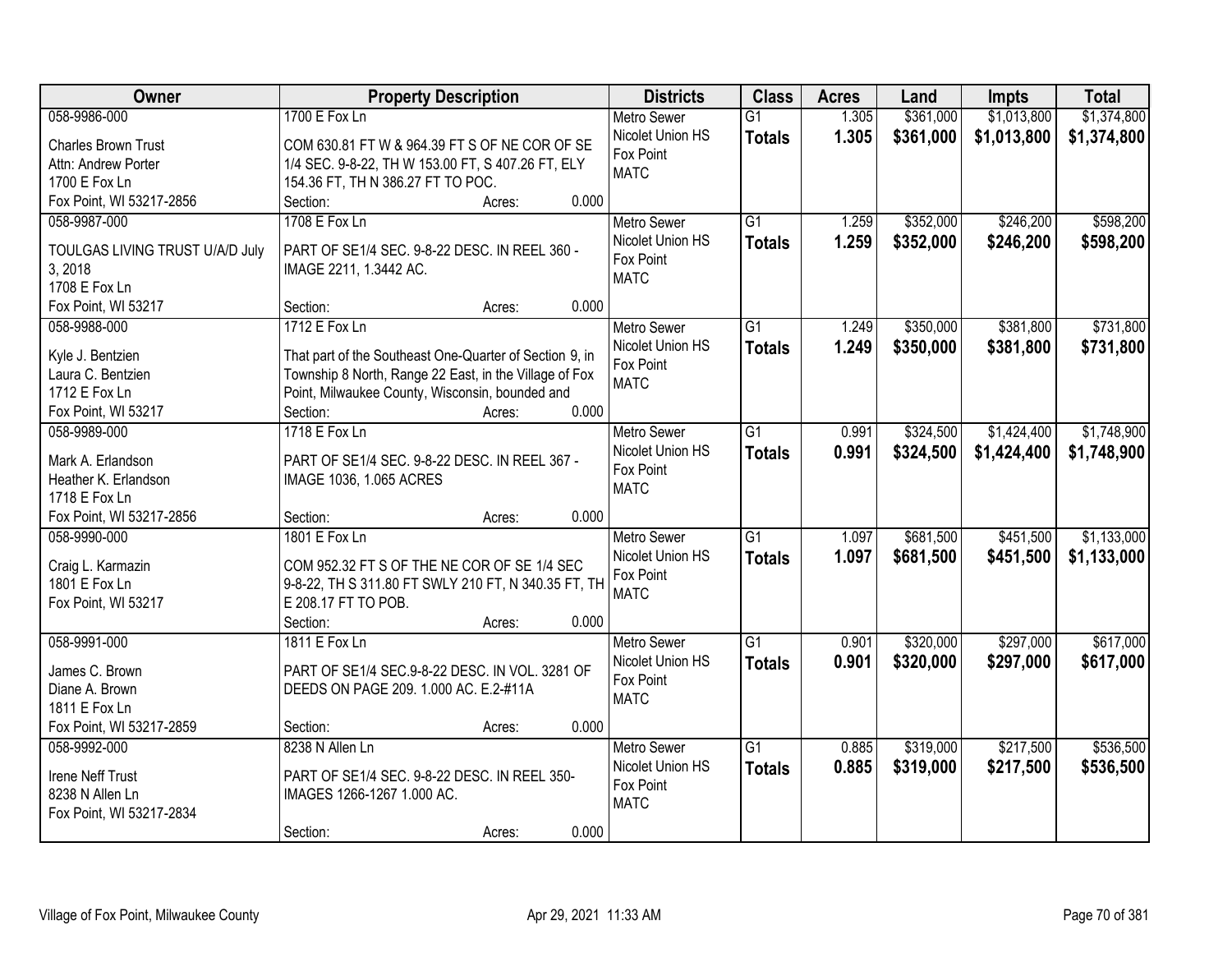| Owner | Property Description | Districts | Class | Acres | Land | Impts | Total |
|---|---|---|---|---|---|---|---|
| 058-9986-000<br>Charles Brown Trust<br>Attn: Andrew Porter<br>1700 E Fox Ln<br>Fox Point, WI 53217-2856 | 1700 E Fox Ln<br>COM 630.81 FT W & 964.39 FT S OF NE COR OF SE 1/4 SEC. 9-8-22, TH W 153.00 FT, S 407.26 FT, ELY 154.36 FT, TH N 386.27 FT TO POC.<br>Section: Acres: 0.000 | Metro Sewer<br>Nicolet Union HS<br>Fox Point<br>MATC | G1<br>**Totals** | 1.305<br>**1.305** | $361,000<br>**$361,000** | $1,013,800<br>**$1,013,800** | $1,374,800<br>**$1,374,800** |
| 058-9987-000<br>TOULGAS LIVING TRUST U/A/D July 3, 2018<br>1708 E Fox Ln<br>Fox Point, WI 53217 | 1708 E Fox Ln<br>PART OF SE1/4 SEC. 9-8-22 DESC. IN REEL 360 - IMAGE 2211, 1.3442 AC.<br>Section: Acres: 0.000 | Metro Sewer<br>Nicolet Union HS<br>Fox Point<br>MATC | G1<br>**Totals** | 1.259<br>**1.259** | $352,000<br>**$352,000** | $246,200<br>**$246,200** | $598,200<br>**$598,200** |
| 058-9988-000<br>Kyle J. Bentzien<br>Laura C. Bentzien<br>1712 E Fox Ln<br>Fox Point, WI 53217 | 1712 E Fox Ln<br>That part of the Southeast One-Quarter of Section 9, in Township 8 North, Range 22 East, in the Village of Fox Point, Milwaukee County, Wisconsin, bounded and<br>Section: Acres: 0.000 | Metro Sewer<br>Nicolet Union HS<br>Fox Point<br>MATC | G1<br>**Totals** | 1.249<br>**1.249** | $350,000<br>**$350,000** | $381,800<br>**$381,800** | $731,800<br>**$731,800** |
| 058-9989-000<br>Mark A. Erlandson<br>Heather K. Erlandson<br>1718 E Fox Ln<br>Fox Point, WI 53217-2856 | 1718 E Fox Ln<br>PART OF SE1/4 SEC. 9-8-22 DESC. IN REEL 367 - IMAGE 1036, 1.065 ACRES<br>Section: Acres: 0.000 | Metro Sewer<br>Nicolet Union HS<br>Fox Point<br>MATC | G1<br>**Totals** | 0.991<br>**0.991** | $324,500<br>**$324,500** | $1,424,400<br>**$1,424,400** | $1,748,900<br>**$1,748,900** |
| 058-9990-000<br>Craig L. Karmazin<br>1801 E Fox Ln<br>Fox Point, WI 53217 | 1801 E Fox Ln<br>COM 952.32 FT S OF THE NE COR OF SE 1/4 SEC 9-8-22, TH S 311.80 FT SWLY 210 FT, N 340.35 FT, TH E 208.17 FT TO POB.<br>Section: Acres: 0.000 | Metro Sewer<br>Nicolet Union HS<br>Fox Point<br>MATC | G1<br>**Totals** | 1.097<br>**1.097** | $681,500<br>**$681,500** | $451,500<br>**$451,500** | $1,133,000<br>**$1,133,000** |
| 058-9991-000<br>James C. Brown<br>Diane A. Brown<br>1811 E Fox Ln<br>Fox Point, WI 53217-2859 | 1811 E Fox Ln<br>PART OF SE1/4 SEC.9-8-22 DESC. IN VOL. 3281 OF DEEDS ON PAGE 209. 1.000 AC. E.2-#11A<br>Section: Acres: 0.000 | Metro Sewer<br>Nicolet Union HS<br>Fox Point<br>MATC | G1<br>**Totals** | 0.901<br>**0.901** | $320,000<br>**$320,000** | $297,000<br>**$297,000** | $617,000<br>**$617,000** |
| 058-9992-000<br>Irene Neff Trust<br>8238 N Allen Ln<br>Fox Point, WI 53217-2834 | 8238 N Allen Ln<br>PART OF SE1/4 SEC. 9-8-22 DESC. IN REEL 350- IMAGES 1266-1267 1.000 AC.<br>Section: Acres: 0.000 | Metro Sewer<br>Nicolet Union HS<br>Fox Point<br>MATC | G1<br>**Totals** | 0.885<br>**0.885** | $319,000<br>**$319,000** | $217,500<br>**$217,500** | $536,500<br>**$536,500** |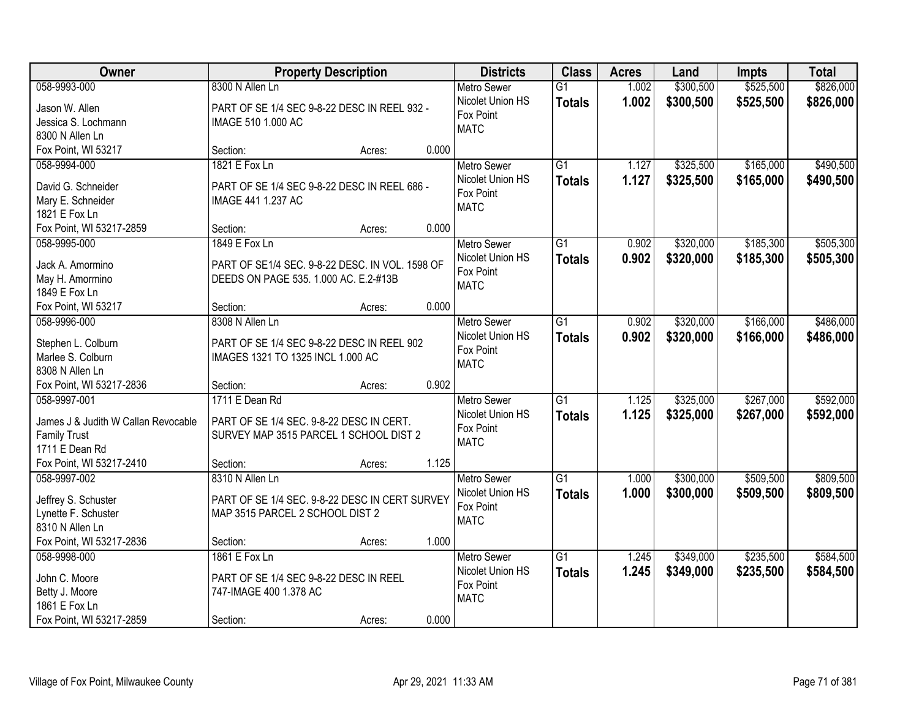| Owner | Property Description | Districts | Class | Acres | Land | Impts | Total |
|---|---|---|---|---|---|---|---|
| 058-9993-000<br>Jason W. Allen<br>Jessica S. Lochmann<br>8300 N Allen Ln<br>Fox Point, WI 53217 | 8300 N Allen Ln<br>PART OF SE 1/4 SEC 9-8-22 DESC IN REEL 932 - IMAGE 510 1.000 AC<br>Section: Acres: 0.000 | Metro Sewer<br>Nicolet Union HS<br>Fox Point<br>MATC | G1<br>**Totals** | 1.002<br>**1.002** | \$300,500<br>**\$300,500** | \$525,500<br>**\$525,500** | \$826,000<br>**\$826,000** |
| 058-9994-000<br>David G. Schneider<br>Mary E. Schneider<br>1821 E Fox Ln<br>Fox Point, WI 53217-2859 | 1821 E Fox Ln<br>PART OF SE 1/4 SEC 9-8-22 DESC IN REEL 686 - IMAGE 441 1.237 AC<br>Section: Acres: 0.000 | Metro Sewer<br>Nicolet Union HS<br>Fox Point<br>MATC | G1<br>**Totals** | 1.127<br>**1.127** | \$325,500<br>**\$325,500** | \$165,000<br>**\$165,000** | \$490,500<br>**\$490,500** |
| 058-9995-000<br>Jack A. Amormino<br>May H. Amormino<br>1849 E Fox Ln<br>Fox Point, WI 53217 | 1849 E Fox Ln<br>PART OF SE1/4 SEC. 9-8-22 DESC. IN VOL. 1598 OF DEEDS ON PAGE 535. 1.000 AC. E.2-#13B<br>Section: Acres: 0.000 | Metro Sewer<br>Nicolet Union HS<br>Fox Point<br>MATC | G1<br>**Totals** | 0.902<br>**0.902** | \$320,000<br>**\$320,000** | \$185,300<br>**\$185,300** | \$505,300<br>**\$505,300** |
| 058-9996-000<br>Stephen L. Colburn<br>Marlee S. Colburn<br>8308 N Allen Ln<br>Fox Point, WI 53217-2836 | 8308 N Allen Ln<br>PART OF SE 1/4 SEC 9-8-22 DESC IN REEL 902 IMAGES 1321 TO 1325 INCL 1.000 AC<br>Section: Acres: 0.902 | Metro Sewer<br>Nicolet Union HS<br>Fox Point<br>MATC | G1<br>**Totals** | 0.902<br>**0.902** | \$320,000<br>**\$320,000** | \$166,000<br>**\$166,000** | \$486,000<br>**\$486,000** |
| 058-9997-001<br>James J & Judith W Callan Revocable Family Trust<br>1711 E Dean Rd<br>Fox Point, WI 53217-2410 | 1711 E Dean Rd<br>PART OF SE 1/4 SEC. 9-8-22 DESC IN CERT. SURVEY MAP 3515 PARCEL 1 SCHOOL DIST 2<br>Section: Acres: 1.125 | Metro Sewer<br>Nicolet Union HS<br>Fox Point<br>MATC | G1<br>**Totals** | 1.125<br>**1.125** | \$325,000<br>**\$325,000** | \$267,000<br>**\$267,000** | \$592,000<br>**\$592,000** |
| 058-9997-002<br>Jeffrey S. Schuster<br>Lynette F. Schuster<br>8310 N Allen Ln<br>Fox Point, WI 53217-2836 | 8310 N Allen Ln<br>PART OF SE 1/4 SEC. 9-8-22 DESC IN CERT SURVEY MAP 3515 PARCEL 2 SCHOOL DIST 2<br>Section: Acres: 1.000 | Metro Sewer<br>Nicolet Union HS<br>Fox Point<br>MATC | G1<br>**Totals** | 1.000<br>**1.000** | \$300,000<br>**\$300,000** | \$509,500<br>**\$509,500** | \$809,500<br>**\$809,500** |
| 058-9998-000<br>John C. Moore<br>Betty J. Moore<br>1861 E Fox Ln<br>Fox Point, WI 53217-2859 | 1861 E Fox Ln<br>PART OF SE 1/4 SEC 9-8-22 DESC IN REEL 747-IMAGE 400 1.378 AC<br>Section: Acres: 0.000 | Metro Sewer<br>Nicolet Union HS<br>Fox Point<br>MATC | G1<br>**Totals** | 1.245<br>**1.245** | \$349,000<br>**\$349,000** | \$235,500<br>**\$235,500** | \$584,500<br>**\$584,500** |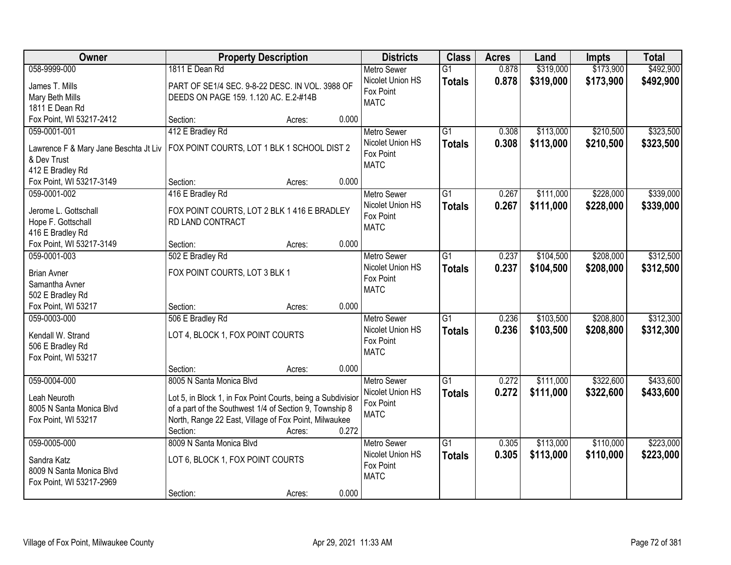| Owner | Property Description | Districts | Class | Acres | Land | Impts | Total |
|---|---|---|---|---|---|---|---|
| 058-9999-000<br>James T. Mills<br>Mary Beth Mills<br>1811 E Dean Rd<br>Fox Point, WI 53217-2412 | 1811 E Dean Rd<br>PART OF SE1/4 SEC. 9-8-22 DESC. IN VOL. 3988 OF DEEDS ON PAGE 159. 1.120 AC. E.2-#14B<br>Section: Acres: 0.000 | Metro Sewer<br>Nicolet Union HS<br>Fox Point<br>MATC | G1<br>**Totals** | 0.878<br>**0.878** | $319,000<br>**$319,000** | $173,900<br>**$173,900** | $492,900<br>**$492,900** |
| 059-0001-001<br>Lawrence F & Mary Jane Beschta Jt Liv & Dev Trust<br>412 E Bradley Rd<br>Fox Point, WI 53217-3149 | 412 E Bradley Rd<br>FOX POINT COURTS, LOT 1 BLK 1 SCHOOL DIST 2<br>Section: Acres: 0.000 | Metro Sewer<br>Nicolet Union HS<br>Fox Point<br>MATC | G1<br>**Totals** | 0.308<br>**0.308** | $113,000<br>**$113,000** | $210,500<br>**$210,500** | $323,500<br>**$323,500** |
| 059-0001-002<br>Jerome L. Gottschall<br>Hope F. Gottschall<br>416 E Bradley Rd<br>Fox Point, WI 53217-3149 | 416 E Bradley Rd<br>FOX POINT COURTS, LOT 2 BLK 1 416 E BRADLEY RD LAND CONTRACT<br>Section: Acres: 0.000 | Metro Sewer<br>Nicolet Union HS<br>Fox Point<br>MATC | G1<br>**Totals** | 0.267<br>**0.267** | $111,000<br>**$111,000** | $228,000<br>**$228,000** | $339,000<br>**$339,000** |
| 059-0001-003<br>Brian Avner<br>Samantha Avner<br>502 E Bradley Rd<br>Fox Point, WI 53217 | 502 E Bradley Rd<br>FOX POINT COURTS, LOT 3 BLK 1<br>Section: Acres: 0.000 | Metro Sewer<br>Nicolet Union HS<br>Fox Point<br>MATC | G1<br>**Totals** | 0.237<br>**0.237** | $104,500<br>**$104,500** | $208,000<br>**$208,000** | $312,500<br>**$312,500** |
| 059-0003-000<br>Kendall W. Strand<br>506 E Bradley Rd<br>Fox Point, WI 53217 | 506 E Bradley Rd<br>LOT 4, BLOCK 1, FOX POINT COURTS<br>Section: Acres: 0.000 | Metro Sewer<br>Nicolet Union HS<br>Fox Point<br>MATC | G1<br>**Totals** | 0.236<br>**0.236** | $103,500<br>**$103,500** | $208,800<br>**$208,800** | $312,300<br>**$312,300** |
| 059-0004-000<br>Leah Neuroth<br>8005 N Santa Monica Blvd<br>Fox Point, WI 53217 | 8005 N Santa Monica Blvd<br>Lot 5, in Block 1, in Fox Point Courts, being a Subdivisior of a part of the Southwest 1/4 of Section 9, Township 8 North, Range 22 East, Village of Fox Point, Milwaukee<br>Section: Acres: 0.272 | Metro Sewer<br>Nicolet Union HS<br>Fox Point<br>MATC | G1<br>**Totals** | 0.272<br>**0.272** | $111,000<br>**$111,000** | $322,600<br>**$322,600** | $433,600<br>**$433,600** |
| 059-0005-000<br>Sandra Katz<br>8009 N Santa Monica Blvd<br>Fox Point, WI 53217-2969 | 8009 N Santa Monica Blvd<br>LOT 6, BLOCK 1, FOX POINT COURTS<br>Section: Acres: 0.000 | Metro Sewer<br>Nicolet Union HS<br>Fox Point<br>MATC | G1<br>**Totals** | 0.305<br>**0.305** | $113,000<br>**$113,000** | $110,000<br>**$110,000** | $223,000<br>**$223,000** |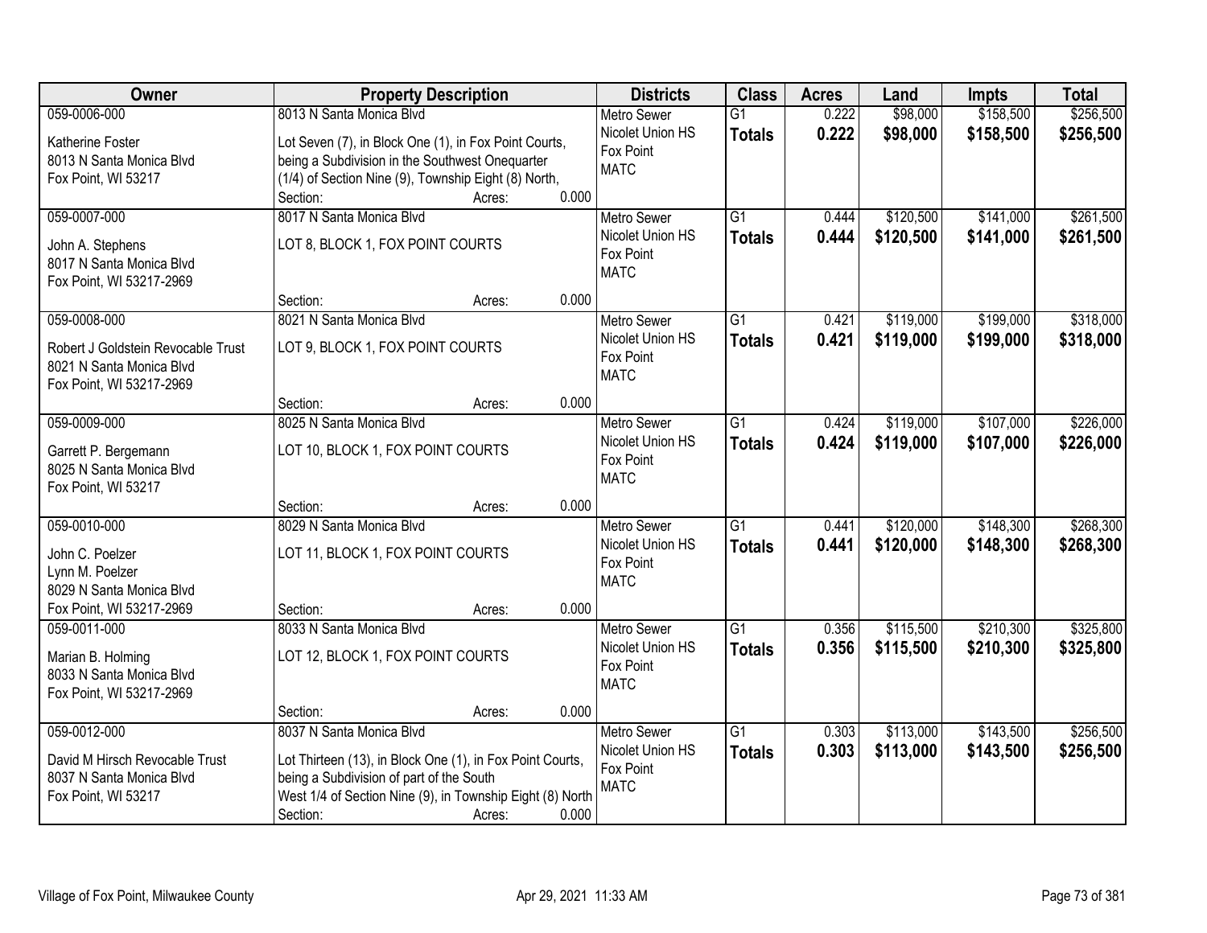| Owner | Property Description | Districts | Class | Acres | Land | Impts | Total |
|---|---|---|---|---|---|---|---|
| 059-0006-000<br>Katherine Foster<br>8013 N Santa Monica Blvd<br>Fox Point, WI 53217 | 8013 N Santa Monica Blvd<br>Lot Seven (7), in Block One (1), in Fox Point Courts, being a Subdivision in the Southwest Onequarter (1/4) of Section Nine (9), Township Eight (8) North,<br>Section: Acres: 0.000 | Metro Sewer<br>Nicolet Union HS<br>Fox Point<br>MATC | G1<br>**Totals** | 0.222<br>**0.222** | \$98,000<br>**\$98,000** | \$158,500<br>**\$158,500** | \$256,500<br>**\$256,500** |
| 059-0007-000<br>John A. Stephens<br>8017 N Santa Monica Blvd<br>Fox Point, WI 53217-2969 | 8017 N Santa Monica Blvd<br>LOT 8, BLOCK 1, FOX POINT COURTS<br>Section: Acres: 0.000 | Metro Sewer<br>Nicolet Union HS<br>Fox Point<br>MATC | G1<br>**Totals** | 0.444<br>**0.444** | \$120,500<br>**\$120,500** | \$141,000<br>**\$141,000** | \$261,500<br>**\$261,500** |
| 059-0008-000<br>Robert J Goldstein Revocable Trust<br>8021 N Santa Monica Blvd<br>Fox Point, WI 53217-2969 | 8021 N Santa Monica Blvd<br>LOT 9, BLOCK 1, FOX POINT COURTS<br>Section: Acres: 0.000 | Metro Sewer<br>Nicolet Union HS<br>Fox Point<br>MATC | G1<br>**Totals** | 0.421<br>**0.421** | \$119,000<br>**\$119,000** | \$199,000<br>**\$199,000** | \$318,000<br>**\$318,000** |
| 059-0009-000<br>Garrett P. Bergemann<br>8025 N Santa Monica Blvd<br>Fox Point, WI 53217 | 8025 N Santa Monica Blvd<br>LOT 10, BLOCK 1, FOX POINT COURTS<br>Section: Acres: 0.000 | Metro Sewer<br>Nicolet Union HS<br>Fox Point<br>MATC | G1<br>**Totals** | 0.424<br>**0.424** | \$119,000<br>**\$119,000** | \$107,000<br>**\$107,000** | \$226,000<br>**\$226,000** |
| 059-0010-000<br>John C. Poelzer<br>Lynn M. Poelzer<br>8029 N Santa Monica Blvd<br>Fox Point, WI 53217-2969 | 8029 N Santa Monica Blvd<br>LOT 11, BLOCK 1, FOX POINT COURTS<br>Section: Acres: 0.000 | Metro Sewer<br>Nicolet Union HS<br>Fox Point<br>MATC | G1<br>**Totals** | 0.441<br>**0.441** | \$120,000<br>**\$120,000** | \$148,300<br>**\$148,300** | \$268,300<br>**\$268,300** |
| 059-0011-000<br>Marian B. Holming<br>8033 N Santa Monica Blvd<br>Fox Point, WI 53217-2969 | 8033 N Santa Monica Blvd<br>LOT 12, BLOCK 1, FOX POINT COURTS<br>Section: Acres: 0.000 | Metro Sewer<br>Nicolet Union HS<br>Fox Point<br>MATC | G1<br>**Totals** | 0.356<br>**0.356** | \$115,500<br>**\$115,500** | \$210,300<br>**\$210,300** | \$325,800<br>**\$325,800** |
| 059-0012-000<br>David M Hirsch Revocable Trust<br>8037 N Santa Monica Blvd<br>Fox Point, WI 53217 | 8037 N Santa Monica Blvd<br>Lot Thirteen (13), in Block One (1), in Fox Point Courts, being a Subdivision of part of the South West 1/4 of Section Nine (9), in Township Eight (8) North<br>Section: Acres: 0.000 | Metro Sewer<br>Nicolet Union HS<br>Fox Point<br>MATC | G1<br>**Totals** | 0.303<br>**0.303** | \$113,000<br>**\$113,000** | \$143,500<br>**\$143,500** | \$256,500<br>**\$256,500** |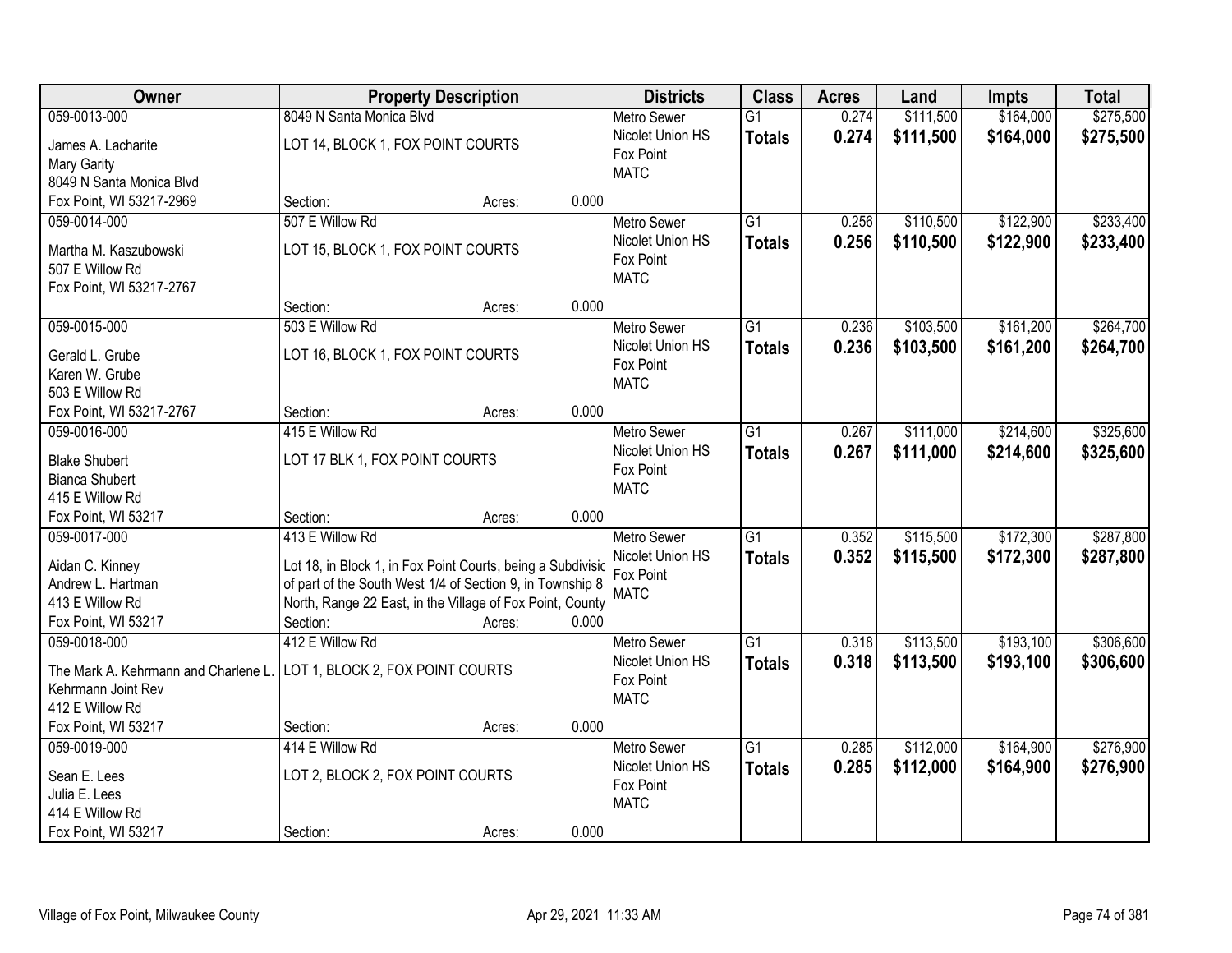| Owner | Property Description | Districts | Class | Acres | Land | Impts | Total |
|---|---|---|---|---|---|---|---|
| 059-0013-000<br>James A. Lacharite<br>Mary Garity<br>8049 N Santa Monica Blvd<br>Fox Point, WI 53217-2969 | 8049 N Santa Monica Blvd<br>LOT 14, BLOCK 1, FOX POINT COURTS<br>Section: Acres: 0.000 | Metro Sewer<br>Nicolet Union HS<br>Fox Point<br>MATC | G1<br>**Totals** | 0.274<br>**0.274** | \$111,500<br>**\$111,500** | \$164,000<br>**\$164,000** | \$275,500<br>**\$275,500** |
| 059-0014-000<br>Martha M. Kaszubowski<br>507 E Willow Rd<br>Fox Point, WI 53217-2767 | 507 E Willow Rd<br>LOT 15, BLOCK 1, FOX POINT COURTS<br>Section: Acres: 0.000 | Metro Sewer<br>Nicolet Union HS<br>Fox Point<br>MATC | G1<br>**Totals** | 0.256<br>**0.256** | \$110,500<br>**\$110,500** | \$122,900<br>**\$122,900** | \$233,400<br>**\$233,400** |
| 059-0015-000<br>Gerald L. Grube<br>Karen W. Grube<br>503 E Willow Rd<br>Fox Point, WI 53217-2767 | 503 E Willow Rd<br>LOT 16, BLOCK 1, FOX POINT COURTS<br>Section: Acres: 0.000 | Metro Sewer<br>Nicolet Union HS<br>Fox Point<br>MATC | G1<br>**Totals** | 0.236<br>**0.236** | \$103,500<br>**\$103,500** | \$161,200<br>**\$161,200** | \$264,700<br>**\$264,700** |
| 059-0016-000<br>Blake Shubert<br>Bianca Shubert<br>415 E Willow Rd<br>Fox Point, WI 53217 | 415 E Willow Rd<br>LOT 17 BLK 1, FOX POINT COURTS<br>Section: Acres: 0.000 | Metro Sewer<br>Nicolet Union HS<br>Fox Point<br>MATC | G1<br>**Totals** | 0.267<br>**0.267** | \$111,000<br>**\$111,000** | \$214,600<br>**\$214,600** | \$325,600<br>**\$325,600** |
| 059-0017-000<br>Aidan C. Kinney<br>Andrew L. Hartman<br>413 E Willow Rd<br>Fox Point, WI 53217 | 413 E Willow Rd<br>Lot 18, in Block 1, in Fox Point Courts, being a Subdivisic of part of the South West 1/4 of Section 9, in Township 8 North, Range 22 East, in the Village of Fox Point, County<br>Section: Acres: 0.000 | Metro Sewer<br>Nicolet Union HS<br>Fox Point<br>MATC | G1<br>**Totals** | 0.352<br>**0.352** | \$115,500<br>**\$115,500** | \$172,300<br>**\$172,300** | \$287,800<br>**\$287,800** |
| 059-0018-000<br>The Mark A. Kehrmann and Charlene L. Kehrmann Joint Rev<br>412 E Willow Rd<br>Fox Point, WI 53217 | 412 E Willow Rd<br>LOT 1, BLOCK 2, FOX POINT COURTS<br>Section: Acres: 0.000 | Metro Sewer<br>Nicolet Union HS<br>Fox Point<br>MATC | G1<br>**Totals** | 0.318<br>**0.318** | \$113,500<br>**\$113,500** | \$193,100<br>**\$193,100** | \$306,600<br>**\$306,600** |
| 059-0019-000<br>Sean E. Lees<br>Julia E. Lees<br>414 E Willow Rd<br>Fox Point, WI 53217 | 414 E Willow Rd<br>LOT 2, BLOCK 2, FOX POINT COURTS<br>Section: Acres: 0.000 | Metro Sewer<br>Nicolet Union HS<br>Fox Point<br>MATC | G1<br>**Totals** | 0.285<br>**0.285** | \$112,000<br>**\$112,000** | \$164,900<br>**\$164,900** | \$276,900<br>**\$276,900** |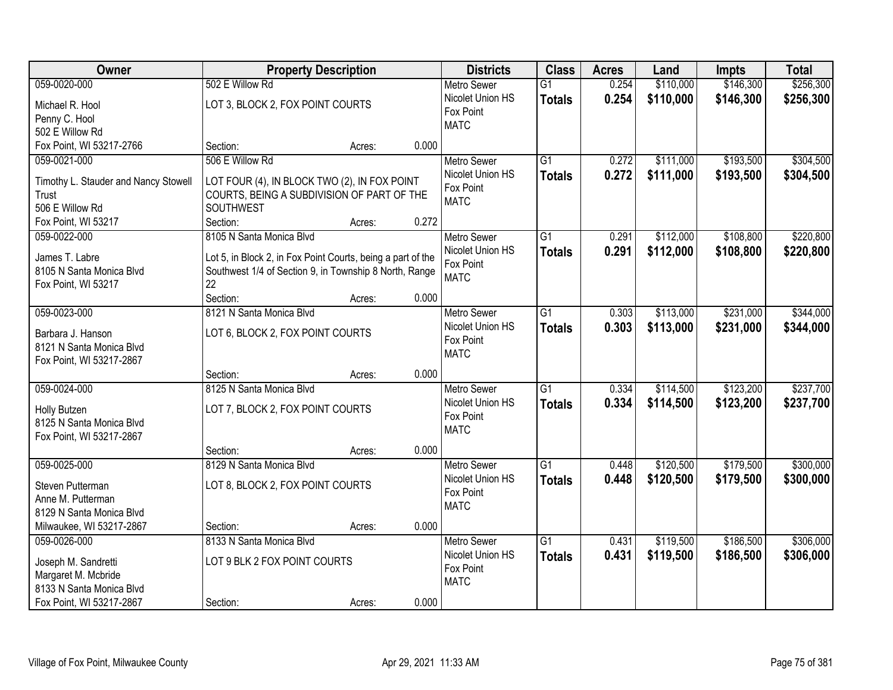| Owner | Property Description | | | Districts | Class | Acres | Land | Impts | Total |
|---|---|---|---|---|---|---|---|---|---|
| 059-0020-000<br><br>Michael R. Hool<br>Penny C. Hool<br>502 E Willow Rd<br>Fox Point, WI 53217-2766 | 502 E Willow Rd<br><br>LOT 3, BLOCK 2, FOX POINT COURTS<br><br>Section: | Acres: | 0.000 | Metro Sewer<br>Nicolet Union HS<br>Fox Point<br>MATC | G1<br>**Totals** | 0.254<br>**0.254** | $110,000<br>**$110,000** | $146,300<br>**$146,300** | $256,300<br>**$256,300** |
| 059-0021-000<br><br>Timothy L. Stauder and Nancy Stowell Trust<br>506 E Willow Rd<br>Fox Point, WI 53217 | 506 E Willow Rd<br><br>LOT FOUR (4), IN BLOCK TWO (2), IN FOX POINT COURTS, BEING A SUBDIVISION OF PART OF THE SOUTHWEST<br>Section: | Acres: | 0.272 | Metro Sewer<br>Nicolet Union HS<br>Fox Point<br>MATC | G1<br>**Totals** | 0.272<br>**0.272** | $111,000<br>**$111,000** | $193,500<br>**$193,500** | $304,500<br>**$304,500** |
| 059-0022-000<br><br>James T. Labre<br>8105 N Santa Monica Blvd<br>Fox Point, WI 53217 | 8105 N Santa Monica Blvd<br><br>Lot 5, in Block 2, in Fox Point Courts, being a part of the Southwest 1/4 of Section 9, in Township 8 North, Range 22<br>Section: | Acres: | 0.000 | Metro Sewer<br>Nicolet Union HS<br>Fox Point<br>MATC | G1<br>**Totals** | 0.291<br>**0.291** | $112,000<br>**$112,000** | $108,800<br>**$108,800** | $220,800<br>**$220,800** |
| 059-0023-000<br><br>Barbara J. Hanson<br>8121 N Santa Monica Blvd<br>Fox Point, WI 53217-2867 | 8121 N Santa Monica Blvd<br><br>LOT 6, BLOCK 2, FOX POINT COURTS<br><br>Section: | Acres: | 0.000 | Metro Sewer<br>Nicolet Union HS<br>Fox Point<br>MATC | G1<br>**Totals** | 0.303<br>**0.303** | $113,000<br>**$113,000** | $231,000<br>**$231,000** | $344,000<br>**$344,000** |
| 059-0024-000<br><br>Holly Butzen<br>8125 N Santa Monica Blvd<br>Fox Point, WI 53217-2867 | 8125 N Santa Monica Blvd<br><br>LOT 7, BLOCK 2, FOX POINT COURTS<br><br>Section: | Acres: | 0.000 | Metro Sewer<br>Nicolet Union HS<br>Fox Point<br>MATC | G1<br>**Totals** | 0.334<br>**0.334** | $114,500<br>**$114,500** | $123,200<br>**$123,200** | $237,700<br>**$237,700** |
| 059-0025-000<br><br>Steven Putterman<br>Anne M. Putterman<br>8129 N Santa Monica Blvd<br>Milwaukee, WI 53217-2867 | 8129 N Santa Monica Blvd<br><br>LOT 8, BLOCK 2, FOX POINT COURTS<br><br>Section: | Acres: | 0.000 | Metro Sewer<br>Nicolet Union HS<br>Fox Point<br>MATC | G1<br>**Totals** | 0.448<br>**0.448** | $120,500<br>**$120,500** | $179,500<br>**$179,500** | $300,000<br>**$300,000** |
| 059-0026-000<br><br>Joseph M. Sandretti<br>Margaret M. Mcbride<br>8133 N Santa Monica Blvd<br>Fox Point, WI 53217-2867 | 8133 N Santa Monica Blvd<br><br>LOT 9 BLK 2 FOX POINT COURTS<br><br>Section: | Acres: | 0.000 | Metro Sewer<br>Nicolet Union HS<br>Fox Point<br>MATC | G1<br>**Totals** | 0.431<br>**0.431** | $119,500<br>**$119,500** | $186,500<br>**$186,500** | $306,000<br>**$306,000** |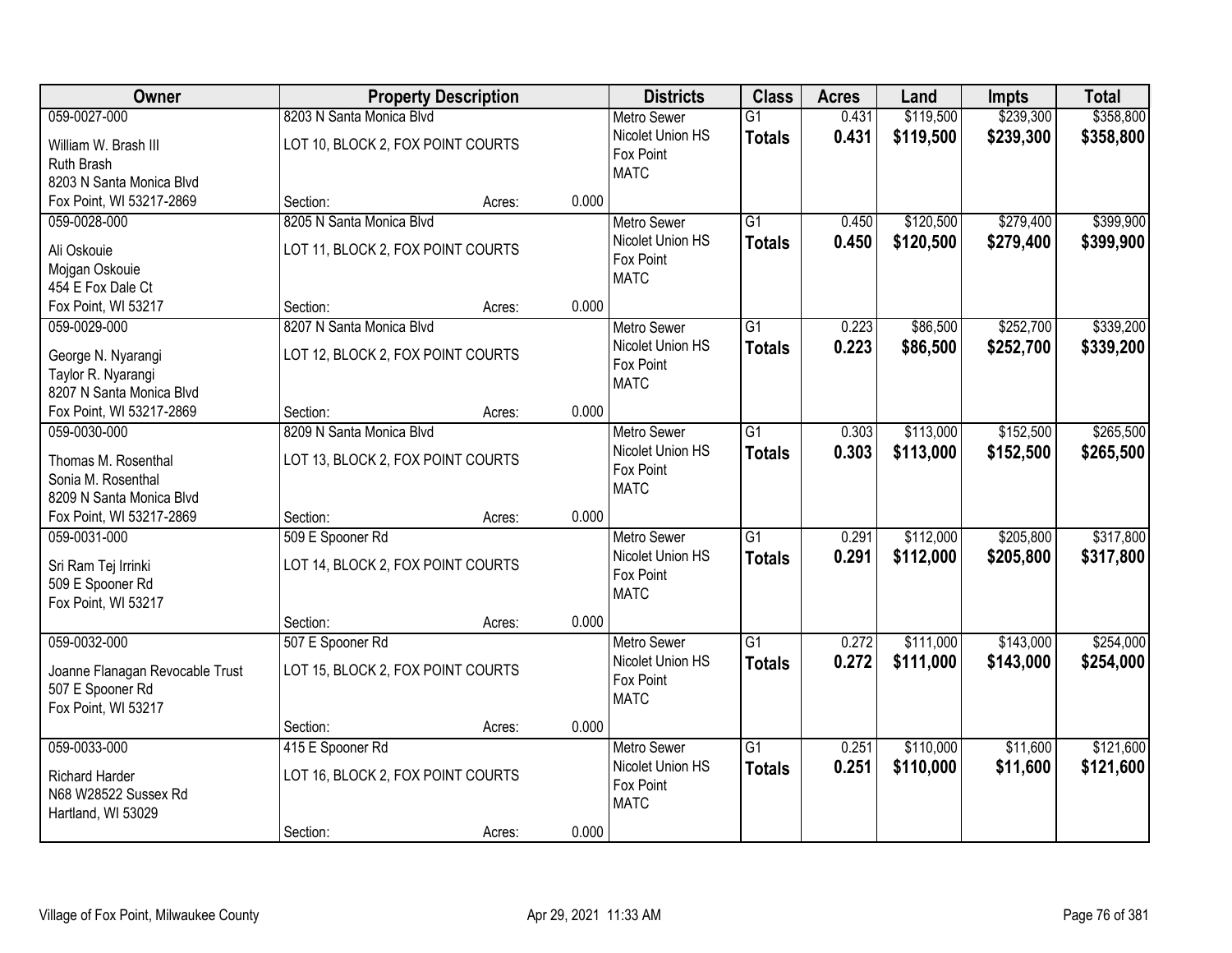| Owner | Property Description | | | Districts | Class | Acres | Land | Impts | Total |
|---|---|---|---|---|---|---|---|---|---|
| 059-0027-000<br>William W. Brash III<br>Ruth Brash<br>8203 N Santa Monica Blvd<br>Fox Point, WI 53217-2869 | 8203 N Santa Monica Blvd<br>LOT 10, BLOCK 2, FOX POINT COURTS<br>Section: | Acres: | 0.000 | Metro Sewer<br>Nicolet Union HS<br>Fox Point<br>MATC | G1<br>**Totals** | 0.431<br>**0.431** | $119,500<br>**$119,500** | $239,300<br>**$239,300** | $358,800<br>**$358,800** |
| 059-0028-000<br>Ali Oskouie<br>Mojgan Oskouie<br>454 E Fox Dale Ct<br>Fox Point, WI 53217 | 8205 N Santa Monica Blvd<br>LOT 11, BLOCK 2, FOX POINT COURTS<br>Section: | Acres: | 0.000 | Metro Sewer<br>Nicolet Union HS<br>Fox Point<br>MATC | G1<br>**Totals** | 0.450<br>**0.450** | $120,500<br>**$120,500** | $279,400<br>**$279,400** | $399,900<br>**$399,900** |
| 059-0029-000<br>George N. Nyarangi<br>Taylor R. Nyarangi<br>8207 N Santa Monica Blvd<br>Fox Point, WI 53217-2869 | 8207 N Santa Monica Blvd<br>LOT 12, BLOCK 2, FOX POINT COURTS<br>Section: | Acres: | 0.000 | Metro Sewer<br>Nicolet Union HS<br>Fox Point<br>MATC | G1<br>**Totals** | 0.223<br>**0.223** | $86,500<br>**$86,500** | $252,700<br>**$252,700** | $339,200<br>**$339,200** |
| 059-0030-000<br>Thomas M. Rosenthal<br>Sonia M. Rosenthal<br>8209 N Santa Monica Blvd<br>Fox Point, WI 53217-2869 | 8209 N Santa Monica Blvd<br>LOT 13, BLOCK 2, FOX POINT COURTS<br>Section: | Acres: | 0.000 | Metro Sewer<br>Nicolet Union HS<br>Fox Point<br>MATC | G1<br>**Totals** | 0.303<br>**0.303** | $113,000<br>**$113,000** | $152,500<br>**$152,500** | $265,500<br>**$265,500** |
| 059-0031-000<br>Sri Ram Tej Irrinki<br>509 E Spooner Rd<br>Fox Point, WI 53217 | 509 E Spooner Rd<br>LOT 14, BLOCK 2, FOX POINT COURTS<br>Section: | Acres: | 0.000 | Metro Sewer<br>Nicolet Union HS<br>Fox Point<br>MATC | G1<br>**Totals** | 0.291<br>**0.291** | $112,000<br>**$112,000** | $205,800<br>**$205,800** | $317,800<br>**$317,800** |
| 059-0032-000<br>Joanne Flanagan Revocable Trust<br>507 E Spooner Rd<br>Fox Point, WI 53217 | 507 E Spooner Rd<br>LOT 15, BLOCK 2, FOX POINT COURTS<br>Section: | Acres: | 0.000 | Metro Sewer<br>Nicolet Union HS<br>Fox Point<br>MATC | G1<br>**Totals** | 0.272<br>**0.272** | $111,000<br>**$111,000** | $143,000<br>**$143,000** | $254,000<br>**$254,000** |
| 059-0033-000<br>Richard Harder<br>N68 W28522 Sussex Rd<br>Hartland, WI 53029 | 415 E Spooner Rd<br>LOT 16, BLOCK 2, FOX POINT COURTS<br>Section: | Acres: | 0.000 | Metro Sewer<br>Nicolet Union HS<br>Fox Point<br>MATC | G1<br>**Totals** | 0.251<br>**0.251** | $110,000<br>**$110,000** | $11,600<br>**$11,600** | $121,600<br>**$121,600** |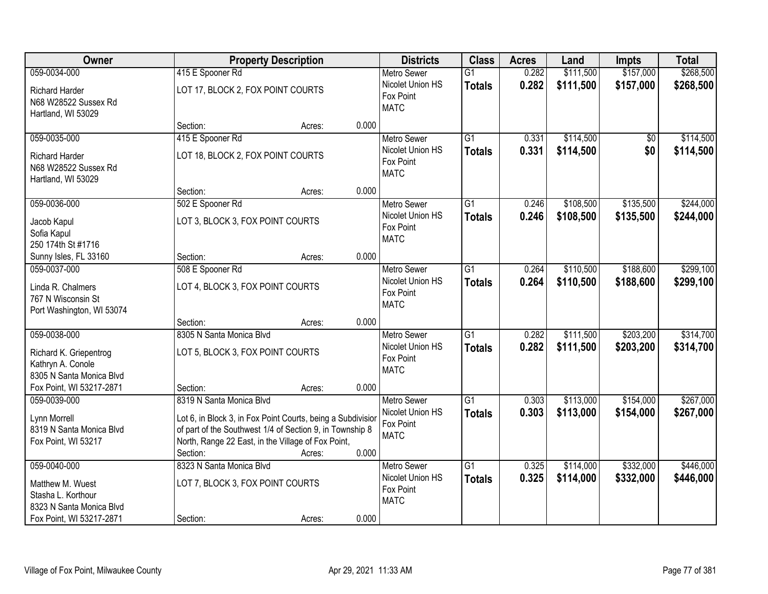| Owner | Property Description | Districts | Class | Acres | Land | Impts | Total |
|---|---|---|---|---|---|---|---|
| 059-0034-000<br>Richard Harder<br>N68 W28522 Sussex Rd<br>Hartland, WI 53029 | 415 E Spooner Rd<br>LOT 17, BLOCK 2, FOX POINT COURTS<br>Section: Acres: 0.000 | Metro Sewer<br>Nicolet Union HS<br>Fox Point<br>MATC | G1<br>**Totals** | 0.282<br>**0.282** | $111,500<br>**$111,500** | $157,000<br>**$157,000** | $268,500<br>**$268,500** |
| 059-0035-000<br>Richard Harder<br>N68 W28522 Sussex Rd<br>Hartland, WI 53029 | 415 E Spooner Rd<br>LOT 18, BLOCK 2, FOX POINT COURTS<br>Section: Acres: 0.000 | Metro Sewer<br>Nicolet Union HS<br>Fox Point<br>MATC | G1<br>**Totals** | 0.331<br>**0.331** | $114,500<br>**$114,500** | $0<br>**$0** | $114,500<br>**$114,500** |
| 059-0036-000<br>Jacob Kapul<br>Sofia Kapul<br>250 174th St #1716<br>Sunny Isles, FL 33160 | 502 E Spooner Rd<br>LOT 3, BLOCK 3, FOX POINT COURTS<br>Section: Acres: 0.000 | Metro Sewer<br>Nicolet Union HS<br>Fox Point<br>MATC | G1<br>**Totals** | 0.246<br>**0.246** | $108,500<br>**$108,500** | $135,500<br>**$135,500** | $244,000<br>**$244,000** |
| 059-0037-000<br>Linda R. Chalmers<br>767 N Wisconsin St<br>Port Washington, WI 53074 | 508 E Spooner Rd<br>LOT 4, BLOCK 3, FOX POINT COURTS<br>Section: Acres: 0.000 | Metro Sewer<br>Nicolet Union HS<br>Fox Point<br>MATC | G1<br>**Totals** | 0.264<br>**0.264** | $110,500<br>**$110,500** | $188,600<br>**$188,600** | $299,100<br>**$299,100** |
| 059-0038-000<br>Richard K. Griepentrog<br>Kathryn A. Conole<br>8305 N Santa Monica Blvd<br>Fox Point, WI 53217-2871 | 8305 N Santa Monica Blvd<br>LOT 5, BLOCK 3, FOX POINT COURTS<br>Section: Acres: 0.000 | Metro Sewer<br>Nicolet Union HS<br>Fox Point<br>MATC | G1<br>**Totals** | 0.282<br>**0.282** | $111,500<br>**$111,500** | $203,200<br>**$203,200** | $314,700<br>**$314,700** |
| 059-0039-000<br>Lynn Morrell<br>8319 N Santa Monica Blvd<br>Fox Point, WI 53217 | 8319 N Santa Monica Blvd<br>Lot 6, in Block 3, in Fox Point Courts, being a Subdivisior of part of the Southwest 1/4 of Section 9, in Township 8 North, Range 22 East, in the Village of Fox Point,<br>Section: Acres: 0.000 | Metro Sewer<br>Nicolet Union HS<br>Fox Point<br>MATC | G1<br>**Totals** | 0.303<br>**0.303** | $113,000<br>**$113,000** | $154,000<br>**$154,000** | $267,000<br>**$267,000** |
| 059-0040-000<br>Matthew M. Wuest<br>Stasha L. Korthour<br>8323 N Santa Monica Blvd<br>Fox Point, WI 53217-2871 | 8323 N Santa Monica Blvd<br>LOT 7, BLOCK 3, FOX POINT COURTS<br>Section: Acres: 0.000 | Metro Sewer<br>Nicolet Union HS<br>Fox Point<br>MATC | G1<br>**Totals** | 0.325<br>**0.325** | $114,000<br>**$114,000** | $332,000<br>**$332,000** | $446,000<br>**$446,000** |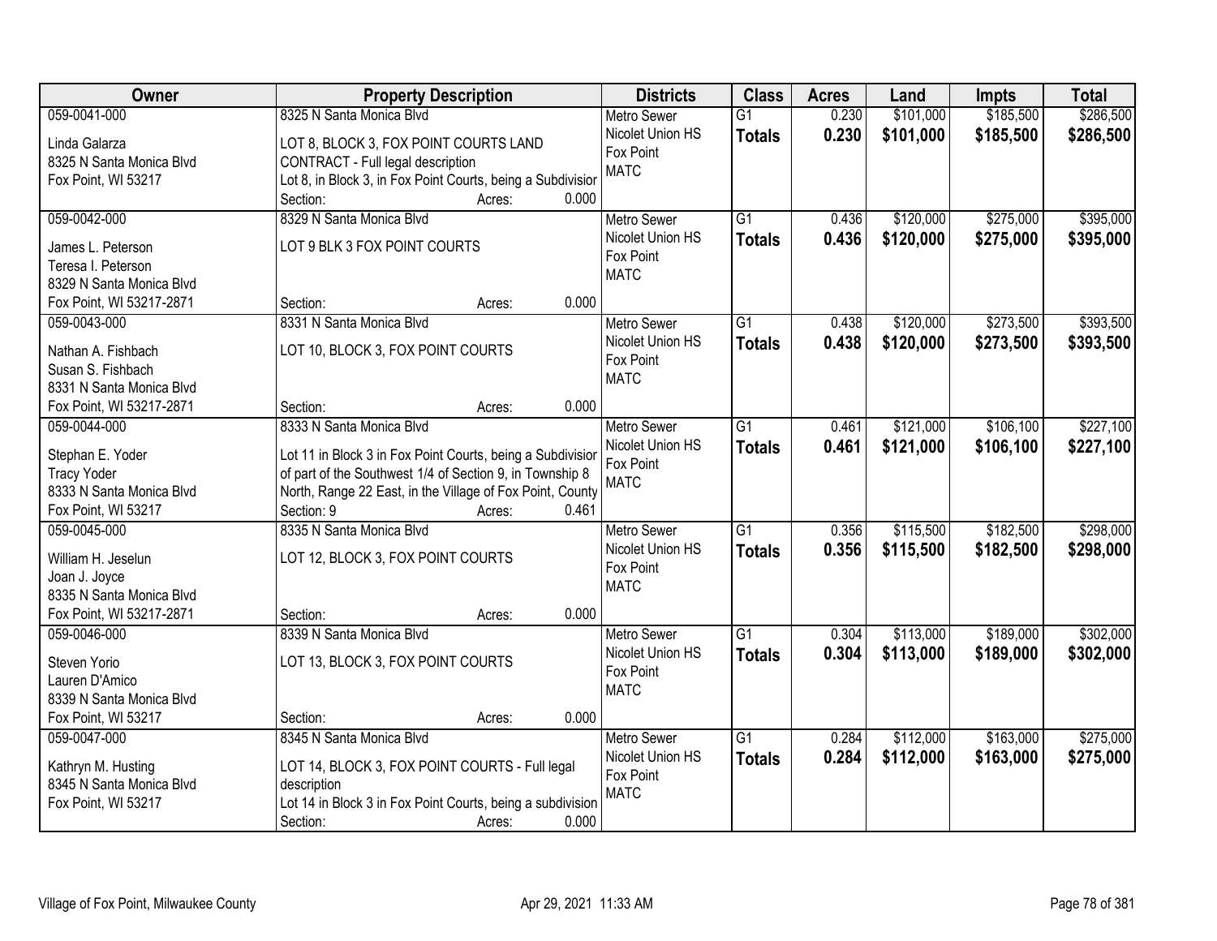| Owner | Property Description | Districts | Class | Acres | Land | Impts | Total |
|---|---|---|---|---|---|---|---|
| 059-0041-000<br>Linda Galarza<br>8325 N Santa Monica Blvd<br>Fox Point, WI 53217 | 8325 N Santa Monica Blvd<br>LOT 8, BLOCK 3, FOX POINT COURTS LAND CONTRACT - Full legal description<br>Lot 8, in Block 3, in Fox Point Courts, being a Subdivision<br>Section: Acres: 0.000 | Metro Sewer<br>Nicolet Union HS<br>Fox Point<br>MATC | G1<br>**Totals** | 0.230<br>**0.230** | $101,000<br>**$101,000** | $185,500<br>**$185,500** | $286,500<br>**$286,500** |
| 059-0042-000<br>James L. Peterson<br>Teresa I. Peterson<br>8329 N Santa Monica Blvd<br>Fox Point, WI 53217-2871 | 8329 N Santa Monica Blvd<br>LOT 9 BLK 3 FOX POINT COURTS<br>Section: Acres: 0.000 | Metro Sewer<br>Nicolet Union HS<br>Fox Point<br>MATC | G1<br>**Totals** | 0.436<br>**0.436** | $120,000<br>**$120,000** | $275,000<br>**$275,000** | $395,000<br>**$395,000** |
| 059-0043-000<br>Nathan A. Fishbach<br>Susan S. Fishbach<br>8331 N Santa Monica Blvd<br>Fox Point, WI 53217-2871 | 8331 N Santa Monica Blvd<br>LOT 10, BLOCK 3, FOX POINT COURTS<br>Section: Acres: 0.000 | Metro Sewer<br>Nicolet Union HS<br>Fox Point<br>MATC | G1<br>**Totals** | 0.438<br>**0.438** | $120,000<br>**$120,000** | $273,500<br>**$273,500** | $393,500<br>**$393,500** |
| 059-0044-000<br>Stephan E. Yoder<br>Tracy Yoder<br>8333 N Santa Monica Blvd<br>Fox Point, WI 53217 | 8333 N Santa Monica Blvd<br>Lot 11 in Block 3 in Fox Point Courts, being a Subdivision of part of the Southwest 1/4 of Section 9, in Township 8 North, Range 22 East, in the Village of Fox Point, County<br>Section: 9 Acres: 0.461 | Metro Sewer<br>Nicolet Union HS<br>Fox Point<br>MATC | G1<br>**Totals** | 0.461<br>**0.461** | $121,000<br>**$121,000** | $106,100<br>**$106,100** | $227,100<br>**$227,100** |
| 059-0045-000<br>William H. Jeselun<br>Joan J. Joyce<br>8335 N Santa Monica Blvd<br>Fox Point, WI 53217-2871 | 8335 N Santa Monica Blvd<br>LOT 12, BLOCK 3, FOX POINT COURTS<br>Section: Acres: 0.000 | Metro Sewer<br>Nicolet Union HS<br>Fox Point<br>MATC | G1<br>**Totals** | 0.356<br>**0.356** | $115,500<br>**$115,500** | $182,500<br>**$182,500** | $298,000<br>**$298,000** |
| 059-0046-000<br>Steven Yorio<br>Lauren D'Amico<br>8339 N Santa Monica Blvd<br>Fox Point, WI 53217 | 8339 N Santa Monica Blvd<br>LOT 13, BLOCK 3, FOX POINT COURTS<br>Section: Acres: 0.000 | Metro Sewer<br>Nicolet Union HS<br>Fox Point<br>MATC | G1<br>**Totals** | 0.304<br>**0.304** | $113,000<br>**$113,000** | $189,000<br>**$189,000** | $302,000<br>**$302,000** |
| 059-0047-000<br>Kathryn M. Husting<br>8345 N Santa Monica Blvd<br>Fox Point, WI 53217 | 8345 N Santa Monica Blvd<br>LOT 14, BLOCK 3, FOX POINT COURTS - Full legal description<br>Lot 14 in Block 3 in Fox Point Courts, being a subdivision<br>Section: Acres: 0.000 | Metro Sewer<br>Nicolet Union HS<br>Fox Point<br>MATC | G1<br>**Totals** | 0.284<br>**0.284** | $112,000<br>**$112,000** | $163,000<br>**$163,000** | $275,000<br>**$275,000** |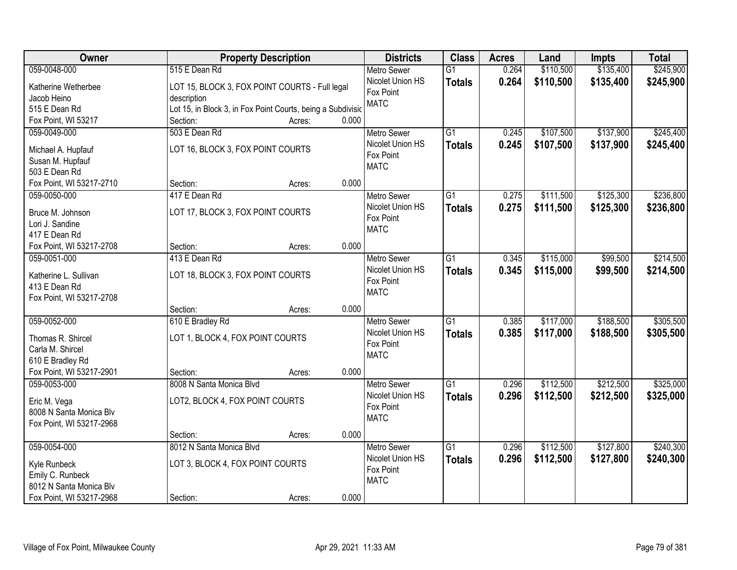| Owner | Property Description | Districts | Class | Acres | Land | Impts | Total |
|---|---|---|---|---|---|---|---|
| 059-0048-000<br>Katherine Wetherbee<br>Jacob Heino<br>515 E Dean Rd<br>Fox Point, WI 53217 | 515 E Dean Rd<br>LOT 15, BLOCK 3, FOX POINT COURTS - Full legal description<br>Lot 15, in Block 3, in Fox Point Courts, being a Subdivisic<br>Section: Acres: 0.000 | Metro Sewer<br>Nicolet Union HS<br>Fox Point<br>MATC | G1<br>**Totals** | 0.264<br>**0.264** | $110,500<br>**$110,500** | $135,400<br>**$135,400** | $245,900<br>**$245,900** |
| 059-0049-000<br>Michael A. Hupfauf<br>Susan M. Hupfauf<br>503 E Dean Rd<br>Fox Point, WI 53217-2710 | 503 E Dean Rd<br>LOT 16, BLOCK 3, FOX POINT COURTS<br>Section: Acres: 0.000 | Metro Sewer<br>Nicolet Union HS<br>Fox Point<br>MATC | G1<br>**Totals** | 0.245<br>**0.245** | $107,500<br>**$107,500** | $137,900<br>**$137,900** | $245,400<br>**$245,400** |
| 059-0050-000<br>Bruce M. Johnson<br>Lori J. Sandine<br>417 E Dean Rd<br>Fox Point, WI 53217-2708 | 417 E Dean Rd<br>LOT 17, BLOCK 3, FOX POINT COURTS<br>Section: Acres: 0.000 | Metro Sewer<br>Nicolet Union HS<br>Fox Point<br>MATC | G1<br>**Totals** | 0.275<br>**0.275** | $111,500<br>**$111,500** | $125,300<br>**$125,300** | $236,800<br>**$236,800** |
| 059-0051-000<br>Katherine L. Sullivan<br>413 E Dean Rd<br>Fox Point, WI 53217-2708 | 413 E Dean Rd<br>LOT 18, BLOCK 3, FOX POINT COURTS<br>Section: Acres: 0.000 | Metro Sewer<br>Nicolet Union HS<br>Fox Point<br>MATC | G1<br>**Totals** | 0.345<br>**0.345** | $115,000<br>**$115,000** | $99,500<br>**$99,500** | $214,500<br>**$214,500** |
| 059-0052-000<br>Thomas R. Shircel<br>Carla M. Shircel<br>610 E Bradley Rd<br>Fox Point, WI 53217-2901 | 610 E Bradley Rd<br>LOT 1, BLOCK 4, FOX POINT COURTS<br>Section: Acres: 0.000 | Metro Sewer<br>Nicolet Union HS<br>Fox Point<br>MATC | G1<br>**Totals** | 0.385<br>**0.385** | $117,000<br>**$117,000** | $188,500<br>**$188,500** | $305,500<br>**$305,500** |
| 059-0053-000<br>Eric M. Vega<br>8008 N Santa Monica Blv<br>Fox Point, WI 53217-2968 | 8008 N Santa Monica Blvd<br>LOT2, BLOCK 4, FOX POINT COURTS<br>Section: Acres: 0.000 | Metro Sewer<br>Nicolet Union HS<br>Fox Point<br>MATC | G1<br>**Totals** | 0.296<br>**0.296** | $112,500<br>**$112,500** | $212,500<br>**$212,500** | $325,000<br>**$325,000** |
| 059-0054-000<br>Kyle Runbeck<br>Emily C. Runbeck<br>8012 N Santa Monica Blv<br>Fox Point, WI 53217-2968 | 8012 N Santa Monica Blvd<br>LOT 3, BLOCK 4, FOX POINT COURTS<br>Section: Acres: 0.000 | Metro Sewer<br>Nicolet Union HS<br>Fox Point<br>MATC | G1<br>**Totals** | 0.296<br>**0.296** | $112,500<br>**$112,500** | $127,800<br>**$127,800** | $240,300<br>**$240,300** |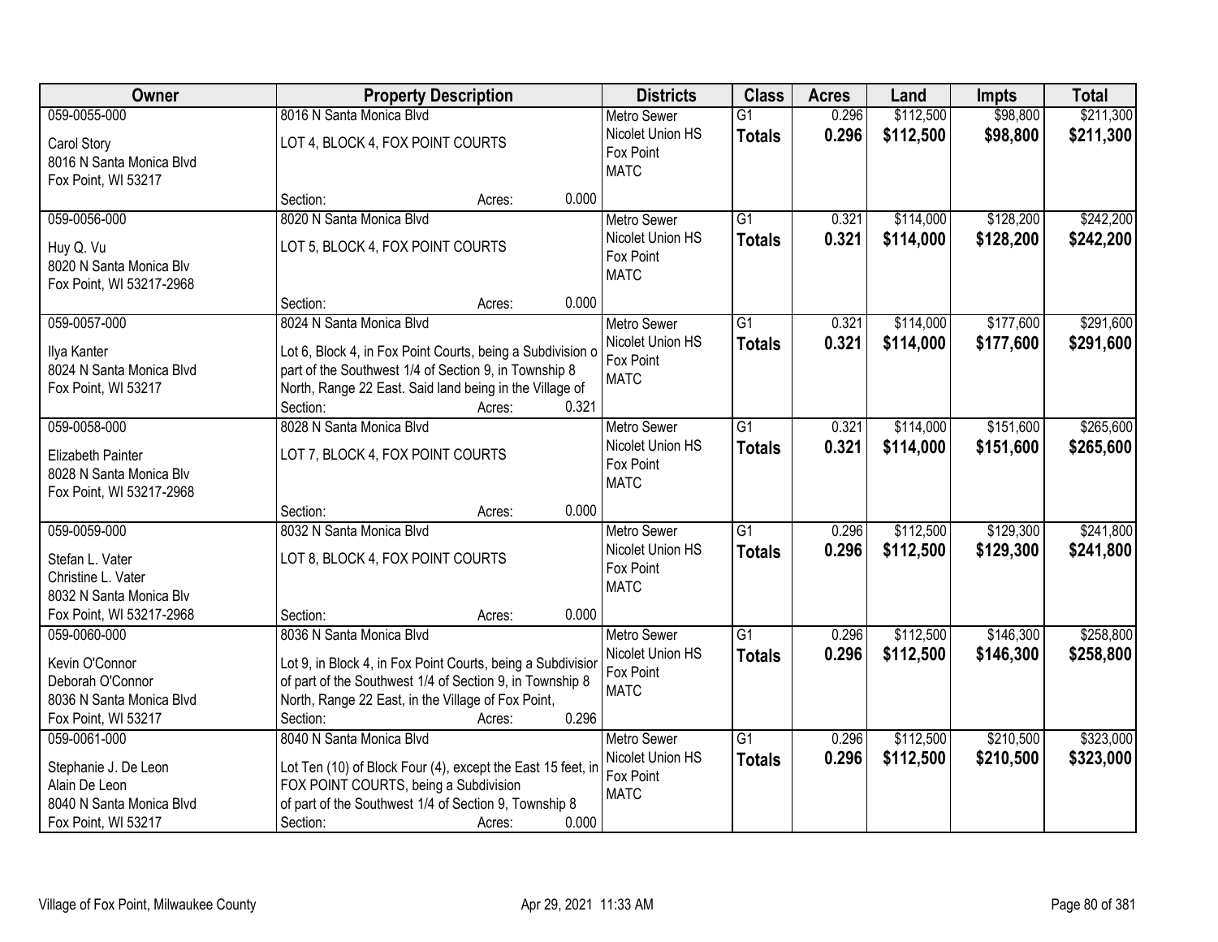| Owner | Property Description | Districts | Class | Acres | Land | Impts | Total |
|---|---|---|---|---|---|---|---|
| 059-0055-000<br>Carol Story<br>8016 N Santa Monica Blvd<br>Fox Point, WI 53217 | 8016 N Santa Monica Blvd<br>LOT 4, BLOCK 4, FOX POINT COURTS<br>Section: Acres: 0.000 | Metro Sewer<br>Nicolet Union HS<br>Fox Point<br>MATC | G1<br>**Totals** | 0.296<br>**0.296** | \$112,500<br>**\$112,500** | \$98,800<br>**\$98,800** | \$211,300<br>**\$211,300** |
| 059-0056-000<br>Huy Q. Vu<br>8020 N Santa Monica Blv<br>Fox Point, WI 53217-2968 | 8020 N Santa Monica Blvd<br>LOT 5, BLOCK 4, FOX POINT COURTS<br>Section: Acres: 0.000 | Metro Sewer<br>Nicolet Union HS<br>Fox Point<br>MATC | G1<br>**Totals** | 0.321<br>**0.321** | \$114,000<br>**\$114,000** | \$128,200<br>**\$128,200** | \$242,200<br>**\$242,200** |
| 059-0057-000<br>Ilya Kanter<br>8024 N Santa Monica Blvd<br>Fox Point, WI 53217 | 8024 N Santa Monica Blvd<br>Lot 6, Block 4, in Fox Point Courts, being a Subdivision o part of the Southwest 1/4 of Section 9, in Township 8 North, Range 22 East. Said land being in the Village of<br>Section: Acres: 0.321 | Metro Sewer<br>Nicolet Union HS<br>Fox Point<br>MATC | G1<br>**Totals** | 0.321<br>**0.321** | \$114,000<br>**\$114,000** | \$177,600<br>**\$177,600** | \$291,600<br>**\$291,600** |
| 059-0058-000<br>Elizabeth Painter<br>8028 N Santa Monica Blv<br>Fox Point, WI 53217-2968 | 8028 N Santa Monica Blvd<br>LOT 7, BLOCK 4, FOX POINT COURTS<br>Section: Acres: 0.000 | Metro Sewer<br>Nicolet Union HS<br>Fox Point<br>MATC | G1<br>**Totals** | 0.321<br>**0.321** | \$114,000<br>**\$114,000** | \$151,600<br>**\$151,600** | \$265,600<br>**\$265,600** |
| 059-0059-000<br>Stefan L. Vater<br>Christine L. Vater<br>8032 N Santa Monica Blv<br>Fox Point, WI 53217-2968 | 8032 N Santa Monica Blvd<br>LOT 8, BLOCK 4, FOX POINT COURTS<br>Section: Acres: 0.000 | Metro Sewer<br>Nicolet Union HS<br>Fox Point<br>MATC | G1<br>**Totals** | 0.296<br>**0.296** | \$112,500<br>**\$112,500** | \$129,300<br>**\$129,300** | \$241,800<br>**\$241,800** |
| 059-0060-000<br>Kevin O'Connor<br>Deborah O'Connor<br>8036 N Santa Monica Blvd<br>Fox Point, WI 53217 | 8036 N Santa Monica Blvd<br>Lot 9, in Block 4, in Fox Point Courts, being a Subdivisior of part of the Southwest 1/4 of Section 9, in Township 8 North, Range 22 East, in the Village of Fox Point,<br>Section: Acres: 0.296 | Metro Sewer<br>Nicolet Union HS<br>Fox Point<br>MATC | G1<br>**Totals** | 0.296<br>**0.296** | \$112,500<br>**\$112,500** | \$146,300<br>**\$146,300** | \$258,800<br>**\$258,800** |
| 059-0061-000<br>Stephanie J. De Leon<br>Alain De Leon<br>8040 N Santa Monica Blvd<br>Fox Point, WI 53217 | 8040 N Santa Monica Blvd<br>Lot Ten (10) of Block Four (4), except the East 15 feet, in FOX POINT COURTS, being a Subdivision of part of the Southwest 1/4 of Section 9, Township 8<br>Section: Acres: 0.000 | Metro Sewer<br>Nicolet Union HS<br>Fox Point<br>MATC | G1<br>**Totals** | 0.296<br>**0.296** | \$112,500<br>**\$112,500** | \$210,500<br>**\$210,500** | \$323,000<br>**\$323,000** |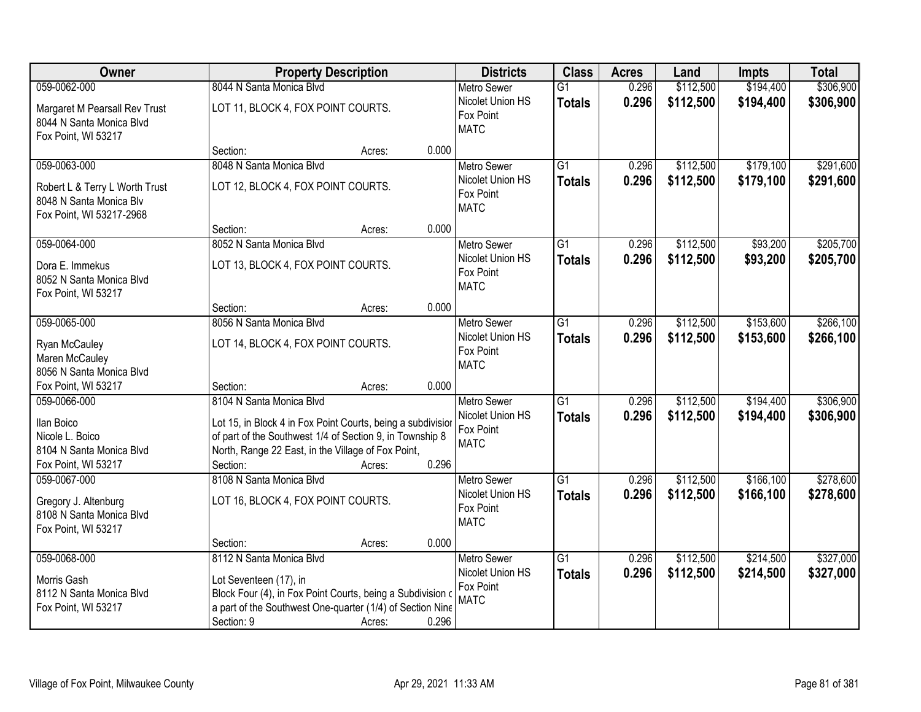| Owner | Property Description | Districts | Class | Acres | Land | Impts | Total |
|---|---|---|---|---|---|---|---|
| 059-0062-000<br>Margaret M Pearsall Rev Trust<br>8044 N Santa Monica Blvd<br>Fox Point, WI 53217 | 8044 N Santa Monica Blvd<br>LOT 11, BLOCK 4, FOX POINT COURTS.<br>Section: Acres: 0.000 | Metro Sewer<br>Nicolet Union HS<br>Fox Point<br>MATC | G1<br>**Totals** | 0.296<br>**0.296** | $112,500<br>**$112,500** | $194,400<br>**$194,400** | $306,900<br>**$306,900** |
| 059-0063-000<br>Robert L & Terry L Worth Trust<br>8048 N Santa Monica Blv<br>Fox Point, WI 53217-2968 | 8048 N Santa Monica Blvd<br>LOT 12, BLOCK 4, FOX POINT COURTS.<br>Section: Acres: 0.000 | Metro Sewer<br>Nicolet Union HS<br>Fox Point<br>MATC | G1<br>**Totals** | 0.296<br>**0.296** | $112,500<br>**$112,500** | $179,100<br>**$179,100** | $291,600<br>**$291,600** |
| 059-0064-000<br>Dora E. Immekus<br>8052 N Santa Monica Blvd<br>Fox Point, WI 53217 | 8052 N Santa Monica Blvd<br>LOT 13, BLOCK 4, FOX POINT COURTS.<br>Section: Acres: 0.000 | Metro Sewer<br>Nicolet Union HS<br>Fox Point<br>MATC | G1<br>**Totals** | 0.296<br>**0.296** | $112,500<br>**$112,500** | $93,200<br>**$93,200** | $205,700<br>**$205,700** |
| 059-0065-000<br>Ryan McCauley<br>Maren McCauley<br>8056 N Santa Monica Blvd<br>Fox Point, WI 53217 | 8056 N Santa Monica Blvd<br>LOT 14, BLOCK 4, FOX POINT COURTS.<br>Section: Acres: 0.000 | Metro Sewer<br>Nicolet Union HS<br>Fox Point<br>MATC | G1<br>**Totals** | 0.296<br>**0.296** | $112,500<br>**$112,500** | $153,600<br>**$153,600** | $266,100<br>**$266,100** |
| 059-0066-000<br>Ilan Boico<br>Nicole L. Boico<br>8104 N Santa Monica Blvd<br>Fox Point, WI 53217 | 8104 N Santa Monica Blvd<br>Lot 15, in Block 4 in Fox Point Courts, being a subdivisior of part of the Southwest 1/4 of Section 9, in Township 8 North, Range 22 East, in the Village of Fox Point,<br>Section: Acres: 0.296 | Metro Sewer<br>Nicolet Union HS<br>Fox Point<br>MATC | G1<br>**Totals** | 0.296<br>**0.296** | $112,500<br>**$112,500** | $194,400<br>**$194,400** | $306,900<br>**$306,900** |
| 059-0067-000<br>Gregory J. Altenburg<br>8108 N Santa Monica Blvd<br>Fox Point, WI 53217 | 8108 N Santa Monica Blvd<br>LOT 16, BLOCK 4, FOX POINT COURTS.<br>Section: Acres: 0.000 | Metro Sewer<br>Nicolet Union HS<br>Fox Point<br>MATC | G1<br>**Totals** | 0.296<br>**0.296** | $112,500<br>**$112,500** | $166,100<br>**$166,100** | $278,600<br>**$278,600** |
| 059-0068-000<br>Morris Gash<br>8112 N Santa Monica Blvd<br>Fox Point, WI 53217 | 8112 N Santa Monica Blvd<br>Lot Seventeen (17), in Block Four (4), in Fox Point Courts, being a Subdivision c a part of the Southwest One-quarter (1/4) of Section Nine<br>Section: 9 Acres: 0.296 | Metro Sewer<br>Nicolet Union HS<br>Fox Point<br>MATC | G1<br>**Totals** | 0.296<br>**0.296** | $112,500<br>**$112,500** | $214,500<br>**$214,500** | $327,000<br>**$327,000** |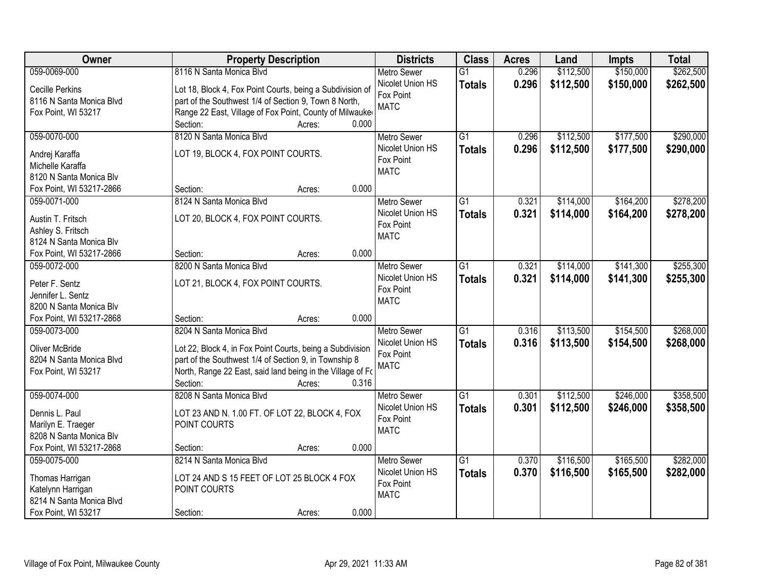| Owner | Property Description | Districts | Class | Acres | Land | Impts | Total |
|---|---|---|---|---|---|---|---|
| 059-0069-000<br>Cecille Perkins<br>8116 N Santa Monica Blvd<br>Fox Point, WI 53217 | 8116 N Santa Monica Blvd<br>Lot 18, Block 4, Fox Point Courts, being a Subdivision of part of the Southwest 1/4 of Section 9, Town 8 North, Range 22 East, Village of Fox Point, County of Milwauke<br>Section: Acres: 0.000 | Metro Sewer<br>Nicolet Union HS<br>Fox Point<br>MATC | G1<br>**Totals** | 0.296<br>**0.296** | $112,500<br>**$112,500** | $150,000<br>**$150,000** | $262,500<br>**$262,500** |
| 059-0070-000<br>Andrej Karaffa<br>Michelle Karaffa<br>8120 N Santa Monica Blv<br>Fox Point, WI 53217-2866 | 8120 N Santa Monica Blvd<br>LOT 19, BLOCK 4, FOX POINT COURTS.<br>Section: Acres: 0.000 | Metro Sewer<br>Nicolet Union HS<br>Fox Point<br>MATC | G1<br>**Totals** | 0.296<br>**0.296** | $112,500<br>**$112,500** | $177,500<br>**$177,500** | $290,000<br>**$290,000** |
| 059-0071-000<br>Austin T. Fritsch<br>Ashley S. Fritsch<br>8124 N Santa Monica Blv<br>Fox Point, WI 53217-2866 | 8124 N Santa Monica Blvd<br>LOT 20, BLOCK 4, FOX POINT COURTS.<br>Section: Acres: 0.000 | Metro Sewer<br>Nicolet Union HS<br>Fox Point<br>MATC | G1<br>**Totals** | 0.321<br>**0.321** | $114,000<br>**$114,000** | $164,200<br>**$164,200** | $278,200<br>**$278,200** |
| 059-0072-000<br>Peter F. Sentz<br>Jennifer L. Sentz<br>8200 N Santa Monica Blv<br>Fox Point, WI 53217-2868 | 8200 N Santa Monica Blvd<br>LOT 21, BLOCK 4, FOX POINT COURTS.<br>Section: Acres: 0.000 | Metro Sewer<br>Nicolet Union HS<br>Fox Point<br>MATC | G1<br>**Totals** | 0.321<br>**0.321** | $114,000<br>**$114,000** | $141,300<br>**$141,300** | $255,300<br>**$255,300** |
| 059-0073-000<br>Oliver McBride<br>8204 N Santa Monica Blvd<br>Fox Point, WI 53217 | 8204 N Santa Monica Blvd<br>Lot 22, Block 4, in Fox Point Courts, being a Subdivision part of the Southwest 1/4 of Section 9, in Township 8 North, Range 22 East, said land being in the Village of Fo<br>Section: Acres: 0.316 | Metro Sewer<br>Nicolet Union HS<br>Fox Point<br>MATC | G1<br>**Totals** | 0.316<br>**0.316** | $113,500<br>**$113,500** | $154,500<br>**$154,500** | $268,000<br>**$268,000** |
| 059-0074-000<br>Dennis L. Paul<br>Marilyn E. Traeger<br>8208 N Santa Monica Blv<br>Fox Point, WI 53217-2868 | 8208 N Santa Monica Blvd<br>LOT 23 AND N. 1.00 FT. OF LOT 22, BLOCK 4, FOX POINT COURTS<br>Section: Acres: 0.000 | Metro Sewer<br>Nicolet Union HS<br>Fox Point<br>MATC | G1<br>**Totals** | 0.301<br>**0.301** | $112,500<br>**$112,500** | $246,000<br>**$246,000** | $358,500<br>**$358,500** |
| 059-0075-000<br>Thomas Harrigan<br>Katelynn Harrigan<br>8214 N Santa Monica Blvd<br>Fox Point, WI 53217 | 8214 N Santa Monica Blvd<br>LOT 24 AND S 15 FEET OF LOT 25 BLOCK 4 FOX POINT COURTS<br>Section: Acres: 0.000 | Metro Sewer<br>Nicolet Union HS<br>Fox Point<br>MATC | G1<br>**Totals** | 0.370<br>**0.370** | $116,500<br>**$116,500** | $165,500<br>**$165,500** | $282,000<br>**$282,000** |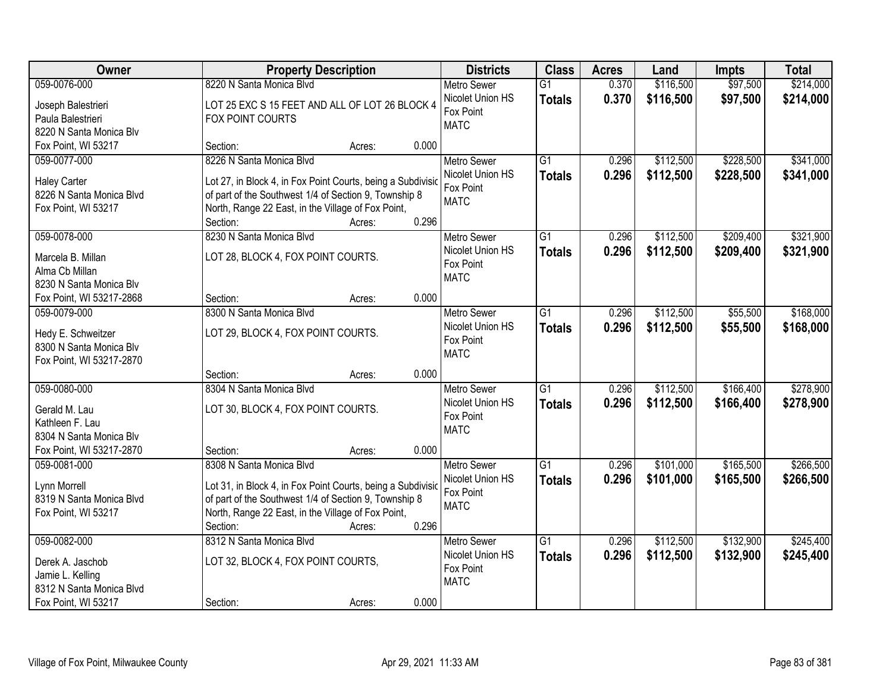| Owner | Property Description | Districts | Class | Acres | Land | Impts | Total |
|---|---|---|---|---|---|---|---|
| 059-0076-000<br>Joseph Balestrieri<br>Paula Balestrieri<br>8220 N Santa Monica Blv<br>Fox Point, WI 53217 | 8220 N Santa Monica Blvd<br>LOT 25 EXC S 15 FEET AND ALL OF LOT 26 BLOCK 4 FOX POINT COURTS<br>Section: Acres: 0.000 | Metro Sewer<br>Nicolet Union HS<br>Fox Point<br>MATC | G1<br>**Totals** | 0.370<br>**0.370** | $116,500<br>**$116,500** | $97,500<br>**$97,500** | $214,000<br>**$214,000** |
| 059-0077-000<br>Haley Carter<br>8226 N Santa Monica Blvd<br>Fox Point, WI 53217 | 8226 N Santa Monica Blvd<br>Lot 27, in Block 4, in Fox Point Courts, being a Subdivisio of part of the Southwest 1/4 of Section 9, Township 8 North, Range 22 East, in the Village of Fox Point,<br>Section: Acres: 0.296 | Metro Sewer<br>Nicolet Union HS<br>Fox Point<br>MATC | G1<br>**Totals** | 0.296<br>**0.296** | $112,500<br>**$112,500** | $228,500<br>**$228,500** | $341,000<br>**$341,000** |
| 059-0078-000<br>Marcela B. Millan<br>Alma Cb Millan<br>8230 N Santa Monica Blv<br>Fox Point, WI 53217-2868 | 8230 N Santa Monica Blvd<br>LOT 28, BLOCK 4, FOX POINT COURTS.<br>Section: Acres: 0.000 | Metro Sewer<br>Nicolet Union HS<br>Fox Point<br>MATC | G1<br>**Totals** | 0.296<br>**0.296** | $112,500<br>**$112,500** | $209,400<br>**$209,400** | $321,900<br>**$321,900** |
| 059-0079-000<br>Hedy E. Schweitzer<br>8300 N Santa Monica Blv<br>Fox Point, WI 53217-2870 | 8300 N Santa Monica Blvd<br>LOT 29, BLOCK 4, FOX POINT COURTS.<br>Section: Acres: 0.000 | Metro Sewer<br>Nicolet Union HS<br>Fox Point<br>MATC | G1<br>**Totals** | 0.296<br>**0.296** | $112,500<br>**$112,500** | $55,500<br>**$55,500** | $168,000<br>**$168,000** |
| 059-0080-000<br>Gerald M. Lau<br>Kathleen F. Lau<br>8304 N Santa Monica Blv<br>Fox Point, WI 53217-2870 | 8304 N Santa Monica Blvd<br>LOT 30, BLOCK 4, FOX POINT COURTS.<br>Section: Acres: 0.000 | Metro Sewer<br>Nicolet Union HS<br>Fox Point<br>MATC | G1<br>**Totals** | 0.296<br>**0.296** | $112,500<br>**$112,500** | $166,400<br>**$166,400** | $278,900<br>**$278,900** |
| 059-0081-000<br>Lynn Morrell<br>8319 N Santa Monica Blvd<br>Fox Point, WI 53217 | 8308 N Santa Monica Blvd<br>Lot 31, in Block 4, in Fox Point Courts, being a Subdivisio of part of the Southwest 1/4 of Section 9, Township 8 North, Range 22 East, in the Village of Fox Point,<br>Section: Acres: 0.296 | Metro Sewer<br>Nicolet Union HS<br>Fox Point<br>MATC | G1<br>**Totals** | 0.296<br>**0.296** | $101,000<br>**$101,000** | $165,500<br>**$165,500** | $266,500<br>**$266,500** |
| 059-0082-000<br>Derek A. Jaschob<br>Jamie L. Kelling<br>8312 N Santa Monica Blvd<br>Fox Point, WI 53217 | 8312 N Santa Monica Blvd<br>LOT 32, BLOCK 4, FOX POINT COURTS,<br>Section: Acres: 0.000 | Metro Sewer<br>Nicolet Union HS<br>Fox Point<br>MATC | G1<br>**Totals** | 0.296<br>**0.296** | $112,500<br>**$112,500** | $132,900<br>**$132,900** | $245,400<br>**$245,400** |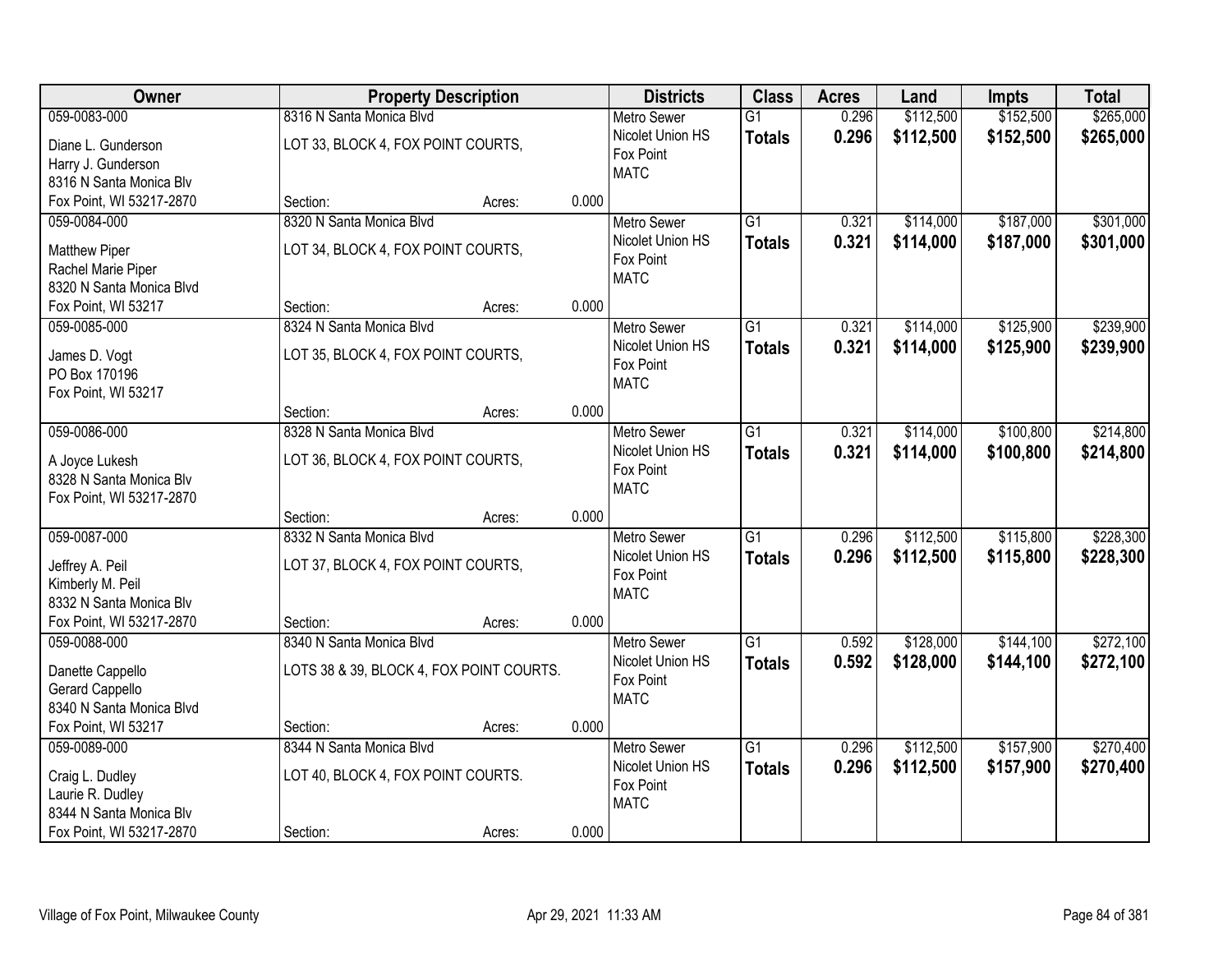| Owner | Property Description | Districts | Class | Acres | Land | Impts | Total |
|---|---|---|---|---|---|---|---|
| 059-0083-000<br>Diane L. Gunderson<br>Harry J. Gunderson<br>8316 N Santa Monica Blv<br>Fox Point, WI 53217-2870 | 8316 N Santa Monica Blvd<br>LOT 33, BLOCK 4, FOX POINT COURTS,<br>Section: Acres: 0.000 | Metro Sewer<br>Nicolet Union HS<br>Fox Point<br>MATC | G1<br>**Totals** | 0.296<br>**0.296** | \$112,500<br>**\$112,500** | \$152,500<br>**\$152,500** | \$265,000<br>**\$265,000** |
| 059-0084-000<br>Matthew Piper<br>Rachel Marie Piper<br>8320 N Santa Monica Blvd<br>Fox Point, WI 53217 | 8320 N Santa Monica Blvd<br>LOT 34, BLOCK 4, FOX POINT COURTS,<br>Section: Acres: 0.000 | Metro Sewer<br>Nicolet Union HS<br>Fox Point<br>MATC | G1<br>**Totals** | 0.321<br>**0.321** | \$114,000<br>**\$114,000** | \$187,000<br>**\$187,000** | \$301,000<br>**\$301,000** |
| 059-0085-000<br>James D. Vogt<br>PO Box 170196<br>Fox Point, WI 53217 | 8324 N Santa Monica Blvd<br>LOT 35, BLOCK 4, FOX POINT COURTS,<br>Section: Acres: 0.000 | Metro Sewer<br>Nicolet Union HS<br>Fox Point<br>MATC | G1<br>**Totals** | 0.321<br>**0.321** | \$114,000<br>**\$114,000** | \$125,900<br>**\$125,900** | \$239,900<br>**\$239,900** |
| 059-0086-000<br>A Joyce Lukesh<br>8328 N Santa Monica Blv<br>Fox Point, WI 53217-2870 | 8328 N Santa Monica Blvd<br>LOT 36, BLOCK 4, FOX POINT COURTS,<br>Section: Acres: 0.000 | Metro Sewer<br>Nicolet Union HS<br>Fox Point<br>MATC | G1<br>**Totals** | 0.321<br>**0.321** | \$114,000<br>**\$114,000** | \$100,800<br>**\$100,800** | \$214,800<br>**\$214,800** |
| 059-0087-000<br>Jeffrey A. Peil<br>Kimberly M. Peil<br>8332 N Santa Monica Blv<br>Fox Point, WI 53217-2870 | 8332 N Santa Monica Blvd<br>LOT 37, BLOCK 4, FOX POINT COURTS,<br>Section: Acres: 0.000 | Metro Sewer<br>Nicolet Union HS<br>Fox Point<br>MATC | G1<br>**Totals** | 0.296<br>**0.296** | \$112,500<br>**\$112,500** | \$115,800<br>**\$115,800** | \$228,300<br>**\$228,300** |
| 059-0088-000<br>Danette Cappello<br>Gerard Cappello<br>8340 N Santa Monica Blvd<br>Fox Point, WI 53217 | 8340 N Santa Monica Blvd<br>LOTS 38 & 39, BLOCK 4, FOX POINT COURTS.<br>Section: Acres: 0.000 | Metro Sewer<br>Nicolet Union HS<br>Fox Point<br>MATC | G1<br>**Totals** | 0.592<br>**0.592** | \$128,000<br>**\$128,000** | \$144,100<br>**\$144,100** | \$272,100<br>**\$272,100** |
| 059-0089-000<br>Craig L. Dudley<br>Laurie R. Dudley<br>8344 N Santa Monica Blv<br>Fox Point, WI 53217-2870 | 8344 N Santa Monica Blvd<br>LOT 40, BLOCK 4, FOX POINT COURTS.<br>Section: Acres: 0.000 | Metro Sewer<br>Nicolet Union HS<br>Fox Point<br>MATC | G1<br>**Totals** | 0.296<br>**0.296** | \$112,500<br>**\$112,500** | \$157,900<br>**\$157,900** | \$270,400<br>**\$270,400** |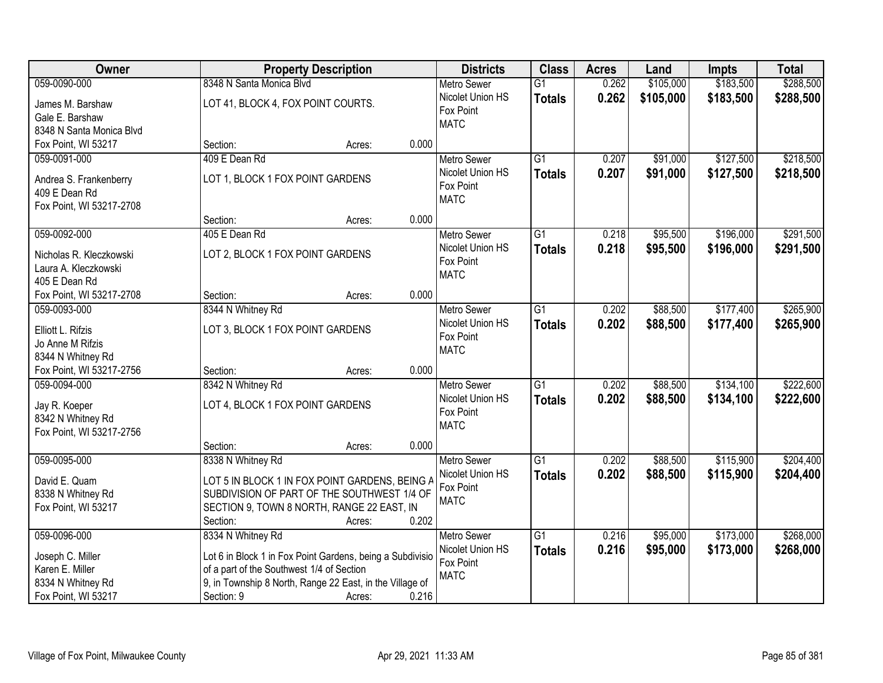| Owner | Property Description | Districts | Class | Acres | Land | Impts | Total |
|---|---|---|---|---|---|---|---|
| 059-0090-000<br>James M. Barshaw<br>Gale E. Barshaw<br>8348 N Santa Monica Blvd<br>Fox Point, WI 53217 | 8348 N Santa Monica Blvd<br>LOT 41, BLOCK 4, FOX POINT COURTS.<br>Section: Acres: 0.000 | Metro Sewer<br>Nicolet Union HS<br>Fox Point<br>MATC | G1<br>**Totals** | 0.262<br>**0.262** | $105,000<br>**$105,000** | $183,500<br>**$183,500** | $288,500<br>**$288,500** |
| 059-0091-000<br>Andrea S. Frankenberry<br>409 E Dean Rd<br>Fox Point, WI 53217-2708 | 409 E Dean Rd<br>LOT 1, BLOCK 1 FOX POINT GARDENS<br>Section: Acres: 0.000 | Metro Sewer<br>Nicolet Union HS<br>Fox Point<br>MATC | G1<br>**Totals** | 0.207<br>**0.207** | $91,000<br>**$91,000** | $127,500<br>**$127,500** | $218,500<br>**$218,500** |
| 059-0092-000<br>Nicholas R. Kleczkowski<br>Laura A. Kleczkowski<br>405 E Dean Rd<br>Fox Point, WI 53217-2708 | 405 E Dean Rd<br>LOT 2, BLOCK 1 FOX POINT GARDENS<br>Section: Acres: 0.000 | Metro Sewer<br>Nicolet Union HS<br>Fox Point<br>MATC | G1<br>**Totals** | 0.218<br>**0.218** | $95,500<br>**$95,500** | $196,000<br>**$196,000** | $291,500<br>**$291,500** |
| 059-0093-000<br>Elliott L. Rifzis<br>Jo Anne M Rifzis<br>8344 N Whitney Rd<br>Fox Point, WI 53217-2756 | 8344 N Whitney Rd<br>LOT 3, BLOCK 1 FOX POINT GARDENS<br>Section: Acres: 0.000 | Metro Sewer<br>Nicolet Union HS<br>Fox Point<br>MATC | G1<br>**Totals** | 0.202<br>**0.202** | $88,500<br>**$88,500** | $177,400<br>**$177,400** | $265,900<br>**$265,900** |
| 059-0094-000<br>Jay R. Koeper<br>8342 N Whitney Rd<br>Fox Point, WI 53217-2756 | 8342 N Whitney Rd<br>LOT 4, BLOCK 1 FOX POINT GARDENS<br>Section: Acres: 0.000 | Metro Sewer<br>Nicolet Union HS<br>Fox Point<br>MATC | G1<br>**Totals** | 0.202<br>**0.202** | $88,500<br>**$88,500** | $134,100<br>**$134,100** | $222,600<br>**$222,600** |
| 059-0095-000<br>David E. Quam<br>8338 N Whitney Rd<br>Fox Point, WI 53217 | 8338 N Whitney Rd<br>LOT 5 IN BLOCK 1 IN FOX POINT GARDENS, BEING A SUBDIVISION OF PART OF THE SOUTHWEST 1/4 OF SECTION 9, TOWN 8 NORTH, RANGE 22 EAST, IN<br>Section: Acres: 0.202 | Metro Sewer<br>Nicolet Union HS<br>Fox Point<br>MATC | G1<br>**Totals** | 0.202<br>**0.202** | $88,500<br>**$88,500** | $115,900<br>**$115,900** | $204,400<br>**$204,400** |
| 059-0096-000<br>Joseph C. Miller<br>Karen E. Miller<br>8334 N Whitney Rd<br>Fox Point, WI 53217 | 8334 N Whitney Rd<br>Lot 6 in Block 1 in Fox Point Gardens, being a Subdivisio of a part of the Southwest 1/4 of Section 9, in Township 8 North, Range 22 East, in the Village of<br>Section: 9 Acres: 0.216 | Metro Sewer<br>Nicolet Union HS<br>Fox Point<br>MATC | G1<br>**Totals** | 0.216<br>**0.216** | $95,000<br>**$95,000** | $173,000<br>**$173,000** | $268,000<br>**$268,000** |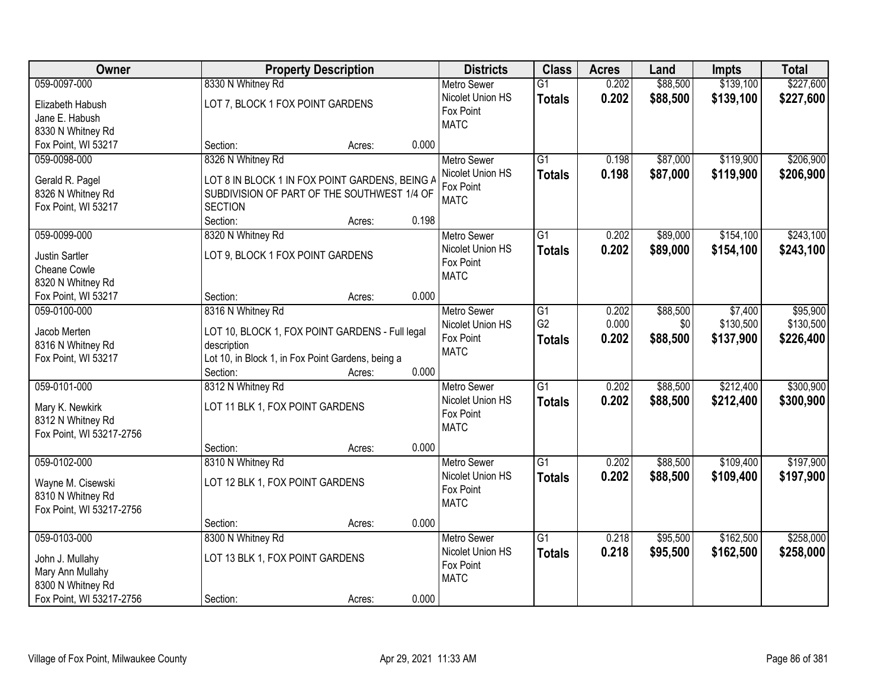| Owner | Property Description | Districts | Class | Acres | Land | Impts | Total |
|---|---|---|---|---|---|---|---|
| 059-0097-000<br>Elizabeth Habush<br>Jane E. Habush<br>8330 N Whitney Rd<br>Fox Point, WI 53217 | 8330 N Whitney Rd<br>LOT 7, BLOCK 1 FOX POINT GARDENS<br>Section: Acres: 0.000 | Metro Sewer<br>Nicolet Union HS<br>Fox Point<br>MATC | G1<br>**Totals** | 0.202<br>**0.202** | $88,500<br>**$88,500** | $139,100<br>**$139,100** | $227,600<br>**$227,600** |
| 059-0098-000<br>Gerald R. Pagel<br>8326 N Whitney Rd<br>Fox Point, WI 53217 | 8326 N Whitney Rd<br>LOT 8 IN BLOCK 1 IN FOX POINT GARDENS, BEING A SUBDIVISION OF PART OF THE SOUTHWEST 1/4 OF SECTION<br>Section: Acres: 0.198 | Metro Sewer<br>Nicolet Union HS<br>Fox Point<br>MATC | G1<br>**Totals** | 0.198<br>**0.198** | $87,000<br>**$87,000** | $119,900<br>**$119,900** | $206,900<br>**$206,900** |
| 059-0099-000<br>Justin Sartler<br>Cheane Cowle<br>8320 N Whitney Rd<br>Fox Point, WI 53217 | 8320 N Whitney Rd<br>LOT 9, BLOCK 1 FOX POINT GARDENS<br>Section: Acres: 0.000 | Metro Sewer<br>Nicolet Union HS<br>Fox Point<br>MATC | G1<br>**Totals** | 0.202<br>**0.202** | $89,000<br>**$89,000** | $154,100<br>**$154,100** | $243,100<br>**$243,100** |
| 059-0100-000<br>Jacob Merten<br>8316 N Whitney Rd<br>Fox Point, WI 53217 | 8316 N Whitney Rd<br>LOT 10, BLOCK 1, FOX POINT GARDENS - Full legal description<br>Lot 10, in Block 1, in Fox Point Gardens, being a<br>Section: Acres: 0.000 | Metro Sewer<br>Nicolet Union HS<br>Fox Point<br>MATC | G1<br>G2<br>**Totals** | 0.202<br>0.000<br>**0.202** | $88,500<br>$0<br>**$88,500** | $7,400<br>$130,500<br>**$137,900** | $95,900<br>$130,500<br>**$226,400** |
| 059-0101-000<br>Mary K. Newkirk<br>8312 N Whitney Rd<br>Fox Point, WI 53217-2756 | 8312 N Whitney Rd<br>LOT 11 BLK 1, FOX POINT GARDENS<br>Section: Acres: 0.000 | Metro Sewer<br>Nicolet Union HS<br>Fox Point<br>MATC | G1<br>**Totals** | 0.202<br>**0.202** | $88,500<br>**$88,500** | $212,400<br>**$212,400** | $300,900<br>**$300,900** |
| 059-0102-000<br>Wayne M. Cisewski<br>8310 N Whitney Rd<br>Fox Point, WI 53217-2756 | 8310 N Whitney Rd<br>LOT 12 BLK 1, FOX POINT GARDENS<br>Section: Acres: 0.000 | Metro Sewer<br>Nicolet Union HS<br>Fox Point<br>MATC | G1<br>**Totals** | 0.202<br>**0.202** | $88,500<br>**$88,500** | $109,400<br>**$109,400** | $197,900<br>**$197,900** |
| 059-0103-000<br>John J. Mullahy<br>Mary Ann Mullahy<br>8300 N Whitney Rd<br>Fox Point, WI 53217-2756 | 8300 N Whitney Rd<br>LOT 13 BLK 1, FOX POINT GARDENS<br>Section: Acres: 0.000 | Metro Sewer<br>Nicolet Union HS<br>Fox Point<br>MATC | G1<br>**Totals** | 0.218<br>**0.218** | $95,500<br>**$95,500** | $162,500<br>**$162,500** | $258,000<br>**$258,000** |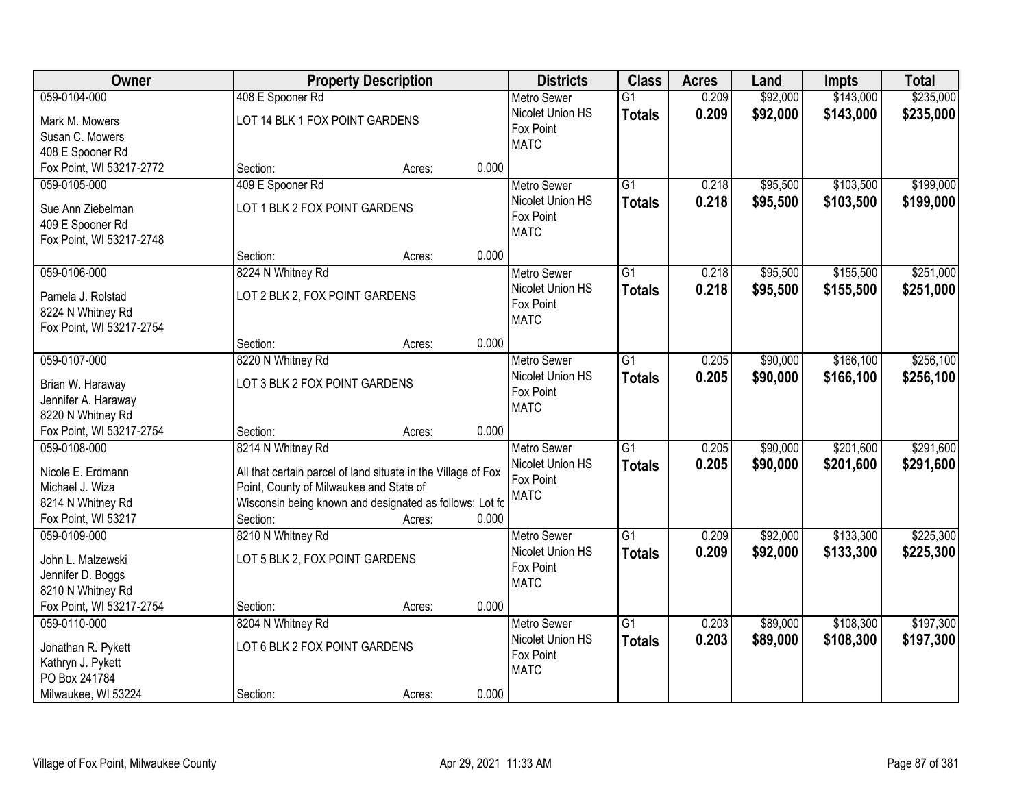| Owner | Property Description | Districts | Class | Acres | Land | Impts | Total |
|---|---|---|---|---|---|---|---|
| 059-0104-000<br>Mark M. Mowers<br>Susan C. Mowers<br>408 E Spooner Rd<br>Fox Point, WI 53217-2772 | 408 E Spooner Rd<br>LOT 14 BLK 1 FOX POINT GARDENS<br>Section: Acres: 0.000 | Metro Sewer<br>Nicolet Union HS<br>Fox Point<br>MATC | G1<br>**Totals** | 0.209<br>**0.209** | $92,000<br>**$92,000** | $143,000<br>**$143,000** | $235,000<br>**$235,000** |
| 059-0105-000<br>Sue Ann Ziebelman<br>409 E Spooner Rd<br>Fox Point, WI 53217-2748 | 409 E Spooner Rd<br>LOT 1 BLK 2 FOX POINT GARDENS<br>Section: Acres: 0.000 | Metro Sewer<br>Nicolet Union HS<br>Fox Point<br>MATC | G1<br>**Totals** | 0.218<br>**0.218** | $95,500<br>**$95,500** | $103,500<br>**$103,500** | $199,000<br>**$199,000** |
| 059-0106-000<br>Pamela J. Rolstad<br>8224 N Whitney Rd<br>Fox Point, WI 53217-2754 | 8224 N Whitney Rd<br>LOT 2 BLK 2, FOX POINT GARDENS<br>Section: Acres: 0.000 | Metro Sewer<br>Nicolet Union HS<br>Fox Point<br>MATC | G1<br>**Totals** | 0.218<br>**0.218** | $95,500<br>**$95,500** | $155,500<br>**$155,500** | $251,000<br>**$251,000** |
| 059-0107-000<br>Brian W. Haraway<br>Jennifer A. Haraway<br>8220 N Whitney Rd<br>Fox Point, WI 53217-2754 | 8220 N Whitney Rd<br>LOT 3 BLK 2 FOX POINT GARDENS<br>Section: Acres: 0.000 | Metro Sewer<br>Nicolet Union HS<br>Fox Point<br>MATC | G1<br>**Totals** | 0.205<br>**0.205** | $90,000<br>**$90,000** | $166,100<br>**$166,100** | $256,100<br>**$256,100** |
| 059-0108-000<br>Nicole E. Erdmann<br>Michael J. Wiza<br>8214 N Whitney Rd<br>Fox Point, WI 53217 | 8214 N Whitney Rd<br>All that certain parcel of land situate in the Village of Fox Point, County of Milwaukee and State of Wisconsin being known and designated as follows: Lot fo<br>Section: Acres: 0.000 | Metro Sewer<br>Nicolet Union HS<br>Fox Point<br>MATC | G1<br>**Totals** | 0.205<br>**0.205** | $90,000<br>**$90,000** | $201,600<br>**$201,600** | $291,600<br>**$291,600** |
| 059-0109-000<br>John L. Malzewski<br>Jennifer D. Boggs<br>8210 N Whitney Rd<br>Fox Point, WI 53217-2754 | 8210 N Whitney Rd<br>LOT 5 BLK 2, FOX POINT GARDENS<br>Section: Acres: 0.000 | Metro Sewer<br>Nicolet Union HS<br>Fox Point<br>MATC | G1<br>**Totals** | 0.209<br>**0.209** | $92,000<br>**$92,000** | $133,300<br>**$133,300** | $225,300<br>**$225,300** |
| 059-0110-000<br>Jonathan R. Pykett<br>Kathryn J. Pykett<br>PO Box 241784<br>Milwaukee, WI 53224 | 8204 N Whitney Rd<br>LOT 6 BLK 2 FOX POINT GARDENS<br>Section: Acres: 0.000 | Metro Sewer<br>Nicolet Union HS<br>Fox Point<br>MATC | G1<br>**Totals** | 0.203<br>**0.203** | $89,000<br>**$89,000** | $108,300<br>**$108,300** | $197,300<br>**$197,300** |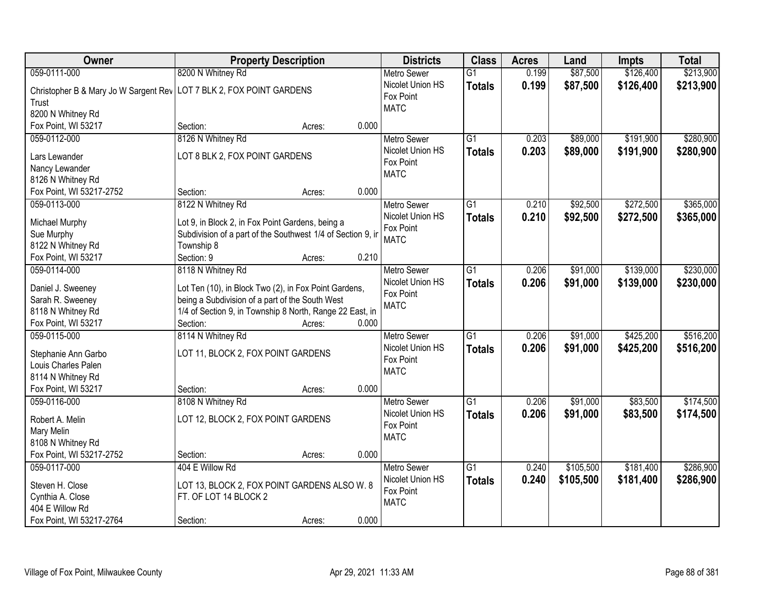| Owner | Property Description | Districts | Class | Acres | Land | Impts | Total |
|---|---|---|---|---|---|---|---|
| 059-0111-000<br>Christopher B & Mary Jo W Sargent Rev Trust<br>8200 N Whitney Rd<br>Fox Point, WI 53217 | 8200 N Whitney Rd<br>LOT 7 BLK 2, FOX POINT GARDENS<br>Section: Acres: 0.000 | Metro Sewer<br>Nicolet Union HS<br>Fox Point<br>MATC | G1<br>**Totals** | 0.199<br>**0.199** | $87,500<br>**$87,500** | $126,400<br>**$126,400** | $213,900<br>**$213,900** |
| 059-0112-000<br>Lars Lewander<br>Nancy Lewander<br>8126 N Whitney Rd<br>Fox Point, WI 53217-2752 | 8126 N Whitney Rd<br>LOT 8 BLK 2, FOX POINT GARDENS<br>Section: Acres: 0.000 | Metro Sewer<br>Nicolet Union HS<br>Fox Point<br>MATC | G1<br>**Totals** | 0.203<br>**0.203** | $89,000<br>**$89,000** | $191,900<br>**$191,900** | $280,900<br>**$280,900** |
| 059-0113-000<br>Michael Murphy<br>Sue Murphy<br>8122 N Whitney Rd<br>Fox Point, WI 53217 | 8122 N Whitney Rd<br>Lot 9, in Block 2, in Fox Point Gardens, being a Subdivision of a part of the Southwest 1/4 of Section 9, in Township 8<br>Section: 9 Acres: 0.210 | Metro Sewer<br>Nicolet Union HS<br>Fox Point<br>MATC | G1<br>**Totals** | 0.210<br>**0.210** | $92,500<br>**$92,500** | $272,500<br>**$272,500** | $365,000<br>**$365,000** |
| 059-0114-000<br>Daniel J. Sweeney<br>Sarah R. Sweeney<br>8118 N Whitney Rd<br>Fox Point, WI 53217 | 8118 N Whitney Rd<br>Lot Ten (10), in Block Two (2), in Fox Point Gardens, being a Subdivision of a part of the South West 1/4 of Section 9, in Township 8 North, Range 22 East, in<br>Section: Acres: 0.000 | Metro Sewer<br>Nicolet Union HS<br>Fox Point<br>MATC | G1<br>**Totals** | 0.206<br>**0.206** | $91,000<br>**$91,000** | $139,000<br>**$139,000** | $230,000<br>**$230,000** |
| 059-0115-000<br>Stephanie Ann Garbo<br>Louis Charles Palen<br>8114 N Whitney Rd<br>Fox Point, WI 53217 | 8114 N Whitney Rd<br>LOT 11, BLOCK 2, FOX POINT GARDENS<br>Section: Acres: 0.000 | Metro Sewer<br>Nicolet Union HS<br>Fox Point<br>MATC | G1<br>**Totals** | 0.206<br>**0.206** | $91,000<br>**$91,000** | $425,200<br>**$425,200** | $516,200<br>**$516,200** |
| 059-0116-000<br>Robert A. Melin<br>Mary Melin<br>8108 N Whitney Rd<br>Fox Point, WI 53217-2752 | 8108 N Whitney Rd<br>LOT 12, BLOCK 2, FOX POINT GARDENS<br>Section: Acres: 0.000 | Metro Sewer<br>Nicolet Union HS<br>Fox Point<br>MATC | G1<br>**Totals** | 0.206<br>**0.206** | $91,000<br>**$91,000** | $83,500<br>**$83,500** | $174,500<br>**$174,500** |
| 059-0117-000<br>Steven H. Close<br>Cynthia A. Close<br>404 E Willow Rd<br>Fox Point, WI 53217-2764 | 404 E Willow Rd<br>LOT 13, BLOCK 2, FOX POINT GARDENS ALSO W. 8 FT. OF LOT 14 BLOCK 2<br>Section: Acres: 0.000 | Metro Sewer<br>Nicolet Union HS<br>Fox Point<br>MATC | G1<br>**Totals** | 0.240<br>**0.240** | $105,500<br>**$105,500** | $181,400<br>**$181,400** | $286,900<br>**$286,900** |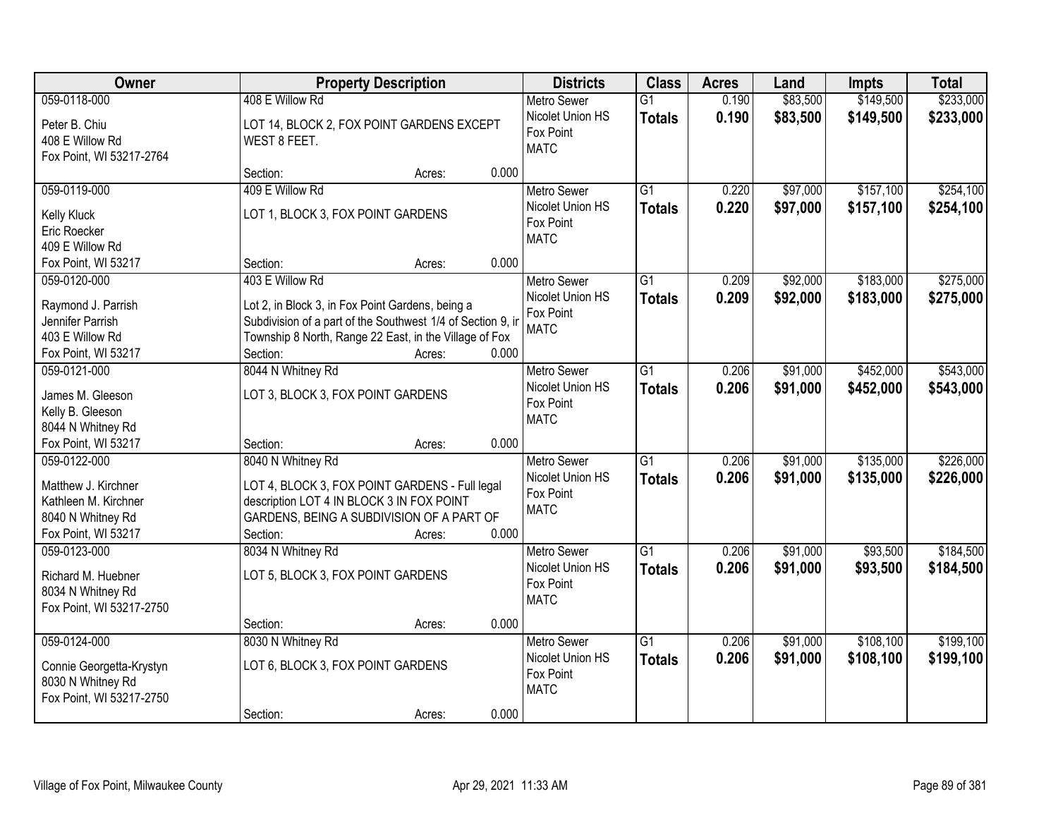| Owner | Property Description | Districts | Class | Acres | Land | Impts | Total |
|---|---|---|---|---|---|---|---|
| 059-0118-000<br>Peter B. Chiu<br>408 E Willow Rd<br>Fox Point, WI 53217-2764 | 408 E Willow Rd<br>LOT 14, BLOCK 2, FOX POINT GARDENS EXCEPT WEST 8 FEET.<br>Section: Acres: 0.000 | Metro Sewer<br>Nicolet Union HS<br>Fox Point<br>MATC | G1<br>**Totals** | 0.190<br>**0.190** | $83,500<br>**$83,500** | $149,500<br>**$149,500** | $233,000<br>**$233,000** |
| 059-0119-000<br>Kelly Kluck<br>Eric Roecker<br>409 E Willow Rd<br>Fox Point, WI 53217 | 409 E Willow Rd<br>LOT 1, BLOCK 3, FOX POINT GARDENS<br>Section: Acres: 0.000 | Metro Sewer<br>Nicolet Union HS<br>Fox Point<br>MATC | G1<br>**Totals** | 0.220<br>**0.220** | $97,000<br>**$97,000** | $157,100<br>**$157,100** | $254,100<br>**$254,100** |
| 059-0120-000<br>Raymond J. Parrish<br>Jennifer Parrish<br>403 E Willow Rd<br>Fox Point, WI 53217 | 403 E Willow Rd<br>Lot 2, in Block 3, in Fox Point Gardens, being a Subdivision of a part of the Southwest 1/4 of Section 9, in Township 8 North, Range 22 East, in the Village of Fox<br>Section: Acres: 0.000 | Metro Sewer<br>Nicolet Union HS<br>Fox Point<br>MATC | G1<br>**Totals** | 0.209<br>**0.209** | $92,000<br>**$92,000** | $183,000<br>**$183,000** | $275,000<br>**$275,000** |
| 059-0121-000<br>James M. Gleeson<br>Kelly B. Gleeson<br>8044 N Whitney Rd<br>Fox Point, WI 53217 | 8044 N Whitney Rd<br>LOT 3, BLOCK 3, FOX POINT GARDENS<br>Section: Acres: 0.000 | Metro Sewer<br>Nicolet Union HS<br>Fox Point<br>MATC | G1<br>**Totals** | 0.206<br>**0.206** | $91,000<br>**$91,000** | $452,000<br>**$452,000** | $543,000<br>**$543,000** |
| 059-0122-000<br>Matthew J. Kirchner<br>Kathleen M. Kirchner<br>8040 N Whitney Rd<br>Fox Point, WI 53217 | 8040 N Whitney Rd<br>LOT 4, BLOCK 3, FOX POINT GARDENS - Full legal description LOT 4 IN BLOCK 3 IN FOX POINT GARDENS, BEING A SUBDIVISION OF A PART OF<br>Section: Acres: 0.000 | Metro Sewer<br>Nicolet Union HS<br>Fox Point<br>MATC | G1<br>**Totals** | 0.206<br>**0.206** | $91,000<br>**$91,000** | $135,000<br>**$135,000** | $226,000<br>**$226,000** |
| 059-0123-000<br>Richard M. Huebner<br>8034 N Whitney Rd<br>Fox Point, WI 53217-2750 | 8034 N Whitney Rd<br>LOT 5, BLOCK 3, FOX POINT GARDENS<br>Section: Acres: 0.000 | Metro Sewer<br>Nicolet Union HS<br>Fox Point<br>MATC | G1<br>**Totals** | 0.206<br>**0.206** | $91,000<br>**$91,000** | $93,500<br>**$93,500** | $184,500<br>**$184,500** |
| 059-0124-000<br>Connie Georgetta-Krystyn<br>8030 N Whitney Rd<br>Fox Point, WI 53217-2750 | 8030 N Whitney Rd<br>LOT 6, BLOCK 3, FOX POINT GARDENS<br>Section: Acres: 0.000 | Metro Sewer<br>Nicolet Union HS<br>Fox Point<br>MATC | G1<br>**Totals** | 0.206<br>**0.206** | $91,000<br>**$91,000** | $108,100<br>**$108,100** | $199,100<br>**$199,100** |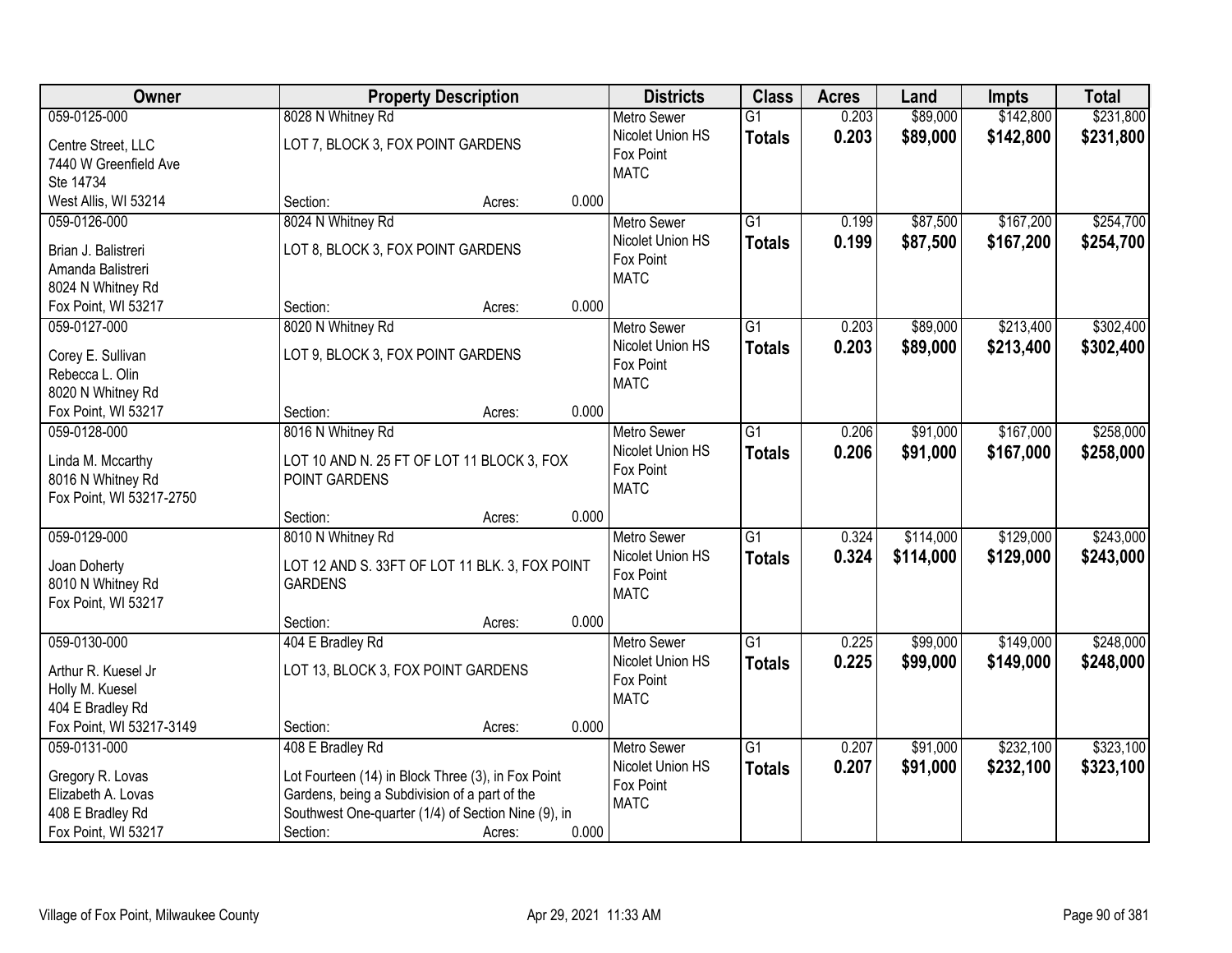| Owner | Property Description | Districts | Class | Acres | Land | Impts | Total |
|---|---|---|---|---|---|---|---|
| 059-0125-000<br>Centre Street, LLC<br>7440 W Greenfield Ave<br>Ste 14734<br>West Allis, WI 53214 | 8028 N Whitney Rd<br>LOT 7, BLOCK 3, FOX POINT GARDENS<br>Section: Acres: 0.000 | Metro Sewer<br>Nicolet Union HS<br>Fox Point<br>MATC | G1<br>**Totals** | 0.203<br>**0.203** | $89,000<br>**$89,000** | $142,800<br>**$142,800** | $231,800<br>**$231,800** |
| 059-0126-000<br>Brian J. Balistreri<br>Amanda Balistreri<br>8024 N Whitney Rd<br>Fox Point, WI 53217 | 8024 N Whitney Rd<br>LOT 8, BLOCK 3, FOX POINT GARDENS<br>Section: Acres: 0.000 | Metro Sewer<br>Nicolet Union HS<br>Fox Point<br>MATC | G1<br>**Totals** | 0.199<br>**0.199** | $87,500<br>**$87,500** | $167,200<br>**$167,200** | $254,700<br>**$254,700** |
| 059-0127-000<br>Corey E. Sullivan<br>Rebecca L. Olin<br>8020 N Whitney Rd<br>Fox Point, WI 53217 | 8020 N Whitney Rd<br>LOT 9, BLOCK 3, FOX POINT GARDENS<br>Section: Acres: 0.000 | Metro Sewer<br>Nicolet Union HS<br>Fox Point<br>MATC | G1<br>**Totals** | 0.203<br>**0.203** | $89,000<br>**$89,000** | $213,400<br>**$213,400** | $302,400<br>**$302,400** |
| 059-0128-000<br>Linda M. Mccarthy<br>8016 N Whitney Rd<br>Fox Point, WI 53217-2750 | 8016 N Whitney Rd<br>LOT 10 AND N. 25 FT OF LOT 11 BLOCK 3, FOX POINT GARDENS<br>Section: Acres: 0.000 | Metro Sewer<br>Nicolet Union HS<br>Fox Point<br>MATC | G1<br>**Totals** | 0.206<br>**0.206** | $91,000<br>**$91,000** | $167,000<br>**$167,000** | $258,000<br>**$258,000** |
| 059-0129-000<br>Joan Doherty<br>8010 N Whitney Rd<br>Fox Point, WI 53217 | 8010 N Whitney Rd<br>LOT 12 AND S. 33FT OF LOT 11 BLK. 3, FOX POINT GARDENS<br>Section: Acres: 0.000 | Metro Sewer<br>Nicolet Union HS<br>Fox Point<br>MATC | G1<br>**Totals** | 0.324<br>**0.324** | $114,000<br>**$114,000** | $129,000<br>**$129,000** | $243,000<br>**$243,000** |
| 059-0130-000<br>Arthur R. Kuesel Jr<br>Holly M. Kuesel<br>404 E Bradley Rd<br>Fox Point, WI 53217-3149 | 404 E Bradley Rd<br>LOT 13, BLOCK 3, FOX POINT GARDENS<br>Section: Acres: 0.000 | Metro Sewer<br>Nicolet Union HS<br>Fox Point<br>MATC | G1<br>**Totals** | 0.225<br>**0.225** | $99,000<br>**$99,000** | $149,000<br>**$149,000** | $248,000<br>**$248,000** |
| 059-0131-000<br>Gregory R. Lovas<br>Elizabeth A. Lovas<br>408 E Bradley Rd<br>Fox Point, WI 53217 | 408 E Bradley Rd<br>Lot Fourteen (14) in Block Three (3), in Fox Point Gardens, being a Subdivision of a part of the Southwest One-quarter (1/4) of Section Nine (9), in<br>Section: Acres: 0.000 | Metro Sewer<br>Nicolet Union HS<br>Fox Point<br>MATC | G1<br>**Totals** | 0.207<br>**0.207** | $91,000<br>**$91,000** | $232,100<br>**$232,100** | $323,100<br>**$323,100** |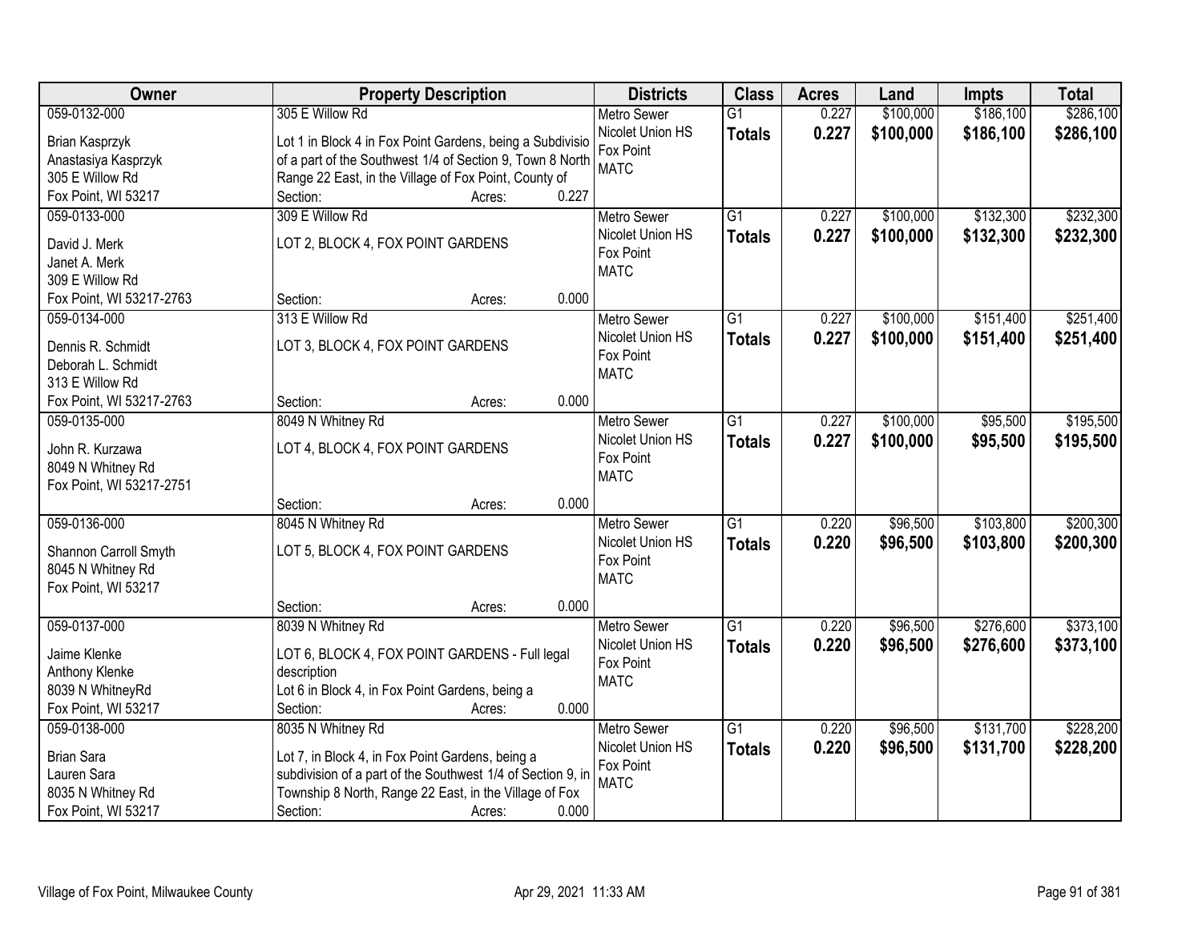| Owner | Property Description | Districts | Class | Acres | Land | Impts | Total |
|---|---|---|---|---|---|---|---|
| 059-0132-000<br>Brian Kasprzyk<br>Anastasiya Kasprzyk<br>305 E Willow Rd<br>Fox Point, WI 53217 | 305 E Willow Rd<br>Lot 1 in Block 4 in Fox Point Gardens, being a Subdivisio of a part of the Southwest 1/4 of Section 9, Town 8 North Range 22 East, in the Village of Fox Point, County of<br>Section: Acres: 0.227 | Metro Sewer<br>Nicolet Union HS<br>Fox Point<br>MATC | G1<br>**Totals** | 0.227<br>**0.227** | $100,000<br>**$100,000** | $186,100<br>**$186,100** | $286,100<br>**$286,100** |
| 059-0133-000<br>David J. Merk<br>Janet A. Merk<br>309 E Willow Rd<br>Fox Point, WI 53217-2763 | 309 E Willow Rd<br>LOT 2, BLOCK 4, FOX POINT GARDENS<br>Section: Acres: 0.000 | Metro Sewer<br>Nicolet Union HS<br>Fox Point<br>MATC | G1<br>**Totals** | 0.227<br>**0.227** | $100,000<br>**$100,000** | $132,300<br>**$132,300** | $232,300<br>**$232,300** |
| 059-0134-000<br>Dennis R. Schmidt<br>Deborah L. Schmidt<br>313 E Willow Rd<br>Fox Point, WI 53217-2763 | 313 E Willow Rd<br>LOT 3, BLOCK 4, FOX POINT GARDENS<br>Section: Acres: 0.000 | Metro Sewer<br>Nicolet Union HS<br>Fox Point<br>MATC | G1<br>**Totals** | 0.227<br>**0.227** | $100,000<br>**$100,000** | $151,400<br>**$151,400** | $251,400<br>**$251,400** |
| 059-0135-000<br>John R. Kurzawa<br>8049 N Whitney Rd<br>Fox Point, WI 53217-2751 | 8049 N Whitney Rd<br>LOT 4, BLOCK 4, FOX POINT GARDENS<br>Section: Acres: 0.000 | Metro Sewer<br>Nicolet Union HS<br>Fox Point<br>MATC | G1<br>**Totals** | 0.227<br>**0.227** | $100,000<br>**$100,000** | $95,500<br>**$95,500** | $195,500<br>**$195,500** |
| 059-0136-000<br>Shannon Carroll Smyth<br>8045 N Whitney Rd<br>Fox Point, WI 53217 | 8045 N Whitney Rd<br>LOT 5, BLOCK 4, FOX POINT GARDENS<br>Section: Acres: 0.000 | Metro Sewer<br>Nicolet Union HS<br>Fox Point<br>MATC | G1<br>**Totals** | 0.220<br>**0.220** | $96,500<br>**$96,500** | $103,800<br>**$103,800** | $200,300<br>**$200,300** |
| 059-0137-000<br>Jaime Klenke<br>Anthony Klenke<br>8039 N WhitneyRd<br>Fox Point, WI 53217 | 8039 N Whitney Rd<br>LOT 6, BLOCK 4, FOX POINT GARDENS - Full legal description<br>Lot 6 in Block 4, in Fox Point Gardens, being a<br>Section: Acres: 0.000 | Metro Sewer<br>Nicolet Union HS<br>Fox Point<br>MATC | G1<br>**Totals** | 0.220<br>**0.220** | $96,500<br>**$96,500** | $276,600<br>**$276,600** | $373,100<br>**$373,100** |
| 059-0138-000<br>Brian Sara<br>Lauren Sara<br>8035 N Whitney Rd<br>Fox Point, WI 53217 | 8035 N Whitney Rd<br>Lot 7, in Block 4, in Fox Point Gardens, being a subdivision of a part of the Southwest 1/4 of Section 9, in Township 8 North, Range 22 East, in the Village of Fox<br>Section: Acres: 0.000 | Metro Sewer<br>Nicolet Union HS<br>Fox Point<br>MATC | G1<br>**Totals** | 0.220<br>**0.220** | $96,500<br>**$96,500** | $131,700<br>**$131,700** | $228,200<br>**$228,200** |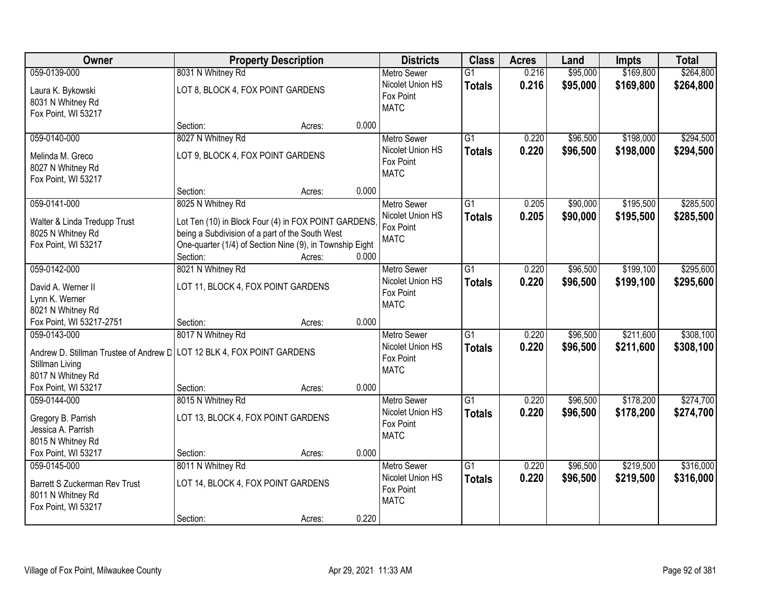| Owner | Property Description | Districts | Class | Acres | Land | Impts | Total |
|---|---|---|---|---|---|---|---|
| 059-0139-000<br>Laura K. Bykowski<br>8031 N Whitney Rd<br>Fox Point, WI 53217 | 8031 N Whitney Rd<br>LOT 8, BLOCK 4, FOX POINT GARDENS<br>Section: Acres: 0.000 | Metro Sewer<br>Nicolet Union HS<br>Fox Point<br>MATC | G1<br>**Totals** | 0.216<br>**0.216** | $95,000<br>**$95,000** | $169,800<br>**$169,800** | $264,800<br>**$264,800** |
| 059-0140-000<br>Melinda M. Greco<br>8027 N Whitney Rd<br>Fox Point, WI 53217 | 8027 N Whitney Rd<br>LOT 9, BLOCK 4, FOX POINT GARDENS<br>Section: Acres: 0.000 | Metro Sewer<br>Nicolet Union HS<br>Fox Point<br>MATC | G1<br>**Totals** | 0.220<br>**0.220** | $96,500<br>**$96,500** | $198,000<br>**$198,000** | $294,500<br>**$294,500** |
| 059-0141-000<br>Walter & Linda Tredupp Trust<br>8025 N Whitney Rd<br>Fox Point, WI 53217 | 8025 N Whitney Rd<br>Lot Ten (10) in Block Four (4) in FOX POINT GARDENS, being a Subdivision of a part of the South West One-quarter (1/4) of Section Nine (9), in Township Eight<br>Section: Acres: 0.000 | Metro Sewer<br>Nicolet Union HS<br>Fox Point<br>MATC | G1<br>**Totals** | 0.205<br>**0.205** | $90,000<br>**$90,000** | $195,500<br>**$195,500** | $285,500<br>**$285,500** |
| 059-0142-000<br>David A. Werner II<br>Lynn K. Werner<br>8021 N Whitney Rd<br>Fox Point, WI 53217-2751 | 8021 N Whitney Rd<br>LOT 11, BLOCK 4, FOX POINT GARDENS<br>Section: Acres: 0.000 | Metro Sewer<br>Nicolet Union HS<br>Fox Point<br>MATC | G1<br>**Totals** | 0.220<br>**0.220** | $96,500<br>**$96,500** | $199,100<br>**$199,100** | $295,600<br>**$295,600** |
| 059-0143-000<br>Andrew D. Stillman Trustee of Andrew D<br>Stillman Living<br>8017 N Whitney Rd<br>Fox Point, WI 53217 | 8017 N Whitney Rd<br>LOT 12 BLK 4, FOX POINT GARDENS<br>Section: Acres: 0.000 | Metro Sewer<br>Nicolet Union HS<br>Fox Point<br>MATC | G1<br>**Totals** | 0.220<br>**0.220** | $96,500<br>**$96,500** | $211,600<br>**$211,600** | $308,100<br>**$308,100** |
| 059-0144-000<br>Gregory B. Parrish<br>Jessica A. Parrish<br>8015 N Whitney Rd<br>Fox Point, WI 53217 | 8015 N Whitney Rd<br>LOT 13, BLOCK 4, FOX POINT GARDENS<br>Section: Acres: 0.000 | Metro Sewer<br>Nicolet Union HS<br>Fox Point<br>MATC | G1<br>**Totals** | 0.220<br>**0.220** | $96,500<br>**$96,500** | $178,200<br>**$178,200** | $274,700<br>**$274,700** |
| 059-0145-000<br>Barrett S Zuckerman Rev Trust<br>8011 N Whitney Rd<br>Fox Point, WI 53217 | 8011 N Whitney Rd<br>LOT 14, BLOCK 4, FOX POINT GARDENS<br>Section: Acres: 0.220 | Metro Sewer<br>Nicolet Union HS<br>Fox Point<br>MATC | G1<br>**Totals** | 0.220<br>**0.220** | $96,500<br>**$96,500** | $219,500<br>**$219,500** | $316,000<br>**$316,000** |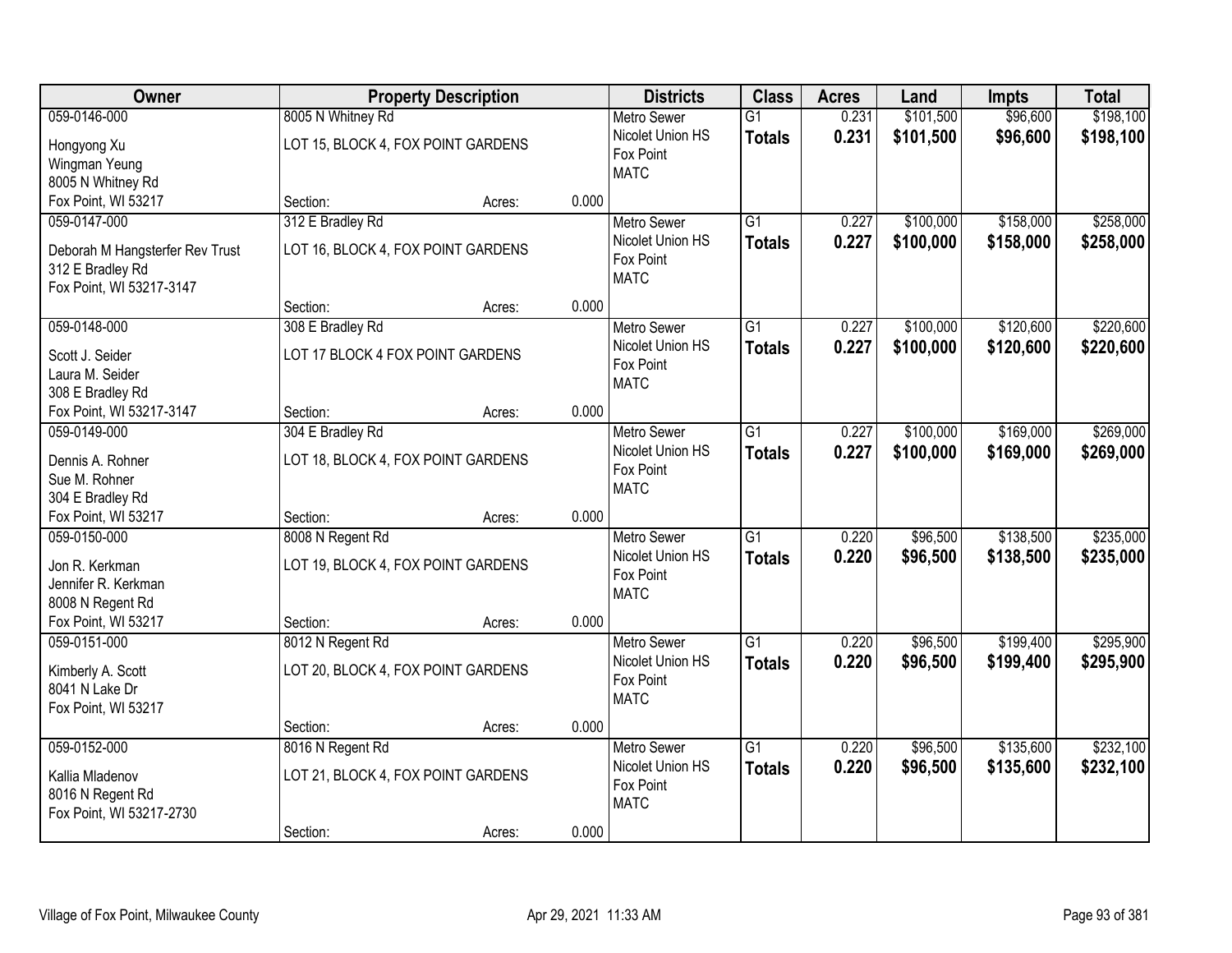| Owner | Property Description | Districts | Class | Acres | Land | Impts | Total |
|---|---|---|---|---|---|---|---|
| 059-0146-000<br>Hongyong Xu<br>Wingman Yeung<br>8005 N Whitney Rd<br>Fox Point, WI 53217 | 8005 N Whitney Rd<br>LOT 15, BLOCK 4, FOX POINT GARDENS<br>Section: Acres: 0.000 | Metro Sewer<br>Nicolet Union HS<br>Fox Point<br>MATC | G1<br>**Totals** | 0.231<br>**0.231** | $101,500<br>**$101,500** | $96,600<br>**$96,600** | $198,100<br>**$198,100** |
| 059-0147-000<br>Deborah M Hangsterfer Rev Trust<br>312 E Bradley Rd<br>Fox Point, WI 53217-3147 | 312 E Bradley Rd<br>LOT 16, BLOCK 4, FOX POINT GARDENS<br>Section: Acres: 0.000 | Metro Sewer<br>Nicolet Union HS<br>Fox Point<br>MATC | G1<br>**Totals** | 0.227<br>**0.227** | $100,000<br>**$100,000** | $158,000<br>**$158,000** | $258,000<br>**$258,000** |
| 059-0148-000<br>Scott J. Seider<br>Laura M. Seider<br>308 E Bradley Rd<br>Fox Point, WI 53217-3147 | 308 E Bradley Rd<br>LOT 17 BLOCK 4 FOX POINT GARDENS<br>Section: Acres: 0.000 | Metro Sewer<br>Nicolet Union HS<br>Fox Point<br>MATC | G1<br>**Totals** | 0.227<br>**0.227** | $100,000<br>**$100,000** | $120,600<br>**$120,600** | $220,600<br>**$220,600** |
| 059-0149-000<br>Dennis A. Rohner<br>Sue M. Rohner<br>304 E Bradley Rd<br>Fox Point, WI 53217 | 304 E Bradley Rd<br>LOT 18, BLOCK 4, FOX POINT GARDENS<br>Section: Acres: 0.000 | Metro Sewer<br>Nicolet Union HS<br>Fox Point<br>MATC | G1<br>**Totals** | 0.227<br>**0.227** | $100,000<br>**$100,000** | $169,000<br>**$169,000** | $269,000<br>**$269,000** |
| 059-0150-000<br>Jon R. Kerkman<br>Jennifer R. Kerkman<br>8008 N Regent Rd<br>Fox Point, WI 53217 | 8008 N Regent Rd<br>LOT 19, BLOCK 4, FOX POINT GARDENS<br>Section: Acres: 0.000 | Metro Sewer<br>Nicolet Union HS<br>Fox Point<br>MATC | G1<br>**Totals** | 0.220<br>**0.220** | $96,500<br>**$96,500** | $138,500<br>**$138,500** | $235,000<br>**$235,000** |
| 059-0151-000<br>Kimberly A. Scott<br>8041 N Lake Dr<br>Fox Point, WI 53217 | 8012 N Regent Rd<br>LOT 20, BLOCK 4, FOX POINT GARDENS<br>Section: Acres: 0.000 | Metro Sewer<br>Nicolet Union HS<br>Fox Point<br>MATC | G1<br>**Totals** | 0.220<br>**0.220** | $96,500<br>**$96,500** | $199,400<br>**$199,400** | $295,900<br>**$295,900** |
| 059-0152-000<br>Kallia Mladenov<br>8016 N Regent Rd<br>Fox Point, WI 53217-2730 | 8016 N Regent Rd<br>LOT 21, BLOCK 4, FOX POINT GARDENS<br>Section: Acres: 0.000 | Metro Sewer<br>Nicolet Union HS<br>Fox Point<br>MATC | G1<br>**Totals** | 0.220<br>**0.220** | $96,500<br>**$96,500** | $135,600<br>**$135,600** | $232,100<br>**$232,100** |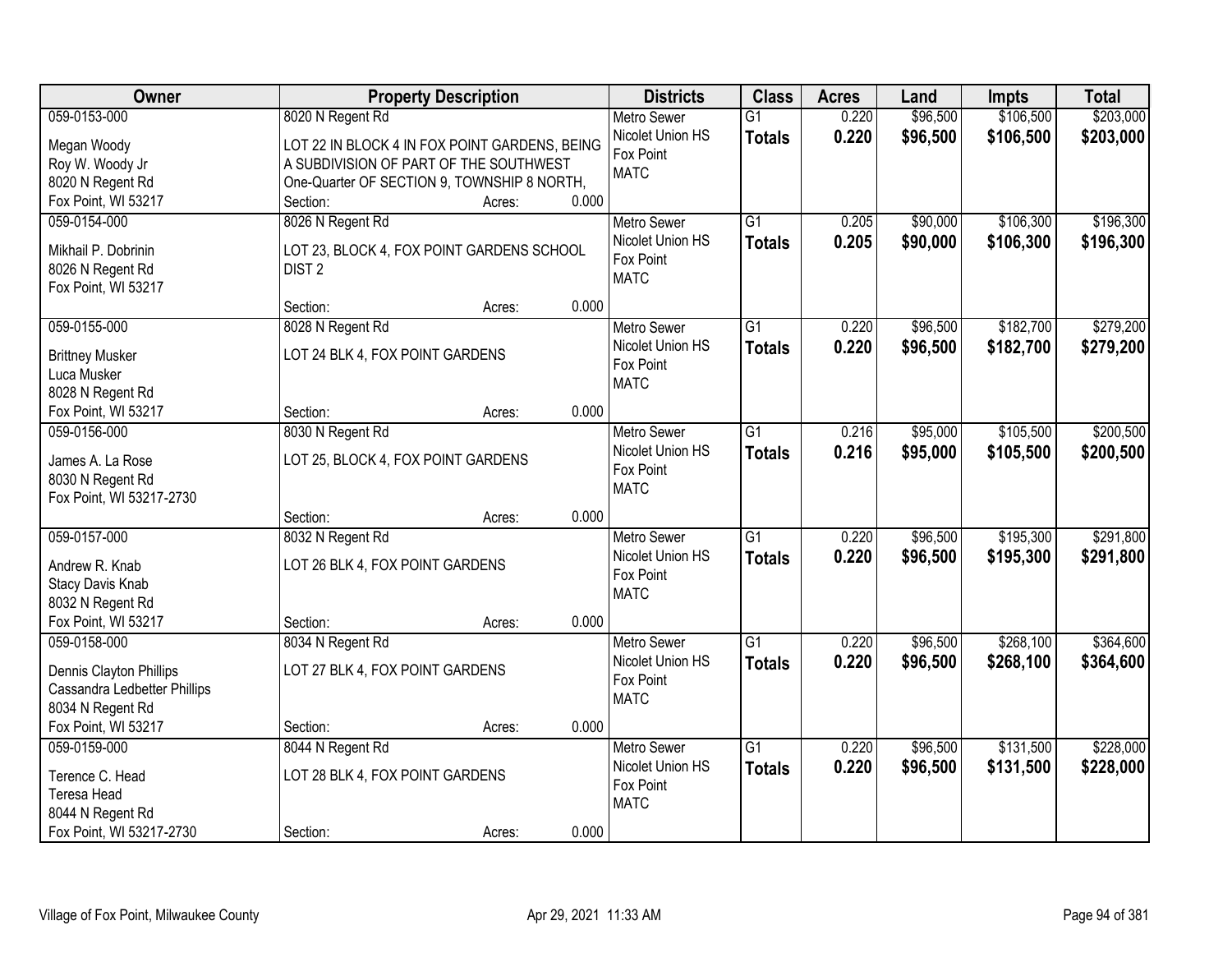| Owner | Property Description | Districts | Class | Acres | Land | Impts | Total |
|---|---|---|---|---|---|---|---|
| 059-0153-000<br>Megan Woody<br>Roy W. Woody Jr<br>8020 N Regent Rd<br>Fox Point, WI 53217 | 8020 N Regent Rd<br>LOT 22 IN BLOCK 4 IN FOX POINT GARDENS, BEING A SUBDIVISION OF PART OF THE SOUTHWEST One-Quarter OF SECTION 9, TOWNSHIP 8 NORTH,<br>Section: Acres: 0.000 | Metro Sewer<br>Nicolet Union HS<br>Fox Point<br>MATC | G1<br>**Totals** | 0.220<br>**0.220** | $96,500<br>**$96,500** | $106,500<br>**$106,500** | $203,000<br>**$203,000** |
| 059-0154-000<br>Mikhail P. Dobrinin<br>8026 N Regent Rd<br>Fox Point, WI 53217 | 8026 N Regent Rd<br>LOT 23, BLOCK 4, FOX POINT GARDENS SCHOOL DIST 2<br>Section: Acres: 0.000 | Metro Sewer<br>Nicolet Union HS<br>Fox Point<br>MATC | G1<br>**Totals** | 0.205<br>**0.205** | $90,000<br>**$90,000** | $106,300<br>**$106,300** | $196,300<br>**$196,300** |
| 059-0155-000<br>Brittney Musker<br>Luca Musker<br>8028 N Regent Rd<br>Fox Point, WI 53217 | 8028 N Regent Rd<br>LOT 24 BLK 4, FOX POINT GARDENS<br>Section: Acres: 0.000 | Metro Sewer<br>Nicolet Union HS<br>Fox Point<br>MATC | G1<br>**Totals** | 0.220<br>**0.220** | $96,500<br>**$96,500** | $182,700<br>**$182,700** | $279,200<br>**$279,200** |
| 059-0156-000<br>James A. La Rose<br>8030 N Regent Rd<br>Fox Point, WI 53217-2730 | 8030 N Regent Rd<br>LOT 25, BLOCK 4, FOX POINT GARDENS<br>Section: Acres: 0.000 | Metro Sewer<br>Nicolet Union HS<br>Fox Point<br>MATC | G1<br>**Totals** | 0.216<br>**0.216** | $95,000<br>**$95,000** | $105,500<br>**$105,500** | $200,500<br>**$200,500** |
| 059-0157-000<br>Andrew R. Knab<br>Stacy Davis Knab<br>8032 N Regent Rd<br>Fox Point, WI 53217 | 8032 N Regent Rd<br>LOT 26 BLK 4, FOX POINT GARDENS<br>Section: Acres: 0.000 | Metro Sewer<br>Nicolet Union HS<br>Fox Point<br>MATC | G1<br>**Totals** | 0.220<br>**0.220** | $96,500<br>**$96,500** | $195,300<br>**$195,300** | $291,800<br>**$291,800** |
| 059-0158-000<br>Dennis Clayton Phillips<br>Cassandra Ledbetter Phillips<br>8034 N Regent Rd<br>Fox Point, WI 53217 | 8034 N Regent Rd<br>LOT 27 BLK 4, FOX POINT GARDENS<br>Section: Acres: 0.000 | Metro Sewer<br>Nicolet Union HS<br>Fox Point<br>MATC | G1<br>**Totals** | 0.220<br>**0.220** | $96,500<br>**$96,500** | $268,100<br>**$268,100** | $364,600<br>**$364,600** |
| 059-0159-000<br>Terence C. Head<br>Teresa Head<br>8044 N Regent Rd<br>Fox Point, WI 53217-2730 | 8044 N Regent Rd<br>LOT 28 BLK 4, FOX POINT GARDENS<br>Section: Acres: 0.000 | Metro Sewer<br>Nicolet Union HS<br>Fox Point<br>MATC | G1<br>**Totals** | 0.220<br>**0.220** | $96,500<br>**$96,500** | $131,500<br>**$131,500** | $228,000<br>**$228,000** |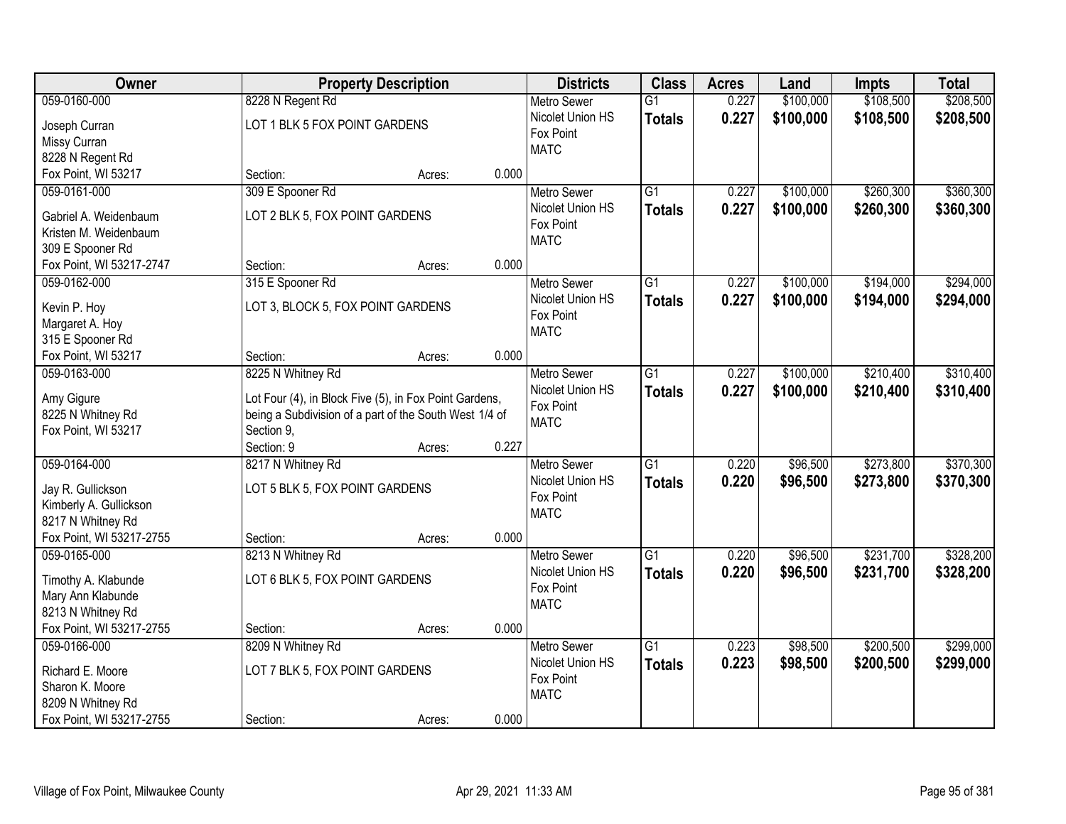| Owner | Property Description | | | Districts | Class | Acres | Land | Impts | Total |
|---|---|---|---|---|---|---|---|---|---|
| 059-0160-000<br>Joseph Curran<br>Missy Curran<br>8228 N Regent Rd<br>Fox Point, WI 53217 | 8228 N Regent Rd<br>LOT 1 BLK 5 FOX POINT GARDENS<br>Section: | Acres: | 0.000 | Metro Sewer<br>Nicolet Union HS<br>Fox Point<br>MATC | G1<br>**Totals** | 0.227<br>**0.227** | $100,000<br>**$100,000** | $108,500<br>**$108,500** | $208,500<br>**$208,500** |
| 059-0161-000<br>Gabriel A. Weidenbaum<br>Kristen M. Weidenbaum<br>309 E Spooner Rd<br>Fox Point, WI 53217-2747 | 309 E Spooner Rd<br>LOT 2 BLK 5, FOX POINT GARDENS<br>Section: | Acres: | 0.000 | Metro Sewer<br>Nicolet Union HS<br>Fox Point<br>MATC | G1<br>**Totals** | 0.227<br>**0.227** | $100,000<br>**$100,000** | $260,300<br>**$260,300** | $360,300<br>**$360,300** |
| 059-0162-000<br>Kevin P. Hoy<br>Margaret A. Hoy<br>315 E Spooner Rd<br>Fox Point, WI 53217 | 315 E Spooner Rd<br>LOT 3, BLOCK 5, FOX POINT GARDENS<br>Section: | Acres: | 0.000 | Metro Sewer<br>Nicolet Union HS<br>Fox Point<br>MATC | G1<br>**Totals** | 0.227<br>**0.227** | $100,000<br>**$100,000** | $194,000<br>**$194,000** | $294,000<br>**$294,000** |
| 059-0163-000<br>Amy Gigure<br>8225 N Whitney Rd<br>Fox Point, WI 53217 | 8225 N Whitney Rd<br>Lot Four (4), in Block Five (5), in Fox Point Gardens, being a Subdivision of a part of the South West 1/4 of Section 9,<br>Section: 9 | Acres: | 0.227 | Metro Sewer<br>Nicolet Union HS<br>Fox Point<br>MATC | G1<br>**Totals** | 0.227<br>**0.227** | $100,000<br>**$100,000** | $210,400<br>**$210,400** | $310,400<br>**$310,400** |
| 059-0164-000<br>Jay R. Gullickson<br>Kimberly A. Gullickson<br>8217 N Whitney Rd<br>Fox Point, WI 53217-2755 | 8217 N Whitney Rd<br>LOT 5 BLK 5, FOX POINT GARDENS<br>Section: | Acres: | 0.000 | Metro Sewer<br>Nicolet Union HS<br>Fox Point<br>MATC | G1<br>**Totals** | 0.220<br>**0.220** | $96,500<br>**$96,500** | $273,800<br>**$273,800** | $370,300<br>**$370,300** |
| 059-0165-000<br>Timothy A. Klabunde<br>Mary Ann Klabunde<br>8213 N Whitney Rd<br>Fox Point, WI 53217-2755 | 8213 N Whitney Rd<br>LOT 6 BLK 5, FOX POINT GARDENS<br>Section: | Acres: | 0.000 | Metro Sewer<br>Nicolet Union HS<br>Fox Point<br>MATC | G1<br>**Totals** | 0.220<br>**0.220** | $96,500<br>**$96,500** | $231,700<br>**$231,700** | $328,200<br>**$328,200** |
| 059-0166-000<br>Richard E. Moore<br>Sharon K. Moore<br>8209 N Whitney Rd<br>Fox Point, WI 53217-2755 | 8209 N Whitney Rd<br>LOT 7 BLK 5, FOX POINT GARDENS<br>Section: | Acres: | 0.000 | Metro Sewer<br>Nicolet Union HS<br>Fox Point<br>MATC | G1<br>**Totals** | 0.223<br>**0.223** | $98,500<br>**$98,500** | $200,500<br>**$200,500** | $299,000<br>**$299,000** |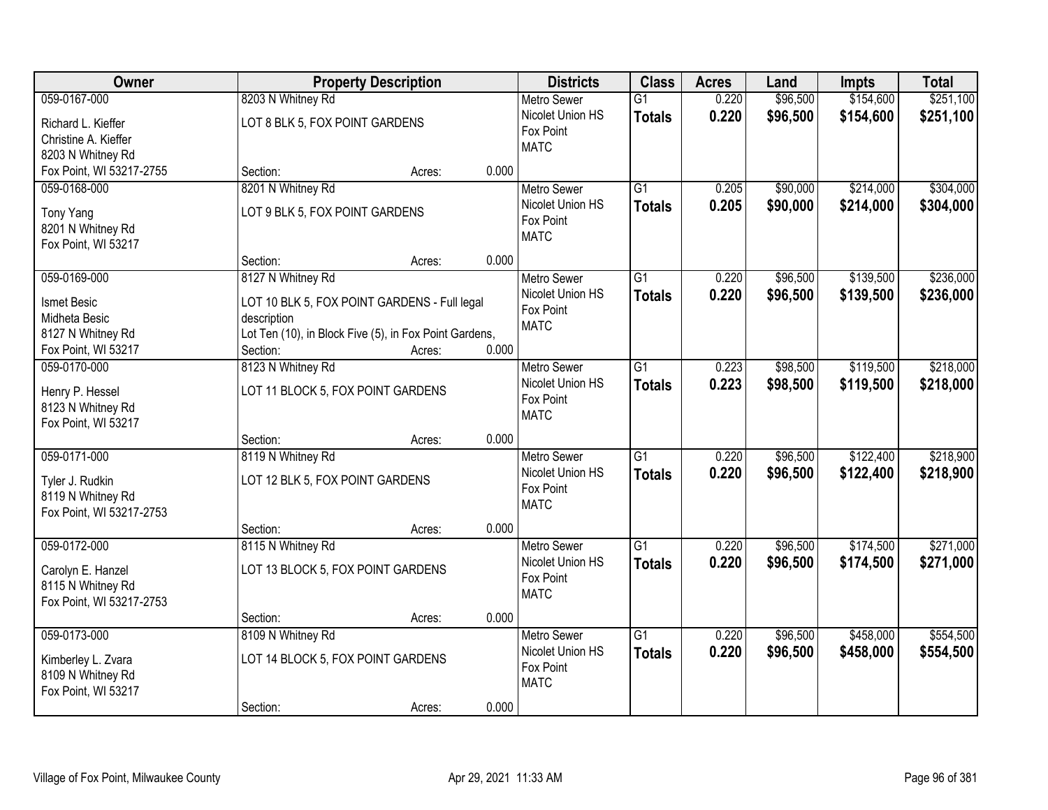| Owner | Property Description | Districts | Class | Acres | Land | Impts | Total |
|---|---|---|---|---|---|---|---|
| 059-0167-000<br>Richard L. Kieffer<br>Christine A. Kieffer<br>8203 N Whitney Rd<br>Fox Point, WI 53217-2755 | 8203 N Whitney Rd<br>LOT 8 BLK 5, FOX POINT GARDENS<br>Section: Acres: 0.000 | Metro Sewer<br>Nicolet Union HS<br>Fox Point<br>MATC | G1<br>**Totals** | 0.220<br>**0.220** | $96,500<br>**$96,500** | $154,600<br>**$154,600** | $251,100<br>**$251,100** |
| 059-0168-000<br>Tony Yang<br>8201 N Whitney Rd<br>Fox Point, WI 53217 | 8201 N Whitney Rd<br>LOT 9 BLK 5, FOX POINT GARDENS<br>Section: Acres: 0.000 | Metro Sewer<br>Nicolet Union HS<br>Fox Point<br>MATC | G1<br>**Totals** | 0.205<br>**0.205** | $90,000<br>**$90,000** | $214,000<br>**$214,000** | $304,000<br>**$304,000** |
| 059-0169-000<br>Ismet Besic<br>Midheta Besic<br>8127 N Whitney Rd<br>Fox Point, WI 53217 | 8127 N Whitney Rd<br>LOT 10 BLK 5, FOX POINT GARDENS - Full legal description<br>Lot Ten (10), in Block Five (5), in Fox Point Gardens,<br>Section: Acres: 0.000 | Metro Sewer<br>Nicolet Union HS<br>Fox Point<br>MATC | G1<br>**Totals** | 0.220<br>**0.220** | $96,500<br>**$96,500** | $139,500<br>**$139,500** | $236,000<br>**$236,000** |
| 059-0170-000<br>Henry P. Hessel<br>8123 N Whitney Rd<br>Fox Point, WI 53217 | 8123 N Whitney Rd<br>LOT 11 BLOCK 5, FOX POINT GARDENS<br>Section: Acres: 0.000 | Metro Sewer<br>Nicolet Union HS<br>Fox Point<br>MATC | G1<br>**Totals** | 0.223<br>**0.223** | $98,500<br>**$98,500** | $119,500<br>**$119,500** | $218,000<br>**$218,000** |
| 059-0171-000<br>Tyler J. Rudkin<br>8119 N Whitney Rd<br>Fox Point, WI 53217-2753 | 8119 N Whitney Rd<br>LOT 12 BLK 5, FOX POINT GARDENS<br>Section: Acres: 0.000 | Metro Sewer<br>Nicolet Union HS<br>Fox Point<br>MATC | G1<br>**Totals** | 0.220<br>**0.220** | $96,500<br>**$96,500** | $122,400<br>**$122,400** | $218,900<br>**$218,900** |
| 059-0172-000<br>Carolyn E. Hanzel<br>8115 N Whitney Rd<br>Fox Point, WI 53217-2753 | 8115 N Whitney Rd<br>LOT 13 BLOCK 5, FOX POINT GARDENS<br>Section: Acres: 0.000 | Metro Sewer<br>Nicolet Union HS<br>Fox Point<br>MATC | G1<br>**Totals** | 0.220<br>**0.220** | $96,500<br>**$96,500** | $174,500<br>**$174,500** | $271,000<br>**$271,000** |
| 059-0173-000<br>Kimberley L. Zvara<br>8109 N Whitney Rd<br>Fox Point, WI 53217 | 8109 N Whitney Rd<br>LOT 14 BLOCK 5, FOX POINT GARDENS<br>Section: Acres: 0.000 | Metro Sewer<br>Nicolet Union HS<br>Fox Point<br>MATC | G1<br>**Totals** | 0.220<br>**0.220** | $96,500<br>**$96,500** | $458,000<br>**$458,000** | $554,500<br>**$554,500** |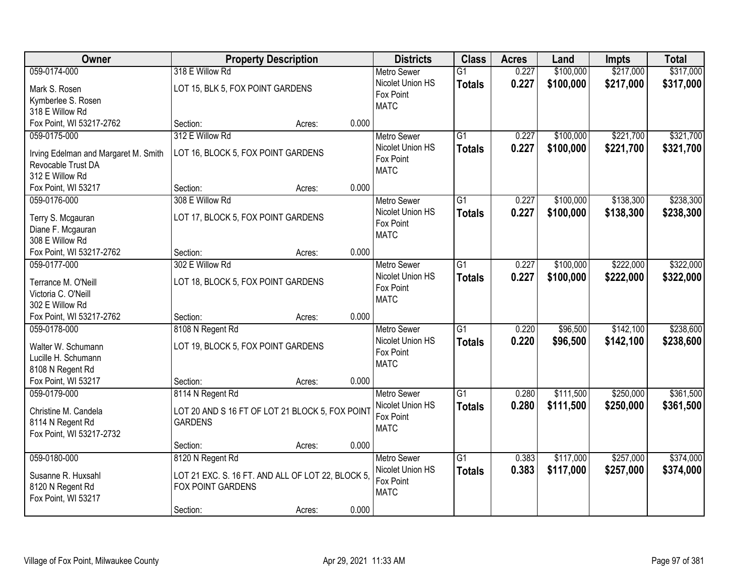| Owner | Property Description | Districts | Class | Acres | Land | Impts | Total |
|---|---|---|---|---|---|---|---|
| 059-0174-000<br>Mark S. Rosen<br>Kymberlee S. Rosen<br>318 E Willow Rd<br>Fox Point, WI 53217-2762 | 318 E Willow Rd<br>LOT 15, BLK 5, FOX POINT GARDENS<br>Section: Acres: 0.000 | Metro Sewer<br>Nicolet Union HS<br>Fox Point<br>MATC | G1<br>**Totals** | 0.227<br>**0.227** | $100,000<br>**$100,000** | $217,000<br>**$217,000** | $317,000<br>**$317,000** |
| 059-0175-000<br>Irving Edelman and Margaret M. Smith Revocable Trust DA<br>312 E Willow Rd<br>Fox Point, WI 53217 | 312 E Willow Rd<br>LOT 16, BLOCK 5, FOX POINT GARDENS<br>Section: Acres: 0.000 | Metro Sewer<br>Nicolet Union HS<br>Fox Point<br>MATC | G1<br>**Totals** | 0.227<br>**0.227** | $100,000<br>**$100,000** | $221,700<br>**$221,700** | $321,700<br>**$321,700** |
| 059-0176-000<br>Terry S. Mcgauran<br>Diane F. Mcgauran<br>308 E Willow Rd<br>Fox Point, WI 53217-2762 | 308 E Willow Rd<br>LOT 17, BLOCK 5, FOX POINT GARDENS<br>Section: Acres: 0.000 | Metro Sewer<br>Nicolet Union HS<br>Fox Point<br>MATC | G1<br>**Totals** | 0.227<br>**0.227** | $100,000<br>**$100,000** | $138,300<br>**$138,300** | $238,300<br>**$238,300** |
| 059-0177-000<br>Terrance M. O'Neill<br>Victoria C. O'Neill<br>302 E Willow Rd<br>Fox Point, WI 53217-2762 | 302 E Willow Rd<br>LOT 18, BLOCK 5, FOX POINT GARDENS<br>Section: Acres: 0.000 | Metro Sewer<br>Nicolet Union HS<br>Fox Point<br>MATC | G1<br>**Totals** | 0.227<br>**0.227** | $100,000<br>**$100,000** | $222,000<br>**$222,000** | $322,000<br>**$322,000** |
| 059-0178-000<br>Walter W. Schumann<br>Lucille H. Schumann<br>8108 N Regent Rd<br>Fox Point, WI 53217 | 8108 N Regent Rd<br>LOT 19, BLOCK 5, FOX POINT GARDENS<br>Section: Acres: 0.000 | Metro Sewer<br>Nicolet Union HS<br>Fox Point<br>MATC | G1<br>**Totals** | 0.220<br>**0.220** | $96,500<br>**$96,500** | $142,100<br>**$142,100** | $238,600<br>**$238,600** |
| 059-0179-000<br>Christine M. Candela<br>8114 N Regent Rd<br>Fox Point, WI 53217-2732 | 8114 N Regent Rd<br>LOT 20 AND S 16 FT OF LOT 21 BLOCK 5, FOX POINT GARDENS<br>Section: Acres: 0.000 | Metro Sewer<br>Nicolet Union HS<br>Fox Point<br>MATC | G1<br>**Totals** | 0.280<br>**0.280** | $111,500<br>**$111,500** | $250,000<br>**$250,000** | $361,500<br>**$361,500** |
| 059-0180-000<br>Susanne R. Huxsahl<br>8120 N Regent Rd<br>Fox Point, WI 53217 | 8120 N Regent Rd<br>LOT 21 EXC. S. 16 FT. AND ALL OF LOT 22, BLOCK 5, FOX POINT GARDENS<br>Section: Acres: 0.000 | Metro Sewer<br>Nicolet Union HS<br>Fox Point<br>MATC | G1<br>**Totals** | 0.383<br>**0.383** | $117,000<br>**$117,000** | $257,000<br>**$257,000** | $374,000<br>**$374,000** |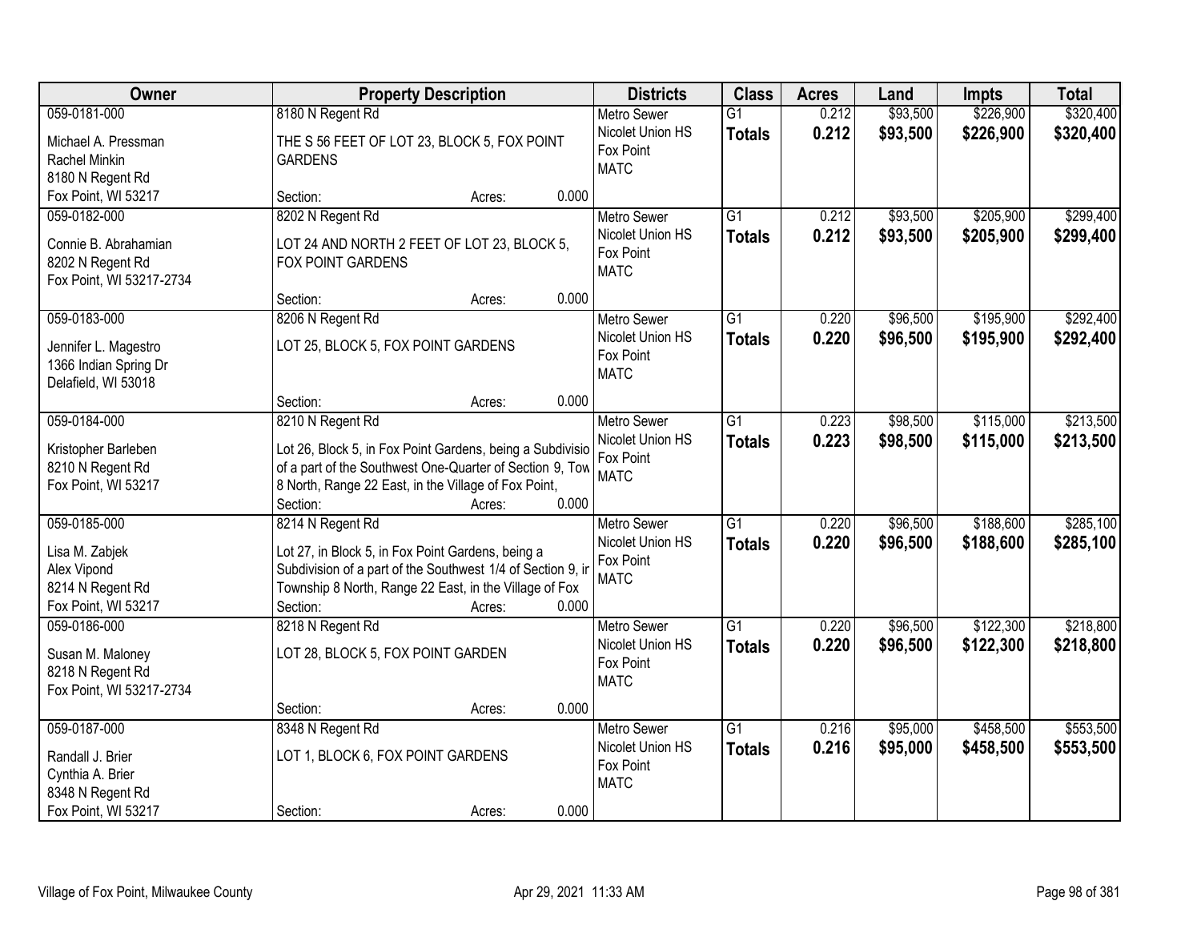| Owner | Property Description | Districts | Class | Acres | Land | Impts | Total |
|---|---|---|---|---|---|---|---|
| 059-0181-000<br><br>Michael A. Pressman<br>Rachel Minkin<br>8180 N Regent Rd<br>Fox Point, WI 53217 | 8180 N Regent Rd<br><br>THE S 56 FEET OF LOT 23, BLOCK 5, FOX POINT GARDENS<br><br>Section: Acres: 0.000 | Metro Sewer<br>Nicolet Union HS<br>Fox Point<br>MATC | G1<br>**Totals** | 0.212<br>**0.212** | $93,500<br>**$93,500** | $226,900<br>**$226,900** | $320,400<br>**$320,400** |
| 059-0182-000<br><br>Connie B. Abrahamian<br>8202 N Regent Rd<br>Fox Point, WI 53217-2734 | 8202 N Regent Rd<br><br>LOT 24 AND NORTH 2 FEET OF LOT 23, BLOCK 5, FOX POINT GARDENS<br><br>Section: Acres: 0.000 | Metro Sewer<br>Nicolet Union HS<br>Fox Point<br>MATC | G1<br>**Totals** | 0.212<br>**0.212** | $93,500<br>**$93,500** | $205,900<br>**$205,900** | $299,400<br>**$299,400** |
| 059-0183-000<br><br>Jennifer L. Magestro<br>1366 Indian Spring Dr<br>Delafield, WI 53018 | 8206 N Regent Rd<br><br>LOT 25, BLOCK 5, FOX POINT GARDENS<br><br>Section: Acres: 0.000 | Metro Sewer<br>Nicolet Union HS<br>Fox Point<br>MATC | G1<br>**Totals** | 0.220<br>**0.220** | $96,500<br>**$96,500** | $195,900<br>**$195,900** | $292,400<br>**$292,400** |
| 059-0184-000<br><br>Kristopher Barleben<br>8210 N Regent Rd<br>Fox Point, WI 53217 | 8210 N Regent Rd<br><br>Lot 26, Block 5, in Fox Point Gardens, being a Subdivisio of a part of the Southwest One-Quarter of Section 9, Tow 8 North, Range 22 East, in the Village of Fox Point,<br>Section: Acres: 0.000 | Metro Sewer<br>Nicolet Union HS<br>Fox Point<br>MATC | G1<br>**Totals** | 0.223<br>**0.223** | $98,500<br>**$98,500** | $115,000<br>**$115,000** | $213,500<br>**$213,500** |
| 059-0185-000<br><br>Lisa M. Zabjek<br>Alex Vipond<br>8214 N Regent Rd<br>Fox Point, WI 53217 | 8214 N Regent Rd<br><br>Lot 27, in Block 5, in Fox Point Gardens, being a Subdivision of a part of the Southwest 1/4 of Section 9, ir Township 8 North, Range 22 East, in the Village of Fox<br>Section: Acres: 0.000 | Metro Sewer<br>Nicolet Union HS<br>Fox Point<br>MATC | G1<br>**Totals** | 0.220<br>**0.220** | $96,500<br>**$96,500** | $188,600<br>**$188,600** | $285,100<br>**$285,100** |
| 059-0186-000<br><br>Susan M. Maloney<br>8218 N Regent Rd<br>Fox Point, WI 53217-2734 | 8218 N Regent Rd<br><br>LOT 28, BLOCK 5, FOX POINT GARDEN<br><br>Section: Acres: 0.000 | Metro Sewer<br>Nicolet Union HS<br>Fox Point<br>MATC | G1<br>**Totals** | 0.220<br>**0.220** | $96,500<br>**$96,500** | $122,300<br>**$122,300** | $218,800<br>**$218,800** |
| 059-0187-000<br><br>Randall J. Brier<br>Cynthia A. Brier<br>8348 N Regent Rd<br>Fox Point, WI 53217 | 8348 N Regent Rd<br><br>LOT 1, BLOCK 6, FOX POINT GARDENS<br><br>Section: Acres: 0.000 | Metro Sewer<br>Nicolet Union HS<br>Fox Point<br>MATC | G1<br>**Totals** | 0.216<br>**0.216** | $95,000<br>**$95,000** | $458,500<br>**$458,500** | $553,500<br>**$553,500** |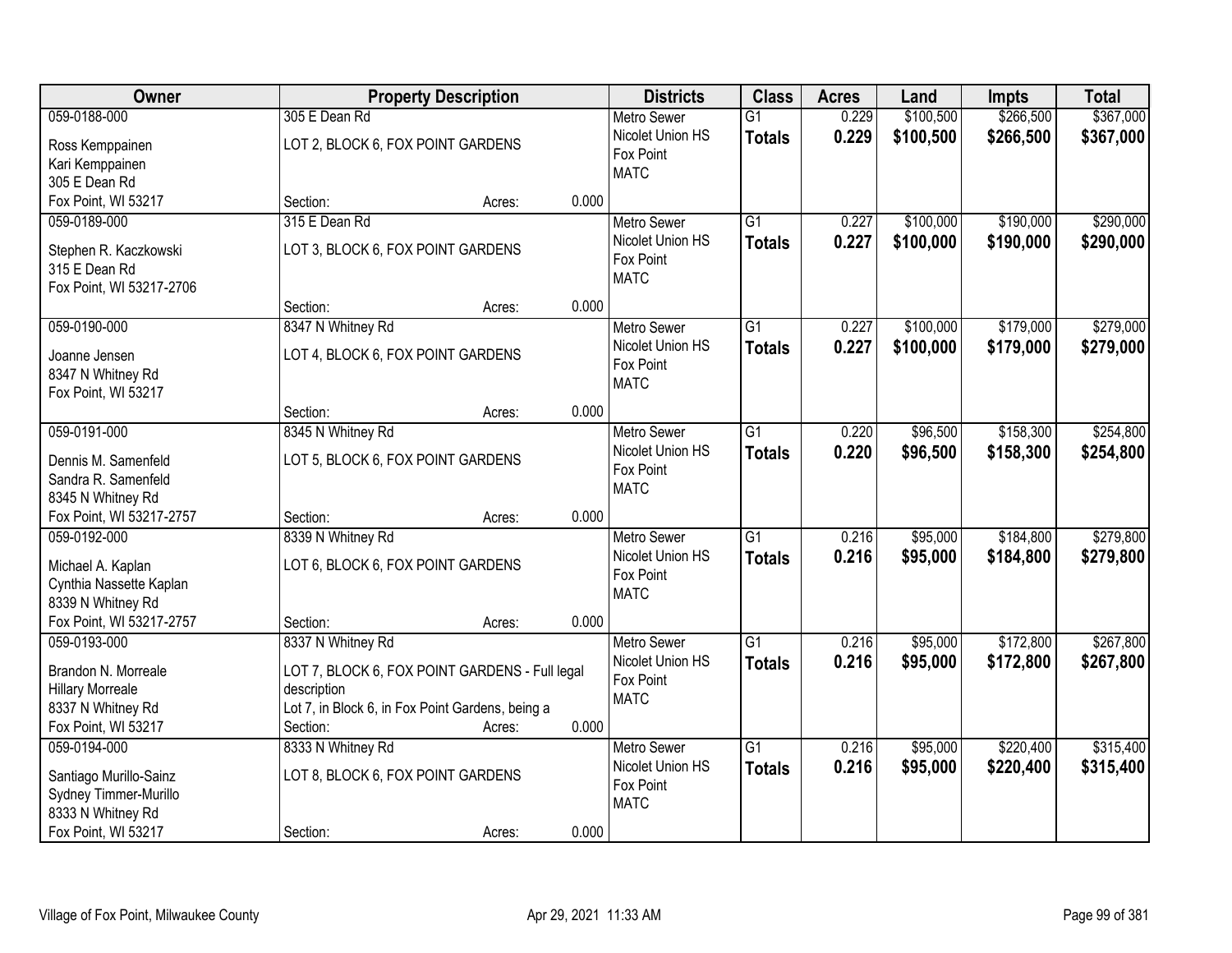| Owner | Property Description | | | Districts | Class | Acres | Land | Impts | Total |
|---|---|---|---|---|---|---|---|---|---|
| 059-0188-000<br>Ross Kemppainen<br>Kari Kemppainen<br>305 E Dean Rd<br>Fox Point, WI 53217 | 305 E Dean Rd<br>LOT 2, BLOCK 6, FOX POINT GARDENS<br>Section: | Acres: | 0.000 | Metro Sewer<br>Nicolet Union HS<br>Fox Point<br>MATC | G1<br>**Totals** | 0.229<br>**0.229** | \$100,500<br>**\$100,500** | \$266,500<br>**\$266,500** | \$367,000<br>**\$367,000** |
| 059-0189-000<br>Stephen R. Kaczkowski<br>315 E Dean Rd<br>Fox Point, WI 53217-2706 | 315 E Dean Rd<br>LOT 3, BLOCK 6, FOX POINT GARDENS<br>Section: | Acres: | 0.000 | Metro Sewer<br>Nicolet Union HS<br>Fox Point<br>MATC | G1<br>**Totals** | 0.227<br>**0.227** | \$100,000<br>**\$100,000** | \$190,000<br>**\$190,000** | \$290,000<br>**\$290,000** |
| 059-0190-000<br>Joanne Jensen<br>8347 N Whitney Rd<br>Fox Point, WI 53217 | 8347 N Whitney Rd<br>LOT 4, BLOCK 6, FOX POINT GARDENS<br>Section: | Acres: | 0.000 | Metro Sewer<br>Nicolet Union HS<br>Fox Point<br>MATC | G1<br>**Totals** | 0.227<br>**0.227** | \$100,000<br>**\$100,000** | \$179,000<br>**\$179,000** | \$279,000<br>**\$279,000** |
| 059-0191-000<br>Dennis M. Samenfeld<br>Sandra R. Samenfeld<br>8345 N Whitney Rd<br>Fox Point, WI 53217-2757 | 8345 N Whitney Rd<br>LOT 5, BLOCK 6, FOX POINT GARDENS<br>Section: | Acres: | 0.000 | Metro Sewer<br>Nicolet Union HS<br>Fox Point<br>MATC | G1<br>**Totals** | 0.220<br>**0.220** | \$96,500<br>**\$96,500** | \$158,300<br>**\$158,300** | \$254,800<br>**\$254,800** |
| 059-0192-000<br>Michael A. Kaplan<br>Cynthia Nassette Kaplan<br>8339 N Whitney Rd<br>Fox Point, WI 53217-2757 | 8339 N Whitney Rd<br>LOT 6, BLOCK 6, FOX POINT GARDENS<br>Section: | Acres: | 0.000 | Metro Sewer<br>Nicolet Union HS<br>Fox Point<br>MATC | G1<br>**Totals** | 0.216<br>**0.216** | \$95,000<br>**\$95,000** | \$184,800<br>**\$184,800** | \$279,800<br>**\$279,800** |
| 059-0193-000<br>Brandon N. Morreale<br>Hillary Morreale<br>8337 N Whitney Rd<br>Fox Point, WI 53217 | 8337 N Whitney Rd<br>LOT 7, BLOCK 6, FOX POINT GARDENS - Full legal description<br>Lot 7, in Block 6, in Fox Point Gardens, being a<br>Section: | Acres: | 0.000 | Metro Sewer<br>Nicolet Union HS<br>Fox Point<br>MATC | G1<br>**Totals** | 0.216<br>**0.216** | \$95,000<br>**\$95,000** | \$172,800<br>**\$172,800** | \$267,800<br>**\$267,800** |
| 059-0194-000<br>Santiago Murillo-Sainz<br>Sydney Timmer-Murillo<br>8333 N Whitney Rd<br>Fox Point, WI 53217 | 8333 N Whitney Rd<br>LOT 8, BLOCK 6, FOX POINT GARDENS<br>Section: | Acres: | 0.000 | Metro Sewer<br>Nicolet Union HS<br>Fox Point<br>MATC | G1<br>**Totals** | 0.216<br>**0.216** | \$95,000<br>**\$95,000** | \$220,400<br>**\$220,400** | \$315,400<br>**\$315,400** |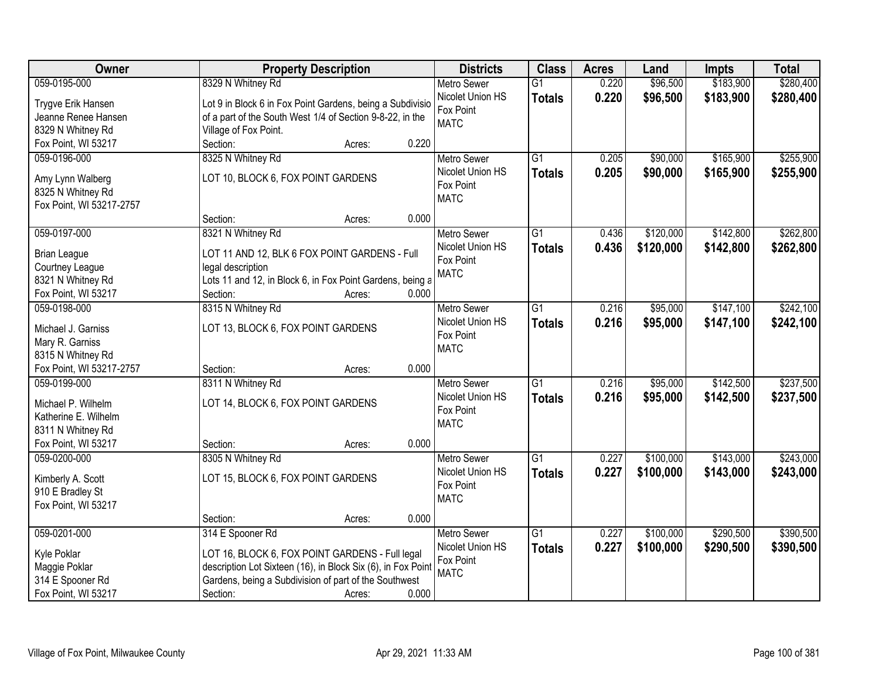| Owner | Property Description | Districts | Class | Acres | Land | Impts | Total |
|---|---|---|---|---|---|---|---|
| 059-0195-000<br>Trygve Erik Hansen<br>Jeanne Renee Hansen<br>8329 N Whitney Rd<br>Fox Point, WI 53217 | 8329 N Whitney Rd<br>Lot 9 in Block 6 in Fox Point Gardens, being a Subdivisio of a part of the South West 1/4 of Section 9-8-22, in the Village of Fox Point.<br>Section: Acres: 0.220 | Metro Sewer<br>Nicolet Union HS<br>Fox Point<br>MATC | G1<br>**Totals** | 0.220<br>**0.220** | $96,500<br>**$96,500** | $183,900<br>**$183,900** | $280,400<br>**$280,400** |
| 059-0196-000<br>Amy Lynn Walberg<br>8325 N Whitney Rd<br>Fox Point, WI 53217-2757 | 8325 N Whitney Rd<br>LOT 10, BLOCK 6, FOX POINT GARDENS<br>Section: Acres: 0.000 | Metro Sewer<br>Nicolet Union HS<br>Fox Point<br>MATC | G1<br>**Totals** | 0.205<br>**0.205** | $90,000<br>**$90,000** | $165,900<br>**$165,900** | $255,900<br>**$255,900** |
| 059-0197-000<br>Brian League<br>Courtney League<br>8321 N Whitney Rd<br>Fox Point, WI 53217 | 8321 N Whitney Rd<br>LOT 11 AND 12, BLK 6 FOX POINT GARDENS - Full legal description<br>Lots 11 and 12, in Block 6, in Fox Point Gardens, being a<br>Section: Acres: 0.000 | Metro Sewer<br>Nicolet Union HS<br>Fox Point<br>MATC | G1<br>**Totals** | 0.436<br>**0.436** | $120,000<br>**$120,000** | $142,800<br>**$142,800** | $262,800<br>**$262,800** |
| 059-0198-000<br>Michael J. Garniss<br>Mary R. Garniss<br>8315 N Whitney Rd<br>Fox Point, WI 53217-2757 | 8315 N Whitney Rd<br>LOT 13, BLOCK 6, FOX POINT GARDENS<br>Section: Acres: 0.000 | Metro Sewer<br>Nicolet Union HS<br>Fox Point<br>MATC | G1<br>**Totals** | 0.216<br>**0.216** | $95,000<br>**$95,000** | $147,100<br>**$147,100** | $242,100<br>**$242,100** |
| 059-0199-000<br>Michael P. Wilhelm<br>Katherine E. Wilhelm<br>8311 N Whitney Rd<br>Fox Point, WI 53217 | 8311 N Whitney Rd<br>LOT 14, BLOCK 6, FOX POINT GARDENS<br>Section: Acres: 0.000 | Metro Sewer<br>Nicolet Union HS<br>Fox Point<br>MATC | G1<br>**Totals** | 0.216<br>**0.216** | $95,000<br>**$95,000** | $142,500<br>**$142,500** | $237,500<br>**$237,500** |
| 059-0200-000<br>Kimberly A. Scott<br>910 E Bradley St<br>Fox Point, WI 53217 | 8305 N Whitney Rd<br>LOT 15, BLOCK 6, FOX POINT GARDENS<br>Section: Acres: 0.000 | Metro Sewer<br>Nicolet Union HS<br>Fox Point<br>MATC | G1<br>**Totals** | 0.227<br>**0.227** | $100,000<br>**$100,000** | $143,000<br>**$143,000** | $243,000<br>**$243,000** |
| 059-0201-000<br>Kyle Poklar<br>Maggie Poklar<br>314 E Spooner Rd<br>Fox Point, WI 53217 | 314 E Spooner Rd<br>LOT 16, BLOCK 6, FOX POINT GARDENS - Full legal description Lot Sixteen (16), in Block Six (6), in Fox Point Gardens, being a Subdivision of part of the Southwest<br>Section: Acres: 0.000 | Metro Sewer<br>Nicolet Union HS<br>Fox Point<br>MATC | G1<br>**Totals** | 0.227<br>**0.227** | $100,000<br>**$100,000** | $290,500<br>**$290,500** | $390,500<br>**$390,500** |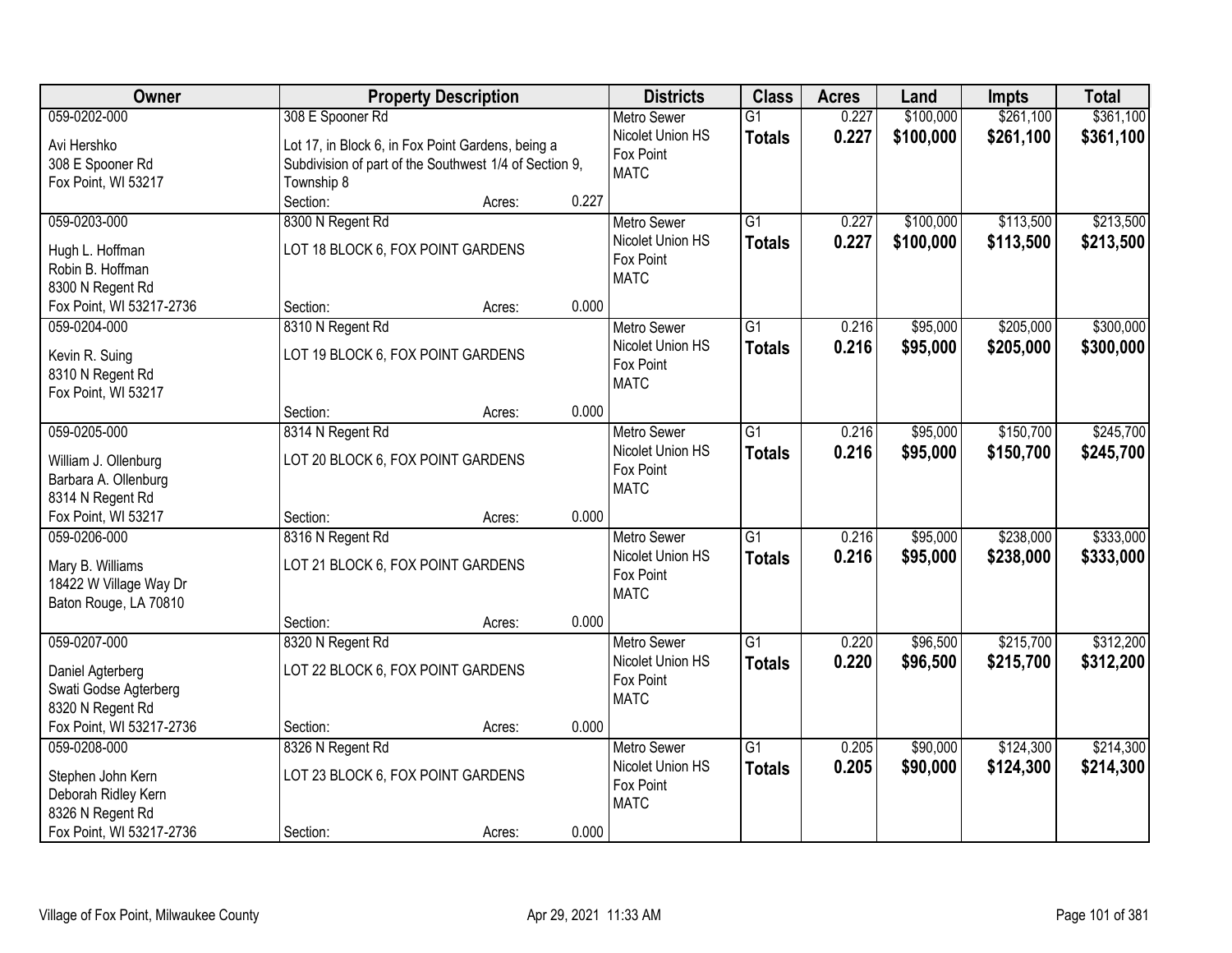| Owner | Property Description | Districts | Class | Acres | Land | Impts | Total |
|---|---|---|---|---|---|---|---|
| 059-0202-000<br>Avi Hershko<br>308 E Spooner Rd<br>Fox Point, WI 53217 | 308 E Spooner Rd<br>Lot 17, in Block 6, in Fox Point Gardens, being a Subdivision of part of the Southwest 1/4 of Section 9, Township 8<br>Section: Acres: 0.227 | Metro Sewer<br>Nicolet Union HS<br>Fox Point<br>MATC | G1<br>**Totals** | 0.227<br>**0.227** | $100,000<br>**$100,000** | $261,100<br>**$261,100** | $361,100<br>**$361,100** |
| 059-0203-000<br>Hugh L. Hoffman<br>Robin B. Hoffman<br>8300 N Regent Rd<br>Fox Point, WI 53217-2736 | 8300 N Regent Rd<br>LOT 18 BLOCK 6, FOX POINT GARDENS<br>Section: Acres: 0.000 | Metro Sewer<br>Nicolet Union HS<br>Fox Point<br>MATC | G1<br>**Totals** | 0.227<br>**0.227** | $100,000<br>**$100,000** | $113,500<br>**$113,500** | $213,500<br>**$213,500** |
| 059-0204-000<br>Kevin R. Suing<br>8310 N Regent Rd<br>Fox Point, WI 53217 | 8310 N Regent Rd<br>LOT 19 BLOCK 6, FOX POINT GARDENS<br>Section: Acres: 0.000 | Metro Sewer<br>Nicolet Union HS<br>Fox Point<br>MATC | G1<br>**Totals** | 0.216<br>**0.216** | $95,000<br>**$95,000** | $205,000<br>**$205,000** | $300,000<br>**$300,000** |
| 059-0205-000<br>William J. Ollenburg<br>Barbara A. Ollenburg<br>8314 N Regent Rd<br>Fox Point, WI 53217 | 8314 N Regent Rd<br>LOT 20 BLOCK 6, FOX POINT GARDENS<br>Section: Acres: 0.000 | Metro Sewer<br>Nicolet Union HS<br>Fox Point<br>MATC | G1<br>**Totals** | 0.216<br>**0.216** | $95,000<br>**$95,000** | $150,700<br>**$150,700** | $245,700<br>**$245,700** |
| 059-0206-000<br>Mary B. Williams<br>18422 W Village Way Dr<br>Baton Rouge, LA 70810 | 8316 N Regent Rd<br>LOT 21 BLOCK 6, FOX POINT GARDENS<br>Section: Acres: 0.000 | Metro Sewer<br>Nicolet Union HS<br>Fox Point<br>MATC | G1<br>**Totals** | 0.216<br>**0.216** | $95,000<br>**$95,000** | $238,000<br>**$238,000** | $333,000<br>**$333,000** |
| 059-0207-000<br>Daniel Agterberg<br>Swati Godse Agterberg<br>8320 N Regent Rd<br>Fox Point, WI 53217-2736 | 8320 N Regent Rd<br>LOT 22 BLOCK 6, FOX POINT GARDENS<br>Section: Acres: 0.000 | Metro Sewer<br>Nicolet Union HS<br>Fox Point<br>MATC | G1<br>**Totals** | 0.220<br>**0.220** | $96,500<br>**$96,500** | $215,700<br>**$215,700** | $312,200<br>**$312,200** |
| 059-0208-000<br>Stephen John Kern<br>Deborah Ridley Kern<br>8326 N Regent Rd<br>Fox Point, WI 53217-2736 | 8326 N Regent Rd<br>LOT 23 BLOCK 6, FOX POINT GARDENS<br>Section: Acres: 0.000 | Metro Sewer<br>Nicolet Union HS<br>Fox Point<br>MATC | G1<br>**Totals** | 0.205<br>**0.205** | $90,000<br>**$90,000** | $124,300<br>**$124,300** | $214,300<br>**$214,300** |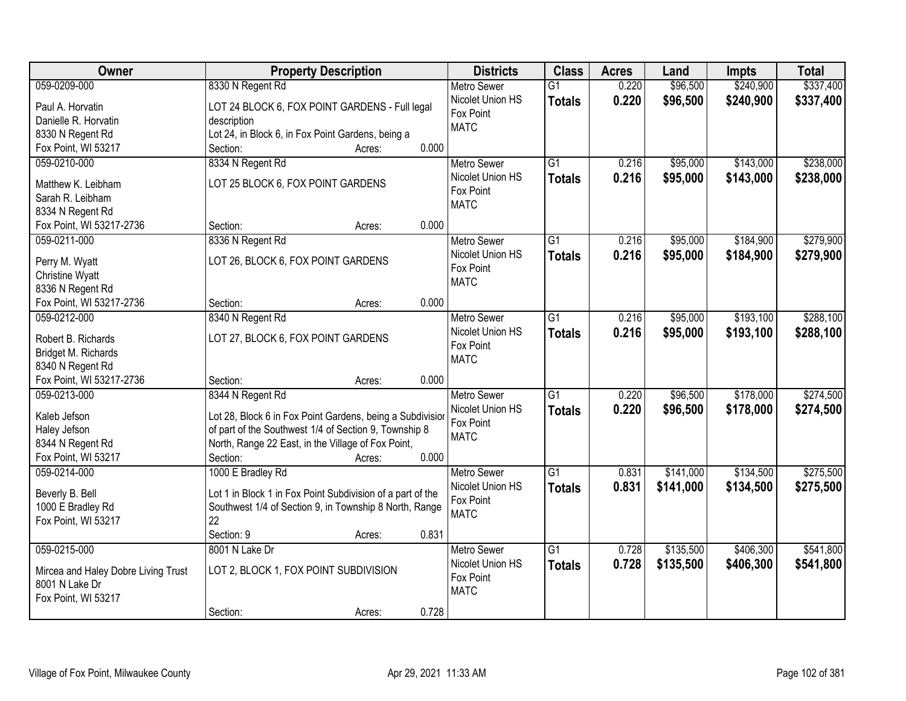| Owner | Property Description | Districts | Class | Acres | Land | Impts | Total |
|---|---|---|---|---|---|---|---|
| 059-0209-000<br>Paul A. Horvatin<br>Danielle R. Horvatin<br>8330 N Regent Rd<br>Fox Point, WI 53217 | 8330 N Regent Rd<br>LOT 24 BLOCK 6, FOX POINT GARDENS - Full legal description<br>Lot 24, in Block 6, in Fox Point Gardens, being a<br>Section: Acres: 0.000 | Metro Sewer<br>Nicolet Union HS<br>Fox Point<br>MATC | G1<br>**Totals** | 0.220<br>**0.220** | $96,500<br>**$96,500** | $240,900<br>**$240,900** | $337,400<br>**$337,400** |
| 059-0210-000<br>Matthew K. Leibham<br>Sarah R. Leibham<br>8334 N Regent Rd<br>Fox Point, WI 53217-2736 | 8334 N Regent Rd<br>LOT 25 BLOCK 6, FOX POINT GARDENS<br>Section: Acres: 0.000 | Metro Sewer<br>Nicolet Union HS<br>Fox Point<br>MATC | G1<br>**Totals** | 0.216<br>**0.216** | $95,000<br>**$95,000** | $143,000<br>**$143,000** | $238,000<br>**$238,000** |
| 059-0211-000<br>Perry M. Wyatt<br>Christine Wyatt<br>8336 N Regent Rd<br>Fox Point, WI 53217-2736 | 8336 N Regent Rd<br>LOT 26, BLOCK 6, FOX POINT GARDENS<br>Section: Acres: 0.000 | Metro Sewer<br>Nicolet Union HS<br>Fox Point<br>MATC | G1<br>**Totals** | 0.216<br>**0.216** | $95,000<br>**$95,000** | $184,900<br>**$184,900** | $279,900<br>**$279,900** |
| 059-0212-000<br>Robert B. Richards<br>Bridget M. Richards<br>8340 N Regent Rd<br>Fox Point, WI 53217-2736 | 8340 N Regent Rd<br>LOT 27, BLOCK 6, FOX POINT GARDENS<br>Section: Acres: 0.000 | Metro Sewer<br>Nicolet Union HS<br>Fox Point<br>MATC | G1<br>**Totals** | 0.216<br>**0.216** | $95,000<br>**$95,000** | $193,100<br>**$193,100** | $288,100<br>**$288,100** |
| 059-0213-000<br>Kaleb Jefson<br>Haley Jefson<br>8344 N Regent Rd<br>Fox Point, WI 53217 | 8344 N Regent Rd<br>Lot 28, Block 6 in Fox Point Gardens, being a Subdivision of part of the Southwest 1/4 of Section 9, Township 8 North, Range 22 East, in the Village of Fox Point,<br>Section: Acres: 0.000 | Metro Sewer<br>Nicolet Union HS<br>Fox Point<br>MATC | G1<br>**Totals** | 0.220<br>**0.220** | $96,500<br>**$96,500** | $178,000<br>**$178,000** | $274,500<br>**$274,500** |
| 059-0214-000<br>Beverly B. Bell<br>1000 E Bradley Rd<br>Fox Point, WI 53217 | 1000 E Bradley Rd<br>Lot 1 in Block 1 in Fox Point Subdivision of a part of the Southwest 1/4 of Section 9, in Township 8 North, Range 22<br>Section: 9 Acres: 0.831 | Metro Sewer<br>Nicolet Union HS<br>Fox Point<br>MATC | G1<br>**Totals** | 0.831<br>**0.831** | $141,000<br>**$141,000** | $134,500<br>**$134,500** | $275,500<br>**$275,500** |
| 059-0215-000<br>Mircea and Haley Dobre Living Trust<br>8001 N Lake Dr<br>Fox Point, WI 53217 | 8001 N Lake Dr<br>LOT 2, BLOCK 1, FOX POINT SUBDIVISION<br>Section: Acres: 0.728 | Metro Sewer<br>Nicolet Union HS<br>Fox Point<br>MATC | G1<br>**Totals** | 0.728<br>**0.728** | $135,500<br>**$135,500** | $406,300<br>**$406,300** | $541,800<br>**$541,800** |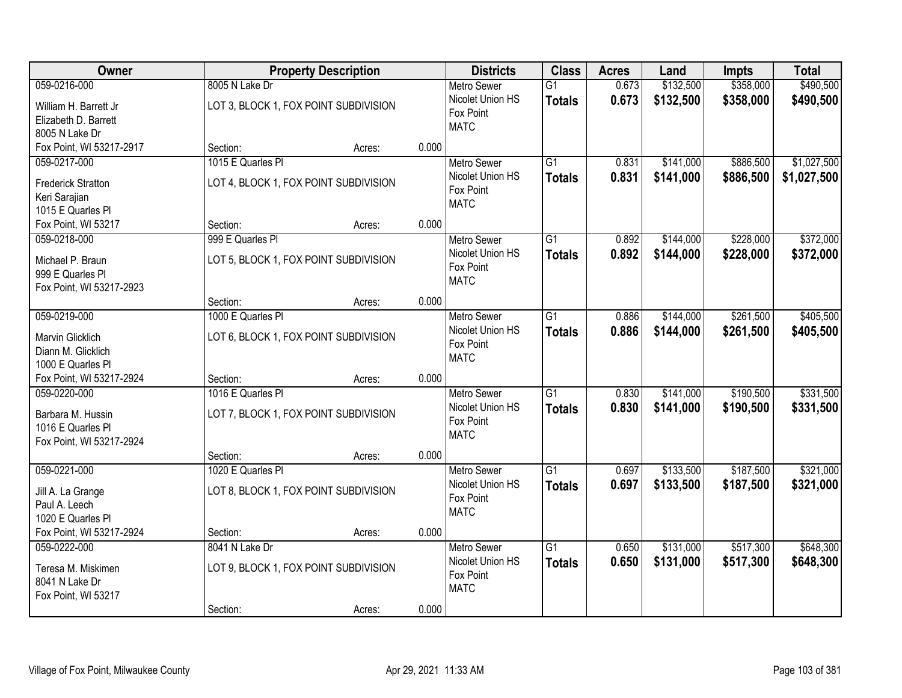| Owner | Property Description | Districts | Class | Acres | Land | Impts | Total |
|---|---|---|---|---|---|---|---|
| 059-0216-000<br>William H. Barrett Jr<br>Elizabeth D. Barrett<br>8005 N Lake Dr<br>Fox Point, WI 53217-2917 | 8005 N Lake Dr<br>LOT 3, BLOCK 1, FOX POINT SUBDIVISION<br>Section: Acres: 0.000 | Metro Sewer<br>Nicolet Union HS<br>Fox Point<br>MATC | G1<br>**Totals** | 0.673<br>**0.673** | $132,500<br>**$132,500** | $358,000<br>**$358,000** | $490,500<br>**$490,500** |
| 059-0217-000<br>Frederick Stratton<br>Keri Sarajian<br>1015 E Quarles Pl<br>Fox Point, WI 53217 | 1015 E Quarles Pl<br>LOT 4, BLOCK 1, FOX POINT SUBDIVISION<br>Section: Acres: 0.000 | Metro Sewer<br>Nicolet Union HS<br>Fox Point<br>MATC | G1<br>**Totals** | 0.831<br>**0.831** | $141,000<br>**$141,000** | $886,500<br>**$886,500** | $1,027,500<br>**$1,027,500** |
| 059-0218-000<br>Michael P. Braun<br>999 E Quarles Pl<br>Fox Point, WI 53217-2923 | 999 E Quarles Pl<br>LOT 5, BLOCK 1, FOX POINT SUBDIVISION<br>Section: Acres: 0.000 | Metro Sewer<br>Nicolet Union HS<br>Fox Point<br>MATC | G1<br>**Totals** | 0.892<br>**0.892** | $144,000<br>**$144,000** | $228,000<br>**$228,000** | $372,000<br>**$372,000** |
| 059-0219-000<br>Marvin Glicklich<br>Diann M. Glicklich<br>1000 E Quarles Pl<br>Fox Point, WI 53217-2924 | 1000 E Quarles Pl<br>LOT 6, BLOCK 1, FOX POINT SUBDIVISION<br>Section: Acres: 0.000 | Metro Sewer<br>Nicolet Union HS<br>Fox Point<br>MATC | G1<br>**Totals** | 0.886<br>**0.886** | $144,000<br>**$144,000** | $261,500<br>**$261,500** | $405,500<br>**$405,500** |
| 059-0220-000<br>Barbara M. Hussin<br>1016 E Quarles Pl<br>Fox Point, WI 53217-2924 | 1016 E Quarles Pl<br>LOT 7, BLOCK 1, FOX POINT SUBDIVISION<br>Section: Acres: 0.000 | Metro Sewer<br>Nicolet Union HS<br>Fox Point<br>MATC | G1<br>**Totals** | 0.830<br>**0.830** | $141,000<br>**$141,000** | $190,500<br>**$190,500** | $331,500<br>**$331,500** |
| 059-0221-000<br>Jill A. La Grange<br>Paul A. Leech<br>1020 E Quarles Pl<br>Fox Point, WI 53217-2924 | 1020 E Quarles Pl<br>LOT 8, BLOCK 1, FOX POINT SUBDIVISION<br>Section: Acres: 0.000 | Metro Sewer<br>Nicolet Union HS<br>Fox Point<br>MATC | G1<br>**Totals** | 0.697<br>**0.697** | $133,500<br>**$133,500** | $187,500<br>**$187,500** | $321,000<br>**$321,000** |
| 059-0222-000<br>Teresa M. Miskimen<br>8041 N Lake Dr<br>Fox Point, WI 53217 | 8041 N Lake Dr<br>LOT 9, BLOCK 1, FOX POINT SUBDIVISION<br>Section: Acres: 0.000 | Metro Sewer<br>Nicolet Union HS<br>Fox Point<br>MATC | G1<br>**Totals** | 0.650<br>**0.650** | $131,000<br>**$131,000** | $517,300<br>**$517,300** | $648,300<br>**$648,300** |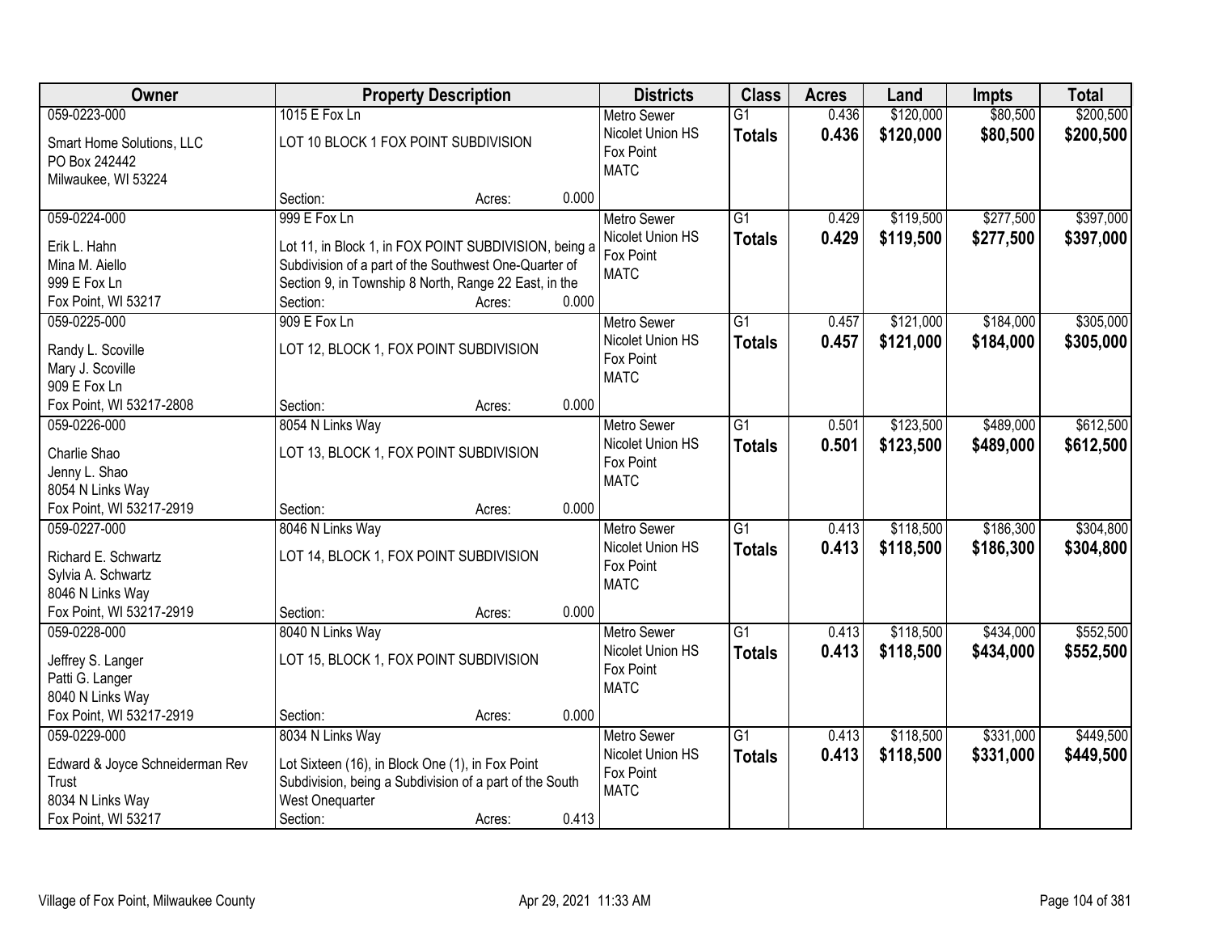| Owner | Property Description | Districts | Class | Acres | Land | Impts | Total |
|---|---|---|---|---|---|---|---|
| 059-0223-000<br>Smart Home Solutions, LLC<br>PO Box 242442<br>Milwaukee, WI 53224 | 1015 E Fox Ln<br>LOT 10 BLOCK 1 FOX POINT SUBDIVISION<br>Section: Acres: 0.000 | Metro Sewer<br>Nicolet Union HS<br>Fox Point<br>MATC | G1<br>**Totals** | 0.436<br>**0.436** | $120,000<br>**$120,000** | $80,500<br>**$80,500** | $200,500<br>**$200,500** |
| 059-0224-000<br>Erik L. Hahn<br>Mina M. Aiello<br>999 E Fox Ln<br>Fox Point, WI 53217 | 999 E Fox Ln<br>Lot 11, in Block 1, in FOX POINT SUBDIVISION, being a Subdivision of a part of the Southwest One-Quarter of Section 9, in Township 8 North, Range 22 East, in the<br>Section: Acres: 0.000 | Metro Sewer<br>Nicolet Union HS<br>Fox Point<br>MATC | G1<br>**Totals** | 0.429<br>**0.429** | $119,500<br>**$119,500** | $277,500<br>**$277,500** | $397,000<br>**$397,000** |
| 059-0225-000<br>Randy L. Scoville<br>Mary J. Scoville<br>909 E Fox Ln<br>Fox Point, WI 53217-2808 | 909 E Fox Ln<br>LOT 12, BLOCK 1, FOX POINT SUBDIVISION<br>Section: Acres: 0.000 | Metro Sewer<br>Nicolet Union HS<br>Fox Point<br>MATC | G1<br>**Totals** | 0.457<br>**0.457** | $121,000<br>**$121,000** | $184,000<br>**$184,000** | $305,000<br>**$305,000** |
| 059-0226-000<br>Charlie Shao<br>Jenny L. Shao<br>8054 N Links Way<br>Fox Point, WI 53217-2919 | 8054 N Links Way<br>LOT 13, BLOCK 1, FOX POINT SUBDIVISION<br>Section: Acres: 0.000 | Metro Sewer<br>Nicolet Union HS<br>Fox Point<br>MATC | G1<br>**Totals** | 0.501<br>**0.501** | $123,500<br>**$123,500** | $489,000<br>**$489,000** | $612,500<br>**$612,500** |
| 059-0227-000<br>Richard E. Schwartz<br>Sylvia A. Schwartz<br>8046 N Links Way<br>Fox Point, WI 53217-2919 | 8046 N Links Way<br>LOT 14, BLOCK 1, FOX POINT SUBDIVISION<br>Section: Acres: 0.000 | Metro Sewer<br>Nicolet Union HS<br>Fox Point<br>MATC | G1<br>**Totals** | 0.413<br>**0.413** | $118,500<br>**$118,500** | $186,300<br>**$186,300** | $304,800<br>**$304,800** |
| 059-0228-000<br>Jeffrey S. Langer<br>Patti G. Langer<br>8040 N Links Way<br>Fox Point, WI 53217-2919 | 8040 N Links Way<br>LOT 15, BLOCK 1, FOX POINT SUBDIVISION<br>Section: Acres: 0.000 | Metro Sewer<br>Nicolet Union HS<br>Fox Point<br>MATC | G1<br>**Totals** | 0.413<br>**0.413** | $118,500<br>**$118,500** | $434,000<br>**$434,000** | $552,500<br>**$552,500** |
| 059-0229-000<br>Edward & Joyce Schneiderman Rev Trust<br>8034 N Links Way<br>Fox Point, WI 53217 | 8034 N Links Way<br>Lot Sixteen (16), in Block One (1), in Fox Point Subdivision, being a Subdivision of a part of the South West Onequarter<br>Section: Acres: 0.413 | Metro Sewer<br>Nicolet Union HS<br>Fox Point<br>MATC | G1<br>**Totals** | 0.413<br>**0.413** | $118,500<br>**$118,500** | $331,000<br>**$331,000** | $449,500<br>**$449,500** |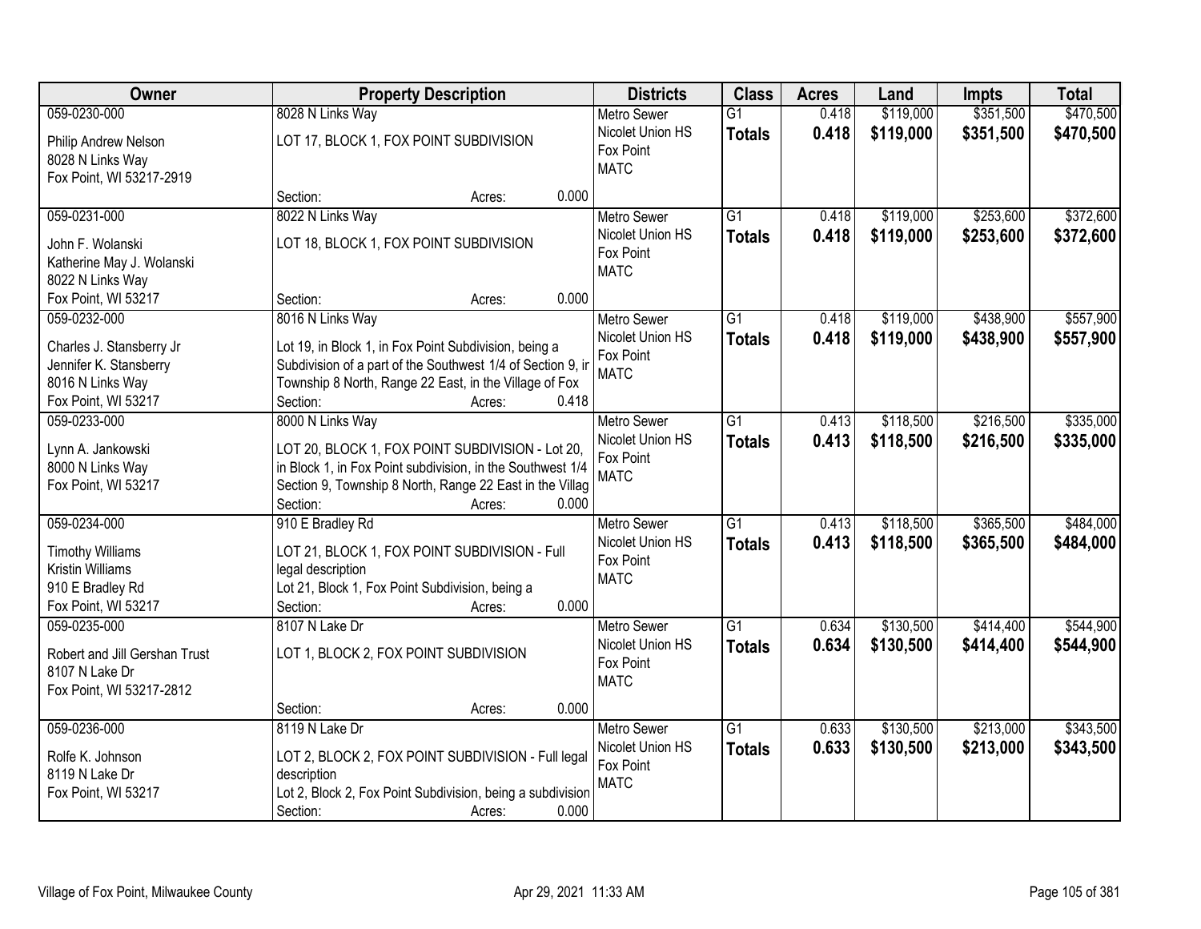| Owner | Property Description | Districts | Class | Acres | Land | Impts | Total |
|---|---|---|---|---|---|---|---|
| 059-0230-000<br>Philip Andrew Nelson<br>8028 N Links Way<br>Fox Point, WI 53217-2919 | 8028 N Links Way<br>LOT 17, BLOCK 1, FOX POINT SUBDIVISION<br>Section: Acres: 0.000 | Metro Sewer<br>Nicolet Union HS<br>Fox Point<br>MATC | G1<br>**Totals** | 0.418<br>**0.418** | $119,000<br>**$119,000** | $351,500<br>**$351,500** | $470,500<br>**$470,500** |
| 059-0231-000<br>John F. Wolanski<br>Katherine May J. Wolanski<br>8022 N Links Way<br>Fox Point, WI 53217 | 8022 N Links Way<br>LOT 18, BLOCK 1, FOX POINT SUBDIVISION<br>Section: Acres: 0.000 | Metro Sewer<br>Nicolet Union HS<br>Fox Point<br>MATC | G1<br>**Totals** | 0.418<br>**0.418** | $119,000<br>**$119,000** | $253,600<br>**$253,600** | $372,600<br>**$372,600** |
| 059-0232-000<br>Charles J. Stansberry Jr<br>Jennifer K. Stansberry<br>8016 N Links Way<br>Fox Point, WI 53217 | 8016 N Links Way<br>Lot 19, in Block 1, in Fox Point Subdivision, being a Subdivision of a part of the Southwest 1/4 of Section 9, ir Township 8 North, Range 22 East, in the Village of Fox<br>Section: Acres: 0.418 | Metro Sewer<br>Nicolet Union HS<br>Fox Point<br>MATC | G1<br>**Totals** | 0.418<br>**0.418** | $119,000<br>**$119,000** | $438,900<br>**$438,900** | $557,900<br>**$557,900** |
| 059-0233-000<br>Lynn A. Jankowski<br>8000 N Links Way<br>Fox Point, WI 53217 | 8000 N Links Way<br>LOT 20, BLOCK 1, FOX POINT SUBDIVISION - Lot 20, in Block 1, in Fox Point subdivision, in the Southwest 1/4 Section 9, Township 8 North, Range 22 East in the Villag<br>Section: Acres: 0.000 | Metro Sewer<br>Nicolet Union HS<br>Fox Point<br>MATC | G1<br>**Totals** | 0.413<br>**0.413** | $118,500<br>**$118,500** | $216,500<br>**$216,500** | $335,000<br>**$335,000** |
| 059-0234-000<br>Timothy Williams<br>Kristin Williams<br>910 E Bradley Rd<br>Fox Point, WI 53217 | 910 E Bradley Rd<br>LOT 21, BLOCK 1, FOX POINT SUBDIVISION - Full legal description<br>Lot 21, Block 1, Fox Point Subdivision, being a<br>Section: Acres: 0.000 | Metro Sewer<br>Nicolet Union HS<br>Fox Point<br>MATC | G1<br>**Totals** | 0.413<br>**0.413** | $118,500<br>**$118,500** | $365,500<br>**$365,500** | $484,000<br>**$484,000** |
| 059-0235-000<br>Robert and Jill Gershan Trust<br>8107 N Lake Dr<br>Fox Point, WI 53217-2812 | 8107 N Lake Dr<br>LOT 1, BLOCK 2, FOX POINT SUBDIVISION<br>Section: Acres: 0.000 | Metro Sewer<br>Nicolet Union HS<br>Fox Point<br>MATC | G1<br>**Totals** | 0.634<br>**0.634** | $130,500<br>**$130,500** | $414,400<br>**$414,400** | $544,900<br>**$544,900** |
| 059-0236-000<br>Rolfe K. Johnson<br>8119 N Lake Dr<br>Fox Point, WI 53217 | 8119 N Lake Dr<br>LOT 2, BLOCK 2, FOX POINT SUBDIVISION - Full legal description<br>Lot 2, Block 2, Fox Point Subdivision, being a subdivision<br>Section: Acres: 0.000 | Metro Sewer<br>Nicolet Union HS<br>Fox Point<br>MATC | G1<br>**Totals** | 0.633<br>**0.633** | $130,500<br>**$130,500** | $213,000<br>**$213,000** | $343,500<br>**$343,500** |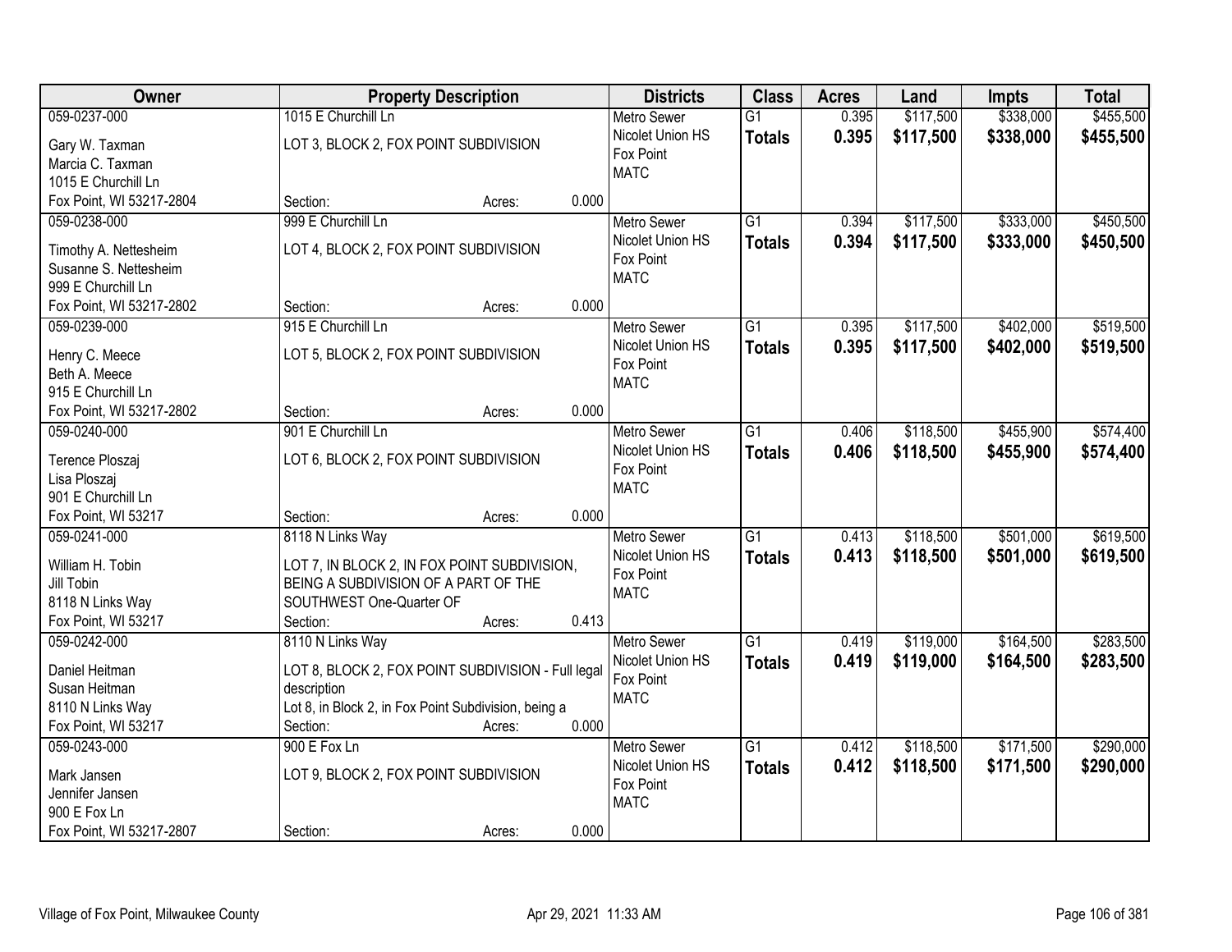| Owner | Property Description | | | Districts | Class | Acres | Land | Impts | Total |
|---|---|---|---|---|---|---|---|---|---|
| 059-0237-000<br>Gary W. Taxman<br>Marcia C. Taxman<br>1015 E Churchill Ln<br>Fox Point, WI 53217-2804 | 1015 E Churchill Ln<br>LOT 3, BLOCK 2, FOX POINT SUBDIVISION<br>Section: | Acres: | 0.000 | Metro Sewer<br>Nicolet Union HS<br>Fox Point<br>MATC | G1<br>**Totals** | 0.395<br>**0.395** | $117,500<br>**$117,500** | $338,000<br>**$338,000** | $455,500<br>**$455,500** |
| 059-0238-000<br>Timothy A. Nettesheim<br>Susanne S. Nettesheim<br>999 E Churchill Ln<br>Fox Point, WI 53217-2802 | 999 E Churchill Ln<br>LOT 4, BLOCK 2, FOX POINT SUBDIVISION<br>Section: | Acres: | 0.000 | Metro Sewer<br>Nicolet Union HS<br>Fox Point<br>MATC | G1<br>**Totals** | 0.394<br>**0.394** | $117,500<br>**$117,500** | $333,000<br>**$333,000** | $450,500<br>**$450,500** |
| 059-0239-000<br>Henry C. Meece<br>Beth A. Meece<br>915 E Churchill Ln<br>Fox Point, WI 53217-2802 | 915 E Churchill Ln<br>LOT 5, BLOCK 2, FOX POINT SUBDIVISION<br>Section: | Acres: | 0.000 | Metro Sewer<br>Nicolet Union HS<br>Fox Point<br>MATC | G1<br>**Totals** | 0.395<br>**0.395** | $117,500<br>**$117,500** | $402,000<br>**$402,000** | $519,500<br>**$519,500** |
| 059-0240-000<br>Terence Ploszaj<br>Lisa Ploszaj<br>901 E Churchill Ln<br>Fox Point, WI 53217 | 901 E Churchill Ln<br>LOT 6, BLOCK 2, FOX POINT SUBDIVISION<br>Section: | Acres: | 0.000 | Metro Sewer<br>Nicolet Union HS<br>Fox Point<br>MATC | G1<br>**Totals** | 0.406<br>**0.406** | $118,500<br>**$118,500** | $455,900<br>**$455,900** | $574,400<br>**$574,400** |
| 059-0241-000<br>William H. Tobin<br>Jill Tobin<br>8118 N Links Way<br>Fox Point, WI 53217 | 8118 N Links Way<br>LOT 7, IN BLOCK 2, IN FOX POINT SUBDIVISION, BEING A SUBDIVISION OF A PART OF THE SOUTHWEST One-Quarter OF<br>Section: | Acres: | 0.413 | Metro Sewer<br>Nicolet Union HS<br>Fox Point<br>MATC | G1<br>**Totals** | 0.413<br>**0.413** | $118,500<br>**$118,500** | $501,000<br>**$501,000** | $619,500<br>**$619,500** |
| 059-0242-000<br>Daniel Heitman<br>Susan Heitman<br>8110 N Links Way<br>Fox Point, WI 53217 | 8110 N Links Way<br>LOT 8, BLOCK 2, FOX POINT SUBDIVISION - Full legal description<br>Lot 8, in Block 2, in Fox Point Subdivision, being a<br>Section: | Acres: | 0.000 | Metro Sewer<br>Nicolet Union HS<br>Fox Point<br>MATC | G1<br>**Totals** | 0.419<br>**0.419** | $119,000<br>**$119,000** | $164,500<br>**$164,500** | $283,500<br>**$283,500** |
| 059-0243-000<br>Mark Jansen<br>Jennifer Jansen<br>900 E Fox Ln<br>Fox Point, WI 53217-2807 | 900 E Fox Ln<br>LOT 9, BLOCK 2, FOX POINT SUBDIVISION<br>Section: | Acres: | 0.000 | Metro Sewer<br>Nicolet Union HS<br>Fox Point<br>MATC | G1<br>**Totals** | 0.412<br>**0.412** | $118,500<br>**$118,500** | $171,500<br>**$171,500** | $290,000<br>**$290,000** |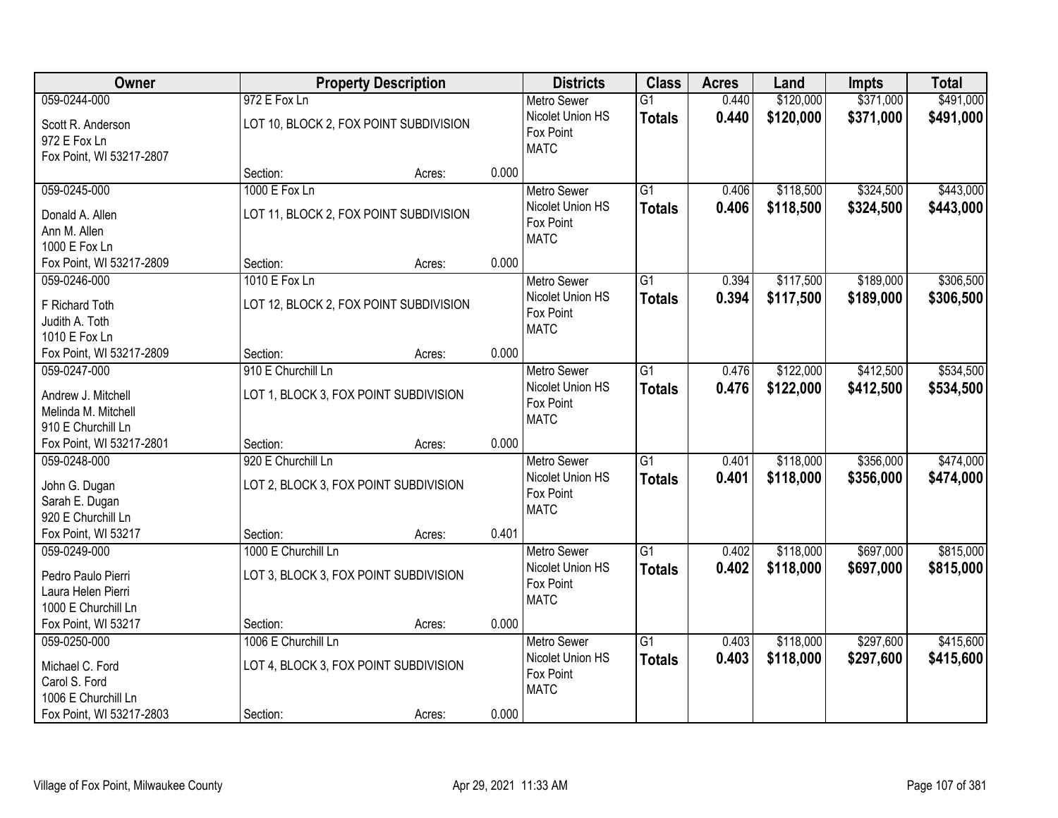| Owner | Property Description | | | Districts | Class | Acres | Land | Impts | Total |
|---|---|---|---|---|---|---|---|---|---|
| 059-0244-000 | 972 E Fox Ln | | | Metro Sewer | G1 | 0.440 | $120,000 | $371,000 | $491,000 |
| Scott R. Anderson<br>972 E Fox Ln<br>Fox Point, WI 53217-2807 | LOT 10, BLOCK 2, FOX POINT SUBDIVISION | | | Nicolet Union HS<br>Fox Point<br>MATC | **Totals** | **0.440** | **$120,000** | **$371,000** | **$491,000** |
| | Section: | Acres: | 0.000 | | | | | | |
| 059-0245-000 | 1000 E Fox Ln | | | Metro Sewer | G1 | 0.406 | $118,500 | $324,500 | $443,000 |
| Donald A. Allen<br>Ann M. Allen<br>1000 E Fox Ln<br>Fox Point, WI 53217-2809 | LOT 11, BLOCK 2, FOX POINT SUBDIVISION | | | Nicolet Union HS<br>Fox Point<br>MATC | **Totals** | **0.406** | **$118,500** | **$324,500** | **$443,000** |
| | Section: | Acres: | 0.000 | | | | | | |
| 059-0246-000 | 1010 E Fox Ln | | | Metro Sewer | G1 | 0.394 | $117,500 | $189,000 | $306,500 |
| F Richard Toth<br>Judith A. Toth<br>1010 E Fox Ln<br>Fox Point, WI 53217-2809 | LOT 12, BLOCK 2, FOX POINT SUBDIVISION | | | Nicolet Union HS<br>Fox Point<br>MATC | **Totals** | **0.394** | **$117,500** | **$189,000** | **$306,500** |
| | Section: | Acres: | 0.000 | | | | | | |
| 059-0247-000 | 910 E Churchill Ln | | | Metro Sewer | G1 | 0.476 | $122,000 | $412,500 | $534,500 |
| Andrew J. Mitchell<br>Melinda M. Mitchell<br>910 E Churchill Ln<br>Fox Point, WI 53217-2801 | LOT 1, BLOCK 3, FOX POINT SUBDIVISION | | | Nicolet Union HS<br>Fox Point<br>MATC | **Totals** | **0.476** | **$122,000** | **$412,500** | **$534,500** |
| | Section: | Acres: | 0.000 | | | | | | |
| 059-0248-000 | 920 E Churchill Ln | | | Metro Sewer | G1 | 0.401 | $118,000 | $356,000 | $474,000 |
| John G. Dugan<br>Sarah E. Dugan<br>920 E Churchill Ln<br>Fox Point, WI 53217 | LOT 2, BLOCK 3, FOX POINT SUBDIVISION | | | Nicolet Union HS<br>Fox Point<br>MATC | **Totals** | **0.401** | **$118,000** | **$356,000** | **$474,000** |
| | Section: | Acres: | 0.401 | | | | | | |
| 059-0249-000 | 1000 E Churchill Ln | | | Metro Sewer | G1 | 0.402 | $118,000 | $697,000 | $815,000 |
| Pedro Paulo Pierri<br>Laura Helen Pierri<br>1000 E Churchill Ln<br>Fox Point, WI 53217 | LOT 3, BLOCK 3, FOX POINT SUBDIVISION | | | Nicolet Union HS<br>Fox Point<br>MATC | **Totals** | **0.402** | **$118,000** | **$697,000** | **$815,000** |
| | Section: | Acres: | 0.000 | | | | | | |
| 059-0250-000 | 1006 E Churchill Ln | | | Metro Sewer | G1 | 0.403 | $118,000 | $297,600 | $415,600 |
| Michael C. Ford<br>Carol S. Ford<br>1006 E Churchill Ln<br>Fox Point, WI 53217-2803 | LOT 4, BLOCK 3, FOX POINT SUBDIVISION | | | Nicolet Union HS<br>Fox Point<br>MATC | **Totals** | **0.403** | **$118,000** | **$297,600** | **$415,600** |
| | Section: | Acres: | 0.000 | | | | | | |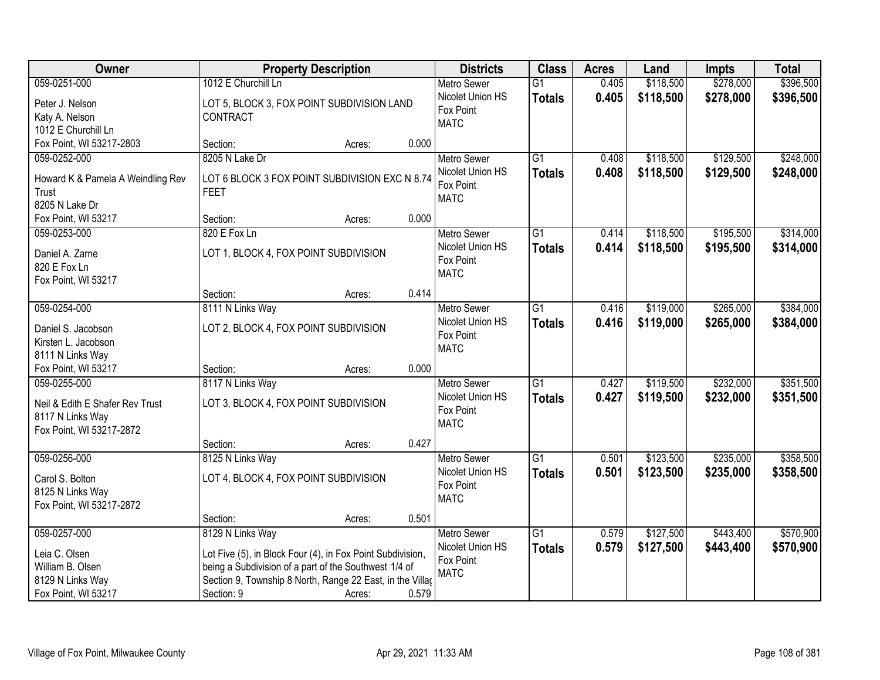| Owner | Property Description | Districts | Class | Acres | Land | Impts | Total |
|---|---|---|---|---|---|---|---|
| 059-0251-000<br>Peter J. Nelson<br>Katy A. Nelson<br>1012 E Churchill Ln<br>Fox Point, WI 53217-2803 | 1012 E Churchill Ln<br>LOT 5, BLOCK 3, FOX POINT SUBDIVISION LAND CONTRACT<br>Section: Acres: 0.000 | Metro Sewer<br>Nicolet Union HS<br>Fox Point<br>MATC | G1<br>**Totals** | 0.405<br>**0.405** | \$118,500<br>**\$118,500** | \$278,000<br>**\$278,000** | \$396,500<br>**\$396,500** |
| 059-0252-000<br>Howard K & Pamela A Weindling Rev Trust<br>8205 N Lake Dr<br>Fox Point, WI 53217 | 8205 N Lake Dr<br>LOT 6 BLOCK 3 FOX POINT SUBDIVISION EXC N 8.74 FEET<br>Section: Acres: 0.000 | Metro Sewer<br>Nicolet Union HS<br>Fox Point<br>MATC | G1<br>**Totals** | 0.408<br>**0.408** | \$118,500<br>**\$118,500** | \$129,500<br>**\$129,500** | \$248,000<br>**\$248,000** |
| 059-0253-000<br>Daniel A. Zarne<br>820 E Fox Ln<br>Fox Point, WI 53217 | 820 E Fox Ln<br>LOT 1, BLOCK 4, FOX POINT SUBDIVISION<br>Section: Acres: 0.414 | Metro Sewer<br>Nicolet Union HS<br>Fox Point<br>MATC | G1<br>**Totals** | 0.414<br>**0.414** | \$118,500<br>**\$118,500** | \$195,500<br>**\$195,500** | \$314,000<br>**\$314,000** |
| 059-0254-000<br>Daniel S. Jacobson<br>Kirsten L. Jacobson<br>8111 N Links Way<br>Fox Point, WI 53217 | 8111 N Links Way<br>LOT 2, BLOCK 4, FOX POINT SUBDIVISION<br>Section: Acres: 0.000 | Metro Sewer<br>Nicolet Union HS<br>Fox Point<br>MATC | G1<br>**Totals** | 0.416<br>**0.416** | \$119,000<br>**\$119,000** | \$265,000<br>**\$265,000** | \$384,000<br>**\$384,000** |
| 059-0255-000<br>Neil & Edith E Shafer Rev Trust<br>8117 N Links Way<br>Fox Point, WI 53217-2872 | 8117 N Links Way<br>LOT 3, BLOCK 4, FOX POINT SUBDIVISION<br>Section: Acres: 0.427 | Metro Sewer<br>Nicolet Union HS<br>Fox Point<br>MATC | G1<br>**Totals** | 0.427<br>**0.427** | \$119,500<br>**\$119,500** | \$232,000<br>**\$232,000** | \$351,500<br>**\$351,500** |
| 059-0256-000<br>Carol S. Bolton<br>8125 N Links Way<br>Fox Point, WI 53217-2872 | 8125 N Links Way<br>LOT 4, BLOCK 4, FOX POINT SUBDIVISION<br>Section: Acres: 0.501 | Metro Sewer<br>Nicolet Union HS<br>Fox Point<br>MATC | G1<br>**Totals** | 0.501<br>**0.501** | \$123,500<br>**\$123,500** | \$235,000<br>**\$235,000** | \$358,500<br>**\$358,500** |
| 059-0257-000<br>Leia C. Olsen<br>William B. Olsen<br>8129 N Links Way<br>Fox Point, WI 53217 | 8129 N Links Way<br>Lot Five (5), in Block Four (4), in Fox Point Subdivision, being a Subdivision of a part of the Southwest 1/4 of Section 9, Township 8 North, Range 22 East, in the Villag<br>Section: 9 Acres: 0.579 | Metro Sewer<br>Nicolet Union HS<br>Fox Point<br>MATC | G1<br>**Totals** | 0.579<br>**0.579** | \$127,500<br>**\$127,500** | \$443,400<br>**\$443,400** | \$570,900<br>**\$570,900** |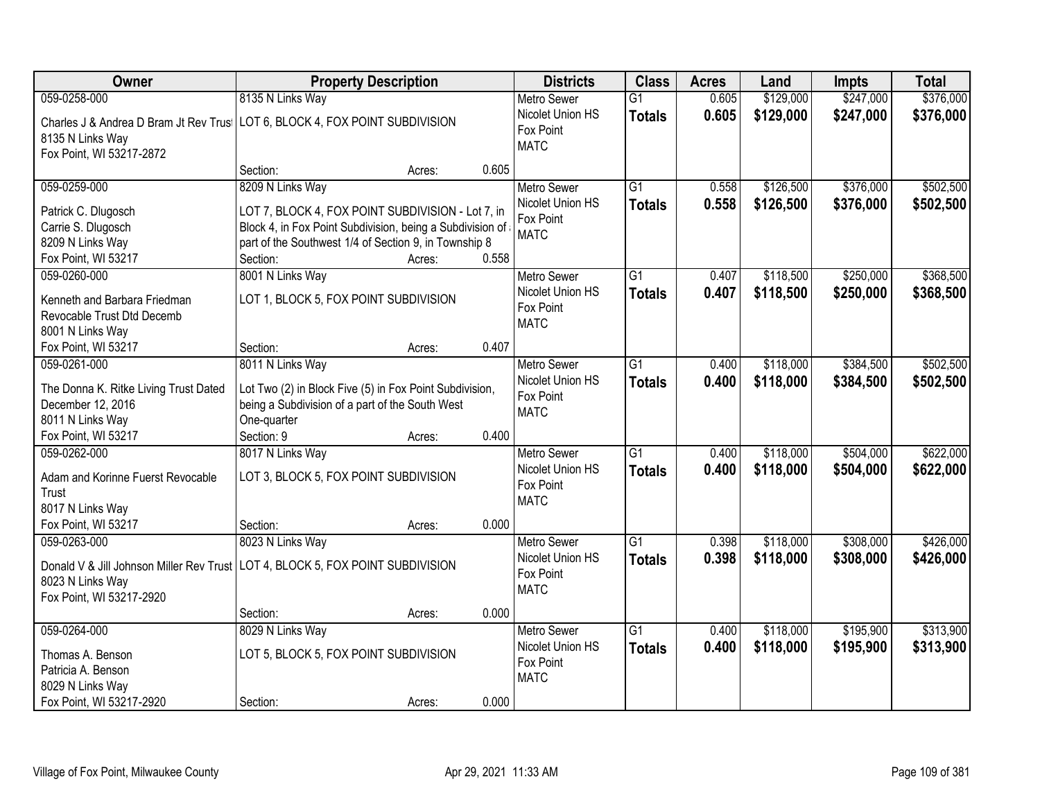| Owner | Property Description | Districts | Class | Acres | Land | Impts | Total |
|---|---|---|---|---|---|---|---|
| 059-0258-000<br>Charles J & Andrea D Bram Jt Rev Trust<br>8135 N Links Way<br>Fox Point, WI 53217-2872 | 8135 N Links Way<br>LOT 6, BLOCK 4, FOX POINT SUBDIVISION<br>Section: Acres: 0.605 | Metro Sewer<br>Nicolet Union HS<br>Fox Point<br>MATC | G1<br>**Totals** | 0.605<br>**0.605** | $129,000<br>**$129,000** | $247,000<br>**$247,000** | $376,000<br>**$376,000** |
| 059-0259-000<br>Patrick C. Dlugosch<br>Carrie S. Dlugosch<br>8209 N Links Way<br>Fox Point, WI 53217 | 8209 N Links Way<br>LOT 7, BLOCK 4, FOX POINT SUBDIVISION - Lot 7, in Block 4, in Fox Point Subdivision, being a Subdivision of a part of the Southwest 1/4 of Section 9, in Township 8<br>Section: Acres: 0.558 | Metro Sewer<br>Nicolet Union HS<br>Fox Point<br>MATC | G1<br>**Totals** | 0.558<br>**0.558** | $126,500<br>**$126,500** | $376,000<br>**$376,000** | $502,500<br>**$502,500** |
| 059-0260-000<br>Kenneth and Barbara Friedman Revocable Trust Dtd Decemb<br>8001 N Links Way<br>Fox Point, WI 53217 | 8001 N Links Way<br>LOT 1, BLOCK 5, FOX POINT SUBDIVISION<br>Section: Acres: 0.407 | Metro Sewer<br>Nicolet Union HS<br>Fox Point<br>MATC | G1<br>**Totals** | 0.407<br>**0.407** | $118,500<br>**$118,500** | $250,000<br>**$250,000** | $368,500<br>**$368,500** |
| 059-0261-000<br>The Donna K. Ritke Living Trust Dated December 12, 2016<br>8011 N Links Way<br>Fox Point, WI 53217 | 8011 N Links Way<br>Lot Two (2) in Block Five (5) in Fox Point Subdivision, being a Subdivision of a part of the South West One-quarter<br>Section: 9 Acres: 0.400 | Metro Sewer<br>Nicolet Union HS<br>Fox Point<br>MATC | G1<br>**Totals** | 0.400<br>**0.400** | $118,000<br>**$118,000** | $384,500<br>**$384,500** | $502,500<br>**$502,500** |
| 059-0262-000<br>Adam and Korinne Fuerst Revocable Trust<br>8017 N Links Way<br>Fox Point, WI 53217 | 8017 N Links Way<br>LOT 3, BLOCK 5, FOX POINT SUBDIVISION<br>Section: Acres: 0.000 | Metro Sewer<br>Nicolet Union HS<br>Fox Point<br>MATC | G1<br>**Totals** | 0.400<br>**0.400** | $118,000<br>**$118,000** | $504,000<br>**$504,000** | $622,000<br>**$622,000** |
| 059-0263-000<br>Donald V & Jill Johnson Miller Rev Trust<br>8023 N Links Way<br>Fox Point, WI 53217-2920 | 8023 N Links Way<br>LOT 4, BLOCK 5, FOX POINT SUBDIVISION<br>Section: Acres: 0.000 | Metro Sewer<br>Nicolet Union HS<br>Fox Point<br>MATC | G1<br>**Totals** | 0.398<br>**0.398** | $118,000<br>**$118,000** | $308,000<br>**$308,000** | $426,000<br>**$426,000** |
| 059-0264-000<br>Thomas A. Benson<br>Patricia A. Benson<br>8029 N Links Way<br>Fox Point, WI 53217-2920 | 8029 N Links Way<br>LOT 5, BLOCK 5, FOX POINT SUBDIVISION<br>Section: Acres: 0.000 | Metro Sewer<br>Nicolet Union HS<br>Fox Point<br>MATC | G1<br>**Totals** | 0.400<br>**0.400** | $118,000<br>**$118,000** | $195,900<br>**$195,900** | $313,900<br>**$313,900** |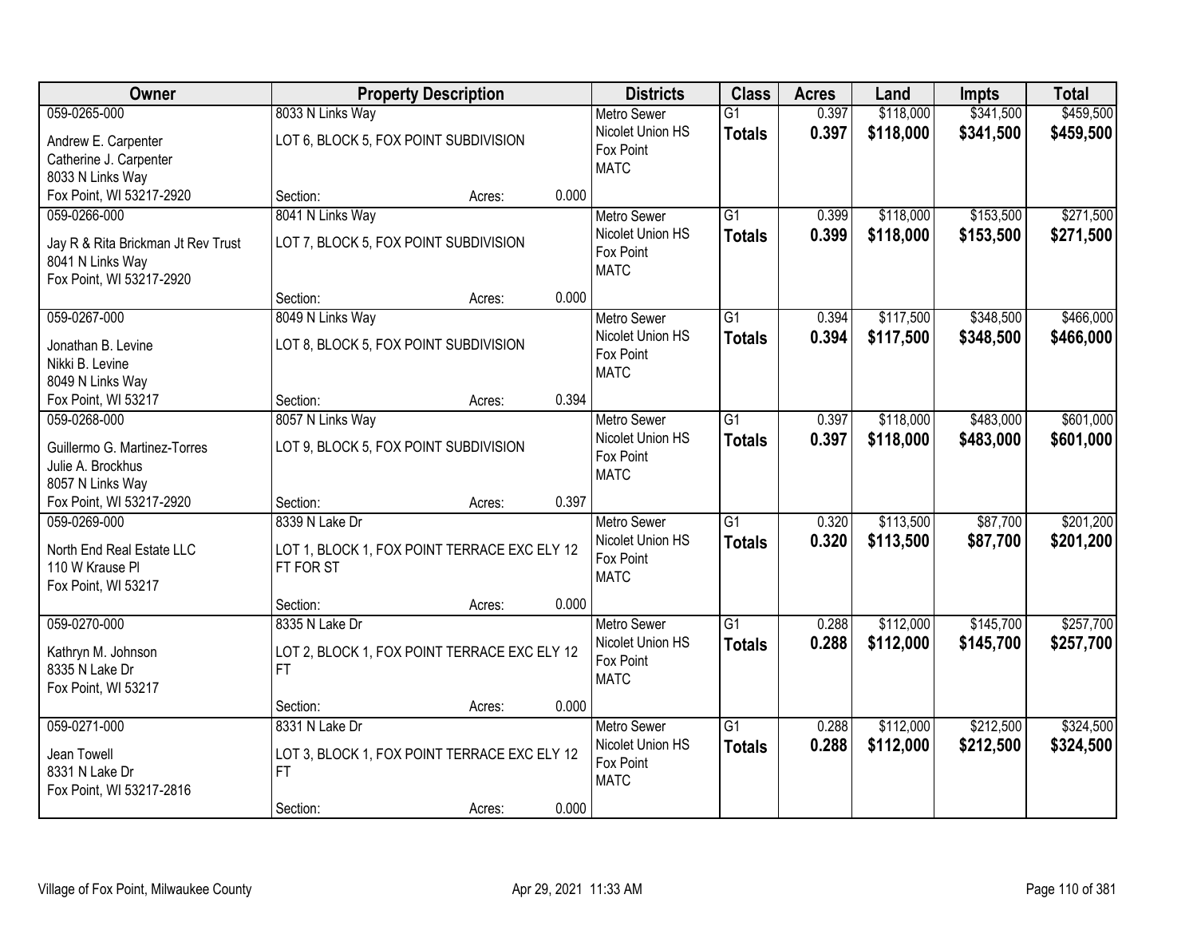| Owner | Property Description | Districts | Class | Acres | Land | Impts | Total |
|---|---|---|---|---|---|---|---|
| 059-0265-000<br>Andrew E. Carpenter<br>Catherine J. Carpenter<br>8033 N Links Way<br>Fox Point, WI 53217-2920 | 8033 N Links Way<br>LOT 6, BLOCK 5, FOX POINT SUBDIVISION<br>Section: Acres: 0.000 | Metro Sewer<br>Nicolet Union HS<br>Fox Point<br>MATC | G1<br>**Totals** | 0.397<br>**0.397** | $118,000<br>**$118,000** | $341,500<br>**$341,500** | $459,500<br>**$459,500** |
| 059-0266-000<br>Jay R & Rita Brickman Jt Rev Trust<br>8041 N Links Way<br>Fox Point, WI 53217-2920 | 8041 N Links Way<br>LOT 7, BLOCK 5, FOX POINT SUBDIVISION<br>Section: Acres: 0.000 | Metro Sewer<br>Nicolet Union HS<br>Fox Point<br>MATC | G1<br>**Totals** | 0.399<br>**0.399** | $118,000<br>**$118,000** | $153,500<br>**$153,500** | $271,500<br>**$271,500** |
| 059-0267-000<br>Jonathan B. Levine<br>Nikki B. Levine<br>8049 N Links Way<br>Fox Point, WI 53217 | 8049 N Links Way<br>LOT 8, BLOCK 5, FOX POINT SUBDIVISION<br>Section: Acres: 0.394 | Metro Sewer<br>Nicolet Union HS<br>Fox Point<br>MATC | G1<br>**Totals** | 0.394<br>**0.394** | $117,500<br>**$117,500** | $348,500<br>**$348,500** | $466,000<br>**$466,000** |
| 059-0268-000<br>Guillermo G. Martinez-Torres<br>Julie A. Brockhus<br>8057 N Links Way<br>Fox Point, WI 53217-2920 | 8057 N Links Way<br>LOT 9, BLOCK 5, FOX POINT SUBDIVISION<br>Section: Acres: 0.397 | Metro Sewer<br>Nicolet Union HS<br>Fox Point<br>MATC | G1<br>**Totals** | 0.397<br>**0.397** | $118,000<br>**$118,000** | $483,000<br>**$483,000** | $601,000<br>**$601,000** |
| 059-0269-000<br>North End Real Estate LLC<br>110 W Krause Pl<br>Fox Point, WI 53217 | 8339 N Lake Dr<br>LOT 1, BLOCK 1, FOX POINT TERRACE EXC ELY 12 FT FOR ST<br>Section: Acres: 0.000 | Metro Sewer<br>Nicolet Union HS<br>Fox Point<br>MATC | G1<br>**Totals** | 0.320<br>**0.320** | $113,500<br>**$113,500** | $87,700<br>**$87,700** | $201,200<br>**$201,200** |
| 059-0270-000<br>Kathryn M. Johnson<br>8335 N Lake Dr<br>Fox Point, WI 53217 | 8335 N Lake Dr<br>LOT 2, BLOCK 1, FOX POINT TERRACE EXC ELY 12 FT<br>Section: Acres: 0.000 | Metro Sewer<br>Nicolet Union HS<br>Fox Point<br>MATC | G1<br>**Totals** | 0.288<br>**0.288** | $112,000<br>**$112,000** | $145,700<br>**$145,700** | $257,700<br>**$257,700** |
| 059-0271-000<br>Jean Towell<br>8331 N Lake Dr<br>Fox Point, WI 53217-2816 | 8331 N Lake Dr<br>LOT 3, BLOCK 1, FOX POINT TERRACE EXC ELY 12 FT<br>Section: Acres: 0.000 | Metro Sewer<br>Nicolet Union HS<br>Fox Point<br>MATC | G1<br>**Totals** | 0.288<br>**0.288** | $112,000<br>**$112,000** | $212,500<br>**$212,500** | $324,500<br>**$324,500** |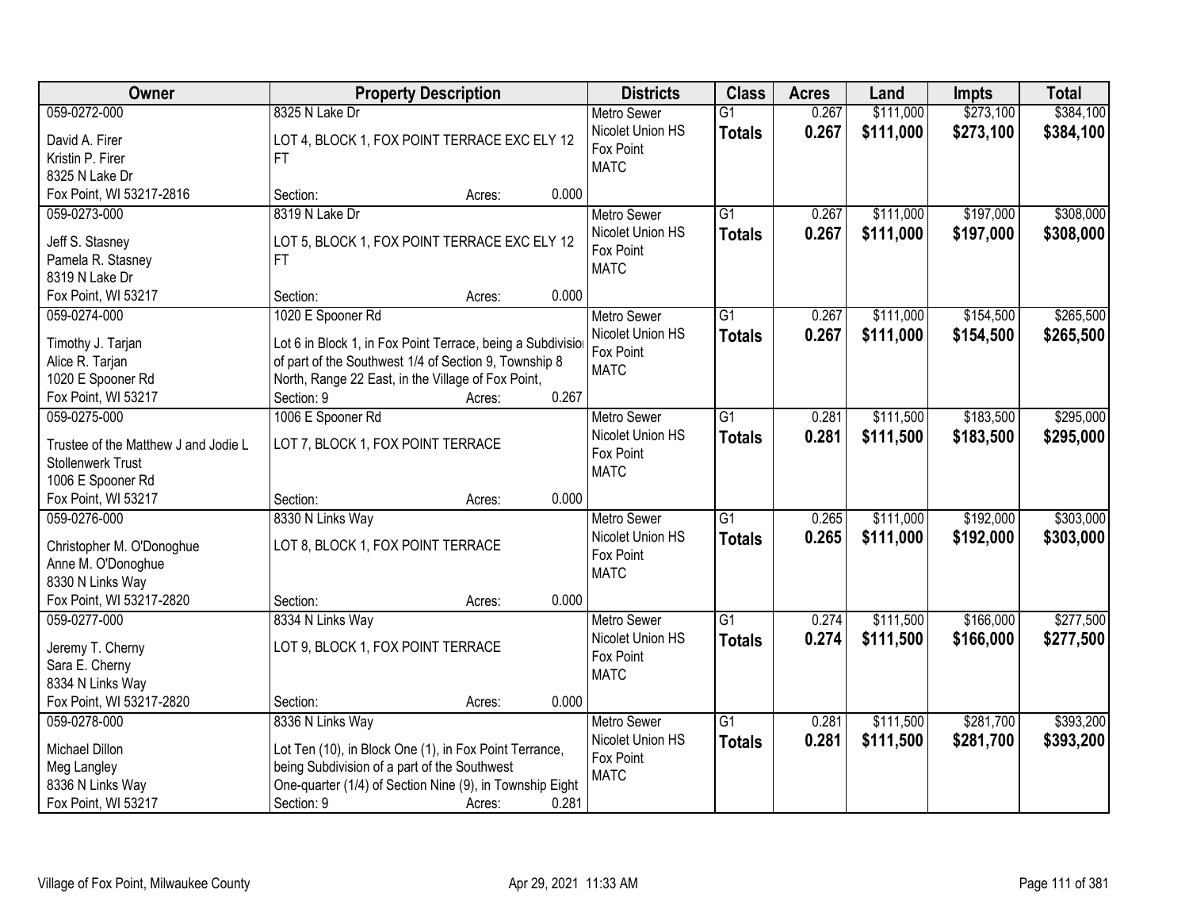| Owner | Property Description | Districts | Class | Acres | Land | Impts | Total |
|---|---|---|---|---|---|---|---|
| 059-0272-000<br>David A. Firer<br>Kristin P. Firer<br>8325 N Lake Dr<br>Fox Point, WI 53217-2816 | 8325 N Lake Dr<br>LOT 4, BLOCK 1, FOX POINT TERRACE EXC ELY 12 FT<br>Section: Acres: 0.000 | Metro Sewer<br>Nicolet Union HS<br>Fox Point<br>MATC | G1<br>**Totals** | 0.267<br>**0.267** | $111,000<br>**$111,000** | $273,100<br>**$273,100** | $384,100<br>**$384,100** |
| 059-0273-000<br>Jeff S. Stasney<br>Pamela R. Stasney<br>8319 N Lake Dr<br>Fox Point, WI 53217 | 8319 N Lake Dr<br>LOT 5, BLOCK 1, FOX POINT TERRACE EXC ELY 12 FT<br>Section: Acres: 0.000 | Metro Sewer<br>Nicolet Union HS<br>Fox Point<br>MATC | G1<br>**Totals** | 0.267<br>**0.267** | $111,000<br>**$111,000** | $197,000<br>**$197,000** | $308,000<br>**$308,000** |
| 059-0274-000<br>Timothy J. Tarjan<br>Alice R. Tarjan<br>1020 E Spooner Rd<br>Fox Point, WI 53217 | 1020 E Spooner Rd<br>Lot 6 in Block 1, in Fox Point Terrace, being a Subdivision of part of the Southwest 1/4 of Section 9, Township 8 North, Range 22 East, in the Village of Fox Point,<br>Section: 9 Acres: 0.267 | Metro Sewer<br>Nicolet Union HS<br>Fox Point<br>MATC | G1<br>**Totals** | 0.267<br>**0.267** | $111,000<br>**$111,000** | $154,500<br>**$154,500** | $265,500<br>**$265,500** |
| 059-0275-000<br>Trustee of the Matthew J and Jodie L Stollenwerk Trust<br>1006 E Spooner Rd<br>Fox Point, WI 53217 | 1006 E Spooner Rd<br>LOT 7, BLOCK 1, FOX POINT TERRACE<br>Section: Acres: 0.000 | Metro Sewer<br>Nicolet Union HS<br>Fox Point<br>MATC | G1<br>**Totals** | 0.281<br>**0.281** | $111,500<br>**$111,500** | $183,500<br>**$183,500** | $295,000<br>**$295,000** |
| 059-0276-000<br>Christopher M. O'Donoghue<br>Anne M. O'Donoghue<br>8330 N Links Way<br>Fox Point, WI 53217-2820 | 8330 N Links Way<br>LOT 8, BLOCK 1, FOX POINT TERRACE<br>Section: Acres: 0.000 | Metro Sewer<br>Nicolet Union HS<br>Fox Point<br>MATC | G1<br>**Totals** | 0.265<br>**0.265** | $111,000<br>**$111,000** | $192,000<br>**$192,000** | $303,000<br>**$303,000** |
| 059-0277-000<br>Jeremy T. Cherny<br>Sara E. Cherny<br>8334 N Links Way<br>Fox Point, WI 53217-2820 | 8334 N Links Way<br>LOT 9, BLOCK 1, FOX POINT TERRACE<br>Section: Acres: 0.000 | Metro Sewer<br>Nicolet Union HS<br>Fox Point<br>MATC | G1<br>**Totals** | 0.274<br>**0.274** | $111,500<br>**$111,500** | $166,000<br>**$166,000** | $277,500<br>**$277,500** |
| 059-0278-000<br>Michael Dillon<br>Meg Langley<br>8336 N Links Way<br>Fox Point, WI 53217 | 8336 N Links Way<br>Lot Ten (10), in Block One (1), in Fox Point Terrance, being Subdivision of a part of the Southwest One-quarter (1/4) of Section Nine (9), in Township Eight<br>Section: 9 Acres: 0.281 | Metro Sewer<br>Nicolet Union HS<br>Fox Point<br>MATC | G1<br>**Totals** | 0.281<br>**0.281** | $111,500<br>**$111,500** | $281,700<br>**$281,700** | $393,200<br>**$393,200** |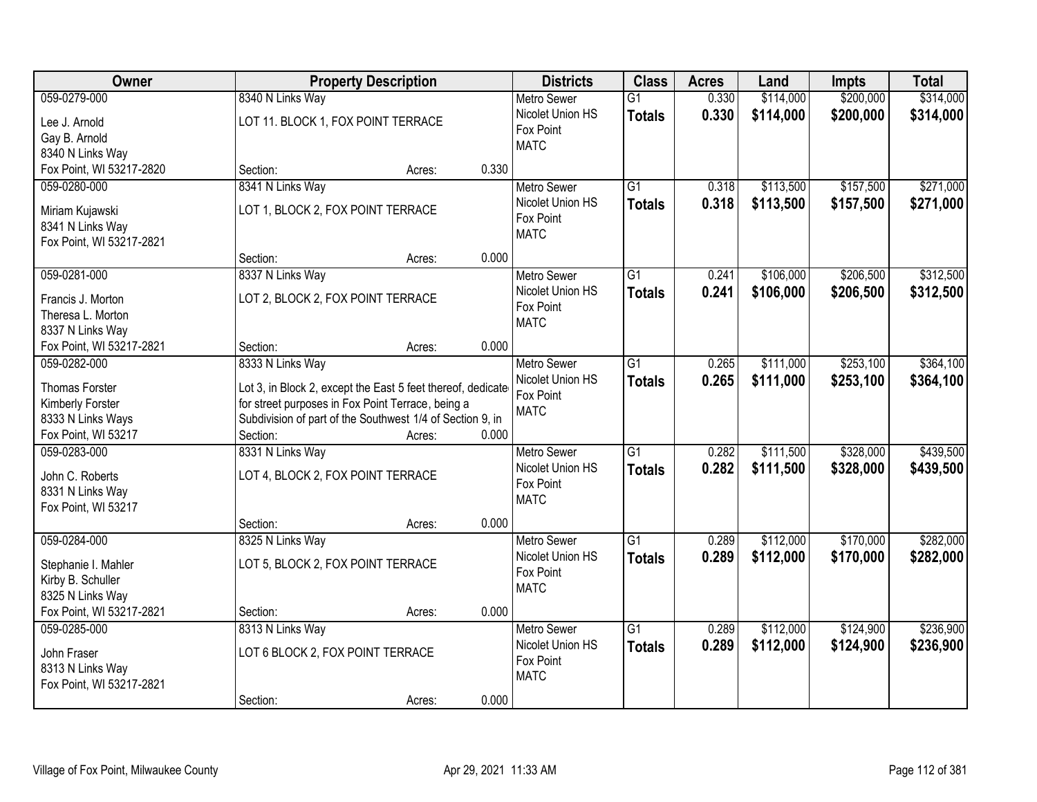| Owner | Property Description | Districts | Class | Acres | Land | Impts | Total |
|---|---|---|---|---|---|---|---|
| 059-0279-000<br>Lee J. Arnold<br>Gay B. Arnold<br>8340 N Links Way<br>Fox Point, WI 53217-2820 | 8340 N Links Way<br>LOT 11. BLOCK 1, FOX POINT TERRACE<br>Section: Acres: 0.330 | Metro Sewer<br>Nicolet Union HS<br>Fox Point<br>MATC | G1<br>**Totals** | 0.330<br>**0.330** | $114,000<br>**$114,000** | $200,000<br>**$200,000** | $314,000<br>**$314,000** |
| 059-0280-000<br>Miriam Kujawski<br>8341 N Links Way<br>Fox Point, WI 53217-2821 | 8341 N Links Way<br>LOT 1, BLOCK 2, FOX POINT TERRACE<br>Section: Acres: 0.000 | Metro Sewer<br>Nicolet Union HS<br>Fox Point<br>MATC | G1<br>**Totals** | 0.318<br>**0.318** | $113,500<br>**$113,500** | $157,500<br>**$157,500** | $271,000<br>**$271,000** |
| 059-0281-000<br>Francis J. Morton<br>Theresa L. Morton<br>8337 N Links Way<br>Fox Point, WI 53217-2821 | 8337 N Links Way<br>LOT 2, BLOCK 2, FOX POINT TERRACE<br>Section: Acres: 0.000 | Metro Sewer<br>Nicolet Union HS<br>Fox Point<br>MATC | G1<br>**Totals** | 0.241<br>**0.241** | $106,000<br>**$106,000** | $206,500<br>**$206,500** | $312,500<br>**$312,500** |
| 059-0282-000<br>Thomas Forster<br>Kimberly Forster<br>8333 N Links Ways<br>Fox Point, WI 53217 | 8333 N Links Way<br>Lot 3, in Block 2, except the East 5 feet thereof, dedicate for street purposes in Fox Point Terrace, being a Subdivision of part of the Southwest 1/4 of Section 9, in<br>Section: Acres: 0.000 | Metro Sewer<br>Nicolet Union HS<br>Fox Point<br>MATC | G1<br>**Totals** | 0.265<br>**0.265** | $111,000<br>**$111,000** | $253,100<br>**$253,100** | $364,100<br>**$364,100** |
| 059-0283-000<br>John C. Roberts<br>8331 N Links Way<br>Fox Point, WI 53217 | 8331 N Links Way<br>LOT 4, BLOCK 2, FOX POINT TERRACE<br>Section: Acres: 0.000 | Metro Sewer<br>Nicolet Union HS<br>Fox Point<br>MATC | G1<br>**Totals** | 0.282<br>**0.282** | $111,500<br>**$111,500** | $328,000<br>**$328,000** | $439,500<br>**$439,500** |
| 059-0284-000<br>Stephanie I. Mahler<br>Kirby B. Schuller<br>8325 N Links Way<br>Fox Point, WI 53217-2821 | 8325 N Links Way<br>LOT 5, BLOCK 2, FOX POINT TERRACE<br>Section: Acres: 0.000 | Metro Sewer<br>Nicolet Union HS<br>Fox Point<br>MATC | G1<br>**Totals** | 0.289<br>**0.289** | $112,000<br>**$112,000** | $170,000<br>**$170,000** | $282,000<br>**$282,000** |
| 059-0285-000<br>John Fraser<br>8313 N Links Way<br>Fox Point, WI 53217-2821 | 8313 N Links Way<br>LOT 6 BLOCK 2, FOX POINT TERRACE<br>Section: Acres: 0.000 | Metro Sewer<br>Nicolet Union HS<br>Fox Point<br>MATC | G1<br>**Totals** | 0.289<br>**0.289** | $112,000<br>**$112,000** | $124,900<br>**$124,900** | $236,900<br>**$236,900** |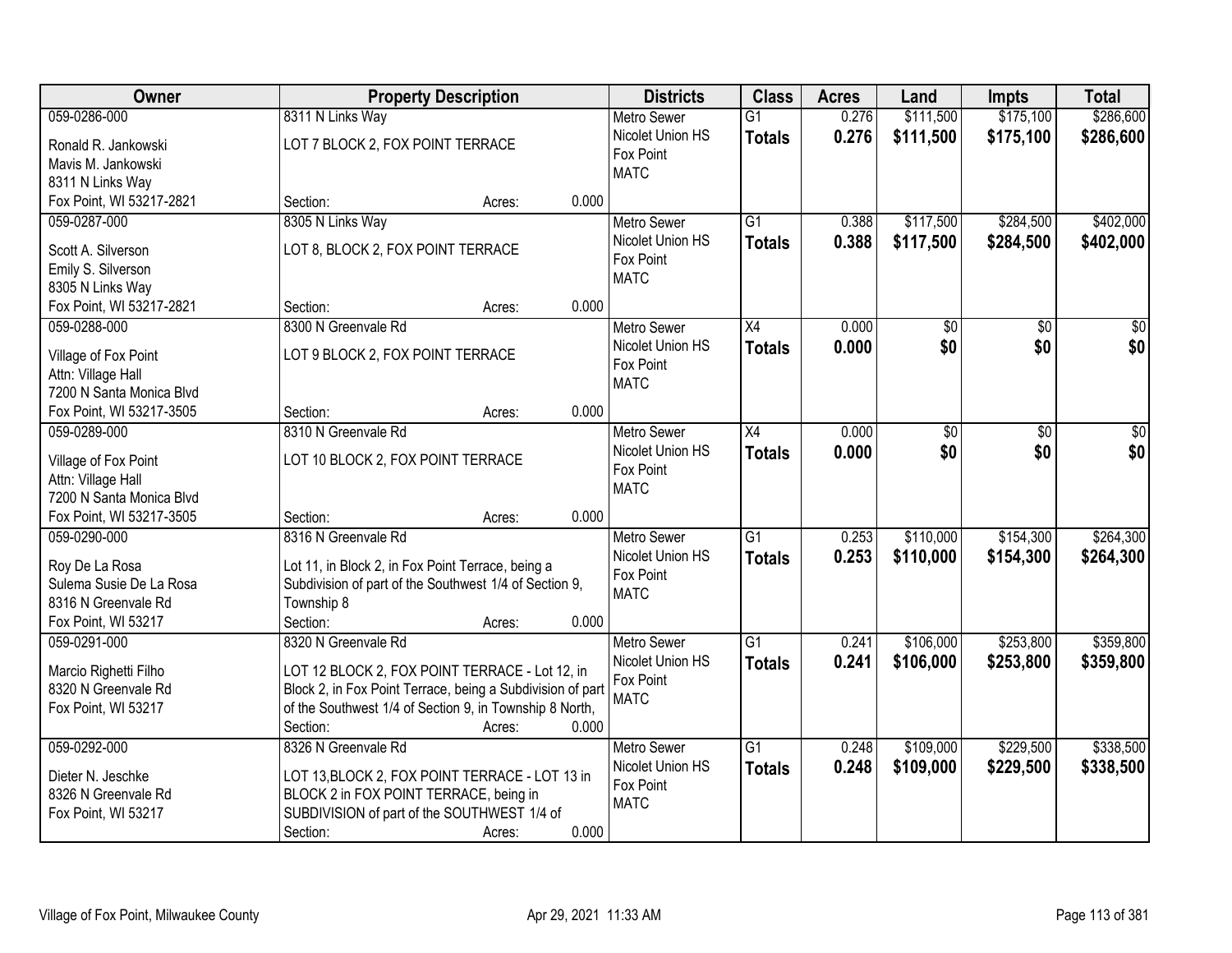| Owner | Property Description | Districts | Class | Acres | Land | Impts | Total |
|---|---|---|---|---|---|---|---|
| 059-0286-000<br>Ronald R. Jankowski<br>Mavis M. Jankowski<br>8311 N Links Way<br>Fox Point, WI 53217-2821 | 8311 N Links Way<br>LOT 7 BLOCK 2, FOX POINT TERRACE<br>Section: Acres: 0.000 | Metro Sewer<br>Nicolet Union HS<br>Fox Point<br>MATC | G1<br>**Totals** | 0.276<br>**0.276** | $111,500<br>**$111,500** | $175,100<br>**$175,100** | $286,600<br>**$286,600** |
| 059-0287-000<br>Scott A. Silverson<br>Emily S. Silverson<br>8305 N Links Way<br>Fox Point, WI 53217-2821 | 8305 N Links Way<br>LOT 8, BLOCK 2, FOX POINT TERRACE<br>Section: Acres: 0.000 | Metro Sewer<br>Nicolet Union HS<br>Fox Point<br>MATC | G1<br>**Totals** | 0.388<br>**0.388** | $117,500<br>**$117,500** | $284,500<br>**$284,500** | $402,000<br>**$402,000** |
| 059-0288-000<br>Village of Fox Point<br>Attn: Village Hall<br>7200 N Santa Monica Blvd<br>Fox Point, WI 53217-3505 | 8300 N Greenvale Rd<br>LOT 9 BLOCK 2, FOX POINT TERRACE<br>Section: Acres: 0.000 | Metro Sewer<br>Nicolet Union HS<br>Fox Point<br>MATC | X4<br>**Totals** | 0.000<br>**0.000** | $0<br>**$0** | $0<br>**$0** | $0<br>**$0** |
| 059-0289-000<br>Village of Fox Point<br>Attn: Village Hall<br>7200 N Santa Monica Blvd<br>Fox Point, WI 53217-3505 | 8310 N Greenvale Rd<br>LOT 10 BLOCK 2, FOX POINT TERRACE<br>Section: Acres: 0.000 | Metro Sewer<br>Nicolet Union HS<br>Fox Point<br>MATC | X4<br>**Totals** | 0.000<br>**0.000** | $0<br>**$0** | $0<br>**$0** | $0<br>**$0** |
| 059-0290-000<br>Roy De La Rosa<br>Sulema Susie De La Rosa<br>8316 N Greenvale Rd<br>Fox Point, WI 53217 | 8316 N Greenvale Rd<br>Lot 11, in Block 2, in Fox Point Terrace, being a Subdivision of part of the Southwest 1/4 of Section 9, Township 8<br>Section: Acres: 0.000 | Metro Sewer<br>Nicolet Union HS<br>Fox Point<br>MATC | G1<br>**Totals** | 0.253<br>**0.253** | $110,000<br>**$110,000** | $154,300<br>**$154,300** | $264,300<br>**$264,300** |
| 059-0291-000<br>Marcio Righetti Filho<br>8320 N Greenvale Rd<br>Fox Point, WI 53217 | 8320 N Greenvale Rd<br>LOT 12 BLOCK 2, FOX POINT TERRACE - Lot 12, in Block 2, in Fox Point Terrace, being a Subdivision of part of the Southwest 1/4 of Section 9, in Township 8 North,<br>Section: Acres: 0.000 | Metro Sewer<br>Nicolet Union HS<br>Fox Point<br>MATC | G1<br>**Totals** | 0.241<br>**0.241** | $106,000<br>**$106,000** | $253,800<br>**$253,800** | $359,800<br>**$359,800** |
| 059-0292-000<br>Dieter N. Jeschke<br>8326 N Greenvale Rd<br>Fox Point, WI 53217 | 8326 N Greenvale Rd<br>LOT 13,BLOCK 2, FOX POINT TERRACE - LOT 13 in BLOCK 2 in FOX POINT TERRACE, being in SUBDIVISION of part of the SOUTHWEST 1/4 of<br>Section: Acres: 0.000 | Metro Sewer<br>Nicolet Union HS<br>Fox Point<br>MATC | G1<br>**Totals** | 0.248<br>**0.248** | $109,000<br>**$109,000** | $229,500<br>**$229,500** | $338,500<br>**$338,500** |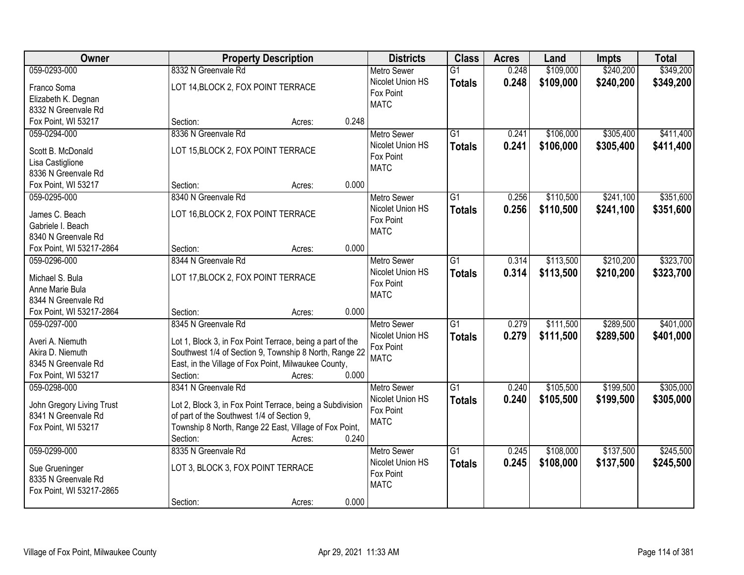| Owner | Property Description | Districts | Class | Acres | Land | Impts | Total |
|---|---|---|---|---|---|---|---|
| 059-0293-000<br>Franco Soma<br>Elizabeth K. Degnan<br>8332 N Greenvale Rd<br>Fox Point, WI 53217 | 8332 N Greenvale Rd<br>LOT 14,BLOCK 2, FOX POINT TERRACE<br>Section: Acres: 0.248 | Metro Sewer<br>Nicolet Union HS<br>Fox Point<br>MATC | G1<br>**Totals** | 0.248<br>**0.248** | \$109,000<br>**\$109,000** | \$240,200<br>**\$240,200** | \$349,200<br>**\$349,200** |
| 059-0294-000<br>Scott B. McDonald<br>Lisa Castiglione<br>8336 N Greenvale Rd<br>Fox Point, WI 53217 | 8336 N Greenvale Rd<br>LOT 15,BLOCK 2, FOX POINT TERRACE<br>Section: Acres: 0.000 | Metro Sewer<br>Nicolet Union HS<br>Fox Point<br>MATC | G1<br>**Totals** | 0.241<br>**0.241** | \$106,000<br>**\$106,000** | \$305,400<br>**\$305,400** | \$411,400<br>**\$411,400** |
| 059-0295-000<br>James C. Beach<br>Gabriele I. Beach<br>8340 N Greenvale Rd<br>Fox Point, WI 53217-2864 | 8340 N Greenvale Rd<br>LOT 16,BLOCK 2, FOX POINT TERRACE<br>Section: Acres: 0.000 | Metro Sewer<br>Nicolet Union HS<br>Fox Point<br>MATC | G1<br>**Totals** | 0.256<br>**0.256** | \$110,500<br>**\$110,500** | \$241,100<br>**\$241,100** | \$351,600<br>**\$351,600** |
| 059-0296-000<br>Michael S. Bula<br>Anne Marie Bula<br>8344 N Greenvale Rd<br>Fox Point, WI 53217-2864 | 8344 N Greenvale Rd<br>LOT 17,BLOCK 2, FOX POINT TERRACE<br>Section: Acres: 0.000 | Metro Sewer<br>Nicolet Union HS<br>Fox Point<br>MATC | G1<br>**Totals** | 0.314<br>**0.314** | \$113,500<br>**\$113,500** | \$210,200<br>**\$210,200** | \$323,700<br>**\$323,700** |
| 059-0297-000<br>Averi A. Niemuth<br>Akira D. Niemuth<br>8345 N Greenvale Rd<br>Fox Point, WI 53217 | 8345 N Greenvale Rd<br>Lot 1, Block 3, in Fox Point Terrace, being a part of the Southwest 1/4 of Section 9, Township 8 North, Range 22 East, in the Village of Fox Point, Milwaukee County,<br>Section: Acres: 0.000 | Metro Sewer<br>Nicolet Union HS<br>Fox Point<br>MATC | G1<br>**Totals** | 0.279<br>**0.279** | \$111,500<br>**\$111,500** | \$289,500<br>**\$289,500** | \$401,000<br>**\$401,000** |
| 059-0298-000<br>John Gregory Living Trust<br>8341 N Greenvale Rd<br>Fox Point, WI 53217 | 8341 N Greenvale Rd<br>Lot 2, Block 3, in Fox Point Terrace, being a Subdivision of part of the Southwest 1/4 of Section 9, Township 8 North, Range 22 East, Village of Fox Point,<br>Section: Acres: 0.240 | Metro Sewer<br>Nicolet Union HS<br>Fox Point<br>MATC | G1<br>**Totals** | 0.240<br>**0.240** | \$105,500<br>**\$105,500** | \$199,500<br>**\$199,500** | \$305,000<br>**\$305,000** |
| 059-0299-000<br>Sue Grueninger<br>8335 N Greenvale Rd<br>Fox Point, WI 53217-2865 | 8335 N Greenvale Rd<br>LOT 3, BLOCK 3, FOX POINT TERRACE<br>Section: Acres: 0.000 | Metro Sewer<br>Nicolet Union HS<br>Fox Point<br>MATC | G1<br>**Totals** | 0.245<br>**0.245** | \$108,000<br>**\$108,000** | \$137,500<br>**\$137,500** | \$245,500<br>**\$245,500** |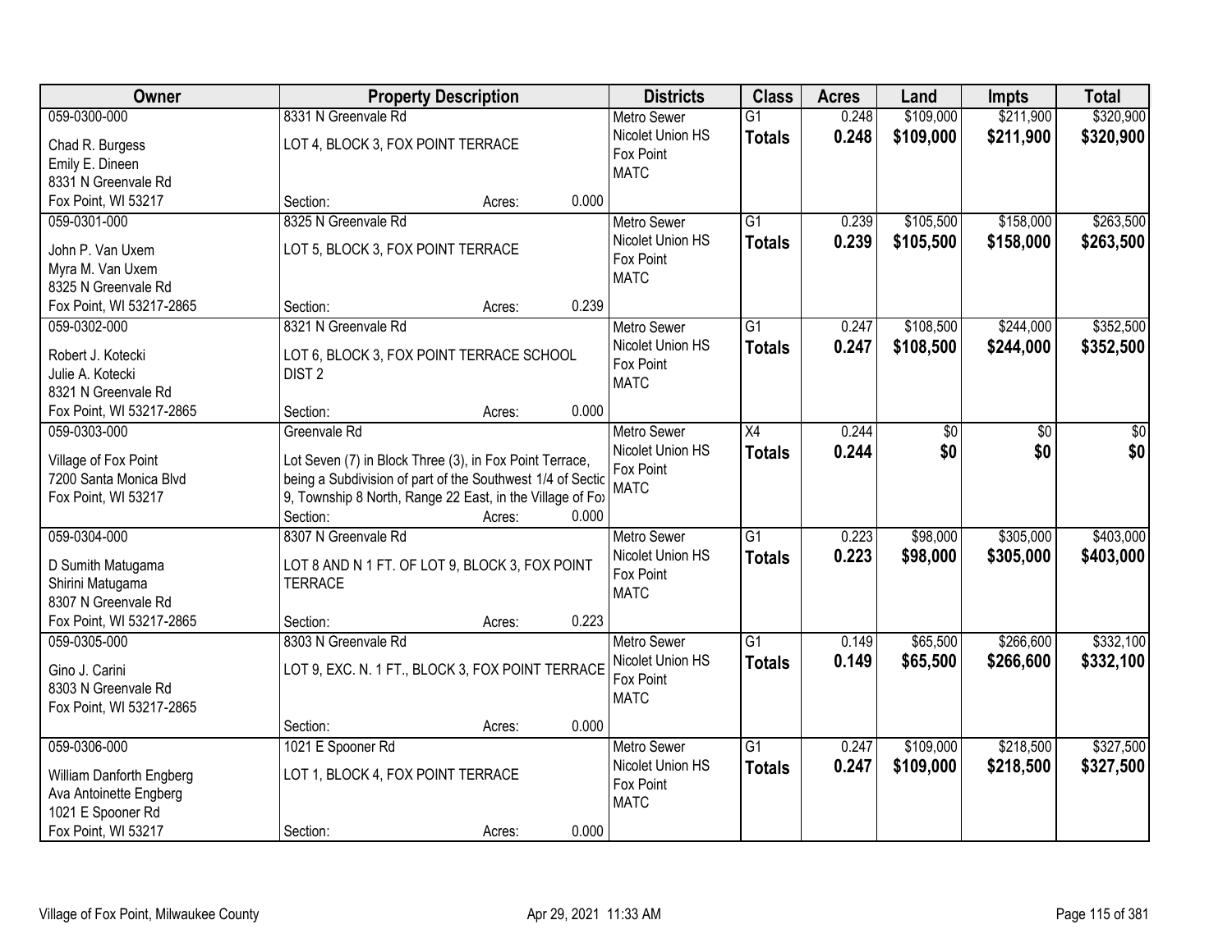| Owner | Property Description | Districts | Class | Acres | Land | Impts | Total |
|---|---|---|---|---|---|---|---|
| 059-0300-000<br>Chad R. Burgess<br>Emily E. Dineen<br>8331 N Greenvale Rd<br>Fox Point, WI 53217 | 8331 N Greenvale Rd<br>LOT 4, BLOCK 3, FOX POINT TERRACE<br>Section: Acres: 0.000 | Metro Sewer<br>Nicolet Union HS<br>Fox Point<br>MATC | G1<br>**Totals** | 0.248<br>**0.248** | $109,000<br>**$109,000** | $211,900<br>**$211,900** | $320,900<br>**$320,900** |
| 059-0301-000<br>John P. Van Uxem<br>Myra M. Van Uxem<br>8325 N Greenvale Rd<br>Fox Point, WI 53217-2865 | 8325 N Greenvale Rd<br>LOT 5, BLOCK 3, FOX POINT TERRACE<br>Section: Acres: 0.239 | Metro Sewer<br>Nicolet Union HS<br>Fox Point<br>MATC | G1<br>**Totals** | 0.239<br>**0.239** | $105,500<br>**$105,500** | $158,000<br>**$158,000** | $263,500<br>**$263,500** |
| 059-0302-000<br>Robert J. Kotecki<br>Julie A. Kotecki<br>8321 N Greenvale Rd<br>Fox Point, WI 53217-2865 | 8321 N Greenvale Rd<br>LOT 6, BLOCK 3, FOX POINT TERRACE SCHOOL DIST 2<br>Section: Acres: 0.000 | Metro Sewer<br>Nicolet Union HS<br>Fox Point<br>MATC | G1<br>**Totals** | 0.247<br>**0.247** | $108,500<br>**$108,500** | $244,000<br>**$244,000** | $352,500<br>**$352,500** |
| 059-0303-000<br>Village of Fox Point<br>7200 Santa Monica Blvd<br>Fox Point, WI 53217 | Greenvale Rd<br>Lot Seven (7) in Block Three (3), in Fox Point Terrace, being a Subdivision of part of the Southwest 1/4 of Sectic 9, Township 8 North, Range 22 East, in the Village of Fox<br>Section: Acres: 0.000 | Metro Sewer<br>Nicolet Union HS<br>Fox Point<br>MATC | X4<br>**Totals** | 0.244<br>**0.244** | $0<br>**$0** | $0<br>**$0** | $0<br>**$0** |
| 059-0304-000<br>D Sumith Matugama<br>Shirini Matugama<br>8307 N Greenvale Rd<br>Fox Point, WI 53217-2865 | 8307 N Greenvale Rd<br>LOT 8 AND N 1 FT. OF LOT 9, BLOCK 3, FOX POINT TERRACE<br>Section: Acres: 0.223 | Metro Sewer<br>Nicolet Union HS<br>Fox Point<br>MATC | G1<br>**Totals** | 0.223<br>**0.223** | $98,000<br>**$98,000** | $305,000<br>**$305,000** | $403,000<br>**$403,000** |
| 059-0305-000<br>Gino J. Carini<br>8303 N Greenvale Rd<br>Fox Point, WI 53217-2865 | 8303 N Greenvale Rd<br>LOT 9, EXC. N. 1 FT., BLOCK 3, FOX POINT TERRACE<br>Section: Acres: 0.000 | Metro Sewer<br>Nicolet Union HS<br>Fox Point<br>MATC | G1<br>**Totals** | 0.149<br>**0.149** | $65,500<br>**$65,500** | $266,600<br>**$266,600** | $332,100<br>**$332,100** |
| 059-0306-000<br>William Danforth Engberg<br>Ava Antoinette Engberg<br>1021 E Spooner Rd<br>Fox Point, WI 53217 | 1021 E Spooner Rd<br>LOT 1, BLOCK 4, FOX POINT TERRACE<br>Section: Acres: 0.000 | Metro Sewer<br>Nicolet Union HS<br>Fox Point<br>MATC | G1<br>**Totals** | 0.247<br>**0.247** | $109,000<br>**$109,000** | $218,500<br>**$218,500** | $327,500<br>**$327,500** |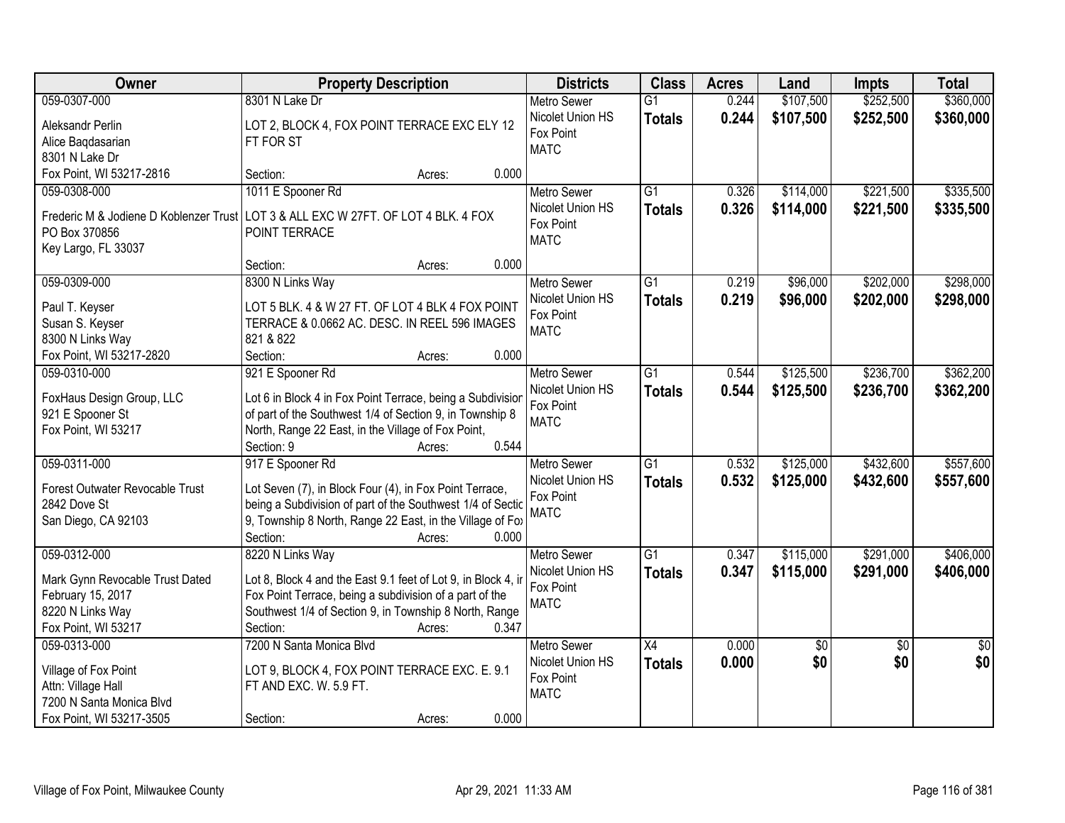| Owner | Property Description | Districts | Class | Acres | Land | Impts | Total |
|---|---|---|---|---|---|---|---|
| 059-0307-000<br>Aleksandr Perlin<br>Alice Baqdasarian<br>8301 N Lake Dr<br>Fox Point, WI 53217-2816 | 8301 N Lake Dr<br>LOT 2, BLOCK 4, FOX POINT TERRACE EXC ELY 12 FT FOR ST<br>Section: Acres: 0.000 | Metro Sewer<br>Nicolet Union HS<br>Fox Point<br>MATC | G1<br>**Totals** | 0.244<br>**0.244** | $107,500<br>**$107,500** | $252,500<br>**$252,500** | $360,000<br>**$360,000** |
| 059-0308-000<br>Frederic M & Jodiene D Koblenzer Trust<br>PO Box 370856<br>Key Largo, FL 33037 | 1011 E Spooner Rd<br>LOT 3 & ALL EXC W 27FT. OF LOT 4 BLK. 4 FOX POINT TERRACE<br>Section: Acres: 0.000 | Metro Sewer<br>Nicolet Union HS<br>Fox Point<br>MATC | G1<br>**Totals** | 0.326<br>**0.326** | $114,000<br>**$114,000** | $221,500<br>**$221,500** | $335,500<br>**$335,500** |
| 059-0309-000<br>Paul T. Keyser<br>Susan S. Keyser<br>8300 N Links Way<br>Fox Point, WI 53217-2820 | 8300 N Links Way<br>LOT 5 BLK. 4 & W 27 FT. OF LOT 4 BLK 4 FOX POINT TERRACE & 0.0662 AC. DESC. IN REEL 596 IMAGES 821 & 822<br>Section: Acres: 0.000 | Metro Sewer<br>Nicolet Union HS<br>Fox Point<br>MATC | G1<br>**Totals** | 0.219<br>**0.219** | $96,000<br>**$96,000** | $202,000<br>**$202,000** | $298,000<br>**$298,000** |
| 059-0310-000<br>FoxHaus Design Group, LLC<br>921 E Spooner St<br>Fox Point, WI 53217 | 921 E Spooner Rd<br>Lot 6 in Block 4 in Fox Point Terrace, being a Subdivision of part of the Southwest 1/4 of Section 9, in Township 8 North, Range 22 East, in the Village of Fox Point,<br>Section: 9 Acres: 0.544 | Metro Sewer<br>Nicolet Union HS<br>Fox Point<br>MATC | G1<br>**Totals** | 0.544<br>**0.544** | $125,500<br>**$125,500** | $236,700<br>**$236,700** | $362,200<br>**$362,200** |
| 059-0311-000<br>Forest Outwater Revocable Trust<br>2842 Dove St<br>San Diego, CA 92103 | 917 E Spooner Rd<br>Lot Seven (7), in Block Four (4), in Fox Point Terrace, being a Subdivision of part of the Southwest 1/4 of Sectio 9, Township 8 North, Range 22 East, in the Village of Fox<br>Section: Acres: 0.000 | Metro Sewer<br>Nicolet Union HS<br>Fox Point<br>MATC | G1<br>**Totals** | 0.532<br>**0.532** | $125,000<br>**$125,000** | $432,600<br>**$432,600** | $557,600<br>**$557,600** |
| 059-0312-000<br>Mark Gynn Revocable Trust Dated February 15, 2017<br>8220 N Links Way<br>Fox Point, WI 53217 | 8220 N Links Way<br>Lot 8, Block 4 and the East 9.1 feet of Lot 9, in Block 4, in Fox Point Terrace, being a subdivision of a part of the Southwest 1/4 of Section 9, in Township 8 North, Range<br>Section: Acres: 0.347 | Metro Sewer<br>Nicolet Union HS<br>Fox Point<br>MATC | G1<br>**Totals** | 0.347<br>**0.347** | $115,000<br>**$115,000** | $291,000<br>**$291,000** | $406,000<br>**$406,000** |
| 059-0313-000<br>Village of Fox Point<br>Attn: Village Hall<br>7200 N Santa Monica Blvd<br>Fox Point, WI 53217-3505 | 7200 N Santa Monica Blvd<br>LOT 9, BLOCK 4, FOX POINT TERRACE EXC. E. 9.1 FT AND EXC. W. 5.9 FT.<br>Section: Acres: 0.000 | Metro Sewer<br>Nicolet Union HS<br>Fox Point<br>MATC | X4<br>**Totals** | 0.000<br>**0.000** | $0<br>**$0** | $0<br>**$0** | $0<br>**$0** |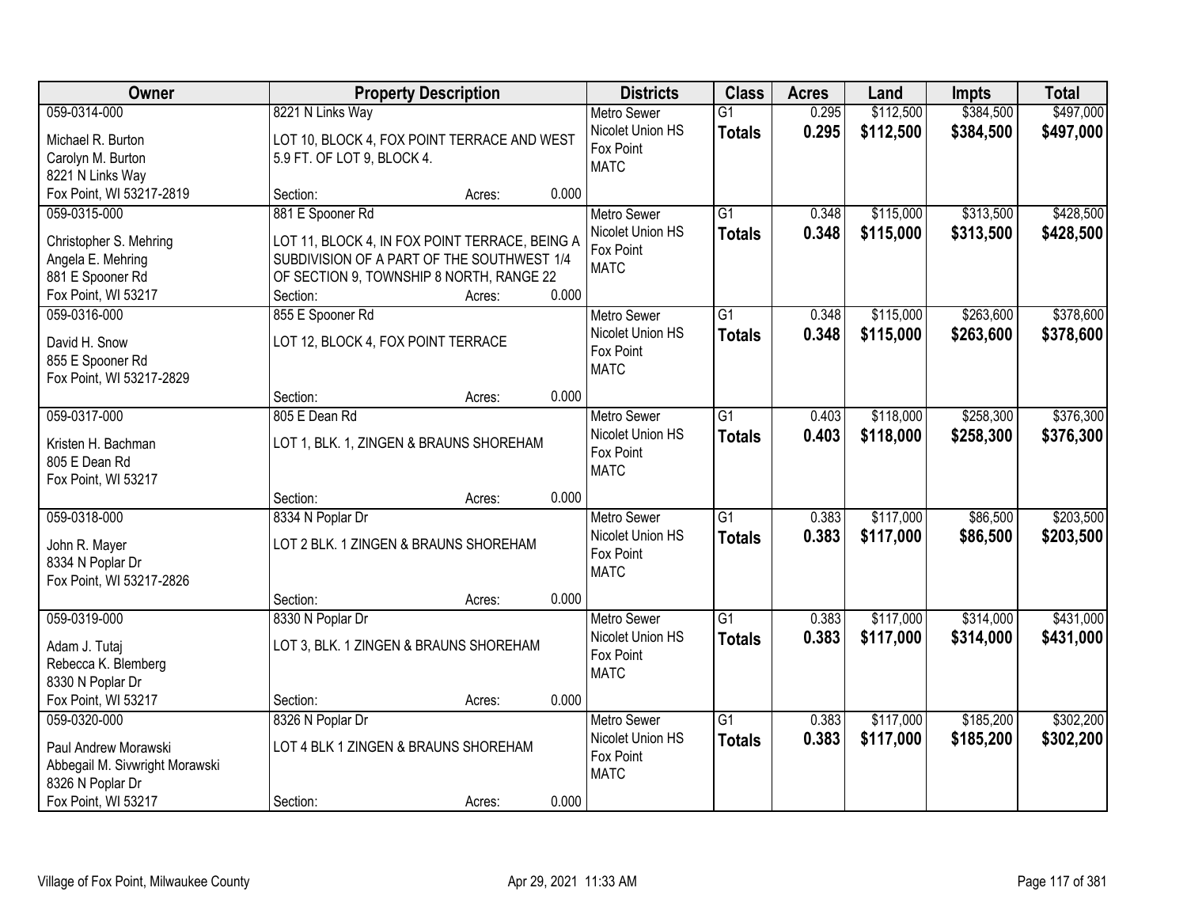| Owner | Property Description | Districts | Class | Acres | Land | Impts | Total |
|---|---|---|---|---|---|---|---|
| 059-0314-000<br>Michael R. Burton<br>Carolyn M. Burton<br>8221 N Links Way<br>Fox Point, WI 53217-2819 | 8221 N Links Way<br>LOT 10, BLOCK 4, FOX POINT TERRACE AND WEST 5.9 FT. OF LOT 9, BLOCK 4.<br>Section: Acres: 0.000 | Metro Sewer<br>Nicolet Union HS<br>Fox Point<br>MATC | G1<br>**Totals** | 0.295<br>**0.295** | \$112,500<br>**\$112,500** | \$384,500<br>**\$384,500** | \$497,000<br>**\$497,000** |
| 059-0315-000<br>Christopher S. Mehring<br>Angela E. Mehring<br>881 E Spooner Rd<br>Fox Point, WI 53217 | 881 E Spooner Rd<br>LOT 11, BLOCK 4, IN FOX POINT TERRACE, BEING A SUBDIVISION OF A PART OF THE SOUTHWEST 1/4 OF SECTION 9, TOWNSHIP 8 NORTH, RANGE 22<br>Section: Acres: 0.000 | Metro Sewer<br>Nicolet Union HS<br>Fox Point<br>MATC | G1<br>**Totals** | 0.348<br>**0.348** | \$115,000<br>**\$115,000** | \$313,500<br>**\$313,500** | \$428,500<br>**\$428,500** |
| 059-0316-000<br>David H. Snow<br>855 E Spooner Rd<br>Fox Point, WI 53217-2829 | 855 E Spooner Rd<br>LOT 12, BLOCK 4, FOX POINT TERRACE<br>Section: Acres: 0.000 | Metro Sewer<br>Nicolet Union HS<br>Fox Point<br>MATC | G1<br>**Totals** | 0.348<br>**0.348** | \$115,000<br>**\$115,000** | \$263,600<br>**\$263,600** | \$378,600<br>**\$378,600** |
| 059-0317-000<br>Kristen H. Bachman<br>805 E Dean Rd<br>Fox Point, WI 53217 | 805 E Dean Rd<br>LOT 1, BLK. 1, ZINGEN & BRAUNS SHOREHAM<br>Section: Acres: 0.000 | Metro Sewer<br>Nicolet Union HS<br>Fox Point<br>MATC | G1<br>**Totals** | 0.403<br>**0.403** | \$118,000<br>**\$118,000** | \$258,300<br>**\$258,300** | \$376,300<br>**\$376,300** |
| 059-0318-000<br>John R. Mayer<br>8334 N Poplar Dr<br>Fox Point, WI 53217-2826 | 8334 N Poplar Dr<br>LOT 2 BLK. 1 ZINGEN & BRAUNS SHOREHAM<br>Section: Acres: 0.000 | Metro Sewer<br>Nicolet Union HS<br>Fox Point<br>MATC | G1<br>**Totals** | 0.383<br>**0.383** | \$117,000<br>**\$117,000** | \$86,500<br>**\$86,500** | \$203,500<br>**\$203,500** |
| 059-0319-000<br>Adam J. Tutaj<br>Rebecca K. Blemberg<br>8330 N Poplar Dr<br>Fox Point, WI 53217 | 8330 N Poplar Dr<br>LOT 3, BLK. 1 ZINGEN & BRAUNS SHOREHAM<br>Section: Acres: 0.000 | Metro Sewer<br>Nicolet Union HS<br>Fox Point<br>MATC | G1<br>**Totals** | 0.383<br>**0.383** | \$117,000<br>**\$117,000** | \$314,000<br>**\$314,000** | \$431,000<br>**\$431,000** |
| 059-0320-000<br>Paul Andrew Morawski<br>Abbegail M. Sivwright Morawski<br>8326 N Poplar Dr<br>Fox Point, WI 53217 | 8326 N Poplar Dr<br>LOT 4 BLK 1 ZINGEN & BRAUNS SHOREHAM<br>Section: Acres: 0.000 | Metro Sewer<br>Nicolet Union HS<br>Fox Point<br>MATC | G1<br>**Totals** | 0.383<br>**0.383** | \$117,000<br>**\$117,000** | \$185,200<br>**\$185,200** | \$302,200<br>**\$302,200** |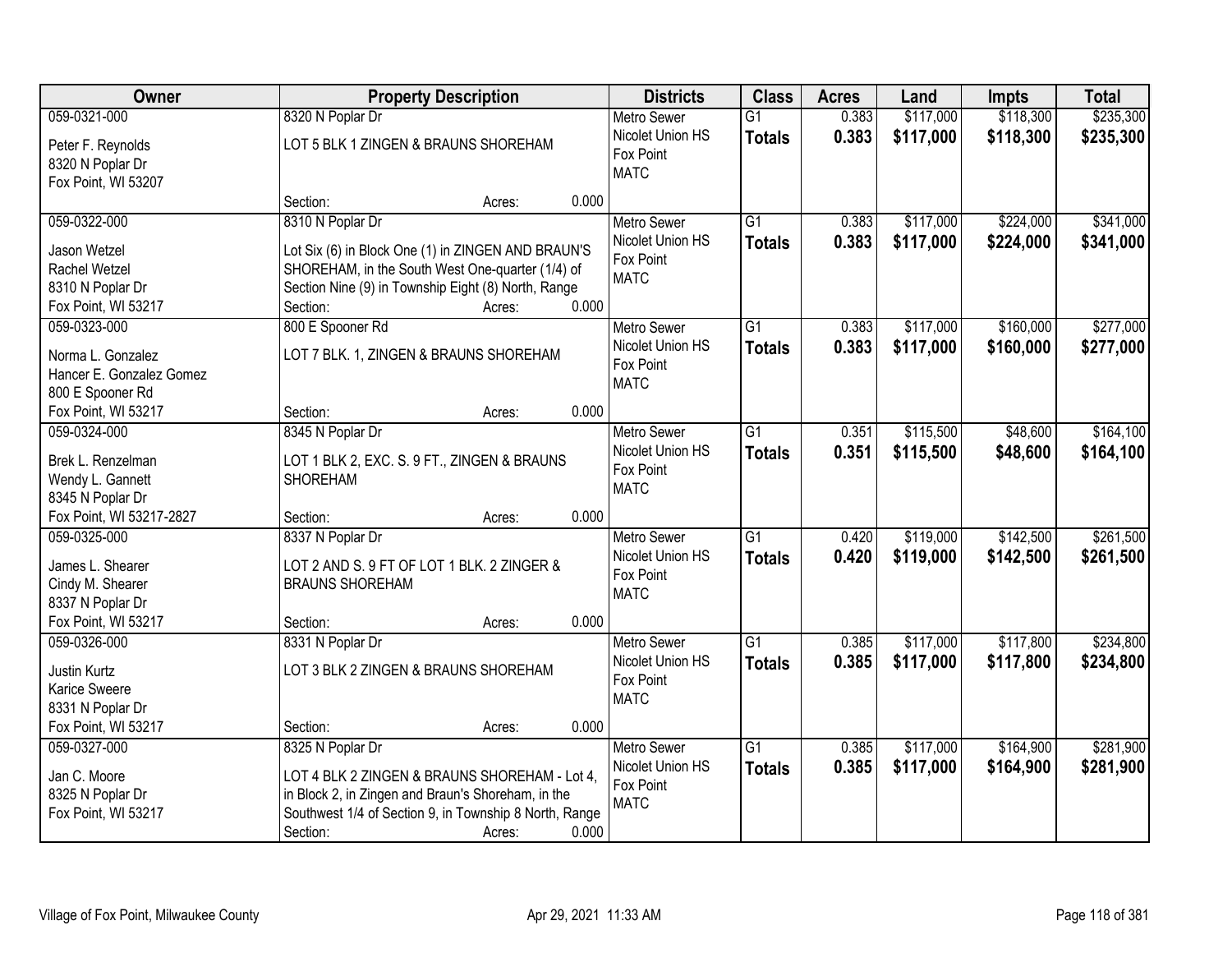| Owner | Property Description | Districts | Class | Acres | Land | Impts | Total |
|---|---|---|---|---|---|---|---|
| 059-0321-000<br>Peter F. Reynolds<br>8320 N Poplar Dr<br>Fox Point, WI 53207 | 8320 N Poplar Dr<br>LOT 5 BLK 1 ZINGEN & BRAUNS SHOREHAM<br>Section: Acres: 0.000 | Metro Sewer<br>Nicolet Union HS<br>Fox Point<br>MATC | G1<br>**Totals** | 0.383<br>**0.383** | \$117,000<br>**\$117,000** | \$118,300<br>**\$118,300** | \$235,300<br>**\$235,300** |
| 059-0322-000<br>Jason Wetzel<br>Rachel Wetzel<br>8310 N Poplar Dr<br>Fox Point, WI 53217 | 8310 N Poplar Dr<br>Lot Six (6) in Block One (1) in ZINGEN AND BRAUN'S SHOREHAM, in the South West One-quarter (1/4) of Section Nine (9) in Township Eight (8) North, Range<br>Section: Acres: 0.000 | Metro Sewer<br>Nicolet Union HS<br>Fox Point<br>MATC | G1<br>**Totals** | 0.383<br>**0.383** | \$117,000<br>**\$117,000** | \$224,000<br>**\$224,000** | \$341,000<br>**\$341,000** |
| 059-0323-000<br>Norma L. Gonzalez<br>Hancer E. Gonzalez Gomez<br>800 E Spooner Rd<br>Fox Point, WI 53217 | 800 E Spooner Rd<br>LOT 7 BLK. 1, ZINGEN & BRAUNS SHOREHAM<br>Section: Acres: 0.000 | Metro Sewer<br>Nicolet Union HS<br>Fox Point<br>MATC | G1<br>**Totals** | 0.383<br>**0.383** | \$117,000<br>**\$117,000** | \$160,000<br>**\$160,000** | \$277,000<br>**\$277,000** |
| 059-0324-000<br>Brek L. Renzelman<br>Wendy L. Gannett<br>8345 N Poplar Dr<br>Fox Point, WI 53217-2827 | 8345 N Poplar Dr<br>LOT 1 BLK 2, EXC. S. 9 FT., ZINGEN & BRAUNS SHOREHAM<br>Section: Acres: 0.000 | Metro Sewer<br>Nicolet Union HS<br>Fox Point<br>MATC | G1<br>**Totals** | 0.351<br>**0.351** | \$115,500<br>**\$115,500** | \$48,600<br>**\$48,600** | \$164,100<br>**\$164,100** |
| 059-0325-000<br>James L. Shearer<br>Cindy M. Shearer<br>8337 N Poplar Dr<br>Fox Point, WI 53217 | 8337 N Poplar Dr<br>LOT 2 AND S. 9 FT OF LOT 1 BLK. 2 ZINGER & BRAUNS SHOREHAM<br>Section: Acres: 0.000 | Metro Sewer<br>Nicolet Union HS<br>Fox Point<br>MATC | G1<br>**Totals** | 0.420<br>**0.420** | \$119,000<br>**\$119,000** | \$142,500<br>**\$142,500** | \$261,500<br>**\$261,500** |
| 059-0326-000<br>Justin Kurtz<br>Karice Sweere<br>8331 N Poplar Dr<br>Fox Point, WI 53217 | 8331 N Poplar Dr<br>LOT 3 BLK 2 ZINGEN & BRAUNS SHOREHAM<br>Section: Acres: 0.000 | Metro Sewer<br>Nicolet Union HS<br>Fox Point<br>MATC | G1<br>**Totals** | 0.385<br>**0.385** | \$117,000<br>**\$117,000** | \$117,800<br>**\$117,800** | \$234,800<br>**\$234,800** |
| 059-0327-000<br>Jan C. Moore<br>8325 N Poplar Dr<br>Fox Point, WI 53217 | 8325 N Poplar Dr<br>LOT 4 BLK 2 ZINGEN & BRAUNS SHOREHAM - Lot 4, in Block 2, in Zingen and Braun's Shoreham, in the Southwest 1/4 of Section 9, in Township 8 North, Range<br>Section: Acres: 0.000 | Metro Sewer<br>Nicolet Union HS<br>Fox Point<br>MATC | G1<br>**Totals** | 0.385<br>**0.385** | \$117,000<br>**\$117,000** | \$164,900<br>**\$164,900** | \$281,900<br>**\$281,900** |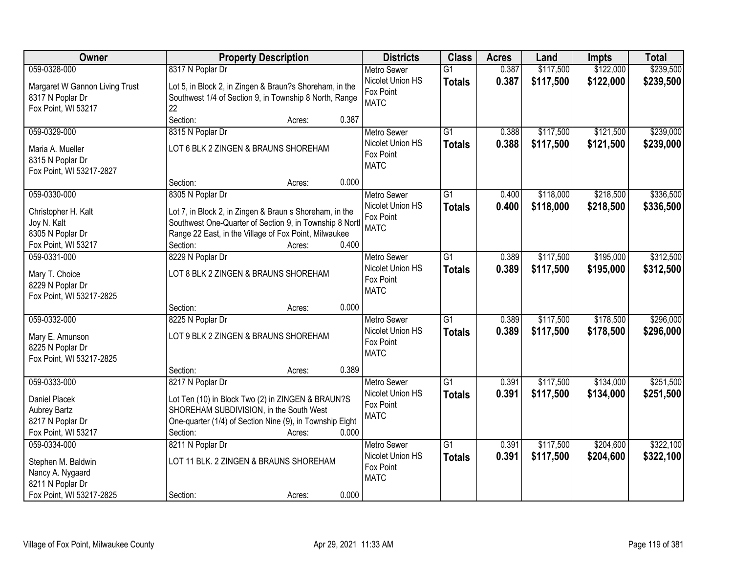| Owner | Property Description | Districts | Class | Acres | Land | Impts | Total |
|---|---|---|---|---|---|---|---|
| 059-0328-000<br>Margaret W Gannon Living Trust<br>8317 N Poplar Dr<br>Fox Point, WI 53217 | 8317 N Poplar Dr<br>Lot 5, in Block 2, in Zingen & Braun?s Shoreham, in the Southwest 1/4 of Section 9, in Township 8 North, Range 22<br>Section: Acres: 0.387 | Metro Sewer<br>Nicolet Union HS<br>Fox Point<br>MATC | G1<br>**Totals** | 0.387<br>**0.387** | $117,500<br>**$117,500** | $122,000<br>**$122,000** | $239,500<br>**$239,500** |
| 059-0329-000<br>Maria A. Mueller<br>8315 N Poplar Dr<br>Fox Point, WI 53217-2827 | 8315 N Poplar Dr<br>LOT 6 BLK 2 ZINGEN & BRAUNS SHOREHAM<br>Section: Acres: 0.000 | Metro Sewer<br>Nicolet Union HS<br>Fox Point<br>MATC | G1<br>**Totals** | 0.388<br>**0.388** | $117,500<br>**$117,500** | $121,500<br>**$121,500** | $239,000<br>**$239,000** |
| 059-0330-000<br>Christopher H. Kalt<br>Joy N. Kalt<br>8305 N Poplar Dr<br>Fox Point, WI 53217 | 8305 N Poplar Dr<br>Lot 7, in Block 2, in Zingen & Braun s Shoreham, in the Southwest One-Quarter of Section 9, in Township 8 Nortl Range 22 East, in the Village of Fox Point, Milwaukee<br>Section: Acres: 0.400 | Metro Sewer<br>Nicolet Union HS<br>Fox Point<br>MATC | G1<br>**Totals** | 0.400<br>**0.400** | $118,000<br>**$118,000** | $218,500<br>**$218,500** | $336,500<br>**$336,500** |
| 059-0331-000<br>Mary T. Choice<br>8229 N Poplar Dr<br>Fox Point, WI 53217-2825 | 8229 N Poplar Dr<br>LOT 8 BLK 2 ZINGEN & BRAUNS SHOREHAM<br>Section: Acres: 0.000 | Metro Sewer<br>Nicolet Union HS<br>Fox Point<br>MATC | G1<br>**Totals** | 0.389<br>**0.389** | $117,500<br>**$117,500** | $195,000<br>**$195,000** | $312,500<br>**$312,500** |
| 059-0332-000<br>Mary E. Amunson<br>8225 N Poplar Dr<br>Fox Point, WI 53217-2825 | 8225 N Poplar Dr<br>LOT 9 BLK 2 ZINGEN & BRAUNS SHOREHAM<br>Section: Acres: 0.389 | Metro Sewer<br>Nicolet Union HS<br>Fox Point<br>MATC | G1<br>**Totals** | 0.389<br>**0.389** | $117,500<br>**$117,500** | $178,500<br>**$178,500** | $296,000<br>**$296,000** |
| 059-0333-000<br>Daniel Placek<br>Aubrey Bartz<br>8217 N Poplar Dr<br>Fox Point, WI 53217 | 8217 N Poplar Dr<br>Lot Ten (10) in Block Two (2) in ZINGEN & BRAUN?S SHOREHAM SUBDIVISION, in the South West One-quarter (1/4) of Section Nine (9), in Township Eight<br>Section: Acres: 0.000 | Metro Sewer<br>Nicolet Union HS<br>Fox Point<br>MATC | G1<br>**Totals** | 0.391<br>**0.391** | $117,500<br>**$117,500** | $134,000<br>**$134,000** | $251,500<br>**$251,500** |
| 059-0334-000<br>Stephen M. Baldwin<br>Nancy A. Nygaard<br>8211 N Poplar Dr<br>Fox Point, WI 53217-2825 | 8211 N Poplar Dr<br>LOT 11 BLK. 2 ZINGEN & BRAUNS SHOREHAM<br>Section: Acres: 0.000 | Metro Sewer<br>Nicolet Union HS<br>Fox Point<br>MATC | G1<br>**Totals** | 0.391<br>**0.391** | $117,500<br>**$117,500** | $204,600<br>**$204,600** | $322,100<br>**$322,100** |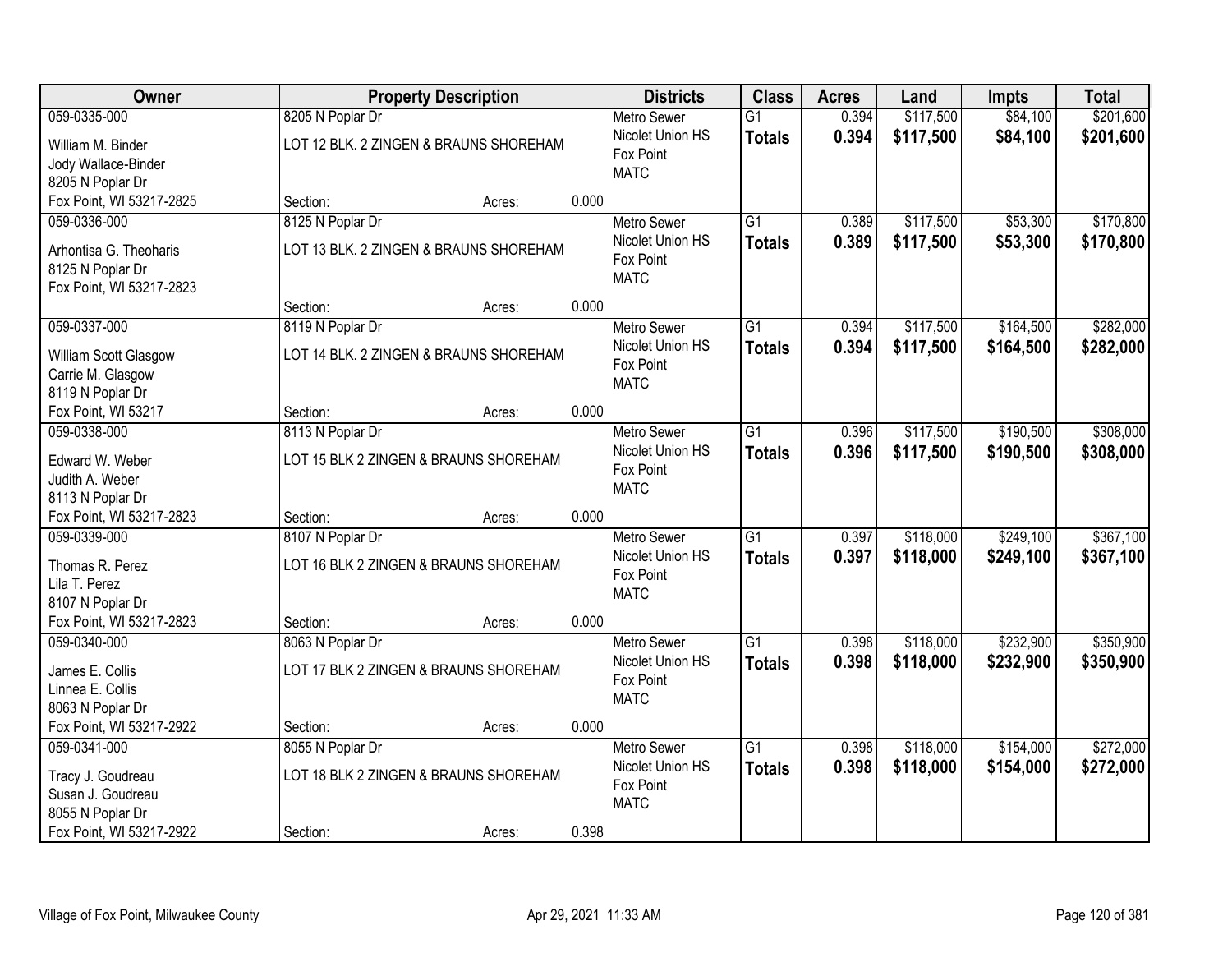| Owner | Property Description | Districts | Class | Acres | Land | Impts | Total |
|---|---|---|---|---|---|---|---|
| 059-0335-000<br>William M. Binder<br>Jody Wallace-Binder<br>8205 N Poplar Dr<br>Fox Point, WI 53217-2825 | 8205 N Poplar Dr<br>LOT 12 BLK. 2 ZINGEN & BRAUNS SHOREHAM<br>Section: Acres: 0.000 | Metro Sewer<br>Nicolet Union HS<br>Fox Point<br>MATC | G1<br>**Totals** | 0.394<br>**0.394** | $117,500<br>**$117,500** | $84,100<br>**$84,100** | $201,600<br>**$201,600** |
| 059-0336-000<br>Arhontisa G. Theoharis<br>8125 N Poplar Dr<br>Fox Point, WI 53217-2823 | 8125 N Poplar Dr<br>LOT 13 BLK. 2 ZINGEN & BRAUNS SHOREHAM<br>Section: Acres: 0.000 | Metro Sewer<br>Nicolet Union HS<br>Fox Point<br>MATC | G1<br>**Totals** | 0.389<br>**0.389** | $117,500<br>**$117,500** | $53,300<br>**$53,300** | $170,800<br>**$170,800** |
| 059-0337-000<br>William Scott Glasgow<br>Carrie M. Glasgow<br>8119 N Poplar Dr<br>Fox Point, WI 53217 | 8119 N Poplar Dr<br>LOT 14 BLK. 2 ZINGEN & BRAUNS SHOREHAM<br>Section: Acres: 0.000 | Metro Sewer<br>Nicolet Union HS<br>Fox Point<br>MATC | G1<br>**Totals** | 0.394<br>**0.394** | $117,500<br>**$117,500** | $164,500<br>**$164,500** | $282,000<br>**$282,000** |
| 059-0338-000<br>Edward W. Weber<br>Judith A. Weber<br>8113 N Poplar Dr<br>Fox Point, WI 53217-2823 | 8113 N Poplar Dr<br>LOT 15 BLK 2 ZINGEN & BRAUNS SHOREHAM<br>Section: Acres: 0.000 | Metro Sewer<br>Nicolet Union HS<br>Fox Point<br>MATC | G1<br>**Totals** | 0.396<br>**0.396** | $117,500<br>**$117,500** | $190,500<br>**$190,500** | $308,000<br>**$308,000** |
| 059-0339-000<br>Thomas R. Perez<br>Lila T. Perez<br>8107 N Poplar Dr<br>Fox Point, WI 53217-2823 | 8107 N Poplar Dr<br>LOT 16 BLK 2 ZINGEN & BRAUNS SHOREHAM<br>Section: Acres: 0.000 | Metro Sewer<br>Nicolet Union HS<br>Fox Point<br>MATC | G1<br>**Totals** | 0.397<br>**0.397** | $118,000<br>**$118,000** | $249,100<br>**$249,100** | $367,100<br>**$367,100** |
| 059-0340-000<br>James E. Collis<br>Linnea E. Collis<br>8063 N Poplar Dr<br>Fox Point, WI 53217-2922 | 8063 N Poplar Dr<br>LOT 17 BLK 2 ZINGEN & BRAUNS SHOREHAM<br>Section: Acres: 0.000 | Metro Sewer<br>Nicolet Union HS<br>Fox Point<br>MATC | G1<br>**Totals** | 0.398<br>**0.398** | $118,000<br>**$118,000** | $232,900<br>**$232,900** | $350,900<br>**$350,900** |
| 059-0341-000<br>Tracy J. Goudreau<br>Susan J. Goudreau<br>8055 N Poplar Dr<br>Fox Point, WI 53217-2922 | 8055 N Poplar Dr<br>LOT 18 BLK 2 ZINGEN & BRAUNS SHOREHAM<br>Section: Acres: 0.398 | Metro Sewer<br>Nicolet Union HS<br>Fox Point<br>MATC | G1<br>**Totals** | 0.398<br>**0.398** | $118,000<br>**$118,000** | $154,000<br>**$154,000** | $272,000<br>**$272,000** |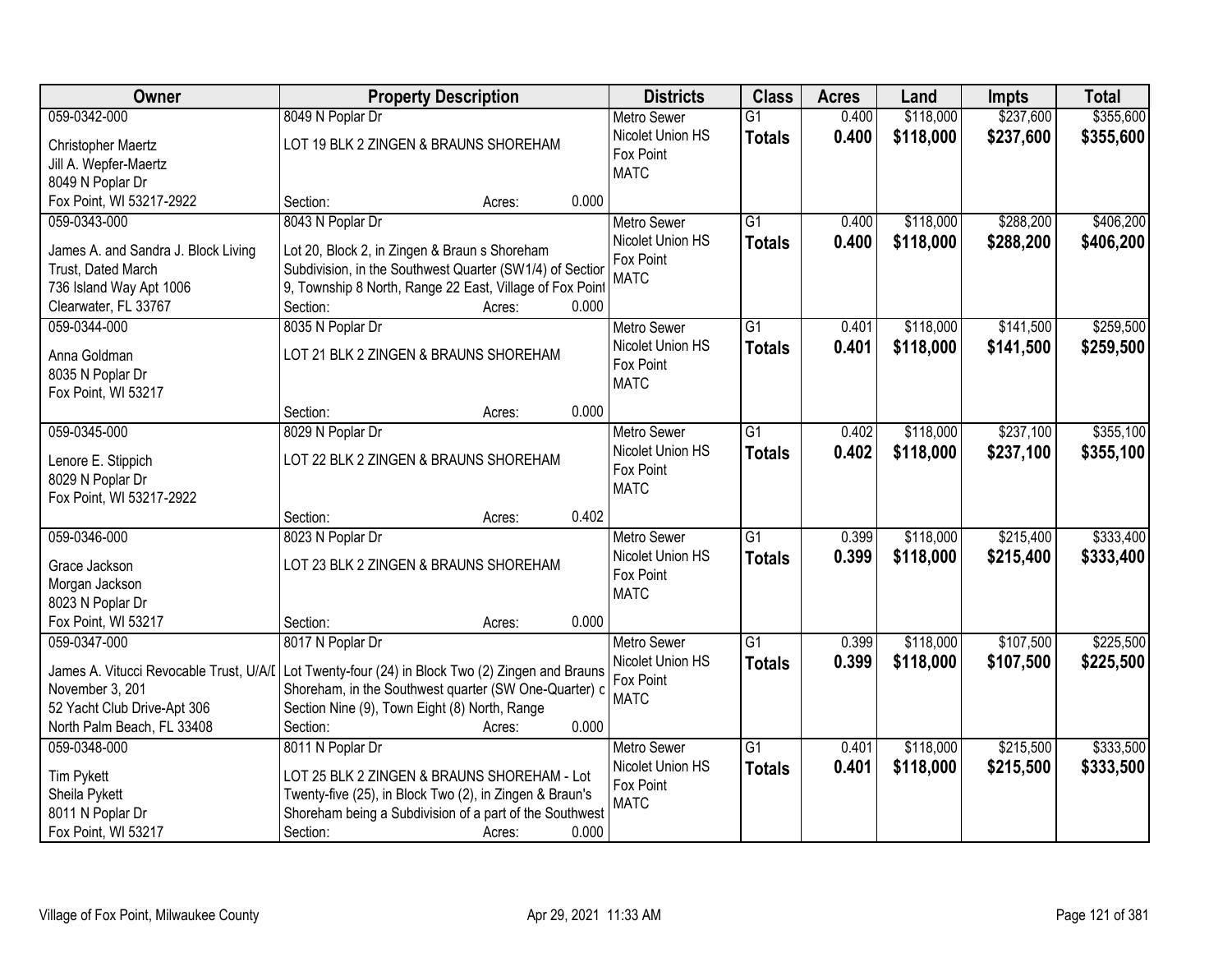| Owner | Property Description | Districts | Class | Acres | Land | Impts | Total |
|---|---|---|---|---|---|---|---|
| 059-0342-000<br>Christopher Maertz<br>Jill A. Wepfer-Maertz<br>8049 N Poplar Dr<br>Fox Point, WI 53217-2922 | 8049 N Poplar Dr<br>LOT 19 BLK 2 ZINGEN & BRAUNS SHOREHAM<br>Section: Acres: 0.000 | Metro Sewer<br>Nicolet Union HS<br>Fox Point<br>MATC | G1<br>**Totals** | 0.400<br>**0.400** | $118,000<br>**$118,000** | $237,600<br>**$237,600** | $355,600<br>**$355,600** |
| 059-0343-000<br>James A. and Sandra J. Block Living Trust, Dated March<br>736 Island Way Apt 1006<br>Clearwater, FL 33767 | 8043 N Poplar Dr<br>Lot 20, Block 2, in Zingen & Braun s Shoreham Subdivision, in the Southwest Quarter (SW1/4) of Sectior 9, Township 8 North, Range 22 East, Village of Fox Point<br>Section: Acres: 0.000 | Metro Sewer<br>Nicolet Union HS<br>Fox Point<br>MATC | G1<br>**Totals** | 0.400<br>**0.400** | $118,000<br>**$118,000** | $288,200<br>**$288,200** | $406,200<br>**$406,200** |
| 059-0344-000<br>Anna Goldman<br>8035 N Poplar Dr<br>Fox Point, WI 53217 | 8035 N Poplar Dr<br>LOT 21 BLK 2 ZINGEN & BRAUNS SHOREHAM<br>Section: Acres: 0.000 | Metro Sewer<br>Nicolet Union HS<br>Fox Point<br>MATC | G1<br>**Totals** | 0.401<br>**0.401** | $118,000<br>**$118,000** | $141,500<br>**$141,500** | $259,500<br>**$259,500** |
| 059-0345-000<br>Lenore E. Stippich<br>8029 N Poplar Dr<br>Fox Point, WI 53217-2922 | 8029 N Poplar Dr<br>LOT 22 BLK 2 ZINGEN & BRAUNS SHOREHAM<br>Section: Acres: 0.402 | Metro Sewer<br>Nicolet Union HS<br>Fox Point<br>MATC | G1<br>**Totals** | 0.402<br>**0.402** | $118,000<br>**$118,000** | $237,100<br>**$237,100** | $355,100<br>**$355,100** |
| 059-0346-000<br>Grace Jackson<br>Morgan Jackson<br>8023 N Poplar Dr<br>Fox Point, WI 53217 | 8023 N Poplar Dr<br>LOT 23 BLK 2 ZINGEN & BRAUNS SHOREHAM<br>Section: Acres: 0.000 | Metro Sewer<br>Nicolet Union HS<br>Fox Point<br>MATC | G1<br>**Totals** | 0.399<br>**0.399** | $118,000<br>**$118,000** | $215,400<br>**$215,400** | $333,400<br>**$333,400** |
| 059-0347-000<br>James A. Vitucci Revocable Trust, U/A/D November 3, 201<br>52 Yacht Club Drive-Apt 306<br>North Palm Beach, FL 33408 | 8017 N Poplar Dr<br>Lot Twenty-four (24) in Block Two (2) Zingen and Brauns Shoreham, in the Southwest quarter (SW One-Quarter) c Section Nine (9), Town Eight (8) North, Range<br>Section: Acres: 0.000 | Metro Sewer<br>Nicolet Union HS<br>Fox Point<br>MATC | G1<br>**Totals** | 0.399<br>**0.399** | $118,000<br>**$118,000** | $107,500<br>**$107,500** | $225,500<br>**$225,500** |
| 059-0348-000<br>Tim Pykett<br>Sheila Pykett<br>8011 N Poplar Dr<br>Fox Point, WI 53217 | 8011 N Poplar Dr<br>LOT 25 BLK 2 ZINGEN & BRAUNS SHOREHAM - Lot Twenty-five (25), in Block Two (2), in Zingen & Braun's Shoreham being a Subdivision of a part of the Southwest<br>Section: Acres: 0.000 | Metro Sewer<br>Nicolet Union HS<br>Fox Point<br>MATC | G1<br>**Totals** | 0.401<br>**0.401** | $118,000<br>**$118,000** | $215,500<br>**$215,500** | $333,500<br>**$333,500** |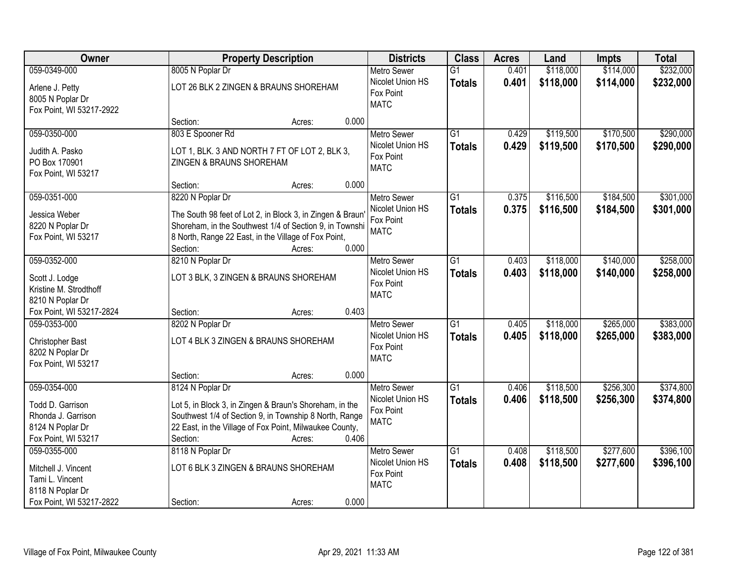| Owner | Property Description | Districts | Class | Acres | Land | Impts | Total |
|---|---|---|---|---|---|---|---|
| 059-0349-000<br>Arlene J. Petty<br>8005 N Poplar Dr<br>Fox Point, WI 53217-2922 | 8005 N Poplar Dr<br>LOT 26 BLK 2 ZINGEN & BRAUNS SHOREHAM<br>Section: Acres: 0.000 | Metro Sewer<br>Nicolet Union HS<br>Fox Point<br>MATC | G1<br>**Totals** | 0.401<br>**0.401** | $118,000<br>**$118,000** | $114,000<br>**$114,000** | $232,000<br>**$232,000** |
| 059-0350-000<br>Judith A. Pasko<br>PO Box 170901<br>Fox Point, WI 53217 | 803 E Spooner Rd<br>LOT 1, BLK. 3 AND NORTH 7 FT OF LOT 2, BLK 3, ZINGEN & BRAUNS SHOREHAM<br>Section: Acres: 0.000 | Metro Sewer<br>Nicolet Union HS<br>Fox Point<br>MATC | G1<br>**Totals** | 0.429<br>**0.429** | $119,500<br>**$119,500** | $170,500<br>**$170,500** | $290,000<br>**$290,000** |
| 059-0351-000<br>Jessica Weber<br>8220 N Poplar Dr<br>Fox Point, WI 53217 | 8220 N Poplar Dr<br>The South 98 feet of Lot 2, in Block 3, in Zingen & Braun' Shoreham, in the Southwest 1/4 of Section 9, in Townshi 8 North, Range 22 East, in the Village of Fox Point,<br>Section: Acres: 0.000 | Metro Sewer<br>Nicolet Union HS<br>Fox Point<br>MATC | G1<br>**Totals** | 0.375<br>**0.375** | $116,500<br>**$116,500** | $184,500<br>**$184,500** | $301,000<br>**$301,000** |
| 059-0352-000<br>Scott J. Lodge<br>Kristine M. Strodthoff<br>8210 N Poplar Dr<br>Fox Point, WI 53217-2824 | 8210 N Poplar Dr<br>LOT 3 BLK, 3 ZINGEN & BRAUNS SHOREHAM<br>Section: Acres: 0.403 | Metro Sewer<br>Nicolet Union HS<br>Fox Point<br>MATC | G1<br>**Totals** | 0.403<br>**0.403** | $118,000<br>**$118,000** | $140,000<br>**$140,000** | $258,000<br>**$258,000** |
| 059-0353-000<br>Christopher Bast<br>8202 N Poplar Dr<br>Fox Point, WI 53217 | 8202 N Poplar Dr<br>LOT 4 BLK 3 ZINGEN & BRAUNS SHOREHAM<br>Section: Acres: 0.000 | Metro Sewer<br>Nicolet Union HS<br>Fox Point<br>MATC | G1<br>**Totals** | 0.405<br>**0.405** | $118,000<br>**$118,000** | $265,000<br>**$265,000** | $383,000<br>**$383,000** |
| 059-0354-000<br>Todd D. Garrison<br>Rhonda J. Garrison<br>8124 N Poplar Dr<br>Fox Point, WI 53217 | 8124 N Poplar Dr<br>Lot 5, in Block 3, in Zingen & Braun's Shoreham, in the Southwest 1/4 of Section 9, in Township 8 North, Range 22 East, in the Village of Fox Point, Milwaukee County,<br>Section: Acres: 0.406 | Metro Sewer<br>Nicolet Union HS<br>Fox Point<br>MATC | G1<br>**Totals** | 0.406<br>**0.406** | $118,500<br>**$118,500** | $256,300<br>**$256,300** | $374,800<br>**$374,800** |
| 059-0355-000<br>Mitchell J. Vincent<br>Tami L. Vincent<br>8118 N Poplar Dr<br>Fox Point, WI 53217-2822 | 8118 N Poplar Dr<br>LOT 6 BLK 3 ZINGEN & BRAUNS SHOREHAM<br>Section: Acres: 0.000 | Metro Sewer<br>Nicolet Union HS<br>Fox Point<br>MATC | G1<br>**Totals** | 0.408<br>**0.408** | $118,500<br>**$118,500** | $277,600<br>**$277,600** | $396,100<br>**$396,100** |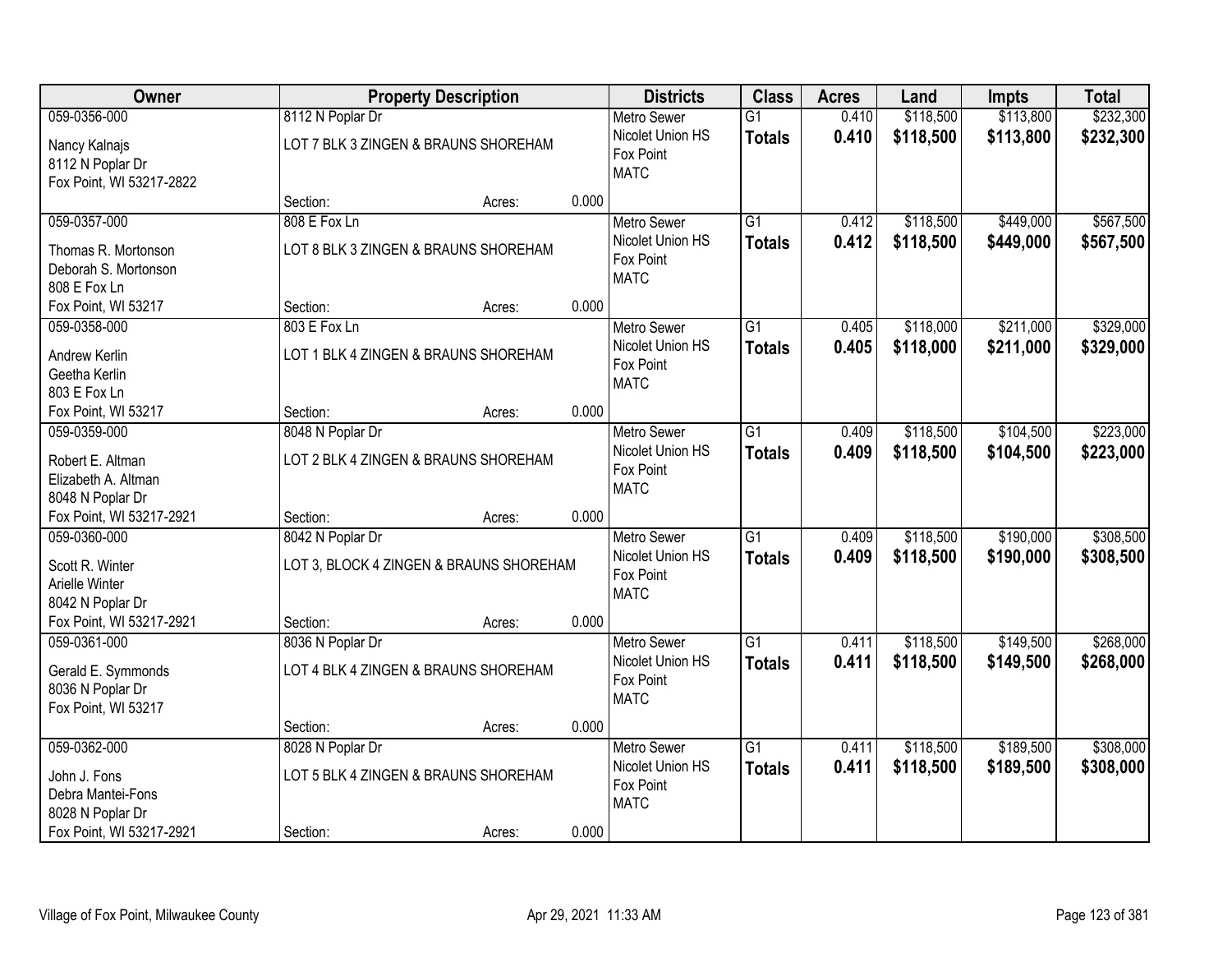| Owner | Property Description | | | Districts | Class | Acres | Land | Impts | Total |
|---|---|---|---|---|---|---|---|---|---|
| 059-0356-000<br>Nancy Kalnajs<br>8112 N Poplar Dr<br>Fox Point, WI 53217-2822 | 8112 N Poplar Dr<br>LOT 7 BLK 3 ZINGEN & BRAUNS SHOREHAM<br>Section: | Acres: | 0.000 | Metro Sewer<br>Nicolet Union HS<br>Fox Point<br>MATC | G1<br>**Totals** | 0.410<br>**0.410** | $118,500<br>**$118,500** | $113,800<br>**$113,800** | $232,300<br>**$232,300** |
| 059-0357-000<br>Thomas R. Mortonson<br>Deborah S. Mortonson<br>808 E Fox Ln<br>Fox Point, WI 53217 | 808 E Fox Ln<br>LOT 8 BLK 3 ZINGEN & BRAUNS SHOREHAM<br>Section: | Acres: | 0.000 | Metro Sewer<br>Nicolet Union HS<br>Fox Point<br>MATC | G1<br>**Totals** | 0.412<br>**0.412** | $118,500<br>**$118,500** | $449,000<br>**$449,000** | $567,500<br>**$567,500** |
| 059-0358-000<br>Andrew Kerlin<br>Geetha Kerlin<br>803 E Fox Ln<br>Fox Point, WI 53217 | 803 E Fox Ln<br>LOT 1 BLK 4 ZINGEN & BRAUNS SHOREHAM<br>Section: | Acres: | 0.000 | Metro Sewer<br>Nicolet Union HS<br>Fox Point<br>MATC | G1<br>**Totals** | 0.405<br>**0.405** | $118,000<br>**$118,000** | $211,000<br>**$211,000** | $329,000<br>**$329,000** |
| 059-0359-000<br>Robert E. Altman<br>Elizabeth A. Altman<br>8048 N Poplar Dr<br>Fox Point, WI 53217-2921 | 8048 N Poplar Dr<br>LOT 2 BLK 4 ZINGEN & BRAUNS SHOREHAM<br>Section: | Acres: | 0.000 | Metro Sewer<br>Nicolet Union HS<br>Fox Point<br>MATC | G1<br>**Totals** | 0.409<br>**0.409** | $118,500<br>**$118,500** | $104,500<br>**$104,500** | $223,000<br>**$223,000** |
| 059-0360-000<br>Scott R. Winter<br>Arielle Winter<br>8042 N Poplar Dr<br>Fox Point, WI 53217-2921 | 8042 N Poplar Dr<br>LOT 3, BLOCK 4 ZINGEN & BRAUNS SHOREHAM<br>Section: | Acres: | 0.000 | Metro Sewer<br>Nicolet Union HS<br>Fox Point<br>MATC | G1<br>**Totals** | 0.409<br>**0.409** | $118,500<br>**$118,500** | $190,000<br>**$190,000** | $308,500<br>**$308,500** |
| 059-0361-000<br>Gerald E. Symmonds<br>8036 N Poplar Dr<br>Fox Point, WI 53217 | 8036 N Poplar Dr<br>LOT 4 BLK 4 ZINGEN & BRAUNS SHOREHAM<br>Section: | Acres: | 0.000 | Metro Sewer<br>Nicolet Union HS<br>Fox Point<br>MATC | G1<br>**Totals** | 0.411<br>**0.411** | $118,500<br>**$118,500** | $149,500<br>**$149,500** | $268,000<br>**$268,000** |
| 059-0362-000<br>John J. Fons<br>Debra Mantei-Fons<br>8028 N Poplar Dr<br>Fox Point, WI 53217-2921 | 8028 N Poplar Dr<br>LOT 5 BLK 4 ZINGEN & BRAUNS SHOREHAM<br>Section: | Acres: | 0.000 | Metro Sewer<br>Nicolet Union HS<br>Fox Point<br>MATC | G1<br>**Totals** | 0.411<br>**0.411** | $118,500<br>**$118,500** | $189,500<br>**$189,500** | $308,000<br>**$308,000** |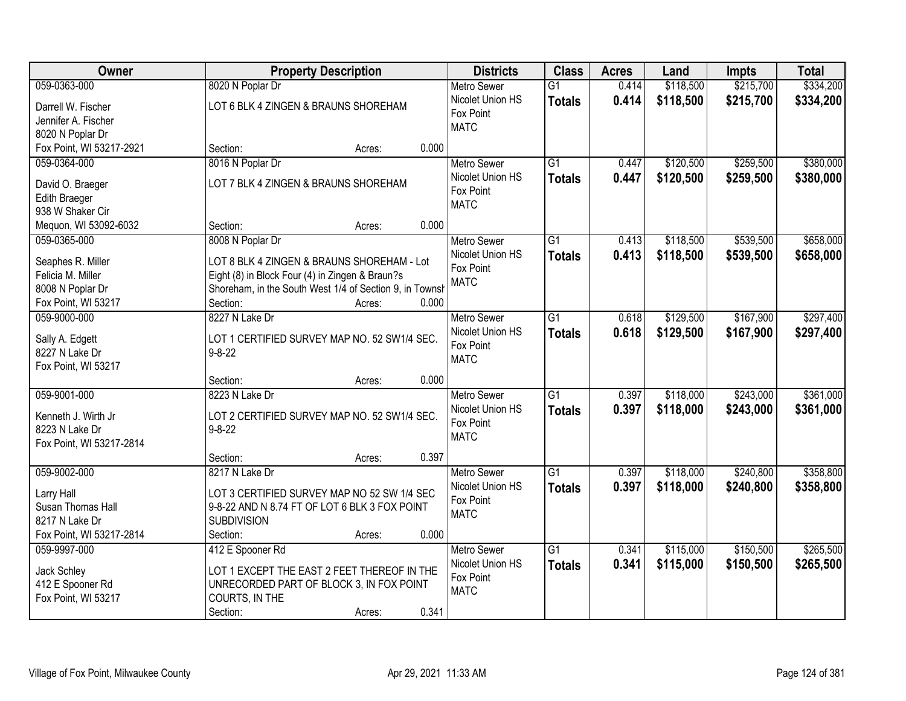| Owner | Property Description | | | | Districts | Class | Acres | Land | Impts | Total |
|---|---|---|---|---|---|---|---|---|---|---|
| 059-0363-000<br>Darrell W. Fischer<br>Jennifer A. Fischer<br>8020 N Poplar Dr<br>Fox Point, WI 53217-2921 | 8020 N Poplar Dr<br>LOT 6 BLK 4 ZINGEN & BRAUNS SHOREHAM | Section: | Acres: | 0.000 | Metro Sewer<br>Nicolet Union HS<br>Fox Point<br>MATC | G1<br>**Totals** | 0.414<br>**0.414** | $118,500<br>**$118,500** | $215,700<br>**$215,700** | $334,200<br>**$334,200** |
| 059-0364-000<br>David O. Braeger<br>Edith Braeger<br>938 W Shaker Cir<br>Mequon, WI 53092-6032 | 8016 N Poplar Dr<br>LOT 7 BLK 4 ZINGEN & BRAUNS SHOREHAM | Section: | Acres: | 0.000 | Metro Sewer<br>Nicolet Union HS<br>Fox Point<br>MATC | G1<br>**Totals** | 0.447<br>**0.447** | $120,500<br>**$120,500** | $259,500<br>**$259,500** | $380,000<br>**$380,000** |
| 059-0365-000<br>Seaphes R. Miller<br>Felicia M. Miller<br>8008 N Poplar Dr<br>Fox Point, WI 53217 | 8008 N Poplar Dr<br>LOT 8 BLK 4 ZINGEN & BRAUNS SHOREHAM - Lot Eight (8) in Block Four (4) in Zingen & Braun?s Shoreham, in the South West 1/4 of Section 9, in Townsh | Section: | Acres: | 0.000 | Metro Sewer<br>Nicolet Union HS<br>Fox Point<br>MATC | G1<br>**Totals** | 0.413<br>**0.413** | $118,500<br>**$118,500** | $539,500<br>**$539,500** | $658,000<br>**$658,000** |
| 059-9000-000<br>Sally A. Edgett<br>8227 N Lake Dr<br>Fox Point, WI 53217 | 8227 N Lake Dr<br>LOT 1 CERTIFIED SURVEY MAP NO. 52 SW1/4 SEC. 9-8-22 | Section: | Acres: | 0.000 | Metro Sewer<br>Nicolet Union HS<br>Fox Point<br>MATC | G1<br>**Totals** | 0.618<br>**0.618** | $129,500<br>**$129,500** | $167,900<br>**$167,900** | $297,400<br>**$297,400** |
| 059-9001-000<br>Kenneth J. Wirth Jr<br>8223 N Lake Dr<br>Fox Point, WI 53217-2814 | 8223 N Lake Dr<br>LOT 2 CERTIFIED SURVEY MAP NO. 52 SW1/4 SEC. 9-8-22 | Section: | Acres: | 0.397 | Metro Sewer<br>Nicolet Union HS<br>Fox Point<br>MATC | G1<br>**Totals** | 0.397<br>**0.397** | $118,000<br>**$118,000** | $243,000<br>**$243,000** | $361,000<br>**$361,000** |
| 059-9002-000<br>Larry Hall<br>Susan Thomas Hall<br>8217 N Lake Dr<br>Fox Point, WI 53217-2814 | 8217 N Lake Dr<br>LOT 3 CERTIFIED SURVEY MAP NO 52 SW 1/4 SEC 9-8-22 AND N 8.74 FT OF LOT 6 BLK 3 FOX POINT SUBDIVISION | Section: | Acres: | 0.000 | Metro Sewer<br>Nicolet Union HS<br>Fox Point<br>MATC | G1<br>**Totals** | 0.397<br>**0.397** | $118,000<br>**$118,000** | $240,800<br>**$240,800** | $358,800<br>**$358,800** |
| 059-9997-000<br>Jack Schley<br>412 E Spooner Rd<br>Fox Point, WI 53217 | 412 E Spooner Rd<br>LOT 1 EXCEPT THE EAST 2 FEET THEREOF IN THE UNRECORDED PART OF BLOCK 3, IN FOX POINT COURTS, IN THE | Section: | Acres: | 0.341 | Metro Sewer<br>Nicolet Union HS<br>Fox Point<br>MATC | G1<br>**Totals** | 0.341<br>**0.341** | $115,000<br>**$115,000** | $150,500<br>**$150,500** | $265,500<br>**$265,500** |

Village of Fox Point, Milwaukee County  Apr 29, 2021 11:33 AM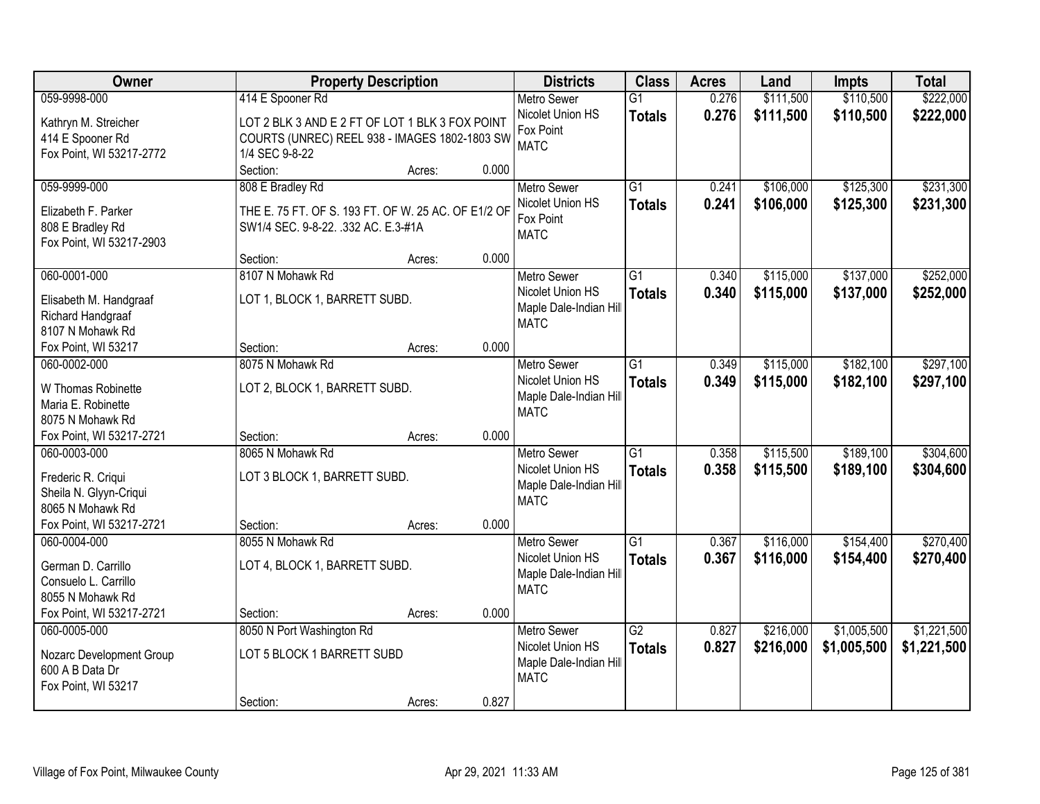| Owner | Property Description | Districts | Class | Acres | Land | Impts | Total |
|---|---|---|---|---|---|---|---|
| 059-9998-000<br>Kathryn M. Streicher<br>414 E Spooner Rd<br>Fox Point, WI 53217-2772 | 414 E Spooner Rd<br>LOT 2 BLK 3 AND E 2 FT OF LOT 1 BLK 3 FOX POINT COURTS (UNREC) REEL 938 - IMAGES 1802-1803 SW 1/4 SEC 9-8-22<br>Section: Acres: 0.000 | Metro Sewer<br>Nicolet Union HS<br>Fox Point<br>MATC | G1<br>**Totals** | 0.276<br>**0.276** | $111,500<br>**$111,500** | $110,500<br>**$110,500** | $222,000<br>**$222,000** |
| 059-9999-000<br>Elizabeth F. Parker<br>808 E Bradley Rd<br>Fox Point, WI 53217-2903 | 808 E Bradley Rd<br>THE E. 75 FT. OF S. 193 FT. OF W. 25 AC. OF E1/2 OF SW1/4 SEC. 9-8-22. .332 AC. E.3-#1A<br>Section: Acres: 0.000 | Metro Sewer<br>Nicolet Union HS<br>Fox Point<br>MATC | G1<br>**Totals** | 0.241<br>**0.241** | $106,000<br>**$106,000** | $125,300<br>**$125,300** | $231,300<br>**$231,300** |
| 060-0001-000<br>Elisabeth M. Handgraaf<br>Richard Handgraaf<br>8107 N Mohawk Rd<br>Fox Point, WI 53217 | 8107 N Mohawk Rd<br>LOT 1, BLOCK 1, BARRETT SUBD.<br>Section: Acres: 0.000 | Metro Sewer<br>Nicolet Union HS<br>Maple Dale-Indian Hill<br>MATC | G1<br>**Totals** | 0.340<br>**0.340** | $115,000<br>**$115,000** | $137,000<br>**$137,000** | $252,000<br>**$252,000** |
| 060-0002-000<br>W Thomas Robinette<br>Maria E. Robinette<br>8075 N Mohawk Rd<br>Fox Point, WI 53217-2721 | 8075 N Mohawk Rd<br>LOT 2, BLOCK 1, BARRETT SUBD.<br>Section: Acres: 0.000 | Metro Sewer<br>Nicolet Union HS<br>Maple Dale-Indian Hill<br>MATC | G1<br>**Totals** | 0.349<br>**0.349** | $115,000<br>**$115,000** | $182,100<br>**$182,100** | $297,100<br>**$297,100** |
| 060-0003-000<br>Frederic R. Criqui<br>Sheila N. Glyyn-Criqui<br>8065 N Mohawk Rd<br>Fox Point, WI 53217-2721 | 8065 N Mohawk Rd<br>LOT 3 BLOCK 1, BARRETT SUBD.<br>Section: Acres: 0.000 | Metro Sewer<br>Nicolet Union HS<br>Maple Dale-Indian Hill<br>MATC | G1<br>**Totals** | 0.358<br>**0.358** | $115,500<br>**$115,500** | $189,100<br>**$189,100** | $304,600<br>**$304,600** |
| 060-0004-000<br>German D. Carrillo<br>Consuelo L. Carrillo<br>8055 N Mohawk Rd<br>Fox Point, WI 53217-2721 | 8055 N Mohawk Rd<br>LOT 4, BLOCK 1, BARRETT SUBD.<br>Section: Acres: 0.000 | Metro Sewer<br>Nicolet Union HS<br>Maple Dale-Indian Hill<br>MATC | G1<br>**Totals** | 0.367<br>**0.367** | $116,000<br>**$116,000** | $154,400<br>**$154,400** | $270,400<br>**$270,400** |
| 060-0005-000<br>Nozarc Development Group<br>600 A B Data Dr<br>Fox Point, WI 53217 | 8050 N Port Washington Rd<br>LOT 5 BLOCK 1 BARRETT SUBD<br>Section: Acres: 0.827 | Metro Sewer<br>Nicolet Union HS<br>Maple Dale-Indian Hill<br>MATC | G2<br>**Totals** | 0.827<br>**0.827** | $216,000<br>**$216,000** | $1,005,500<br>**$1,005,500** | $1,221,500<br>**$1,221,500** |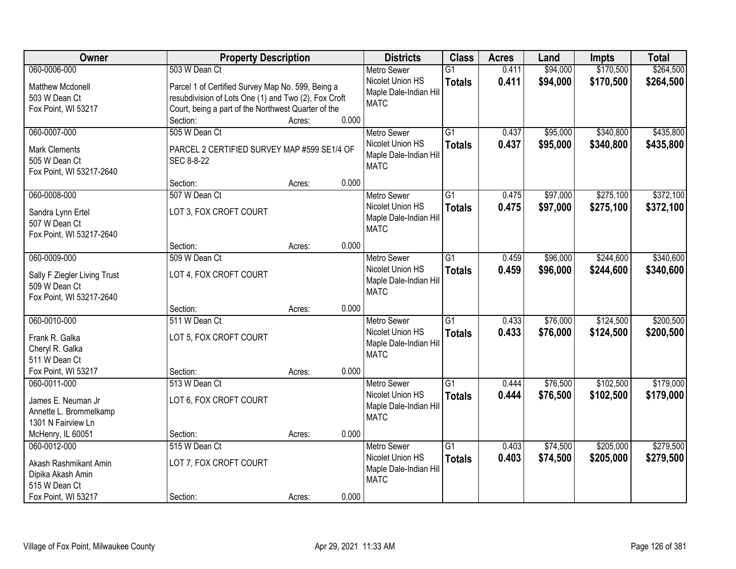| Owner | Property Description | | | Districts | Class | Acres | Land | Impts | Total |
|---|---|---|---|---|---|---|---|---|---|
| 060-0006-000<br>Matthew Mcdonell<br>503 W Dean Ct<br>Fox Point, WI 53217 | 503 W Dean Ct<br>Parcel 1 of Certified Survey Map No. 599, Being a resubdivision of Lots One (1) and Two (2), Fox Croft Court, being a part of the Northwest Quarter of the<br>Section: | Acres: | 0.000 | Metro Sewer<br>Nicolet Union HS<br>Maple Dale-Indian Hill<br>MATC | G1<br>**Totals** | 0.411<br>**0.411** | $94,000<br>**$94,000** | $170,500<br>**$170,500** | $264,500<br>**$264,500** |
| 060-0007-000<br>Mark Clements<br>505 W Dean Ct<br>Fox Point, WI 53217-2640 | 505 W Dean Ct<br>PARCEL 2 CERTIFIED SURVEY MAP #599 SE1/4 OF SEC 8-8-22<br>Section: | Acres: | 0.000 | Metro Sewer<br>Nicolet Union HS<br>Maple Dale-Indian Hill<br>MATC | G1<br>**Totals** | 0.437<br>**0.437** | $95,000<br>**$95,000** | $340,800<br>**$340,800** | $435,800<br>**$435,800** |
| 060-0008-000<br>Sandra Lynn Ertel<br>507 W Dean Ct<br>Fox Point, WI 53217-2640 | 507 W Dean Ct<br>LOT 3, FOX CROFT COURT<br>Section: | Acres: | 0.000 | Metro Sewer<br>Nicolet Union HS<br>Maple Dale-Indian Hill<br>MATC | G1<br>**Totals** | 0.475<br>**0.475** | $97,000<br>**$97,000** | $275,100<br>**$275,100** | $372,100<br>**$372,100** |
| 060-0009-000<br>Sally F Ziegler Living Trust<br>509 W Dean Ct<br>Fox Point, WI 53217-2640 | 509 W Dean Ct<br>LOT 4, FOX CROFT COURT<br>Section: | Acres: | 0.000 | Metro Sewer<br>Nicolet Union HS<br>Maple Dale-Indian Hill<br>MATC | G1<br>**Totals** | 0.459<br>**0.459** | $96,000<br>**$96,000** | $244,600<br>**$244,600** | $340,600<br>**$340,600** |
| 060-0010-000<br>Frank R. Galka<br>Cheryl R. Galka<br>511 W Dean Ct<br>Fox Point, WI 53217 | 511 W Dean Ct<br>LOT 5, FOX CROFT COURT<br>Section: | Acres: | 0.000 | Metro Sewer<br>Nicolet Union HS<br>Maple Dale-Indian Hill<br>MATC | G1<br>**Totals** | 0.433<br>**0.433** | $76,000<br>**$76,000** | $124,500<br>**$124,500** | $200,500<br>**$200,500** |
| 060-0011-000<br>James E. Neuman Jr<br>Annette L. Brommelkamp<br>1301 N Fairview Ln<br>McHenry, IL 60051 | 513 W Dean Ct<br>LOT 6, FOX CROFT COURT<br>Section: | Acres: | 0.000 | Metro Sewer<br>Nicolet Union HS<br>Maple Dale-Indian Hill<br>MATC | G1<br>**Totals** | 0.444<br>**0.444** | $76,500<br>**$76,500** | $102,500<br>**$102,500** | $179,000<br>**$179,000** |
| 060-0012-000<br>Akash Rashmikant Amin<br>Dipika Akash Amin<br>515 W Dean Ct<br>Fox Point, WI 53217 | 515 W Dean Ct<br>LOT 7, FOX CROFT COURT<br>Section: | Acres: | 0.000 | Metro Sewer<br>Nicolet Union HS<br>Maple Dale-Indian Hill<br>MATC | G1<br>**Totals** | 0.403<br>**0.403** | $74,500<br>**$74,500** | $205,000<br>**$205,000** | $279,500<br>**$279,500** |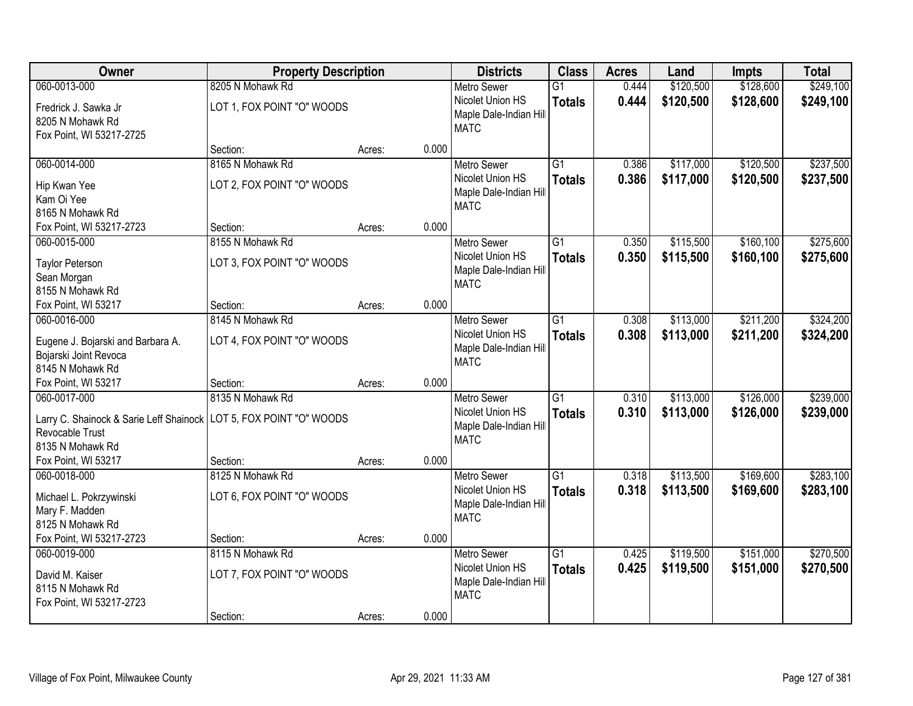| Owner | Property Description | | | Districts | Class | Acres | Land | Impts | Total |
|---|---|---|---|---|---|---|---|---|---|
| 060-0013-000<br>Fredrick J. Sawka Jr<br>8205 N Mohawk Rd<br>Fox Point, WI 53217-2725 | 8205 N Mohawk Rd<br>LOT 1, FOX POINT "O" WOODS<br>Section: | Acres: | 0.000 | Metro Sewer<br>Nicolet Union HS<br>Maple Dale-Indian Hill<br>MATC | G1<br>**Totals** | 0.444<br>**0.444** | $120,500<br>**$120,500** | $128,600<br>**$128,600** | $249,100<br>**$249,100** |
| 060-0014-000<br>Hip Kwan Yee<br>Kam Oi Yee<br>8165 N Mohawk Rd<br>Fox Point, WI 53217-2723 | 8165 N Mohawk Rd<br>LOT 2, FOX POINT "O" WOODS<br>Section: | Acres: | 0.000 | Metro Sewer<br>Nicolet Union HS<br>Maple Dale-Indian Hill<br>MATC | G1<br>**Totals** | 0.386<br>**0.386** | $117,000<br>**$117,000** | $120,500<br>**$120,500** | $237,500<br>**$237,500** |
| 060-0015-000<br>Taylor Peterson<br>Sean Morgan<br>8155 N Mohawk Rd<br>Fox Point, WI 53217 | 8155 N Mohawk Rd<br>LOT 3, FOX POINT "O" WOODS<br>Section: | Acres: | 0.000 | Metro Sewer<br>Nicolet Union HS<br>Maple Dale-Indian Hill<br>MATC | G1<br>**Totals** | 0.350<br>**0.350** | $115,500<br>**$115,500** | $160,100<br>**$160,100** | $275,600<br>**$275,600** |
| 060-0016-000<br>Eugene J. Bojarski and Barbara A. Bojarski Joint Revoca<br>8145 N Mohawk Rd<br>Fox Point, WI 53217 | 8145 N Mohawk Rd<br>LOT 4, FOX POINT "O" WOODS<br>Section: | Acres: | 0.000 | Metro Sewer<br>Nicolet Union HS<br>Maple Dale-Indian Hill<br>MATC | G1<br>**Totals** | 0.308<br>**0.308** | $113,000<br>**$113,000** | $211,200<br>**$211,200** | $324,200<br>**$324,200** |
| 060-0017-000<br>Larry C. Shainock & Sarie Leff Shainock Revocable Trust<br>8135 N Mohawk Rd<br>Fox Point, WI 53217 | 8135 N Mohawk Rd<br>LOT 5, FOX POINT "O" WOODS<br>Section: | Acres: | 0.000 | Metro Sewer<br>Nicolet Union HS<br>Maple Dale-Indian Hill<br>MATC | G1<br>**Totals** | 0.310<br>**0.310** | $113,000<br>**$113,000** | $126,000<br>**$126,000** | $239,000<br>**$239,000** |
| 060-0018-000<br>Michael L. Pokrzywinski<br>Mary F. Madden<br>8125 N Mohawk Rd<br>Fox Point, WI 53217-2723 | 8125 N Mohawk Rd<br>LOT 6, FOX POINT "O" WOODS<br>Section: | Acres: | 0.000 | Metro Sewer<br>Nicolet Union HS<br>Maple Dale-Indian Hill<br>MATC | G1<br>**Totals** | 0.318<br>**0.318** | $113,500<br>**$113,500** | $169,600<br>**$169,600** | $283,100<br>**$283,100** |
| 060-0019-000<br>David M. Kaiser<br>8115 N Mohawk Rd<br>Fox Point, WI 53217-2723 | 8115 N Mohawk Rd<br>LOT 7, FOX POINT "O" WOODS<br>Section: | Acres: | 0.000 | Metro Sewer<br>Nicolet Union HS<br>Maple Dale-Indian Hill<br>MATC | G1<br>**Totals** | 0.425<br>**0.425** | $119,500<br>**$119,500** | $151,000<br>**$151,000** | $270,500<br>**$270,500** |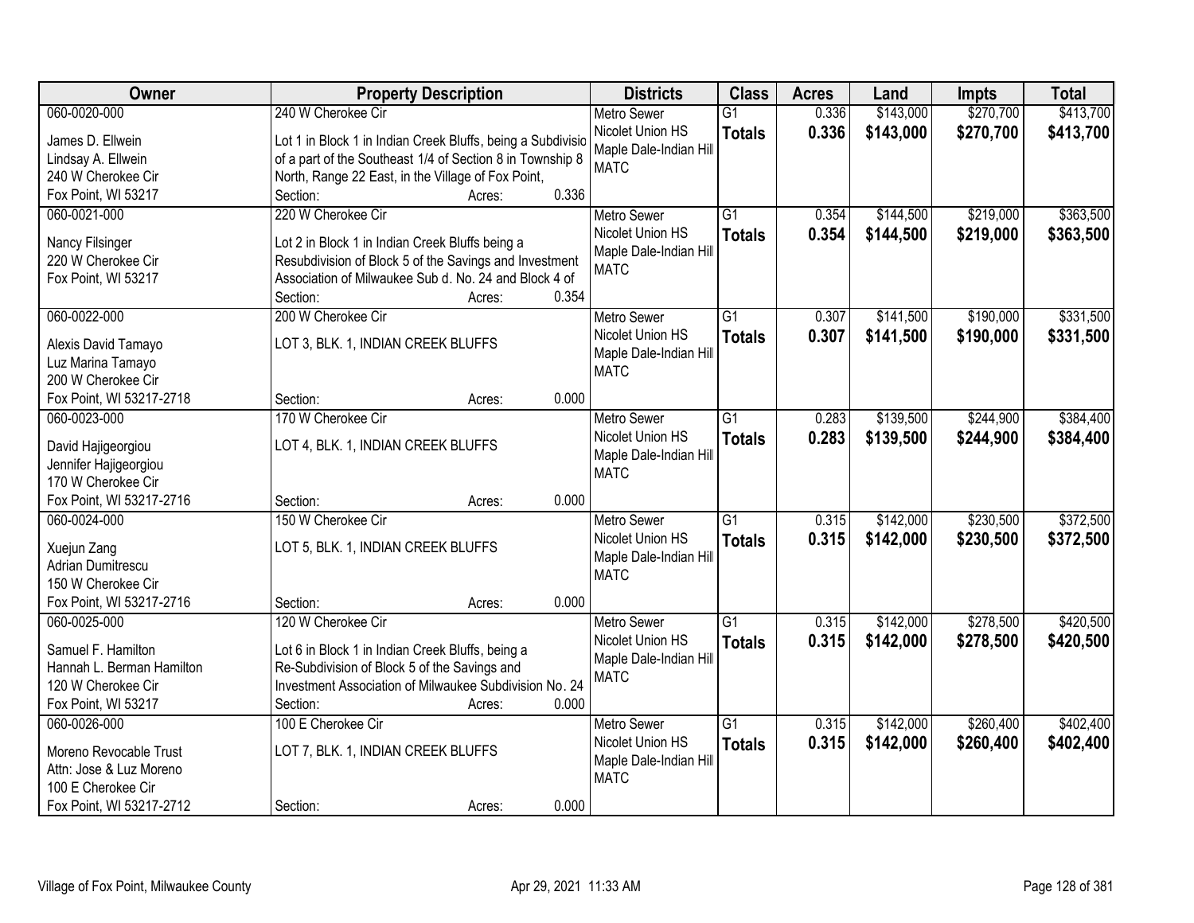| Owner | Property Description | Districts | Class | Acres | Land | Impts | Total |
|---|---|---|---|---|---|---|---|
| 060-0020-000<br>James D. Ellwein<br>Lindsay A. Ellwein<br>240 W Cherokee Cir<br>Fox Point, WI 53217 | 240 W Cherokee Cir<br>Lot 1 in Block 1 in Indian Creek Bluffs, being a Subdivisio of a part of the Southeast 1/4 of Section 8 in Township 8 North, Range 22 East, in the Village of Fox Point,<br>Section: Acres: 0.336 | Metro Sewer<br>Nicolet Union HS<br>Maple Dale-Indian Hill<br>MATC | G1<br>**Totals** | 0.336<br>**0.336** | \$143,000<br>**\$143,000** | \$270,700<br>**\$270,700** | \$413,700<br>**\$413,700** |
| 060-0021-000<br>Nancy Filsinger<br>220 W Cherokee Cir<br>Fox Point, WI 53217 | 220 W Cherokee Cir<br>Lot 2 in Block 1 in Indian Creek Bluffs being a Resubdivision of Block 5 of the Savings and Investment Association of Milwaukee Sub d. No. 24 and Block 4 of<br>Section: Acres: 0.354 | Metro Sewer<br>Nicolet Union HS<br>Maple Dale-Indian Hill<br>MATC | G1<br>**Totals** | 0.354<br>**0.354** | \$144,500<br>**\$144,500** | \$219,000<br>**\$219,000** | \$363,500<br>**\$363,500** |
| 060-0022-000<br>Alexis David Tamayo<br>Luz Marina Tamayo<br>200 W Cherokee Cir<br>Fox Point, WI 53217-2718 | 200 W Cherokee Cir<br>LOT 3, BLK. 1, INDIAN CREEK BLUFFS<br>Section: Acres: 0.000 | Metro Sewer<br>Nicolet Union HS<br>Maple Dale-Indian Hill<br>MATC | G1<br>**Totals** | 0.307<br>**0.307** | \$141,500<br>**\$141,500** | \$190,000<br>**\$190,000** | \$331,500<br>**\$331,500** |
| 060-0023-000<br>David Hajigeorgiou<br>Jennifer Hajigeorgiou<br>170 W Cherokee Cir<br>Fox Point, WI 53217-2716 | 170 W Cherokee Cir<br>LOT 4, BLK. 1, INDIAN CREEK BLUFFS<br>Section: Acres: 0.000 | Metro Sewer<br>Nicolet Union HS<br>Maple Dale-Indian Hill<br>MATC | G1<br>**Totals** | 0.283<br>**0.283** | \$139,500<br>**\$139,500** | \$244,900<br>**\$244,900** | \$384,400<br>**\$384,400** |
| 060-0024-000<br>Xuejun Zang<br>Adrian Dumitrescu<br>150 W Cherokee Cir<br>Fox Point, WI 53217-2716 | 150 W Cherokee Cir<br>LOT 5, BLK. 1, INDIAN CREEK BLUFFS<br>Section: Acres: 0.000 | Metro Sewer<br>Nicolet Union HS<br>Maple Dale-Indian Hill<br>MATC | G1<br>**Totals** | 0.315<br>**0.315** | \$142,000<br>**\$142,000** | \$230,500<br>**\$230,500** | \$372,500<br>**\$372,500** |
| 060-0025-000<br>Samuel F. Hamilton<br>Hannah L. Berman Hamilton<br>120 W Cherokee Cir<br>Fox Point, WI 53217 | 120 W Cherokee Cir<br>Lot 6 in Block 1 in Indian Creek Bluffs, being a Re-Subdivision of Block 5 of the Savings and Investment Association of Milwaukee Subdivision No. 24<br>Section: Acres: 0.000 | Metro Sewer<br>Nicolet Union HS<br>Maple Dale-Indian Hill<br>MATC | G1<br>**Totals** | 0.315<br>**0.315** | \$142,000<br>**\$142,000** | \$278,500<br>**\$278,500** | \$420,500<br>**\$420,500** |
| 060-0026-000<br>Moreno Revocable Trust<br>Attn: Jose & Luz Moreno<br>100 E Cherokee Cir<br>Fox Point, WI 53217-2712 | 100 E Cherokee Cir<br>LOT 7, BLK. 1, INDIAN CREEK BLUFFS<br>Section: Acres: 0.000 | Metro Sewer<br>Nicolet Union HS<br>Maple Dale-Indian Hill<br>MATC | G1<br>**Totals** | 0.315<br>**0.315** | \$142,000<br>**\$142,000** | \$260,400<br>**\$260,400** | \$402,400<br>**\$402,400** |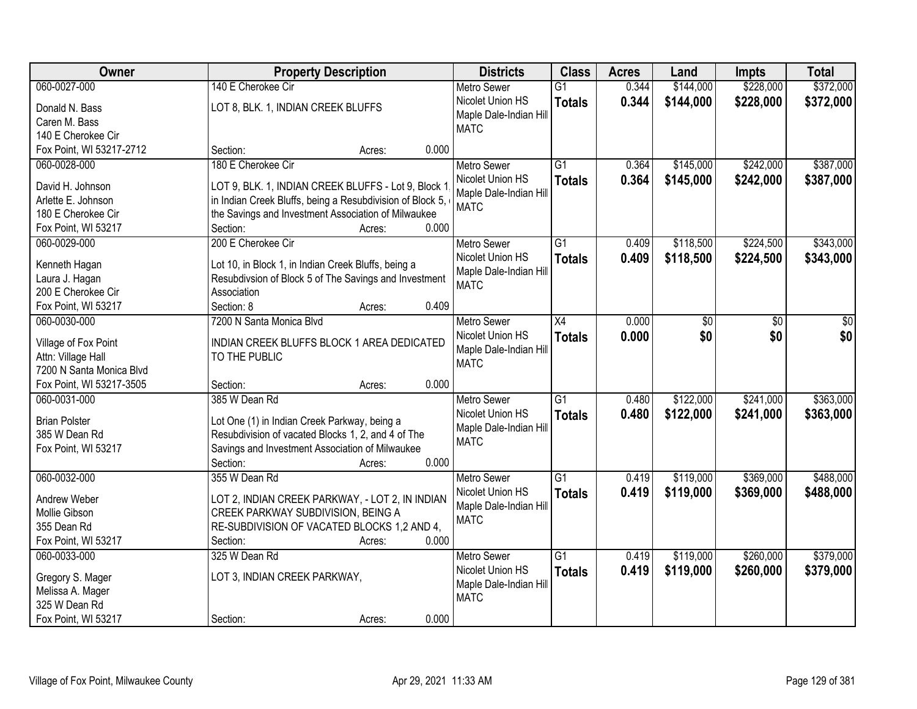| Owner | Property Description | Districts | Class | Acres | Land | Impts | Total |
|---|---|---|---|---|---|---|---|
| 060-0027-000<br>Donald N. Bass<br>Caren M. Bass<br>140 E Cherokee Cir<br>Fox Point, WI 53217-2712 | 140 E Cherokee Cir<br>LOT 8, BLK. 1, INDIAN CREEK BLUFFS<br>Section: Acres: 0.000 | Metro Sewer<br>Nicolet Union HS<br>Maple Dale-Indian Hill<br>MATC | G1<br>**Totals** | 0.344<br>**0.344** | $144,000<br>**$144,000** | $228,000<br>**$228,000** | $372,000<br>**$372,000** |
| 060-0028-000<br>David H. Johnson<br>Arlette E. Johnson<br>180 E Cherokee Cir<br>Fox Point, WI 53217 | 180 E Cherokee Cir<br>LOT 9, BLK. 1, INDIAN CREEK BLUFFS - Lot 9, Block 1, in Indian Creek Bluffs, being a Resubdivision of Block 5, of the Savings and Investment Association of Milwaukee<br>Section: Acres: 0.000 | Metro Sewer<br>Nicolet Union HS<br>Maple Dale-Indian Hill<br>MATC | G1<br>**Totals** | 0.364<br>**0.364** | $145,000<br>**$145,000** | $242,000<br>**$242,000** | $387,000<br>**$387,000** |
| 060-0029-000<br>Kenneth Hagan<br>Laura J. Hagan<br>200 E Cherokee Cir<br>Fox Point, WI 53217 | 200 E Cherokee Cir<br>Lot 10, in Block 1, in Indian Creek Bluffs, being a Resubdivsion of Block 5 of The Savings and Investment Association<br>Section: 8 Acres: 0.409 | Metro Sewer<br>Nicolet Union HS<br>Maple Dale-Indian Hill<br>MATC | G1<br>**Totals** | 0.409<br>**0.409** | $118,500<br>**$118,500** | $224,500<br>**$224,500** | $343,000<br>**$343,000** |
| 060-0030-000<br>Village of Fox Point<br>Attn: Village Hall<br>7200 N Santa Monica Blvd<br>Fox Point, WI 53217-3505 | 7200 N Santa Monica Blvd<br>INDIAN CREEK BLUFFS BLOCK 1 AREA DEDICATED TO THE PUBLIC<br>Section: Acres: 0.000 | Metro Sewer<br>Nicolet Union HS<br>Maple Dale-Indian Hill<br>MATC | X4<br>**Totals** | 0.000<br>**0.000** | $0<br>**$0** | $0<br>**$0** | $0<br>**$0** |
| 060-0031-000<br>Brian Polster<br>385 W Dean Rd<br>Fox Point, WI 53217 | 385 W Dean Rd<br>Lot One (1) in Indian Creek Parkway, being a Resubdivision of vacated Blocks 1, 2, and 4 of The Savings and Investment Association of Milwaukee<br>Section: Acres: 0.000 | Metro Sewer<br>Nicolet Union HS<br>Maple Dale-Indian Hill<br>MATC | G1<br>**Totals** | 0.480<br>**0.480** | $122,000<br>**$122,000** | $241,000<br>**$241,000** | $363,000<br>**$363,000** |
| 060-0032-000<br>Andrew Weber<br>Mollie Gibson<br>355 Dean Rd<br>Fox Point, WI 53217 | 355 W Dean Rd<br>LOT 2, INDIAN CREEK PARKWAY, - LOT 2, IN INDIAN CREEK PARKWAY SUBDIVISION, BEING A RE-SUBDIVISION OF VACATED BLOCKS 1,2 AND 4,<br>Section: Acres: 0.000 | Metro Sewer<br>Nicolet Union HS<br>Maple Dale-Indian Hill<br>MATC | G1<br>**Totals** | 0.419<br>**0.419** | $119,000<br>**$119,000** | $369,000<br>**$369,000** | $488,000<br>**$488,000** |
| 060-0033-000<br>Gregory S. Mager<br>Melissa A. Mager<br>325 W Dean Rd<br>Fox Point, WI 53217 | 325 W Dean Rd<br>LOT 3, INDIAN CREEK PARKWAY,<br>Section: Acres: 0.000 | Metro Sewer<br>Nicolet Union HS<br>Maple Dale-Indian Hill<br>MATC | G1<br>**Totals** | 0.419<br>**0.419** | $119,000<br>**$119,000** | $260,000<br>**$260,000** | $379,000<br>**$379,000** |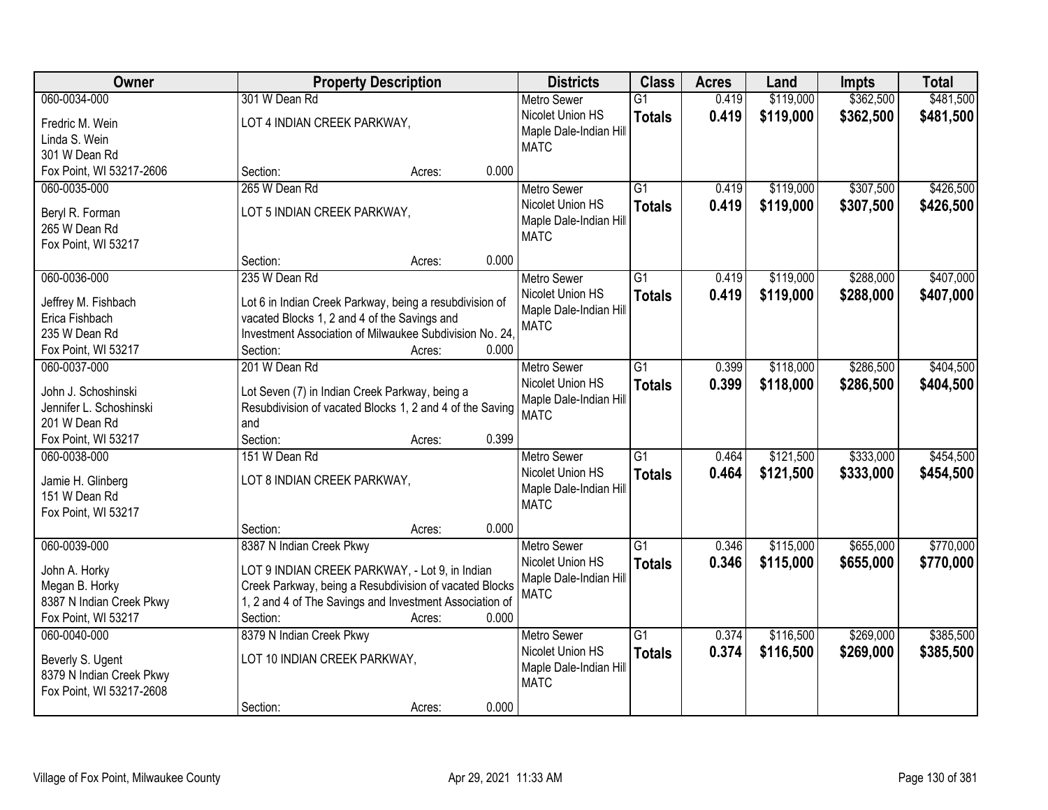| Owner | Property Description | Districts | Class | Acres | Land | Impts | Total |
|---|---|---|---|---|---|---|---|
| 060-0034-000<br>Fredric M. Wein<br>Linda S. Wein<br>301 W Dean Rd<br>Fox Point, WI 53217-2606 | 301 W Dean Rd<br>LOT 4 INDIAN CREEK PARKWAY,<br>Section: Acres: 0.000 | Metro Sewer<br>Nicolet Union HS<br>Maple Dale-Indian Hill<br>MATC | G1<br>**Totals** | 0.419<br>**0.419** | $119,000<br>**$119,000** | $362,500<br>**$362,500** | $481,500<br>**$481,500** |
| 060-0035-000<br>Beryl R. Forman<br>265 W Dean Rd<br>Fox Point, WI 53217 | 265 W Dean Rd<br>LOT 5 INDIAN CREEK PARKWAY,<br>Section: Acres: 0.000 | Metro Sewer<br>Nicolet Union HS<br>Maple Dale-Indian Hill<br>MATC | G1<br>**Totals** | 0.419<br>**0.419** | $119,000<br>**$119,000** | $307,500<br>**$307,500** | $426,500<br>**$426,500** |
| 060-0036-000<br>Jeffrey M. Fishbach<br>Erica Fishbach<br>235 W Dean Rd<br>Fox Point, WI 53217 | 235 W Dean Rd<br>Lot 6 in Indian Creek Parkway, being a resubdivision of vacated Blocks 1, 2 and 4 of the Savings and Investment Association of Milwaukee Subdivision No. 24,<br>Section: Acres: 0.000 | Metro Sewer<br>Nicolet Union HS<br>Maple Dale-Indian Hill<br>MATC | G1<br>**Totals** | 0.419<br>**0.419** | $119,000<br>**$119,000** | $288,000<br>**$288,000** | $407,000<br>**$407,000** |
| 060-0037-000<br>John J. Schoshinski<br>Jennifer L. Schoshinski<br>201 W Dean Rd<br>Fox Point, WI 53217 | 201 W Dean Rd<br>Lot Seven (7) in Indian Creek Parkway, being a Resubdivision of vacated Blocks 1, 2 and 4 of the Saving and<br>Section: Acres: 0.399 | Metro Sewer<br>Nicolet Union HS<br>Maple Dale-Indian Hill<br>MATC | G1<br>**Totals** | 0.399<br>**0.399** | $118,000<br>**$118,000** | $286,500<br>**$286,500** | $404,500<br>**$404,500** |
| 060-0038-000<br>Jamie H. Glinberg<br>151 W Dean Rd<br>Fox Point, WI 53217 | 151 W Dean Rd<br>LOT 8 INDIAN CREEK PARKWAY,<br>Section: Acres: 0.000 | Metro Sewer<br>Nicolet Union HS<br>Maple Dale-Indian Hill<br>MATC | G1<br>**Totals** | 0.464<br>**0.464** | $121,500<br>**$121,500** | $333,000<br>**$333,000** | $454,500<br>**$454,500** |
| 060-0039-000<br>John A. Horky<br>Megan B. Horky<br>8387 N Indian Creek Pkwy<br>Fox Point, WI 53217 | 8387 N Indian Creek Pkwy<br>LOT 9 INDIAN CREEK PARKWAY, - Lot 9, in Indian Creek Parkway, being a Resubdivision of vacated Blocks 1, 2 and 4 of The Savings and Investment Association of<br>Section: Acres: 0.000 | Metro Sewer<br>Nicolet Union HS<br>Maple Dale-Indian Hill<br>MATC | G1<br>**Totals** | 0.346<br>**0.346** | $115,000<br>**$115,000** | $655,000<br>**$655,000** | $770,000<br>**$770,000** |
| 060-0040-000<br>Beverly S. Ugent<br>8379 N Indian Creek Pkwy<br>Fox Point, WI 53217-2608 | 8379 N Indian Creek Pkwy<br>LOT 10 INDIAN CREEK PARKWAY,<br>Section: Acres: 0.000 | Metro Sewer<br>Nicolet Union HS<br>Maple Dale-Indian Hill<br>MATC | G1<br>**Totals** | 0.374<br>**0.374** | $116,500<br>**$116,500** | $269,000<br>**$269,000** | $385,500<br>**$385,500** |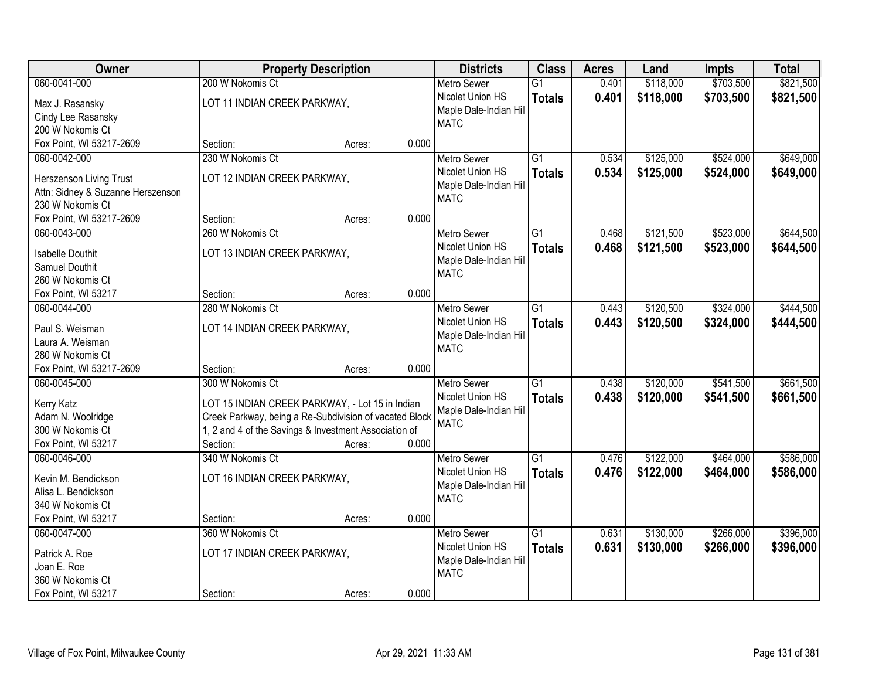| Owner | Property Description | Districts | Class | Acres | Land | Impts | Total |
|---|---|---|---|---|---|---|---|
| 060-0041-000<br>Max J. Rasansky<br>Cindy Lee Rasansky<br>200 W Nokomis Ct<br>Fox Point, WI 53217-2609 | 200 W Nokomis Ct<br>LOT 11 INDIAN CREEK PARKWAY,<br>Section: Acres: 0.000 | Metro Sewer<br>Nicolet Union HS<br>Maple Dale-Indian Hill<br>MATC | G1<br>**Totals** | 0.401<br>**0.401** | $118,000<br>**$118,000** | $703,500<br>**$703,500** | $821,500<br>**$821,500** |
| 060-0042-000<br>Herszenson Living Trust<br>Attn: Sidney & Suzanne Herszenson<br>230 W Nokomis Ct<br>Fox Point, WI 53217-2609 | 230 W Nokomis Ct<br>LOT 12 INDIAN CREEK PARKWAY,<br>Section: Acres: 0.000 | Metro Sewer<br>Nicolet Union HS<br>Maple Dale-Indian Hill<br>MATC | G1<br>**Totals** | 0.534<br>**0.534** | $125,000<br>**$125,000** | $524,000<br>**$524,000** | $649,000<br>**$649,000** |
| 060-0043-000<br>Isabelle Douthit<br>Samuel Douthit<br>260 W Nokomis Ct<br>Fox Point, WI 53217 | 260 W Nokomis Ct<br>LOT 13 INDIAN CREEK PARKWAY,<br>Section: Acres: 0.000 | Metro Sewer<br>Nicolet Union HS<br>Maple Dale-Indian Hill<br>MATC | G1<br>**Totals** | 0.468<br>**0.468** | $121,500<br>**$121,500** | $523,000<br>**$523,000** | $644,500<br>**$644,500** |
| 060-0044-000<br>Paul S. Weisman<br>Laura A. Weisman<br>280 W Nokomis Ct<br>Fox Point, WI 53217-2609 | 280 W Nokomis Ct<br>LOT 14 INDIAN CREEK PARKWAY,<br>Section: Acres: 0.000 | Metro Sewer<br>Nicolet Union HS<br>Maple Dale-Indian Hill<br>MATC | G1<br>**Totals** | 0.443<br>**0.443** | $120,500<br>**$120,500** | $324,000<br>**$324,000** | $444,500<br>**$444,500** |
| 060-0045-000<br>Kerry Katz<br>Adam N. Woolridge<br>300 W Nokomis Ct<br>Fox Point, WI 53217 | 300 W Nokomis Ct<br>LOT 15 INDIAN CREEK PARKWAY, - Lot 15 in Indian Creek Parkway, being a Re-Subdivision of vacated Block 1, 2 and 4 of the Savings & Investment Association of<br>Section: Acres: 0.000 | Metro Sewer<br>Nicolet Union HS<br>Maple Dale-Indian Hill<br>MATC | G1<br>**Totals** | 0.438<br>**0.438** | $120,000<br>**$120,000** | $541,500<br>**$541,500** | $661,500<br>**$661,500** |
| 060-0046-000<br>Kevin M. Bendickson<br>Alisa L. Bendickson<br>340 W Nokomis Ct<br>Fox Point, WI 53217 | 340 W Nokomis Ct<br>LOT 16 INDIAN CREEK PARKWAY,<br>Section: Acres: 0.000 | Metro Sewer<br>Nicolet Union HS<br>Maple Dale-Indian Hill<br>MATC | G1<br>**Totals** | 0.476<br>**0.476** | $122,000<br>**$122,000** | $464,000<br>**$464,000** | $586,000<br>**$586,000** |
| 060-0047-000<br>Patrick A. Roe<br>Joan E. Roe<br>360 W Nokomis Ct<br>Fox Point, WI 53217 | 360 W Nokomis Ct<br>LOT 17 INDIAN CREEK PARKWAY,<br>Section: Acres: 0.000 | Metro Sewer<br>Nicolet Union HS<br>Maple Dale-Indian Hill<br>MATC | G1<br>**Totals** | 0.631<br>**0.631** | $130,000<br>**$130,000** | $266,000<br>**$266,000** | $396,000<br>**$396,000** |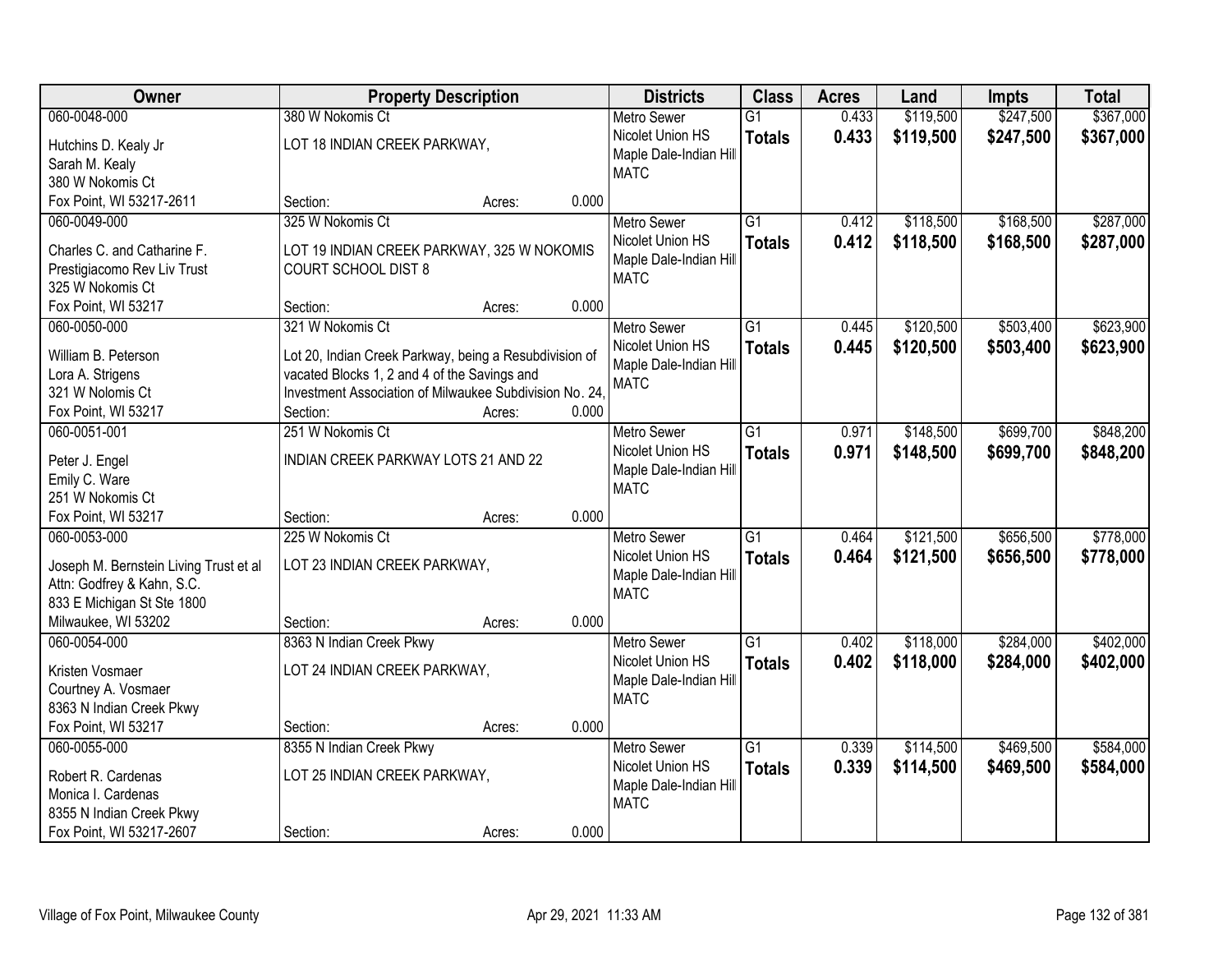| Owner | Property Description | Districts | Class | Acres | Land | Impts | Total |
|---|---|---|---|---|---|---|---|
| 060-0048-000<br>Hutchins D. Kealy Jr<br>Sarah M. Kealy<br>380 W Nokomis Ct<br>Fox Point, WI 53217-2611 | 380 W Nokomis Ct<br>LOT 18 INDIAN CREEK PARKWAY,<br>Section: Acres: 0.000 | Metro Sewer<br>Nicolet Union HS<br>Maple Dale-Indian Hill<br>MATC | G1<br>**Totals** | 0.433<br>**0.433** | $119,500<br>**$119,500** | $247,500<br>**$247,500** | $367,000<br>**$367,000** |
| 060-0049-000<br>Charles C. and Catharine F. Prestigiacomo Rev Liv Trust<br>325 W Nokomis Ct<br>Fox Point, WI 53217 | 325 W Nokomis Ct<br>LOT 19 INDIAN CREEK PARKWAY, 325 W NOKOMIS COURT SCHOOL DIST 8<br>Section: Acres: 0.000 | Metro Sewer<br>Nicolet Union HS<br>Maple Dale-Indian Hill<br>MATC | G1<br>**Totals** | 0.412<br>**0.412** | $118,500<br>**$118,500** | $168,500<br>**$168,500** | $287,000<br>**$287,000** |
| 060-0050-000<br>William B. Peterson<br>Lora A. Strigens<br>321 W Nolomis Ct<br>Fox Point, WI 53217 | 321 W Nokomis Ct<br>Lot 20, Indian Creek Parkway, being a Resubdivision of vacated Blocks 1, 2 and 4 of the Savings and Investment Association of Milwaukee Subdivision No. 24,<br>Section: Acres: 0.000 | Metro Sewer<br>Nicolet Union HS<br>Maple Dale-Indian Hill<br>MATC | G1<br>**Totals** | 0.445<br>**0.445** | $120,500<br>**$120,500** | $503,400<br>**$503,400** | $623,900<br>**$623,900** |
| 060-0051-001<br>Peter J. Engel<br>Emily C. Ware<br>251 W Nokomis Ct<br>Fox Point, WI 53217 | 251 W Nokomis Ct<br>INDIAN CREEK PARKWAY LOTS 21 AND 22<br>Section: Acres: 0.000 | Metro Sewer<br>Nicolet Union HS<br>Maple Dale-Indian Hill<br>MATC | G1<br>**Totals** | 0.971<br>**0.971** | $148,500<br>**$148,500** | $699,700<br>**$699,700** | $848,200<br>**$848,200** |
| 060-0053-000<br>Joseph M. Bernstein Living Trust et al<br>Attn: Godfrey & Kahn, S.C.<br>833 E Michigan St Ste 1800<br>Milwaukee, WI 53202 | 225 W Nokomis Ct<br>LOT 23 INDIAN CREEK PARKWAY,<br>Section: Acres: 0.000 | Metro Sewer<br>Nicolet Union HS<br>Maple Dale-Indian Hill<br>MATC | G1<br>**Totals** | 0.464<br>**0.464** | $121,500<br>**$121,500** | $656,500<br>**$656,500** | $778,000<br>**$778,000** |
| 060-0054-000<br>Kristen Vosmaer<br>Courtney A. Vosmaer<br>8363 N Indian Creek Pkwy<br>Fox Point, WI 53217 | 8363 N Indian Creek Pkwy<br>LOT 24 INDIAN CREEK PARKWAY,<br>Section: Acres: 0.000 | Metro Sewer<br>Nicolet Union HS<br>Maple Dale-Indian Hill<br>MATC | G1<br>**Totals** | 0.402<br>**0.402** | $118,000<br>**$118,000** | $284,000<br>**$284,000** | $402,000<br>**$402,000** |
| 060-0055-000<br>Robert R. Cardenas<br>Monica I. Cardenas<br>8355 N Indian Creek Pkwy<br>Fox Point, WI 53217-2607 | 8355 N Indian Creek Pkwy<br>LOT 25 INDIAN CREEK PARKWAY,<br>Section: Acres: 0.000 | Metro Sewer<br>Nicolet Union HS<br>Maple Dale-Indian Hill<br>MATC | G1<br>**Totals** | 0.339<br>**0.339** | $114,500<br>**$114,500** | $469,500<br>**$469,500** | $584,000<br>**$584,000** |

Village of Fox Point, Milwaukee County — Apr 29, 2021 11:33 AM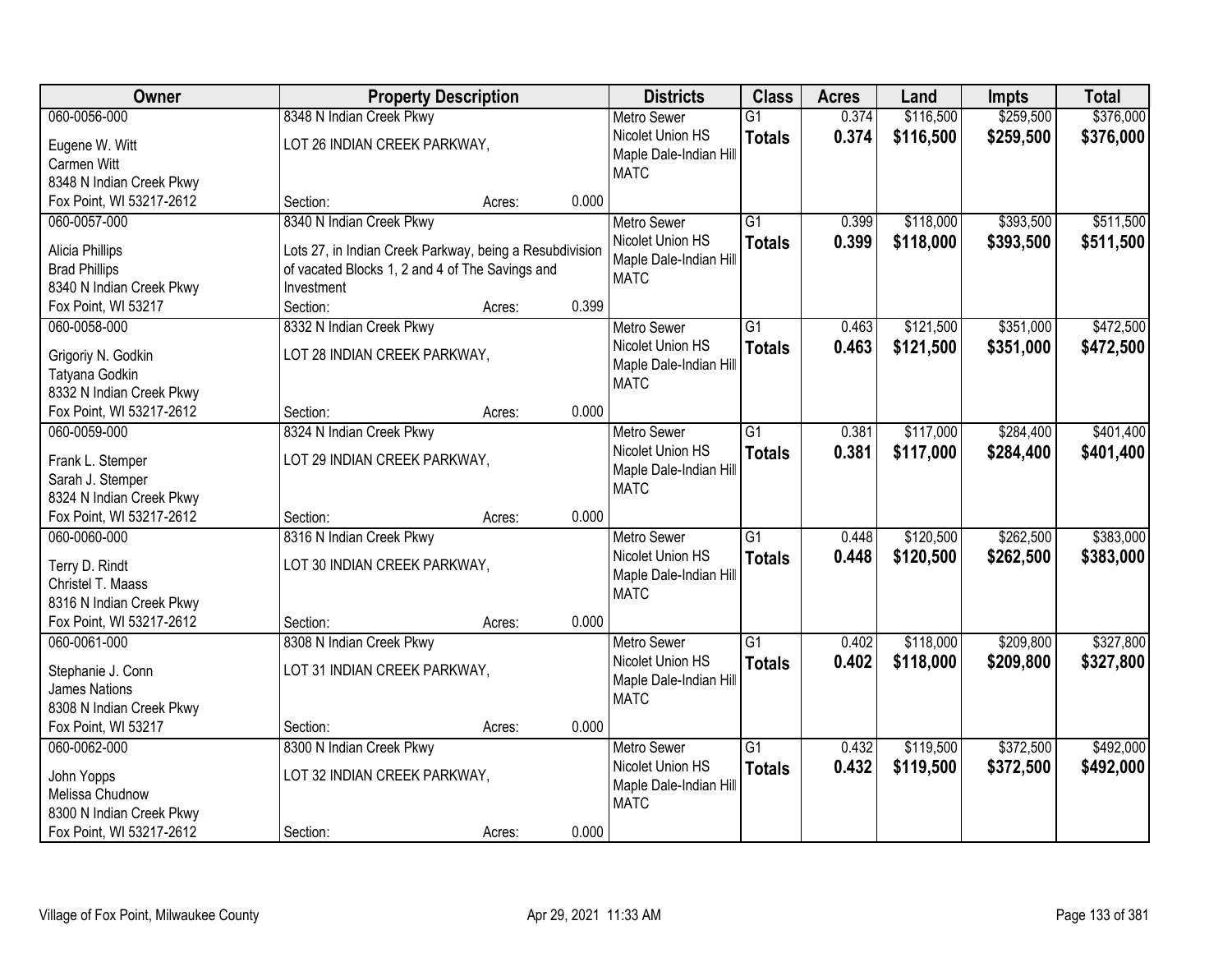| Owner | Property Description | Districts | Class | Acres | Land | Impts | Total |
|---|---|---|---|---|---|---|---|
| 060-0056-000<br>Eugene W. Witt<br>Carmen Witt<br>8348 N Indian Creek Pkwy<br>Fox Point, WI 53217-2612 | 8348 N Indian Creek Pkwy<br>LOT 26 INDIAN CREEK PARKWAY,<br>Section: Acres: 0.000 | Metro Sewer<br>Nicolet Union HS<br>Maple Dale-Indian Hill<br>MATC | G1<br>**Totals** | 0.374<br>**0.374** | $116,500<br>**$116,500** | $259,500<br>**$259,500** | $376,000<br>**$376,000** |
| 060-0057-000<br>Alicia Phillips<br>Brad Phillips<br>8340 N Indian Creek Pkwy<br>Fox Point, WI 53217 | 8340 N Indian Creek Pkwy<br>Lots 27, in Indian Creek Parkway, being a Resubdivision of vacated Blocks 1, 2 and 4 of The Savings and Investment<br>Section: Acres: 0.399 | Metro Sewer<br>Nicolet Union HS<br>Maple Dale-Indian Hill<br>MATC | G1<br>**Totals** | 0.399<br>**0.399** | $118,000<br>**$118,000** | $393,500<br>**$393,500** | $511,500<br>**$511,500** |
| 060-0058-000<br>Grigoriy N. Godkin<br>Tatyana Godkin<br>8332 N Indian Creek Pkwy<br>Fox Point, WI 53217-2612 | 8332 N Indian Creek Pkwy<br>LOT 28 INDIAN CREEK PARKWAY,<br>Section: Acres: 0.000 | Metro Sewer<br>Nicolet Union HS<br>Maple Dale-Indian Hill<br>MATC | G1<br>**Totals** | 0.463<br>**0.463** | $121,500<br>**$121,500** | $351,000<br>**$351,000** | $472,500<br>**$472,500** |
| 060-0059-000<br>Frank L. Stemper<br>Sarah J. Stemper<br>8324 N Indian Creek Pkwy<br>Fox Point, WI 53217-2612 | 8324 N Indian Creek Pkwy<br>LOT 29 INDIAN CREEK PARKWAY,<br>Section: Acres: 0.000 | Metro Sewer<br>Nicolet Union HS<br>Maple Dale-Indian Hill<br>MATC | G1<br>**Totals** | 0.381<br>**0.381** | $117,000<br>**$117,000** | $284,400<br>**$284,400** | $401,400<br>**$401,400** |
| 060-0060-000<br>Terry D. Rindt<br>Christel T. Maass<br>8316 N Indian Creek Pkwy<br>Fox Point, WI 53217-2612 | 8316 N Indian Creek Pkwy<br>LOT 30 INDIAN CREEK PARKWAY,<br>Section: Acres: 0.000 | Metro Sewer<br>Nicolet Union HS<br>Maple Dale-Indian Hill<br>MATC | G1<br>**Totals** | 0.448<br>**0.448** | $120,500<br>**$120,500** | $262,500<br>**$262,500** | $383,000<br>**$383,000** |
| 060-0061-000<br>Stephanie J. Conn<br>James Nations<br>8308 N Indian Creek Pkwy<br>Fox Point, WI 53217 | 8308 N Indian Creek Pkwy<br>LOT 31 INDIAN CREEK PARKWAY,<br>Section: Acres: 0.000 | Metro Sewer<br>Nicolet Union HS<br>Maple Dale-Indian Hill<br>MATC | G1<br>**Totals** | 0.402<br>**0.402** | $118,000<br>**$118,000** | $209,800<br>**$209,800** | $327,800<br>**$327,800** |
| 060-0062-000<br>John Yopps<br>Melissa Chudnow<br>8300 N Indian Creek Pkwy<br>Fox Point, WI 53217-2612 | 8300 N Indian Creek Pkwy<br>LOT 32 INDIAN CREEK PARKWAY,<br>Section: Acres: 0.000 | Metro Sewer<br>Nicolet Union HS<br>Maple Dale-Indian Hill<br>MATC | G1<br>**Totals** | 0.432<br>**0.432** | $119,500<br>**$119,500** | $372,500<br>**$372,500** | $492,000<br>**$492,000** |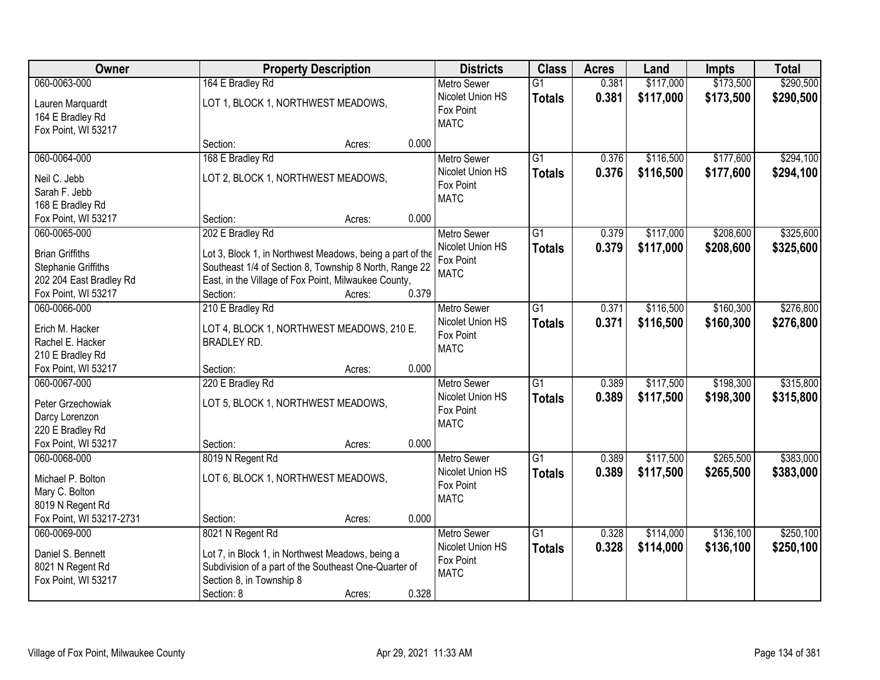| Owner | Property Description | Districts | Class | Acres | Land | Impts | Total |
|---|---|---|---|---|---|---|---|
| 060-0063-000<br>Lauren Marquardt<br>164 E Bradley Rd<br>Fox Point, WI 53217 | 164 E Bradley Rd<br>LOT 1, BLOCK 1, NORTHWEST MEADOWS,<br>Section: Acres: 0.000 | Metro Sewer<br>Nicolet Union HS<br>Fox Point<br>MATC | G1<br>**Totals** | 0.381<br>**0.381** | $117,000<br>**$117,000** | $173,500<br>**$173,500** | $290,500<br>**$290,500** |
| 060-0064-000<br>Neil C. Jebb<br>Sarah F. Jebb<br>168 E Bradley Rd<br>Fox Point, WI 53217 | 168 E Bradley Rd<br>LOT 2, BLOCK 1, NORTHWEST MEADOWS,<br>Section: Acres: 0.000 | Metro Sewer<br>Nicolet Union HS<br>Fox Point<br>MATC | G1<br>**Totals** | 0.376<br>**0.376** | $116,500<br>**$116,500** | $177,600<br>**$177,600** | $294,100<br>**$294,100** |
| 060-0065-000<br>Brian Griffiths<br>Stephanie Griffiths<br>202 204 East Bradley Rd<br>Fox Point, WI 53217 | 202 E Bradley Rd<br>Lot 3, Block 1, in Northwest Meadows, being a part of the Southeast 1/4 of Section 8, Township 8 North, Range 22 East, in the Village of Fox Point, Milwaukee County,<br>Section: Acres: 0.379 | Metro Sewer<br>Nicolet Union HS<br>Fox Point<br>MATC | G1<br>**Totals** | 0.379<br>**0.379** | $117,000<br>**$117,000** | $208,600<br>**$208,600** | $325,600<br>**$325,600** |
| 060-0066-000<br>Erich M. Hacker<br>Rachel E. Hacker<br>210 E Bradley Rd<br>Fox Point, WI 53217 | 210 E Bradley Rd<br>LOT 4, BLOCK 1, NORTHWEST MEADOWS, 210 E. BRADLEY RD.<br>Section: Acres: 0.000 | Metro Sewer<br>Nicolet Union HS<br>Fox Point<br>MATC | G1<br>**Totals** | 0.371<br>**0.371** | $116,500<br>**$116,500** | $160,300<br>**$160,300** | $276,800<br>**$276,800** |
| 060-0067-000<br>Peter Grzechowiak<br>Darcy Lorenzon<br>220 E Bradley Rd<br>Fox Point, WI 53217 | 220 E Bradley Rd<br>LOT 5, BLOCK 1, NORTHWEST MEADOWS,<br>Section: Acres: 0.000 | Metro Sewer<br>Nicolet Union HS<br>Fox Point<br>MATC | G1<br>**Totals** | 0.389<br>**0.389** | $117,500<br>**$117,500** | $198,300<br>**$198,300** | $315,800<br>**$315,800** |
| 060-0068-000<br>Michael P. Bolton<br>Mary C. Bolton<br>8019 N Regent Rd<br>Fox Point, WI 53217-2731 | 8019 N Regent Rd<br>LOT 6, BLOCK 1, NORTHWEST MEADOWS,<br>Section: Acres: 0.000 | Metro Sewer<br>Nicolet Union HS<br>Fox Point<br>MATC | G1<br>**Totals** | 0.389<br>**0.389** | $117,500<br>**$117,500** | $265,500<br>**$265,500** | $383,000<br>**$383,000** |
| 060-0069-000<br>Daniel S. Bennett<br>8021 N Regent Rd<br>Fox Point, WI 53217 | 8021 N Regent Rd<br>Lot 7, in Block 1, in Northwest Meadows, being a Subdivision of a part of the Southeast One-Quarter of Section 8, in Township 8<br>Section: 8 Acres: 0.328 | Metro Sewer<br>Nicolet Union HS<br>Fox Point<br>MATC | G1<br>**Totals** | 0.328<br>**0.328** | $114,000<br>**$114,000** | $136,100<br>**$136,100** | $250,100<br>**$250,100** |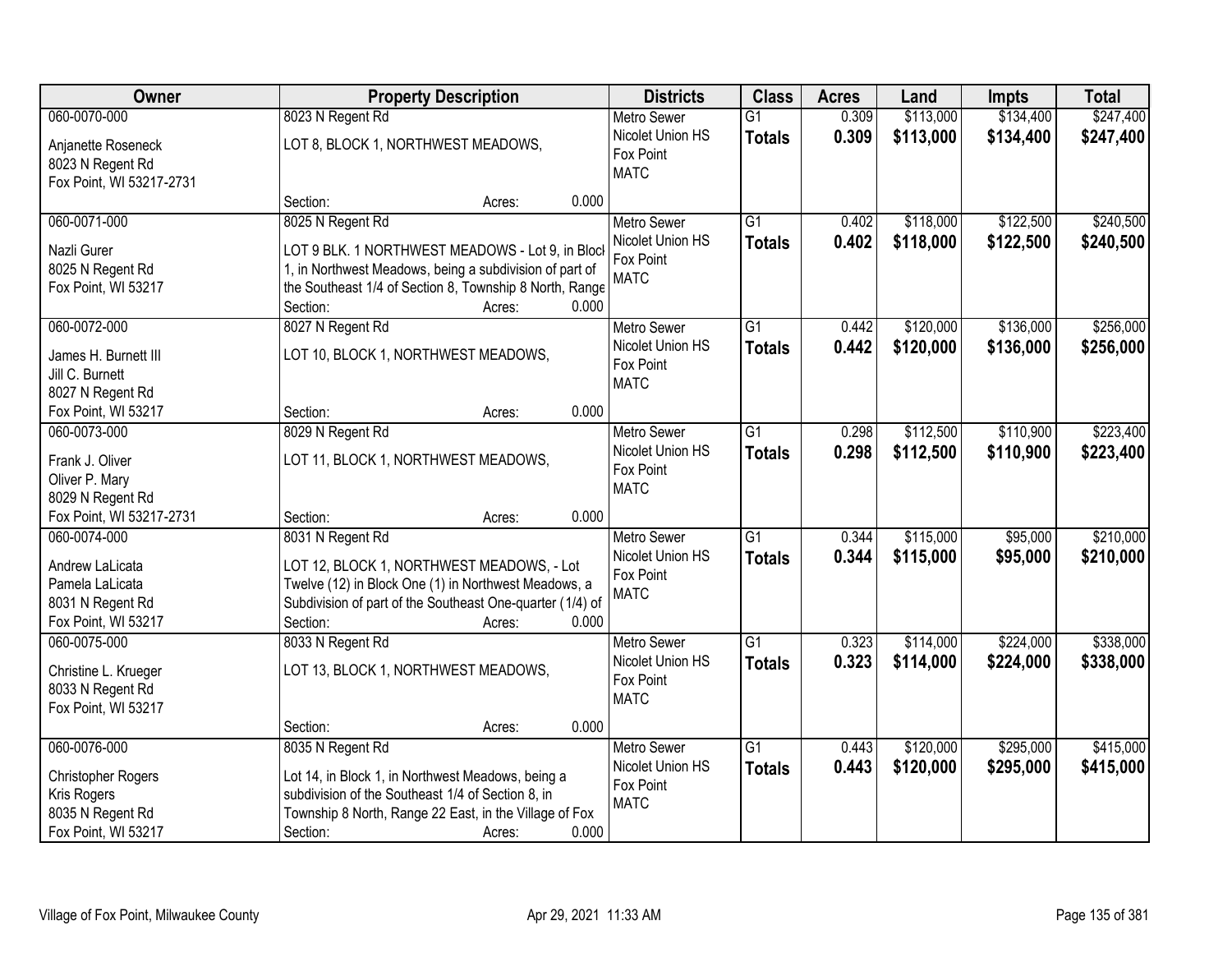| Owner | Property Description | Districts | Class | Acres | Land | Impts | Total |
|---|---|---|---|---|---|---|---|
| 060-0070-000<br>Anjanette Roseneck<br>8023 N Regent Rd<br>Fox Point, WI 53217-2731 | 8023 N Regent Rd<br>LOT 8, BLOCK 1, NORTHWEST MEADOWS,<br>Section: Acres: 0.000 | Metro Sewer<br>Nicolet Union HS<br>Fox Point<br>MATC | G1<br>**Totals** | 0.309<br>**0.309** | $113,000<br>**$113,000** | $134,400<br>**$134,400** | $247,400<br>**$247,400** |
| 060-0071-000<br>Nazli Gurer<br>8025 N Regent Rd<br>Fox Point, WI 53217 | 8025 N Regent Rd<br>LOT 9 BLK. 1 NORTHWEST MEADOWS - Lot 9, in Block 1, in Northwest Meadows, being a subdivision of part of the Southeast 1/4 of Section 8, Township 8 North, Range<br>Section: Acres: 0.000 | Metro Sewer<br>Nicolet Union HS<br>Fox Point<br>MATC | G1<br>**Totals** | 0.402<br>**0.402** | $118,000<br>**$118,000** | $122,500<br>**$122,500** | $240,500<br>**$240,500** |
| 060-0072-000<br>James H. Burnett III<br>Jill C. Burnett<br>8027 N Regent Rd<br>Fox Point, WI 53217 | 8027 N Regent Rd<br>LOT 10, BLOCK 1, NORTHWEST MEADOWS,<br>Section: Acres: 0.000 | Metro Sewer<br>Nicolet Union HS<br>Fox Point<br>MATC | G1<br>**Totals** | 0.442<br>**0.442** | $120,000<br>**$120,000** | $136,000<br>**$136,000** | $256,000<br>**$256,000** |
| 060-0073-000<br>Frank J. Oliver<br>Oliver P. Mary<br>8029 N Regent Rd<br>Fox Point, WI 53217-2731 | 8029 N Regent Rd<br>LOT 11, BLOCK 1, NORTHWEST MEADOWS,<br>Section: Acres: 0.000 | Metro Sewer<br>Nicolet Union HS<br>Fox Point<br>MATC | G1<br>**Totals** | 0.298<br>**0.298** | $112,500<br>**$112,500** | $110,900<br>**$110,900** | $223,400<br>**$223,400** |
| 060-0074-000<br>Andrew LaLicata<br>Pamela LaLicata<br>8031 N Regent Rd<br>Fox Point, WI 53217 | 8031 N Regent Rd<br>LOT 12, BLOCK 1, NORTHWEST MEADOWS, - Lot Twelve (12) in Block One (1) in Northwest Meadows, a Subdivision of part of the Southeast One-quarter (1/4) of<br>Section: Acres: 0.000 | Metro Sewer<br>Nicolet Union HS<br>Fox Point<br>MATC | G1<br>**Totals** | 0.344<br>**0.344** | $115,000<br>**$115,000** | $95,000<br>**$95,000** | $210,000<br>**$210,000** |
| 060-0075-000<br>Christine L. Krueger<br>8033 N Regent Rd<br>Fox Point, WI 53217 | 8033 N Regent Rd<br>LOT 13, BLOCK 1, NORTHWEST MEADOWS,<br>Section: Acres: 0.000 | Metro Sewer<br>Nicolet Union HS<br>Fox Point<br>MATC | G1<br>**Totals** | 0.323<br>**0.323** | $114,000<br>**$114,000** | $224,000<br>**$224,000** | $338,000<br>**$338,000** |
| 060-0076-000<br>Christopher Rogers<br>Kris Rogers<br>8035 N Regent Rd<br>Fox Point, WI 53217 | 8035 N Regent Rd<br>Lot 14, in Block 1, in Northwest Meadows, being a subdivision of the Southeast 1/4 of Section 8, in Township 8 North, Range 22 East, in the Village of Fox<br>Section: Acres: 0.000 | Metro Sewer<br>Nicolet Union HS<br>Fox Point<br>MATC | G1<br>**Totals** | 0.443<br>**0.443** | $120,000<br>**$120,000** | $295,000<br>**$295,000** | $415,000<br>**$415,000** |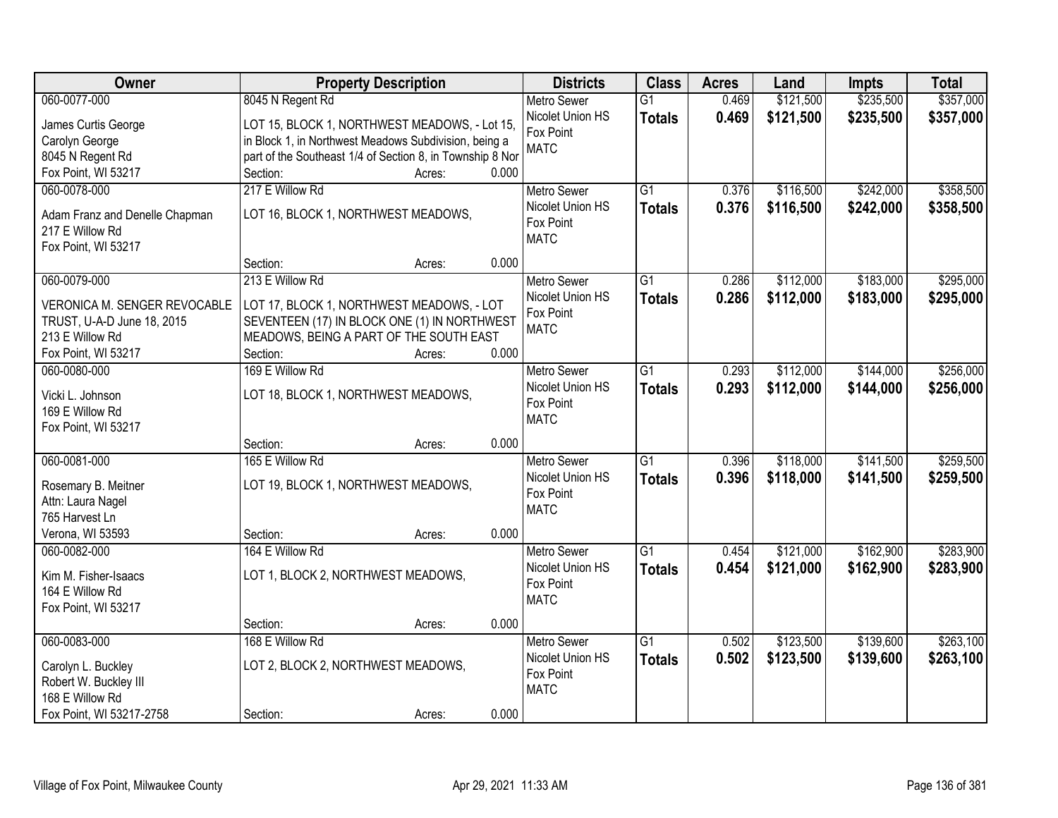| Owner | Property Description | Districts | Class | Acres | Land | Impts | Total |
|---|---|---|---|---|---|---|---|
| 060-0077-000<br>James Curtis George<br>Carolyn George<br>8045 N Regent Rd<br>Fox Point, WI 53217 | 8045 N Regent Rd<br>LOT 15, BLOCK 1, NORTHWEST MEADOWS, - Lot 15, in Block 1, in Northwest Meadows Subdivision, being a part of the Southeast 1/4 of Section 8, in Township 8 Nor<br>Section: Acres: 0.000 | Metro Sewer<br>Nicolet Union HS<br>Fox Point<br>MATC | G1<br>**Totals** | 0.469<br>**0.469** | $121,500<br>**$121,500** | $235,500<br>**$235,500** | $357,000<br>**$357,000** |
| 060-0078-000<br>Adam Franz and Denelle Chapman<br>217 E Willow Rd<br>Fox Point, WI 53217 | 217 E Willow Rd<br>LOT 16, BLOCK 1, NORTHWEST MEADOWS,<br>Section: Acres: 0.000 | Metro Sewer<br>Nicolet Union HS<br>Fox Point<br>MATC | G1<br>**Totals** | 0.376<br>**0.376** | $116,500<br>**$116,500** | $242,000<br>**$242,000** | $358,500<br>**$358,500** |
| 060-0079-000<br>VERONICA M. SENGER REVOCABLE TRUST, U-A-D June 18, 2015<br>213 E Willow Rd<br>Fox Point, WI 53217 | 213 E Willow Rd<br>LOT 17, BLOCK 1, NORTHWEST MEADOWS, - LOT SEVENTEEN (17) IN BLOCK ONE (1) IN NORTHWEST MEADOWS, BEING A PART OF THE SOUTH EAST<br>Section: Acres: 0.000 | Metro Sewer<br>Nicolet Union HS<br>Fox Point<br>MATC | G1<br>**Totals** | 0.286<br>**0.286** | $112,000<br>**$112,000** | $183,000<br>**$183,000** | $295,000<br>**$295,000** |
| 060-0080-000<br>Vicki L. Johnson<br>169 E Willow Rd<br>Fox Point, WI 53217 | 169 E Willow Rd<br>LOT 18, BLOCK 1, NORTHWEST MEADOWS,<br>Section: Acres: 0.000 | Metro Sewer<br>Nicolet Union HS<br>Fox Point<br>MATC | G1<br>**Totals** | 0.293<br>**0.293** | $112,000<br>**$112,000** | $144,000<br>**$144,000** | $256,000<br>**$256,000** |
| 060-0081-000<br>Rosemary B. Meitner<br>Attn: Laura Nagel<br>765 Harvest Ln<br>Verona, WI 53593 | 165 E Willow Rd<br>LOT 19, BLOCK 1, NORTHWEST MEADOWS,<br>Section: Acres: 0.000 | Metro Sewer<br>Nicolet Union HS<br>Fox Point<br>MATC | G1<br>**Totals** | 0.396<br>**0.396** | $118,000<br>**$118,000** | $141,500<br>**$141,500** | $259,500<br>**$259,500** |
| 060-0082-000<br>Kim M. Fisher-Isaacs<br>164 E Willow Rd<br>Fox Point, WI 53217 | 164 E Willow Rd<br>LOT 1, BLOCK 2, NORTHWEST MEADOWS,<br>Section: Acres: 0.000 | Metro Sewer<br>Nicolet Union HS<br>Fox Point<br>MATC | G1<br>**Totals** | 0.454<br>**0.454** | $121,000<br>**$121,000** | $162,900<br>**$162,900** | $283,900<br>**$283,900** |
| 060-0083-000<br>Carolyn L. Buckley<br>Robert W. Buckley III<br>168 E Willow Rd<br>Fox Point, WI 53217-2758 | 168 E Willow Rd<br>LOT 2, BLOCK 2, NORTHWEST MEADOWS,<br>Section: Acres: 0.000 | Metro Sewer<br>Nicolet Union HS<br>Fox Point<br>MATC | G1<br>**Totals** | 0.502<br>**0.502** | $123,500<br>**$123,500** | $139,600<br>**$139,600** | $263,100<br>**$263,100** |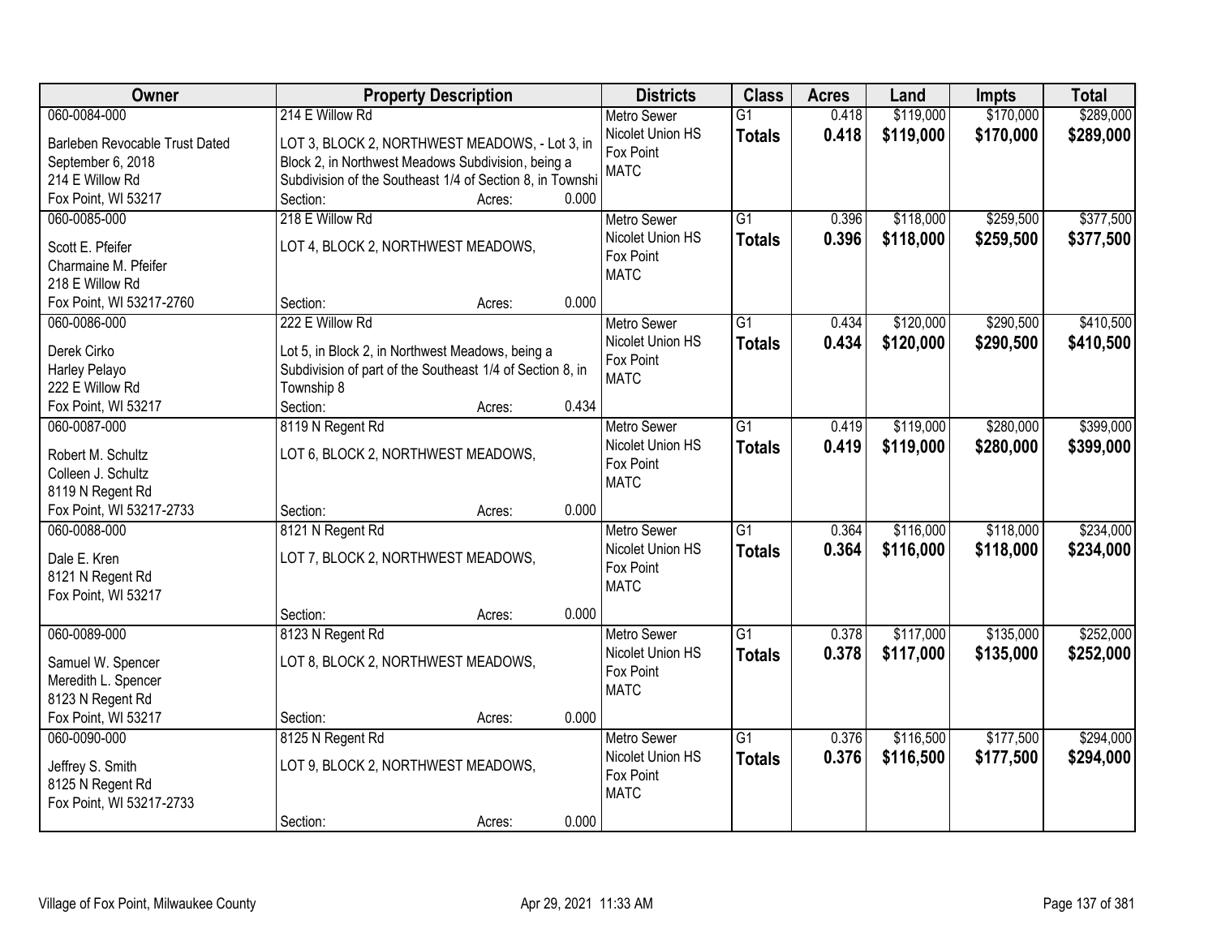| Owner | Property Description | Districts | Class | Acres | Land | Impts | Total |
|---|---|---|---|---|---|---|---|
| 060-0084-000<br>Barleben Revocable Trust Dated September 6, 2018<br>214 E Willow Rd<br>Fox Point, WI 53217 | 214 E Willow Rd<br>LOT 3, BLOCK 2, NORTHWEST MEADOWS, - Lot 3, in Block 2, in Northwest Meadows Subdivision, being a Subdivision of the Southeast 1/4 of Section 8, in Townshi<br>Section: Acres: 0.000 | Metro Sewer<br>Nicolet Union HS<br>Fox Point<br>MATC | G1<br>**Totals** | 0.418<br>**0.418** | $119,000<br>**$119,000** | $170,000<br>**$170,000** | $289,000<br>**$289,000** |
| 060-0085-000<br>Scott E. Pfeifer<br>Charmaine M. Pfeifer<br>218 E Willow Rd<br>Fox Point, WI 53217-2760 | 218 E Willow Rd<br>LOT 4, BLOCK 2, NORTHWEST MEADOWS,<br>Section: Acres: 0.000 | Metro Sewer<br>Nicolet Union HS<br>Fox Point<br>MATC | G1<br>**Totals** | 0.396<br>**0.396** | $118,000<br>**$118,000** | $259,500<br>**$259,500** | $377,500<br>**$377,500** |
| 060-0086-000<br>Derek Cirko<br>Harley Pelayo<br>222 E Willow Rd<br>Fox Point, WI 53217 | 222 E Willow Rd<br>Lot 5, in Block 2, in Northwest Meadows, being a Subdivision of part of the Southeast 1/4 of Section 8, in Township 8<br>Section: Acres: 0.434 | Metro Sewer<br>Nicolet Union HS<br>Fox Point<br>MATC | G1<br>**Totals** | 0.434<br>**0.434** | $120,000<br>**$120,000** | $290,500<br>**$290,500** | $410,500<br>**$410,500** |
| 060-0087-000<br>Robert M. Schultz<br>Colleen J. Schultz<br>8119 N Regent Rd<br>Fox Point, WI 53217-2733 | 8119 N Regent Rd<br>LOT 6, BLOCK 2, NORTHWEST MEADOWS,<br>Section: Acres: 0.000 | Metro Sewer<br>Nicolet Union HS<br>Fox Point<br>MATC | G1<br>**Totals** | 0.419<br>**0.419** | $119,000<br>**$119,000** | $280,000<br>**$280,000** | $399,000<br>**$399,000** |
| 060-0088-000<br>Dale E. Kren<br>8121 N Regent Rd<br>Fox Point, WI 53217 | 8121 N Regent Rd<br>LOT 7, BLOCK 2, NORTHWEST MEADOWS,<br>Section: Acres: 0.000 | Metro Sewer<br>Nicolet Union HS<br>Fox Point<br>MATC | G1<br>**Totals** | 0.364<br>**0.364** | $116,000<br>**$116,000** | $118,000<br>**$118,000** | $234,000<br>**$234,000** |
| 060-0089-000<br>Samuel W. Spencer<br>Meredith L. Spencer<br>8123 N Regent Rd<br>Fox Point, WI 53217 | 8123 N Regent Rd<br>LOT 8, BLOCK 2, NORTHWEST MEADOWS,<br>Section: Acres: 0.000 | Metro Sewer<br>Nicolet Union HS<br>Fox Point<br>MATC | G1<br>**Totals** | 0.378<br>**0.378** | $117,000<br>**$117,000** | $135,000<br>**$135,000** | $252,000<br>**$252,000** |
| 060-0090-000<br>Jeffrey S. Smith<br>8125 N Regent Rd<br>Fox Point, WI 53217-2733 | 8125 N Regent Rd<br>LOT 9, BLOCK 2, NORTHWEST MEADOWS,<br>Section: Acres: 0.000 | Metro Sewer<br>Nicolet Union HS<br>Fox Point<br>MATC | G1<br>**Totals** | 0.376<br>**0.376** | $116,500<br>**$116,500** | $177,500<br>**$177,500** | $294,000<br>**$294,000** |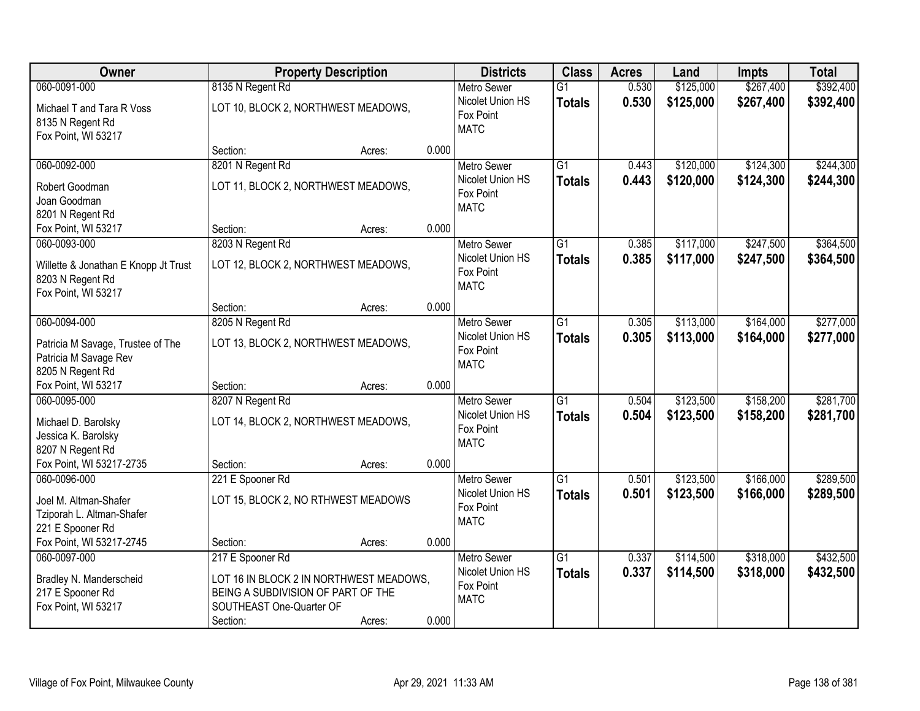| Owner | Property Description | | | Districts | Class | Acres | Land | Impts | Total |
|---|---|---|---|---|---|---|---|---|---|
| 060-0091-000<br><br>Michael T and Tara R Voss<br>8135 N Regent Rd<br>Fox Point, WI 53217 | 8135 N Regent Rd<br><br>LOT 10, BLOCK 2, NORTHWEST MEADOWS,<br><br>Section: | Acres: | 0.000 | Metro Sewer<br>Nicolet Union HS<br>Fox Point<br>MATC | G1<br>**Totals** | 0.530<br>**0.530** | $125,000<br>**$125,000** | $267,400<br>**$267,400** | $392,400<br>**$392,400** |
| 060-0092-000<br><br>Robert Goodman<br>Joan Goodman<br>8201 N Regent Rd<br>Fox Point, WI 53217 | 8201 N Regent Rd<br><br>LOT 11, BLOCK 2, NORTHWEST MEADOWS,<br><br>Section: | Acres: | 0.000 | Metro Sewer<br>Nicolet Union HS<br>Fox Point<br>MATC | G1<br>**Totals** | 0.443<br>**0.443** | $120,000<br>**$120,000** | $124,300<br>**$124,300** | $244,300<br>**$244,300** |
| 060-0093-000<br><br>Willette & Jonathan E Knopp Jt Trust<br>8203 N Regent Rd<br>Fox Point, WI 53217 | 8203 N Regent Rd<br><br>LOT 12, BLOCK 2, NORTHWEST MEADOWS,<br><br>Section: | Acres: | 0.000 | Metro Sewer<br>Nicolet Union HS<br>Fox Point<br>MATC | G1<br>**Totals** | 0.385<br>**0.385** | $117,000<br>**$117,000** | $247,500<br>**$247,500** | $364,500<br>**$364,500** |
| 060-0094-000<br><br>Patricia M Savage, Trustee of The<br>Patricia M Savage Rev<br>8205 N Regent Rd<br>Fox Point, WI 53217 | 8205 N Regent Rd<br><br>LOT 13, BLOCK 2, NORTHWEST MEADOWS,<br><br>Section: | Acres: | 0.000 | Metro Sewer<br>Nicolet Union HS<br>Fox Point<br>MATC | G1<br>**Totals** | 0.305<br>**0.305** | $113,000<br>**$113,000** | $164,000<br>**$164,000** | $277,000<br>**$277,000** |
| 060-0095-000<br><br>Michael D. Barolsky<br>Jessica K. Barolsky<br>8207 N Regent Rd<br>Fox Point, WI 53217-2735 | 8207 N Regent Rd<br><br>LOT 14, BLOCK 2, NORTHWEST MEADOWS,<br><br>Section: | Acres: | 0.000 | Metro Sewer<br>Nicolet Union HS<br>Fox Point<br>MATC | G1<br>**Totals** | 0.504<br>**0.504** | $123,500<br>**$123,500** | $158,200<br>**$158,200** | $281,700<br>**$281,700** |
| 060-0096-000<br><br>Joel M. Altman-Shafer<br>Tziporah L. Altman-Shafer<br>221 E Spooner Rd<br>Fox Point, WI 53217-2745 | 221 E Spooner Rd<br><br>LOT 15, BLOCK 2, NO RTHWEST MEADOWS<br><br>Section: | Acres: | 0.000 | Metro Sewer<br>Nicolet Union HS<br>Fox Point<br>MATC | G1<br>**Totals** | 0.501<br>**0.501** | $123,500<br>**$123,500** | $166,000<br>**$166,000** | $289,500<br>**$289,500** |
| 060-0097-000<br><br>Bradley N. Manderscheid<br>217 E Spooner Rd<br>Fox Point, WI 53217 | 217 E Spooner Rd<br><br>LOT 16 IN BLOCK 2 IN NORTHWEST MEADOWS,<br>BEING A SUBDIVISION OF PART OF THE<br>SOUTHEAST One-Quarter OF<br>Section: | Acres: | 0.000 | Metro Sewer<br>Nicolet Union HS<br>Fox Point<br>MATC | G1<br>**Totals** | 0.337<br>**0.337** | $114,500<br>**$114,500** | $318,000<br>**$318,000** | $432,500<br>**$432,500** |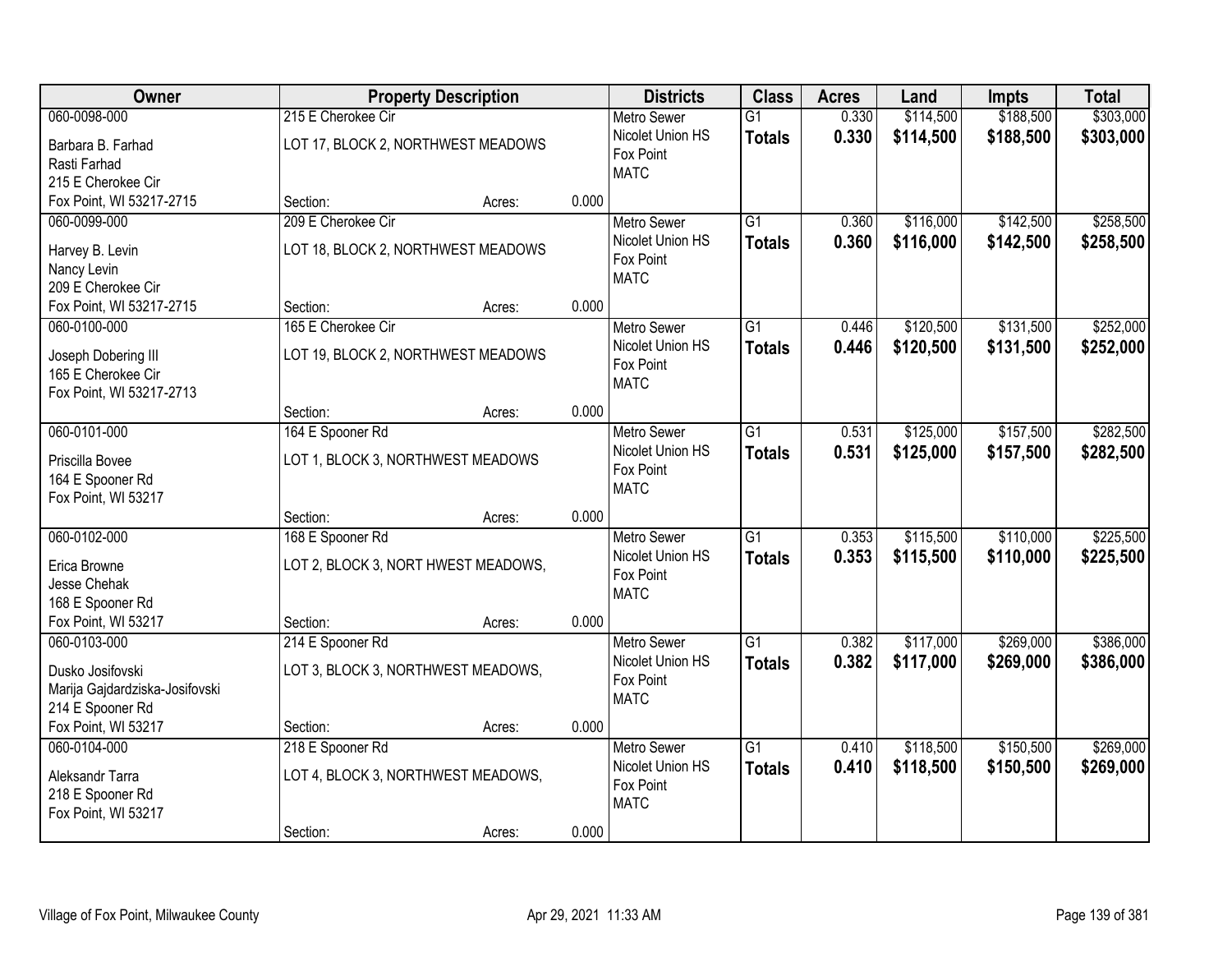| Owner | Property Description | | | Districts | Class | Acres | Land | Impts | Total |
|---|---|---|---|---|---|---|---|---|---|
| 060-0098-000<br>Barbara B. Farhad<br>Rasti Farhad<br>215 E Cherokee Cir<br>Fox Point, WI 53217-2715 | 215 E Cherokee Cir<br>LOT 17, BLOCK 2, NORTHWEST MEADOWS<br>Section: | Acres: | 0.000 | Metro Sewer<br>Nicolet Union HS<br>Fox Point<br>MATC | G1<br>**Totals** | 0.330<br>**0.330** | $114,500<br>**$114,500** | $188,500<br>**$188,500** | $303,000<br>**$303,000** |
| 060-0099-000<br>Harvey B. Levin<br>Nancy Levin<br>209 E Cherokee Cir<br>Fox Point, WI 53217-2715 | 209 E Cherokee Cir<br>LOT 18, BLOCK 2, NORTHWEST MEADOWS<br>Section: | Acres: | 0.000 | Metro Sewer<br>Nicolet Union HS<br>Fox Point<br>MATC | G1<br>**Totals** | 0.360<br>**0.360** | $116,000<br>**$116,000** | $142,500<br>**$142,500** | $258,500<br>**$258,500** |
| 060-0100-000<br>Joseph Dobering III<br>165 E Cherokee Cir<br>Fox Point, WI 53217-2713 | 165 E Cherokee Cir<br>LOT 19, BLOCK 2, NORTHWEST MEADOWS<br>Section: | Acres: | 0.000 | Metro Sewer<br>Nicolet Union HS<br>Fox Point<br>MATC | G1<br>**Totals** | 0.446<br>**0.446** | $120,500<br>**$120,500** | $131,500<br>**$131,500** | $252,000<br>**$252,000** |
| 060-0101-000<br>Priscilla Bovee<br>164 E Spooner Rd<br>Fox Point, WI 53217 | 164 E Spooner Rd<br>LOT 1, BLOCK 3, NORTHWEST MEADOWS<br>Section: | Acres: | 0.000 | Metro Sewer<br>Nicolet Union HS<br>Fox Point<br>MATC | G1<br>**Totals** | 0.531<br>**0.531** | $125,000<br>**$125,000** | $157,500<br>**$157,500** | $282,500<br>**$282,500** |
| 060-0102-000<br>Erica Browne<br>Jesse Chehak<br>168 E Spooner Rd<br>Fox Point, WI 53217 | 168 E Spooner Rd<br>LOT 2, BLOCK 3, NORT HWEST MEADOWS,<br>Section: | Acres: | 0.000 | Metro Sewer<br>Nicolet Union HS<br>Fox Point<br>MATC | G1<br>**Totals** | 0.353<br>**0.353** | $115,500<br>**$115,500** | $110,000<br>**$110,000** | $225,500<br>**$225,500** |
| 060-0103-000<br>Dusko Josifovski<br>Marija Gajdardziska-Josifovski<br>214 E Spooner Rd<br>Fox Point, WI 53217 | 214 E Spooner Rd<br>LOT 3, BLOCK 3, NORTHWEST MEADOWS,<br>Section: | Acres: | 0.000 | Metro Sewer<br>Nicolet Union HS<br>Fox Point<br>MATC | G1<br>**Totals** | 0.382<br>**0.382** | $117,000<br>**$117,000** | $269,000<br>**$269,000** | $386,000<br>**$386,000** |
| 060-0104-000<br>Aleksandr Tarra<br>218 E Spooner Rd<br>Fox Point, WI 53217 | 218 E Spooner Rd<br>LOT 4, BLOCK 3, NORTHWEST MEADOWS,<br>Section: | Acres: | 0.000 | Metro Sewer<br>Nicolet Union HS<br>Fox Point<br>MATC | G1<br>**Totals** | 0.410<br>**0.410** | $118,500<br>**$118,500** | $150,500<br>**$150,500** | $269,000<br>**$269,000** |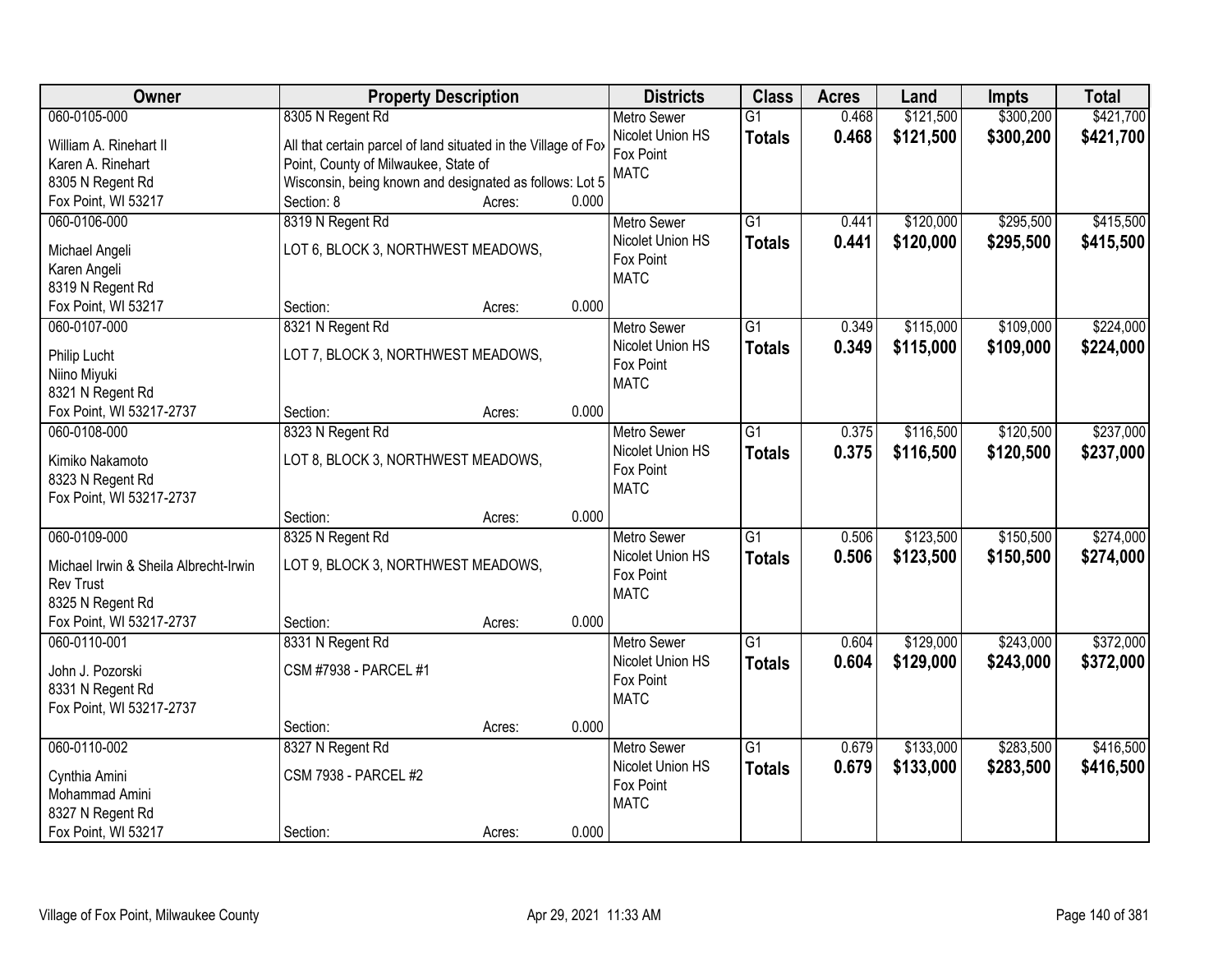| Owner | Property Description | Districts | Class | Acres | Land | Impts | Total |
|---|---|---|---|---|---|---|---|
| 060-0105-000<br>William A. Rinehart II<br>Karen A. Rinehart<br>8305 N Regent Rd<br>Fox Point, WI 53217 | 8305 N Regent Rd<br>All that certain parcel of land situated in the Village of Fox Point, County of Milwaukee, State of Wisconsin, being known and designated as follows: Lot 5<br>Section: 8 Acres: 0.000 | Metro Sewer<br>Nicolet Union HS<br>Fox Point<br>MATC | G1<br>**Totals** | 0.468<br>**0.468** | $121,500<br>**$121,500** | $300,200<br>**$300,200** | $421,700<br>**$421,700** |
| 060-0106-000<br>Michael Angeli<br>Karen Angeli<br>8319 N Regent Rd<br>Fox Point, WI 53217 | 8319 N Regent Rd<br>LOT 6, BLOCK 3, NORTHWEST MEADOWS,<br>Section: Acres: 0.000 | Metro Sewer<br>Nicolet Union HS<br>Fox Point<br>MATC | G1<br>**Totals** | 0.441<br>**0.441** | $120,000<br>**$120,000** | $295,500<br>**$295,500** | $415,500<br>**$415,500** |
| 060-0107-000<br>Philip Lucht<br>Niino Miyuki<br>8321 N Regent Rd<br>Fox Point, WI 53217-2737 | 8321 N Regent Rd<br>LOT 7, BLOCK 3, NORTHWEST MEADOWS,<br>Section: Acres: 0.000 | Metro Sewer<br>Nicolet Union HS<br>Fox Point<br>MATC | G1<br>**Totals** | 0.349<br>**0.349** | $115,000<br>**$115,000** | $109,000<br>**$109,000** | $224,000<br>**$224,000** |
| 060-0108-000<br>Kimiko Nakamoto<br>8323 N Regent Rd<br>Fox Point, WI 53217-2737 | 8323 N Regent Rd<br>LOT 8, BLOCK 3, NORTHWEST MEADOWS,<br>Section: Acres: 0.000 | Metro Sewer<br>Nicolet Union HS<br>Fox Point<br>MATC | G1<br>**Totals** | 0.375<br>**0.375** | $116,500<br>**$116,500** | $120,500<br>**$120,500** | $237,000<br>**$237,000** |
| 060-0109-000<br>Michael Irwin & Sheila Albrecht-Irwin Rev Trust<br>8325 N Regent Rd<br>Fox Point, WI 53217-2737 | 8325 N Regent Rd<br>LOT 9, BLOCK 3, NORTHWEST MEADOWS,<br>Section: Acres: 0.000 | Metro Sewer<br>Nicolet Union HS<br>Fox Point<br>MATC | G1<br>**Totals** | 0.506<br>**0.506** | $123,500<br>**$123,500** | $150,500<br>**$150,500** | $274,000<br>**$274,000** |
| 060-0110-001<br>John J. Pozorski<br>8331 N Regent Rd<br>Fox Point, WI 53217-2737 | 8331 N Regent Rd<br>CSM #7938 - PARCEL #1<br>Section: Acres: 0.000 | Metro Sewer<br>Nicolet Union HS<br>Fox Point<br>MATC | G1<br>**Totals** | 0.604<br>**0.604** | $129,000<br>**$129,000** | $243,000<br>**$243,000** | $372,000<br>**$372,000** |
| 060-0110-002<br>Cynthia Amini<br>Mohammad Amini<br>8327 N Regent Rd<br>Fox Point, WI 53217 | 8327 N Regent Rd<br>CSM 7938 - PARCEL #2<br>Section: Acres: 0.000 | Metro Sewer<br>Nicolet Union HS<br>Fox Point<br>MATC | G1<br>**Totals** | 0.679<br>**0.679** | $133,000<br>**$133,000** | $283,500<br>**$283,500** | $416,500<br>**$416,500** |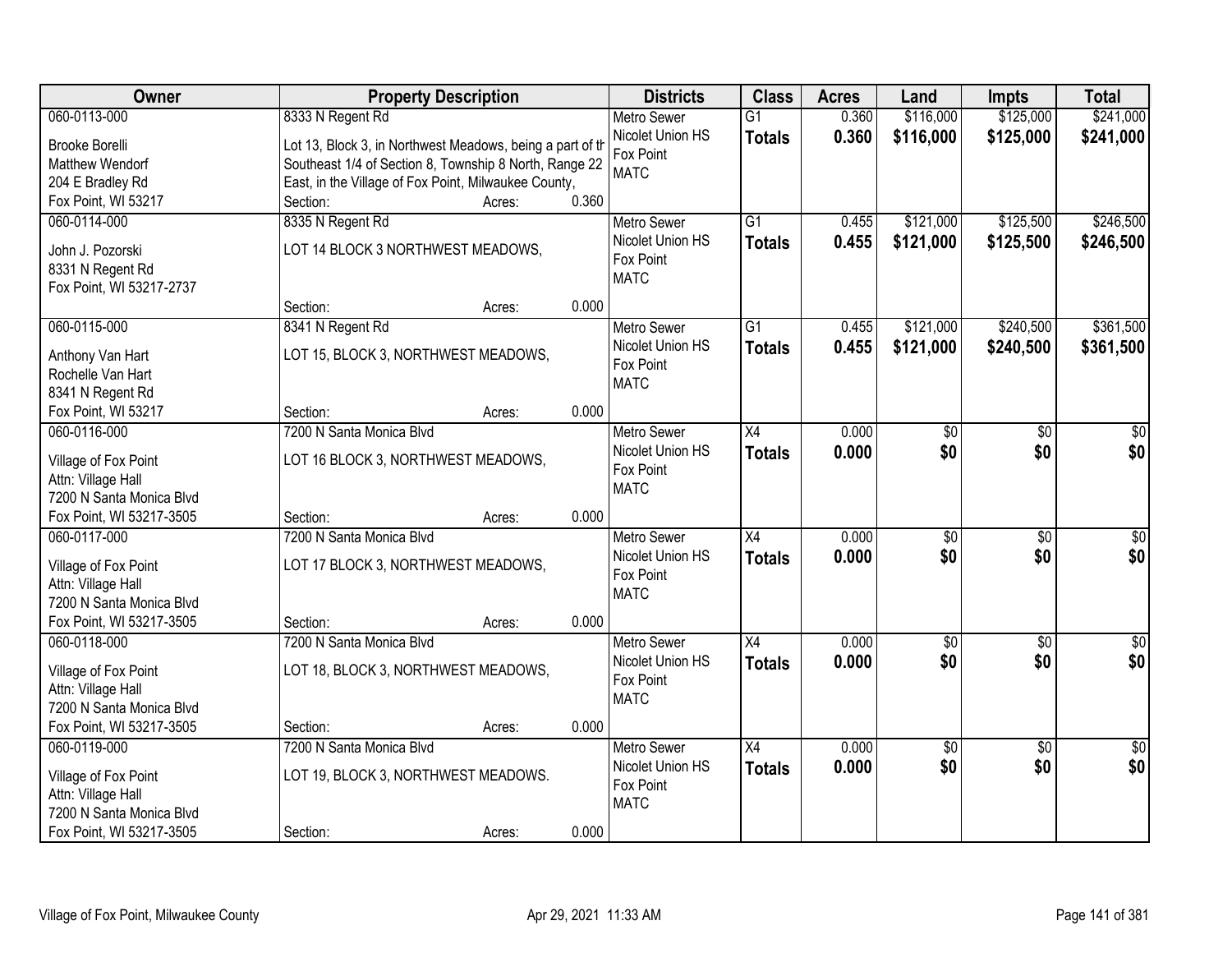| Owner | Property Description | Districts | Class | Acres | Land | Impts | Total |
|---|---|---|---|---|---|---|---|
| 060-0113-000<br>Brooke Borelli<br>Matthew Wendorf<br>204 E Bradley Rd<br>Fox Point, WI 53217 | 8333 N Regent Rd<br>Lot 13, Block 3, in Northwest Meadows, being a part of th Southeast 1/4 of Section 8, Township 8 North, Range 22 East, in the Village of Fox Point, Milwaukee County,<br>Section: Acres: 0.360 | Metro Sewer<br>Nicolet Union HS<br>Fox Point<br>MATC | G1<br>**Totals** | 0.360<br>**0.360** | $116,000<br>**$116,000** | $125,000<br>**$125,000** | $241,000<br>**$241,000** |
| 060-0114-000<br>John J. Pozorski<br>8331 N Regent Rd<br>Fox Point, WI 53217-2737 | 8335 N Regent Rd<br>LOT 14 BLOCK 3 NORTHWEST MEADOWS,<br>Section: Acres: 0.000 | Metro Sewer<br>Nicolet Union HS<br>Fox Point<br>MATC | G1<br>**Totals** | 0.455<br>**0.455** | $121,000<br>**$121,000** | $125,500<br>**$125,500** | $246,500<br>**$246,500** |
| 060-0115-000<br>Anthony Van Hart<br>Rochelle Van Hart<br>8341 N Regent Rd<br>Fox Point, WI 53217 | 8341 N Regent Rd<br>LOT 15, BLOCK 3, NORTHWEST MEADOWS,<br>Section: Acres: 0.000 | Metro Sewer<br>Nicolet Union HS<br>Fox Point<br>MATC | G1<br>**Totals** | 0.455<br>**0.455** | $121,000<br>**$121,000** | $240,500<br>**$240,500** | $361,500<br>**$361,500** |
| 060-0116-000<br>Village of Fox Point<br>Attn: Village Hall<br>7200 N Santa Monica Blvd<br>Fox Point, WI 53217-3505 | 7200 N Santa Monica Blvd<br>LOT 16 BLOCK 3, NORTHWEST MEADOWS,<br>Section: Acres: 0.000 | Metro Sewer<br>Nicolet Union HS<br>Fox Point<br>MATC | X4<br>**Totals** | 0.000<br>**0.000** | $0<br>**$0** | $0<br>**$0** | $0<br>**$0** |
| 060-0117-000<br>Village of Fox Point<br>Attn: Village Hall<br>7200 N Santa Monica Blvd<br>Fox Point, WI 53217-3505 | 7200 N Santa Monica Blvd<br>LOT 17 BLOCK 3, NORTHWEST MEADOWS,<br>Section: Acres: 0.000 | Metro Sewer<br>Nicolet Union HS<br>Fox Point<br>MATC | X4<br>**Totals** | 0.000<br>**0.000** | $0<br>**$0** | $0<br>**$0** | $0<br>**$0** |
| 060-0118-000<br>Village of Fox Point<br>Attn: Village Hall<br>7200 N Santa Monica Blvd<br>Fox Point, WI 53217-3505 | 7200 N Santa Monica Blvd<br>LOT 18, BLOCK 3, NORTHWEST MEADOWS,<br>Section: Acres: 0.000 | Metro Sewer<br>Nicolet Union HS<br>Fox Point<br>MATC | X4<br>**Totals** | 0.000<br>**0.000** | $0<br>**$0** | $0<br>**$0** | $0<br>**$0** |
| 060-0119-000<br>Village of Fox Point<br>Attn: Village Hall<br>7200 N Santa Monica Blvd<br>Fox Point, WI 53217-3505 | 7200 N Santa Monica Blvd<br>LOT 19, BLOCK 3, NORTHWEST MEADOWS.<br>Section: Acres: 0.000 | Metro Sewer<br>Nicolet Union HS<br>Fox Point<br>MATC | X4<br>**Totals** | 0.000<br>**0.000** | $0<br>**$0** | $0<br>**$0** | $0<br>**$0** |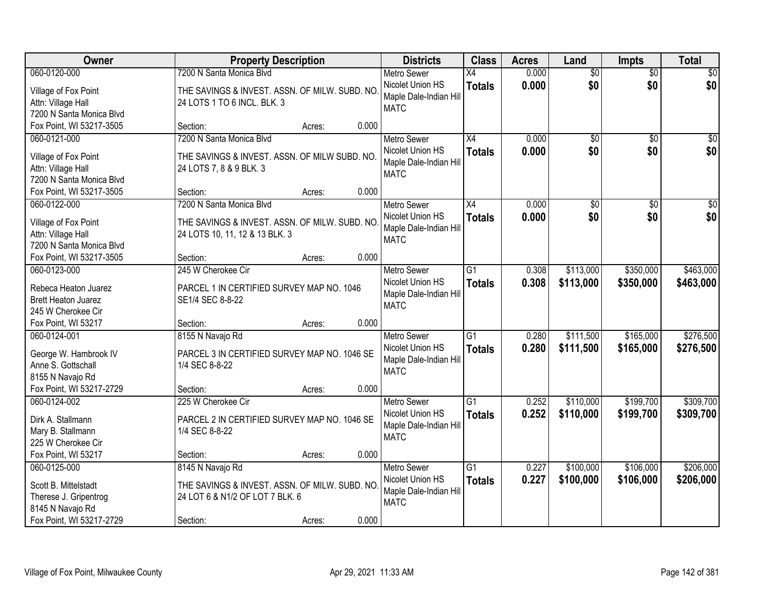| Owner | Property Description | Districts | Class | Acres | Land | Impts | Total |
|---|---|---|---|---|---|---|---|
| 060-0120-000<br>Village of Fox Point<br>Attn: Village Hall<br>7200 N Santa Monica Blvd<br>Fox Point, WI 53217-3505 | 7200 N Santa Monica Blvd<br>THE SAVINGS & INVEST. ASSN. OF MILW. SUBD. NO. 24 LOTS 1 TO 6 INCL. BLK. 3<br>Section: Acres: 0.000 | Metro Sewer<br>Nicolet Union HS<br>Maple Dale-Indian Hill<br>MATC | X4<br>**Totals** | 0.000<br>**0.000** | $0<br>**$0** | $0<br>**$0** | $0<br>**$0** |
| 060-0121-000<br>Village of Fox Point<br>Attn: Village Hall<br>7200 N Santa Monica Blvd<br>Fox Point, WI 53217-3505 | 7200 N Santa Monica Blvd<br>THE SAVINGS & INVEST. ASSN. OF MILW SUBD. NO. 24 LOTS 7, 8 & 9 BLK. 3<br>Section: Acres: 0.000 | Metro Sewer<br>Nicolet Union HS<br>Maple Dale-Indian Hill<br>MATC | X4<br>**Totals** | 0.000<br>**0.000** | $0<br>**$0** | $0<br>**$0** | $0<br>**$0** |
| 060-0122-000<br>Village of Fox Point<br>Attn: Village Hall<br>7200 N Santa Monica Blvd<br>Fox Point, WI 53217-3505 | 7200 N Santa Monica Blvd<br>THE SAVINGS & INVEST. ASSN. OF MILW. SUBD. NO. 24 LOTS 10, 11, 12 & 13 BLK. 3<br>Section: Acres: 0.000 | Metro Sewer<br>Nicolet Union HS<br>Maple Dale-Indian Hill<br>MATC | X4<br>**Totals** | 0.000<br>**0.000** | $0<br>**$0** | $0<br>**$0** | $0<br>**$0** |
| 060-0123-000<br>Rebeca Heaton Juarez<br>Brett Heaton Juarez<br>245 W Cherokee Cir<br>Fox Point, WI 53217 | 245 W Cherokee Cir<br>PARCEL 1 IN CERTIFIED SURVEY MAP NO. 1046 SE1/4 SEC 8-8-22<br>Section: Acres: 0.000 | Metro Sewer<br>Nicolet Union HS<br>Maple Dale-Indian Hill<br>MATC | G1<br>**Totals** | 0.308<br>**0.308** | $113,000<br>**$113,000** | $350,000<br>**$350,000** | $463,000<br>**$463,000** |
| 060-0124-001<br>George W. Hambrook IV<br>Anne S. Gottschall<br>8155 N Navajo Rd<br>Fox Point, WI 53217-2729 | 8155 N Navajo Rd<br>PARCEL 3 IN CERTIFIED SURVEY MAP NO. 1046 SE 1/4 SEC 8-8-22<br>Section: Acres: 0.000 | Metro Sewer<br>Nicolet Union HS<br>Maple Dale-Indian Hill<br>MATC | G1<br>**Totals** | 0.280<br>**0.280** | $111,500<br>**$111,500** | $165,000<br>**$165,000** | $276,500<br>**$276,500** |
| 060-0124-002<br>Dirk A. Stallmann<br>Mary B. Stallmann<br>225 W Cherokee Cir<br>Fox Point, WI 53217 | 225 W Cherokee Cir<br>PARCEL 2 IN CERTIFIED SURVEY MAP NO. 1046 SE 1/4 SEC 8-8-22<br>Section: Acres: 0.000 | Metro Sewer<br>Nicolet Union HS<br>Maple Dale-Indian Hill<br>MATC | G1<br>**Totals** | 0.252<br>**0.252** | $110,000<br>**$110,000** | $199,700<br>**$199,700** | $309,700<br>**$309,700** |
| 060-0125-000<br>Scott B. Mittelstadt<br>Therese J. Gripentrog<br>8145 N Navajo Rd<br>Fox Point, WI 53217-2729 | 8145 N Navajo Rd<br>THE SAVINGS & INVEST. ASSN. OF MILW. SUBD. NO. 24 LOT 6 & N1/2 OF LOT 7 BLK. 6<br>Section: Acres: 0.000 | Metro Sewer<br>Nicolet Union HS<br>Maple Dale-Indian Hill<br>MATC | G1<br>**Totals** | 0.227<br>**0.227** | $100,000<br>**$100,000** | $106,000<br>**$106,000** | $206,000<br>**$206,000** |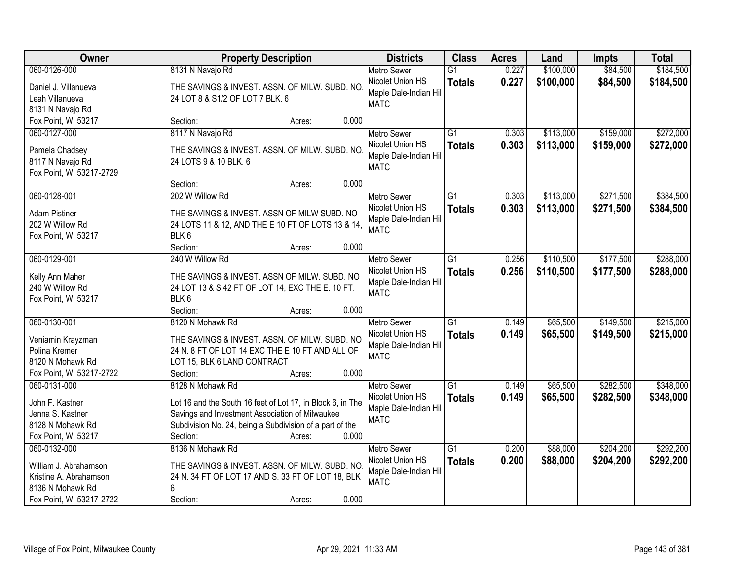| Owner | Property Description | Districts | Class | Acres | Land | Impts | Total |
|---|---|---|---|---|---|---|---|
| 060-0126-000<br>Daniel J. Villanueva<br>Leah Villanueva<br>8131 N Navajo Rd<br>Fox Point, WI 53217 | 8131 N Navajo Rd<br>THE SAVINGS & INVEST. ASSN. OF MILW. SUBD. NO. 24 LOT 8 & S1/2 OF LOT 7 BLK. 6<br>Section: Acres: 0.000 | Metro Sewer<br>Nicolet Union HS<br>Maple Dale-Indian Hill<br>MATC | G1<br>**Totals** | 0.227<br>**0.227** | $100,000<br>**$100,000** | $84,500<br>**$84,500** | $184,500<br>**$184,500** |
| 060-0127-000<br>Pamela Chadsey<br>8117 N Navajo Rd<br>Fox Point, WI 53217-2729 | 8117 N Navajo Rd<br>THE SAVINGS & INVEST. ASSN. OF MILW. SUBD. NO. 24 LOTS 9 & 10 BLK. 6<br>Section: Acres: 0.000 | Metro Sewer<br>Nicolet Union HS<br>Maple Dale-Indian Hill<br>MATC | G1<br>**Totals** | 0.303<br>**0.303** | $113,000<br>**$113,000** | $159,000<br>**$159,000** | $272,000<br>**$272,000** |
| 060-0128-001<br>Adam Pistiner<br>202 W Willow Rd<br>Fox Point, WI 53217 | 202 W Willow Rd<br>THE SAVINGS & INVEST. ASSN OF MILW SUBD. NO 24 LOTS 11 & 12, AND THE E 10 FT OF LOTS 13 & 14, BLK 6<br>Section: Acres: 0.000 | Metro Sewer<br>Nicolet Union HS<br>Maple Dale-Indian Hill<br>MATC | G1<br>**Totals** | 0.303<br>**0.303** | $113,000<br>**$113,000** | $271,500<br>**$271,500** | $384,500<br>**$384,500** |
| 060-0129-001<br>Kelly Ann Maher<br>240 W Willow Rd<br>Fox Point, WI 53217 | 240 W Willow Rd<br>THE SAVINGS & INVEST. ASSN OF MILW. SUBD. NO 24 LOT 13 & S.42 FT OF LOT 14, EXC THE E. 10 FT. BLK 6<br>Section: Acres: 0.000 | Metro Sewer<br>Nicolet Union HS<br>Maple Dale-Indian Hill<br>MATC | G1<br>**Totals** | 0.256<br>**0.256** | $110,500<br>**$110,500** | $177,500<br>**$177,500** | $288,000<br>**$288,000** |
| 060-0130-001<br>Veniamin Krayzman<br>Polina Kremer<br>8120 N Mohawk Rd<br>Fox Point, WI 53217-2722 | 8120 N Mohawk Rd<br>THE SAVINGS & INVEST. ASSN. OF MILW. SUBD. NO 24 N. 8 FT OF LOT 14 EXC THE E 10 FT AND ALL OF LOT 15, BLK 6 LAND CONTRACT<br>Section: Acres: 0.000 | Metro Sewer<br>Nicolet Union HS<br>Maple Dale-Indian Hill<br>MATC | G1<br>**Totals** | 0.149<br>**0.149** | $65,500<br>**$65,500** | $149,500<br>**$149,500** | $215,000<br>**$215,000** |
| 060-0131-000<br>John F. Kastner<br>Jenna S. Kastner<br>8128 N Mohawk Rd<br>Fox Point, WI 53217 | 8128 N Mohawk Rd<br>Lot 16 and the South 16 feet of Lot 17, in Block 6, in The Savings and Investment Association of Milwaukee Subdivision No. 24, being a Subdivision of a part of the<br>Section: Acres: 0.000 | Metro Sewer<br>Nicolet Union HS<br>Maple Dale-Indian Hill<br>MATC | G1<br>**Totals** | 0.149<br>**0.149** | $65,500<br>**$65,500** | $282,500<br>**$282,500** | $348,000<br>**$348,000** |
| 060-0132-000<br>William J. Abrahamson<br>Kristine A. Abrahamson<br>8136 N Mohawk Rd<br>Fox Point, WI 53217-2722 | 8136 N Mohawk Rd<br>THE SAVINGS & INVEST. ASSN. OF MILW. SUBD. NO. 24 N. 34 FT OF LOT 17 AND S. 33 FT OF LOT 18, BLK 6<br>Section: Acres: 0.000 | Metro Sewer<br>Nicolet Union HS<br>Maple Dale-Indian Hill<br>MATC | G1<br>**Totals** | 0.200<br>**0.200** | $88,000<br>**$88,000** | $204,200<br>**$204,200** | $292,200<br>**$292,200** |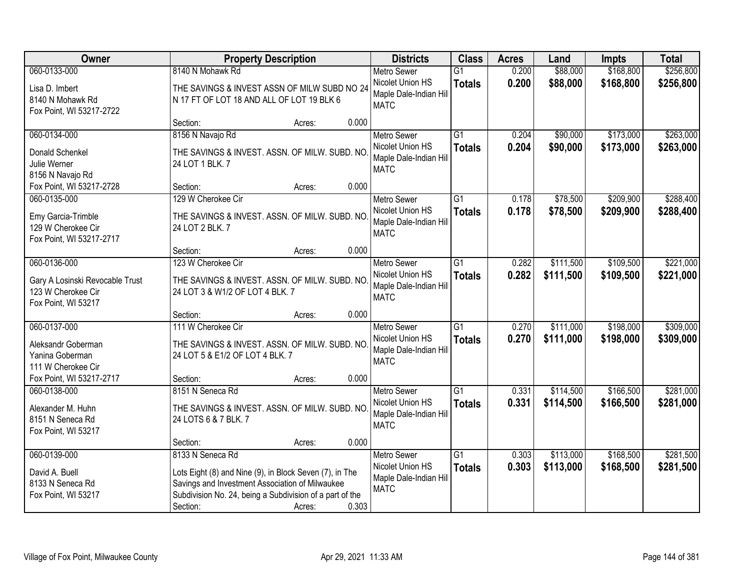| Owner | Property Description | Districts | Class | Acres | Land | Impts | Total |
|---|---|---|---|---|---|---|---|
| 060-0133-000<br>Lisa D. Imbert<br>8140 N Mohawk Rd<br>Fox Point, WI 53217-2722 | 8140 N Mohawk Rd<br>THE SAVINGS & INVEST ASSN OF MILW SUBD NO 24 N 17 FT OF LOT 18 AND ALL OF LOT 19 BLK 6<br>Section: Acres: 0.000 | Metro Sewer<br>Nicolet Union HS<br>Maple Dale-Indian Hill<br>MATC | G1<br>**Totals** | 0.200<br>**0.200** | $88,000<br>**$88,000** | $168,800<br>**$168,800** | $256,800<br>**$256,800** |
| 060-0134-000<br>Donald Schenkel<br>Julie Werner<br>8156 N Navajo Rd<br>Fox Point, WI 53217-2728 | 8156 N Navajo Rd<br>THE SAVINGS & INVEST. ASSN. OF MILW. SUBD. NO. 24 LOT 1 BLK. 7<br>Section: Acres: 0.000 | Metro Sewer<br>Nicolet Union HS<br>Maple Dale-Indian Hill<br>MATC | G1<br>**Totals** | 0.204<br>**0.204** | $90,000<br>**$90,000** | $173,000<br>**$173,000** | $263,000<br>**$263,000** |
| 060-0135-000<br>Emy Garcia-Trimble<br>129 W Cherokee Cir<br>Fox Point, WI 53217-2717 | 129 W Cherokee Cir<br>THE SAVINGS & INVEST. ASSN. OF MILW. SUBD. NO. 24 LOT 2 BLK. 7<br>Section: Acres: 0.000 | Metro Sewer<br>Nicolet Union HS<br>Maple Dale-Indian Hill<br>MATC | G1<br>**Totals** | 0.178<br>**0.178** | $78,500<br>**$78,500** | $209,900<br>**$209,900** | $288,400<br>**$288,400** |
| 060-0136-000<br>Gary A Losinski Revocable Trust<br>123 W Cherokee Cir<br>Fox Point, WI 53217 | 123 W Cherokee Cir<br>THE SAVINGS & INVEST. ASSN. OF MILW. SUBD. NO. 24 LOT 3 & W1/2 OF LOT 4 BLK. 7<br>Section: Acres: 0.000 | Metro Sewer<br>Nicolet Union HS<br>Maple Dale-Indian Hill<br>MATC | G1<br>**Totals** | 0.282<br>**0.282** | $111,500<br>**$111,500** | $109,500<br>**$109,500** | $221,000<br>**$221,000** |
| 060-0137-000<br>Aleksandr Goberman<br>Yanina Goberman<br>111 W Cherokee Cir<br>Fox Point, WI 53217-2717 | 111 W Cherokee Cir<br>THE SAVINGS & INVEST. ASSN. OF MILW. SUBD. NO. 24 LOT 5 & E1/2 OF LOT 4 BLK. 7<br>Section: Acres: 0.000 | Metro Sewer<br>Nicolet Union HS<br>Maple Dale-Indian Hill<br>MATC | G1<br>**Totals** | 0.270<br>**0.270** | $111,000<br>**$111,000** | $198,000<br>**$198,000** | $309,000<br>**$309,000** |
| 060-0138-000<br>Alexander M. Huhn<br>8151 N Seneca Rd<br>Fox Point, WI 53217 | 8151 N Seneca Rd<br>THE SAVINGS & INVEST. ASSN. OF MILW. SUBD. NO. 24 LOTS 6 & 7 BLK. 7<br>Section: Acres: 0.000 | Metro Sewer<br>Nicolet Union HS<br>Maple Dale-Indian Hill<br>MATC | G1<br>**Totals** | 0.331<br>**0.331** | $114,500<br>**$114,500** | $166,500<br>**$166,500** | $281,000<br>**$281,000** |
| 060-0139-000<br>David A. Buell<br>8133 N Seneca Rd<br>Fox Point, WI 53217 | 8133 N Seneca Rd<br>Lots Eight (8) and Nine (9), in Block Seven (7), in The Savings and Investment Association of Milwaukee Subdivision No. 24, being a Subdivision of a part of the<br>Section: Acres: 0.303 | Metro Sewer<br>Nicolet Union HS<br>Maple Dale-Indian Hill<br>MATC | G1<br>**Totals** | 0.303<br>**0.303** | $113,000<br>**$113,000** | $168,500<br>**$168,500** | $281,500<br>**$281,500** |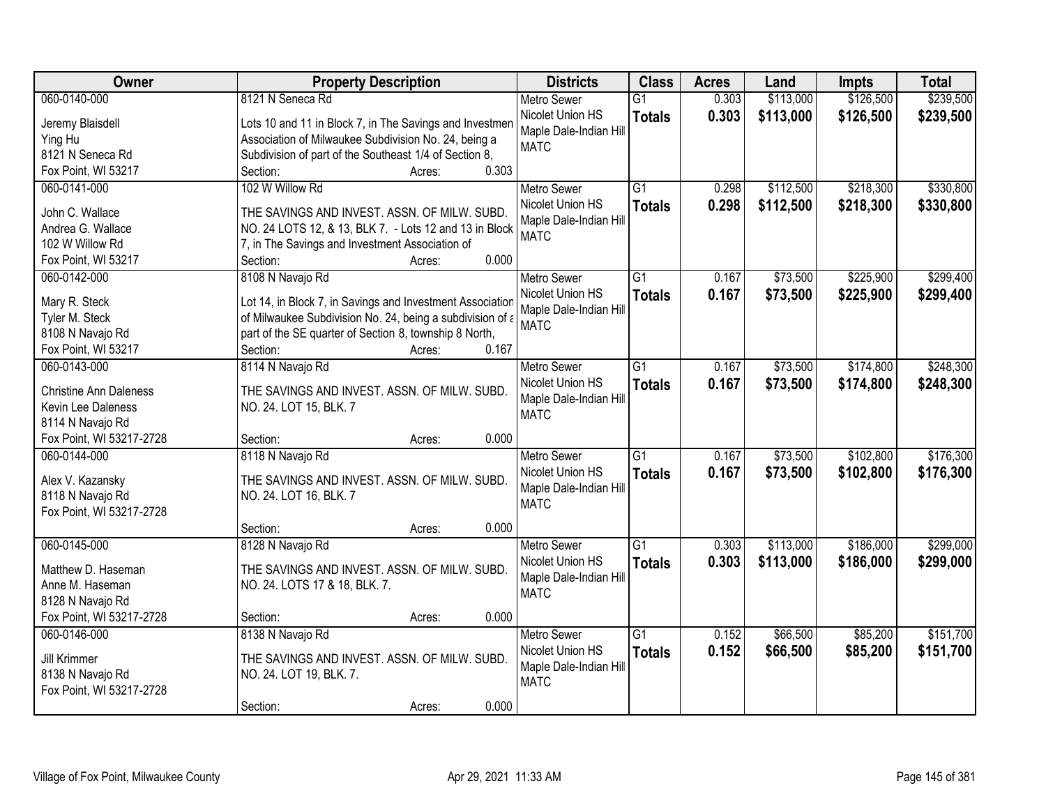| Owner | Property Description | Districts | Class | Acres | Land | Impts | Total |
|---|---|---|---|---|---|---|---|
| 060-0140-000<br>Jeremy Blaisdell<br>Ying Hu<br>8121 N Seneca Rd<br>Fox Point, WI 53217 | 8121 N Seneca Rd<br>Lots 10 and 11 in Block 7, in The Savings and Investmen Association of Milwaukee Subdivision No. 24, being a Subdivision of part of the Southeast 1/4 of Section 8,<br>Section: Acres: 0.303 | Metro Sewer<br>Nicolet Union HS<br>Maple Dale-Indian Hill<br>MATC | G1<br>**Totals** | 0.303<br>**0.303** | $113,000<br>**$113,000** | $126,500<br>**$126,500** | $239,500<br>**$239,500** |
| 060-0141-000<br>John C. Wallace<br>Andrea G. Wallace<br>102 W Willow Rd<br>Fox Point, WI 53217 | 102 W Willow Rd<br>THE SAVINGS AND INVEST. ASSN. OF MILW. SUBD. NO. 24 LOTS 12, & 13, BLK 7. - Lots 12 and 13 in Block 7, in The Savings and Investment Association of<br>Section: Acres: 0.000 | Metro Sewer<br>Nicolet Union HS<br>Maple Dale-Indian Hill<br>MATC | G1<br>**Totals** | 0.298<br>**0.298** | $112,500<br>**$112,500** | $218,300<br>**$218,300** | $330,800<br>**$330,800** |
| 060-0142-000<br>Mary R. Steck<br>Tyler M. Steck<br>8108 N Navajo Rd<br>Fox Point, WI 53217 | 8108 N Navajo Rd<br>Lot 14, in Block 7, in Savings and Investment Association of Milwaukee Subdivision No. 24, being a subdivision of a part of the SE quarter of Section 8, township 8 North,<br>Section: Acres: 0.167 | Metro Sewer<br>Nicolet Union HS<br>Maple Dale-Indian Hill<br>MATC | G1<br>**Totals** | 0.167<br>**0.167** | $73,500<br>**$73,500** | $225,900<br>**$225,900** | $299,400<br>**$299,400** |
| 060-0143-000<br>Christine Ann Daleness<br>Kevin Lee Daleness<br>8114 N Navajo Rd<br>Fox Point, WI 53217-2728 | 8114 N Navajo Rd<br>THE SAVINGS AND INVEST. ASSN. OF MILW. SUBD. NO. 24. LOT 15, BLK. 7<br>Section: Acres: 0.000 | Metro Sewer<br>Nicolet Union HS<br>Maple Dale-Indian Hill<br>MATC | G1<br>**Totals** | 0.167<br>**0.167** | $73,500<br>**$73,500** | $174,800<br>**$174,800** | $248,300<br>**$248,300** |
| 060-0144-000<br>Alex V. Kazansky<br>8118 N Navajo Rd<br>Fox Point, WI 53217-2728 | 8118 N Navajo Rd<br>THE SAVINGS AND INVEST. ASSN. OF MILW. SUBD. NO. 24. LOT 16, BLK. 7<br>Section: Acres: 0.000 | Metro Sewer<br>Nicolet Union HS<br>Maple Dale-Indian Hill<br>MATC | G1<br>**Totals** | 0.167<br>**0.167** | $73,500<br>**$73,500** | $102,800<br>**$102,800** | $176,300<br>**$176,300** |
| 060-0145-000<br>Matthew D. Haseman<br>Anne M. Haseman<br>8128 N Navajo Rd<br>Fox Point, WI 53217-2728 | 8128 N Navajo Rd<br>THE SAVINGS AND INVEST. ASSN. OF MILW. SUBD. NO. 24. LOTS 17 & 18, BLK. 7.<br>Section: Acres: 0.000 | Metro Sewer<br>Nicolet Union HS<br>Maple Dale-Indian Hill<br>MATC | G1<br>**Totals** | 0.303<br>**0.303** | $113,000<br>**$113,000** | $186,000<br>**$186,000** | $299,000<br>**$299,000** |
| 060-0146-000<br>Jill Krimmer<br>8138 N Navajo Rd<br>Fox Point, WI 53217-2728 | 8138 N Navajo Rd<br>THE SAVINGS AND INVEST. ASSN. OF MILW. SUBD. NO. 24. LOT 19, BLK. 7.<br>Section: Acres: 0.000 | Metro Sewer<br>Nicolet Union HS<br>Maple Dale-Indian Hill<br>MATC | G1<br>**Totals** | 0.152<br>**0.152** | $66,500<br>**$66,500** | $85,200<br>**$85,200** | $151,700<br>**$151,700** |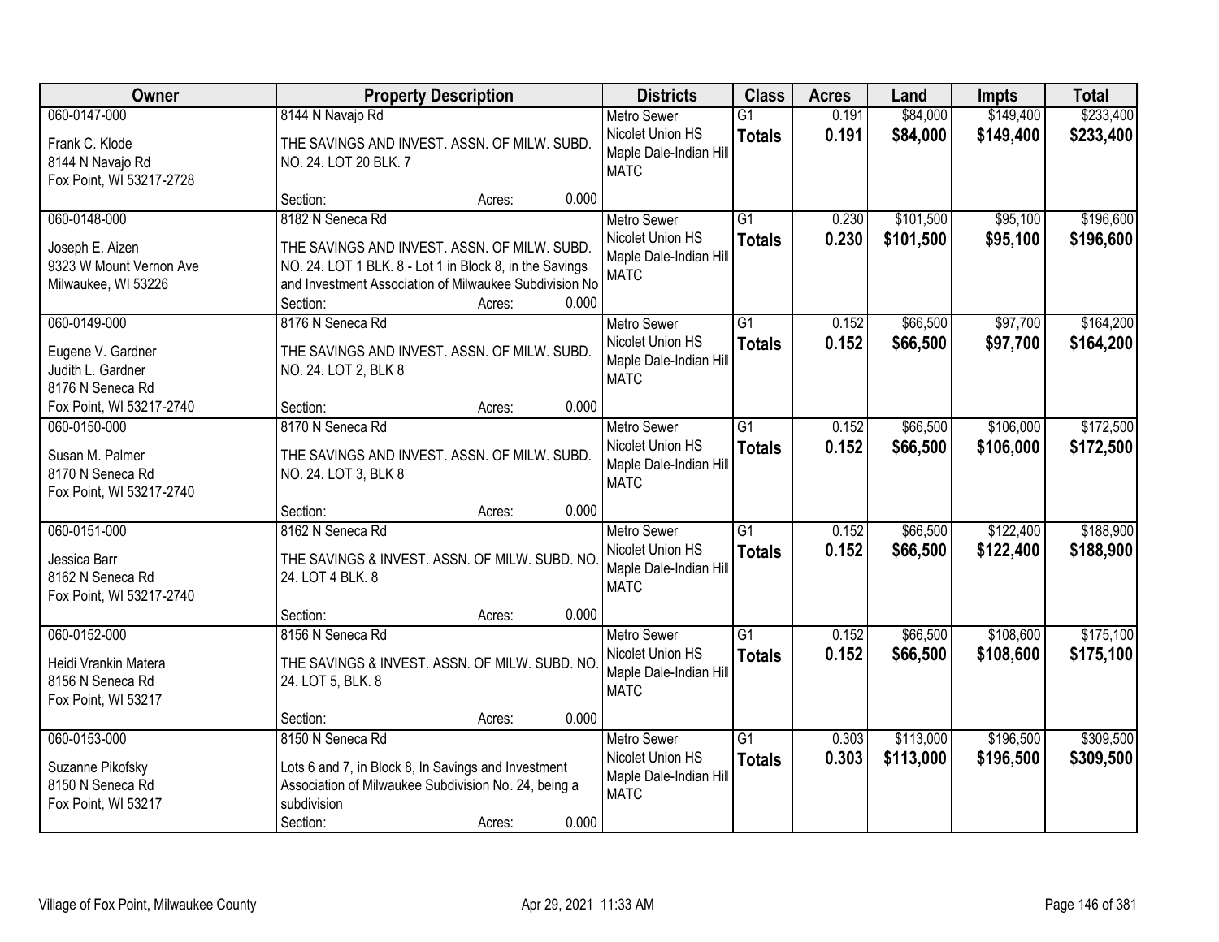| Owner | Property Description | Districts | Class | Acres | Land | Impts | Total |
|---|---|---|---|---|---|---|---|
| 060-0147-000<br>Frank C. Klode<br>8144 N Navajo Rd<br>Fox Point, WI 53217-2728 | 8144 N Navajo Rd<br>THE SAVINGS AND INVEST. ASSN. OF MILW. SUBD. NO. 24. LOT 20 BLK. 7<br>Section: Acres: 0.000 | Metro Sewer<br>Nicolet Union HS<br>Maple Dale-Indian Hill<br>MATC | G1<br>**Totals** | 0.191<br>**0.191** | $84,000<br>**$84,000** | $149,400<br>**$149,400** | $233,400<br>**$233,400** |
| 060-0148-000<br>Joseph E. Aizen<br>9323 W Mount Vernon Ave<br>Milwaukee, WI 53226 | 8182 N Seneca Rd<br>THE SAVINGS AND INVEST. ASSN. OF MILW. SUBD. NO. 24. LOT 1 BLK. 8 - Lot 1 in Block 8, in the Savings and Investment Association of Milwaukee Subdivision No<br>Section: Acres: 0.000 | Metro Sewer<br>Nicolet Union HS<br>Maple Dale-Indian Hill<br>MATC | G1<br>**Totals** | 0.230<br>**0.230** | $101,500<br>**$101,500** | $95,100<br>**$95,100** | $196,600<br>**$196,600** |
| 060-0149-000<br>Eugene V. Gardner<br>Judith L. Gardner<br>8176 N Seneca Rd<br>Fox Point, WI 53217-2740 | 8176 N Seneca Rd<br>THE SAVINGS AND INVEST. ASSN. OF MILW. SUBD. NO. 24. LOT 2, BLK 8<br>Section: Acres: 0.000 | Metro Sewer<br>Nicolet Union HS<br>Maple Dale-Indian Hill<br>MATC | G1<br>**Totals** | 0.152<br>**0.152** | $66,500<br>**$66,500** | $97,700<br>**$97,700** | $164,200<br>**$164,200** |
| 060-0150-000<br>Susan M. Palmer<br>8170 N Seneca Rd<br>Fox Point, WI 53217-2740 | 8170 N Seneca Rd<br>THE SAVINGS AND INVEST. ASSN. OF MILW. SUBD. NO. 24. LOT 3, BLK 8<br>Section: Acres: 0.000 | Metro Sewer<br>Nicolet Union HS<br>Maple Dale-Indian Hill<br>MATC | G1<br>**Totals** | 0.152<br>**0.152** | $66,500<br>**$66,500** | $106,000<br>**$106,000** | $172,500<br>**$172,500** |
| 060-0151-000<br>Jessica Barr<br>8162 N Seneca Rd<br>Fox Point, WI 53217-2740 | 8162 N Seneca Rd<br>THE SAVINGS & INVEST. ASSN. OF MILW. SUBD. NO. 24. LOT 4 BLK. 8<br>Section: Acres: 0.000 | Metro Sewer<br>Nicolet Union HS<br>Maple Dale-Indian Hill<br>MATC | G1<br>**Totals** | 0.152<br>**0.152** | $66,500<br>**$66,500** | $122,400<br>**$122,400** | $188,900<br>**$188,900** |
| 060-0152-000<br>Heidi Vrankin Matera<br>8156 N Seneca Rd<br>Fox Point, WI 53217 | 8156 N Seneca Rd<br>THE SAVINGS & INVEST. ASSN. OF MILW. SUBD. NO. 24. LOT 5, BLK. 8<br>Section: Acres: 0.000 | Metro Sewer<br>Nicolet Union HS<br>Maple Dale-Indian Hill<br>MATC | G1<br>**Totals** | 0.152<br>**0.152** | $66,500<br>**$66,500** | $108,600<br>**$108,600** | $175,100<br>**$175,100** |
| 060-0153-000<br>Suzanne Pikofsky<br>8150 N Seneca Rd<br>Fox Point, WI 53217 | 8150 N Seneca Rd<br>Lots 6 and 7, in Block 8, In Savings and Investment Association of Milwaukee Subdivision No. 24, being a subdivision<br>Section: Acres: 0.000 | Metro Sewer<br>Nicolet Union HS<br>Maple Dale-Indian Hill<br>MATC | G1<br>**Totals** | 0.303<br>**0.303** | $113,000<br>**$113,000** | $196,500<br>**$196,500** | $309,500<br>**$309,500** |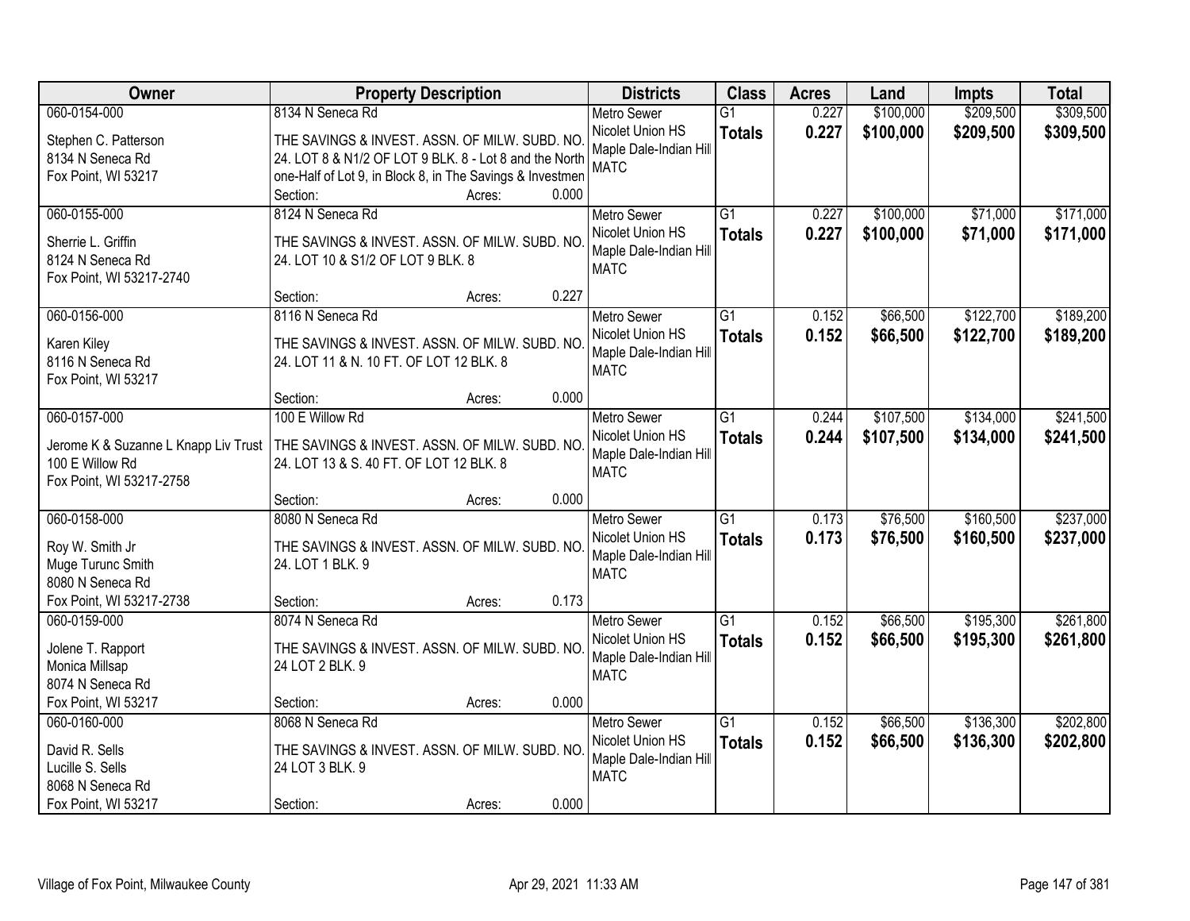| Owner | Property Description | Districts | Class | Acres | Land | Impts | Total |
|---|---|---|---|---|---|---|---|
| 060-0154-000<br>Stephen C. Patterson<br>8134 N Seneca Rd<br>Fox Point, WI 53217 | 8134 N Seneca Rd<br>THE SAVINGS & INVEST. ASSN. OF MILW. SUBD. NO. 24. LOT 8 & N1/2 OF LOT 9 BLK. 8 - Lot 8 and the North one-Half of Lot 9, in Block 8, in The Savings & Investmen<br>Section: Acres: 0.000 | Metro Sewer<br>Nicolet Union HS<br>Maple Dale-Indian Hill<br>MATC | G1<br>**Totals** | 0.227<br>**0.227** | \$100,000<br>**\$100,000** | \$209,500<br>**\$209,500** | \$309,500<br>**\$309,500** |
| 060-0155-000<br>Sherrie L. Griffin<br>8124 N Seneca Rd<br>Fox Point, WI 53217-2740 | 8124 N Seneca Rd<br>THE SAVINGS & INVEST. ASSN. OF MILW. SUBD. NO. 24. LOT 10 & S1/2 OF LOT 9 BLK. 8<br>Section: Acres: 0.227 | Metro Sewer<br>Nicolet Union HS<br>Maple Dale-Indian Hill<br>MATC | G1<br>**Totals** | 0.227<br>**0.227** | \$100,000<br>**\$100,000** | \$71,000<br>**\$71,000** | \$171,000<br>**\$171,000** |
| 060-0156-000<br>Karen Kiley<br>8116 N Seneca Rd<br>Fox Point, WI 53217 | 8116 N Seneca Rd<br>THE SAVINGS & INVEST. ASSN. OF MILW. SUBD. NO. 24. LOT 11 & N. 10 FT. OF LOT 12 BLK. 8<br>Section: Acres: 0.000 | Metro Sewer<br>Nicolet Union HS<br>Maple Dale-Indian Hill<br>MATC | G1<br>**Totals** | 0.152<br>**0.152** | \$66,500<br>**\$66,500** | \$122,700<br>**\$122,700** | \$189,200<br>**\$189,200** |
| 060-0157-000<br>Jerome K & Suzanne L Knapp Liv Trust<br>100 E Willow Rd<br>Fox Point, WI 53217-2758 | 100 E Willow Rd<br>THE SAVINGS & INVEST. ASSN. OF MILW. SUBD. NO. 24. LOT 13 & S. 40 FT. OF LOT 12 BLK. 8<br>Section: Acres: 0.000 | Metro Sewer<br>Nicolet Union HS<br>Maple Dale-Indian Hill<br>MATC | G1<br>**Totals** | 0.244<br>**0.244** | \$107,500<br>**\$107,500** | \$134,000<br>**\$134,000** | \$241,500<br>**\$241,500** |
| 060-0158-000<br>Roy W. Smith Jr<br>Muge Turunc Smith<br>8080 N Seneca Rd<br>Fox Point, WI 53217-2738 | 8080 N Seneca Rd<br>THE SAVINGS & INVEST. ASSN. OF MILW. SUBD. NO. 24. LOT 1 BLK. 9<br>Section: Acres: 0.173 | Metro Sewer<br>Nicolet Union HS<br>Maple Dale-Indian Hill<br>MATC | G1<br>**Totals** | 0.173<br>**0.173** | \$76,500<br>**\$76,500** | \$160,500<br>**\$160,500** | \$237,000<br>**\$237,000** |
| 060-0159-000<br>Jolene T. Rapport<br>Monica Millsap<br>8074 N Seneca Rd<br>Fox Point, WI 53217 | 8074 N Seneca Rd<br>THE SAVINGS & INVEST. ASSN. OF MILW. SUBD. NO. 24 LOT 2 BLK. 9<br>Section: Acres: 0.000 | Metro Sewer<br>Nicolet Union HS<br>Maple Dale-Indian Hill<br>MATC | G1<br>**Totals** | 0.152<br>**0.152** | \$66,500<br>**\$66,500** | \$195,300<br>**\$195,300** | \$261,800<br>**\$261,800** |
| 060-0160-000<br>David R. Sells<br>Lucille S. Sells<br>8068 N Seneca Rd<br>Fox Point, WI 53217 | 8068 N Seneca Rd<br>THE SAVINGS & INVEST. ASSN. OF MILW. SUBD. NO. 24 LOT 3 BLK. 9<br>Section: Acres: 0.000 | Metro Sewer<br>Nicolet Union HS<br>Maple Dale-Indian Hill<br>MATC | G1<br>**Totals** | 0.152<br>**0.152** | \$66,500<br>**\$66,500** | \$136,300<br>**\$136,300** | \$202,800<br>**\$202,800** |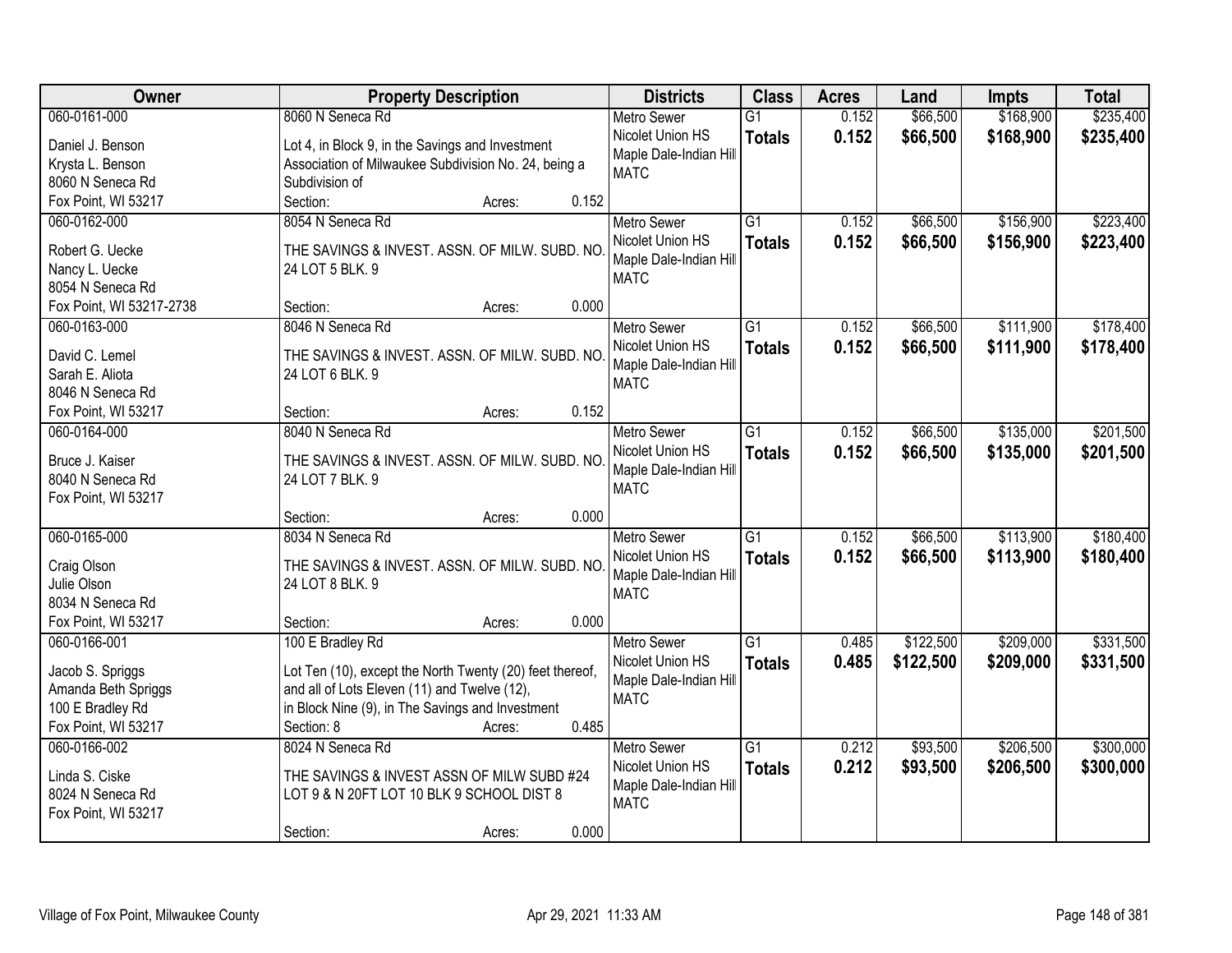| Owner | Property Description | Districts | Class | Acres | Land | Impts | Total |
|---|---|---|---|---|---|---|---|
| 060-0161-000<br>Daniel J. Benson<br>Krysta L. Benson<br>8060 N Seneca Rd<br>Fox Point, WI 53217 | 8060 N Seneca Rd<br>Lot 4, in Block 9, in the Savings and Investment Association of Milwaukee Subdivision No. 24, being a Subdivision of<br>Section: Acres: 0.152 | Metro Sewer<br>Nicolet Union HS<br>Maple Dale-Indian Hill<br>MATC | G1<br>**Totals** | 0.152<br>**0.152** | $66,500<br>**$66,500** | $168,900<br>**$168,900** | $235,400<br>**$235,400** |
| 060-0162-000<br>Robert G. Uecke<br>Nancy L. Uecke<br>8054 N Seneca Rd<br>Fox Point, WI 53217-2738 | 8054 N Seneca Rd<br>THE SAVINGS & INVEST. ASSN. OF MILW. SUBD. NO. 24 LOT 5 BLK. 9<br>Section: Acres: 0.000 | Metro Sewer<br>Nicolet Union HS<br>Maple Dale-Indian Hill<br>MATC | G1<br>**Totals** | 0.152<br>**0.152** | $66,500<br>**$66,500** | $156,900<br>**$156,900** | $223,400<br>**$223,400** |
| 060-0163-000<br>David C. Lemel<br>Sarah E. Aliota<br>8046 N Seneca Rd<br>Fox Point, WI 53217 | 8046 N Seneca Rd<br>THE SAVINGS & INVEST. ASSN. OF MILW. SUBD. NO. 24 LOT 6 BLK. 9<br>Section: Acres: 0.152 | Metro Sewer<br>Nicolet Union HS<br>Maple Dale-Indian Hill<br>MATC | G1<br>**Totals** | 0.152<br>**0.152** | $66,500<br>**$66,500** | $111,900<br>**$111,900** | $178,400<br>**$178,400** |
| 060-0164-000<br>Bruce J. Kaiser<br>8040 N Seneca Rd<br>Fox Point, WI 53217 | 8040 N Seneca Rd<br>THE SAVINGS & INVEST. ASSN. OF MILW. SUBD. NO. 24 LOT 7 BLK. 9<br>Section: Acres: 0.000 | Metro Sewer<br>Nicolet Union HS<br>Maple Dale-Indian Hill<br>MATC | G1<br>**Totals** | 0.152<br>**0.152** | $66,500<br>**$66,500** | $135,000<br>**$135,000** | $201,500<br>**$201,500** |
| 060-0165-000<br>Craig Olson<br>Julie Olson<br>8034 N Seneca Rd<br>Fox Point, WI 53217 | 8034 N Seneca Rd<br>THE SAVINGS & INVEST. ASSN. OF MILW. SUBD. NO. 24 LOT 8 BLK. 9<br>Section: Acres: 0.000 | Metro Sewer<br>Nicolet Union HS<br>Maple Dale-Indian Hill<br>MATC | G1<br>**Totals** | 0.152<br>**0.152** | $66,500<br>**$66,500** | $113,900<br>**$113,900** | $180,400<br>**$180,400** |
| 060-0166-001<br>Jacob S. Spriggs<br>Amanda Beth Spriggs<br>100 E Bradley Rd<br>Fox Point, WI 53217 | 100 E Bradley Rd<br>Lot Ten (10), except the North Twenty (20) feet thereof, and all of Lots Eleven (11) and Twelve (12), in Block Nine (9), in The Savings and Investment<br>Section: 8 Acres: 0.485 | Metro Sewer<br>Nicolet Union HS<br>Maple Dale-Indian Hill<br>MATC | G1<br>**Totals** | 0.485<br>**0.485** | $122,500<br>**$122,500** | $209,000<br>**$209,000** | $331,500<br>**$331,500** |
| 060-0166-002<br>Linda S. Ciske<br>8024 N Seneca Rd<br>Fox Point, WI 53217 | 8024 N Seneca Rd<br>THE SAVINGS & INVEST ASSN OF MILW SUBD #24 LOT 9 & N 20FT LOT 10 BLK 9 SCHOOL DIST 8<br>Section: Acres: 0.000 | Metro Sewer<br>Nicolet Union HS<br>Maple Dale-Indian Hill<br>MATC | G1<br>**Totals** | 0.212<br>**0.212** | $93,500<br>**$93,500** | $206,500<br>**$206,500** | $300,000<br>**$300,000** |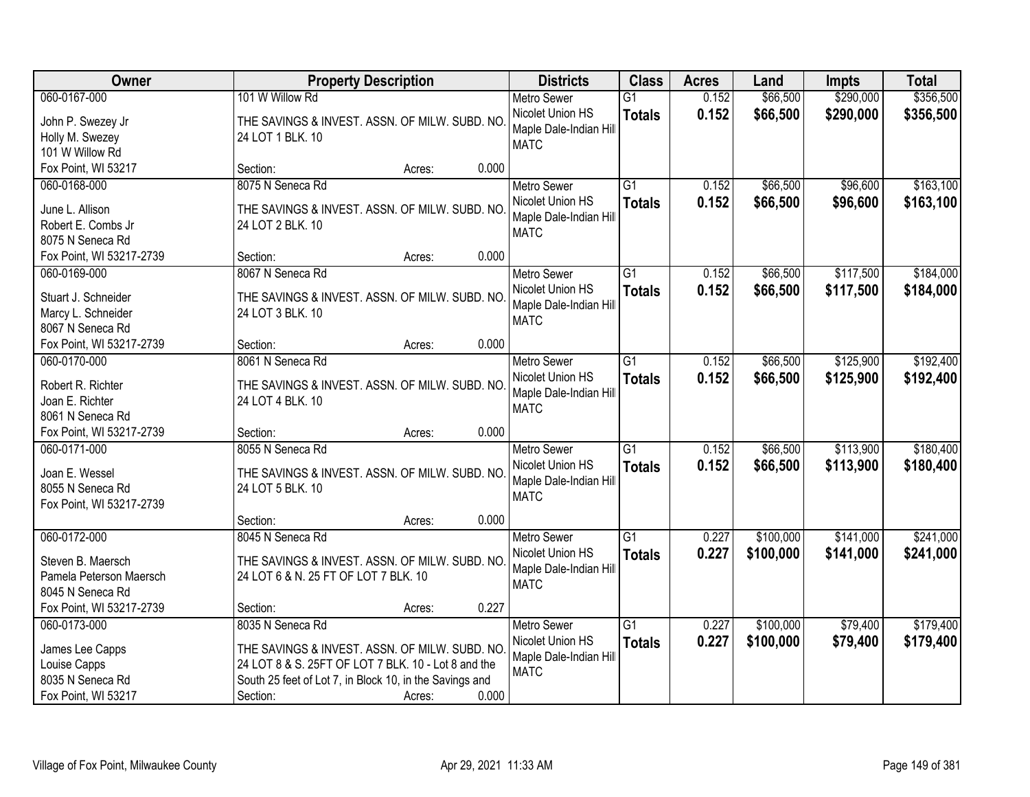| Owner | Property Description | Districts | Class | Acres | Land | Impts | Total |
|---|---|---|---|---|---|---|---|
| 060-0167-000<br>John P. Swezey Jr<br>Holly M. Swezey<br>101 W Willow Rd<br>Fox Point, WI 53217 | 101 W Willow Rd<br>THE SAVINGS & INVEST. ASSN. OF MILW. SUBD. NO. 24 LOT 1 BLK. 10<br>Section: Acres: 0.000 | Metro Sewer<br>Nicolet Union HS<br>Maple Dale-Indian Hill<br>MATC | G1<br>**Totals** | 0.152<br>**0.152** | $66,500<br>**$66,500** | $290,000<br>**$290,000** | $356,500<br>**$356,500** |
| 060-0168-000<br>June L. Allison<br>Robert E. Combs Jr<br>8075 N Seneca Rd<br>Fox Point, WI 53217-2739 | 8075 N Seneca Rd<br>THE SAVINGS & INVEST. ASSN. OF MILW. SUBD. NO. 24 LOT 2 BLK. 10<br>Section: Acres: 0.000 | Metro Sewer<br>Nicolet Union HS<br>Maple Dale-Indian Hill<br>MATC | G1<br>**Totals** | 0.152<br>**0.152** | $66,500<br>**$66,500** | $96,600<br>**$96,600** | $163,100<br>**$163,100** |
| 060-0169-000<br>Stuart J. Schneider<br>Marcy L. Schneider<br>8067 N Seneca Rd<br>Fox Point, WI 53217-2739 | 8067 N Seneca Rd<br>THE SAVINGS & INVEST. ASSN. OF MILW. SUBD. NO. 24 LOT 3 BLK. 10<br>Section: Acres: 0.000 | Metro Sewer<br>Nicolet Union HS<br>Maple Dale-Indian Hill<br>MATC | G1<br>**Totals** | 0.152<br>**0.152** | $66,500<br>**$66,500** | $117,500<br>**$117,500** | $184,000<br>**$184,000** |
| 060-0170-000<br>Robert R. Richter<br>Joan E. Richter<br>8061 N Seneca Rd<br>Fox Point, WI 53217-2739 | 8061 N Seneca Rd<br>THE SAVINGS & INVEST. ASSN. OF MILW. SUBD. NO. 24 LOT 4 BLK. 10<br>Section: Acres: 0.000 | Metro Sewer<br>Nicolet Union HS<br>Maple Dale-Indian Hill<br>MATC | G1<br>**Totals** | 0.152<br>**0.152** | $66,500<br>**$66,500** | $125,900<br>**$125,900** | $192,400<br>**$192,400** |
| 060-0171-000<br>Joan E. Wessel<br>8055 N Seneca Rd<br>Fox Point, WI 53217-2739 | 8055 N Seneca Rd<br>THE SAVINGS & INVEST. ASSN. OF MILW. SUBD. NO. 24 LOT 5 BLK. 10<br>Section: Acres: 0.000 | Metro Sewer<br>Nicolet Union HS<br>Maple Dale-Indian Hill<br>MATC | G1<br>**Totals** | 0.152<br>**0.152** | $66,500<br>**$66,500** | $113,900<br>**$113,900** | $180,400<br>**$180,400** |
| 060-0172-000<br>Steven B. Maersch<br>Pamela Peterson Maersch<br>8045 N Seneca Rd<br>Fox Point, WI 53217-2739 | 8045 N Seneca Rd<br>THE SAVINGS & INVEST. ASSN. OF MILW. SUBD. NO. 24 LOT 6 & N. 25 FT OF LOT 7 BLK. 10<br>Section: Acres: 0.227 | Metro Sewer<br>Nicolet Union HS<br>Maple Dale-Indian Hill<br>MATC | G1<br>**Totals** | 0.227<br>**0.227** | $100,000<br>**$100,000** | $141,000<br>**$141,000** | $241,000<br>**$241,000** |
| 060-0173-000<br>James Lee Capps<br>Louise Capps<br>8035 N Seneca Rd<br>Fox Point, WI 53217 | 8035 N Seneca Rd<br>THE SAVINGS & INVEST. ASSN. OF MILW. SUBD. NO. 24 LOT 8 & S. 25FT OF LOT 7 BLK. 10 - Lot 8 and the South 25 feet of Lot 7, in Block 10, in the Savings and<br>Section: Acres: 0.000 | Metro Sewer<br>Nicolet Union HS<br>Maple Dale-Indian Hill<br>MATC | G1<br>**Totals** | 0.227<br>**0.227** | $100,000<br>**$100,000** | $79,400<br>**$79,400** | $179,400<br>**$179,400** |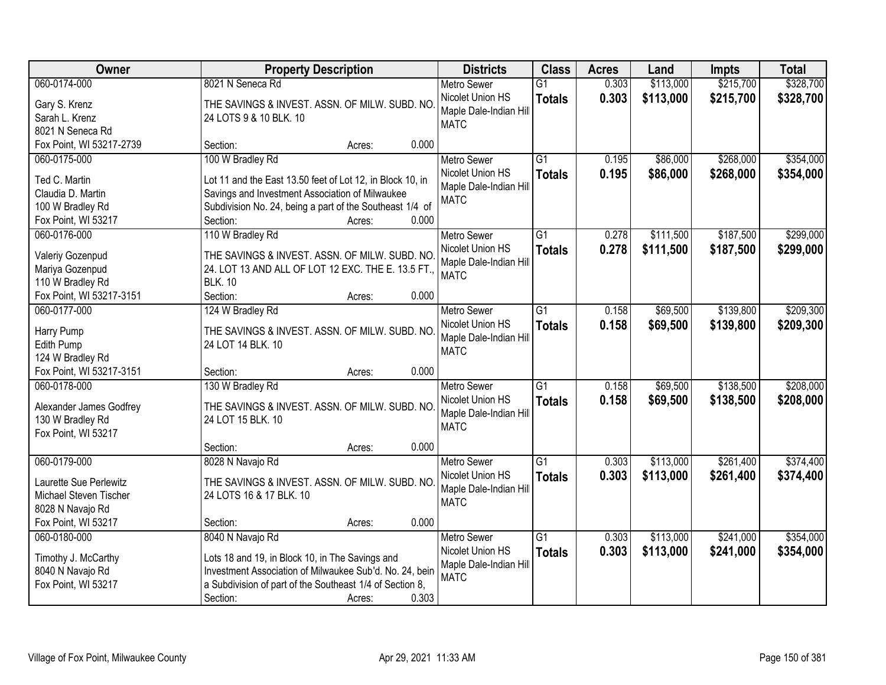| Owner | Property Description | Districts | Class | Acres | Land | Impts | Total |
|---|---|---|---|---|---|---|---|
| 060-0174-000<br>Gary S. Krenz<br>Sarah L. Krenz<br>8021 N Seneca Rd<br>Fox Point, WI 53217-2739 | 8021 N Seneca Rd<br>THE SAVINGS & INVEST. ASSN. OF MILW. SUBD. NO. 24 LOTS 9 & 10 BLK. 10<br>Section: Acres: 0.000 | Metro Sewer<br>Nicolet Union HS<br>Maple Dale-Indian Hill<br>MATC | G1<br>**Totals** | 0.303<br>**0.303** | \$113,000<br>**\$113,000** | \$215,700<br>**\$215,700** | \$328,700<br>**\$328,700** |
| 060-0175-000<br>Ted C. Martin<br>Claudia D. Martin<br>100 W Bradley Rd<br>Fox Point, WI 53217 | 100 W Bradley Rd<br>Lot 11 and the East 13.50 feet of Lot 12, in Block 10, in Savings and Investment Association of Milwaukee Subdivision No. 24, being a part of the Southeast 1/4 of<br>Section: Acres: 0.000 | Metro Sewer<br>Nicolet Union HS<br>Maple Dale-Indian Hill<br>MATC | G1<br>**Totals** | 0.195<br>**0.195** | \$86,000<br>**\$86,000** | \$268,000<br>**\$268,000** | \$354,000<br>**\$354,000** |
| 060-0176-000<br>Valeriy Gozenpud<br>Mariya Gozenpud<br>110 W Bradley Rd<br>Fox Point, WI 53217-3151 | 110 W Bradley Rd<br>THE SAVINGS & INVEST. ASSN. OF MILW. SUBD. NO. 24. LOT 13 AND ALL OF LOT 12 EXC. THE E. 13.5 FT., BLK. 10<br>Section: Acres: 0.000 | Metro Sewer<br>Nicolet Union HS<br>Maple Dale-Indian Hill<br>MATC | G1<br>**Totals** | 0.278<br>**0.278** | \$111,500<br>**\$111,500** | \$187,500<br>**\$187,500** | \$299,000<br>**\$299,000** |
| 060-0177-000<br>Harry Pump<br>Edith Pump<br>124 W Bradley Rd<br>Fox Point, WI 53217-3151 | 124 W Bradley Rd<br>THE SAVINGS & INVEST. ASSN. OF MILW. SUBD. NO. 24 LOT 14 BLK. 10<br>Section: Acres: 0.000 | Metro Sewer<br>Nicolet Union HS<br>Maple Dale-Indian Hill<br>MATC | G1<br>**Totals** | 0.158<br>**0.158** | \$69,500<br>**\$69,500** | \$139,800<br>**\$139,800** | \$209,300<br>**\$209,300** |
| 060-0178-000<br>Alexander James Godfrey<br>130 W Bradley Rd<br>Fox Point, WI 53217 | 130 W Bradley Rd<br>THE SAVINGS & INVEST. ASSN. OF MILW. SUBD. NO. 24 LOT 15 BLK. 10<br>Section: Acres: 0.000 | Metro Sewer<br>Nicolet Union HS<br>Maple Dale-Indian Hill<br>MATC | G1<br>**Totals** | 0.158<br>**0.158** | \$69,500<br>**\$69,500** | \$138,500<br>**\$138,500** | \$208,000<br>**\$208,000** |
| 060-0179-000<br>Laurette Sue Perlewitz<br>Michael Steven Tischer<br>8028 N Navajo Rd<br>Fox Point, WI 53217 | 8028 N Navajo Rd<br>THE SAVINGS & INVEST. ASSN. OF MILW. SUBD. NO. 24 LOTS 16 & 17 BLK. 10<br>Section: Acres: 0.000 | Metro Sewer<br>Nicolet Union HS<br>Maple Dale-Indian Hill<br>MATC | G1<br>**Totals** | 0.303<br>**0.303** | \$113,000<br>**\$113,000** | \$261,400<br>**\$261,400** | \$374,400<br>**\$374,400** |
| 060-0180-000<br>Timothy J. McCarthy<br>8040 N Navajo Rd<br>Fox Point, WI 53217 | 8040 N Navajo Rd<br>Lots 18 and 19, in Block 10, in The Savings and Investment Association of Milwaukee Sub'd. No. 24, bein a Subdivision of part of the Southeast 1/4 of Section 8,<br>Section: Acres: 0.303 | Metro Sewer<br>Nicolet Union HS<br>Maple Dale-Indian Hill<br>MATC | G1<br>**Totals** | 0.303<br>**0.303** | \$113,000<br>**\$113,000** | \$241,000<br>**\$241,000** | \$354,000<br>**\$354,000** |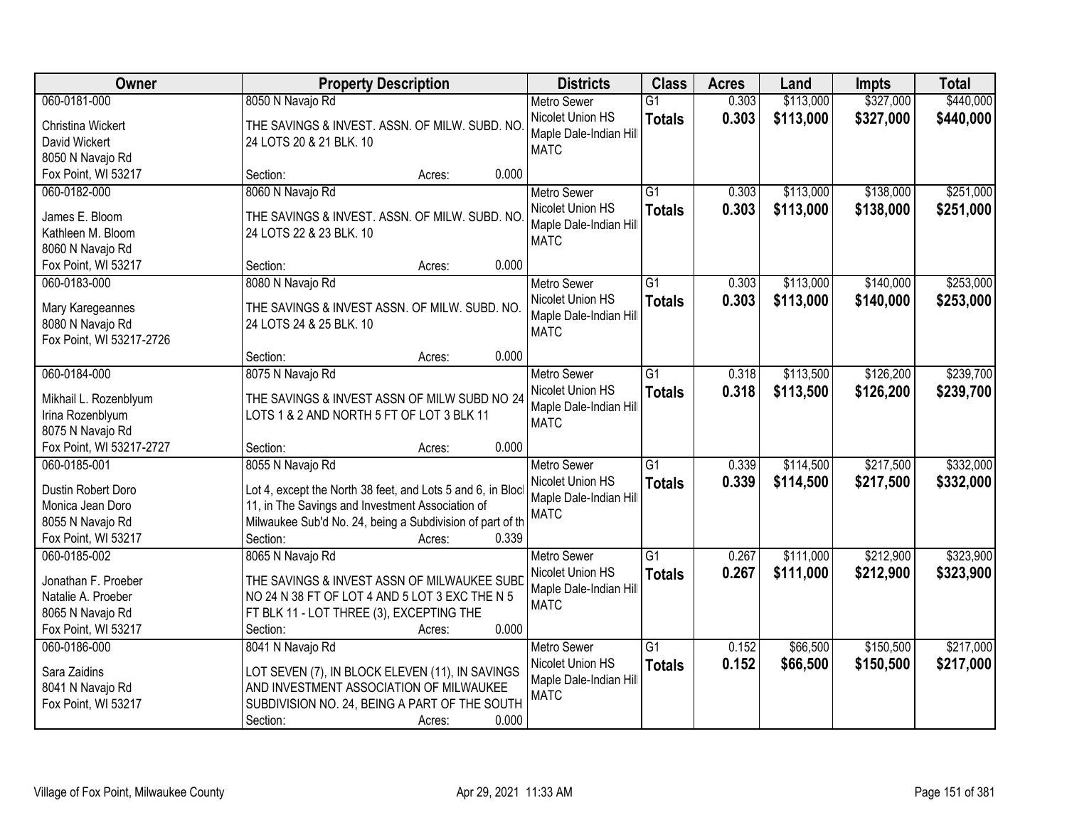| Owner | Property Description | Districts | Class | Acres | Land | Impts | Total |
|---|---|---|---|---|---|---|---|
| 060-0181-000<br>Christina Wickert<br>David Wickert<br>8050 N Navajo Rd<br>Fox Point, WI 53217 | 8050 N Navajo Rd<br>THE SAVINGS & INVEST. ASSN. OF MILW. SUBD. NO. 24 LOTS 20 & 21 BLK. 10<br>Section: Acres: 0.000 | Metro Sewer<br>Nicolet Union HS<br>Maple Dale-Indian Hill<br>MATC | G1<br>**Totals** | 0.303<br>**0.303** | $113,000<br>**$113,000** | $327,000<br>**$327,000** | $440,000<br>**$440,000** |
| 060-0182-000<br>James E. Bloom<br>Kathleen M. Bloom<br>8060 N Navajo Rd<br>Fox Point, WI 53217 | 8060 N Navajo Rd<br>THE SAVINGS & INVEST. ASSN. OF MILW. SUBD. NO. 24 LOTS 22 & 23 BLK. 10<br>Section: Acres: 0.000 | Metro Sewer<br>Nicolet Union HS<br>Maple Dale-Indian Hill<br>MATC | G1<br>**Totals** | 0.303<br>**0.303** | $113,000<br>**$113,000** | $138,000<br>**$138,000** | $251,000<br>**$251,000** |
| 060-0183-000<br>Mary Karegeannes<br>8080 N Navajo Rd<br>Fox Point, WI 53217-2726 | 8080 N Navajo Rd<br>THE SAVINGS & INVEST ASSN. OF MILW. SUBD. NO. 24 LOTS 24 & 25 BLK. 10<br>Section: Acres: 0.000 | Metro Sewer<br>Nicolet Union HS<br>Maple Dale-Indian Hill<br>MATC | G1<br>**Totals** | 0.303<br>**0.303** | $113,000<br>**$113,000** | $140,000<br>**$140,000** | $253,000<br>**$253,000** |
| 060-0184-000<br>Mikhail L. Rozenblyum<br>Irina Rozenblyum<br>8075 N Navajo Rd<br>Fox Point, WI 53217-2727 | 8075 N Navajo Rd<br>THE SAVINGS & INVEST ASSN OF MILW SUBD NO 24 LOTS 1 & 2 AND NORTH 5 FT OF LOT 3 BLK 11<br>Section: Acres: 0.000 | Metro Sewer<br>Nicolet Union HS<br>Maple Dale-Indian Hill<br>MATC | G1<br>**Totals** | 0.318<br>**0.318** | $113,500<br>**$113,500** | $126,200<br>**$126,200** | $239,700<br>**$239,700** |
| 060-0185-001<br>Dustin Robert Doro<br>Monica Jean Doro<br>8055 N Navajo Rd<br>Fox Point, WI 53217 | 8055 N Navajo Rd<br>Lot 4, except the North 38 feet, and Lots 5 and 6, in Block 11, in The Savings and Investment Association of Milwaukee Sub'd No. 24, being a Subdivision of part of th<br>Section: Acres: 0.339 | Metro Sewer<br>Nicolet Union HS<br>Maple Dale-Indian Hill<br>MATC | G1<br>**Totals** | 0.339<br>**0.339** | $114,500<br>**$114,500** | $217,500<br>**$217,500** | $332,000<br>**$332,000** |
| 060-0185-002<br>Jonathan F. Proeber<br>Natalie A. Proeber<br>8065 N Navajo Rd<br>Fox Point, WI 53217 | 8065 N Navajo Rd<br>THE SAVINGS & INVEST ASSN OF MILWAUKEE SUBD NO 24 N 38 FT OF LOT 4 AND 5 LOT 3 EXC THE N 5 FT BLK 11 - LOT THREE (3), EXCEPTING THE<br>Section: Acres: 0.000 | Metro Sewer<br>Nicolet Union HS<br>Maple Dale-Indian Hill<br>MATC | G1<br>**Totals** | 0.267<br>**0.267** | $111,000<br>**$111,000** | $212,900<br>**$212,900** | $323,900<br>**$323,900** |
| 060-0186-000<br>Sara Zaidins<br>8041 N Navajo Rd<br>Fox Point, WI 53217 | 8041 N Navajo Rd<br>LOT SEVEN (7), IN BLOCK ELEVEN (11), IN SAVINGS AND INVESTMENT ASSOCIATION OF MILWAUKEE SUBDIVISION NO. 24, BEING A PART OF THE SOUTH<br>Section: Acres: 0.000 | Metro Sewer<br>Nicolet Union HS<br>Maple Dale-Indian Hill<br>MATC | G1<br>**Totals** | 0.152<br>**0.152** | $66,500<br>**$66,500** | $150,500<br>**$150,500** | $217,000<br>**$217,000** |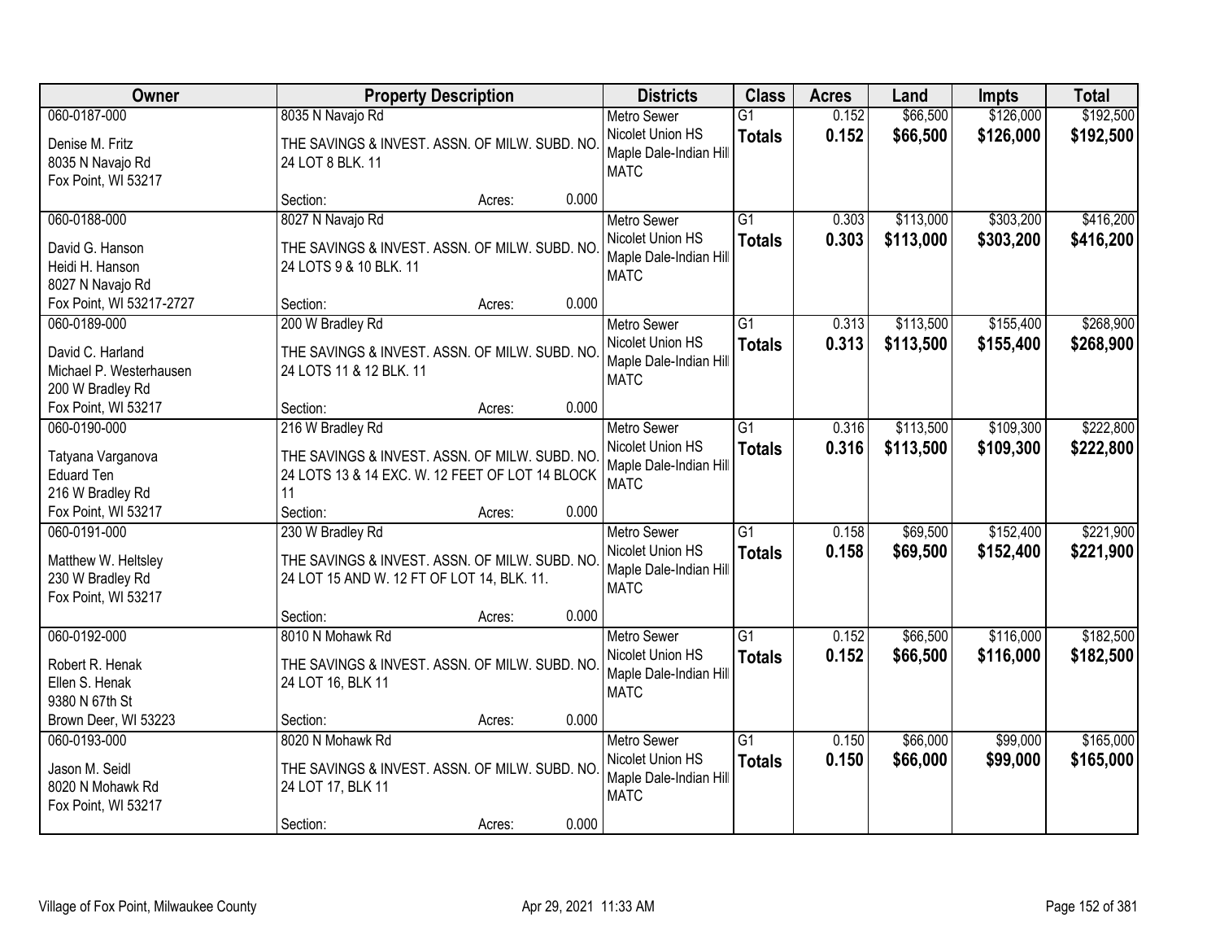| Owner | Property Description | Districts | Class | Acres | Land | Impts | Total |
|---|---|---|---|---|---|---|---|
| 060-0187-000<br>Denise M. Fritz<br>8035 N Navajo Rd<br>Fox Point, WI 53217 | 8035 N Navajo Rd<br>THE SAVINGS & INVEST. ASSN. OF MILW. SUBD. NO. 24 LOT 8 BLK. 11<br>Section: Acres: 0.000 | Metro Sewer<br>Nicolet Union HS<br>Maple Dale-Indian Hill<br>MATC | G1<br>**Totals** | 0.152<br>**0.152** | $66,500<br>**$66,500** | $126,000<br>**$126,000** | $192,500<br>**$192,500** |
| 060-0188-000<br>David G. Hanson<br>Heidi H. Hanson<br>8027 N Navajo Rd<br>Fox Point, WI 53217-2727 | 8027 N Navajo Rd<br>THE SAVINGS & INVEST. ASSN. OF MILW. SUBD. NO. 24 LOTS 9 & 10 BLK. 11<br>Section: Acres: 0.000 | Metro Sewer<br>Nicolet Union HS<br>Maple Dale-Indian Hill<br>MATC | G1<br>**Totals** | 0.303<br>**0.303** | $113,000<br>**$113,000** | $303,200<br>**$303,200** | $416,200<br>**$416,200** |
| 060-0189-000<br>David C. Harland<br>Michael P. Westerhausen<br>200 W Bradley Rd<br>Fox Point, WI 53217 | 200 W Bradley Rd<br>THE SAVINGS & INVEST. ASSN. OF MILW. SUBD. NO. 24 LOTS 11 & 12 BLK. 11<br>Section: Acres: 0.000 | Metro Sewer<br>Nicolet Union HS<br>Maple Dale-Indian Hill<br>MATC | G1<br>**Totals** | 0.313<br>**0.313** | $113,500<br>**$113,500** | $155,400<br>**$155,400** | $268,900<br>**$268,900** |
| 060-0190-000<br>Tatyana Varganova<br>Eduard Ten<br>216 W Bradley Rd<br>Fox Point, WI 53217 | 216 W Bradley Rd<br>THE SAVINGS & INVEST. ASSN. OF MILW. SUBD. NO. 24 LOTS 13 & 14 EXC. W. 12 FEET OF LOT 14 BLOCK 11<br>Section: Acres: 0.000 | Metro Sewer<br>Nicolet Union HS<br>Maple Dale-Indian Hill<br>MATC | G1<br>**Totals** | 0.316<br>**0.316** | $113,500<br>**$113,500** | $109,300<br>**$109,300** | $222,800<br>**$222,800** |
| 060-0191-000<br>Matthew W. Heltsley<br>230 W Bradley Rd<br>Fox Point, WI 53217 | 230 W Bradley Rd<br>THE SAVINGS & INVEST. ASSN. OF MILW. SUBD. NO. 24 LOT 15 AND W. 12 FT OF LOT 14, BLK. 11.<br>Section: Acres: 0.000 | Metro Sewer<br>Nicolet Union HS<br>Maple Dale-Indian Hill<br>MATC | G1<br>**Totals** | 0.158<br>**0.158** | $69,500<br>**$69,500** | $152,400<br>**$152,400** | $221,900<br>**$221,900** |
| 060-0192-000<br>Robert R. Henak<br>Ellen S. Henak<br>9380 N 67th St<br>Brown Deer, WI 53223 | 8010 N Mohawk Rd<br>THE SAVINGS & INVEST. ASSN. OF MILW. SUBD. NO. 24 LOT 16, BLK 11<br>Section: Acres: 0.000 | Metro Sewer<br>Nicolet Union HS<br>Maple Dale-Indian Hill<br>MATC | G1<br>**Totals** | 0.152<br>**0.152** | $66,500<br>**$66,500** | $116,000<br>**$116,000** | $182,500<br>**$182,500** |
| 060-0193-000<br>Jason M. Seidl<br>8020 N Mohawk Rd<br>Fox Point, WI 53217 | 8020 N Mohawk Rd<br>THE SAVINGS & INVEST. ASSN. OF MILW. SUBD. NO. 24 LOT 17, BLK 11<br>Section: Acres: 0.000 | Metro Sewer<br>Nicolet Union HS<br>Maple Dale-Indian Hill<br>MATC | G1<br>**Totals** | 0.150<br>**0.150** | $66,000<br>**$66,000** | $99,000<br>**$99,000** | $165,000<br>**$165,000** |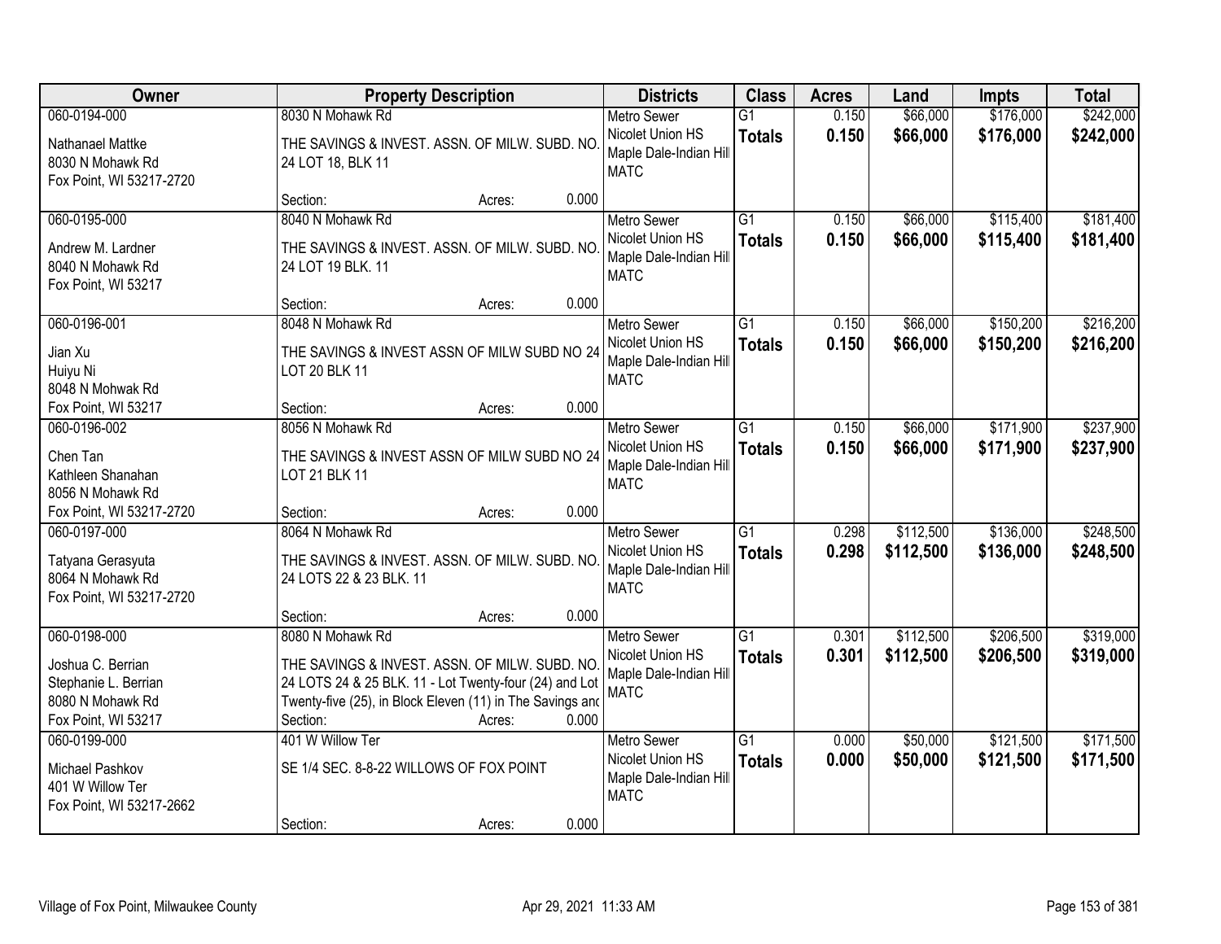| Owner | Property Description | Districts | Class | Acres | Land | Impts | Total |
|---|---|---|---|---|---|---|---|
| 060-0194-000<br>Nathanael Mattke<br>8030 N Mohawk Rd<br>Fox Point, WI 53217-2720 | 8030 N Mohawk Rd<br>THE SAVINGS & INVEST. ASSN. OF MILW. SUBD. NO. 24 LOT 18, BLK 11<br>Section: Acres: 0.000 | Metro Sewer<br>Nicolet Union HS<br>Maple Dale-Indian Hill<br>MATC | G1<br>**Totals** | 0.150<br>**0.150** | $66,000<br>**$66,000** | $176,000<br>**$176,000** | $242,000<br>**$242,000** |
| 060-0195-000<br>Andrew M. Lardner<br>8040 N Mohawk Rd<br>Fox Point, WI 53217 | 8040 N Mohawk Rd<br>THE SAVINGS & INVEST. ASSN. OF MILW. SUBD. NO. 24 LOT 19 BLK. 11<br>Section: Acres: 0.000 | Metro Sewer<br>Nicolet Union HS<br>Maple Dale-Indian Hill<br>MATC | G1<br>**Totals** | 0.150<br>**0.150** | $66,000<br>**$66,000** | $115,400<br>**$115,400** | $181,400<br>**$181,400** |
| 060-0196-001<br>Jian Xu<br>Huiyu Ni<br>8048 N Mohwak Rd<br>Fox Point, WI 53217 | 8048 N Mohawk Rd<br>THE SAVINGS & INVEST ASSN OF MILW SUBD NO 24 LOT 20 BLK 11<br>Section: Acres: 0.000 | Metro Sewer<br>Nicolet Union HS<br>Maple Dale-Indian Hill<br>MATC | G1<br>**Totals** | 0.150<br>**0.150** | $66,000<br>**$66,000** | $150,200<br>**$150,200** | $216,200<br>**$216,200** |
| 060-0196-002<br>Chen Tan<br>Kathleen Shanahan<br>8056 N Mohawk Rd<br>Fox Point, WI 53217-2720 | 8056 N Mohawk Rd<br>THE SAVINGS & INVEST ASSN OF MILW SUBD NO 24 LOT 21 BLK 11<br>Section: Acres: 0.000 | Metro Sewer<br>Nicolet Union HS<br>Maple Dale-Indian Hill<br>MATC | G1<br>**Totals** | 0.150<br>**0.150** | $66,000<br>**$66,000** | $171,900<br>**$171,900** | $237,900<br>**$237,900** |
| 060-0197-000<br>Tatyana Gerasyuta<br>8064 N Mohawk Rd<br>Fox Point, WI 53217-2720 | 8064 N Mohawk Rd<br>THE SAVINGS & INVEST. ASSN. OF MILW. SUBD. NO. 24 LOTS 22 & 23 BLK. 11<br>Section: Acres: 0.000 | Metro Sewer<br>Nicolet Union HS<br>Maple Dale-Indian Hill<br>MATC | G1<br>**Totals** | 0.298<br>**0.298** | $112,500<br>**$112,500** | $136,000<br>**$136,000** | $248,500<br>**$248,500** |
| 060-0198-000<br>Joshua C. Berrian<br>Stephanie L. Berrian<br>8080 N Mohawk Rd<br>Fox Point, WI 53217 | 8080 N Mohawk Rd<br>THE SAVINGS & INVEST. ASSN. OF MILW. SUBD. NO. 24 LOTS 24 & 25 BLK. 11 - Lot Twenty-four (24) and Lot Twenty-five (25), in Block Eleven (11) in The Savings and<br>Section: Acres: 0.000 | Metro Sewer<br>Nicolet Union HS<br>Maple Dale-Indian Hill<br>MATC | G1<br>**Totals** | 0.301<br>**0.301** | $112,500<br>**$112,500** | $206,500<br>**$206,500** | $319,000<br>**$319,000** |
| 060-0199-000<br>Michael Pashkov<br>401 W Willow Ter<br>Fox Point, WI 53217-2662 | 401 W Willow Ter<br>SE 1/4 SEC. 8-8-22 WILLOWS OF FOX POINT<br>Section: Acres: 0.000 | Metro Sewer<br>Nicolet Union HS<br>Maple Dale-Indian Hill<br>MATC | G1<br>**Totals** | 0.000<br>**0.000** | $50,000<br>**$50,000** | $121,500<br>**$121,500** | $171,500<br>**$171,500** |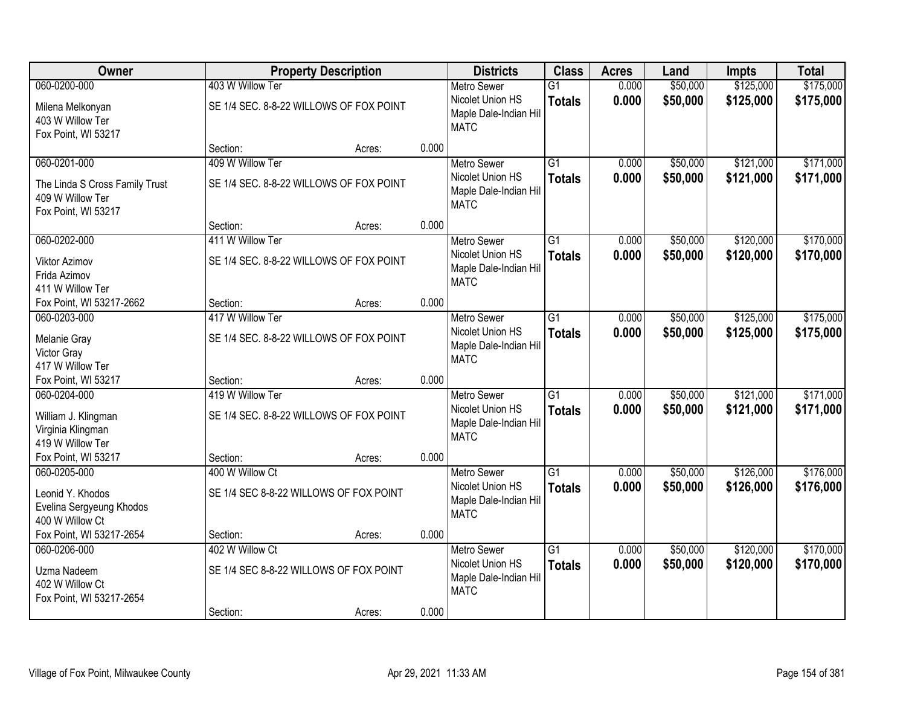| Owner | Property Description | | | Districts | Class | Acres | Land | Impts | Total |
|---|---|---|---|---|---|---|---|---|---|
| 060-0200-000<br>Milena Melkonyan<br>403 W Willow Ter<br>Fox Point, WI 53217 | 403 W Willow Ter<br>SE 1/4 SEC. 8-8-22 WILLOWS OF FOX POINT<br>Section: | Acres: | 0.000 | Metro Sewer<br>Nicolet Union HS<br>Maple Dale-Indian Hill<br>MATC | G1<br>**Totals** | 0.000<br>**0.000** | \$50,000<br>**\$50,000** | \$125,000<br>**\$125,000** | \$175,000<br>**\$175,000** |
| 060-0201-000<br>The Linda S Cross Family Trust<br>409 W Willow Ter<br>Fox Point, WI 53217 | 409 W Willow Ter<br>SE 1/4 SEC. 8-8-22 WILLOWS OF FOX POINT<br>Section: | Acres: | 0.000 | Metro Sewer<br>Nicolet Union HS<br>Maple Dale-Indian Hill<br>MATC | G1<br>**Totals** | 0.000<br>**0.000** | \$50,000<br>**\$50,000** | \$121,000<br>**\$121,000** | \$171,000<br>**\$171,000** |
| 060-0202-000<br>Viktor Azimov<br>Frida Azimov<br>411 W Willow Ter<br>Fox Point, WI 53217-2662 | 411 W Willow Ter<br>SE 1/4 SEC. 8-8-22 WILLOWS OF FOX POINT<br>Section: | Acres: | 0.000 | Metro Sewer<br>Nicolet Union HS<br>Maple Dale-Indian Hill<br>MATC | G1<br>**Totals** | 0.000<br>**0.000** | \$50,000<br>**\$50,000** | \$120,000<br>**\$120,000** | \$170,000<br>**\$170,000** |
| 060-0203-000<br>Melanie Gray<br>Victor Gray<br>417 W Willow Ter<br>Fox Point, WI 53217 | 417 W Willow Ter<br>SE 1/4 SEC. 8-8-22 WILLOWS OF FOX POINT<br>Section: | Acres: | 0.000 | Metro Sewer<br>Nicolet Union HS<br>Maple Dale-Indian Hill<br>MATC | G1<br>**Totals** | 0.000<br>**0.000** | \$50,000<br>**\$50,000** | \$125,000<br>**\$125,000** | \$175,000<br>**\$175,000** |
| 060-0204-000<br>William J. Klingman<br>Virginia Klingman<br>419 W Willow Ter<br>Fox Point, WI 53217 | 419 W Willow Ter<br>SE 1/4 SEC. 8-8-22 WILLOWS OF FOX POINT<br>Section: | Acres: | 0.000 | Metro Sewer<br>Nicolet Union HS<br>Maple Dale-Indian Hill<br>MATC | G1<br>**Totals** | 0.000<br>**0.000** | \$50,000<br>**\$50,000** | \$121,000<br>**\$121,000** | \$171,000<br>**\$171,000** |
| 060-0205-000<br>Leonid Y. Khodos<br>Evelina Sergyeung Khodos<br>400 W Willow Ct<br>Fox Point, WI 53217-2654 | 400 W Willow Ct<br>SE 1/4 SEC 8-8-22 WILLOWS OF FOX POINT<br>Section: | Acres: | 0.000 | Metro Sewer<br>Nicolet Union HS<br>Maple Dale-Indian Hill<br>MATC | G1<br>**Totals** | 0.000<br>**0.000** | \$50,000<br>**\$50,000** | \$126,000<br>**\$126,000** | \$176,000<br>**\$176,000** |
| 060-0206-000<br>Uzma Nadeem<br>402 W Willow Ct<br>Fox Point, WI 53217-2654 | 402 W Willow Ct<br>SE 1/4 SEC 8-8-22 WILLOWS OF FOX POINT<br>Section: | Acres: | 0.000 | Metro Sewer<br>Nicolet Union HS<br>Maple Dale-Indian Hill<br>MATC | G1<br>**Totals** | 0.000<br>**0.000** | \$50,000<br>**\$50,000** | \$120,000<br>**\$120,000** | \$170,000<br>**\$170,000** |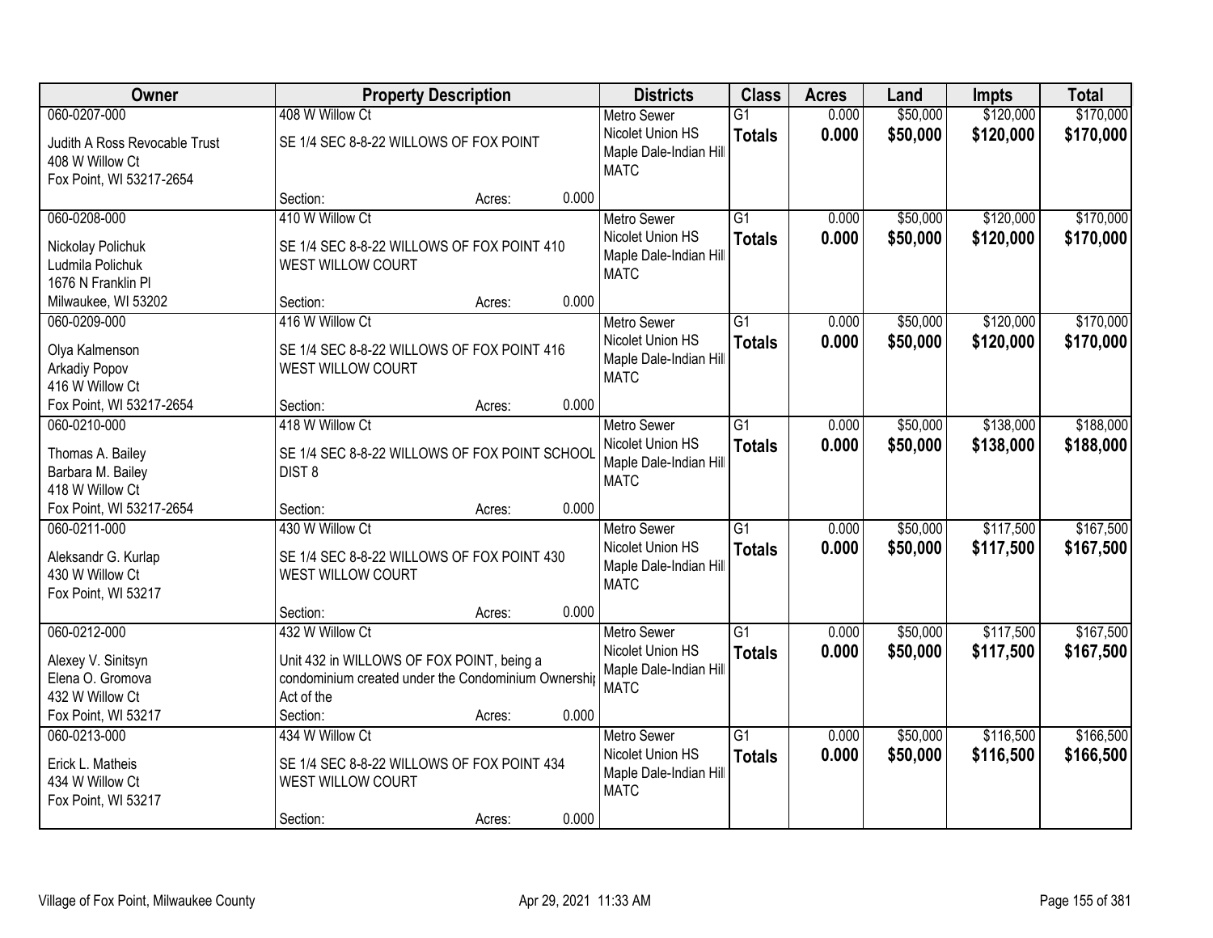| Owner | Property Description | | | Districts | Class | Acres | Land | Impts | Total |
|---|---|---|---|---|---|---|---|---|---|
| 060-0207-000<br>Judith A Ross Revocable Trust<br>408 W Willow Ct<br>Fox Point, WI 53217-2654 | 408 W Willow Ct<br>SE 1/4 SEC 8-8-22 WILLOWS OF FOX POINT<br>Section: | Acres: | 0.000 | Metro Sewer<br>Nicolet Union HS<br>Maple Dale-Indian Hill<br>MATC | G1<br>**Totals** | 0.000<br>**0.000** | $50,000<br>**$50,000** | $120,000<br>**$120,000** | $170,000<br>**$170,000** |
| 060-0208-000<br>Nickolay Polichuk<br>Ludmila Polichuk<br>1676 N Franklin Pl<br>Milwaukee, WI 53202 | 410 W Willow Ct<br>SE 1/4 SEC 8-8-22 WILLOWS OF FOX POINT 410 WEST WILLOW COURT<br>Section: | Acres: | 0.000 | Metro Sewer<br>Nicolet Union HS<br>Maple Dale-Indian Hill<br>MATC | G1<br>**Totals** | 0.000<br>**0.000** | $50,000<br>**$50,000** | $120,000<br>**$120,000** | $170,000<br>**$170,000** |
| 060-0209-000<br>Olya Kalmenson<br>Arkadiy Popov<br>416 W Willow Ct<br>Fox Point, WI 53217-2654 | 416 W Willow Ct<br>SE 1/4 SEC 8-8-22 WILLOWS OF FOX POINT 416 WEST WILLOW COURT<br>Section: | Acres: | 0.000 | Metro Sewer<br>Nicolet Union HS<br>Maple Dale-Indian Hill<br>MATC | G1<br>**Totals** | 0.000<br>**0.000** | $50,000<br>**$50,000** | $120,000<br>**$120,000** | $170,000<br>**$170,000** |
| 060-0210-000<br>Thomas A. Bailey<br>Barbara M. Bailey<br>418 W Willow Ct<br>Fox Point, WI 53217-2654 | 418 W Willow Ct<br>SE 1/4 SEC 8-8-22 WILLOWS OF FOX POINT SCHOOL DIST 8<br>Section: | Acres: | 0.000 | Metro Sewer<br>Nicolet Union HS<br>Maple Dale-Indian Hill<br>MATC | G1<br>**Totals** | 0.000<br>**0.000** | $50,000<br>**$50,000** | $138,000<br>**$138,000** | $188,000<br>**$188,000** |
| 060-0211-000<br>Aleksandr G. Kurlap<br>430 W Willow Ct<br>Fox Point, WI 53217 | 430 W Willow Ct<br>SE 1/4 SEC 8-8-22 WILLOWS OF FOX POINT 430 WEST WILLOW COURT<br>Section: | Acres: | 0.000 | Metro Sewer<br>Nicolet Union HS<br>Maple Dale-Indian Hill<br>MATC | G1<br>**Totals** | 0.000<br>**0.000** | $50,000<br>**$50,000** | $117,500<br>**$117,500** | $167,500<br>**$167,500** |
| 060-0212-000<br>Alexey V. Sinitsyn<br>Elena O. Gromova<br>432 W Willow Ct<br>Fox Point, WI 53217 | 432 W Willow Ct<br>Unit 432 in WILLOWS OF FOX POINT, being a condominium created under the Condominium Ownershi Act of the<br>Section: | Acres: | 0.000 | Metro Sewer<br>Nicolet Union HS<br>Maple Dale-Indian Hill<br>MATC | G1<br>**Totals** | 0.000<br>**0.000** | $50,000<br>**$50,000** | $117,500<br>**$117,500** | $167,500<br>**$167,500** |
| 060-0213-000<br>Erick L. Matheis<br>434 W Willow Ct<br>Fox Point, WI 53217 | 434 W Willow Ct<br>SE 1/4 SEC 8-8-22 WILLOWS OF FOX POINT 434 WEST WILLOW COURT<br>Section: | Acres: | 0.000 | Metro Sewer<br>Nicolet Union HS<br>Maple Dale-Indian Hill<br>MATC | G1<br>**Totals** | 0.000<br>**0.000** | $50,000<br>**$50,000** | $116,500<br>**$116,500** | $166,500<br>**$166,500** |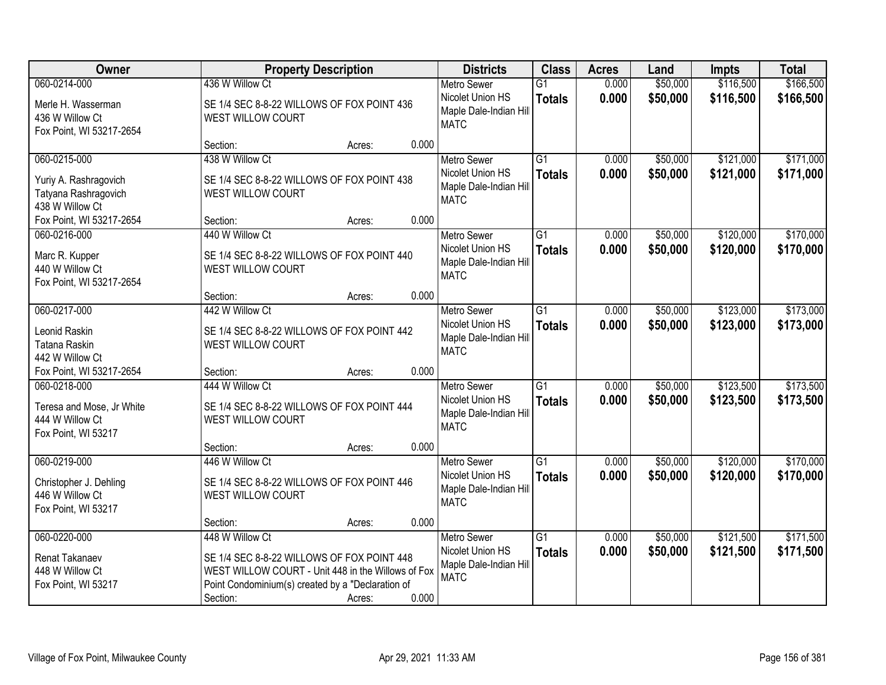| Owner | Property Description | Districts | Class | Acres | Land | Impts | Total |
|---|---|---|---|---|---|---|---|
| 060-0214-000<br>Merle H. Wasserman<br>436 W Willow Ct<br>Fox Point, WI 53217-2654 | 436 W Willow Ct<br>SE 1/4 SEC 8-8-22 WILLOWS OF FOX POINT 436 WEST WILLOW COURT<br>Section: Acres: 0.000 | Metro Sewer<br>Nicolet Union HS<br>Maple Dale-Indian Hill<br>MATC | G1<br>**Totals** | 0.000<br>**0.000** | $50,000<br>**$50,000** | $116,500<br>**$116,500** | $166,500<br>**$166,500** |
| 060-0215-000<br>Yuriy A. Rashragovich<br>Tatyana Rashragovich<br>438 W Willow Ct<br>Fox Point, WI 53217-2654 | 438 W Willow Ct<br>SE 1/4 SEC 8-8-22 WILLOWS OF FOX POINT 438 WEST WILLOW COURT<br>Section: Acres: 0.000 | Metro Sewer<br>Nicolet Union HS<br>Maple Dale-Indian Hill<br>MATC | G1<br>**Totals** | 0.000<br>**0.000** | $50,000<br>**$50,000** | $121,000<br>**$121,000** | $171,000<br>**$171,000** |
| 060-0216-000<br>Marc R. Kupper<br>440 W Willow Ct<br>Fox Point, WI 53217-2654 | 440 W Willow Ct<br>SE 1/4 SEC 8-8-22 WILLOWS OF FOX POINT 440 WEST WILLOW COURT<br>Section: Acres: 0.000 | Metro Sewer<br>Nicolet Union HS<br>Maple Dale-Indian Hill<br>MATC | G1<br>**Totals** | 0.000<br>**0.000** | $50,000<br>**$50,000** | $120,000<br>**$120,000** | $170,000<br>**$170,000** |
| 060-0217-000<br>Leonid Raskin<br>Tatana Raskin<br>442 W Willow Ct<br>Fox Point, WI 53217-2654 | 442 W Willow Ct<br>SE 1/4 SEC 8-8-22 WILLOWS OF FOX POINT 442 WEST WILLOW COURT<br>Section: Acres: 0.000 | Metro Sewer<br>Nicolet Union HS<br>Maple Dale-Indian Hill<br>MATC | G1<br>**Totals** | 0.000<br>**0.000** | $50,000<br>**$50,000** | $123,000<br>**$123,000** | $173,000<br>**$173,000** |
| 060-0218-000<br>Teresa and Mose, Jr White<br>444 W Willow Ct<br>Fox Point, WI 53217 | 444 W Willow Ct<br>SE 1/4 SEC 8-8-22 WILLOWS OF FOX POINT 444 WEST WILLOW COURT<br>Section: Acres: 0.000 | Metro Sewer<br>Nicolet Union HS<br>Maple Dale-Indian Hill<br>MATC | G1<br>**Totals** | 0.000<br>**0.000** | $50,000<br>**$50,000** | $123,500<br>**$123,500** | $173,500<br>**$173,500** |
| 060-0219-000<br>Christopher J. Dehling<br>446 W Willow Ct<br>Fox Point, WI 53217 | 446 W Willow Ct<br>SE 1/4 SEC 8-8-22 WILLOWS OF FOX POINT 446 WEST WILLOW COURT<br>Section: Acres: 0.000 | Metro Sewer<br>Nicolet Union HS<br>Maple Dale-Indian Hill<br>MATC | G1<br>**Totals** | 0.000<br>**0.000** | $50,000<br>**$50,000** | $120,000<br>**$120,000** | $170,000<br>**$170,000** |
| 060-0220-000<br>Renat Takanaev<br>448 W Willow Ct<br>Fox Point, WI 53217 | 448 W Willow Ct<br>SE 1/4 SEC 8-8-22 WILLOWS OF FOX POINT 448 WEST WILLOW COURT - Unit 448 in the Willows of Fox Point Condominium(s) created by a "Declaration of<br>Section: Acres: 0.000 | Metro Sewer<br>Nicolet Union HS<br>Maple Dale-Indian Hill<br>MATC | G1<br>**Totals** | 0.000<br>**0.000** | $50,000<br>**$50,000** | $121,500<br>**$121,500** | $171,500<br>**$171,500** |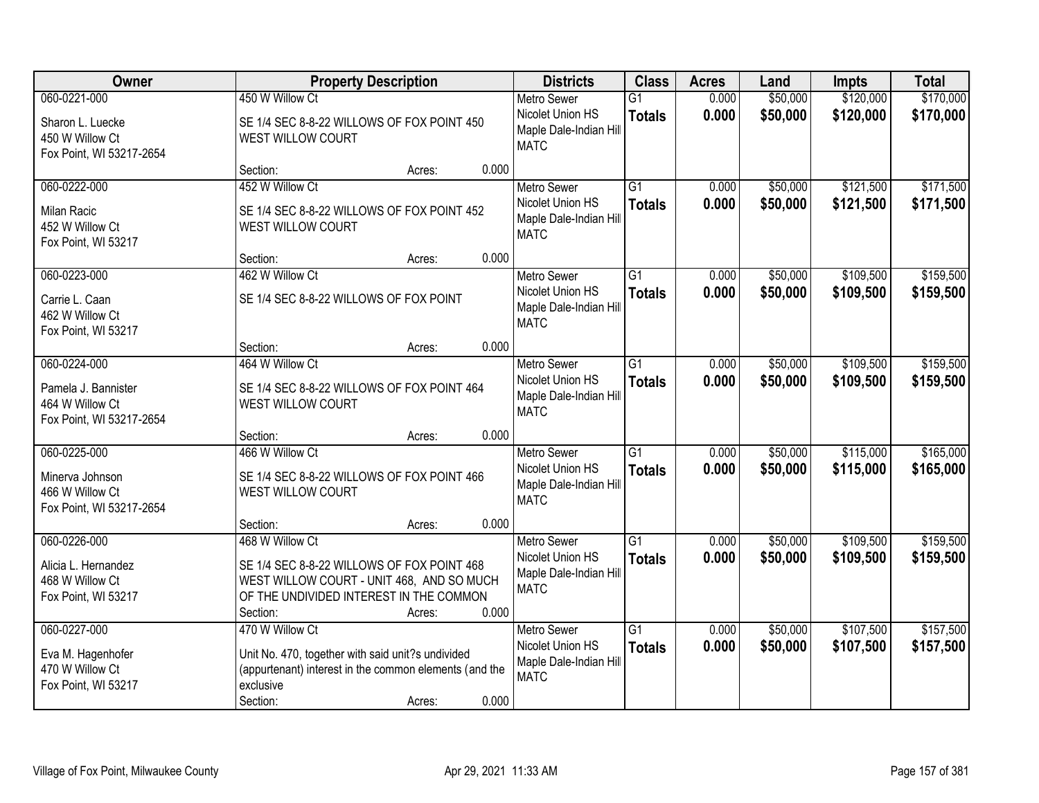| Owner | Property Description | Districts | Class | Acres | Land | Impts | Total |
|---|---|---|---|---|---|---|---|
| 060-0221-000<br>Sharon L. Luecke<br>450 W Willow Ct<br>Fox Point, WI 53217-2654 | 450 W Willow Ct<br>SE 1/4 SEC 8-8-22 WILLOWS OF FOX POINT 450 WEST WILLOW COURT<br>Section: Acres: 0.000 | Metro Sewer<br>Nicolet Union HS<br>Maple Dale-Indian Hill<br>MATC | G1<br>**Totals** | 0.000<br>**0.000** | $50,000<br>**$50,000** | $120,000<br>**$120,000** | $170,000<br>**$170,000** |
| 060-0222-000<br>Milan Racic<br>452 W Willow Ct<br>Fox Point, WI 53217 | 452 W Willow Ct<br>SE 1/4 SEC 8-8-22 WILLOWS OF FOX POINT 452 WEST WILLOW COURT<br>Section: Acres: 0.000 | Metro Sewer<br>Nicolet Union HS<br>Maple Dale-Indian Hill<br>MATC | G1<br>**Totals** | 0.000<br>**0.000** | $50,000<br>**$50,000** | $121,500<br>**$121,500** | $171,500<br>**$171,500** |
| 060-0223-000<br>Carrie L. Caan<br>462 W Willow Ct<br>Fox Point, WI 53217 | 462 W Willow Ct<br>SE 1/4 SEC 8-8-22 WILLOWS OF FOX POINT<br>Section: Acres: 0.000 | Metro Sewer<br>Nicolet Union HS<br>Maple Dale-Indian Hill<br>MATC | G1<br>**Totals** | 0.000<br>**0.000** | $50,000<br>**$50,000** | $109,500<br>**$109,500** | $159,500<br>**$159,500** |
| 060-0224-000<br>Pamela J. Bannister<br>464 W Willow Ct<br>Fox Point, WI 53217-2654 | 464 W Willow Ct<br>SE 1/4 SEC 8-8-22 WILLOWS OF FOX POINT 464 WEST WILLOW COURT<br>Section: Acres: 0.000 | Metro Sewer<br>Nicolet Union HS<br>Maple Dale-Indian Hill<br>MATC | G1<br>**Totals** | 0.000<br>**0.000** | $50,000<br>**$50,000** | $109,500<br>**$109,500** | $159,500<br>**$159,500** |
| 060-0225-000<br>Minerva Johnson<br>466 W Willow Ct<br>Fox Point, WI 53217-2654 | 466 W Willow Ct<br>SE 1/4 SEC 8-8-22 WILLOWS OF FOX POINT 466 WEST WILLOW COURT<br>Section: Acres: 0.000 | Metro Sewer<br>Nicolet Union HS<br>Maple Dale-Indian Hill<br>MATC | G1<br>**Totals** | 0.000<br>**0.000** | $50,000<br>**$50,000** | $115,000<br>**$115,000** | $165,000<br>**$165,000** |
| 060-0226-000<br>Alicia L. Hernandez<br>468 W Willow Ct<br>Fox Point, WI 53217 | 468 W Willow Ct<br>SE 1/4 SEC 8-8-22 WILLOWS OF FOX POINT 468 WEST WILLOW COURT - UNIT 468, AND SO MUCH OF THE UNDIVIDED INTEREST IN THE COMMON<br>Section: Acres: 0.000 | Metro Sewer<br>Nicolet Union HS<br>Maple Dale-Indian Hill<br>MATC | G1<br>**Totals** | 0.000<br>**0.000** | $50,000<br>**$50,000** | $109,500<br>**$109,500** | $159,500<br>**$159,500** |
| 060-0227-000<br>Eva M. Hagenhofer<br>470 W Willow Ct<br>Fox Point, WI 53217 | 470 W Willow Ct<br>Unit No. 470, together with said unit?s undivided (appurtenant) interest in the common elements (and the exclusive<br>Section: Acres: 0.000 | Metro Sewer<br>Nicolet Union HS<br>Maple Dale-Indian Hill<br>MATC | G1<br>**Totals** | 0.000<br>**0.000** | $50,000<br>**$50,000** | $107,500<br>**$107,500** | $157,500<br>**$157,500** |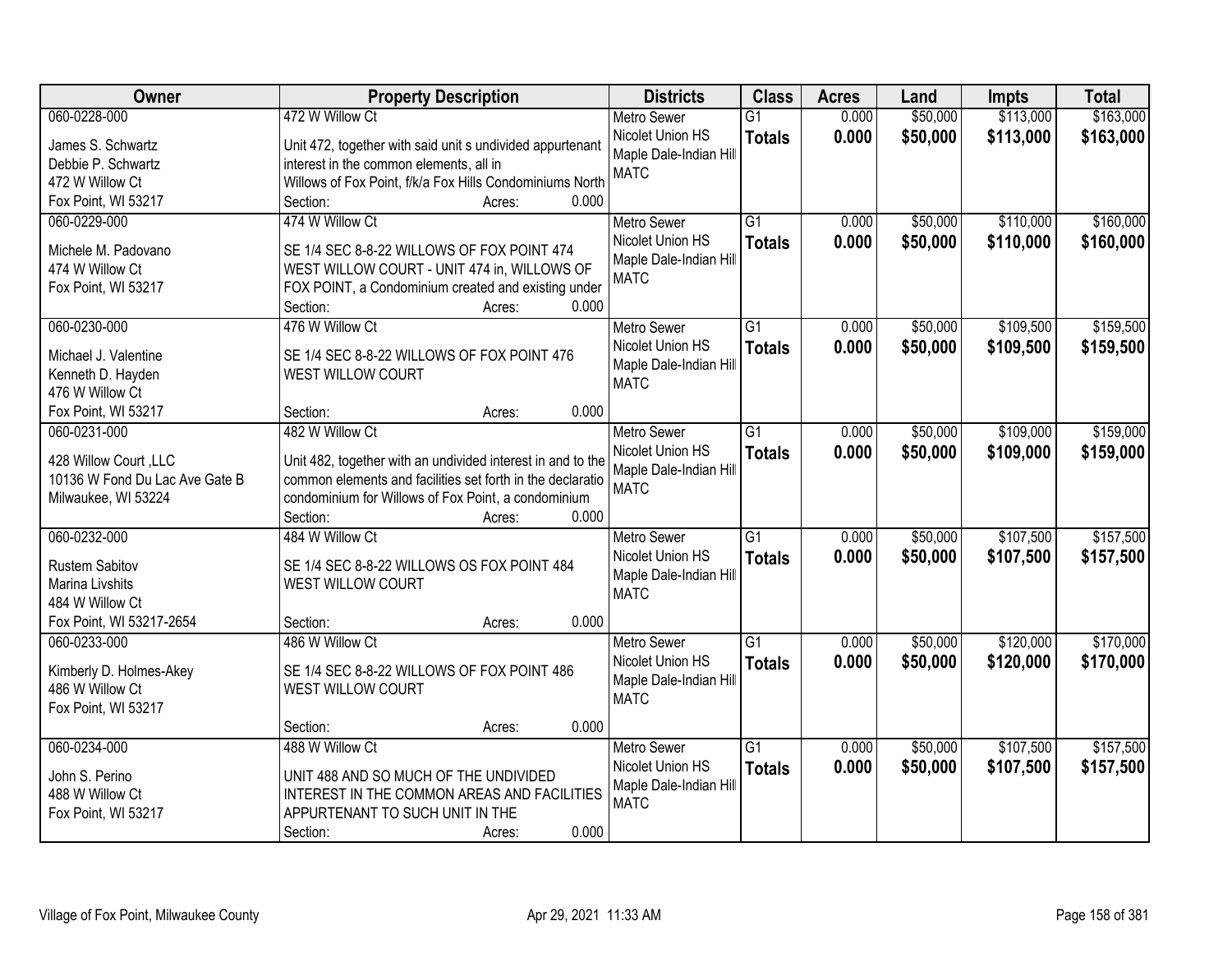| Owner | Property Description | Districts | Class | Acres | Land | Impts | Total |
|---|---|---|---|---|---|---|---|
| 060-0228-000<br>James S. Schwartz<br>Debbie P. Schwartz<br>472 W Willow Ct<br>Fox Point, WI 53217 | 472 W Willow Ct<br>Unit 472, together with said unit s undivided appurtenant interest in the common elements, all in Willows of Fox Point, f/k/a Fox Hills Condominiums North<br>Section: Acres: 0.000 | Metro Sewer<br>Nicolet Union HS<br>Maple Dale-Indian Hill<br>MATC | G1<br>**Totals** | 0.000<br>**0.000** | $50,000<br>**$50,000** | $113,000<br>**$113,000** | $163,000<br>**$163,000** |
| 060-0229-000<br>Michele M. Padovano<br>474 W Willow Ct<br>Fox Point, WI 53217 | 474 W Willow Ct<br>SE 1/4 SEC 8-8-22 WILLOWS OF FOX POINT 474 WEST WILLOW COURT - UNIT 474 in, WILLOWS OF FOX POINT, a Condominium created and existing under<br>Section: Acres: 0.000 | Metro Sewer<br>Nicolet Union HS<br>Maple Dale-Indian Hill<br>MATC | G1<br>**Totals** | 0.000<br>**0.000** | $50,000<br>**$50,000** | $110,000<br>**$110,000** | $160,000<br>**$160,000** |
| 060-0230-000<br>Michael J. Valentine<br>Kenneth D. Hayden<br>476 W Willow Ct<br>Fox Point, WI 53217 | 476 W Willow Ct<br>SE 1/4 SEC 8-8-22 WILLOWS OF FOX POINT 476 WEST WILLOW COURT<br>Section: Acres: 0.000 | Metro Sewer<br>Nicolet Union HS<br>Maple Dale-Indian Hill<br>MATC | G1<br>**Totals** | 0.000<br>**0.000** | $50,000<br>**$50,000** | $109,500<br>**$109,500** | $159,500<br>**$159,500** |
| 060-0231-000<br>428 Willow Court ,LLC<br>10136 W Fond Du Lac Ave Gate B<br>Milwaukee, WI 53224 | 482 W Willow Ct<br>Unit 482, together with an undivided interest in and to the common elements and facilities set forth in the declaratio condominium for Willows of Fox Point, a condominium<br>Section: Acres: 0.000 | Metro Sewer<br>Nicolet Union HS<br>Maple Dale-Indian Hill<br>MATC | G1<br>**Totals** | 0.000<br>**0.000** | $50,000<br>**$50,000** | $109,000<br>**$109,000** | $159,000<br>**$159,000** |
| 060-0232-000<br>Rustem Sabitov<br>Marina Livshits<br>484 W Willow Ct<br>Fox Point, WI 53217-2654 | 484 W Willow Ct<br>SE 1/4 SEC 8-8-22 WILLOWS OS FOX POINT 484 WEST WILLOW COURT<br>Section: Acres: 0.000 | Metro Sewer<br>Nicolet Union HS<br>Maple Dale-Indian Hill<br>MATC | G1<br>**Totals** | 0.000<br>**0.000** | $50,000<br>**$50,000** | $107,500<br>**$107,500** | $157,500<br>**$157,500** |
| 060-0233-000<br>Kimberly D. Holmes-Akey<br>486 W Willow Ct<br>Fox Point, WI 53217 | 486 W Willow Ct<br>SE 1/4 SEC 8-8-22 WILLOWS OF FOX POINT 486 WEST WILLOW COURT<br>Section: Acres: 0.000 | Metro Sewer<br>Nicolet Union HS<br>Maple Dale-Indian Hill<br>MATC | G1<br>**Totals** | 0.000<br>**0.000** | $50,000<br>**$50,000** | $120,000<br>**$120,000** | $170,000<br>**$170,000** |
| 060-0234-000<br>John S. Perino<br>488 W Willow Ct<br>Fox Point, WI 53217 | 488 W Willow Ct<br>UNIT 488 AND SO MUCH OF THE UNDIVIDED INTEREST IN THE COMMON AREAS AND FACILITIES APPURTENANT TO SUCH UNIT IN THE<br>Section: Acres: 0.000 | Metro Sewer<br>Nicolet Union HS<br>Maple Dale-Indian Hill<br>MATC | G1<br>**Totals** | 0.000<br>**0.000** | $50,000<br>**$50,000** | $107,500<br>**$107,500** | $157,500<br>**$157,500** |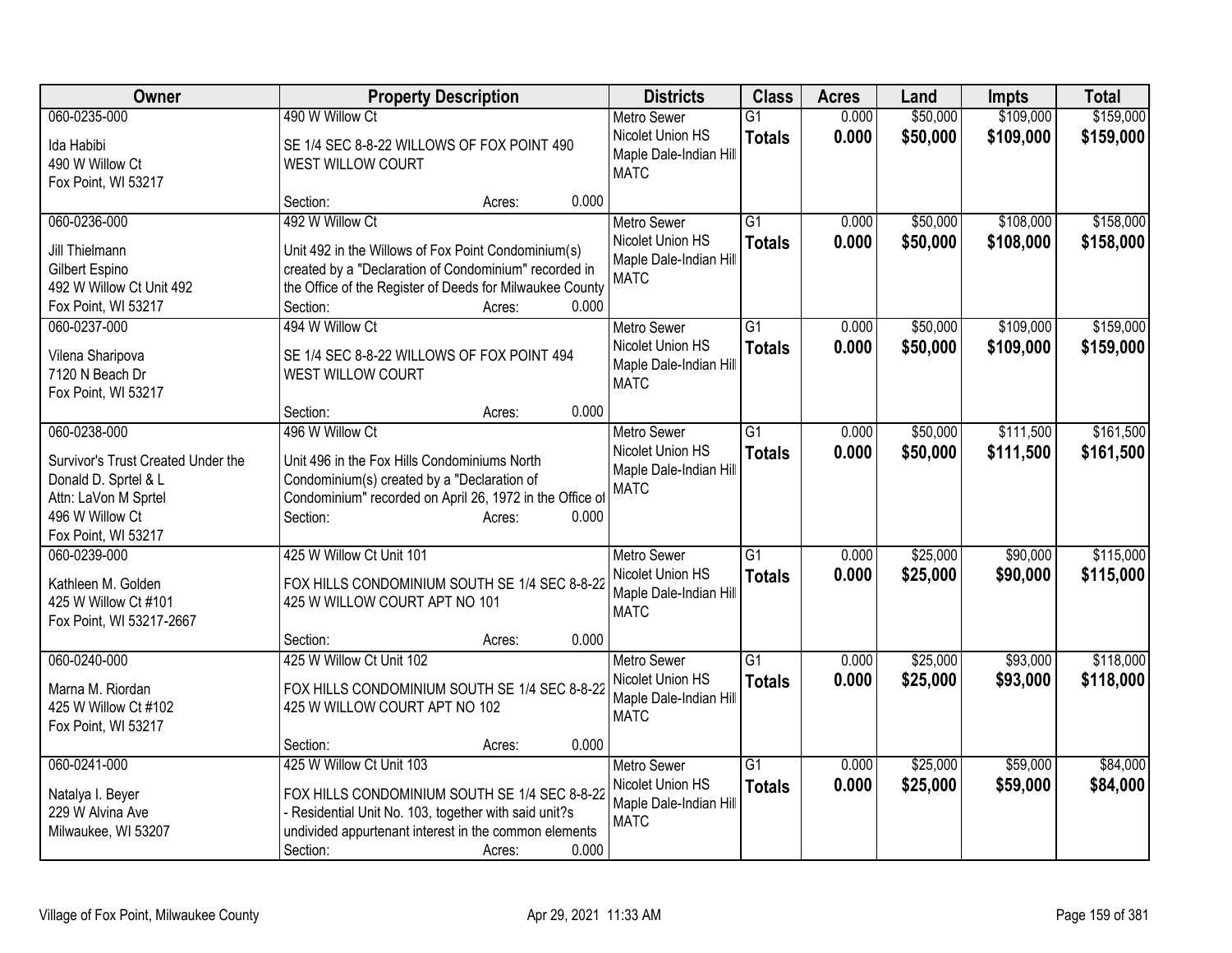| Owner | Property Description | Districts | Class | Acres | Land | Impts | Total |
|---|---|---|---|---|---|---|---|
| 060-0235-000<br><br>Ida Habibi<br>490 W Willow Ct<br>Fox Point, WI 53217 | 490 W Willow Ct<br><br>SE 1/4 SEC 8-8-22 WILLOWS OF FOX POINT 490 WEST WILLOW COURT<br><br>Section: Acres: 0.000 | Metro Sewer<br>Nicolet Union HS<br>Maple Dale-Indian Hill<br>MATC | G1<br>**Totals** | 0.000<br>**0.000** | $50,000<br>**$50,000** | $109,000<br>**$109,000** | $159,000<br>**$159,000** |
| 060-0236-000<br><br>Jill Thielmann<br>Gilbert Espino<br>492 W Willow Ct Unit 492<br>Fox Point, WI 53217 | 492 W Willow Ct<br><br>Unit 492 in the Willows of Fox Point Condominium(s) created by a "Declaration of Condominium" recorded in the Office of the Register of Deeds for Milwaukee County<br>Section: Acres: 0.000 | Metro Sewer<br>Nicolet Union HS<br>Maple Dale-Indian Hill<br>MATC | G1<br>**Totals** | 0.000<br>**0.000** | $50,000<br>**$50,000** | $108,000<br>**$108,000** | $158,000<br>**$158,000** |
| 060-0237-000<br><br>Vilena Sharipova<br>7120 N Beach Dr<br>Fox Point, WI 53217 | 494 W Willow Ct<br><br>SE 1/4 SEC 8-8-22 WILLOWS OF FOX POINT 494 WEST WILLOW COURT<br><br>Section: Acres: 0.000 | Metro Sewer<br>Nicolet Union HS<br>Maple Dale-Indian Hill<br>MATC | G1<br>**Totals** | 0.000<br>**0.000** | $50,000<br>**$50,000** | $109,000<br>**$109,000** | $159,000<br>**$159,000** |
| 060-0238-000<br><br>Survivor's Trust Created Under the Donald D. Sprtel & L<br>Attn: LaVon M Sprtel<br>496 W Willow Ct<br>Fox Point, WI 53217 | 496 W Willow Ct<br><br>Unit 496 in the Fox Hills Condominiums North Condominium(s) created by a "Declaration of Condominium" recorded on April 26, 1972 in the Office of<br>Section: Acres: 0.000 | Metro Sewer<br>Nicolet Union HS<br>Maple Dale-Indian Hill<br>MATC | G1<br>**Totals** | 0.000<br>**0.000** | $50,000<br>**$50,000** | $111,500<br>**$111,500** | $161,500<br>**$161,500** |
| 060-0239-000<br><br>Kathleen M. Golden<br>425 W Willow Ct #101<br>Fox Point, WI 53217-2667 | 425 W Willow Ct Unit 101<br><br>FOX HILLS CONDOMINIUM SOUTH SE 1/4 SEC 8-8-22 425 W WILLOW COURT APT NO 101<br><br>Section: Acres: 0.000 | Metro Sewer<br>Nicolet Union HS<br>Maple Dale-Indian Hill<br>MATC | G1<br>**Totals** | 0.000<br>**0.000** | $25,000<br>**$25,000** | $90,000<br>**$90,000** | $115,000<br>**$115,000** |
| 060-0240-000<br><br>Marna M. Riordan<br>425 W Willow Ct #102<br>Fox Point, WI 53217 | 425 W Willow Ct Unit 102<br><br>FOX HILLS CONDOMINIUM SOUTH SE 1/4 SEC 8-8-22 425 W WILLOW COURT APT NO 102<br><br>Section: Acres: 0.000 | Metro Sewer<br>Nicolet Union HS<br>Maple Dale-Indian Hill<br>MATC | G1<br>**Totals** | 0.000<br>**0.000** | $25,000<br>**$25,000** | $93,000<br>**$93,000** | $118,000<br>**$118,000** |
| 060-0241-000<br><br>Natalya I. Beyer<br>229 W Alvina Ave<br>Milwaukee, WI 53207 | 425 W Willow Ct Unit 103<br><br>FOX HILLS CONDOMINIUM SOUTH SE 1/4 SEC 8-8-22 - Residential Unit No. 103, together with said unit?s undivided appurtenant interest in the common elements<br>Section: Acres: 0.000 | Metro Sewer<br>Nicolet Union HS<br>Maple Dale-Indian Hill<br>MATC | G1<br>**Totals** | 0.000<br>**0.000** | $25,000<br>**$25,000** | $59,000<br>**$59,000** | $84,000<br>**$84,000** |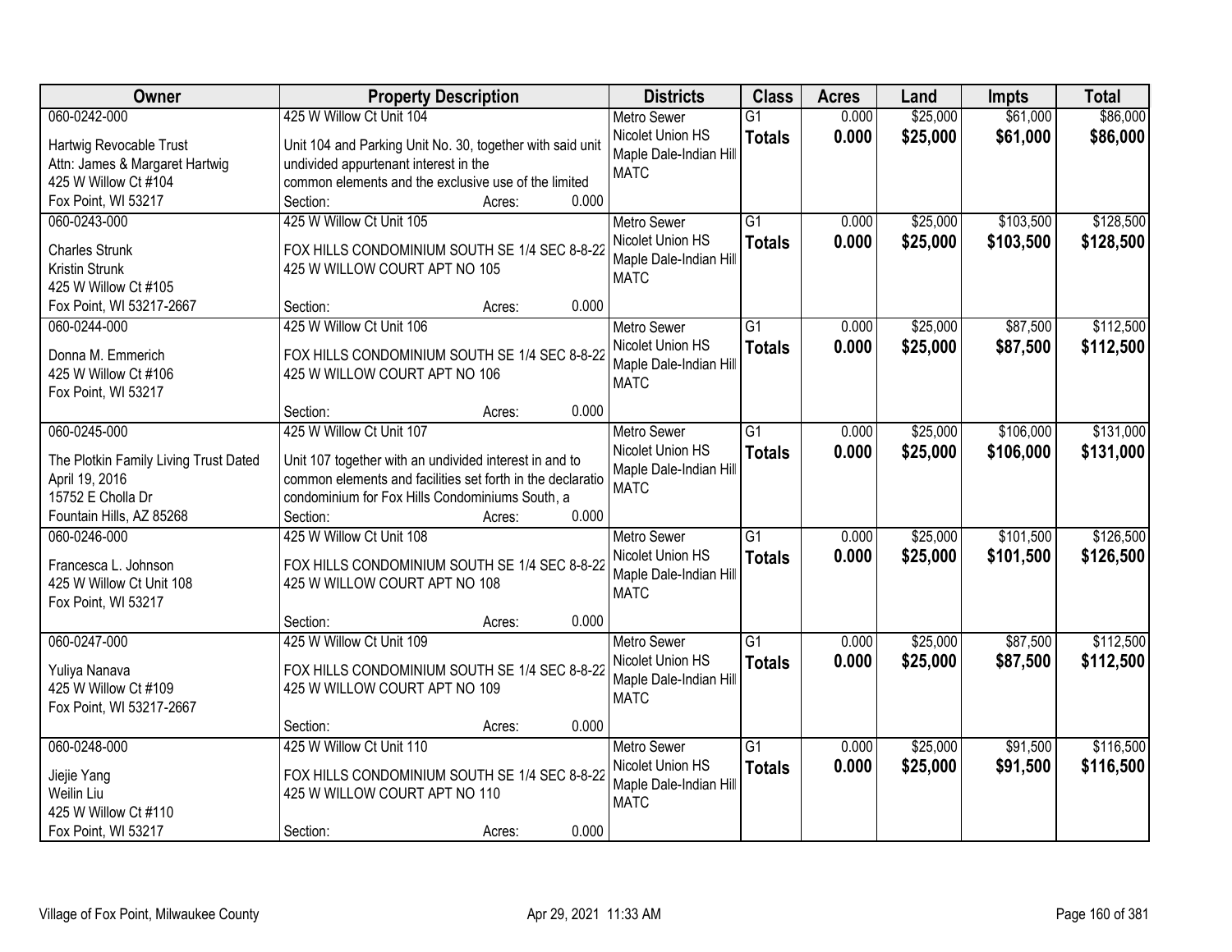| Owner | Property Description | Districts | Class | Acres | Land | Impts | Total |
|---|---|---|---|---|---|---|---|
| 060-0242-000<br>Hartwig Revocable Trust<br>Attn: James & Margaret Hartwig<br>425 W Willow Ct #104<br>Fox Point, WI 53217 | 425 W Willow Ct Unit 104<br>Unit 104 and Parking Unit No. 30, together with said unit undivided appurtenant interest in the common elements and the exclusive use of the limited<br>Section: Acres: 0.000 | Metro Sewer<br>Nicolet Union HS<br>Maple Dale-Indian Hill<br>MATC | G1<br>**Totals** | 0.000<br>**0.000** | $25,000<br>**$25,000** | $61,000<br>**$61,000** | $86,000<br>**$86,000** |
| 060-0243-000<br>Charles Strunk<br>Kristin Strunk<br>425 W Willow Ct #105<br>Fox Point, WI 53217-2667 | 425 W Willow Ct Unit 105<br>FOX HILLS CONDOMINIUM SOUTH SE 1/4 SEC 8-8-22 425 W WILLOW COURT APT NO 105<br>Section: Acres: 0.000 | Metro Sewer<br>Nicolet Union HS<br>Maple Dale-Indian Hill<br>MATC | G1<br>**Totals** | 0.000<br>**0.000** | $25,000<br>**$25,000** | $103,500<br>**$103,500** | $128,500<br>**$128,500** |
| 060-0244-000<br>Donna M. Emmerich<br>425 W Willow Ct #106<br>Fox Point, WI 53217 | 425 W Willow Ct Unit 106<br>FOX HILLS CONDOMINIUM SOUTH SE 1/4 SEC 8-8-22 425 W WILLOW COURT APT NO 106<br>Section: Acres: 0.000 | Metro Sewer<br>Nicolet Union HS<br>Maple Dale-Indian Hill<br>MATC | G1<br>**Totals** | 0.000<br>**0.000** | $25,000<br>**$25,000** | $87,500<br>**$87,500** | $112,500<br>**$112,500** |
| 060-0245-000<br>The Plotkin Family Living Trust Dated April 19, 2016<br>15752 E Cholla Dr<br>Fountain Hills, AZ 85268 | 425 W Willow Ct Unit 107<br>Unit 107 together with an undivided interest in and to common elements and facilities set forth in the declaratio condominium for Fox Hills Condominiums South, a<br>Section: Acres: 0.000 | Metro Sewer<br>Nicolet Union HS<br>Maple Dale-Indian Hill<br>MATC | G1<br>**Totals** | 0.000<br>**0.000** | $25,000<br>**$25,000** | $106,000<br>**$106,000** | $131,000<br>**$131,000** |
| 060-0246-000<br>Francesca L. Johnson<br>425 W Willow Ct Unit 108<br>Fox Point, WI 53217 | 425 W Willow Ct Unit 108<br>FOX HILLS CONDOMINIUM SOUTH SE 1/4 SEC 8-8-22 425 W WILLOW COURT APT NO 108<br>Section: Acres: 0.000 | Metro Sewer<br>Nicolet Union HS<br>Maple Dale-Indian Hill<br>MATC | G1<br>**Totals** | 0.000<br>**0.000** | $25,000<br>**$25,000** | $101,500<br>**$101,500** | $126,500<br>**$126,500** |
| 060-0247-000<br>Yuliya Nanava<br>425 W Willow Ct #109<br>Fox Point, WI 53217-2667 | 425 W Willow Ct Unit 109<br>FOX HILLS CONDOMINIUM SOUTH SE 1/4 SEC 8-8-22 425 W WILLOW COURT APT NO 109<br>Section: Acres: 0.000 | Metro Sewer<br>Nicolet Union HS<br>Maple Dale-Indian Hill<br>MATC | G1<br>**Totals** | 0.000<br>**0.000** | $25,000<br>**$25,000** | $87,500<br>**$87,500** | $112,500<br>**$112,500** |
| 060-0248-000<br>Jiejie Yang<br>Weilin Liu<br>425 W Willow Ct #110<br>Fox Point, WI 53217 | 425 W Willow Ct Unit 110<br>FOX HILLS CONDOMINIUM SOUTH SE 1/4 SEC 8-8-22 425 W WILLOW COURT APT NO 110<br>Section: Acres: 0.000 | Metro Sewer<br>Nicolet Union HS<br>Maple Dale-Indian Hill<br>MATC | G1<br>**Totals** | 0.000<br>**0.000** | $25,000<br>**$25,000** | $91,500<br>**$91,500** | $116,500<br>**$116,500** |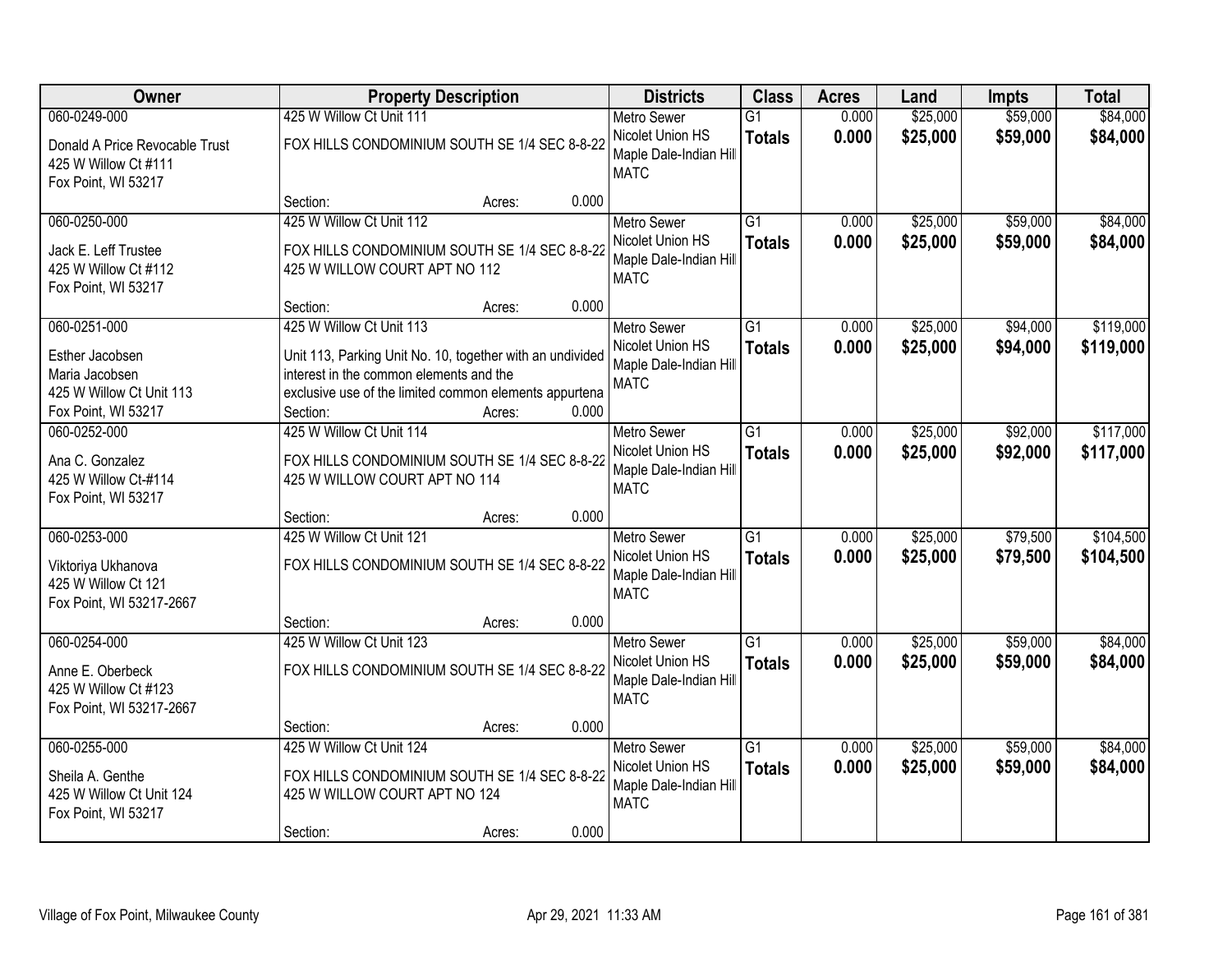| Owner | Property Description | Districts | Class | Acres | Land | Impts | Total |
|---|---|---|---|---|---|---|---|
| 060-0249-000<br>Donald A Price Revocable Trust<br>425 W Willow Ct #111<br>Fox Point, WI 53217 | 425 W Willow Ct Unit 111<br>FOX HILLS CONDOMINIUM SOUTH SE 1/4 SEC 8-8-22<br>Section: Acres: 0.000 | Metro Sewer<br>Nicolet Union HS<br>Maple Dale-Indian Hill<br>MATC | G1<br>**Totals** | 0.000<br>**0.000** | $25,000<br>**$25,000** | $59,000<br>**$59,000** | $84,000<br>**$84,000** |
| 060-0250-000<br>Jack E. Leff Trustee<br>425 W Willow Ct #112<br>Fox Point, WI 53217 | 425 W Willow Ct Unit 112<br>FOX HILLS CONDOMINIUM SOUTH SE 1/4 SEC 8-8-22<br>425 W WILLOW COURT APT NO 112<br>Section: Acres: 0.000 | Metro Sewer<br>Nicolet Union HS<br>Maple Dale-Indian Hill<br>MATC | G1<br>**Totals** | 0.000<br>**0.000** | $25,000<br>**$25,000** | $59,000<br>**$59,000** | $84,000<br>**$84,000** |
| 060-0251-000<br>Esther Jacobsen<br>Maria Jacobsen<br>425 W Willow Ct Unit 113<br>Fox Point, WI 53217 | 425 W Willow Ct Unit 113<br>Unit 113, Parking Unit No. 10, together with an undivided interest in the common elements and the exclusive use of the limited common elements appurtena<br>Section: Acres: 0.000 | Metro Sewer<br>Nicolet Union HS<br>Maple Dale-Indian Hill<br>MATC | G1<br>**Totals** | 0.000<br>**0.000** | $25,000<br>**$25,000** | $94,000<br>**$94,000** | $119,000<br>**$119,000** |
| 060-0252-000<br>Ana C. Gonzalez<br>425 W Willow Ct-#114<br>Fox Point, WI 53217 | 425 W Willow Ct Unit 114<br>FOX HILLS CONDOMINIUM SOUTH SE 1/4 SEC 8-8-22<br>425 W WILLOW COURT APT NO 114<br>Section: Acres: 0.000 | Metro Sewer<br>Nicolet Union HS<br>Maple Dale-Indian Hill<br>MATC | G1<br>**Totals** | 0.000<br>**0.000** | $25,000<br>**$25,000** | $92,000<br>**$92,000** | $117,000<br>**$117,000** |
| 060-0253-000<br>Viktoriya Ukhanova<br>425 W Willow Ct 121<br>Fox Point, WI 53217-2667 | 425 W Willow Ct Unit 121<br>FOX HILLS CONDOMINIUM SOUTH SE 1/4 SEC 8-8-22<br>Section: Acres: 0.000 | Metro Sewer<br>Nicolet Union HS<br>Maple Dale-Indian Hill<br>MATC | G1<br>**Totals** | 0.000<br>**0.000** | $25,000<br>**$25,000** | $79,500<br>**$79,500** | $104,500<br>**$104,500** |
| 060-0254-000<br>Anne E. Oberbeck<br>425 W Willow Ct #123<br>Fox Point, WI 53217-2667 | 425 W Willow Ct Unit 123<br>FOX HILLS CONDOMINIUM SOUTH SE 1/4 SEC 8-8-22<br>Section: Acres: 0.000 | Metro Sewer<br>Nicolet Union HS<br>Maple Dale-Indian Hill<br>MATC | G1<br>**Totals** | 0.000<br>**0.000** | $25,000<br>**$25,000** | $59,000<br>**$59,000** | $84,000<br>**$84,000** |
| 060-0255-000<br>Sheila A. Genthe<br>425 W Willow Ct Unit 124<br>Fox Point, WI 53217 | 425 W Willow Ct Unit 124<br>FOX HILLS CONDOMINIUM SOUTH SE 1/4 SEC 8-8-22<br>425 W WILLOW COURT APT NO 124<br>Section: Acres: 0.000 | Metro Sewer<br>Nicolet Union HS<br>Maple Dale-Indian Hill<br>MATC | G1<br>**Totals** | 0.000<br>**0.000** | $25,000<br>**$25,000** | $59,000<br>**$59,000** | $84,000<br>**$84,000** |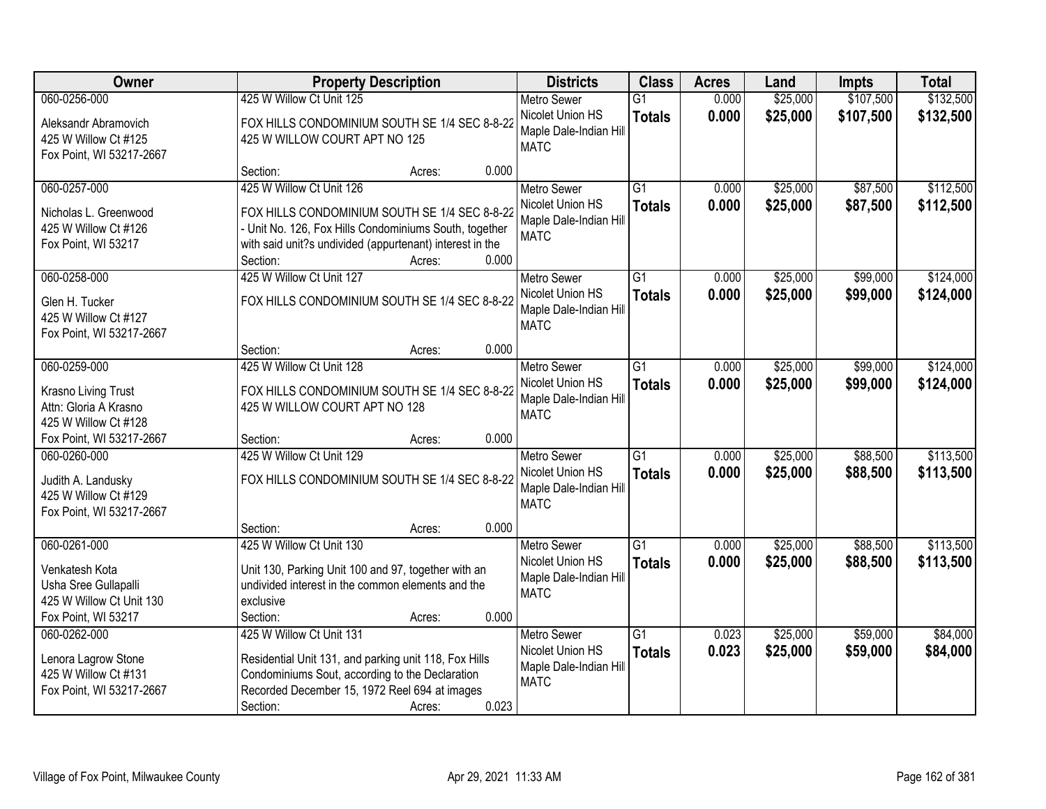| Owner | Property Description | Districts | Class | Acres | Land | Impts | Total |
|---|---|---|---|---|---|---|---|
| 060-0256-000<br>Aleksandr Abramovich<br>425 W Willow Ct #125<br>Fox Point, WI 53217-2667 | 425 W Willow Ct Unit 125<br>FOX HILLS CONDOMINIUM SOUTH SE 1/4 SEC 8-8-22 425 W WILLOW COURT APT NO 125<br>Section: Acres: 0.000 | Metro Sewer<br>Nicolet Union HS<br>Maple Dale-Indian Hill<br>MATC | G1<br>**Totals** | 0.000<br>**0.000** | $25,000<br>**$25,000** | $107,500<br>**$107,500** | $132,500<br>**$132,500** |
| 060-0257-000<br>Nicholas L. Greenwood<br>425 W Willow Ct #126<br>Fox Point, WI 53217 | 425 W Willow Ct Unit 126<br>FOX HILLS CONDOMINIUM SOUTH SE 1/4 SEC 8-8-22 - Unit No. 126, Fox Hills Condominiums South, together with said unit?s undivided (appurtenant) interest in the<br>Section: Acres: 0.000 | Metro Sewer<br>Nicolet Union HS<br>Maple Dale-Indian Hill<br>MATC | G1<br>**Totals** | 0.000<br>**0.000** | $25,000<br>**$25,000** | $87,500<br>**$87,500** | $112,500<br>**$112,500** |
| 060-0258-000<br>Glen H. Tucker<br>425 W Willow Ct #127<br>Fox Point, WI 53217-2667 | 425 W Willow Ct Unit 127<br>FOX HILLS CONDOMINIUM SOUTH SE 1/4 SEC 8-8-22<br>Section: Acres: 0.000 | Metro Sewer<br>Nicolet Union HS<br>Maple Dale-Indian Hill<br>MATC | G1<br>**Totals** | 0.000<br>**0.000** | $25,000<br>**$25,000** | $99,000<br>**$99,000** | $124,000<br>**$124,000** |
| 060-0259-000<br>Krasno Living Trust<br>Attn: Gloria A Krasno<br>425 W Willow Ct #128<br>Fox Point, WI 53217-2667 | 425 W Willow Ct Unit 128<br>FOX HILLS CONDOMINIUM SOUTH SE 1/4 SEC 8-8-22 425 W WILLOW COURT APT NO 128<br>Section: Acres: 0.000 | Metro Sewer<br>Nicolet Union HS<br>Maple Dale-Indian Hill<br>MATC | G1<br>**Totals** | 0.000<br>**0.000** | $25,000<br>**$25,000** | $99,000<br>**$99,000** | $124,000<br>**$124,000** |
| 060-0260-000<br>Judith A. Landusky<br>425 W Willow Ct #129<br>Fox Point, WI 53217-2667 | 425 W Willow Ct Unit 129<br>FOX HILLS CONDOMINIUM SOUTH SE 1/4 SEC 8-8-22<br>Section: Acres: 0.000 | Metro Sewer<br>Nicolet Union HS<br>Maple Dale-Indian Hill<br>MATC | G1<br>**Totals** | 0.000<br>**0.000** | $25,000<br>**$25,000** | $88,500<br>**$88,500** | $113,500<br>**$113,500** |
| 060-0261-000<br>Venkatesh Kota<br>Usha Sree Gullapalli<br>425 W Willow Ct Unit 130<br>Fox Point, WI 53217 | 425 W Willow Ct Unit 130<br>Unit 130, Parking Unit 100 and 97, together with an undivided interest in the common elements and the exclusive<br>Section: Acres: 0.000 | Metro Sewer<br>Nicolet Union HS<br>Maple Dale-Indian Hill<br>MATC | G1<br>**Totals** | 0.000<br>**0.000** | $25,000<br>**$25,000** | $88,500<br>**$88,500** | $113,500<br>**$113,500** |
| 060-0262-000<br>Lenora Lagrow Stone<br>425 W Willow Ct #131<br>Fox Point, WI 53217-2667 | 425 W Willow Ct Unit 131<br>Residential Unit 131, and parking unit 118, Fox Hills Condominiums Sout, according to the Declaration Recorded December 15, 1972 Reel 694 at images<br>Section: Acres: 0.023 | Metro Sewer<br>Nicolet Union HS<br>Maple Dale-Indian Hill<br>MATC | G1<br>**Totals** | 0.023<br>**0.023** | $25,000<br>**$25,000** | $59,000<br>**$59,000** | $84,000<br>**$84,000** |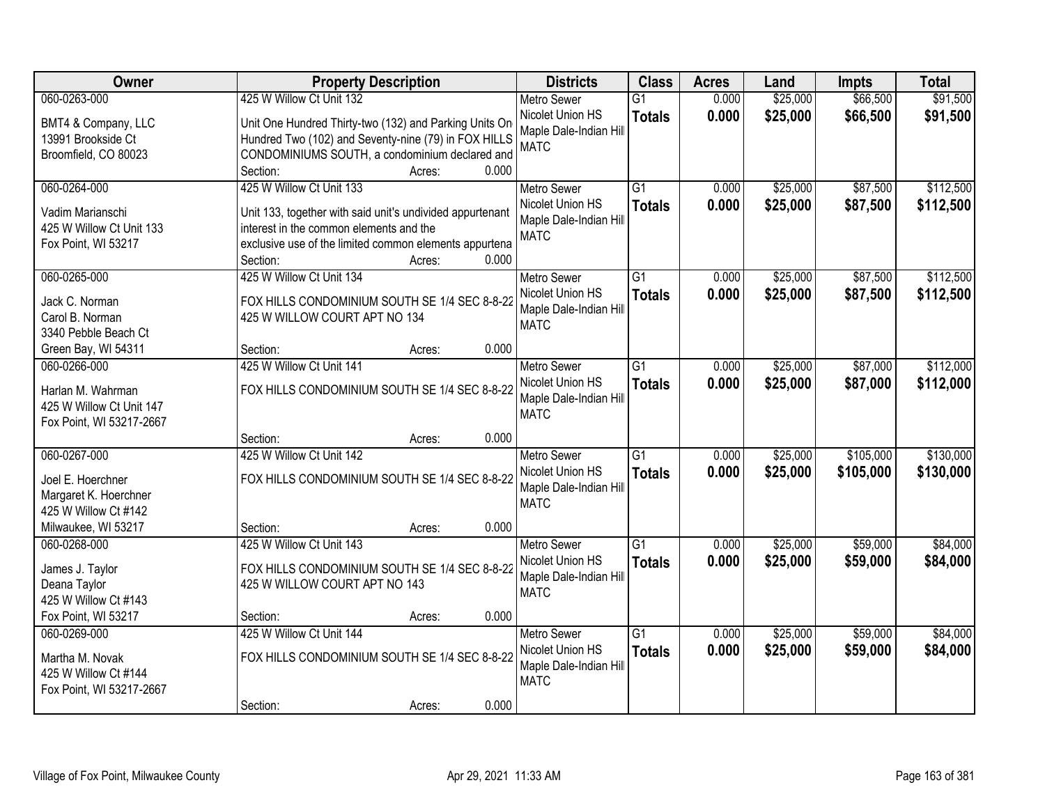| Owner | Property Description | Districts | Class | Acres | Land | Impts | Total |
|---|---|---|---|---|---|---|---|
| 060-0263-000<br>BMT4 & Company, LLC<br>13991 Brookside Ct<br>Broomfield, CO 80023 | 425 W Willow Ct Unit 132<br>Unit One Hundred Thirty-two (132) and Parking Units On Hundred Two (102) and Seventy-nine (79) in FOX HILLS CONDOMINIUMS SOUTH, a condominium declared and<br>Section: Acres: 0.000 | Metro Sewer<br>Nicolet Union HS<br>Maple Dale-Indian Hill<br>MATC | G1<br>**Totals** | 0.000<br>**0.000** | $25,000<br>**$25,000** | $66,500<br>**$66,500** | $91,500<br>**$91,500** |
| 060-0264-000<br>Vadim Marianschi<br>425 W Willow Ct Unit 133<br>Fox Point, WI 53217 | 425 W Willow Ct Unit 133<br>Unit 133, together with said unit's undivided appurtenant interest in the common elements and the exclusive use of the limited common elements appurtena<br>Section: Acres: 0.000 | Metro Sewer<br>Nicolet Union HS<br>Maple Dale-Indian Hill<br>MATC | G1<br>**Totals** | 0.000<br>**0.000** | $25,000<br>**$25,000** | $87,500<br>**$87,500** | $112,500<br>**$112,500** |
| 060-0265-000<br>Jack C. Norman<br>Carol B. Norman<br>3340 Pebble Beach Ct<br>Green Bay, WI 54311 | 425 W Willow Ct Unit 134<br>FOX HILLS CONDOMINIUM SOUTH SE 1/4 SEC 8-8-22 425 W WILLOW COURT APT NO 134<br>Section: Acres: 0.000 | Metro Sewer<br>Nicolet Union HS<br>Maple Dale-Indian Hill<br>MATC | G1<br>**Totals** | 0.000<br>**0.000** | $25,000<br>**$25,000** | $87,500<br>**$87,500** | $112,500<br>**$112,500** |
| 060-0266-000<br>Harlan M. Wahrman<br>425 W Willow Ct Unit 147<br>Fox Point, WI 53217-2667 | 425 W Willow Ct Unit 141<br>FOX HILLS CONDOMINIUM SOUTH SE 1/4 SEC 8-8-22<br>Section: Acres: 0.000 | Metro Sewer<br>Nicolet Union HS<br>Maple Dale-Indian Hill<br>MATC | G1<br>**Totals** | 0.000<br>**0.000** | $25,000<br>**$25,000** | $87,000<br>**$87,000** | $112,000<br>**$112,000** |
| 060-0267-000<br>Joel E. Hoerchner<br>Margaret K. Hoerchner<br>425 W Willow Ct #142<br>Milwaukee, WI 53217 | 425 W Willow Ct Unit 142<br>FOX HILLS CONDOMINIUM SOUTH SE 1/4 SEC 8-8-22<br>Section: Acres: 0.000 | Metro Sewer<br>Nicolet Union HS<br>Maple Dale-Indian Hill<br>MATC | G1<br>**Totals** | 0.000<br>**0.000** | $25,000<br>**$25,000** | $105,000<br>**$105,000** | $130,000<br>**$130,000** |
| 060-0268-000<br>James J. Taylor<br>Deana Taylor<br>425 W Willow Ct #143<br>Fox Point, WI 53217 | 425 W Willow Ct Unit 143<br>FOX HILLS CONDOMINIUM SOUTH SE 1/4 SEC 8-8-22 425 W WILLOW COURT APT NO 143<br>Section: Acres: 0.000 | Metro Sewer<br>Nicolet Union HS<br>Maple Dale-Indian Hill<br>MATC | G1<br>**Totals** | 0.000<br>**0.000** | $25,000<br>**$25,000** | $59,000<br>**$59,000** | $84,000<br>**$84,000** |
| 060-0269-000<br>Martha M. Novak<br>425 W Willow Ct #144<br>Fox Point, WI 53217-2667 | 425 W Willow Ct Unit 144<br>FOX HILLS CONDOMINIUM SOUTH SE 1/4 SEC 8-8-22<br>Section: Acres: 0.000 | Metro Sewer<br>Nicolet Union HS<br>Maple Dale-Indian Hill<br>MATC | G1<br>**Totals** | 0.000<br>**0.000** | $25,000<br>**$25,000** | $59,000<br>**$59,000** | $84,000<br>**$84,000** |

Village of Fox Point, Milwaukee County Apr 29, 2021 11:33 AM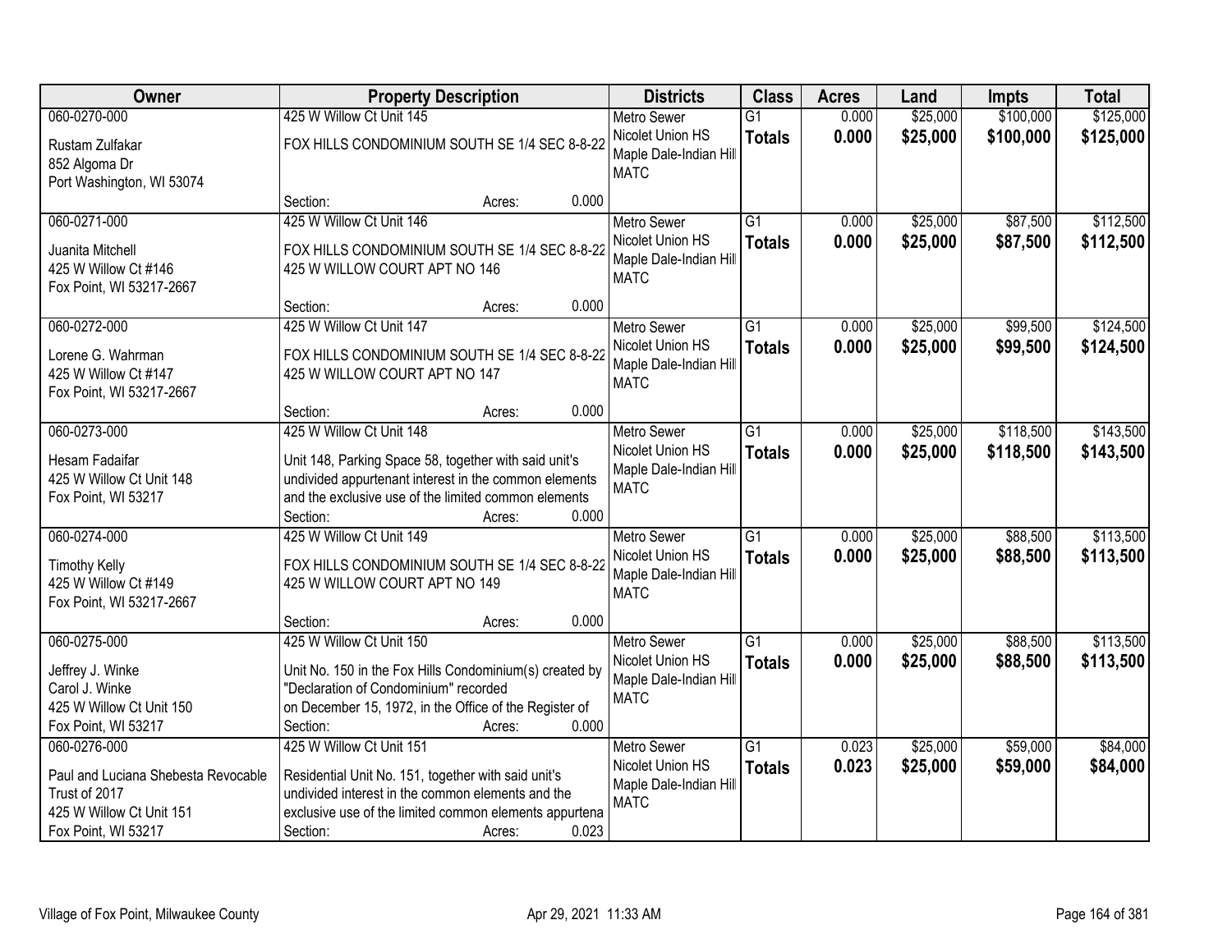| Owner | Property Description | Districts | Class | Acres | Land | Impts | Total |
|---|---|---|---|---|---|---|---|
| 060-0270-000<br>Rustam Zulfakar<br>852 Algoma Dr<br>Port Washington, WI 53074 | 425 W Willow Ct Unit 145<br>FOX HILLS CONDOMINIUM SOUTH SE 1/4 SEC 8-8-22<br>Section: Acres: 0.000 | Metro Sewer<br>Nicolet Union HS<br>Maple Dale-Indian Hill<br>MATC | G1<br>**Totals** | 0.000<br>**0.000** | $25,000<br>**$25,000** | $100,000<br>**$100,000** | $125,000<br>**$125,000** |
| 060-0271-000<br>Juanita Mitchell<br>425 W Willow Ct #146<br>Fox Point, WI 53217-2667 | 425 W Willow Ct Unit 146<br>FOX HILLS CONDOMINIUM SOUTH SE 1/4 SEC 8-8-22<br>425 W WILLOW COURT APT NO 146<br>Section: Acres: 0.000 | Metro Sewer<br>Nicolet Union HS<br>Maple Dale-Indian Hill<br>MATC | G1<br>**Totals** | 0.000<br>**0.000** | $25,000<br>**$25,000** | $87,500<br>**$87,500** | $112,500<br>**$112,500** |
| 060-0272-000<br>Lorene G. Wahrman<br>425 W Willow Ct #147<br>Fox Point, WI 53217-2667 | 425 W Willow Ct Unit 147<br>FOX HILLS CONDOMINIUM SOUTH SE 1/4 SEC 8-8-22<br>425 W WILLOW COURT APT NO 147<br>Section: Acres: 0.000 | Metro Sewer<br>Nicolet Union HS<br>Maple Dale-Indian Hill<br>MATC | G1<br>**Totals** | 0.000<br>**0.000** | $25,000<br>**$25,000** | $99,500<br>**$99,500** | $124,500<br>**$124,500** |
| 060-0273-000<br>Hesam Fadaifar<br>425 W Willow Ct Unit 148<br>Fox Point, WI 53217 | 425 W Willow Ct Unit 148<br>Unit 148, Parking Space 58, together with said unit's undivided appurtenant interest in the common elements and the exclusive use of the limited common elements<br>Section: Acres: 0.000 | Metro Sewer<br>Nicolet Union HS<br>Maple Dale-Indian Hill<br>MATC | G1<br>**Totals** | 0.000<br>**0.000** | $25,000<br>**$25,000** | $118,500<br>**$118,500** | $143,500<br>**$143,500** |
| 060-0274-000<br>Timothy Kelly<br>425 W Willow Ct #149<br>Fox Point, WI 53217-2667 | 425 W Willow Ct Unit 149<br>FOX HILLS CONDOMINIUM SOUTH SE 1/4 SEC 8-8-22<br>425 W WILLOW COURT APT NO 149<br>Section: Acres: 0.000 | Metro Sewer<br>Nicolet Union HS<br>Maple Dale-Indian Hill<br>MATC | G1<br>**Totals** | 0.000<br>**0.000** | $25,000<br>**$25,000** | $88,500<br>**$88,500** | $113,500<br>**$113,500** |
| 060-0275-000<br>Jeffrey J. Winke<br>Carol J. Winke<br>425 W Willow Ct Unit 150<br>Fox Point, WI 53217 | 425 W Willow Ct Unit 150<br>Unit No. 150 in the Fox Hills Condominium(s) created by "Declaration of Condominium" recorded on December 15, 1972, in the Office of the Register of<br>Section: Acres: 0.000 | Metro Sewer<br>Nicolet Union HS<br>Maple Dale-Indian Hill<br>MATC | G1<br>**Totals** | 0.000<br>**0.000** | $25,000<br>**$25,000** | $88,500<br>**$88,500** | $113,500<br>**$113,500** |
| 060-0276-000<br>Paul and Luciana Shebesta Revocable Trust of 2017<br>425 W Willow Ct Unit 151<br>Fox Point, WI 53217 | 425 W Willow Ct Unit 151<br>Residential Unit No. 151, together with said unit's undivided interest in the common elements and the exclusive use of the limited common elements appurtena<br>Section: Acres: 0.023 | Metro Sewer<br>Nicolet Union HS<br>Maple Dale-Indian Hill<br>MATC | G1<br>**Totals** | 0.023<br>**0.023** | $25,000<br>**$25,000** | $59,000<br>**$59,000** | $84,000<br>**$84,000** |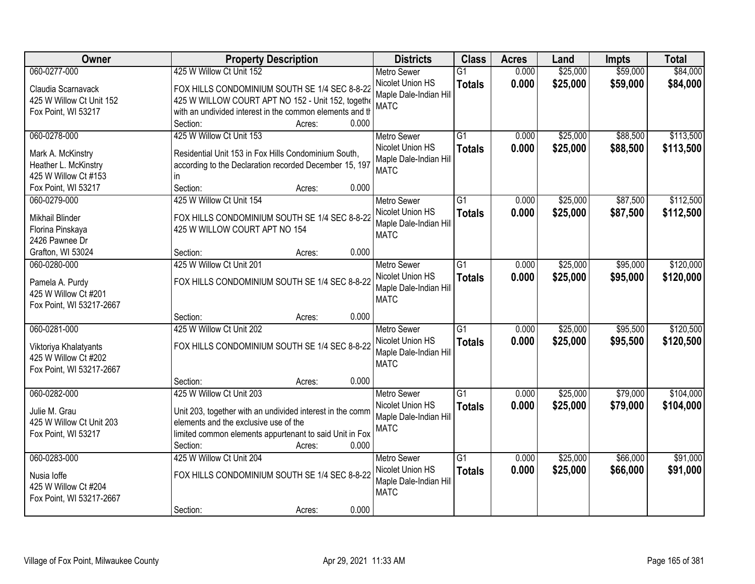| Owner | Property Description | Districts | Class | Acres | Land | Impts | Total |
|---|---|---|---|---|---|---|---|
| 060-0277-000<br>Claudia Scarnavack<br>425 W Willow Ct Unit 152<br>Fox Point, WI 53217 | 425 W Willow Ct Unit 152<br>FOX HILLS CONDOMINIUM SOUTH SE 1/4 SEC 8-8-22 425 W WILLOW COURT APT NO 152 - Unit 152, togethe with an undivided interest in the common elements and th<br>Section: Acres: 0.000 | Metro Sewer<br>Nicolet Union HS<br>Maple Dale-Indian Hill<br>MATC | G1<br>**Totals** | 0.000<br>**0.000** | $25,000<br>**$25,000** | $59,000<br>**$59,000** | $84,000<br>**$84,000** |
| 060-0278-000<br>Mark A. McKinstry<br>Heather L. McKinstry<br>425 W Willow Ct #153<br>Fox Point, WI 53217 | 425 W Willow Ct Unit 153<br>Residential Unit 153 in Fox Hills Condominium South, according to the Declaration recorded December 15, 197 in<br>Section: Acres: 0.000 | Metro Sewer<br>Nicolet Union HS<br>Maple Dale-Indian Hill<br>MATC | G1<br>**Totals** | 0.000<br>**0.000** | $25,000<br>**$25,000** | $88,500<br>**$88,500** | $113,500<br>**$113,500** |
| 060-0279-000<br>Mikhail Blinder<br>Florina Pinskaya<br>2426 Pawnee Dr<br>Grafton, WI 53024 | 425 W Willow Ct Unit 154<br>FOX HILLS CONDOMINIUM SOUTH SE 1/4 SEC 8-8-22 425 W WILLOW COURT APT NO 154<br>Section: Acres: 0.000 | Metro Sewer<br>Nicolet Union HS<br>Maple Dale-Indian Hill<br>MATC | G1<br>**Totals** | 0.000<br>**0.000** | $25,000<br>**$25,000** | $87,500<br>**$87,500** | $112,500<br>**$112,500** |
| 060-0280-000<br>Pamela A. Purdy<br>425 W Willow Ct #201<br>Fox Point, WI 53217-2667 | 425 W Willow Ct Unit 201<br>FOX HILLS CONDOMINIUM SOUTH SE 1/4 SEC 8-8-22<br>Section: Acres: 0.000 | Metro Sewer<br>Nicolet Union HS<br>Maple Dale-Indian Hill<br>MATC | G1<br>**Totals** | 0.000<br>**0.000** | $25,000<br>**$25,000** | $95,000<br>**$95,000** | $120,000<br>**$120,000** |
| 060-0281-000<br>Viktoriya Khalatyants<br>425 W Willow Ct #202<br>Fox Point, WI 53217-2667 | 425 W Willow Ct Unit 202<br>FOX HILLS CONDOMINIUM SOUTH SE 1/4 SEC 8-8-22<br>Section: Acres: 0.000 | Metro Sewer<br>Nicolet Union HS<br>Maple Dale-Indian Hill<br>MATC | G1<br>**Totals** | 0.000<br>**0.000** | $25,000<br>**$25,000** | $95,500<br>**$95,500** | $120,500<br>**$120,500** |
| 060-0282-000<br>Julie M. Grau<br>425 W Willow Ct Unit 203<br>Fox Point, WI 53217 | 425 W Willow Ct Unit 203<br>Unit 203, together with an undivided interest in the comm elements and the exclusive use of the limited common elements appurtenant to said Unit in Fox<br>Section: Acres: 0.000 | Metro Sewer<br>Nicolet Union HS<br>Maple Dale-Indian Hill<br>MATC | G1<br>**Totals** | 0.000<br>**0.000** | $25,000<br>**$25,000** | $79,000<br>**$79,000** | $104,000<br>**$104,000** |
| 060-0283-000<br>Nusia Ioffe<br>425 W Willow Ct #204<br>Fox Point, WI 53217-2667 | 425 W Willow Ct Unit 204<br>FOX HILLS CONDOMINIUM SOUTH SE 1/4 SEC 8-8-22<br>Section: Acres: 0.000 | Metro Sewer<br>Nicolet Union HS<br>Maple Dale-Indian Hill<br>MATC | G1<br>**Totals** | 0.000<br>**0.000** | $25,000<br>**$25,000** | $66,000<br>**$66,000** | $91,000<br>**$91,000** |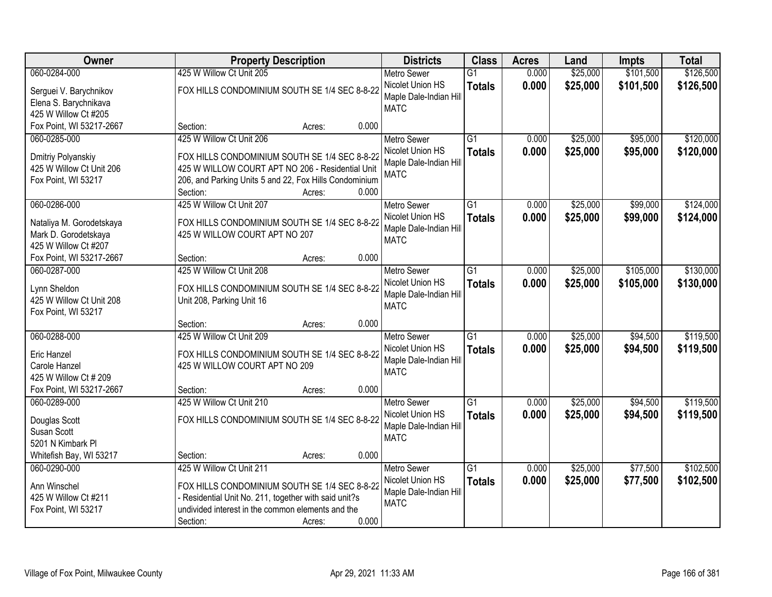| Owner | Property Description | Districts | Class | Acres | Land | Impts | Total |
|---|---|---|---|---|---|---|---|
| 060-0284-000<br>Serguei V. Barychnikov<br>Elena S. Barychnikava<br>425 W Willow Ct #205<br>Fox Point, WI 53217-2667 | 425 W Willow Ct Unit 205<br>FOX HILLS CONDOMINIUM SOUTH SE 1/4 SEC 8-8-22<br>Section: Acres: 0.000 | Metro Sewer<br>Nicolet Union HS<br>Maple Dale-Indian Hill<br>MATC | G1<br>**Totals** | 0.000<br>**0.000** | $25,000<br>**$25,000** | $101,500<br>**$101,500** | $126,500<br>**$126,500** |
| 060-0285-000<br>Dmitriy Polyanskiy<br>425 W Willow Ct Unit 206<br>Fox Point, WI 53217 | 425 W Willow Ct Unit 206<br>FOX HILLS CONDOMINIUM SOUTH SE 1/4 SEC 8-8-22 425 W WILLOW COURT APT NO 206 - Residential Unit 206, and Parking Units 5 and 22, Fox Hills Condominium<br>Section: Acres: 0.000 | Metro Sewer<br>Nicolet Union HS<br>Maple Dale-Indian Hill<br>MATC | G1<br>**Totals** | 0.000<br>**0.000** | $25,000<br>**$25,000** | $95,000<br>**$95,000** | $120,000<br>**$120,000** |
| 060-0286-000<br>Nataliya M. Gorodetskaya<br>Mark D. Gorodetskaya<br>425 W Willow Ct #207<br>Fox Point, WI 53217-2667 | 425 W Willow Ct Unit 207<br>FOX HILLS CONDOMINIUM SOUTH SE 1/4 SEC 8-8-22 425 W WILLOW COURT APT NO 207<br>Section: Acres: 0.000 | Metro Sewer<br>Nicolet Union HS<br>Maple Dale-Indian Hill<br>MATC | G1<br>**Totals** | 0.000<br>**0.000** | $25,000<br>**$25,000** | $99,000<br>**$99,000** | $124,000<br>**$124,000** |
| 060-0287-000<br>Lynn Sheldon<br>425 W Willow Ct Unit 208<br>Fox Point, WI 53217 | 425 W Willow Ct Unit 208<br>FOX HILLS CONDOMINIUM SOUTH SE 1/4 SEC 8-8-22 Unit 208, Parking Unit 16<br>Section: Acres: 0.000 | Metro Sewer<br>Nicolet Union HS<br>Maple Dale-Indian Hill<br>MATC | G1<br>**Totals** | 0.000<br>**0.000** | $25,000<br>**$25,000** | $105,000<br>**$105,000** | $130,000<br>**$130,000** |
| 060-0288-000<br>Eric Hanzel<br>Carole Hanzel<br>425 W Willow Ct # 209<br>Fox Point, WI 53217-2667 | 425 W Willow Ct Unit 209<br>FOX HILLS CONDOMINIUM SOUTH SE 1/4 SEC 8-8-22 425 W WILLOW COURT APT NO 209<br>Section: Acres: 0.000 | Metro Sewer<br>Nicolet Union HS<br>Maple Dale-Indian Hill<br>MATC | G1<br>**Totals** | 0.000<br>**0.000** | $25,000<br>**$25,000** | $94,500<br>**$94,500** | $119,500<br>**$119,500** |
| 060-0289-000<br>Douglas Scott<br>Susan Scott<br>5201 N Kimbark Pl<br>Whitefish Bay, WI 53217 | 425 W Willow Ct Unit 210<br>FOX HILLS CONDOMINIUM SOUTH SE 1/4 SEC 8-8-22<br>Section: Acres: 0.000 | Metro Sewer<br>Nicolet Union HS<br>Maple Dale-Indian Hill<br>MATC | G1<br>**Totals** | 0.000<br>**0.000** | $25,000<br>**$25,000** | $94,500<br>**$94,500** | $119,500<br>**$119,500** |
| 060-0290-000<br>Ann Winschel<br>425 W Willow Ct #211<br>Fox Point, WI 53217 | 425 W Willow Ct Unit 211<br>FOX HILLS CONDOMINIUM SOUTH SE 1/4 SEC 8-8-22 - Residential Unit No. 211, together with said unit?s undivided interest in the common elements and the<br>Section: Acres: 0.000 | Metro Sewer<br>Nicolet Union HS<br>Maple Dale-Indian Hill<br>MATC | G1<br>**Totals** | 0.000<br>**0.000** | $25,000<br>**$25,000** | $77,500<br>**$77,500** | $102,500<br>**$102,500** |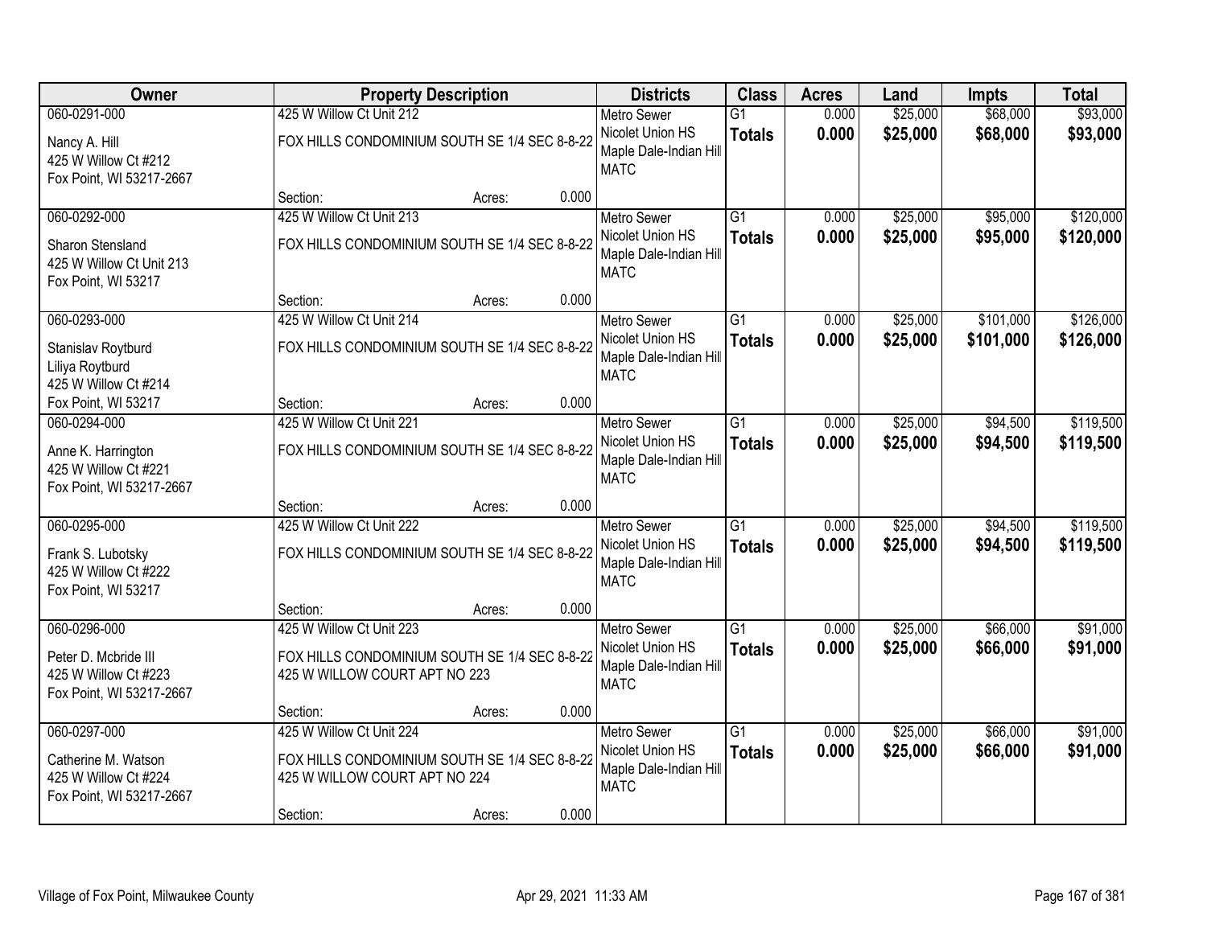| Owner | Property Description | Districts | Class | Acres | Land | Impts | Total |
|---|---|---|---|---|---|---|---|
| 060-0291-000<br>Nancy A. Hill<br>425 W Willow Ct #212<br>Fox Point, WI 53217-2667 | 425 W Willow Ct Unit 212<br>FOX HILLS CONDOMINIUM SOUTH SE 1/4 SEC 8-8-22<br>Section: Acres: 0.000 | Metro Sewer<br>Nicolet Union HS<br>Maple Dale-Indian Hill<br>MATC | G1<br>**Totals** | 0.000<br>**0.000** | $25,000<br>**$25,000** | $68,000<br>**$68,000** | $93,000<br>**$93,000** |
| 060-0292-000<br>Sharon Stensland<br>425 W Willow Ct Unit 213<br>Fox Point, WI 53217 | 425 W Willow Ct Unit 213<br>FOX HILLS CONDOMINIUM SOUTH SE 1/4 SEC 8-8-22<br>Section: Acres: 0.000 | Metro Sewer<br>Nicolet Union HS<br>Maple Dale-Indian Hill<br>MATC | G1<br>**Totals** | 0.000<br>**0.000** | $25,000<br>**$25,000** | $95,000<br>**$95,000** | $120,000<br>**$120,000** |
| 060-0293-000<br>Stanislav Roytburd<br>Liliya Roytburd<br>425 W Willow Ct #214<br>Fox Point, WI 53217 | 425 W Willow Ct Unit 214<br>FOX HILLS CONDOMINIUM SOUTH SE 1/4 SEC 8-8-22<br>Section: Acres: 0.000 | Metro Sewer<br>Nicolet Union HS<br>Maple Dale-Indian Hill<br>MATC | G1<br>**Totals** | 0.000<br>**0.000** | $25,000<br>**$25,000** | $101,000<br>**$101,000** | $126,000<br>**$126,000** |
| 060-0294-000<br>Anne K. Harrington<br>425 W Willow Ct #221<br>Fox Point, WI 53217-2667 | 425 W Willow Ct Unit 221<br>FOX HILLS CONDOMINIUM SOUTH SE 1/4 SEC 8-8-22<br>Section: Acres: 0.000 | Metro Sewer<br>Nicolet Union HS<br>Maple Dale-Indian Hill<br>MATC | G1<br>**Totals** | 0.000<br>**0.000** | $25,000<br>**$25,000** | $94,500<br>**$94,500** | $119,500<br>**$119,500** |
| 060-0295-000<br>Frank S. Lubotsky<br>425 W Willow Ct #222<br>Fox Point, WI 53217 | 425 W Willow Ct Unit 222<br>FOX HILLS CONDOMINIUM SOUTH SE 1/4 SEC 8-8-22<br>Section: Acres: 0.000 | Metro Sewer<br>Nicolet Union HS<br>Maple Dale-Indian Hill<br>MATC | G1<br>**Totals** | 0.000<br>**0.000** | $25,000<br>**$25,000** | $94,500<br>**$94,500** | $119,500<br>**$119,500** |
| 060-0296-000<br>Peter D. Mcbride III<br>425 W Willow Ct #223<br>Fox Point, WI 53217-2667 | 425 W Willow Ct Unit 223<br>FOX HILLS CONDOMINIUM SOUTH SE 1/4 SEC 8-8-22<br>425 W WILLOW COURT APT NO 223<br>Section: Acres: 0.000 | Metro Sewer<br>Nicolet Union HS<br>Maple Dale-Indian Hill<br>MATC | G1<br>**Totals** | 0.000<br>**0.000** | $25,000<br>**$25,000** | $66,000<br>**$66,000** | $91,000<br>**$91,000** |
| 060-0297-000<br>Catherine M. Watson<br>425 W Willow Ct #224<br>Fox Point, WI 53217-2667 | 425 W Willow Ct Unit 224<br>FOX HILLS CONDOMINIUM SOUTH SE 1/4 SEC 8-8-22<br>425 W WILLOW COURT APT NO 224<br>Section: Acres: 0.000 | Metro Sewer<br>Nicolet Union HS<br>Maple Dale-Indian Hill<br>MATC | G1<br>**Totals** | 0.000<br>**0.000** | $25,000<br>**$25,000** | $66,000<br>**$66,000** | $91,000<br>**$91,000** |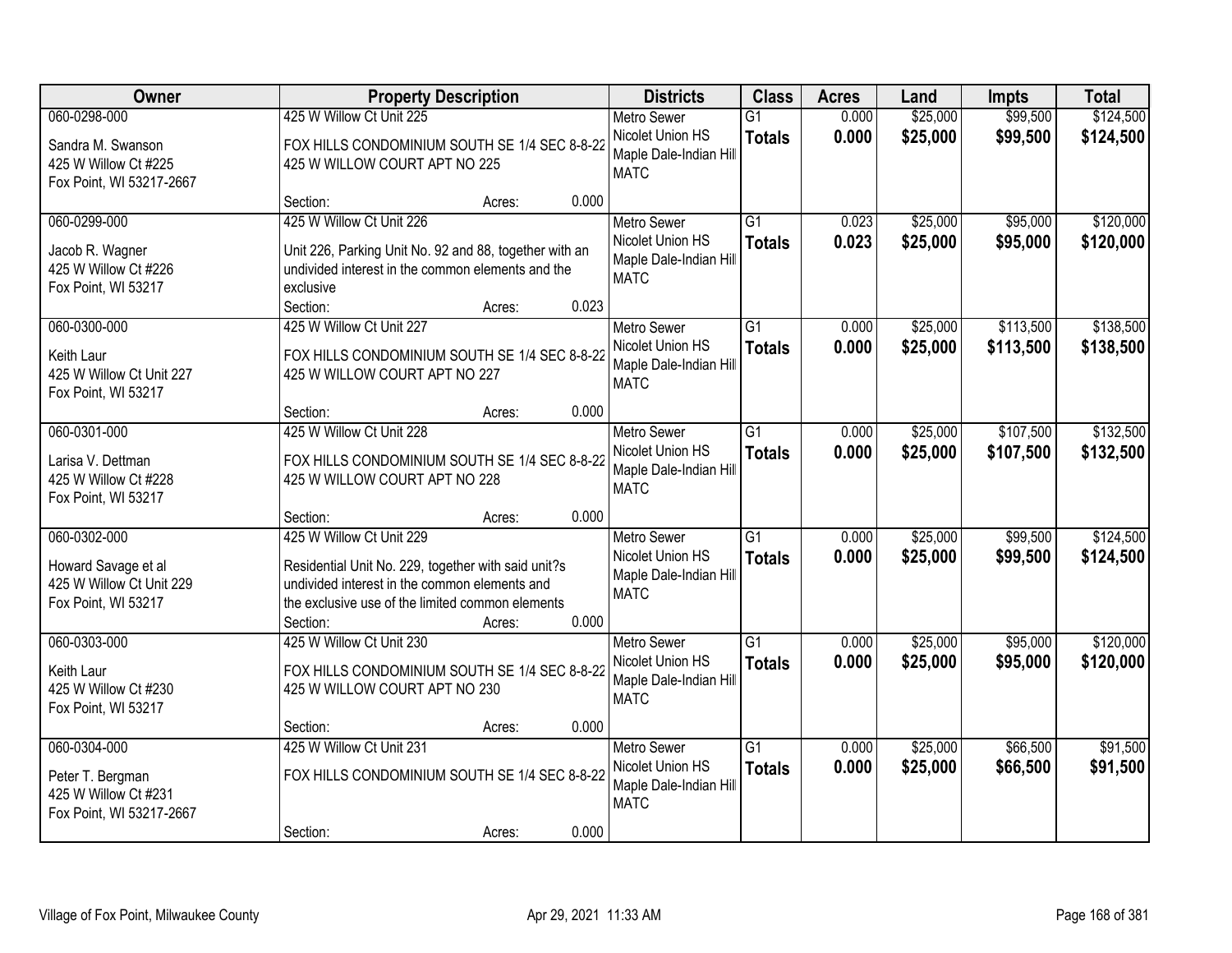| Owner | Property Description | Districts | Class | Acres | Land | Impts | Total |
|---|---|---|---|---|---|---|---|
| 060-0298-000<br><br>Sandra M. Swanson<br>425 W Willow Ct #225<br>Fox Point, WI 53217-2667 | 425 W Willow Ct Unit 225<br><br>FOX HILLS CONDOMINIUM SOUTH SE 1/4 SEC 8-8-22<br>425 W WILLOW COURT APT NO 225<br><br>Section: Acres: 0.000 | Metro Sewer<br>Nicolet Union HS<br>Maple Dale-Indian Hill<br>MATC | G1<br>**Totals** | 0.000<br>**0.000** | $25,000<br>**$25,000** | $99,500<br>**$99,500** | $124,500<br>**$124,500** |
| 060-0299-000<br><br>Jacob R. Wagner<br>425 W Willow Ct #226<br>Fox Point, WI 53217 | 425 W Willow Ct Unit 226<br><br>Unit 226, Parking Unit No. 92 and 88, together with an undivided interest in the common elements and the exclusive<br>Section: Acres: 0.023 | Metro Sewer<br>Nicolet Union HS<br>Maple Dale-Indian Hill<br>MATC | G1<br>**Totals** | 0.023<br>**0.023** | $25,000<br>**$25,000** | $95,000<br>**$95,000** | $120,000<br>**$120,000** |
| 060-0300-000<br><br>Keith Laur<br>425 W Willow Ct Unit 227<br>Fox Point, WI 53217 | 425 W Willow Ct Unit 227<br><br>FOX HILLS CONDOMINIUM SOUTH SE 1/4 SEC 8-8-22<br>425 W WILLOW COURT APT NO 227<br><br>Section: Acres: 0.000 | Metro Sewer<br>Nicolet Union HS<br>Maple Dale-Indian Hill<br>MATC | G1<br>**Totals** | 0.000<br>**0.000** | $25,000<br>**$25,000** | $113,500<br>**$113,500** | $138,500<br>**$138,500** |
| 060-0301-000<br><br>Larisa V. Dettman<br>425 W Willow Ct #228<br>Fox Point, WI 53217 | 425 W Willow Ct Unit 228<br><br>FOX HILLS CONDOMINIUM SOUTH SE 1/4 SEC 8-8-22<br>425 W WILLOW COURT APT NO 228<br><br>Section: Acres: 0.000 | Metro Sewer<br>Nicolet Union HS<br>Maple Dale-Indian Hill<br>MATC | G1<br>**Totals** | 0.000<br>**0.000** | $25,000<br>**$25,000** | $107,500<br>**$107,500** | $132,500<br>**$132,500** |
| 060-0302-000<br><br>Howard Savage et al<br>425 W Willow Ct Unit 229<br>Fox Point, WI 53217 | 425 W Willow Ct Unit 229<br><br>Residential Unit No. 229, together with said unit?s undivided interest in the common elements and the exclusive use of the limited common elements<br>Section: Acres: 0.000 | Metro Sewer<br>Nicolet Union HS<br>Maple Dale-Indian Hill<br>MATC | G1<br>**Totals** | 0.000<br>**0.000** | $25,000<br>**$25,000** | $99,500<br>**$99,500** | $124,500<br>**$124,500** |
| 060-0303-000<br><br>Keith Laur<br>425 W Willow Ct #230<br>Fox Point, WI 53217 | 425 W Willow Ct Unit 230<br><br>FOX HILLS CONDOMINIUM SOUTH SE 1/4 SEC 8-8-22<br>425 W WILLOW COURT APT NO 230<br><br>Section: Acres: 0.000 | Metro Sewer<br>Nicolet Union HS<br>Maple Dale-Indian Hill<br>MATC | G1<br>**Totals** | 0.000<br>**0.000** | $25,000<br>**$25,000** | $95,000<br>**$95,000** | $120,000<br>**$120,000** |
| 060-0304-000<br><br>Peter T. Bergman<br>425 W Willow Ct #231<br>Fox Point, WI 53217-2667 | 425 W Willow Ct Unit 231<br><br>FOX HILLS CONDOMINIUM SOUTH SE 1/4 SEC 8-8-22<br><br>Section: Acres: 0.000 | Metro Sewer<br>Nicolet Union HS<br>Maple Dale-Indian Hill<br>MATC | G1<br>**Totals** | 0.000<br>**0.000** | $25,000<br>**$25,000** | $66,500<br>**$66,500** | $91,500<br>**$91,500** |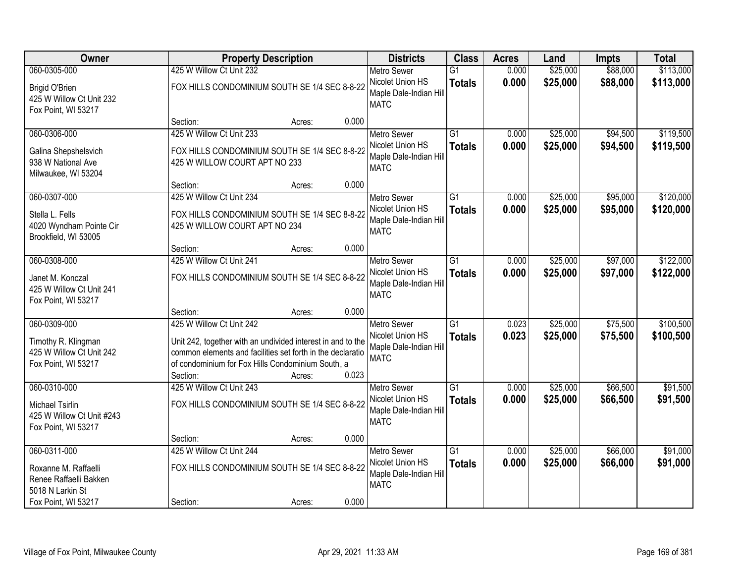| Owner | Property Description | Districts | Class | Acres | Land | Impts | Total |
|---|---|---|---|---|---|---|---|
| 060-0305-000<br>Brigid O'Brien<br>425 W Willow Ct Unit 232<br>Fox Point, WI 53217 | 425 W Willow Ct Unit 232<br>FOX HILLS CONDOMINIUM SOUTH SE 1/4 SEC 8-8-22<br>Section: Acres: 0.000 | Metro Sewer<br>Nicolet Union HS<br>Maple Dale-Indian Hill<br>MATC | G1<br>**Totals** | 0.000<br>**0.000** | $25,000<br>**$25,000** | $88,000<br>**$88,000** | $113,000<br>**$113,000** |
| 060-0306-000<br>Galina Shepshelsvich<br>938 W National Ave<br>Milwaukee, WI 53204 | 425 W Willow Ct Unit 233<br>FOX HILLS CONDOMINIUM SOUTH SE 1/4 SEC 8-8-22<br>425 W WILLOW COURT APT NO 233<br>Section: Acres: 0.000 | Metro Sewer<br>Nicolet Union HS<br>Maple Dale-Indian Hill<br>MATC | G1<br>**Totals** | 0.000<br>**0.000** | $25,000<br>**$25,000** | $94,500<br>**$94,500** | $119,500<br>**$119,500** |
| 060-0307-000<br>Stella L. Fells<br>4020 Wyndham Pointe Cir<br>Brookfield, WI 53005 | 425 W Willow Ct Unit 234<br>FOX HILLS CONDOMINIUM SOUTH SE 1/4 SEC 8-8-22<br>425 W WILLOW COURT APT NO 234<br>Section: Acres: 0.000 | Metro Sewer<br>Nicolet Union HS<br>Maple Dale-Indian Hill<br>MATC | G1<br>**Totals** | 0.000<br>**0.000** | $25,000<br>**$25,000** | $95,000<br>**$95,000** | $120,000<br>**$120,000** |
| 060-0308-000<br>Janet M. Konczal<br>425 W Willow Ct Unit 241<br>Fox Point, WI 53217 | 425 W Willow Ct Unit 241<br>FOX HILLS CONDOMINIUM SOUTH SE 1/4 SEC 8-8-22<br>Section: Acres: 0.000 | Metro Sewer<br>Nicolet Union HS<br>Maple Dale-Indian Hill<br>MATC | G1<br>**Totals** | 0.000<br>**0.000** | $25,000<br>**$25,000** | $97,000<br>**$97,000** | $122,000<br>**$122,000** |
| 060-0309-000<br>Timothy R. Klingman<br>425 W Willow Ct Unit 242<br>Fox Point, WI 53217 | 425 W Willow Ct Unit 242<br>Unit 242, together with an undivided interest in and to the common elements and facilities set forth in the declaratio of condominium for Fox Hills Condominium South, a<br>Section: Acres: 0.023 | Metro Sewer<br>Nicolet Union HS<br>Maple Dale-Indian Hill<br>MATC | G1<br>**Totals** | 0.023<br>**0.023** | $25,000<br>**$25,000** | $75,500<br>**$75,500** | $100,500<br>**$100,500** |
| 060-0310-000<br>Michael Tsirlin<br>425 W Willow Ct Unit #243<br>Fox Point, WI 53217 | 425 W Willow Ct Unit 243<br>FOX HILLS CONDOMINIUM SOUTH SE 1/4 SEC 8-8-22<br>Section: Acres: 0.000 | Metro Sewer<br>Nicolet Union HS<br>Maple Dale-Indian Hill<br>MATC | G1<br>**Totals** | 0.000<br>**0.000** | $25,000<br>**$25,000** | $66,500<br>**$66,500** | $91,500<br>**$91,500** |
| 060-0311-000<br>Roxanne M. Raffaelli<br>Renee Raffaelli Bakken<br>5018 N Larkin St<br>Fox Point, WI 53217 | 425 W Willow Ct Unit 244<br>FOX HILLS CONDOMINIUM SOUTH SE 1/4 SEC 8-8-22<br>Section: Acres: 0.000 | Metro Sewer<br>Nicolet Union HS<br>Maple Dale-Indian Hill<br>MATC | G1<br>**Totals** | 0.000<br>**0.000** | $25,000<br>**$25,000** | $66,000<br>**$66,000** | $91,000<br>**$91,000** |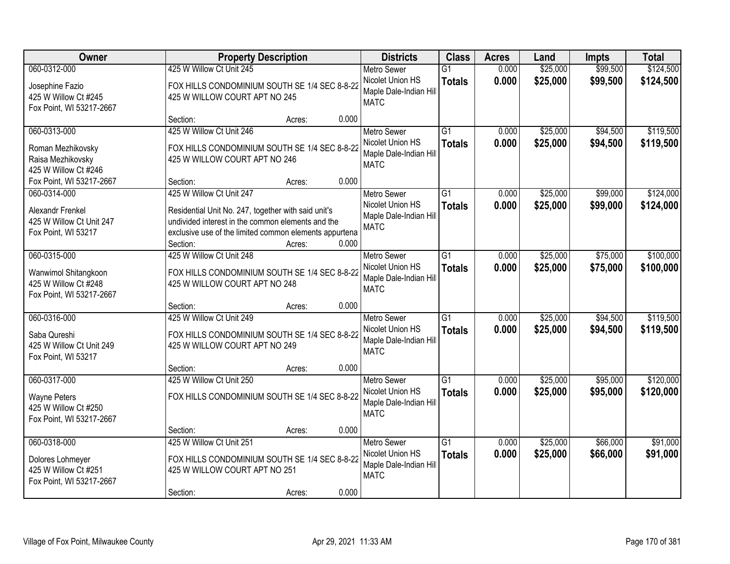| Owner | Property Description | Districts | Class | Acres | Land | Impts | Total |
|---|---|---|---|---|---|---|---|
| 060-0312-000<br>Josephine Fazio<br>425 W Willow Ct #245<br>Fox Point, WI 53217-2667 | 425 W Willow Ct Unit 245<br>FOX HILLS CONDOMINIUM SOUTH SE 1/4 SEC 8-8-22<br>425 W WILLOW COURT APT NO 245<br>Section: Acres: 0.000 | Metro Sewer<br>Nicolet Union HS<br>Maple Dale-Indian Hill<br>MATC | G1<br>**Totals** | 0.000<br>**0.000** | $25,000<br>**$25,000** | $99,500<br>**$99,500** | $124,500<br>**$124,500** |
| 060-0313-000<br>Roman Mezhikovsky<br>Raisa Mezhikovsky<br>425 W Willow Ct #246<br>Fox Point, WI 53217-2667 | 425 W Willow Ct Unit 246<br>FOX HILLS CONDOMINIUM SOUTH SE 1/4 SEC 8-8-22<br>425 W WILLOW COURT APT NO 246<br>Section: Acres: 0.000 | Metro Sewer<br>Nicolet Union HS<br>Maple Dale-Indian Hill<br>MATC | G1<br>**Totals** | 0.000<br>**0.000** | $25,000<br>**$25,000** | $94,500<br>**$94,500** | $119,500<br>**$119,500** |
| 060-0314-000<br>Alexandr Frenkel<br>425 W Willow Ct Unit 247<br>Fox Point, WI 53217 | 425 W Willow Ct Unit 247<br>Residential Unit No. 247, together with said unit's undivided interest in the common elements and the exclusive use of the limited common elements appurtena<br>Section: Acres: 0.000 | Metro Sewer<br>Nicolet Union HS<br>Maple Dale-Indian Hill<br>MATC | G1<br>**Totals** | 0.000<br>**0.000** | $25,000<br>**$25,000** | $99,000<br>**$99,000** | $124,000<br>**$124,000** |
| 060-0315-000<br>Wanwimol Shitangkoon<br>425 W Willow Ct #248<br>Fox Point, WI 53217-2667 | 425 W Willow Ct Unit 248<br>FOX HILLS CONDOMINIUM SOUTH SE 1/4 SEC 8-8-22<br>425 W WILLOW COURT APT NO 248<br>Section: Acres: 0.000 | Metro Sewer<br>Nicolet Union HS<br>Maple Dale-Indian Hill<br>MATC | G1<br>**Totals** | 0.000<br>**0.000** | $25,000<br>**$25,000** | $75,000<br>**$75,000** | $100,000<br>**$100,000** |
| 060-0316-000<br>Saba Qureshi<br>425 W Willow Ct Unit 249<br>Fox Point, WI 53217 | 425 W Willow Ct Unit 249<br>FOX HILLS CONDOMINIUM SOUTH SE 1/4 SEC 8-8-22<br>425 W WILLOW COURT APT NO 249<br>Section: Acres: 0.000 | Metro Sewer<br>Nicolet Union HS<br>Maple Dale-Indian Hill<br>MATC | G1<br>**Totals** | 0.000<br>**0.000** | $25,000<br>**$25,000** | $94,500<br>**$94,500** | $119,500<br>**$119,500** |
| 060-0317-000<br>Wayne Peters<br>425 W Willow Ct #250<br>Fox Point, WI 53217-2667 | 425 W Willow Ct Unit 250<br>FOX HILLS CONDOMINIUM SOUTH SE 1/4 SEC 8-8-22<br>Section: Acres: 0.000 | Metro Sewer<br>Nicolet Union HS<br>Maple Dale-Indian Hill<br>MATC | G1<br>**Totals** | 0.000<br>**0.000** | $25,000<br>**$25,000** | $95,000<br>**$95,000** | $120,000<br>**$120,000** |
| 060-0318-000<br>Dolores Lohmeyer<br>425 W Willow Ct #251<br>Fox Point, WI 53217-2667 | 425 W Willow Ct Unit 251<br>FOX HILLS CONDOMINIUM SOUTH SE 1/4 SEC 8-8-22<br>425 W WILLOW COURT APT NO 251<br>Section: Acres: 0.000 | Metro Sewer<br>Nicolet Union HS<br>Maple Dale-Indian Hill<br>MATC | G1<br>**Totals** | 0.000<br>**0.000** | $25,000<br>**$25,000** | $66,000<br>**$66,000** | $91,000<br>**$91,000** |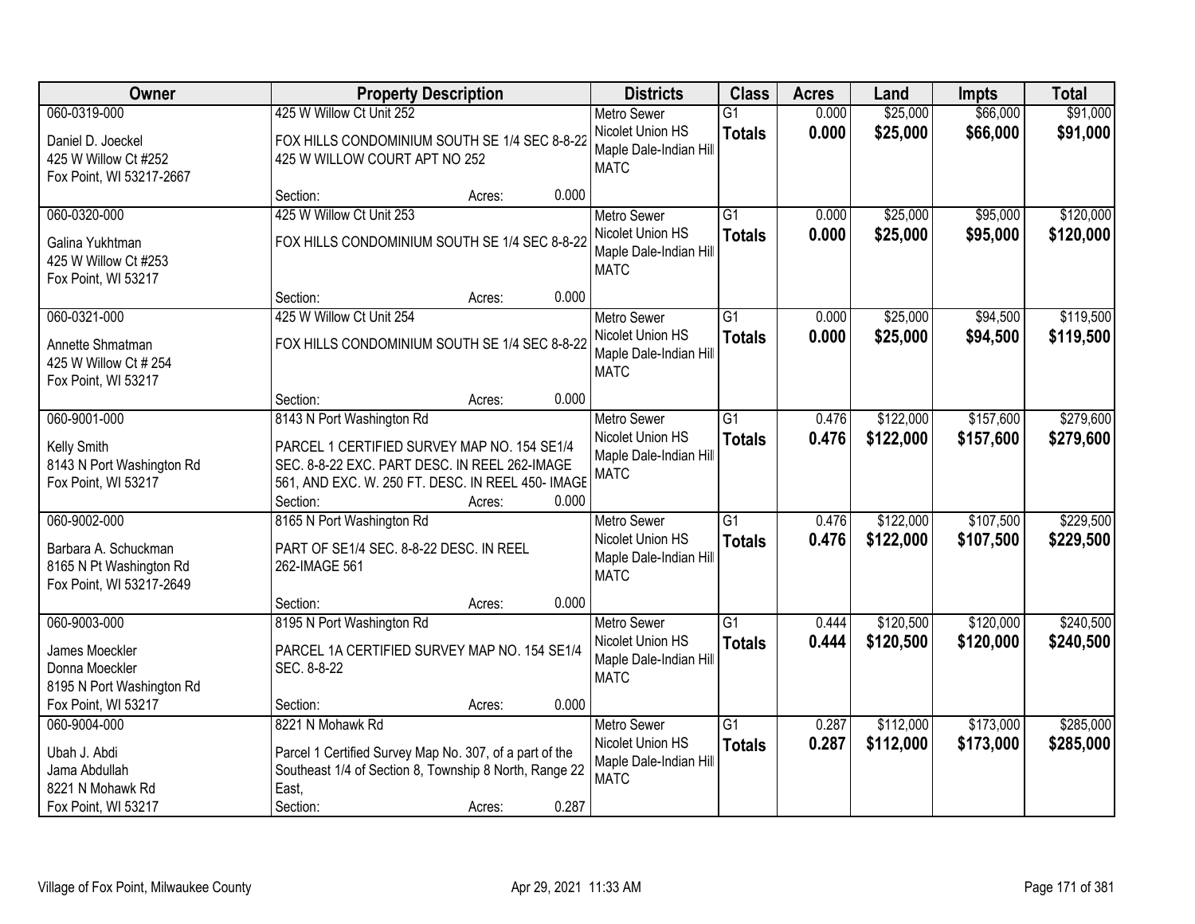| Owner | Property Description | Districts | Class | Acres | Land | Impts | Total |
|---|---|---|---|---|---|---|---|
| 060-0319-000<br>Daniel D. Joeckel<br>425 W Willow Ct #252<br>Fox Point, WI 53217-2667 | 425 W Willow Ct Unit 252<br>FOX HILLS CONDOMINIUM SOUTH SE 1/4 SEC 8-8-22 425 W WILLOW COURT APT NO 252<br>Section: Acres: 0.000 | Metro Sewer<br>Nicolet Union HS<br>Maple Dale-Indian Hill<br>MATC | G1<br>**Totals** | 0.000<br>**0.000** | \$25,000<br>**\$25,000** | \$66,000<br>**\$66,000** | \$91,000<br>**\$91,000** |
| 060-0320-000<br>Galina Yukhtman<br>425 W Willow Ct #253<br>Fox Point, WI 53217 | 425 W Willow Ct Unit 253<br>FOX HILLS CONDOMINIUM SOUTH SE 1/4 SEC 8-8-22<br>Section: Acres: 0.000 | Metro Sewer<br>Nicolet Union HS<br>Maple Dale-Indian Hill<br>MATC | G1<br>**Totals** | 0.000<br>**0.000** | \$25,000<br>**\$25,000** | \$95,000<br>**\$95,000** | \$120,000<br>**\$120,000** |
| 060-0321-000<br>Annette Shmatman<br>425 W Willow Ct # 254<br>Fox Point, WI 53217 | 425 W Willow Ct Unit 254<br>FOX HILLS CONDOMINIUM SOUTH SE 1/4 SEC 8-8-22<br>Section: Acres: 0.000 | Metro Sewer<br>Nicolet Union HS<br>Maple Dale-Indian Hill<br>MATC | G1<br>**Totals** | 0.000<br>**0.000** | \$25,000<br>**\$25,000** | \$94,500<br>**\$94,500** | \$119,500<br>**\$119,500** |
| 060-9001-000<br>Kelly Smith<br>8143 N Port Washington Rd<br>Fox Point, WI 53217 | 8143 N Port Washington Rd<br>PARCEL 1 CERTIFIED SURVEY MAP NO. 154 SE1/4 SEC. 8-8-22 EXC. PART DESC. IN REEL 262-IMAGE 561, AND EXC. W. 250 FT. DESC. IN REEL 450- IMAGE<br>Section: Acres: 0.000 | Metro Sewer<br>Nicolet Union HS<br>Maple Dale-Indian Hill<br>MATC | G1<br>**Totals** | 0.476<br>**0.476** | \$122,000<br>**\$122,000** | \$157,600<br>**\$157,600** | \$279,600<br>**\$279,600** |
| 060-9002-000<br>Barbara A. Schuckman<br>8165 N Pt Washington Rd<br>Fox Point, WI 53217-2649 | 8165 N Port Washington Rd<br>PART OF SE1/4 SEC. 8-8-22 DESC. IN REEL 262-IMAGE 561<br>Section: Acres: 0.000 | Metro Sewer<br>Nicolet Union HS<br>Maple Dale-Indian Hill<br>MATC | G1<br>**Totals** | 0.476<br>**0.476** | \$122,000<br>**\$122,000** | \$107,500<br>**\$107,500** | \$229,500<br>**\$229,500** |
| 060-9003-000<br>James Moeckler<br>Donna Moeckler<br>8195 N Port Washington Rd<br>Fox Point, WI 53217 | 8195 N Port Washington Rd<br>PARCEL 1A CERTIFIED SURVEY MAP NO. 154 SE1/4 SEC. 8-8-22<br>Section: Acres: 0.000 | Metro Sewer<br>Nicolet Union HS<br>Maple Dale-Indian Hill<br>MATC | G1<br>**Totals** | 0.444<br>**0.444** | \$120,500<br>**\$120,500** | \$120,000<br>**\$120,000** | \$240,500<br>**\$240,500** |
| 060-9004-000<br>Ubah J. Abdi<br>Jama Abdullah<br>8221 N Mohawk Rd<br>Fox Point, WI 53217 | 8221 N Mohawk Rd<br>Parcel 1 Certified Survey Map No. 307, of a part of the Southeast 1/4 of Section 8, Township 8 North, Range 22 East,<br>Section: Acres: 0.287 | Metro Sewer<br>Nicolet Union HS<br>Maple Dale-Indian Hill<br>MATC | G1<br>**Totals** | 0.287<br>**0.287** | \$112,000<br>**\$112,000** | \$173,000<br>**\$173,000** | \$285,000<br>**\$285,000** |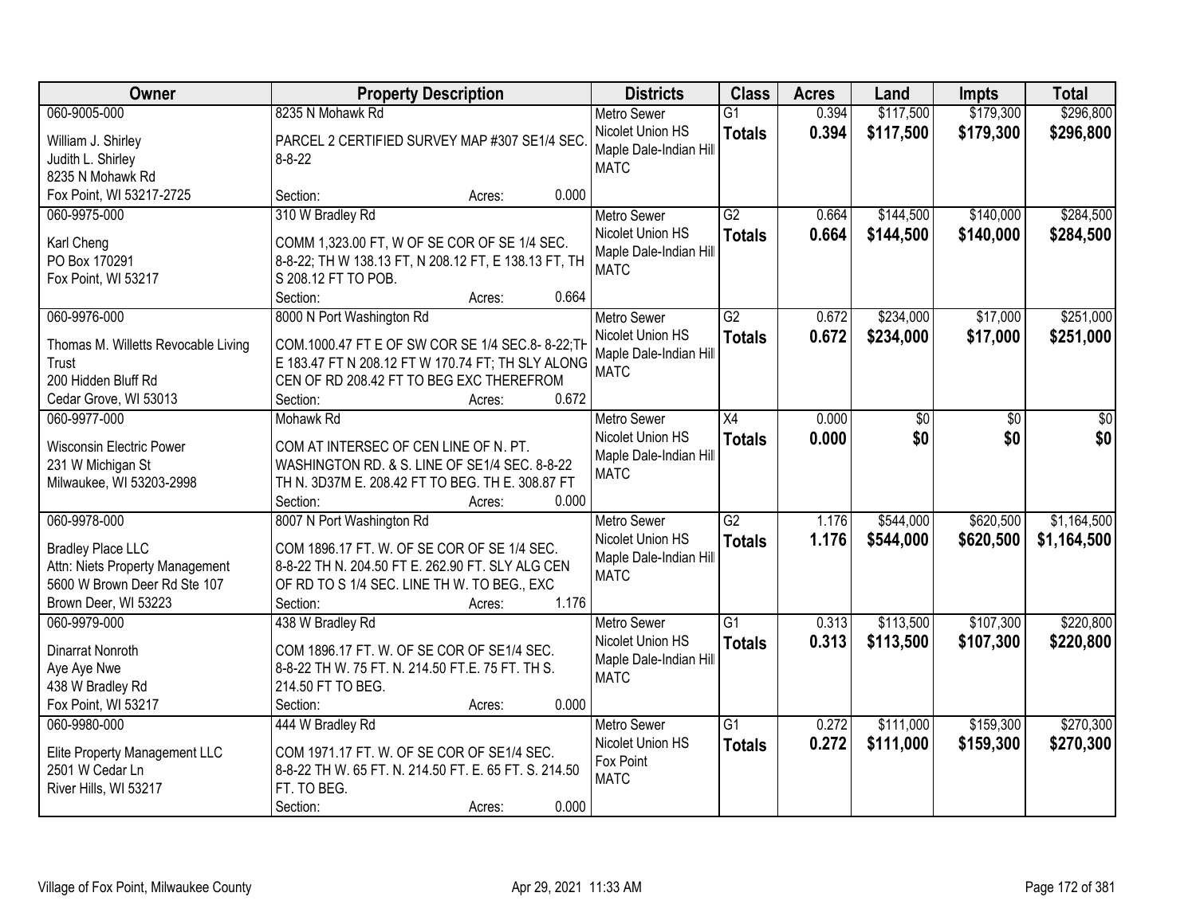| Owner | Property Description | Districts | Class | Acres | Land | Impts | Total |
|---|---|---|---|---|---|---|---|
| 060-9005-000<br>William J. Shirley<br>Judith L. Shirley<br>8235 N Mohawk Rd<br>Fox Point, WI 53217-2725 | 8235 N Mohawk Rd<br>PARCEL 2 CERTIFIED SURVEY MAP #307 SE1/4 SEC. 8-8-22<br>Section: Acres: 0.000 | Metro Sewer<br>Nicolet Union HS<br>Maple Dale-Indian Hill<br>MATC | G1<br>**Totals** | 0.394<br>**0.394** | \$117,500<br>**\$117,500** | \$179,300<br>**\$179,300** | \$296,800<br>**\$296,800** |
| 060-9975-000<br>Karl Cheng<br>PO Box 170291<br>Fox Point, WI 53217 | 310 W Bradley Rd<br>COMM 1,323.00 FT, W OF SE COR OF SE 1/4 SEC. 8-8-22; TH W 138.13 FT, N 208.12 FT, E 138.13 FT, TH S 208.12 FT TO POB.<br>Section: Acres: 0.664 | Metro Sewer<br>Nicolet Union HS<br>Maple Dale-Indian Hill<br>MATC | G2<br>**Totals** | 0.664<br>**0.664** | \$144,500<br>**\$144,500** | \$140,000<br>**\$140,000** | \$284,500<br>**\$284,500** |
| 060-9976-000<br>Thomas M. Willetts Revocable Living Trust<br>200 Hidden Bluff Rd<br>Cedar Grove, WI 53013 | 8000 N Port Washington Rd<br>COM.1000.47 FT E OF SW COR SE 1/4 SEC.8- 8-22;TH E 183.47 FT N 208.12 FT W 170.74 FT; TH SLY ALONG CEN OF RD 208.42 FT TO BEG EXC THEREFROM<br>Section: Acres: 0.672 | Metro Sewer<br>Nicolet Union HS<br>Maple Dale-Indian Hill<br>MATC | G2<br>**Totals** | 0.672<br>**0.672** | \$234,000<br>**\$234,000** | \$17,000<br>**\$17,000** | \$251,000<br>**\$251,000** |
| 060-9977-000<br>Wisconsin Electric Power<br>231 W Michigan St<br>Milwaukee, WI 53203-2998 | Mohawk Rd<br>COM AT INTERSEC OF CEN LINE OF N. PT. WASHINGTON RD. & S. LINE OF SE1/4 SEC. 8-8-22 TH N. 3D37M E. 208.42 FT TO BEG. TH E. 308.87 FT<br>Section: Acres: 0.000 | Metro Sewer<br>Nicolet Union HS<br>Maple Dale-Indian Hill<br>MATC | X4<br>**Totals** | 0.000<br>**0.000** | \$0<br>**\$0** | \$0<br>**\$0** | \$0<br>**\$0** |
| 060-9978-000<br>Bradley Place LLC<br>Attn: Niets Property Management<br>5600 W Brown Deer Rd Ste 107<br>Brown Deer, WI 53223 | 8007 N Port Washington Rd<br>COM 1896.17 FT. W. OF SE COR OF SE 1/4 SEC. 8-8-22 TH N. 204.50 FT E. 262.90 FT. SLY ALG CEN OF RD TO S 1/4 SEC. LINE TH W. TO BEG., EXC<br>Section: Acres: 1.176 | Metro Sewer<br>Nicolet Union HS<br>Maple Dale-Indian Hill<br>MATC | G2<br>**Totals** | 1.176<br>**1.176** | \$544,000<br>**\$544,000** | \$620,500<br>**\$620,500** | \$1,164,500<br>**\$1,164,500** |
| 060-9979-000<br>Dinarrat Nonroth<br>Aye Aye Nwe<br>438 W Bradley Rd<br>Fox Point, WI 53217 | 438 W Bradley Rd<br>COM 1896.17 FT. W. OF SE COR OF SE1/4 SEC. 8-8-22 TH W. 75 FT. N. 214.50 FT.E. 75 FT. TH S. 214.50 FT TO BEG.<br>Section: Acres: 0.000 | Metro Sewer<br>Nicolet Union HS<br>Maple Dale-Indian Hill<br>MATC | G1<br>**Totals** | 0.313<br>**0.313** | \$113,500<br>**\$113,500** | \$107,300<br>**\$107,300** | \$220,800<br>**\$220,800** |
| 060-9980-000<br>Elite Property Management LLC<br>2501 W Cedar Ln<br>River Hills, WI 53217 | 444 W Bradley Rd<br>COM 1971.17 FT. W. OF SE COR OF SE1/4 SEC. 8-8-22 TH W. 65 FT. N. 214.50 FT. E. 65 FT. S. 214.50 FT. TO BEG.<br>Section: Acres: 0.000 | Metro Sewer<br>Nicolet Union HS<br>Fox Point<br>MATC | G1<br>**Totals** | 0.272<br>**0.272** | \$111,000<br>**\$111,000** | \$159,300<br>**\$159,300** | \$270,300<br>**\$270,300** |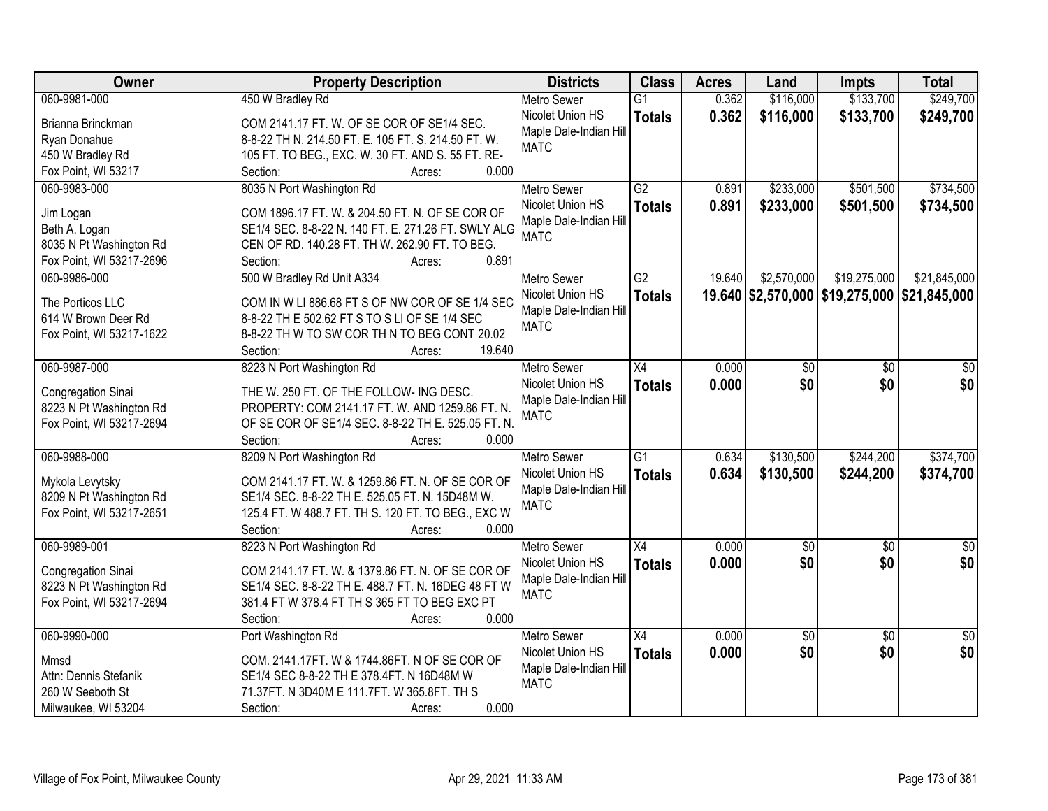| Owner | Property Description | Districts | Class | Acres | Land | Impts | Total |
|---|---|---|---|---|---|---|---|
| 060-9981-000<br><br>Brianna Brinckman<br>Ryan Donahue<br>450 W Bradley Rd<br>Fox Point, WI 53217 | 450 W Bradley Rd<br><br>COM 2141.17 FT. W. OF SE COR OF SE1/4 SEC. 8-8-22 TH N. 214.50 FT. E. 105 FT. S. 214.50 FT. W. 105 FT. TO BEG., EXC. W. 30 FT. AND S. 55 FT. RE-<br>Section: Acres: 0.000 | Metro Sewer<br>Nicolet Union HS<br>Maple Dale-Indian Hill<br>MATC | G1<br>**Totals** | 0.362<br>**0.362** | $116,000<br>**$116,000** | $133,700<br>**$133,700** | $249,700<br>**$249,700** |
| 060-9983-000<br><br>Jim Logan<br>Beth A. Logan<br>8035 N Pt Washington Rd<br>Fox Point, WI 53217-2696 | 8035 N Port Washington Rd<br><br>COM 1896.17 FT. W. & 204.50 FT. N. OF SE COR OF SE1/4 SEC. 8-8-22 N. 140 FT. E. 271.26 FT. SWLY ALG CEN OF RD. 140.28 FT. TH W. 262.90 FT. TO BEG.<br>Section: Acres: 0.891 | Metro Sewer<br>Nicolet Union HS<br>Maple Dale-Indian Hill<br>MATC | G2<br>**Totals** | 0.891<br>**0.891** | $233,000<br>**$233,000** | $501,500<br>**$501,500** | $734,500<br>**$734,500** |
| 060-9986-000<br><br>The Porticos LLC<br>614 W Brown Deer Rd<br>Fox Point, WI 53217-1622 | 500 W Bradley Rd Unit A334<br><br>COM IN W LI 886.68 FT S OF NW COR OF SE 1/4 SEC 8-8-22 TH E 502.62 FT S TO S LI OF SE 1/4 SEC 8-8-22 TH W TO SW COR TH N TO BEG CONT 20.02<br>Section: Acres: 19.640 | Metro Sewer<br>Nicolet Union HS<br>Maple Dale-Indian Hill<br>MATC | G2<br>**Totals** | 19.640<br>**19.640** | $2,570,000<br>**$2,570,000** | $19,275,000<br>**$19,275,000** | $21,845,000<br>**$21,845,000** |
| 060-9987-000<br><br>Congregation Sinai<br>8223 N Pt Washington Rd<br>Fox Point, WI 53217-2694 | 8223 N Port Washington Rd<br><br>THE W. 250 FT. OF THE FOLLOW- ING DESC. PROPERTY: COM 2141.17 FT. W. AND 1259.86 FT. N. OF SE COR OF SE1/4 SEC. 8-8-22 TH E. 525.05 FT. N.<br>Section: Acres: 0.000 | Metro Sewer<br>Nicolet Union HS<br>Maple Dale-Indian Hill<br>MATC | X4<br>**Totals** | 0.000<br>**0.000** | $0<br>**$0** | $0<br>**$0** | $0<br>**$0** |
| 060-9988-000<br><br>Mykola Levytsky<br>8209 N Pt Washington Rd<br>Fox Point, WI 53217-2651 | 8209 N Port Washington Rd<br><br>COM 2141.17 FT. W. & 1259.86 FT. N. OF SE COR OF SE1/4 SEC. 8-8-22 TH E. 525.05 FT. N. 15D48M W. 125.4 FT. W 488.7 FT. TH S. 120 FT. TO BEG., EXC W<br>Section: Acres: 0.000 | Metro Sewer<br>Nicolet Union HS<br>Maple Dale-Indian Hill<br>MATC | G1<br>**Totals** | 0.634<br>**0.634** | $130,500<br>**$130,500** | $244,200<br>**$244,200** | $374,700<br>**$374,700** |
| 060-9989-001<br><br>Congregation Sinai<br>8223 N Pt Washington Rd<br>Fox Point, WI 53217-2694 | 8223 N Port Washington Rd<br><br>COM 2141.17 FT. W. & 1379.86 FT. N. OF SE COR OF SE1/4 SEC. 8-8-22 TH E. 488.7 FT. N. 16DEG 48 FT W 381.4 FT W 378.4 FT TH S 365 FT TO BEG EXC PT<br>Section: Acres: 0.000 | Metro Sewer<br>Nicolet Union HS<br>Maple Dale-Indian Hill<br>MATC | X4<br>**Totals** | 0.000<br>**0.000** | $0<br>**$0** | $0<br>**$0** | $0<br>**$0** |
| 060-9990-000<br><br>Mmsd<br>Attn: Dennis Stefanik<br>260 W Seeboth St<br>Milwaukee, WI 53204 | Port Washington Rd<br><br>COM. 2141.17FT. W & 1744.86FT. N OF SE COR OF SE1/4 SEC 8-8-22 TH E 378.4FT. N 16D48M W 71.37FT. N 3D40M E 111.7FT. W 365.8FT. TH S<br>Section: Acres: 0.000 | Metro Sewer<br>Nicolet Union HS<br>Maple Dale-Indian Hill<br>MATC | X4<br>**Totals** | 0.000<br>**0.000** | $0<br>**$0** | $0<br>**$0** | $0<br>**$0** |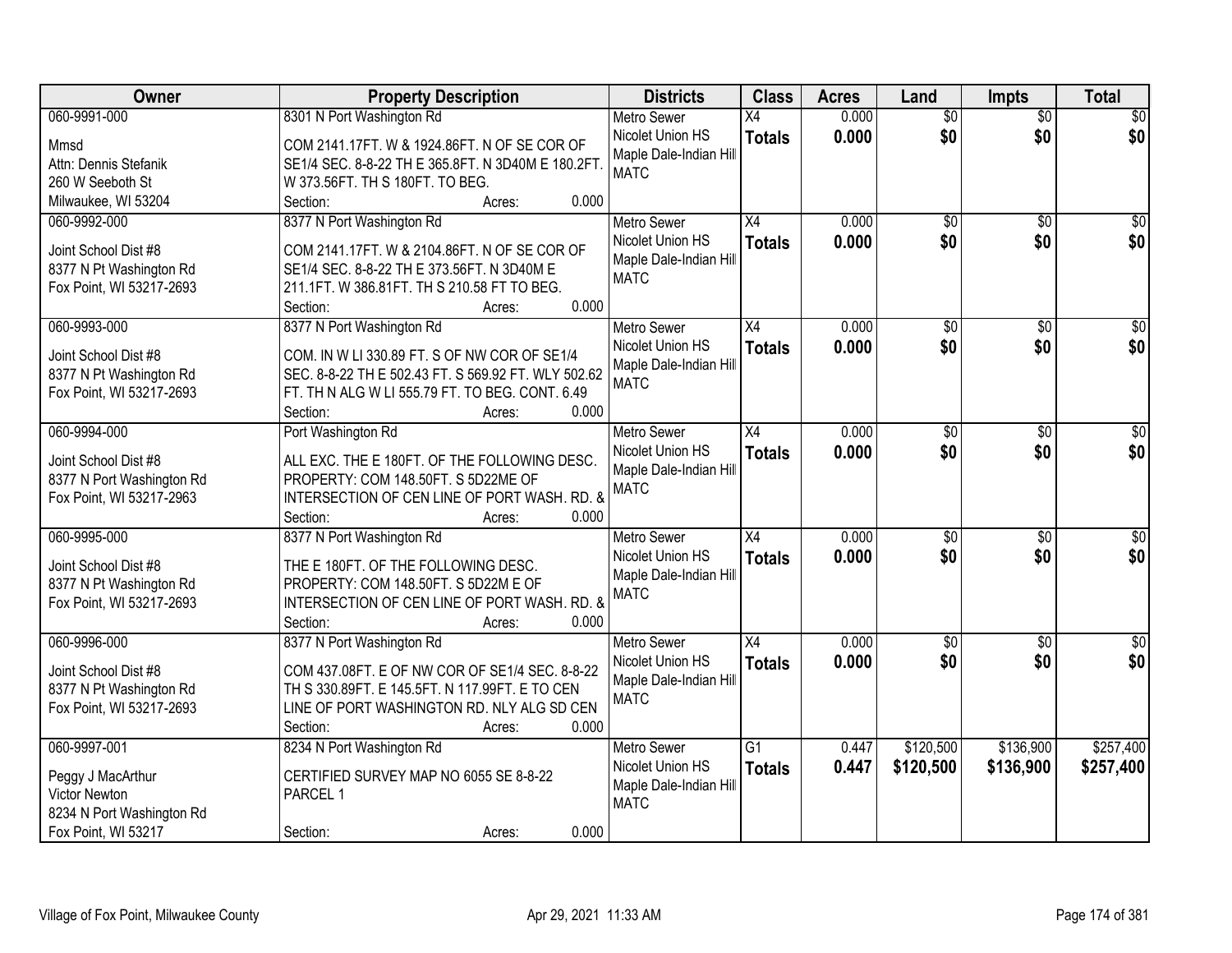| Owner | Property Description | Districts | Class | Acres | Land | Impts | Total |
|---|---|---|---|---|---|---|---|
| 060-9991-000<br>Mmsd<br>Attn: Dennis Stefanik<br>260 W Seeboth St<br>Milwaukee, WI 53204 | 8301 N Port Washington Rd<br>COM 2141.17FT. W & 1924.86FT. N OF SE COR OF SE1/4 SEC. 8-8-22 TH E 365.8FT. N 3D40M E 180.2FT. W 373.56FT. TH S 180FT. TO BEG.<br>Section: Acres: 0.000 | Metro Sewer<br>Nicolet Union HS<br>Maple Dale-Indian Hill<br>MATC | X4<br>**Totals** | 0.000<br>**0.000** | $0<br>**$0** | $0<br>**$0** | $0<br>**$0** |
| 060-9992-000<br>Joint School Dist #8<br>8377 N Pt Washington Rd<br>Fox Point, WI 53217-2693 | 8377 N Port Washington Rd<br>COM 2141.17FT. W & 2104.86FT. N OF SE COR OF SE1/4 SEC. 8-8-22 TH E 373.56FT. N 3D40M E 211.1FT. W 386.81FT. TH S 210.58 FT TO BEG.<br>Section: Acres: 0.000 | Metro Sewer<br>Nicolet Union HS<br>Maple Dale-Indian Hill<br>MATC | X4<br>**Totals** | 0.000<br>**0.000** | $0<br>**$0** | $0<br>**$0** | $0<br>**$0** |
| 060-9993-000<br>Joint School Dist #8<br>8377 N Pt Washington Rd<br>Fox Point, WI 53217-2693 | 8377 N Port Washington Rd<br>COM. IN W LI 330.89 FT. S OF NW COR OF SE1/4 SEC. 8-8-22 TH E 502.43 FT. S 569.92 FT. WLY 502.62 FT. TH N ALG W LI 555.79 FT. TO BEG. CONT. 6.49<br>Section: Acres: 0.000 | Metro Sewer<br>Nicolet Union HS<br>Maple Dale-Indian Hill<br>MATC | X4<br>**Totals** | 0.000<br>**0.000** | $0<br>**$0** | $0<br>**$0** | $0<br>**$0** |
| 060-9994-000<br>Joint School Dist #8<br>8377 N Port Washington Rd<br>Fox Point, WI 53217-2963 | Port Washington Rd<br>ALL EXC. THE E 180FT. OF THE FOLLOWING DESC. PROPERTY: COM 148.50FT. S 5D22ME OF INTERSECTION OF CEN LINE OF PORT WASH. RD. &<br>Section: Acres: 0.000 | Metro Sewer<br>Nicolet Union HS<br>Maple Dale-Indian Hill<br>MATC | X4<br>**Totals** | 0.000<br>**0.000** | $0<br>**$0** | $0<br>**$0** | $0<br>**$0** |
| 060-9995-000<br>Joint School Dist #8<br>8377 N Pt Washington Rd<br>Fox Point, WI 53217-2693 | 8377 N Port Washington Rd<br>THE E 180FT. OF THE FOLLOWING DESC. PROPERTY: COM 148.50FT. S 5D22M E OF INTERSECTION OF CEN LINE OF PORT WASH. RD. &<br>Section: Acres: 0.000 | Metro Sewer<br>Nicolet Union HS<br>Maple Dale-Indian Hill<br>MATC | X4<br>**Totals** | 0.000<br>**0.000** | $0<br>**$0** | $0<br>**$0** | $0<br>**$0** |
| 060-9996-000<br>Joint School Dist #8<br>8377 N Pt Washington Rd<br>Fox Point, WI 53217-2693 | 8377 N Port Washington Rd<br>COM 437.08FT. E OF NW COR OF SE1/4 SEC. 8-8-22 TH S 330.89FT. E 145.5FT. N 117.99FT. E TO CEN LINE OF PORT WASHINGTON RD. NLY ALG SD CEN<br>Section: Acres: 0.000 | Metro Sewer<br>Nicolet Union HS<br>Maple Dale-Indian Hill<br>MATC | X4<br>**Totals** | 0.000<br>**0.000** | $0<br>**$0** | $0<br>**$0** | $0<br>**$0** |
| 060-9997-001<br>Peggy J MacArthur<br>Victor Newton<br>8234 N Port Washington Rd<br>Fox Point, WI 53217 | 8234 N Port Washington Rd<br>CERTIFIED SURVEY MAP NO 6055 SE 8-8-22 PARCEL 1<br>Section: Acres: 0.000 | Metro Sewer<br>Nicolet Union HS<br>Maple Dale-Indian Hill<br>MATC | G1<br>**Totals** | 0.447<br>**0.447** | $120,500<br>**$120,500** | $136,900<br>**$136,900** | $257,400<br>**$257,400** |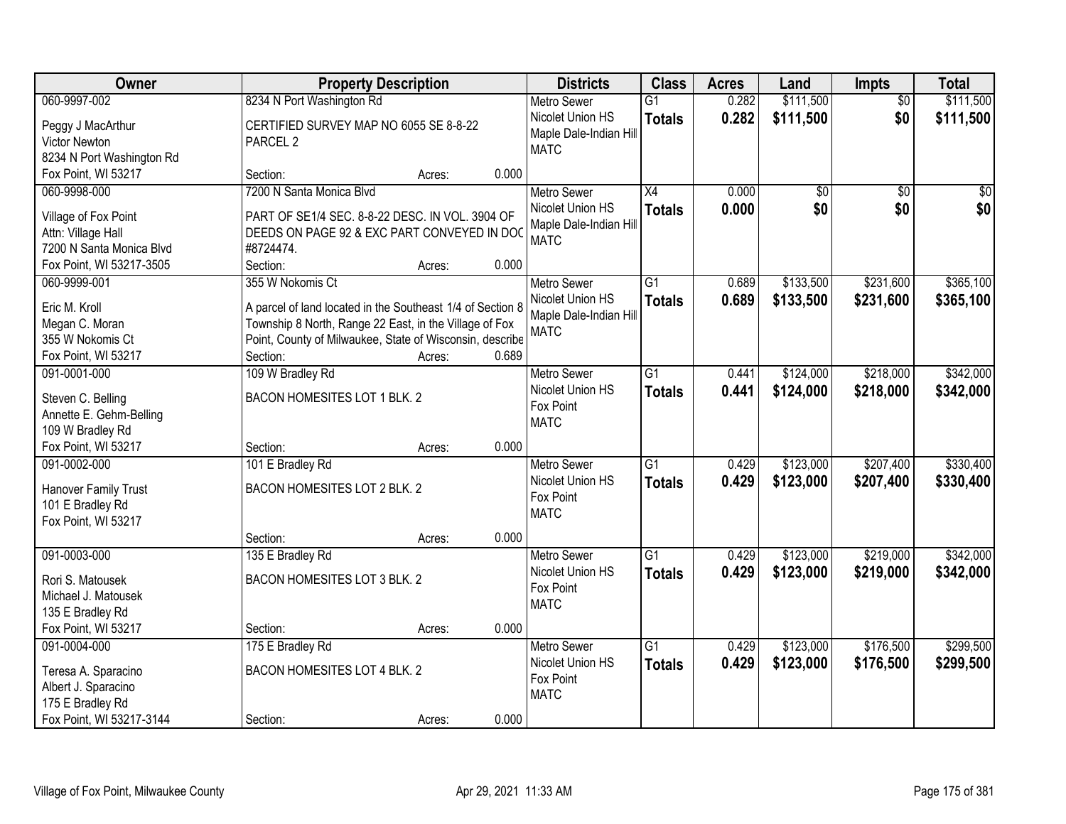| Owner | Property Description | Districts | Class | Acres | Land | Impts | Total |
|---|---|---|---|---|---|---|---|
| 060-9997-002<br>Peggy J MacArthur<br>Victor Newton<br>8234 N Port Washington Rd<br>Fox Point, WI 53217 | 8234 N Port Washington Rd<br>CERTIFIED SURVEY MAP NO 6055 SE 8-8-22 PARCEL 2<br>Section: Acres: 0.000 | Metro Sewer<br>Nicolet Union HS<br>Maple Dale-Indian Hill<br>MATC | G1<br>**Totals** | 0.282<br>**0.282** | $111,500<br>**$111,500** | $0<br>**$0** | $111,500<br>**$111,500** |
| 060-9998-000<br>Village of Fox Point<br>Attn: Village Hall<br>7200 N Santa Monica Blvd<br>Fox Point, WI 53217-3505 | 7200 N Santa Monica Blvd<br>PART OF SE1/4 SEC. 8-8-22 DESC. IN VOL. 3904 OF DEEDS ON PAGE 92 & EXC PART CONVEYED IN DOC #8724474.<br>Section: Acres: 0.000 | Metro Sewer<br>Nicolet Union HS<br>Maple Dale-Indian Hill<br>MATC | X4<br>**Totals** | 0.000<br>**0.000** | $0<br>**$0** | $0<br>**$0** | $0<br>**$0** |
| 060-9999-001<br>Eric M. Kroll<br>Megan C. Moran<br>355 W Nokomis Ct<br>Fox Point, WI 53217 | 355 W Nokomis Ct<br>A parcel of land located in the Southeast 1/4 of Section 8 Township 8 North, Range 22 East, in the Village of Fox Point, County of Milwaukee, State of Wisconsin, describe<br>Section: Acres: 0.689 | Metro Sewer<br>Nicolet Union HS<br>Maple Dale-Indian Hill<br>MATC | G1<br>**Totals** | 0.689<br>**0.689** | $133,500<br>**$133,500** | $231,600<br>**$231,600** | $365,100<br>**$365,100** |
| 091-0001-000<br>Steven C. Belling<br>Annette E. Gehm-Belling<br>109 W Bradley Rd<br>Fox Point, WI 53217 | 109 W Bradley Rd<br>BACON HOMESITES LOT 1 BLK. 2<br>Section: Acres: 0.000 | Metro Sewer<br>Nicolet Union HS<br>Fox Point<br>MATC | G1<br>**Totals** | 0.441<br>**0.441** | $124,000<br>**$124,000** | $218,000<br>**$218,000** | $342,000<br>**$342,000** |
| 091-0002-000<br>Hanover Family Trust<br>101 E Bradley Rd<br>Fox Point, WI 53217 | 101 E Bradley Rd<br>BACON HOMESITES LOT 2 BLK. 2<br>Section: Acres: 0.000 | Metro Sewer<br>Nicolet Union HS<br>Fox Point<br>MATC | G1<br>**Totals** | 0.429<br>**0.429** | $123,000<br>**$123,000** | $207,400<br>**$207,400** | $330,400<br>**$330,400** |
| 091-0003-000<br>Rori S. Matousek<br>Michael J. Matousek<br>135 E Bradley Rd<br>Fox Point, WI 53217 | 135 E Bradley Rd<br>BACON HOMESITES LOT 3 BLK. 2<br>Section: Acres: 0.000 | Metro Sewer<br>Nicolet Union HS<br>Fox Point<br>MATC | G1<br>**Totals** | 0.429<br>**0.429** | $123,000<br>**$123,000** | $219,000<br>**$219,000** | $342,000<br>**$342,000** |
| 091-0004-000<br>Teresa A. Sparacino<br>Albert J. Sparacino<br>175 E Bradley Rd<br>Fox Point, WI 53217-3144 | 175 E Bradley Rd<br>BACON HOMESITES LOT 4 BLK. 2<br>Section: Acres: 0.000 | Metro Sewer<br>Nicolet Union HS<br>Fox Point<br>MATC | G1<br>**Totals** | 0.429<br>**0.429** | $123,000<br>**$123,000** | $176,500<br>**$176,500** | $299,500<br>**$299,500** |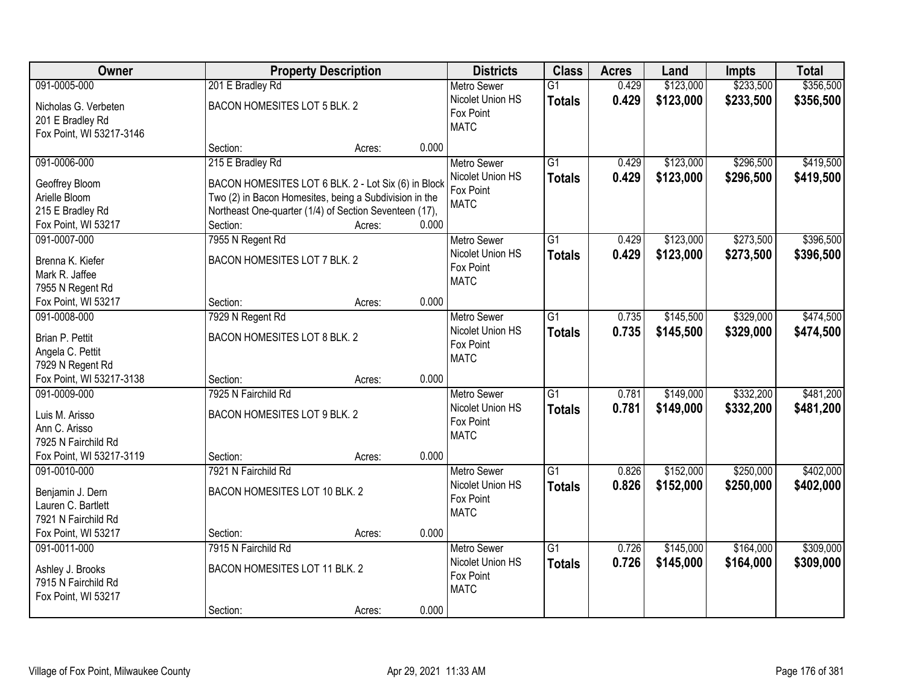| Owner | Property Description | Districts | Class | Acres | Land | Impts | Total |
|---|---|---|---|---|---|---|---|
| 091-0005-000<br>Nicholas G. Verbeten<br>201 E Bradley Rd<br>Fox Point, WI 53217-3146 | 201 E Bradley Rd<br>BACON HOMESITES LOT 5 BLK. 2<br>Section: Acres: 0.000 | Metro Sewer<br>Nicolet Union HS<br>Fox Point<br>MATC | G1<br>**Totals** | 0.429<br>**0.429** | \$123,000<br>**\$123,000** | \$233,500<br>**\$233,500** | \$356,500<br>**\$356,500** |
| 091-0006-000<br>Geoffrey Bloom<br>Arielle Bloom<br>215 E Bradley Rd<br>Fox Point, WI 53217 | 215 E Bradley Rd<br>BACON HOMESITES LOT 6 BLK. 2 - Lot Six (6) in Block Two (2) in Bacon Homesites, being a Subdivision in the Northeast One-quarter (1/4) of Section Seventeen (17),<br>Section: Acres: 0.000 | Metro Sewer<br>Nicolet Union HS<br>Fox Point<br>MATC | G1<br>**Totals** | 0.429<br>**0.429** | \$123,000<br>**\$123,000** | \$296,500<br>**\$296,500** | \$419,500<br>**\$419,500** |
| 091-0007-000<br>Brenna K. Kiefer<br>Mark R. Jaffee<br>7955 N Regent Rd<br>Fox Point, WI 53217 | 7955 N Regent Rd<br>BACON HOMESITES LOT 7 BLK. 2<br>Section: Acres: 0.000 | Metro Sewer<br>Nicolet Union HS<br>Fox Point<br>MATC | G1<br>**Totals** | 0.429<br>**0.429** | \$123,000<br>**\$123,000** | \$273,500<br>**\$273,500** | \$396,500<br>**\$396,500** |
| 091-0008-000<br>Brian P. Pettit<br>Angela C. Pettit<br>7929 N Regent Rd<br>Fox Point, WI 53217-3138 | 7929 N Regent Rd<br>BACON HOMESITES LOT 8 BLK. 2<br>Section: Acres: 0.000 | Metro Sewer<br>Nicolet Union HS<br>Fox Point<br>MATC | G1<br>**Totals** | 0.735<br>**0.735** | \$145,500<br>**\$145,500** | \$329,000<br>**\$329,000** | \$474,500<br>**\$474,500** |
| 091-0009-000<br>Luis M. Arisso<br>Ann C. Arisso<br>7925 N Fairchild Rd<br>Fox Point, WI 53217-3119 | 7925 N Fairchild Rd<br>BACON HOMESITES LOT 9 BLK. 2<br>Section: Acres: 0.000 | Metro Sewer<br>Nicolet Union HS<br>Fox Point<br>MATC | G1<br>**Totals** | 0.781<br>**0.781** | \$149,000<br>**\$149,000** | \$332,200<br>**\$332,200** | \$481,200<br>**\$481,200** |
| 091-0010-000<br>Benjamin J. Dern<br>Lauren C. Bartlett<br>7921 N Fairchild Rd<br>Fox Point, WI 53217 | 7921 N Fairchild Rd<br>BACON HOMESITES LOT 10 BLK. 2<br>Section: Acres: 0.000 | Metro Sewer<br>Nicolet Union HS<br>Fox Point<br>MATC | G1<br>**Totals** | 0.826<br>**0.826** | \$152,000<br>**\$152,000** | \$250,000<br>**\$250,000** | \$402,000<br>**\$402,000** |
| 091-0011-000<br>Ashley J. Brooks<br>7915 N Fairchild Rd<br>Fox Point, WI 53217 | 7915 N Fairchild Rd<br>BACON HOMESITES LOT 11 BLK. 2<br>Section: Acres: 0.000 | Metro Sewer<br>Nicolet Union HS<br>Fox Point<br>MATC | G1<br>**Totals** | 0.726<br>**0.726** | \$145,000<br>**\$145,000** | \$164,000<br>**\$164,000** | \$309,000<br>**\$309,000** |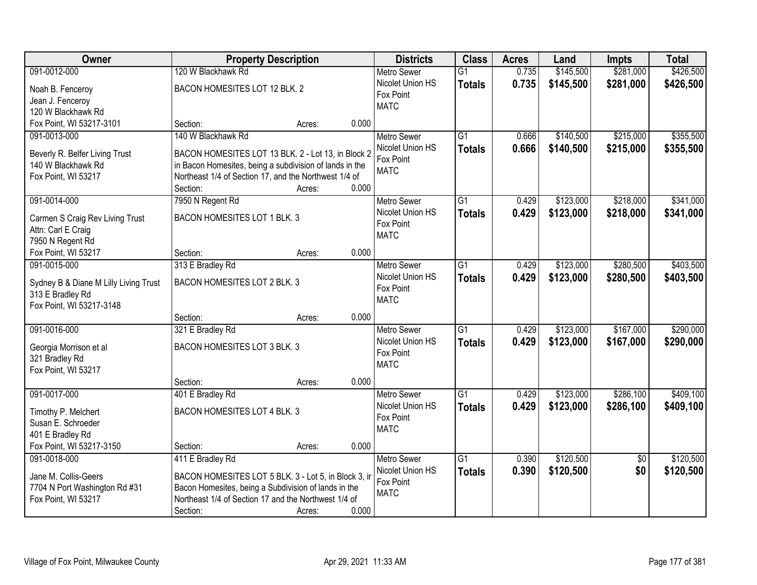| Owner | Property Description | Districts | Class | Acres | Land | Impts | Total |
|---|---|---|---|---|---|---|---|
| 091-0012-000<br>Noah B. Fenceroy<br>Jean J. Fenceroy<br>120 W Blackhawk Rd<br>Fox Point, WI 53217-3101 | 120 W Blackhawk Rd<br>BACON HOMESITES LOT 12 BLK. 2<br>Section: Acres: 0.000 | Metro Sewer<br>Nicolet Union HS<br>Fox Point<br>MATC | G1<br>**Totals** | 0.735<br>**0.735** | $145,500<br>**$145,500** | $281,000<br>**$281,000** | $426,500<br>**$426,500** |
| 091-0013-000<br>Beverly R. Belfer Living Trust<br>140 W Blackhawk Rd<br>Fox Point, WI 53217 | 140 W Blackhawk Rd<br>BACON HOMESITES LOT 13 BLK. 2 - Lot 13, in Block 2 in Bacon Homesites, being a subdivision of lands in the Northeast 1/4 of Section 17, and the Northwest 1/4 of<br>Section: Acres: 0.000 | Metro Sewer<br>Nicolet Union HS<br>Fox Point<br>MATC | G1<br>**Totals** | 0.666<br>**0.666** | $140,500<br>**$140,500** | $215,000<br>**$215,000** | $355,500<br>**$355,500** |
| 091-0014-000<br>Carmen S Craig Rev Living Trust<br>Attn: Carl E Craig<br>7950 N Regent Rd<br>Fox Point, WI 53217 | 7950 N Regent Rd<br>BACON HOMESITES LOT 1 BLK. 3<br>Section: Acres: 0.000 | Metro Sewer<br>Nicolet Union HS<br>Fox Point<br>MATC | G1<br>**Totals** | 0.429<br>**0.429** | $123,000<br>**$123,000** | $218,000<br>**$218,000** | $341,000<br>**$341,000** |
| 091-0015-000<br>Sydney B & Diane M Lilly Living Trust<br>313 E Bradley Rd<br>Fox Point, WI 53217-3148 | 313 E Bradley Rd<br>BACON HOMESITES LOT 2 BLK. 3<br>Section: Acres: 0.000 | Metro Sewer<br>Nicolet Union HS<br>Fox Point<br>MATC | G1<br>**Totals** | 0.429<br>**0.429** | $123,000<br>**$123,000** | $280,500<br>**$280,500** | $403,500<br>**$403,500** |
| 091-0016-000<br>Georgia Morrison et al<br>321 Bradley Rd<br>Fox Point, WI 53217 | 321 E Bradley Rd<br>BACON HOMESITES LOT 3 BLK. 3<br>Section: Acres: 0.000 | Metro Sewer<br>Nicolet Union HS<br>Fox Point<br>MATC | G1<br>**Totals** | 0.429<br>**0.429** | $123,000<br>**$123,000** | $167,000<br>**$167,000** | $290,000<br>**$290,000** |
| 091-0017-000<br>Timothy P. Melchert<br>Susan E. Schroeder<br>401 E Bradley Rd<br>Fox Point, WI 53217-3150 | 401 E Bradley Rd<br>BACON HOMESITES LOT 4 BLK. 3<br>Section: Acres: 0.000 | Metro Sewer<br>Nicolet Union HS<br>Fox Point<br>MATC | G1<br>**Totals** | 0.429<br>**0.429** | $123,000<br>**$123,000** | $286,100<br>**$286,100** | $409,100<br>**$409,100** |
| 091-0018-000<br>Jane M. Collis-Geers<br>7704 N Port Washington Rd #31<br>Fox Point, WI 53217 | 411 E Bradley Rd<br>BACON HOMESITES LOT 5 BLK. 3 - Lot 5, in Block 3, in Bacon Homesites, being a Subdivision of lands in the Northeast 1/4 of Section 17 and the Northwest 1/4 of<br>Section: Acres: 0.000 | Metro Sewer<br>Nicolet Union HS<br>Fox Point<br>MATC | G1<br>**Totals** | 0.390<br>**0.390** | $120,500<br>**$120,500** | $0<br>**$0** | $120,500<br>**$120,500** |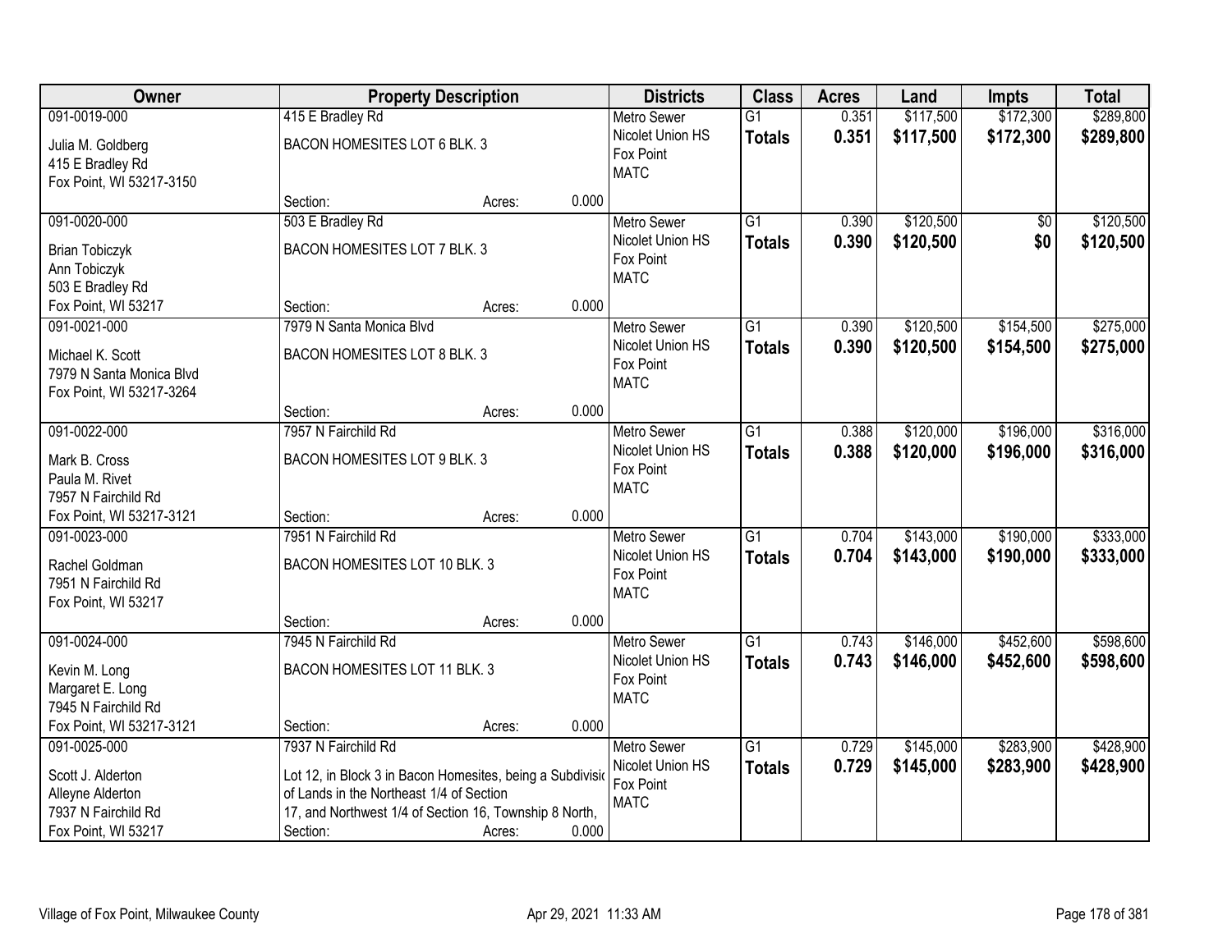| Owner | Property Description | | | Districts | Class | Acres | Land | Impts | Total |
|---|---|---|---|---|---|---|---|---|---|
| 091-0019-000<br>Julia M. Goldberg<br>415 E Bradley Rd<br>Fox Point, WI 53217-3150 | 415 E Bradley Rd<br>BACON HOMESITES LOT 6 BLK. 3<br>Section: | Acres: | 0.000 | Metro Sewer<br>Nicolet Union HS<br>Fox Point<br>MATC | G1<br>**Totals** | 0.351<br>**0.351** | $117,500<br>**$117,500** | $172,300<br>**$172,300** | $289,800<br>**$289,800** |
| 091-0020-000<br>Brian Tobiczyk<br>Ann Tobiczyk<br>503 E Bradley Rd<br>Fox Point, WI 53217 | 503 E Bradley Rd<br>BACON HOMESITES LOT 7 BLK. 3<br>Section: | Acres: | 0.000 | Metro Sewer<br>Nicolet Union HS<br>Fox Point<br>MATC | G1<br>**Totals** | 0.390<br>**0.390** | $120,500<br>**$120,500** | $0<br>**$0** | $120,500<br>**$120,500** |
| 091-0021-000<br>Michael K. Scott<br>7979 N Santa Monica Blvd<br>Fox Point, WI 53217-3264 | 7979 N Santa Monica Blvd<br>BACON HOMESITES LOT 8 BLK. 3<br>Section: | Acres: | 0.000 | Metro Sewer<br>Nicolet Union HS<br>Fox Point<br>MATC | G1<br>**Totals** | 0.390<br>**0.390** | $120,500<br>**$120,500** | $154,500<br>**$154,500** | $275,000<br>**$275,000** |
| 091-0022-000<br>Mark B. Cross<br>Paula M. Rivet<br>7957 N Fairchild Rd<br>Fox Point, WI 53217-3121 | 7957 N Fairchild Rd<br>BACON HOMESITES LOT 9 BLK. 3<br>Section: | Acres: | 0.000 | Metro Sewer<br>Nicolet Union HS<br>Fox Point<br>MATC | G1<br>**Totals** | 0.388<br>**0.388** | $120,000<br>**$120,000** | $196,000<br>**$196,000** | $316,000<br>**$316,000** |
| 091-0023-000<br>Rachel Goldman<br>7951 N Fairchild Rd<br>Fox Point, WI 53217 | 7951 N Fairchild Rd<br>BACON HOMESITES LOT 10 BLK. 3<br>Section: | Acres: | 0.000 | Metro Sewer<br>Nicolet Union HS<br>Fox Point<br>MATC | G1<br>**Totals** | 0.704<br>**0.704** | $143,000<br>**$143,000** | $190,000<br>**$190,000** | $333,000<br>**$333,000** |
| 091-0024-000<br>Kevin M. Long<br>Margaret E. Long<br>7945 N Fairchild Rd<br>Fox Point, WI 53217-3121 | 7945 N Fairchild Rd<br>BACON HOMESITES LOT 11 BLK. 3<br>Section: | Acres: | 0.000 | Metro Sewer<br>Nicolet Union HS<br>Fox Point<br>MATC | G1<br>**Totals** | 0.743<br>**0.743** | $146,000<br>**$146,000** | $452,600<br>**$452,600** | $598,600<br>**$598,600** |
| 091-0025-000<br>Scott J. Alderton<br>Alleyne Alderton<br>7937 N Fairchild Rd<br>Fox Point, WI 53217 | 7937 N Fairchild Rd<br>Lot 12, in Block 3 in Bacon Homesites, being a Subdivisio<br>of Lands in the Northeast 1/4 of Section<br>17, and Northwest 1/4 of Section 16, Township 8 North,<br>Section: | Acres: | 0.000 | Metro Sewer<br>Nicolet Union HS<br>Fox Point<br>MATC | G1<br>**Totals** | 0.729<br>**0.729** | $145,000<br>**$145,000** | $283,900<br>**$283,900** | $428,900<br>**$428,900** |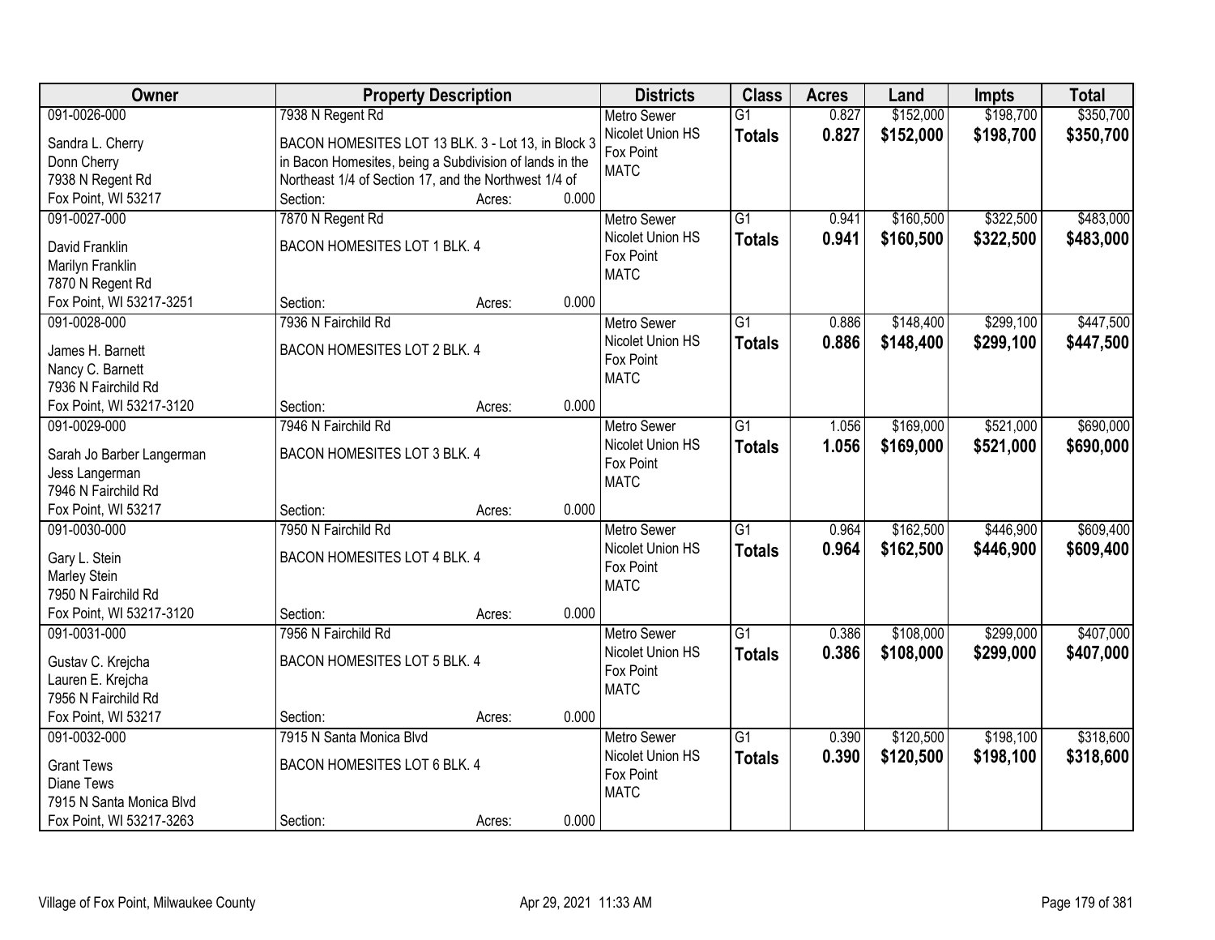| Owner | Property Description | Districts | Class | Acres | Land | Impts | Total |
|---|---|---|---|---|---|---|---|
| 091-0026-000<br>Sandra L. Cherry<br>Donn Cherry<br>7938 N Regent Rd<br>Fox Point, WI 53217 | 7938 N Regent Rd<br>BACON HOMESITES LOT 13 BLK. 3 - Lot 13, in Block 3 in Bacon Homesites, being a Subdivision of lands in the Northeast 1/4 of Section 17, and the Northwest 1/4 of<br>Section: Acres: 0.000 | Metro Sewer<br>Nicolet Union HS<br>Fox Point<br>MATC | G1<br>**Totals** | 0.827<br>**0.827** | $152,000<br>**$152,000** | $198,700<br>**$198,700** | $350,700<br>**$350,700** |
| 091-0027-000<br>David Franklin<br>Marilyn Franklin<br>7870 N Regent Rd<br>Fox Point, WI 53217-3251 | 7870 N Regent Rd<br>BACON HOMESITES LOT 1 BLK. 4<br>Section: Acres: 0.000 | Metro Sewer<br>Nicolet Union HS<br>Fox Point<br>MATC | G1<br>**Totals** | 0.941<br>**0.941** | $160,500<br>**$160,500** | $322,500<br>**$322,500** | $483,000<br>**$483,000** |
| 091-0028-000<br>James H. Barnett<br>Nancy C. Barnett<br>7936 N Fairchild Rd<br>Fox Point, WI 53217-3120 | 7936 N Fairchild Rd<br>BACON HOMESITES LOT 2 BLK. 4<br>Section: Acres: 0.000 | Metro Sewer<br>Nicolet Union HS<br>Fox Point<br>MATC | G1<br>**Totals** | 0.886<br>**0.886** | $148,400<br>**$148,400** | $299,100<br>**$299,100** | $447,500<br>**$447,500** |
| 091-0029-000<br>Sarah Jo Barber Langerman<br>Jess Langerman<br>7946 N Fairchild Rd<br>Fox Point, WI 53217 | 7946 N Fairchild Rd<br>BACON HOMESITES LOT 3 BLK. 4<br>Section: Acres: 0.000 | Metro Sewer<br>Nicolet Union HS<br>Fox Point<br>MATC | G1<br>**Totals** | 1.056<br>**1.056** | $169,000<br>**$169,000** | $521,000<br>**$521,000** | $690,000<br>**$690,000** |
| 091-0030-000<br>Gary L. Stein<br>Marley Stein<br>7950 N Fairchild Rd<br>Fox Point, WI 53217-3120 | 7950 N Fairchild Rd<br>BACON HOMESITES LOT 4 BLK. 4<br>Section: Acres: 0.000 | Metro Sewer<br>Nicolet Union HS<br>Fox Point<br>MATC | G1<br>**Totals** | 0.964<br>**0.964** | $162,500<br>**$162,500** | $446,900<br>**$446,900** | $609,400<br>**$609,400** |
| 091-0031-000<br>Gustav C. Krejcha<br>Lauren E. Krejcha<br>7956 N Fairchild Rd<br>Fox Point, WI 53217 | 7956 N Fairchild Rd<br>BACON HOMESITES LOT 5 BLK. 4<br>Section: Acres: 0.000 | Metro Sewer<br>Nicolet Union HS<br>Fox Point<br>MATC | G1<br>**Totals** | 0.386<br>**0.386** | $108,000<br>**$108,000** | $299,000<br>**$299,000** | $407,000<br>**$407,000** |
| 091-0032-000<br>Grant Tews<br>Diane Tews<br>7915 N Santa Monica Blvd<br>Fox Point, WI 53217-3263 | 7915 N Santa Monica Blvd<br>BACON HOMESITES LOT 6 BLK. 4<br>Section: Acres: 0.000 | Metro Sewer<br>Nicolet Union HS<br>Fox Point<br>MATC | G1<br>**Totals** | 0.390<br>**0.390** | $120,500<br>**$120,500** | $198,100<br>**$198,100** | $318,600<br>**$318,600** |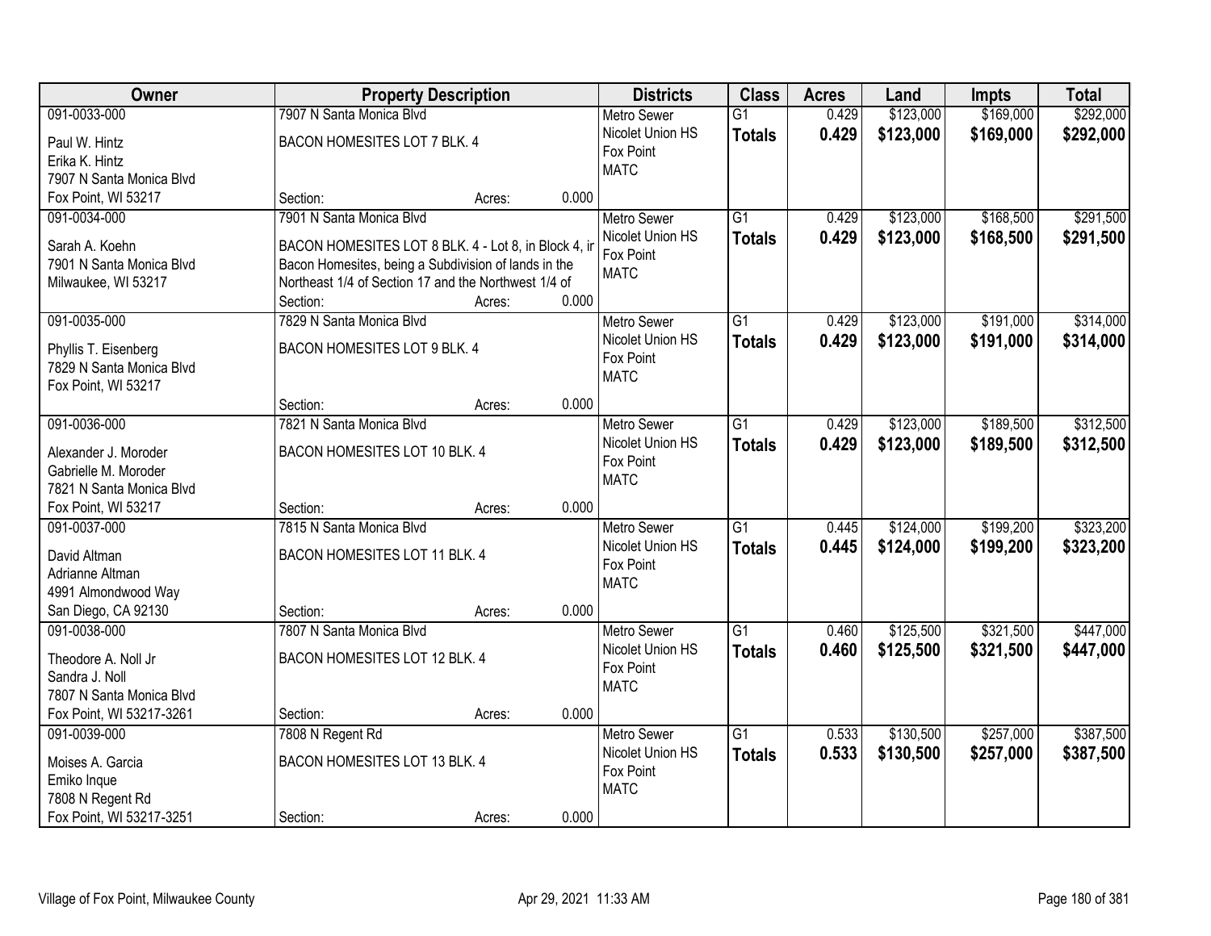| Owner | Property Description | Districts | Class | Acres | Land | Impts | Total |
|---|---|---|---|---|---|---|---|
| 091-0033-000<br>Paul W. Hintz<br>Erika K. Hintz<br>7907 N Santa Monica Blvd<br>Fox Point, WI 53217 | 7907 N Santa Monica Blvd<br>BACON HOMESITES LOT 7 BLK. 4<br>Section: Acres: 0.000 | Metro Sewer<br>Nicolet Union HS<br>Fox Point<br>MATC | G1<br>**Totals** | 0.429<br>**0.429** | \$123,000<br>**\$123,000** | \$169,000<br>**\$169,000** | \$292,000<br>**\$292,000** |
| 091-0034-000<br>Sarah A. Koehn<br>7901 N Santa Monica Blvd<br>Milwaukee, WI 53217 | 7901 N Santa Monica Blvd<br>BACON HOMESITES LOT 8 BLK. 4 - Lot 8, in Block 4, ir Bacon Homesites, being a Subdivision of lands in the Northeast 1/4 of Section 17 and the Northwest 1/4 of<br>Section: Acres: 0.000 | Metro Sewer<br>Nicolet Union HS<br>Fox Point<br>MATC | G1<br>**Totals** | 0.429<br>**0.429** | \$123,000<br>**\$123,000** | \$168,500<br>**\$168,500** | \$291,500<br>**\$291,500** |
| 091-0035-000<br>Phyllis T. Eisenberg<br>7829 N Santa Monica Blvd<br>Fox Point, WI 53217 | 7829 N Santa Monica Blvd<br>BACON HOMESITES LOT 9 BLK. 4<br>Section: Acres: 0.000 | Metro Sewer<br>Nicolet Union HS<br>Fox Point<br>MATC | G1<br>**Totals** | 0.429<br>**0.429** | \$123,000<br>**\$123,000** | \$191,000<br>**\$191,000** | \$314,000<br>**\$314,000** |
| 091-0036-000<br>Alexander J. Moroder<br>Gabrielle M. Moroder<br>7821 N Santa Monica Blvd<br>Fox Point, WI 53217 | 7821 N Santa Monica Blvd<br>BACON HOMESITES LOT 10 BLK. 4<br>Section: Acres: 0.000 | Metro Sewer<br>Nicolet Union HS<br>Fox Point<br>MATC | G1<br>**Totals** | 0.429<br>**0.429** | \$123,000<br>**\$123,000** | \$189,500<br>**\$189,500** | \$312,500<br>**\$312,500** |
| 091-0037-000<br>David Altman<br>Adrianne Altman<br>4991 Almondwood Way<br>San Diego, CA 92130 | 7815 N Santa Monica Blvd<br>BACON HOMESITES LOT 11 BLK. 4<br>Section: Acres: 0.000 | Metro Sewer<br>Nicolet Union HS<br>Fox Point<br>MATC | G1<br>**Totals** | 0.445<br>**0.445** | \$124,000<br>**\$124,000** | \$199,200<br>**\$199,200** | \$323,200<br>**\$323,200** |
| 091-0038-000<br>Theodore A. Noll Jr<br>Sandra J. Noll<br>7807 N Santa Monica Blvd<br>Fox Point, WI 53217-3261 | 7807 N Santa Monica Blvd<br>BACON HOMESITES LOT 12 BLK. 4<br>Section: Acres: 0.000 | Metro Sewer<br>Nicolet Union HS<br>Fox Point<br>MATC | G1<br>**Totals** | 0.460<br>**0.460** | \$125,500<br>**\$125,500** | \$321,500<br>**\$321,500** | \$447,000<br>**\$447,000** |
| 091-0039-000<br>Moises A. Garcia<br>Emiko Inque<br>7808 N Regent Rd<br>Fox Point, WI 53217-3251 | 7808 N Regent Rd<br>BACON HOMESITES LOT 13 BLK. 4<br>Section: Acres: 0.000 | Metro Sewer<br>Nicolet Union HS<br>Fox Point<br>MATC | G1<br>**Totals** | 0.533<br>**0.533** | \$130,500<br>**\$130,500** | \$257,000<br>**\$257,000** | \$387,500<br>**\$387,500** |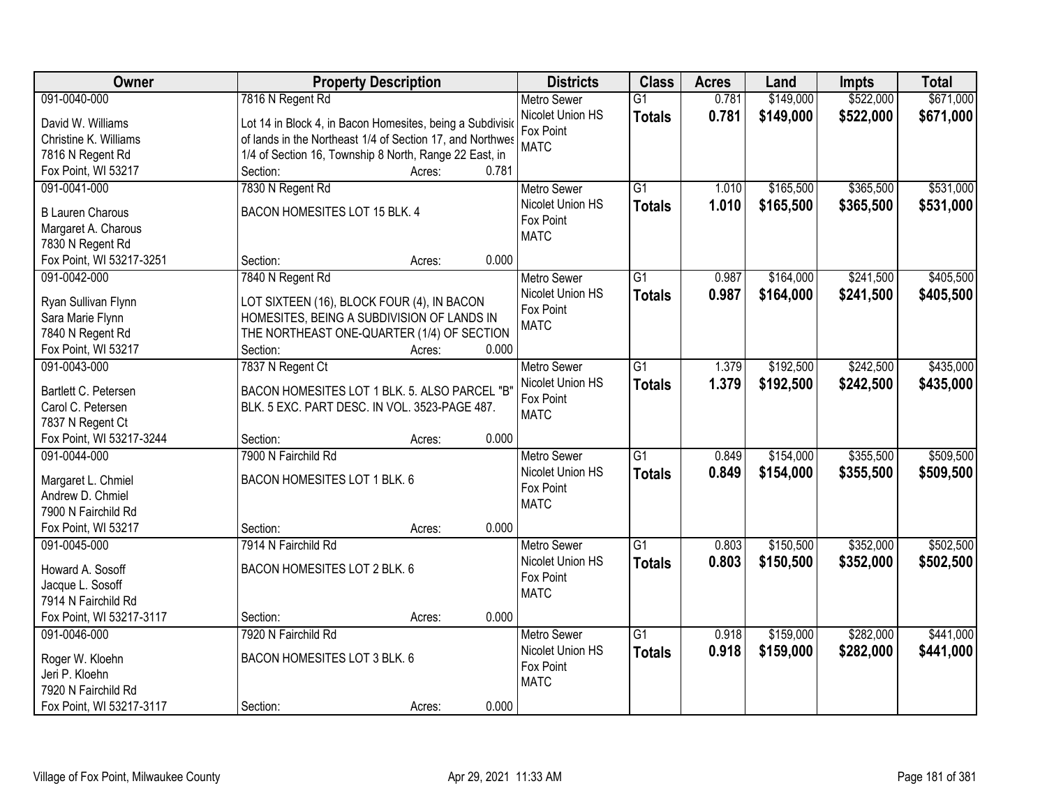| Owner | Property Description | Districts | Class | Acres | Land | Impts | Total |
|---|---|---|---|---|---|---|---|
| 091-0040-000<br>David W. Williams<br>Christine K. Williams<br>7816 N Regent Rd<br>Fox Point, WI 53217 | 7816 N Regent Rd<br>Lot 14 in Block 4, in Bacon Homesites, being a Subdivisio of lands in the Northeast 1/4 of Section 17, and Northwes 1/4 of Section 16, Township 8 North, Range 22 East, in<br>Section: Acres: 0.781 | Metro Sewer<br>Nicolet Union HS<br>Fox Point<br>MATC | G1<br>**Totals** | 0.781<br>**0.781** | $149,000<br>**$149,000** | $522,000<br>**$522,000** | $671,000<br>**$671,000** |
| 091-0041-000<br>B Lauren Charous<br>Margaret A. Charous<br>7830 N Regent Rd<br>Fox Point, WI 53217-3251 | 7830 N Regent Rd<br>BACON HOMESITES LOT 15 BLK. 4<br>Section: Acres: 0.000 | Metro Sewer<br>Nicolet Union HS<br>Fox Point<br>MATC | G1<br>**Totals** | 1.010<br>**1.010** | $165,500<br>**$165,500** | $365,500<br>**$365,500** | $531,000<br>**$531,000** |
| 091-0042-000<br>Ryan Sullivan Flynn<br>Sara Marie Flynn<br>7840 N Regent Rd<br>Fox Point, WI 53217 | 7840 N Regent Rd<br>LOT SIXTEEN (16), BLOCK FOUR (4), IN BACON HOMESITES, BEING A SUBDIVISION OF LANDS IN THE NORTHEAST ONE-QUARTER (1/4) OF SECTION<br>Section: Acres: 0.000 | Metro Sewer<br>Nicolet Union HS<br>Fox Point<br>MATC | G1<br>**Totals** | 0.987<br>**0.987** | $164,000<br>**$164,000** | $241,500<br>**$241,500** | $405,500<br>**$405,500** |
| 091-0043-000<br>Bartlett C. Petersen<br>Carol C. Petersen<br>7837 N Regent Ct<br>Fox Point, WI 53217-3244 | 7837 N Regent Ct<br>BACON HOMESITES LOT 1 BLK. 5. ALSO PARCEL "B" BLK. 5 EXC. PART DESC. IN VOL. 3523-PAGE 487.<br>Section: Acres: 0.000 | Metro Sewer<br>Nicolet Union HS<br>Fox Point<br>MATC | G1<br>**Totals** | 1.379<br>**1.379** | $192,500<br>**$192,500** | $242,500<br>**$242,500** | $435,000<br>**$435,000** |
| 091-0044-000<br>Margaret L. Chmiel<br>Andrew D. Chmiel<br>7900 N Fairchild Rd<br>Fox Point, WI 53217 | 7900 N Fairchild Rd<br>BACON HOMESITES LOT 1 BLK. 6<br>Section: Acres: 0.000 | Metro Sewer<br>Nicolet Union HS<br>Fox Point<br>MATC | G1<br>**Totals** | 0.849<br>**0.849** | $154,000<br>**$154,000** | $355,500<br>**$355,500** | $509,500<br>**$509,500** |
| 091-0045-000<br>Howard A. Sosoff<br>Jacque L. Sosoff<br>7914 N Fairchild Rd<br>Fox Point, WI 53217-3117 | 7914 N Fairchild Rd<br>BACON HOMESITES LOT 2 BLK. 6<br>Section: Acres: 0.000 | Metro Sewer<br>Nicolet Union HS<br>Fox Point<br>MATC | G1<br>**Totals** | 0.803<br>**0.803** | $150,500<br>**$150,500** | $352,000<br>**$352,000** | $502,500<br>**$502,500** |
| 091-0046-000<br>Roger W. Kloehn<br>Jeri P. Kloehn<br>7920 N Fairchild Rd<br>Fox Point, WI 53217-3117 | 7920 N Fairchild Rd<br>BACON HOMESITES LOT 3 BLK. 6<br>Section: Acres: 0.000 | Metro Sewer<br>Nicolet Union HS<br>Fox Point<br>MATC | G1<br>**Totals** | 0.918<br>**0.918** | $159,000<br>**$159,000** | $282,000<br>**$282,000** | $441,000<br>**$441,000** |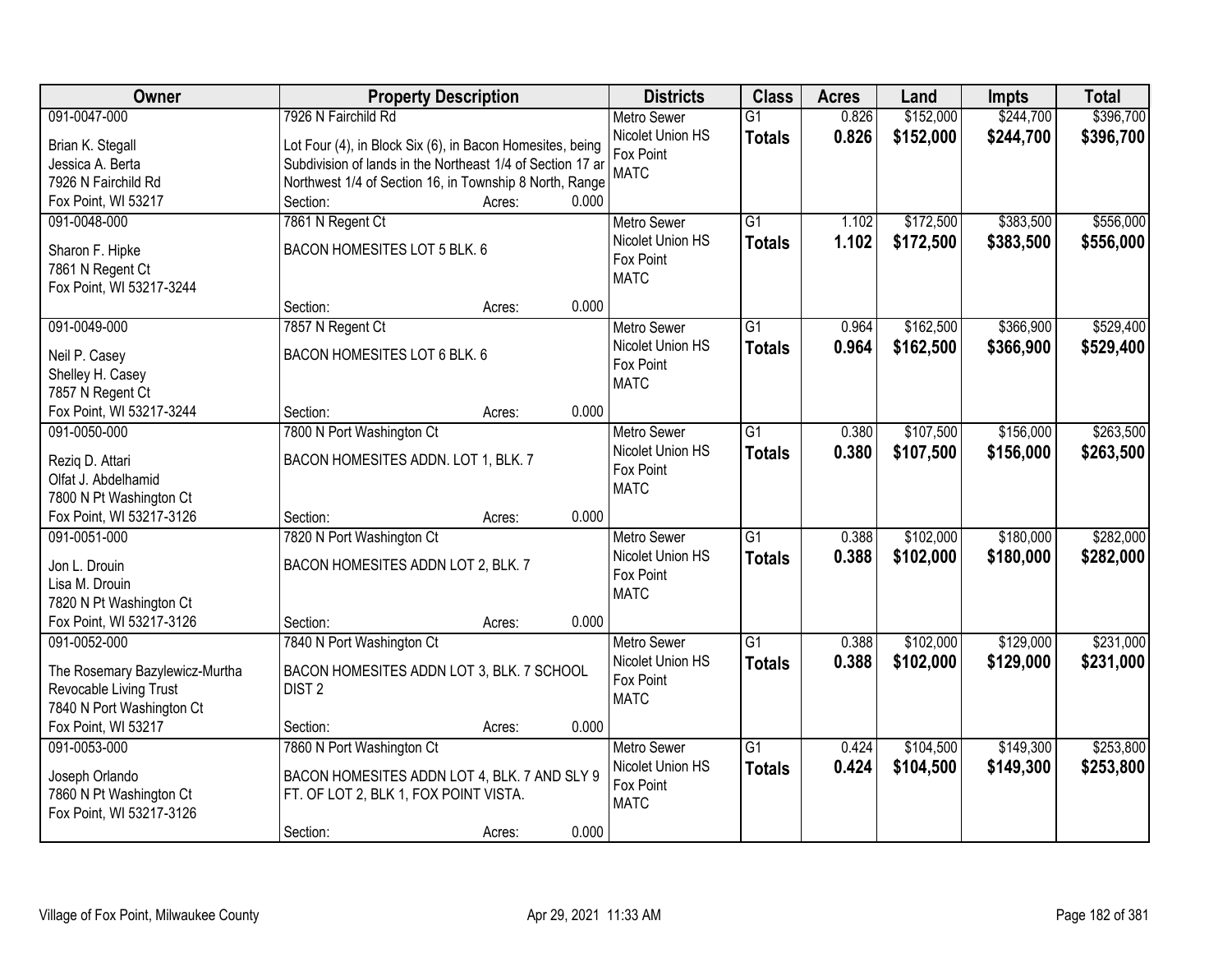| Owner | Property Description | Districts | Class | Acres | Land | Impts | Total |
|---|---|---|---|---|---|---|---|
| 091-0047-000<br>Brian K. Stegall<br>Jessica A. Berta<br>7926 N Fairchild Rd<br>Fox Point, WI 53217 | 7926 N Fairchild Rd<br>Lot Four (4), in Block Six (6), in Bacon Homesites, being Subdivision of lands in the Northeast 1/4 of Section 17 ar Northwest 1/4 of Section 16, in Township 8 North, Range<br>Section: Acres: 0.000 | Metro Sewer<br>Nicolet Union HS<br>Fox Point<br>MATC | G1<br>**Totals** | 0.826<br>**0.826** | $152,000<br>**$152,000** | $244,700<br>**$244,700** | $396,700<br>**$396,700** |
| 091-0048-000<br>Sharon F. Hipke<br>7861 N Regent Ct<br>Fox Point, WI 53217-3244 | 7861 N Regent Ct<br>BACON HOMESITES LOT 5 BLK. 6<br>Section: Acres: 0.000 | Metro Sewer<br>Nicolet Union HS<br>Fox Point<br>MATC | G1<br>**Totals** | 1.102<br>**1.102** | $172,500<br>**$172,500** | $383,500<br>**$383,500** | $556,000<br>**$556,000** |
| 091-0049-000<br>Neil P. Casey<br>Shelley H. Casey<br>7857 N Regent Ct<br>Fox Point, WI 53217-3244 | 7857 N Regent Ct<br>BACON HOMESITES LOT 6 BLK. 6<br>Section: Acres: 0.000 | Metro Sewer<br>Nicolet Union HS<br>Fox Point<br>MATC | G1<br>**Totals** | 0.964<br>**0.964** | $162,500<br>**$162,500** | $366,900<br>**$366,900** | $529,400<br>**$529,400** |
| 091-0050-000<br>Reziq D. Attari<br>Olfat J. Abdelhamid<br>7800 N Pt Washington Ct<br>Fox Point, WI 53217-3126 | 7800 N Port Washington Ct<br>BACON HOMESITES ADDN. LOT 1, BLK. 7<br>Section: Acres: 0.000 | Metro Sewer<br>Nicolet Union HS<br>Fox Point<br>MATC | G1<br>**Totals** | 0.380<br>**0.380** | $107,500<br>**$107,500** | $156,000<br>**$156,000** | $263,500<br>**$263,500** |
| 091-0051-000<br>Jon L. Drouin<br>Lisa M. Drouin<br>7820 N Pt Washington Ct<br>Fox Point, WI 53217-3126 | 7820 N Port Washington Ct<br>BACON HOMESITES ADDN LOT 2, BLK. 7<br>Section: Acres: 0.000 | Metro Sewer<br>Nicolet Union HS<br>Fox Point<br>MATC | G1<br>**Totals** | 0.388<br>**0.388** | $102,000<br>**$102,000** | $180,000<br>**$180,000** | $282,000<br>**$282,000** |
| 091-0052-000<br>The Rosemary Bazylewicz-Murtha Revocable Living Trust<br>7840 N Port Washington Ct<br>Fox Point, WI 53217 | 7840 N Port Washington Ct<br>BACON HOMESITES ADDN LOT 3, BLK. 7 SCHOOL DIST 2<br>Section: Acres: 0.000 | Metro Sewer<br>Nicolet Union HS<br>Fox Point<br>MATC | G1<br>**Totals** | 0.388<br>**0.388** | $102,000<br>**$102,000** | $129,000<br>**$129,000** | $231,000<br>**$231,000** |
| 091-0053-000<br>Joseph Orlando<br>7860 N Pt Washington Ct<br>Fox Point, WI 53217-3126 | 7860 N Port Washington Ct<br>BACON HOMESITES ADDN LOT 4, BLK. 7 AND SLY 9 FT. OF LOT 2, BLK 1, FOX POINT VISTA.<br>Section: Acres: 0.000 | Metro Sewer<br>Nicolet Union HS<br>Fox Point<br>MATC | G1<br>**Totals** | 0.424<br>**0.424** | $104,500<br>**$104,500** | $149,300<br>**$149,300** | $253,800<br>**$253,800** |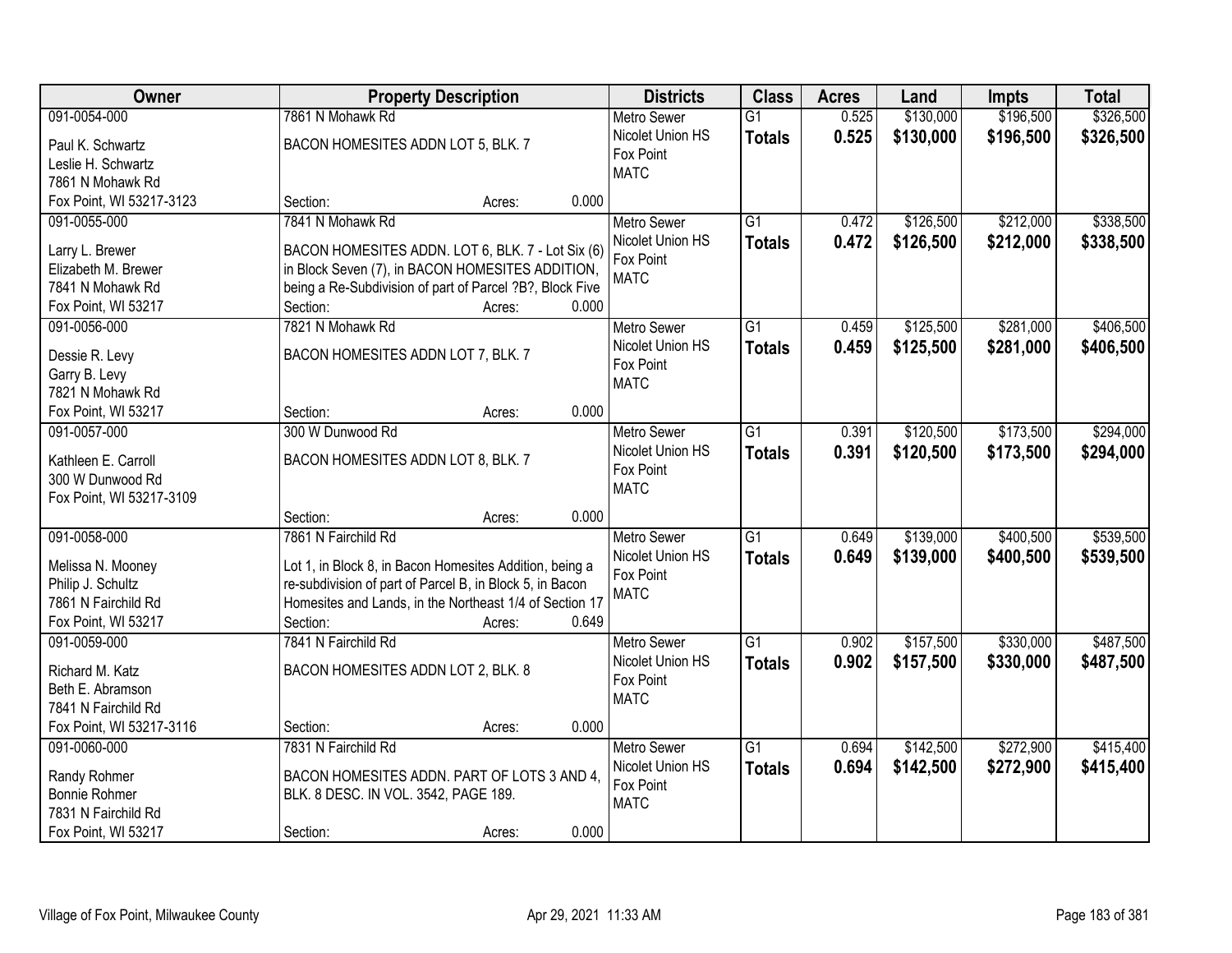| Owner | Property Description | Districts | Class | Acres | Land | Impts | Total |
|---|---|---|---|---|---|---|---|
| 091-0054-000<br>Paul K. Schwartz<br>Leslie H. Schwartz<br>7861 N Mohawk Rd<br>Fox Point, WI 53217-3123 | 7861 N Mohawk Rd<br>BACON HOMESITES ADDN LOT 5, BLK. 7<br>Section: Acres: 0.000 | Metro Sewer<br>Nicolet Union HS<br>Fox Point<br>MATC | G1<br>**Totals** | 0.525<br>**0.525** | $130,000<br>**$130,000** | $196,500<br>**$196,500** | $326,500<br>**$326,500** |
| 091-0055-000<br>Larry L. Brewer<br>Elizabeth M. Brewer<br>7841 N Mohawk Rd<br>Fox Point, WI 53217 | 7841 N Mohawk Rd<br>BACON HOMESITES ADDN. LOT 6, BLK. 7 - Lot Six (6) in Block Seven (7), in BACON HOMESITES ADDITION, being a Re-Subdivision of part of Parcel ?B?, Block Five<br>Section: Acres: 0.000 | Metro Sewer<br>Nicolet Union HS<br>Fox Point<br>MATC | G1<br>**Totals** | 0.472<br>**0.472** | $126,500<br>**$126,500** | $212,000<br>**$212,000** | $338,500<br>**$338,500** |
| 091-0056-000<br>Dessie R. Levy<br>Garry B. Levy<br>7821 N Mohawk Rd<br>Fox Point, WI 53217 | 7821 N Mohawk Rd<br>BACON HOMESITES ADDN LOT 7, BLK. 7<br>Section: Acres: 0.000 | Metro Sewer<br>Nicolet Union HS<br>Fox Point<br>MATC | G1<br>**Totals** | 0.459<br>**0.459** | $125,500<br>**$125,500** | $281,000<br>**$281,000** | $406,500<br>**$406,500** |
| 091-0057-000<br>Kathleen E. Carroll<br>300 W Dunwood Rd<br>Fox Point, WI 53217-3109 | 300 W Dunwood Rd<br>BACON HOMESITES ADDN LOT 8, BLK. 7<br>Section: Acres: 0.000 | Metro Sewer<br>Nicolet Union HS<br>Fox Point<br>MATC | G1<br>**Totals** | 0.391<br>**0.391** | $120,500<br>**$120,500** | $173,500<br>**$173,500** | $294,000<br>**$294,000** |
| 091-0058-000<br>Melissa N. Mooney<br>Philip J. Schultz<br>7861 N Fairchild Rd<br>Fox Point, WI 53217 | 7861 N Fairchild Rd<br>Lot 1, in Block 8, in Bacon Homesites Addition, being a re-subdivision of part of Parcel B, in Block 5, in Bacon Homesites and Lands, in the Northeast 1/4 of Section 17<br>Section: Acres: 0.649 | Metro Sewer<br>Nicolet Union HS<br>Fox Point<br>MATC | G1<br>**Totals** | 0.649<br>**0.649** | $139,000<br>**$139,000** | $400,500<br>**$400,500** | $539,500<br>**$539,500** |
| 091-0059-000<br>Richard M. Katz<br>Beth E. Abramson<br>7841 N Fairchild Rd<br>Fox Point, WI 53217-3116 | 7841 N Fairchild Rd<br>BACON HOMESITES ADDN LOT 2, BLK. 8<br>Section: Acres: 0.000 | Metro Sewer<br>Nicolet Union HS<br>Fox Point<br>MATC | G1<br>**Totals** | 0.902<br>**0.902** | $157,500<br>**$157,500** | $330,000<br>**$330,000** | $487,500<br>**$487,500** |
| 091-0060-000<br>Randy Rohmer<br>Bonnie Rohmer<br>7831 N Fairchild Rd<br>Fox Point, WI 53217 | 7831 N Fairchild Rd<br>BACON HOMESITES ADDN. PART OF LOTS 3 AND 4, BLK. 8 DESC. IN VOL. 3542, PAGE 189.<br>Section: Acres: 0.000 | Metro Sewer<br>Nicolet Union HS<br>Fox Point<br>MATC | G1<br>**Totals** | 0.694<br>**0.694** | $142,500<br>**$142,500** | $272,900<br>**$272,900** | $415,400<br>**$415,400** |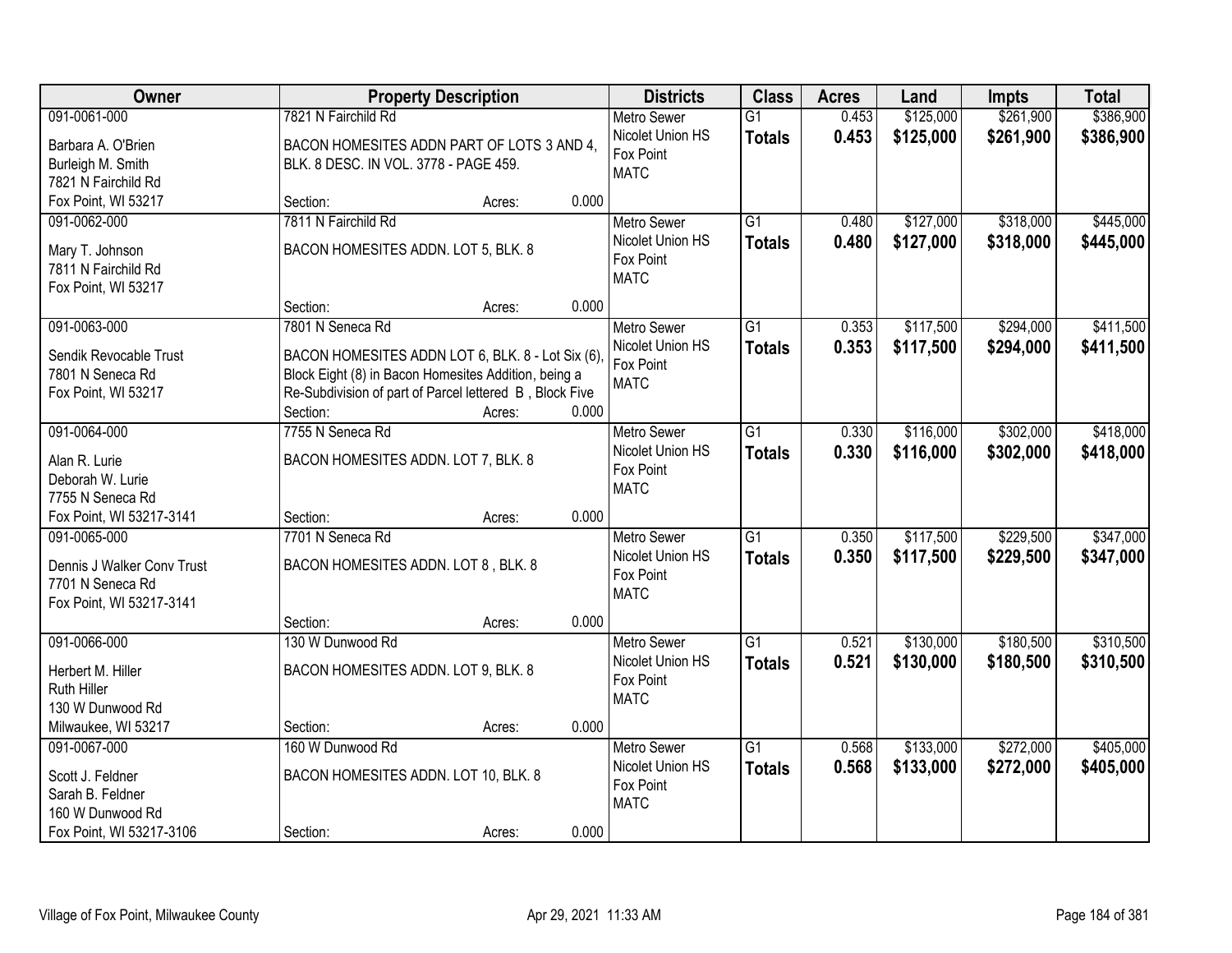| Owner | Property Description | Districts | Class | Acres | Land | Impts | Total |
|---|---|---|---|---|---|---|---|
| 091-0061-000<br>Barbara A. O'Brien<br>Burleigh M. Smith<br>7821 N Fairchild Rd<br>Fox Point, WI 53217 | 7821 N Fairchild Rd<br>BACON HOMESITES ADDN PART OF LOTS 3 AND 4, BLK. 8 DESC. IN VOL. 3778 - PAGE 459.<br>Section: Acres: 0.000 | Metro Sewer<br>Nicolet Union HS<br>Fox Point<br>MATC | G1<br>**Totals** | 0.453<br>**0.453** | \$125,000<br>**\$125,000** | \$261,900<br>**\$261,900** | \$386,900<br>**\$386,900** |
| 091-0062-000<br>Mary T. Johnson<br>7811 N Fairchild Rd<br>Fox Point, WI 53217 | 7811 N Fairchild Rd<br>BACON HOMESITES ADDN. LOT 5, BLK. 8<br>Section: Acres: 0.000 | Metro Sewer<br>Nicolet Union HS<br>Fox Point<br>MATC | G1<br>**Totals** | 0.480<br>**0.480** | \$127,000<br>**\$127,000** | \$318,000<br>**\$318,000** | \$445,000<br>**\$445,000** |
| 091-0063-000<br>Sendik Revocable Trust<br>7801 N Seneca Rd<br>Fox Point, WI 53217 | 7801 N Seneca Rd<br>BACON HOMESITES ADDN LOT 6, BLK. 8 - Lot Six (6), Block Eight (8) in Bacon Homesites Addition, being a Re-Subdivision of part of Parcel lettered B , Block Five<br>Section: Acres: 0.000 | Metro Sewer<br>Nicolet Union HS<br>Fox Point<br>MATC | G1<br>**Totals** | 0.353<br>**0.353** | \$117,500<br>**\$117,500** | \$294,000<br>**\$294,000** | \$411,500<br>**\$411,500** |
| 091-0064-000<br>Alan R. Lurie<br>Deborah W. Lurie<br>7755 N Seneca Rd<br>Fox Point, WI 53217-3141 | 7755 N Seneca Rd<br>BACON HOMESITES ADDN. LOT 7, BLK. 8<br>Section: Acres: 0.000 | Metro Sewer<br>Nicolet Union HS<br>Fox Point<br>MATC | G1<br>**Totals** | 0.330<br>**0.330** | \$116,000<br>**\$116,000** | \$302,000<br>**\$302,000** | \$418,000<br>**\$418,000** |
| 091-0065-000<br>Dennis J Walker Conv Trust<br>7701 N Seneca Rd<br>Fox Point, WI 53217-3141 | 7701 N Seneca Rd<br>BACON HOMESITES ADDN. LOT 8 , BLK. 8<br>Section: Acres: 0.000 | Metro Sewer<br>Nicolet Union HS<br>Fox Point<br>MATC | G1<br>**Totals** | 0.350<br>**0.350** | \$117,500<br>**\$117,500** | \$229,500<br>**\$229,500** | \$347,000<br>**\$347,000** |
| 091-0066-000<br>Herbert M. Hiller<br>Ruth Hiller<br>130 W Dunwood Rd<br>Milwaukee, WI 53217 | 130 W Dunwood Rd<br>BACON HOMESITES ADDN. LOT 9, BLK. 8<br>Section: Acres: 0.000 | Metro Sewer<br>Nicolet Union HS<br>Fox Point<br>MATC | G1<br>**Totals** | 0.521<br>**0.521** | \$130,000<br>**\$130,000** | \$180,500<br>**\$180,500** | \$310,500<br>**\$310,500** |
| 091-0067-000<br>Scott J. Feldner<br>Sarah B. Feldner<br>160 W Dunwood Rd<br>Fox Point, WI 53217-3106 | 160 W Dunwood Rd<br>BACON HOMESITES ADDN. LOT 10, BLK. 8<br>Section: Acres: 0.000 | Metro Sewer<br>Nicolet Union HS<br>Fox Point<br>MATC | G1<br>**Totals** | 0.568<br>**0.568** | \$133,000<br>**\$133,000** | \$272,000<br>**\$272,000** | \$405,000<br>**\$405,000** |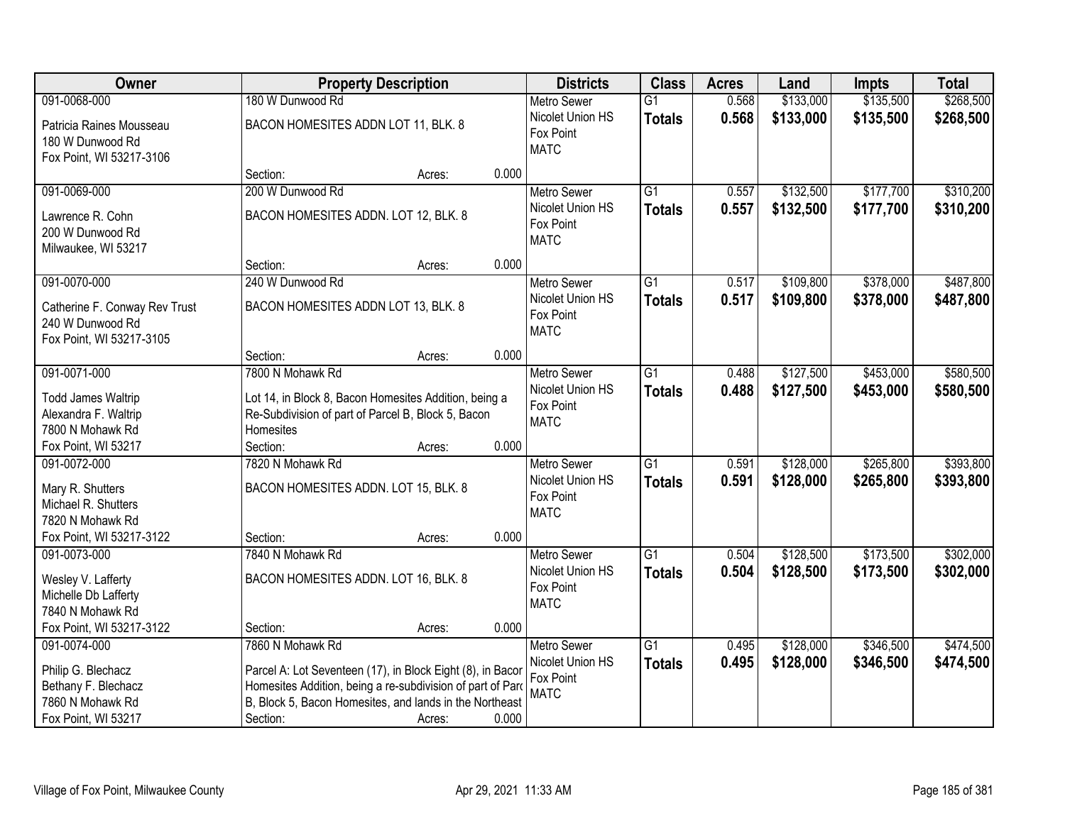| Owner | Property Description | Districts | Class | Acres | Land | Impts | Total |
|---|---|---|---|---|---|---|---|
| 091-0068-000<br>Patricia Raines Mousseau<br>180 W Dunwood Rd<br>Fox Point, WI 53217-3106 | 180 W Dunwood Rd<br>BACON HOMESITES ADDN LOT 11, BLK. 8<br>Section: Acres: 0.000 | Metro Sewer<br>Nicolet Union HS<br>Fox Point<br>MATC | G1<br>**Totals** | 0.568<br>**0.568** | $133,000<br>**$133,000** | $135,500<br>**$135,500** | $268,500<br>**$268,500** |
| 091-0069-000<br>Lawrence R. Cohn<br>200 W Dunwood Rd<br>Milwaukee, WI 53217 | 200 W Dunwood Rd<br>BACON HOMESITES ADDN. LOT 12, BLK. 8<br>Section: Acres: 0.000 | Metro Sewer<br>Nicolet Union HS<br>Fox Point<br>MATC | G1<br>**Totals** | 0.557<br>**0.557** | $132,500<br>**$132,500** | $177,700<br>**$177,700** | $310,200<br>**$310,200** |
| 091-0070-000<br>Catherine F. Conway Rev Trust<br>240 W Dunwood Rd<br>Fox Point, WI 53217-3105 | 240 W Dunwood Rd<br>BACON HOMESITES ADDN LOT 13, BLK. 8<br>Section: Acres: 0.000 | Metro Sewer<br>Nicolet Union HS<br>Fox Point<br>MATC | G1<br>**Totals** | 0.517<br>**0.517** | $109,800<br>**$109,800** | $378,000<br>**$378,000** | $487,800<br>**$487,800** |
| 091-0071-000<br>Todd James Waltrip<br>Alexandra F. Waltrip<br>7800 N Mohawk Rd<br>Fox Point, WI 53217 | 7800 N Mohawk Rd<br>Lot 14, in Block 8, Bacon Homesites Addition, being a Re-Subdivision of part of Parcel B, Block 5, Bacon Homesites<br>Section: Acres: 0.000 | Metro Sewer<br>Nicolet Union HS<br>Fox Point<br>MATC | G1<br>**Totals** | 0.488<br>**0.488** | $127,500<br>**$127,500** | $453,000<br>**$453,000** | $580,500<br>**$580,500** |
| 091-0072-000<br>Mary R. Shutters<br>Michael R. Shutters<br>7820 N Mohawk Rd<br>Fox Point, WI 53217-3122 | 7820 N Mohawk Rd<br>BACON HOMESITES ADDN. LOT 15, BLK. 8<br>Section: Acres: 0.000 | Metro Sewer<br>Nicolet Union HS<br>Fox Point<br>MATC | G1<br>**Totals** | 0.591<br>**0.591** | $128,000<br>**$128,000** | $265,800<br>**$265,800** | $393,800<br>**$393,800** |
| 091-0073-000<br>Wesley V. Lafferty<br>Michelle Db Lafferty<br>7840 N Mohawk Rd<br>Fox Point, WI 53217-3122 | 7840 N Mohawk Rd<br>BACON HOMESITES ADDN. LOT 16, BLK. 8<br>Section: Acres: 0.000 | Metro Sewer<br>Nicolet Union HS<br>Fox Point<br>MATC | G1<br>**Totals** | 0.504<br>**0.504** | $128,500<br>**$128,500** | $173,500<br>**$173,500** | $302,000<br>**$302,000** |
| 091-0074-000<br>Philip G. Blechacz<br>Bethany F. Blechacz<br>7860 N Mohawk Rd<br>Fox Point, WI 53217 | 7860 N Mohawk Rd<br>Parcel A: Lot Seventeen (17), in Block Eight (8), in Bacor Homesites Addition, being a re-subdivision of part of Parc B, Block 5, Bacon Homesites, and lands in the Northeast<br>Section: Acres: 0.000 | Metro Sewer<br>Nicolet Union HS<br>Fox Point<br>MATC | G1<br>**Totals** | 0.495<br>**0.495** | $128,000<br>**$128,000** | $346,500<br>**$346,500** | $474,500<br>**$474,500** |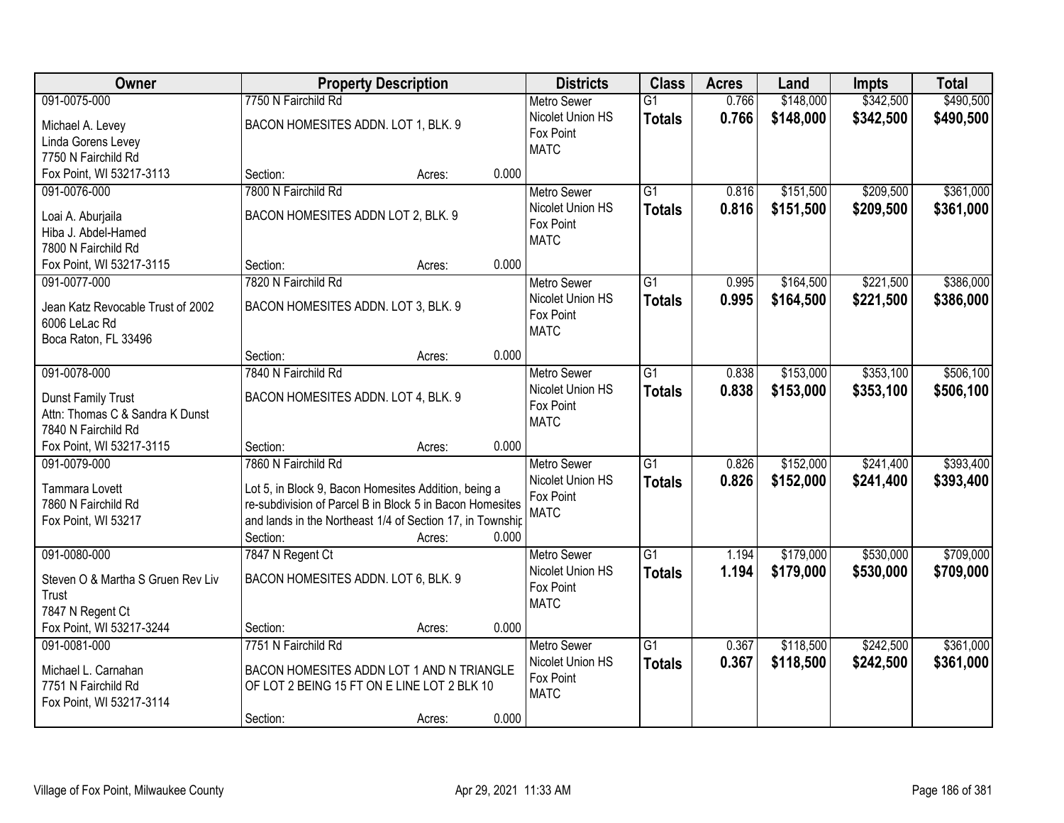| Owner | Property Description | Districts | Class | Acres | Land | Impts | Total |
|---|---|---|---|---|---|---|---|
| 091-0075-000<br>Michael A. Levey<br>Linda Gorens Levey<br>7750 N Fairchild Rd<br>Fox Point, WI 53217-3113 | 7750 N Fairchild Rd<br>BACON HOMESITES ADDN. LOT 1, BLK. 9<br>Section: Acres: 0.000 | Metro Sewer<br>Nicolet Union HS<br>Fox Point<br>MATC | G1<br>**Totals** | 0.766<br>**0.766** | $148,000<br>**$148,000** | $342,500<br>**$342,500** | $490,500<br>**$490,500** |
| 091-0076-000<br>Loai A. Aburjaila<br>Hiba J. Abdel-Hamed<br>7800 N Fairchild Rd<br>Fox Point, WI 53217-3115 | 7800 N Fairchild Rd<br>BACON HOMESITES ADDN LOT 2, BLK. 9<br>Section: Acres: 0.000 | Metro Sewer<br>Nicolet Union HS<br>Fox Point<br>MATC | G1<br>**Totals** | 0.816<br>**0.816** | $151,500<br>**$151,500** | $209,500<br>**$209,500** | $361,000<br>**$361,000** |
| 091-0077-000<br>Jean Katz Revocable Trust of 2002<br>6006 LeLac Rd<br>Boca Raton, FL 33496 | 7820 N Fairchild Rd<br>BACON HOMESITES ADDN. LOT 3, BLK. 9<br>Section: Acres: 0.000 | Metro Sewer<br>Nicolet Union HS<br>Fox Point<br>MATC | G1<br>**Totals** | 0.995<br>**0.995** | $164,500<br>**$164,500** | $221,500<br>**$221,500** | $386,000<br>**$386,000** |
| 091-0078-000<br>Dunst Family Trust<br>Attn: Thomas C & Sandra K Dunst<br>7840 N Fairchild Rd<br>Fox Point, WI 53217-3115 | 7840 N Fairchild Rd<br>BACON HOMESITES ADDN. LOT 4, BLK. 9<br>Section: Acres: 0.000 | Metro Sewer<br>Nicolet Union HS<br>Fox Point<br>MATC | G1<br>**Totals** | 0.838<br>**0.838** | $153,000<br>**$153,000** | $353,100<br>**$353,100** | $506,100<br>**$506,100** |
| 091-0079-000<br>Tammara Lovett<br>7860 N Fairchild Rd<br>Fox Point, WI 53217 | 7860 N Fairchild Rd<br>Lot 5, in Block 9, Bacon Homesites Addition, being a re-subdivision of Parcel B in Block 5 in Bacon Homesites and lands in the Northeast 1/4 of Section 17, in Townshir<br>Section: Acres: 0.000 | Metro Sewer<br>Nicolet Union HS<br>Fox Point<br>MATC | G1<br>**Totals** | 0.826<br>**0.826** | $152,000<br>**$152,000** | $241,400<br>**$241,400** | $393,400<br>**$393,400** |
| 091-0080-000<br>Steven O & Martha S Gruen Rev Liv Trust<br>7847 N Regent Ct<br>Fox Point, WI 53217-3244 | 7847 N Regent Ct<br>BACON HOMESITES ADDN. LOT 6, BLK. 9<br>Section: Acres: 0.000 | Metro Sewer<br>Nicolet Union HS<br>Fox Point<br>MATC | G1<br>**Totals** | 1.194<br>**1.194** | $179,000<br>**$179,000** | $530,000<br>**$530,000** | $709,000<br>**$709,000** |
| 091-0081-000<br>Michael L. Carnahan<br>7751 N Fairchild Rd<br>Fox Point, WI 53217-3114 | 7751 N Fairchild Rd<br>BACON HOMESITES ADDN LOT 1 AND N TRIANGLE OF LOT 2 BEING 15 FT ON E LINE LOT 2 BLK 10<br>Section: Acres: 0.000 | Metro Sewer<br>Nicolet Union HS<br>Fox Point<br>MATC | G1<br>**Totals** | 0.367<br>**0.367** | $118,500<br>**$118,500** | $242,500<br>**$242,500** | $361,000<br>**$361,000** |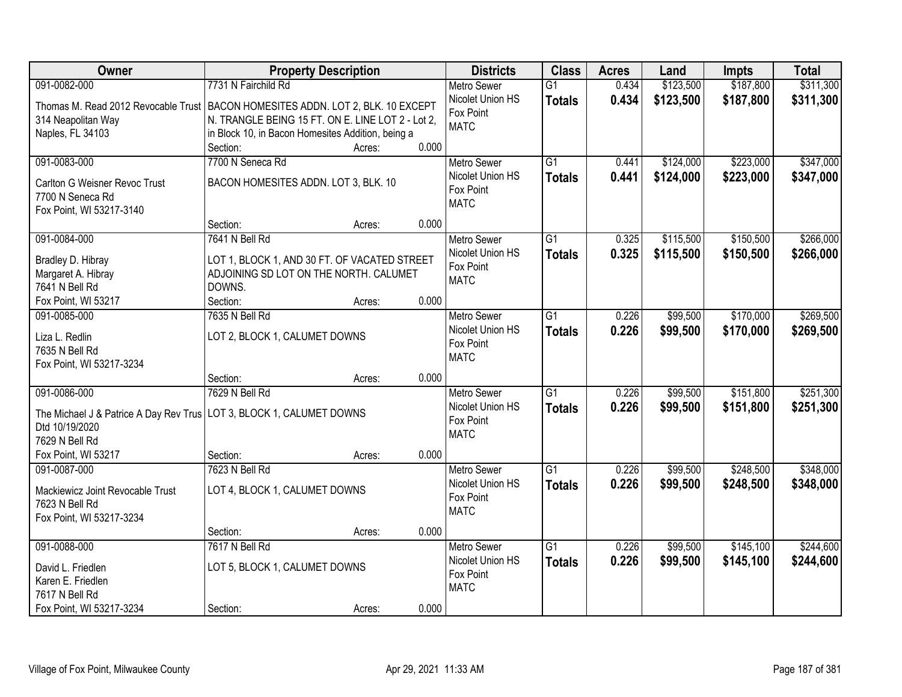| Owner | Property Description | Districts | Class | Acres | Land | Impts | Total |
|---|---|---|---|---|---|---|---|
| 091-0082-000<br>Thomas M. Read 2012 Revocable Trust<br>314 Neapolitan Way<br>Naples, FL 34103 | 7731 N Fairchild Rd<br>BACON HOMESITES ADDN. LOT 2, BLK. 10 EXCEPT N. TRANGLE BEING 15 FT. ON E. LINE LOT 2 - Lot 2, in Block 10, in Bacon Homesites Addition, being a<br>Section: Acres: 0.000 | Metro Sewer<br>Nicolet Union HS<br>Fox Point<br>MATC | G1<br>**Totals** | 0.434<br>**0.434** | $123,500<br>**$123,500** | $187,800<br>**$187,800** | $311,300<br>**$311,300** |
| 091-0083-000<br>Carlton G Weisner Revoc Trust<br>7700 N Seneca Rd<br>Fox Point, WI 53217-3140 | 7700 N Seneca Rd<br>BACON HOMESITES ADDN. LOT 3, BLK. 10<br>Section: Acres: 0.000 | Metro Sewer<br>Nicolet Union HS<br>Fox Point<br>MATC | G1<br>**Totals** | 0.441<br>**0.441** | $124,000<br>**$124,000** | $223,000<br>**$223,000** | $347,000<br>**$347,000** |
| 091-0084-000<br>Bradley D. Hibray<br>Margaret A. Hibray<br>7641 N Bell Rd<br>Fox Point, WI 53217 | 7641 N Bell Rd<br>LOT 1, BLOCK 1, AND 30 FT. OF VACATED STREET ADJOINING SD LOT ON THE NORTH. CALUMET DOWNS.<br>Section: Acres: 0.000 | Metro Sewer<br>Nicolet Union HS<br>Fox Point<br>MATC | G1<br>**Totals** | 0.325<br>**0.325** | $115,500<br>**$115,500** | $150,500<br>**$150,500** | $266,000<br>**$266,000** |
| 091-0085-000<br>Liza L. Redlin<br>7635 N Bell Rd<br>Fox Point, WI 53217-3234 | 7635 N Bell Rd<br>LOT 2, BLOCK 1, CALUMET DOWNS<br>Section: Acres: 0.000 | Metro Sewer<br>Nicolet Union HS<br>Fox Point<br>MATC | G1<br>**Totals** | 0.226<br>**0.226** | $99,500<br>**$99,500** | $170,000<br>**$170,000** | $269,500<br>**$269,500** |
| 091-0086-000<br>The Michael J & Patrice A Day Rev Trus Dtd 10/19/2020<br>7629 N Bell Rd<br>Fox Point, WI 53217 | 7629 N Bell Rd<br>LOT 3, BLOCK 1, CALUMET DOWNS<br>Section: Acres: 0.000 | Metro Sewer<br>Nicolet Union HS<br>Fox Point<br>MATC | G1<br>**Totals** | 0.226<br>**0.226** | $99,500<br>**$99,500** | $151,800<br>**$151,800** | $251,300<br>**$251,300** |
| 091-0087-000<br>Mackiewicz Joint Revocable Trust<br>7623 N Bell Rd<br>Fox Point, WI 53217-3234 | 7623 N Bell Rd<br>LOT 4, BLOCK 1, CALUMET DOWNS<br>Section: Acres: 0.000 | Metro Sewer<br>Nicolet Union HS<br>Fox Point<br>MATC | G1<br>**Totals** | 0.226<br>**0.226** | $99,500<br>**$99,500** | $248,500<br>**$248,500** | $348,000<br>**$348,000** |
| 091-0088-000<br>David L. Friedlen<br>Karen E. Friedlen<br>7617 N Bell Rd<br>Fox Point, WI 53217-3234 | 7617 N Bell Rd<br>LOT 5, BLOCK 1, CALUMET DOWNS<br>Section: Acres: 0.000 | Metro Sewer<br>Nicolet Union HS<br>Fox Point<br>MATC | G1<br>**Totals** | 0.226<br>**0.226** | $99,500<br>**$99,500** | $145,100<br>**$145,100** | $244,600<br>**$244,600** |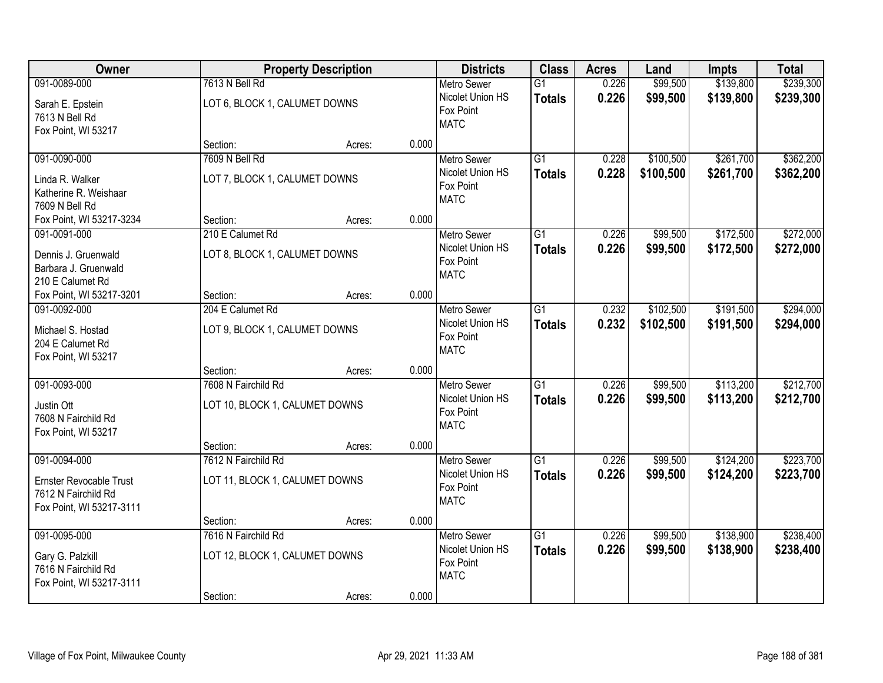| Owner | Property Description | | | Districts | Class | Acres | Land | Impts | Total |
|---|---|---|---|---|---|---|---|---|---|
| 091-0089-000 | 7613 N Bell Rd | | | Metro Sewer | G1 | 0.226 | $99,500 | $139,800 | $239,300 |
| Sarah E. Epstein<br>7613 N Bell Rd<br>Fox Point, WI 53217 | LOT 6, BLOCK 1, CALUMET DOWNS | | | Nicolet Union HS<br>Fox Point<br>MATC | **Totals** | **0.226** | **$99,500** | **$139,800** | **$239,300** |
| | Section: | Acres: | 0.000 | | | | | | |
| 091-0090-000 | 7609 N Bell Rd | | | Metro Sewer | G1 | 0.228 | $100,500 | $261,700 | $362,200 |
| Linda R. Walker<br>Katherine R. Weishaar<br>7609 N Bell Rd<br>Fox Point, WI 53217-3234 | LOT 7, BLOCK 1, CALUMET DOWNS | | | Nicolet Union HS<br>Fox Point<br>MATC | **Totals** | **0.228** | **$100,500** | **$261,700** | **$362,200** |
| | Section: | Acres: | 0.000 | | | | | | |
| 091-0091-000 | 210 E Calumet Rd | | | Metro Sewer | G1 | 0.226 | $99,500 | $172,500 | $272,000 |
| Dennis J. Gruenwald<br>Barbara J. Gruenwald<br>210 E Calumet Rd<br>Fox Point, WI 53217-3201 | LOT 8, BLOCK 1, CALUMET DOWNS | | | Nicolet Union HS<br>Fox Point<br>MATC | **Totals** | **0.226** | **$99,500** | **$172,500** | **$272,000** |
| | Section: | Acres: | 0.000 | | | | | | |
| 091-0092-000 | 204 E Calumet Rd | | | Metro Sewer | G1 | 0.232 | $102,500 | $191,500 | $294,000 |
| Michael S. Hostad<br>204 E Calumet Rd<br>Fox Point, WI 53217 | LOT 9, BLOCK 1, CALUMET DOWNS | | | Nicolet Union HS<br>Fox Point<br>MATC | **Totals** | **0.232** | **$102,500** | **$191,500** | **$294,000** |
| | Section: | Acres: | 0.000 | | | | | | |
| 091-0093-000 | 7608 N Fairchild Rd | | | Metro Sewer | G1 | 0.226 | $99,500 | $113,200 | $212,700 |
| Justin Ott<br>7608 N Fairchild Rd<br>Fox Point, WI 53217 | LOT 10, BLOCK 1, CALUMET DOWNS | | | Nicolet Union HS<br>Fox Point<br>MATC | **Totals** | **0.226** | **$99,500** | **$113,200** | **$212,700** |
| | Section: | Acres: | 0.000 | | | | | | |
| 091-0094-000 | 7612 N Fairchild Rd | | | Metro Sewer | G1 | 0.226 | $99,500 | $124,200 | $223,700 |
| Ernster Revocable Trust<br>7612 N Fairchild Rd<br>Fox Point, WI 53217-3111 | LOT 11, BLOCK 1, CALUMET DOWNS | | | Nicolet Union HS<br>Fox Point<br>MATC | **Totals** | **0.226** | **$99,500** | **$124,200** | **$223,700** |
| | Section: | Acres: | 0.000 | | | | | | |
| 091-0095-000 | 7616 N Fairchild Rd | | | Metro Sewer | G1 | 0.226 | $99,500 | $138,900 | $238,400 |
| Gary G. Palzkill<br>7616 N Fairchild Rd<br>Fox Point, WI 53217-3111 | LOT 12, BLOCK 1, CALUMET DOWNS | | | Nicolet Union HS<br>Fox Point<br>MATC | **Totals** | **0.226** | **$99,500** | **$138,900** | **$238,400** |
| | Section: | Acres: | 0.000 | | | | | | |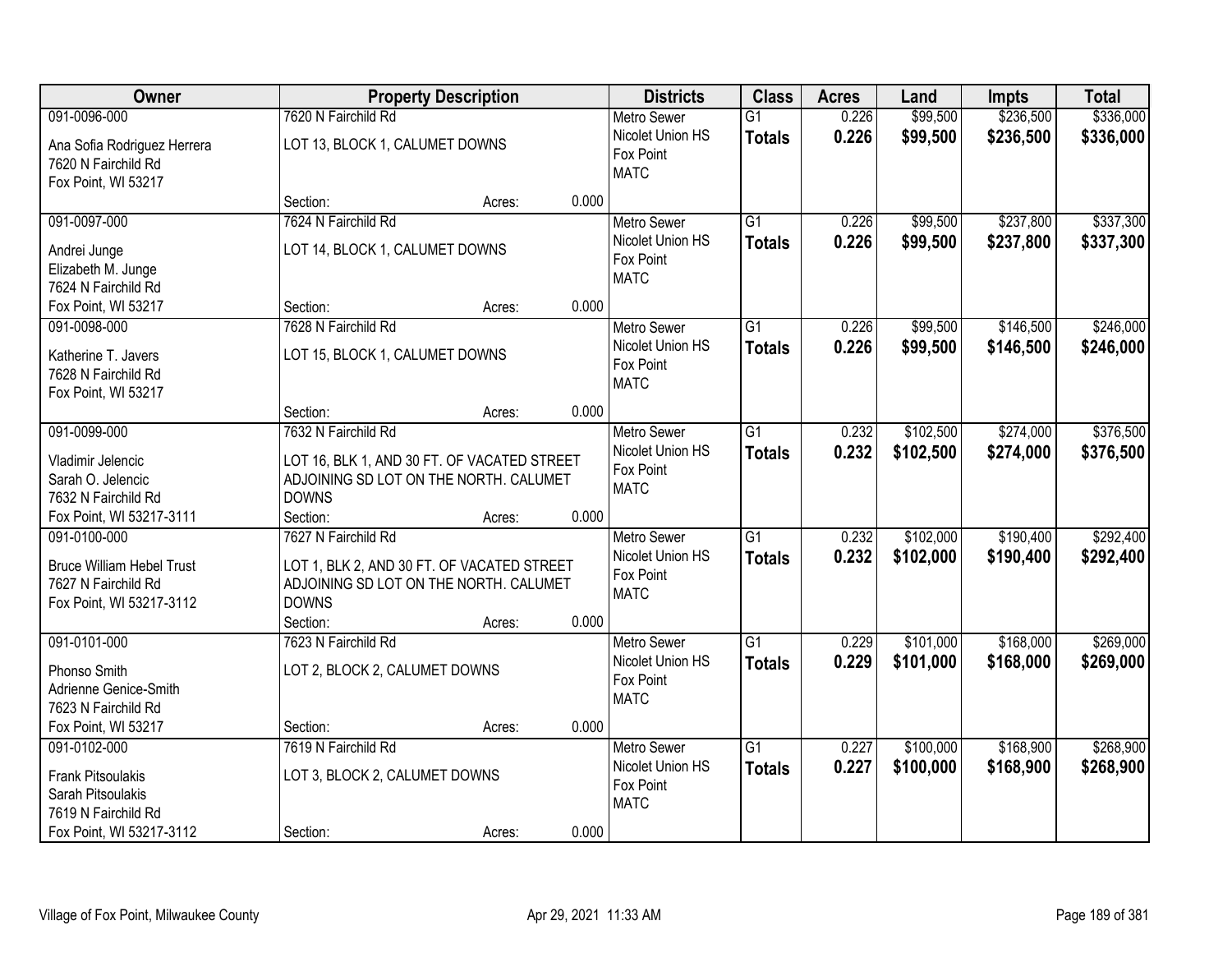| Owner | Property Description | Districts | Class | Acres | Land | Impts | Total |
|---|---|---|---|---|---|---|---|
| 091-0096-000<br>Ana Sofia Rodriguez Herrera<br>7620 N Fairchild Rd<br>Fox Point, WI 53217 | 7620 N Fairchild Rd<br>LOT 13, BLOCK 1, CALUMET DOWNS<br>Section: Acres: 0.000 | Metro Sewer<br>Nicolet Union HS<br>Fox Point<br>MATC | G1<br>**Totals** | 0.226<br>**0.226** | $99,500<br>**$99,500** | $236,500<br>**$236,500** | $336,000<br>**$336,000** |
| 091-0097-000<br>Andrei Junge<br>Elizabeth M. Junge<br>7624 N Fairchild Rd<br>Fox Point, WI 53217 | 7624 N Fairchild Rd<br>LOT 14, BLOCK 1, CALUMET DOWNS<br>Section: Acres: 0.000 | Metro Sewer<br>Nicolet Union HS<br>Fox Point<br>MATC | G1<br>**Totals** | 0.226<br>**0.226** | $99,500<br>**$99,500** | $237,800<br>**$237,800** | $337,300<br>**$337,300** |
| 091-0098-000<br>Katherine T. Javers<br>7628 N Fairchild Rd<br>Fox Point, WI 53217 | 7628 N Fairchild Rd<br>LOT 15, BLOCK 1, CALUMET DOWNS<br>Section: Acres: 0.000 | Metro Sewer<br>Nicolet Union HS<br>Fox Point<br>MATC | G1<br>**Totals** | 0.226<br>**0.226** | $99,500<br>**$99,500** | $146,500<br>**$146,500** | $246,000<br>**$246,000** |
| 091-0099-000<br>Vladimir Jelencic<br>Sarah O. Jelencic<br>7632 N Fairchild Rd<br>Fox Point, WI 53217-3111 | 7632 N Fairchild Rd<br>LOT 16, BLK 1, AND 30 FT. OF VACATED STREET ADJOINING SD LOT ON THE NORTH. CALUMET DOWNS<br>Section: Acres: 0.000 | Metro Sewer<br>Nicolet Union HS<br>Fox Point<br>MATC | G1<br>**Totals** | 0.232<br>**0.232** | $102,500<br>**$102,500** | $274,000<br>**$274,000** | $376,500<br>**$376,500** |
| 091-0100-000<br>Bruce William Hebel Trust<br>7627 N Fairchild Rd<br>Fox Point, WI 53217-3112 | 7627 N Fairchild Rd<br>LOT 1, BLK 2, AND 30 FT. OF VACATED STREET ADJOINING SD LOT ON THE NORTH. CALUMET DOWNS<br>Section: Acres: 0.000 | Metro Sewer<br>Nicolet Union HS<br>Fox Point<br>MATC | G1<br>**Totals** | 0.232<br>**0.232** | $102,000<br>**$102,000** | $190,400<br>**$190,400** | $292,400<br>**$292,400** |
| 091-0101-000<br>Phonso Smith<br>Adrienne Genice-Smith<br>7623 N Fairchild Rd<br>Fox Point, WI 53217 | 7623 N Fairchild Rd<br>LOT 2, BLOCK 2, CALUMET DOWNS<br>Section: Acres: 0.000 | Metro Sewer<br>Nicolet Union HS<br>Fox Point<br>MATC | G1<br>**Totals** | 0.229<br>**0.229** | $101,000<br>**$101,000** | $168,000<br>**$168,000** | $269,000<br>**$269,000** |
| 091-0102-000<br>Frank Pitsoulakis<br>Sarah Pitsoulakis<br>7619 N Fairchild Rd<br>Fox Point, WI 53217-3112 | 7619 N Fairchild Rd<br>LOT 3, BLOCK 2, CALUMET DOWNS<br>Section: Acres: 0.000 | Metro Sewer<br>Nicolet Union HS<br>Fox Point<br>MATC | G1<br>**Totals** | 0.227<br>**0.227** | $100,000<br>**$100,000** | $168,900<br>**$168,900** | $268,900<br>**$268,900** |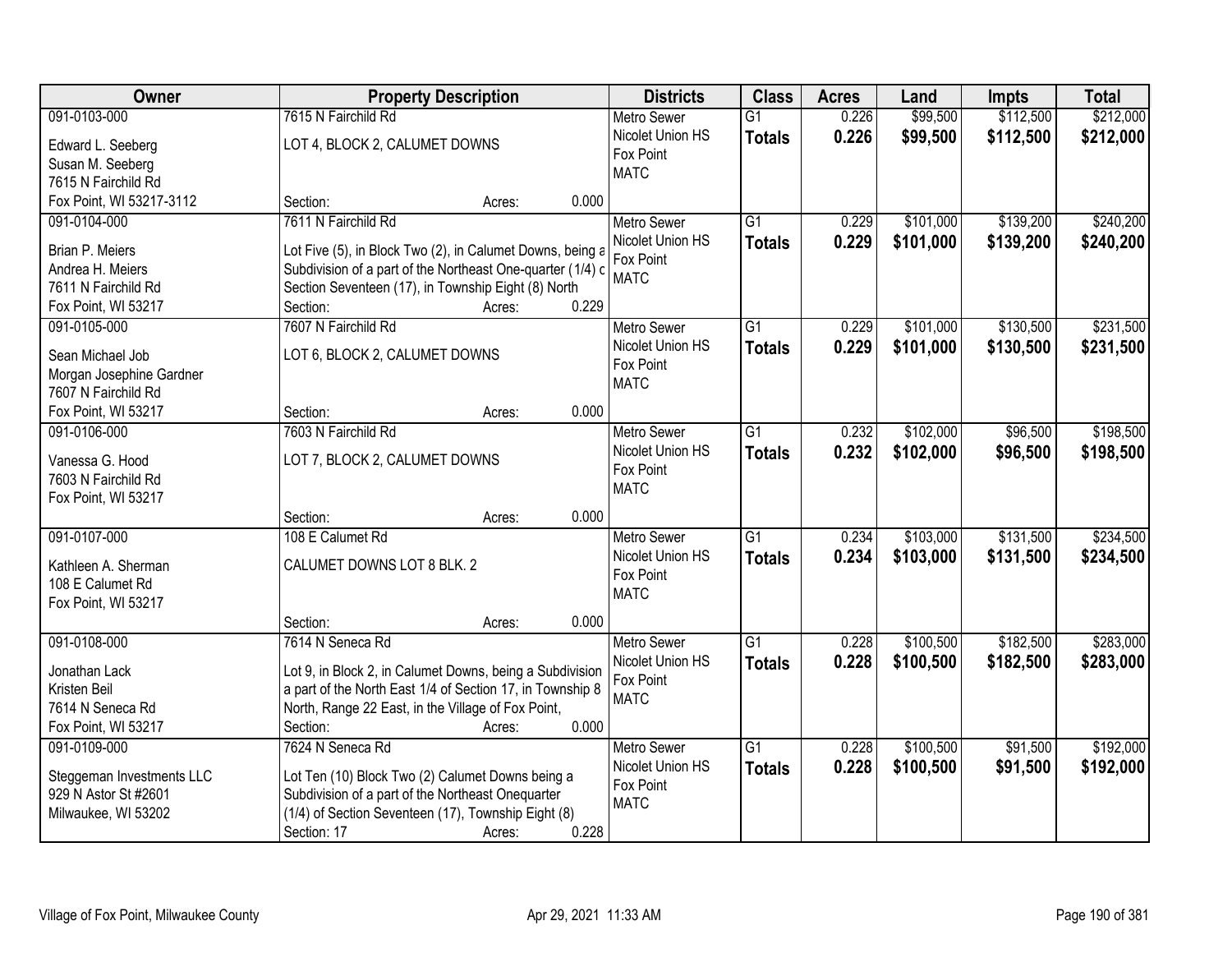| Owner | Property Description | Districts | Class | Acres | Land | Impts | Total |
|---|---|---|---|---|---|---|---|
| 091-0103-000<br>Edward L. Seeberg<br>Susan M. Seeberg<br>7615 N Fairchild Rd<br>Fox Point, WI 53217-3112 | 7615 N Fairchild Rd<br>LOT 4, BLOCK 2, CALUMET DOWNS<br>Section: Acres: 0.000 | Metro Sewer<br>Nicolet Union HS<br>Fox Point<br>MATC | G1<br>**Totals** | 0.226<br>**0.226** | $99,500<br>**$99,500** | $112,500<br>**$112,500** | $212,000<br>**$212,000** |
| 091-0104-000<br>Brian P. Meiers<br>Andrea H. Meiers<br>7611 N Fairchild Rd<br>Fox Point, WI 53217 | 7611 N Fairchild Rd<br>Lot Five (5), in Block Two (2), in Calumet Downs, being a Subdivision of a part of the Northeast One-quarter (1/4) c Section Seventeen (17), in Township Eight (8) North<br>Section: Acres: 0.229 | Metro Sewer<br>Nicolet Union HS<br>Fox Point<br>MATC | G1<br>**Totals** | 0.229<br>**0.229** | $101,000<br>**$101,000** | $139,200<br>**$139,200** | $240,200<br>**$240,200** |
| 091-0105-000<br>Sean Michael Job<br>Morgan Josephine Gardner<br>7607 N Fairchild Rd<br>Fox Point, WI 53217 | 7607 N Fairchild Rd<br>LOT 6, BLOCK 2, CALUMET DOWNS<br>Section: Acres: 0.000 | Metro Sewer<br>Nicolet Union HS<br>Fox Point<br>MATC | G1<br>**Totals** | 0.229<br>**0.229** | $101,000<br>**$101,000** | $130,500<br>**$130,500** | $231,500<br>**$231,500** |
| 091-0106-000<br>Vanessa G. Hood<br>7603 N Fairchild Rd<br>Fox Point, WI 53217 | 7603 N Fairchild Rd<br>LOT 7, BLOCK 2, CALUMET DOWNS<br>Section: Acres: 0.000 | Metro Sewer<br>Nicolet Union HS<br>Fox Point<br>MATC | G1<br>**Totals** | 0.232<br>**0.232** | $102,000<br>**$102,000** | $96,500<br>**$96,500** | $198,500<br>**$198,500** |
| 091-0107-000<br>Kathleen A. Sherman<br>108 E Calumet Rd<br>Fox Point, WI 53217 | 108 E Calumet Rd<br>CALUMET DOWNS LOT 8 BLK. 2<br>Section: Acres: 0.000 | Metro Sewer<br>Nicolet Union HS<br>Fox Point<br>MATC | G1<br>**Totals** | 0.234<br>**0.234** | $103,000<br>**$103,000** | $131,500<br>**$131,500** | $234,500<br>**$234,500** |
| 091-0108-000<br>Jonathan Lack<br>Kristen Beil<br>7614 N Seneca Rd<br>Fox Point, WI 53217 | 7614 N Seneca Rd<br>Lot 9, in Block 2, in Calumet Downs, being a Subdivision a part of the North East 1/4 of Section 17, in Township 8 North, Range 22 East, in the Village of Fox Point,<br>Section: Acres: 0.000 | Metro Sewer<br>Nicolet Union HS<br>Fox Point<br>MATC | G1<br>**Totals** | 0.228<br>**0.228** | $100,500<br>**$100,500** | $182,500<br>**$182,500** | $283,000<br>**$283,000** |
| 091-0109-000<br>Steggeman Investments LLC<br>929 N Astor St #2601<br>Milwaukee, WI 53202 | 7624 N Seneca Rd<br>Lot Ten (10) Block Two (2) Calumet Downs being a Subdivision of a part of the Northeast Onequarter (1/4) of Section Seventeen (17), Township Eight (8)<br>Section: 17 Acres: 0.228 | Metro Sewer<br>Nicolet Union HS<br>Fox Point<br>MATC | G1<br>**Totals** | 0.228<br>**0.228** | $100,500<br>**$100,500** | $91,500<br>**$91,500** | $192,000<br>**$192,000** |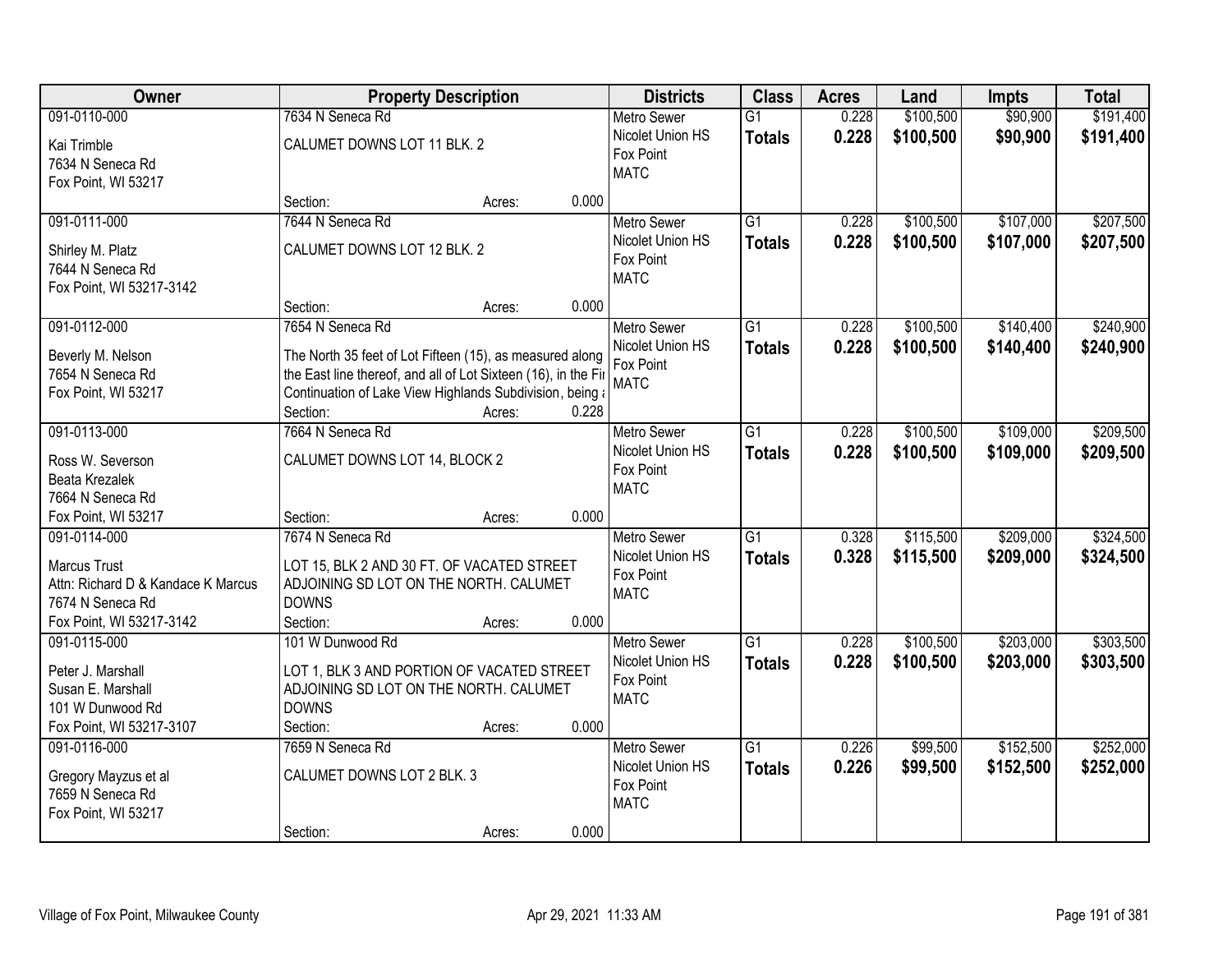| Owner | Property Description | Districts | Class | Acres | Land | Impts | Total |
|---|---|---|---|---|---|---|---|
| 091-0110-000<br>Kai Trimble<br>7634 N Seneca Rd<br>Fox Point, WI 53217 | 7634 N Seneca Rd<br>CALUMET DOWNS LOT 11 BLK. 2<br>Section: Acres: 0.000 | Metro Sewer<br>Nicolet Union HS<br>Fox Point<br>MATC | G1<br>**Totals** | 0.228<br>**0.228** | $100,500<br>**$100,500** | $90,900<br>**$90,900** | $191,400<br>**$191,400** |
| 091-0111-000<br>Shirley M. Platz<br>7644 N Seneca Rd<br>Fox Point, WI 53217-3142 | 7644 N Seneca Rd<br>CALUMET DOWNS LOT 12 BLK. 2<br>Section: Acres: 0.000 | Metro Sewer<br>Nicolet Union HS<br>Fox Point<br>MATC | G1<br>**Totals** | 0.228<br>**0.228** | $100,500<br>**$100,500** | $107,000<br>**$107,000** | $207,500<br>**$207,500** |
| 091-0112-000<br>Beverly M. Nelson<br>7654 N Seneca Rd<br>Fox Point, WI 53217 | 7654 N Seneca Rd<br>The North 35 feet of Lot Fifteen (15), as measured along the East line thereof, and all of Lot Sixteen (16), in the Fir Continuation of Lake View Highlands Subdivision, being a<br>Section: Acres: 0.228 | Metro Sewer<br>Nicolet Union HS<br>Fox Point<br>MATC | G1<br>**Totals** | 0.228<br>**0.228** | $100,500<br>**$100,500** | $140,400<br>**$140,400** | $240,900<br>**$240,900** |
| 091-0113-000<br>Ross W. Severson<br>Beata Krezalek<br>7664 N Seneca Rd<br>Fox Point, WI 53217 | 7664 N Seneca Rd<br>CALUMET DOWNS LOT 14, BLOCK 2<br>Section: Acres: 0.000 | Metro Sewer<br>Nicolet Union HS<br>Fox Point<br>MATC | G1<br>**Totals** | 0.228<br>**0.228** | $100,500<br>**$100,500** | $109,000<br>**$109,000** | $209,500<br>**$209,500** |
| 091-0114-000<br>Marcus Trust<br>Attn: Richard D & Kandace K Marcus<br>7674 N Seneca Rd<br>Fox Point, WI 53217-3142 | 7674 N Seneca Rd<br>LOT 15, BLK 2 AND 30 FT. OF VACATED STREET ADJOINING SD LOT ON THE NORTH. CALUMET DOWNS<br>Section: Acres: 0.000 | Metro Sewer<br>Nicolet Union HS<br>Fox Point<br>MATC | G1<br>**Totals** | 0.328<br>**0.328** | $115,500<br>**$115,500** | $209,000<br>**$209,000** | $324,500<br>**$324,500** |
| 091-0115-000<br>Peter J. Marshall<br>Susan E. Marshall<br>101 W Dunwood Rd<br>Fox Point, WI 53217-3107 | 101 W Dunwood Rd<br>LOT 1, BLK 3 AND PORTION OF VACATED STREET ADJOINING SD LOT ON THE NORTH. CALUMET DOWNS<br>Section: Acres: 0.000 | Metro Sewer<br>Nicolet Union HS<br>Fox Point<br>MATC | G1<br>**Totals** | 0.228<br>**0.228** | $100,500<br>**$100,500** | $203,000<br>**$203,000** | $303,500<br>**$303,500** |
| 091-0116-000<br>Gregory Mayzus et al<br>7659 N Seneca Rd<br>Fox Point, WI 53217 | 7659 N Seneca Rd<br>CALUMET DOWNS LOT 2 BLK. 3<br>Section: Acres: 0.000 | Metro Sewer<br>Nicolet Union HS<br>Fox Point<br>MATC | G1<br>**Totals** | 0.226<br>**0.226** | $99,500<br>**$99,500** | $152,500<br>**$152,500** | $252,000<br>**$252,000** |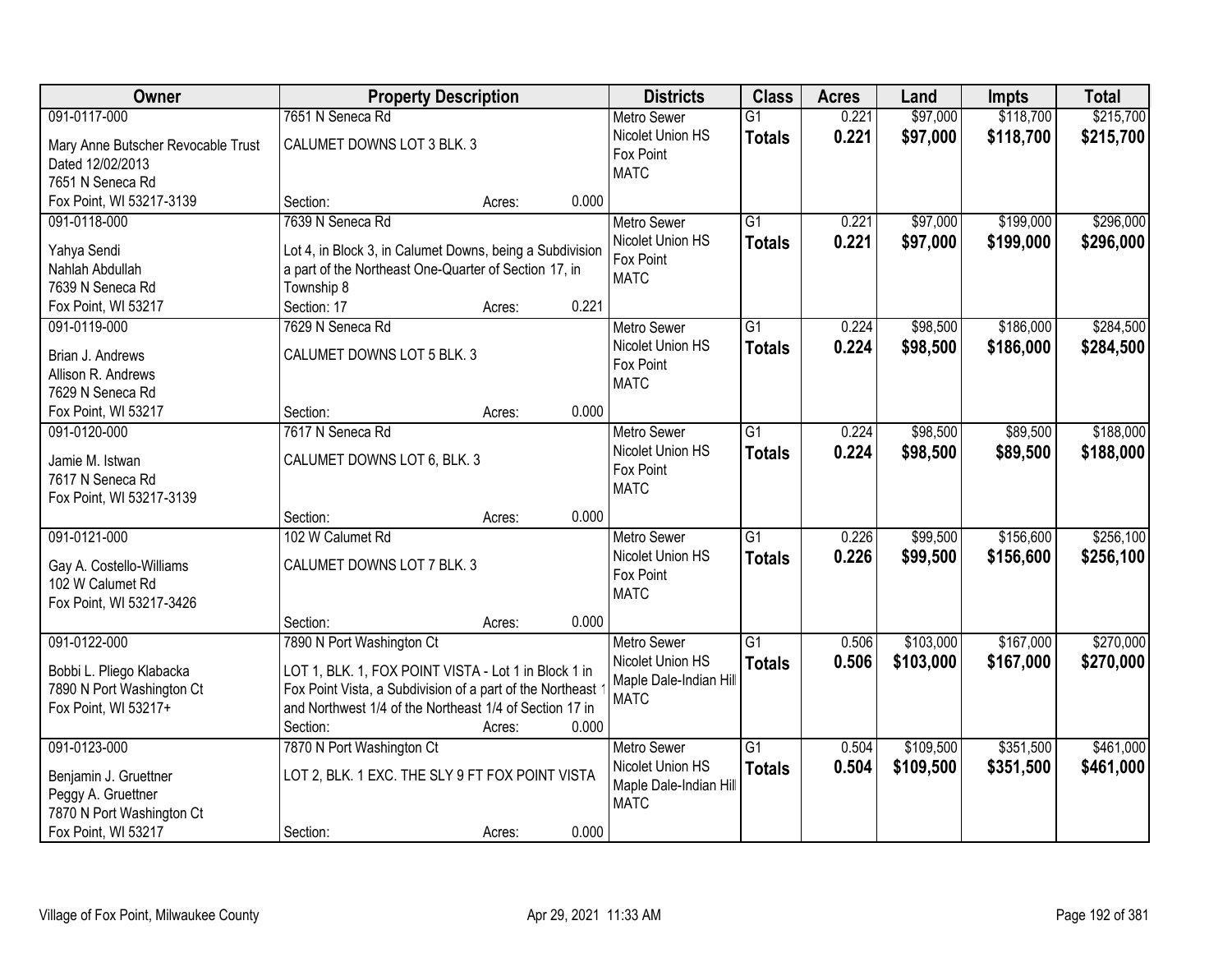| Owner | Property Description | Districts | Class | Acres | Land | Impts | Total |
|---|---|---|---|---|---|---|---|
| 091-0117-000<br>Mary Anne Butscher Revocable Trust Dated 12/02/2013<br>7651 N Seneca Rd<br>Fox Point, WI 53217-3139 | 7651 N Seneca Rd<br>CALUMET DOWNS LOT 3 BLK. 3<br>Section: Acres: 0.000 | Metro Sewer<br>Nicolet Union HS<br>Fox Point<br>MATC | G1<br>**Totals** | 0.221<br>**0.221** | $97,000<br>**$97,000** | $118,700<br>**$118,700** | $215,700<br>**$215,700** |
| 091-0118-000<br>Yahya Sendi<br>Nahlah Abdullah<br>7639 N Seneca Rd<br>Fox Point, WI 53217 | 7639 N Seneca Rd<br>Lot 4, in Block 3, in Calumet Downs, being a Subdivision a part of the Northeast One-Quarter of Section 17, in Township 8<br>Section: 17 Acres: 0.221 | Metro Sewer<br>Nicolet Union HS<br>Fox Point<br>MATC | G1<br>**Totals** | 0.221<br>**0.221** | $97,000<br>**$97,000** | $199,000<br>**$199,000** | $296,000<br>**$296,000** |
| 091-0119-000<br>Brian J. Andrews<br>Allison R. Andrews<br>7629 N Seneca Rd<br>Fox Point, WI 53217 | 7629 N Seneca Rd<br>CALUMET DOWNS LOT 5 BLK. 3<br>Section: Acres: 0.000 | Metro Sewer<br>Nicolet Union HS<br>Fox Point<br>MATC | G1<br>**Totals** | 0.224<br>**0.224** | $98,500<br>**$98,500** | $186,000<br>**$186,000** | $284,500<br>**$284,500** |
| 091-0120-000<br>Jamie M. Istwan<br>7617 N Seneca Rd<br>Fox Point, WI 53217-3139 | 7617 N Seneca Rd<br>CALUMET DOWNS LOT 6, BLK. 3<br>Section: Acres: 0.000 | Metro Sewer<br>Nicolet Union HS<br>Fox Point<br>MATC | G1<br>**Totals** | 0.224<br>**0.224** | $98,500<br>**$98,500** | $89,500<br>**$89,500** | $188,000<br>**$188,000** |
| 091-0121-000<br>Gay A. Costello-Williams<br>102 W Calumet Rd<br>Fox Point, WI 53217-3426 | 102 W Calumet Rd<br>CALUMET DOWNS LOT 7 BLK. 3<br>Section: Acres: 0.000 | Metro Sewer<br>Nicolet Union HS<br>Fox Point<br>MATC | G1<br>**Totals** | 0.226<br>**0.226** | $99,500<br>**$99,500** | $156,600<br>**$156,600** | $256,100<br>**$256,100** |
| 091-0122-000<br>Bobbi L. Pliego Klabacka<br>7890 N Port Washington Ct<br>Fox Point, WI 53217+ | 7890 N Port Washington Ct<br>LOT 1, BLK. 1, FOX POINT VISTA - Lot 1 in Block 1 in Fox Point Vista, a Subdivision of a part of the Northeast 1 and Northwest 1/4 of the Northeast 1/4 of Section 17 in<br>Section: Acres: 0.000 | Metro Sewer<br>Nicolet Union HS<br>Maple Dale-Indian Hill<br>MATC | G1<br>**Totals** | 0.506<br>**0.506** | $103,000<br>**$103,000** | $167,000<br>**$167,000** | $270,000<br>**$270,000** |
| 091-0123-000<br>Benjamin J. Gruettner<br>Peggy A. Gruettner<br>7870 N Port Washington Ct<br>Fox Point, WI 53217 | 7870 N Port Washington Ct<br>LOT 2, BLK. 1 EXC. THE SLY 9 FT FOX POINT VISTA<br>Section: Acres: 0.000 | Metro Sewer<br>Nicolet Union HS<br>Maple Dale-Indian Hill<br>MATC | G1<br>**Totals** | 0.504<br>**0.504** | $109,500<br>**$109,500** | $351,500<br>**$351,500** | $461,000<br>**$461,000** |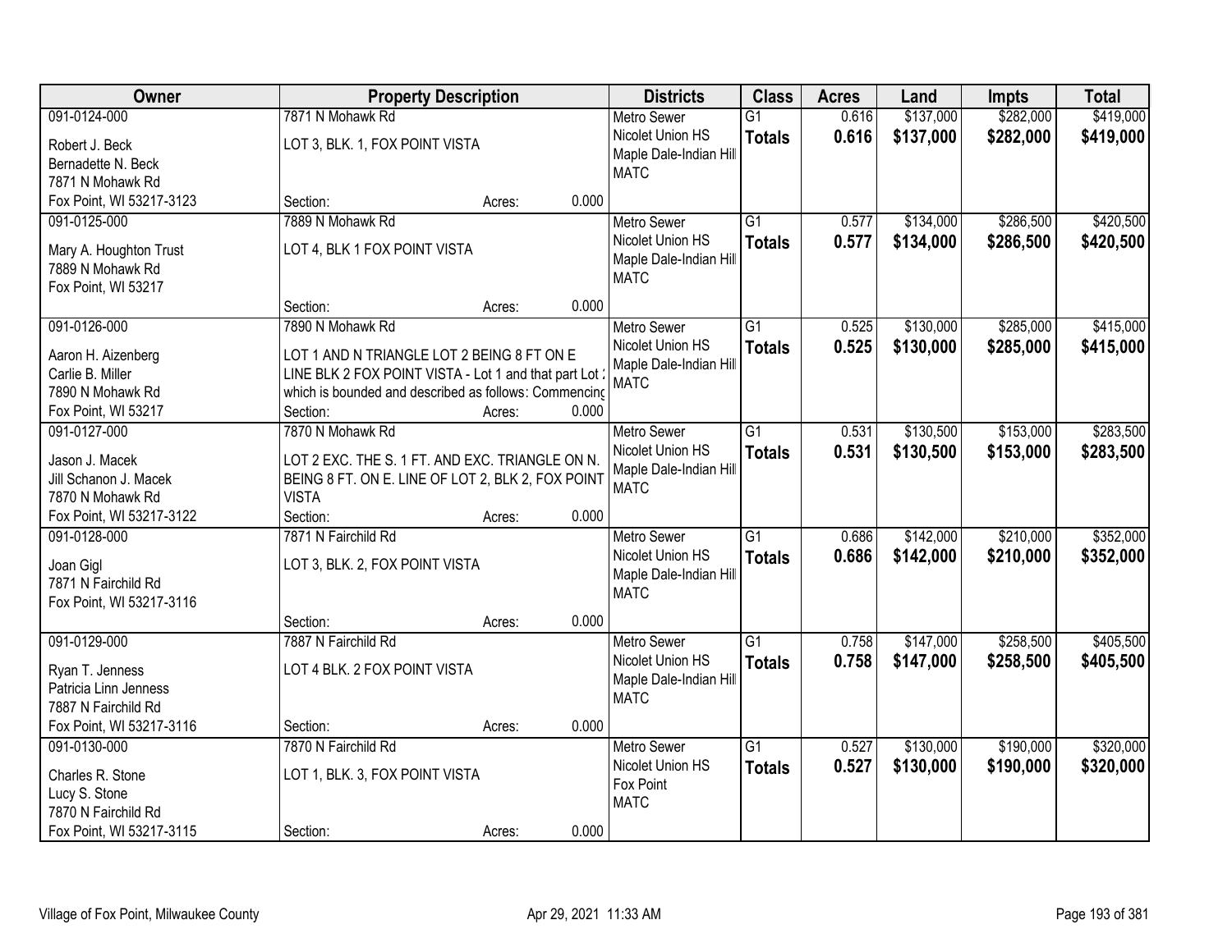| Owner | Property Description | Districts | Class | Acres | Land | Impts | Total |
|---|---|---|---|---|---|---|---|
| 091-0124-000<br>Robert J. Beck<br>Bernadette N. Beck<br>7871 N Mohawk Rd<br>Fox Point, WI 53217-3123 | 7871 N Mohawk Rd<br>LOT 3, BLK. 1, FOX POINT VISTA<br>Section: Acres: 0.000 | Metro Sewer<br>Nicolet Union HS<br>Maple Dale-Indian Hill<br>MATC | G1<br>**Totals** | 0.616<br>**0.616** | $137,000<br>**$137,000** | $282,000<br>**$282,000** | $419,000<br>**$419,000** |
| 091-0125-000<br>Mary A. Houghton Trust<br>7889 N Mohawk Rd<br>Fox Point, WI 53217 | 7889 N Mohawk Rd<br>LOT 4, BLK 1 FOX POINT VISTA<br>Section: Acres: 0.000 | Metro Sewer<br>Nicolet Union HS<br>Maple Dale-Indian Hill<br>MATC | G1<br>**Totals** | 0.577<br>**0.577** | $134,000<br>**$134,000** | $286,500<br>**$286,500** | $420,500<br>**$420,500** |
| 091-0126-000<br>Aaron H. Aizenberg<br>Carlie B. Miller<br>7890 N Mohawk Rd<br>Fox Point, WI 53217 | 7890 N Mohawk Rd<br>LOT 1 AND N TRIANGLE LOT 2 BEING 8 FT ON E LINE BLK 2 FOX POINT VISTA - Lot 1 and that part Lot 2 which is bounded and described as follows: Commencing<br>Section: Acres: 0.000 | Metro Sewer<br>Nicolet Union HS<br>Maple Dale-Indian Hill<br>MATC | G1<br>**Totals** | 0.525<br>**0.525** | $130,000<br>**$130,000** | $285,000<br>**$285,000** | $415,000<br>**$415,000** |
| 091-0127-000<br>Jason J. Macek<br>Jill Schanon J. Macek<br>7870 N Mohawk Rd<br>Fox Point, WI 53217-3122 | 7870 N Mohawk Rd<br>LOT 2 EXC. THE S. 1 FT. AND EXC. TRIANGLE ON N. BEING 8 FT. ON E. LINE OF LOT 2, BLK 2, FOX POINT VISTA<br>Section: Acres: 0.000 | Metro Sewer<br>Nicolet Union HS<br>Maple Dale-Indian Hill<br>MATC | G1<br>**Totals** | 0.531<br>**0.531** | $130,500<br>**$130,500** | $153,000<br>**$153,000** | $283,500<br>**$283,500** |
| 091-0128-000<br>Joan Gigl<br>7871 N Fairchild Rd<br>Fox Point, WI 53217-3116 | 7871 N Fairchild Rd<br>LOT 3, BLK. 2, FOX POINT VISTA<br>Section: Acres: 0.000 | Metro Sewer<br>Nicolet Union HS<br>Maple Dale-Indian Hill<br>MATC | G1<br>**Totals** | 0.686<br>**0.686** | $142,000<br>**$142,000** | $210,000<br>**$210,000** | $352,000<br>**$352,000** |
| 091-0129-000<br>Ryan T. Jenness<br>Patricia Linn Jenness<br>7887 N Fairchild Rd<br>Fox Point, WI 53217-3116 | 7887 N Fairchild Rd<br>LOT 4 BLK. 2 FOX POINT VISTA<br>Section: Acres: 0.000 | Metro Sewer<br>Nicolet Union HS<br>Maple Dale-Indian Hill<br>MATC | G1<br>**Totals** | 0.758<br>**0.758** | $147,000<br>**$147,000** | $258,500<br>**$258,500** | $405,500<br>**$405,500** |
| 091-0130-000<br>Charles R. Stone<br>Lucy S. Stone<br>7870 N Fairchild Rd<br>Fox Point, WI 53217-3115 | 7870 N Fairchild Rd<br>LOT 1, BLK. 3, FOX POINT VISTA<br>Section: Acres: 0.000 | Metro Sewer<br>Nicolet Union HS<br>Fox Point<br>MATC | G1<br>**Totals** | 0.527<br>**0.527** | $130,000<br>**$130,000** | $190,000<br>**$190,000** | $320,000<br>**$320,000** |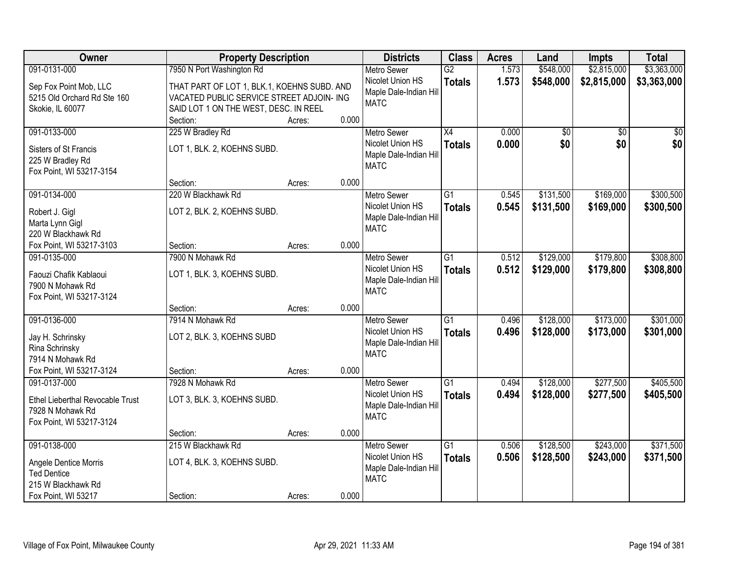| Owner | Property Description | | | Districts | Class | Acres | Land | Impts | Total |
|---|---|---|---|---|---|---|---|---|---|
| 091-0131-000<br>Sep Fox Point Mob, LLC<br>5215 Old Orchard Rd Ste 160<br>Skokie, IL 60077 | 7950 N Port Washington Rd<br>THAT PART OF LOT 1, BLK.1, KOEHNS SUBD. AND VACATED PUBLIC SERVICE STREET ADJOIN- ING SAID LOT 1 ON THE WEST, DESC. IN REEL<br>Section: | Acres: | 0.000 | Metro Sewer<br>Nicolet Union HS<br>Maple Dale-Indian Hill<br>MATC | G2<br>**Totals** | 1.573<br>**1.573** | $548,000<br>**$548,000** | $2,815,000<br>**$2,815,000** | $3,363,000<br>**$3,363,000** |
| 091-0133-000<br>Sisters of St Francis<br>225 W Bradley Rd<br>Fox Point, WI 53217-3154 | 225 W Bradley Rd<br>LOT 1, BLK. 2, KOEHNS SUBD.<br>Section: | Acres: | 0.000 | Metro Sewer<br>Nicolet Union HS<br>Maple Dale-Indian Hill<br>MATC | X4<br>**Totals** | 0.000<br>**0.000** | $0<br>**$0** | $0<br>**$0** | $0<br>**$0** |
| 091-0134-000<br>Robert J. Gigl<br>Marta Lynn Gigl<br>220 W Blackhawk Rd<br>Fox Point, WI 53217-3103 | 220 W Blackhawk Rd<br>LOT 2, BLK. 2, KOEHNS SUBD.<br>Section: | Acres: | 0.000 | Metro Sewer<br>Nicolet Union HS<br>Maple Dale-Indian Hill<br>MATC | G1<br>**Totals** | 0.545<br>**0.545** | $131,500<br>**$131,500** | $169,000<br>**$169,000** | $300,500<br>**$300,500** |
| 091-0135-000<br>Faouzi Chafik Kablaoui<br>7900 N Mohawk Rd<br>Fox Point, WI 53217-3124 | 7900 N Mohawk Rd<br>LOT 1, BLK. 3, KOEHNS SUBD.<br>Section: | Acres: | 0.000 | Metro Sewer<br>Nicolet Union HS<br>Maple Dale-Indian Hill<br>MATC | G1<br>**Totals** | 0.512<br>**0.512** | $129,000<br>**$129,000** | $179,800<br>**$179,800** | $308,800<br>**$308,800** |
| 091-0136-000<br>Jay H. Schrinsky<br>Rina Schrinsky<br>7914 N Mohawk Rd<br>Fox Point, WI 53217-3124 | 7914 N Mohawk Rd<br>LOT 2, BLK. 3, KOEHNS SUBD<br>Section: | Acres: | 0.000 | Metro Sewer<br>Nicolet Union HS<br>Maple Dale-Indian Hill<br>MATC | G1<br>**Totals** | 0.496<br>**0.496** | $128,000<br>**$128,000** | $173,000<br>**$173,000** | $301,000<br>**$301,000** |
| 091-0137-000<br>Ethel Lieberthal Revocable Trust<br>7928 N Mohawk Rd<br>Fox Point, WI 53217-3124 | 7928 N Mohawk Rd<br>LOT 3, BLK. 3, KOEHNS SUBD.<br>Section: | Acres: | 0.000 | Metro Sewer<br>Nicolet Union HS<br>Maple Dale-Indian Hill<br>MATC | G1<br>**Totals** | 0.494<br>**0.494** | $128,000<br>**$128,000** | $277,500<br>**$277,500** | $405,500<br>**$405,500** |
| 091-0138-000<br>Angele Dentice Morris<br>Ted Dentice<br>215 W Blackhawk Rd<br>Fox Point, WI 53217 | 215 W Blackhawk Rd<br>LOT 4, BLK. 3, KOEHNS SUBD.<br>Section: | Acres: | 0.000 | Metro Sewer<br>Nicolet Union HS<br>Maple Dale-Indian Hill<br>MATC | G1<br>**Totals** | 0.506<br>**0.506** | $128,500<br>**$128,500** | $243,000<br>**$243,000** | $371,500<br>**$371,500** |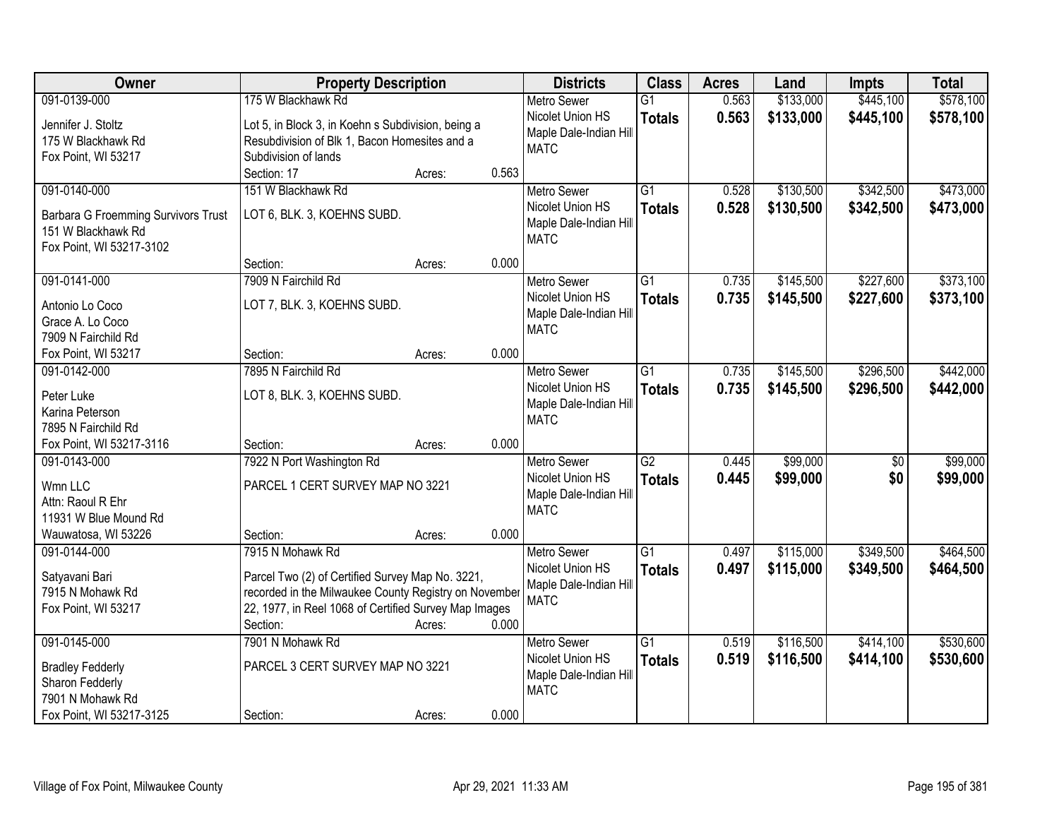| Owner | Property Description | | | Districts | Class | Acres | Land | Impts | Total |
|---|---|---|---|---|---|---|---|---|---|
| 091-0139-000<br><br>Jennifer J. Stoltz<br>175 W Blackhawk Rd<br>Fox Point, WI 53217 | 175 W Blackhawk Rd<br><br>Lot 5, in Block 3, in Koehn s Subdivision, being a Resubdivision of Blk 1, Bacon Homesites and a Subdivision of lands<br>Section: 17 | Acres: | 0.563 | Metro Sewer<br>Nicolet Union HS<br>Maple Dale-Indian Hill<br>MATC | G1<br>**Totals** | 0.563<br>**0.563** | $133,000<br>**$133,000** | $445,100<br>**$445,100** | $578,100<br>**$578,100** |
| 091-0140-000<br><br>Barbara G Froemming Survivors Trust<br>151 W Blackhawk Rd<br>Fox Point, WI 53217-3102 | 151 W Blackhawk Rd<br><br>LOT 6, BLK. 3, KOEHNS SUBD.<br><br>Section: | Acres: | 0.000 | Metro Sewer<br>Nicolet Union HS<br>Maple Dale-Indian Hill<br>MATC | G1<br>**Totals** | 0.528<br>**0.528** | $130,500<br>**$130,500** | $342,500<br>**$342,500** | $473,000<br>**$473,000** |
| 091-0141-000<br><br>Antonio Lo Coco<br>Grace A. Lo Coco<br>7909 N Fairchild Rd<br>Fox Point, WI 53217 | 7909 N Fairchild Rd<br><br>LOT 7, BLK. 3, KOEHNS SUBD.<br><br>Section: | Acres: | 0.000 | Metro Sewer<br>Nicolet Union HS<br>Maple Dale-Indian Hill<br>MATC | G1<br>**Totals** | 0.735<br>**0.735** | $145,500<br>**$145,500** | $227,600<br>**$227,600** | $373,100<br>**$373,100** |
| 091-0142-000<br><br>Peter Luke<br>Karina Peterson<br>7895 N Fairchild Rd<br>Fox Point, WI 53217-3116 | 7895 N Fairchild Rd<br><br>LOT 8, BLK. 3, KOEHNS SUBD.<br><br>Section: | Acres: | 0.000 | Metro Sewer<br>Nicolet Union HS<br>Maple Dale-Indian Hill<br>MATC | G1<br>**Totals** | 0.735<br>**0.735** | $145,500<br>**$145,500** | $296,500<br>**$296,500** | $442,000<br>**$442,000** |
| 091-0143-000<br><br>Wmn LLC<br>Attn: Raoul R Ehr<br>11931 W Blue Mound Rd<br>Wauwatosa, WI 53226 | 7922 N Port Washington Rd<br><br>PARCEL 1 CERT SURVEY MAP NO 3221<br><br>Section: | Acres: | 0.000 | Metro Sewer<br>Nicolet Union HS<br>Maple Dale-Indian Hill<br>MATC | G2<br>**Totals** | 0.445<br>**0.445** | $99,000<br>**$99,000** | $0<br>**$0** | $99,000<br>**$99,000** |
| 091-0144-000<br><br>Satyavani Bari<br>7915 N Mohawk Rd<br>Fox Point, WI 53217 | 7915 N Mohawk Rd<br><br>Parcel Two (2) of Certified Survey Map No. 3221, recorded in the Milwaukee County Registry on November 22, 1977, in Reel 1068 of Certified Survey Map Images<br>Section: | Acres: | 0.000 | Metro Sewer<br>Nicolet Union HS<br>Maple Dale-Indian Hill<br>MATC | G1<br>**Totals** | 0.497<br>**0.497** | $115,000<br>**$115,000** | $349,500<br>**$349,500** | $464,500<br>**$464,500** |
| 091-0145-000<br><br>Bradley Fedderly<br>Sharon Fedderly<br>7901 N Mohawk Rd<br>Fox Point, WI 53217-3125 | 7901 N Mohawk Rd<br><br>PARCEL 3 CERT SURVEY MAP NO 3221<br><br>Section: | Acres: | 0.000 | Metro Sewer<br>Nicolet Union HS<br>Maple Dale-Indian Hill<br>MATC | G1<br>**Totals** | 0.519<br>**0.519** | $116,500<br>**$116,500** | $414,100<br>**$414,100** | $530,600<br>**$530,600** |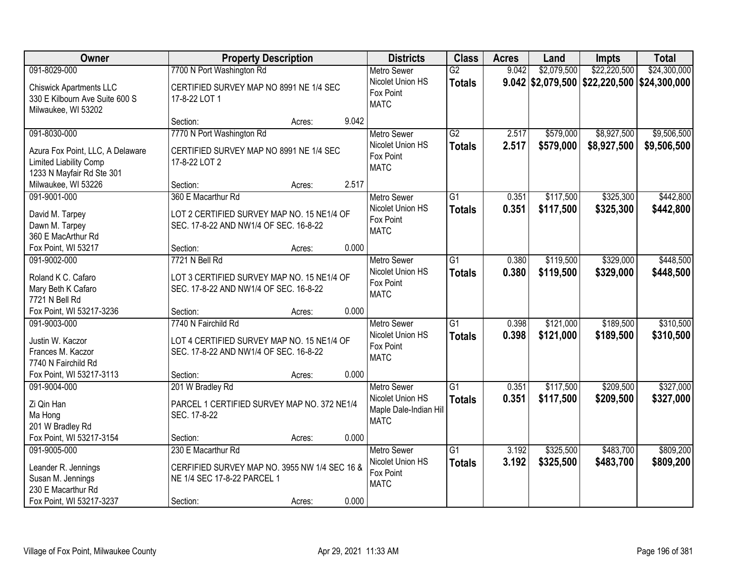| Owner | Property Description | Districts | Class | Acres | Land | Impts | Total |
|---|---|---|---|---|---|---|---|
| 091-8029-000<br>Chiswick Apartments LLC<br>330 E Kilbourn Ave Suite 600 S<br>Milwaukee, WI 53202 | 7700 N Port Washington Rd<br>CERTIFIED SURVEY MAP NO 8991 NE 1/4 SEC 17-8-22 LOT 1<br>Section: Acres: 9.042 | Metro Sewer<br>Nicolet Union HS<br>Fox Point<br>MATC | G2<br>**Totals** | 9.042<br>**9.042** | $2,079,500<br>**$2,079,500** | $22,220,500<br>**$22,220,500** | $24,300,000<br>**$24,300,000** |
| 091-8030-000<br>Azura Fox Point, LLC, A Delaware Limited Liability Comp<br>1233 N Mayfair Rd Ste 301<br>Milwaukee, WI 53226 | 7770 N Port Washington Rd<br>CERTIFIED SURVEY MAP NO 8991 NE 1/4 SEC 17-8-22 LOT 2<br>Section: Acres: 2.517 | Metro Sewer<br>Nicolet Union HS<br>Fox Point<br>MATC | G2<br>**Totals** | 2.517<br>**2.517** | $579,000<br>**$579,000** | $8,927,500<br>**$8,927,500** | $9,506,500<br>**$9,506,500** |
| 091-9001-000<br>David M. Tarpey<br>Dawn M. Tarpey<br>360 E MacArthur Rd<br>Fox Point, WI 53217 | 360 E Macarthur Rd<br>LOT 2 CERTIFIED SURVEY MAP NO. 15 NE1/4 OF SEC. 17-8-22 AND NW1/4 OF SEC. 16-8-22<br>Section: Acres: 0.000 | Metro Sewer<br>Nicolet Union HS<br>Fox Point<br>MATC | G1<br>**Totals** | 0.351<br>**0.351** | $117,500<br>**$117,500** | $325,300<br>**$325,300** | $442,800<br>**$442,800** |
| 091-9002-000<br>Roland K C. Cafaro<br>Mary Beth K Cafaro<br>7721 N Bell Rd<br>Fox Point, WI 53217-3236 | 7721 N Bell Rd<br>LOT 3 CERTIFIED SURVEY MAP NO. 15 NE1/4 OF SEC. 17-8-22 AND NW1/4 OF SEC. 16-8-22<br>Section: Acres: 0.000 | Metro Sewer<br>Nicolet Union HS<br>Fox Point<br>MATC | G1<br>**Totals** | 0.380<br>**0.380** | $119,500<br>**$119,500** | $329,000<br>**$329,000** | $448,500<br>**$448,500** |
| 091-9003-000<br>Justin W. Kaczor<br>Frances M. Kaczor<br>7740 N Fairchild Rd<br>Fox Point, WI 53217-3113 | 7740 N Fairchild Rd<br>LOT 4 CERTIFIED SURVEY MAP NO. 15 NE1/4 OF SEC. 17-8-22 AND NW1/4 OF SEC. 16-8-22<br>Section: Acres: 0.000 | Metro Sewer<br>Nicolet Union HS<br>Fox Point<br>MATC | G1<br>**Totals** | 0.398<br>**0.398** | $121,000<br>**$121,000** | $189,500<br>**$189,500** | $310,500<br>**$310,500** |
| 091-9004-000<br>Zi Qin Han<br>Ma Hong<br>201 W Bradley Rd<br>Fox Point, WI 53217-3154 | 201 W Bradley Rd<br>PARCEL 1 CERTIFIED SURVEY MAP NO. 372 NE1/4 SEC. 17-8-22<br>Section: Acres: 0.000 | Metro Sewer<br>Nicolet Union HS<br>Maple Dale-Indian Hill<br>MATC | G1<br>**Totals** | 0.351<br>**0.351** | $117,500<br>**$117,500** | $209,500<br>**$209,500** | $327,000<br>**$327,000** |
| 091-9005-000<br>Leander R. Jennings<br>Susan M. Jennings<br>230 E Macarthur Rd<br>Fox Point, WI 53217-3237 | 230 E Macarthur Rd<br>CERFIFIED SURVEY MAP NO. 3955 NW 1/4 SEC 16 & NE 1/4 SEC 17-8-22 PARCEL 1<br>Section: Acres: 0.000 | Metro Sewer<br>Nicolet Union HS<br>Fox Point<br>MATC | G1<br>**Totals** | 3.192<br>**3.192** | $325,500<br>**$325,500** | $483,700<br>**$483,700** | $809,200<br>**$809,200** |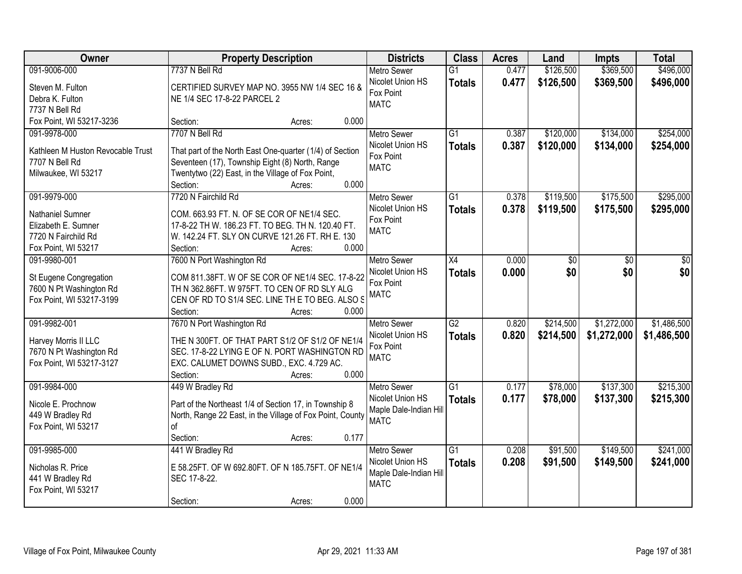| Owner | Property Description | Districts | Class | Acres | Land | Impts | Total |
|---|---|---|---|---|---|---|---|
| 091-9006-000<br><br>Steven M. Fulton<br>Debra K. Fulton<br>7737 N Bell Rd<br>Fox Point, WI 53217-3236 | 7737 N Bell Rd<br><br>CERTIFIED SURVEY MAP NO. 3955 NW 1/4 SEC 16 & NE 1/4 SEC 17-8-22 PARCEL 2<br><br>Section: Acres: 0.000 | Metro Sewer<br>Nicolet Union HS<br>Fox Point<br>MATC | G1<br>**Totals** | 0.477<br>**0.477** | \$126,500<br>**\$126,500** | \$369,500<br>**\$369,500** | \$496,000<br>**\$496,000** |
| 091-9978-000<br><br>Kathleen M Huston Revocable Trust<br>7707 N Bell Rd<br>Milwaukee, WI 53217 | 7707 N Bell Rd<br><br>That part of the North East One-quarter (1/4) of Section Seventeen (17), Township Eight (8) North, Range Twentytwo (22) East, in the Village of Fox Point,<br>Section: Acres: 0.000 | Metro Sewer<br>Nicolet Union HS<br>Fox Point<br>MATC | G1<br>**Totals** | 0.387<br>**0.387** | \$120,000<br>**\$120,000** | \$134,000<br>**\$134,000** | \$254,000<br>**\$254,000** |
| 091-9979-000<br><br>Nathaniel Sumner<br>Elizabeth E. Sumner<br>7720 N Fairchild Rd<br>Fox Point, WI 53217 | 7720 N Fairchild Rd<br><br>COM. 663.93 FT. N. OF SE COR OF NE1/4 SEC. 17-8-22 TH W. 186.23 FT. TO BEG. TH N. 120.40 FT. W. 142.24 FT. SLY ON CURVE 121.26 FT. RH E. 130<br>Section: Acres: 0.000 | Metro Sewer<br>Nicolet Union HS<br>Fox Point<br>MATC | G1<br>**Totals** | 0.378<br>**0.378** | \$119,500<br>**\$119,500** | \$175,500<br>**\$175,500** | \$295,000<br>**\$295,000** |
| 091-9980-001<br><br>St Eugene Congregation<br>7600 N Pt Washington Rd<br>Fox Point, WI 53217-3199 | 7600 N Port Washington Rd<br><br>COM 811.38FT. W OF SE COR OF NE1/4 SEC. 17-8-22 TH N 362.86FT. W 975FT. TO CEN OF RD SLY ALG CEN OF RD TO S1/4 SEC. LINE TH E TO BEG. ALSO S<br>Section: Acres: 0.000 | Metro Sewer<br>Nicolet Union HS<br>Fox Point<br>MATC | X4<br>**Totals** | 0.000<br>**0.000** | \$0<br>**\$0** | \$0<br>**\$0** | \$0<br>**\$0** |
| 091-9982-001<br><br>Harvey Morris II LLC<br>7670 N Pt Washington Rd<br>Fox Point, WI 53217-3127 | 7670 N Port Washington Rd<br><br>THE N 300FT. OF THAT PART S1/2 OF S1/2 OF NE1/4 SEC. 17-8-22 LYING E OF N. PORT WASHINGTON RD EXC. CALUMET DOWNS SUBD., EXC. 4.729 AC.<br>Section: Acres: 0.000 | Metro Sewer<br>Nicolet Union HS<br>Fox Point<br>MATC | G2<br>**Totals** | 0.820<br>**0.820** | \$214,500<br>**\$214,500** | \$1,272,000<br>**\$1,272,000** | \$1,486,500<br>**\$1,486,500** |
| 091-9984-000<br><br>Nicole E. Prochnow<br>449 W Bradley Rd<br>Fox Point, WI 53217 | 449 W Bradley Rd<br><br>Part of the Northeast 1/4 of Section 17, in Township 8 North, Range 22 East, in the Village of Fox Point, County of<br>Section: Acres: 0.177 | Metro Sewer<br>Nicolet Union HS<br>Maple Dale-Indian Hill<br>MATC | G1<br>**Totals** | 0.177<br>**0.177** | \$78,000<br>**\$78,000** | \$137,300<br>**\$137,300** | \$215,300<br>**\$215,300** |
| 091-9985-000<br><br>Nicholas R. Price<br>441 W Bradley Rd<br>Fox Point, WI 53217 | 441 W Bradley Rd<br><br>E 58.25FT. OF W 692.80FT. OF N 185.75FT. OF NE1/4 SEC 17-8-22.<br><br>Section: Acres: 0.000 | Metro Sewer<br>Nicolet Union HS<br>Maple Dale-Indian Hill<br>MATC | G1<br>**Totals** | 0.208<br>**0.208** | \$91,500<br>**\$91,500** | \$149,500<br>**\$149,500** | \$241,000<br>**\$241,000** |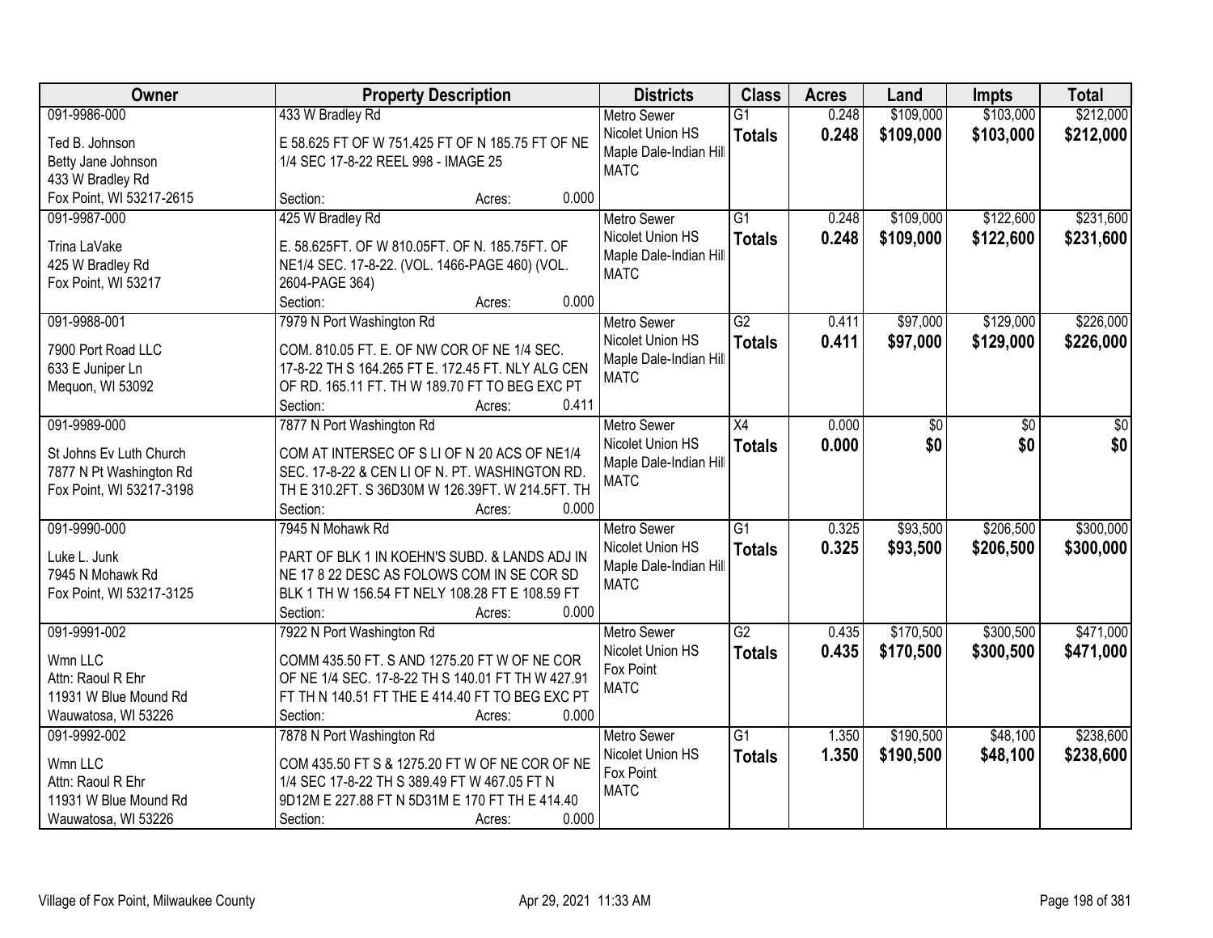| Owner | Property Description | Districts | Class | Acres | Land | Impts | Total |
|---|---|---|---|---|---|---|---|
| 091-9986-000<br>Ted B. Johnson<br>Betty Jane Johnson<br>433 W Bradley Rd<br>Fox Point, WI 53217-2615 | 433 W Bradley Rd<br>E 58.625 FT OF W 751.425 FT OF N 185.75 FT OF NE 1/4 SEC 17-8-22 REEL 998 - IMAGE 25<br>Section: Acres: 0.000 | Metro Sewer<br>Nicolet Union HS<br>Maple Dale-Indian Hill<br>MATC | G1<br>**Totals** | 0.248<br>**0.248** | $109,000<br>**$109,000** | $103,000<br>**$103,000** | $212,000<br>**$212,000** |
| 091-9987-000<br>Trina LaVake<br>425 W Bradley Rd<br>Fox Point, WI 53217 | 425 W Bradley Rd<br>E. 58.625FT. OF W 810.05FT. OF N. 185.75FT. OF NE1/4 SEC. 17-8-22. (VOL. 1466-PAGE 460) (VOL. 2604-PAGE 364)<br>Section: Acres: 0.000 | Metro Sewer<br>Nicolet Union HS<br>Maple Dale-Indian Hill<br>MATC | G1<br>**Totals** | 0.248<br>**0.248** | $109,000<br>**$109,000** | $122,600<br>**$122,600** | $231,600<br>**$231,600** |
| 091-9988-001<br>7900 Port Road LLC<br>633 E Juniper Ln<br>Mequon, WI 53092 | 7979 N Port Washington Rd<br>COM. 810.05 FT. E. OF NW COR OF NE 1/4 SEC. 17-8-22 TH S 164.265 FT E. 172.45 FT. NLY ALG CEN OF RD. 165.11 FT. TH W 189.70 FT TO BEG EXC PT<br>Section: Acres: 0.411 | Metro Sewer<br>Nicolet Union HS<br>Maple Dale-Indian Hill<br>MATC | G2<br>**Totals** | 0.411<br>**0.411** | $97,000<br>**$97,000** | $129,000<br>**$129,000** | $226,000<br>**$226,000** |
| 091-9989-000<br>St Johns Ev Luth Church<br>7877 N Pt Washington Rd<br>Fox Point, WI 53217-3198 | 7877 N Port Washington Rd<br>COM AT INTERSEC OF S LI OF N 20 ACS OF NE1/4 SEC. 17-8-22 & CEN LI OF N. PT. WASHINGTON RD. TH E 310.2FT. S 36D30M W 126.39FT. W 214.5FT. TH<br>Section: Acres: 0.000 | Metro Sewer<br>Nicolet Union HS<br>Maple Dale-Indian Hill<br>MATC | X4<br>**Totals** | 0.000<br>**0.000** | $0<br>**$0** | $0<br>**$0** | $0<br>**$0** |
| 091-9990-000<br>Luke L. Junk<br>7945 N Mohawk Rd<br>Fox Point, WI 53217-3125 | 7945 N Mohawk Rd<br>PART OF BLK 1 IN KOEHN'S SUBD. & LANDS ADJ IN NE 17 8 22 DESC AS FOLOWS COM IN SE COR SD BLK 1 TH W 156.54 FT NELY 108.28 FT E 108.59 FT<br>Section: Acres: 0.000 | Metro Sewer<br>Nicolet Union HS<br>Maple Dale-Indian Hill<br>MATC | G1<br>**Totals** | 0.325<br>**0.325** | $93,500<br>**$93,500** | $206,500<br>**$206,500** | $300,000<br>**$300,000** |
| 091-9991-002<br>Wmn LLC<br>Attn: Raoul R Ehr<br>11931 W Blue Mound Rd<br>Wauwatosa, WI 53226 | 7922 N Port Washington Rd<br>COMM 435.50 FT. S AND 1275.20 FT W OF NE COR OF NE 1/4 SEC. 17-8-22 TH S 140.01 FT TH W 427.91 FT TH N 140.51 FT THE E 414.40 FT TO BEG EXC PT<br>Section: Acres: 0.000 | Metro Sewer<br>Nicolet Union HS<br>Fox Point<br>MATC | G2<br>**Totals** | 0.435<br>**0.435** | $170,500<br>**$170,500** | $300,500<br>**$300,500** | $471,000<br>**$471,000** |
| 091-9992-002<br>Wmn LLC<br>Attn: Raoul R Ehr<br>11931 W Blue Mound Rd<br>Wauwatosa, WI 53226 | 7878 N Port Washington Rd<br>COM 435.50 FT S & 1275.20 FT W OF NE COR OF NE 1/4 SEC 17-8-22 TH S 389.49 FT W 467.05 FT N 9D12M E 227.88 FT N 5D31M E 170 FT TH E 414.40<br>Section: Acres: 0.000 | Metro Sewer<br>Nicolet Union HS<br>Fox Point<br>MATC | G1<br>**Totals** | 1.350<br>**1.350** | $190,500<br>**$190,500** | $48,100<br>**$48,100** | $238,600<br>**$238,600** |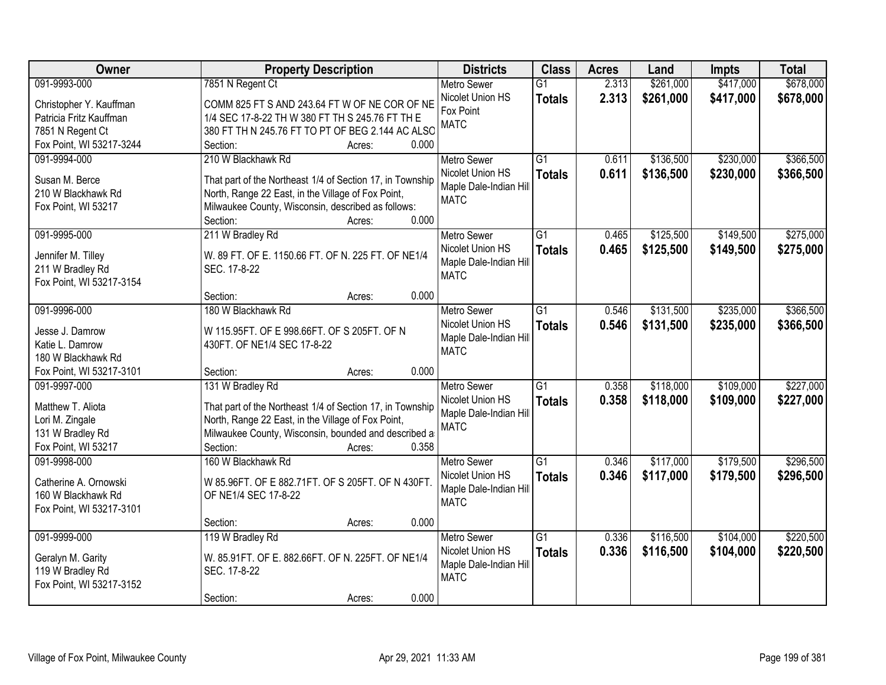| Owner | Property Description | Districts | Class | Acres | Land | Impts | Total |
|---|---|---|---|---|---|---|---|
| 091-9993-000<br><br>Christopher Y. Kauffman<br>Patricia Fritz Kauffman<br>7851 N Regent Ct<br>Fox Point, WI 53217-3244 | 7851 N Regent Ct<br><br>COMM 825 FT S AND 243.64 FT W OF NE COR OF NE 1/4 SEC 17-8-22 TH W 380 FT TH S 245.76 FT TH E 380 FT TH N 245.76 FT TO PT OF BEG 2.144 AC ALSO<br>Section: Acres: 0.000 | Metro Sewer<br>Nicolet Union HS<br>Fox Point<br>MATC | G1<br>**Totals** | 2.313<br>**2.313** | $261,000<br>**$261,000** | $417,000<br>**$417,000** | $678,000<br>**$678,000** |
| 091-9994-000<br><br>Susan M. Berce<br>210 W Blackhawk Rd<br>Fox Point, WI 53217 | 210 W Blackhawk Rd<br><br>That part of the Northeast 1/4 of Section 17, in Township North, Range 22 East, in the Village of Fox Point, Milwaukee County, Wisconsin, described as follows:<br>Section: Acres: 0.000 | Metro Sewer<br>Nicolet Union HS<br>Maple Dale-Indian Hill<br>MATC | G1<br>**Totals** | 0.611<br>**0.611** | $136,500<br>**$136,500** | $230,000<br>**$230,000** | $366,500<br>**$366,500** |
| 091-9995-000<br><br>Jennifer M. Tilley<br>211 W Bradley Rd<br>Fox Point, WI 53217-3154 | 211 W Bradley Rd<br><br>W. 89 FT. OF E. 1150.66 FT. OF N. 225 FT. OF NE1/4 SEC. 17-8-22<br><br>Section: Acres: 0.000 | Metro Sewer<br>Nicolet Union HS<br>Maple Dale-Indian Hill<br>MATC | G1<br>**Totals** | 0.465<br>**0.465** | $125,500<br>**$125,500** | $149,500<br>**$149,500** | $275,000<br>**$275,000** |
| 091-9996-000<br><br>Jesse J. Damrow<br>Katie L. Damrow<br>180 W Blackhawk Rd<br>Fox Point, WI 53217-3101 | 180 W Blackhawk Rd<br><br>W 115.95FT. OF E 998.66FT. OF S 205FT. OF N 430FT. OF NE1/4 SEC 17-8-22<br><br>Section: Acres: 0.000 | Metro Sewer<br>Nicolet Union HS<br>Maple Dale-Indian Hill<br>MATC | G1<br>**Totals** | 0.546<br>**0.546** | $131,500<br>**$131,500** | $235,000<br>**$235,000** | $366,500<br>**$366,500** |
| 091-9997-000<br><br>Matthew T. Aliota<br>Lori M. Zingale<br>131 W Bradley Rd<br>Fox Point, WI 53217 | 131 W Bradley Rd<br><br>That part of the Northeast 1/4 of Section 17, in Township North, Range 22 East, in the Village of Fox Point, Milwaukee County, Wisconsin, bounded and described a<br>Section: Acres: 0.358 | Metro Sewer<br>Nicolet Union HS<br>Maple Dale-Indian Hill<br>MATC | G1<br>**Totals** | 0.358<br>**0.358** | $118,000<br>**$118,000** | $109,000<br>**$109,000** | $227,000<br>**$227,000** |
| 091-9998-000<br><br>Catherine A. Ornowski<br>160 W Blackhawk Rd<br>Fox Point, WI 53217-3101 | 160 W Blackhawk Rd<br><br>W 85.96FT. OF E 882.71FT. OF S 205FT. OF N 430FT. OF NE1/4 SEC 17-8-22<br><br>Section: Acres: 0.000 | Metro Sewer<br>Nicolet Union HS<br>Maple Dale-Indian Hill<br>MATC | G1<br>**Totals** | 0.346<br>**0.346** | $117,000<br>**$117,000** | $179,500<br>**$179,500** | $296,500<br>**$296,500** |
| 091-9999-000<br><br>Geralyn M. Garity<br>119 W Bradley Rd<br>Fox Point, WI 53217-3152 | 119 W Bradley Rd<br><br>W. 85.91FT. OF E. 882.66FT. OF N. 225FT. OF NE1/4 SEC. 17-8-22<br><br>Section: Acres: 0.000 | Metro Sewer<br>Nicolet Union HS<br>Maple Dale-Indian Hill<br>MATC | G1<br>**Totals** | 0.336<br>**0.336** | $116,500<br>**$116,500** | $104,000<br>**$104,000** | $220,500<br>**$220,500** |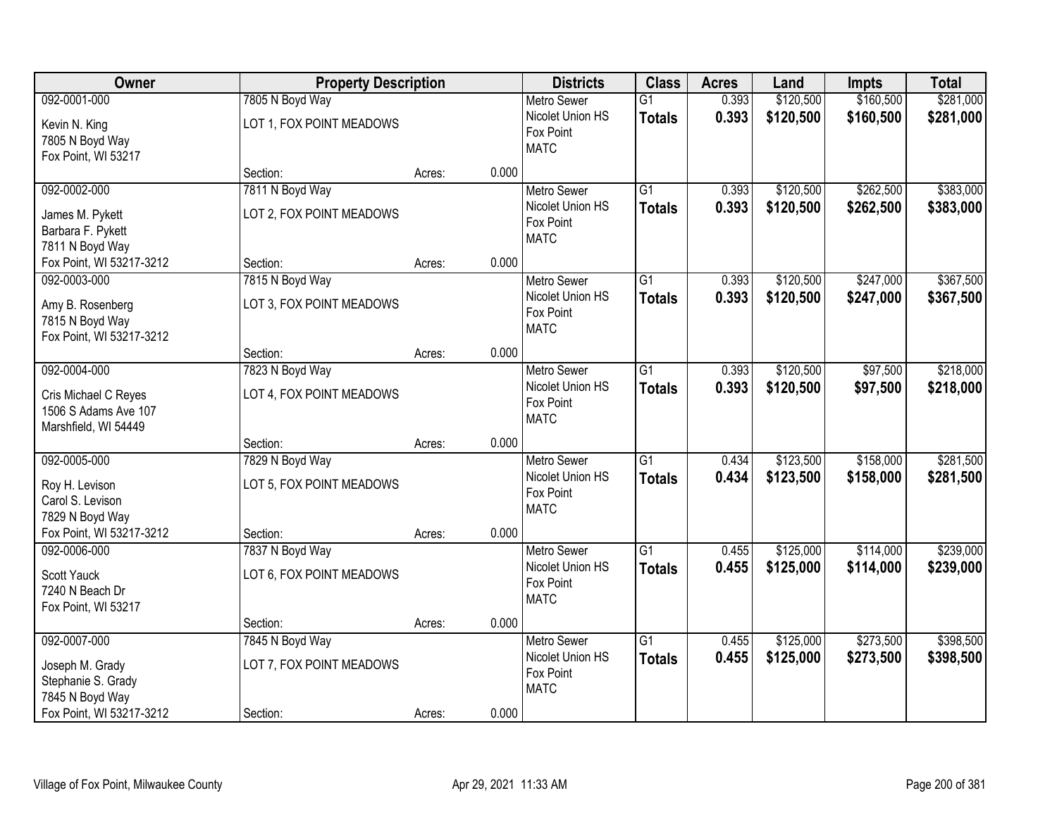| Owner | Property Description | | | Districts | Class | Acres | Land | Impts | Total |
|---|---|---|---|---|---|---|---|---|---|
| 092-0001-000<br>Kevin N. King<br>7805 N Boyd Way<br>Fox Point, WI 53217 | 7805 N Boyd Way<br>LOT 1, FOX POINT MEADOWS<br>Section: | Acres: | 0.000 | Metro Sewer<br>Nicolet Union HS<br>Fox Point<br>MATC | G1<br>**Totals** | 0.393<br>**0.393** | $120,500<br>**$120,500** | $160,500<br>**$160,500** | $281,000<br>**$281,000** |
| 092-0002-000<br>James M. Pykett<br>Barbara F. Pykett<br>7811 N Boyd Way<br>Fox Point, WI 53217-3212 | 7811 N Boyd Way<br>LOT 2, FOX POINT MEADOWS<br>Section: | Acres: | 0.000 | Metro Sewer<br>Nicolet Union HS<br>Fox Point<br>MATC | G1<br>**Totals** | 0.393<br>**0.393** | $120,500<br>**$120,500** | $262,500<br>**$262,500** | $383,000<br>**$383,000** |
| 092-0003-000<br>Amy B. Rosenberg<br>7815 N Boyd Way<br>Fox Point, WI 53217-3212 | 7815 N Boyd Way<br>LOT 3, FOX POINT MEADOWS<br>Section: | Acres: | 0.000 | Metro Sewer<br>Nicolet Union HS<br>Fox Point<br>MATC | G1<br>**Totals** | 0.393<br>**0.393** | $120,500<br>**$120,500** | $247,000<br>**$247,000** | $367,500<br>**$367,500** |
| 092-0004-000<br>Cris Michael C Reyes<br>1506 S Adams Ave 107<br>Marshfield, WI 54449 | 7823 N Boyd Way<br>LOT 4, FOX POINT MEADOWS<br>Section: | Acres: | 0.000 | Metro Sewer<br>Nicolet Union HS<br>Fox Point<br>MATC | G1<br>**Totals** | 0.393<br>**0.393** | $120,500<br>**$120,500** | $97,500<br>**$97,500** | $218,000<br>**$218,000** |
| 092-0005-000<br>Roy H. Levison<br>Carol S. Levison<br>7829 N Boyd Way<br>Fox Point, WI 53217-3212 | 7829 N Boyd Way<br>LOT 5, FOX POINT MEADOWS<br>Section: | Acres: | 0.000 | Metro Sewer<br>Nicolet Union HS<br>Fox Point<br>MATC | G1<br>**Totals** | 0.434<br>**0.434** | $123,500<br>**$123,500** | $158,000<br>**$158,000** | $281,500<br>**$281,500** |
| 092-0006-000<br>Scott Yauck<br>7240 N Beach Dr<br>Fox Point, WI 53217 | 7837 N Boyd Way<br>LOT 6, FOX POINT MEADOWS<br>Section: | Acres: | 0.000 | Metro Sewer<br>Nicolet Union HS<br>Fox Point<br>MATC | G1<br>**Totals** | 0.455<br>**0.455** | $125,000<br>**$125,000** | $114,000<br>**$114,000** | $239,000<br>**$239,000** |
| 092-0007-000<br>Joseph M. Grady<br>Stephanie S. Grady<br>7845 N Boyd Way<br>Fox Point, WI 53217-3212 | 7845 N Boyd Way<br>LOT 7, FOX POINT MEADOWS<br>Section: | Acres: | 0.000 | Metro Sewer<br>Nicolet Union HS<br>Fox Point<br>MATC | G1<br>**Totals** | 0.455<br>**0.455** | $125,000<br>**$125,000** | $273,500<br>**$273,500** | $398,500<br>**$398,500** |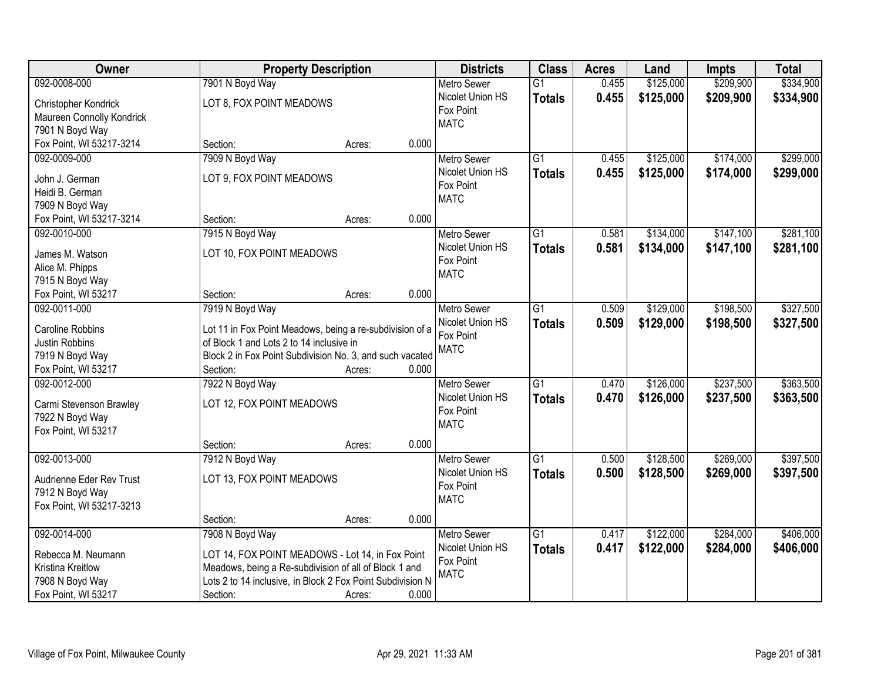| Owner | Property Description | Districts | Class | Acres | Land | Impts | Total |
|---|---|---|---|---|---|---|---|
| 092-0008-000<br>Christopher Kondrick<br>Maureen Connolly Kondrick<br>7901 N Boyd Way<br>Fox Point, WI 53217-3214 | 7901 N Boyd Way<br>LOT 8, FOX POINT MEADOWS<br>Section: Acres: 0.000 | Metro Sewer<br>Nicolet Union HS<br>Fox Point<br>MATC | G1<br>**Totals** | 0.455<br>**0.455** | \$125,000<br>**\$125,000** | \$209,900<br>**\$209,900** | \$334,900<br>**\$334,900** |
| 092-0009-000<br>John J. German<br>Heidi B. German<br>7909 N Boyd Way<br>Fox Point, WI 53217-3214 | 7909 N Boyd Way<br>LOT 9, FOX POINT MEADOWS<br>Section: Acres: 0.000 | Metro Sewer<br>Nicolet Union HS<br>Fox Point<br>MATC | G1<br>**Totals** | 0.455<br>**0.455** | \$125,000<br>**\$125,000** | \$174,000<br>**\$174,000** | \$299,000<br>**\$299,000** |
| 092-0010-000<br>James M. Watson<br>Alice M. Phipps<br>7915 N Boyd Way<br>Fox Point, WI 53217 | 7915 N Boyd Way<br>LOT 10, FOX POINT MEADOWS<br>Section: Acres: 0.000 | Metro Sewer<br>Nicolet Union HS<br>Fox Point<br>MATC | G1<br>**Totals** | 0.581<br>**0.581** | \$134,000<br>**\$134,000** | \$147,100<br>**\$147,100** | \$281,100<br>**\$281,100** |
| 092-0011-000<br>Caroline Robbins<br>Justin Robbins<br>7919 N Boyd Way<br>Fox Point, WI 53217 | 7919 N Boyd Way<br>Lot 11 in Fox Point Meadows, being a re-subdivision of a of Block 1 and Lots 2 to 14 inclusive in Block 2 in Fox Point Subdivision No. 3, and such vacated<br>Section: Acres: 0.000 | Metro Sewer<br>Nicolet Union HS<br>Fox Point<br>MATC | G1<br>**Totals** | 0.509<br>**0.509** | \$129,000<br>**\$129,000** | \$198,500<br>**\$198,500** | \$327,500<br>**\$327,500** |
| 092-0012-000<br>Carmi Stevenson Brawley<br>7922 N Boyd Way<br>Fox Point, WI 53217 | 7922 N Boyd Way<br>LOT 12, FOX POINT MEADOWS<br>Section: Acres: 0.000 | Metro Sewer<br>Nicolet Union HS<br>Fox Point<br>MATC | G1<br>**Totals** | 0.470<br>**0.470** | \$126,000<br>**\$126,000** | \$237,500<br>**\$237,500** | \$363,500<br>**\$363,500** |
| 092-0013-000<br>Audrienne Eder Rev Trust<br>7912 N Boyd Way<br>Fox Point, WI 53217-3213 | 7912 N Boyd Way<br>LOT 13, FOX POINT MEADOWS<br>Section: Acres: 0.000 | Metro Sewer<br>Nicolet Union HS<br>Fox Point<br>MATC | G1<br>**Totals** | 0.500<br>**0.500** | \$128,500<br>**\$128,500** | \$269,000<br>**\$269,000** | \$397,500<br>**\$397,500** |
| 092-0014-000<br>Rebecca M. Neumann<br>Kristina Kreitlow<br>7908 N Boyd Way<br>Fox Point, WI 53217 | 7908 N Boyd Way<br>LOT 14, FOX POINT MEADOWS - Lot 14, in Fox Point Meadows, being a Re-subdivision of all of Block 1 and Lots 2 to 14 inclusive, in Block 2 Fox Point Subdivision N<br>Section: Acres: 0.000 | Metro Sewer<br>Nicolet Union HS<br>Fox Point<br>MATC | G1<br>**Totals** | 0.417<br>**0.417** | \$122,000<br>**\$122,000** | \$284,000<br>**\$284,000** | \$406,000<br>**\$406,000** |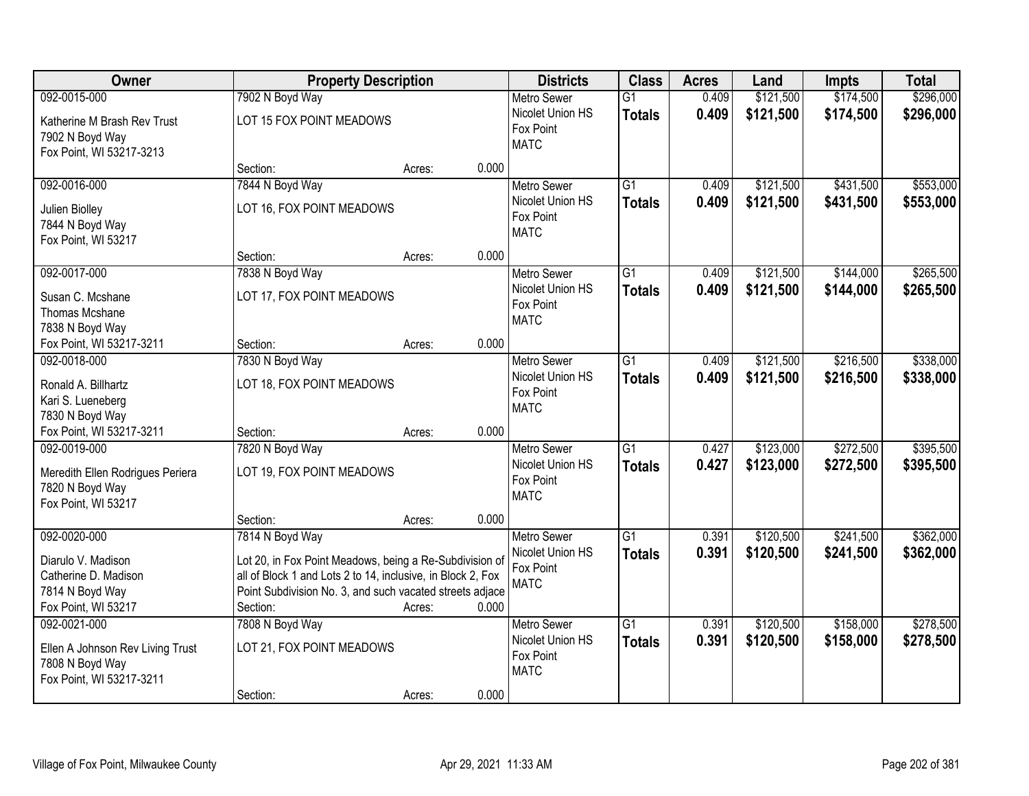| Owner | Property Description | | | Districts | Class | Acres | Land | Impts | Total |
|---|---|---|---|---|---|---|---|---|---|
| 092-0015-000<br>Katherine M Brash Rev Trust<br>7902 N Boyd Way<br>Fox Point, WI 53217-3213 | 7902 N Boyd Way<br>LOT 15 FOX POINT MEADOWS<br>Section: | Acres: | 0.000 | Metro Sewer<br>Nicolet Union HS<br>Fox Point<br>MATC | G1<br>**Totals** | 0.409<br>**0.409** | $121,500<br>**$121,500** | $174,500<br>**$174,500** | $296,000<br>**$296,000** |
| 092-0016-000<br>Julien Biolley<br>7844 N Boyd Way<br>Fox Point, WI 53217 | 7844 N Boyd Way<br>LOT 16, FOX POINT MEADOWS<br>Section: | Acres: | 0.000 | Metro Sewer<br>Nicolet Union HS<br>Fox Point<br>MATC | G1<br>**Totals** | 0.409<br>**0.409** | $121,500<br>**$121,500** | $431,500<br>**$431,500** | $553,000<br>**$553,000** |
| 092-0017-000<br>Susan C. Mcshane<br>Thomas Mcshane<br>7838 N Boyd Way<br>Fox Point, WI 53217-3211 | 7838 N Boyd Way<br>LOT 17, FOX POINT MEADOWS<br>Section: | Acres: | 0.000 | Metro Sewer<br>Nicolet Union HS<br>Fox Point<br>MATC | G1<br>**Totals** | 0.409<br>**0.409** | $121,500<br>**$121,500** | $144,000<br>**$144,000** | $265,500<br>**$265,500** |
| 092-0018-000<br>Ronald A. Billhartz<br>Kari S. Lueneberg<br>7830 N Boyd Way<br>Fox Point, WI 53217-3211 | 7830 N Boyd Way<br>LOT 18, FOX POINT MEADOWS<br>Section: | Acres: | 0.000 | Metro Sewer<br>Nicolet Union HS<br>Fox Point<br>MATC | G1<br>**Totals** | 0.409<br>**0.409** | $121,500<br>**$121,500** | $216,500<br>**$216,500** | $338,000<br>**$338,000** |
| 092-0019-000<br>Meredith Ellen Rodrigues Periera<br>7820 N Boyd Way<br>Fox Point, WI 53217 | 7820 N Boyd Way<br>LOT 19, FOX POINT MEADOWS<br>Section: | Acres: | 0.000 | Metro Sewer<br>Nicolet Union HS<br>Fox Point<br>MATC | G1<br>**Totals** | 0.427<br>**0.427** | $123,000<br>**$123,000** | $272,500<br>**$272,500** | $395,500<br>**$395,500** |
| 092-0020-000<br>Diarulo V. Madison<br>Catherine D. Madison<br>7814 N Boyd Way<br>Fox Point, WI 53217 | 7814 N Boyd Way<br>Lot 20, in Fox Point Meadows, being a Re-Subdivision of all of Block 1 and Lots 2 to 14, inclusive, in Block 2, Fox Point Subdivision No. 3, and such vacated streets adjace<br>Section: | Acres: | 0.000 | Metro Sewer<br>Nicolet Union HS<br>Fox Point<br>MATC | G1<br>**Totals** | 0.391<br>**0.391** | $120,500<br>**$120,500** | $241,500<br>**$241,500** | $362,000<br>**$362,000** |
| 092-0021-000<br>Ellen A Johnson Rev Living Trust<br>7808 N Boyd Way<br>Fox Point, WI 53217-3211 | 7808 N Boyd Way<br>LOT 21, FOX POINT MEADOWS<br>Section: | Acres: | 0.000 | Metro Sewer<br>Nicolet Union HS<br>Fox Point<br>MATC | G1<br>**Totals** | 0.391<br>**0.391** | $120,500<br>**$120,500** | $158,000<br>**$158,000** | $278,500<br>**$278,500** |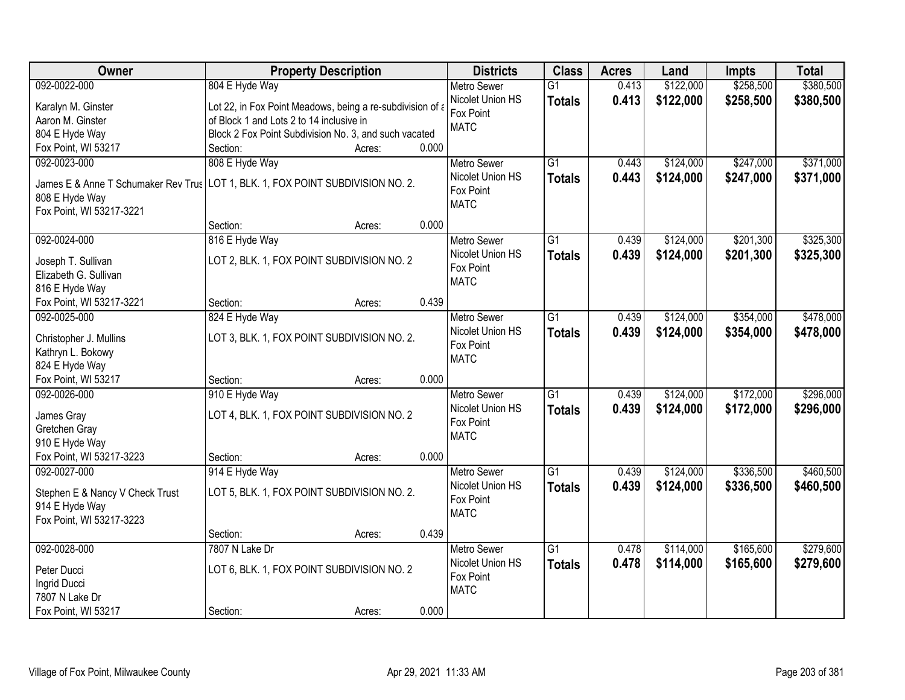| Owner | Property Description | Districts | Class | Acres | Land | Impts | Total |
|---|---|---|---|---|---|---|---|
| 092-0022-000<br>Karalyn M. Ginster<br>Aaron M. Ginster<br>804 E Hyde Way<br>Fox Point, WI 53217 | 804 E Hyde Way<br>Lot 22, in Fox Point Meadows, being a re-subdivision of a of Block 1 and Lots 2 to 14 inclusive in Block 2 Fox Point Subdivision No. 3, and such vacated<br>Section: Acres: 0.000 | Metro Sewer<br>Nicolet Union HS<br>Fox Point<br>MATC | G1<br>**Totals** | 0.413<br>**0.413** | $122,000<br>**$122,000** | $258,500<br>**$258,500** | $380,500<br>**$380,500** |
| 092-0023-000<br>James E & Anne T Schumaker Rev Trus<br>808 E Hyde Way<br>Fox Point, WI 53217-3221 | 808 E Hyde Way<br>LOT 1, BLK. 1, FOX POINT SUBDIVISION NO. 2.<br>Section: Acres: 0.000 | Metro Sewer<br>Nicolet Union HS<br>Fox Point<br>MATC | G1<br>**Totals** | 0.443<br>**0.443** | $124,000<br>**$124,000** | $247,000<br>**$247,000** | $371,000<br>**$371,000** |
| 092-0024-000<br>Joseph T. Sullivan<br>Elizabeth G. Sullivan<br>816 E Hyde Way<br>Fox Point, WI 53217-3221 | 816 E Hyde Way<br>LOT 2, BLK. 1, FOX POINT SUBDIVISION NO. 2<br>Section: Acres: 0.439 | Metro Sewer<br>Nicolet Union HS<br>Fox Point<br>MATC | G1<br>**Totals** | 0.439<br>**0.439** | $124,000<br>**$124,000** | $201,300<br>**$201,300** | $325,300<br>**$325,300** |
| 092-0025-000<br>Christopher J. Mullins<br>Kathryn L. Bokowy<br>824 E Hyde Way<br>Fox Point, WI 53217 | 824 E Hyde Way<br>LOT 3, BLK. 1, FOX POINT SUBDIVISION NO. 2.<br>Section: Acres: 0.000 | Metro Sewer<br>Nicolet Union HS<br>Fox Point<br>MATC | G1<br>**Totals** | 0.439<br>**0.439** | $124,000<br>**$124,000** | $354,000<br>**$354,000** | $478,000<br>**$478,000** |
| 092-0026-000<br>James Gray<br>Gretchen Gray<br>910 E Hyde Way<br>Fox Point, WI 53217-3223 | 910 E Hyde Way<br>LOT 4, BLK. 1, FOX POINT SUBDIVISION NO. 2<br>Section: Acres: 0.000 | Metro Sewer<br>Nicolet Union HS<br>Fox Point<br>MATC | G1<br>**Totals** | 0.439<br>**0.439** | $124,000<br>**$124,000** | $172,000<br>**$172,000** | $296,000<br>**$296,000** |
| 092-0027-000<br>Stephen E & Nancy V Check Trust<br>914 E Hyde Way<br>Fox Point, WI 53217-3223 | 914 E Hyde Way<br>LOT 5, BLK. 1, FOX POINT SUBDIVISION NO. 2.<br>Section: Acres: 0.439 | Metro Sewer<br>Nicolet Union HS<br>Fox Point<br>MATC | G1<br>**Totals** | 0.439<br>**0.439** | $124,000<br>**$124,000** | $336,500<br>**$336,500** | $460,500<br>**$460,500** |
| 092-0028-000<br>Peter Ducci<br>Ingrid Ducci<br>7807 N Lake Dr<br>Fox Point, WI 53217 | 7807 N Lake Dr<br>LOT 6, BLK. 1, FOX POINT SUBDIVISION NO. 2<br>Section: Acres: 0.000 | Metro Sewer<br>Nicolet Union HS<br>Fox Point<br>MATC | G1<br>**Totals** | 0.478<br>**0.478** | $114,000<br>**$114,000** | $165,600<br>**$165,600** | $279,600<br>**$279,600** |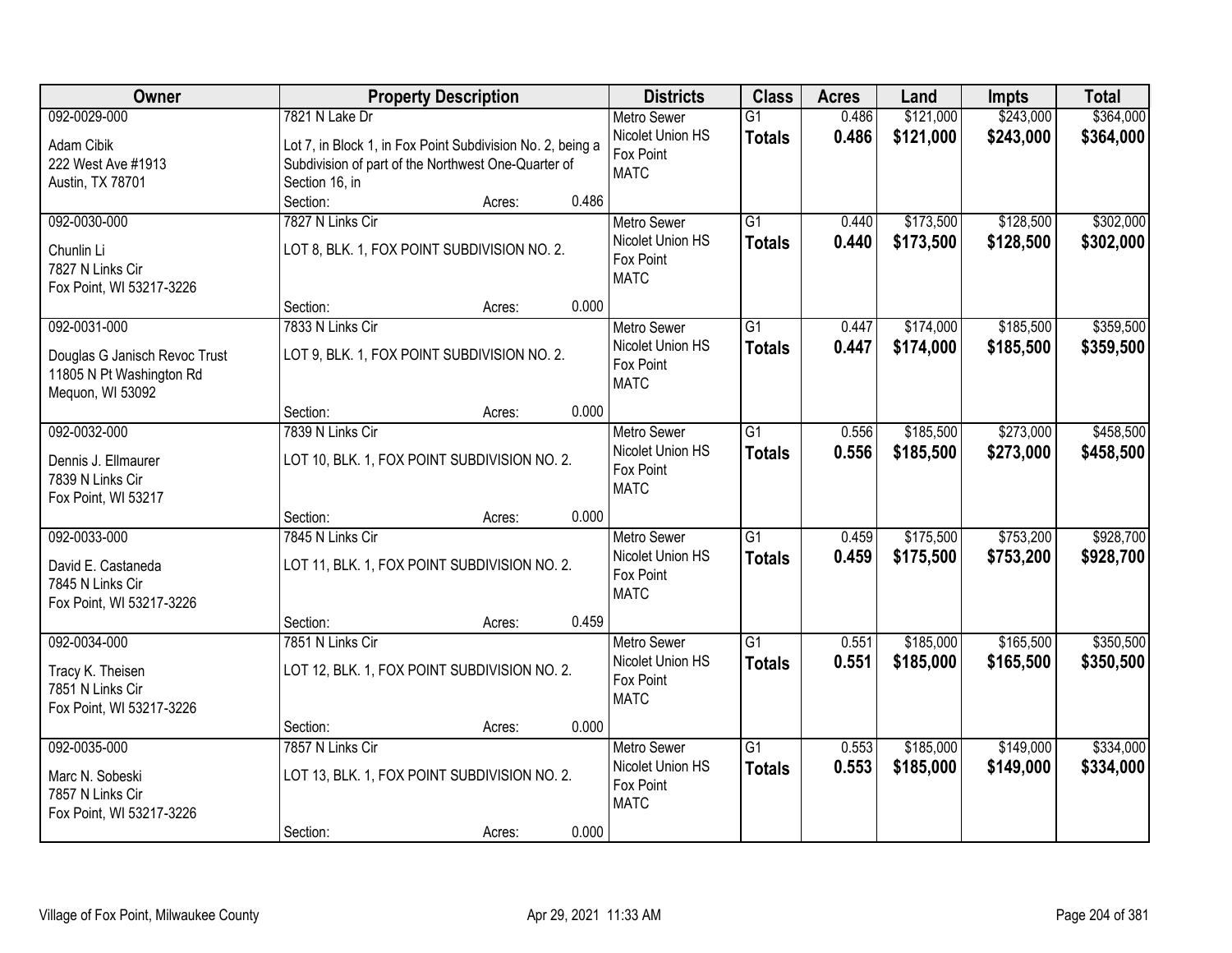| Owner | Property Description | Districts | Class | Acres | Land | Impts | Total |
|---|---|---|---|---|---|---|---|
| 092-0029-000<br>Adam Cibik<br>222 West Ave #1913<br>Austin, TX 78701 | 7821 N Lake Dr<br>Lot 7, in Block 1, in Fox Point Subdivision No. 2, being a Subdivision of part of the Northwest One-Quarter of Section 16, in<br>Section: Acres: 0.486 | Metro Sewer<br>Nicolet Union HS<br>Fox Point<br>MATC | G1<br>**Totals** | 0.486<br>**0.486** | \$121,000<br>**\$121,000** | \$243,000<br>**\$243,000** | \$364,000<br>**\$364,000** |
| 092-0030-000<br>Chunlin Li<br>7827 N Links Cir<br>Fox Point, WI 53217-3226 | 7827 N Links Cir<br>LOT 8, BLK. 1, FOX POINT SUBDIVISION NO. 2.<br>Section: Acres: 0.000 | Metro Sewer<br>Nicolet Union HS<br>Fox Point<br>MATC | G1<br>**Totals** | 0.440<br>**0.440** | \$173,500<br>**\$173,500** | \$128,500<br>**\$128,500** | \$302,000<br>**\$302,000** |
| 092-0031-000<br>Douglas G Janisch Revoc Trust<br>11805 N Pt Washington Rd<br>Mequon, WI 53092 | 7833 N Links Cir<br>LOT 9, BLK. 1, FOX POINT SUBDIVISION NO. 2.<br>Section: Acres: 0.000 | Metro Sewer<br>Nicolet Union HS<br>Fox Point<br>MATC | G1<br>**Totals** | 0.447<br>**0.447** | \$174,000<br>**\$174,000** | \$185,500<br>**\$185,500** | \$359,500<br>**\$359,500** |
| 092-0032-000<br>Dennis J. Ellmaurer<br>7839 N Links Cir<br>Fox Point, WI 53217 | 7839 N Links Cir<br>LOT 10, BLK. 1, FOX POINT SUBDIVISION NO. 2.<br>Section: Acres: 0.000 | Metro Sewer<br>Nicolet Union HS<br>Fox Point<br>MATC | G1<br>**Totals** | 0.556<br>**0.556** | \$185,500<br>**\$185,500** | \$273,000<br>**\$273,000** | \$458,500<br>**\$458,500** |
| 092-0033-000<br>David E. Castaneda<br>7845 N Links Cir<br>Fox Point, WI 53217-3226 | 7845 N Links Cir<br>LOT 11, BLK. 1, FOX POINT SUBDIVISION NO. 2.<br>Section: Acres: 0.459 | Metro Sewer<br>Nicolet Union HS<br>Fox Point<br>MATC | G1<br>**Totals** | 0.459<br>**0.459** | \$175,500<br>**\$175,500** | \$753,200<br>**\$753,200** | \$928,700<br>**\$928,700** |
| 092-0034-000<br>Tracy K. Theisen<br>7851 N Links Cir<br>Fox Point, WI 53217-3226 | 7851 N Links Cir<br>LOT 12, BLK. 1, FOX POINT SUBDIVISION NO. 2.<br>Section: Acres: 0.000 | Metro Sewer<br>Nicolet Union HS<br>Fox Point<br>MATC | G1<br>**Totals** | 0.551<br>**0.551** | \$185,000<br>**\$185,000** | \$165,500<br>**\$165,500** | \$350,500<br>**\$350,500** |
| 092-0035-000<br>Marc N. Sobeski<br>7857 N Links Cir<br>Fox Point, WI 53217-3226 | 7857 N Links Cir<br>LOT 13, BLK. 1, FOX POINT SUBDIVISION NO. 2.<br>Section: Acres: 0.000 | Metro Sewer<br>Nicolet Union HS<br>Fox Point<br>MATC | G1<br>**Totals** | 0.553<br>**0.553** | \$185,000<br>**\$185,000** | \$149,000<br>**\$149,000** | \$334,000<br>**\$334,000** |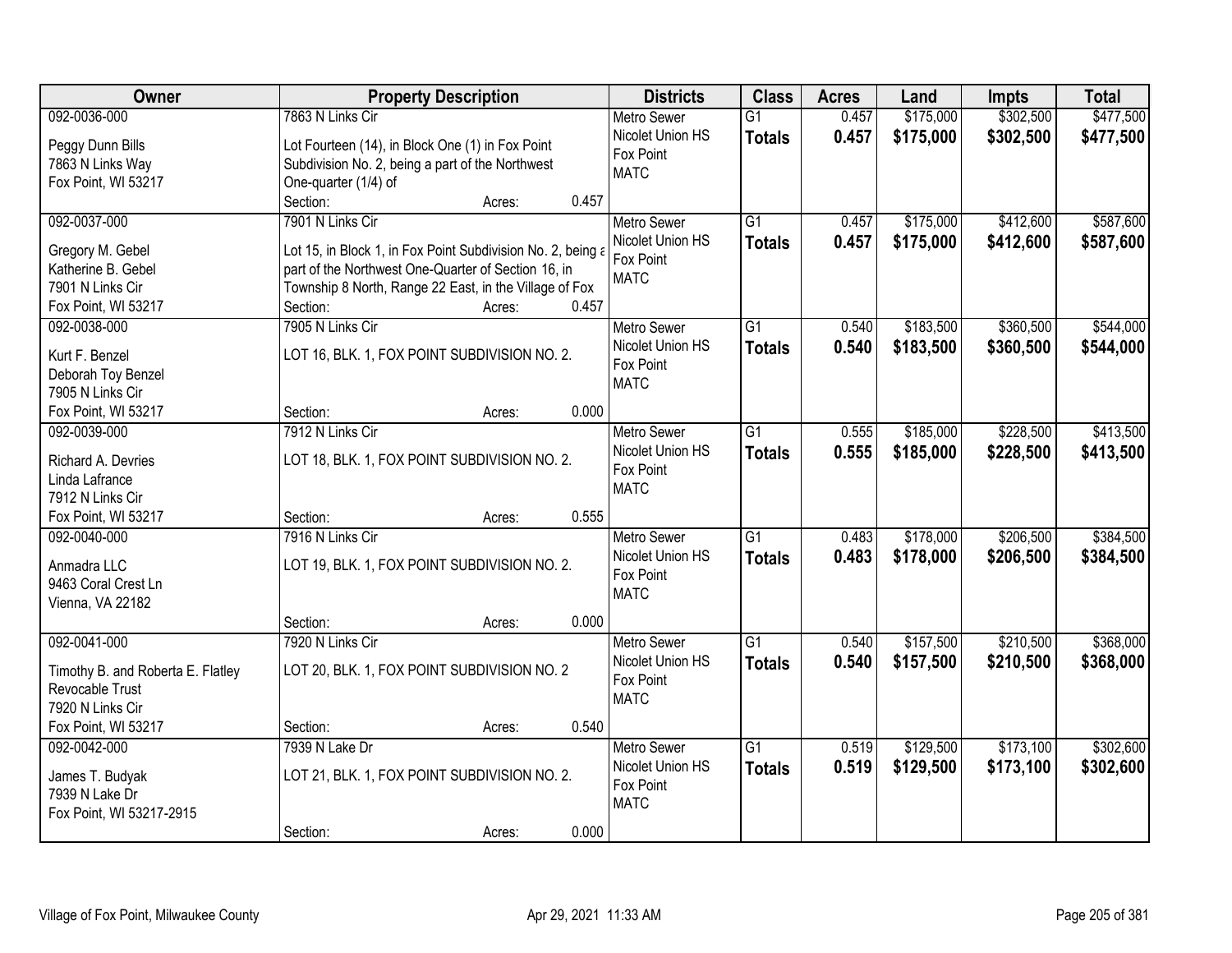| Owner | Property Description | Districts | Class | Acres | Land | Impts | Total |
|---|---|---|---|---|---|---|---|
| 092-0036-000<br>Peggy Dunn Bills<br>7863 N Links Way<br>Fox Point, WI 53217 | 7863 N Links Cir<br>Lot Fourteen (14), in Block One (1) in Fox Point Subdivision No. 2, being a part of the Northwest One-quarter (1/4) of<br>Section: Acres: 0.457 | Metro Sewer<br>Nicolet Union HS<br>Fox Point<br>MATC | G1<br>**Totals** | 0.457<br>**0.457** | $175,000<br>**$175,000** | $302,500<br>**$302,500** | $477,500<br>**$477,500** |
| 092-0037-000<br>Gregory M. Gebel<br>Katherine B. Gebel<br>7901 N Links Cir<br>Fox Point, WI 53217 | 7901 N Links Cir<br>Lot 15, in Block 1, in Fox Point Subdivision No. 2, being a part of the Northwest One-Quarter of Section 16, in Township 8 North, Range 22 East, in the Village of Fox<br>Section: Acres: 0.457 | Metro Sewer<br>Nicolet Union HS<br>Fox Point<br>MATC | G1<br>**Totals** | 0.457<br>**0.457** | $175,000<br>**$175,000** | $412,600<br>**$412,600** | $587,600<br>**$587,600** |
| 092-0038-000<br>Kurt F. Benzel<br>Deborah Toy Benzel<br>7905 N Links Cir<br>Fox Point, WI 53217 | 7905 N Links Cir<br>LOT 16, BLK. 1, FOX POINT SUBDIVISION NO. 2.<br>Section: Acres: 0.000 | Metro Sewer<br>Nicolet Union HS<br>Fox Point<br>MATC | G1<br>**Totals** | 0.540<br>**0.540** | $183,500<br>**$183,500** | $360,500<br>**$360,500** | $544,000<br>**$544,000** |
| 092-0039-000<br>Richard A. Devries<br>Linda Lafrance<br>7912 N Links Cir<br>Fox Point, WI 53217 | 7912 N Links Cir<br>LOT 18, BLK. 1, FOX POINT SUBDIVISION NO. 2.<br>Section: Acres: 0.555 | Metro Sewer<br>Nicolet Union HS<br>Fox Point<br>MATC | G1<br>**Totals** | 0.555<br>**0.555** | $185,000<br>**$185,000** | $228,500<br>**$228,500** | $413,500<br>**$413,500** |
| 092-0040-000<br>Anmadra LLC<br>9463 Coral Crest Ln<br>Vienna, VA 22182 | 7916 N Links Cir<br>LOT 19, BLK. 1, FOX POINT SUBDIVISION NO. 2.<br>Section: Acres: 0.000 | Metro Sewer<br>Nicolet Union HS<br>Fox Point<br>MATC | G1<br>**Totals** | 0.483<br>**0.483** | $178,000<br>**$178,000** | $206,500<br>**$206,500** | $384,500<br>**$384,500** |
| 092-0041-000<br>Timothy B. and Roberta E. Flatley Revocable Trust<br>7920 N Links Cir<br>Fox Point, WI 53217 | 7920 N Links Cir<br>LOT 20, BLK. 1, FOX POINT SUBDIVISION NO. 2<br>Section: Acres: 0.540 | Metro Sewer<br>Nicolet Union HS<br>Fox Point<br>MATC | G1<br>**Totals** | 0.540<br>**0.540** | $157,500<br>**$157,500** | $210,500<br>**$210,500** | $368,000<br>**$368,000** |
| 092-0042-000<br>James T. Budyak<br>7939 N Lake Dr<br>Fox Point, WI 53217-2915 | 7939 N Lake Dr<br>LOT 21, BLK. 1, FOX POINT SUBDIVISION NO. 2.<br>Section: Acres: 0.000 | Metro Sewer<br>Nicolet Union HS<br>Fox Point<br>MATC | G1<br>**Totals** | 0.519<br>**0.519** | $129,500<br>**$129,500** | $173,100<br>**$173,100** | $302,600<br>**$302,600** |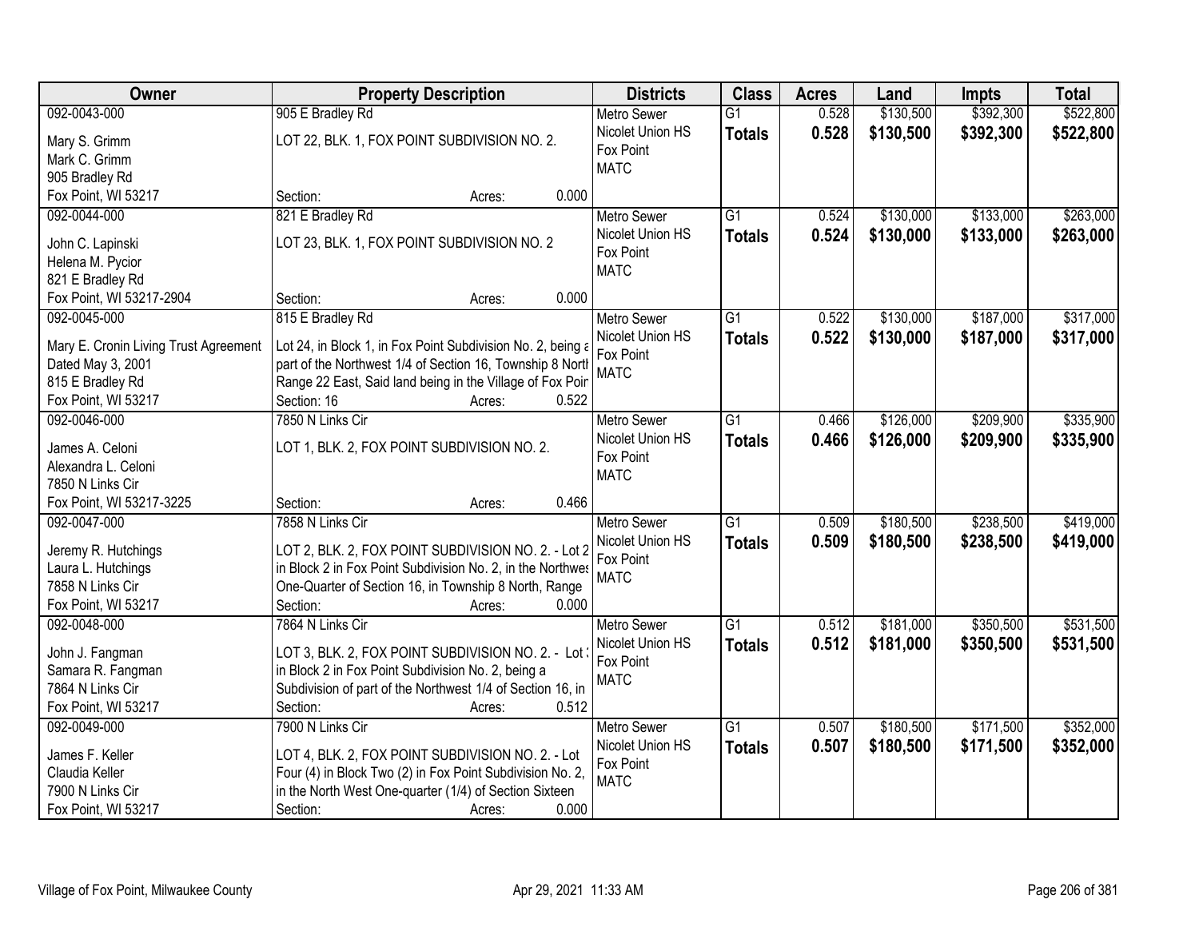| Owner | Property Description | Districts | Class | Acres | Land | Impts | Total |
|---|---|---|---|---|---|---|---|
| 092-0043-000<br>Mary S. Grimm<br>Mark C. Grimm<br>905 Bradley Rd<br>Fox Point, WI 53217 | 905 E Bradley Rd<br>LOT 22, BLK. 1, FOX POINT SUBDIVISION NO. 2.<br>Section: Acres: 0.000 | Metro Sewer<br>Nicolet Union HS<br>Fox Point<br>MATC | G1<br>**Totals** | 0.528<br>**0.528** | $130,500<br>**$130,500** | $392,300<br>**$392,300** | $522,800<br>**$522,800** |
| 092-0044-000<br>John C. Lapinski<br>Helena M. Pycior<br>821 E Bradley Rd<br>Fox Point, WI 53217-2904 | 821 E Bradley Rd<br>LOT 23, BLK. 1, FOX POINT SUBDIVISION NO. 2<br>Section: Acres: 0.000 | Metro Sewer<br>Nicolet Union HS<br>Fox Point<br>MATC | G1<br>**Totals** | 0.524<br>**0.524** | $130,000<br>**$130,000** | $133,000<br>**$133,000** | $263,000<br>**$263,000** |
| 092-0045-000<br>Mary E. Cronin Living Trust Agreement<br>Dated May 3, 2001<br>815 E Bradley Rd<br>Fox Point, WI 53217 | 815 E Bradley Rd<br>Lot 24, in Block 1, in Fox Point Subdivision No. 2, being a part of the Northwest 1/4 of Section 16, Township 8 North Range 22 East, Said land being in the Village of Fox Poir<br>Section: 16 Acres: 0.522 | Metro Sewer<br>Nicolet Union HS<br>Fox Point<br>MATC | G1<br>**Totals** | 0.522<br>**0.522** | $130,000<br>**$130,000** | $187,000<br>**$187,000** | $317,000<br>**$317,000** |
| 092-0046-000<br>James A. Celoni<br>Alexandra L. Celoni<br>7850 N Links Cir<br>Fox Point, WI 53217-3225 | 7850 N Links Cir<br>LOT 1, BLK. 2, FOX POINT SUBDIVISION NO. 2.<br>Section: Acres: 0.466 | Metro Sewer<br>Nicolet Union HS<br>Fox Point<br>MATC | G1<br>**Totals** | 0.466<br>**0.466** | $126,000<br>**$126,000** | $209,900<br>**$209,900** | $335,900<br>**$335,900** |
| 092-0047-000<br>Jeremy R. Hutchings<br>Laura L. Hutchings<br>7858 N Links Cir<br>Fox Point, WI 53217 | 7858 N Links Cir<br>LOT 2, BLK. 2, FOX POINT SUBDIVISION NO. 2. - Lot 2 in Block 2 in Fox Point Subdivision No. 2, in the Northwes One-Quarter of Section 16, in Township 8 North, Range<br>Section: Acres: 0.000 | Metro Sewer<br>Nicolet Union HS<br>Fox Point<br>MATC | G1<br>**Totals** | 0.509<br>**0.509** | $180,500<br>**$180,500** | $238,500<br>**$238,500** | $419,000<br>**$419,000** |
| 092-0048-000<br>John J. Fangman<br>Samara R. Fangman<br>7864 N Links Cir<br>Fox Point, WI 53217 | 7864 N Links Cir<br>LOT 3, BLK. 2, FOX POINT SUBDIVISION NO. 2. - Lot 3 in Block 2 in Fox Point Subdivision No. 2, being a Subdivision of part of the Northwest 1/4 of Section 16, in<br>Section: Acres: 0.512 | Metro Sewer<br>Nicolet Union HS<br>Fox Point<br>MATC | G1<br>**Totals** | 0.512<br>**0.512** | $181,000<br>**$181,000** | $350,500<br>**$350,500** | $531,500<br>**$531,500** |
| 092-0049-000<br>James F. Keller<br>Claudia Keller<br>7900 N Links Cir<br>Fox Point, WI 53217 | 7900 N Links Cir<br>LOT 4, BLK. 2, FOX POINT SUBDIVISION NO. 2. - Lot Four (4) in Block Two (2) in Fox Point Subdivision No. 2, in the North West One-quarter (1/4) of Section Sixteen<br>Section: Acres: 0.000 | Metro Sewer<br>Nicolet Union HS<br>Fox Point<br>MATC | G1<br>**Totals** | 0.507<br>**0.507** | $180,500<br>**$180,500** | $171,500<br>**$171,500** | $352,000<br>**$352,000** |

Village of Fox Point, Milwaukee County — Apr 29, 2021 11:33 AM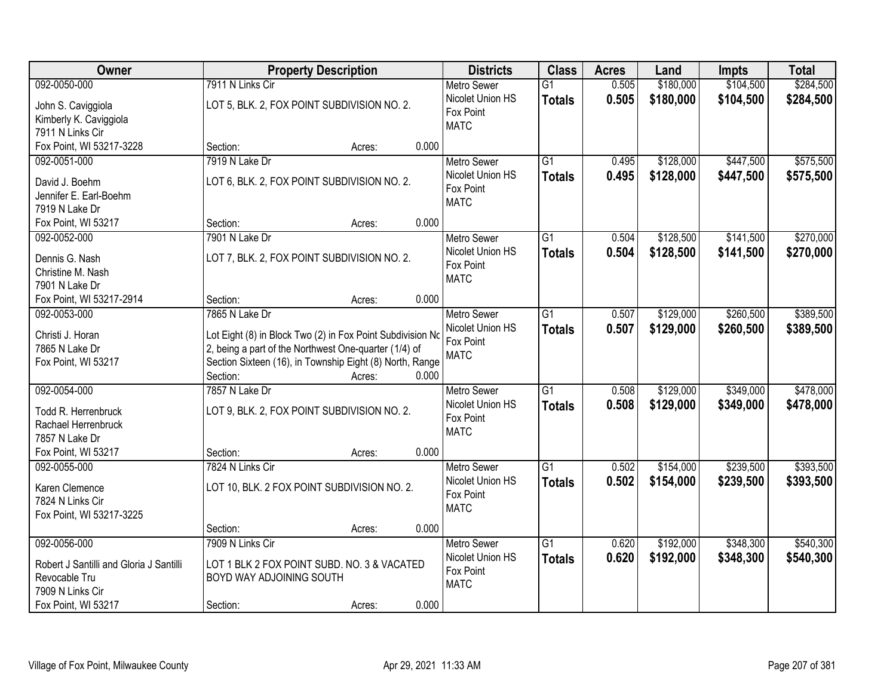| Owner | Property Description | Districts | Class | Acres | Land | Impts | Total |
|---|---|---|---|---|---|---|---|
| 092-0050-000<br>John S. Caviggiola<br>Kimberly K. Caviggiola<br>7911 N Links Cir<br>Fox Point, WI 53217-3228 | 7911 N Links Cir<br>LOT 5, BLK. 2, FOX POINT SUBDIVISION NO. 2.<br>Section: Acres: 0.000 | Metro Sewer<br>Nicolet Union HS<br>Fox Point<br>MATC | G1<br>**Totals** | 0.505<br>**0.505** | $180,000<br>**$180,000** | $104,500<br>**$104,500** | $284,500<br>**$284,500** |
| 092-0051-000<br>David J. Boehm<br>Jennifer E. Earl-Boehm<br>7919 N Lake Dr<br>Fox Point, WI 53217 | 7919 N Lake Dr<br>LOT 6, BLK. 2, FOX POINT SUBDIVISION NO. 2.<br>Section: Acres: 0.000 | Metro Sewer<br>Nicolet Union HS<br>Fox Point<br>MATC | G1<br>**Totals** | 0.495<br>**0.495** | $128,000<br>**$128,000** | $447,500<br>**$447,500** | $575,500<br>**$575,500** |
| 092-0052-000<br>Dennis G. Nash<br>Christine M. Nash<br>7901 N Lake Dr<br>Fox Point, WI 53217-2914 | 7901 N Lake Dr<br>LOT 7, BLK. 2, FOX POINT SUBDIVISION NO. 2.<br>Section: Acres: 0.000 | Metro Sewer<br>Nicolet Union HS<br>Fox Point<br>MATC | G1<br>**Totals** | 0.504<br>**0.504** | $128,500<br>**$128,500** | $141,500<br>**$141,500** | $270,000<br>**$270,000** |
| 092-0053-000<br>Christi J. Horan<br>7865 N Lake Dr<br>Fox Point, WI 53217 | 7865 N Lake Dr<br>Lot Eight (8) in Block Two (2) in Fox Point Subdivision No 2, being a part of the Northwest One-quarter (1/4) of Section Sixteen (16), in Township Eight (8) North, Range<br>Section: Acres: 0.000 | Metro Sewer<br>Nicolet Union HS<br>Fox Point<br>MATC | G1<br>**Totals** | 0.507<br>**0.507** | $129,000<br>**$129,000** | $260,500<br>**$260,500** | $389,500<br>**$389,500** |
| 092-0054-000<br>Todd R. Herrenbruck<br>Rachael Herrenbruck<br>7857 N Lake Dr<br>Fox Point, WI 53217 | 7857 N Lake Dr<br>LOT 9, BLK. 2, FOX POINT SUBDIVISION NO. 2.<br>Section: Acres: 0.000 | Metro Sewer<br>Nicolet Union HS<br>Fox Point<br>MATC | G1<br>**Totals** | 0.508<br>**0.508** | $129,000<br>**$129,000** | $349,000<br>**$349,000** | $478,000<br>**$478,000** |
| 092-0055-000<br>Karen Clemence<br>7824 N Links Cir<br>Fox Point, WI 53217-3225 | 7824 N Links Cir<br>LOT 10, BLK. 2 FOX POINT SUBDIVISION NO. 2.<br>Section: Acres: 0.000 | Metro Sewer<br>Nicolet Union HS<br>Fox Point<br>MATC | G1<br>**Totals** | 0.502<br>**0.502** | $154,000<br>**$154,000** | $239,500<br>**$239,500** | $393,500<br>**$393,500** |
| 092-0056-000<br>Robert J Santilli and Gloria J Santilli Revocable Tru<br>7909 N Links Cir<br>Fox Point, WI 53217 | 7909 N Links Cir<br>LOT 1 BLK 2 FOX POINT SUBD. NO. 3 & VACATED BOYD WAY ADJOINING SOUTH<br>Section: Acres: 0.000 | Metro Sewer<br>Nicolet Union HS<br>Fox Point<br>MATC | G1<br>**Totals** | 0.620<br>**0.620** | $192,000<br>**$192,000** | $348,300<br>**$348,300** | $540,300<br>**$540,300** |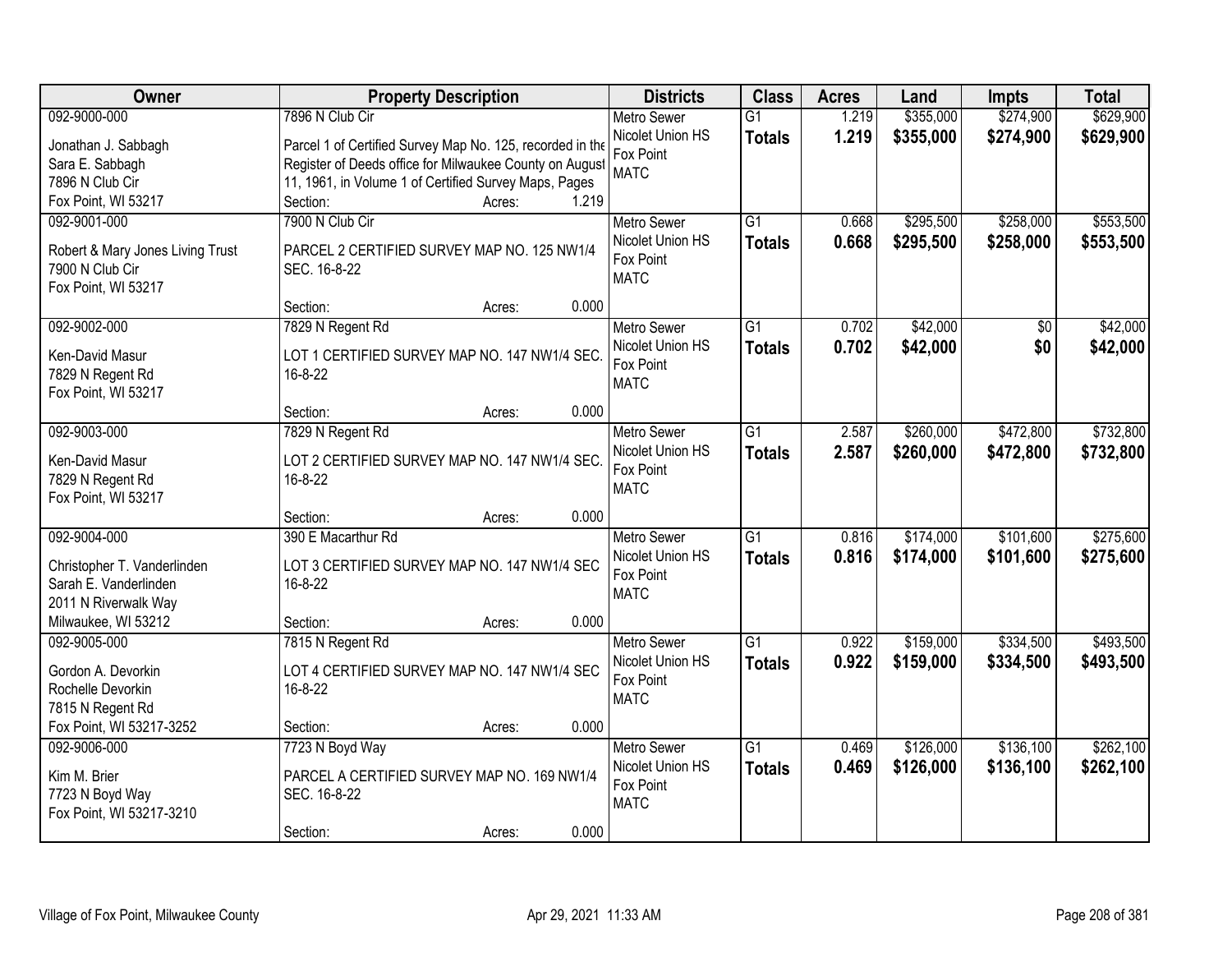| Owner | Property Description | Districts | Class | Acres | Land | Impts | Total |
|---|---|---|---|---|---|---|---|
| 092-9000-000<br>Jonathan J. Sabbagh<br>Sara E. Sabbagh<br>7896 N Club Cir<br>Fox Point, WI 53217 | 7896 N Club Cir<br>Parcel 1 of Certified Survey Map No. 125, recorded in the Register of Deeds office for Milwaukee County on August 11, 1961, in Volume 1 of Certified Survey Maps, Pages<br>Section: Acres: 1.219 | Metro Sewer<br>Nicolet Union HS<br>Fox Point<br>MATC | G1<br>**Totals** | 1.219<br>**1.219** | $355,000<br>**$355,000** | $274,900<br>**$274,900** | $629,900<br>**$629,900** |
| 092-9001-000<br>Robert & Mary Jones Living Trust<br>7900 N Club Cir<br>Fox Point, WI 53217 | 7900 N Club Cir<br>PARCEL 2 CERTIFIED SURVEY MAP NO. 125 NW1/4 SEC. 16-8-22<br>Section: Acres: 0.000 | Metro Sewer<br>Nicolet Union HS<br>Fox Point<br>MATC | G1<br>**Totals** | 0.668<br>**0.668** | $295,500<br>**$295,500** | $258,000<br>**$258,000** | $553,500<br>**$553,500** |
| 092-9002-000<br>Ken-David Masur<br>7829 N Regent Rd<br>Fox Point, WI 53217 | 7829 N Regent Rd<br>LOT 1 CERTIFIED SURVEY MAP NO. 147 NW1/4 SEC. 16-8-22<br>Section: Acres: 0.000 | Metro Sewer<br>Nicolet Union HS<br>Fox Point<br>MATC | G1<br>**Totals** | 0.702<br>**0.702** | $42,000<br>**$42,000** | $0<br>**$0** | $42,000<br>**$42,000** |
| 092-9003-000<br>Ken-David Masur<br>7829 N Regent Rd<br>Fox Point, WI 53217 | 7829 N Regent Rd<br>LOT 2 CERTIFIED SURVEY MAP NO. 147 NW1/4 SEC. 16-8-22<br>Section: Acres: 0.000 | Metro Sewer<br>Nicolet Union HS<br>Fox Point<br>MATC | G1<br>**Totals** | 2.587<br>**2.587** | $260,000<br>**$260,000** | $472,800<br>**$472,800** | $732,800<br>**$732,800** |
| 092-9004-000<br>Christopher T. Vanderlinden<br>Sarah E. Vanderlinden<br>2011 N Riverwalk Way<br>Milwaukee, WI 53212 | 390 E Macarthur Rd<br>LOT 3 CERTIFIED SURVEY MAP NO. 147 NW1/4 SEC 16-8-22<br>Section: Acres: 0.000 | Metro Sewer<br>Nicolet Union HS<br>Fox Point<br>MATC | G1<br>**Totals** | 0.816<br>**0.816** | $174,000<br>**$174,000** | $101,600<br>**$101,600** | $275,600<br>**$275,600** |
| 092-9005-000<br>Gordon A. Devorkin<br>Rochelle Devorkin<br>7815 N Regent Rd<br>Fox Point, WI 53217-3252 | 7815 N Regent Rd<br>LOT 4 CERTIFIED SURVEY MAP NO. 147 NW1/4 SEC 16-8-22<br>Section: Acres: 0.000 | Metro Sewer<br>Nicolet Union HS<br>Fox Point<br>MATC | G1<br>**Totals** | 0.922<br>**0.922** | $159,000<br>**$159,000** | $334,500<br>**$334,500** | $493,500<br>**$493,500** |
| 092-9006-000<br>Kim M. Brier<br>7723 N Boyd Way<br>Fox Point, WI 53217-3210 | 7723 N Boyd Way<br>PARCEL A CERTIFIED SURVEY MAP NO. 169 NW1/4 SEC. 16-8-22<br>Section: Acres: 0.000 | Metro Sewer<br>Nicolet Union HS<br>Fox Point<br>MATC | G1<br>**Totals** | 0.469<br>**0.469** | $126,000<br>**$126,000** | $136,100<br>**$136,100** | $262,100<br>**$262,100** |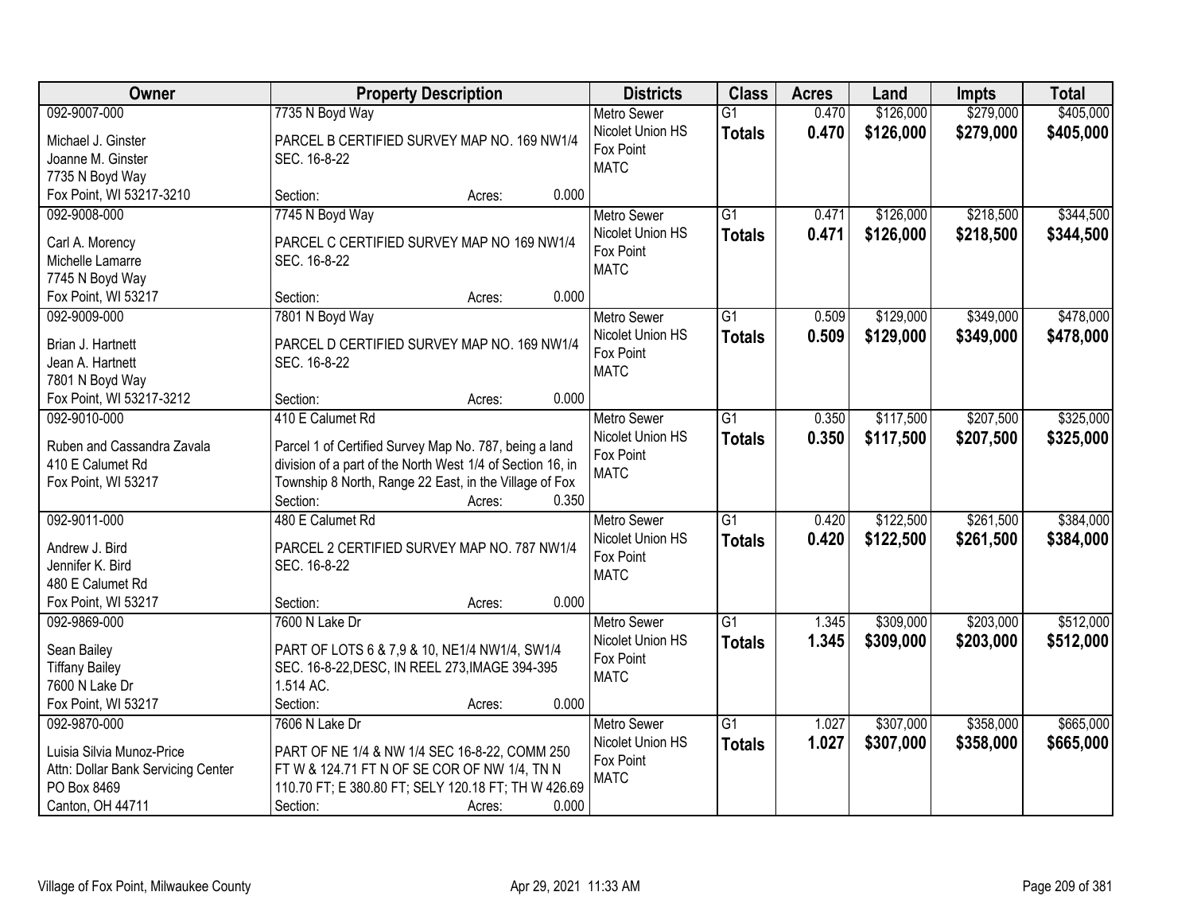| Owner | Property Description | Districts | Class | Acres | Land | Impts | Total |
|---|---|---|---|---|---|---|---|
| 092-9007-000<br>Michael J. Ginster<br>Joanne M. Ginster<br>7735 N Boyd Way<br>Fox Point, WI 53217-3210 | 7735 N Boyd Way<br>PARCEL B CERTIFIED SURVEY MAP NO. 169 NW1/4 SEC. 16-8-22<br>Section: Acres: 0.000 | Metro Sewer<br>Nicolet Union HS<br>Fox Point<br>MATC | G1<br>**Totals** | 0.470<br>**0.470** | $126,000<br>**$126,000** | $279,000<br>**$279,000** | $405,000<br>**$405,000** |
| 092-9008-000<br>Carl A. Morency<br>Michelle Lamarre<br>7745 N Boyd Way<br>Fox Point, WI 53217 | 7745 N Boyd Way<br>PARCEL C CERTIFIED SURVEY MAP NO 169 NW1/4 SEC. 16-8-22<br>Section: Acres: 0.000 | Metro Sewer<br>Nicolet Union HS<br>Fox Point<br>MATC | G1<br>**Totals** | 0.471<br>**0.471** | $126,000<br>**$126,000** | $218,500<br>**$218,500** | $344,500<br>**$344,500** |
| 092-9009-000<br>Brian J. Hartnett<br>Jean A. Hartnett<br>7801 N Boyd Way<br>Fox Point, WI 53217-3212 | 7801 N Boyd Way<br>PARCEL D CERTIFIED SURVEY MAP NO. 169 NW1/4 SEC. 16-8-22<br>Section: Acres: 0.000 | Metro Sewer<br>Nicolet Union HS<br>Fox Point<br>MATC | G1<br>**Totals** | 0.509<br>**0.509** | $129,000<br>**$129,000** | $349,000<br>**$349,000** | $478,000<br>**$478,000** |
| 092-9010-000<br>Ruben and Cassandra Zavala<br>410 E Calumet Rd<br>Fox Point, WI 53217 | 410 E Calumet Rd<br>Parcel 1 of Certified Survey Map No. 787, being a land division of a part of the North West 1/4 of Section 16, in Township 8 North, Range 22 East, in the Village of Fox<br>Section: Acres: 0.350 | Metro Sewer<br>Nicolet Union HS<br>Fox Point<br>MATC | G1<br>**Totals** | 0.350<br>**0.350** | $117,500<br>**$117,500** | $207,500<br>**$207,500** | $325,000<br>**$325,000** |
| 092-9011-000<br>Andrew J. Bird<br>Jennifer K. Bird<br>480 E Calumet Rd<br>Fox Point, WI 53217 | 480 E Calumet Rd<br>PARCEL 2 CERTIFIED SURVEY MAP NO. 787 NW1/4 SEC. 16-8-22<br>Section: Acres: 0.000 | Metro Sewer<br>Nicolet Union HS<br>Fox Point<br>MATC | G1<br>**Totals** | 0.420<br>**0.420** | $122,500<br>**$122,500** | $261,500<br>**$261,500** | $384,000<br>**$384,000** |
| 092-9869-000<br>Sean Bailey<br>Tiffany Bailey<br>7600 N Lake Dr<br>Fox Point, WI 53217 | 7600 N Lake Dr<br>PART OF LOTS 6 & 7,9 & 10, NE1/4 NW1/4, SW1/4 SEC. 16-8-22,DESC, IN REEL 273,IMAGE 394-395 1.514 AC.<br>Section: Acres: 0.000 | Metro Sewer<br>Nicolet Union HS<br>Fox Point<br>MATC | G1<br>**Totals** | 1.345<br>**1.345** | $309,000<br>**$309,000** | $203,000<br>**$203,000** | $512,000<br>**$512,000** |
| 092-9870-000<br>Luisia Silvia Munoz-Price<br>Attn: Dollar Bank Servicing Center<br>PO Box 8469<br>Canton, OH 44711 | 7606 N Lake Dr<br>PART OF NE 1/4 & NW 1/4 SEC 16-8-22, COMM 250 FT W & 124.71 FT N OF SE COR OF NW 1/4, TN N 110.70 FT; E 380.80 FT; SELY 120.18 FT; TH W 426.69<br>Section: Acres: 0.000 | Metro Sewer<br>Nicolet Union HS<br>Fox Point<br>MATC | G1<br>**Totals** | 1.027<br>**1.027** | $307,000<br>**$307,000** | $358,000<br>**$358,000** | $665,000<br>**$665,000** |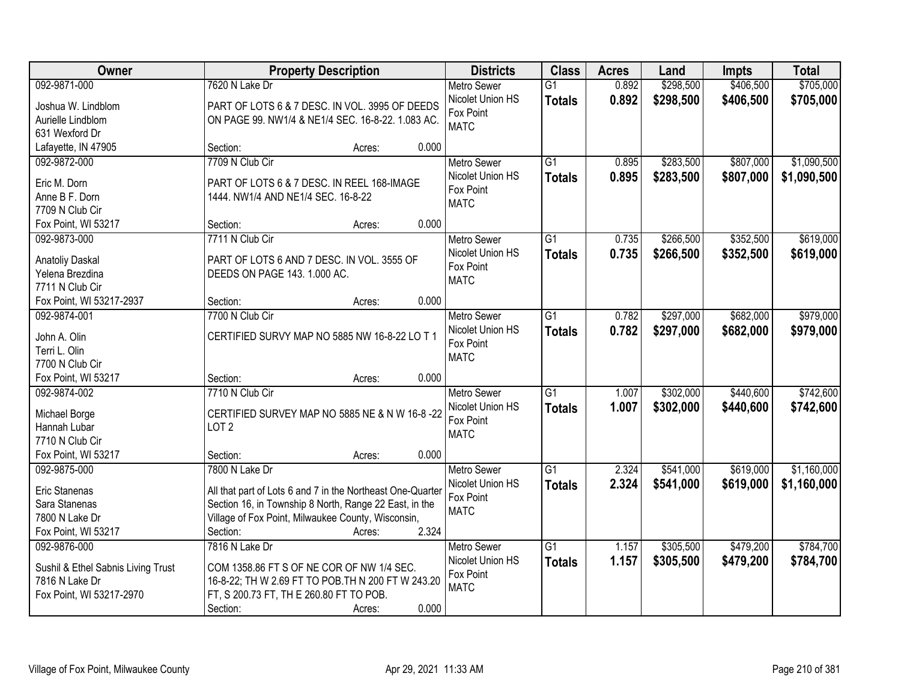| Owner | Property Description | Districts | Class | Acres | Land | Impts | Total |
|---|---|---|---|---|---|---|---|
| 092-9871-000<br>Joshua W. Lindblom<br>Aurielle Lindblom<br>631 Wexford Dr<br>Lafayette, IN 47905 | 7620 N Lake Dr<br>PART OF LOTS 6 & 7 DESC. IN VOL. 3995 OF DEEDS ON PAGE 99. NW1/4 & NE1/4 SEC. 16-8-22. 1.083 AC.<br>Section: Acres: 0.000 | Metro Sewer<br>Nicolet Union HS<br>Fox Point<br>MATC | G1<br>**Totals** | 0.892<br>**0.892** | $298,500<br>**$298,500** | $406,500<br>**$406,500** | $705,000<br>**$705,000** |
| 092-9872-000<br>Eric M. Dorn<br>Anne B F. Dorn<br>7709 N Club Cir<br>Fox Point, WI 53217 | 7709 N Club Cir<br>PART OF LOTS 6 & 7 DESC. IN REEL 168-IMAGE 1444. NW1/4 AND NE1/4 SEC. 16-8-22<br>Section: Acres: 0.000 | Metro Sewer<br>Nicolet Union HS<br>Fox Point<br>MATC | G1<br>**Totals** | 0.895<br>**0.895** | $283,500<br>**$283,500** | $807,000<br>**$807,000** | $1,090,500<br>**$1,090,500** |
| 092-9873-000<br>Anatoliy Daskal<br>Yelena Brezdina<br>7711 N Club Cir<br>Fox Point, WI 53217-2937 | 7711 N Club Cir<br>PART OF LOTS 6 AND 7 DESC. IN VOL. 3555 OF DEEDS ON PAGE 143. 1.000 AC.<br>Section: Acres: 0.000 | Metro Sewer<br>Nicolet Union HS<br>Fox Point<br>MATC | G1<br>**Totals** | 0.735<br>**0.735** | $266,500<br>**$266,500** | $352,500<br>**$352,500** | $619,000<br>**$619,000** |
| 092-9874-001<br>John A. Olin<br>Terri L. Olin<br>7700 N Club Cir<br>Fox Point, WI 53217 | 7700 N Club Cir<br>CERTIFIED SURVY MAP NO 5885 NW 16-8-22 LO T 1<br>Section: Acres: 0.000 | Metro Sewer<br>Nicolet Union HS<br>Fox Point<br>MATC | G1<br>**Totals** | 0.782<br>**0.782** | $297,000<br>**$297,000** | $682,000<br>**$682,000** | $979,000<br>**$979,000** |
| 092-9874-002<br>Michael Borge<br>Hannah Lubar<br>7710 N Club Cir<br>Fox Point, WI 53217 | 7710 N Club Cir<br>CERTIFIED SURVEY MAP NO 5885 NE & N W 16-8 -22 LOT 2<br>Section: Acres: 0.000 | Metro Sewer<br>Nicolet Union HS<br>Fox Point<br>MATC | G1<br>**Totals** | 1.007<br>**1.007** | $302,000<br>**$302,000** | $440,600<br>**$440,600** | $742,600<br>**$742,600** |
| 092-9875-000<br>Eric Stanenas<br>Sara Stanenas<br>7800 N Lake Dr<br>Fox Point, WI 53217 | 7800 N Lake Dr<br>All that part of Lots 6 and 7 in the Northeast One-Quarter Section 16, in Township 8 North, Range 22 East, in the Village of Fox Point, Milwaukee County, Wisconsin,<br>Section: Acres: 2.324 | Metro Sewer<br>Nicolet Union HS<br>Fox Point<br>MATC | G1<br>**Totals** | 2.324<br>**2.324** | $541,000<br>**$541,000** | $619,000<br>**$619,000** | $1,160,000<br>**$1,160,000** |
| 092-9876-000<br>Sushil & Ethel Sabnis Living Trust<br>7816 N Lake Dr<br>Fox Point, WI 53217-2970 | 7816 N Lake Dr<br>COM 1358.86 FT S OF NE COR OF NW 1/4 SEC. 16-8-22; TH W 2.69 FT TO POB.TH N 200 FT W 243.20 FT, S 200.73 FT, TH E 260.80 FT TO POB.<br>Section: Acres: 0.000 | Metro Sewer<br>Nicolet Union HS<br>Fox Point<br>MATC | G1<br>**Totals** | 1.157<br>**1.157** | $305,500<br>**$305,500** | $479,200<br>**$479,200** | $784,700<br>**$784,700** |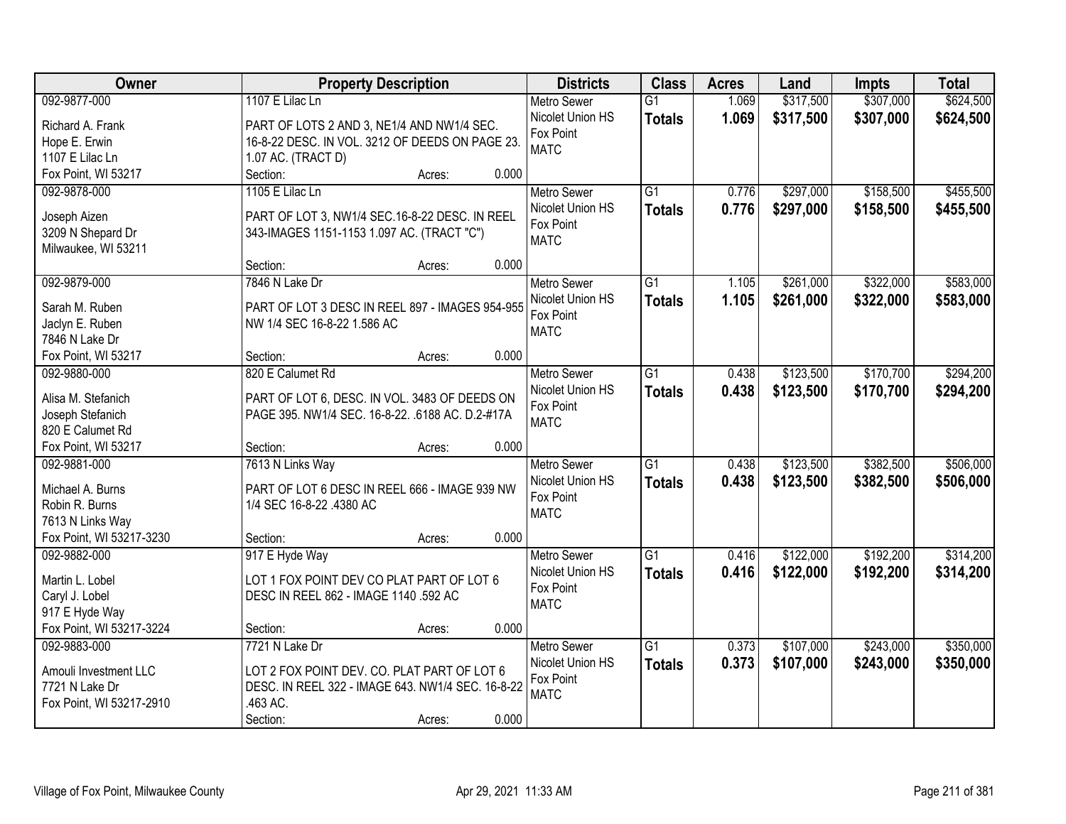| Owner | Property Description | Districts | Class | Acres | Land | Impts | Total |
|---|---|---|---|---|---|---|---|
| 092-9877-000<br>Richard A. Frank<br>Hope E. Erwin<br>1107 E Lilac Ln<br>Fox Point, WI 53217 | 1107 E Lilac Ln<br>PART OF LOTS 2 AND 3, NE1/4 AND NW1/4 SEC. 16-8-22 DESC. IN VOL. 3212 OF DEEDS ON PAGE 23. 1.07 AC. (TRACT D)<br>Section: Acres: 0.000 | Metro Sewer<br>Nicolet Union HS<br>Fox Point<br>MATC | G1<br>**Totals** | 1.069<br>**1.069** | $317,500<br>**$317,500** | $307,000<br>**$307,000** | $624,500<br>**$624,500** |
| 092-9878-000<br>Joseph Aizen<br>3209 N Shepard Dr<br>Milwaukee, WI 53211 | 1105 E Lilac Ln<br>PART OF LOT 3, NW1/4 SEC.16-8-22 DESC. IN REEL 343-IMAGES 1151-1153 1.097 AC. (TRACT "C")<br>Section: Acres: 0.000 | Metro Sewer<br>Nicolet Union HS<br>Fox Point<br>MATC | G1<br>**Totals** | 0.776<br>**0.776** | $297,000<br>**$297,000** | $158,500<br>**$158,500** | $455,500<br>**$455,500** |
| 092-9879-000<br>Sarah M. Ruben<br>Jaclyn E. Ruben<br>7846 N Lake Dr<br>Fox Point, WI 53217 | 7846 N Lake Dr<br>PART OF LOT 3 DESC IN REEL 897 - IMAGES 954-955 NW 1/4 SEC 16-8-22 1.586 AC<br>Section: Acres: 0.000 | Metro Sewer<br>Nicolet Union HS<br>Fox Point<br>MATC | G1<br>**Totals** | 1.105<br>**1.105** | $261,000<br>**$261,000** | $322,000<br>**$322,000** | $583,000<br>**$583,000** |
| 092-9880-000<br>Alisa M. Stefanich<br>Joseph Stefanich<br>820 E Calumet Rd<br>Fox Point, WI 53217 | 820 E Calumet Rd<br>PART OF LOT 6, DESC. IN VOL. 3483 OF DEEDS ON PAGE 395. NW1/4 SEC. 16-8-22. .6188 AC. D.2-#17A<br>Section: Acres: 0.000 | Metro Sewer<br>Nicolet Union HS<br>Fox Point<br>MATC | G1<br>**Totals** | 0.438<br>**0.438** | $123,500<br>**$123,500** | $170,700<br>**$170,700** | $294,200<br>**$294,200** |
| 092-9881-000<br>Michael A. Burns<br>Robin R. Burns<br>7613 N Links Way<br>Fox Point, WI 53217-3230 | 7613 N Links Way<br>PART OF LOT 6 DESC IN REEL 666 - IMAGE 939 NW 1/4 SEC 16-8-22 .4380 AC<br>Section: Acres: 0.000 | Metro Sewer<br>Nicolet Union HS<br>Fox Point<br>MATC | G1<br>**Totals** | 0.438<br>**0.438** | $123,500<br>**$123,500** | $382,500<br>**$382,500** | $506,000<br>**$506,000** |
| 092-9882-000<br>Martin L. Lobel<br>Caryl J. Lobel<br>917 E Hyde Way<br>Fox Point, WI 53217-3224 | 917 E Hyde Way<br>LOT 1 FOX POINT DEV CO PLAT PART OF LOT 6 DESC IN REEL 862 - IMAGE 1140 .592 AC<br>Section: Acres: 0.000 | Metro Sewer<br>Nicolet Union HS<br>Fox Point<br>MATC | G1<br>**Totals** | 0.416<br>**0.416** | $122,000<br>**$122,000** | $192,200<br>**$192,200** | $314,200<br>**$314,200** |
| 092-9883-000<br>Amouli Investment LLC<br>7721 N Lake Dr<br>Fox Point, WI 53217-2910 | 7721 N Lake Dr<br>LOT 2 FOX POINT DEV. CO. PLAT PART OF LOT 6 DESC. IN REEL 322 - IMAGE 643. NW1/4 SEC. 16-8-22 .463 AC.<br>Section: Acres: 0.000 | Metro Sewer<br>Nicolet Union HS<br>Fox Point<br>MATC | G1<br>**Totals** | 0.373<br>**0.373** | $107,000<br>**$107,000** | $243,000<br>**$243,000** | $350,000<br>**$350,000** |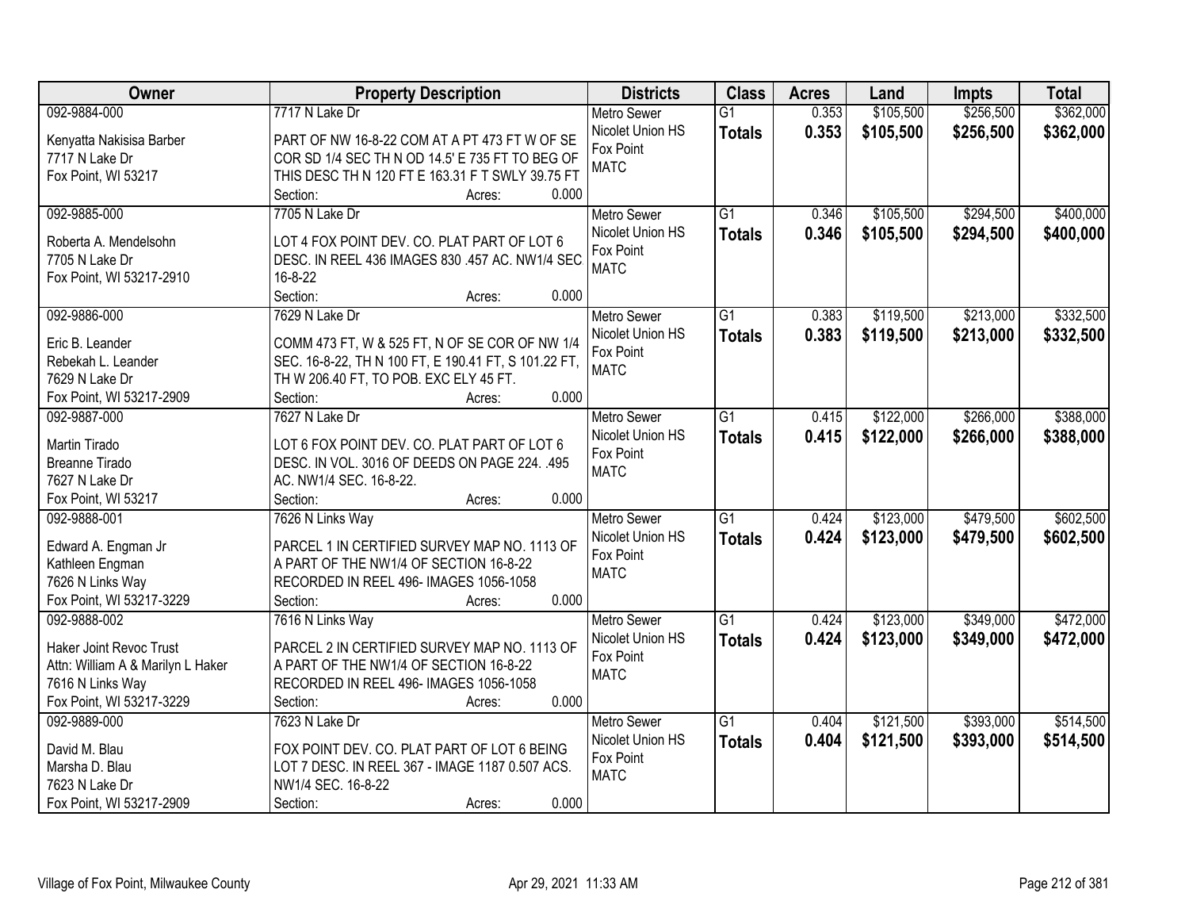| Owner | Property Description | Districts | Class | Acres | Land | Impts | Total |
|---|---|---|---|---|---|---|---|
| 092-9884-000<br>Kenyatta Nakisisa Barber<br>7717 N Lake Dr<br>Fox Point, WI 53217 | 7717 N Lake Dr<br>PART OF NW 16-8-22 COM AT A PT 473 FT W OF SE COR SD 1/4 SEC TH N OD 14.5' E 735 FT TO BEG OF THIS DESC TH N 120 FT E 163.31 F T SWLY 39.75 FT<br>Section: Acres: 0.000 | Metro Sewer<br>Nicolet Union HS<br>Fox Point<br>MATC | G1<br>**Totals** | 0.353<br>**0.353** | \$105,500<br>**\$105,500** | \$256,500<br>**\$256,500** | \$362,000<br>**\$362,000** |
| 092-9885-000<br>Roberta A. Mendelsohn<br>7705 N Lake Dr<br>Fox Point, WI 53217-2910 | 7705 N Lake Dr<br>LOT 4 FOX POINT DEV. CO. PLAT PART OF LOT 6 DESC. IN REEL 436 IMAGES 830 .457 AC. NW1/4 SEC. 16-8-22<br>Section: Acres: 0.000 | Metro Sewer<br>Nicolet Union HS<br>Fox Point<br>MATC | G1<br>**Totals** | 0.346<br>**0.346** | \$105,500<br>**\$105,500** | \$294,500<br>**\$294,500** | \$400,000<br>**\$400,000** |
| 092-9886-000<br>Eric B. Leander<br>Rebekah L. Leander<br>7629 N Lake Dr<br>Fox Point, WI 53217-2909 | 7629 N Lake Dr<br>COMM 473 FT, W & 525 FT, N OF SE COR OF NW 1/4 SEC. 16-8-22, TH N 100 FT, E 190.41 FT, S 101.22 FT, TH W 206.40 FT, TO POB. EXC ELY 45 FT.<br>Section: Acres: 0.000 | Metro Sewer<br>Nicolet Union HS<br>Fox Point<br>MATC | G1<br>**Totals** | 0.383<br>**0.383** | \$119,500<br>**\$119,500** | \$213,000<br>**\$213,000** | \$332,500<br>**\$332,500** |
| 092-9887-000<br>Martin Tirado<br>Breanne Tirado<br>7627 N Lake Dr<br>Fox Point, WI 53217 | 7627 N Lake Dr<br>LOT 6 FOX POINT DEV. CO. PLAT PART OF LOT 6 DESC. IN VOL. 3016 OF DEEDS ON PAGE 224. .495 AC. NW1/4 SEC. 16-8-22.<br>Section: Acres: 0.000 | Metro Sewer<br>Nicolet Union HS<br>Fox Point<br>MATC | G1<br>**Totals** | 0.415<br>**0.415** | \$122,000<br>**\$122,000** | \$266,000<br>**\$266,000** | \$388,000<br>**\$388,000** |
| 092-9888-001<br>Edward A. Engman Jr<br>Kathleen Engman<br>7626 N Links Way<br>Fox Point, WI 53217-3229 | 7626 N Links Way<br>PARCEL 1 IN CERTIFIED SURVEY MAP NO. 1113 OF A PART OF THE NW1/4 OF SECTION 16-8-22 RECORDED IN REEL 496- IMAGES 1056-1058<br>Section: Acres: 0.000 | Metro Sewer<br>Nicolet Union HS<br>Fox Point<br>MATC | G1<br>**Totals** | 0.424<br>**0.424** | \$123,000<br>**\$123,000** | \$479,500<br>**\$479,500** | \$602,500<br>**\$602,500** |
| 092-9888-002<br>Haker Joint Revoc Trust<br>Attn: William A & Marilyn L Haker<br>7616 N Links Way<br>Fox Point, WI 53217-3229 | 7616 N Links Way<br>PARCEL 2 IN CERTIFIED SURVEY MAP NO. 1113 OF A PART OF THE NW1/4 OF SECTION 16-8-22 RECORDED IN REEL 496- IMAGES 1056-1058<br>Section: Acres: 0.000 | Metro Sewer<br>Nicolet Union HS<br>Fox Point<br>MATC | G1<br>**Totals** | 0.424<br>**0.424** | \$123,000<br>**\$123,000** | \$349,000<br>**\$349,000** | \$472,000<br>**\$472,000** |
| 092-9889-000<br>David M. Blau<br>Marsha D. Blau<br>7623 N Lake Dr<br>Fox Point, WI 53217-2909 | 7623 N Lake Dr<br>FOX POINT DEV. CO. PLAT PART OF LOT 6 BEING LOT 7 DESC. IN REEL 367 - IMAGE 1187 0.507 ACS. NW1/4 SEC. 16-8-22<br>Section: Acres: 0.000 | Metro Sewer<br>Nicolet Union HS<br>Fox Point<br>MATC | G1<br>**Totals** | 0.404<br>**0.404** | \$121,500<br>**\$121,500** | \$393,000<br>**\$393,000** | \$514,500<br>**\$514,500** |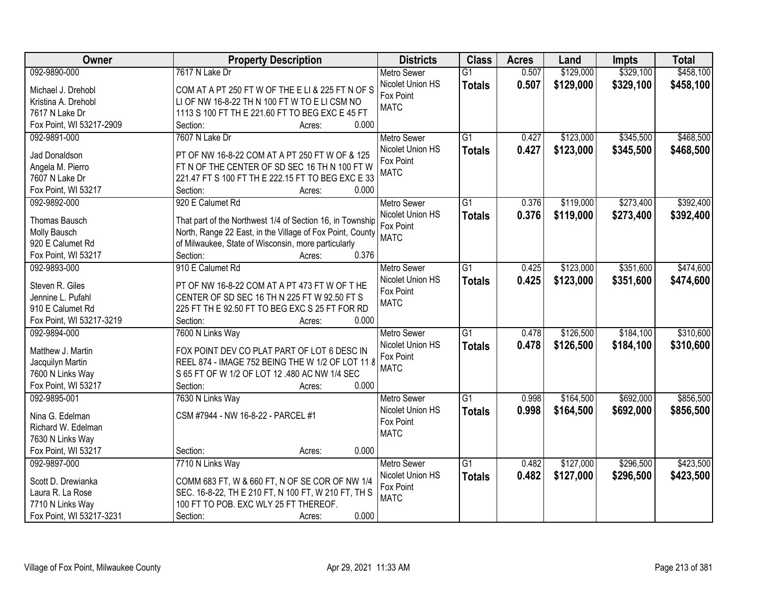| Owner | Property Description | Districts | Class | Acres | Land | Impts | Total |
|---|---|---|---|---|---|---|---|
| 092-9890-000<br>Michael J. Drehobl<br>Kristina A. Drehobl<br>7617 N Lake Dr<br>Fox Point, WI 53217-2909 | 7617 N Lake Dr<br>COM AT A PT 250 FT W OF THE E LI & 225 FT N OF S LI OF NW 16-8-22 TH N 100 FT W TO E LI CSM NO 1113 S 100 FT TH E 221.60 FT TO BEG EXC E 45 FT<br>Section: Acres: 0.000 | Metro Sewer<br>Nicolet Union HS<br>Fox Point<br>MATC | G1<br>**Totals** | 0.507<br>**0.507** | $129,000<br>**$129,000** | $329,100<br>**$329,100** | $458,100<br>**$458,100** |
| 092-9891-000<br>Jad Donaldson<br>Angela M. Pierro<br>7607 N Lake Dr<br>Fox Point, WI 53217 | 7607 N Lake Dr<br>PT OF NW 16-8-22 COM AT A PT 250 FT W OF & 125 FT N OF THE CENTER OF SD SEC 16 TH N 100 FT W 221.47 FT S 100 FT TH E 222.15 FT TO BEG EXC E 33<br>Section: Acres: 0.000 | Metro Sewer<br>Nicolet Union HS<br>Fox Point<br>MATC | G1<br>**Totals** | 0.427<br>**0.427** | $123,000<br>**$123,000** | $345,500<br>**$345,500** | $468,500<br>**$468,500** |
| 092-9892-000<br>Thomas Bausch<br>Molly Bausch<br>920 E Calumet Rd<br>Fox Point, WI 53217 | 920 E Calumet Rd<br>That part of the Northwest 1/4 of Section 16, in Township North, Range 22 East, in the Village of Fox Point, County of Milwaukee, State of Wisconsin, more particularly<br>Section: Acres: 0.376 | Metro Sewer<br>Nicolet Union HS<br>Fox Point<br>MATC | G1<br>**Totals** | 0.376<br>**0.376** | $119,000<br>**$119,000** | $273,400<br>**$273,400** | $392,400<br>**$392,400** |
| 092-9893-000<br>Steven R. Giles<br>Jennine L. Pufahl<br>910 E Calumet Rd<br>Fox Point, WI 53217-3219 | 910 E Calumet Rd<br>PT OF NW 16-8-22 COM AT A PT 473 FT W OF T HE CENTER OF SD SEC 16 TH N 225 FT W 92.50 FT S 225 FT TH E 92.50 FT TO BEG EXC S 25 FT FOR RD<br>Section: Acres: 0.000 | Metro Sewer<br>Nicolet Union HS<br>Fox Point<br>MATC | G1<br>**Totals** | 0.425<br>**0.425** | $123,000<br>**$123,000** | $351,600<br>**$351,600** | $474,600<br>**$474,600** |
| 092-9894-000<br>Matthew J. Martin<br>Jacquilyn Martin<br>7600 N Links Way<br>Fox Point, WI 53217 | 7600 N Links Way<br>FOX POINT DEV CO PLAT PART OF LOT 6 DESC IN REEL 874 - IMAGE 752 BEING THE W 1/2 OF LOT 11 & S 65 FT OF W 1/2 OF LOT 12 .480 AC NW 1/4 SEC<br>Section: Acres: 0.000 | Metro Sewer<br>Nicolet Union HS<br>Fox Point<br>MATC | G1<br>**Totals** | 0.478<br>**0.478** | $126,500<br>**$126,500** | $184,100<br>**$184,100** | $310,600<br>**$310,600** |
| 092-9895-001<br>Nina G. Edelman<br>Richard W. Edelman<br>7630 N Links Way<br>Fox Point, WI 53217 | 7630 N Links Way<br>CSM #7944 - NW 16-8-22 - PARCEL #1<br>Section: Acres: 0.000 | Metro Sewer<br>Nicolet Union HS<br>Fox Point<br>MATC | G1<br>**Totals** | 0.998<br>**0.998** | $164,500<br>**$164,500** | $692,000<br>**$692,000** | $856,500<br>**$856,500** |
| 092-9897-000<br>Scott D. Drewianka<br>Laura R. La Rose<br>7710 N Links Way<br>Fox Point, WI 53217-3231 | 7710 N Links Way<br>COMM 683 FT, W & 660 FT, N OF SE COR OF NW 1/4 SEC. 16-8-22, TH E 210 FT, N 100 FT, W 210 FT, TH S 100 FT TO POB. EXC WLY 25 FT THEREOF.<br>Section: Acres: 0.000 | Metro Sewer<br>Nicolet Union HS<br>Fox Point<br>MATC | G1<br>**Totals** | 0.482<br>**0.482** | $127,000<br>**$127,000** | $296,500<br>**$296,500** | $423,500<br>**$423,500** |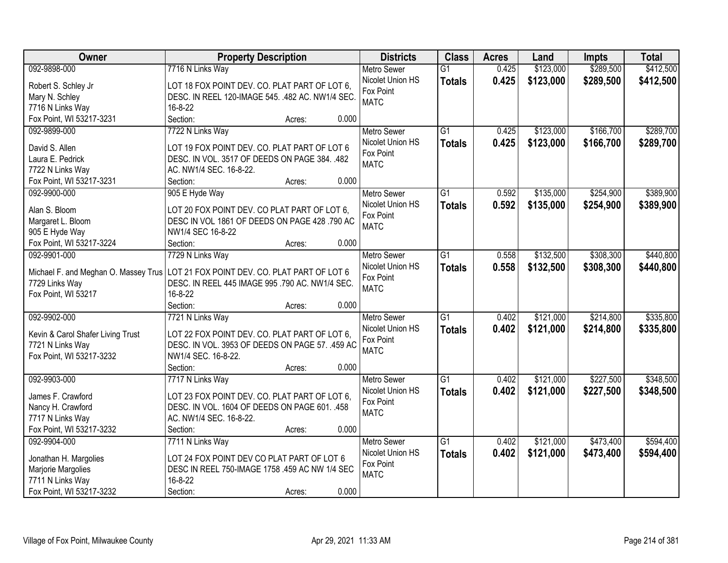| Owner | Property Description | Districts | Class | Acres | Land | Impts | Total |
|---|---|---|---|---|---|---|---|
| 092-9898-000<br>Robert S. Schley Jr<br>Mary N. Schley<br>7716 N Links Way<br>Fox Point, WI 53217-3231 | 7716 N Links Way<br>LOT 18 FOX POINT DEV. CO. PLAT PART OF LOT 6, DESC. IN REEL 120-IMAGE 545. .482 AC. NW1/4 SEC. 16-8-22<br>Section: Acres: 0.000 | Metro Sewer<br>Nicolet Union HS<br>Fox Point<br>MATC | G1<br>**Totals** | 0.425<br>**0.425** | $123,000<br>**$123,000** | $289,500<br>**$289,500** | $412,500<br>**$412,500** |
| 092-9899-000<br>David S. Allen<br>Laura E. Pedrick<br>7722 N Links Way<br>Fox Point, WI 53217-3231 | 7722 N Links Way<br>LOT 19 FOX POINT DEV. CO. PLAT PART OF LOT 6 DESC. IN VOL. 3517 OF DEEDS ON PAGE 384. .482 AC. NW1/4 SEC. 16-8-22.<br>Section: Acres: 0.000 | Metro Sewer<br>Nicolet Union HS<br>Fox Point<br>MATC | G1<br>**Totals** | 0.425<br>**0.425** | $123,000<br>**$123,000** | $166,700<br>**$166,700** | $289,700<br>**$289,700** |
| 092-9900-000<br>Alan S. Bloom<br>Margaret L. Bloom<br>905 E Hyde Way<br>Fox Point, WI 53217-3224 | 905 E Hyde Way<br>LOT 20 FOX POINT DEV. CO PLAT PART OF LOT 6, DESC IN VOL 1861 OF DEEDS ON PAGE 428 .790 AC NW1/4 SEC 16-8-22<br>Section: Acres: 0.000 | Metro Sewer<br>Nicolet Union HS<br>Fox Point<br>MATC | G1<br>**Totals** | 0.592<br>**0.592** | $135,000<br>**$135,000** | $254,900<br>**$254,900** | $389,900<br>**$389,900** |
| 092-9901-000<br>Michael F. and Meghan O. Massey Trus<br>7729 Links Way<br>Fox Point, WI 53217 | 7729 N Links Way<br>LOT 21 FOX POINT DEV. CO. PLAT PART OF LOT 6 DESC. IN REEL 445 IMAGE 995 .790 AC. NW1/4 SEC. 16-8-22<br>Section: Acres: 0.000 | Metro Sewer<br>Nicolet Union HS<br>Fox Point<br>MATC | G1<br>**Totals** | 0.558<br>**0.558** | $132,500<br>**$132,500** | $308,300<br>**$308,300** | $440,800<br>**$440,800** |
| 092-9902-000<br>Kevin & Carol Shafer Living Trust<br>7721 N Links Way<br>Fox Point, WI 53217-3232 | 7721 N Links Way<br>LOT 22 FOX POINT DEV. CO. PLAT PART OF LOT 6, DESC. IN VOL. 3953 OF DEEDS ON PAGE 57. .459 AC NW1/4 SEC. 16-8-22.<br>Section: Acres: 0.000 | Metro Sewer<br>Nicolet Union HS<br>Fox Point<br>MATC | G1<br>**Totals** | 0.402<br>**0.402** | $121,000<br>**$121,000** | $214,800<br>**$214,800** | $335,800<br>**$335,800** |
| 092-9903-000<br>James F. Crawford<br>Nancy H. Crawford<br>7717 N Links Way<br>Fox Point, WI 53217-3232 | 7717 N Links Way<br>LOT 23 FOX POINT DEV. CO. PLAT PART OF LOT 6, DESC. IN VOL. 1604 OF DEEDS ON PAGE 601. .458 AC. NW1/4 SEC. 16-8-22.<br>Section: Acres: 0.000 | Metro Sewer<br>Nicolet Union HS<br>Fox Point<br>MATC | G1<br>**Totals** | 0.402<br>**0.402** | $121,000<br>**$121,000** | $227,500<br>**$227,500** | $348,500<br>**$348,500** |
| 092-9904-000<br>Jonathan H. Margolies<br>Marjorie Margolies<br>7711 N Links Way<br>Fox Point, WI 53217-3232 | 7711 N Links Way<br>LOT 24 FOX POINT DEV CO PLAT PART OF LOT 6 DESC IN REEL 750-IMAGE 1758 .459 AC NW 1/4 SEC 16-8-22<br>Section: Acres: 0.000 | Metro Sewer<br>Nicolet Union HS<br>Fox Point<br>MATC | G1<br>**Totals** | 0.402<br>**0.402** | $121,000<br>**$121,000** | $473,400<br>**$473,400** | $594,400<br>**$594,400** |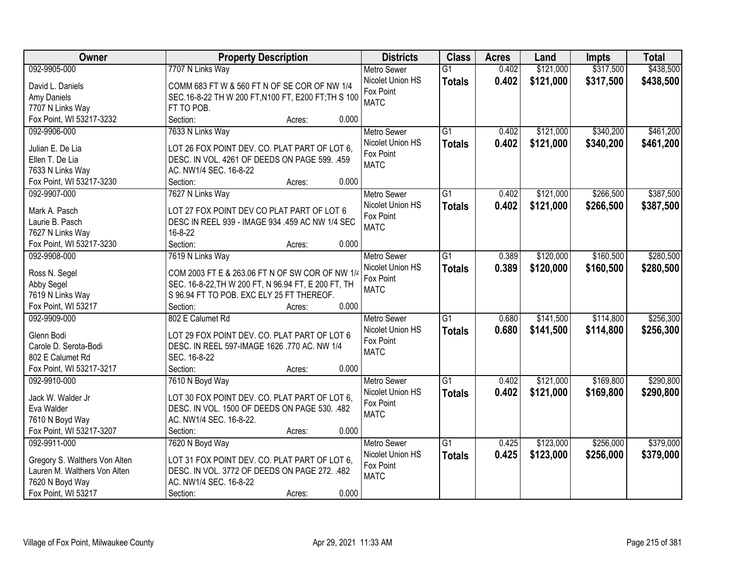| Owner | Property Description | Districts | Class | Acres | Land | Impts | Total |
|---|---|---|---|---|---|---|---|
| 092-9905-000<br>David L. Daniels<br>Amy Daniels<br>7707 N Links Way<br>Fox Point, WI 53217-3232 | 7707 N Links Way<br>COMM 683 FT W & 560 FT N OF SE COR OF NW 1/4 SEC.16-8-22 TH W 200 FT,N100 FT, E200 FT;TH S 100 FT TO POB.<br>Section: Acres: 0.000 | Metro Sewer<br>Nicolet Union HS<br>Fox Point<br>MATC | G1<br>**Totals** | 0.402<br>**0.402** | $121,000<br>**$121,000** | $317,500<br>**$317,500** | $438,500<br>**$438,500** |
| 092-9906-000<br>Julian E. De Lia<br>Ellen T. De Lia<br>7633 N Links Way<br>Fox Point, WI 53217-3230 | 7633 N Links Way<br>LOT 26 FOX POINT DEV. CO. PLAT PART OF LOT 6, DESC. IN VOL. 4261 OF DEEDS ON PAGE 599. .459 AC. NW1/4 SEC. 16-8-22<br>Section: Acres: 0.000 | Metro Sewer<br>Nicolet Union HS<br>Fox Point<br>MATC | G1<br>**Totals** | 0.402<br>**0.402** | $121,000<br>**$121,000** | $340,200<br>**$340,200** | $461,200<br>**$461,200** |
| 092-9907-000<br>Mark A. Pasch<br>Laurie B. Pasch<br>7627 N Links Way<br>Fox Point, WI 53217-3230 | 7627 N Links Way<br>LOT 27 FOX POINT DEV CO PLAT PART OF LOT 6 DESC IN REEL 939 - IMAGE 934 .459 AC NW 1/4 SEC 16-8-22<br>Section: Acres: 0.000 | Metro Sewer<br>Nicolet Union HS<br>Fox Point<br>MATC | G1<br>**Totals** | 0.402<br>**0.402** | $121,000<br>**$121,000** | $266,500<br>**$266,500** | $387,500<br>**$387,500** |
| 092-9908-000<br>Ross N. Segel<br>Abby Segel<br>7619 N Links Way<br>Fox Point, WI 53217 | 7619 N Links Way<br>COM 2003 FT E & 263.06 FT N OF SW COR OF NW 1/4 SEC. 16-8-22,TH W 200 FT, N 96.94 FT, E 200 FT, TH S 96.94 FT TO POB. EXC ELY 25 FT THEREOF.<br>Section: Acres: 0.000 | Metro Sewer<br>Nicolet Union HS<br>Fox Point<br>MATC | G1<br>**Totals** | 0.389<br>**0.389** | $120,000<br>**$120,000** | $160,500<br>**$160,500** | $280,500<br>**$280,500** |
| 092-9909-000<br>Glenn Bodi<br>Carole D. Serota-Bodi<br>802 E Calumet Rd<br>Fox Point, WI 53217-3217 | 802 E Calumet Rd<br>LOT 29 FOX POINT DEV. CO. PLAT PART OF LOT 6 DESC. IN REEL 597-IMAGE 1626 .770 AC. NW 1/4 SEC. 16-8-22<br>Section: Acres: 0.000 | Metro Sewer<br>Nicolet Union HS<br>Fox Point<br>MATC | G1<br>**Totals** | 0.680<br>**0.680** | $141,500<br>**$141,500** | $114,800<br>**$114,800** | $256,300<br>**$256,300** |
| 092-9910-000<br>Jack W. Walder Jr<br>Eva Walder<br>7610 N Boyd Way<br>Fox Point, WI 53217-3207 | 7610 N Boyd Way<br>LOT 30 FOX POINT DEV. CO. PLAT PART OF LOT 6, DESC. IN VOL. 1500 OF DEEDS ON PAGE 530. .482 AC. NW1/4 SEC. 16-8-22.<br>Section: Acres: 0.000 | Metro Sewer<br>Nicolet Union HS<br>Fox Point<br>MATC | G1<br>**Totals** | 0.402<br>**0.402** | $121,000<br>**$121,000** | $169,800<br>**$169,800** | $290,800<br>**$290,800** |
| 092-9911-000<br>Gregory S. Walthers Von Alten<br>Lauren M. Walthers Von Alten<br>7620 N Boyd Way<br>Fox Point, WI 53217 | 7620 N Boyd Way<br>LOT 31 FOX POINT DEV. CO. PLAT PART OF LOT 6, DESC. IN VOL. 3772 OF DEEDS ON PAGE 272. .482 AC. NW1/4 SEC. 16-8-22<br>Section: Acres: 0.000 | Metro Sewer<br>Nicolet Union HS<br>Fox Point<br>MATC | G1<br>**Totals** | 0.425<br>**0.425** | $123,000<br>**$123,000** | $256,000<br>**$256,000** | $379,000<br>**$379,000** |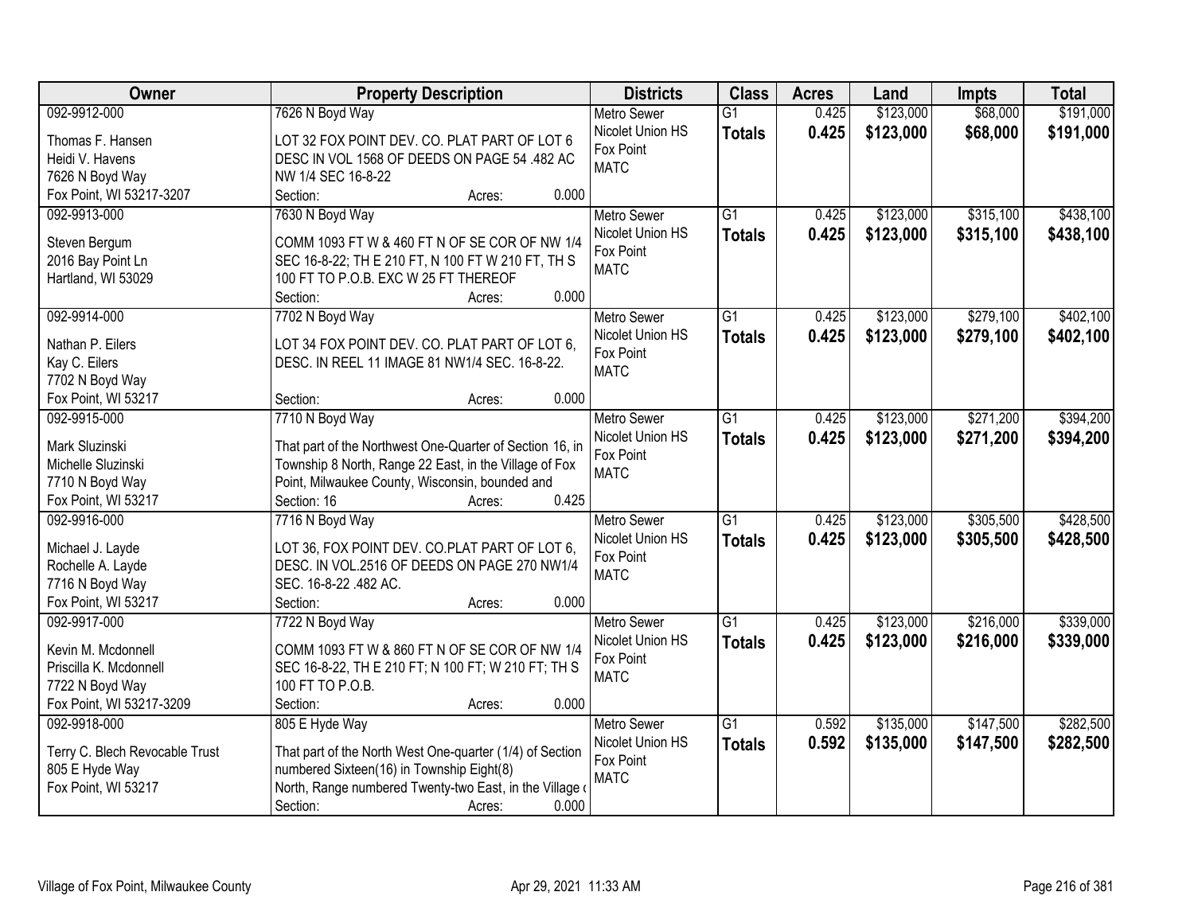| Owner | Property Description | Districts | Class | Acres | Land | Impts | Total |
|---|---|---|---|---|---|---|---|
| 092-9912-000<br>Thomas F. Hansen<br>Heidi V. Havens<br>7626 N Boyd Way<br>Fox Point, WI 53217-3207 | 7626 N Boyd Way<br>LOT 32 FOX POINT DEV. CO. PLAT PART OF LOT 6 DESC IN VOL 1568 OF DEEDS ON PAGE 54 .482 AC NW 1/4 SEC 16-8-22<br>Section: Acres: 0.000 | Metro Sewer<br>Nicolet Union HS<br>Fox Point<br>MATC | G1<br>**Totals** | 0.425<br>**0.425** | \$123,000<br>**\$123,000** | \$68,000<br>**\$68,000** | \$191,000<br>**\$191,000** |
| 092-9913-000<br>Steven Bergum<br>2016 Bay Point Ln<br>Hartland, WI 53029 | 7630 N Boyd Way<br>COMM 1093 FT W & 460 FT N OF SE COR OF NW 1/4 SEC 16-8-22; TH E 210 FT, N 100 FT W 210 FT, TH S 100 FT TO P.O.B. EXC W 25 FT THEREOF<br>Section: Acres: 0.000 | Metro Sewer<br>Nicolet Union HS<br>Fox Point<br>MATC | G1<br>**Totals** | 0.425<br>**0.425** | \$123,000<br>**\$123,000** | \$315,100<br>**\$315,100** | \$438,100<br>**\$438,100** |
| 092-9914-000<br>Nathan P. Eilers<br>Kay C. Eilers<br>7702 N Boyd Way<br>Fox Point, WI 53217 | 7702 N Boyd Way<br>LOT 34 FOX POINT DEV. CO. PLAT PART OF LOT 6, DESC. IN REEL 11 IMAGE 81 NW1/4 SEC. 16-8-22.<br>Section: Acres: 0.000 | Metro Sewer<br>Nicolet Union HS<br>Fox Point<br>MATC | G1<br>**Totals** | 0.425<br>**0.425** | \$123,000<br>**\$123,000** | \$279,100<br>**\$279,100** | \$402,100<br>**\$402,100** |
| 092-9915-000<br>Mark Sluzinski<br>Michelle Sluzinski<br>7710 N Boyd Way<br>Fox Point, WI 53217 | 7710 N Boyd Way<br>That part of the Northwest One-Quarter of Section 16, in Township 8 North, Range 22 East, in the Village of Fox Point, Milwaukee County, Wisconsin, bounded and<br>Section: 16 Acres: 0.425 | Metro Sewer<br>Nicolet Union HS<br>Fox Point<br>MATC | G1<br>**Totals** | 0.425<br>**0.425** | \$123,000<br>**\$123,000** | \$271,200<br>**\$271,200** | \$394,200<br>**\$394,200** |
| 092-9916-000<br>Michael J. Layde<br>Rochelle A. Layde<br>7716 N Boyd Way<br>Fox Point, WI 53217 | 7716 N Boyd Way<br>LOT 36, FOX POINT DEV. CO.PLAT PART OF LOT 6, DESC. IN VOL.2516 OF DEEDS ON PAGE 270 NW1/4 SEC. 16-8-22 .482 AC.<br>Section: Acres: 0.000 | Metro Sewer<br>Nicolet Union HS<br>Fox Point<br>MATC | G1<br>**Totals** | 0.425<br>**0.425** | \$123,000<br>**\$123,000** | \$305,500<br>**\$305,500** | \$428,500<br>**\$428,500** |
| 092-9917-000<br>Kevin M. Mcdonnell<br>Priscilla K. Mcdonnell<br>7722 N Boyd Way<br>Fox Point, WI 53217-3209 | 7722 N Boyd Way<br>COMM 1093 FT W & 860 FT N OF SE COR OF NW 1/4 SEC 16-8-22, TH E 210 FT; N 100 FT; W 210 FT; TH S 100 FT TO P.O.B.<br>Section: Acres: 0.000 | Metro Sewer<br>Nicolet Union HS<br>Fox Point<br>MATC | G1<br>**Totals** | 0.425<br>**0.425** | \$123,000<br>**\$123,000** | \$216,000<br>**\$216,000** | \$339,000<br>**\$339,000** |
| 092-9918-000<br>Terry C. Blech Revocable Trust<br>805 E Hyde Way<br>Fox Point, WI 53217 | 805 E Hyde Way<br>That part of the North West One-quarter (1/4) of Section numbered Sixteen(16) in Township Eight(8) North, Range numbered Twenty-two East, in the Village o<br>Section: Acres: 0.000 | Metro Sewer<br>Nicolet Union HS<br>Fox Point<br>MATC | G1<br>**Totals** | 0.592<br>**0.592** | \$135,000<br>**\$135,000** | \$147,500<br>**\$147,500** | \$282,500<br>**\$282,500** |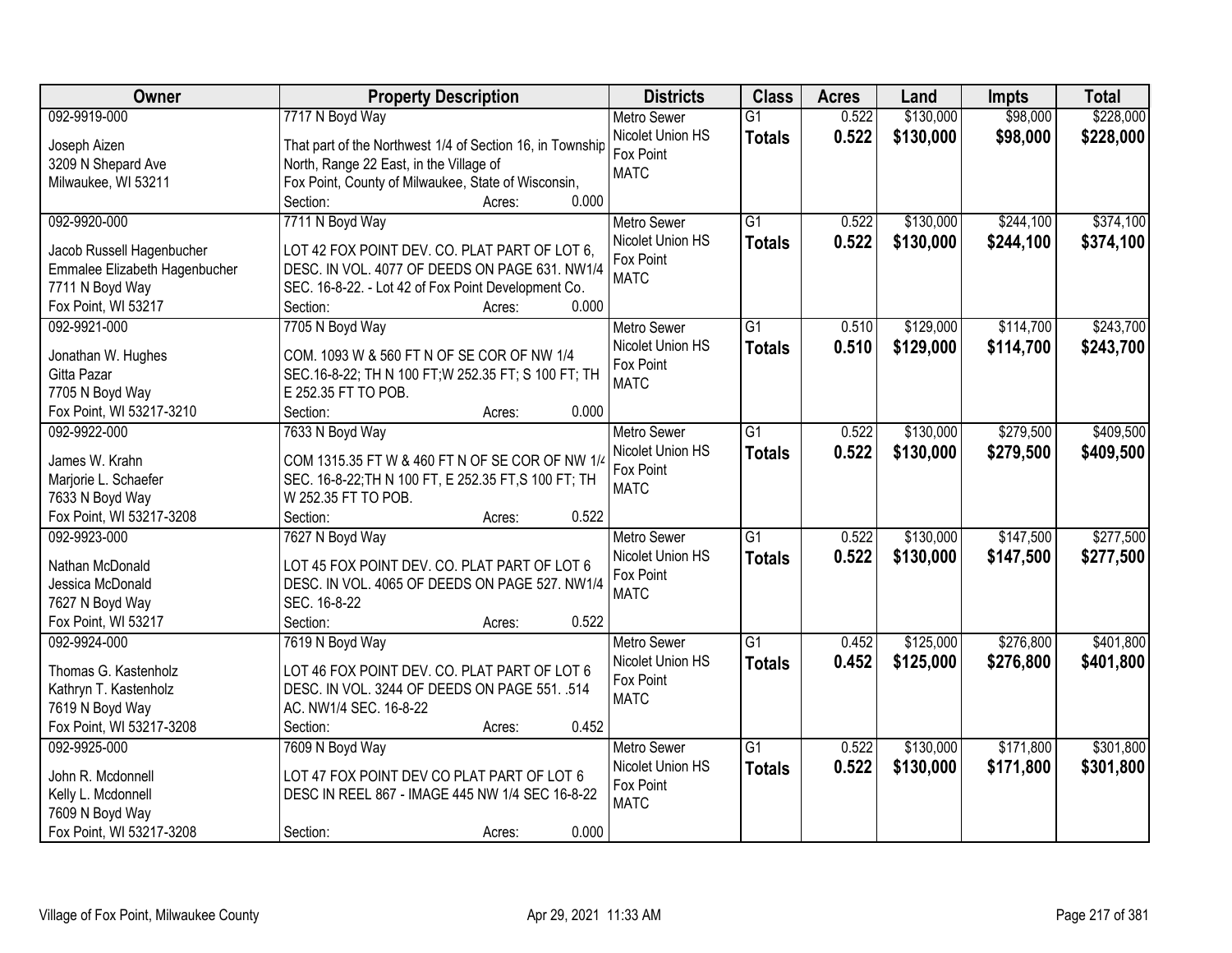| Owner | Property Description | Districts | Class | Acres | Land | Impts | Total |
|---|---|---|---|---|---|---|---|
| 092-9919-000<br><br>Joseph Aizen<br>3209 N Shepard Ave<br>Milwaukee, WI 53211 | 7717 N Boyd Way<br><br>That part of the Northwest 1/4 of Section 16, in Township North, Range 22 East, in the Village of Fox Point, County of Milwaukee, State of Wisconsin,<br>Section: Acres: 0.000 | Metro Sewer<br>Nicolet Union HS<br>Fox Point<br>MATC | G1<br>**Totals** | 0.522<br>**0.522** | \$130,000<br>**\$130,000** | \$98,000<br>**\$98,000** | \$228,000<br>**\$228,000** |
| 092-9920-000<br><br>Jacob Russell Hagenbucher<br>Emmalee Elizabeth Hagenbucher<br>7711 N Boyd Way<br>Fox Point, WI 53217 | 7711 N Boyd Way<br><br>LOT 42 FOX POINT DEV. CO. PLAT PART OF LOT 6, DESC. IN VOL. 4077 OF DEEDS ON PAGE 631. NW1/4 SEC. 16-8-22. - Lot 42 of Fox Point Development Co.<br>Section: Acres: 0.000 | Metro Sewer<br>Nicolet Union HS<br>Fox Point<br>MATC | G1<br>**Totals** | 0.522<br>**0.522** | \$130,000<br>**\$130,000** | \$244,100<br>**\$244,100** | \$374,100<br>**\$374,100** |
| 092-9921-000<br><br>Jonathan W. Hughes<br>Gitta Pazar<br>7705 N Boyd Way<br>Fox Point, WI 53217-3210 | 7705 N Boyd Way<br><br>COM. 1093 W & 560 FT N OF SE COR OF NW 1/4 SEC.16-8-22; TH N 100 FT;W 252.35 FT; S 100 FT; TH E 252.35 FT TO POB.<br>Section: Acres: 0.000 | Metro Sewer<br>Nicolet Union HS<br>Fox Point<br>MATC | G1<br>**Totals** | 0.510<br>**0.510** | \$129,000<br>**\$129,000** | \$114,700<br>**\$114,700** | \$243,700<br>**\$243,700** |
| 092-9922-000<br><br>James W. Krahn<br>Marjorie L. Schaefer<br>7633 N Boyd Way<br>Fox Point, WI 53217-3208 | 7633 N Boyd Way<br><br>COM 1315.35 FT W & 460 FT N OF SE COR OF NW 1/4 SEC. 16-8-22;TH N 100 FT, E 252.35 FT,S 100 FT; TH W 252.35 FT TO POB.<br>Section: Acres: 0.522 | Metro Sewer<br>Nicolet Union HS<br>Fox Point<br>MATC | G1<br>**Totals** | 0.522<br>**0.522** | \$130,000<br>**\$130,000** | \$279,500<br>**\$279,500** | \$409,500<br>**\$409,500** |
| 092-9923-000<br><br>Nathan McDonald<br>Jessica McDonald<br>7627 N Boyd Way<br>Fox Point, WI 53217 | 7627 N Boyd Way<br><br>LOT 45 FOX POINT DEV. CO. PLAT PART OF LOT 6 DESC. IN VOL. 4065 OF DEEDS ON PAGE 527. NW1/4 SEC. 16-8-22<br>Section: Acres: 0.522 | Metro Sewer<br>Nicolet Union HS<br>Fox Point<br>MATC | G1<br>**Totals** | 0.522<br>**0.522** | \$130,000<br>**\$130,000** | \$147,500<br>**\$147,500** | \$277,500<br>**\$277,500** |
| 092-9924-000<br><br>Thomas G. Kastenholz<br>Kathryn T. Kastenholz<br>7619 N Boyd Way<br>Fox Point, WI 53217-3208 | 7619 N Boyd Way<br><br>LOT 46 FOX POINT DEV. CO. PLAT PART OF LOT 6 DESC. IN VOL. 3244 OF DEEDS ON PAGE 551. .514 AC. NW1/4 SEC. 16-8-22<br>Section: Acres: 0.452 | Metro Sewer<br>Nicolet Union HS<br>Fox Point<br>MATC | G1<br>**Totals** | 0.452<br>**0.452** | \$125,000<br>**\$125,000** | \$276,800<br>**\$276,800** | \$401,800<br>**\$401,800** |
| 092-9925-000<br><br>John R. Mcdonnell<br>Kelly L. Mcdonnell<br>7609 N Boyd Way<br>Fox Point, WI 53217-3208 | 7609 N Boyd Way<br><br>LOT 47 FOX POINT DEV CO PLAT PART OF LOT 6 DESC IN REEL 867 - IMAGE 445 NW 1/4 SEC 16-8-22<br>Section: Acres: 0.000 | Metro Sewer<br>Nicolet Union HS<br>Fox Point<br>MATC | G1<br>**Totals** | 0.522<br>**0.522** | \$130,000<br>**\$130,000** | \$171,800<br>**\$171,800** | \$301,800<br>**\$301,800** |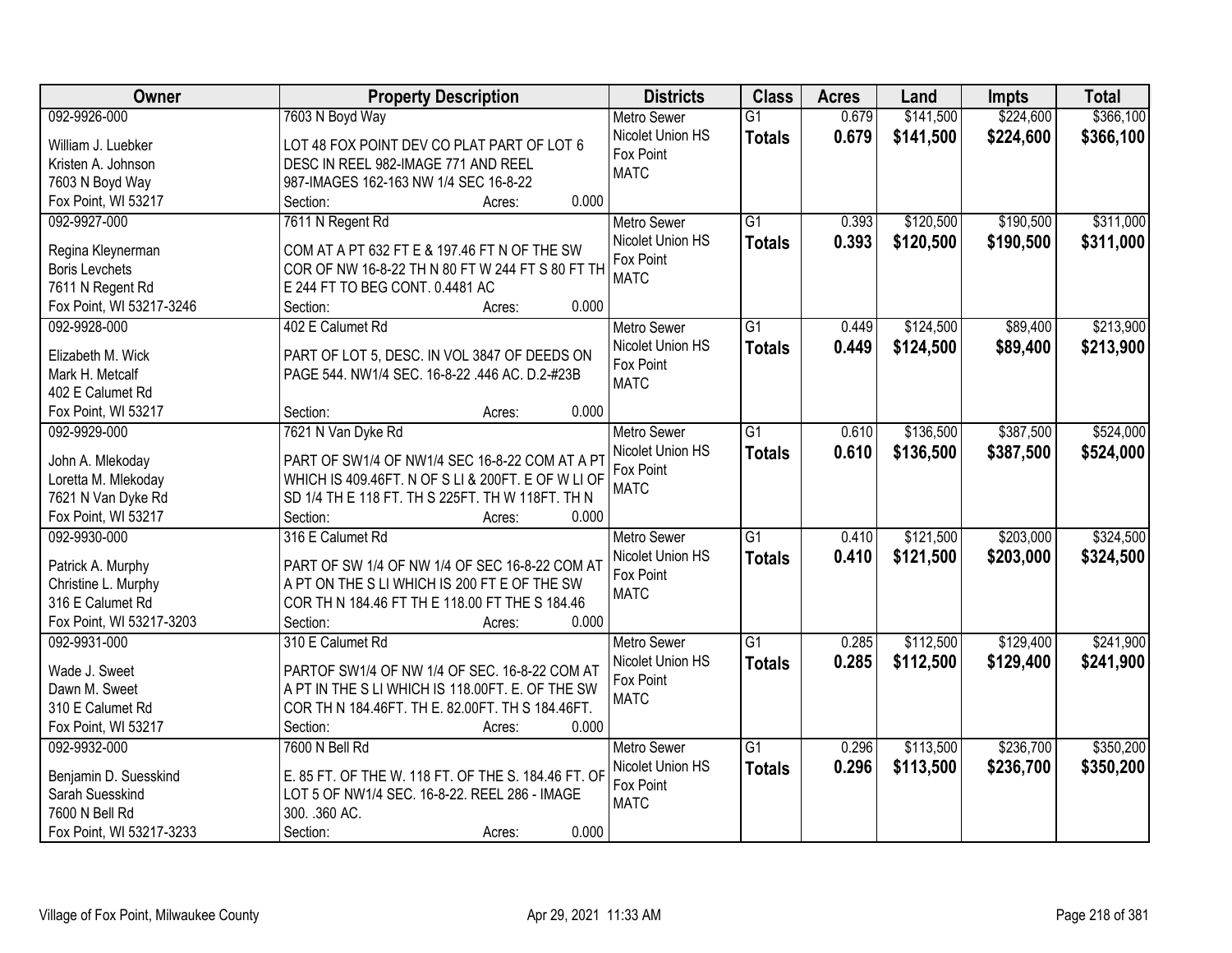| Owner | Property Description | Districts | Class | Acres | Land | Impts | Total |
|---|---|---|---|---|---|---|---|
| 092-9926-000<br>William J. Luebker<br>Kristen A. Johnson<br>7603 N Boyd Way<br>Fox Point, WI 53217 | 7603 N Boyd Way<br>LOT 48 FOX POINT DEV CO PLAT PART OF LOT 6 DESC IN REEL 982-IMAGE 771 AND REEL 987-IMAGES 162-163 NW 1/4 SEC 16-8-22<br>Section: Acres: 0.000 | Metro Sewer<br>Nicolet Union HS<br>Fox Point<br>MATC | G1<br>**Totals** | 0.679<br>**0.679** | $141,500<br>**$141,500** | $224,600<br>**$224,600** | $366,100<br>**$366,100** |
| 092-9927-000<br>Regina Kleynerman<br>Boris Levchets<br>7611 N Regent Rd<br>Fox Point, WI 53217-3246 | 7611 N Regent Rd<br>COM AT A PT 632 FT E & 197.46 FT N OF THE SW COR OF NW 16-8-22 TH N 80 FT W 244 FT S 80 FT TH E 244 FT TO BEG CONT. 0.4481 AC<br>Section: Acres: 0.000 | Metro Sewer<br>Nicolet Union HS<br>Fox Point<br>MATC | G1<br>**Totals** | 0.393<br>**0.393** | $120,500<br>**$120,500** | $190,500<br>**$190,500** | $311,000<br>**$311,000** |
| 092-9928-000<br>Elizabeth M. Wick<br>Mark H. Metcalf<br>402 E Calumet Rd<br>Fox Point, WI 53217 | 402 E Calumet Rd<br>PART OF LOT 5, DESC. IN VOL 3847 OF DEEDS ON PAGE 544. NW1/4 SEC. 16-8-22 .446 AC. D.2-#23B<br>Section: Acres: 0.000 | Metro Sewer<br>Nicolet Union HS<br>Fox Point<br>MATC | G1<br>**Totals** | 0.449<br>**0.449** | $124,500<br>**$124,500** | $89,400<br>**$89,400** | $213,900<br>**$213,900** |
| 092-9929-000<br>John A. Mlekoday<br>Loretta M. Mlekoday<br>7621 N Van Dyke Rd<br>Fox Point, WI 53217 | 7621 N Van Dyke Rd<br>PART OF SW1/4 OF NW1/4 SEC 16-8-22 COM AT A PT WHICH IS 409.46FT. N OF S LI & 200FT. E OF W LI OF SD 1/4 TH E 118 FT. TH S 225FT. TH W 118FT. TH N<br>Section: Acres: 0.000 | Metro Sewer<br>Nicolet Union HS<br>Fox Point<br>MATC | G1<br>**Totals** | 0.610<br>**0.610** | $136,500<br>**$136,500** | $387,500<br>**$387,500** | $524,000<br>**$524,000** |
| 092-9930-000<br>Patrick A. Murphy<br>Christine L. Murphy<br>316 E Calumet Rd<br>Fox Point, WI 53217-3203 | 316 E Calumet Rd<br>PART OF SW 1/4 OF NW 1/4 OF SEC 16-8-22 COM AT A PT ON THE S LI WHICH IS 200 FT E OF THE SW COR TH N 184.46 FT TH E 118.00 FT THE S 184.46<br>Section: Acres: 0.000 | Metro Sewer<br>Nicolet Union HS<br>Fox Point<br>MATC | G1<br>**Totals** | 0.410<br>**0.410** | $121,500<br>**$121,500** | $203,000<br>**$203,000** | $324,500<br>**$324,500** |
| 092-9931-000<br>Wade J. Sweet<br>Dawn M. Sweet<br>310 E Calumet Rd<br>Fox Point, WI 53217 | 310 E Calumet Rd<br>PARTOF SW1/4 OF NW 1/4 OF SEC. 16-8-22 COM AT A PT IN THE S LI WHICH IS 118.00FT. E. OF THE SW COR TH N 184.46FT. TH E. 82.00FT. TH S 184.46FT.<br>Section: Acres: 0.000 | Metro Sewer<br>Nicolet Union HS<br>Fox Point<br>MATC | G1<br>**Totals** | 0.285<br>**0.285** | $112,500<br>**$112,500** | $129,400<br>**$129,400** | $241,900<br>**$241,900** |
| 092-9932-000<br>Benjamin D. Suesskind<br>Sarah Suesskind<br>7600 N Bell Rd<br>Fox Point, WI 53217-3233 | 7600 N Bell Rd<br>E. 85 FT. OF THE W. 118 FT. OF THE S. 184.46 FT. OF LOT 5 OF NW1/4 SEC. 16-8-22. REEL 286 - IMAGE 300. .360 AC.<br>Section: Acres: 0.000 | Metro Sewer<br>Nicolet Union HS<br>Fox Point<br>MATC | G1<br>**Totals** | 0.296<br>**0.296** | $113,500<br>**$113,500** | $236,700<br>**$236,700** | $350,200<br>**$350,200** |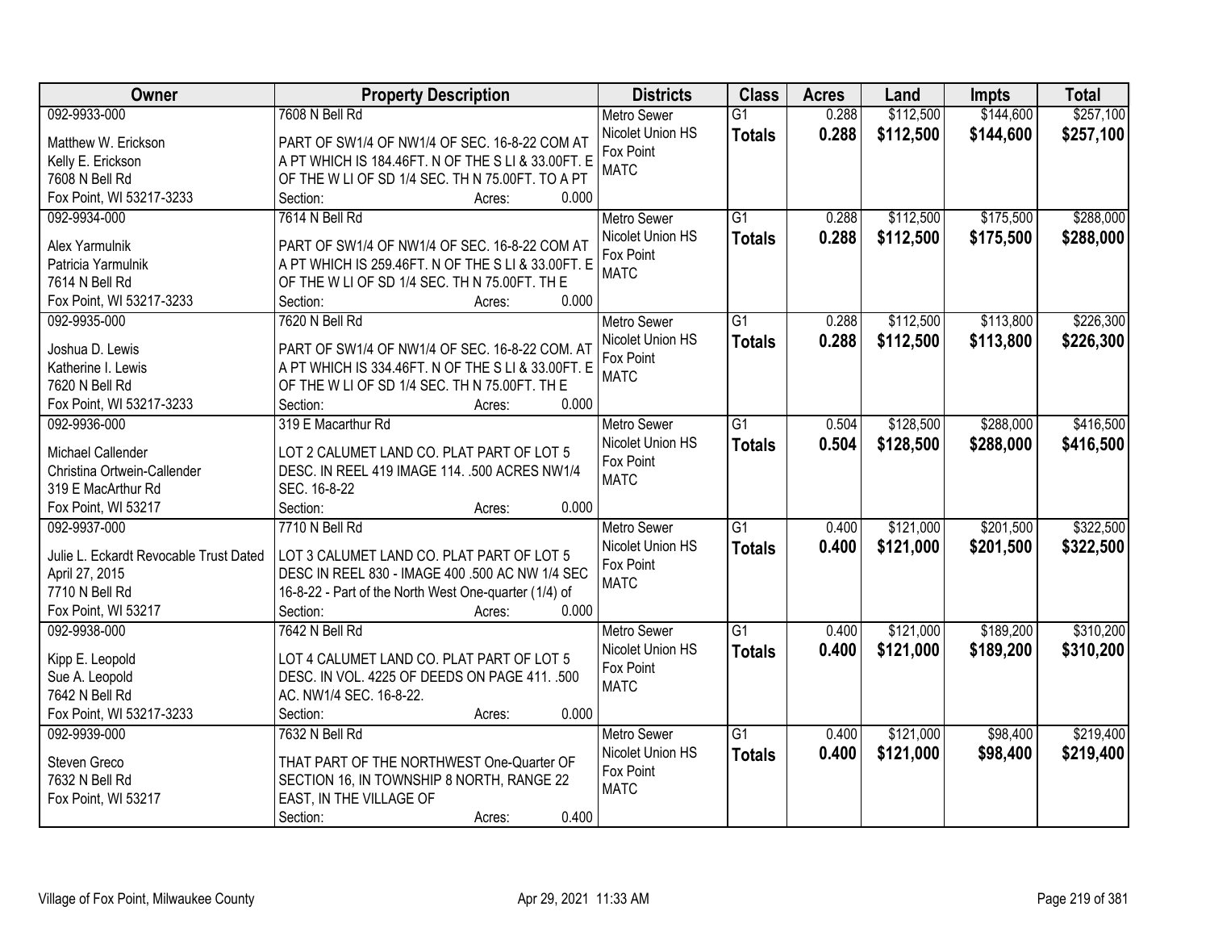| Owner | Property Description | Districts | Class | Acres | Land | Impts | Total |
|---|---|---|---|---|---|---|---|
| 092-9933-000<br>Matthew W. Erickson<br>Kelly E. Erickson<br>7608 N Bell Rd<br>Fox Point, WI 53217-3233 | 7608 N Bell Rd<br>PART OF SW1/4 OF NW1/4 OF SEC. 16-8-22 COM AT A PT WHICH IS 184.46FT. N OF THE S LI & 33.00FT. E OF THE W LI OF SD 1/4 SEC. TH N 75.00FT. TO A PT<br>Section: Acres: 0.000 | Metro Sewer<br>Nicolet Union HS<br>Fox Point<br>MATC | G1<br>**Totals** | 0.288<br>**0.288** | $112,500<br>**$112,500** | $144,600<br>**$144,600** | $257,100<br>**$257,100** |
| 092-9934-000<br>Alex Yarmulnik<br>Patricia Yarmulnik<br>7614 N Bell Rd<br>Fox Point, WI 53217-3233 | 7614 N Bell Rd<br>PART OF SW1/4 OF NW1/4 OF SEC. 16-8-22 COM AT A PT WHICH IS 259.46FT. N OF THE S LI & 33.00FT. E OF THE W LI OF SD 1/4 SEC. TH N 75.00FT. TH E<br>Section: Acres: 0.000 | Metro Sewer<br>Nicolet Union HS<br>Fox Point<br>MATC | G1<br>**Totals** | 0.288<br>**0.288** | $112,500<br>**$112,500** | $175,500<br>**$175,500** | $288,000<br>**$288,000** |
| 092-9935-000<br>Joshua D. Lewis<br>Katherine I. Lewis<br>7620 N Bell Rd<br>Fox Point, WI 53217-3233 | 7620 N Bell Rd<br>PART OF SW1/4 OF NW1/4 OF SEC. 16-8-22 COM. AT A PT WHICH IS 334.46FT. N OF THE S LI & 33.00FT. E OF THE W LI OF SD 1/4 SEC. TH N 75.00FT. TH E<br>Section: Acres: 0.000 | Metro Sewer<br>Nicolet Union HS<br>Fox Point<br>MATC | G1<br>**Totals** | 0.288<br>**0.288** | $112,500<br>**$112,500** | $113,800<br>**$113,800** | $226,300<br>**$226,300** |
| 092-9936-000<br>Michael Callender<br>Christina Ortwein-Callender<br>319 E MacArthur Rd<br>Fox Point, WI 53217 | 319 E Macarthur Rd<br>LOT 2 CALUMET LAND CO. PLAT PART OF LOT 5 DESC. IN REEL 419 IMAGE 114. .500 ACRES NW1/4 SEC. 16-8-22<br>Section: Acres: 0.000 | Metro Sewer<br>Nicolet Union HS<br>Fox Point<br>MATC | G1<br>**Totals** | 0.504<br>**0.504** | $128,500<br>**$128,500** | $288,000<br>**$288,000** | $416,500<br>**$416,500** |
| 092-9937-000<br>Julie L. Eckardt Revocable Trust Dated April 27, 2015<br>7710 N Bell Rd<br>Fox Point, WI 53217 | 7710 N Bell Rd<br>LOT 3 CALUMET LAND CO. PLAT PART OF LOT 5 DESC IN REEL 830 - IMAGE 400 .500 AC NW 1/4 SEC 16-8-22 - Part of the North West One-quarter (1/4) of<br>Section: Acres: 0.000 | Metro Sewer<br>Nicolet Union HS<br>Fox Point<br>MATC | G1<br>**Totals** | 0.400<br>**0.400** | $121,000<br>**$121,000** | $201,500<br>**$201,500** | $322,500<br>**$322,500** |
| 092-9938-000<br>Kipp E. Leopold<br>Sue A. Leopold<br>7642 N Bell Rd<br>Fox Point, WI 53217-3233 | 7642 N Bell Rd<br>LOT 4 CALUMET LAND CO. PLAT PART OF LOT 5 DESC. IN VOL. 4225 OF DEEDS ON PAGE 411. .500 AC. NW1/4 SEC. 16-8-22.<br>Section: Acres: 0.000 | Metro Sewer<br>Nicolet Union HS<br>Fox Point<br>MATC | G1<br>**Totals** | 0.400<br>**0.400** | $121,000<br>**$121,000** | $189,200<br>**$189,200** | $310,200<br>**$310,200** |
| 092-9939-000<br>Steven Greco<br>7632 N Bell Rd<br>Fox Point, WI 53217 | 7632 N Bell Rd<br>THAT PART OF THE NORTHWEST One-Quarter OF SECTION 16, IN TOWNSHIP 8 NORTH, RANGE 22 EAST, IN THE VILLAGE OF<br>Section: Acres: 0.400 | Metro Sewer<br>Nicolet Union HS<br>Fox Point<br>MATC | G1<br>**Totals** | 0.400<br>**0.400** | $121,000<br>**$121,000** | $98,400<br>**$98,400** | $219,400<br>**$219,400** |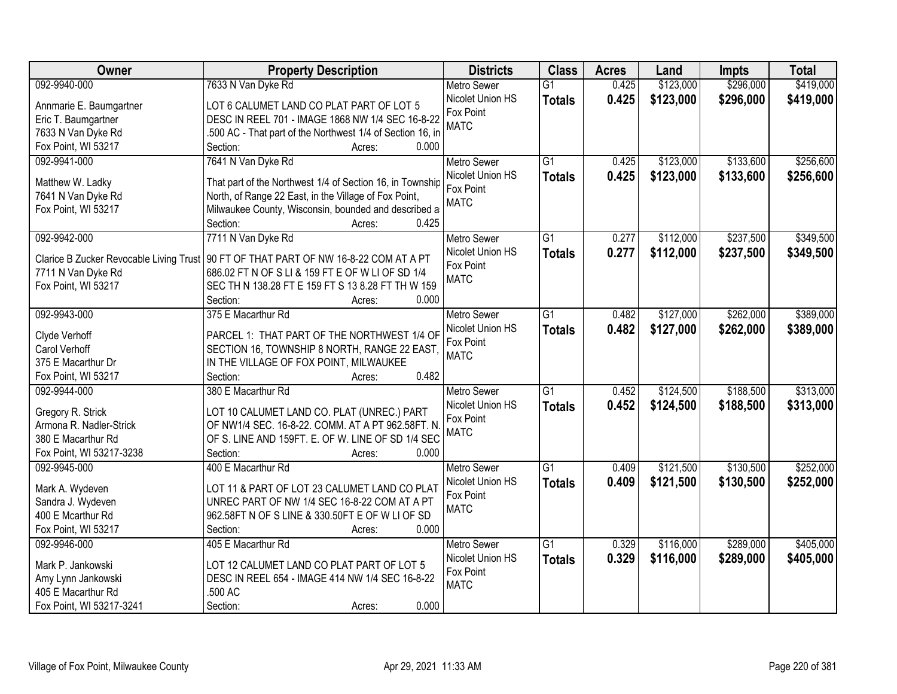| Owner | Property Description | Districts | Class | Acres | Land | Impts | Total |
|---|---|---|---|---|---|---|---|
| 092-9940-000<br>Annmarie E. Baumgartner<br>Eric T. Baumgartner<br>7633 N Van Dyke Rd<br>Fox Point, WI 53217 | 7633 N Van Dyke Rd<br>LOT 6 CALUMET LAND CO PLAT PART OF LOT 5 DESC IN REEL 701 - IMAGE 1868 NW 1/4 SEC 16-8-22 .500 AC - That part of the Northwest 1/4 of Section 16, in<br>Section: Acres: 0.000 | Metro Sewer<br>Nicolet Union HS<br>Fox Point<br>MATC | G1<br>**Totals** | 0.425<br>**0.425** | $123,000<br>**$123,000** | $296,000<br>**$296,000** | $419,000<br>**$419,000** |
| 092-9941-000<br>Matthew W. Ladky<br>7641 N Van Dyke Rd<br>Fox Point, WI 53217 | 7641 N Van Dyke Rd<br>That part of the Northwest 1/4 of Section 16, in Township North, of Range 22 East, in the Village of Fox Point, Milwaukee County, Wisconsin, bounded and described a<br>Section: Acres: 0.425 | Metro Sewer<br>Nicolet Union HS<br>Fox Point<br>MATC | G1<br>**Totals** | 0.425<br>**0.425** | $123,000<br>**$123,000** | $133,600<br>**$133,600** | $256,600<br>**$256,600** |
| 092-9942-000<br>Clarice B Zucker Revocable Living Trust<br>7711 N Van Dyke Rd<br>Fox Point, WI 53217 | 7711 N Van Dyke Rd<br>90 FT OF THAT PART OF NW 16-8-22 COM AT A PT 686.02 FT N OF S LI & 159 FT E OF W LI OF SD 1/4 SEC TH N 138.28 FT E 159 FT S 13 8.28 FT TH W 159<br>Section: Acres: 0.000 | Metro Sewer<br>Nicolet Union HS<br>Fox Point<br>MATC | G1<br>**Totals** | 0.277<br>**0.277** | $112,000<br>**$112,000** | $237,500<br>**$237,500** | $349,500<br>**$349,500** |
| 092-9943-000<br>Clyde Verhoff<br>Carol Verhoff<br>375 E Macarthur Dr<br>Fox Point, WI 53217 | 375 E Macarthur Rd<br>PARCEL 1: THAT PART OF THE NORTHWEST 1/4 OF SECTION 16, TOWNSHIP 8 NORTH, RANGE 22 EAST, IN THE VILLAGE OF FOX POINT, MILWAUKEE<br>Section: Acres: 0.482 | Metro Sewer<br>Nicolet Union HS<br>Fox Point<br>MATC | G1<br>**Totals** | 0.482<br>**0.482** | $127,000<br>**$127,000** | $262,000<br>**$262,000** | $389,000<br>**$389,000** |
| 092-9944-000<br>Gregory R. Strick<br>Armona R. Nadler-Strick<br>380 E Macarthur Rd<br>Fox Point, WI 53217-3238 | 380 E Macarthur Rd<br>LOT 10 CALUMET LAND CO. PLAT (UNREC.) PART OF NW1/4 SEC. 16-8-22. COMM. AT A PT 962.58FT. N. OF S. LINE AND 159FT. E. OF W. LINE OF SD 1/4 SEC<br>Section: Acres: 0.000 | Metro Sewer<br>Nicolet Union HS<br>Fox Point<br>MATC | G1<br>**Totals** | 0.452<br>**0.452** | $124,500<br>**$124,500** | $188,500<br>**$188,500** | $313,000<br>**$313,000** |
| 092-9945-000<br>Mark A. Wydeven<br>Sandra J. Wydeven<br>400 E Mcarthur Rd<br>Fox Point, WI 53217 | 400 E Macarthur Rd<br>LOT 11 & PART OF LOT 23 CALUMET LAND CO PLAT UNREC PART OF NW 1/4 SEC 16-8-22 COM AT A PT 962.58FT N OF S LINE & 330.50FT E OF W LI OF SD<br>Section: Acres: 0.000 | Metro Sewer<br>Nicolet Union HS<br>Fox Point<br>MATC | G1<br>**Totals** | 0.409<br>**0.409** | $121,500<br>**$121,500** | $130,500<br>**$130,500** | $252,000<br>**$252,000** |
| 092-9946-000<br>Mark P. Jankowski<br>Amy Lynn Jankowski<br>405 E Macarthur Rd<br>Fox Point, WI 53217-3241 | 405 E Macarthur Rd<br>LOT 12 CALUMET LAND CO PLAT PART OF LOT 5 DESC IN REEL 654 - IMAGE 414 NW 1/4 SEC 16-8-22 .500 AC<br>Section: Acres: 0.000 | Metro Sewer<br>Nicolet Union HS<br>Fox Point<br>MATC | G1<br>**Totals** | 0.329<br>**0.329** | $116,000<br>**$116,000** | $289,000<br>**$289,000** | $405,000<br>**$405,000** |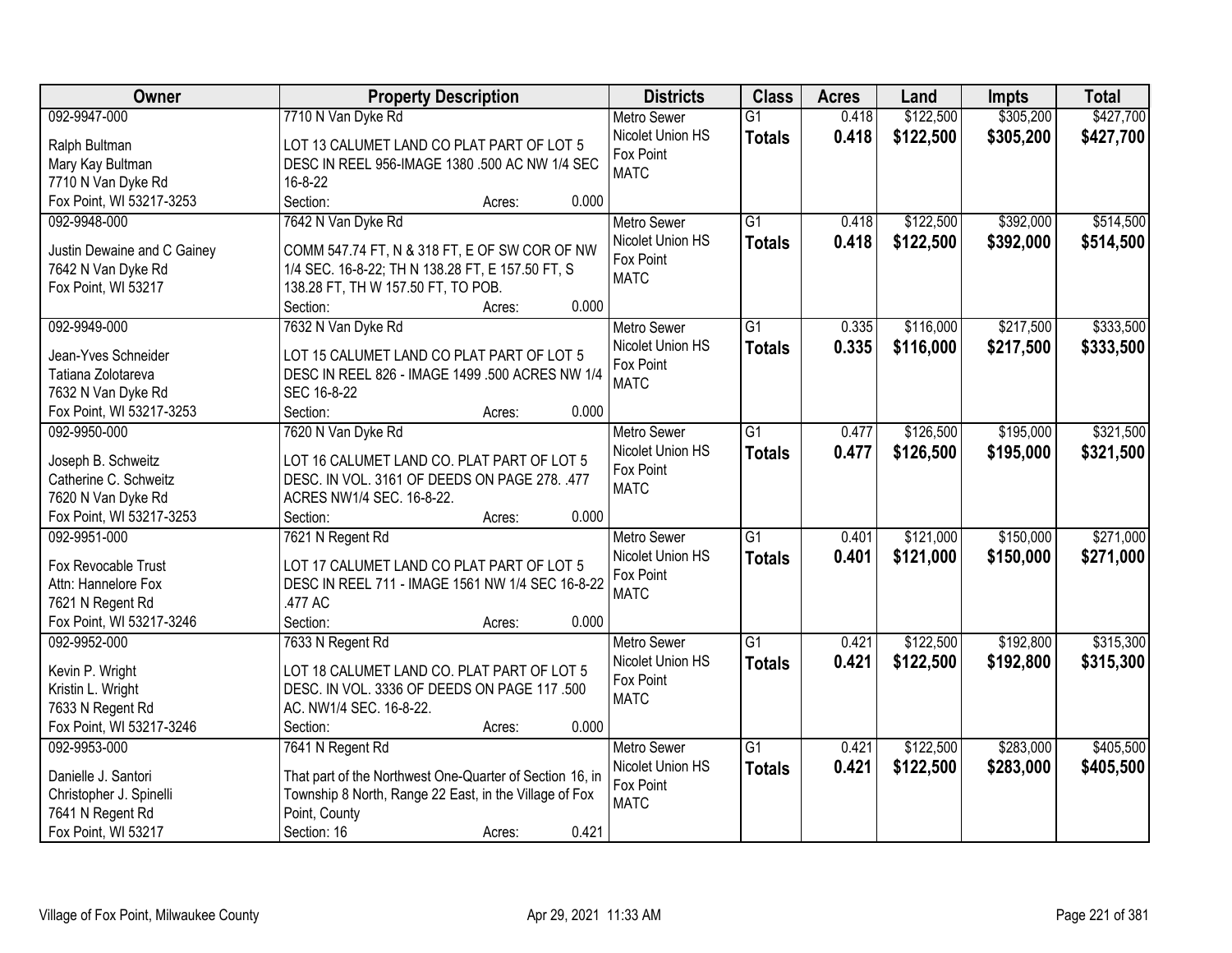| Owner | Property Description | Districts | Class | Acres | Land | Impts | Total |
|---|---|---|---|---|---|---|---|
| 092-9947-000<br>Ralph Bultman<br>Mary Kay Bultman<br>7710 N Van Dyke Rd<br>Fox Point, WI 53217-3253 | 7710 N Van Dyke Rd<br>LOT 13 CALUMET LAND CO PLAT PART OF LOT 5 DESC IN REEL 956-IMAGE 1380 .500 AC NW 1/4 SEC 16-8-22<br>Section: Acres: 0.000 | Metro Sewer<br>Nicolet Union HS<br>Fox Point<br>MATC | G1<br>**Totals** | 0.418<br>**0.418** | $122,500<br>**$122,500** | $305,200<br>**$305,200** | $427,700<br>**$427,700** |
| 092-9948-000<br>Justin Dewaine and C Gainey<br>7642 N Van Dyke Rd<br>Fox Point, WI 53217 | 7642 N Van Dyke Rd<br>COMM 547.74 FT, N & 318 FT, E OF SW COR OF NW 1/4 SEC. 16-8-22; TH N 138.28 FT, E 157.50 FT, S 138.28 FT, TH W 157.50 FT, TO POB.<br>Section: Acres: 0.000 | Metro Sewer<br>Nicolet Union HS<br>Fox Point<br>MATC | G1<br>**Totals** | 0.418<br>**0.418** | $122,500<br>**$122,500** | $392,000<br>**$392,000** | $514,500<br>**$514,500** |
| 092-9949-000<br>Jean-Yves Schneider<br>Tatiana Zolotareva<br>7632 N Van Dyke Rd<br>Fox Point, WI 53217-3253 | 7632 N Van Dyke Rd<br>LOT 15 CALUMET LAND CO PLAT PART OF LOT 5 DESC IN REEL 826 - IMAGE 1499 .500 ACRES NW 1/4 SEC 16-8-22<br>Section: Acres: 0.000 | Metro Sewer<br>Nicolet Union HS<br>Fox Point<br>MATC | G1<br>**Totals** | 0.335<br>**0.335** | $116,000<br>**$116,000** | $217,500<br>**$217,500** | $333,500<br>**$333,500** |
| 092-9950-000<br>Joseph B. Schweitz<br>Catherine C. Schweitz<br>7620 N Van Dyke Rd<br>Fox Point, WI 53217-3253 | 7620 N Van Dyke Rd<br>LOT 16 CALUMET LAND CO. PLAT PART OF LOT 5 DESC. IN VOL. 3161 OF DEEDS ON PAGE 278. .477 ACRES NW1/4 SEC. 16-8-22.<br>Section: Acres: 0.000 | Metro Sewer<br>Nicolet Union HS<br>Fox Point<br>MATC | G1<br>**Totals** | 0.477<br>**0.477** | $126,500<br>**$126,500** | $195,000<br>**$195,000** | $321,500<br>**$321,500** |
| 092-9951-000<br>Fox Revocable Trust<br>Attn: Hannelore Fox<br>7621 N Regent Rd<br>Fox Point, WI 53217-3246 | 7621 N Regent Rd<br>LOT 17 CALUMET LAND CO PLAT PART OF LOT 5 DESC IN REEL 711 - IMAGE 1561 NW 1/4 SEC 16-8-22 .477 AC<br>Section: Acres: 0.000 | Metro Sewer<br>Nicolet Union HS<br>Fox Point<br>MATC | G1<br>**Totals** | 0.401<br>**0.401** | $121,000<br>**$121,000** | $150,000<br>**$150,000** | $271,000<br>**$271,000** |
| 092-9952-000<br>Kevin P. Wright<br>Kristin L. Wright<br>7633 N Regent Rd<br>Fox Point, WI 53217-3246 | 7633 N Regent Rd<br>LOT 18 CALUMET LAND CO. PLAT PART OF LOT 5 DESC. IN VOL. 3336 OF DEEDS ON PAGE 117 .500 AC. NW1/4 SEC. 16-8-22.<br>Section: Acres: 0.000 | Metro Sewer<br>Nicolet Union HS<br>Fox Point<br>MATC | G1<br>**Totals** | 0.421<br>**0.421** | $122,500<br>**$122,500** | $192,800<br>**$192,800** | $315,300<br>**$315,300** |
| 092-9953-000<br>Danielle J. Santori<br>Christopher J. Spinelli<br>7641 N Regent Rd<br>Fox Point, WI 53217 | 7641 N Regent Rd<br>That part of the Northwest One-Quarter of Section 16, in Township 8 North, Range 22 East, in the Village of Fox Point, County<br>Section: 16 Acres: 0.421 | Metro Sewer<br>Nicolet Union HS<br>Fox Point<br>MATC | G1<br>**Totals** | 0.421<br>**0.421** | $122,500<br>**$122,500** | $283,000<br>**$283,000** | $405,500<br>**$405,500** |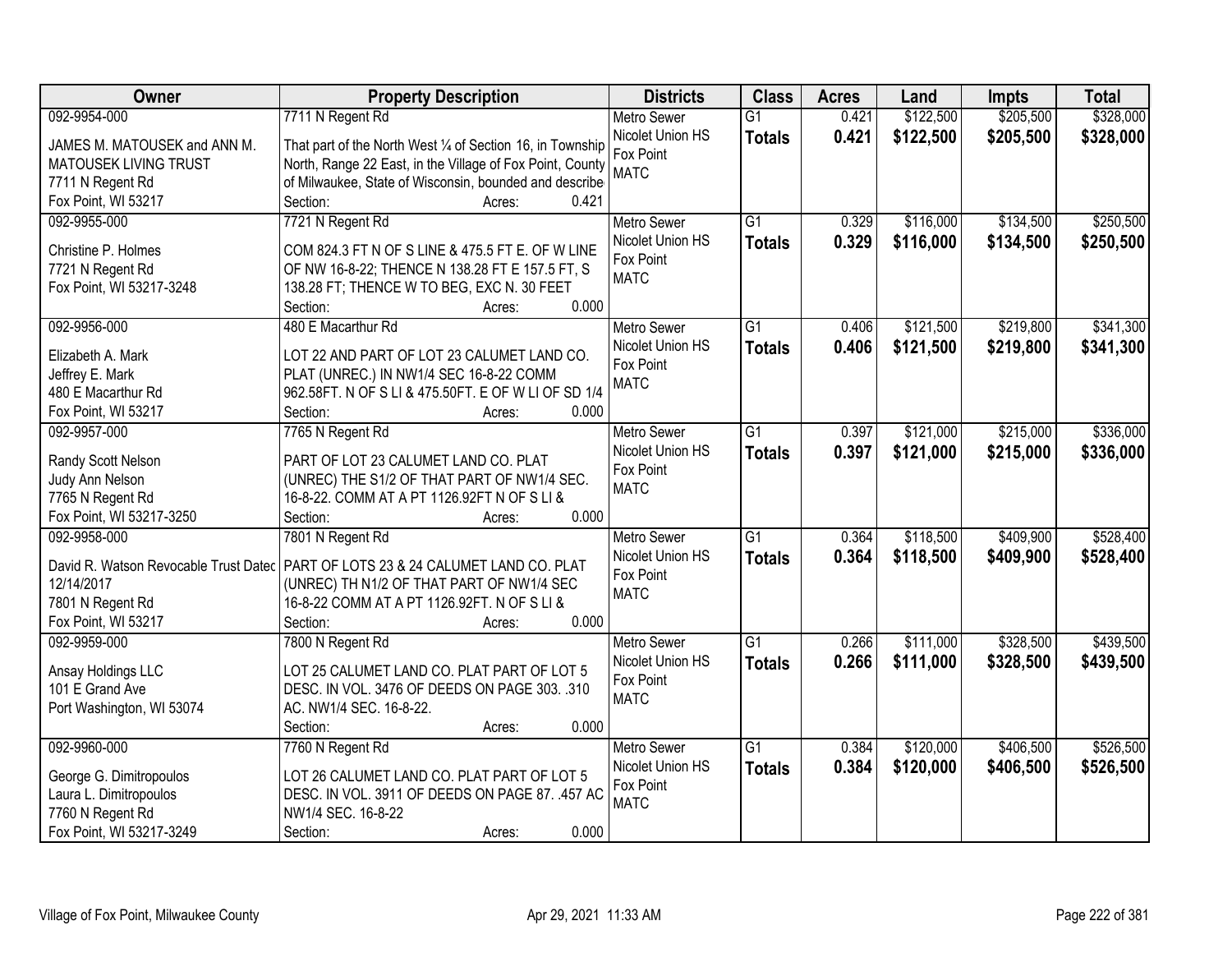| Owner | Property Description | Districts | Class | Acres | Land | Impts | Total |
|---|---|---|---|---|---|---|---|
| 092-9954-000<br><br>JAMES M. MATOUSEK and ANN M. MATOUSEK LIVING TRUST<br>7711 N Regent Rd<br>Fox Point, WI 53217 | 7711 N Regent Rd<br><br>That part of the North West ¼ of Section 16, in Township North, Range 22 East, in the Village of Fox Point, County of Milwaukee, State of Wisconsin, bounded and describe<br>Section: Acres: 0.421 | Metro Sewer<br>Nicolet Union HS<br>Fox Point<br>MATC | G1<br>**Totals** | 0.421<br>**0.421** | $122,500<br>**$122,500** | $205,500<br>**$205,500** | $328,000<br>**$328,000** |
| 092-9955-000<br><br>Christine P. Holmes<br>7721 N Regent Rd<br>Fox Point, WI 53217-3248 | 7721 N Regent Rd<br><br>COM 824.3 FT N OF S LINE & 475.5 FT E. OF W LINE OF NW 16-8-22; THENCE N 138.28 FT E 157.5 FT, S 138.28 FT; THENCE W TO BEG, EXC N. 30 FEET<br>Section: Acres: 0.000 | Metro Sewer<br>Nicolet Union HS<br>Fox Point<br>MATC | G1<br>**Totals** | 0.329<br>**0.329** | $116,000<br>**$116,000** | $134,500<br>**$134,500** | $250,500<br>**$250,500** |
| 092-9956-000<br><br>Elizabeth A. Mark<br>Jeffrey E. Mark<br>480 E Macarthur Rd<br>Fox Point, WI 53217 | 480 E Macarthur Rd<br><br>LOT 22 AND PART OF LOT 23 CALUMET LAND CO. PLAT (UNREC.) IN NW1/4 SEC 16-8-22 COMM 962.58FT. N OF S LI & 475.50FT. E OF W LI OF SD 1/4<br>Section: Acres: 0.000 | Metro Sewer<br>Nicolet Union HS<br>Fox Point<br>MATC | G1<br>**Totals** | 0.406<br>**0.406** | $121,500<br>**$121,500** | $219,800<br>**$219,800** | $341,300<br>**$341,300** |
| 092-9957-000<br><br>Randy Scott Nelson<br>Judy Ann Nelson<br>7765 N Regent Rd<br>Fox Point, WI 53217-3250 | 7765 N Regent Rd<br><br>PART OF LOT 23 CALUMET LAND CO. PLAT (UNREC) THE S1/2 OF THAT PART OF NW1/4 SEC. 16-8-22. COMM AT A PT 1126.92FT N OF S LI &<br>Section: Acres: 0.000 | Metro Sewer<br>Nicolet Union HS<br>Fox Point<br>MATC | G1<br>**Totals** | 0.397<br>**0.397** | $121,000<br>**$121,000** | $215,000<br>**$215,000** | $336,000<br>**$336,000** |
| 092-9958-000<br><br>David R. Watson Revocable Trust Datec 12/14/2017<br>7801 N Regent Rd<br>Fox Point, WI 53217 | 7801 N Regent Rd<br><br>PART OF LOTS 23 & 24 CALUMET LAND CO. PLAT (UNREC) TH N1/2 OF THAT PART OF NW1/4 SEC 16-8-22 COMM AT A PT 1126.92FT. N OF S LI &<br>Section: Acres: 0.000 | Metro Sewer<br>Nicolet Union HS<br>Fox Point<br>MATC | G1<br>**Totals** | 0.364<br>**0.364** | $118,500<br>**$118,500** | $409,900<br>**$409,900** | $528,400<br>**$528,400** |
| 092-9959-000<br><br>Ansay Holdings LLC<br>101 E Grand Ave<br>Port Washington, WI 53074 | 7800 N Regent Rd<br><br>LOT 25 CALUMET LAND CO. PLAT PART OF LOT 5 DESC. IN VOL. 3476 OF DEEDS ON PAGE 303. .310 AC. NW1/4 SEC. 16-8-22.<br>Section: Acres: 0.000 | Metro Sewer<br>Nicolet Union HS<br>Fox Point<br>MATC | G1<br>**Totals** | 0.266<br>**0.266** | $111,000<br>**$111,000** | $328,500<br>**$328,500** | $439,500<br>**$439,500** |
| 092-9960-000<br><br>George G. Dimitropoulos<br>Laura L. Dimitropoulos<br>7760 N Regent Rd<br>Fox Point, WI 53217-3249 | 7760 N Regent Rd<br><br>LOT 26 CALUMET LAND CO. PLAT PART OF LOT 5 DESC. IN VOL. 3911 OF DEEDS ON PAGE 87. .457 AC NW1/4 SEC. 16-8-22<br>Section: Acres: 0.000 | Metro Sewer<br>Nicolet Union HS<br>Fox Point<br>MATC | G1<br>**Totals** | 0.384<br>**0.384** | $120,000<br>**$120,000** | $406,500<br>**$406,500** | $526,500<br>**$526,500** |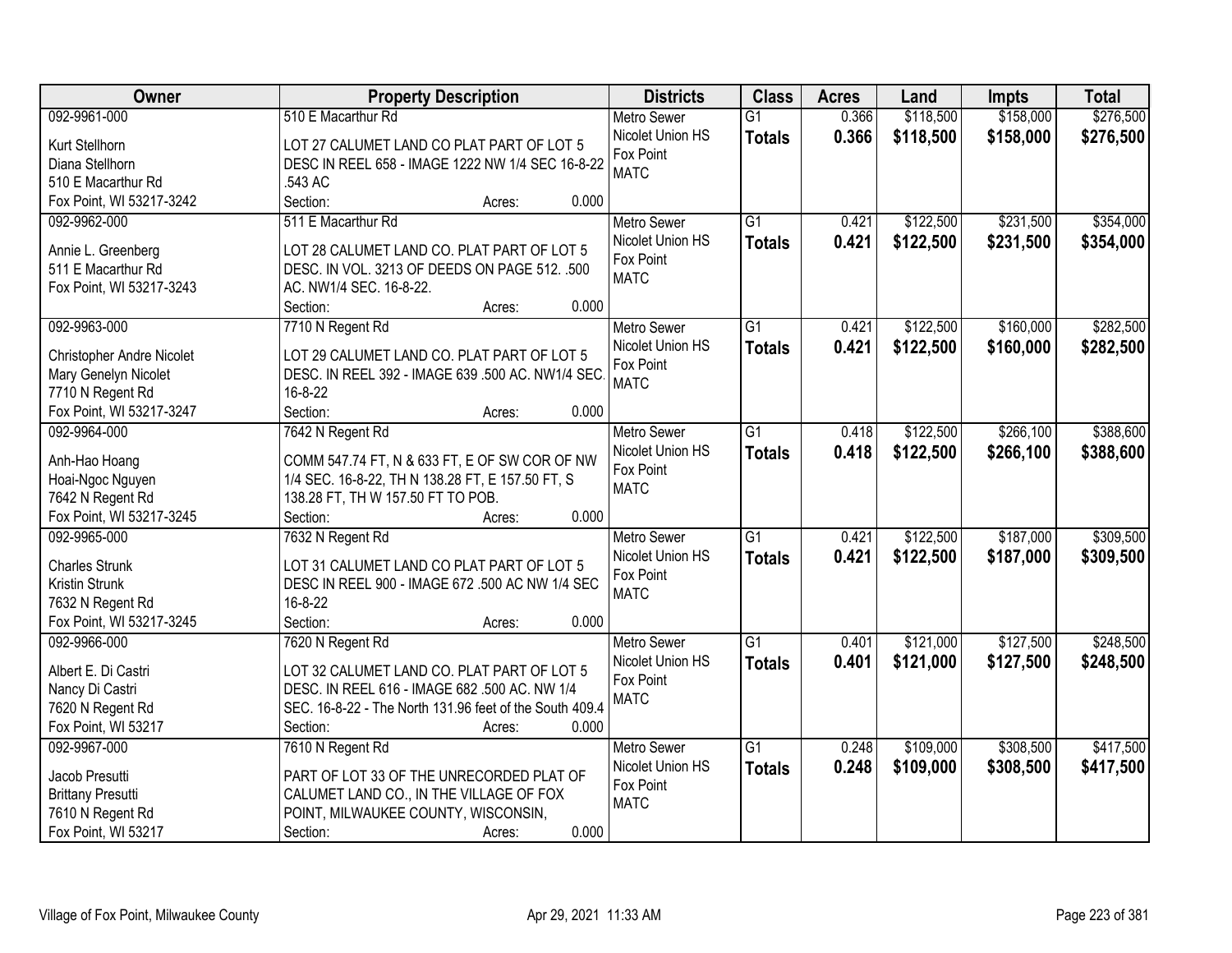| Owner | Property Description | Districts | Class | Acres | Land | Impts | Total |
|---|---|---|---|---|---|---|---|
| 092-9961-000<br>Kurt Stellhorn<br>Diana Stellhorn<br>510 E Macarthur Rd<br>Fox Point, WI 53217-3242 | 510 E Macarthur Rd<br>LOT 27 CALUMET LAND CO PLAT PART OF LOT 5 DESC IN REEL 658 - IMAGE 1222 NW 1/4 SEC 16-8-22 .543 AC<br>Section: Acres: 0.000 | Metro Sewer<br>Nicolet Union HS<br>Fox Point<br>MATC | G1<br>**Totals** | 0.366<br>**0.366** | \$118,500<br>**\$118,500** | \$158,000<br>**\$158,000** | \$276,500<br>**\$276,500** |
| 092-9962-000<br>Annie L. Greenberg<br>511 E Macarthur Rd<br>Fox Point, WI 53217-3243 | 511 E Macarthur Rd<br>LOT 28 CALUMET LAND CO. PLAT PART OF LOT 5 DESC. IN VOL. 3213 OF DEEDS ON PAGE 512. .500 AC. NW1/4 SEC. 16-8-22.<br>Section: Acres: 0.000 | Metro Sewer<br>Nicolet Union HS<br>Fox Point<br>MATC | G1<br>**Totals** | 0.421<br>**0.421** | \$122,500<br>**\$122,500** | \$231,500<br>**\$231,500** | \$354,000<br>**\$354,000** |
| 092-9963-000<br>Christopher Andre Nicolet<br>Mary Genelyn Nicolet<br>7710 N Regent Rd<br>Fox Point, WI 53217-3247 | 7710 N Regent Rd<br>LOT 29 CALUMET LAND CO. PLAT PART OF LOT 5 DESC. IN REEL 392 - IMAGE 639 .500 AC. NW1/4 SEC. 16-8-22<br>Section: Acres: 0.000 | Metro Sewer<br>Nicolet Union HS<br>Fox Point<br>MATC | G1<br>**Totals** | 0.421<br>**0.421** | \$122,500<br>**\$122,500** | \$160,000<br>**\$160,000** | \$282,500<br>**\$282,500** |
| 092-9964-000<br>Anh-Hao Hoang<br>Hoai-Ngoc Nguyen<br>7642 N Regent Rd<br>Fox Point, WI 53217-3245 | 7642 N Regent Rd<br>COMM 547.74 FT, N & 633 FT, E OF SW COR OF NW 1/4 SEC. 16-8-22, TH N 138.28 FT, E 157.50 FT, S 138.28 FT, TH W 157.50 FT TO POB.<br>Section: Acres: 0.000 | Metro Sewer<br>Nicolet Union HS<br>Fox Point<br>MATC | G1<br>**Totals** | 0.418<br>**0.418** | \$122,500<br>**\$122,500** | \$266,100<br>**\$266,100** | \$388,600<br>**\$388,600** |
| 092-9965-000<br>Charles Strunk<br>Kristin Strunk<br>7632 N Regent Rd<br>Fox Point, WI 53217-3245 | 7632 N Regent Rd<br>LOT 31 CALUMET LAND CO PLAT PART OF LOT 5 DESC IN REEL 900 - IMAGE 672 .500 AC NW 1/4 SEC 16-8-22<br>Section: Acres: 0.000 | Metro Sewer<br>Nicolet Union HS<br>Fox Point<br>MATC | G1<br>**Totals** | 0.421<br>**0.421** | \$122,500<br>**\$122,500** | \$187,000<br>**\$187,000** | \$309,500<br>**\$309,500** |
| 092-9966-000<br>Albert E. Di Castri<br>Nancy Di Castri<br>7620 N Regent Rd<br>Fox Point, WI 53217 | 7620 N Regent Rd<br>LOT 32 CALUMET LAND CO. PLAT PART OF LOT 5 DESC. IN REEL 616 - IMAGE 682 .500 AC. NW 1/4 SEC. 16-8-22 - The North 131.96 feet of the South 409.4<br>Section: Acres: 0.000 | Metro Sewer<br>Nicolet Union HS<br>Fox Point<br>MATC | G1<br>**Totals** | 0.401<br>**0.401** | \$121,000<br>**\$121,000** | \$127,500<br>**\$127,500** | \$248,500<br>**\$248,500** |
| 092-9967-000<br>Jacob Presutti<br>Brittany Presutti<br>7610 N Regent Rd<br>Fox Point, WI 53217 | 7610 N Regent Rd<br>PART OF LOT 33 OF THE UNRECORDED PLAT OF CALUMET LAND CO., IN THE VILLAGE OF FOX POINT, MILWAUKEE COUNTY, WISCONSIN,<br>Section: Acres: 0.000 | Metro Sewer<br>Nicolet Union HS<br>Fox Point<br>MATC | G1<br>**Totals** | 0.248<br>**0.248** | \$109,000<br>**\$109,000** | \$308,500<br>**\$308,500** | \$417,500<br>**\$417,500** |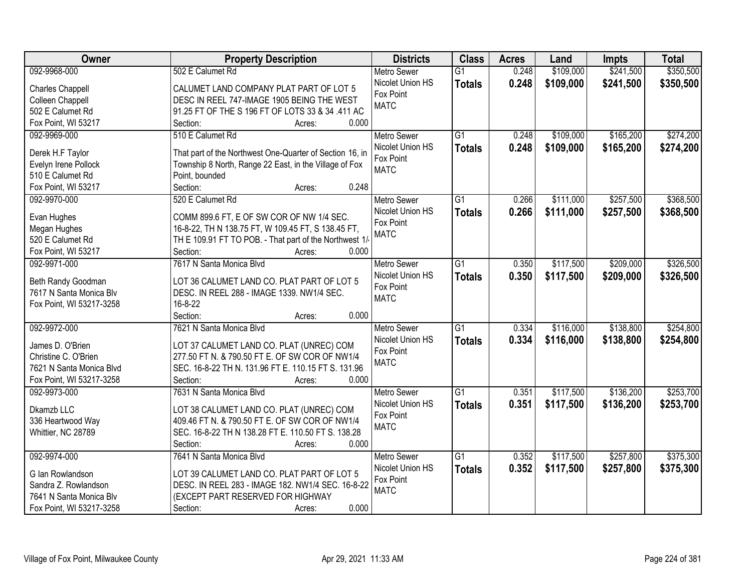| Owner | Property Description | Districts | Class | Acres | Land | Impts | Total |
|---|---|---|---|---|---|---|---|
| 092-9968-000<br>Charles Chappell<br>Colleen Chappell<br>502 E Calumet Rd<br>Fox Point, WI 53217 | 502 E Calumet Rd<br>CALUMET LAND COMPANY PLAT PART OF LOT 5 DESC IN REEL 747-IMAGE 1905 BEING THE WEST 91.25 FT OF THE S 196 FT OF LOTS 33 & 34 .411 AC<br>Section: Acres: 0.000 | Metro Sewer<br>Nicolet Union HS<br>Fox Point<br>MATC | G1<br>**Totals** | 0.248<br>**0.248** | $109,000<br>**$109,000** | $241,500<br>**$241,500** | $350,500<br>**$350,500** |
| 092-9969-000<br>Derek H.F Taylor<br>Evelyn Irene Pollock<br>510 E Calumet Rd<br>Fox Point, WI 53217 | 510 E Calumet Rd<br>That part of the Northwest One-Quarter of Section 16, in Township 8 North, Range 22 East, in the Village of Fox Point, bounded<br>Section: Acres: 0.248 | Metro Sewer<br>Nicolet Union HS<br>Fox Point<br>MATC | G1<br>**Totals** | 0.248<br>**0.248** | $109,000<br>**$109,000** | $165,200<br>**$165,200** | $274,200<br>**$274,200** |
| 092-9970-000<br>Evan Hughes<br>Megan Hughes<br>520 E Calumet Rd<br>Fox Point, WI 53217 | 520 E Calumet Rd<br>COMM 899.6 FT, E OF SW COR OF NW 1/4 SEC. 16-8-22, TH N 138.75 FT, W 109.45 FT, S 138.45 FT, TH E 109.91 FT TO POB. - That part of the Northwest 1/4<br>Section: Acres: 0.000 | Metro Sewer<br>Nicolet Union HS<br>Fox Point<br>MATC | G1<br>**Totals** | 0.266<br>**0.266** | $111,000<br>**$111,000** | $257,500<br>**$257,500** | $368,500<br>**$368,500** |
| 092-9971-000<br>Beth Randy Goodman<br>7617 N Santa Monica Blv<br>Fox Point, WI 53217-3258 | 7617 N Santa Monica Blvd<br>LOT 36 CALUMET LAND CO. PLAT PART OF LOT 5 DESC. IN REEL 288 - IMAGE 1339. NW1/4 SEC. 16-8-22<br>Section: Acres: 0.000 | Metro Sewer<br>Nicolet Union HS<br>Fox Point<br>MATC | G1<br>**Totals** | 0.350<br>**0.350** | $117,500<br>**$117,500** | $209,000<br>**$209,000** | $326,500<br>**$326,500** |
| 092-9972-000<br>James D. O'Brien<br>Christine C. O'Brien<br>7621 N Santa Monica Blvd<br>Fox Point, WI 53217-3258 | 7621 N Santa Monica Blvd<br>LOT 37 CALUMET LAND CO. PLAT (UNREC) COM 277.50 FT N. & 790.50 FT E. OF SW COR OF NW1/4 SEC. 16-8-22 TH N. 131.96 FT E. 110.15 FT S. 131.96<br>Section: Acres: 0.000 | Metro Sewer<br>Nicolet Union HS<br>Fox Point<br>MATC | G1<br>**Totals** | 0.334<br>**0.334** | $116,000<br>**$116,000** | $138,800<br>**$138,800** | $254,800<br>**$254,800** |
| 092-9973-000<br>Dkamzb LLC<br>336 Heartwood Way<br>Whittier, NC 28789 | 7631 N Santa Monica Blvd<br>LOT 38 CALUMET LAND CO. PLAT (UNREC) COM 409.46 FT N. & 790.50 FT E. OF SW COR OF NW1/4 SEC. 16-8-22 TH N 138.28 FT E. 110.50 FT S. 138.28<br>Section: Acres: 0.000 | Metro Sewer<br>Nicolet Union HS<br>Fox Point<br>MATC | G1<br>**Totals** | 0.351<br>**0.351** | $117,500<br>**$117,500** | $136,200<br>**$136,200** | $253,700<br>**$253,700** |
| 092-9974-000<br>G Ian Rowlandson<br>Sandra Z. Rowlandson<br>7641 N Santa Monica Blv<br>Fox Point, WI 53217-3258 | 7641 N Santa Monica Blvd<br>LOT 39 CALUMET LAND CO. PLAT PART OF LOT 5 DESC. IN REEL 283 - IMAGE 182. NW1/4 SEC. 16-8-22 (EXCEPT PART RESERVED FOR HIGHWAY<br>Section: Acres: 0.000 | Metro Sewer<br>Nicolet Union HS<br>Fox Point<br>MATC | G1<br>**Totals** | 0.352<br>**0.352** | $117,500<br>**$117,500** | $257,800<br>**$257,800** | $375,300<br>**$375,300** |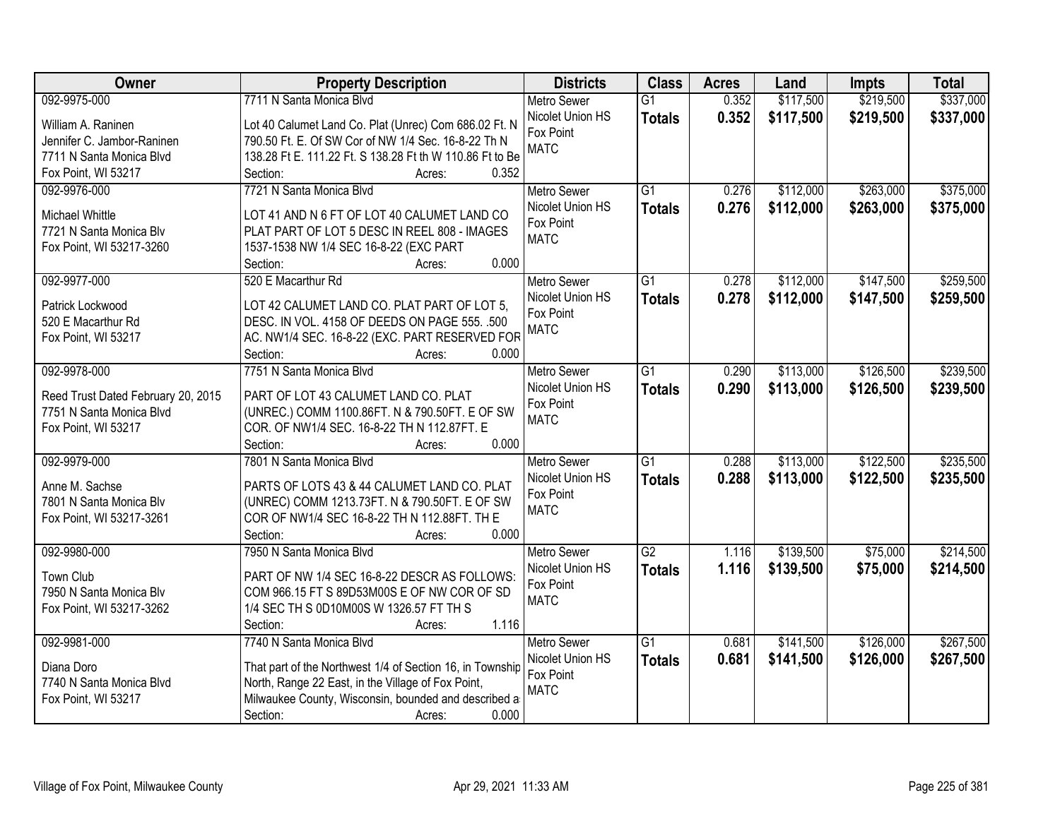| Owner | Property Description | Districts | Class | Acres | Land | Impts | Total |
|---|---|---|---|---|---|---|---|
| 092-9975-000<br>William A. Raninen<br>Jennifer C. Jambor-Raninen<br>7711 N Santa Monica Blvd<br>Fox Point, WI 53217 | 7711 N Santa Monica Blvd<br>Lot 40 Calumet Land Co. Plat (Unrec) Com 686.02 Ft. N 790.50 Ft. E. Of SW Cor of NW 1/4 Sec. 16-8-22 Th N 138.28 Ft E. 111.22 Ft. S 138.28 Ft th W 110.86 Ft to Be<br>Section: Acres: 0.352 | Metro Sewer<br>Nicolet Union HS<br>Fox Point<br>MATC | G1<br>**Totals** | 0.352<br>**0.352** | $117,500<br>**$117,500** | $219,500<br>**$219,500** | $337,000<br>**$337,000** |
| 092-9976-000<br>Michael Whittle<br>7721 N Santa Monica Blv<br>Fox Point, WI 53217-3260 | 7721 N Santa Monica Blvd<br>LOT 41 AND N 6 FT OF LOT 40 CALUMET LAND CO PLAT PART OF LOT 5 DESC IN REEL 808 - IMAGES 1537-1538 NW 1/4 SEC 16-8-22 (EXC PART<br>Section: Acres: 0.000 | Metro Sewer<br>Nicolet Union HS<br>Fox Point<br>MATC | G1<br>**Totals** | 0.276<br>**0.276** | $112,000<br>**$112,000** | $263,000<br>**$263,000** | $375,000<br>**$375,000** |
| 092-9977-000<br>Patrick Lockwood<br>520 E Macarthur Rd<br>Fox Point, WI 53217 | 520 E Macarthur Rd<br>LOT 42 CALUMET LAND CO. PLAT PART OF LOT 5, DESC. IN VOL. 4158 OF DEEDS ON PAGE 555. .500 AC. NW1/4 SEC. 16-8-22 (EXC. PART RESERVED FOR<br>Section: Acres: 0.000 | Metro Sewer<br>Nicolet Union HS<br>Fox Point<br>MATC | G1<br>**Totals** | 0.278<br>**0.278** | $112,000<br>**$112,000** | $147,500<br>**$147,500** | $259,500<br>**$259,500** |
| 092-9978-000<br>Reed Trust Dated February 20, 2015<br>7751 N Santa Monica Blvd<br>Fox Point, WI 53217 | 7751 N Santa Monica Blvd<br>PART OF LOT 43 CALUMET LAND CO. PLAT (UNREC.) COMM 1100.86FT. N & 790.50FT. E OF SW COR. OF NW1/4 SEC. 16-8-22 TH N 112.87FT. E<br>Section: Acres: 0.000 | Metro Sewer<br>Nicolet Union HS<br>Fox Point<br>MATC | G1<br>**Totals** | 0.290<br>**0.290** | $113,000<br>**$113,000** | $126,500<br>**$126,500** | $239,500<br>**$239,500** |
| 092-9979-000<br>Anne M. Sachse<br>7801 N Santa Monica Blv<br>Fox Point, WI 53217-3261 | 7801 N Santa Monica Blvd<br>PARTS OF LOTS 43 & 44 CALUMET LAND CO. PLAT (UNREC) COMM 1213.73FT. N & 790.50FT. E OF SW COR OF NW1/4 SEC 16-8-22 TH N 112.88FT. TH E<br>Section: Acres: 0.000 | Metro Sewer<br>Nicolet Union HS<br>Fox Point<br>MATC | G1<br>**Totals** | 0.288<br>**0.288** | $113,000<br>**$113,000** | $122,500<br>**$122,500** | $235,500<br>**$235,500** |
| 092-9980-000<br>Town Club<br>7950 N Santa Monica Blv<br>Fox Point, WI 53217-3262 | 7950 N Santa Monica Blvd<br>PART OF NW 1/4 SEC 16-8-22 DESCR AS FOLLOWS: COM 966.15 FT S 89D53M00S E OF NW COR OF SD 1/4 SEC TH S 0D10M00S W 1326.57 FT TH S<br>Section: Acres: 1.116 | Metro Sewer<br>Nicolet Union HS<br>Fox Point<br>MATC | G2<br>**Totals** | 1.116<br>**1.116** | $139,500<br>**$139,500** | $75,000<br>**$75,000** | $214,500<br>**$214,500** |
| 092-9981-000<br>Diana Doro<br>7740 N Santa Monica Blvd<br>Fox Point, WI 53217 | 7740 N Santa Monica Blvd<br>That part of the Northwest 1/4 of Section 16, in Township North, Range 22 East, in the Village of Fox Point, Milwaukee County, Wisconsin, bounded and described a<br>Section: Acres: 0.000 | Metro Sewer<br>Nicolet Union HS<br>Fox Point<br>MATC | G1<br>**Totals** | 0.681<br>**0.681** | $141,500<br>**$141,500** | $126,000<br>**$126,000** | $267,500<br>**$267,500** |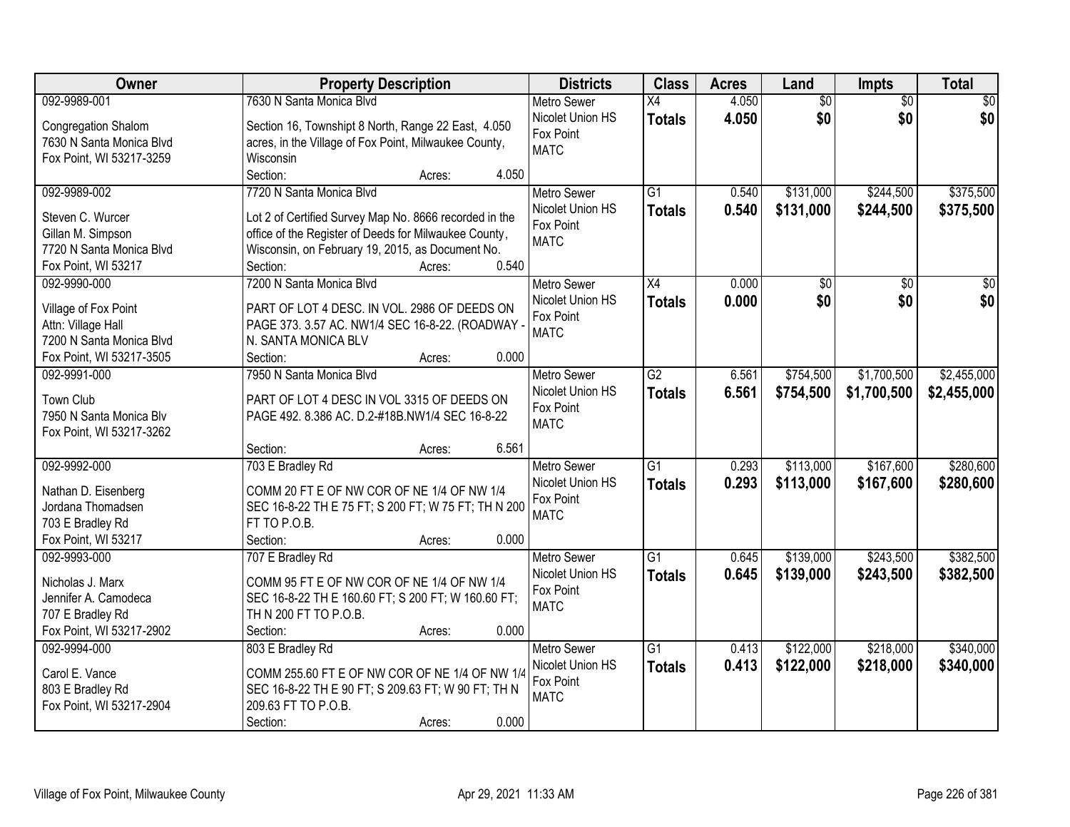| Owner | Property Description | Districts | Class | Acres | Land | Impts | Total |
|---|---|---|---|---|---|---|---|
| 092-9989-001<br><br>Congregation Shalom<br>7630 N Santa Monica Blvd<br>Fox Point, WI 53217-3259 | 7630 N Santa Monica Blvd<br><br>Section 16, Townshipt 8 North, Range 22 East, 4.050 acres, in the Village of Fox Point, Milwaukee County, Wisconsin<br>Section: Acres: 4.050 | Metro Sewer<br>Nicolet Union HS<br>Fox Point<br>MATC | X4<br>**Totals** | 4.050<br>**4.050** | $0<br>**$0** | $0<br>**$0** | $0<br>**$0** |
| 092-9989-002<br><br>Steven C. Wurcer<br>Gillan M. Simpson<br>7720 N Santa Monica Blvd<br>Fox Point, WI 53217 | 7720 N Santa Monica Blvd<br><br>Lot 2 of Certified Survey Map No. 8666 recorded in the office of the Register of Deeds for Milwaukee County, Wisconsin, on February 19, 2015, as Document No.<br>Section: Acres: 0.540 | Metro Sewer<br>Nicolet Union HS<br>Fox Point<br>MATC | G1<br>**Totals** | 0.540<br>**0.540** | $131,000<br>**$131,000** | $244,500<br>**$244,500** | $375,500<br>**$375,500** |
| 092-9990-000<br><br>Village of Fox Point<br>Attn: Village Hall<br>7200 N Santa Monica Blvd<br>Fox Point, WI 53217-3505 | 7200 N Santa Monica Blvd<br><br>PART OF LOT 4 DESC. IN VOL. 2986 OF DEEDS ON PAGE 373. 3.57 AC. NW1/4 SEC 16-8-22. (ROADWAY - N. SANTA MONICA BLV<br>Section: Acres: 0.000 | Metro Sewer<br>Nicolet Union HS<br>Fox Point<br>MATC | X4<br>**Totals** | 0.000<br>**0.000** | $0<br>**$0** | $0<br>**$0** | $0<br>**$0** |
| 092-9991-000<br><br>Town Club<br>7950 N Santa Monica Blv<br>Fox Point, WI 53217-3262 | 7950 N Santa Monica Blvd<br><br>PART OF LOT 4 DESC IN VOL 3315 OF DEEDS ON PAGE 492. 8.386 AC. D.2-#18B.NW1/4 SEC 16-8-22<br><br>Section: Acres: 6.561 | Metro Sewer<br>Nicolet Union HS<br>Fox Point<br>MATC | G2<br>**Totals** | 6.561<br>**6.561** | $754,500<br>**$754,500** | $1,700,500<br>**$1,700,500** | $2,455,000<br>**$2,455,000** |
| 092-9992-000<br><br>Nathan D. Eisenberg<br>Jordana Thomadsen<br>703 E Bradley Rd<br>Fox Point, WI 53217 | 703 E Bradley Rd<br><br>COMM 20 FT E OF NW COR OF NE 1/4 OF NW 1/4 SEC 16-8-22 TH E 75 FT; S 200 FT; W 75 FT; TH N 200 FT TO P.O.B.<br>Section: Acres: 0.000 | Metro Sewer<br>Nicolet Union HS<br>Fox Point<br>MATC | G1<br>**Totals** | 0.293<br>**0.293** | $113,000<br>**$113,000** | $167,600<br>**$167,600** | $280,600<br>**$280,600** |
| 092-9993-000<br><br>Nicholas J. Marx<br>Jennifer A. Camodeca<br>707 E Bradley Rd<br>Fox Point, WI 53217-2902 | 707 E Bradley Rd<br><br>COMM 95 FT E OF NW COR OF NE 1/4 OF NW 1/4 SEC 16-8-22 TH E 160.60 FT; S 200 FT; W 160.60 FT; TH N 200 FT TO P.O.B.<br>Section: Acres: 0.000 | Metro Sewer<br>Nicolet Union HS<br>Fox Point<br>MATC | G1<br>**Totals** | 0.645<br>**0.645** | $139,000<br>**$139,000** | $243,500<br>**$243,500** | $382,500<br>**$382,500** |
| 092-9994-000<br><br>Carol E. Vance<br>803 E Bradley Rd<br>Fox Point, WI 53217-2904 | 803 E Bradley Rd<br><br>COMM 255.60 FT E OF NW COR OF NE 1/4 OF NW 1/4 SEC 16-8-22 TH E 90 FT; S 209.63 FT; W 90 FT; TH N 209.63 FT TO P.O.B.<br>Section: Acres: 0.000 | Metro Sewer<br>Nicolet Union HS<br>Fox Point<br>MATC | G1<br>**Totals** | 0.413<br>**0.413** | $122,000<br>**$122,000** | $218,000<br>**$218,000** | $340,000<br>**$340,000** |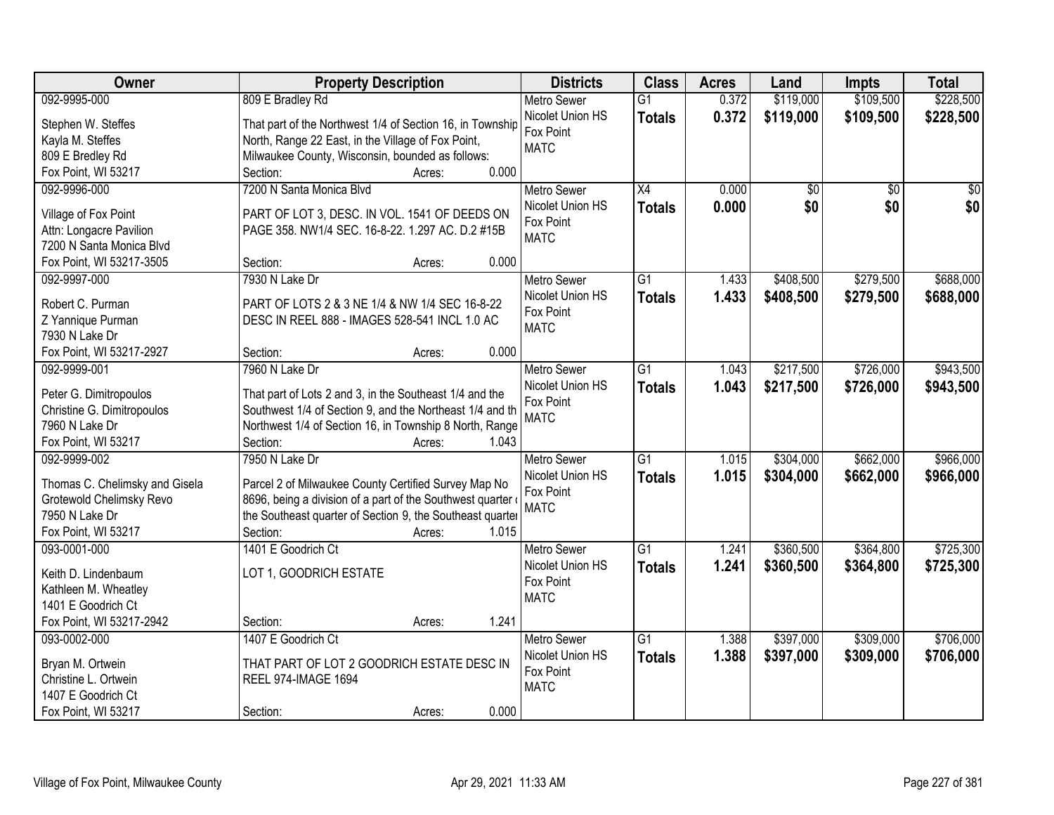| Owner | Property Description | Districts | Class | Acres | Land | Impts | Total |
|---|---|---|---|---|---|---|---|
| 092-9995-000<br>Stephen W. Steffes<br>Kayla M. Steffes<br>809 E Bredley Rd<br>Fox Point, WI 53217 | 809 E Bradley Rd<br>That part of the Northwest 1/4 of Section 16, in Township North, Range 22 East, in the Village of Fox Point, Milwaukee County, Wisconsin, bounded as follows:<br>Section: Acres: 0.000 | Metro Sewer<br>Nicolet Union HS<br>Fox Point<br>MATC | G1<br>**Totals** | 0.372<br>**0.372** | $119,000<br>**$119,000** | $109,500<br>**$109,500** | $228,500<br>**$228,500** |
| 092-9996-000<br>Village of Fox Point<br>Attn: Longacre Pavilion<br>7200 N Santa Monica Blvd<br>Fox Point, WI 53217-3505 | 7200 N Santa Monica Blvd<br>PART OF LOT 3, DESC. IN VOL. 1541 OF DEEDS ON PAGE 358. NW1/4 SEC. 16-8-22. 1.297 AC. D.2 #15B<br>Section: Acres: 0.000 | Metro Sewer<br>Nicolet Union HS<br>Fox Point<br>MATC | X4<br>**Totals** | 0.000<br>**0.000** | $0<br>**$0** | $0<br>**$0** | $0<br>**$0** |
| 092-9997-000<br>Robert C. Purman<br>Z Yannique Purman<br>7930 N Lake Dr<br>Fox Point, WI 53217-2927 | 7930 N Lake Dr<br>PART OF LOTS 2 & 3 NE 1/4 & NW 1/4 SEC 16-8-22 DESC IN REEL 888 - IMAGES 528-541 INCL 1.0 AC<br>Section: Acres: 0.000 | Metro Sewer<br>Nicolet Union HS<br>Fox Point<br>MATC | G1<br>**Totals** | 1.433<br>**1.433** | $408,500<br>**$408,500** | $279,500<br>**$279,500** | $688,000<br>**$688,000** |
| 092-9999-001<br>Peter G. Dimitropoulos<br>Christine G. Dimitropoulos<br>7960 N Lake Dr<br>Fox Point, WI 53217 | 7960 N Lake Dr<br>That part of Lots 2 and 3, in the Southeast 1/4 and the Southwest 1/4 of Section 9, and the Northeast 1/4 and th Northwest 1/4 of Section 16, in Township 8 North, Range<br>Section: Acres: 1.043 | Metro Sewer<br>Nicolet Union HS<br>Fox Point<br>MATC | G1<br>**Totals** | 1.043<br>**1.043** | $217,500<br>**$217,500** | $726,000<br>**$726,000** | $943,500<br>**$943,500** |
| 092-9999-002<br>Thomas C. Chelimsky and Gisela<br>Grotewold Chelimsky Revo<br>7950 N Lake Dr<br>Fox Point, WI 53217 | 7950 N Lake Dr<br>Parcel 2 of Milwaukee County Certified Survey Map No 8696, being a division of a part of the Southwest quarter of the Southeast quarter of Section 9, the Southeast quarter<br>Section: Acres: 1.015 | Metro Sewer<br>Nicolet Union HS<br>Fox Point<br>MATC | G1<br>**Totals** | 1.015<br>**1.015** | $304,000<br>**$304,000** | $662,000<br>**$662,000** | $966,000<br>**$966,000** |
| 093-0001-000<br>Keith D. Lindenbaum<br>Kathleen M. Wheatley<br>1401 E Goodrich Ct<br>Fox Point, WI 53217-2942 | 1401 E Goodrich Ct<br>LOT 1, GOODRICH ESTATE<br>Section: Acres: 1.241 | Metro Sewer<br>Nicolet Union HS<br>Fox Point<br>MATC | G1<br>**Totals** | 1.241<br>**1.241** | $360,500<br>**$360,500** | $364,800<br>**$364,800** | $725,300<br>**$725,300** |
| 093-0002-000<br>Bryan M. Ortwein<br>Christine L. Ortwein<br>1407 E Goodrich Ct<br>Fox Point, WI 53217 | 1407 E Goodrich Ct<br>THAT PART OF LOT 2 GOODRICH ESTATE DESC IN REEL 974-IMAGE 1694<br>Section: Acres: 0.000 | Metro Sewer<br>Nicolet Union HS<br>Fox Point<br>MATC | G1<br>**Totals** | 1.388<br>**1.388** | $397,000<br>**$397,000** | $309,000<br>**$309,000** | $706,000<br>**$706,000** |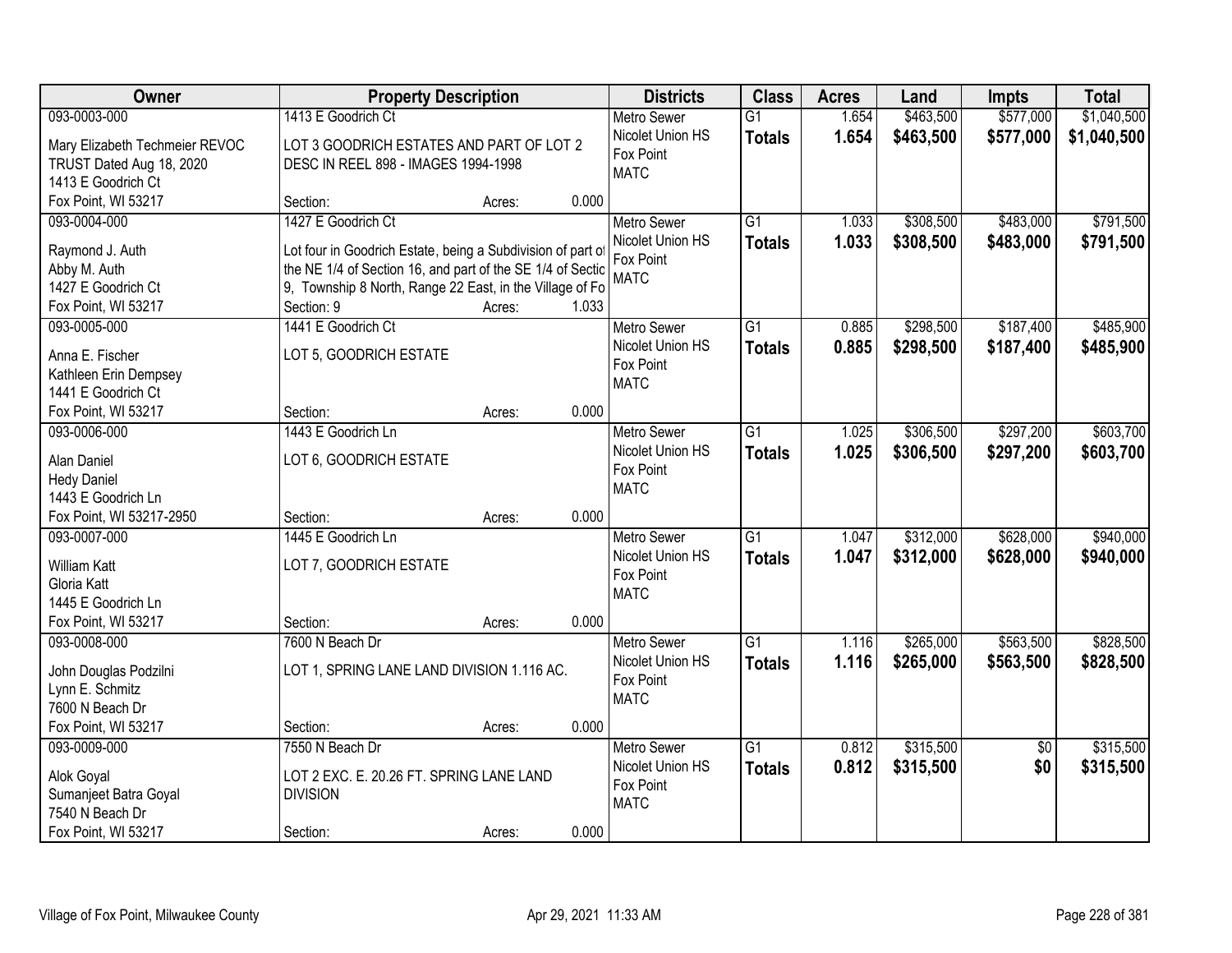| Owner | Property Description | Districts | Class | Acres | Land | Impts | Total |
|---|---|---|---|---|---|---|---|
| 093-0003-000<br>Mary Elizabeth Techmeier REVOC TRUST Dated Aug 18, 2020<br>1413 E Goodrich Ct<br>Fox Point, WI 53217 | 1413 E Goodrich Ct<br>LOT 3 GOODRICH ESTATES AND PART OF LOT 2 DESC IN REEL 898 - IMAGES 1994-1998<br>Section: Acres: 0.000 | Metro Sewer<br>Nicolet Union HS<br>Fox Point<br>MATC | G1<br>**Totals** | 1.654<br>**1.654** | $463,500<br>**$463,500** | $577,000<br>**$577,000** | $1,040,500<br>**$1,040,500** |
| 093-0004-000<br>Raymond J. Auth<br>Abby M. Auth<br>1427 E Goodrich Ct<br>Fox Point, WI 53217 | 1427 E Goodrich Ct<br>Lot four in Goodrich Estate, being a Subdivision of part of the NE 1/4 of Section 16, and part of the SE 1/4 of Sectic 9, Township 8 North, Range 22 East, in the Village of Fo<br>Section: 9 Acres: 1.033 | Metro Sewer<br>Nicolet Union HS<br>Fox Point<br>MATC | G1<br>**Totals** | 1.033<br>**1.033** | $308,500<br>**$308,500** | $483,000<br>**$483,000** | $791,500<br>**$791,500** |
| 093-0005-000<br>Anna E. Fischer<br>Kathleen Erin Dempsey<br>1441 E Goodrich Ct<br>Fox Point, WI 53217 | 1441 E Goodrich Ct<br>LOT 5, GOODRICH ESTATE<br>Section: Acres: 0.000 | Metro Sewer<br>Nicolet Union HS<br>Fox Point<br>MATC | G1<br>**Totals** | 0.885<br>**0.885** | $298,500<br>**$298,500** | $187,400<br>**$187,400** | $485,900<br>**$485,900** |
| 093-0006-000<br>Alan Daniel<br>Hedy Daniel<br>1443 E Goodrich Ln<br>Fox Point, WI 53217-2950 | 1443 E Goodrich Ln<br>LOT 6, GOODRICH ESTATE<br>Section: Acres: 0.000 | Metro Sewer<br>Nicolet Union HS<br>Fox Point<br>MATC | G1<br>**Totals** | 1.025<br>**1.025** | $306,500<br>**$306,500** | $297,200<br>**$297,200** | $603,700<br>**$603,700** |
| 093-0007-000<br>William Katt<br>Gloria Katt<br>1445 E Goodrich Ln<br>Fox Point, WI 53217 | 1445 E Goodrich Ln<br>LOT 7, GOODRICH ESTATE<br>Section: Acres: 0.000 | Metro Sewer<br>Nicolet Union HS<br>Fox Point<br>MATC | G1<br>**Totals** | 1.047<br>**1.047** | $312,000<br>**$312,000** | $628,000<br>**$628,000** | $940,000<br>**$940,000** |
| 093-0008-000<br>John Douglas Podzilni<br>Lynn E. Schmitz<br>7600 N Beach Dr<br>Fox Point, WI 53217 | 7600 N Beach Dr<br>LOT 1, SPRING LANE LAND DIVISION 1.116 AC.<br>Section: Acres: 0.000 | Metro Sewer<br>Nicolet Union HS<br>Fox Point<br>MATC | G1<br>**Totals** | 1.116<br>**1.116** | $265,000<br>**$265,000** | $563,500<br>**$563,500** | $828,500<br>**$828,500** |
| 093-0009-000<br>Alok Goyal<br>Sumanjeet Batra Goyal<br>7540 N Beach Dr<br>Fox Point, WI 53217 | 7550 N Beach Dr<br>LOT 2 EXC. E. 20.26 FT. SPRING LANE LAND DIVISION<br>Section: Acres: 0.000 | Metro Sewer<br>Nicolet Union HS<br>Fox Point<br>MATC | G1<br>**Totals** | 0.812<br>**0.812** | $315,500<br>**$315,500** | $0<br>**$0** | $315,500<br>**$315,500** |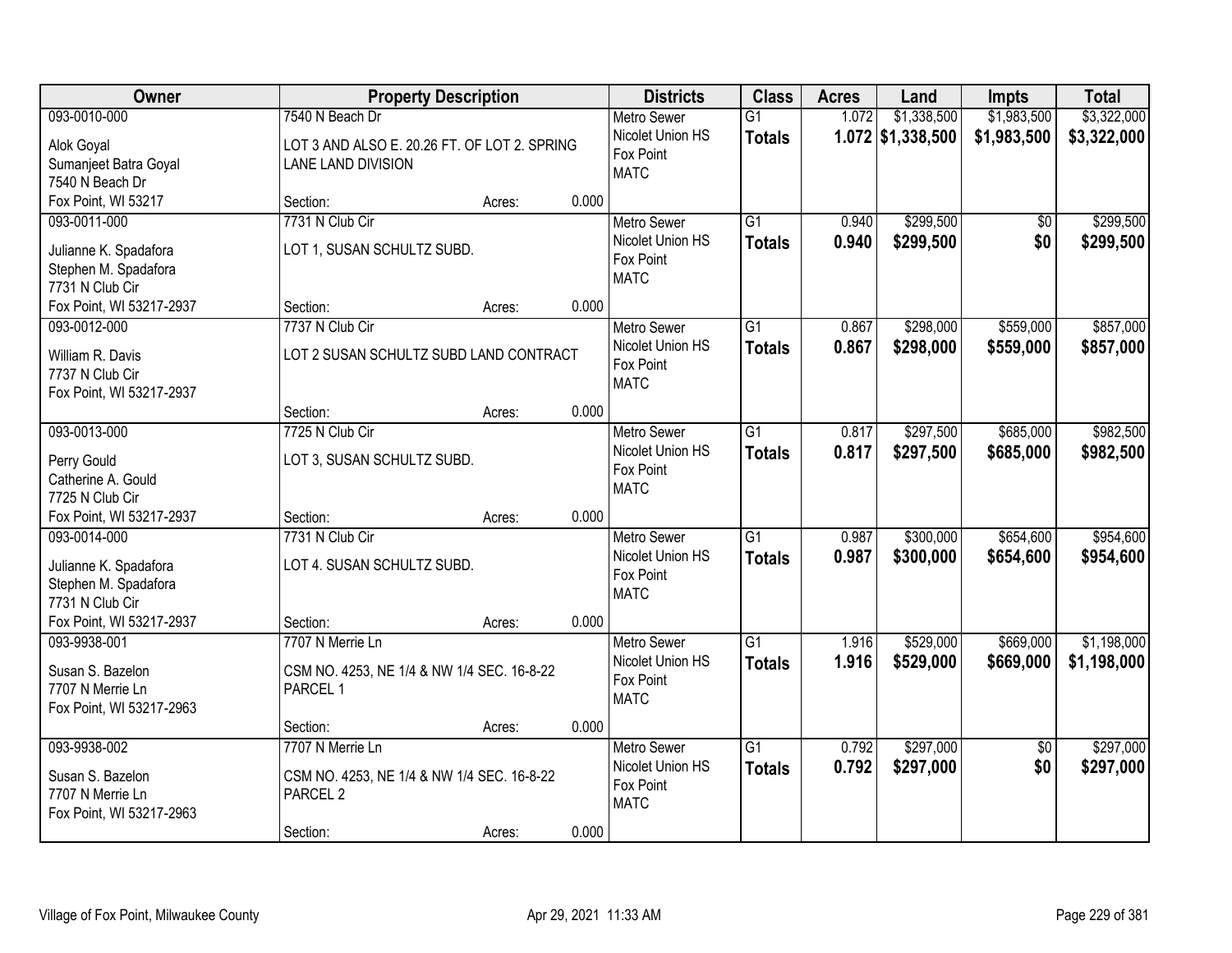| Owner | Property Description | | | Districts | Class | Acres | Land | Impts | Total |
|---|---|---|---|---|---|---|---|---|---|
| 093-0010-000<br>Alok Goyal<br>Sumanjeet Batra Goyal<br>7540 N Beach Dr<br>Fox Point, WI 53217 | 7540 N Beach Dr<br>LOT 3 AND ALSO E. 20.26 FT. OF LOT 2. SPRING LANE LAND DIVISION<br>Section: | Acres: | 0.000 | Metro Sewer<br>Nicolet Union HS<br>Fox Point<br>MATC | G1<br>**Totals** | 1.072<br>**1.072** | $1,338,500<br>**$1,338,500** | $1,983,500<br>**$1,983,500** | $3,322,000<br>**$3,322,000** |
| 093-0011-000<br>Julianne K. Spadafora<br>Stephen M. Spadafora<br>7731 N Club Cir<br>Fox Point, WI 53217-2937 | 7731 N Club Cir<br>LOT 1, SUSAN SCHULTZ SUBD.<br>Section: | Acres: | 0.000 | Metro Sewer<br>Nicolet Union HS<br>Fox Point<br>MATC | G1<br>**Totals** | 0.940<br>**0.940** | $299,500<br>**$299,500** | $0<br>**$0** | $299,500<br>**$299,500** |
| 093-0012-000<br>William R. Davis<br>7737 N Club Cir<br>Fox Point, WI 53217-2937 | 7737 N Club Cir<br>LOT 2 SUSAN SCHULTZ SUBD LAND CONTRACT<br>Section: | Acres: | 0.000 | Metro Sewer<br>Nicolet Union HS<br>Fox Point<br>MATC | G1<br>**Totals** | 0.867<br>**0.867** | $298,000<br>**$298,000** | $559,000<br>**$559,000** | $857,000<br>**$857,000** |
| 093-0013-000<br>Perry Gould<br>Catherine A. Gould<br>7725 N Club Cir<br>Fox Point, WI 53217-2937 | 7725 N Club Cir<br>LOT 3, SUSAN SCHULTZ SUBD.<br>Section: | Acres: | 0.000 | Metro Sewer<br>Nicolet Union HS<br>Fox Point<br>MATC | G1<br>**Totals** | 0.817<br>**0.817** | $297,500<br>**$297,500** | $685,000<br>**$685,000** | $982,500<br>**$982,500** |
| 093-0014-000<br>Julianne K. Spadafora<br>Stephen M. Spadafora<br>7731 N Club Cir<br>Fox Point, WI 53217-2937 | 7731 N Club Cir<br>LOT 4. SUSAN SCHULTZ SUBD.<br>Section: | Acres: | 0.000 | Metro Sewer<br>Nicolet Union HS<br>Fox Point<br>MATC | G1<br>**Totals** | 0.987<br>**0.987** | $300,000<br>**$300,000** | $654,600<br>**$654,600** | $954,600<br>**$954,600** |
| 093-9938-001<br>Susan S. Bazelon<br>7707 N Merrie Ln<br>Fox Point, WI 53217-2963 | 7707 N Merrie Ln<br>CSM NO. 4253, NE 1/4 & NW 1/4 SEC. 16-8-22 PARCEL 1<br>Section: | Acres: | 0.000 | Metro Sewer<br>Nicolet Union HS<br>Fox Point<br>MATC | G1<br>**Totals** | 1.916<br>**1.916** | $529,000<br>**$529,000** | $669,000<br>**$669,000** | $1,198,000<br>**$1,198,000** |
| 093-9938-002<br>Susan S. Bazelon<br>7707 N Merrie Ln<br>Fox Point, WI 53217-2963 | 7707 N Merrie Ln<br>CSM NO. 4253, NE 1/4 & NW 1/4 SEC. 16-8-22 PARCEL 2<br>Section: | Acres: | 0.000 | Metro Sewer<br>Nicolet Union HS<br>Fox Point<br>MATC | G1<br>**Totals** | 0.792<br>**0.792** | $297,000<br>**$297,000** | $0<br>**$0** | $297,000<br>**$297,000** |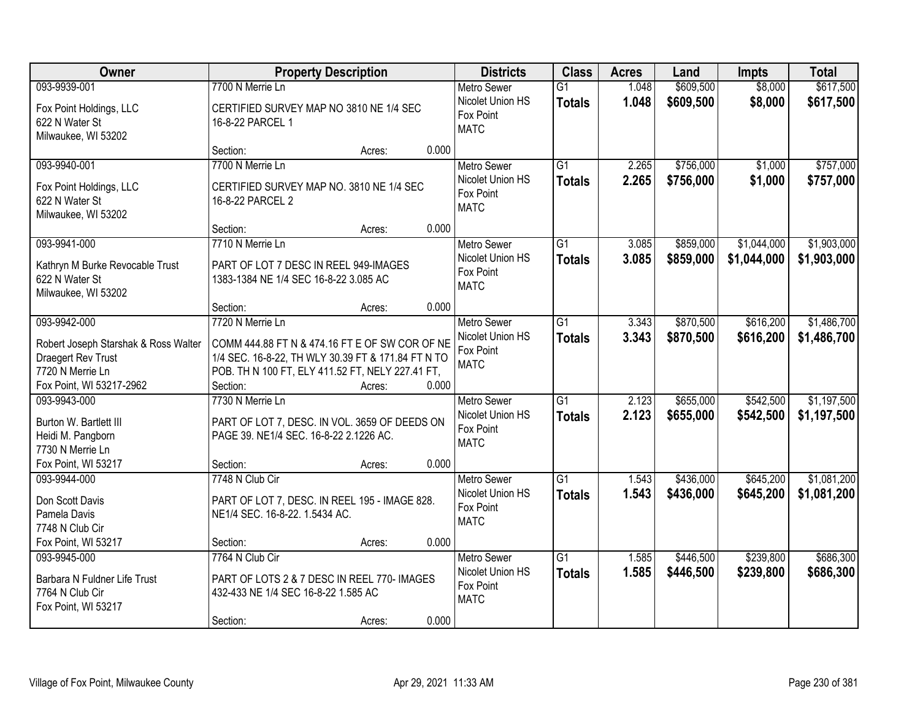| Owner | Property Description | Districts | Class | Acres | Land | Impts | Total |
|---|---|---|---|---|---|---|---|
| 093-9939-001<br>Fox Point Holdings, LLC<br>622 N Water St<br>Milwaukee, WI 53202 | 7700 N Merrie Ln<br>CERTIFIED SURVEY MAP NO 3810 NE 1/4 SEC 16-8-22 PARCEL 1<br>Section: Acres: 0.000 | Metro Sewer<br>Nicolet Union HS<br>Fox Point<br>MATC | G1<br>**Totals** | 1.048<br>**1.048** | $609,500<br>**$609,500** | $8,000<br>**$8,000** | $617,500<br>**$617,500** |
| 093-9940-001<br>Fox Point Holdings, LLC<br>622 N Water St<br>Milwaukee, WI 53202 | 7700 N Merrie Ln<br>CERTIFIED SURVEY MAP NO. 3810 NE 1/4 SEC 16-8-22 PARCEL 2<br>Section: Acres: 0.000 | Metro Sewer<br>Nicolet Union HS<br>Fox Point<br>MATC | G1<br>**Totals** | 2.265<br>**2.265** | $756,000<br>**$756,000** | $1,000<br>**$1,000** | $757,000<br>**$757,000** |
| 093-9941-000<br>Kathryn M Burke Revocable Trust<br>622 N Water St<br>Milwaukee, WI 53202 | 7710 N Merrie Ln<br>PART OF LOT 7 DESC IN REEL 949-IMAGES 1383-1384 NE 1/4 SEC 16-8-22 3.085 AC<br>Section: Acres: 0.000 | Metro Sewer<br>Nicolet Union HS<br>Fox Point<br>MATC | G1<br>**Totals** | 3.085<br>**3.085** | $859,000<br>**$859,000** | $1,044,000<br>**$1,044,000** | $1,903,000<br>**$1,903,000** |
| 093-9942-000<br>Robert Joseph Starshak & Ross Walter Draegert Rev Trust<br>7720 N Merrie Ln<br>Fox Point, WI 53217-2962 | 7720 N Merrie Ln<br>COMM 444.88 FT N & 474.16 FT E OF SW COR OF NE 1/4 SEC. 16-8-22, TH WLY 30.39 FT & 171.84 FT N TO POB. TH N 100 FT, ELY 411.52 FT, NELY 227.41 FT,<br>Section: Acres: 0.000 | Metro Sewer<br>Nicolet Union HS<br>Fox Point<br>MATC | G1<br>**Totals** | 3.343<br>**3.343** | $870,500<br>**$870,500** | $616,200<br>**$616,200** | $1,486,700<br>**$1,486,700** |
| 093-9943-000<br>Burton W. Bartlett III<br>Heidi M. Pangborn<br>7730 N Merrie Ln<br>Fox Point, WI 53217 | 7730 N Merrie Ln<br>PART OF LOT 7, DESC. IN VOL. 3659 OF DEEDS ON PAGE 39. NE1/4 SEC. 16-8-22 2.1226 AC.<br>Section: Acres: 0.000 | Metro Sewer<br>Nicolet Union HS<br>Fox Point<br>MATC | G1<br>**Totals** | 2.123<br>**2.123** | $655,000<br>**$655,000** | $542,500<br>**$542,500** | $1,197,500<br>**$1,197,500** |
| 093-9944-000<br>Don Scott Davis<br>Pamela Davis<br>7748 N Club Cir<br>Fox Point, WI 53217 | 7748 N Club Cir<br>PART OF LOT 7, DESC. IN REEL 195 - IMAGE 828. NE1/4 SEC. 16-8-22. 1.5434 AC.<br>Section: Acres: 0.000 | Metro Sewer<br>Nicolet Union HS<br>Fox Point<br>MATC | G1<br>**Totals** | 1.543<br>**1.543** | $436,000<br>**$436,000** | $645,200<br>**$645,200** | $1,081,200<br>**$1,081,200** |
| 093-9945-000<br>Barbara N Fuldner Life Trust<br>7764 N Club Cir<br>Fox Point, WI 53217 | 7764 N Club Cir<br>PART OF LOTS 2 & 7 DESC IN REEL 770- IMAGES 432-433 NE 1/4 SEC 16-8-22 1.585 AC<br>Section: Acres: 0.000 | Metro Sewer<br>Nicolet Union HS<br>Fox Point<br>MATC | G1<br>**Totals** | 1.585<br>**1.585** | $446,500<br>**$446,500** | $239,800<br>**$239,800** | $686,300<br>**$686,300** |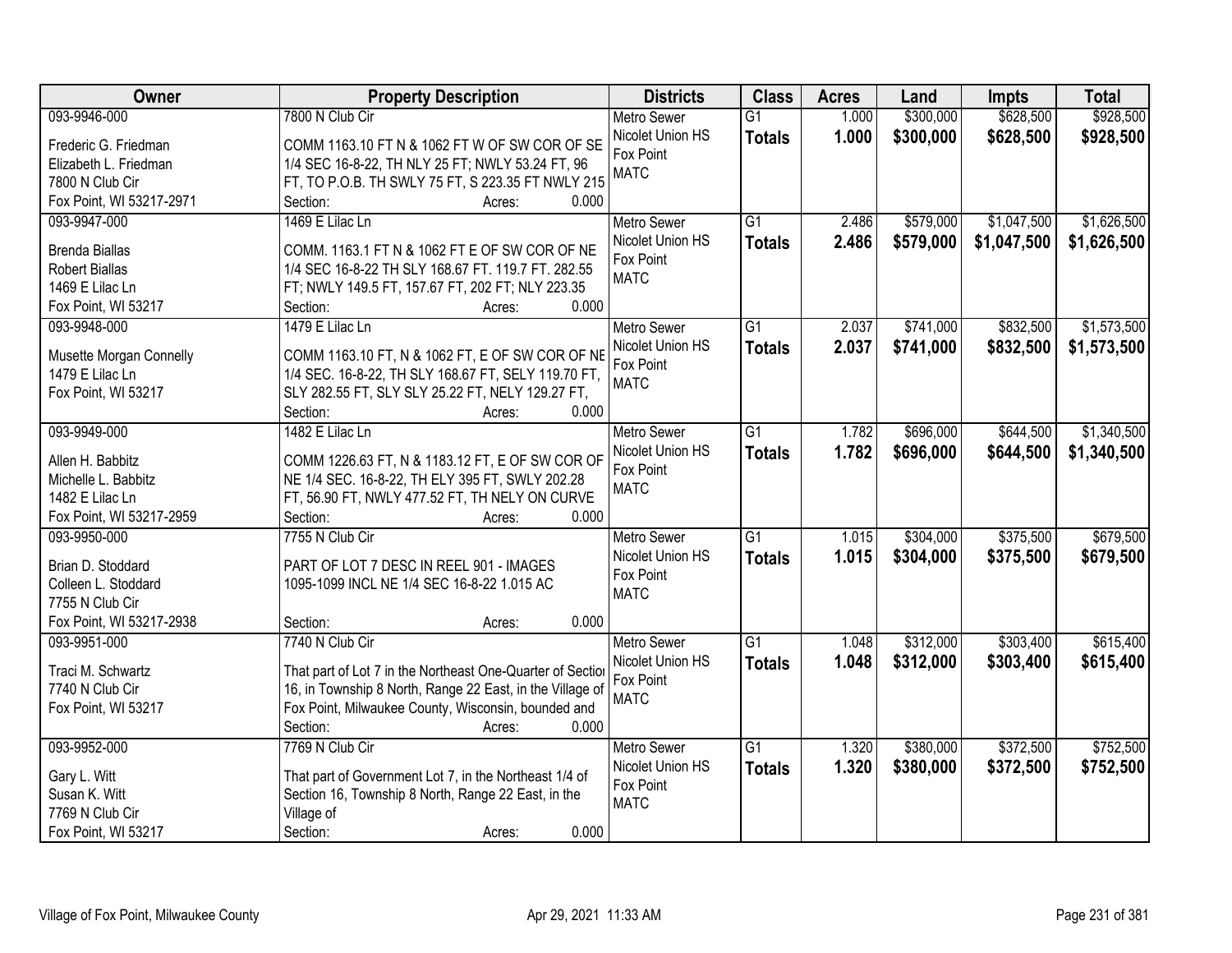| Owner | Property Description | Districts | Class | Acres | Land | Impts | Total |
|---|---|---|---|---|---|---|---|
| 093-9946-000<br>Frederic G. Friedman<br>Elizabeth L. Friedman<br>7800 N Club Cir<br>Fox Point, WI 53217-2971 | 7800 N Club Cir<br>COMM 1163.10 FT N & 1062 FT W OF SW COR OF SE 1/4 SEC 16-8-22, TH NLY 25 FT; NWLY 53.24 FT, 96 FT, TO P.O.B. TH SWLY 75 FT, S 223.35 FT NWLY 215<br>Section: Acres: 0.000 | Metro Sewer<br>Nicolet Union HS<br>Fox Point<br>MATC | G1<br>**Totals** | 1.000<br>**1.000** | \$300,000<br>**\$300,000** | \$628,500<br>**\$628,500** | \$928,500<br>**\$928,500** |
| 093-9947-000<br>Brenda Biallas<br>Robert Biallas<br>1469 E Lilac Ln<br>Fox Point, WI 53217 | 1469 E Lilac Ln<br>COMM. 1163.1 FT N & 1062 FT E OF SW COR OF NE 1/4 SEC 16-8-22 TH SLY 168.67 FT. 119.7 FT. 282.55 FT; NWLY 149.5 FT, 157.67 FT, 202 FT; NLY 223.35<br>Section: Acres: 0.000 | Metro Sewer<br>Nicolet Union HS<br>Fox Point<br>MATC | G1<br>**Totals** | 2.486<br>**2.486** | \$579,000<br>**\$579,000** | \$1,047,500<br>**\$1,047,500** | \$1,626,500<br>**\$1,626,500** |
| 093-9948-000<br>Musette Morgan Connelly<br>1479 E Lilac Ln<br>Fox Point, WI 53217 | 1479 E Lilac Ln<br>COMM 1163.10 FT, N & 1062 FT, E OF SW COR OF NE 1/4 SEC. 16-8-22, TH SLY 168.67 FT, SELY 119.70 FT, SLY 282.55 FT, SLY SLY 25.22 FT, NELY 129.27 FT,<br>Section: Acres: 0.000 | Metro Sewer<br>Nicolet Union HS<br>Fox Point<br>MATC | G1<br>**Totals** | 2.037<br>**2.037** | \$741,000<br>**\$741,000** | \$832,500<br>**\$832,500** | \$1,573,500<br>**\$1,573,500** |
| 093-9949-000<br>Allen H. Babbitz<br>Michelle L. Babbitz<br>1482 E Lilac Ln<br>Fox Point, WI 53217-2959 | 1482 E Lilac Ln<br>COMM 1226.63 FT, N & 1183.12 FT, E OF SW COR OF NE 1/4 SEC. 16-8-22, TH ELY 395 FT, SWLY 202.28 FT, 56.90 FT, NWLY 477.52 FT, TH NELY ON CURVE<br>Section: Acres: 0.000 | Metro Sewer<br>Nicolet Union HS<br>Fox Point<br>MATC | G1<br>**Totals** | 1.782<br>**1.782** | \$696,000<br>**\$696,000** | \$644,500<br>**\$644,500** | \$1,340,500<br>**\$1,340,500** |
| 093-9950-000<br>Brian D. Stoddard<br>Colleen L. Stoddard<br>7755 N Club Cir<br>Fox Point, WI 53217-2938 | 7755 N Club Cir<br>PART OF LOT 7 DESC IN REEL 901 - IMAGES 1095-1099 INCL NE 1/4 SEC 16-8-22 1.015 AC<br>Section: Acres: 0.000 | Metro Sewer<br>Nicolet Union HS<br>Fox Point<br>MATC | G1<br>**Totals** | 1.015<br>**1.015** | \$304,000<br>**\$304,000** | \$375,500<br>**\$375,500** | \$679,500<br>**\$679,500** |
| 093-9951-000<br>Traci M. Schwartz<br>7740 N Club Cir<br>Fox Point, WI 53217 | 7740 N Club Cir<br>That part of Lot 7 in the Northeast One-Quarter of Section 16, in Township 8 North, Range 22 East, in the Village of Fox Point, Milwaukee County, Wisconsin, bounded and<br>Section: Acres: 0.000 | Metro Sewer<br>Nicolet Union HS<br>Fox Point<br>MATC | G1<br>**Totals** | 1.048<br>**1.048** | \$312,000<br>**\$312,000** | \$303,400<br>**\$303,400** | \$615,400<br>**\$615,400** |
| 093-9952-000<br>Gary L. Witt<br>Susan K. Witt<br>7769 N Club Cir<br>Fox Point, WI 53217 | 7769 N Club Cir<br>That part of Government Lot 7, in the Northeast 1/4 of Section 16, Township 8 North, Range 22 East, in the Village of<br>Section: Acres: 0.000 | Metro Sewer<br>Nicolet Union HS<br>Fox Point<br>MATC | G1<br>**Totals** | 1.320<br>**1.320** | \$380,000<br>**\$380,000** | \$372,500<br>**\$372,500** | \$752,500<br>**\$752,500** |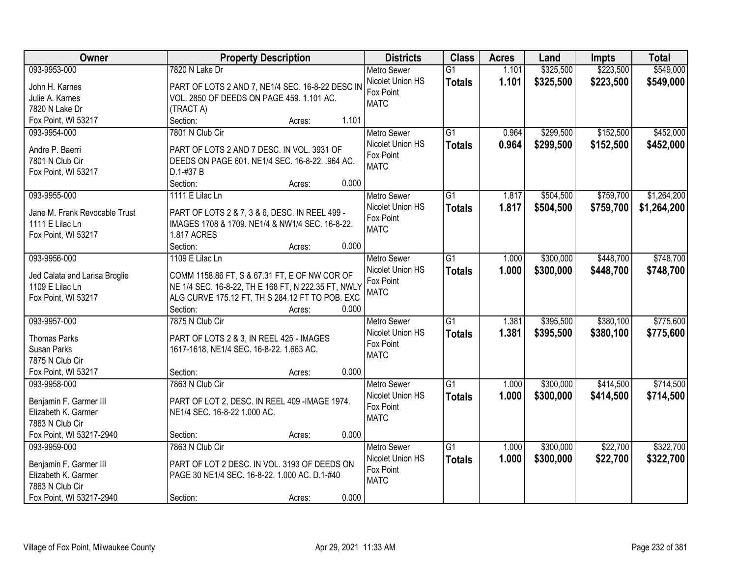| Owner | Property Description | Districts | Class | Acres | Land | Impts | Total |
|---|---|---|---|---|---|---|---|
| 093-9953-000<br>John H. Karnes<br>Julie A. Karnes<br>7820 N Lake Dr<br>Fox Point, WI 53217 | 7820 N Lake Dr<br>PART OF LOTS 2 AND 7, NE1/4 SEC. 16-8-22 DESC IN VOL. 2850 OF DEEDS ON PAGE 459. 1.101 AC. (TRACT A)<br>Section: Acres: 1.101 | Metro Sewer<br>Nicolet Union HS<br>Fox Point<br>MATC | G1<br>**Totals** | 1.101<br>**1.101** | \$325,500<br>**\$325,500** | \$223,500<br>**\$223,500** | \$549,000<br>**\$549,000** |
| 093-9954-000<br>Andre P. Baerri<br>7801 N Club Cir<br>Fox Point, WI 53217 | 7801 N Club Cir<br>PART OF LOTS 2 AND 7 DESC. IN VOL. 3931 OF DEEDS ON PAGE 601. NE1/4 SEC. 16-8-22. .964 AC. D.1-#37 B<br>Section: Acres: 0.000 | Metro Sewer<br>Nicolet Union HS<br>Fox Point<br>MATC | G1<br>**Totals** | 0.964<br>**0.964** | \$299,500<br>**\$299,500** | \$152,500<br>**\$152,500** | \$452,000<br>**\$452,000** |
| 093-9955-000<br>Jane M. Frank Revocable Trust<br>1111 E Lilac Ln<br>Fox Point, WI 53217 | 1111 E Lilac Ln<br>PART OF LOTS 2 & 7, 3 & 6, DESC. IN REEL 499 - IMAGES 1708 & 1709. NE1/4 & NW1/4 SEC. 16-8-22. 1.817 ACRES<br>Section: Acres: 0.000 | Metro Sewer<br>Nicolet Union HS<br>Fox Point<br>MATC | G1<br>**Totals** | 1.817<br>**1.817** | \$504,500<br>**\$504,500** | \$759,700<br>**\$759,700** | \$1,264,200<br>**\$1,264,200** |
| 093-9956-000<br>Jed Calata and Larisa Broglie<br>1109 E Lilac Ln<br>Fox Point, WI 53217 | 1109 E Lilac Ln<br>COMM 1158.86 FT, S & 67.31 FT, E OF NW COR OF NE 1/4 SEC. 16-8-22, TH E 168 FT, N 222.35 FT, NWLY ALG CURVE 175.12 FT, TH S 284.12 FT TO POB. EXC<br>Section: Acres: 0.000 | Metro Sewer<br>Nicolet Union HS<br>Fox Point<br>MATC | G1<br>**Totals** | 1.000<br>**1.000** | \$300,000<br>**\$300,000** | \$448,700<br>**\$448,700** | \$748,700<br>**\$748,700** |
| 093-9957-000<br>Thomas Parks<br>Susan Parks<br>7875 N Club Cir<br>Fox Point, WI 53217 | 7875 N Club Cir<br>PART OF LOTS 2 & 3, IN REEL 425 - IMAGES 1617-1618, NE1/4 SEC. 16-8-22. 1.663 AC.<br>Section: Acres: 0.000 | Metro Sewer<br>Nicolet Union HS<br>Fox Point<br>MATC | G1<br>**Totals** | 1.381<br>**1.381** | \$395,500<br>**\$395,500** | \$380,100<br>**\$380,100** | \$775,600<br>**\$775,600** |
| 093-9958-000<br>Benjamin F. Garmer III<br>Elizabeth K. Garmer<br>7863 N Club Cir<br>Fox Point, WI 53217-2940 | 7863 N Club Cir<br>PART OF LOT 2, DESC. IN REEL 409 -IMAGE 1974. NE1/4 SEC. 16-8-22 1.000 AC.<br>Section: Acres: 0.000 | Metro Sewer<br>Nicolet Union HS<br>Fox Point<br>MATC | G1<br>**Totals** | 1.000<br>**1.000** | \$300,000<br>**\$300,000** | \$414,500<br>**\$414,500** | \$714,500<br>**\$714,500** |
| 093-9959-000<br>Benjamin F. Garmer III<br>Elizabeth K. Garmer<br>7863 N Club Cir<br>Fox Point, WI 53217-2940 | 7863 N Club Cir<br>PART OF LOT 2 DESC. IN VOL. 3193 OF DEEDS ON PAGE 30 NE1/4 SEC. 16-8-22. 1.000 AC. D.1-#40<br>Section: Acres: 0.000 | Metro Sewer<br>Nicolet Union HS<br>Fox Point<br>MATC | G1<br>**Totals** | 1.000<br>**1.000** | \$300,000<br>**\$300,000** | \$22,700<br>**\$22,700** | \$322,700<br>**\$322,700** |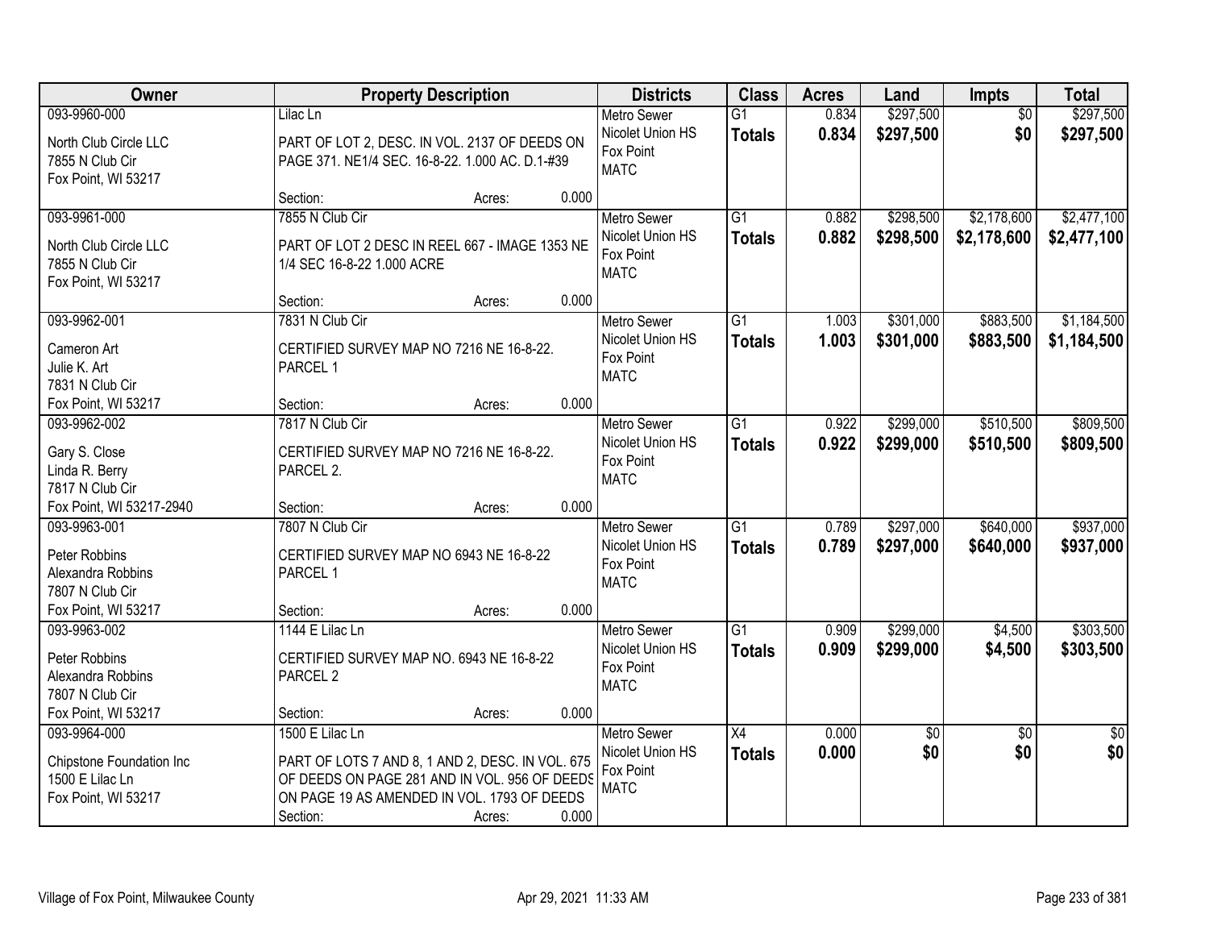| Owner | Property Description | Districts | Class | Acres | Land | Impts | Total |
|---|---|---|---|---|---|---|---|
| 093-9960-000<br>North Club Circle LLC<br>7855 N Club Cir<br>Fox Point, WI 53217 | Lilac Ln<br>PART OF LOT 2, DESC. IN VOL. 2137 OF DEEDS ON PAGE 371. NE1/4 SEC. 16-8-22. 1.000 AC. D.1-#39<br>Section: Acres: 0.000 | Metro Sewer<br>Nicolet Union HS<br>Fox Point<br>MATC | G1<br>**Totals** | 0.834<br>**0.834** | $297,500<br>**$297,500** | $0<br>**$0** | $297,500<br>**$297,500** |
| 093-9961-000<br>North Club Circle LLC<br>7855 N Club Cir<br>Fox Point, WI 53217 | 7855 N Club Cir<br>PART OF LOT 2 DESC IN REEL 667 - IMAGE 1353 NE 1/4 SEC 16-8-22 1.000 ACRE<br>Section: Acres: 0.000 | Metro Sewer<br>Nicolet Union HS<br>Fox Point<br>MATC | G1<br>**Totals** | 0.882<br>**0.882** | $298,500<br>**$298,500** | $2,178,600<br>**$2,178,600** | $2,477,100<br>**$2,477,100** |
| 093-9962-001<br>Cameron Art<br>Julie K. Art<br>7831 N Club Cir<br>Fox Point, WI 53217 | 7831 N Club Cir<br>CERTIFIED SURVEY MAP NO 7216 NE 16-8-22. PARCEL 1<br>Section: Acres: 0.000 | Metro Sewer<br>Nicolet Union HS<br>Fox Point<br>MATC | G1<br>**Totals** | 1.003<br>**1.003** | $301,000<br>**$301,000** | $883,500<br>**$883,500** | $1,184,500<br>**$1,184,500** |
| 093-9962-002<br>Gary S. Close<br>Linda R. Berry<br>7817 N Club Cir<br>Fox Point, WI 53217-2940 | 7817 N Club Cir<br>CERTIFIED SURVEY MAP NO 7216 NE 16-8-22. PARCEL 2.<br>Section: Acres: 0.000 | Metro Sewer<br>Nicolet Union HS<br>Fox Point<br>MATC | G1<br>**Totals** | 0.922<br>**0.922** | $299,000<br>**$299,000** | $510,500<br>**$510,500** | $809,500<br>**$809,500** |
| 093-9963-001<br>Peter Robbins<br>Alexandra Robbins<br>7807 N Club Cir<br>Fox Point, WI 53217 | 7807 N Club Cir<br>CERTIFIED SURVEY MAP NO 6943 NE 16-8-22 PARCEL 1<br>Section: Acres: 0.000 | Metro Sewer<br>Nicolet Union HS<br>Fox Point<br>MATC | G1<br>**Totals** | 0.789<br>**0.789** | $297,000<br>**$297,000** | $640,000<br>**$640,000** | $937,000<br>**$937,000** |
| 093-9963-002<br>Peter Robbins<br>Alexandra Robbins<br>7807 N Club Cir<br>Fox Point, WI 53217 | 1144 E Lilac Ln<br>CERTIFIED SURVEY MAP NO. 6943 NE 16-8-22 PARCEL 2<br>Section: Acres: 0.000 | Metro Sewer<br>Nicolet Union HS<br>Fox Point<br>MATC | G1<br>**Totals** | 0.909<br>**0.909** | $299,000<br>**$299,000** | $4,500<br>**$4,500** | $303,500<br>**$303,500** |
| 093-9964-000<br>Chipstone Foundation Inc<br>1500 E Lilac Ln<br>Fox Point, WI 53217 | 1500 E Lilac Ln<br>PART OF LOTS 7 AND 8, 1 AND 2, DESC. IN VOL. 675 OF DEEDS ON PAGE 281 AND IN VOL. 956 OF DEEDS ON PAGE 19 AS AMENDED IN VOL. 1793 OF DEEDS<br>Section: Acres: 0.000 | Metro Sewer<br>Nicolet Union HS<br>Fox Point<br>MATC | X4<br>**Totals** | 0.000<br>**0.000** | $0<br>**$0** | $0<br>**$0** | $0<br>**$0** |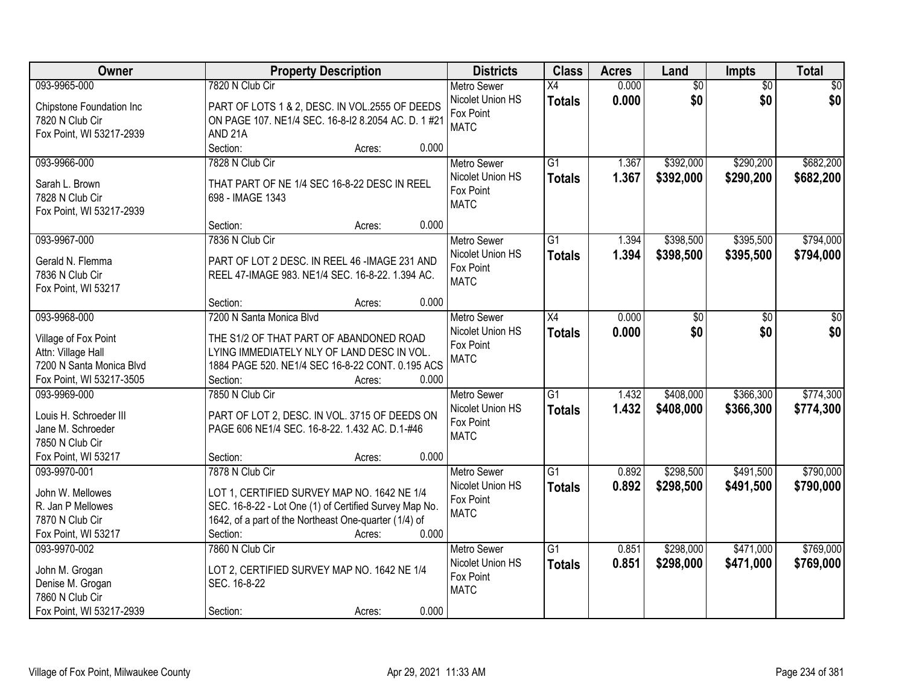| Owner | Property Description | Districts | Class | Acres | Land | Impts | Total |
|---|---|---|---|---|---|---|---|
| 093-9965-000<br>Chipstone Foundation Inc<br>7820 N Club Cir<br>Fox Point, WI 53217-2939 | 7820 N Club Cir<br>PART OF LOTS 1 & 2, DESC. IN VOL.2555 OF DEEDS ON PAGE 107. NE1/4 SEC. 16-8-I2 8.2054 AC. D. 1 #21 AND 21A<br>Section: Acres: 0.000 | Metro Sewer<br>Nicolet Union HS<br>Fox Point<br>MATC | X4<br>**Totals** | 0.000<br>**0.000** | $0<br>**$0** | $0<br>**$0** | $0<br>**$0** |
| 093-9966-000<br>Sarah L. Brown<br>7828 N Club Cir<br>Fox Point, WI 53217-2939 | 7828 N Club Cir<br>THAT PART OF NE 1/4 SEC 16-8-22 DESC IN REEL 698 - IMAGE 1343<br>Section: Acres: 0.000 | Metro Sewer<br>Nicolet Union HS<br>Fox Point<br>MATC | G1<br>**Totals** | 1.367<br>**1.367** | $392,000<br>**$392,000** | $290,200<br>**$290,200** | $682,200<br>**$682,200** |
| 093-9967-000<br>Gerald N. Flemma<br>7836 N Club Cir<br>Fox Point, WI 53217 | 7836 N Club Cir<br>PART OF LOT 2 DESC. IN REEL 46 -IMAGE 231 AND REEL 47-IMAGE 983. NE1/4 SEC. 16-8-22. 1.394 AC.<br>Section: Acres: 0.000 | Metro Sewer<br>Nicolet Union HS<br>Fox Point<br>MATC | G1<br>**Totals** | 1.394<br>**1.394** | $398,500<br>**$398,500** | $395,500<br>**$395,500** | $794,000<br>**$794,000** |
| 093-9968-000<br>Village of Fox Point<br>Attn: Village Hall<br>7200 N Santa Monica Blvd<br>Fox Point, WI 53217-3505 | 7200 N Santa Monica Blvd<br>THE S1/2 OF THAT PART OF ABANDONED ROAD LYING IMMEDIATELY NLY OF LAND DESC IN VOL. 1884 PAGE 520. NE1/4 SEC 16-8-22 CONT. 0.195 ACS<br>Section: Acres: 0.000 | Metro Sewer<br>Nicolet Union HS<br>Fox Point<br>MATC | X4<br>**Totals** | 0.000<br>**0.000** | $0<br>**$0** | $0<br>**$0** | $0<br>**$0** |
| 093-9969-000<br>Louis H. Schroeder III<br>Jane M. Schroeder<br>7850 N Club Cir<br>Fox Point, WI 53217 | 7850 N Club Cir<br>PART OF LOT 2, DESC. IN VOL. 3715 OF DEEDS ON PAGE 606 NE1/4 SEC. 16-8-22. 1.432 AC. D.1-#46<br>Section: Acres: 0.000 | Metro Sewer<br>Nicolet Union HS<br>Fox Point<br>MATC | G1<br>**Totals** | 1.432<br>**1.432** | $408,000<br>**$408,000** | $366,300<br>**$366,300** | $774,300<br>**$774,300** |
| 093-9970-001<br>John W. Mellowes<br>R. Jan P Mellowes<br>7870 N Club Cir<br>Fox Point, WI 53217 | 7878 N Club Cir<br>LOT 1, CERTIFIED SURVEY MAP NO. 1642 NE 1/4 SEC. 16-8-22 - Lot One (1) of Certified Survey Map No. 1642, of a part of the Northeast One-quarter (1/4) of<br>Section: Acres: 0.000 | Metro Sewer<br>Nicolet Union HS<br>Fox Point<br>MATC | G1<br>**Totals** | 0.892<br>**0.892** | $298,500<br>**$298,500** | $491,500<br>**$491,500** | $790,000<br>**$790,000** |
| 093-9970-002<br>John M. Grogan<br>Denise M. Grogan<br>7860 N Club Cir<br>Fox Point, WI 53217-2939 | 7860 N Club Cir<br>LOT 2, CERTIFIED SURVEY MAP NO. 1642 NE 1/4 SEC. 16-8-22<br>Section: Acres: 0.000 | Metro Sewer<br>Nicolet Union HS<br>Fox Point<br>MATC | G1<br>**Totals** | 0.851<br>**0.851** | $298,000<br>**$298,000** | $471,000<br>**$471,000** | $769,000<br>**$769,000** |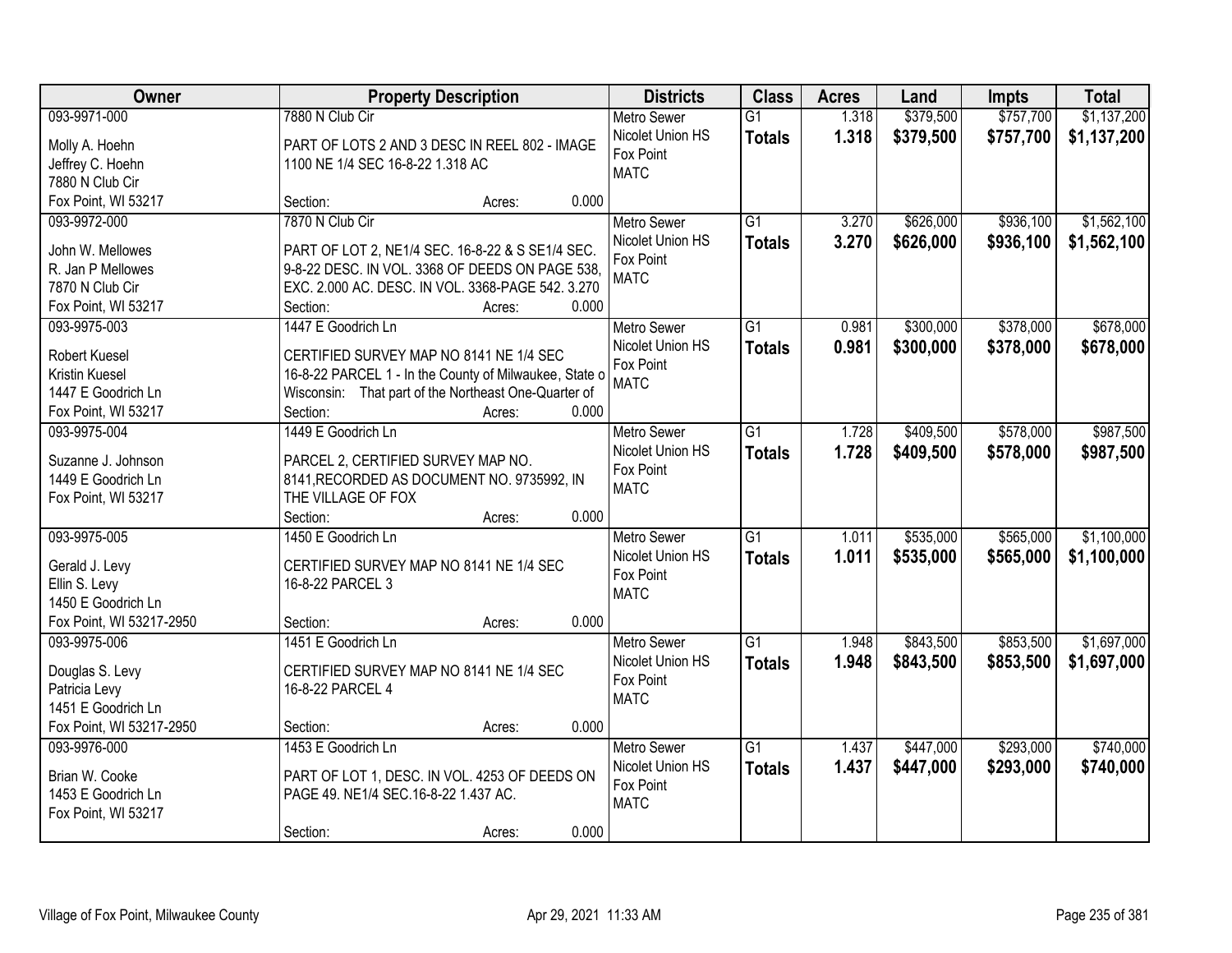| Owner | Property Description | Districts | Class | Acres | Land | Impts | Total |
|---|---|---|---|---|---|---|---|
| 093-9971-000<br>Molly A. Hoehn<br>Jeffrey C. Hoehn<br>7880 N Club Cir<br>Fox Point, WI 53217 | 7880 N Club Cir<br>PART OF LOTS 2 AND 3 DESC IN REEL 802 - IMAGE 1100 NE 1/4 SEC 16-8-22 1.318 AC<br>Section: Acres: 0.000 | Metro Sewer<br>Nicolet Union HS<br>Fox Point<br>MATC | G1<br>**Totals** | 1.318<br>**1.318** | $379,500<br>**$379,500** | $757,700<br>**$757,700** | $1,137,200<br>**$1,137,200** |
| 093-9972-000<br>John W. Mellowes<br>R. Jan P Mellowes<br>7870 N Club Cir<br>Fox Point, WI 53217 | 7870 N Club Cir<br>PART OF LOT 2, NE1/4 SEC. 16-8-22 & S SE1/4 SEC. 9-8-22 DESC. IN VOL. 3368 OF DEEDS ON PAGE 538, EXC. 2.000 AC. DESC. IN VOL. 3368-PAGE 542. 3.270<br>Section: Acres: 0.000 | Metro Sewer<br>Nicolet Union HS<br>Fox Point<br>MATC | G1<br>**Totals** | 3.270<br>**3.270** | $626,000<br>**$626,000** | $936,100<br>**$936,100** | $1,562,100<br>**$1,562,100** |
| 093-9975-003<br>Robert Kuesel<br>Kristin Kuesel<br>1447 E Goodrich Ln<br>Fox Point, WI 53217 | 1447 E Goodrich Ln<br>CERTIFIED SURVEY MAP NO 8141 NE 1/4 SEC 16-8-22 PARCEL 1 - In the County of Milwaukee, State o Wisconsin: That part of the Northeast One-Quarter of<br>Section: Acres: 0.000 | Metro Sewer<br>Nicolet Union HS<br>Fox Point<br>MATC | G1<br>**Totals** | 0.981<br>**0.981** | $300,000<br>**$300,000** | $378,000<br>**$378,000** | $678,000<br>**$678,000** |
| 093-9975-004<br>Suzanne J. Johnson<br>1449 E Goodrich Ln<br>Fox Point, WI 53217 | 1449 E Goodrich Ln<br>PARCEL 2, CERTIFIED SURVEY MAP NO. 8141,RECORDED AS DOCUMENT NO. 9735992, IN THE VILLAGE OF FOX<br>Section: Acres: 0.000 | Metro Sewer<br>Nicolet Union HS<br>Fox Point<br>MATC | G1<br>**Totals** | 1.728<br>**1.728** | $409,500<br>**$409,500** | $578,000<br>**$578,000** | $987,500<br>**$987,500** |
| 093-9975-005<br>Gerald J. Levy<br>Ellin S. Levy<br>1450 E Goodrich Ln<br>Fox Point, WI 53217-2950 | 1450 E Goodrich Ln<br>CERTIFIED SURVEY MAP NO 8141 NE 1/4 SEC 16-8-22 PARCEL 3<br>Section: Acres: 0.000 | Metro Sewer<br>Nicolet Union HS<br>Fox Point<br>MATC | G1<br>**Totals** | 1.011<br>**1.011** | $535,000<br>**$535,000** | $565,000<br>**$565,000** | $1,100,000<br>**$1,100,000** |
| 093-9975-006<br>Douglas S. Levy<br>Patricia Levy<br>1451 E Goodrich Ln<br>Fox Point, WI 53217-2950 | 1451 E Goodrich Ln<br>CERTIFIED SURVEY MAP NO 8141 NE 1/4 SEC 16-8-22 PARCEL 4<br>Section: Acres: 0.000 | Metro Sewer<br>Nicolet Union HS<br>Fox Point<br>MATC | G1<br>**Totals** | 1.948<br>**1.948** | $843,500<br>**$843,500** | $853,500<br>**$853,500** | $1,697,000<br>**$1,697,000** |
| 093-9976-000<br>Brian W. Cooke<br>1453 E Goodrich Ln<br>Fox Point, WI 53217 | 1453 E Goodrich Ln<br>PART OF LOT 1, DESC. IN VOL. 4253 OF DEEDS ON PAGE 49. NE1/4 SEC.16-8-22 1.437 AC.<br>Section: Acres: 0.000 | Metro Sewer<br>Nicolet Union HS<br>Fox Point<br>MATC | G1<br>**Totals** | 1.437<br>**1.437** | $447,000<br>**$447,000** | $293,000<br>**$293,000** | $740,000<br>**$740,000** |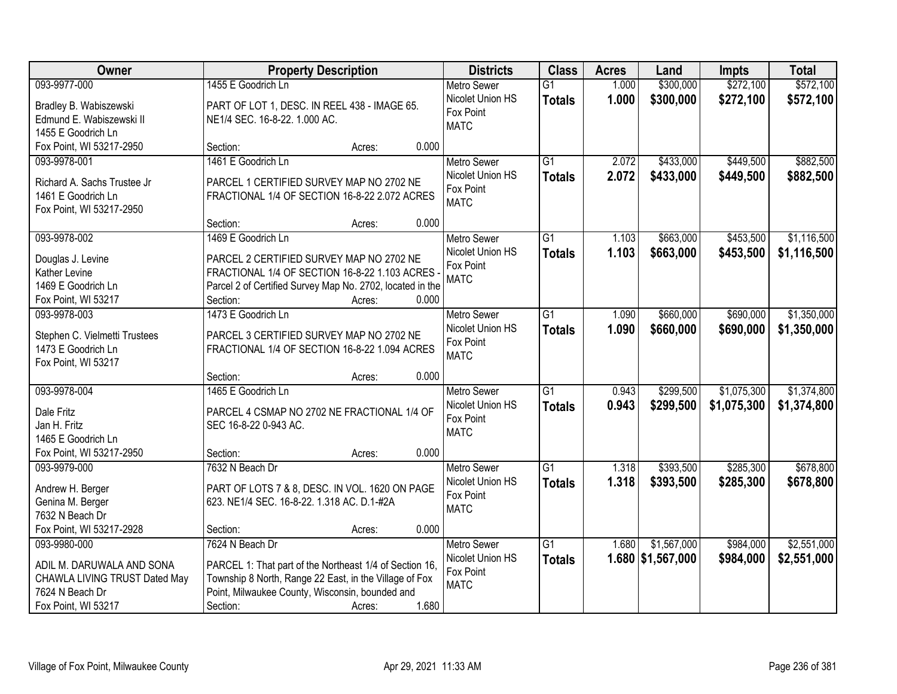| Owner | Property Description | Districts | Class | Acres | Land | Impts | Total |
|---|---|---|---|---|---|---|---|
| 093-9977-000<br>Bradley B. Wabiszewski<br>Edmund E. Wabiszewski II<br>1455 E Goodrich Ln<br>Fox Point, WI 53217-2950 | 1455 E Goodrich Ln<br>PART OF LOT 1, DESC. IN REEL 438 - IMAGE 65. NE1/4 SEC. 16-8-22. 1.000 AC.<br>Section: Acres: 0.000 | Metro Sewer<br>Nicolet Union HS<br>Fox Point<br>MATC | G1<br>**Totals** | 1.000<br>**1.000** | $300,000<br>**$300,000** | $272,100<br>**$272,100** | $572,100<br>**$572,100** |
| 093-9978-001<br>Richard A. Sachs Trustee Jr<br>1461 E Goodrich Ln<br>Fox Point, WI 53217-2950 | 1461 E Goodrich Ln<br>PARCEL 1 CERTIFIED SURVEY MAP NO 2702 NE FRACTIONAL 1/4 OF SECTION 16-8-22 2.072 ACRES<br>Section: Acres: 0.000 | Metro Sewer<br>Nicolet Union HS<br>Fox Point<br>MATC | G1<br>**Totals** | 2.072<br>**2.072** | $433,000<br>**$433,000** | $449,500<br>**$449,500** | $882,500<br>**$882,500** |
| 093-9978-002<br>Douglas J. Levine<br>Kather Levine<br>1469 E Goodrich Ln<br>Fox Point, WI 53217 | 1469 E Goodrich Ln<br>PARCEL 2 CERTIFIED SURVEY MAP NO 2702 NE FRACTIONAL 1/4 OF SECTION 16-8-22 1.103 ACRES - Parcel 2 of Certified Survey Map No. 2702, located in the<br>Section: Acres: 0.000 | Metro Sewer<br>Nicolet Union HS<br>Fox Point<br>MATC | G1<br>**Totals** | 1.103<br>**1.103** | $663,000<br>**$663,000** | $453,500<br>**$453,500** | $1,116,500<br>**$1,116,500** |
| 093-9978-003<br>Stephen C. Vielmetti Trustees<br>1473 E Goodrich Ln<br>Fox Point, WI 53217 | 1473 E Goodrich Ln<br>PARCEL 3 CERTIFIED SURVEY MAP NO 2702 NE FRACTIONAL 1/4 OF SECTION 16-8-22 1.094 ACRES<br>Section: Acres: 0.000 | Metro Sewer<br>Nicolet Union HS<br>Fox Point<br>MATC | G1<br>**Totals** | 1.090<br>**1.090** | $660,000<br>**$660,000** | $690,000<br>**$690,000** | $1,350,000<br>**$1,350,000** |
| 093-9978-004<br>Dale Fritz<br>Jan H. Fritz<br>1465 E Goodrich Ln<br>Fox Point, WI 53217-2950 | 1465 E Goodrich Ln<br>PARCEL 4 CSMAP NO 2702 NE FRACTIONAL 1/4 OF SEC 16-8-22 0-943 AC.<br>Section: Acres: 0.000 | Metro Sewer<br>Nicolet Union HS<br>Fox Point<br>MATC | G1<br>**Totals** | 0.943<br>**0.943** | $299,500<br>**$299,500** | $1,075,300<br>**$1,075,300** | $1,374,800<br>**$1,374,800** |
| 093-9979-000<br>Andrew H. Berger<br>Genina M. Berger<br>7632 N Beach Dr<br>Fox Point, WI 53217-2928 | 7632 N Beach Dr<br>PART OF LOTS 7 & 8, DESC. IN VOL. 1620 ON PAGE 623. NE1/4 SEC. 16-8-22. 1.318 AC. D.1-#2A<br>Section: Acres: 0.000 | Metro Sewer<br>Nicolet Union HS<br>Fox Point<br>MATC | G1<br>**Totals** | 1.318<br>**1.318** | $393,500<br>**$393,500** | $285,300<br>**$285,300** | $678,800<br>**$678,800** |
| 093-9980-000<br>ADIL M. DARUWALA AND SONA CHAWLA LIVING TRUST Dated May<br>7624 N Beach Dr<br>Fox Point, WI 53217 | 7624 N Beach Dr<br>PARCEL 1: That part of the Northeast 1/4 of Section 16, Township 8 North, Range 22 East, in the Village of Fox Point, Milwaukee County, Wisconsin, bounded and<br>Section: Acres: 1.680 | Metro Sewer<br>Nicolet Union HS<br>Fox Point<br>MATC | G1<br>**Totals** | 1.680<br>**1.680** | $1,567,000<br>**$1,567,000** | $984,000<br>**$984,000** | $2,551,000<br>**$2,551,000** |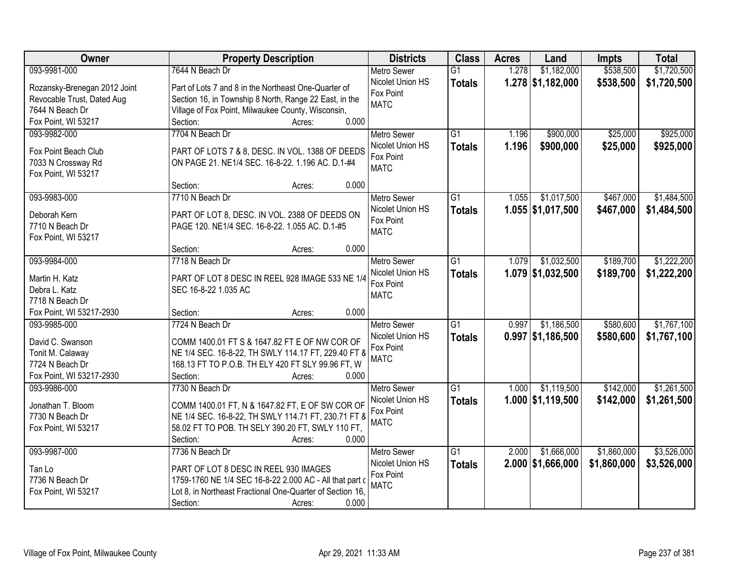| Owner | Property Description | Districts | Class | Acres | Land | Impts | Total |
|---|---|---|---|---|---|---|---|
| 093-9981-000<br>Rozansky-Brenegan 2012 Joint Revocable Trust, Dated Aug<br>7644 N Beach Dr<br>Fox Point, WI 53217 | 7644 N Beach Dr<br>Part of Lots 7 and 8 in the Northeast One-Quarter of Section 16, in Township 8 North, Range 22 East, in the Village of Fox Point, Milwaukee County, Wisconsin,<br>Section: Acres: 0.000 | Metro Sewer<br>Nicolet Union HS<br>Fox Point<br>MATC | G1<br>**Totals** | 1.278<br>**1.278** | $1,182,000<br>**$1,182,000** | $538,500<br>**$538,500** | $1,720,500<br>**$1,720,500** |
| 093-9982-000<br>Fox Point Beach Club<br>7033 N Crossway Rd<br>Fox Point, WI 53217 | 7704 N Beach Dr<br>PART OF LOTS 7 & 8, DESC. IN VOL. 1388 OF DEEDS ON PAGE 21. NE1/4 SEC. 16-8-22. 1.196 AC. D.1-#4<br>Section: Acres: 0.000 | Metro Sewer<br>Nicolet Union HS<br>Fox Point<br>MATC | G1<br>**Totals** | 1.196<br>**1.196** | $900,000<br>**$900,000** | $25,000<br>**$25,000** | $925,000<br>**$925,000** |
| 093-9983-000<br>Deborah Kern<br>7710 N Beach Dr<br>Fox Point, WI 53217 | 7710 N Beach Dr<br>PART OF LOT 8, DESC. IN VOL. 2388 OF DEEDS ON PAGE 120. NE1/4 SEC. 16-8-22. 1.055 AC. D.1-#5<br>Section: Acres: 0.000 | Metro Sewer<br>Nicolet Union HS<br>Fox Point<br>MATC | G1<br>**Totals** | 1.055<br>**1.055** | $1,017,500<br>**$1,017,500** | $467,000<br>**$467,000** | $1,484,500<br>**$1,484,500** |
| 093-9984-000<br>Martin H. Katz<br>Debra L. Katz<br>7718 N Beach Dr<br>Fox Point, WI 53217-2930 | 7718 N Beach Dr<br>PART OF LOT 8 DESC IN REEL 928 IMAGE 533 NE 1/4 SEC 16-8-22 1.035 AC<br>Section: Acres: 0.000 | Metro Sewer<br>Nicolet Union HS<br>Fox Point<br>MATC | G1<br>**Totals** | 1.079<br>**1.079** | $1,032,500<br>**$1,032,500** | $189,700<br>**$189,700** | $1,222,200<br>**$1,222,200** |
| 093-9985-000<br>David C. Swanson<br>Tonit M. Calaway<br>7724 N Beach Dr<br>Fox Point, WI 53217-2930 | 7724 N Beach Dr<br>COMM 1400.01 FT S & 1647.82 FT E OF NW COR OF NE 1/4 SEC. 16-8-22, TH SWLY 114.17 FT, 229.40 FT & 168.13 FT TO P.O.B. TH ELY 420 FT SLY 99.96 FT, W<br>Section: Acres: 0.000 | Metro Sewer<br>Nicolet Union HS<br>Fox Point<br>MATC | G1<br>**Totals** | 0.997<br>**0.997** | $1,186,500<br>**$1,186,500** | $580,600<br>**$580,600** | $1,767,100<br>**$1,767,100** |
| 093-9986-000<br>Jonathan T. Bloom<br>7730 N Beach Dr<br>Fox Point, WI 53217 | 7730 N Beach Dr<br>COMM 1400.01 FT, N & 1647.82 FT, E OF SW COR OF NE 1/4 SEC. 16-8-22, TH SWLY 114.71 FT, 230.71 FT & 58.02 FT TO POB. TH SELY 390.20 FT, SWLY 110 FT,<br>Section: Acres: 0.000 | Metro Sewer<br>Nicolet Union HS<br>Fox Point<br>MATC | G1<br>**Totals** | 1.000<br>**1.000** | $1,119,500<br>**$1,119,500** | $142,000<br>**$142,000** | $1,261,500<br>**$1,261,500** |
| 093-9987-000<br>Tan Lo<br>7736 N Beach Dr<br>Fox Point, WI 53217 | 7736 N Beach Dr<br>PART OF LOT 8 DESC IN REEL 930 IMAGES 1759-1760 NE 1/4 SEC 16-8-22 2.000 AC - All that part c Lot 8, in Northeast Fractional One-Quarter of Section 16,<br>Section: Acres: 0.000 | Metro Sewer<br>Nicolet Union HS<br>Fox Point<br>MATC | G1<br>**Totals** | 2.000<br>**2.000** | $1,666,000<br>**$1,666,000** | $1,860,000<br>**$1,860,000** | $3,526,000<br>**$3,526,000** |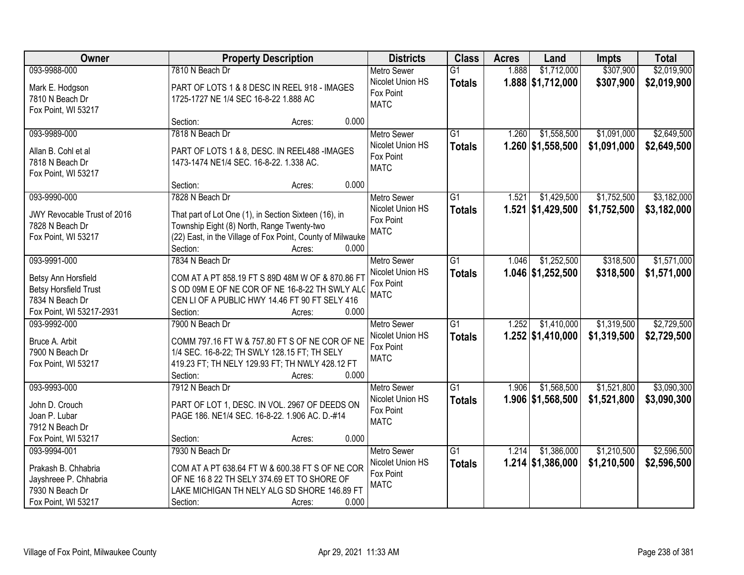| Owner | Property Description | Districts | Class | Acres | Land | Impts | Total |
|---|---|---|---|---|---|---|---|
| 093-9988-000<br>Mark E. Hodgson<br>7810 N Beach Dr<br>Fox Point, WI 53217 | 7810 N Beach Dr<br>PART OF LOTS 1 & 8 DESC IN REEL 918 - IMAGES 1725-1727 NE 1/4 SEC 16-8-22 1.888 AC<br>Section: Acres: 0.000 | Metro Sewer<br>Nicolet Union HS<br>Fox Point<br>MATC | G1<br>**Totals** | 1.888<br>**1.888** | $1,712,000<br>**$1,712,000** | $307,900<br>**$307,900** | $2,019,900<br>**$2,019,900** |
| 093-9989-000<br>Allan B. Cohl et al<br>7818 N Beach Dr<br>Fox Point, WI 53217 | 7818 N Beach Dr<br>PART OF LOTS 1 & 8, DESC. IN REEL488 -IMAGES 1473-1474 NE1/4 SEC. 16-8-22. 1.338 AC.<br>Section: Acres: 0.000 | Metro Sewer<br>Nicolet Union HS<br>Fox Point<br>MATC | G1<br>**Totals** | 1.260<br>**1.260** | $1,558,500<br>**$1,558,500** | $1,091,000<br>**$1,091,000** | $2,649,500<br>**$2,649,500** |
| 093-9990-000<br>JWY Revocable Trust of 2016<br>7828 N Beach Dr<br>Fox Point, WI 53217 | 7828 N Beach Dr<br>That part of Lot One (1), in Section Sixteen (16), in Township Eight (8) North, Range Twenty-two (22) East, in the Village of Fox Point, County of Milwauke<br>Section: Acres: 0.000 | Metro Sewer<br>Nicolet Union HS<br>Fox Point<br>MATC | G1<br>**Totals** | 1.521<br>**1.521** | $1,429,500<br>**$1,429,500** | $1,752,500<br>**$1,752,500** | $3,182,000<br>**$3,182,000** |
| 093-9991-000<br>Betsy Ann Horsfield<br>Betsy Horsfield Trust<br>7834 N Beach Dr<br>Fox Point, WI 53217-2931 | 7834 N Beach Dr<br>COM AT A PT 858.19 FT S 89D 48M W OF & 870.86 FT S OD 09M E OF NE COR OF NE 16-8-22 TH SWLY ALG CEN LI OF A PUBLIC HWY 14.46 FT 90 FT SELY 416<br>Section: Acres: 0.000 | Metro Sewer<br>Nicolet Union HS<br>Fox Point<br>MATC | G1<br>**Totals** | 1.046<br>**1.046** | $1,252,500<br>**$1,252,500** | $318,500<br>**$318,500** | $1,571,000<br>**$1,571,000** |
| 093-9992-000<br>Bruce A. Arbit<br>7900 N Beach Dr<br>Fox Point, WI 53217 | 7900 N Beach Dr<br>COMM 797.16 FT W & 757.80 FT S OF NE COR OF NE 1/4 SEC. 16-8-22; TH SWLY 128.15 FT; TH SELY 419.23 FT; TH NELY 129.93 FT; TH NWLY 428.12 FT<br>Section: Acres: 0.000 | Metro Sewer<br>Nicolet Union HS<br>Fox Point<br>MATC | G1<br>**Totals** | 1.252<br>**1.252** | $1,410,000<br>**$1,410,000** | $1,319,500<br>**$1,319,500** | $2,729,500<br>**$2,729,500** |
| 093-9993-000<br>John D. Crouch<br>Joan P. Lubar<br>7912 N Beach Dr<br>Fox Point, WI 53217 | 7912 N Beach Dr<br>PART OF LOT 1, DESC. IN VOL. 2967 OF DEEDS ON PAGE 186. NE1/4 SEC. 16-8-22. 1.906 AC. D.-#14<br>Section: Acres: 0.000 | Metro Sewer<br>Nicolet Union HS<br>Fox Point<br>MATC | G1<br>**Totals** | 1.906<br>**1.906** | $1,568,500<br>**$1,568,500** | $1,521,800<br>**$1,521,800** | $3,090,300<br>**$3,090,300** |
| 093-9994-001<br>Prakash B. Chhabria<br>Jayshreee P. Chhabria<br>7930 N Beach Dr<br>Fox Point, WI 53217 | 7930 N Beach Dr<br>COM AT A PT 638.64 FT W & 600.38 FT S OF NE COR OF NE 16 8 22 TH SELY 374.69 ET TO SHORE OF LAKE MICHIGAN TH NELY ALG SD SHORE 146.89 FT<br>Section: Acres: 0.000 | Metro Sewer<br>Nicolet Union HS<br>Fox Point<br>MATC | G1<br>**Totals** | 1.214<br>**1.214** | $1,386,000<br>**$1,386,000** | $1,210,500<br>**$1,210,500** | $2,596,500<br>**$2,596,500** |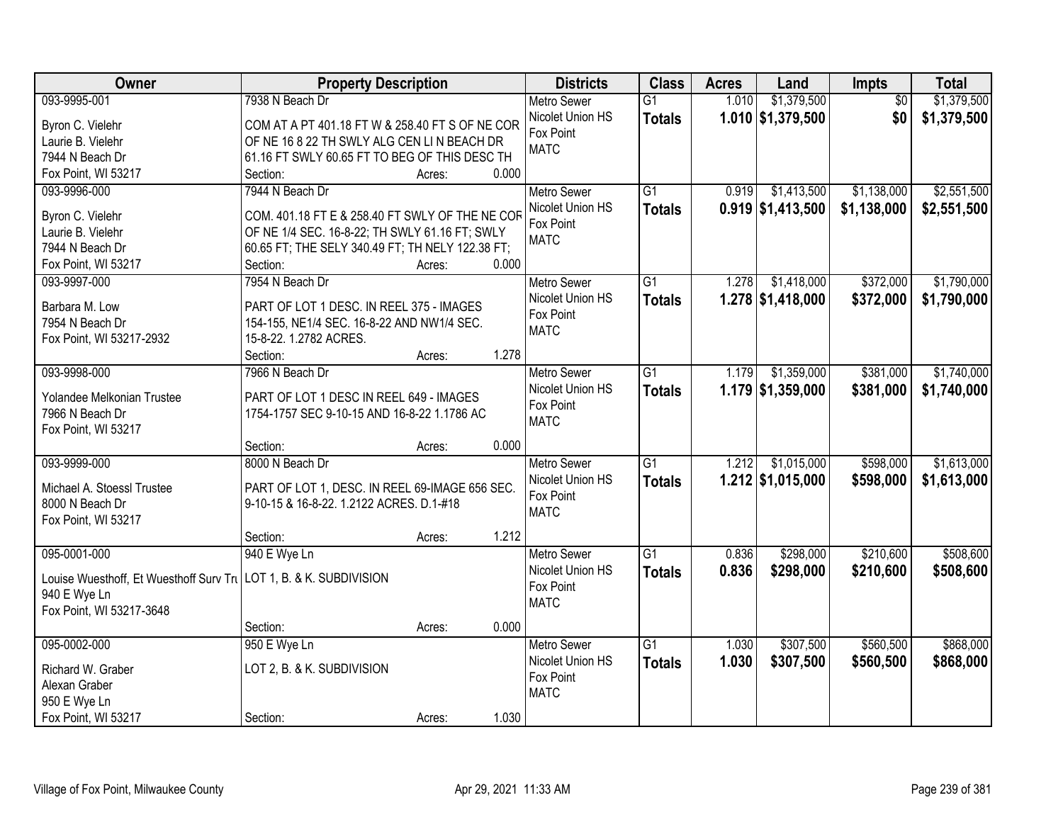| Owner | Property Description | Districts | Class | Acres | Land | Impts | Total |
|---|---|---|---|---|---|---|---|
| 093-9995-001<br>Byron C. Vielehr<br>Laurie B. Vielehr<br>7944 N Beach Dr<br>Fox Point, WI 53217 | 7938 N Beach Dr<br>COM AT A PT 401.18 FT W & 258.40 FT S OF NE COR OF NE 16 8 22 TH SWLY ALG CEN LI N BEACH DR 61.16 FT SWLY 60.65 FT TO BEG OF THIS DESC TH<br>Section: Acres: 0.000 | Metro Sewer<br>Nicolet Union HS<br>Fox Point<br>MATC | G1<br>**Totals** | 1.010<br>**1.010** | $1,379,500<br>**$1,379,500** | $0<br>**$0** | $1,379,500<br>**$1,379,500** |
| 093-9996-000<br>Byron C. Vielehr<br>Laurie B. Vielehr<br>7944 N Beach Dr<br>Fox Point, WI 53217 | 7944 N Beach Dr<br>COM. 401.18 FT E & 258.40 FT SWLY OF THE NE COR OF NE 1/4 SEC. 16-8-22; TH SWLY 61.16 FT; SWLY 60.65 FT; THE SELY 340.49 FT; TH NELY 122.38 FT;<br>Section: Acres: 0.000 | Metro Sewer<br>Nicolet Union HS<br>Fox Point<br>MATC | G1<br>**Totals** | 0.919<br>**0.919** | $1,413,500<br>**$1,413,500** | $1,138,000<br>**$1,138,000** | $2,551,500<br>**$2,551,500** |
| 093-9997-000<br>Barbara M. Low<br>7954 N Beach Dr<br>Fox Point, WI 53217-2932 | 7954 N Beach Dr<br>PART OF LOT 1 DESC. IN REEL 375 - IMAGES 154-155, NE1/4 SEC. 16-8-22 AND NW1/4 SEC. 15-8-22. 1.2782 ACRES.<br>Section: Acres: 1.278 | Metro Sewer<br>Nicolet Union HS<br>Fox Point<br>MATC | G1<br>**Totals** | 1.278<br>**1.278** | $1,418,000<br>**$1,418,000** | $372,000<br>**$372,000** | $1,790,000<br>**$1,790,000** |
| 093-9998-000<br>Yolandee Melkonian Trustee<br>7966 N Beach Dr<br>Fox Point, WI 53217 | 7966 N Beach Dr<br>PART OF LOT 1 DESC IN REEL 649 - IMAGES 1754-1757 SEC 9-10-15 AND 16-8-22 1.1786 AC<br>Section: Acres: 0.000 | Metro Sewer<br>Nicolet Union HS<br>Fox Point<br>MATC | G1<br>**Totals** | 1.179<br>**1.179** | $1,359,000<br>**$1,359,000** | $381,000<br>**$381,000** | $1,740,000<br>**$1,740,000** |
| 093-9999-000<br>Michael A. Stoessl Trustee<br>8000 N Beach Dr<br>Fox Point, WI 53217 | 8000 N Beach Dr<br>PART OF LOT 1, DESC. IN REEL 69-IMAGE 656 SEC. 9-10-15 & 16-8-22. 1.2122 ACRES. D.1-#18<br>Section: Acres: 1.212 | Metro Sewer<br>Nicolet Union HS<br>Fox Point<br>MATC | G1<br>**Totals** | 1.212<br>**1.212** | $1,015,000<br>**$1,015,000** | $598,000<br>**$598,000** | $1,613,000<br>**$1,613,000** |
| 095-0001-000<br>Louise Wuesthoff, Et Wuesthoff Surv Tru<br>940 E Wye Ln<br>Fox Point, WI 53217-3648 | 940 E Wye Ln<br>LOT 1, B. & K. SUBDIVISION<br>Section: Acres: 0.000 | Metro Sewer<br>Nicolet Union HS<br>Fox Point<br>MATC | G1<br>**Totals** | 0.836<br>**0.836** | $298,000<br>**$298,000** | $210,600<br>**$210,600** | $508,600<br>**$508,600** |
| 095-0002-000<br>Richard W. Graber<br>Alexan Graber<br>950 E Wye Ln<br>Fox Point, WI 53217 | 950 E Wye Ln<br>LOT 2, B. & K. SUBDIVISION<br>Section: Acres: 1.030 | Metro Sewer<br>Nicolet Union HS<br>Fox Point<br>MATC | G1<br>**Totals** | 1.030<br>**1.030** | $307,500<br>**$307,500** | $560,500<br>**$560,500** | $868,000<br>**$868,000** |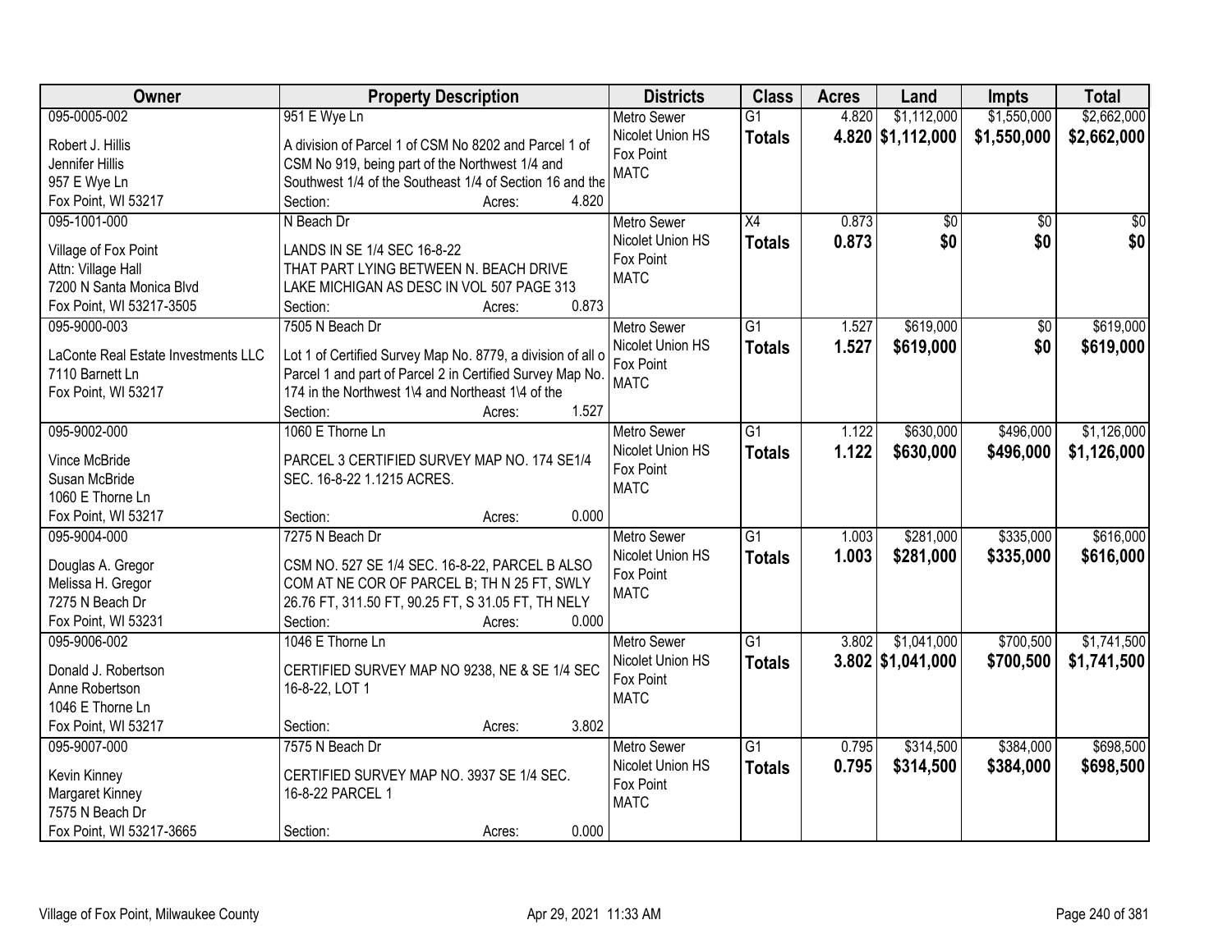| Owner | Property Description | Districts | Class | Acres | Land | Impts | Total |
|---|---|---|---|---|---|---|---|
| 095-0005-002<br>Robert J. Hillis<br>Jennifer Hillis<br>957 E Wye Ln<br>Fox Point, WI 53217 | 951 E Wye Ln<br>A division of Parcel 1 of CSM No 8202 and Parcel 1 of CSM No 919, being part of the Northwest 1/4 and Southwest 1/4 of the Southeast 1/4 of Section 16 and the<br>Section: Acres: 4.820 | Metro Sewer<br>Nicolet Union HS<br>Fox Point<br>MATC | G1<br>**Totals** | 4.820<br>**4.820** | $1,112,000<br>**$1,112,000** | $1,550,000<br>**$1,550,000** | $2,662,000<br>**$2,662,000** |
| 095-1001-000<br>Village of Fox Point<br>Attn: Village Hall<br>7200 N Santa Monica Blvd<br>Fox Point, WI 53217-3505 | N Beach Dr<br>LANDS IN SE 1/4 SEC 16-8-22<br>THAT PART LYING BETWEEN N. BEACH DRIVE LAKE MICHIGAN AS DESC IN VOL 507 PAGE 313<br>Section: Acres: 0.873 | Metro Sewer<br>Nicolet Union HS<br>Fox Point<br>MATC | X4<br>**Totals** | 0.873<br>**0.873** | $0<br>**$0** | $0<br>**$0** | $0<br>**$0** |
| 095-9000-003<br>LaConte Real Estate Investments LLC<br>7110 Barnett Ln<br>Fox Point, WI 53217 | 7505 N Beach Dr<br>Lot 1 of Certified Survey Map No. 8779, a division of all o Parcel 1 and part of Parcel 2 in Certified Survey Map No. 174 in the Northwest 1\4 and Northeast 1\4 of the<br>Section: Acres: 1.527 | Metro Sewer<br>Nicolet Union HS<br>Fox Point<br>MATC | G1<br>**Totals** | 1.527<br>**1.527** | $619,000<br>**$619,000** | $0<br>**$0** | $619,000<br>**$619,000** |
| 095-9002-000<br>Vince McBride<br>Susan McBride<br>1060 E Thorne Ln<br>Fox Point, WI 53217 | 1060 E Thorne Ln<br>PARCEL 3 CERTIFIED SURVEY MAP NO. 174 SE1/4 SEC. 16-8-22 1.1215 ACRES.<br>Section: Acres: 0.000 | Metro Sewer<br>Nicolet Union HS<br>Fox Point<br>MATC | G1<br>**Totals** | 1.122<br>**1.122** | $630,000<br>**$630,000** | $496,000<br>**$496,000** | $1,126,000<br>**$1,126,000** |
| 095-9004-000<br>Douglas A. Gregor<br>Melissa H. Gregor<br>7275 N Beach Dr<br>Fox Point, WI 53231 | 7275 N Beach Dr<br>CSM NO. 527 SE 1/4 SEC. 16-8-22, PARCEL B ALSO COM AT NE COR OF PARCEL B; TH N 25 FT, SWLY 26.76 FT, 311.50 FT, 90.25 FT, S 31.05 FT, TH NELY<br>Section: Acres: 0.000 | Metro Sewer<br>Nicolet Union HS<br>Fox Point<br>MATC | G1<br>**Totals** | 1.003<br>**1.003** | $281,000<br>**$281,000** | $335,000<br>**$335,000** | $616,000<br>**$616,000** |
| 095-9006-002<br>Donald J. Robertson<br>Anne Robertson<br>1046 E Thorne Ln<br>Fox Point, WI 53217 | 1046 E Thorne Ln<br>CERTIFIED SURVEY MAP NO 9238, NE & SE 1/4 SEC 16-8-22, LOT 1<br>Section: Acres: 3.802 | Metro Sewer<br>Nicolet Union HS<br>Fox Point<br>MATC | G1<br>**Totals** | 3.802<br>**3.802** | $1,041,000<br>**$1,041,000** | $700,500<br>**$700,500** | $1,741,500<br>**$1,741,500** |
| 095-9007-000<br>Kevin Kinney<br>Margaret Kinney<br>7575 N Beach Dr<br>Fox Point, WI 53217-3665 | 7575 N Beach Dr<br>CERTIFIED SURVEY MAP NO. 3937 SE 1/4 SEC. 16-8-22 PARCEL 1<br>Section: Acres: 0.000 | Metro Sewer<br>Nicolet Union HS<br>Fox Point<br>MATC | G1<br>**Totals** | 0.795<br>**0.795** | $314,500<br>**$314,500** | $384,000<br>**$384,000** | $698,500<br>**$698,500** |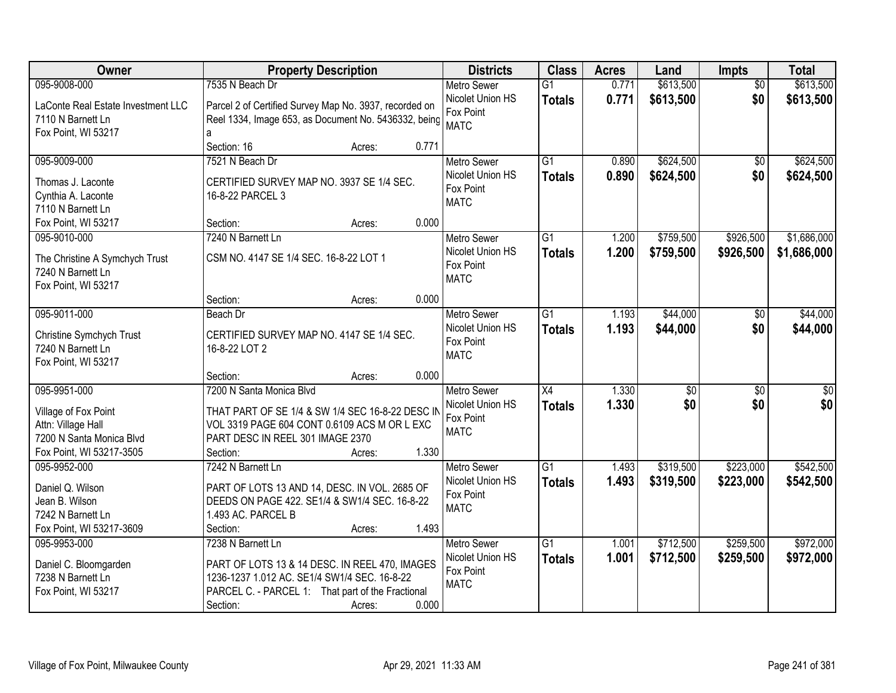| Owner | Property Description | Districts | Class | Acres | Land | Impts | Total |
|---|---|---|---|---|---|---|---|
| 095-9008-000<br>LaConte Real Estate Investment LLC<br>7110 N Barnett Ln<br>Fox Point, WI 53217 | 7535 N Beach Dr<br>Parcel 2 of Certified Survey Map No. 3937, recorded on Reel 1334, Image 653, as Document No. 5436332, being a<br>Section: 16 Acres: 0.771 | Metro Sewer<br>Nicolet Union HS<br>Fox Point<br>MATC | G1<br>**Totals** | 0.771<br>**0.771** | $613,500<br>**$613,500** | $0<br>**$0** | $613,500<br>**$613,500** |
| 095-9009-000<br>Thomas J. Laconte<br>Cynthia A. Laconte<br>7110 N Barnett Ln<br>Fox Point, WI 53217 | 7521 N Beach Dr<br>CERTIFIED SURVEY MAP NO. 3937 SE 1/4 SEC. 16-8-22 PARCEL 3<br>Section: Acres: 0.000 | Metro Sewer<br>Nicolet Union HS<br>Fox Point<br>MATC | G1<br>**Totals** | 0.890<br>**0.890** | $624,500<br>**$624,500** | $0<br>**$0** | $624,500<br>**$624,500** |
| 095-9010-000<br>The Christine A Symchych Trust<br>7240 N Barnett Ln<br>Fox Point, WI 53217 | 7240 N Barnett Ln<br>CSM NO. 4147 SE 1/4 SEC. 16-8-22 LOT 1<br>Section: Acres: 0.000 | Metro Sewer<br>Nicolet Union HS<br>Fox Point<br>MATC | G1<br>**Totals** | 1.200<br>**1.200** | $759,500<br>**$759,500** | $926,500<br>**$926,500** | $1,686,000<br>**$1,686,000** |
| 095-9011-000<br>Christine Symchych Trust<br>7240 N Barnett Ln<br>Fox Point, WI 53217 | Beach Dr<br>CERTIFIED SURVEY MAP NO. 4147 SE 1/4 SEC. 16-8-22 LOT 2<br>Section: Acres: 0.000 | Metro Sewer<br>Nicolet Union HS<br>Fox Point<br>MATC | G1<br>**Totals** | 1.193<br>**1.193** | $44,000<br>**$44,000** | $0<br>**$0** | $44,000<br>**$44,000** |
| 095-9951-000<br>Village of Fox Point<br>Attn: Village Hall<br>7200 N Santa Monica Blvd<br>Fox Point, WI 53217-3505 | 7200 N Santa Monica Blvd<br>THAT PART OF SE 1/4 & SW 1/4 SEC 16-8-22 DESC IN VOL 3319 PAGE 604 CONT 0.6109 ACS M OR L EXC PART DESC IN REEL 301 IMAGE 2370<br>Section: Acres: 1.330 | Metro Sewer<br>Nicolet Union HS<br>Fox Point<br>MATC | X4<br>**Totals** | 1.330<br>**1.330** | $0<br>**$0** | $0<br>**$0** | $0<br>**$0** |
| 095-9952-000<br>Daniel Q. Wilson<br>Jean B. Wilson<br>7242 N Barnett Ln<br>Fox Point, WI 53217-3609 | 7242 N Barnett Ln<br>PART OF LOTS 13 AND 14, DESC. IN VOL. 2685 OF DEEDS ON PAGE 422. SE1/4 & SW1/4 SEC. 16-8-22 1.493 AC. PARCEL B<br>Section: Acres: 1.493 | Metro Sewer<br>Nicolet Union HS<br>Fox Point<br>MATC | G1<br>**Totals** | 1.493<br>**1.493** | $319,500<br>**$319,500** | $223,000<br>**$223,000** | $542,500<br>**$542,500** |
| 095-9953-000<br>Daniel C. Bloomgarden<br>7238 N Barnett Ln<br>Fox Point, WI 53217 | 7238 N Barnett Ln<br>PART OF LOTS 13 & 14 DESC. IN REEL 470, IMAGES 1236-1237 1.012 AC. SE1/4 SW1/4 SEC. 16-8-22 PARCEL C. - PARCEL 1: That part of the Fractional<br>Section: Acres: 0.000 | Metro Sewer<br>Nicolet Union HS<br>Fox Point<br>MATC | G1<br>**Totals** | 1.001<br>**1.001** | $712,500<br>**$712,500** | $259,500<br>**$259,500** | $972,000<br>**$972,000** |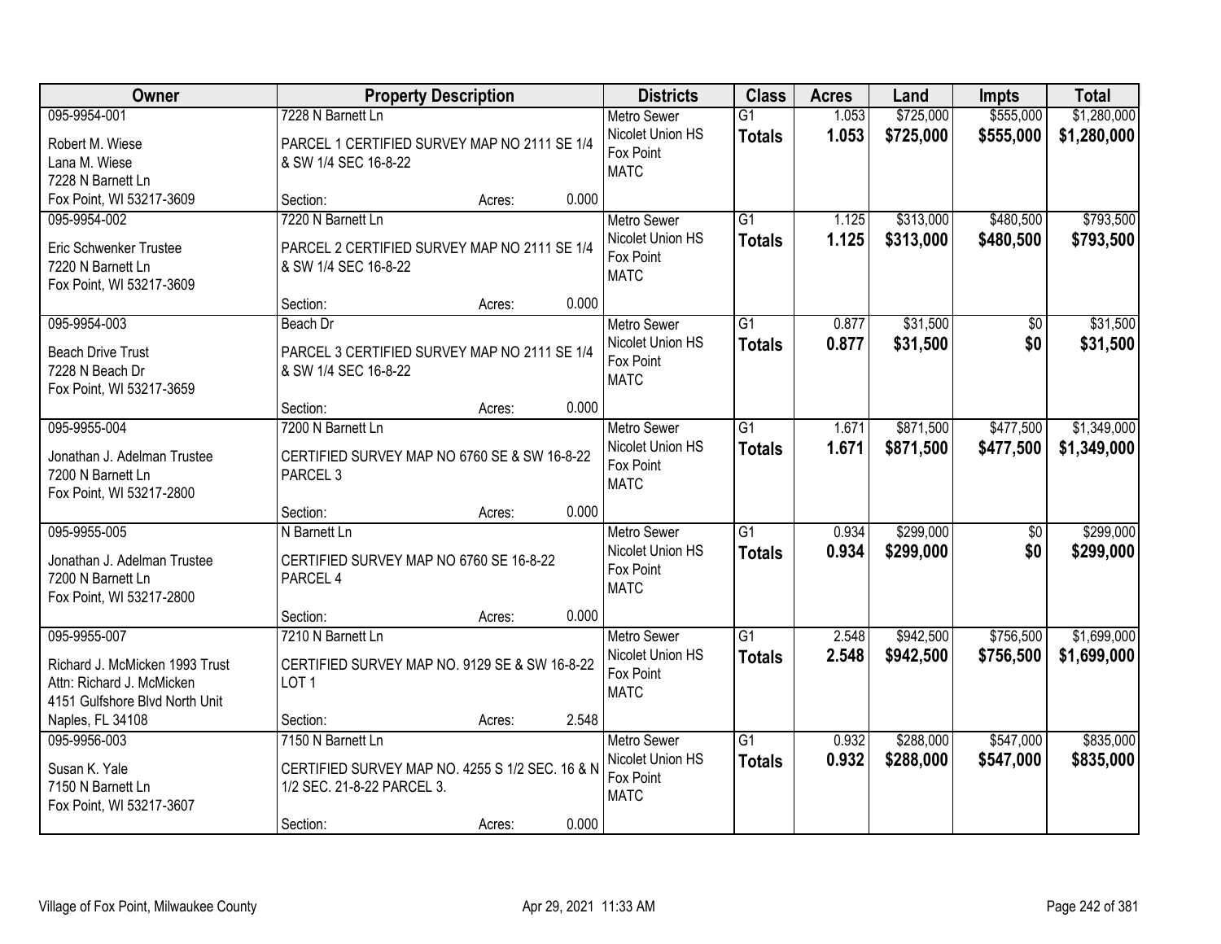| Owner | Property Description | Districts | Class | Acres | Land | Impts | Total |
|---|---|---|---|---|---|---|---|
| 095-9954-001<br>Robert M. Wiese<br>Lana M. Wiese<br>7228 N Barnett Ln<br>Fox Point, WI 53217-3609 | 7228 N Barnett Ln<br>PARCEL 1 CERTIFIED SURVEY MAP NO 2111 SE 1/4 & SW 1/4 SEC 16-8-22<br>Section: Acres: 0.000 | Metro Sewer<br>Nicolet Union HS<br>Fox Point<br>MATC | G1<br>**Totals** | 1.053<br>**1.053** | $725,000<br>**$725,000** | $555,000<br>**$555,000** | $1,280,000<br>**$1,280,000** |
| 095-9954-002<br>Eric Schwenker Trustee<br>7220 N Barnett Ln<br>Fox Point, WI 53217-3609 | 7220 N Barnett Ln<br>PARCEL 2 CERTIFIED SURVEY MAP NO 2111 SE 1/4 & SW 1/4 SEC 16-8-22<br>Section: Acres: 0.000 | Metro Sewer<br>Nicolet Union HS<br>Fox Point<br>MATC | G1<br>**Totals** | 1.125<br>**1.125** | $313,000<br>**$313,000** | $480,500<br>**$480,500** | $793,500<br>**$793,500** |
| 095-9954-003<br>Beach Drive Trust<br>7228 N Beach Dr<br>Fox Point, WI 53217-3659 | Beach Dr<br>PARCEL 3 CERTIFIED SURVEY MAP NO 2111 SE 1/4 & SW 1/4 SEC 16-8-22<br>Section: Acres: 0.000 | Metro Sewer<br>Nicolet Union HS<br>Fox Point<br>MATC | G1<br>**Totals** | 0.877<br>**0.877** | $31,500<br>**$31,500** | $0<br>**$0** | $31,500<br>**$31,500** |
| 095-9955-004<br>Jonathan J. Adelman Trustee<br>7200 N Barnett Ln<br>Fox Point, WI 53217-2800 | 7200 N Barnett Ln<br>CERTIFIED SURVEY MAP NO 6760 SE & SW 16-8-22 PARCEL 3<br>Section: Acres: 0.000 | Metro Sewer<br>Nicolet Union HS<br>Fox Point<br>MATC | G1<br>**Totals** | 1.671<br>**1.671** | $871,500<br>**$871,500** | $477,500<br>**$477,500** | $1,349,000<br>**$1,349,000** |
| 095-9955-005<br>Jonathan J. Adelman Trustee<br>7200 N Barnett Ln<br>Fox Point, WI 53217-2800 | N Barnett Ln<br>CERTIFIED SURVEY MAP NO 6760 SE 16-8-22 PARCEL 4<br>Section: Acres: 0.000 | Metro Sewer<br>Nicolet Union HS<br>Fox Point<br>MATC | G1<br>**Totals** | 0.934<br>**0.934** | $299,000<br>**$299,000** | $0<br>**$0** | $299,000<br>**$299,000** |
| 095-9955-007<br>Richard J. McMicken 1993 Trust<br>Attn: Richard J. McMicken<br>4151 Gulfshore Blvd North Unit<br>Naples, FL 34108 | 7210 N Barnett Ln<br>CERTIFIED SURVEY MAP NO. 9129 SE & SW 16-8-22 LOT 1<br>Section: Acres: 2.548 | Metro Sewer<br>Nicolet Union HS<br>Fox Point<br>MATC | G1<br>**Totals** | 2.548<br>**2.548** | $942,500<br>**$942,500** | $756,500<br>**$756,500** | $1,699,000<br>**$1,699,000** |
| 095-9956-003<br>Susan K. Yale<br>7150 N Barnett Ln<br>Fox Point, WI 53217-3607 | 7150 N Barnett Ln<br>CERTIFIED SURVEY MAP NO. 4255 S 1/2 SEC. 16 & N 1/2 SEC. 21-8-22 PARCEL 3.<br>Section: Acres: 0.000 | Metro Sewer<br>Nicolet Union HS<br>Fox Point<br>MATC | G1<br>**Totals** | 0.932<br>**0.932** | $288,000<br>**$288,000** | $547,000<br>**$547,000** | $835,000<br>**$835,000** |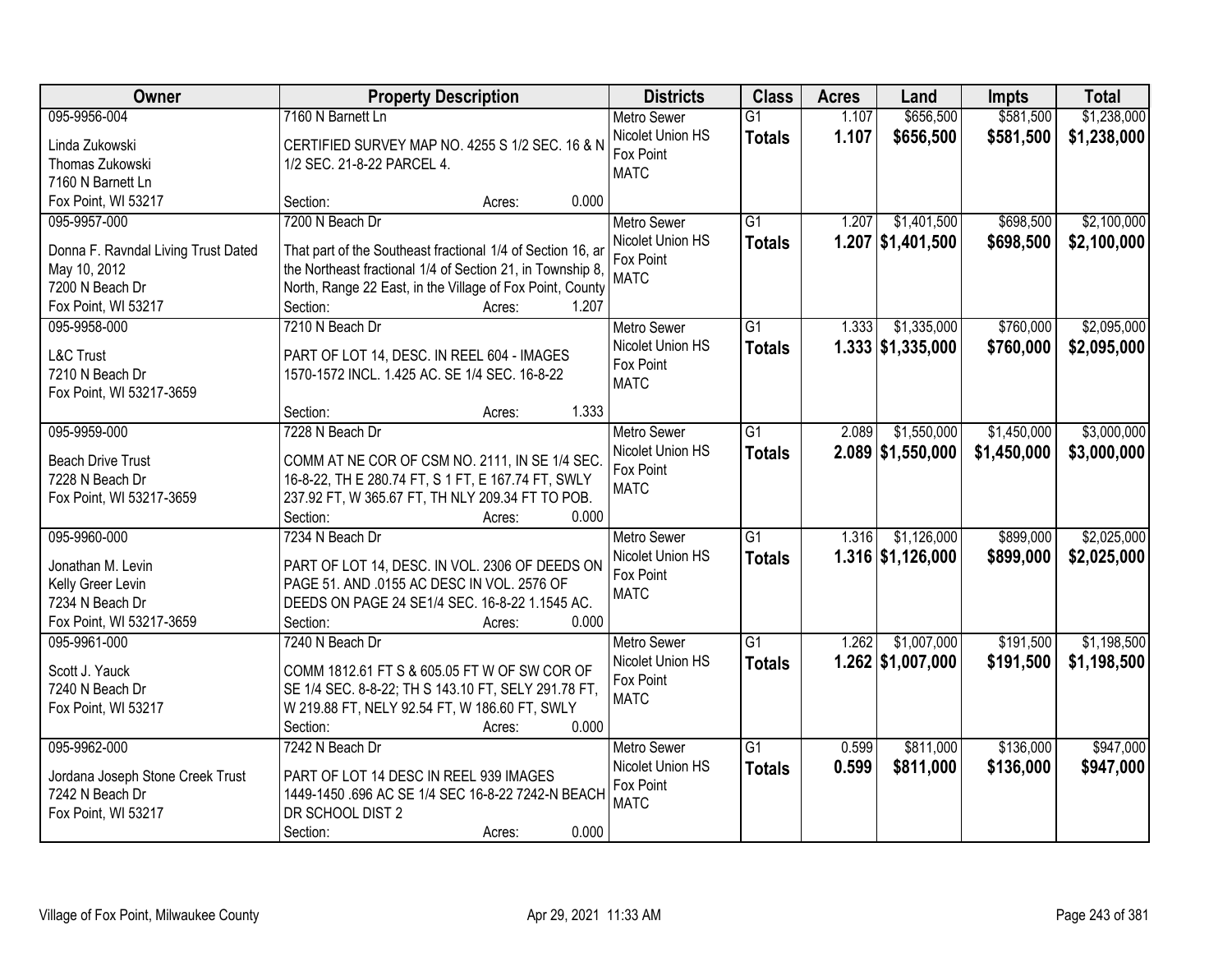| Owner | Property Description | Districts | Class | Acres | Land | Impts | Total |
|---|---|---|---|---|---|---|---|
| 095-9956-004<br>Linda Zukowski<br>Thomas Zukowski<br>7160 N Barnett Ln<br>Fox Point, WI 53217 | 7160 N Barnett Ln<br>CERTIFIED SURVEY MAP NO. 4255 S 1/2 SEC. 16 & N 1/2 SEC. 21-8-22 PARCEL 4.<br>Section: Acres: 0.000 | Metro Sewer<br>Nicolet Union HS<br>Fox Point<br>MATC | G1<br>**Totals** | 1.107<br>**1.107** | $656,500<br>**$656,500** | $581,500<br>**$581,500** | $1,238,000<br>**$1,238,000** |
| 095-9957-000<br>Donna F. Ravndal Living Trust Dated May 10, 2012<br>7200 N Beach Dr<br>Fox Point, WI 53217 | 7200 N Beach Dr<br>That part of the Southeast fractional 1/4 of Section 16, ar the Northeast fractional 1/4 of Section 21, in Township 8, North, Range 22 East, in the Village of Fox Point, County<br>Section: Acres: 1.207 | Metro Sewer<br>Nicolet Union HS<br>Fox Point<br>MATC | G1<br>**Totals** | 1.207<br>**1.207** | $1,401,500<br>**$1,401,500** | $698,500<br>**$698,500** | $2,100,000<br>**$2,100,000** |
| 095-9958-000<br>L&C Trust<br>7210 N Beach Dr<br>Fox Point, WI 53217-3659 | 7210 N Beach Dr<br>PART OF LOT 14, DESC. IN REEL 604 - IMAGES 1570-1572 INCL. 1.425 AC. SE 1/4 SEC. 16-8-22<br>Section: Acres: 1.333 | Metro Sewer<br>Nicolet Union HS<br>Fox Point<br>MATC | G1<br>**Totals** | 1.333<br>**1.333** | $1,335,000<br>**$1,335,000** | $760,000<br>**$760,000** | $2,095,000<br>**$2,095,000** |
| 095-9959-000<br>Beach Drive Trust<br>7228 N Beach Dr<br>Fox Point, WI 53217-3659 | 7228 N Beach Dr<br>COMM AT NE COR OF CSM NO. 2111, IN SE 1/4 SEC. 16-8-22, TH E 280.74 FT, S 1 FT, E 167.74 FT, SWLY 237.92 FT, W 365.67 FT, TH NLY 209.34 FT TO POB.<br>Section: Acres: 0.000 | Metro Sewer<br>Nicolet Union HS<br>Fox Point<br>MATC | G1<br>**Totals** | 2.089<br>**2.089** | $1,550,000<br>**$1,550,000** | $1,450,000<br>**$1,450,000** | $3,000,000<br>**$3,000,000** |
| 095-9960-000<br>Jonathan M. Levin<br>Kelly Greer Levin<br>7234 N Beach Dr<br>Fox Point, WI 53217-3659 | 7234 N Beach Dr<br>PART OF LOT 14, DESC. IN VOL. 2306 OF DEEDS ON PAGE 51. AND .0155 AC DESC IN VOL. 2576 OF DEEDS ON PAGE 24 SE1/4 SEC. 16-8-22 1.1545 AC.<br>Section: Acres: 0.000 | Metro Sewer<br>Nicolet Union HS<br>Fox Point<br>MATC | G1<br>**Totals** | 1.316<br>**1.316** | $1,126,000<br>**$1,126,000** | $899,000<br>**$899,000** | $2,025,000<br>**$2,025,000** |
| 095-9961-000<br>Scott J. Yauck<br>7240 N Beach Dr<br>Fox Point, WI 53217 | 7240 N Beach Dr<br>COMM 1812.61 FT S & 605.05 FT W OF SW COR OF SE 1/4 SEC. 8-8-22; TH S 143.10 FT, SELY 291.78 FT, W 219.88 FT, NELY 92.54 FT, W 186.60 FT, SWLY<br>Section: Acres: 0.000 | Metro Sewer<br>Nicolet Union HS<br>Fox Point<br>MATC | G1<br>**Totals** | 1.262<br>**1.262** | $1,007,000<br>**$1,007,000** | $191,500<br>**$191,500** | $1,198,500<br>**$1,198,500** |
| 095-9962-000<br>Jordana Joseph Stone Creek Trust<br>7242 N Beach Dr<br>Fox Point, WI 53217 | 7242 N Beach Dr<br>PART OF LOT 14 DESC IN REEL 939 IMAGES 1449-1450 .696 AC SE 1/4 SEC 16-8-22 7242-N BEACH DR SCHOOL DIST 2<br>Section: Acres: 0.000 | Metro Sewer<br>Nicolet Union HS<br>Fox Point<br>MATC | G1<br>**Totals** | 0.599<br>**0.599** | $811,000<br>**$811,000** | $136,000<br>**$136,000** | $947,000<br>**$947,000** |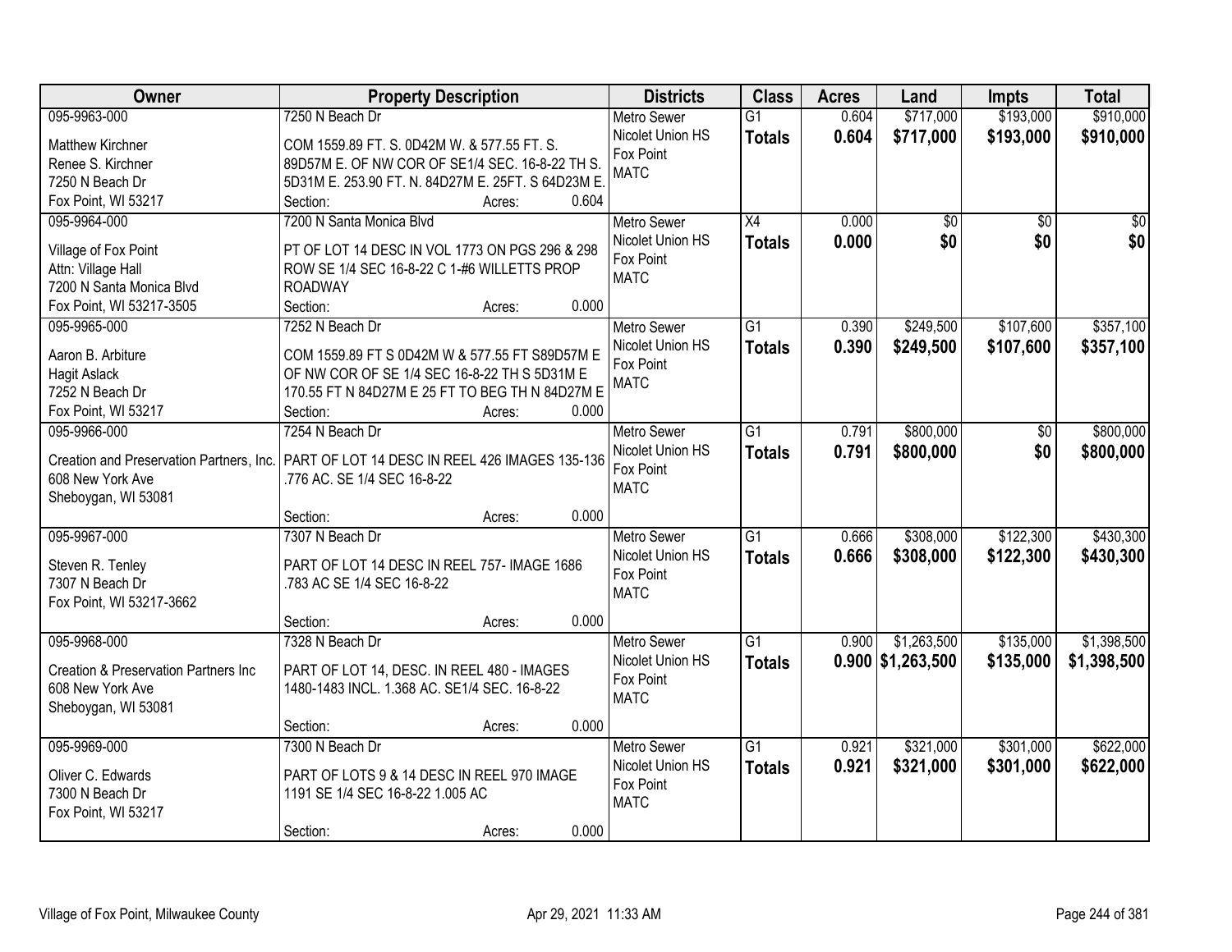| Owner | Property Description | Districts | Class | Acres | Land | Impts | Total |
|---|---|---|---|---|---|---|---|
| 095-9963-000<br>Matthew Kirchner<br>Renee S. Kirchner<br>7250 N Beach Dr<br>Fox Point, WI 53217 | 7250 N Beach Dr<br>COM 1559.89 FT. S. 0D42M W. & 577.55 FT. S. 89D57M E. OF NW COR OF SE1/4 SEC. 16-8-22 TH S. 5D31M E. 253.90 FT. N. 84D27M E. 25FT. S 64D23M E.<br>Section: Acres: 0.604 | Metro Sewer<br>Nicolet Union HS<br>Fox Point<br>MATC | G1<br>**Totals** | 0.604<br>**0.604** | \$717,000<br>**\$717,000** | \$193,000<br>**\$193,000** | \$910,000<br>**\$910,000** |
| 095-9964-000<br>Village of Fox Point<br>Attn: Village Hall<br>7200 N Santa Monica Blvd<br>Fox Point, WI 53217-3505 | 7200 N Santa Monica Blvd<br>PT OF LOT 14 DESC IN VOL 1773 ON PGS 296 & 298 ROW SE 1/4 SEC 16-8-22 C 1-#6 WILLETTS PROP ROADWAY<br>Section: Acres: 0.000 | Metro Sewer<br>Nicolet Union HS<br>Fox Point<br>MATC | X4<br>**Totals** | 0.000<br>**0.000** | \$0<br>**\$0** | \$0<br>**\$0** | \$0<br>**\$0** |
| 095-9965-000<br>Aaron B. Arbiture<br>Hagit Aslack<br>7252 N Beach Dr<br>Fox Point, WI 53217 | 7252 N Beach Dr<br>COM 1559.89 FT S 0D42M W & 577.55 FT S89D57M E OF NW COR OF SE 1/4 SEC 16-8-22 TH S 5D31M E 170.55 FT N 84D27M E 25 FT TO BEG TH N 84D27M E<br>Section: Acres: 0.000 | Metro Sewer<br>Nicolet Union HS<br>Fox Point<br>MATC | G1<br>**Totals** | 0.390<br>**0.390** | \$249,500<br>**\$249,500** | \$107,600<br>**\$107,600** | \$357,100<br>**\$357,100** |
| 095-9966-000<br>Creation and Preservation Partners, Inc.<br>608 New York Ave<br>Sheboygan, WI 53081 | 7254 N Beach Dr<br>PART OF LOT 14 DESC IN REEL 426 IMAGES 135-136 .776 AC. SE 1/4 SEC 16-8-22<br>Section: Acres: 0.000 | Metro Sewer<br>Nicolet Union HS<br>Fox Point<br>MATC | G1<br>**Totals** | 0.791<br>**0.791** | \$800,000<br>**\$800,000** | \$0<br>**\$0** | \$800,000<br>**\$800,000** |
| 095-9967-000<br>Steven R. Tenley<br>7307 N Beach Dr<br>Fox Point, WI 53217-3662 | 7307 N Beach Dr<br>PART OF LOT 14 DESC IN REEL 757- IMAGE 1686 .783 AC SE 1/4 SEC 16-8-22<br>Section: Acres: 0.000 | Metro Sewer<br>Nicolet Union HS<br>Fox Point<br>MATC | G1<br>**Totals** | 0.666<br>**0.666** | \$308,000<br>**\$308,000** | \$122,300<br>**\$122,300** | \$430,300<br>**\$430,300** |
| 095-9968-000<br>Creation & Preservation Partners Inc<br>608 New York Ave<br>Sheboygan, WI 53081 | 7328 N Beach Dr<br>PART OF LOT 14, DESC. IN REEL 480 - IMAGES 1480-1483 INCL. 1.368 AC. SE1/4 SEC. 16-8-22<br>Section: Acres: 0.000 | Metro Sewer<br>Nicolet Union HS<br>Fox Point<br>MATC | G1<br>**Totals** | 0.900<br>**0.900** | \$1,263,500<br>**\$1,263,500** | \$135,000<br>**\$135,000** | \$1,398,500<br>**\$1,398,500** |
| 095-9969-000<br>Oliver C. Edwards<br>7300 N Beach Dr<br>Fox Point, WI 53217 | 7300 N Beach Dr<br>PART OF LOTS 9 & 14 DESC IN REEL 970 IMAGE 1191 SE 1/4 SEC 16-8-22 1.005 AC<br>Section: Acres: 0.000 | Metro Sewer<br>Nicolet Union HS<br>Fox Point<br>MATC | G1<br>**Totals** | 0.921<br>**0.921** | \$321,000<br>**\$321,000** | \$301,000<br>**\$301,000** | \$622,000<br>**\$622,000** |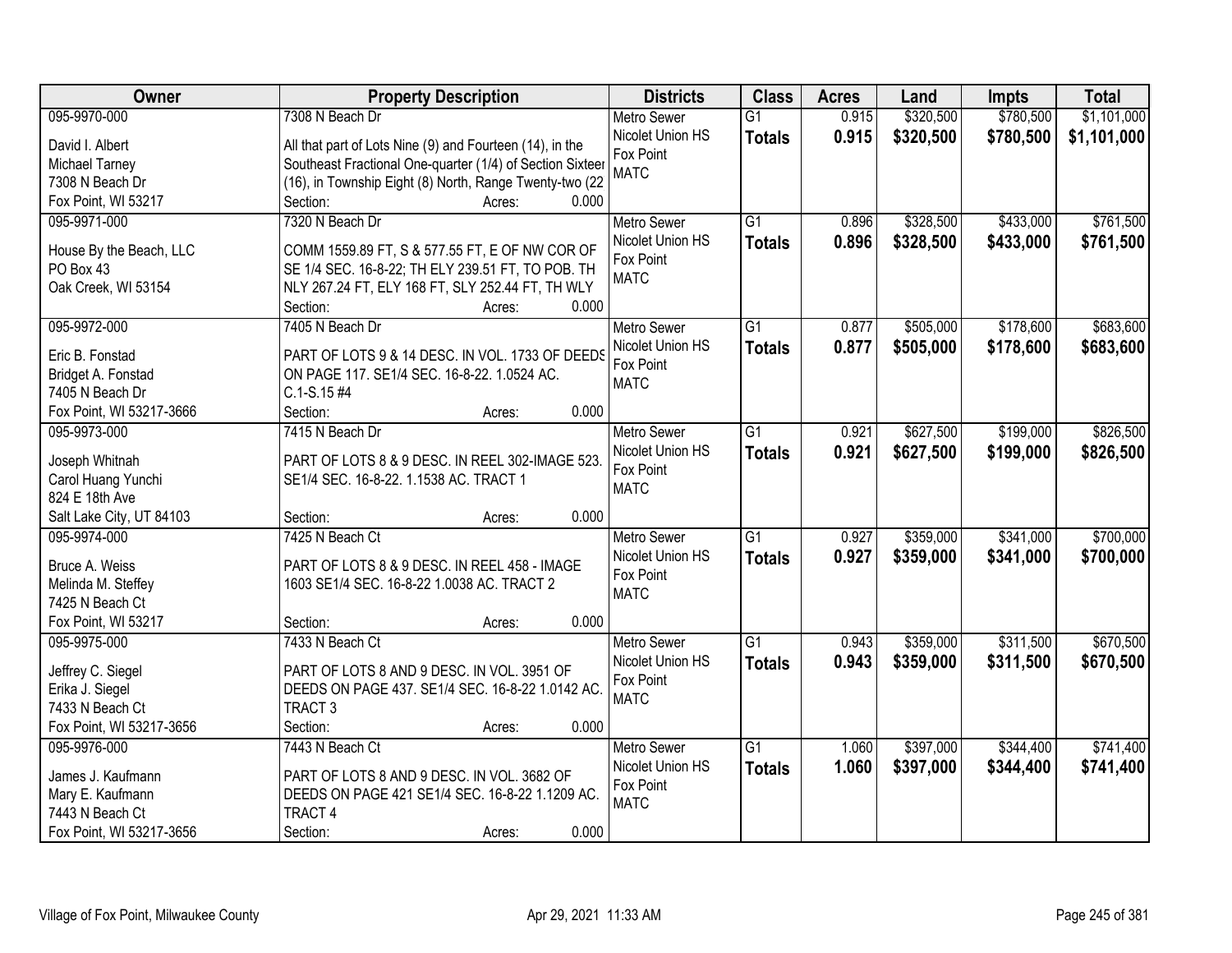| Owner | Property Description | Districts | Class | Acres | Land | Impts | Total |
|---|---|---|---|---|---|---|---|
| 095-9970-000<br>David I. Albert<br>Michael Tarney<br>7308 N Beach Dr<br>Fox Point, WI 53217 | 7308 N Beach Dr<br>All that part of Lots Nine (9) and Fourteen (14), in the Southeast Fractional One-quarter (1/4) of Section Sixteen (16), in Township Eight (8) North, Range Twenty-two (22<br>Section: Acres: 0.000 | Metro Sewer<br>Nicolet Union HS<br>Fox Point<br>MATC | G1<br>**Totals** | 0.915<br>**0.915** | $320,500<br>**$320,500** | $780,500<br>**$780,500** | $1,101,000<br>**$1,101,000** |
| 095-9971-000<br>House By the Beach, LLC<br>PO Box 43<br>Oak Creek, WI 53154 | 7320 N Beach Dr<br>COMM 1559.89 FT, S & 577.55 FT, E OF NW COR OF SE 1/4 SEC. 16-8-22; TH ELY 239.51 FT, TO POB. TH NLY 267.24 FT, ELY 168 FT, SLY 252.44 FT, TH WLY<br>Section: Acres: 0.000 | Metro Sewer<br>Nicolet Union HS<br>Fox Point<br>MATC | G1<br>**Totals** | 0.896<br>**0.896** | $328,500<br>**$328,500** | $433,000<br>**$433,000** | $761,500<br>**$761,500** |
| 095-9972-000<br>Eric B. Fonstad<br>Bridget A. Fonstad<br>7405 N Beach Dr<br>Fox Point, WI 53217-3666 | 7405 N Beach Dr<br>PART OF LOTS 9 & 14 DESC. IN VOL. 1733 OF DEEDS ON PAGE 117. SE1/4 SEC. 16-8-22. 1.0524 AC. C.1-S.15 #4<br>Section: Acres: 0.000 | Metro Sewer<br>Nicolet Union HS<br>Fox Point<br>MATC | G1<br>**Totals** | 0.877<br>**0.877** | $505,000<br>**$505,000** | $178,600<br>**$178,600** | $683,600<br>**$683,600** |
| 095-9973-000<br>Joseph Whitnah<br>Carol Huang Yunchi<br>824 E 18th Ave<br>Salt Lake City, UT 84103 | 7415 N Beach Dr<br>PART OF LOTS 8 & 9 DESC. IN REEL 302-IMAGE 523. SE1/4 SEC. 16-8-22. 1.1538 AC. TRACT 1<br>Section: Acres: 0.000 | Metro Sewer<br>Nicolet Union HS<br>Fox Point<br>MATC | G1<br>**Totals** | 0.921<br>**0.921** | $627,500<br>**$627,500** | $199,000<br>**$199,000** | $826,500<br>**$826,500** |
| 095-9974-000<br>Bruce A. Weiss<br>Melinda M. Steffey<br>7425 N Beach Ct<br>Fox Point, WI 53217 | 7425 N Beach Ct<br>PART OF LOTS 8 & 9 DESC. IN REEL 458 - IMAGE 1603 SE1/4 SEC. 16-8-22 1.0038 AC. TRACT 2<br>Section: Acres: 0.000 | Metro Sewer<br>Nicolet Union HS<br>Fox Point<br>MATC | G1<br>**Totals** | 0.927<br>**0.927** | $359,000<br>**$359,000** | $341,000<br>**$341,000** | $700,000<br>**$700,000** |
| 095-9975-000<br>Jeffrey C. Siegel<br>Erika J. Siegel<br>7433 N Beach Ct<br>Fox Point, WI 53217-3656 | 7433 N Beach Ct<br>PART OF LOTS 8 AND 9 DESC. IN VOL. 3951 OF DEEDS ON PAGE 437. SE1/4 SEC. 16-8-22 1.0142 AC. TRACT 3<br>Section: Acres: 0.000 | Metro Sewer<br>Nicolet Union HS<br>Fox Point<br>MATC | G1<br>**Totals** | 0.943<br>**0.943** | $359,000<br>**$359,000** | $311,500<br>**$311,500** | $670,500<br>**$670,500** |
| 095-9976-000<br>James J. Kaufmann<br>Mary E. Kaufmann<br>7443 N Beach Ct<br>Fox Point, WI 53217-3656 | 7443 N Beach Ct<br>PART OF LOTS 8 AND 9 DESC. IN VOL. 3682 OF DEEDS ON PAGE 421 SE1/4 SEC. 16-8-22 1.1209 AC. TRACT 4<br>Section: Acres: 0.000 | Metro Sewer<br>Nicolet Union HS<br>Fox Point<br>MATC | G1<br>**Totals** | 1.060<br>**1.060** | $397,000<br>**$397,000** | $344,400<br>**$344,400** | $741,400<br>**$741,400** |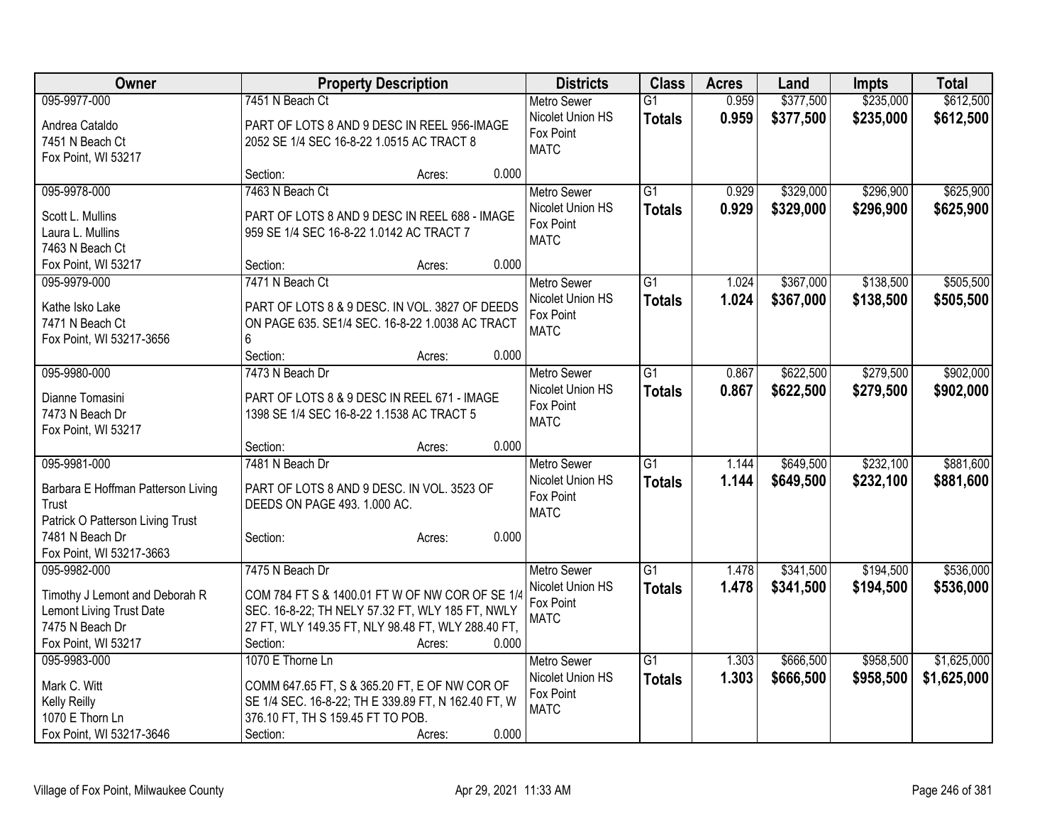| Owner | Property Description | Districts | Class | Acres | Land | Impts | Total |
|---|---|---|---|---|---|---|---|
| 095-9977-000<br><br>Andrea Cataldo<br>7451 N Beach Ct<br>Fox Point, WI 53217 | 7451 N Beach Ct<br><br>PART OF LOTS 8 AND 9 DESC IN REEL 956-IMAGE 2052 SE 1/4 SEC 16-8-22 1.0515 AC TRACT 8<br><br>Section: Acres: 0.000 | Metro Sewer<br>Nicolet Union HS<br>Fox Point<br>MATC | G1<br>**Totals** | 0.959<br>**0.959** | \$377,500<br>**\$377,500** | \$235,000<br>**\$235,000** | \$612,500<br>**\$612,500** |
| 095-9978-000<br><br>Scott L. Mullins<br>Laura L. Mullins<br>7463 N Beach Ct<br>Fox Point, WI 53217 | 7463 N Beach Ct<br><br>PART OF LOTS 8 AND 9 DESC IN REEL 688 - IMAGE 959 SE 1/4 SEC 16-8-22 1.0142 AC TRACT 7<br><br>Section: Acres: 0.000 | Metro Sewer<br>Nicolet Union HS<br>Fox Point<br>MATC | G1<br>**Totals** | 0.929<br>**0.929** | \$329,000<br>**\$329,000** | \$296,900<br>**\$296,900** | \$625,900<br>**\$625,900** |
| 095-9979-000<br><br>Kathe Isko Lake<br>7471 N Beach Ct<br>Fox Point, WI 53217-3656 | 7471 N Beach Ct<br><br>PART OF LOTS 8 & 9 DESC. IN VOL. 3827 OF DEEDS ON PAGE 635. SE1/4 SEC. 16-8-22 1.0038 AC TRACT 6<br><br>Section: Acres: 0.000 | Metro Sewer<br>Nicolet Union HS<br>Fox Point<br>MATC | G1<br>**Totals** | 1.024<br>**1.024** | \$367,000<br>**\$367,000** | \$138,500<br>**\$138,500** | \$505,500<br>**\$505,500** |
| 095-9980-000<br><br>Dianne Tomasini<br>7473 N Beach Dr<br>Fox Point, WI 53217 | 7473 N Beach Dr<br><br>PART OF LOTS 8 & 9 DESC IN REEL 671 - IMAGE 1398 SE 1/4 SEC 16-8-22 1.1538 AC TRACT 5<br><br>Section: Acres: 0.000 | Metro Sewer<br>Nicolet Union HS<br>Fox Point<br>MATC | G1<br>**Totals** | 0.867<br>**0.867** | \$622,500<br>**\$622,500** | \$279,500<br>**\$279,500** | \$902,000<br>**\$902,000** |
| 095-9981-000<br><br>Barbara E Hoffman Patterson Living Trust<br>Patrick O Patterson Living Trust<br>7481 N Beach Dr<br>Fox Point, WI 53217-3663 | 7481 N Beach Dr<br><br>PART OF LOTS 8 AND 9 DESC. IN VOL. 3523 OF DEEDS ON PAGE 493. 1.000 AC.<br><br>Section: Acres: 0.000 | Metro Sewer<br>Nicolet Union HS<br>Fox Point<br>MATC | G1<br>**Totals** | 1.144<br>**1.144** | \$649,500<br>**\$649,500** | \$232,100<br>**\$232,100** | \$881,600<br>**\$881,600** |
| 095-9982-000<br><br>Timothy J Lemont and Deborah R Lemont Living Trust Date<br>7475 N Beach Dr<br>Fox Point, WI 53217 | 7475 N Beach Dr<br><br>COM 784 FT S & 1400.01 FT W OF NW COR OF SE 1/4 SEC. 16-8-22; TH NELY 57.32 FT, WLY 185 FT, NWLY 27 FT, WLY 149.35 FT, NLY 98.48 FT, WLY 288.40 FT,<br>Section: Acres: 0.000 | Metro Sewer<br>Nicolet Union HS<br>Fox Point<br>MATC | G1<br>**Totals** | 1.478<br>**1.478** | \$341,500<br>**\$341,500** | \$194,500<br>**\$194,500** | \$536,000<br>**\$536,000** |
| 095-9983-000<br><br>Mark C. Witt<br>Kelly Reilly<br>1070 E Thorn Ln<br>Fox Point, WI 53217-3646 | 1070 E Thorne Ln<br><br>COMM 647.65 FT, S & 365.20 FT, E OF NW COR OF SE 1/4 SEC. 16-8-22; TH E 339.89 FT, N 162.40 FT, W 376.10 FT, TH S 159.45 FT TO POB.<br>Section: Acres: 0.000 | Metro Sewer<br>Nicolet Union HS<br>Fox Point<br>MATC | G1<br>**Totals** | 1.303<br>**1.303** | \$666,500<br>**\$666,500** | \$958,500<br>**\$958,500** | \$1,625,000<br>**\$1,625,000** |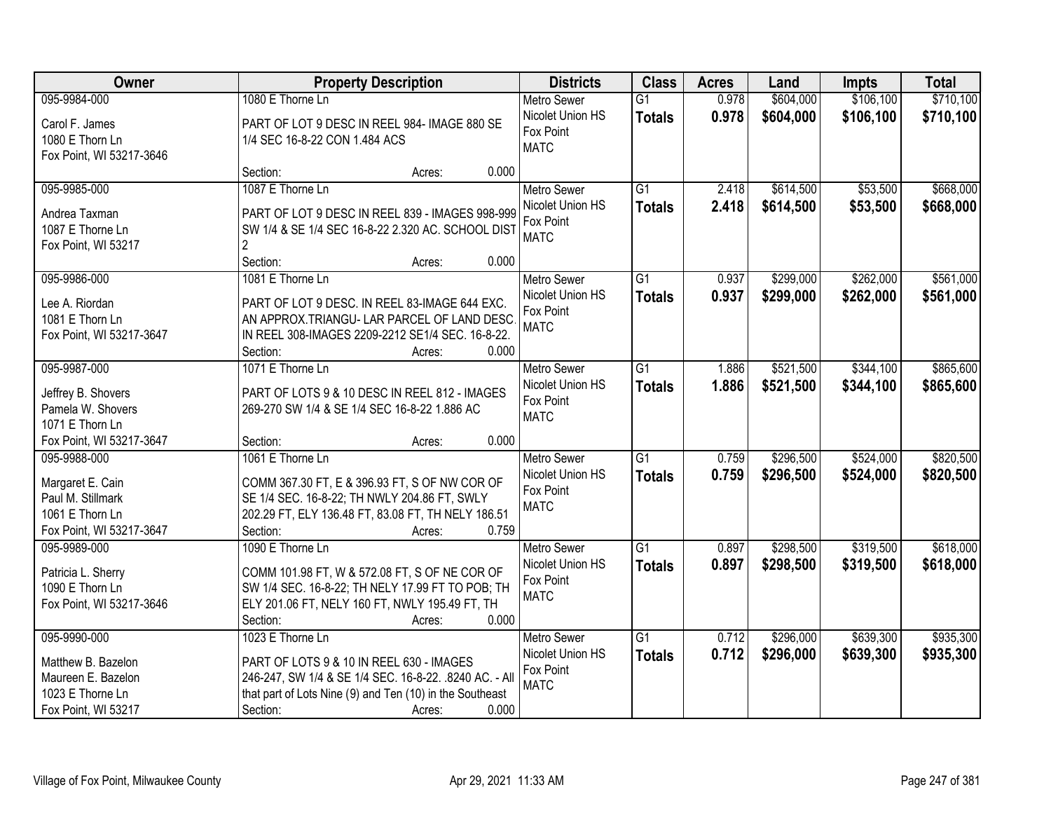| Owner | Property Description | Districts | Class | Acres | Land | Impts | Total |
|---|---|---|---|---|---|---|---|
| 095-9984-000<br><br>Carol F. James<br>1080 E Thorn Ln<br>Fox Point, WI 53217-3646 | 1080 E Thorne Ln<br><br>PART OF LOT 9 DESC IN REEL 984- IMAGE 880 SE 1/4 SEC 16-8-22 CON 1.484 ACS<br><br>Section: Acres: 0.000 | Metro Sewer<br>Nicolet Union HS<br>Fox Point<br>MATC | G1<br>**Totals** | 0.978<br>**0.978** | $604,000<br>**$604,000** | $106,100<br>**$106,100** | $710,100<br>**$710,100** |
| 095-9985-000<br><br>Andrea Taxman<br>1087 E Thorne Ln<br>Fox Point, WI 53217 | 1087 E Thorne Ln<br><br>PART OF LOT 9 DESC IN REEL 839 - IMAGES 998-999 SW 1/4 & SE 1/4 SEC 16-8-22 2.320 AC. SCHOOL DIST 2<br><br>Section: Acres: 0.000 | Metro Sewer<br>Nicolet Union HS<br>Fox Point<br>MATC | G1<br>**Totals** | 2.418<br>**2.418** | $614,500<br>**$614,500** | $53,500<br>**$53,500** | $668,000<br>**$668,000** |
| 095-9986-000<br><br>Lee A. Riordan<br>1081 E Thorn Ln<br>Fox Point, WI 53217-3647 | 1081 E Thorne Ln<br><br>PART OF LOT 9 DESC. IN REEL 83-IMAGE 644 EXC. AN APPROX.TRIANGU- LAR PARCEL OF LAND DESC. IN REEL 308-IMAGES 2209-2212 SE1/4 SEC. 16-8-22.<br>Section: Acres: 0.000 | Metro Sewer<br>Nicolet Union HS<br>Fox Point<br>MATC | G1<br>**Totals** | 0.937<br>**0.937** | $299,000<br>**$299,000** | $262,000<br>**$262,000** | $561,000<br>**$561,000** |
| 095-9987-000<br><br>Jeffrey B. Shovers<br>Pamela W. Shovers<br>1071 E Thorn Ln<br>Fox Point, WI 53217-3647 | 1071 E Thorne Ln<br><br>PART OF LOTS 9 & 10 DESC IN REEL 812 - IMAGES 269-270 SW 1/4 & SE 1/4 SEC 16-8-22 1.886 AC<br><br>Section: Acres: 0.000 | Metro Sewer<br>Nicolet Union HS<br>Fox Point<br>MATC | G1<br>**Totals** | 1.886<br>**1.886** | $521,500<br>**$521,500** | $344,100<br>**$344,100** | $865,600<br>**$865,600** |
| 095-9988-000<br><br>Margaret E. Cain<br>Paul M. Stillmark<br>1061 E Thorn Ln<br>Fox Point, WI 53217-3647 | 1061 E Thorne Ln<br><br>COMM 367.30 FT, E & 396.93 FT, S OF NW COR OF SE 1/4 SEC. 16-8-22; TH NWLY 204.86 FT, SWLY 202.29 FT, ELY 136.48 FT, 83.08 FT, TH NELY 186.51<br>Section: Acres: 0.759 | Metro Sewer<br>Nicolet Union HS<br>Fox Point<br>MATC | G1<br>**Totals** | 0.759<br>**0.759** | $296,500<br>**$296,500** | $524,000<br>**$524,000** | $820,500<br>**$820,500** |
| 095-9989-000<br><br>Patricia L. Sherry<br>1090 E Thorn Ln<br>Fox Point, WI 53217-3646 | 1090 E Thorne Ln<br><br>COMM 101.98 FT, W & 572.08 FT, S OF NE COR OF SW 1/4 SEC. 16-8-22; TH NELY 17.99 FT TO POB; TH ELY 201.06 FT, NELY 160 FT, NWLY 195.49 FT, TH<br>Section: Acres: 0.000 | Metro Sewer<br>Nicolet Union HS<br>Fox Point<br>MATC | G1<br>**Totals** | 0.897<br>**0.897** | $298,500<br>**$298,500** | $319,500<br>**$319,500** | $618,000<br>**$618,000** |
| 095-9990-000<br><br>Matthew B. Bazelon<br>Maureen E. Bazelon<br>1023 E Thorne Ln<br>Fox Point, WI 53217 | 1023 E Thorne Ln<br><br>PART OF LOTS 9 & 10 IN REEL 630 - IMAGES 246-247, SW 1/4 & SE 1/4 SEC. 16-8-22. .8240 AC. - All that part of Lots Nine (9) and Ten (10) in the Southeast<br>Section: Acres: 0.000 | Metro Sewer<br>Nicolet Union HS<br>Fox Point<br>MATC | G1<br>**Totals** | 0.712<br>**0.712** | $296,000<br>**$296,000** | $639,300<br>**$639,300** | $935,300<br>**$935,300** |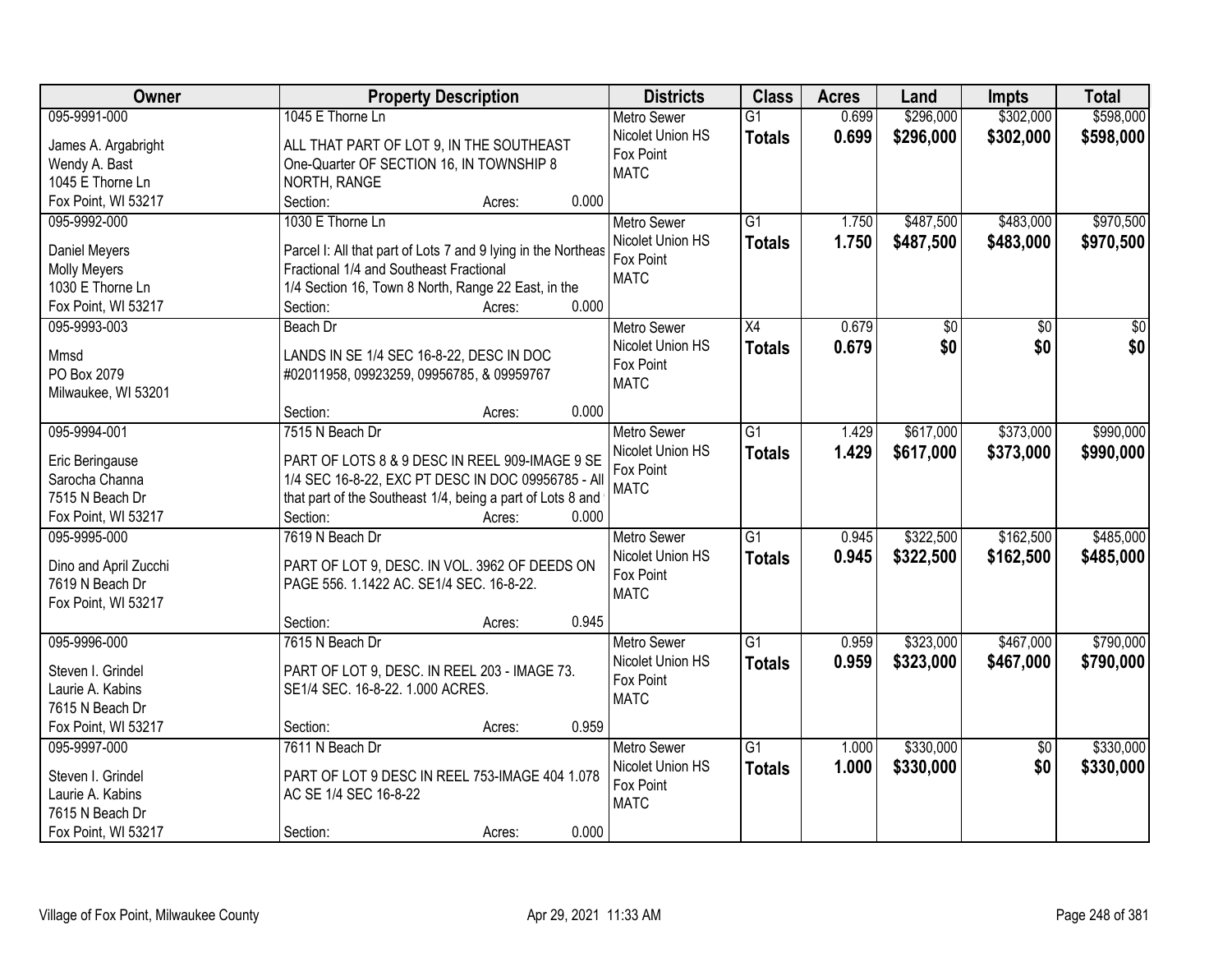| Owner | Property Description | Districts | Class | Acres | Land | Impts | Total |
|---|---|---|---|---|---|---|---|
| 095-9991-000<br>James A. Argabright<br>Wendy A. Bast<br>1045 E Thorne Ln<br>Fox Point, WI 53217 | 1045 E Thorne Ln<br>ALL THAT PART OF LOT 9, IN THE SOUTHEAST One-Quarter OF SECTION 16, IN TOWNSHIP 8 NORTH, RANGE<br>Section: Acres: 0.000 | Metro Sewer<br>Nicolet Union HS<br>Fox Point<br>MATC | G1<br>**Totals** | 0.699<br>**0.699** | $296,000<br>**$296,000** | $302,000<br>**$302,000** | $598,000<br>**$598,000** |
| 095-9992-000<br>Daniel Meyers<br>Molly Meyers<br>1030 E Thorne Ln<br>Fox Point, WI 53217 | 1030 E Thorne Ln<br>Parcel I: All that part of Lots 7 and 9 lying in the Northeas Fractional 1/4 and Southeast Fractional 1/4 Section 16, Town 8 North, Range 22 East, in the<br>Section: Acres: 0.000 | Metro Sewer<br>Nicolet Union HS<br>Fox Point<br>MATC | G1<br>**Totals** | 1.750<br>**1.750** | $487,500<br>**$487,500** | $483,000<br>**$483,000** | $970,500<br>**$970,500** |
| 095-9993-003<br>Mmsd<br>PO Box 2079<br>Milwaukee, WI 53201 | Beach Dr<br>LANDS IN SE 1/4 SEC 16-8-22, DESC IN DOC #02011958, 09923259, 09956785, & 09959767<br>Section: Acres: 0.000 | Metro Sewer<br>Nicolet Union HS<br>Fox Point<br>MATC | X4<br>**Totals** | 0.679<br>**0.679** | $0<br>**$0** | $0<br>**$0** | $0<br>**$0** |
| 095-9994-001<br>Eric Beringause<br>Sarocha Channa<br>7515 N Beach Dr<br>Fox Point, WI 53217 | 7515 N Beach Dr<br>PART OF LOTS 8 & 9 DESC IN REEL 909-IMAGE 9 SE 1/4 SEC 16-8-22, EXC PT DESC IN DOC 09956785 - All that part of the Southeast 1/4, being a part of Lots 8 and<br>Section: Acres: 0.000 | Metro Sewer<br>Nicolet Union HS<br>Fox Point<br>MATC | G1<br>**Totals** | 1.429<br>**1.429** | $617,000<br>**$617,000** | $373,000<br>**$373,000** | $990,000<br>**$990,000** |
| 095-9995-000<br>Dino and April Zucchi<br>7619 N Beach Dr<br>Fox Point, WI 53217 | 7619 N Beach Dr<br>PART OF LOT 9, DESC. IN VOL. 3962 OF DEEDS ON PAGE 556. 1.1422 AC. SE1/4 SEC. 16-8-22.<br>Section: Acres: 0.945 | Metro Sewer<br>Nicolet Union HS<br>Fox Point<br>MATC | G1<br>**Totals** | 0.945<br>**0.945** | $322,500<br>**$322,500** | $162,500<br>**$162,500** | $485,000<br>**$485,000** |
| 095-9996-000<br>Steven I. Grindel<br>Laurie A. Kabins<br>7615 N Beach Dr<br>Fox Point, WI 53217 | 7615 N Beach Dr<br>PART OF LOT 9, DESC. IN REEL 203 - IMAGE 73. SE1/4 SEC. 16-8-22. 1.000 ACRES.<br>Section: Acres: 0.959 | Metro Sewer<br>Nicolet Union HS<br>Fox Point<br>MATC | G1<br>**Totals** | 0.959<br>**0.959** | $323,000<br>**$323,000** | $467,000<br>**$467,000** | $790,000<br>**$790,000** |
| 095-9997-000<br>Steven I. Grindel<br>Laurie A. Kabins<br>7615 N Beach Dr<br>Fox Point, WI 53217 | 7611 N Beach Dr<br>PART OF LOT 9 DESC IN REEL 753-IMAGE 404 1.078 AC SE 1/4 SEC 16-8-22<br>Section: Acres: 0.000 | Metro Sewer<br>Nicolet Union HS<br>Fox Point<br>MATC | G1<br>**Totals** | 1.000<br>**1.000** | $330,000<br>**$330,000** | $0<br>**$0** | $330,000<br>**$330,000** |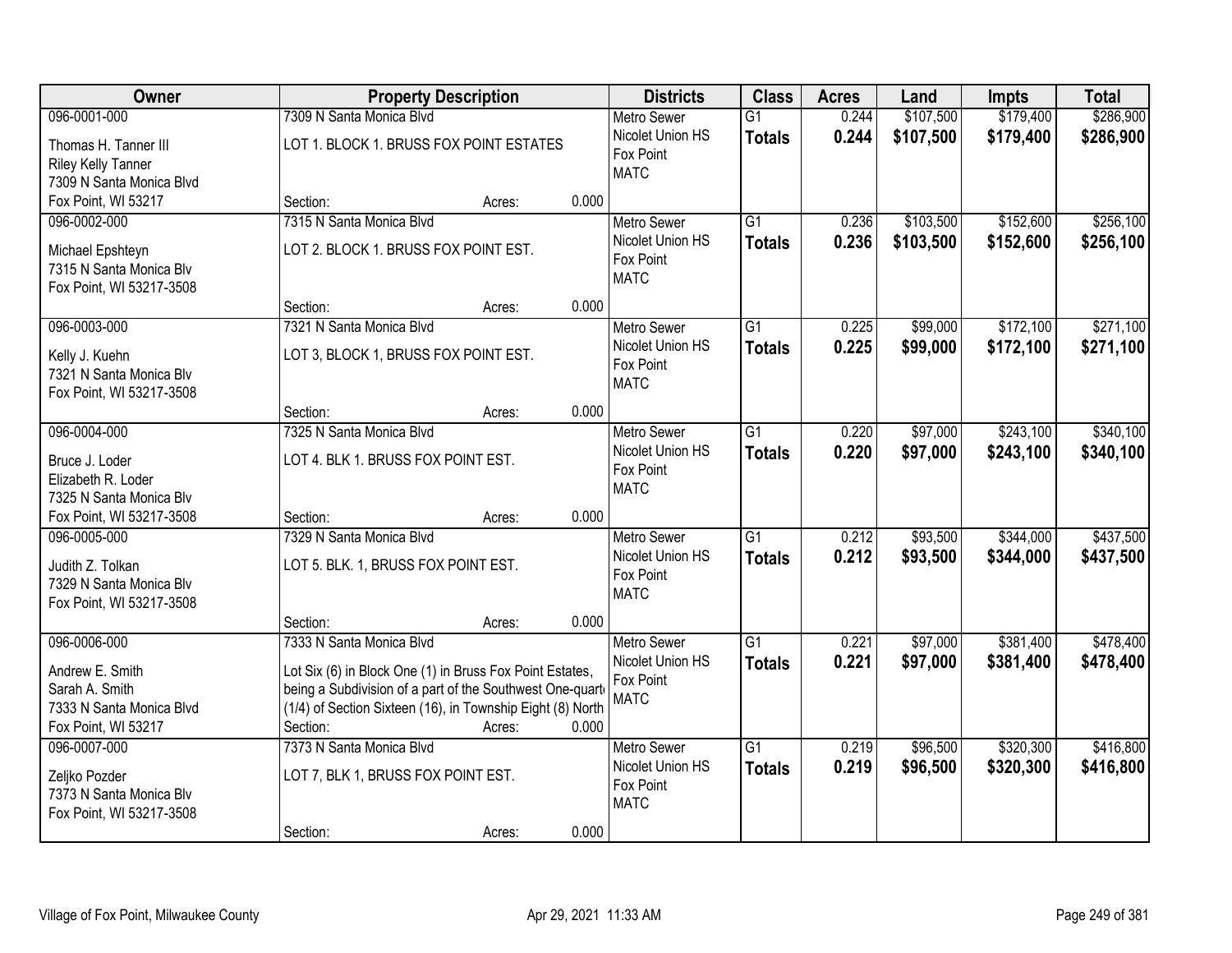| Owner | Property Description | | | Districts | Class | Acres | Land | Impts | Total |
|---|---|---|---|---|---|---|---|---|---|
| 096-0001-000<br>Thomas H. Tanner III<br>Riley Kelly Tanner<br>7309 N Santa Monica Blvd<br>Fox Point, WI 53217 | 7309 N Santa Monica Blvd<br>LOT 1. BLOCK 1. BRUSS FOX POINT ESTATES<br>Section: | Acres: | 0.000 | Metro Sewer<br>Nicolet Union HS<br>Fox Point<br>MATC | G1<br>**Totals** | 0.244<br>**0.244** | $107,500<br>**$107,500** | $179,400<br>**$179,400** | $286,900<br>**$286,900** |
| 096-0002-000<br>Michael Epshteyn<br>7315 N Santa Monica Blv<br>Fox Point, WI 53217-3508 | 7315 N Santa Monica Blvd<br>LOT 2. BLOCK 1. BRUSS FOX POINT EST.<br>Section: | Acres: | 0.000 | Metro Sewer<br>Nicolet Union HS<br>Fox Point<br>MATC | G1<br>**Totals** | 0.236<br>**0.236** | $103,500<br>**$103,500** | $152,600<br>**$152,600** | $256,100<br>**$256,100** |
| 096-0003-000<br>Kelly J. Kuehn<br>7321 N Santa Monica Blv<br>Fox Point, WI 53217-3508 | 7321 N Santa Monica Blvd<br>LOT 3, BLOCK 1, BRUSS FOX POINT EST.<br>Section: | Acres: | 0.000 | Metro Sewer<br>Nicolet Union HS<br>Fox Point<br>MATC | G1<br>**Totals** | 0.225<br>**0.225** | $99,000<br>**$99,000** | $172,100<br>**$172,100** | $271,100<br>**$271,100** |
| 096-0004-000<br>Bruce J. Loder<br>Elizabeth R. Loder<br>7325 N Santa Monica Blv<br>Fox Point, WI 53217-3508 | 7325 N Santa Monica Blvd<br>LOT 4. BLK 1. BRUSS FOX POINT EST.<br>Section: | Acres: | 0.000 | Metro Sewer<br>Nicolet Union HS<br>Fox Point<br>MATC | G1<br>**Totals** | 0.220<br>**0.220** | $97,000<br>**$97,000** | $243,100<br>**$243,100** | $340,100<br>**$340,100** |
| 096-0005-000<br>Judith Z. Tolkan<br>7329 N Santa Monica Blv<br>Fox Point, WI 53217-3508 | 7329 N Santa Monica Blvd<br>LOT 5. BLK. 1, BRUSS FOX POINT EST.<br>Section: | Acres: | 0.000 | Metro Sewer<br>Nicolet Union HS<br>Fox Point<br>MATC | G1<br>**Totals** | 0.212<br>**0.212** | $93,500<br>**$93,500** | $344,000<br>**$344,000** | $437,500<br>**$437,500** |
| 096-0006-000<br>Andrew E. Smith<br>Sarah A. Smith<br>7333 N Santa Monica Blvd<br>Fox Point, WI 53217 | 7333 N Santa Monica Blvd<br>Lot Six (6) in Block One (1) in Bruss Fox Point Estates, being a Subdivision of a part of the Southwest One-quart (1/4) of Section Sixteen (16), in Township Eight (8) North<br>Section: | Acres: | 0.000 | Metro Sewer<br>Nicolet Union HS<br>Fox Point<br>MATC | G1<br>**Totals** | 0.221<br>**0.221** | $97,000<br>**$97,000** | $381,400<br>**$381,400** | $478,400<br>**$478,400** |
| 096-0007-000<br>Zeljko Pozder<br>7373 N Santa Monica Blv<br>Fox Point, WI 53217-3508 | 7373 N Santa Monica Blvd<br>LOT 7, BLK 1, BRUSS FOX POINT EST.<br>Section: | Acres: | 0.000 | Metro Sewer<br>Nicolet Union HS<br>Fox Point<br>MATC | G1<br>**Totals** | 0.219<br>**0.219** | $96,500<br>**$96,500** | $320,300<br>**$320,300** | $416,800<br>**$416,800** |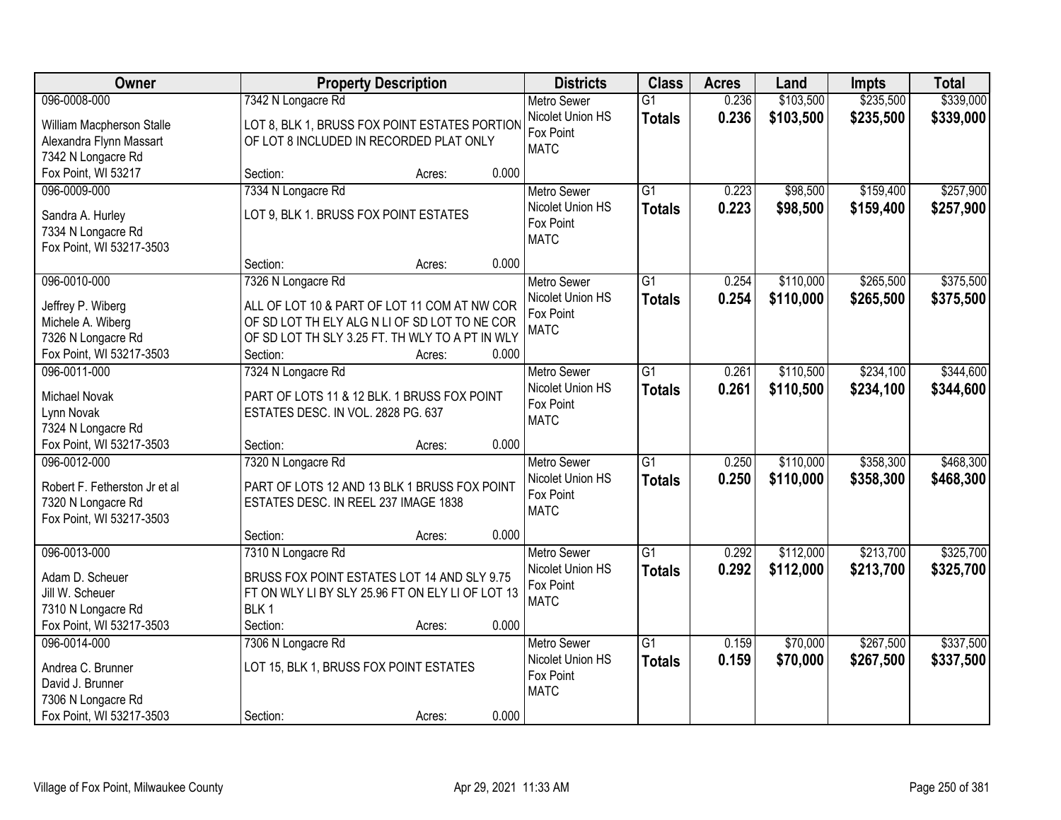| Owner | Property Description | Districts | Class | Acres | Land | Impts | Total |
|---|---|---|---|---|---|---|---|
| 096-0008-000<br>William Macpherson Stalle<br>Alexandra Flynn Massart<br>7342 N Longacre Rd<br>Fox Point, WI 53217 | 7342 N Longacre Rd<br>LOT 8, BLK 1, BRUSS FOX POINT ESTATES PORTION OF LOT 8 INCLUDED IN RECORDED PLAT ONLY<br>Section: Acres: 0.000 | Metro Sewer<br>Nicolet Union HS<br>Fox Point<br>MATC | G1<br>**Totals** | 0.236<br>**0.236** | \$103,500<br>**\$103,500** | \$235,500<br>**\$235,500** | \$339,000<br>**\$339,000** |
| 096-0009-000<br>Sandra A. Hurley<br>7334 N Longacre Rd<br>Fox Point, WI 53217-3503 | 7334 N Longacre Rd<br>LOT 9, BLK 1. BRUSS FOX POINT ESTATES<br>Section: Acres: 0.000 | Metro Sewer<br>Nicolet Union HS<br>Fox Point<br>MATC | G1<br>**Totals** | 0.223<br>**0.223** | \$98,500<br>**\$98,500** | \$159,400<br>**\$159,400** | \$257,900<br>**\$257,900** |
| 096-0010-000<br>Jeffrey P. Wiberg<br>Michele A. Wiberg<br>7326 N Longacre Rd<br>Fox Point, WI 53217-3503 | 7326 N Longacre Rd<br>ALL OF LOT 10 & PART OF LOT 11 COM AT NW COR OF SD LOT TH ELY ALG N LI OF SD LOT TO NE COR OF SD LOT TH SLY 3.25 FT. TH WLY TO A PT IN WLY<br>Section: Acres: 0.000 | Metro Sewer<br>Nicolet Union HS<br>Fox Point<br>MATC | G1<br>**Totals** | 0.254<br>**0.254** | \$110,000<br>**\$110,000** | \$265,500<br>**\$265,500** | \$375,500<br>**\$375,500** |
| 096-0011-000<br>Michael Novak<br>Lynn Novak<br>7324 N Longacre Rd<br>Fox Point, WI 53217-3503 | 7324 N Longacre Rd<br>PART OF LOTS 11 & 12 BLK. 1 BRUSS FOX POINT ESTATES DESC. IN VOL. 2828 PG. 637<br>Section: Acres: 0.000 | Metro Sewer<br>Nicolet Union HS<br>Fox Point<br>MATC | G1<br>**Totals** | 0.261<br>**0.261** | \$110,500<br>**\$110,500** | \$234,100<br>**\$234,100** | \$344,600<br>**\$344,600** |
| 096-0012-000<br>Robert F. Fetherston Jr et al<br>7320 N Longacre Rd<br>Fox Point, WI 53217-3503 | 7320 N Longacre Rd<br>PART OF LOTS 12 AND 13 BLK 1 BRUSS FOX POINT ESTATES DESC. IN REEL 237 IMAGE 1838<br>Section: Acres: 0.000 | Metro Sewer<br>Nicolet Union HS<br>Fox Point<br>MATC | G1<br>**Totals** | 0.250<br>**0.250** | \$110,000<br>**\$110,000** | \$358,300<br>**\$358,300** | \$468,300<br>**\$468,300** |
| 096-0013-000<br>Adam D. Scheuer<br>Jill W. Scheuer<br>7310 N Longacre Rd<br>Fox Point, WI 53217-3503 | 7310 N Longacre Rd<br>BRUSS FOX POINT ESTATES LOT 14 AND SLY 9.75 FT ON WLY LI BY SLY 25.96 FT ON ELY LI OF LOT 13 BLK 1<br>Section: Acres: 0.000 | Metro Sewer<br>Nicolet Union HS<br>Fox Point<br>MATC | G1<br>**Totals** | 0.292<br>**0.292** | \$112,000<br>**\$112,000** | \$213,700<br>**\$213,700** | \$325,700<br>**\$325,700** |
| 096-0014-000<br>Andrea C. Brunner<br>David J. Brunner<br>7306 N Longacre Rd<br>Fox Point, WI 53217-3503 | 7306 N Longacre Rd<br>LOT 15, BLK 1, BRUSS FOX POINT ESTATES<br>Section: Acres: 0.000 | Metro Sewer<br>Nicolet Union HS<br>Fox Point<br>MATC | G1<br>**Totals** | 0.159<br>**0.159** | \$70,000<br>**\$70,000** | \$267,500<br>**\$267,500** | \$337,500<br>**\$337,500** |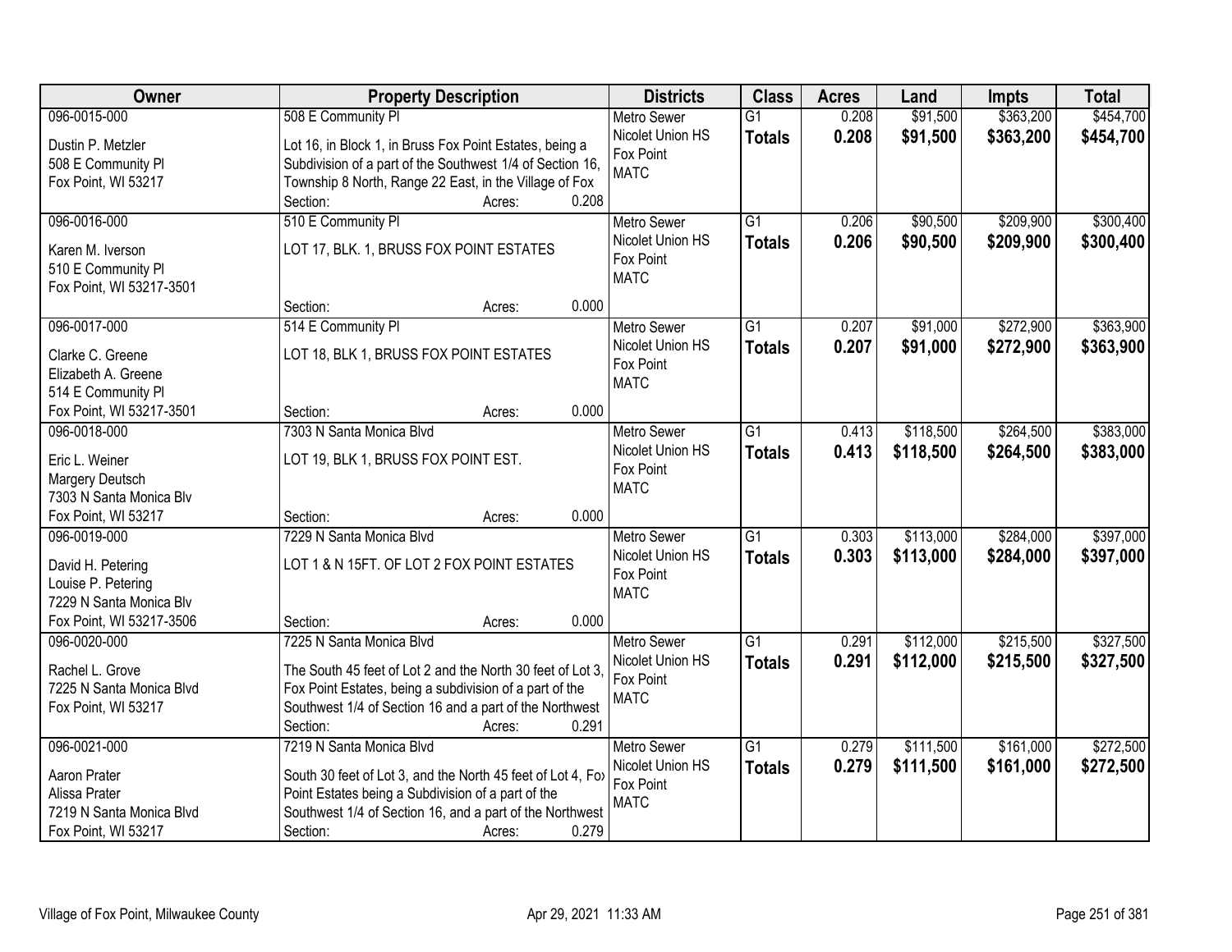| Owner | Property Description | Districts | Class | Acres | Land | Impts | Total |
|---|---|---|---|---|---|---|---|
| 096-0015-000<br>Dustin P. Metzler<br>508 E Community Pl<br>Fox Point, WI 53217 | 508 E Community Pl<br>Lot 16, in Block 1, in Bruss Fox Point Estates, being a Subdivision of a part of the Southwest 1/4 of Section 16, Township 8 North, Range 22 East, in the Village of Fox<br>Section: Acres: 0.208 | Metro Sewer<br>Nicolet Union HS<br>Fox Point<br>MATC | G1<br>**Totals** | 0.208<br>**0.208** | $91,500<br>**$91,500** | $363,200<br>**$363,200** | $454,700<br>**$454,700** |
| 096-0016-000<br>Karen M. Iverson<br>510 E Community Pl<br>Fox Point, WI 53217-3501 | 510 E Community Pl<br>LOT 17, BLK. 1, BRUSS FOX POINT ESTATES<br>Section: Acres: 0.000 | Metro Sewer<br>Nicolet Union HS<br>Fox Point<br>MATC | G1<br>**Totals** | 0.206<br>**0.206** | $90,500<br>**$90,500** | $209,900<br>**$209,900** | $300,400<br>**$300,400** |
| 096-0017-000<br>Clarke C. Greene<br>Elizabeth A. Greene<br>514 E Community Pl<br>Fox Point, WI 53217-3501 | 514 E Community Pl<br>LOT 18, BLK 1, BRUSS FOX POINT ESTATES<br>Section: Acres: 0.000 | Metro Sewer<br>Nicolet Union HS<br>Fox Point<br>MATC | G1<br>**Totals** | 0.207<br>**0.207** | $91,000<br>**$91,000** | $272,900<br>**$272,900** | $363,900<br>**$363,900** |
| 096-0018-000<br>Eric L. Weiner<br>Margery Deutsch<br>7303 N Santa Monica Blv<br>Fox Point, WI 53217 | 7303 N Santa Monica Blvd<br>LOT 19, BLK 1, BRUSS FOX POINT EST.<br>Section: Acres: 0.000 | Metro Sewer<br>Nicolet Union HS<br>Fox Point<br>MATC | G1<br>**Totals** | 0.413<br>**0.413** | $118,500<br>**$118,500** | $264,500<br>**$264,500** | $383,000<br>**$383,000** |
| 096-0019-000<br>David H. Petering<br>Louise P. Petering<br>7229 N Santa Monica Blv<br>Fox Point, WI 53217-3506 | 7229 N Santa Monica Blvd<br>LOT 1 & N 15FT. OF LOT 2 FOX POINT ESTATES<br>Section: Acres: 0.000 | Metro Sewer<br>Nicolet Union HS<br>Fox Point<br>MATC | G1<br>**Totals** | 0.303<br>**0.303** | $113,000<br>**$113,000** | $284,000<br>**$284,000** | $397,000<br>**$397,000** |
| 096-0020-000<br>Rachel L. Grove<br>7225 N Santa Monica Blvd<br>Fox Point, WI 53217 | 7225 N Santa Monica Blvd<br>The South 45 feet of Lot 2 and the North 30 feet of Lot 3, Fox Point Estates, being a subdivision of a part of the Southwest 1/4 of Section 16 and a part of the Northwest<br>Section: Acres: 0.291 | Metro Sewer<br>Nicolet Union HS<br>Fox Point<br>MATC | G1<br>**Totals** | 0.291<br>**0.291** | $112,000<br>**$112,000** | $215,500<br>**$215,500** | $327,500<br>**$327,500** |
| 096-0021-000<br>Aaron Prater<br>Alissa Prater<br>7219 N Santa Monica Blvd<br>Fox Point, WI 53217 | 7219 N Santa Monica Blvd<br>South 30 feet of Lot 3, and the North 45 feet of Lot 4, Fox Point Estates being a Subdivision of a part of the Southwest 1/4 of Section 16, and a part of the Northwest<br>Section: Acres: 0.279 | Metro Sewer<br>Nicolet Union HS<br>Fox Point<br>MATC | G1<br>**Totals** | 0.279<br>**0.279** | $111,500<br>**$111,500** | $161,000<br>**$161,000** | $272,500<br>**$272,500** |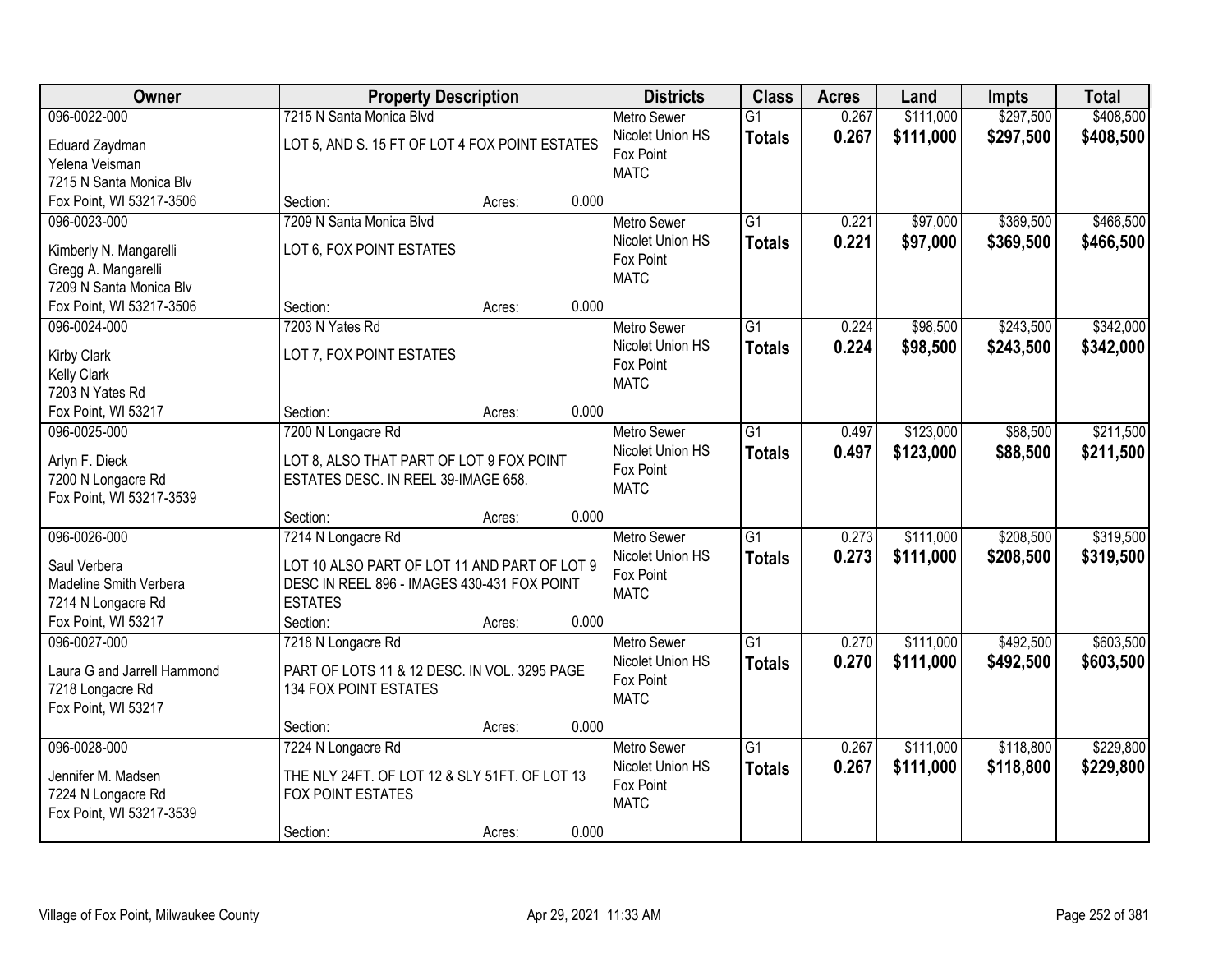| Owner | Property Description | Districts | Class | Acres | Land | Impts | Total |
|---|---|---|---|---|---|---|---|
| 096-0022-000<br>Eduard Zaydman<br>Yelena Veisman<br>7215 N Santa Monica Blv<br>Fox Point, WI 53217-3506 | 7215 N Santa Monica Blvd<br>LOT 5, AND S. 15 FT OF LOT 4 FOX POINT ESTATES<br>Section: Acres: 0.000 | Metro Sewer<br>Nicolet Union HS<br>Fox Point<br>MATC | G1<br>**Totals** | 0.267<br>**0.267** | $111,000<br>**$111,000** | $297,500<br>**$297,500** | $408,500<br>**$408,500** |
| 096-0023-000<br>Kimberly N. Mangarelli<br>Gregg A. Mangarelli<br>7209 N Santa Monica Blv<br>Fox Point, WI 53217-3506 | 7209 N Santa Monica Blvd<br>LOT 6, FOX POINT ESTATES<br>Section: Acres: 0.000 | Metro Sewer<br>Nicolet Union HS<br>Fox Point<br>MATC | G1<br>**Totals** | 0.221<br>**0.221** | $97,000<br>**$97,000** | $369,500<br>**$369,500** | $466,500<br>**$466,500** |
| 096-0024-000<br>Kirby Clark<br>Kelly Clark<br>7203 N Yates Rd<br>Fox Point, WI 53217 | 7203 N Yates Rd<br>LOT 7, FOX POINT ESTATES<br>Section: Acres: 0.000 | Metro Sewer<br>Nicolet Union HS<br>Fox Point<br>MATC | G1<br>**Totals** | 0.224<br>**0.224** | $98,500<br>**$98,500** | $243,500<br>**$243,500** | $342,000<br>**$342,000** |
| 096-0025-000<br>Arlyn F. Dieck<br>7200 N Longacre Rd<br>Fox Point, WI 53217-3539 | 7200 N Longacre Rd<br>LOT 8, ALSO THAT PART OF LOT 9 FOX POINT ESTATES DESC. IN REEL 39-IMAGE 658.<br>Section: Acres: 0.000 | Metro Sewer<br>Nicolet Union HS<br>Fox Point<br>MATC | G1<br>**Totals** | 0.497<br>**0.497** | $123,000<br>**$123,000** | $88,500<br>**$88,500** | $211,500<br>**$211,500** |
| 096-0026-000<br>Saul Verbera<br>Madeline Smith Verbera<br>7214 N Longacre Rd<br>Fox Point, WI 53217 | 7214 N Longacre Rd<br>LOT 10 ALSO PART OF LOT 11 AND PART OF LOT 9 DESC IN REEL 896 - IMAGES 430-431 FOX POINT ESTATES<br>Section: Acres: 0.000 | Metro Sewer<br>Nicolet Union HS<br>Fox Point<br>MATC | G1<br>**Totals** | 0.273<br>**0.273** | $111,000<br>**$111,000** | $208,500<br>**$208,500** | $319,500<br>**$319,500** |
| 096-0027-000<br>Laura G and Jarrell Hammond<br>7218 Longacre Rd<br>Fox Point, WI 53217 | 7218 N Longacre Rd<br>PART OF LOTS 11 & 12 DESC. IN VOL. 3295 PAGE 134 FOX POINT ESTATES<br>Section: Acres: 0.000 | Metro Sewer<br>Nicolet Union HS<br>Fox Point<br>MATC | G1<br>**Totals** | 0.270<br>**0.270** | $111,000<br>**$111,000** | $492,500<br>**$492,500** | $603,500<br>**$603,500** |
| 096-0028-000<br>Jennifer M. Madsen<br>7224 N Longacre Rd<br>Fox Point, WI 53217-3539 | 7224 N Longacre Rd<br>THE NLY 24FT. OF LOT 12 & SLY 51FT. OF LOT 13 FOX POINT ESTATES<br>Section: Acres: 0.000 | Metro Sewer<br>Nicolet Union HS<br>Fox Point<br>MATC | G1<br>**Totals** | 0.267<br>**0.267** | $111,000<br>**$111,000** | $118,800<br>**$118,800** | $229,800<br>**$229,800** |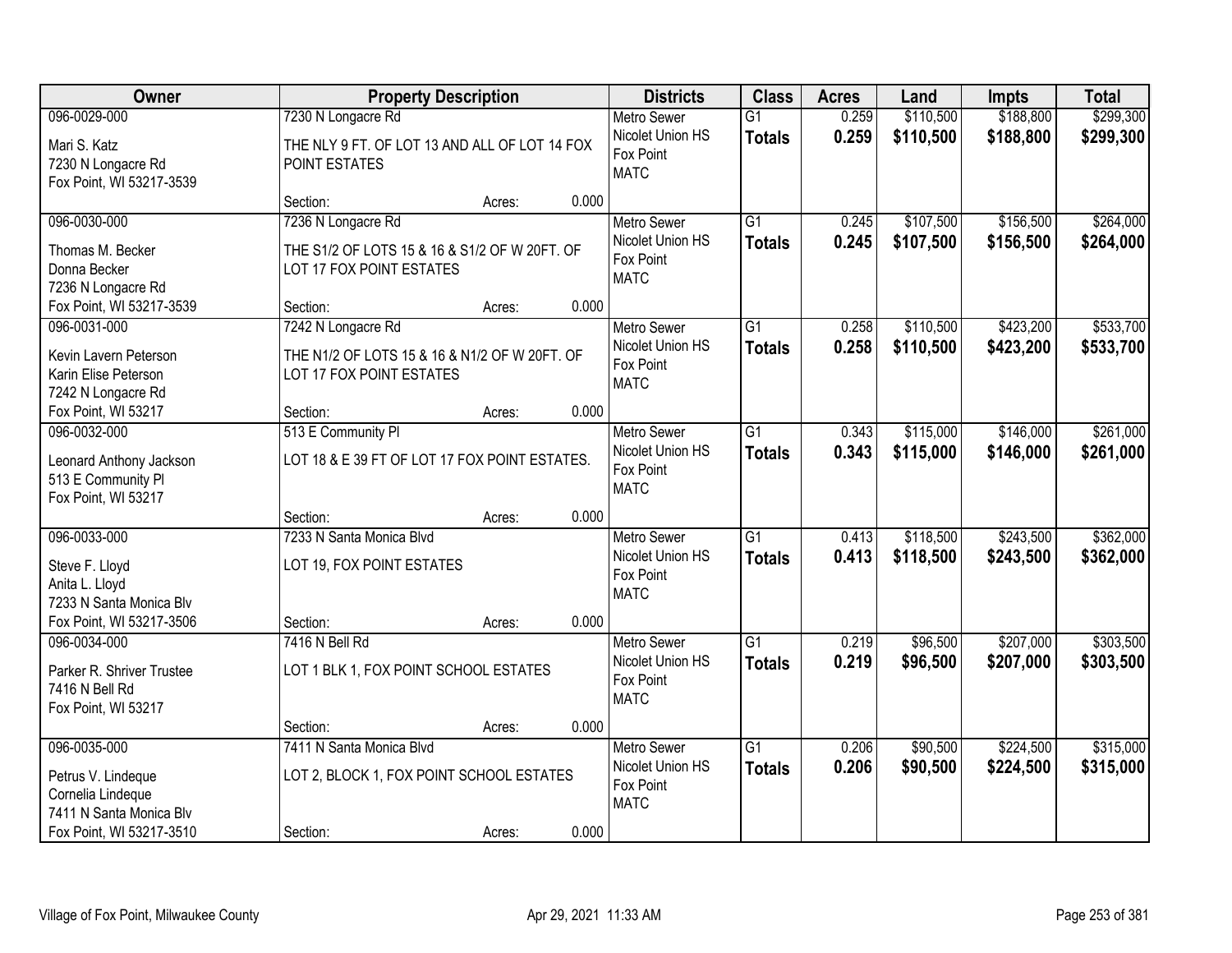| Owner | Property Description | | | Districts | Class | Acres | Land | Impts | Total |
|---|---|---|---|---|---|---|---|---|---|
| 096-0029-000<br>Mari S. Katz<br>7230 N Longacre Rd<br>Fox Point, WI 53217-3539 | 7230 N Longacre Rd<br>THE NLY 9 FT. OF LOT 13 AND ALL OF LOT 14 FOX POINT ESTATES<br>Section: | Acres: | 0.000 | Metro Sewer<br>Nicolet Union HS<br>Fox Point<br>MATC | G1<br>**Totals** | 0.259<br>**0.259** | $110,500<br>**$110,500** | $188,800<br>**$188,800** | $299,300<br>**$299,300** |
| 096-0030-000<br>Thomas M. Becker<br>Donna Becker<br>7236 N Longacre Rd<br>Fox Point, WI 53217-3539 | 7236 N Longacre Rd<br>THE S1/2 OF LOTS 15 & 16 & S1/2 OF W 20FT. OF LOT 17 FOX POINT ESTATES<br>Section: | Acres: | 0.000 | Metro Sewer<br>Nicolet Union HS<br>Fox Point<br>MATC | G1<br>**Totals** | 0.245<br>**0.245** | $107,500<br>**$107,500** | $156,500<br>**$156,500** | $264,000<br>**$264,000** |
| 096-0031-000<br>Kevin Lavern Peterson<br>Karin Elise Peterson<br>7242 N Longacre Rd<br>Fox Point, WI 53217 | 7242 N Longacre Rd<br>THE N1/2 OF LOTS 15 & 16 & N1/2 OF W 20FT. OF LOT 17 FOX POINT ESTATES<br>Section: | Acres: | 0.000 | Metro Sewer<br>Nicolet Union HS<br>Fox Point<br>MATC | G1<br>**Totals** | 0.258<br>**0.258** | $110,500<br>**$110,500** | $423,200<br>**$423,200** | $533,700<br>**$533,700** |
| 096-0032-000<br>Leonard Anthony Jackson<br>513 E Community Pl<br>Fox Point, WI 53217 | 513 E Community Pl<br>LOT 18 & E 39 FT OF LOT 17 FOX POINT ESTATES.<br>Section: | Acres: | 0.000 | Metro Sewer<br>Nicolet Union HS<br>Fox Point<br>MATC | G1<br>**Totals** | 0.343<br>**0.343** | $115,000<br>**$115,000** | $146,000<br>**$146,000** | $261,000<br>**$261,000** |
| 096-0033-000<br>Steve F. Lloyd<br>Anita L. Lloyd<br>7233 N Santa Monica Blv<br>Fox Point, WI 53217-3506 | 7233 N Santa Monica Blvd<br>LOT 19, FOX POINT ESTATES<br>Section: | Acres: | 0.000 | Metro Sewer<br>Nicolet Union HS<br>Fox Point<br>MATC | G1<br>**Totals** | 0.413<br>**0.413** | $118,500<br>**$118,500** | $243,500<br>**$243,500** | $362,000<br>**$362,000** |
| 096-0034-000<br>Parker R. Shriver Trustee<br>7416 N Bell Rd<br>Fox Point, WI 53217 | 7416 N Bell Rd<br>LOT 1 BLK 1, FOX POINT SCHOOL ESTATES<br>Section: | Acres: | 0.000 | Metro Sewer<br>Nicolet Union HS<br>Fox Point<br>MATC | G1<br>**Totals** | 0.219<br>**0.219** | $96,500<br>**$96,500** | $207,000<br>**$207,000** | $303,500<br>**$303,500** |
| 096-0035-000<br>Petrus V. Lindeque<br>Cornelia Lindeque<br>7411 N Santa Monica Blv<br>Fox Point, WI 53217-3510 | 7411 N Santa Monica Blvd<br>LOT 2, BLOCK 1, FOX POINT SCHOOL ESTATES<br>Section: | Acres: | 0.000 | Metro Sewer<br>Nicolet Union HS<br>Fox Point<br>MATC | G1<br>**Totals** | 0.206<br>**0.206** | $90,500<br>**$90,500** | $224,500<br>**$224,500** | $315,000<br>**$315,000** |

Village of Fox Point, Milwaukee County    Apr 29, 2021 11:33 AM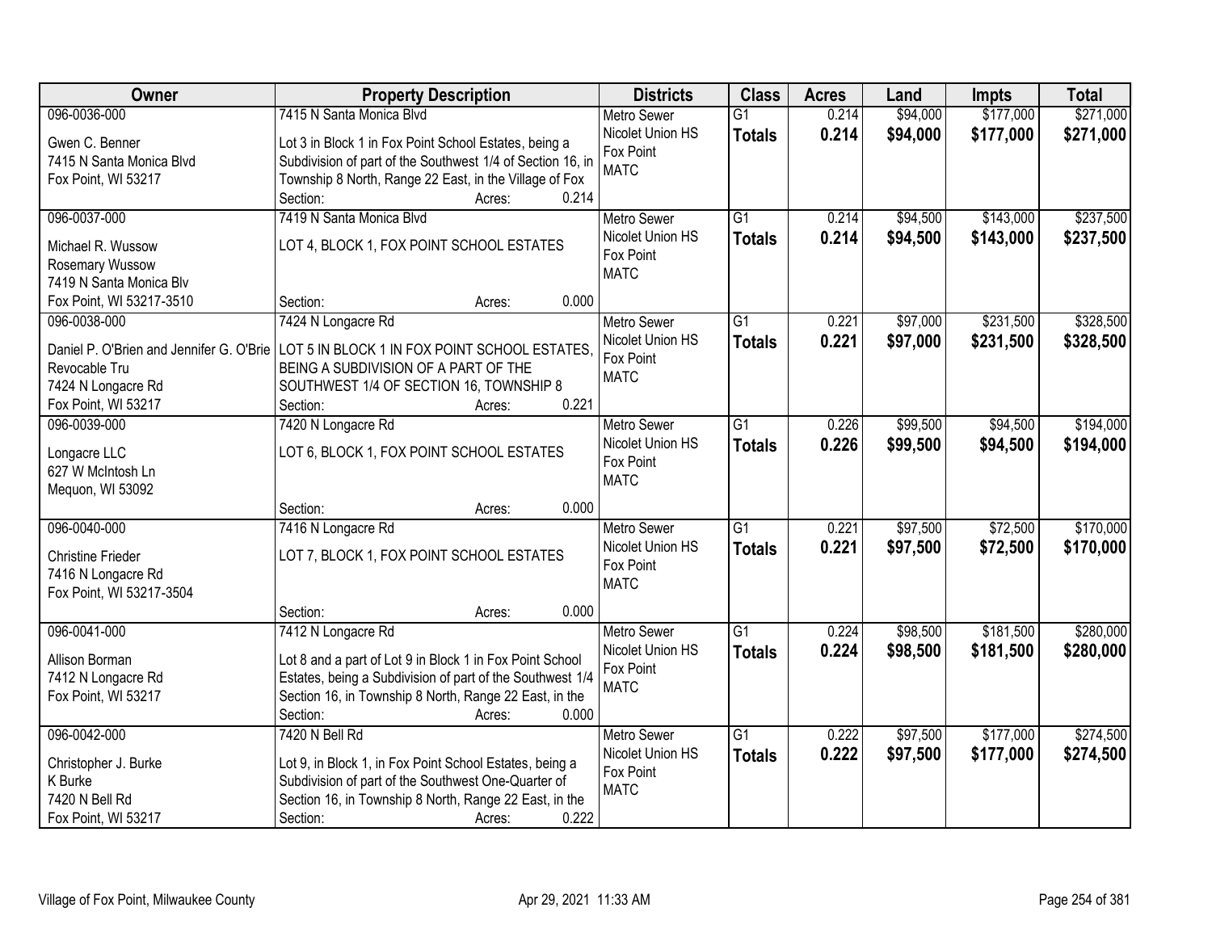| Owner | Property Description | Districts | Class | Acres | Land | Impts | Total |
|---|---|---|---|---|---|---|---|
| 096-0036-000<br>Gwen C. Benner<br>7415 N Santa Monica Blvd<br>Fox Point, WI 53217 | 7415 N Santa Monica Blvd<br>Lot 3 in Block 1 in Fox Point School Estates, being a Subdivision of part of the Southwest 1/4 of Section 16, in Township 8 North, Range 22 East, in the Village of Fox<br>Section: Acres: 0.214 | Metro Sewer<br>Nicolet Union HS<br>Fox Point<br>MATC | G1<br>**Totals** | 0.214<br>**0.214** | $94,000<br>**$94,000** | $177,000<br>**$177,000** | $271,000<br>**$271,000** |
| 096-0037-000<br>Michael R. Wussow<br>Rosemary Wussow<br>7419 N Santa Monica Blv<br>Fox Point, WI 53217-3510 | 7419 N Santa Monica Blvd<br>LOT 4, BLOCK 1, FOX POINT SCHOOL ESTATES<br>Section: Acres: 0.000 | Metro Sewer<br>Nicolet Union HS<br>Fox Point<br>MATC | G1<br>**Totals** | 0.214<br>**0.214** | $94,500<br>**$94,500** | $143,000<br>**$143,000** | $237,500<br>**$237,500** |
| 096-0038-000<br>Daniel P. O'Brien and Jennifer G. O'Brie<br>Revocable Tru<br>7424 N Longacre Rd<br>Fox Point, WI 53217 | 7424 N Longacre Rd<br>LOT 5 IN BLOCK 1 IN FOX POINT SCHOOL ESTATES, BEING A SUBDIVISION OF A PART OF THE SOUTHWEST 1/4 OF SECTION 16, TOWNSHIP 8<br>Section: Acres: 0.221 | Metro Sewer<br>Nicolet Union HS<br>Fox Point<br>MATC | G1<br>**Totals** | 0.221<br>**0.221** | $97,000<br>**$97,000** | $231,500<br>**$231,500** | $328,500<br>**$328,500** |
| 096-0039-000<br>Longacre LLC<br>627 W McIntosh Ln<br>Mequon, WI 53092 | 7420 N Longacre Rd<br>LOT 6, BLOCK 1, FOX POINT SCHOOL ESTATES<br>Section: Acres: 0.000 | Metro Sewer<br>Nicolet Union HS<br>Fox Point<br>MATC | G1<br>**Totals** | 0.226<br>**0.226** | $99,500<br>**$99,500** | $94,500<br>**$94,500** | $194,000<br>**$194,000** |
| 096-0040-000<br>Christine Frieder<br>7416 N Longacre Rd<br>Fox Point, WI 53217-3504 | 7416 N Longacre Rd<br>LOT 7, BLOCK 1, FOX POINT SCHOOL ESTATES<br>Section: Acres: 0.000 | Metro Sewer<br>Nicolet Union HS<br>Fox Point<br>MATC | G1<br>**Totals** | 0.221<br>**0.221** | $97,500<br>**$97,500** | $72,500<br>**$72,500** | $170,000<br>**$170,000** |
| 096-0041-000<br>Allison Borman<br>7412 N Longacre Rd<br>Fox Point, WI 53217 | 7412 N Longacre Rd<br>Lot 8 and a part of Lot 9 in Block 1 in Fox Point School Estates, being a Subdivision of part of the Southwest 1/4 Section 16, in Township 8 North, Range 22 East, in the<br>Section: Acres: 0.000 | Metro Sewer<br>Nicolet Union HS<br>Fox Point<br>MATC | G1<br>**Totals** | 0.224<br>**0.224** | $98,500<br>**$98,500** | $181,500<br>**$181,500** | $280,000<br>**$280,000** |
| 096-0042-000<br>Christopher J. Burke<br>K Burke<br>7420 N Bell Rd<br>Fox Point, WI 53217 | 7420 N Bell Rd<br>Lot 9, in Block 1, in Fox Point School Estates, being a Subdivision of part of the Southwest One-Quarter of Section 16, in Township 8 North, Range 22 East, in the<br>Section: Acres: 0.222 | Metro Sewer<br>Nicolet Union HS<br>Fox Point<br>MATC | G1<br>**Totals** | 0.222<br>**0.222** | $97,500<br>**$97,500** | $177,000<br>**$177,000** | $274,500<br>**$274,500** |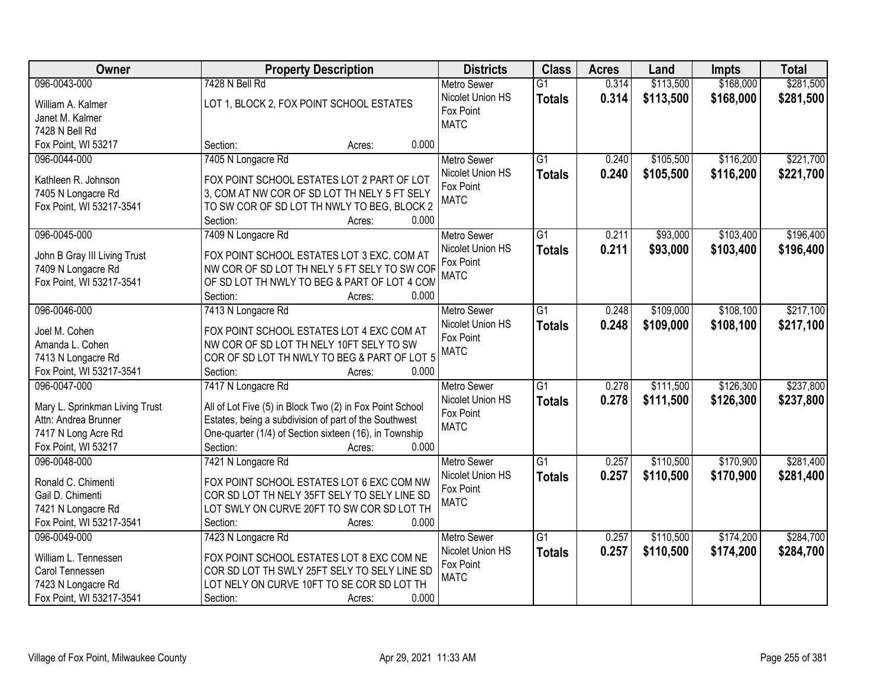| Owner | Property Description | Districts | Class | Acres | Land | Impts | Total |
|---|---|---|---|---|---|---|---|
| 096-0043-000<br>William A. Kalmer<br>Janet M. Kalmer<br>7428 N Bell Rd<br>Fox Point, WI 53217 | 7428 N Bell Rd<br>LOT 1, BLOCK 2, FOX POINT SCHOOL ESTATES<br>Section: Acres: 0.000 | Metro Sewer<br>Nicolet Union HS<br>Fox Point<br>MATC | G1<br>**Totals** | 0.314<br>**0.314** | $113,500<br>**$113,500** | $168,000<br>**$168,000** | $281,500<br>**$281,500** |
| 096-0044-000<br>Kathleen R. Johnson<br>7405 N Longacre Rd<br>Fox Point, WI 53217-3541 | 7405 N Longacre Rd<br>FOX POINT SCHOOL ESTATES LOT 2 PART OF LOT 3, COM AT NW COR OF SD LOT TH NELY 5 FT SELY TO SW COR OF SD LOT TH NWLY TO BEG, BLOCK 2<br>Section: Acres: 0.000 | Metro Sewer<br>Nicolet Union HS<br>Fox Point<br>MATC | G1<br>**Totals** | 0.240<br>**0.240** | $105,500<br>**$105,500** | $116,200<br>**$116,200** | $221,700<br>**$221,700** |
| 096-0045-000<br>John B Gray III Living Trust<br>7409 N Longacre Rd<br>Fox Point, WI 53217-3541 | 7409 N Longacre Rd<br>FOX POINT SCHOOL ESTATES LOT 3 EXC. COM AT NW COR OF SD LOT TH NELY 5 FT SELY TO SW COR OF SD LOT TH NWLY TO BEG & PART OF LOT 4 COM<br>Section: Acres: 0.000 | Metro Sewer<br>Nicolet Union HS<br>Fox Point<br>MATC | G1<br>**Totals** | 0.211<br>**0.211** | $93,000<br>**$93,000** | $103,400<br>**$103,400** | $196,400<br>**$196,400** |
| 096-0046-000<br>Joel M. Cohen<br>Amanda L. Cohen<br>7413 N Longacre Rd<br>Fox Point, WI 53217-3541 | 7413 N Longacre Rd<br>FOX POINT SCHOOL ESTATES LOT 4 EXC COM AT NW COR OF SD LOT TH NELY 10FT SELY TO SW COR OF SD LOT TH NWLY TO BEG & PART OF LOT 5<br>Section: Acres: 0.000 | Metro Sewer<br>Nicolet Union HS<br>Fox Point<br>MATC | G1<br>**Totals** | 0.248<br>**0.248** | $109,000<br>**$109,000** | $108,100<br>**$108,100** | $217,100<br>**$217,100** |
| 096-0047-000<br>Mary L. Sprinkman Living Trust<br>Attn: Andrea Brunner<br>7417 N Long Acre Rd<br>Fox Point, WI 53217 | 7417 N Longacre Rd<br>All of Lot Five (5) in Block Two (2) in Fox Point School Estates, being a subdivision of part of the Southwest One-quarter (1/4) of Section sixteen (16), in Township<br>Section: Acres: 0.000 | Metro Sewer<br>Nicolet Union HS<br>Fox Point<br>MATC | G1<br>**Totals** | 0.278<br>**0.278** | $111,500<br>**$111,500** | $126,300<br>**$126,300** | $237,800<br>**$237,800** |
| 096-0048-000<br>Ronald C. Chimenti<br>Gail D. Chimenti<br>7421 N Longacre Rd<br>Fox Point, WI 53217-3541 | 7421 N Longacre Rd<br>FOX POINT SCHOOL ESTATES LOT 6 EXC COM NW COR SD LOT TH NELY 35FT SELY TO SELY LINE SD LOT SWLY ON CURVE 20FT TO SW COR SD LOT TH<br>Section: Acres: 0.000 | Metro Sewer<br>Nicolet Union HS<br>Fox Point<br>MATC | G1<br>**Totals** | 0.257<br>**0.257** | $110,500<br>**$110,500** | $170,900<br>**$170,900** | $281,400<br>**$281,400** |
| 096-0049-000<br>William L. Tennessen<br>Carol Tennessen<br>7423 N Longacre Rd<br>Fox Point, WI 53217-3541 | 7423 N Longacre Rd<br>FOX POINT SCHOOL ESTATES LOT 8 EXC COM NE COR SD LOT TH SWLY 25FT SELY TO SELY LINE SD LOT NELY ON CURVE 10FT TO SE COR SD LOT TH<br>Section: Acres: 0.000 | Metro Sewer<br>Nicolet Union HS<br>Fox Point<br>MATC | G1<br>**Totals** | 0.257<br>**0.257** | $110,500<br>**$110,500** | $174,200<br>**$174,200** | $284,700<br>**$284,700** |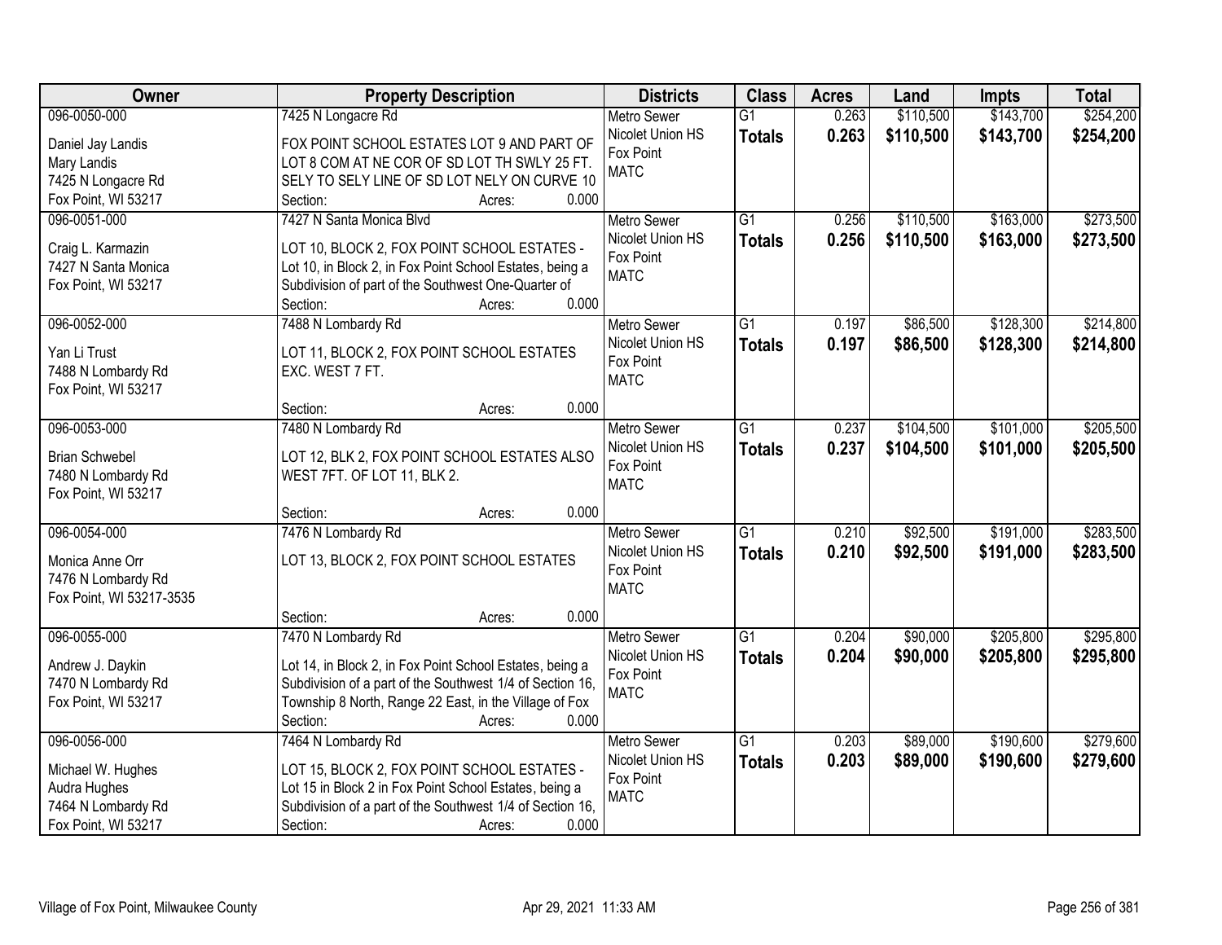| Owner | Property Description | Districts | Class | Acres | Land | Impts | Total |
|---|---|---|---|---|---|---|---|
| 096-0050-000<br>Daniel Jay Landis<br>Mary Landis<br>7425 N Longacre Rd<br>Fox Point, WI 53217 | 7425 N Longacre Rd<br>FOX POINT SCHOOL ESTATES LOT 9 AND PART OF LOT 8 COM AT NE COR OF SD LOT TH SWLY 25 FT. SELY TO SELY LINE OF SD LOT NELY ON CURVE 10<br>Section: Acres: 0.000 | Metro Sewer<br>Nicolet Union HS<br>Fox Point<br>MATC | G1<br>**Totals** | 0.263<br>**0.263** | $110,500<br>**$110,500** | $143,700<br>**$143,700** | $254,200<br>**$254,200** |
| 096-0051-000<br>Craig L. Karmazin<br>7427 N Santa Monica<br>Fox Point, WI 53217 | 7427 N Santa Monica Blvd<br>LOT 10, BLOCK 2, FOX POINT SCHOOL ESTATES - Lot 10, in Block 2, in Fox Point School Estates, being a Subdivision of part of the Southwest One-Quarter of<br>Section: Acres: 0.000 | Metro Sewer<br>Nicolet Union HS<br>Fox Point<br>MATC | G1<br>**Totals** | 0.256<br>**0.256** | $110,500<br>**$110,500** | $163,000<br>**$163,000** | $273,500<br>**$273,500** |
| 096-0052-000<br>Yan Li Trust<br>7488 N Lombardy Rd<br>Fox Point, WI 53217 | 7488 N Lombardy Rd<br>LOT 11, BLOCK 2, FOX POINT SCHOOL ESTATES EXC. WEST 7 FT.<br>Section: Acres: 0.000 | Metro Sewer<br>Nicolet Union HS<br>Fox Point<br>MATC | G1<br>**Totals** | 0.197<br>**0.197** | $86,500<br>**$86,500** | $128,300<br>**$128,300** | $214,800<br>**$214,800** |
| 096-0053-000<br>Brian Schwebel<br>7480 N Lombardy Rd<br>Fox Point, WI 53217 | 7480 N Lombardy Rd<br>LOT 12, BLK 2, FOX POINT SCHOOL ESTATES ALSO WEST 7FT. OF LOT 11, BLK 2.<br>Section: Acres: 0.000 | Metro Sewer<br>Nicolet Union HS<br>Fox Point<br>MATC | G1<br>**Totals** | 0.237<br>**0.237** | $104,500<br>**$104,500** | $101,000<br>**$101,000** | $205,500<br>**$205,500** |
| 096-0054-000<br>Monica Anne Orr<br>7476 N Lombardy Rd<br>Fox Point, WI 53217-3535 | 7476 N Lombardy Rd<br>LOT 13, BLOCK 2, FOX POINT SCHOOL ESTATES<br>Section: Acres: 0.000 | Metro Sewer<br>Nicolet Union HS<br>Fox Point<br>MATC | G1<br>**Totals** | 0.210<br>**0.210** | $92,500<br>**$92,500** | $191,000<br>**$191,000** | $283,500<br>**$283,500** |
| 096-0055-000<br>Andrew J. Daykin<br>7470 N Lombardy Rd<br>Fox Point, WI 53217 | 7470 N Lombardy Rd<br>Lot 14, in Block 2, in Fox Point School Estates, being a Subdivision of a part of the Southwest 1/4 of Section 16, Township 8 North, Range 22 East, in the Village of Fox<br>Section: Acres: 0.000 | Metro Sewer<br>Nicolet Union HS<br>Fox Point<br>MATC | G1<br>**Totals** | 0.204<br>**0.204** | $90,000<br>**$90,000** | $205,800<br>**$205,800** | $295,800<br>**$295,800** |
| 096-0056-000<br>Michael W. Hughes<br>Audra Hughes<br>7464 N Lombardy Rd<br>Fox Point, WI 53217 | 7464 N Lombardy Rd<br>LOT 15, BLOCK 2, FOX POINT SCHOOL ESTATES - Lot 15 in Block 2 in Fox Point School Estates, being a Subdivision of a part of the Southwest 1/4 of Section 16,<br>Section: Acres: 0.000 | Metro Sewer<br>Nicolet Union HS<br>Fox Point<br>MATC | G1<br>**Totals** | 0.203<br>**0.203** | $89,000<br>**$89,000** | $190,600<br>**$190,600** | $279,600<br>**$279,600** |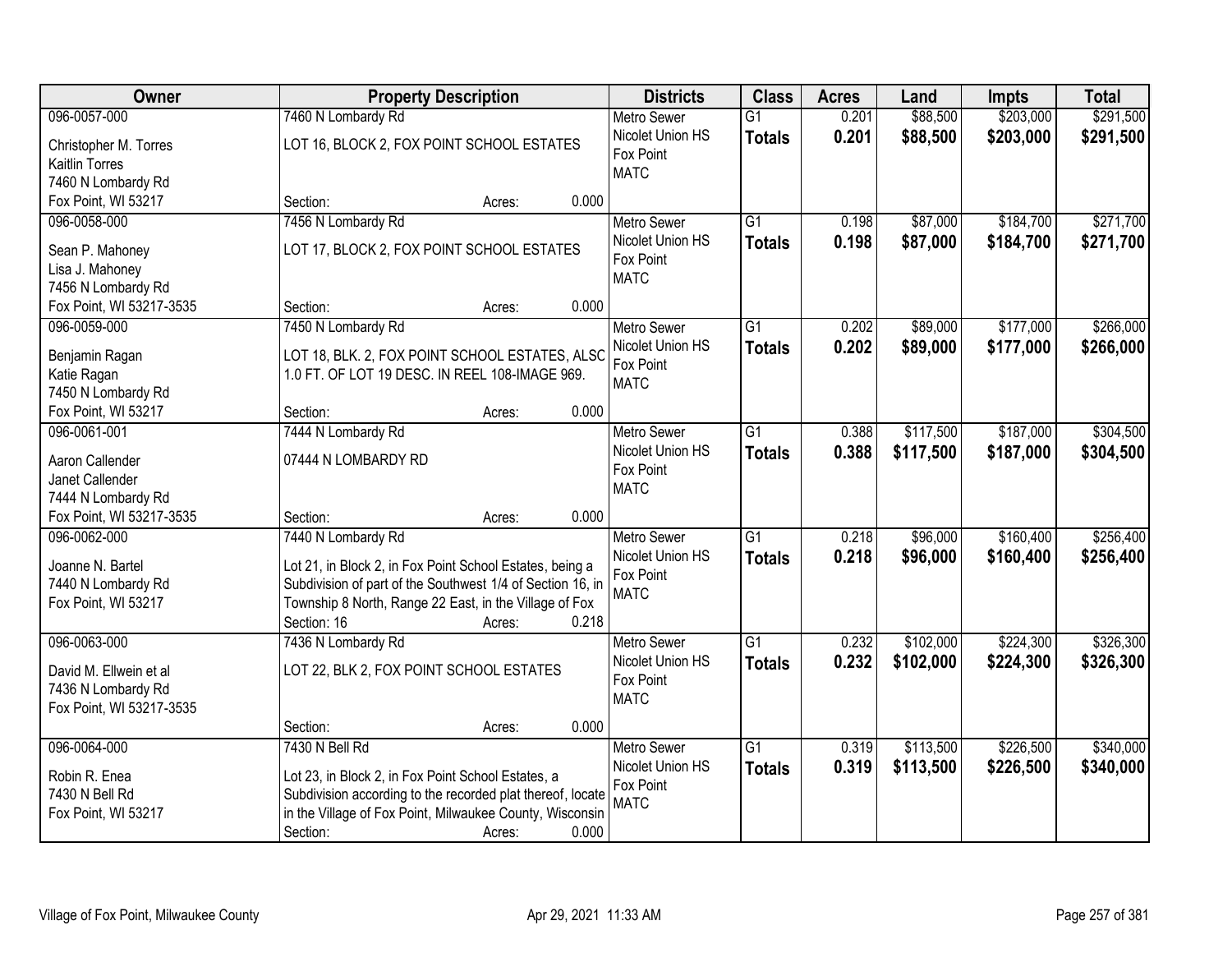| Owner | Property Description | Districts | Class | Acres | Land | Impts | Total |
|---|---|---|---|---|---|---|---|
| 096-0057-000<br>Christopher M. Torres<br>Kaitlin Torres<br>7460 N Lombardy Rd<br>Fox Point, WI 53217 | 7460 N Lombardy Rd<br>LOT 16, BLOCK 2, FOX POINT SCHOOL ESTATES<br>Section: Acres: 0.000 | Metro Sewer<br>Nicolet Union HS<br>Fox Point<br>MATC | G1<br>**Totals** | 0.201<br>**0.201** | $88,500<br>**$88,500** | $203,000<br>**$203,000** | $291,500<br>**$291,500** |
| 096-0058-000<br>Sean P. Mahoney<br>Lisa J. Mahoney<br>7456 N Lombardy Rd<br>Fox Point, WI 53217-3535 | 7456 N Lombardy Rd<br>LOT 17, BLOCK 2, FOX POINT SCHOOL ESTATES<br>Section: Acres: 0.000 | Metro Sewer<br>Nicolet Union HS<br>Fox Point<br>MATC | G1<br>**Totals** | 0.198<br>**0.198** | $87,000<br>**$87,000** | $184,700<br>**$184,700** | $271,700<br>**$271,700** |
| 096-0059-000<br>Benjamin Ragan<br>Katie Ragan<br>7450 N Lombardy Rd<br>Fox Point, WI 53217 | 7450 N Lombardy Rd<br>LOT 18, BLK. 2, FOX POINT SCHOOL ESTATES, ALSC 1.0 FT. OF LOT 19 DESC. IN REEL 108-IMAGE 969.<br>Section: Acres: 0.000 | Metro Sewer<br>Nicolet Union HS<br>Fox Point<br>MATC | G1<br>**Totals** | 0.202<br>**0.202** | $89,000<br>**$89,000** | $177,000<br>**$177,000** | $266,000<br>**$266,000** |
| 096-0061-001<br>Aaron Callender<br>Janet Callender<br>7444 N Lombardy Rd<br>Fox Point, WI 53217-3535 | 7444 N Lombardy Rd<br>07444 N LOMBARDY RD<br>Section: Acres: 0.000 | Metro Sewer<br>Nicolet Union HS<br>Fox Point<br>MATC | G1<br>**Totals** | 0.388<br>**0.388** | $117,500<br>**$117,500** | $187,000<br>**$187,000** | $304,500<br>**$304,500** |
| 096-0062-000<br>Joanne N. Bartel<br>7440 N Lombardy Rd<br>Fox Point, WI 53217 | 7440 N Lombardy Rd<br>Lot 21, in Block 2, in Fox Point School Estates, being a Subdivision of part of the Southwest 1/4 of Section 16, in Township 8 North, Range 22 East, in the Village of Fox<br>Section: 16 Acres: 0.218 | Metro Sewer<br>Nicolet Union HS<br>Fox Point<br>MATC | G1<br>**Totals** | 0.218<br>**0.218** | $96,000<br>**$96,000** | $160,400<br>**$160,400** | $256,400<br>**$256,400** |
| 096-0063-000<br>David M. Ellwein et al<br>7436 N Lombardy Rd<br>Fox Point, WI 53217-3535 | 7436 N Lombardy Rd<br>LOT 22, BLK 2, FOX POINT SCHOOL ESTATES<br>Section: Acres: 0.000 | Metro Sewer<br>Nicolet Union HS<br>Fox Point<br>MATC | G1<br>**Totals** | 0.232<br>**0.232** | $102,000<br>**$102,000** | $224,300<br>**$224,300** | $326,300<br>**$326,300** |
| 096-0064-000<br>Robin R. Enea<br>7430 N Bell Rd<br>Fox Point, WI 53217 | 7430 N Bell Rd<br>Lot 23, in Block 2, in Fox Point School Estates, a Subdivision according to the recorded plat thereof, locate in the Village of Fox Point, Milwaukee County, Wisconsin<br>Section: Acres: 0.000 | Metro Sewer<br>Nicolet Union HS<br>Fox Point<br>MATC | G1<br>**Totals** | 0.319<br>**0.319** | $113,500<br>**$113,500** | $226,500<br>**$226,500** | $340,000<br>**$340,000** |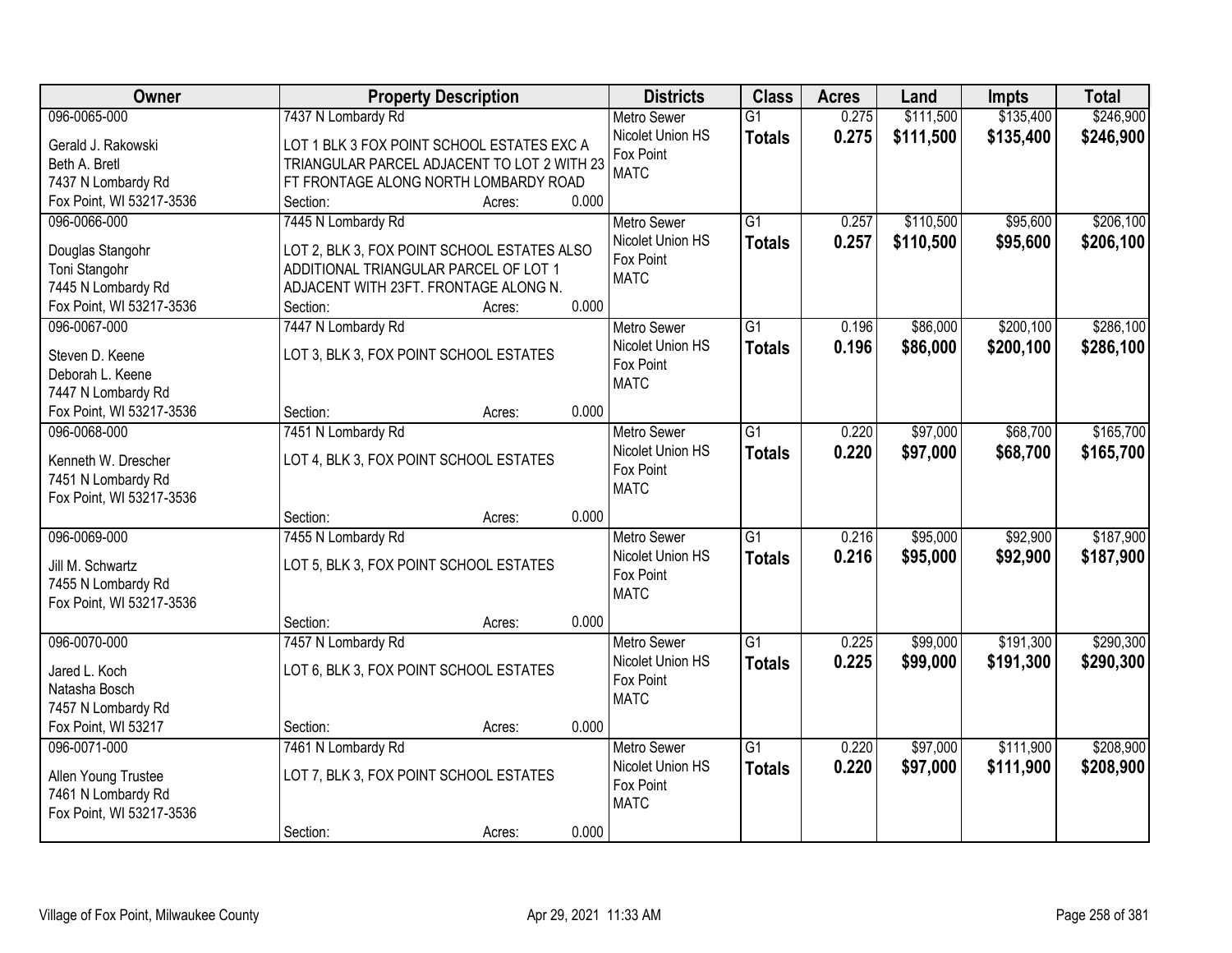| Owner | Property Description | Districts | Class | Acres | Land | Impts | Total |
|---|---|---|---|---|---|---|---|
| 096-0065-000<br>Gerald J. Rakowski<br>Beth A. Bretl<br>7437 N Lombardy Rd<br>Fox Point, WI 53217-3536 | 7437 N Lombardy Rd<br>LOT 1 BLK 3 FOX POINT SCHOOL ESTATES EXC A TRIANGULAR PARCEL ADJACENT TO LOT 2 WITH 23 FT FRONTAGE ALONG NORTH LOMBARDY ROAD<br>Section: Acres: 0.000 | Metro Sewer<br>Nicolet Union HS<br>Fox Point<br>MATC | G1<br>**Totals** | 0.275<br>**0.275** | $111,500<br>**$111,500** | $135,400<br>**$135,400** | $246,900<br>**$246,900** |
| 096-0066-000<br>Douglas Stangohr<br>Toni Stangohr<br>7445 N Lombardy Rd<br>Fox Point, WI 53217-3536 | 7445 N Lombardy Rd<br>LOT 2, BLK 3, FOX POINT SCHOOL ESTATES ALSO ADDITIONAL TRIANGULAR PARCEL OF LOT 1 ADJACENT WITH 23FT. FRONTAGE ALONG N.<br>Section: Acres: 0.000 | Metro Sewer<br>Nicolet Union HS<br>Fox Point<br>MATC | G1<br>**Totals** | 0.257<br>**0.257** | $110,500<br>**$110,500** | $95,600<br>**$95,600** | $206,100<br>**$206,100** |
| 096-0067-000<br>Steven D. Keene<br>Deborah L. Keene<br>7447 N Lombardy Rd<br>Fox Point, WI 53217-3536 | 7447 N Lombardy Rd<br>LOT 3, BLK 3, FOX POINT SCHOOL ESTATES<br>Section: Acres: 0.000 | Metro Sewer<br>Nicolet Union HS<br>Fox Point<br>MATC | G1<br>**Totals** | 0.196<br>**0.196** | $86,000<br>**$86,000** | $200,100<br>**$200,100** | $286,100<br>**$286,100** |
| 096-0068-000<br>Kenneth W. Drescher<br>7451 N Lombardy Rd<br>Fox Point, WI 53217-3536 | 7451 N Lombardy Rd<br>LOT 4, BLK 3, FOX POINT SCHOOL ESTATES<br>Section: Acres: 0.000 | Metro Sewer<br>Nicolet Union HS<br>Fox Point<br>MATC | G1<br>**Totals** | 0.220<br>**0.220** | $97,000<br>**$97,000** | $68,700<br>**$68,700** | $165,700<br>**$165,700** |
| 096-0069-000<br>Jill M. Schwartz<br>7455 N Lombardy Rd<br>Fox Point, WI 53217-3536 | 7455 N Lombardy Rd<br>LOT 5, BLK 3, FOX POINT SCHOOL ESTATES<br>Section: Acres: 0.000 | Metro Sewer<br>Nicolet Union HS<br>Fox Point<br>MATC | G1<br>**Totals** | 0.216<br>**0.216** | $95,000<br>**$95,000** | $92,900<br>**$92,900** | $187,900<br>**$187,900** |
| 096-0070-000<br>Jared L. Koch<br>Natasha Bosch<br>7457 N Lombardy Rd<br>Fox Point, WI 53217 | 7457 N Lombardy Rd<br>LOT 6, BLK 3, FOX POINT SCHOOL ESTATES<br>Section: Acres: 0.000 | Metro Sewer<br>Nicolet Union HS<br>Fox Point<br>MATC | G1<br>**Totals** | 0.225<br>**0.225** | $99,000<br>**$99,000** | $191,300<br>**$191,300** | $290,300<br>**$290,300** |
| 096-0071-000<br>Allen Young Trustee<br>7461 N Lombardy Rd<br>Fox Point, WI 53217-3536 | 7461 N Lombardy Rd<br>LOT 7, BLK 3, FOX POINT SCHOOL ESTATES<br>Section: Acres: 0.000 | Metro Sewer<br>Nicolet Union HS<br>Fox Point<br>MATC | G1<br>**Totals** | 0.220<br>**0.220** | $97,000<br>**$97,000** | $111,900<br>**$111,900** | $208,900<br>**$208,900** |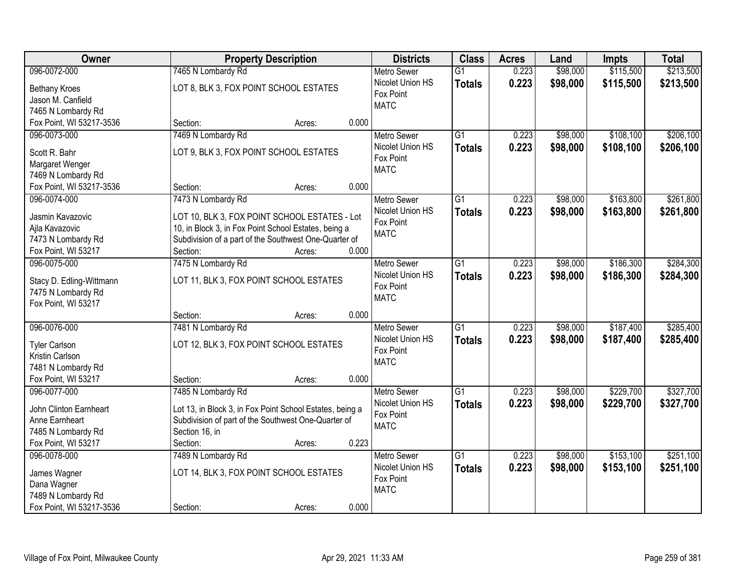| Owner | Property Description | Districts | Class | Acres | Land | Impts | Total |
|---|---|---|---|---|---|---|---|
| 096-0072-000<br>Bethany Kroes<br>Jason M. Canfield<br>7465 N Lombardy Rd<br>Fox Point, WI 53217-3536 | 7465 N Lombardy Rd<br>LOT 8, BLK 3, FOX POINT SCHOOL ESTATES<br>Section: Acres: 0.000 | Metro Sewer<br>Nicolet Union HS<br>Fox Point<br>MATC | G1<br>**Totals** | 0.223<br>**0.223** | $98,000<br>**$98,000** | $115,500<br>**$115,500** | $213,500<br>**$213,500** |
| 096-0073-000<br>Scott R. Bahr<br>Margaret Wenger<br>7469 N Lombardy Rd<br>Fox Point, WI 53217-3536 | 7469 N Lombardy Rd<br>LOT 9, BLK 3, FOX POINT SCHOOL ESTATES<br>Section: Acres: 0.000 | Metro Sewer<br>Nicolet Union HS<br>Fox Point<br>MATC | G1<br>**Totals** | 0.223<br>**0.223** | $98,000<br>**$98,000** | $108,100<br>**$108,100** | $206,100<br>**$206,100** |
| 096-0074-000<br>Jasmin Kavazovic<br>Ajla Kavazovic<br>7473 N Lombardy Rd<br>Fox Point, WI 53217 | 7473 N Lombardy Rd<br>LOT 10, BLK 3, FOX POINT SCHOOL ESTATES - Lot 10, in Block 3, in Fox Point School Estates, being a Subdivision of a part of the Southwest One-Quarter of<br>Section: Acres: 0.000 | Metro Sewer<br>Nicolet Union HS<br>Fox Point<br>MATC | G1<br>**Totals** | 0.223<br>**0.223** | $98,000<br>**$98,000** | $163,800<br>**$163,800** | $261,800<br>**$261,800** |
| 096-0075-000<br>Stacy D. Edling-Wittmann<br>7475 N Lombardy Rd<br>Fox Point, WI 53217 | 7475 N Lombardy Rd<br>LOT 11, BLK 3, FOX POINT SCHOOL ESTATES<br>Section: Acres: 0.000 | Metro Sewer<br>Nicolet Union HS<br>Fox Point<br>MATC | G1<br>**Totals** | 0.223<br>**0.223** | $98,000<br>**$98,000** | $186,300<br>**$186,300** | $284,300<br>**$284,300** |
| 096-0076-000<br>Tyler Carlson<br>Kristin Carlson<br>7481 N Lombardy Rd<br>Fox Point, WI 53217 | 7481 N Lombardy Rd<br>LOT 12, BLK 3, FOX POINT SCHOOL ESTATES<br>Section: Acres: 0.000 | Metro Sewer<br>Nicolet Union HS<br>Fox Point<br>MATC | G1<br>**Totals** | 0.223<br>**0.223** | $98,000<br>**$98,000** | $187,400<br>**$187,400** | $285,400<br>**$285,400** |
| 096-0077-000<br>John Clinton Earnheart<br>Anne Earnheart<br>7485 N Lombardy Rd<br>Fox Point, WI 53217 | 7485 N Lombardy Rd<br>Lot 13, in Block 3, in Fox Point School Estates, being a Subdivision of part of the Southwest One-Quarter of Section 16, in<br>Section: Acres: 0.223 | Metro Sewer<br>Nicolet Union HS<br>Fox Point<br>MATC | G1<br>**Totals** | 0.223<br>**0.223** | $98,000<br>**$98,000** | $229,700<br>**$229,700** | $327,700<br>**$327,700** |
| 096-0078-000<br>James Wagner<br>Dana Wagner<br>7489 N Lombardy Rd<br>Fox Point, WI 53217-3536 | 7489 N Lombardy Rd<br>LOT 14, BLK 3, FOX POINT SCHOOL ESTATES<br>Section: Acres: 0.000 | Metro Sewer<br>Nicolet Union HS<br>Fox Point<br>MATC | G1<br>**Totals** | 0.223<br>**0.223** | $98,000<br>**$98,000** | $153,100<br>**$153,100** | $251,100<br>**$251,100** |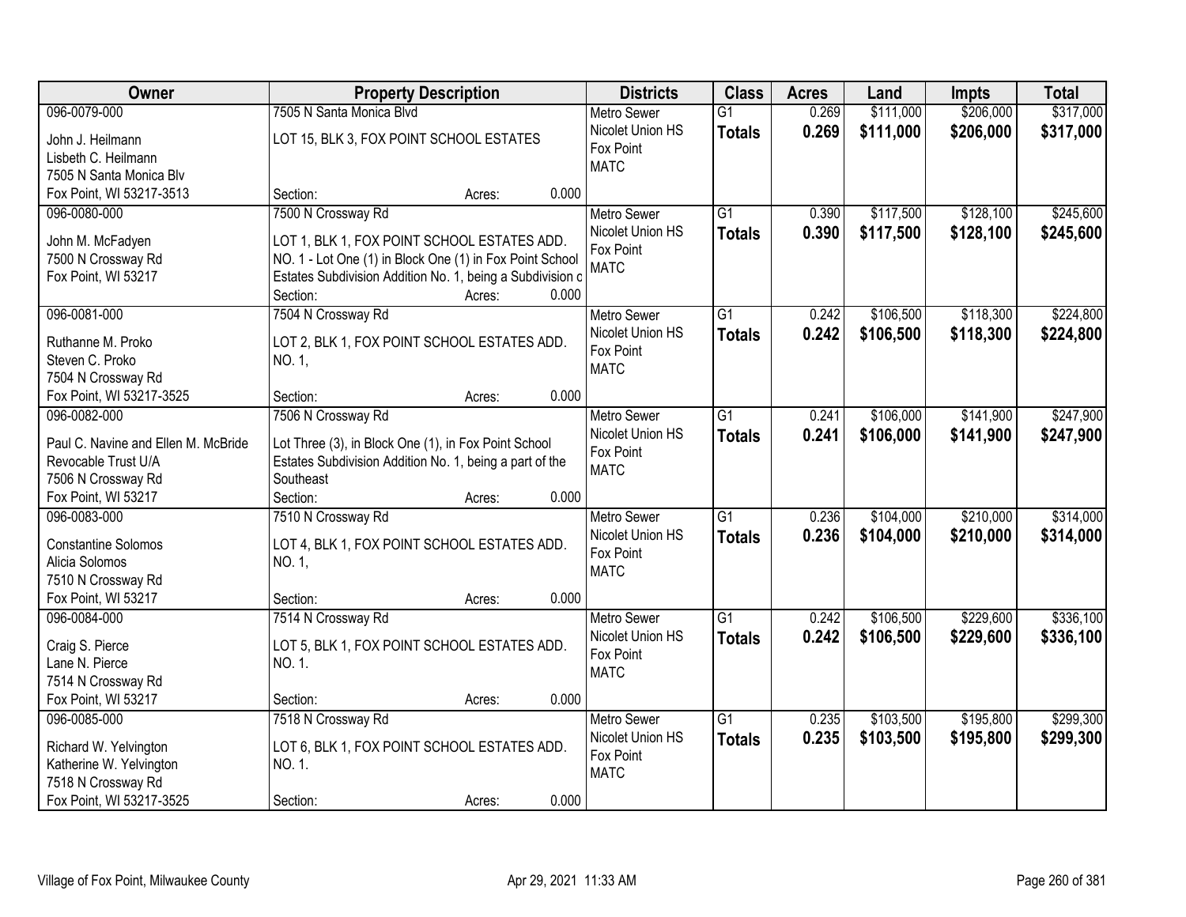| Owner | Property Description | Districts | Class | Acres | Land | Impts | Total |
|---|---|---|---|---|---|---|---|
| 096-0079-000<br>John J. Heilmann<br>Lisbeth C. Heilmann<br>7505 N Santa Monica Blv<br>Fox Point, WI 53217-3513 | 7505 N Santa Monica Blvd<br>LOT 15, BLK 3, FOX POINT SCHOOL ESTATES<br>Section: Acres: 0.000 | Metro Sewer<br>Nicolet Union HS<br>Fox Point<br>MATC | G1<br>**Totals** | 0.269<br>**0.269** | $111,000<br>**$111,000** | $206,000<br>**$206,000** | $317,000<br>**$317,000** |
| 096-0080-000<br>John M. McFadyen<br>7500 N Crossway Rd<br>Fox Point, WI 53217 | 7500 N Crossway Rd<br>LOT 1, BLK 1, FOX POINT SCHOOL ESTATES ADD. NO. 1 - Lot One (1) in Block One (1) in Fox Point School Estates Subdivision Addition No. 1, being a Subdivision c<br>Section: Acres: 0.000 | Metro Sewer<br>Nicolet Union HS<br>Fox Point<br>MATC | G1<br>**Totals** | 0.390<br>**0.390** | $117,500<br>**$117,500** | $128,100<br>**$128,100** | $245,600<br>**$245,600** |
| 096-0081-000<br>Ruthanne M. Proko<br>Steven C. Proko<br>7504 N Crossway Rd<br>Fox Point, WI 53217-3525 | 7504 N Crossway Rd<br>LOT 2, BLK 1, FOX POINT SCHOOL ESTATES ADD. NO. 1,<br>Section: Acres: 0.000 | Metro Sewer<br>Nicolet Union HS<br>Fox Point<br>MATC | G1<br>**Totals** | 0.242<br>**0.242** | $106,500<br>**$106,500** | $118,300<br>**$118,300** | $224,800<br>**$224,800** |
| 096-0082-000<br>Paul C. Navine and Ellen M. McBride Revocable Trust U/A<br>7506 N Crossway Rd<br>Fox Point, WI 53217 | 7506 N Crossway Rd<br>Lot Three (3), in Block One (1), in Fox Point School Estates Subdivision Addition No. 1, being a part of the Southeast<br>Section: Acres: 0.000 | Metro Sewer<br>Nicolet Union HS<br>Fox Point<br>MATC | G1<br>**Totals** | 0.241<br>**0.241** | $106,000<br>**$106,000** | $141,900<br>**$141,900** | $247,900<br>**$247,900** |
| 096-0083-000<br>Constantine Solomos<br>Alicia Solomos<br>7510 N Crossway Rd<br>Fox Point, WI 53217 | 7510 N Crossway Rd<br>LOT 4, BLK 1, FOX POINT SCHOOL ESTATES ADD. NO. 1,<br>Section: Acres: 0.000 | Metro Sewer<br>Nicolet Union HS<br>Fox Point<br>MATC | G1<br>**Totals** | 0.236<br>**0.236** | $104,000<br>**$104,000** | $210,000<br>**$210,000** | $314,000<br>**$314,000** |
| 096-0084-000<br>Craig S. Pierce<br>Lane N. Pierce<br>7514 N Crossway Rd<br>Fox Point, WI 53217 | 7514 N Crossway Rd<br>LOT 5, BLK 1, FOX POINT SCHOOL ESTATES ADD. NO. 1.<br>Section: Acres: 0.000 | Metro Sewer<br>Nicolet Union HS<br>Fox Point<br>MATC | G1<br>**Totals** | 0.242<br>**0.242** | $106,500<br>**$106,500** | $229,600<br>**$229,600** | $336,100<br>**$336,100** |
| 096-0085-000<br>Richard W. Yelvington<br>Katherine W. Yelvington<br>7518 N Crossway Rd<br>Fox Point, WI 53217-3525 | 7518 N Crossway Rd<br>LOT 6, BLK 1, FOX POINT SCHOOL ESTATES ADD. NO. 1.<br>Section: Acres: 0.000 | Metro Sewer<br>Nicolet Union HS<br>Fox Point<br>MATC | G1<br>**Totals** | 0.235<br>**0.235** | $103,500<br>**$103,500** | $195,800<br>**$195,800** | $299,300<br>**$299,300** |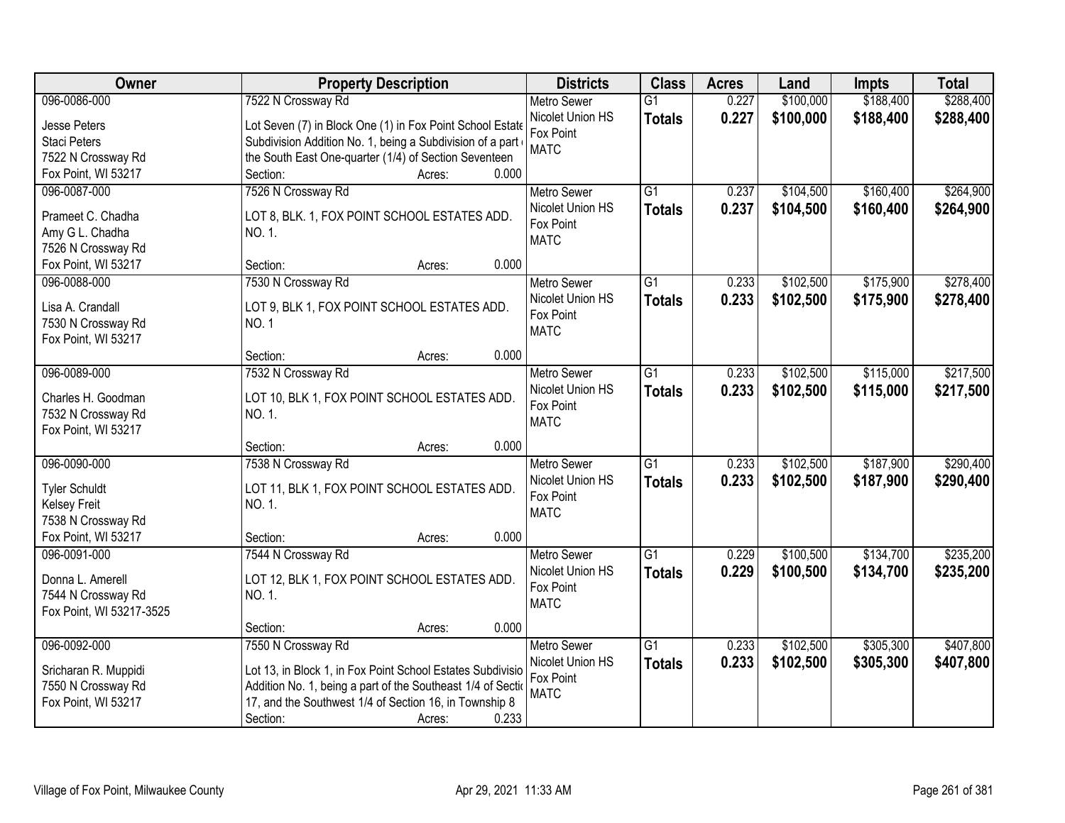| Owner | Property Description | Districts | Class | Acres | Land | Impts | Total |
|---|---|---|---|---|---|---|---|
| 096-0086-000<br>Jesse Peters<br>Staci Peters<br>7522 N Crossway Rd<br>Fox Point, WI 53217 | 7522 N Crossway Rd<br>Lot Seven (7) in Block One (1) in Fox Point School Estate Subdivision Addition No. 1, being a Subdivision of a part of the South East One-quarter (1/4) of Section Seventeen<br>Section: Acres: 0.000 | Metro Sewer<br>Nicolet Union HS<br>Fox Point<br>MATC | G1<br>**Totals** | 0.227<br>**0.227** | $100,000<br>**$100,000** | $188,400<br>**$188,400** | $288,400<br>**$288,400** |
| 096-0087-000<br>Prameet C. Chadha<br>Amy G L. Chadha<br>7526 N Crossway Rd<br>Fox Point, WI 53217 | 7526 N Crossway Rd<br>LOT 8, BLK. 1, FOX POINT SCHOOL ESTATES ADD. NO. 1.<br>Section: Acres: 0.000 | Metro Sewer<br>Nicolet Union HS<br>Fox Point<br>MATC | G1<br>**Totals** | 0.237<br>**0.237** | $104,500<br>**$104,500** | $160,400<br>**$160,400** | $264,900<br>**$264,900** |
| 096-0088-000<br>Lisa A. Crandall<br>7530 N Crossway Rd<br>Fox Point, WI 53217 | 7530 N Crossway Rd<br>LOT 9, BLK 1, FOX POINT SCHOOL ESTATES ADD. NO. 1<br>Section: Acres: 0.000 | Metro Sewer<br>Nicolet Union HS<br>Fox Point<br>MATC | G1<br>**Totals** | 0.233<br>**0.233** | $102,500<br>**$102,500** | $175,900<br>**$175,900** | $278,400<br>**$278,400** |
| 096-0089-000<br>Charles H. Goodman<br>7532 N Crossway Rd<br>Fox Point, WI 53217 | 7532 N Crossway Rd<br>LOT 10, BLK 1, FOX POINT SCHOOL ESTATES ADD. NO. 1.<br>Section: Acres: 0.000 | Metro Sewer<br>Nicolet Union HS<br>Fox Point<br>MATC | G1<br>**Totals** | 0.233<br>**0.233** | $102,500<br>**$102,500** | $115,000<br>**$115,000** | $217,500<br>**$217,500** |
| 096-0090-000<br>Tyler Schuldt<br>Kelsey Freit<br>7538 N Crossway Rd<br>Fox Point, WI 53217 | 7538 N Crossway Rd<br>LOT 11, BLK 1, FOX POINT SCHOOL ESTATES ADD. NO. 1.<br>Section: Acres: 0.000 | Metro Sewer<br>Nicolet Union HS<br>Fox Point<br>MATC | G1<br>**Totals** | 0.233<br>**0.233** | $102,500<br>**$102,500** | $187,900<br>**$187,900** | $290,400<br>**$290,400** |
| 096-0091-000<br>Donna L. Amerell<br>7544 N Crossway Rd<br>Fox Point, WI 53217-3525 | 7544 N Crossway Rd<br>LOT 12, BLK 1, FOX POINT SCHOOL ESTATES ADD. NO. 1.<br>Section: Acres: 0.000 | Metro Sewer<br>Nicolet Union HS<br>Fox Point<br>MATC | G1<br>**Totals** | 0.229<br>**0.229** | $100,500<br>**$100,500** | $134,700<br>**$134,700** | $235,200<br>**$235,200** |
| 096-0092-000<br>Sricharan R. Muppidi<br>7550 N Crossway Rd<br>Fox Point, WI 53217 | 7550 N Crossway Rd<br>Lot 13, in Block 1, in Fox Point School Estates Subdivision Addition No. 1, being a part of the Southeast 1/4 of Section 17, and the Southwest 1/4 of Section 16, in Township 8<br>Section: Acres: 0.233 | Metro Sewer<br>Nicolet Union HS<br>Fox Point<br>MATC | G1<br>**Totals** | 0.233<br>**0.233** | $102,500<br>**$102,500** | $305,300<br>**$305,300** | $407,800<br>**$407,800** |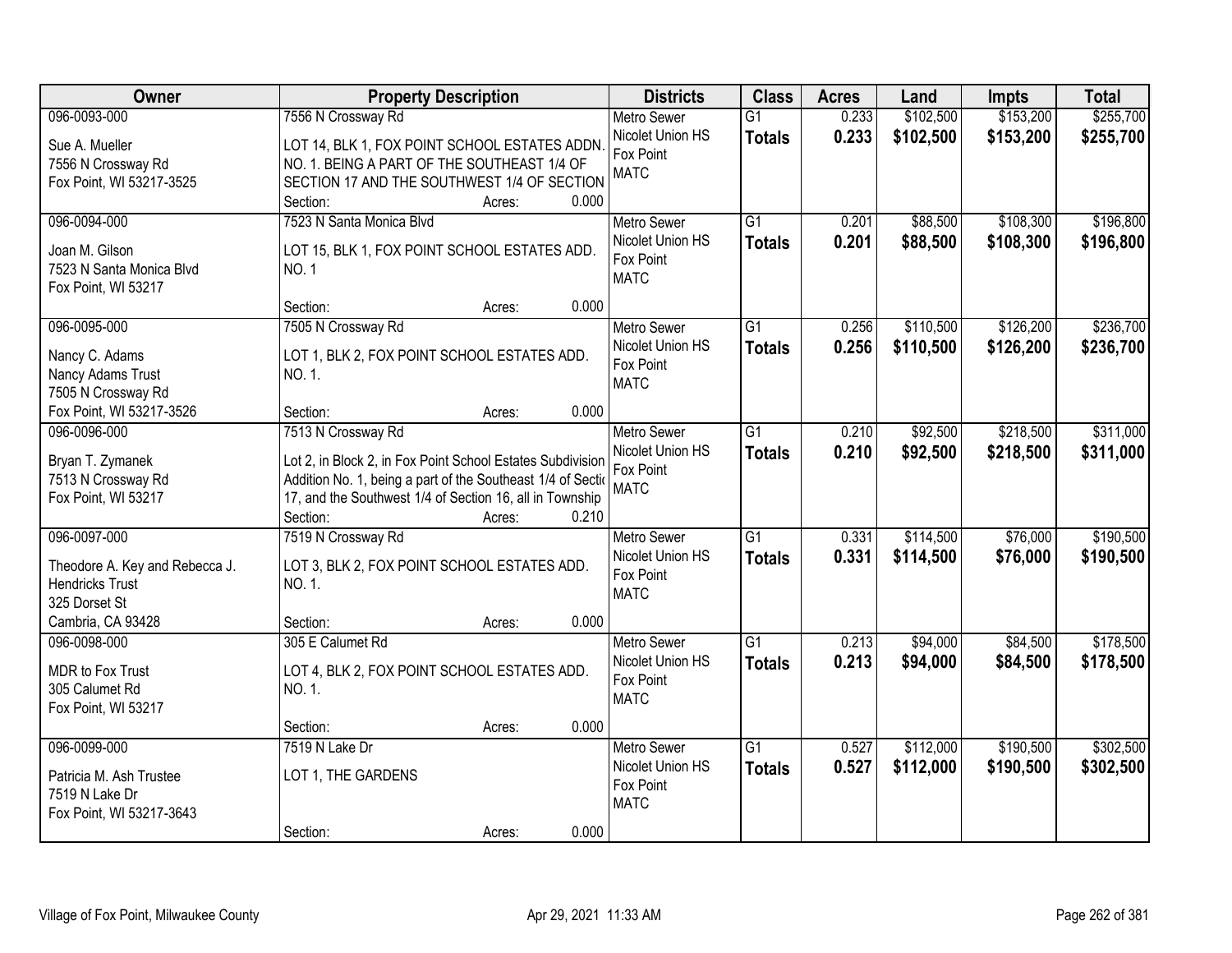| Owner | Property Description | Districts | Class | Acres | Land | Impts | Total |
|---|---|---|---|---|---|---|---|
| 096-0093-000<br>Sue A. Mueller<br>7556 N Crossway Rd<br>Fox Point, WI 53217-3525 | 7556 N Crossway Rd<br>LOT 14, BLK 1, FOX POINT SCHOOL ESTATES ADDN. NO. 1. BEING A PART OF THE SOUTHEAST 1/4 OF SECTION 17 AND THE SOUTHWEST 1/4 OF SECTION<br>Section: Acres: 0.000 | Metro Sewer<br>Nicolet Union HS<br>Fox Point<br>MATC | G1<br>**Totals** | 0.233<br>**0.233** | $102,500<br>**$102,500** | $153,200<br>**$153,200** | $255,700<br>**$255,700** |
| 096-0094-000<br>Joan M. Gilson<br>7523 N Santa Monica Blvd<br>Fox Point, WI 53217 | 7523 N Santa Monica Blvd<br>LOT 15, BLK 1, FOX POINT SCHOOL ESTATES ADD. NO. 1<br>Section: Acres: 0.000 | Metro Sewer<br>Nicolet Union HS<br>Fox Point<br>MATC | G1<br>**Totals** | 0.201<br>**0.201** | $88,500<br>**$88,500** | $108,300<br>**$108,300** | $196,800<br>**$196,800** |
| 096-0095-000<br>Nancy C. Adams<br>Nancy Adams Trust<br>7505 N Crossway Rd<br>Fox Point, WI 53217-3526 | 7505 N Crossway Rd<br>LOT 1, BLK 2, FOX POINT SCHOOL ESTATES ADD. NO. 1.<br>Section: Acres: 0.000 | Metro Sewer<br>Nicolet Union HS<br>Fox Point<br>MATC | G1<br>**Totals** | 0.256<br>**0.256** | $110,500<br>**$110,500** | $126,200<br>**$126,200** | $236,700<br>**$236,700** |
| 096-0096-000<br>Bryan T. Zymanek<br>7513 N Crossway Rd<br>Fox Point, WI 53217 | 7513 N Crossway Rd<br>Lot 2, in Block 2, in Fox Point School Estates Subdivision Addition No. 1, being a part of the Southeast 1/4 of Sectio 17, and the Southwest 1/4 of Section 16, all in Township<br>Section: Acres: 0.210 | Metro Sewer<br>Nicolet Union HS<br>Fox Point<br>MATC | G1<br>**Totals** | 0.210<br>**0.210** | $92,500<br>**$92,500** | $218,500<br>**$218,500** | $311,000<br>**$311,000** |
| 096-0097-000<br>Theodore A. Key and Rebecca J. Hendricks Trust<br>325 Dorset St<br>Cambria, CA 93428 | 7519 N Crossway Rd<br>LOT 3, BLK 2, FOX POINT SCHOOL ESTATES ADD. NO. 1.<br>Section: Acres: 0.000 | Metro Sewer<br>Nicolet Union HS<br>Fox Point<br>MATC | G1<br>**Totals** | 0.331<br>**0.331** | $114,500<br>**$114,500** | $76,000<br>**$76,000** | $190,500<br>**$190,500** |
| 096-0098-000<br>MDR to Fox Trust<br>305 Calumet Rd<br>Fox Point, WI 53217 | 305 E Calumet Rd<br>LOT 4, BLK 2, FOX POINT SCHOOL ESTATES ADD. NO. 1.<br>Section: Acres: 0.000 | Metro Sewer<br>Nicolet Union HS<br>Fox Point<br>MATC | G1<br>**Totals** | 0.213<br>**0.213** | $94,000<br>**$94,000** | $84,500<br>**$84,500** | $178,500<br>**$178,500** |
| 096-0099-000<br>Patricia M. Ash Trustee<br>7519 N Lake Dr<br>Fox Point, WI 53217-3643 | 7519 N Lake Dr<br>LOT 1, THE GARDENS<br>Section: Acres: 0.000 | Metro Sewer<br>Nicolet Union HS<br>Fox Point<br>MATC | G1<br>**Totals** | 0.527<br>**0.527** | $112,000<br>**$112,000** | $190,500<br>**$190,500** | $302,500<br>**$302,500** |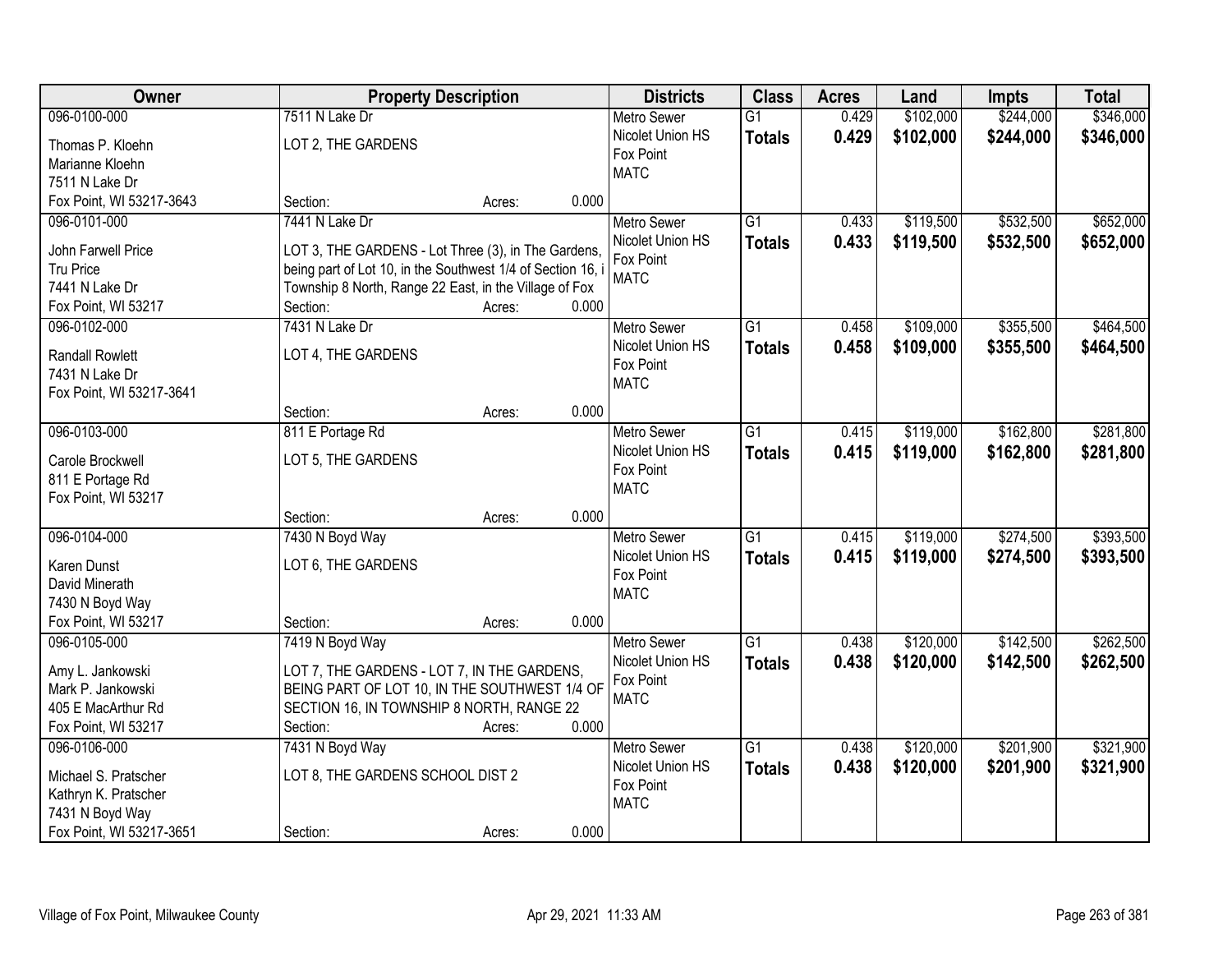| Owner | Property Description | Districts | Class | Acres | Land | Impts | Total |
|---|---|---|---|---|---|---|---|
| 096-0100-000<br>Thomas P. Kloehn<br>Marianne Kloehn<br>7511 N Lake Dr<br>Fox Point, WI 53217-3643 | 7511 N Lake Dr<br>LOT 2, THE GARDENS<br>Section: Acres: 0.000 | Metro Sewer<br>Nicolet Union HS<br>Fox Point<br>MATC | G1<br>**Totals** | 0.429<br>**0.429** | $102,000<br>**$102,000** | $244,000<br>**$244,000** | $346,000<br>**$346,000** |
| 096-0101-000<br>John Farwell Price<br>Tru Price<br>7441 N Lake Dr<br>Fox Point, WI 53217 | 7441 N Lake Dr<br>LOT 3, THE GARDENS - Lot Three (3), in The Gardens, being part of Lot 10, in the Southwest 1/4 of Section 16, i Township 8 North, Range 22 East, in the Village of Fox<br>Section: Acres: 0.000 | Metro Sewer<br>Nicolet Union HS<br>Fox Point<br>MATC | G1<br>**Totals** | 0.433<br>**0.433** | $119,500<br>**$119,500** | $532,500<br>**$532,500** | $652,000<br>**$652,000** |
| 096-0102-000<br>Randall Rowlett<br>7431 N Lake Dr<br>Fox Point, WI 53217-3641 | 7431 N Lake Dr<br>LOT 4, THE GARDENS<br>Section: Acres: 0.000 | Metro Sewer<br>Nicolet Union HS<br>Fox Point<br>MATC | G1<br>**Totals** | 0.458<br>**0.458** | $109,000<br>**$109,000** | $355,500<br>**$355,500** | $464,500<br>**$464,500** |
| 096-0103-000<br>Carole Brockwell<br>811 E Portage Rd<br>Fox Point, WI 53217 | 811 E Portage Rd<br>LOT 5, THE GARDENS<br>Section: Acres: 0.000 | Metro Sewer<br>Nicolet Union HS<br>Fox Point<br>MATC | G1<br>**Totals** | 0.415<br>**0.415** | $119,000<br>**$119,000** | $162,800<br>**$162,800** | $281,800<br>**$281,800** |
| 096-0104-000<br>Karen Dunst<br>David Minerath<br>7430 N Boyd Way<br>Fox Point, WI 53217 | 7430 N Boyd Way<br>LOT 6, THE GARDENS<br>Section: Acres: 0.000 | Metro Sewer<br>Nicolet Union HS<br>Fox Point<br>MATC | G1<br>**Totals** | 0.415<br>**0.415** | $119,000<br>**$119,000** | $274,500<br>**$274,500** | $393,500<br>**$393,500** |
| 096-0105-000<br>Amy L. Jankowski<br>Mark P. Jankowski<br>405 E MacArthur Rd<br>Fox Point, WI 53217 | 7419 N Boyd Way<br>LOT 7, THE GARDENS - LOT 7, IN THE GARDENS, BEING PART OF LOT 10, IN THE SOUTHWEST 1/4 OF SECTION 16, IN TOWNSHIP 8 NORTH, RANGE 22<br>Section: Acres: 0.000 | Metro Sewer<br>Nicolet Union HS<br>Fox Point<br>MATC | G1<br>**Totals** | 0.438<br>**0.438** | $120,000<br>**$120,000** | $142,500<br>**$142,500** | $262,500<br>**$262,500** |
| 096-0106-000<br>Michael S. Pratscher<br>Kathryn K. Pratscher<br>7431 N Boyd Way<br>Fox Point, WI 53217-3651 | 7431 N Boyd Way<br>LOT 8, THE GARDENS SCHOOL DIST 2<br>Section: Acres: 0.000 | Metro Sewer<br>Nicolet Union HS<br>Fox Point<br>MATC | G1<br>**Totals** | 0.438<br>**0.438** | $120,000<br>**$120,000** | $201,900<br>**$201,900** | $321,900<br>**$321,900** |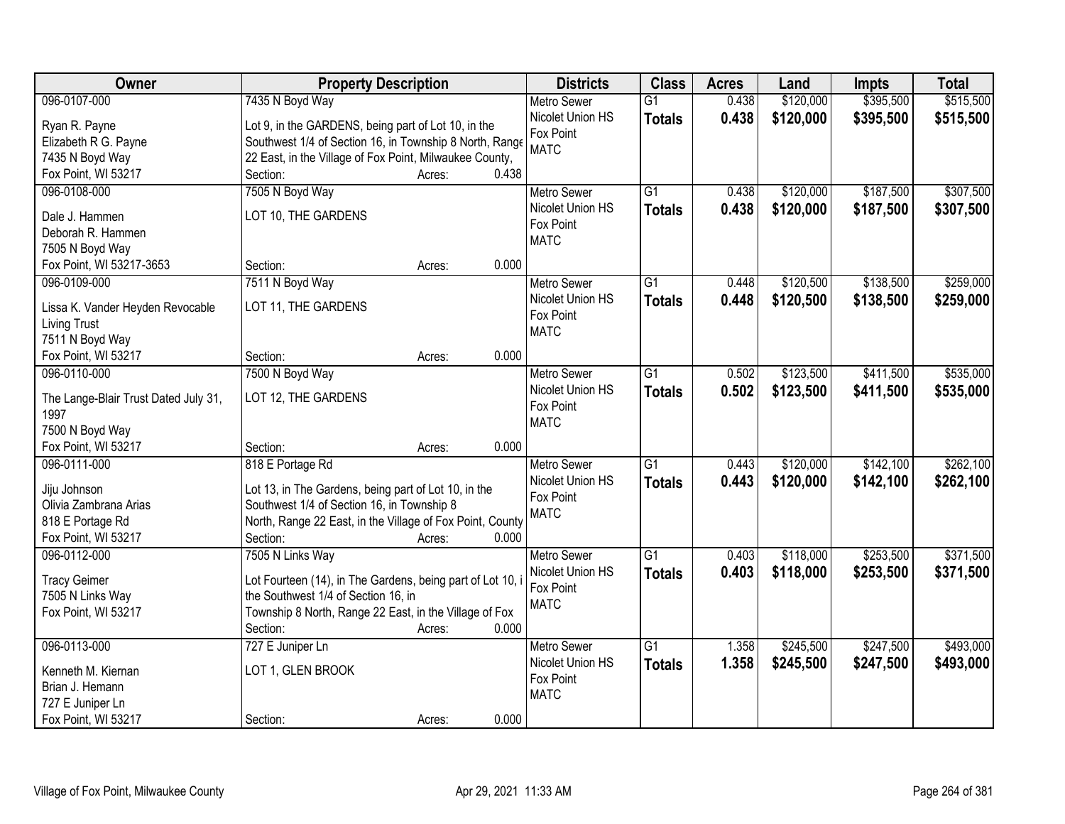| Owner | Property Description | Districts | Class | Acres | Land | Impts | Total |
|---|---|---|---|---|---|---|---|
| 096-0107-000<br>Ryan R. Payne<br>Elizabeth R G. Payne<br>7435 N Boyd Way<br>Fox Point, WI 53217 | 7435 N Boyd Way<br>Lot 9, in the GARDENS, being part of Lot 10, in the Southwest 1/4 of Section 16, in Township 8 North, Range 22 East, in the Village of Fox Point, Milwaukee County,<br>Section: Acres: 0.438 | Metro Sewer<br>Nicolet Union HS<br>Fox Point<br>MATC | G1<br>**Totals** | 0.438<br>**0.438** | $120,000<br>**$120,000** | $395,500<br>**$395,500** | $515,500<br>**$515,500** |
| 096-0108-000<br>Dale J. Hammen<br>Deborah R. Hammen<br>7505 N Boyd Way<br>Fox Point, WI 53217-3653 | 7505 N Boyd Way<br>LOT 10, THE GARDENS<br>Section: Acres: 0.000 | Metro Sewer<br>Nicolet Union HS<br>Fox Point<br>MATC | G1<br>**Totals** | 0.438<br>**0.438** | $120,000<br>**$120,000** | $187,500<br>**$187,500** | $307,500<br>**$307,500** |
| 096-0109-000<br>Lissa K. Vander Heyden Revocable Living Trust<br>7511 N Boyd Way<br>Fox Point, WI 53217 | 7511 N Boyd Way<br>LOT 11, THE GARDENS<br>Section: Acres: 0.000 | Metro Sewer<br>Nicolet Union HS<br>Fox Point<br>MATC | G1<br>**Totals** | 0.448<br>**0.448** | $120,500<br>**$120,500** | $138,500<br>**$138,500** | $259,000<br>**$259,000** |
| 096-0110-000<br>The Lange-Blair Trust Dated July 31, 1997<br>7500 N Boyd Way<br>Fox Point, WI 53217 | 7500 N Boyd Way<br>LOT 12, THE GARDENS<br>Section: Acres: 0.000 | Metro Sewer<br>Nicolet Union HS<br>Fox Point<br>MATC | G1<br>**Totals** | 0.502<br>**0.502** | $123,500<br>**$123,500** | $411,500<br>**$411,500** | $535,000<br>**$535,000** |
| 096-0111-000<br>Jiju Johnson<br>Olivia Zambrana Arias<br>818 E Portage Rd<br>Fox Point, WI 53217 | 818 E Portage Rd<br>Lot 13, in The Gardens, being part of Lot 10, in the Southwest 1/4 of Section 16, in Township 8 North, Range 22 East, in the Village of Fox Point, County<br>Section: Acres: 0.000 | Metro Sewer<br>Nicolet Union HS<br>Fox Point<br>MATC | G1<br>**Totals** | 0.443<br>**0.443** | $120,000<br>**$120,000** | $142,100<br>**$142,100** | $262,100<br>**$262,100** |
| 096-0112-000<br>Tracy Geimer<br>7505 N Links Way<br>Fox Point, WI 53217 | 7505 N Links Way<br>Lot Fourteen (14), in The Gardens, being part of Lot 10, i the Southwest 1/4 of Section 16, in Township 8 North, Range 22 East, in the Village of Fox<br>Section: Acres: 0.000 | Metro Sewer<br>Nicolet Union HS<br>Fox Point<br>MATC | G1<br>**Totals** | 0.403<br>**0.403** | $118,000<br>**$118,000** | $253,500<br>**$253,500** | $371,500<br>**$371,500** |
| 096-0113-000<br>Kenneth M. Kiernan<br>Brian J. Hemann<br>727 E Juniper Ln<br>Fox Point, WI 53217 | 727 E Juniper Ln<br>LOT 1, GLEN BROOK<br>Section: Acres: 0.000 | Metro Sewer<br>Nicolet Union HS<br>Fox Point<br>MATC | G1<br>**Totals** | 1.358<br>**1.358** | $245,500<br>**$245,500** | $247,500<br>**$247,500** | $493,000<br>**$493,000** |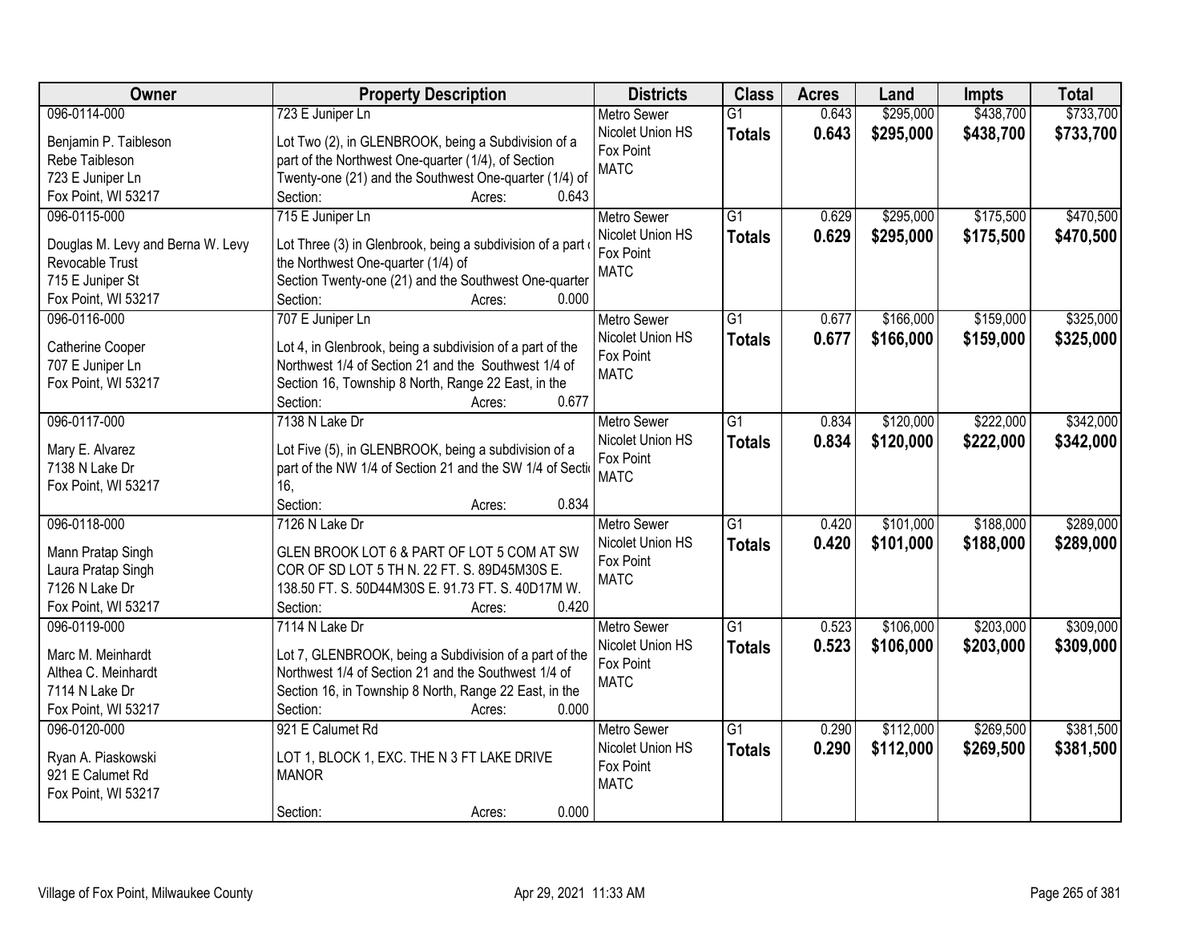| Owner | Property Description | Districts | Class | Acres | Land | Impts | Total |
|---|---|---|---|---|---|---|---|
| 096-0114-000<br><br>Benjamin P. Taibleson<br>Rebe Taibleson<br>723 E Juniper Ln<br>Fox Point, WI 53217 | 723 E Juniper Ln<br><br>Lot Two (2), in GLENBROOK, being a Subdivision of a part of the Northwest One-quarter (1/4), of Section Twenty-one (21) and the Southwest One-quarter (1/4) of<br>Section: Acres: 0.643 | Metro Sewer<br>Nicolet Union HS<br>Fox Point<br>MATC | G1<br>**Totals** | 0.643<br>**0.643** | $295,000<br>**$295,000** | $438,700<br>**$438,700** | $733,700<br>**$733,700** |
| 096-0115-000<br><br>Douglas M. Levy and Berna W. Levy Revocable Trust<br>715 E Juniper St<br>Fox Point, WI 53217 | 715 E Juniper Ln<br><br>Lot Three (3) in Glenbrook, being a subdivision of a part of the Northwest One-quarter (1/4) of Section Twenty-one (21) and the Southwest One-quarter<br>Section: Acres: 0.000 | Metro Sewer<br>Nicolet Union HS<br>Fox Point<br>MATC | G1<br>**Totals** | 0.629<br>**0.629** | $295,000<br>**$295,000** | $175,500<br>**$175,500** | $470,500<br>**$470,500** |
| 096-0116-000<br><br>Catherine Cooper<br>707 E Juniper Ln<br>Fox Point, WI 53217 | 707 E Juniper Ln<br><br>Lot 4, in Glenbrook, being a subdivision of a part of the Northwest 1/4 of Section 21 and the Southwest 1/4 of Section 16, Township 8 North, Range 22 East, in the<br>Section: Acres: 0.677 | Metro Sewer<br>Nicolet Union HS<br>Fox Point<br>MATC | G1<br>**Totals** | 0.677<br>**0.677** | $166,000<br>**$166,000** | $159,000<br>**$159,000** | $325,000<br>**$325,000** |
| 096-0117-000<br><br>Mary E. Alvarez<br>7138 N Lake Dr<br>Fox Point, WI 53217 | 7138 N Lake Dr<br><br>Lot Five (5), in GLENBROOK, being a subdivision of a part of the NW 1/4 of Section 21 and the SW 1/4 of Section 16,<br>Section: Acres: 0.834 | Metro Sewer<br>Nicolet Union HS<br>Fox Point<br>MATC | G1<br>**Totals** | 0.834<br>**0.834** | $120,000<br>**$120,000** | $222,000<br>**$222,000** | $342,000<br>**$342,000** |
| 096-0118-000<br><br>Mann Pratap Singh<br>Laura Pratap Singh<br>7126 N Lake Dr<br>Fox Point, WI 53217 | 7126 N Lake Dr<br><br>GLEN BROOK LOT 6 & PART OF LOT 5 COM AT SW COR OF SD LOT 5 TH N. 22 FT. S. 89D45M30S E. 138.50 FT. S. 50D44M30S E. 91.73 FT. S. 40D17M W.<br>Section: Acres: 0.420 | Metro Sewer<br>Nicolet Union HS<br>Fox Point<br>MATC | G1<br>**Totals** | 0.420<br>**0.420** | $101,000<br>**$101,000** | $188,000<br>**$188,000** | $289,000<br>**$289,000** |
| 096-0119-000<br><br>Marc M. Meinhardt<br>Althea C. Meinhardt<br>7114 N Lake Dr<br>Fox Point, WI 53217 | 7114 N Lake Dr<br><br>Lot 7, GLENBROOK, being a Subdivision of a part of the Northwest 1/4 of Section 21 and the Southwest 1/4 of Section 16, in Township 8 North, Range 22 East, in the<br>Section: Acres: 0.000 | Metro Sewer<br>Nicolet Union HS<br>Fox Point<br>MATC | G1<br>**Totals** | 0.523<br>**0.523** | $106,000<br>**$106,000** | $203,000<br>**$203,000** | $309,000<br>**$309,000** |
| 096-0120-000<br><br>Ryan A. Piaskowski<br>921 E Calumet Rd<br>Fox Point, WI 53217 | 921 E Calumet Rd<br><br>LOT 1, BLOCK 1, EXC. THE N 3 FT LAKE DRIVE MANOR<br><br>Section: Acres: 0.000 | Metro Sewer<br>Nicolet Union HS<br>Fox Point<br>MATC | G1<br>**Totals** | 0.290<br>**0.290** | $112,000<br>**$112,000** | $269,500<br>**$269,500** | $381,500<br>**$381,500** |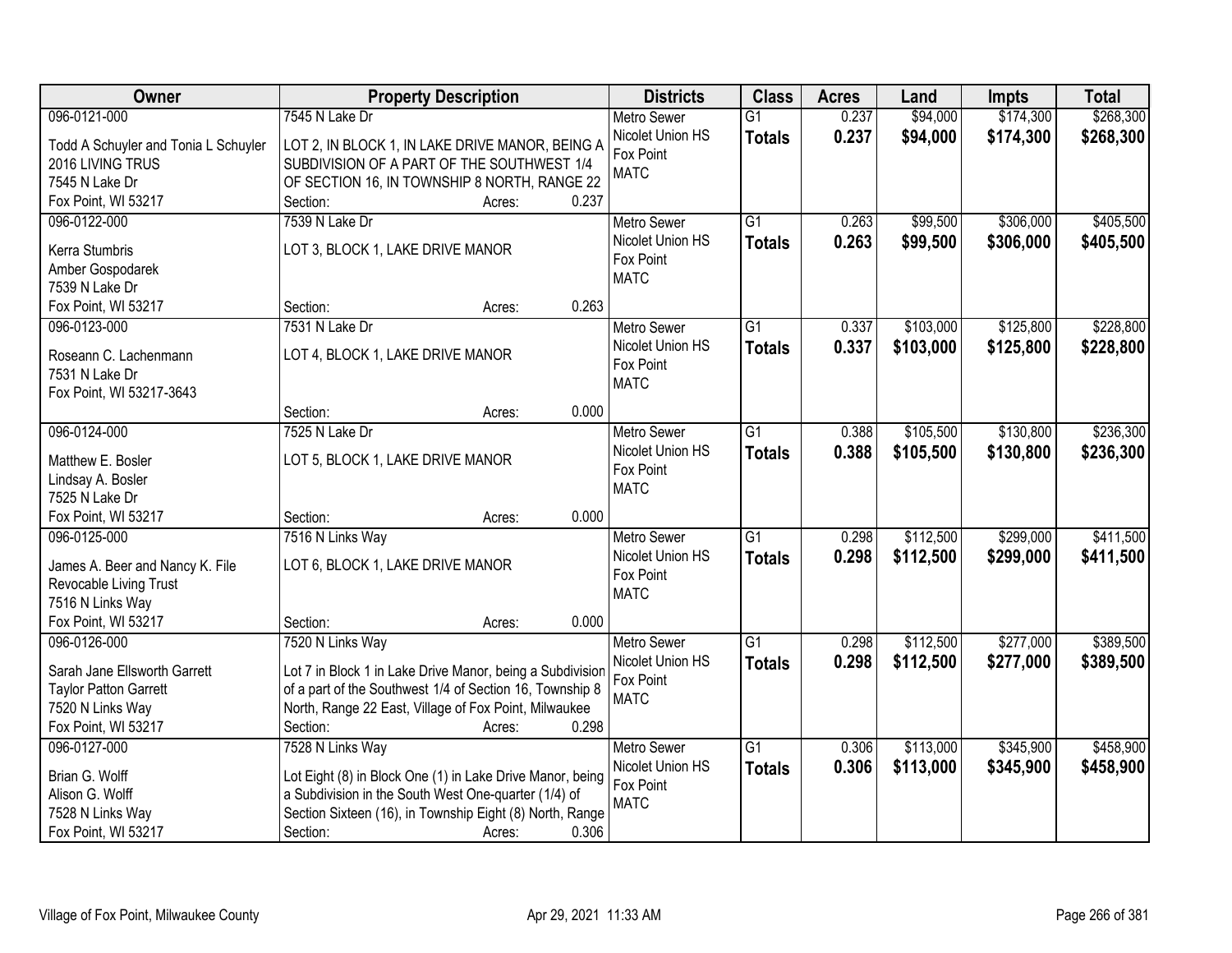| Owner | Property Description | Districts | Class | Acres | Land | Impts | Total |
|---|---|---|---|---|---|---|---|
| 096-0121-000 | 7545 N Lake Dr | Metro Sewer | G1 | 0.237 | $94,000 | $174,300 | $268,300 |
| Todd A Schuyler and Tonia L Schuyler 2016 LIVING TRUS 7545 N Lake Dr Fox Point, WI 53217 | LOT 2, IN BLOCK 1, IN LAKE DRIVE MANOR, BEING A SUBDIVISION OF A PART OF THE SOUTHWEST 1/4 OF SECTION 16, IN TOWNSHIP 8 NORTH, RANGE 22 Section: Acres: 0.237 | Nicolet Union HS Fox Point MATC | **Totals** | **0.237** | **$94,000** | **$174,300** | **$268,300** |
| 096-0122-000 | 7539 N Lake Dr | Metro Sewer | G1 | 0.263 | $99,500 | $306,000 | $405,500 |
| Kerra Stumbris Amber Gospodarek 7539 N Lake Dr Fox Point, WI 53217 | LOT 3, BLOCK 1, LAKE DRIVE MANOR Section: Acres: 0.263 | Nicolet Union HS Fox Point MATC | **Totals** | **0.263** | **$99,500** | **$306,000** | **$405,500** |
| 096-0123-000 | 7531 N Lake Dr | Metro Sewer | G1 | 0.337 | $103,000 | $125,800 | $228,800 |
| Roseann C. Lachenmann 7531 N Lake Dr Fox Point, WI 53217-3643 | LOT 4, BLOCK 1, LAKE DRIVE MANOR Section: Acres: 0.000 | Nicolet Union HS Fox Point MATC | **Totals** | **0.337** | **$103,000** | **$125,800** | **$228,800** |
| 096-0124-000 | 7525 N Lake Dr | Metro Sewer | G1 | 0.388 | $105,500 | $130,800 | $236,300 |
| Matthew E. Bosler Lindsay A. Bosler 7525 N Lake Dr Fox Point, WI 53217 | LOT 5, BLOCK 1, LAKE DRIVE MANOR Section: Acres: 0.000 | Nicolet Union HS Fox Point MATC | **Totals** | **0.388** | **$105,500** | **$130,800** | **$236,300** |
| 096-0125-000 | 7516 N Links Way | Metro Sewer | G1 | 0.298 | $112,500 | $299,000 | $411,500 |
| James A. Beer and Nancy K. File Revocable Living Trust 7516 N Links Way Fox Point, WI 53217 | LOT 6, BLOCK 1, LAKE DRIVE MANOR Section: Acres: 0.000 | Nicolet Union HS Fox Point MATC | **Totals** | **0.298** | **$112,500** | **$299,000** | **$411,500** |
| 096-0126-000 | 7520 N Links Way | Metro Sewer | G1 | 0.298 | $112,500 | $277,000 | $389,500 |
| Sarah Jane Ellsworth Garrett Taylor Patton Garrett 7520 N Links Way Fox Point, WI 53217 | Lot 7 in Block 1 in Lake Drive Manor, being a Subdivision of a part of the Southwest 1/4 of Section 16, Township 8 North, Range 22 East, Village of Fox Point, Milwaukee Section: Acres: 0.298 | Nicolet Union HS Fox Point MATC | **Totals** | **0.298** | **$112,500** | **$277,000** | **$389,500** |
| 096-0127-000 | 7528 N Links Way | Metro Sewer | G1 | 0.306 | $113,000 | $345,900 | $458,900 |
| Brian G. Wolff Alison G. Wolff 7528 N Links Way Fox Point, WI 53217 | Lot Eight (8) in Block One (1) in Lake Drive Manor, being a Subdivision in the South West One-quarter (1/4) of Section Sixteen (16), in Township Eight (8) North, Range Section: Acres: 0.306 | Nicolet Union HS Fox Point MATC | **Totals** | **0.306** | **$113,000** | **$345,900** | **$458,900** |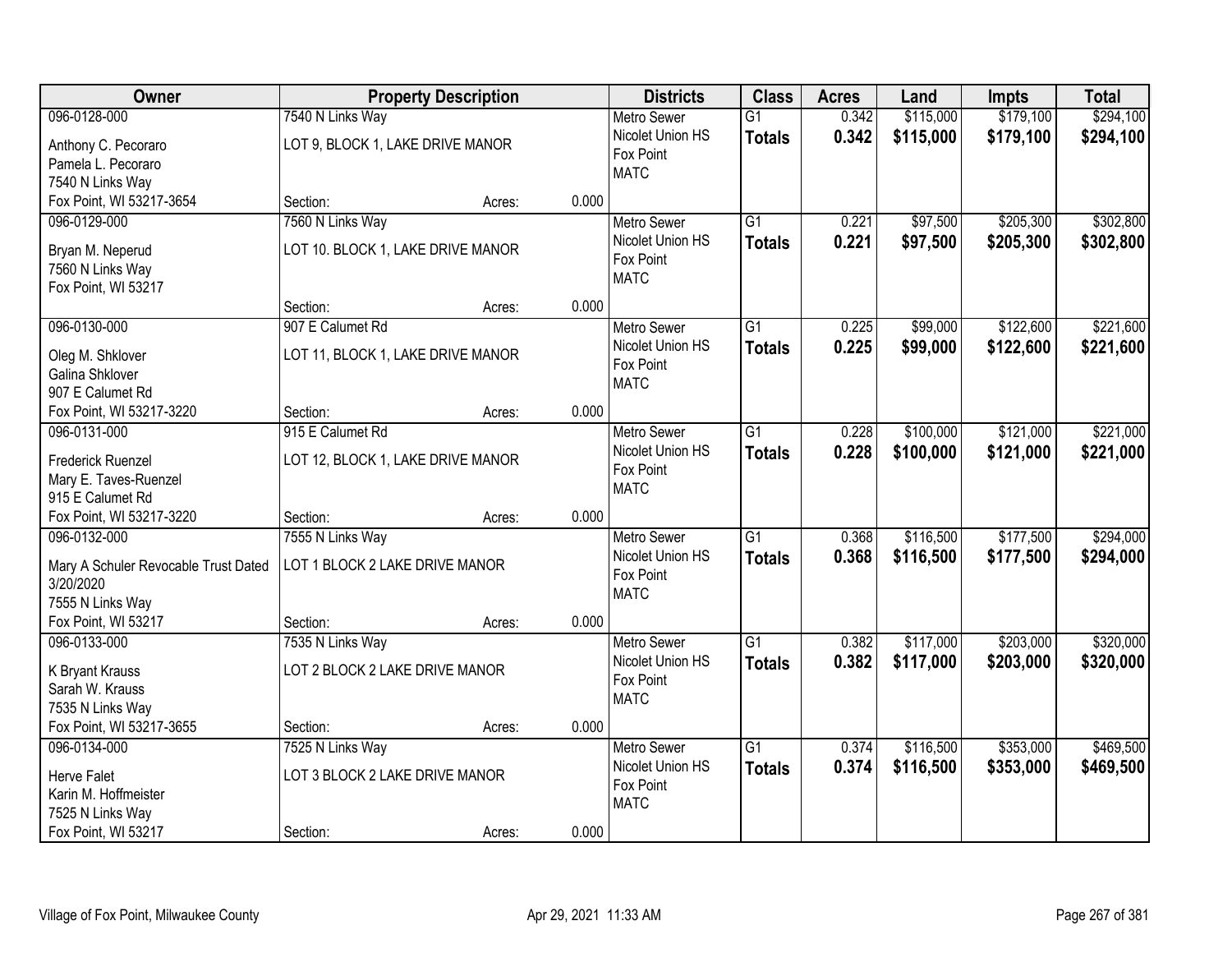| Owner | Property Description | | | Districts | Class | Acres | Land | Impts | Total |
|---|---|---|---|---|---|---|---|---|---|
| 096-0128-000 | 7540 N Links Way | | | Metro Sewer | G1 | 0.342 | $115,000 | $179,100 | $294,100 |
| Anthony C. Pecoraro<br>Pamela L. Pecoraro<br>7540 N Links Way<br>Fox Point, WI 53217-3654 | LOT 9, BLOCK 1, LAKE DRIVE MANOR | | | Nicolet Union HS<br>Fox Point<br>MATC | **Totals** | **0.342** | **$115,000** | **$179,100** | **$294,100** |
| | Section: | Acres: | 0.000 | | | | | | |
| 096-0129-000 | 7560 N Links Way | | | Metro Sewer | G1 | 0.221 | $97,500 | $205,300 | $302,800 |
| Bryan M. Neperud<br>7560 N Links Way<br>Fox Point, WI 53217 | LOT 10. BLOCK 1, LAKE DRIVE MANOR | | | Nicolet Union HS<br>Fox Point<br>MATC | **Totals** | **0.221** | **$97,500** | **$205,300** | **$302,800** |
| | Section: | Acres: | 0.000 | | | | | | |
| 096-0130-000 | 907 E Calumet Rd | | | Metro Sewer | G1 | 0.225 | $99,000 | $122,600 | $221,600 |
| Oleg M. Shklover<br>Galina Shklover<br>907 E Calumet Rd<br>Fox Point, WI 53217-3220 | LOT 11, BLOCK 1, LAKE DRIVE MANOR | | | Nicolet Union HS<br>Fox Point<br>MATC | **Totals** | **0.225** | **$99,000** | **$122,600** | **$221,600** |
| | Section: | Acres: | 0.000 | | | | | | |
| 096-0131-000 | 915 E Calumet Rd | | | Metro Sewer | G1 | 0.228 | $100,000 | $121,000 | $221,000 |
| Frederick Ruenzel<br>Mary E. Taves-Ruenzel<br>915 E Calumet Rd<br>Fox Point, WI 53217-3220 | LOT 12, BLOCK 1, LAKE DRIVE MANOR | | | Nicolet Union HS<br>Fox Point<br>MATC | **Totals** | **0.228** | **$100,000** | **$121,000** | **$221,000** |
| | Section: | Acres: | 0.000 | | | | | | |
| 096-0132-000 | 7555 N Links Way | | | Metro Sewer | G1 | 0.368 | $116,500 | $177,500 | $294,000 |
| Mary A Schuler Revocable Trust Dated 3/20/2020<br>7555 N Links Way<br>Fox Point, WI 53217 | LOT 1 BLOCK 2 LAKE DRIVE MANOR | | | Nicolet Union HS<br>Fox Point<br>MATC | **Totals** | **0.368** | **$116,500** | **$177,500** | **$294,000** |
| | Section: | Acres: | 0.000 | | | | | | |
| 096-0133-000 | 7535 N Links Way | | | Metro Sewer | G1 | 0.382 | $117,000 | $203,000 | $320,000 |
| K Bryant Krauss<br>Sarah W. Krauss<br>7535 N Links Way<br>Fox Point, WI 53217-3655 | LOT 2 BLOCK 2 LAKE DRIVE MANOR | | | Nicolet Union HS<br>Fox Point<br>MATC | **Totals** | **0.382** | **$117,000** | **$203,000** | **$320,000** |
| | Section: | Acres: | 0.000 | | | | | | |
| 096-0134-000 | 7525 N Links Way | | | Metro Sewer | G1 | 0.374 | $116,500 | $353,000 | $469,500 |
| Herve Falet<br>Karin M. Hoffmeister<br>7525 N Links Way<br>Fox Point, WI 53217 | LOT 3 BLOCK 2 LAKE DRIVE MANOR | | | Nicolet Union HS<br>Fox Point<br>MATC | **Totals** | **0.374** | **$116,500** | **$353,000** | **$469,500** |
| | Section: | Acres: | 0.000 | | | | | | |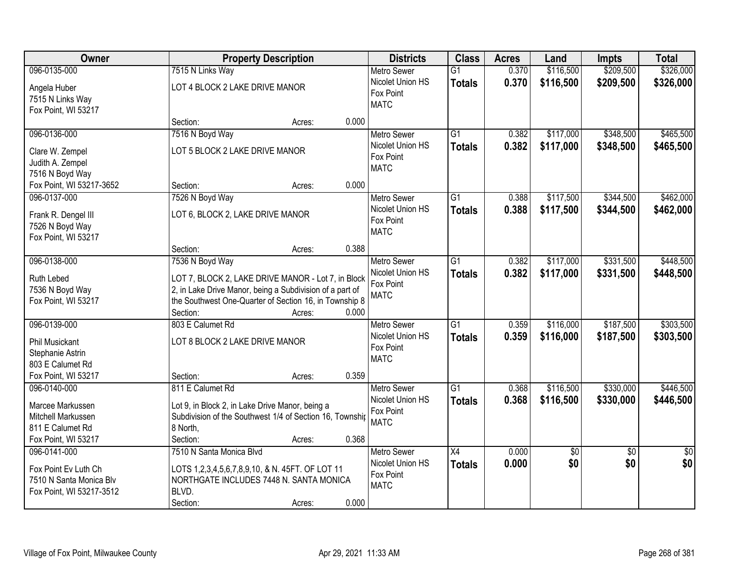| Owner | Property Description | Districts | Class | Acres | Land | Impts | Total |
|---|---|---|---|---|---|---|---|
| 096-0135-000<br>Angela Huber<br>7515 N Links Way<br>Fox Point, WI 53217 | 7515 N Links Way<br>LOT 4 BLOCK 2 LAKE DRIVE MANOR<br>Section: Acres: 0.000 | Metro Sewer<br>Nicolet Union HS<br>Fox Point<br>MATC | G1<br>**Totals** | 0.370<br>**0.370** | $116,500<br>**$116,500** | $209,500<br>**$209,500** | $326,000<br>**$326,000** |
| 096-0136-000<br>Clare W. Zempel<br>Judith A. Zempel<br>7516 N Boyd Way<br>Fox Point, WI 53217-3652 | 7516 N Boyd Way<br>LOT 5 BLOCK 2 LAKE DRIVE MANOR<br>Section: Acres: 0.000 | Metro Sewer<br>Nicolet Union HS<br>Fox Point<br>MATC | G1<br>**Totals** | 0.382<br>**0.382** | $117,000<br>**$117,000** | $348,500<br>**$348,500** | $465,500<br>**$465,500** |
| 096-0137-000<br>Frank R. Dengel III<br>7526 N Boyd Way<br>Fox Point, WI 53217 | 7526 N Boyd Way<br>LOT 6, BLOCK 2, LAKE DRIVE MANOR<br>Section: Acres: 0.388 | Metro Sewer<br>Nicolet Union HS<br>Fox Point<br>MATC | G1<br>**Totals** | 0.388<br>**0.388** | $117,500<br>**$117,500** | $344,500<br>**$344,500** | $462,000<br>**$462,000** |
| 096-0138-000<br>Ruth Lebed<br>7536 N Boyd Way<br>Fox Point, WI 53217 | 7536 N Boyd Way<br>LOT 7, BLOCK 2, LAKE DRIVE MANOR - Lot 7, in Block 2, in Lake Drive Manor, being a Subdivision of a part of the Southwest One-Quarter of Section 16, in Township 8<br>Section: Acres: 0.000 | Metro Sewer<br>Nicolet Union HS<br>Fox Point<br>MATC | G1<br>**Totals** | 0.382<br>**0.382** | $117,000<br>**$117,000** | $331,500<br>**$331,500** | $448,500<br>**$448,500** |
| 096-0139-000<br>Phil Musickant<br>Stephanie Astrin<br>803 E Calumet Rd<br>Fox Point, WI 53217 | 803 E Calumet Rd<br>LOT 8 BLOCK 2 LAKE DRIVE MANOR<br>Section: Acres: 0.359 | Metro Sewer<br>Nicolet Union HS<br>Fox Point<br>MATC | G1<br>**Totals** | 0.359<br>**0.359** | $116,000<br>**$116,000** | $187,500<br>**$187,500** | $303,500<br>**$303,500** |
| 096-0140-000<br>Marcee Markussen<br>Mitchell Markussen<br>811 E Calumet Rd<br>Fox Point, WI 53217 | 811 E Calumet Rd<br>Lot 9, in Block 2, in Lake Drive Manor, being a Subdivision of the Southwest 1/4 of Section 16, Township 8 North,<br>Section: Acres: 0.368 | Metro Sewer<br>Nicolet Union HS<br>Fox Point<br>MATC | G1<br>**Totals** | 0.368<br>**0.368** | $116,500<br>**$116,500** | $330,000<br>**$330,000** | $446,500<br>**$446,500** |
| 096-0141-000<br>Fox Point Ev Luth Ch<br>7510 N Santa Monica Blv<br>Fox Point, WI 53217-3512 | 7510 N Santa Monica Blvd<br>LOTS 1,2,3,4,5,6,7,8,9,10, & N. 45FT. OF LOT 11 NORTHGATE INCLUDES 7448 N. SANTA MONICA BLVD.<br>Section: Acres: 0.000 | Metro Sewer<br>Nicolet Union HS<br>Fox Point<br>MATC | X4<br>**Totals** | 0.000<br>**0.000** | $0<br>**$0** | $0<br>**$0** | $0<br>**$0** |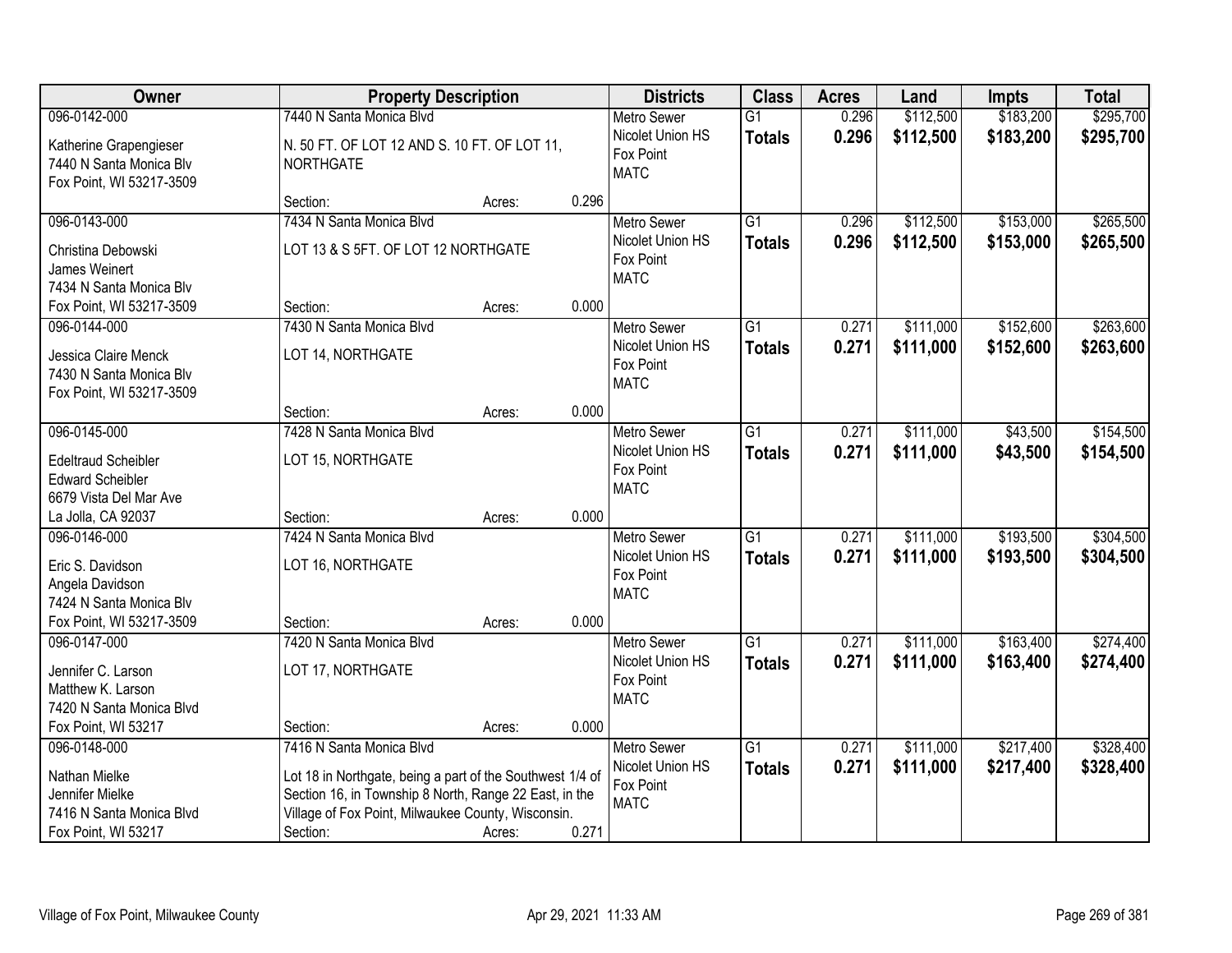| Owner | Property Description | Districts | Class | Acres | Land | Impts | Total |
|---|---|---|---|---|---|---|---|
| 096-0142-000<br>Katherine Grapengieser<br>7440 N Santa Monica Blv<br>Fox Point, WI 53217-3509 | 7440 N Santa Monica Blvd<br>N. 50 FT. OF LOT 12 AND S. 10 FT. OF LOT 11, NORTHGATE<br>Section: Acres: 0.296 | Metro Sewer<br>Nicolet Union HS<br>Fox Point<br>MATC | G1<br>**Totals** | 0.296<br>**0.296** | $112,500<br>**$112,500** | $183,200<br>**$183,200** | $295,700<br>**$295,700** |
| 096-0143-000<br>Christina Debowski<br>James Weinert<br>7434 N Santa Monica Blv<br>Fox Point, WI 53217-3509 | 7434 N Santa Monica Blvd<br>LOT 13 & S 5FT. OF LOT 12 NORTHGATE<br>Section: Acres: 0.000 | Metro Sewer<br>Nicolet Union HS<br>Fox Point<br>MATC | G1<br>**Totals** | 0.296<br>**0.296** | $112,500<br>**$112,500** | $153,000<br>**$153,000** | $265,500<br>**$265,500** |
| 096-0144-000<br>Jessica Claire Menck<br>7430 N Santa Monica Blv<br>Fox Point, WI 53217-3509 | 7430 N Santa Monica Blvd<br>LOT 14, NORTHGATE<br>Section: Acres: 0.000 | Metro Sewer<br>Nicolet Union HS<br>Fox Point<br>MATC | G1<br>**Totals** | 0.271<br>**0.271** | $111,000<br>**$111,000** | $152,600<br>**$152,600** | $263,600<br>**$263,600** |
| 096-0145-000<br>Edeltraud Scheibler<br>Edward Scheibler<br>6679 Vista Del Mar Ave<br>La Jolla, CA 92037 | 7428 N Santa Monica Blvd<br>LOT 15, NORTHGATE<br>Section: Acres: 0.000 | Metro Sewer<br>Nicolet Union HS<br>Fox Point<br>MATC | G1<br>**Totals** | 0.271<br>**0.271** | $111,000<br>**$111,000** | $43,500<br>**$43,500** | $154,500<br>**$154,500** |
| 096-0146-000<br>Eric S. Davidson<br>Angela Davidson<br>7424 N Santa Monica Blv<br>Fox Point, WI 53217-3509 | 7424 N Santa Monica Blvd<br>LOT 16, NORTHGATE<br>Section: Acres: 0.000 | Metro Sewer<br>Nicolet Union HS<br>Fox Point<br>MATC | G1<br>**Totals** | 0.271<br>**0.271** | $111,000<br>**$111,000** | $193,500<br>**$193,500** | $304,500<br>**$304,500** |
| 096-0147-000<br>Jennifer C. Larson<br>Matthew K. Larson<br>7420 N Santa Monica Blvd<br>Fox Point, WI 53217 | 7420 N Santa Monica Blvd<br>LOT 17, NORTHGATE<br>Section: Acres: 0.000 | Metro Sewer<br>Nicolet Union HS<br>Fox Point<br>MATC | G1<br>**Totals** | 0.271<br>**0.271** | $111,000<br>**$111,000** | $163,400<br>**$163,400** | $274,400<br>**$274,400** |
| 096-0148-000<br>Nathan Mielke<br>Jennifer Mielke<br>7416 N Santa Monica Blvd<br>Fox Point, WI 53217 | 7416 N Santa Monica Blvd<br>Lot 18 in Northgate, being a part of the Southwest 1/4 of Section 16, in Township 8 North, Range 22 East, in the Village of Fox Point, Milwaukee County, Wisconsin.<br>Section: Acres: 0.271 | Metro Sewer<br>Nicolet Union HS<br>Fox Point<br>MATC | G1<br>**Totals** | 0.271<br>**0.271** | $111,000<br>**$111,000** | $217,400<br>**$217,400** | $328,400<br>**$328,400** |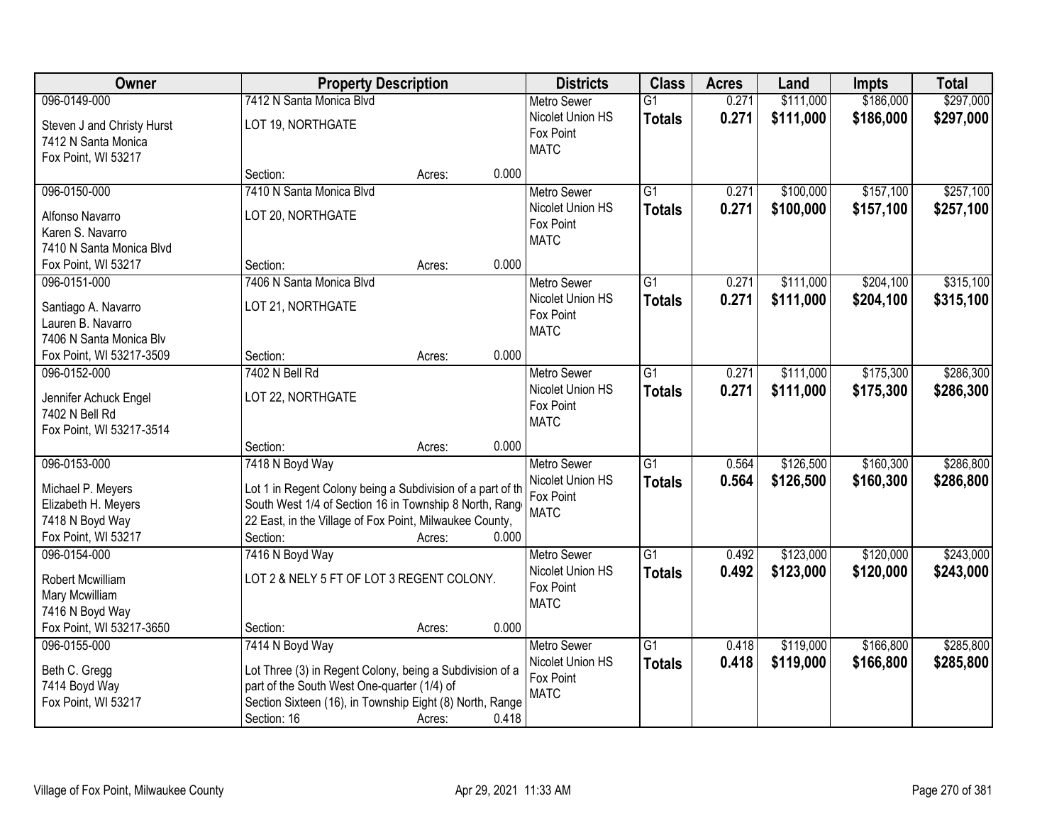| Owner | Property Description | Districts | Class | Acres | Land | Impts | Total |
|---|---|---|---|---|---|---|---|
| 096-0149-000<br>Steven J and Christy Hurst<br>7412 N Santa Monica<br>Fox Point, WI 53217 | 7412 N Santa Monica Blvd<br>LOT 19, NORTHGATE<br>Section: Acres: 0.000 | Metro Sewer<br>Nicolet Union HS<br>Fox Point<br>MATC | G1<br>**Totals** | 0.271<br>**0.271** | $111,000<br>**$111,000** | $186,000<br>**$186,000** | $297,000<br>**$297,000** |
| 096-0150-000<br>Alfonso Navarro<br>Karen S. Navarro<br>7410 N Santa Monica Blvd<br>Fox Point, WI 53217 | 7410 N Santa Monica Blvd<br>LOT 20, NORTHGATE<br>Section: Acres: 0.000 | Metro Sewer<br>Nicolet Union HS<br>Fox Point<br>MATC | G1<br>**Totals** | 0.271<br>**0.271** | $100,000<br>**$100,000** | $157,100<br>**$157,100** | $257,100<br>**$257,100** |
| 096-0151-000<br>Santiago A. Navarro<br>Lauren B. Navarro<br>7406 N Santa Monica Blv<br>Fox Point, WI 53217-3509 | 7406 N Santa Monica Blvd<br>LOT 21, NORTHGATE<br>Section: Acres: 0.000 | Metro Sewer<br>Nicolet Union HS<br>Fox Point<br>MATC | G1<br>**Totals** | 0.271<br>**0.271** | $111,000<br>**$111,000** | $204,100<br>**$204,100** | $315,100<br>**$315,100** |
| 096-0152-000<br>Jennifer Achuck Engel<br>7402 N Bell Rd<br>Fox Point, WI 53217-3514 | 7402 N Bell Rd<br>LOT 22, NORTHGATE<br>Section: Acres: 0.000 | Metro Sewer<br>Nicolet Union HS<br>Fox Point<br>MATC | G1<br>**Totals** | 0.271<br>**0.271** | $111,000<br>**$111,000** | $175,300<br>**$175,300** | $286,300<br>**$286,300** |
| 096-0153-000<br>Michael P. Meyers<br>Elizabeth H. Meyers<br>7418 N Boyd Way<br>Fox Point, WI 53217 | 7418 N Boyd Way<br>Lot 1 in Regent Colony being a Subdivision of a part of th South West 1/4 of Section 16 in Township 8 North, Rang 22 East, in the Village of Fox Point, Milwaukee County,<br>Section: Acres: 0.000 | Metro Sewer<br>Nicolet Union HS<br>Fox Point<br>MATC | G1<br>**Totals** | 0.564<br>**0.564** | $126,500<br>**$126,500** | $160,300<br>**$160,300** | $286,800<br>**$286,800** |
| 096-0154-000<br>Robert Mcwilliam<br>Mary Mcwilliam<br>7416 N Boyd Way<br>Fox Point, WI 53217-3650 | 7416 N Boyd Way<br>LOT 2 & NELY 5 FT OF LOT 3 REGENT COLONY.<br>Section: Acres: 0.000 | Metro Sewer<br>Nicolet Union HS<br>Fox Point<br>MATC | G1<br>**Totals** | 0.492<br>**0.492** | $123,000<br>**$123,000** | $120,000<br>**$120,000** | $243,000<br>**$243,000** |
| 096-0155-000<br>Beth C. Gregg<br>7414 Boyd Way<br>Fox Point, WI 53217 | 7414 N Boyd Way<br>Lot Three (3) in Regent Colony, being a Subdivision of a part of the South West One-quarter (1/4) of Section Sixteen (16), in Township Eight (8) North, Range<br>Section: 16 Acres: 0.418 | Metro Sewer<br>Nicolet Union HS<br>Fox Point<br>MATC | G1<br>**Totals** | 0.418<br>**0.418** | $119,000<br>**$119,000** | $166,800<br>**$166,800** | $285,800<br>**$285,800** |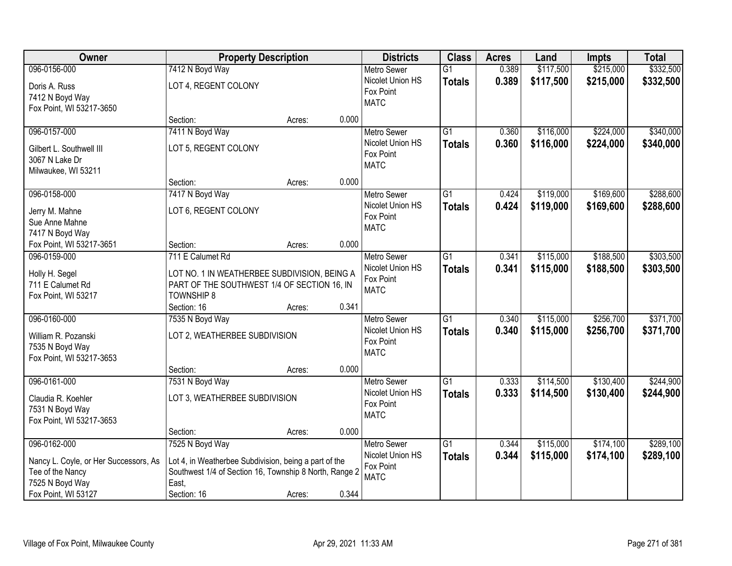| Owner | Property Description | | | Districts | Class | Acres | Land | Impts | Total |
|---|---|---|---|---|---|---|---|---|---|
| 096-0156-000<br>Doris A. Russ<br>7412 N Boyd Way<br>Fox Point, WI 53217-3650 | 7412 N Boyd Way<br>LOT 4, REGENT COLONY<br>Section: | Acres: | 0.000 | Metro Sewer<br>Nicolet Union HS<br>Fox Point<br>MATC | G1<br>**Totals** | 0.389<br>**0.389** | $117,500<br>**$117,500** | $215,000<br>**$215,000** | $332,500<br>**$332,500** |
| 096-0157-000<br>Gilbert L. Southwell III<br>3067 N Lake Dr<br>Milwaukee, WI 53211 | 7411 N Boyd Way<br>LOT 5, REGENT COLONY<br>Section: | Acres: | 0.000 | Metro Sewer<br>Nicolet Union HS<br>Fox Point<br>MATC | G1<br>**Totals** | 0.360<br>**0.360** | $116,000<br>**$116,000** | $224,000<br>**$224,000** | $340,000<br>**$340,000** |
| 096-0158-000<br>Jerry M. Mahne<br>Sue Anne Mahne<br>7417 N Boyd Way<br>Fox Point, WI 53217-3651 | 7417 N Boyd Way<br>LOT 6, REGENT COLONY<br>Section: | Acres: | 0.000 | Metro Sewer<br>Nicolet Union HS<br>Fox Point<br>MATC | G1<br>**Totals** | 0.424<br>**0.424** | $119,000<br>**$119,000** | $169,600<br>**$169,600** | $288,600<br>**$288,600** |
| 096-0159-000<br>Holly H. Segel<br>711 E Calumet Rd<br>Fox Point, WI 53217 | 711 E Calumet Rd<br>LOT NO. 1 IN WEATHERBEE SUBDIVISION, BEING A PART OF THE SOUTHWEST 1/4 OF SECTION 16, IN TOWNSHIP 8<br>Section: 16 | Acres: | 0.341 | Metro Sewer<br>Nicolet Union HS<br>Fox Point<br>MATC | G1<br>**Totals** | 0.341<br>**0.341** | $115,000<br>**$115,000** | $188,500<br>**$188,500** | $303,500<br>**$303,500** |
| 096-0160-000<br>William R. Pozanski<br>7535 N Boyd Way<br>Fox Point, WI 53217-3653 | 7535 N Boyd Way<br>LOT 2, WEATHERBEE SUBDIVISION<br>Section: | Acres: | 0.000 | Metro Sewer<br>Nicolet Union HS<br>Fox Point<br>MATC | G1<br>**Totals** | 0.340<br>**0.340** | $115,000<br>**$115,000** | $256,700<br>**$256,700** | $371,700<br>**$371,700** |
| 096-0161-000<br>Claudia R. Koehler<br>7531 N Boyd Way<br>Fox Point, WI 53217-3653 | 7531 N Boyd Way<br>LOT 3, WEATHERBEE SUBDIVISION<br>Section: | Acres: | 0.000 | Metro Sewer<br>Nicolet Union HS<br>Fox Point<br>MATC | G1<br>**Totals** | 0.333<br>**0.333** | $114,500<br>**$114,500** | $130,400<br>**$130,400** | $244,900<br>**$244,900** |
| 096-0162-000<br>Nancy L. Coyle, or Her Successors, As Tee of the Nancy<br>7525 N Boyd Way<br>Fox Point, WI 53127 | 7525 N Boyd Way<br>Lot 4, in Weatherbee Subdivision, being a part of the Southwest 1/4 of Section 16, Township 8 North, Range 2 East,<br>Section: 16 | Acres: | 0.344 | Metro Sewer<br>Nicolet Union HS<br>Fox Point<br>MATC | G1<br>**Totals** | 0.344<br>**0.344** | $115,000<br>**$115,000** | $174,100<br>**$174,100** | $289,100<br>**$289,100** |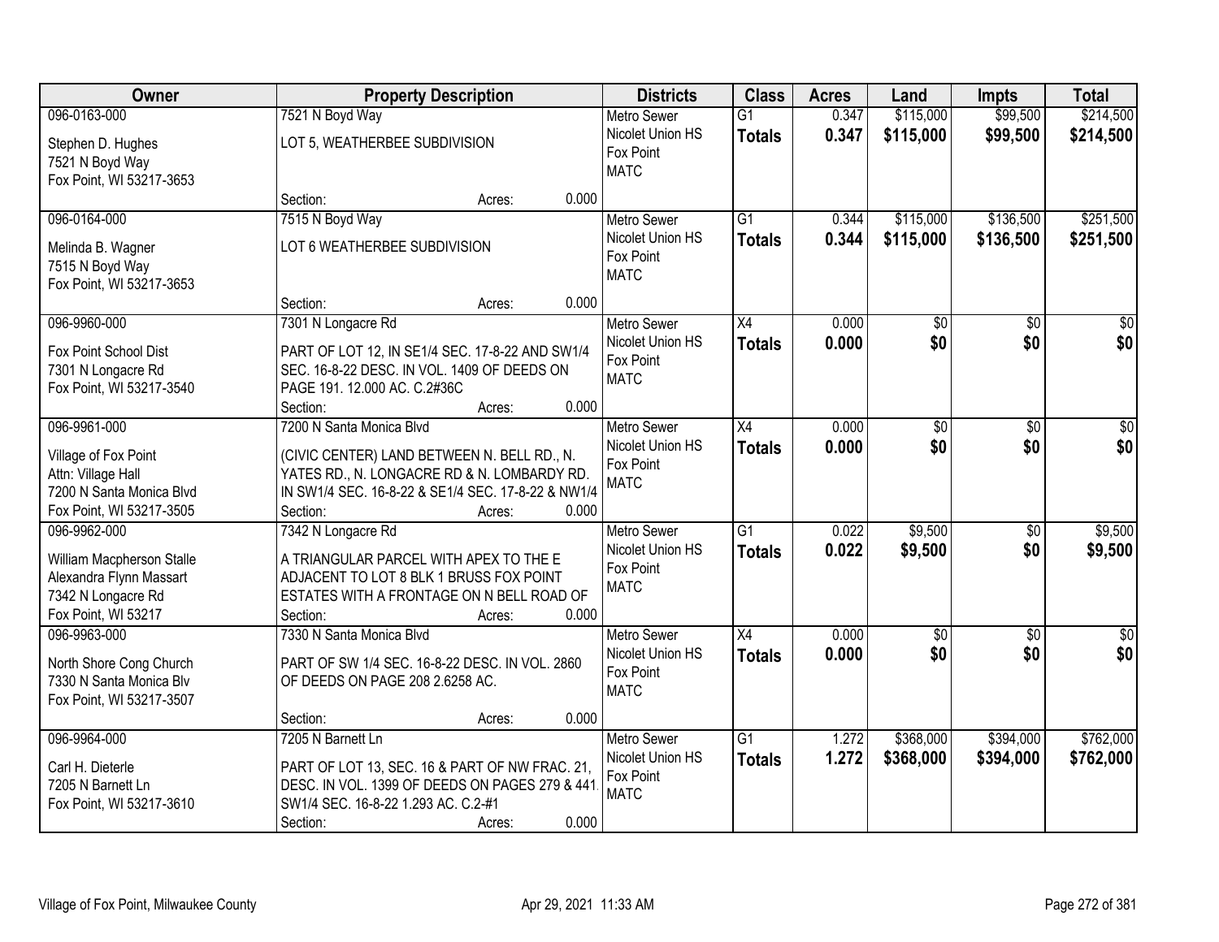| Owner | Property Description | Districts | Class | Acres | Land | Impts | Total |
|---|---|---|---|---|---|---|---|
| 096-0163-000<br>Stephen D. Hughes<br>7521 N Boyd Way<br>Fox Point, WI 53217-3653 | 7521 N Boyd Way<br>LOT 5, WEATHERBEE SUBDIVISION<br>Section: Acres: 0.000 | Metro Sewer<br>Nicolet Union HS<br>Fox Point<br>MATC | G1<br>**Totals** | 0.347<br>**0.347** | $115,000<br>**$115,000** | $99,500<br>**$99,500** | $214,500<br>**$214,500** |
| 096-0164-000<br>Melinda B. Wagner<br>7515 N Boyd Way<br>Fox Point, WI 53217-3653 | 7515 N Boyd Way<br>LOT 6 WEATHERBEE SUBDIVISION<br>Section: Acres: 0.000 | Metro Sewer<br>Nicolet Union HS<br>Fox Point<br>MATC | G1<br>**Totals** | 0.344<br>**0.344** | $115,000<br>**$115,000** | $136,500<br>**$136,500** | $251,500<br>**$251,500** |
| 096-9960-000<br>Fox Point School Dist<br>7301 N Longacre Rd<br>Fox Point, WI 53217-3540 | 7301 N Longacre Rd<br>PART OF LOT 12, IN SE1/4 SEC. 17-8-22 AND SW1/4 SEC. 16-8-22 DESC. IN VOL. 1409 OF DEEDS ON PAGE 191. 12.000 AC. C.2#36C<br>Section: Acres: 0.000 | Metro Sewer<br>Nicolet Union HS<br>Fox Point<br>MATC | X4<br>**Totals** | 0.000<br>**0.000** | $0<br>**$0** | $0<br>**$0** | $0<br>**$0** |
| 096-9961-000<br>Village of Fox Point<br>Attn: Village Hall<br>7200 N Santa Monica Blvd<br>Fox Point, WI 53217-3505 | 7200 N Santa Monica Blvd<br>(CIVIC CENTER) LAND BETWEEN N. BELL RD., N. YATES RD., N. LONGACRE RD & N. LOMBARDY RD. IN SW1/4 SEC. 16-8-22 & SE1/4 SEC. 17-8-22 & NW1/4<br>Section: Acres: 0.000 | Metro Sewer<br>Nicolet Union HS<br>Fox Point<br>MATC | X4<br>**Totals** | 0.000<br>**0.000** | $0<br>**$0** | $0<br>**$0** | $0<br>**$0** |
| 096-9962-000<br>William Macpherson Stalle<br>Alexandra Flynn Massart<br>7342 N Longacre Rd<br>Fox Point, WI 53217 | 7342 N Longacre Rd<br>A TRIANGULAR PARCEL WITH APEX TO THE E ADJACENT TO LOT 8 BLK 1 BRUSS FOX POINT ESTATES WITH A FRONTAGE ON N BELL ROAD OF<br>Section: Acres: 0.000 | Metro Sewer<br>Nicolet Union HS<br>Fox Point<br>MATC | G1<br>**Totals** | 0.022<br>**0.022** | $9,500<br>**$9,500** | $0<br>**$0** | $9,500<br>**$9,500** |
| 096-9963-000<br>North Shore Cong Church<br>7330 N Santa Monica Blv<br>Fox Point, WI 53217-3507 | 7330 N Santa Monica Blvd<br>PART OF SW 1/4 SEC. 16-8-22 DESC. IN VOL. 2860 OF DEEDS ON PAGE 208 2.6258 AC.<br>Section: Acres: 0.000 | Metro Sewer<br>Nicolet Union HS<br>Fox Point<br>MATC | X4<br>**Totals** | 0.000<br>**0.000** | $0<br>**$0** | $0<br>**$0** | $0<br>**$0** |
| 096-9964-000<br>Carl H. Dieterle<br>7205 N Barnett Ln<br>Fox Point, WI 53217-3610 | 7205 N Barnett Ln<br>PART OF LOT 13, SEC. 16 & PART OF NW FRAC. 21, DESC. IN VOL. 1399 OF DEEDS ON PAGES 279 & 441. SW1/4 SEC. 16-8-22 1.293 AC. C.2-#1<br>Section: Acres: 0.000 | Metro Sewer<br>Nicolet Union HS<br>Fox Point<br>MATC | G1<br>**Totals** | 1.272<br>**1.272** | $368,000<br>**$368,000** | $394,000<br>**$394,000** | $762,000<br>**$762,000** |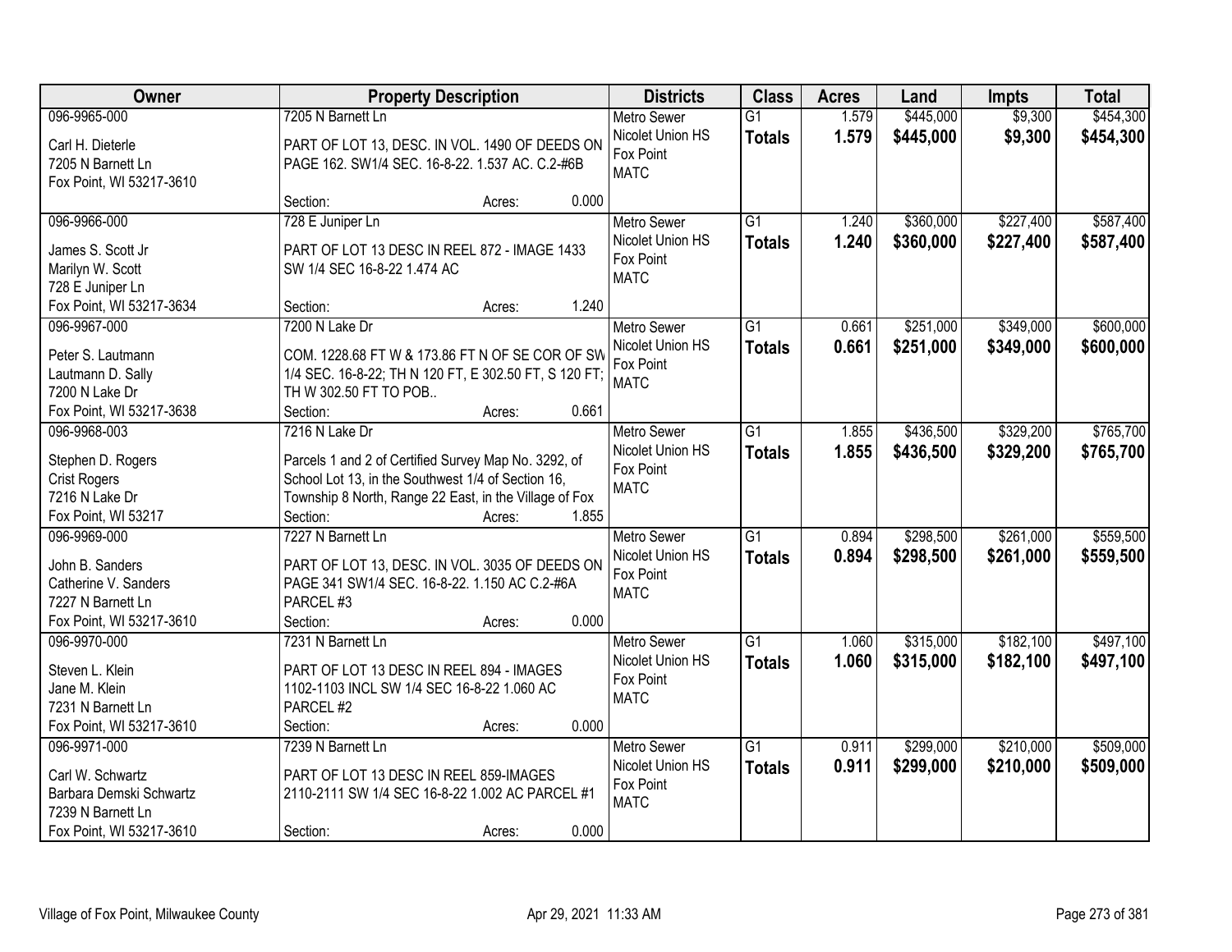| Owner | Property Description | Districts | Class | Acres | Land | Impts | Total |
|---|---|---|---|---|---|---|---|
| 096-9965-000<br>Carl H. Dieterle<br>7205 N Barnett Ln<br>Fox Point, WI 53217-3610 | 7205 N Barnett Ln<br>PART OF LOT 13, DESC. IN VOL. 1490 OF DEEDS ON PAGE 162. SW1/4 SEC. 16-8-22. 1.537 AC. C.2-#6B<br>Section: Acres: 0.000 | Metro Sewer<br>Nicolet Union HS<br>Fox Point<br>MATC | G1<br>**Totals** | 1.579<br>**1.579** | $445,000<br>**$445,000** | $9,300<br>**$9,300** | $454,300<br>**$454,300** |
| 096-9966-000<br>James S. Scott Jr<br>Marilyn W. Scott<br>728 E Juniper Ln<br>Fox Point, WI 53217-3634 | 728 E Juniper Ln<br>PART OF LOT 13 DESC IN REEL 872 - IMAGE 1433 SW 1/4 SEC 16-8-22 1.474 AC<br>Section: Acres: 1.240 | Metro Sewer<br>Nicolet Union HS<br>Fox Point<br>MATC | G1<br>**Totals** | 1.240<br>**1.240** | $360,000<br>**$360,000** | $227,400<br>**$227,400** | $587,400<br>**$587,400** |
| 096-9967-000<br>Peter S. Lautmann<br>Lautmann D. Sally<br>7200 N Lake Dr<br>Fox Point, WI 53217-3638 | 7200 N Lake Dr<br>COM. 1228.68 FT W & 173.86 FT N OF SE COR OF SW 1/4 SEC. 16-8-22; TH N 120 FT, E 302.50 FT, S 120 FT; TH W 302.50 FT TO POB..<br>Section: Acres: 0.661 | Metro Sewer<br>Nicolet Union HS<br>Fox Point<br>MATC | G1<br>**Totals** | 0.661<br>**0.661** | $251,000<br>**$251,000** | $349,000<br>**$349,000** | $600,000<br>**$600,000** |
| 096-9968-003<br>Stephen D. Rogers<br>Crist Rogers<br>7216 N Lake Dr<br>Fox Point, WI 53217 | 7216 N Lake Dr<br>Parcels 1 and 2 of Certified Survey Map No. 3292, of School Lot 13, in the Southwest 1/4 of Section 16, Township 8 North, Range 22 East, in the Village of Fox<br>Section: Acres: 1.855 | Metro Sewer<br>Nicolet Union HS<br>Fox Point<br>MATC | G1<br>**Totals** | 1.855<br>**1.855** | $436,500<br>**$436,500** | $329,200<br>**$329,200** | $765,700<br>**$765,700** |
| 096-9969-000<br>John B. Sanders<br>Catherine V. Sanders<br>7227 N Barnett Ln<br>Fox Point, WI 53217-3610 | 7227 N Barnett Ln<br>PART OF LOT 13, DESC. IN VOL. 3035 OF DEEDS ON PAGE 341 SW1/4 SEC. 16-8-22. 1.150 AC C.2-#6A PARCEL #3<br>Section: Acres: 0.000 | Metro Sewer<br>Nicolet Union HS<br>Fox Point<br>MATC | G1<br>**Totals** | 0.894<br>**0.894** | $298,500<br>**$298,500** | $261,000<br>**$261,000** | $559,500<br>**$559,500** |
| 096-9970-000<br>Steven L. Klein<br>Jane M. Klein<br>7231 N Barnett Ln<br>Fox Point, WI 53217-3610 | 7231 N Barnett Ln<br>PART OF LOT 13 DESC IN REEL 894 - IMAGES 1102-1103 INCL SW 1/4 SEC 16-8-22 1.060 AC PARCEL #2<br>Section: Acres: 0.000 | Metro Sewer<br>Nicolet Union HS<br>Fox Point<br>MATC | G1<br>**Totals** | 1.060<br>**1.060** | $315,000<br>**$315,000** | $182,100<br>**$182,100** | $497,100<br>**$497,100** |
| 096-9971-000<br>Carl W. Schwartz<br>Barbara Demski Schwartz<br>7239 N Barnett Ln<br>Fox Point, WI 53217-3610 | 7239 N Barnett Ln<br>PART OF LOT 13 DESC IN REEL 859-IMAGES 2110-2111 SW 1/4 SEC 16-8-22 1.002 AC PARCEL #1<br>Section: Acres: 0.000 | Metro Sewer<br>Nicolet Union HS<br>Fox Point<br>MATC | G1<br>**Totals** | 0.911<br>**0.911** | $299,000<br>**$299,000** | $210,000<br>**$210,000** | $509,000<br>**$509,000** |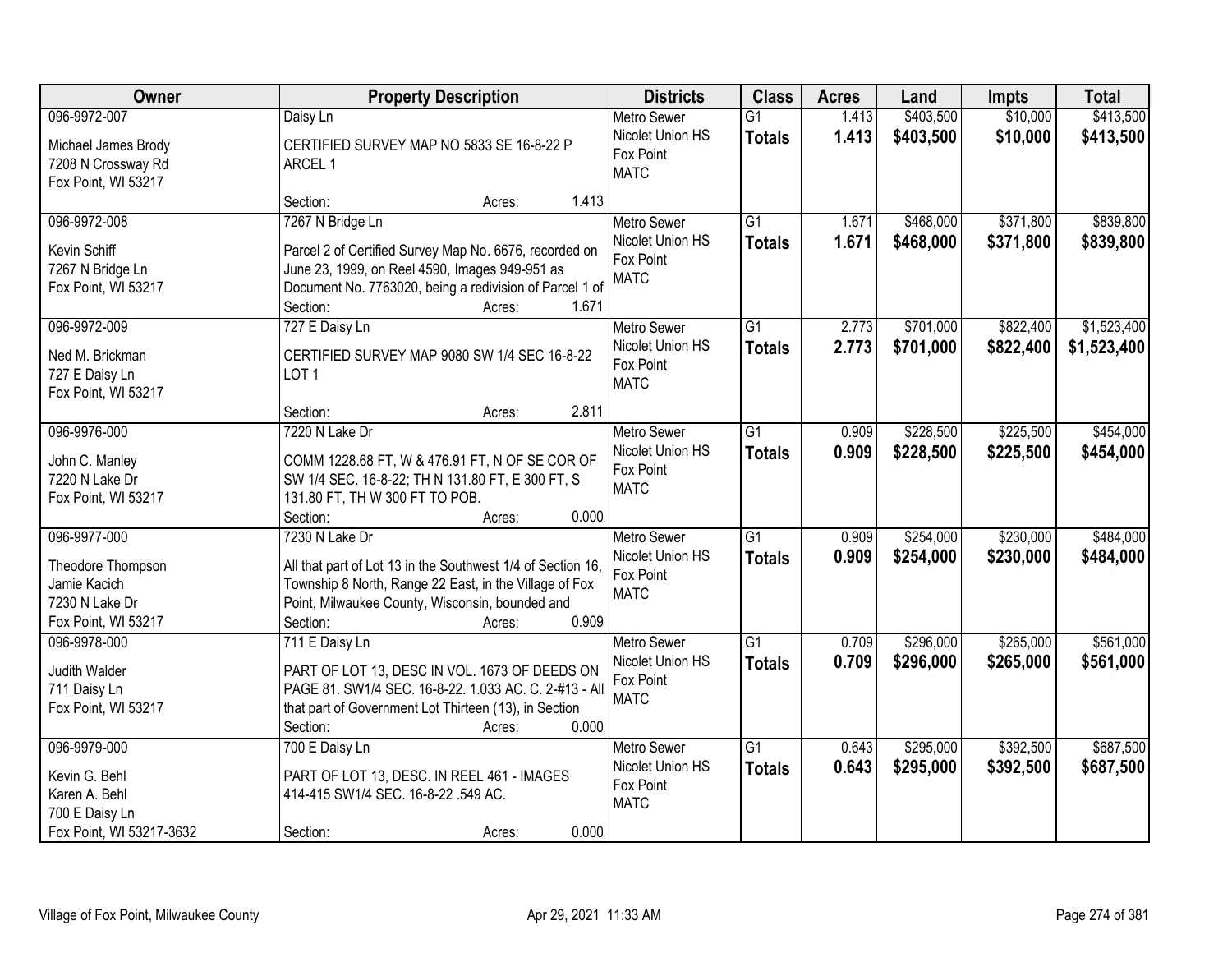| Owner | Property Description | Districts | Class | Acres | Land | Impts | Total |
|---|---|---|---|---|---|---|---|
| 096-9972-007<br><br>Michael James Brody<br>7208 N Crossway Rd<br>Fox Point, WI 53217 | Daisy Ln<br><br>CERTIFIED SURVEY MAP NO 5833 SE 16-8-22 P ARCEL 1<br><br>Section: Acres: 1.413 | Metro Sewer<br>Nicolet Union HS<br>Fox Point<br>MATC | G1<br>**Totals** | 1.413<br>**1.413** | \$403,500<br>**\$403,500** | \$10,000<br>**\$10,000** | \$413,500<br>**\$413,500** |
| 096-9972-008<br><br>Kevin Schiff<br>7267 N Bridge Ln<br>Fox Point, WI 53217 | 7267 N Bridge Ln<br><br>Parcel 2 of Certified Survey Map No. 6676, recorded on June 23, 1999, on Reel 4590, Images 949-951 as Document No. 7763020, being a redivision of Parcel 1 of<br>Section: Acres: 1.671 | Metro Sewer<br>Nicolet Union HS<br>Fox Point<br>MATC | G1<br>**Totals** | 1.671<br>**1.671** | \$468,000<br>**\$468,000** | \$371,800<br>**\$371,800** | \$839,800<br>**\$839,800** |
| 096-9972-009<br><br>Ned M. Brickman<br>727 E Daisy Ln<br>Fox Point, WI 53217 | 727 E Daisy Ln<br><br>CERTIFIED SURVEY MAP 9080 SW 1/4 SEC 16-8-22 LOT 1<br><br>Section: Acres: 2.811 | Metro Sewer<br>Nicolet Union HS<br>Fox Point<br>MATC | G1<br>**Totals** | 2.773<br>**2.773** | \$701,000<br>**\$701,000** | \$822,400<br>**\$822,400** | \$1,523,400<br>**\$1,523,400** |
| 096-9976-000<br><br>John C. Manley<br>7220 N Lake Dr<br>Fox Point, WI 53217 | 7220 N Lake Dr<br><br>COMM 1228.68 FT, W & 476.91 FT, N OF SE COR OF SW 1/4 SEC. 16-8-22; TH N 131.80 FT, E 300 FT, S 131.80 FT, TH W 300 FT TO POB.<br>Section: Acres: 0.000 | Metro Sewer<br>Nicolet Union HS<br>Fox Point<br>MATC | G1<br>**Totals** | 0.909<br>**0.909** | \$228,500<br>**\$228,500** | \$225,500<br>**\$225,500** | \$454,000<br>**\$454,000** |
| 096-9977-000<br><br>Theodore Thompson<br>Jamie Kacich<br>7230 N Lake Dr<br>Fox Point, WI 53217 | 7230 N Lake Dr<br><br>All that part of Lot 13 in the Southwest 1/4 of Section 16, Township 8 North, Range 22 East, in the Village of Fox Point, Milwaukee County, Wisconsin, bounded and<br>Section: Acres: 0.909 | Metro Sewer<br>Nicolet Union HS<br>Fox Point<br>MATC | G1<br>**Totals** | 0.909<br>**0.909** | \$254,000<br>**\$254,000** | \$230,000<br>**\$230,000** | \$484,000<br>**\$484,000** |
| 096-9978-000<br><br>Judith Walder<br>711 Daisy Ln<br>Fox Point, WI 53217 | 711 E Daisy Ln<br><br>PART OF LOT 13, DESC IN VOL. 1673 OF DEEDS ON PAGE 81. SW1/4 SEC. 16-8-22. 1.033 AC. C. 2-#13 - All that part of Government Lot Thirteen (13), in Section<br>Section: Acres: 0.000 | Metro Sewer<br>Nicolet Union HS<br>Fox Point<br>MATC | G1<br>**Totals** | 0.709<br>**0.709** | \$296,000<br>**\$296,000** | \$265,000<br>**\$265,000** | \$561,000<br>**\$561,000** |
| 096-9979-000<br><br>Kevin G. Behl<br>Karen A. Behl<br>700 E Daisy Ln<br>Fox Point, WI 53217-3632 | 700 E Daisy Ln<br><br>PART OF LOT 13, DESC. IN REEL 461 - IMAGES 414-415 SW1/4 SEC. 16-8-22 .549 AC.<br><br>Section: Acres: 0.000 | Metro Sewer<br>Nicolet Union HS<br>Fox Point<br>MATC | G1<br>**Totals** | 0.643<br>**0.643** | \$295,000<br>**\$295,000** | \$392,500<br>**\$392,500** | \$687,500<br>**\$687,500** |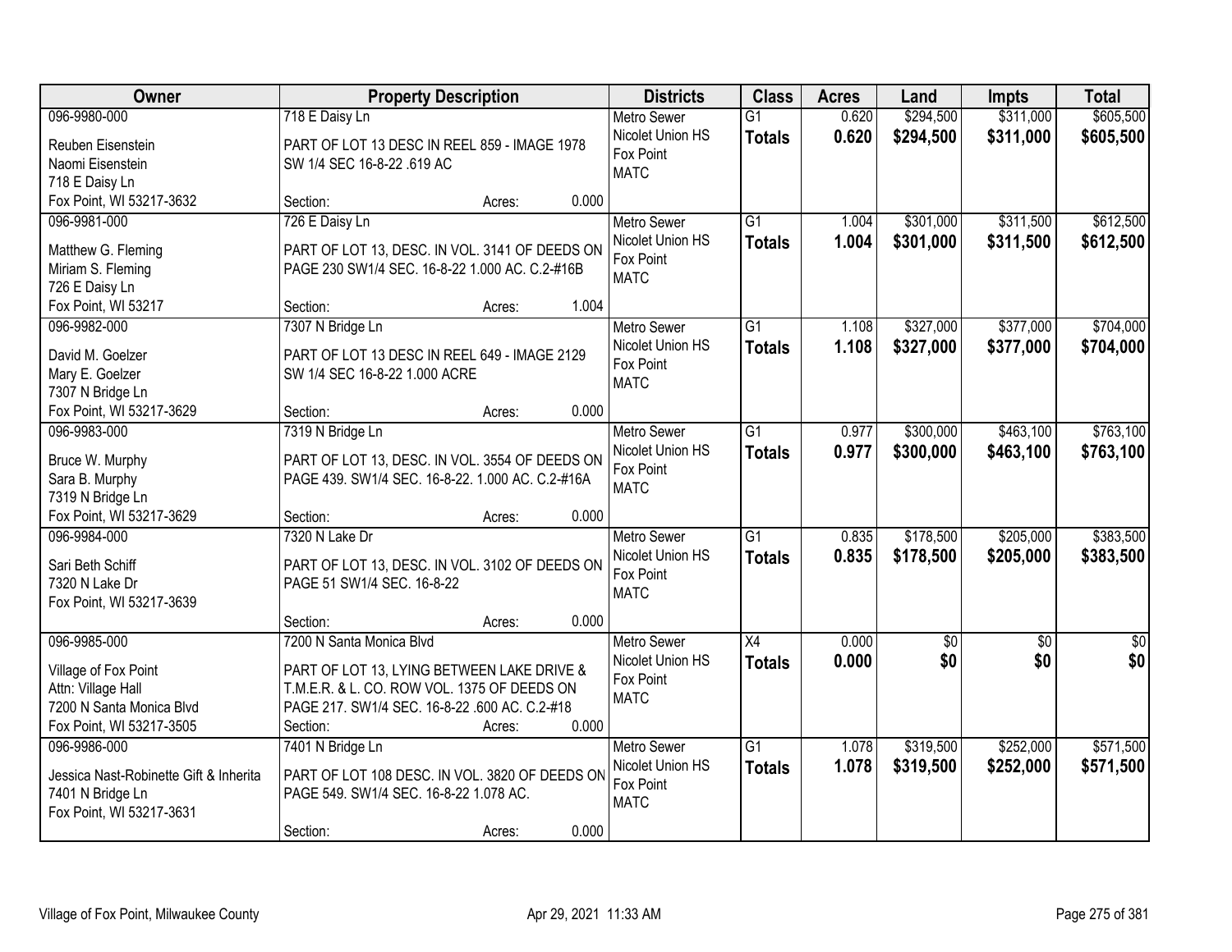| Owner | Property Description | Districts | Class | Acres | Land | Impts | Total |
|---|---|---|---|---|---|---|---|
| 096-9980-000<br>Reuben Eisenstein<br>Naomi Eisenstein<br>718 E Daisy Ln<br>Fox Point, WI 53217-3632 | 718 E Daisy Ln<br>PART OF LOT 13 DESC IN REEL 859 - IMAGE 1978 SW 1/4 SEC 16-8-22 .619 AC<br>Section: Acres: 0.000 | Metro Sewer<br>Nicolet Union HS<br>Fox Point<br>MATC | G1<br>**Totals** | 0.620<br>**0.620** | $294,500<br>**$294,500** | $311,000<br>**$311,000** | $605,500<br>**$605,500** |
| 096-9981-000<br>Matthew G. Fleming<br>Miriam S. Fleming<br>726 E Daisy Ln<br>Fox Point, WI 53217 | 726 E Daisy Ln<br>PART OF LOT 13, DESC. IN VOL. 3141 OF DEEDS ON PAGE 230 SW1/4 SEC. 16-8-22 1.000 AC. C.2-#16B<br>Section: Acres: 1.004 | Metro Sewer<br>Nicolet Union HS<br>Fox Point<br>MATC | G1<br>**Totals** | 1.004<br>**1.004** | $301,000<br>**$301,000** | $311,500<br>**$311,500** | $612,500<br>**$612,500** |
| 096-9982-000<br>David M. Goelzer<br>Mary E. Goelzer<br>7307 N Bridge Ln<br>Fox Point, WI 53217-3629 | 7307 N Bridge Ln<br>PART OF LOT 13 DESC IN REEL 649 - IMAGE 2129 SW 1/4 SEC 16-8-22 1.000 ACRE<br>Section: Acres: 0.000 | Metro Sewer<br>Nicolet Union HS<br>Fox Point<br>MATC | G1<br>**Totals** | 1.108<br>**1.108** | $327,000<br>**$327,000** | $377,000<br>**$377,000** | $704,000<br>**$704,000** |
| 096-9983-000<br>Bruce W. Murphy<br>Sara B. Murphy<br>7319 N Bridge Ln<br>Fox Point, WI 53217-3629 | 7319 N Bridge Ln<br>PART OF LOT 13, DESC. IN VOL. 3554 OF DEEDS ON PAGE 439. SW1/4 SEC. 16-8-22. 1.000 AC. C.2-#16A<br>Section: Acres: 0.000 | Metro Sewer<br>Nicolet Union HS<br>Fox Point<br>MATC | G1<br>**Totals** | 0.977<br>**0.977** | $300,000<br>**$300,000** | $463,100<br>**$463,100** | $763,100<br>**$763,100** |
| 096-9984-000<br>Sari Beth Schiff<br>7320 N Lake Dr<br>Fox Point, WI 53217-3639 | 7320 N Lake Dr<br>PART OF LOT 13, DESC. IN VOL. 3102 OF DEEDS ON PAGE 51 SW1/4 SEC. 16-8-22<br>Section: Acres: 0.000 | Metro Sewer<br>Nicolet Union HS<br>Fox Point<br>MATC | G1<br>**Totals** | 0.835<br>**0.835** | $178,500<br>**$178,500** | $205,000<br>**$205,000** | $383,500<br>**$383,500** |
| 096-9985-000<br>Village of Fox Point<br>Attn: Village Hall<br>7200 N Santa Monica Blvd<br>Fox Point, WI 53217-3505 | 7200 N Santa Monica Blvd<br>PART OF LOT 13, LYING BETWEEN LAKE DRIVE & T.M.E.R. & L. CO. ROW VOL. 1375 OF DEEDS ON PAGE 217. SW1/4 SEC. 16-8-22 .600 AC. C.2-#18<br>Section: Acres: 0.000 | Metro Sewer<br>Nicolet Union HS<br>Fox Point<br>MATC | X4<br>**Totals** | 0.000<br>**0.000** | $0<br>**$0** | $0<br>**$0** | $0<br>**$0** |
| 096-9986-000<br>Jessica Nast-Robinette Gift & Inherita<br>7401 N Bridge Ln<br>Fox Point, WI 53217-3631 | 7401 N Bridge Ln<br>PART OF LOT 108 DESC. IN VOL. 3820 OF DEEDS ON PAGE 549. SW1/4 SEC. 16-8-22 1.078 AC.<br>Section: Acres: 0.000 | Metro Sewer<br>Nicolet Union HS<br>Fox Point<br>MATC | G1<br>**Totals** | 1.078<br>**1.078** | $319,500<br>**$319,500** | $252,000<br>**$252,000** | $571,500<br>**$571,500** |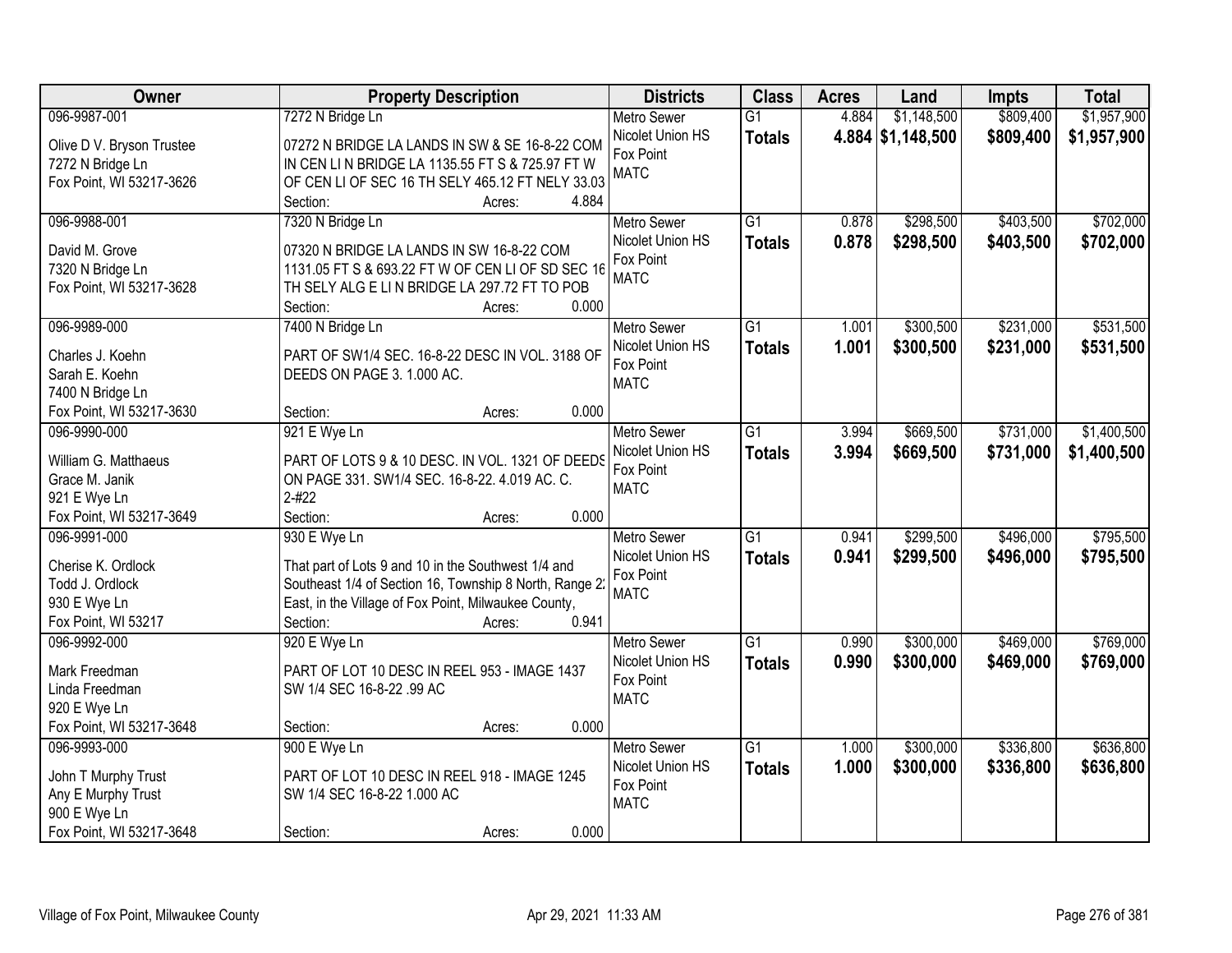| Owner | Property Description | Districts | Class | Acres | Land | Impts | Total |
|---|---|---|---|---|---|---|---|
| 096-9987-001<br>Olive D V. Bryson Trustee<br>7272 N Bridge Ln<br>Fox Point, WI 53217-3626 | 7272 N Bridge Ln<br>07272 N BRIDGE LA LANDS IN SW & SE 16-8-22 COM IN CEN LI N BRIDGE LA 1135.55 FT S & 725.97 FT W OF CEN LI OF SEC 16 TH SELY 465.12 FT NELY 33.03<br>Section: Acres: 4.884 | Metro Sewer<br>Nicolet Union HS<br>Fox Point<br>MATC | G1<br>**Totals** | 4.884<br>**4.884** | $1,148,500<br>**$1,148,500** | $809,400<br>**$809,400** | $1,957,900<br>**$1,957,900** |
| 096-9988-001<br>David M. Grove<br>7320 N Bridge Ln<br>Fox Point, WI 53217-3628 | 7320 N Bridge Ln<br>07320 N BRIDGE LA LANDS IN SW 16-8-22 COM 1131.05 FT S & 693.22 FT W OF CEN LI OF SD SEC 16 TH SELY ALG E LI N BRIDGE LA 297.72 FT TO POB<br>Section: Acres: 0.000 | Metro Sewer<br>Nicolet Union HS<br>Fox Point<br>MATC | G1<br>**Totals** | 0.878<br>**0.878** | $298,500<br>**$298,500** | $403,500<br>**$403,500** | $702,000<br>**$702,000** |
| 096-9989-000<br>Charles J. Koehn<br>Sarah E. Koehn<br>7400 N Bridge Ln<br>Fox Point, WI 53217-3630 | 7400 N Bridge Ln<br>PART OF SW1/4 SEC. 16-8-22 DESC IN VOL. 3188 OF DEEDS ON PAGE 3. 1.000 AC.<br>Section: Acres: 0.000 | Metro Sewer<br>Nicolet Union HS<br>Fox Point<br>MATC | G1<br>**Totals** | 1.001<br>**1.001** | $300,500<br>**$300,500** | $231,000<br>**$231,000** | $531,500<br>**$531,500** |
| 096-9990-000<br>William G. Matthaeus<br>Grace M. Janik<br>921 E Wye Ln<br>Fox Point, WI 53217-3649 | 921 E Wye Ln<br>PART OF LOTS 9 & 10 DESC. IN VOL. 1321 OF DEEDS ON PAGE 331. SW1/4 SEC. 16-8-22. 4.019 AC. C. 2-#22<br>Section: Acres: 0.000 | Metro Sewer<br>Nicolet Union HS<br>Fox Point<br>MATC | G1<br>**Totals** | 3.994<br>**3.994** | $669,500<br>**$669,500** | $731,000<br>**$731,000** | $1,400,500<br>**$1,400,500** |
| 096-9991-000<br>Cherise K. Ordlock<br>Todd J. Ordlock<br>930 E Wye Ln<br>Fox Point, WI 53217 | 930 E Wye Ln<br>That part of Lots 9 and 10 in the Southwest 1/4 and Southeast 1/4 of Section 16, Township 8 North, Range 22 East, in the Village of Fox Point, Milwaukee County,<br>Section: Acres: 0.941 | Metro Sewer<br>Nicolet Union HS<br>Fox Point<br>MATC | G1<br>**Totals** | 0.941<br>**0.941** | $299,500<br>**$299,500** | $496,000<br>**$496,000** | $795,500<br>**$795,500** |
| 096-9992-000<br>Mark Freedman<br>Linda Freedman<br>920 E Wye Ln<br>Fox Point, WI 53217-3648 | 920 E Wye Ln<br>PART OF LOT 10 DESC IN REEL 953 - IMAGE 1437 SW 1/4 SEC 16-8-22 .99 AC<br>Section: Acres: 0.000 | Metro Sewer<br>Nicolet Union HS<br>Fox Point<br>MATC | G1<br>**Totals** | 0.990<br>**0.990** | $300,000<br>**$300,000** | $469,000<br>**$469,000** | $769,000<br>**$769,000** |
| 096-9993-000<br>John T Murphy Trust<br>Any E Murphy Trust<br>900 E Wye Ln<br>Fox Point, WI 53217-3648 | 900 E Wye Ln<br>PART OF LOT 10 DESC IN REEL 918 - IMAGE 1245 SW 1/4 SEC 16-8-22 1.000 AC<br>Section: Acres: 0.000 | Metro Sewer<br>Nicolet Union HS<br>Fox Point<br>MATC | G1<br>**Totals** | 1.000<br>**1.000** | $300,000<br>**$300,000** | $336,800<br>**$336,800** | $636,800<br>**$636,800** |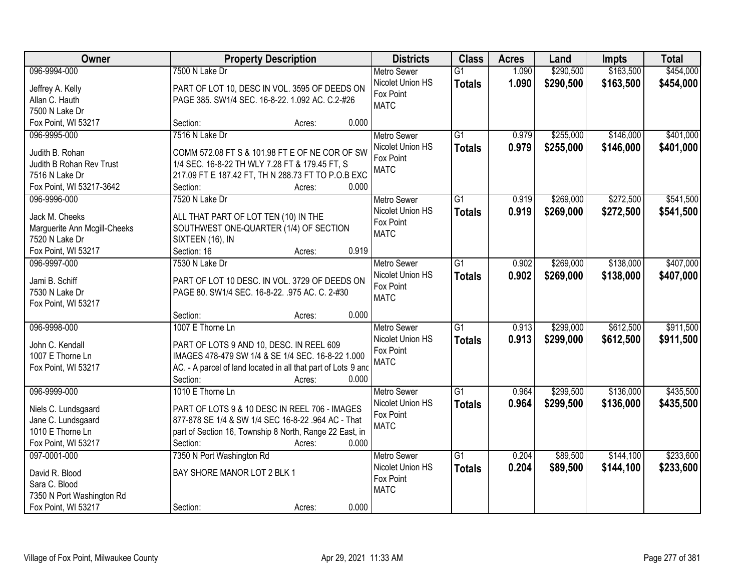| Owner | Property Description | Districts | Class | Acres | Land | Impts | Total |
|---|---|---|---|---|---|---|---|
| 096-9994-000<br>Jeffrey A. Kelly<br>Allan C. Hauth<br>7500 N Lake Dr<br>Fox Point, WI 53217 | 7500 N Lake Dr<br>PART OF LOT 10, DESC IN VOL. 3595 OF DEEDS ON PAGE 385. SW1/4 SEC. 16-8-22. 1.092 AC. C.2-#26<br>Section: Acres: 0.000 | Metro Sewer<br>Nicolet Union HS<br>Fox Point<br>MATC | G1<br>**Totals** | 1.090<br>**1.090** | $290,500<br>**$290,500** | $163,500<br>**$163,500** | $454,000<br>**$454,000** |
| 096-9995-000<br>Judith B. Rohan<br>Judith B Rohan Rev Trust<br>7516 N Lake Dr<br>Fox Point, WI 53217-3642 | 7516 N Lake Dr<br>COMM 572.08 FT S & 101.98 FT E OF NE COR OF SW 1/4 SEC. 16-8-22 TH WLY 7.28 FT & 179.45 FT, S 217.09 FT E 187.42 FT, TH N 288.73 FT TO P.O.B EXC<br>Section: Acres: 0.000 | Metro Sewer<br>Nicolet Union HS<br>Fox Point<br>MATC | G1<br>**Totals** | 0.979<br>**0.979** | $255,000<br>**$255,000** | $146,000<br>**$146,000** | $401,000<br>**$401,000** |
| 096-9996-000<br>Jack M. Cheeks<br>Marguerite Ann Mcgill-Cheeks<br>7520 N Lake Dr<br>Fox Point, WI 53217 | 7520 N Lake Dr<br>ALL THAT PART OF LOT TEN (10) IN THE SOUTHWEST ONE-QUARTER (1/4) OF SECTION SIXTEEN (16), IN<br>Section: 16 Acres: 0.919 | Metro Sewer<br>Nicolet Union HS<br>Fox Point<br>MATC | G1<br>**Totals** | 0.919<br>**0.919** | $269,000<br>**$269,000** | $272,500<br>**$272,500** | $541,500<br>**$541,500** |
| 096-9997-000<br>Jami B. Schiff<br>7530 N Lake Dr<br>Fox Point, WI 53217 | 7530 N Lake Dr<br>PART OF LOT 10 DESC. IN VOL. 3729 OF DEEDS ON PAGE 80. SW1/4 SEC. 16-8-22. .975 AC. C. 2-#30<br>Section: Acres: 0.000 | Metro Sewer<br>Nicolet Union HS<br>Fox Point<br>MATC | G1<br>**Totals** | 0.902<br>**0.902** | $269,000<br>**$269,000** | $138,000<br>**$138,000** | $407,000<br>**$407,000** |
| 096-9998-000<br>John C. Kendall<br>1007 E Thorne Ln<br>Fox Point, WI 53217 | 1007 E Thorne Ln<br>PART OF LOTS 9 AND 10, DESC. IN REEL 609 IMAGES 478-479 SW 1/4 & SE 1/4 SEC. 16-8-22 1.000 AC. - A parcel of land located in all that part of Lots 9 and<br>Section: Acres: 0.000 | Metro Sewer<br>Nicolet Union HS<br>Fox Point<br>MATC | G1<br>**Totals** | 0.913<br>**0.913** | $299,000<br>**$299,000** | $612,500<br>**$612,500** | $911,500<br>**$911,500** |
| 096-9999-000<br>Niels C. Lundsgaard<br>Jane C. Lundsgaard<br>1010 E Thorne Ln<br>Fox Point, WI 53217 | 1010 E Thorne Ln<br>PART OF LOTS 9 & 10 DESC IN REEL 706 - IMAGES 877-878 SE 1/4 & SW 1/4 SEC 16-8-22 .964 AC - That part of Section 16, Township 8 North, Range 22 East, in<br>Section: Acres: 0.000 | Metro Sewer<br>Nicolet Union HS<br>Fox Point<br>MATC | G1<br>**Totals** | 0.964<br>**0.964** | $299,500<br>**$299,500** | $136,000<br>**$136,000** | $435,500<br>**$435,500** |
| 097-0001-000<br>David R. Blood<br>Sara C. Blood<br>7350 N Port Washington Rd<br>Fox Point, WI 53217 | 7350 N Port Washington Rd<br>BAY SHORE MANOR LOT 2 BLK 1<br>Section: Acres: 0.000 | Metro Sewer<br>Nicolet Union HS<br>Fox Point<br>MATC | G1<br>**Totals** | 0.204<br>**0.204** | $89,500<br>**$89,500** | $144,100<br>**$144,100** | $233,600<br>**$233,600** |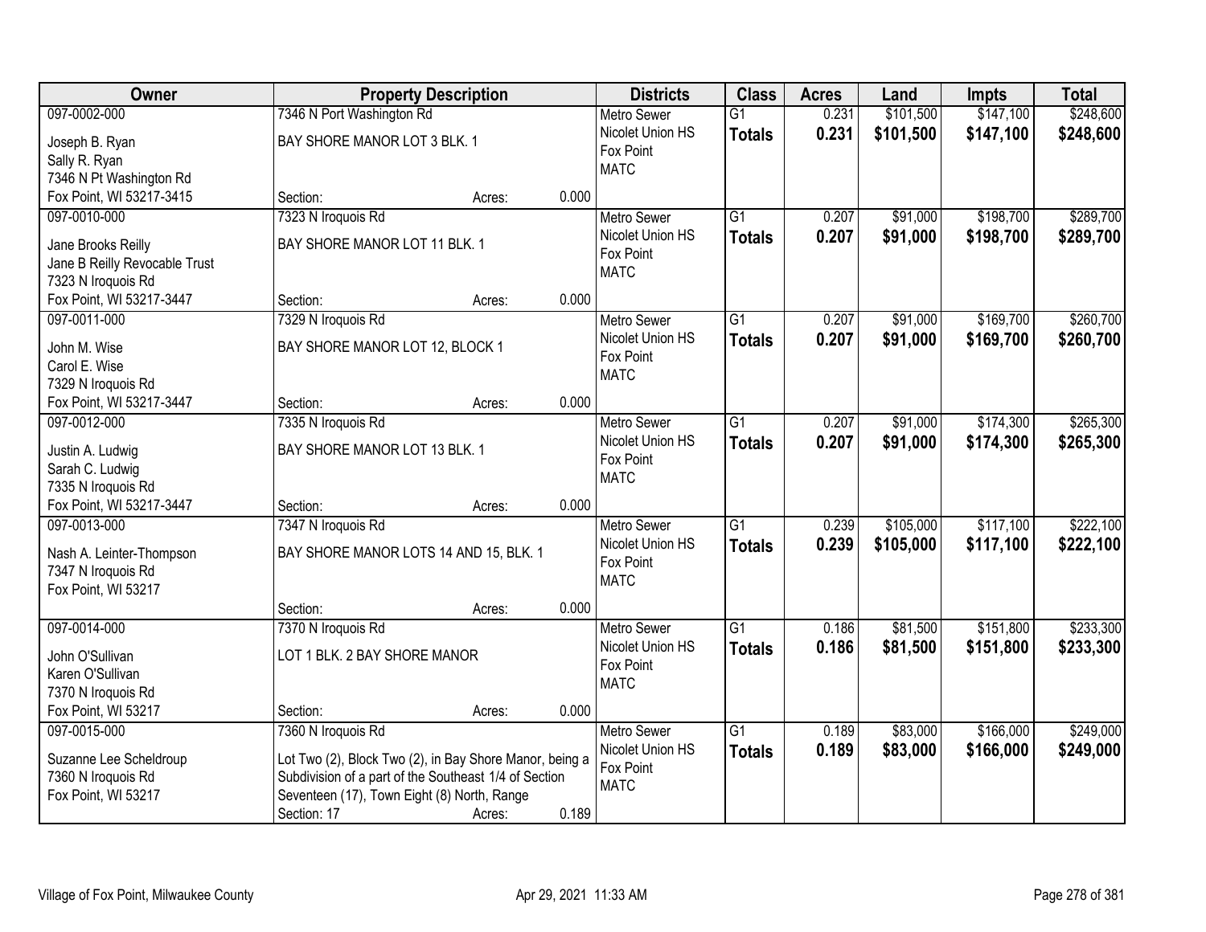| Owner | Property Description | Districts | Class | Acres | Land | Impts | Total |
|---|---|---|---|---|---|---|---|
| 097-0002-000<br>Joseph B. Ryan<br>Sally R. Ryan<br>7346 N Pt Washington Rd<br>Fox Point, WI 53217-3415 | 7346 N Port Washington Rd<br>BAY SHORE MANOR LOT 3 BLK. 1<br>Section: Acres: 0.000 | Metro Sewer<br>Nicolet Union HS<br>Fox Point<br>MATC | G1<br>**Totals** | 0.231<br>**0.231** | \$101,500<br>**\$101,500** | \$147,100<br>**\$147,100** | \$248,600<br>**\$248,600** |
| 097-0010-000<br>Jane Brooks Reilly<br>Jane B Reilly Revocable Trust<br>7323 N Iroquois Rd<br>Fox Point, WI 53217-3447 | 7323 N Iroquois Rd<br>BAY SHORE MANOR LOT 11 BLK. 1<br>Section: Acres: 0.000 | Metro Sewer<br>Nicolet Union HS<br>Fox Point<br>MATC | G1<br>**Totals** | 0.207<br>**0.207** | \$91,000<br>**\$91,000** | \$198,700<br>**\$198,700** | \$289,700<br>**\$289,700** |
| 097-0011-000<br>John M. Wise<br>Carol E. Wise<br>7329 N Iroquois Rd<br>Fox Point, WI 53217-3447 | 7329 N Iroquois Rd<br>BAY SHORE MANOR LOT 12, BLOCK 1<br>Section: Acres: 0.000 | Metro Sewer<br>Nicolet Union HS<br>Fox Point<br>MATC | G1<br>**Totals** | 0.207<br>**0.207** | \$91,000<br>**\$91,000** | \$169,700<br>**\$169,700** | \$260,700<br>**\$260,700** |
| 097-0012-000<br>Justin A. Ludwig<br>Sarah C. Ludwig<br>7335 N Iroquois Rd<br>Fox Point, WI 53217-3447 | 7335 N Iroquois Rd<br>BAY SHORE MANOR LOT 13 BLK. 1<br>Section: Acres: 0.000 | Metro Sewer<br>Nicolet Union HS<br>Fox Point<br>MATC | G1<br>**Totals** | 0.207<br>**0.207** | \$91,000<br>**\$91,000** | \$174,300<br>**\$174,300** | \$265,300<br>**\$265,300** |
| 097-0013-000<br>Nash A. Leinter-Thompson<br>7347 N Iroquois Rd<br>Fox Point, WI 53217 | 7347 N Iroquois Rd<br>BAY SHORE MANOR LOTS 14 AND 15, BLK. 1<br>Section: Acres: 0.000 | Metro Sewer<br>Nicolet Union HS<br>Fox Point<br>MATC | G1<br>**Totals** | 0.239<br>**0.239** | \$105,000<br>**\$105,000** | \$117,100<br>**\$117,100** | \$222,100<br>**\$222,100** |
| 097-0014-000<br>John O'Sullivan<br>Karen O'Sullivan<br>7370 N Iroquois Rd<br>Fox Point, WI 53217 | 7370 N Iroquois Rd<br>LOT 1 BLK. 2 BAY SHORE MANOR<br>Section: Acres: 0.000 | Metro Sewer<br>Nicolet Union HS<br>Fox Point<br>MATC | G1<br>**Totals** | 0.186<br>**0.186** | \$81,500<br>**\$81,500** | \$151,800<br>**\$151,800** | \$233,300<br>**\$233,300** |
| 097-0015-000<br>Suzanne Lee Scheldroup<br>7360 N Iroquois Rd<br>Fox Point, WI 53217 | 7360 N Iroquois Rd<br>Lot Two (2), Block Two (2), in Bay Shore Manor, being a Subdivision of a part of the Southeast 1/4 of Section Seventeen (17), Town Eight (8) North, Range<br>Section: 17 Acres: 0.189 | Metro Sewer<br>Nicolet Union HS<br>Fox Point<br>MATC | G1<br>**Totals** | 0.189<br>**0.189** | \$83,000<br>**\$83,000** | \$166,000<br>**\$166,000** | \$249,000<br>**\$249,000** |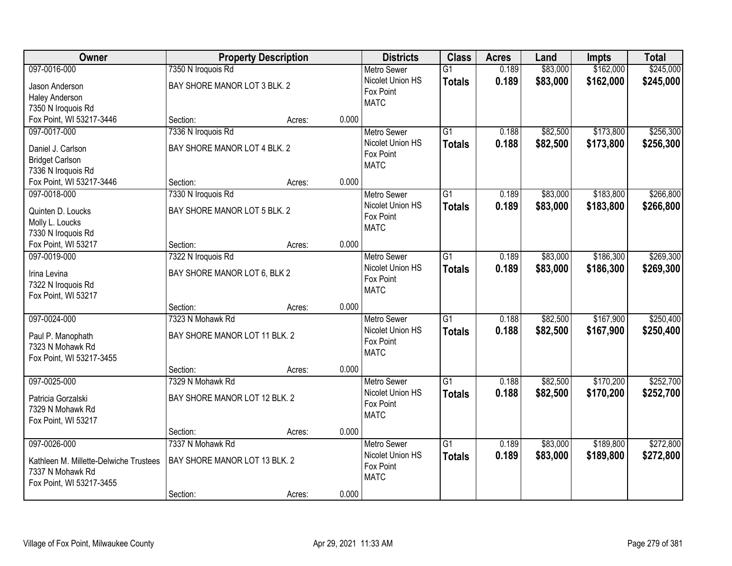| Owner | Property Description | | | Districts | Class | Acres | Land | Impts | Total |
|---|---|---|---|---|---|---|---|---|---|
| 097-0016-000<br>Jason Anderson<br>Haley Anderson<br>7350 N Iroquois Rd<br>Fox Point, WI 53217-3446 | 7350 N Iroquois Rd<br>BAY SHORE MANOR LOT 3 BLK. 2<br>Section: | Acres: | 0.000 | Metro Sewer<br>Nicolet Union HS<br>Fox Point<br>MATC | G1<br>**Totals** | 0.189<br>**0.189** | $83,000<br>**$83,000** | $162,000<br>**$162,000** | $245,000<br>**$245,000** |
| 097-0017-000<br>Daniel J. Carlson<br>Bridget Carlson<br>7336 N Iroquois Rd<br>Fox Point, WI 53217-3446 | 7336 N Iroquois Rd<br>BAY SHORE MANOR LOT 4 BLK. 2<br>Section: | Acres: | 0.000 | Metro Sewer<br>Nicolet Union HS<br>Fox Point<br>MATC | G1<br>**Totals** | 0.188<br>**0.188** | $82,500<br>**$82,500** | $173,800<br>**$173,800** | $256,300<br>**$256,300** |
| 097-0018-000<br>Quinten D. Loucks<br>Molly L. Loucks<br>7330 N Iroquois Rd<br>Fox Point, WI 53217 | 7330 N Iroquois Rd<br>BAY SHORE MANOR LOT 5 BLK. 2<br>Section: | Acres: | 0.000 | Metro Sewer<br>Nicolet Union HS<br>Fox Point<br>MATC | G1<br>**Totals** | 0.189<br>**0.189** | $83,000<br>**$83,000** | $183,800<br>**$183,800** | $266,800<br>**$266,800** |
| 097-0019-000<br>Irina Levina<br>7322 N Iroquois Rd<br>Fox Point, WI 53217 | 7322 N Iroquois Rd<br>BAY SHORE MANOR LOT 6, BLK 2<br>Section: | Acres: | 0.000 | Metro Sewer<br>Nicolet Union HS<br>Fox Point<br>MATC | G1<br>**Totals** | 0.189<br>**0.189** | $83,000<br>**$83,000** | $186,300<br>**$186,300** | $269,300<br>**$269,300** |
| 097-0024-000<br>Paul P. Manophath<br>7323 N Mohawk Rd<br>Fox Point, WI 53217-3455 | 7323 N Mohawk Rd<br>BAY SHORE MANOR LOT 11 BLK. 2<br>Section: | Acres: | 0.000 | Metro Sewer<br>Nicolet Union HS<br>Fox Point<br>MATC | G1<br>**Totals** | 0.188<br>**0.188** | $82,500<br>**$82,500** | $167,900<br>**$167,900** | $250,400<br>**$250,400** |
| 097-0025-000<br>Patricia Gorzalski<br>7329 N Mohawk Rd<br>Fox Point, WI 53217 | 7329 N Mohawk Rd<br>BAY SHORE MANOR LOT 12 BLK. 2<br>Section: | Acres: | 0.000 | Metro Sewer<br>Nicolet Union HS<br>Fox Point<br>MATC | G1<br>**Totals** | 0.188<br>**0.188** | $82,500<br>**$82,500** | $170,200<br>**$170,200** | $252,700<br>**$252,700** |
| 097-0026-000<br>Kathleen M. Millette-Delwiche Trustees<br>7337 N Mohawk Rd<br>Fox Point, WI 53217-3455 | 7337 N Mohawk Rd<br>BAY SHORE MANOR LOT 13 BLK. 2<br>Section: | Acres: | 0.000 | Metro Sewer<br>Nicolet Union HS<br>Fox Point<br>MATC | G1<br>**Totals** | 0.189<br>**0.189** | $83,000<br>**$83,000** | $189,800<br>**$189,800** | $272,800<br>**$272,800** |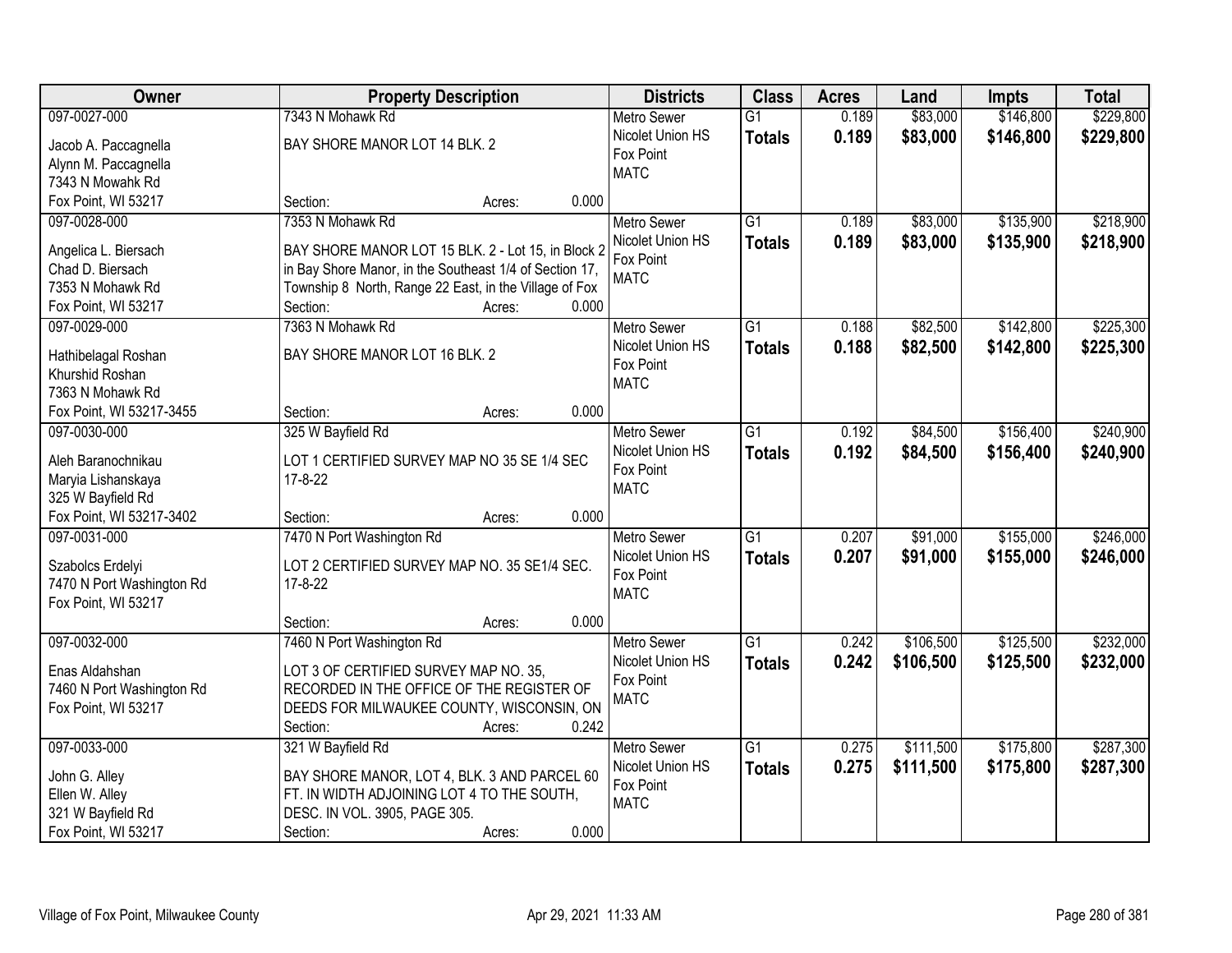| Owner | Property Description | Districts | Class | Acres | Land | Impts | Total |
|---|---|---|---|---|---|---|---|
| 097-0027-000<br>Jacob A. Paccagnella<br>Alynn M. Paccagnella<br>7343 N Mowahk Rd<br>Fox Point, WI 53217 | 7343 N Mohawk Rd<br>BAY SHORE MANOR LOT 14 BLK. 2<br>Section: Acres: 0.000 | Metro Sewer<br>Nicolet Union HS<br>Fox Point<br>MATC | G1<br>**Totals** | 0.189<br>**0.189** | $83,000<br>**$83,000** | $146,800<br>**$146,800** | $229,800<br>**$229,800** |
| 097-0028-000<br>Angelica L. Biersach<br>Chad D. Biersach<br>7353 N Mohawk Rd<br>Fox Point, WI 53217 | 7353 N Mohawk Rd<br>BAY SHORE MANOR LOT 15 BLK. 2 - Lot 15, in Block 2 in Bay Shore Manor, in the Southeast 1/4 of Section 17, Township 8 North, Range 22 East, in the Village of Fox<br>Section: Acres: 0.000 | Metro Sewer<br>Nicolet Union HS<br>Fox Point<br>MATC | G1<br>**Totals** | 0.189<br>**0.189** | $83,000<br>**$83,000** | $135,900<br>**$135,900** | $218,900<br>**$218,900** |
| 097-0029-000<br>Hathibelagal Roshan<br>Khurshid Roshan<br>7363 N Mohawk Rd<br>Fox Point, WI 53217-3455 | 7363 N Mohawk Rd<br>BAY SHORE MANOR LOT 16 BLK. 2<br>Section: Acres: 0.000 | Metro Sewer<br>Nicolet Union HS<br>Fox Point<br>MATC | G1<br>**Totals** | 0.188<br>**0.188** | $82,500<br>**$82,500** | $142,800<br>**$142,800** | $225,300<br>**$225,300** |
| 097-0030-000<br>Aleh Baranochnikau<br>Maryia Lishanskaya<br>325 W Bayfield Rd<br>Fox Point, WI 53217-3402 | 325 W Bayfield Rd<br>LOT 1 CERTIFIED SURVEY MAP NO 35 SE 1/4 SEC 17-8-22<br>Section: Acres: 0.000 | Metro Sewer<br>Nicolet Union HS<br>Fox Point<br>MATC | G1<br>**Totals** | 0.192<br>**0.192** | $84,500<br>**$84,500** | $156,400<br>**$156,400** | $240,900<br>**$240,900** |
| 097-0031-000<br>Szabolcs Erdelyi<br>7470 N Port Washington Rd<br>Fox Point, WI 53217 | 7470 N Port Washington Rd<br>LOT 2 CERTIFIED SURVEY MAP NO. 35 SE1/4 SEC. 17-8-22<br>Section: Acres: 0.000 | Metro Sewer<br>Nicolet Union HS<br>Fox Point<br>MATC | G1<br>**Totals** | 0.207<br>**0.207** | $91,000<br>**$91,000** | $155,000<br>**$155,000** | $246,000<br>**$246,000** |
| 097-0032-000<br>Enas Aldahshan<br>7460 N Port Washington Rd<br>Fox Point, WI 53217 | 7460 N Port Washington Rd<br>LOT 3 OF CERTIFIED SURVEY MAP NO. 35, RECORDED IN THE OFFICE OF THE REGISTER OF DEEDS FOR MILWAUKEE COUNTY, WISCONSIN, ON<br>Section: Acres: 0.242 | Metro Sewer<br>Nicolet Union HS<br>Fox Point<br>MATC | G1<br>**Totals** | 0.242<br>**0.242** | $106,500<br>**$106,500** | $125,500<br>**$125,500** | $232,000<br>**$232,000** |
| 097-0033-000<br>John G. Alley<br>Ellen W. Alley<br>321 W Bayfield Rd<br>Fox Point, WI 53217 | 321 W Bayfield Rd<br>BAY SHORE MANOR, LOT 4, BLK. 3 AND PARCEL 60 FT. IN WIDTH ADJOINING LOT 4 TO THE SOUTH, DESC. IN VOL. 3905, PAGE 305.<br>Section: Acres: 0.000 | Metro Sewer<br>Nicolet Union HS<br>Fox Point<br>MATC | G1<br>**Totals** | 0.275<br>**0.275** | $111,500<br>**$111,500** | $175,800<br>**$175,800** | $287,300<br>**$287,300** |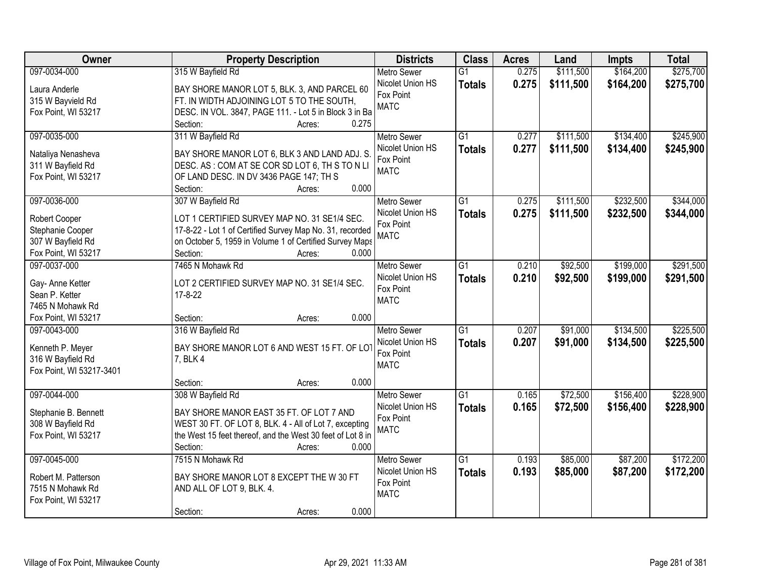| Owner | Property Description | Districts | Class | Acres | Land | Impts | Total |
|---|---|---|---|---|---|---|---|
| 097-0034-000<br><br>Laura Anderle<br>315 W Bayvield Rd<br>Fox Point, WI 53217 | 315 W Bayfield Rd<br><br>BAY SHORE MANOR LOT 5, BLK. 3, AND PARCEL 60 FT. IN WIDTH ADJOINING LOT 5 TO THE SOUTH, DESC. IN VOL. 3847, PAGE 111. - Lot 5 in Block 3 in Ba<br>Section: Acres: 0.275 | Metro Sewer<br>Nicolet Union HS<br>Fox Point<br>MATC | G1<br>**Totals** | 0.275<br>**0.275** | $111,500<br>**$111,500** | $164,200<br>**$164,200** | $275,700<br>**$275,700** |
| 097-0035-000<br><br>Nataliya Nenasheva<br>311 W Bayfield Rd<br>Fox Point, WI 53217 | 311 W Bayfield Rd<br><br>BAY SHORE MANOR LOT 6, BLK 3 AND LAND ADJ. S. DESC. AS : COM AT SE COR SD LOT 6, TH S TO N LI OF LAND DESC. IN DV 3436 PAGE 147; TH S<br>Section: Acres: 0.000 | Metro Sewer<br>Nicolet Union HS<br>Fox Point<br>MATC | G1<br>**Totals** | 0.277<br>**0.277** | $111,500<br>**$111,500** | $134,400<br>**$134,400** | $245,900<br>**$245,900** |
| 097-0036-000<br><br>Robert Cooper<br>Stephanie Cooper<br>307 W Bayfield Rd<br>Fox Point, WI 53217 | 307 W Bayfield Rd<br><br>LOT 1 CERTIFIED SURVEY MAP NO. 31 SE1/4 SEC. 17-8-22 - Lot 1 of Certified Survey Map No. 31, recorded on October 5, 1959 in Volume 1 of Certified Survey Maps<br>Section: Acres: 0.000 | Metro Sewer<br>Nicolet Union HS<br>Fox Point<br>MATC | G1<br>**Totals** | 0.275<br>**0.275** | $111,500<br>**$111,500** | $232,500<br>**$232,500** | $344,000<br>**$344,000** |
| 097-0037-000<br><br>Gay- Anne Ketter<br>Sean P. Ketter<br>7465 N Mohawk Rd<br>Fox Point, WI 53217 | 7465 N Mohawk Rd<br><br>LOT 2 CERTIFIED SURVEY MAP NO. 31 SE1/4 SEC. 17-8-22<br><br>Section: Acres: 0.000 | Metro Sewer<br>Nicolet Union HS<br>Fox Point<br>MATC | G1<br>**Totals** | 0.210<br>**0.210** | $92,500<br>**$92,500** | $199,000<br>**$199,000** | $291,500<br>**$291,500** |
| 097-0043-000<br><br>Kenneth P. Meyer<br>316 W Bayfield Rd<br>Fox Point, WI 53217-3401 | 316 W Bayfield Rd<br><br>BAY SHORE MANOR LOT 6 AND WEST 15 FT. OF LOT 7, BLK 4<br><br>Section: Acres: 0.000 | Metro Sewer<br>Nicolet Union HS<br>Fox Point<br>MATC | G1<br>**Totals** | 0.207<br>**0.207** | $91,000<br>**$91,000** | $134,500<br>**$134,500** | $225,500<br>**$225,500** |
| 097-0044-000<br><br>Stephanie B. Bennett<br>308 W Bayfield Rd<br>Fox Point, WI 53217 | 308 W Bayfield Rd<br><br>BAY SHORE MANOR EAST 35 FT. OF LOT 7 AND WEST 30 FT. OF LOT 8, BLK. 4 - All of Lot 7, excepting the West 15 feet thereof, and the West 30 feet of Lot 8 in<br>Section: Acres: 0.000 | Metro Sewer<br>Nicolet Union HS<br>Fox Point<br>MATC | G1<br>**Totals** | 0.165<br>**0.165** | $72,500<br>**$72,500** | $156,400<br>**$156,400** | $228,900<br>**$228,900** |
| 097-0045-000<br><br>Robert M. Patterson<br>7515 N Mohawk Rd<br>Fox Point, WI 53217 | 7515 N Mohawk Rd<br><br>BAY SHORE MANOR LOT 8 EXCEPT THE W 30 FT AND ALL OF LOT 9, BLK. 4.<br><br>Section: Acres: 0.000 | Metro Sewer<br>Nicolet Union HS<br>Fox Point<br>MATC | G1<br>**Totals** | 0.193<br>**0.193** | $85,000<br>**$85,000** | $87,200<br>**$87,200** | $172,200<br>**$172,200** |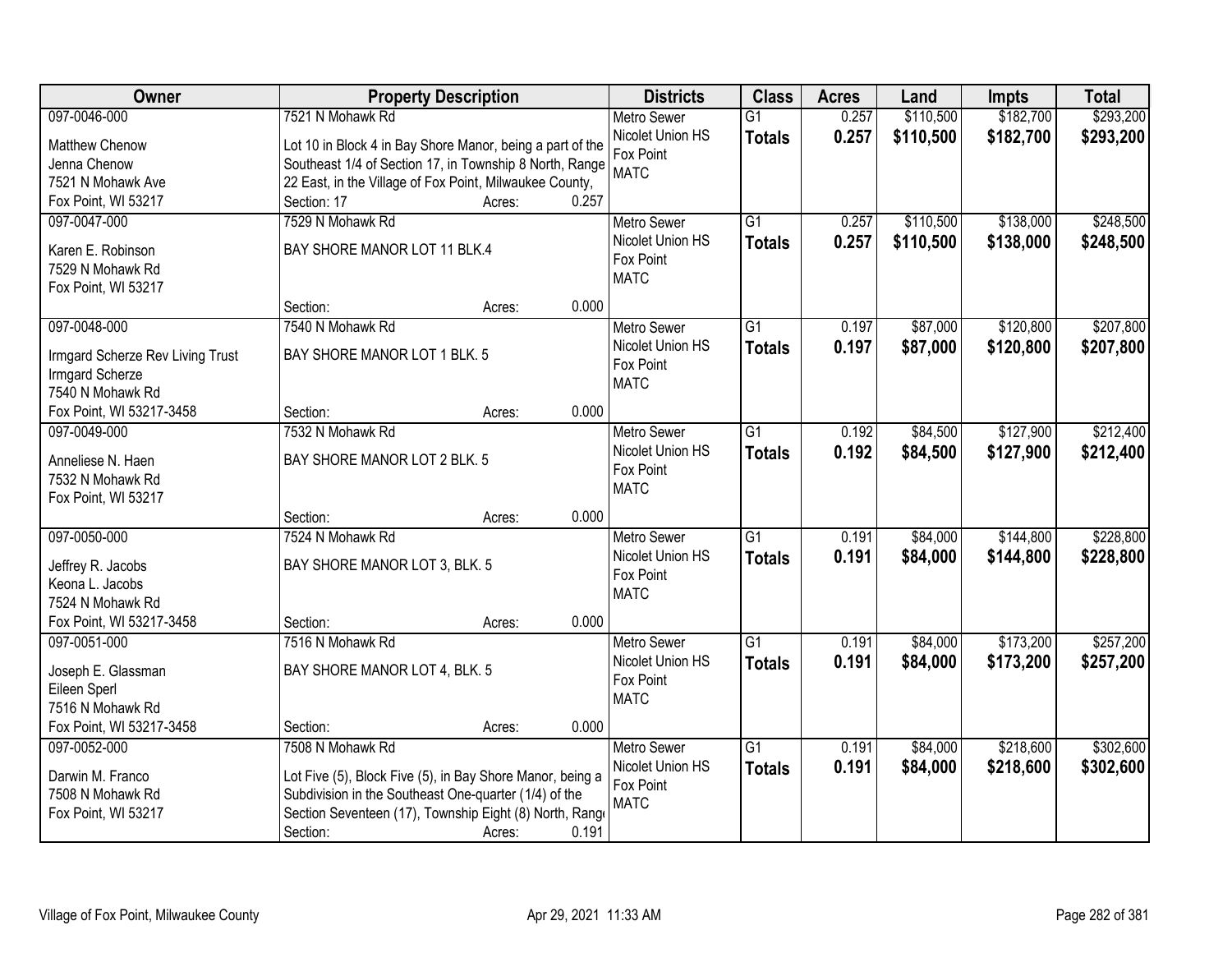| Owner | Property Description | Districts | Class | Acres | Land | Impts | Total |
|---|---|---|---|---|---|---|---|
| 097-0046-000<br>Matthew Chenow<br>Jenna Chenow<br>7521 N Mohawk Ave<br>Fox Point, WI 53217 | 7521 N Mohawk Rd<br>Lot 10 in Block 4 in Bay Shore Manor, being a part of the Southeast 1/4 of Section 17, in Township 8 North, Range 22 East, in the Village of Fox Point, Milwaukee County,<br>Section: 17 Acres: 0.257 | Metro Sewer<br>Nicolet Union HS<br>Fox Point<br>MATC | G1<br>**Totals** | 0.257<br>**0.257** | $110,500<br>**$110,500** | $182,700<br>**$182,700** | $293,200<br>**$293,200** |
| 097-0047-000<br>Karen E. Robinson<br>7529 N Mohawk Rd<br>Fox Point, WI 53217 | 7529 N Mohawk Rd<br>BAY SHORE MANOR LOT 11 BLK.4<br>Section: Acres: 0.000 | Metro Sewer<br>Nicolet Union HS<br>Fox Point<br>MATC | G1<br>**Totals** | 0.257<br>**0.257** | $110,500<br>**$110,500** | $138,000<br>**$138,000** | $248,500<br>**$248,500** |
| 097-0048-000<br>Irmgard Scherze Rev Living Trust<br>Irmgard Scherze<br>7540 N Mohawk Rd<br>Fox Point, WI 53217-3458 | 7540 N Mohawk Rd<br>BAY SHORE MANOR LOT 1 BLK. 5<br>Section: Acres: 0.000 | Metro Sewer<br>Nicolet Union HS<br>Fox Point<br>MATC | G1<br>**Totals** | 0.197<br>**0.197** | $87,000<br>**$87,000** | $120,800<br>**$120,800** | $207,800<br>**$207,800** |
| 097-0049-000<br>Anneliese N. Haen<br>7532 N Mohawk Rd<br>Fox Point, WI 53217 | 7532 N Mohawk Rd<br>BAY SHORE MANOR LOT 2 BLK. 5<br>Section: Acres: 0.000 | Metro Sewer<br>Nicolet Union HS<br>Fox Point<br>MATC | G1<br>**Totals** | 0.192<br>**0.192** | $84,500<br>**$84,500** | $127,900<br>**$127,900** | $212,400<br>**$212,400** |
| 097-0050-000<br>Jeffrey R. Jacobs<br>Keona L. Jacobs<br>7524 N Mohawk Rd<br>Fox Point, WI 53217-3458 | 7524 N Mohawk Rd<br>BAY SHORE MANOR LOT 3, BLK. 5<br>Section: Acres: 0.000 | Metro Sewer<br>Nicolet Union HS<br>Fox Point<br>MATC | G1<br>**Totals** | 0.191<br>**0.191** | $84,000<br>**$84,000** | $144,800<br>**$144,800** | $228,800<br>**$228,800** |
| 097-0051-000<br>Joseph E. Glassman<br>Eileen Sperl<br>7516 N Mohawk Rd<br>Fox Point, WI 53217-3458 | 7516 N Mohawk Rd<br>BAY SHORE MANOR LOT 4, BLK. 5<br>Section: Acres: 0.000 | Metro Sewer<br>Nicolet Union HS<br>Fox Point<br>MATC | G1<br>**Totals** | 0.191<br>**0.191** | $84,000<br>**$84,000** | $173,200<br>**$173,200** | $257,200<br>**$257,200** |
| 097-0052-000<br>Darwin M. Franco<br>7508 N Mohawk Rd<br>Fox Point, WI 53217 | 7508 N Mohawk Rd<br>Lot Five (5), Block Five (5), in Bay Shore Manor, being a Subdivision in the Southeast One-quarter (1/4) of the Section Seventeen (17), Township Eight (8) North, Range<br>Section: Acres: 0.191 | Metro Sewer<br>Nicolet Union HS<br>Fox Point<br>MATC | G1<br>**Totals** | 0.191<br>**0.191** | $84,000<br>**$84,000** | $218,600<br>**$218,600** | $302,600<br>**$302,600** |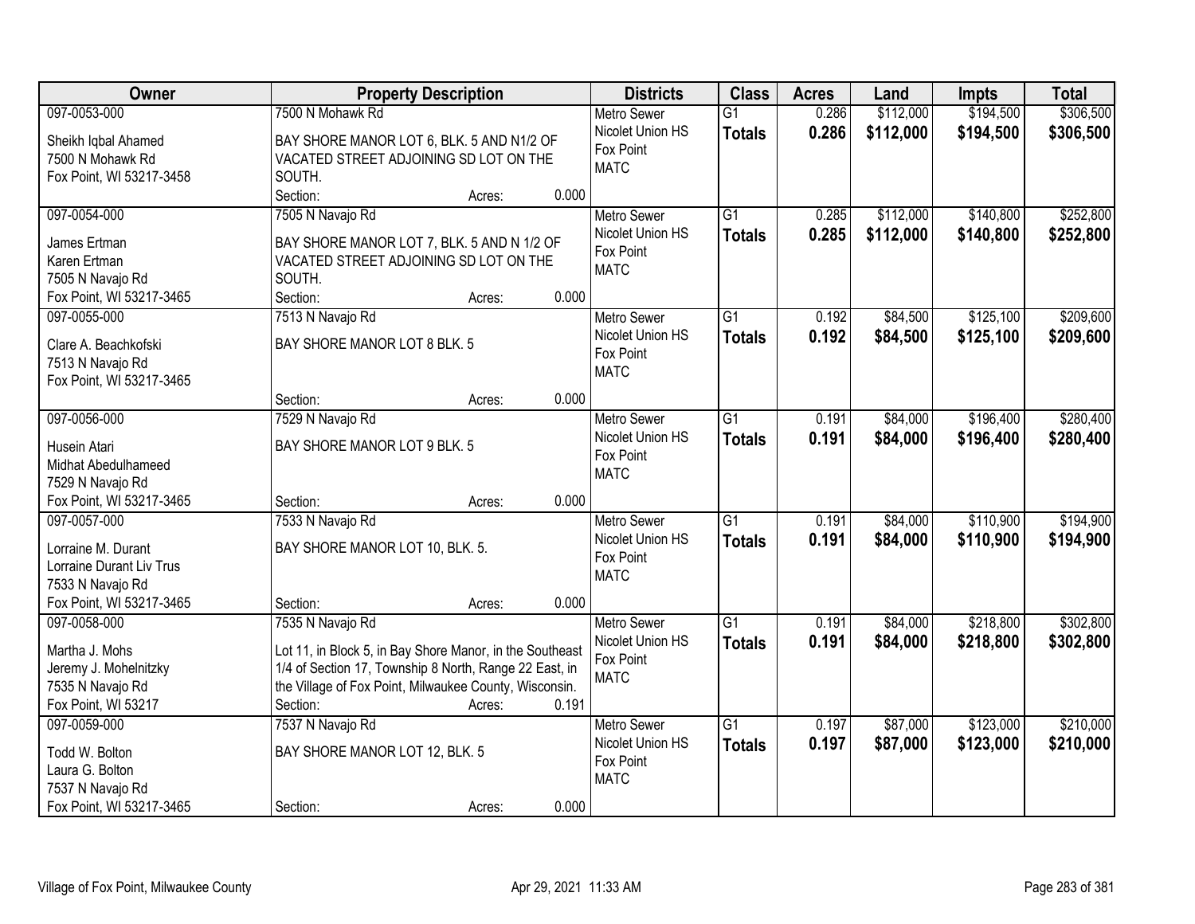| Owner | Property Description | Districts | Class | Acres | Land | Impts | Total |
|---|---|---|---|---|---|---|---|
| 097-0053-000<br>Sheikh Iqbal Ahamed<br>7500 N Mohawk Rd<br>Fox Point, WI 53217-3458 | 7500 N Mohawk Rd<br>BAY SHORE MANOR LOT 6, BLK. 5 AND N1/2 OF VACATED STREET ADJOINING SD LOT ON THE SOUTH.<br>Section: Acres: 0.000 | Metro Sewer<br>Nicolet Union HS<br>Fox Point<br>MATC | G1<br>**Totals** | 0.286<br>**0.286** | $112,000<br>**$112,000** | $194,500<br>**$194,500** | $306,500<br>**$306,500** |
| 097-0054-000<br>James Ertman<br>Karen Ertman<br>7505 N Navajo Rd<br>Fox Point, WI 53217-3465 | 7505 N Navajo Rd<br>BAY SHORE MANOR LOT 7, BLK. 5 AND N 1/2 OF VACATED STREET ADJOINING SD LOT ON THE SOUTH.<br>Section: Acres: 0.000 | Metro Sewer<br>Nicolet Union HS<br>Fox Point<br>MATC | G1<br>**Totals** | 0.285<br>**0.285** | $112,000<br>**$112,000** | $140,800<br>**$140,800** | $252,800<br>**$252,800** |
| 097-0055-000<br>Clare A. Beachkofski<br>7513 N Navajo Rd<br>Fox Point, WI 53217-3465 | 7513 N Navajo Rd<br>BAY SHORE MANOR LOT 8 BLK. 5<br>Section: Acres: 0.000 | Metro Sewer<br>Nicolet Union HS<br>Fox Point<br>MATC | G1<br>**Totals** | 0.192<br>**0.192** | $84,500<br>**$84,500** | $125,100<br>**$125,100** | $209,600<br>**$209,600** |
| 097-0056-000<br>Husein Atari<br>Midhat Abedulhameed<br>7529 N Navajo Rd<br>Fox Point, WI 53217-3465 | 7529 N Navajo Rd<br>BAY SHORE MANOR LOT 9 BLK. 5<br>Section: Acres: 0.000 | Metro Sewer<br>Nicolet Union HS<br>Fox Point<br>MATC | G1<br>**Totals** | 0.191<br>**0.191** | $84,000<br>**$84,000** | $196,400<br>**$196,400** | $280,400<br>**$280,400** |
| 097-0057-000<br>Lorraine M. Durant<br>Lorraine Durant Liv Trus<br>7533 N Navajo Rd<br>Fox Point, WI 53217-3465 | 7533 N Navajo Rd<br>BAY SHORE MANOR LOT 10, BLK. 5.<br>Section: Acres: 0.000 | Metro Sewer<br>Nicolet Union HS<br>Fox Point<br>MATC | G1<br>**Totals** | 0.191<br>**0.191** | $84,000<br>**$84,000** | $110,900<br>**$110,900** | $194,900<br>**$194,900** |
| 097-0058-000<br>Martha J. Mohs<br>Jeremy J. Mohelnitzky<br>7535 N Navajo Rd<br>Fox Point, WI 53217 | 7535 N Navajo Rd<br>Lot 11, in Block 5, in Bay Shore Manor, in the Southeast 1/4 of Section 17, Township 8 North, Range 22 East, in the Village of Fox Point, Milwaukee County, Wisconsin.<br>Section: Acres: 0.191 | Metro Sewer<br>Nicolet Union HS<br>Fox Point<br>MATC | G1<br>**Totals** | 0.191<br>**0.191** | $84,000<br>**$84,000** | $218,800<br>**$218,800** | $302,800<br>**$302,800** |
| 097-0059-000<br>Todd W. Bolton<br>Laura G. Bolton<br>7537 N Navajo Rd<br>Fox Point, WI 53217-3465 | 7537 N Navajo Rd<br>BAY SHORE MANOR LOT 12, BLK. 5<br>Section: Acres: 0.000 | Metro Sewer<br>Nicolet Union HS<br>Fox Point<br>MATC | G1<br>**Totals** | 0.197<br>**0.197** | $87,000<br>**$87,000** | $123,000<br>**$123,000** | $210,000<br>**$210,000** |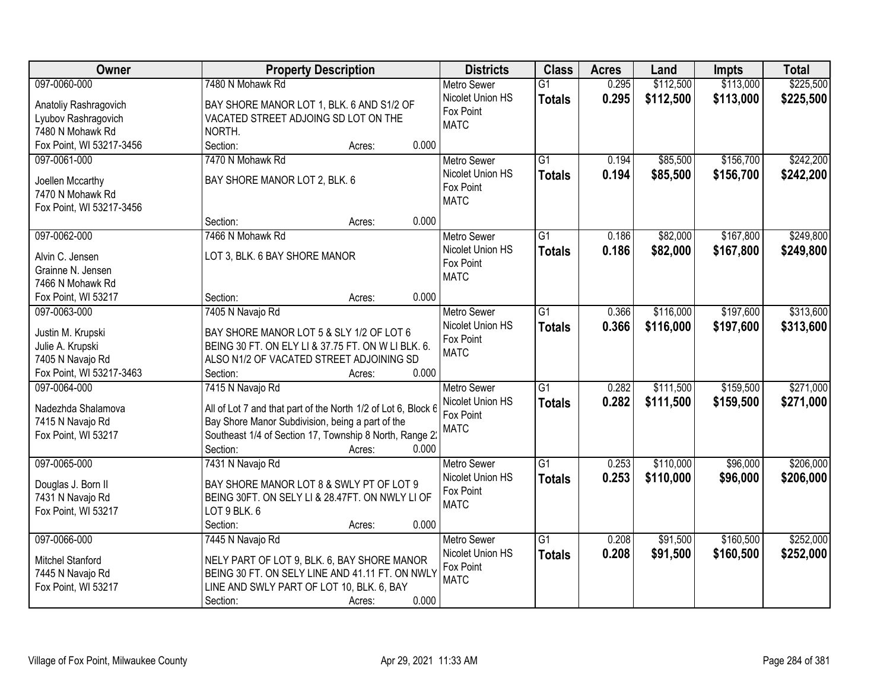| Owner | Property Description | Districts | Class | Acres | Land | Impts | Total |
|---|---|---|---|---|---|---|---|
| 097-0060-000<br>Anatoliy Rashragovich<br>Lyubov Rashragovich<br>7480 N Mohawk Rd<br>Fox Point, WI 53217-3456 | 7480 N Mohawk Rd<br>BAY SHORE MANOR LOT 1, BLK. 6 AND S1/2 OF VACATED STREET ADJOING SD LOT ON THE NORTH.<br>Section: Acres: 0.000 | Metro Sewer<br>Nicolet Union HS<br>Fox Point<br>MATC | G1<br>**Totals** | 0.295<br>**0.295** | \$112,500<br>**\$112,500** | \$113,000<br>**\$113,000** | \$225,500<br>**\$225,500** |
| 097-0061-000<br>Joellen Mccarthy<br>7470 N Mohawk Rd<br>Fox Point, WI 53217-3456 | 7470 N Mohawk Rd<br>BAY SHORE MANOR LOT 2, BLK. 6<br>Section: Acres: 0.000 | Metro Sewer<br>Nicolet Union HS<br>Fox Point<br>MATC | G1<br>**Totals** | 0.194<br>**0.194** | \$85,500<br>**\$85,500** | \$156,700<br>**\$156,700** | \$242,200<br>**\$242,200** |
| 097-0062-000<br>Alvin C. Jensen<br>Grainne N. Jensen<br>7466 N Mohawk Rd<br>Fox Point, WI 53217 | 7466 N Mohawk Rd<br>LOT 3, BLK. 6 BAY SHORE MANOR<br>Section: Acres: 0.000 | Metro Sewer<br>Nicolet Union HS<br>Fox Point<br>MATC | G1<br>**Totals** | 0.186<br>**0.186** | \$82,000<br>**\$82,000** | \$167,800<br>**\$167,800** | \$249,800<br>**\$249,800** |
| 097-0063-000<br>Justin M. Krupski<br>Julie A. Krupski<br>7405 N Navajo Rd<br>Fox Point, WI 53217-3463 | 7405 N Navajo Rd<br>BAY SHORE MANOR LOT 5 & SLY 1/2 OF LOT 6 BEING 30 FT. ON ELY LI & 37.75 FT. ON W LI BLK. 6. ALSO N1/2 OF VACATED STREET ADJOINING SD<br>Section: Acres: 0.000 | Metro Sewer<br>Nicolet Union HS<br>Fox Point<br>MATC | G1<br>**Totals** | 0.366<br>**0.366** | \$116,000<br>**\$116,000** | \$197,600<br>**\$197,600** | \$313,600<br>**\$313,600** |
| 097-0064-000<br>Nadezhda Shalamova<br>7415 N Navajo Rd<br>Fox Point, WI 53217 | 7415 N Navajo Rd<br>All of Lot 7 and that part of the North 1/2 of Lot 6, Block 6 Bay Shore Manor Subdivision, being a part of the Southeast 1/4 of Section 17, Township 8 North, Range 2<br>Section: Acres: 0.000 | Metro Sewer<br>Nicolet Union HS<br>Fox Point<br>MATC | G1<br>**Totals** | 0.282<br>**0.282** | \$111,500<br>**\$111,500** | \$159,500<br>**\$159,500** | \$271,000<br>**\$271,000** |
| 097-0065-000<br>Douglas J. Born II<br>7431 N Navajo Rd<br>Fox Point, WI 53217 | 7431 N Navajo Rd<br>BAY SHORE MANOR LOT 8 & SWLY PT OF LOT 9 BEING 30FT. ON SELY LI & 28.47FT. ON NWLY LI OF LOT 9 BLK. 6<br>Section: Acres: 0.000 | Metro Sewer<br>Nicolet Union HS<br>Fox Point<br>MATC | G1<br>**Totals** | 0.253<br>**0.253** | \$110,000<br>**\$110,000** | \$96,000<br>**\$96,000** | \$206,000<br>**\$206,000** |
| 097-0066-000<br>Mitchel Stanford<br>7445 N Navajo Rd<br>Fox Point, WI 53217 | 7445 N Navajo Rd<br>NELY PART OF LOT 9, BLK. 6, BAY SHORE MANOR BEING 30 FT. ON SELY LINE AND 41.11 FT. ON NWLY LINE AND SWLY PART OF LOT 10, BLK. 6, BAY<br>Section: Acres: 0.000 | Metro Sewer<br>Nicolet Union HS<br>Fox Point<br>MATC | G1<br>**Totals** | 0.208<br>**0.208** | \$91,500<br>**\$91,500** | \$160,500<br>**\$160,500** | \$252,000<br>**\$252,000** |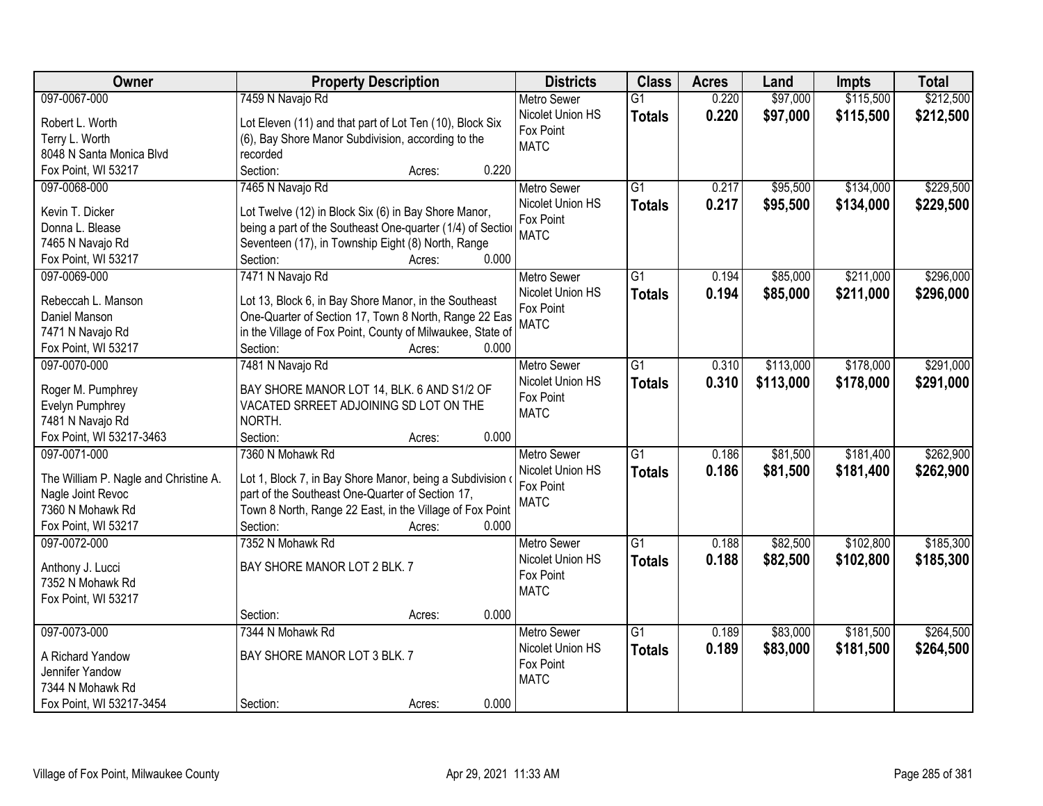| Owner | Property Description | Districts | Class | Acres | Land | Impts | Total |
|---|---|---|---|---|---|---|---|
| 097-0067-000<br>Robert L. Worth<br>Terry L. Worth<br>8048 N Santa Monica Blvd<br>Fox Point, WI 53217 | 7459 N Navajo Rd<br>Lot Eleven (11) and that part of Lot Ten (10), Block Six (6), Bay Shore Manor Subdivision, according to the recorded<br>Section: Acres: 0.220 | Metro Sewer<br>Nicolet Union HS<br>Fox Point<br>MATC | G1<br>**Totals** | 0.220<br>**0.220** | $97,000<br>**$97,000** | $115,500<br>**$115,500** | $212,500<br>**$212,500** |
| 097-0068-000<br>Kevin T. Dicker<br>Donna L. Blease<br>7465 N Navajo Rd<br>Fox Point, WI 53217 | 7465 N Navajo Rd<br>Lot Twelve (12) in Block Six (6) in Bay Shore Manor, being a part of the Southeast One-quarter (1/4) of Section Seventeen (17), in Township Eight (8) North, Range<br>Section: Acres: 0.000 | Metro Sewer<br>Nicolet Union HS<br>Fox Point<br>MATC | G1<br>**Totals** | 0.217<br>**0.217** | $95,500<br>**$95,500** | $134,000<br>**$134,000** | $229,500<br>**$229,500** |
| 097-0069-000<br>Rebeccah L. Manson<br>Daniel Manson<br>7471 N Navajo Rd<br>Fox Point, WI 53217 | 7471 N Navajo Rd<br>Lot 13, Block 6, in Bay Shore Manor, in the Southeast One-Quarter of Section 17, Town 8 North, Range 22 East in the Village of Fox Point, County of Milwaukee, State of<br>Section: Acres: 0.000 | Metro Sewer<br>Nicolet Union HS<br>Fox Point<br>MATC | G1<br>**Totals** | 0.194<br>**0.194** | $85,000<br>**$85,000** | $211,000<br>**$211,000** | $296,000<br>**$296,000** |
| 097-0070-000<br>Roger M. Pumphrey<br>Evelyn Pumphrey<br>7481 N Navajo Rd<br>Fox Point, WI 53217-3463 | 7481 N Navajo Rd<br>BAY SHORE MANOR LOT 14, BLK. 6 AND S1/2 OF VACATED SRREET ADJOINING SD LOT ON THE NORTH.<br>Section: Acres: 0.000 | Metro Sewer<br>Nicolet Union HS<br>Fox Point<br>MATC | G1<br>**Totals** | 0.310<br>**0.310** | $113,000<br>**$113,000** | $178,000<br>**$178,000** | $291,000<br>**$291,000** |
| 097-0071-000<br>The William P. Nagle and Christine A. Nagle Joint Revoc<br>7360 N Mohawk Rd<br>Fox Point, WI 53217 | 7360 N Mohawk Rd<br>Lot 1, Block 7, in Bay Shore Manor, being a Subdivision of part of the Southeast One-Quarter of Section 17, Town 8 North, Range 22 East, in the Village of Fox Point<br>Section: Acres: 0.000 | Metro Sewer<br>Nicolet Union HS<br>Fox Point<br>MATC | G1<br>**Totals** | 0.186<br>**0.186** | $81,500<br>**$81,500** | $181,400<br>**$181,400** | $262,900<br>**$262,900** |
| 097-0072-000<br>Anthony J. Lucci<br>7352 N Mohawk Rd<br>Fox Point, WI 53217 | 7352 N Mohawk Rd<br>BAY SHORE MANOR LOT 2 BLK. 7<br>Section: Acres: 0.000 | Metro Sewer<br>Nicolet Union HS<br>Fox Point<br>MATC | G1<br>**Totals** | 0.188<br>**0.188** | $82,500<br>**$82,500** | $102,800<br>**$102,800** | $185,300<br>**$185,300** |
| 097-0073-000<br>A Richard Yandow<br>Jennifer Yandow<br>7344 N Mohawk Rd<br>Fox Point, WI 53217-3454 | 7344 N Mohawk Rd<br>BAY SHORE MANOR LOT 3 BLK. 7<br>Section: Acres: 0.000 | Metro Sewer<br>Nicolet Union HS<br>Fox Point<br>MATC | G1<br>**Totals** | 0.189<br>**0.189** | $83,000<br>**$83,000** | $181,500<br>**$181,500** | $264,500<br>**$264,500** |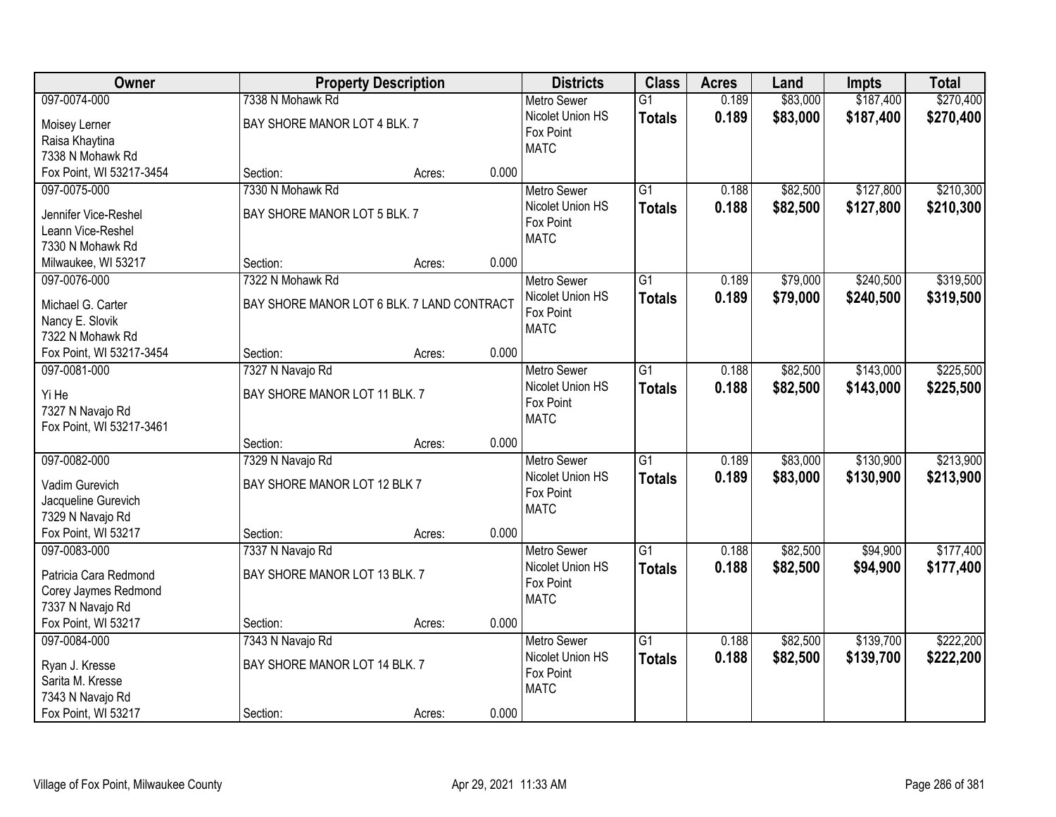| Owner | Property Description | | | Districts | Class | Acres | Land | Impts | Total |
|---|---|---|---|---|---|---|---|---|---|
| 097-0074-000 | 7338 N Mohawk Rd | | | Metro Sewer | G1 | 0.189 | $83,000 | $187,400 | $270,400 |
| Moisey Lerner<br>Raisa Khaytina<br>7338 N Mohawk Rd<br>Fox Point, WI 53217-3454 | BAY SHORE MANOR LOT 4 BLK. 7 | | | Nicolet Union HS<br>Fox Point<br>MATC | **Totals** | **0.189** | **$83,000** | **$187,400** | **$270,400** |
| | Section: | Acres: | 0.000 | | | | | | |
| 097-0075-000 | 7330 N Mohawk Rd | | | Metro Sewer | G1 | 0.188 | $82,500 | $127,800 | $210,300 |
| Jennifer Vice-Reshel<br>Leann Vice-Reshel<br>7330 N Mohawk Rd<br>Milwaukee, WI 53217 | BAY SHORE MANOR LOT 5 BLK. 7 | | | Nicolet Union HS<br>Fox Point<br>MATC | **Totals** | **0.188** | **$82,500** | **$127,800** | **$210,300** |
| | Section: | Acres: | 0.000 | | | | | | |
| 097-0076-000 | 7322 N Mohawk Rd | | | Metro Sewer | G1 | 0.189 | $79,000 | $240,500 | $319,500 |
| Michael G. Carter<br>Nancy E. Slovik<br>7322 N Mohawk Rd<br>Fox Point, WI 53217-3454 | BAY SHORE MANOR LOT 6 BLK. 7 LAND CONTRACT | | | Nicolet Union HS<br>Fox Point<br>MATC | **Totals** | **0.189** | **$79,000** | **$240,500** | **$319,500** |
| | Section: | Acres: | 0.000 | | | | | | |
| 097-0081-000 | 7327 N Navajo Rd | | | Metro Sewer | G1 | 0.188 | $82,500 | $143,000 | $225,500 |
| Yi He<br>7327 N Navajo Rd<br>Fox Point, WI 53217-3461 | BAY SHORE MANOR LOT 11 BLK. 7 | | | Nicolet Union HS<br>Fox Point<br>MATC | **Totals** | **0.188** | **$82,500** | **$143,000** | **$225,500** |
| | Section: | Acres: | 0.000 | | | | | | |
| 097-0082-000 | 7329 N Navajo Rd | | | Metro Sewer | G1 | 0.189 | $83,000 | $130,900 | $213,900 |
| Vadim Gurevich<br>Jacqueline Gurevich<br>7329 N Navajo Rd<br>Fox Point, WI 53217 | BAY SHORE MANOR LOT 12 BLK 7 | | | Nicolet Union HS<br>Fox Point<br>MATC | **Totals** | **0.189** | **$83,000** | **$130,900** | **$213,900** |
| | Section: | Acres: | 0.000 | | | | | | |
| 097-0083-000 | 7337 N Navajo Rd | | | Metro Sewer | G1 | 0.188 | $82,500 | $94,900 | $177,400 |
| Patricia Cara Redmond<br>Corey Jaymes Redmond<br>7337 N Navajo Rd<br>Fox Point, WI 53217 | BAY SHORE MANOR LOT 13 BLK. 7 | | | Nicolet Union HS<br>Fox Point<br>MATC | **Totals** | **0.188** | **$82,500** | **$94,900** | **$177,400** |
| | Section: | Acres: | 0.000 | | | | | | |
| 097-0084-000 | 7343 N Navajo Rd | | | Metro Sewer | G1 | 0.188 | $82,500 | $139,700 | $222,200 |
| Ryan J. Kresse<br>Sarita M. Kresse<br>7343 N Navajo Rd<br>Fox Point, WI 53217 | BAY SHORE MANOR LOT 14 BLK. 7 | | | Nicolet Union HS<br>Fox Point<br>MATC | **Totals** | **0.188** | **$82,500** | **$139,700** | **$222,200** |
| | Section: | Acres: | 0.000 | | | | | | |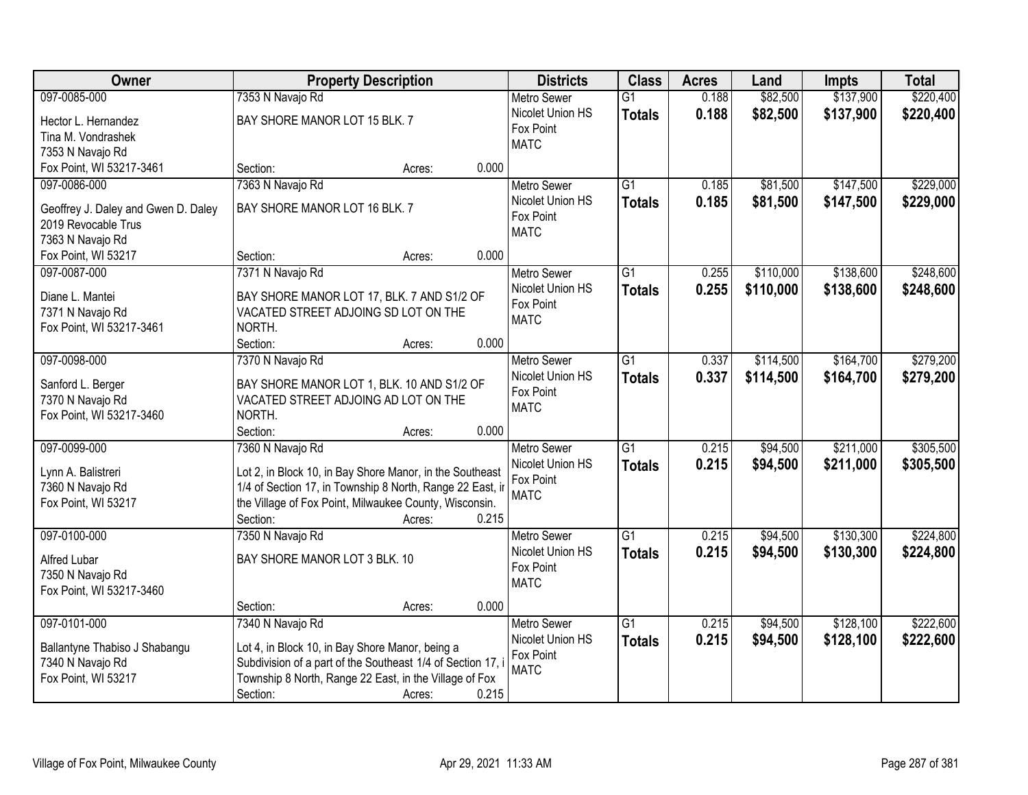| Owner | Property Description | Districts | Class | Acres | Land | Impts | Total |
|---|---|---|---|---|---|---|---|
| 097-0085-000<br>Hector L. Hernandez<br>Tina M. Vondrashek<br>7353 N Navajo Rd<br>Fox Point, WI 53217-3461 | 7353 N Navajo Rd<br>BAY SHORE MANOR LOT 15 BLK. 7<br>Section: Acres: 0.000 | Metro Sewer<br>Nicolet Union HS<br>Fox Point<br>MATC | G1<br>**Totals** | 0.188<br>**0.188** | $82,500<br>**$82,500** | $137,900<br>**$137,900** | $220,400<br>**$220,400** |
| 097-0086-000<br>Geoffrey J. Daley and Gwen D. Daley<br>2019 Revocable Trus<br>7363 N Navajo Rd<br>Fox Point, WI 53217 | 7363 N Navajo Rd<br>BAY SHORE MANOR LOT 16 BLK. 7<br>Section: Acres: 0.000 | Metro Sewer<br>Nicolet Union HS<br>Fox Point<br>MATC | G1<br>**Totals** | 0.185<br>**0.185** | $81,500<br>**$81,500** | $147,500<br>**$147,500** | $229,000<br>**$229,000** |
| 097-0087-000<br>Diane L. Mantei<br>7371 N Navajo Rd<br>Fox Point, WI 53217-3461 | 7371 N Navajo Rd<br>BAY SHORE MANOR LOT 17, BLK. 7 AND S1/2 OF VACATED STREET ADJOING SD LOT ON THE NORTH.<br>Section: Acres: 0.000 | Metro Sewer<br>Nicolet Union HS<br>Fox Point<br>MATC | G1<br>**Totals** | 0.255<br>**0.255** | $110,000<br>**$110,000** | $138,600<br>**$138,600** | $248,600<br>**$248,600** |
| 097-0098-000<br>Sanford L. Berger<br>7370 N Navajo Rd<br>Fox Point, WI 53217-3460 | 7370 N Navajo Rd<br>BAY SHORE MANOR LOT 1, BLK. 10 AND S1/2 OF VACATED STREET ADJOING AD LOT ON THE NORTH.<br>Section: Acres: 0.000 | Metro Sewer<br>Nicolet Union HS<br>Fox Point<br>MATC | G1<br>**Totals** | 0.337<br>**0.337** | $114,500<br>**$114,500** | $164,700<br>**$164,700** | $279,200<br>**$279,200** |
| 097-0099-000<br>Lynn A. Balistreri<br>7360 N Navajo Rd<br>Fox Point, WI 53217 | 7360 N Navajo Rd<br>Lot 2, in Block 10, in Bay Shore Manor, in the Southeast 1/4 of Section 17, in Township 8 North, Range 22 East, in the Village of Fox Point, Milwaukee County, Wisconsin.<br>Section: Acres: 0.215 | Metro Sewer<br>Nicolet Union HS<br>Fox Point<br>MATC | G1<br>**Totals** | 0.215<br>**0.215** | $94,500<br>**$94,500** | $211,000<br>**$211,000** | $305,500<br>**$305,500** |
| 097-0100-000<br>Alfred Lubar<br>7350 N Navajo Rd<br>Fox Point, WI 53217-3460 | 7350 N Navajo Rd<br>BAY SHORE MANOR LOT 3 BLK. 10<br>Section: Acres: 0.000 | Metro Sewer<br>Nicolet Union HS<br>Fox Point<br>MATC | G1<br>**Totals** | 0.215<br>**0.215** | $94,500<br>**$94,500** | $130,300<br>**$130,300** | $224,800<br>**$224,800** |
| 097-0101-000<br>Ballantyne Thabiso J Shabangu<br>7340 N Navajo Rd<br>Fox Point, WI 53217 | 7340 N Navajo Rd<br>Lot 4, in Block 10, in Bay Shore Manor, being a Subdivision of a part of the Southeast 1/4 of Section 17, in Township 8 North, Range 22 East, in the Village of Fox<br>Section: Acres: 0.215 | Metro Sewer<br>Nicolet Union HS<br>Fox Point<br>MATC | G1<br>**Totals** | 0.215<br>**0.215** | $94,500<br>**$94,500** | $128,100<br>**$128,100** | $222,600<br>**$222,600** |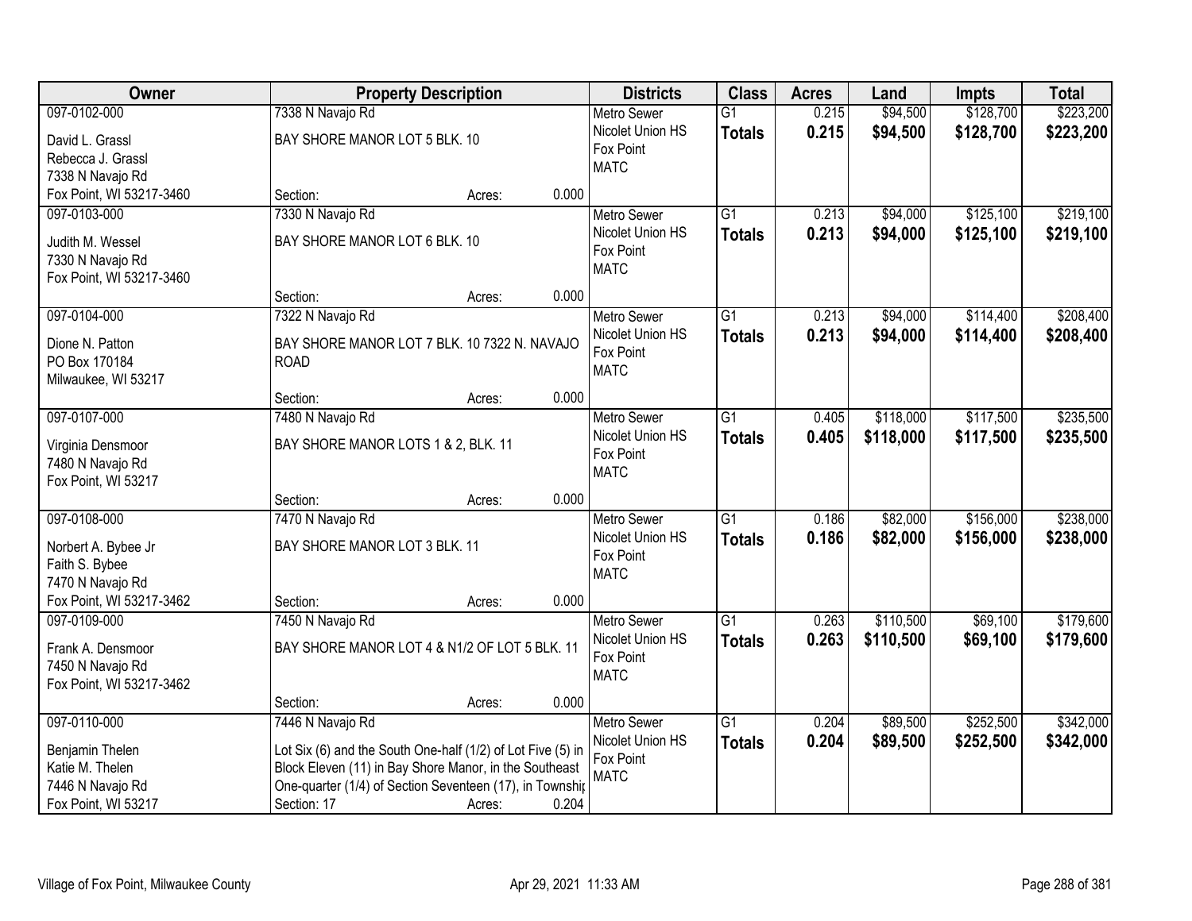| Owner | Property Description | Districts | Class | Acres | Land | Impts | Total |
|---|---|---|---|---|---|---|---|
| 097-0102-000<br>David L. Grassl<br>Rebecca J. Grassl<br>7338 N Navajo Rd<br>Fox Point, WI 53217-3460 | 7338 N Navajo Rd<br>BAY SHORE MANOR LOT 5 BLK. 10<br>Section: Acres: 0.000 | Metro Sewer<br>Nicolet Union HS<br>Fox Point<br>MATC | G1<br>**Totals** | 0.215<br>**0.215** | $94,500<br>**$94,500** | $128,700<br>**$128,700** | $223,200<br>**$223,200** |
| 097-0103-000<br>Judith M. Wessel<br>7330 N Navajo Rd<br>Fox Point, WI 53217-3460 | 7330 N Navajo Rd<br>BAY SHORE MANOR LOT 6 BLK. 10<br>Section: Acres: 0.000 | Metro Sewer<br>Nicolet Union HS<br>Fox Point<br>MATC | G1<br>**Totals** | 0.213<br>**0.213** | $94,000<br>**$94,000** | $125,100<br>**$125,100** | $219,100<br>**$219,100** |
| 097-0104-000<br>Dione N. Patton<br>PO Box 170184<br>Milwaukee, WI 53217 | 7322 N Navajo Rd<br>BAY SHORE MANOR LOT 7 BLK. 10 7322 N. NAVAJO ROAD<br>Section: Acres: 0.000 | Metro Sewer<br>Nicolet Union HS<br>Fox Point<br>MATC | G1<br>**Totals** | 0.213<br>**0.213** | $94,000<br>**$94,000** | $114,400<br>**$114,400** | $208,400<br>**$208,400** |
| 097-0107-000<br>Virginia Densmoor<br>7480 N Navajo Rd<br>Fox Point, WI 53217 | 7480 N Navajo Rd<br>BAY SHORE MANOR LOTS 1 & 2, BLK. 11<br>Section: Acres: 0.000 | Metro Sewer<br>Nicolet Union HS<br>Fox Point<br>MATC | G1<br>**Totals** | 0.405<br>**0.405** | $118,000<br>**$118,000** | $117,500<br>**$117,500** | $235,500<br>**$235,500** |
| 097-0108-000<br>Norbert A. Bybee Jr<br>Faith S. Bybee<br>7470 N Navajo Rd<br>Fox Point, WI 53217-3462 | 7470 N Navajo Rd<br>BAY SHORE MANOR LOT 3 BLK. 11<br>Section: Acres: 0.000 | Metro Sewer<br>Nicolet Union HS<br>Fox Point<br>MATC | G1<br>**Totals** | 0.186<br>**0.186** | $82,000<br>**$82,000** | $156,000<br>**$156,000** | $238,000<br>**$238,000** |
| 097-0109-000<br>Frank A. Densmoor<br>7450 N Navajo Rd<br>Fox Point, WI 53217-3462 | 7450 N Navajo Rd<br>BAY SHORE MANOR LOT 4 & N1/2 OF LOT 5 BLK. 11<br>Section: Acres: 0.000 | Metro Sewer<br>Nicolet Union HS<br>Fox Point<br>MATC | G1<br>**Totals** | 0.263<br>**0.263** | $110,500<br>**$110,500** | $69,100<br>**$69,100** | $179,600<br>**$179,600** |
| 097-0110-000<br>Benjamin Thelen<br>Katie M. Thelen<br>7446 N Navajo Rd<br>Fox Point, WI 53217 | 7446 N Navajo Rd<br>Lot Six (6) and the South One-half (1/2) of Lot Five (5) in Block Eleven (11) in Bay Shore Manor, in the Southeast One-quarter (1/4) of Section Seventeen (17), in Townshi<br>Section: 17 Acres: 0.204 | Metro Sewer<br>Nicolet Union HS<br>Fox Point<br>MATC | G1<br>**Totals** | 0.204<br>**0.204** | $89,500<br>**$89,500** | $252,500<br>**$252,500** | $342,000<br>**$342,000** |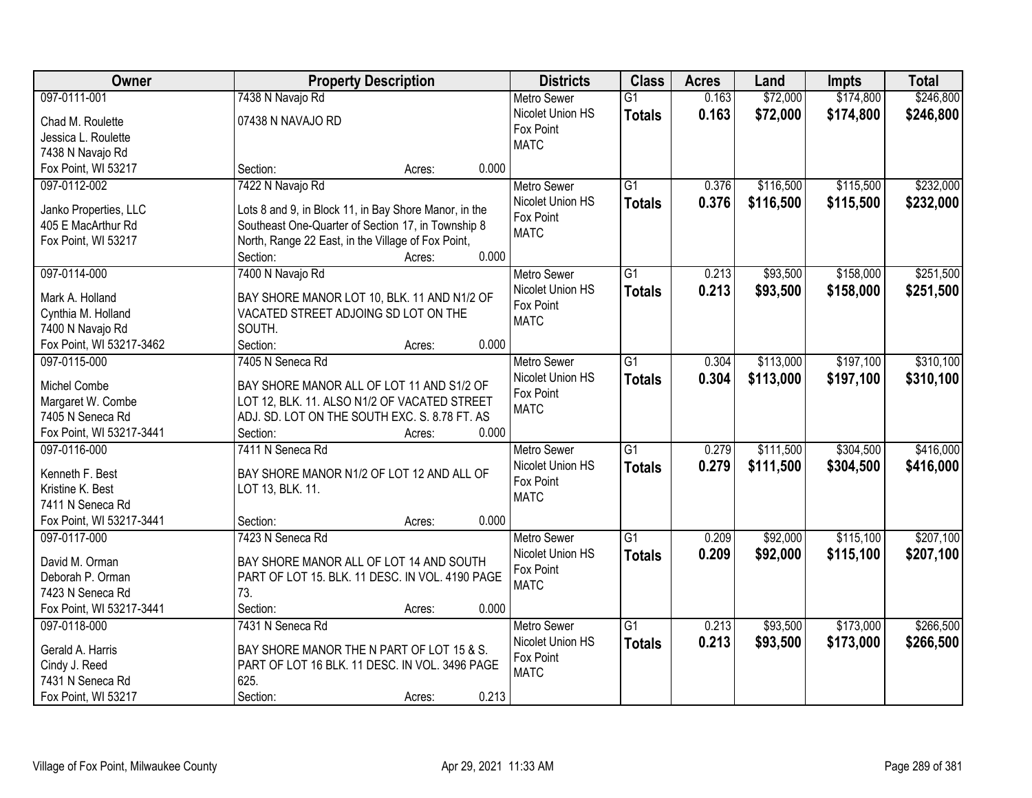| Owner | Property Description | Districts | Class | Acres | Land | Impts | Total |
|---|---|---|---|---|---|---|---|
| 097-0111-001<br>Chad M. Roulette<br>Jessica L. Roulette<br>7438 N Navajo Rd<br>Fox Point, WI 53217 | 7438 N Navajo Rd<br>07438 N NAVAJO RD<br>Section: Acres: 0.000 | Metro Sewer<br>Nicolet Union HS<br>Fox Point<br>MATC | G1<br>**Totals** | 0.163<br>**0.163** | $72,000<br>**$72,000** | $174,800<br>**$174,800** | $246,800<br>**$246,800** |
| 097-0112-002<br>Janko Properties, LLC<br>405 E MacArthur Rd<br>Fox Point, WI 53217 | 7422 N Navajo Rd<br>Lots 8 and 9, in Block 11, in Bay Shore Manor, in the Southeast One-Quarter of Section 17, in Township 8 North, Range 22 East, in the Village of Fox Point,<br>Section: Acres: 0.000 | Metro Sewer<br>Nicolet Union HS<br>Fox Point<br>MATC | G1<br>**Totals** | 0.376<br>**0.376** | $116,500<br>**$116,500** | $115,500<br>**$115,500** | $232,000<br>**$232,000** |
| 097-0114-000<br>Mark A. Holland<br>Cynthia M. Holland<br>7400 N Navajo Rd<br>Fox Point, WI 53217-3462 | 7400 N Navajo Rd<br>BAY SHORE MANOR LOT 10, BLK. 11 AND N1/2 OF VACATED STREET ADJOINING SD LOT ON THE SOUTH.<br>Section: Acres: 0.000 | Metro Sewer<br>Nicolet Union HS<br>Fox Point<br>MATC | G1<br>**Totals** | 0.213<br>**0.213** | $93,500<br>**$93,500** | $158,000<br>**$158,000** | $251,500<br>**$251,500** |
| 097-0115-000<br>Michel Combe<br>Margaret W. Combe<br>7405 N Seneca Rd<br>Fox Point, WI 53217-3441 | 7405 N Seneca Rd<br>BAY SHORE MANOR ALL OF LOT 11 AND S1/2 OF LOT 12, BLK. 11. ALSO N1/2 OF VACATED STREET ADJ. SD. LOT ON THE SOUTH EXC. S. 8.78 FT. AS<br>Section: Acres: 0.000 | Metro Sewer<br>Nicolet Union HS<br>Fox Point<br>MATC | G1<br>**Totals** | 0.304<br>**0.304** | $113,000<br>**$113,000** | $197,100<br>**$197,100** | $310,100<br>**$310,100** |
| 097-0116-000<br>Kenneth F. Best<br>Kristine K. Best<br>7411 N Seneca Rd<br>Fox Point, WI 53217-3441 | 7411 N Seneca Rd<br>BAY SHORE MANOR N1/2 OF LOT 12 AND ALL OF LOT 13, BLK. 11.<br>Section: Acres: 0.000 | Metro Sewer<br>Nicolet Union HS<br>Fox Point<br>MATC | G1<br>**Totals** | 0.279<br>**0.279** | $111,500<br>**$111,500** | $304,500<br>**$304,500** | $416,000<br>**$416,000** |
| 097-0117-000<br>David M. Orman<br>Deborah P. Orman<br>7423 N Seneca Rd<br>Fox Point, WI 53217-3441 | 7423 N Seneca Rd<br>BAY SHORE MANOR ALL OF LOT 14 AND SOUTH PART OF LOT 15. BLK. 11 DESC. IN VOL. 4190 PAGE 73.<br>Section: Acres: 0.000 | Metro Sewer<br>Nicolet Union HS<br>Fox Point<br>MATC | G1<br>**Totals** | 0.209<br>**0.209** | $92,000<br>**$92,000** | $115,100<br>**$115,100** | $207,100<br>**$207,100** |
| 097-0118-000<br>Gerald A. Harris<br>Cindy J. Reed<br>7431 N Seneca Rd<br>Fox Point, WI 53217 | 7431 N Seneca Rd<br>BAY SHORE MANOR THE N PART OF LOT 15 & S. PART OF LOT 16 BLK. 11 DESC. IN VOL. 3496 PAGE 625.<br>Section: Acres: 0.213 | Metro Sewer<br>Nicolet Union HS<br>Fox Point<br>MATC | G1<br>**Totals** | 0.213<br>**0.213** | $93,500<br>**$93,500** | $173,000<br>**$173,000** | $266,500<br>**$266,500** |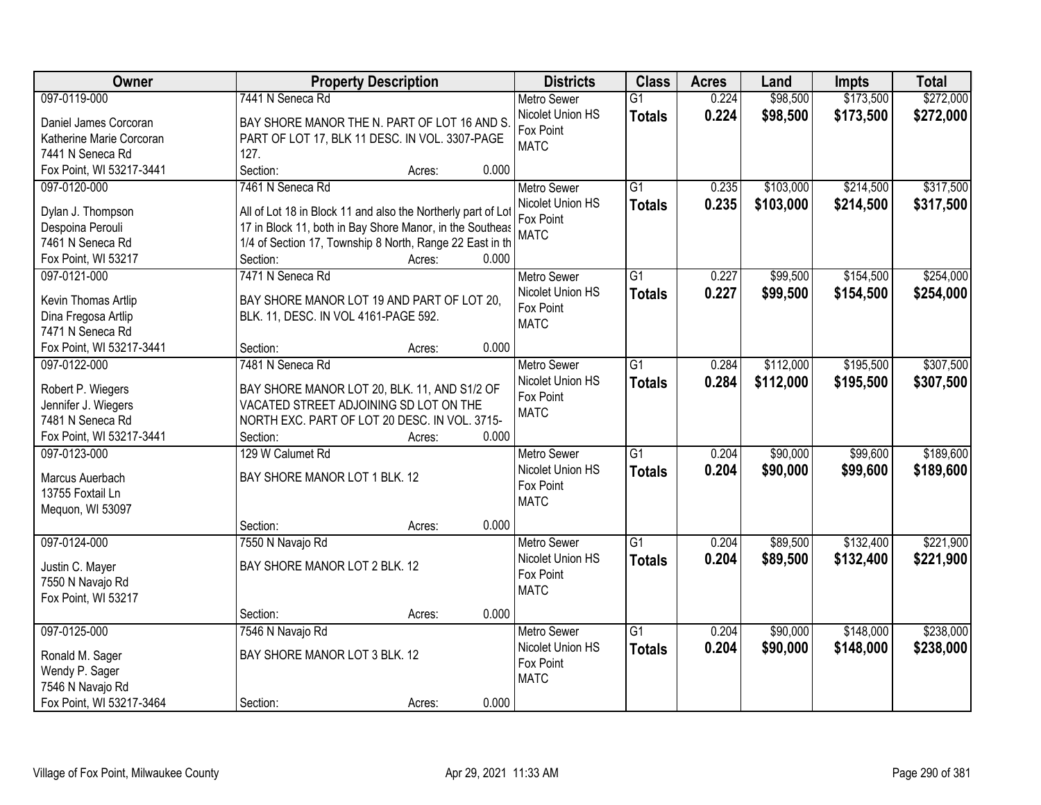| Owner | Property Description | Districts | Class | Acres | Land | Impts | Total |
|---|---|---|---|---|---|---|---|
| 097-0119-000<br>Daniel James Corcoran<br>Katherine Marie Corcoran<br>7441 N Seneca Rd<br>Fox Point, WI 53217-3441 | 7441 N Seneca Rd<br>BAY SHORE MANOR THE N. PART OF LOT 16 AND S. PART OF LOT 17, BLK 11 DESC. IN VOL. 3307-PAGE 127.<br>Section: Acres: 0.000 | Metro Sewer<br>Nicolet Union HS<br>Fox Point<br>MATC | G1<br>**Totals** | 0.224<br>**0.224** | $98,500<br>**$98,500** | $173,500<br>**$173,500** | $272,000<br>**$272,000** |
| 097-0120-000<br>Dylan J. Thompson<br>Despoina Perouli<br>7461 N Seneca Rd<br>Fox Point, WI 53217 | 7461 N Seneca Rd<br>All of Lot 18 in Block 11 and also the Northerly part of Lot 17 in Block 11, both in Bay Shore Manor, in the Southeas 1/4 of Section 17, Township 8 North, Range 22 East in th<br>Section: Acres: 0.000 | Metro Sewer<br>Nicolet Union HS<br>Fox Point<br>MATC | G1<br>**Totals** | 0.235<br>**0.235** | $103,000<br>**$103,000** | $214,500<br>**$214,500** | $317,500<br>**$317,500** |
| 097-0121-000<br>Kevin Thomas Artlip<br>Dina Fregosa Artlip<br>7471 N Seneca Rd<br>Fox Point, WI 53217-3441 | 7471 N Seneca Rd<br>BAY SHORE MANOR LOT 19 AND PART OF LOT 20, BLK. 11, DESC. IN VOL 4161-PAGE 592.<br>Section: Acres: 0.000 | Metro Sewer<br>Nicolet Union HS<br>Fox Point<br>MATC | G1<br>**Totals** | 0.227<br>**0.227** | $99,500<br>**$99,500** | $154,500<br>**$154,500** | $254,000<br>**$254,000** |
| 097-0122-000<br>Robert P. Wiegers<br>Jennifer J. Wiegers<br>7481 N Seneca Rd<br>Fox Point, WI 53217-3441 | 7481 N Seneca Rd<br>BAY SHORE MANOR LOT 20, BLK. 11, AND S1/2 OF VACATED STREET ADJOINING SD LOT ON THE NORTH EXC. PART OF LOT 20 DESC. IN VOL. 3715-<br>Section: Acres: 0.000 | Metro Sewer<br>Nicolet Union HS<br>Fox Point<br>MATC | G1<br>**Totals** | 0.284<br>**0.284** | $112,000<br>**$112,000** | $195,500<br>**$195,500** | $307,500<br>**$307,500** |
| 097-0123-000<br>Marcus Auerbach<br>13755 Foxtail Ln<br>Mequon, WI 53097 | 129 W Calumet Rd<br>BAY SHORE MANOR LOT 1 BLK. 12<br>Section: Acres: 0.000 | Metro Sewer<br>Nicolet Union HS<br>Fox Point<br>MATC | G1<br>**Totals** | 0.204<br>**0.204** | $90,000<br>**$90,000** | $99,600<br>**$99,600** | $189,600<br>**$189,600** |
| 097-0124-000<br>Justin C. Mayer<br>7550 N Navajo Rd<br>Fox Point, WI 53217 | 7550 N Navajo Rd<br>BAY SHORE MANOR LOT 2 BLK. 12<br>Section: Acres: 0.000 | Metro Sewer<br>Nicolet Union HS<br>Fox Point<br>MATC | G1<br>**Totals** | 0.204<br>**0.204** | $89,500<br>**$89,500** | $132,400<br>**$132,400** | $221,900<br>**$221,900** |
| 097-0125-000<br>Ronald M. Sager<br>Wendy P. Sager<br>7546 N Navajo Rd<br>Fox Point, WI 53217-3464 | 7546 N Navajo Rd<br>BAY SHORE MANOR LOT 3 BLK. 12<br>Section: Acres: 0.000 | Metro Sewer<br>Nicolet Union HS<br>Fox Point<br>MATC | G1<br>**Totals** | 0.204<br>**0.204** | $90,000<br>**$90,000** | $148,000<br>**$148,000** | $238,000<br>**$238,000** |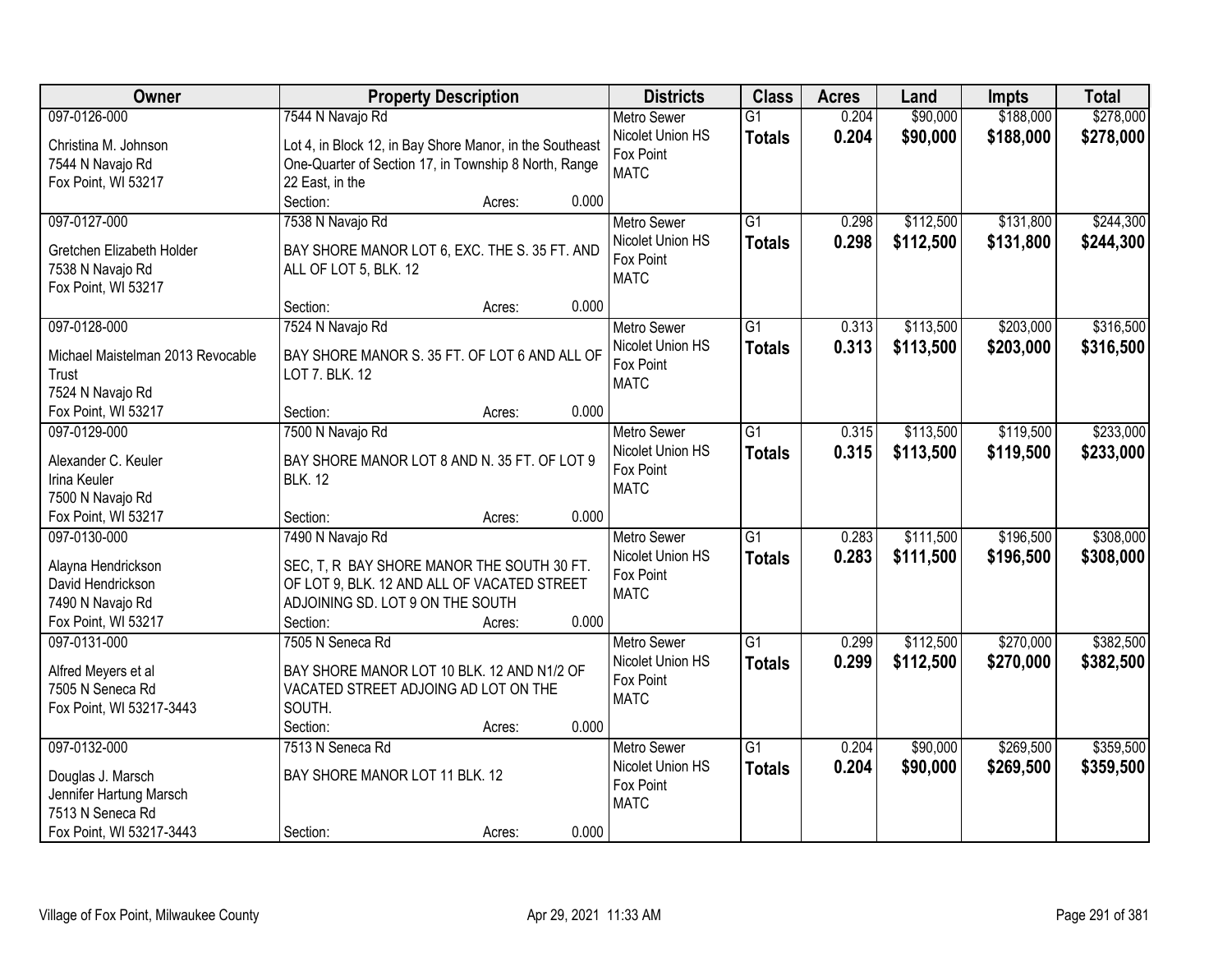| Owner | Property Description | Districts | Class | Acres | Land | Impts | Total |
|---|---|---|---|---|---|---|---|
| 097-0126-000<br><br>Christina M. Johnson<br>7544 N Navajo Rd<br>Fox Point, WI 53217 | 7544 N Navajo Rd<br><br>Lot 4, in Block 12, in Bay Shore Manor, in the Southeast One-Quarter of Section 17, in Township 8 North, Range 22 East, in the<br>Section: Acres: 0.000 | Metro Sewer<br>Nicolet Union HS<br>Fox Point<br>MATC | G1<br>**Totals** | 0.204<br>**0.204** | $90,000<br>**$90,000** | $188,000<br>**$188,000** | $278,000<br>**$278,000** |
| 097-0127-000<br><br>Gretchen Elizabeth Holder<br>7538 N Navajo Rd<br>Fox Point, WI 53217 | 7538 N Navajo Rd<br><br>BAY SHORE MANOR LOT 6, EXC. THE S. 35 FT. AND ALL OF LOT 5, BLK. 12<br>Section: Acres: 0.000 | Metro Sewer<br>Nicolet Union HS<br>Fox Point<br>MATC | G1<br>**Totals** | 0.298<br>**0.298** | $112,500<br>**$112,500** | $131,800<br>**$131,800** | $244,300<br>**$244,300** |
| 097-0128-000<br><br>Michael Maistelman 2013 Revocable Trust<br>7524 N Navajo Rd<br>Fox Point, WI 53217 | 7524 N Navajo Rd<br><br>BAY SHORE MANOR S. 35 FT. OF LOT 6 AND ALL OF LOT 7. BLK. 12<br>Section: Acres: 0.000 | Metro Sewer<br>Nicolet Union HS<br>Fox Point<br>MATC | G1<br>**Totals** | 0.313<br>**0.313** | $113,500<br>**$113,500** | $203,000<br>**$203,000** | $316,500<br>**$316,500** |
| 097-0129-000<br><br>Alexander C. Keuler<br>Irina Keuler<br>7500 N Navajo Rd<br>Fox Point, WI 53217 | 7500 N Navajo Rd<br><br>BAY SHORE MANOR LOT 8 AND N. 35 FT. OF LOT 9 BLK. 12<br>Section: Acres: 0.000 | Metro Sewer<br>Nicolet Union HS<br>Fox Point<br>MATC | G1<br>**Totals** | 0.315<br>**0.315** | $113,500<br>**$113,500** | $119,500<br>**$119,500** | $233,000<br>**$233,000** |
| 097-0130-000<br><br>Alayna Hendrickson<br>David Hendrickson<br>7490 N Navajo Rd<br>Fox Point, WI 53217 | 7490 N Navajo Rd<br><br>SEC, T, R BAY SHORE MANOR THE SOUTH 30 FT. OF LOT 9, BLK. 12 AND ALL OF VACATED STREET ADJOINING SD. LOT 9 ON THE SOUTH<br>Section: Acres: 0.000 | Metro Sewer<br>Nicolet Union HS<br>Fox Point<br>MATC | G1<br>**Totals** | 0.283<br>**0.283** | $111,500<br>**$111,500** | $196,500<br>**$196,500** | $308,000<br>**$308,000** |
| 097-0131-000<br><br>Alfred Meyers et al<br>7505 N Seneca Rd<br>Fox Point, WI 53217-3443 | 7505 N Seneca Rd<br><br>BAY SHORE MANOR LOT 10 BLK. 12 AND N1/2 OF VACATED STREET ADJOING AD LOT ON THE SOUTH.<br>Section: Acres: 0.000 | Metro Sewer<br>Nicolet Union HS<br>Fox Point<br>MATC | G1<br>**Totals** | 0.299<br>**0.299** | $112,500<br>**$112,500** | $270,000<br>**$270,000** | $382,500<br>**$382,500** |
| 097-0132-000<br><br>Douglas J. Marsch<br>Jennifer Hartung Marsch<br>7513 N Seneca Rd<br>Fox Point, WI 53217-3443 | 7513 N Seneca Rd<br><br>BAY SHORE MANOR LOT 11 BLK. 12<br>Section: Acres: 0.000 | Metro Sewer<br>Nicolet Union HS<br>Fox Point<br>MATC | G1<br>**Totals** | 0.204<br>**0.204** | $90,000<br>**$90,000** | $269,500<br>**$269,500** | $359,500<br>**$359,500** |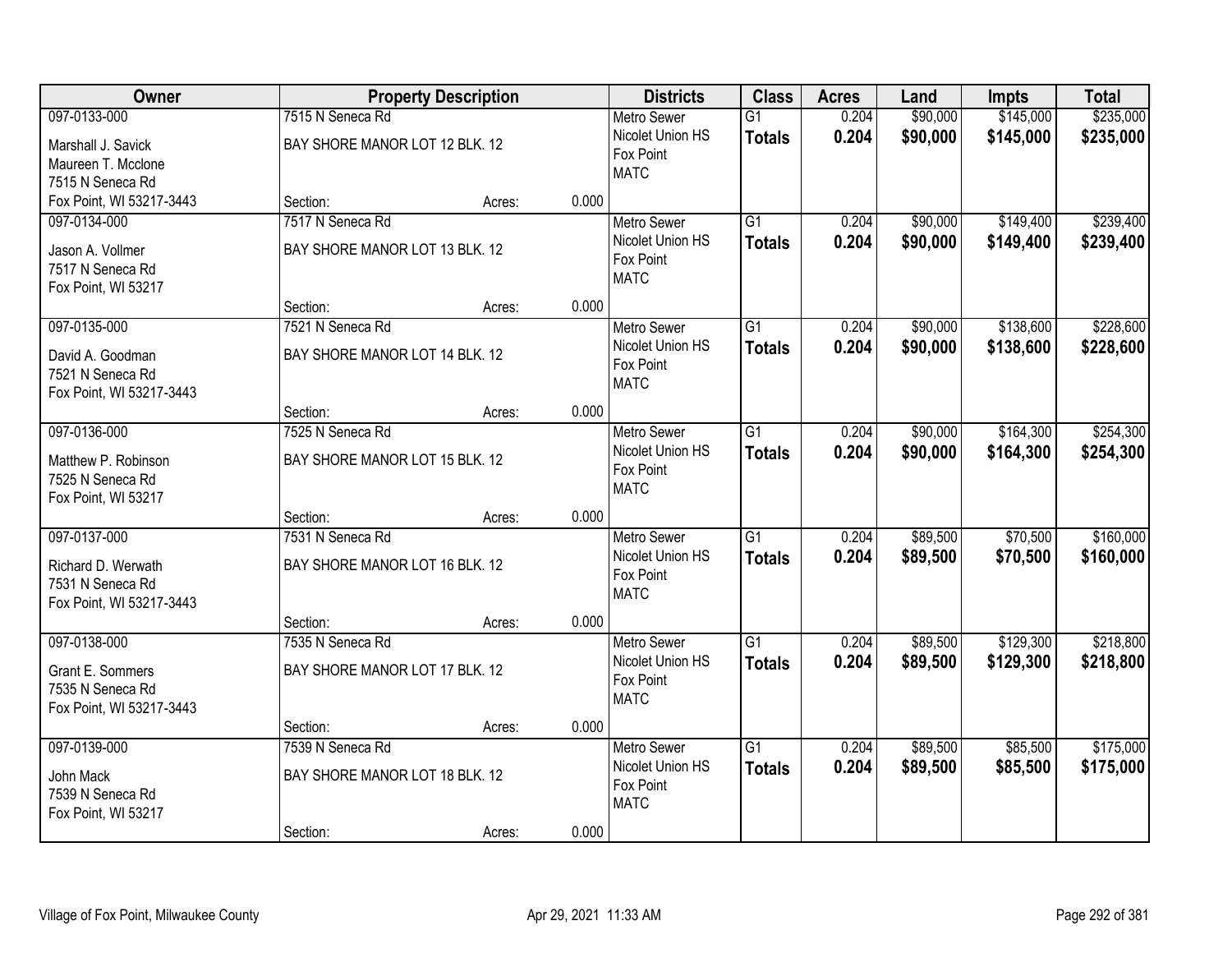| Owner | Property Description | | | Districts | Class | Acres | Land | Impts | Total |
|---|---|---|---|---|---|---|---|---|---|
| 097-0133-000<br>Marshall J. Savick<br>Maureen T. Mcclone<br>7515 N Seneca Rd<br>Fox Point, WI 53217-3443 | 7515 N Seneca Rd<br>BAY SHORE MANOR LOT 12 BLK. 12<br>Section: | Acres: | 0.000 | Metro Sewer<br>Nicolet Union HS<br>Fox Point<br>MATC | G1<br>**Totals** | 0.204<br>**0.204** | $90,000<br>**$90,000** | $145,000<br>**$145,000** | $235,000<br>**$235,000** |
| 097-0134-000<br>Jason A. Vollmer<br>7517 N Seneca Rd<br>Fox Point, WI 53217 | 7517 N Seneca Rd<br>BAY SHORE MANOR LOT 13 BLK. 12<br>Section: | Acres: | 0.000 | Metro Sewer<br>Nicolet Union HS<br>Fox Point<br>MATC | G1<br>**Totals** | 0.204<br>**0.204** | $90,000<br>**$90,000** | $149,400<br>**$149,400** | $239,400<br>**$239,400** |
| 097-0135-000<br>David A. Goodman<br>7521 N Seneca Rd<br>Fox Point, WI 53217-3443 | 7521 N Seneca Rd<br>BAY SHORE MANOR LOT 14 BLK. 12<br>Section: | Acres: | 0.000 | Metro Sewer<br>Nicolet Union HS<br>Fox Point<br>MATC | G1<br>**Totals** | 0.204<br>**0.204** | $90,000<br>**$90,000** | $138,600<br>**$138,600** | $228,600<br>**$228,600** |
| 097-0136-000<br>Matthew P. Robinson<br>7525 N Seneca Rd<br>Fox Point, WI 53217 | 7525 N Seneca Rd<br>BAY SHORE MANOR LOT 15 BLK. 12<br>Section: | Acres: | 0.000 | Metro Sewer<br>Nicolet Union HS<br>Fox Point<br>MATC | G1<br>**Totals** | 0.204<br>**0.204** | $90,000<br>**$90,000** | $164,300<br>**$164,300** | $254,300<br>**$254,300** |
| 097-0137-000<br>Richard D. Werwath<br>7531 N Seneca Rd<br>Fox Point, WI 53217-3443 | 7531 N Seneca Rd<br>BAY SHORE MANOR LOT 16 BLK. 12<br>Section: | Acres: | 0.000 | Metro Sewer<br>Nicolet Union HS<br>Fox Point<br>MATC | G1<br>**Totals** | 0.204<br>**0.204** | $89,500<br>**$89,500** | $70,500<br>**$70,500** | $160,000<br>**$160,000** |
| 097-0138-000<br>Grant E. Sommers<br>7535 N Seneca Rd<br>Fox Point, WI 53217-3443 | 7535 N Seneca Rd<br>BAY SHORE MANOR LOT 17 BLK. 12<br>Section: | Acres: | 0.000 | Metro Sewer<br>Nicolet Union HS<br>Fox Point<br>MATC | G1<br>**Totals** | 0.204<br>**0.204** | $89,500<br>**$89,500** | $129,300<br>**$129,300** | $218,800<br>**$218,800** |
| 097-0139-000<br>John Mack<br>7539 N Seneca Rd<br>Fox Point, WI 53217 | 7539 N Seneca Rd<br>BAY SHORE MANOR LOT 18 BLK. 12<br>Section: | Acres: | 0.000 | Metro Sewer<br>Nicolet Union HS<br>Fox Point<br>MATC | G1<br>**Totals** | 0.204<br>**0.204** | $89,500<br>**$89,500** | $85,500<br>**$85,500** | $175,000<br>**$175,000** |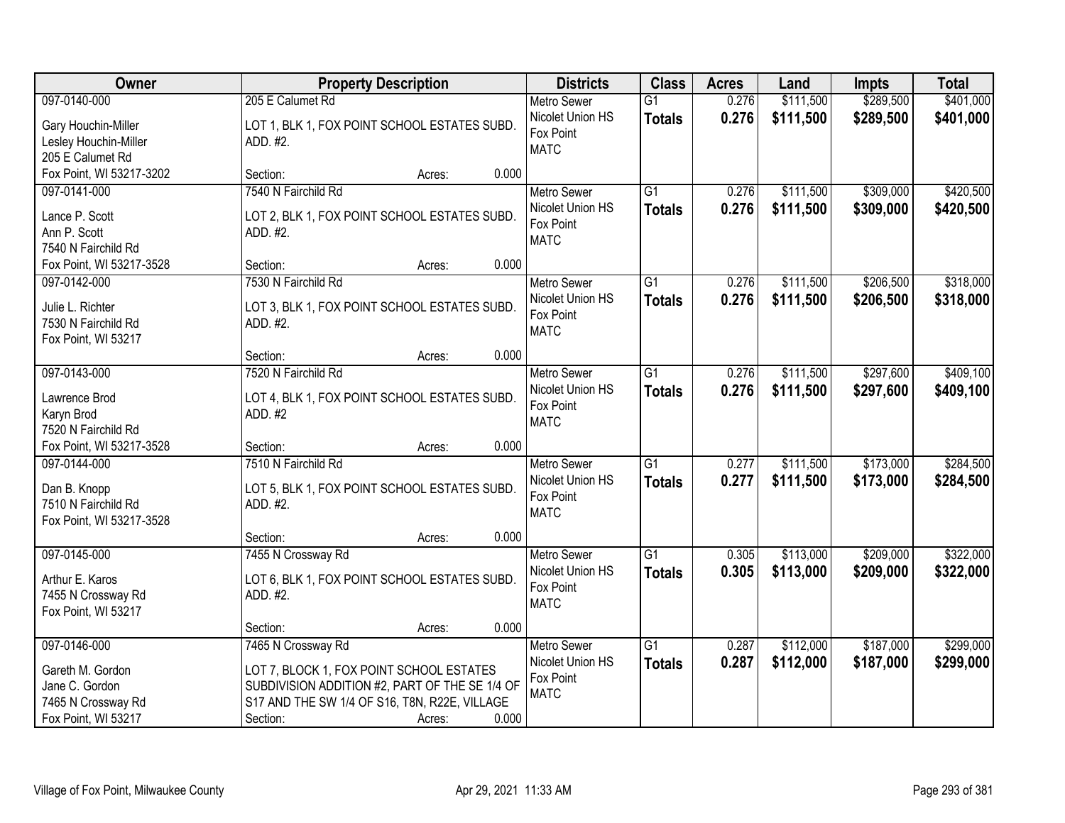| Owner | Property Description | Districts | Class | Acres | Land | Impts | Total |
|---|---|---|---|---|---|---|---|
| 097-0140-000<br>Gary Houchin-Miller<br>Lesley Houchin-Miller<br>205 E Calumet Rd<br>Fox Point, WI 53217-3202 | 205 E Calumet Rd<br>LOT 1, BLK 1, FOX POINT SCHOOL ESTATES SUBD. ADD. #2.<br>Section: Acres: 0.000 | Metro Sewer<br>Nicolet Union HS<br>Fox Point<br>MATC | G1<br>**Totals** | 0.276<br>**0.276** | $111,500<br>**$111,500** | $289,500<br>**$289,500** | $401,000<br>**$401,000** |
| 097-0141-000<br>Lance P. Scott<br>Ann P. Scott<br>7540 N Fairchild Rd<br>Fox Point, WI 53217-3528 | 7540 N Fairchild Rd<br>LOT 2, BLK 1, FOX POINT SCHOOL ESTATES SUBD. ADD. #2.<br>Section: Acres: 0.000 | Metro Sewer<br>Nicolet Union HS<br>Fox Point<br>MATC | G1<br>**Totals** | 0.276<br>**0.276** | $111,500<br>**$111,500** | $309,000<br>**$309,000** | $420,500<br>**$420,500** |
| 097-0142-000<br>Julie L. Richter<br>7530 N Fairchild Rd<br>Fox Point, WI 53217 | 7530 N Fairchild Rd<br>LOT 3, BLK 1, FOX POINT SCHOOL ESTATES SUBD. ADD. #2.<br>Section: Acres: 0.000 | Metro Sewer<br>Nicolet Union HS<br>Fox Point<br>MATC | G1<br>**Totals** | 0.276<br>**0.276** | $111,500<br>**$111,500** | $206,500<br>**$206,500** | $318,000<br>**$318,000** |
| 097-0143-000<br>Lawrence Brod<br>Karyn Brod<br>7520 N Fairchild Rd<br>Fox Point, WI 53217-3528 | 7520 N Fairchild Rd<br>LOT 4, BLK 1, FOX POINT SCHOOL ESTATES SUBD. ADD. #2<br>Section: Acres: 0.000 | Metro Sewer<br>Nicolet Union HS<br>Fox Point<br>MATC | G1<br>**Totals** | 0.276<br>**0.276** | $111,500<br>**$111,500** | $297,600<br>**$297,600** | $409,100<br>**$409,100** |
| 097-0144-000<br>Dan B. Knopp<br>7510 N Fairchild Rd<br>Fox Point, WI 53217-3528 | 7510 N Fairchild Rd<br>LOT 5, BLK 1, FOX POINT SCHOOL ESTATES SUBD. ADD. #2.<br>Section: Acres: 0.000 | Metro Sewer<br>Nicolet Union HS<br>Fox Point<br>MATC | G1<br>**Totals** | 0.277<br>**0.277** | $111,500<br>**$111,500** | $173,000<br>**$173,000** | $284,500<br>**$284,500** |
| 097-0145-000<br>Arthur E. Karos<br>7455 N Crossway Rd<br>Fox Point, WI 53217 | 7455 N Crossway Rd<br>LOT 6, BLK 1, FOX POINT SCHOOL ESTATES SUBD. ADD. #2.<br>Section: Acres: 0.000 | Metro Sewer<br>Nicolet Union HS<br>Fox Point<br>MATC | G1<br>**Totals** | 0.305<br>**0.305** | $113,000<br>**$113,000** | $209,000<br>**$209,000** | $322,000<br>**$322,000** |
| 097-0146-000<br>Gareth M. Gordon<br>Jane C. Gordon<br>7465 N Crossway Rd<br>Fox Point, WI 53217 | 7465 N Crossway Rd<br>LOT 7, BLOCK 1, FOX POINT SCHOOL ESTATES SUBDIVISION ADDITION #2, PART OF THE SE 1/4 OF S17 AND THE SW 1/4 OF S16, T8N, R22E, VILLAGE<br>Section: Acres: 0.000 | Metro Sewer<br>Nicolet Union HS<br>Fox Point<br>MATC | G1<br>**Totals** | 0.287<br>**0.287** | $112,000<br>**$112,000** | $187,000<br>**$187,000** | $299,000<br>**$299,000** |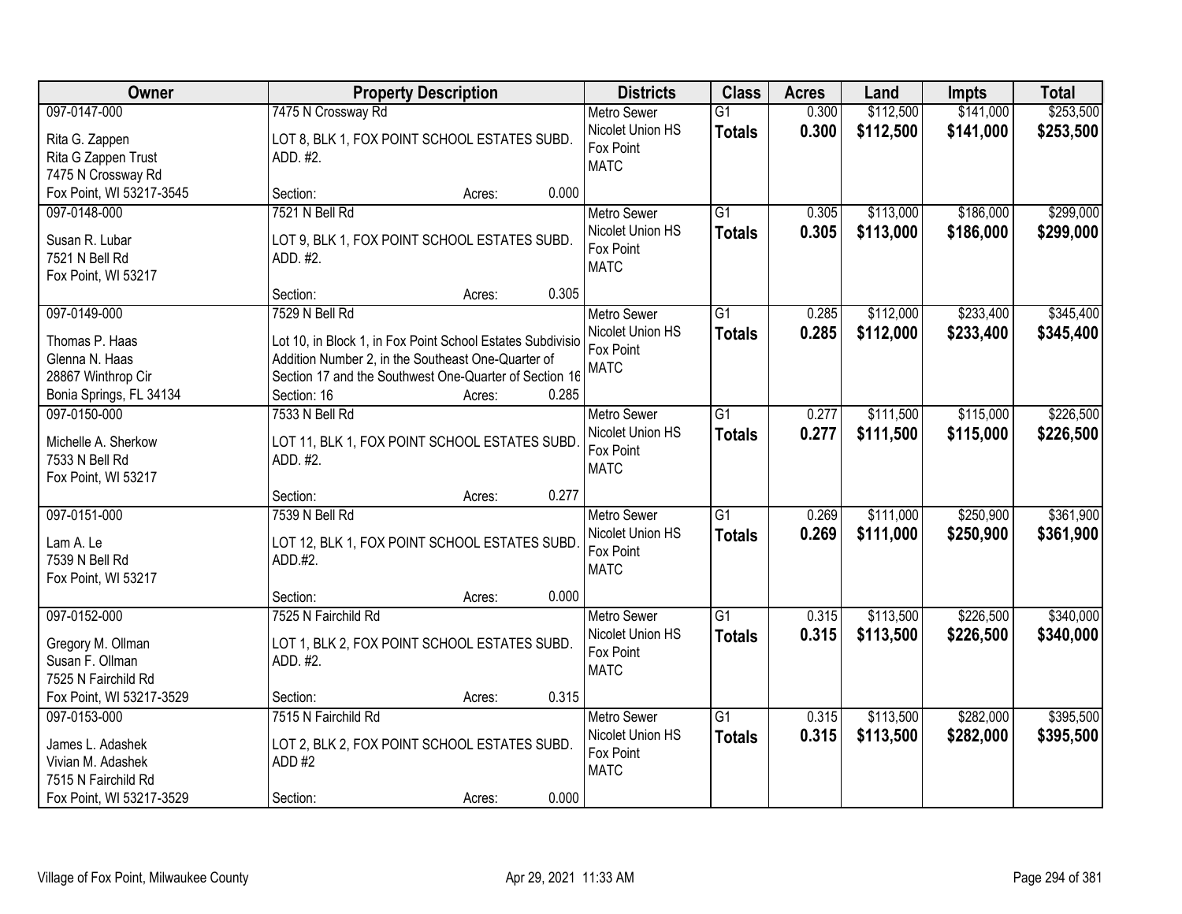| Owner | Property Description | Districts | Class | Acres | Land | Impts | Total |
|---|---|---|---|---|---|---|---|
| 097-0147-000<br>Rita G. Zappen<br>Rita G Zappen Trust<br>7475 N Crossway Rd<br>Fox Point, WI 53217-3545 | 7475 N Crossway Rd<br>LOT 8, BLK 1, FOX POINT SCHOOL ESTATES SUBD. ADD. #2.<br>Section: Acres: 0.000 | Metro Sewer<br>Nicolet Union HS<br>Fox Point<br>MATC | G1<br>**Totals** | 0.300<br>**0.300** | $112,500<br>**$112,500** | $141,000<br>**$141,000** | $253,500<br>**$253,500** |
| 097-0148-000<br>Susan R. Lubar<br>7521 N Bell Rd<br>Fox Point, WI 53217 | 7521 N Bell Rd<br>LOT 9, BLK 1, FOX POINT SCHOOL ESTATES SUBD. ADD. #2.<br>Section: Acres: 0.305 | Metro Sewer<br>Nicolet Union HS<br>Fox Point<br>MATC | G1<br>**Totals** | 0.305<br>**0.305** | $113,000<br>**$113,000** | $186,000<br>**$186,000** | $299,000<br>**$299,000** |
| 097-0149-000<br>Thomas P. Haas<br>Glenna N. Haas<br>28867 Winthrop Cir<br>Bonia Springs, FL 34134 | 7529 N Bell Rd<br>Lot 10, in Block 1, in Fox Point School Estates Subdivisio Addition Number 2, in the Southeast One-Quarter of Section 17 and the Southwest One-Quarter of Section 16<br>Section: 16 Acres: 0.285 | Metro Sewer<br>Nicolet Union HS<br>Fox Point<br>MATC | G1<br>**Totals** | 0.285<br>**0.285** | $112,000<br>**$112,000** | $233,400<br>**$233,400** | $345,400<br>**$345,400** |
| 097-0150-000<br>Michelle A. Sherkow<br>7533 N Bell Rd<br>Fox Point, WI 53217 | 7533 N Bell Rd<br>LOT 11, BLK 1, FOX POINT SCHOOL ESTATES SUBD. ADD. #2.<br>Section: Acres: 0.277 | Metro Sewer<br>Nicolet Union HS<br>Fox Point<br>MATC | G1<br>**Totals** | 0.277<br>**0.277** | $111,500<br>**$111,500** | $115,000<br>**$115,000** | $226,500<br>**$226,500** |
| 097-0151-000<br>Lam A. Le<br>7539 N Bell Rd<br>Fox Point, WI 53217 | 7539 N Bell Rd<br>LOT 12, BLK 1, FOX POINT SCHOOL ESTATES SUBD. ADD.#2.<br>Section: Acres: 0.000 | Metro Sewer<br>Nicolet Union HS<br>Fox Point<br>MATC | G1<br>**Totals** | 0.269<br>**0.269** | $111,000<br>**$111,000** | $250,900<br>**$250,900** | $361,900<br>**$361,900** |
| 097-0152-000<br>Gregory M. Ollman<br>Susan F. Ollman<br>7525 N Fairchild Rd<br>Fox Point, WI 53217-3529 | 7525 N Fairchild Rd<br>LOT 1, BLK 2, FOX POINT SCHOOL ESTATES SUBD. ADD. #2.<br>Section: Acres: 0.315 | Metro Sewer<br>Nicolet Union HS<br>Fox Point<br>MATC | G1<br>**Totals** | 0.315<br>**0.315** | $113,500<br>**$113,500** | $226,500<br>**$226,500** | $340,000<br>**$340,000** |
| 097-0153-000<br>James L. Adashek<br>Vivian M. Adashek<br>7515 N Fairchild Rd<br>Fox Point, WI 53217-3529 | 7515 N Fairchild Rd<br>LOT 2, BLK 2, FOX POINT SCHOOL ESTATES SUBD. ADD #2<br>Section: Acres: 0.000 | Metro Sewer<br>Nicolet Union HS<br>Fox Point<br>MATC | G1<br>**Totals** | 0.315<br>**0.315** | $113,500<br>**$113,500** | $282,000<br>**$282,000** | $395,500<br>**$395,500** |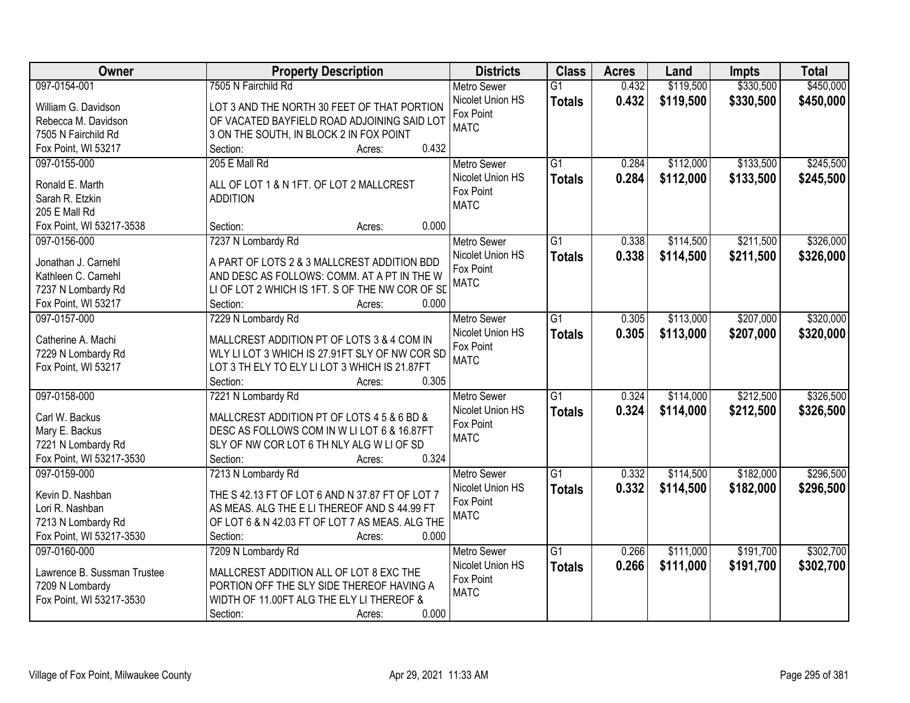| Owner | Property Description | Districts | Class | Acres | Land | Impts | Total |
|---|---|---|---|---|---|---|---|
| 097-0154-001<br>William G. Davidson<br>Rebecca M. Davidson<br>7505 N Fairchild Rd<br>Fox Point, WI 53217 | 7505 N Fairchild Rd<br>LOT 3 AND THE NORTH 30 FEET OF THAT PORTION OF VACATED BAYFIELD ROAD ADJOINING SAID LOT 3 ON THE SOUTH, IN BLOCK 2 IN FOX POINT<br>Section: Acres: 0.432 | Metro Sewer<br>Nicolet Union HS<br>Fox Point<br>MATC | G1<br>**Totals** | 0.432<br>**0.432** | $119,500<br>**$119,500** | $330,500<br>**$330,500** | $450,000<br>**$450,000** |
| 097-0155-000<br>Ronald E. Marth<br>Sarah R. Etzkin<br>205 E Mall Rd<br>Fox Point, WI 53217-3538 | 205 E Mall Rd<br>ALL OF LOT 1 & N 1FT. OF LOT 2 MALLCREST ADDITION<br>Section: Acres: 0.000 | Metro Sewer<br>Nicolet Union HS<br>Fox Point<br>MATC | G1<br>**Totals** | 0.284<br>**0.284** | $112,000<br>**$112,000** | $133,500<br>**$133,500** | $245,500<br>**$245,500** |
| 097-0156-000<br>Jonathan J. Carnehl<br>Kathleen C. Carnehl<br>7237 N Lombardy Rd<br>Fox Point, WI 53217 | 7237 N Lombardy Rd<br>A PART OF LOTS 2 & 3 MALLCREST ADDITION BDD AND DESC AS FOLLOWS: COMM. AT A PT IN THE W LI OF LOT 2 WHICH IS 1FT. S OF THE NW COR OF SD<br>Section: Acres: 0.000 | Metro Sewer<br>Nicolet Union HS<br>Fox Point<br>MATC | G1<br>**Totals** | 0.338<br>**0.338** | $114,500<br>**$114,500** | $211,500<br>**$211,500** | $326,000<br>**$326,000** |
| 097-0157-000<br>Catherine A. Machi<br>7229 N Lombardy Rd<br>Fox Point, WI 53217 | 7229 N Lombardy Rd<br>MALLCREST ADDITION PT OF LOTS 3 & 4 COM IN WLY LI LOT 3 WHICH IS 27.91FT SLY OF NW COR SD LOT 3 TH ELY TO ELY LI LOT 3 WHICH IS 21.87FT<br>Section: Acres: 0.305 | Metro Sewer<br>Nicolet Union HS<br>Fox Point<br>MATC | G1<br>**Totals** | 0.305<br>**0.305** | $113,000<br>**$113,000** | $207,000<br>**$207,000** | $320,000<br>**$320,000** |
| 097-0158-000<br>Carl W. Backus<br>Mary E. Backus<br>7221 N Lombardy Rd<br>Fox Point, WI 53217-3530 | 7221 N Lombardy Rd<br>MALLCREST ADDITION PT OF LOTS 4 5 & 6 BD & DESC AS FOLLOWS COM IN W LI LOT 6 & 16.87FT SLY OF NW COR LOT 6 TH NLY ALG W LI OF SD<br>Section: Acres: 0.324 | Metro Sewer<br>Nicolet Union HS<br>Fox Point<br>MATC | G1<br>**Totals** | 0.324<br>**0.324** | $114,000<br>**$114,000** | $212,500<br>**$212,500** | $326,500<br>**$326,500** |
| 097-0159-000<br>Kevin D. Nashban<br>Lori R. Nashban<br>7213 N Lombardy Rd<br>Fox Point, WI 53217-3530 | 7213 N Lombardy Rd<br>THE S 42.13 FT OF LOT 6 AND N 37.87 FT OF LOT 7 AS MEAS. ALG THE E LI THEREOF AND S 44.99 FT OF LOT 6 & N 42.03 FT OF LOT 7 AS MEAS. ALG THE<br>Section: Acres: 0.000 | Metro Sewer<br>Nicolet Union HS<br>Fox Point<br>MATC | G1<br>**Totals** | 0.332<br>**0.332** | $114,500<br>**$114,500** | $182,000<br>**$182,000** | $296,500<br>**$296,500** |
| 097-0160-000<br>Lawrence B. Sussman Trustee<br>7209 N Lombardy<br>Fox Point, WI 53217-3530 | 7209 N Lombardy Rd<br>MALLCREST ADDITION ALL OF LOT 8 EXC THE PORTION OFF THE SLY SIDE THEREOF HAVING A WIDTH OF 11.00FT ALG THE ELY LI THEREOF &<br>Section: Acres: 0.000 | Metro Sewer<br>Nicolet Union HS<br>Fox Point<br>MATC | G1<br>**Totals** | 0.266<br>**0.266** | $111,000<br>**$111,000** | $191,700<br>**$191,700** | $302,700<br>**$302,700** |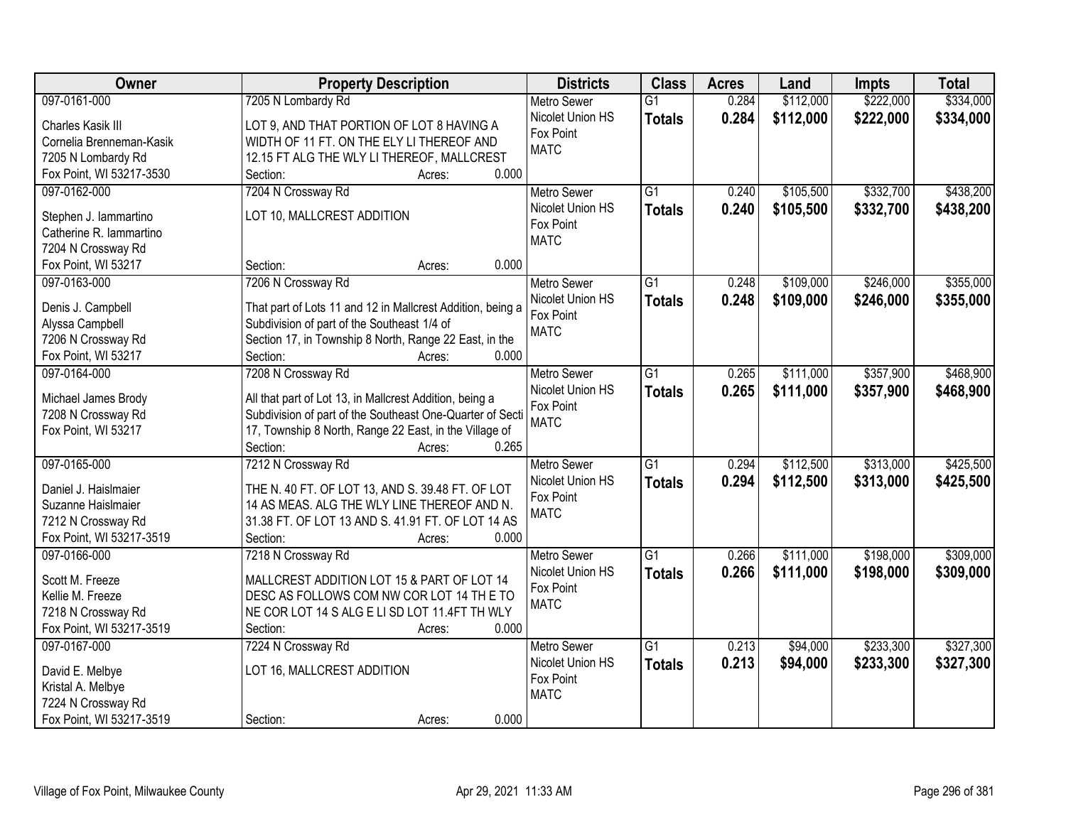| Owner | Property Description | Districts | Class | Acres | Land | Impts | Total |
|---|---|---|---|---|---|---|---|
| 097-0161-000<br>Charles Kasik III<br>Cornelia Brenneman-Kasik<br>7205 N Lombardy Rd<br>Fox Point, WI 53217-3530 | 7205 N Lombardy Rd<br>LOT 9, AND THAT PORTION OF LOT 8 HAVING A WIDTH OF 11 FT. ON THE ELY LI THEREOF AND 12.15 FT ALG THE WLY LI THEREOF, MALLCREST<br>Section: Acres: 0.000 | Metro Sewer<br>Nicolet Union HS<br>Fox Point<br>MATC | G1<br>**Totals** | 0.284<br>**0.284** | $112,000<br>**$112,000** | $222,000<br>**$222,000** | $334,000<br>**$334,000** |
| 097-0162-000<br>Stephen J. Iammartino<br>Catherine R. Iammartino<br>7204 N Crossway Rd<br>Fox Point, WI 53217 | 7204 N Crossway Rd<br>LOT 10, MALLCREST ADDITION<br>Section: Acres: 0.000 | Metro Sewer<br>Nicolet Union HS<br>Fox Point<br>MATC | G1<br>**Totals** | 0.240<br>**0.240** | $105,500<br>**$105,500** | $332,700<br>**$332,700** | $438,200<br>**$438,200** |
| 097-0163-000<br>Denis J. Campbell<br>Alyssa Campbell<br>7206 N Crossway Rd<br>Fox Point, WI 53217 | 7206 N Crossway Rd<br>That part of Lots 11 and 12 in Mallcrest Addition, being a Subdivision of part of the Southeast 1/4 of Section 17, in Township 8 North, Range 22 East, in the<br>Section: Acres: 0.000 | Metro Sewer<br>Nicolet Union HS<br>Fox Point<br>MATC | G1<br>**Totals** | 0.248<br>**0.248** | $109,000<br>**$109,000** | $246,000<br>**$246,000** | $355,000<br>**$355,000** |
| 097-0164-000<br>Michael James Brody<br>7208 N Crossway Rd<br>Fox Point, WI 53217 | 7208 N Crossway Rd<br>All that part of Lot 13, in Mallcrest Addition, being a Subdivision of part of the Southeast One-Quarter of Secti 17, Township 8 North, Range 22 East, in the Village of<br>Section: Acres: 0.265 | Metro Sewer<br>Nicolet Union HS<br>Fox Point<br>MATC | G1<br>**Totals** | 0.265<br>**0.265** | $111,000<br>**$111,000** | $357,900<br>**$357,900** | $468,900<br>**$468,900** |
| 097-0165-000<br>Daniel J. Haislmaier<br>Suzanne Haislmaier<br>7212 N Crossway Rd<br>Fox Point, WI 53217-3519 | 7212 N Crossway Rd<br>THE N. 40 FT. OF LOT 13, AND S. 39.48 FT. OF LOT 14 AS MEAS. ALG THE WLY LINE THEREOF AND N. 31.38 FT. OF LOT 13 AND S. 41.91 FT. OF LOT 14 AS<br>Section: Acres: 0.000 | Metro Sewer<br>Nicolet Union HS<br>Fox Point<br>MATC | G1<br>**Totals** | 0.294<br>**0.294** | $112,500<br>**$112,500** | $313,000<br>**$313,000** | $425,500<br>**$425,500** |
| 097-0166-000<br>Scott M. Freeze<br>Kellie M. Freeze<br>7218 N Crossway Rd<br>Fox Point, WI 53217-3519 | 7218 N Crossway Rd<br>MALLCREST ADDITION LOT 15 & PART OF LOT 14 DESC AS FOLLOWS COM NW COR LOT 14 TH E TO NE COR LOT 14 S ALG E LI SD LOT 11.4FT TH WLY<br>Section: Acres: 0.000 | Metro Sewer<br>Nicolet Union HS<br>Fox Point<br>MATC | G1<br>**Totals** | 0.266<br>**0.266** | $111,000<br>**$111,000** | $198,000<br>**$198,000** | $309,000<br>**$309,000** |
| 097-0167-000<br>David E. Melbye<br>Kristal A. Melbye<br>7224 N Crossway Rd<br>Fox Point, WI 53217-3519 | 7224 N Crossway Rd<br>LOT 16, MALLCREST ADDITION<br>Section: Acres: 0.000 | Metro Sewer<br>Nicolet Union HS<br>Fox Point<br>MATC | G1<br>**Totals** | 0.213<br>**0.213** | $94,000<br>**$94,000** | $233,300<br>**$233,300** | $327,300<br>**$327,300** |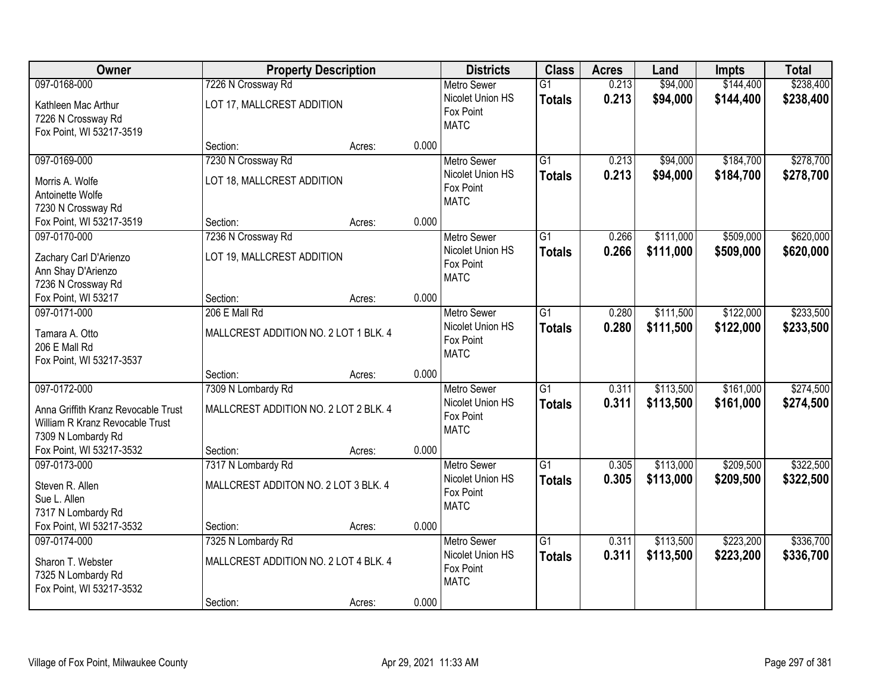| Owner | Property Description | | | Districts | Class | Acres | Land | Impts | Total |
|---|---|---|---|---|---|---|---|---|---|
| 097-0168-000 | 7226 N Crossway Rd | | | Metro Sewer | G1 | 0.213 | $94,000 | $144,400 | $238,400 |
| Kathleen Mac Arthur<br>7226 N Crossway Rd<br>Fox Point, WI 53217-3519 | LOT 17, MALLCREST ADDITION | | | Nicolet Union HS<br>Fox Point<br>MATC | **Totals** | **0.213** | **$94,000** | **$144,400** | **$238,400** |
| | Section: | Acres: | 0.000 | | | | | | |
| 097-0169-000 | 7230 N Crossway Rd | | | Metro Sewer | G1 | 0.213 | $94,000 | $184,700 | $278,700 |
| Morris A. Wolfe<br>Antoinette Wolfe<br>7230 N Crossway Rd<br>Fox Point, WI 53217-3519 | LOT 18, MALLCREST ADDITION | | | Nicolet Union HS<br>Fox Point<br>MATC | **Totals** | **0.213** | **$94,000** | **$184,700** | **$278,700** |
| | Section: | Acres: | 0.000 | | | | | | |
| 097-0170-000 | 7236 N Crossway Rd | | | Metro Sewer | G1 | 0.266 | $111,000 | $509,000 | $620,000 |
| Zachary Carl D'Arienzo<br>Ann Shay D'Arienzo<br>7236 N Crossway Rd<br>Fox Point, WI 53217 | LOT 19, MALLCREST ADDITION | | | Nicolet Union HS<br>Fox Point<br>MATC | **Totals** | **0.266** | **$111,000** | **$509,000** | **$620,000** |
| | Section: | Acres: | 0.000 | | | | | | |
| 097-0171-000 | 206 E Mall Rd | | | Metro Sewer | G1 | 0.280 | $111,500 | $122,000 | $233,500 |
| Tamara A. Otto<br>206 E Mall Rd<br>Fox Point, WI 53217-3537 | MALLCREST ADDITION NO. 2 LOT 1 BLK. 4 | | | Nicolet Union HS<br>Fox Point<br>MATC | **Totals** | **0.280** | **$111,500** | **$122,000** | **$233,500** |
| | Section: | Acres: | 0.000 | | | | | | |
| 097-0172-000 | 7309 N Lombardy Rd | | | Metro Sewer | G1 | 0.311 | $113,500 | $161,000 | $274,500 |
| Anna Griffith Kranz Revocable Trust<br>William R Kranz Revocable Trust<br>7309 N Lombardy Rd<br>Fox Point, WI 53217-3532 | MALLCREST ADDITION NO. 2 LOT 2 BLK. 4 | | | Nicolet Union HS<br>Fox Point<br>MATC | **Totals** | **0.311** | **$113,500** | **$161,000** | **$274,500** |
| | Section: | Acres: | 0.000 | | | | | | |
| 097-0173-000 | 7317 N Lombardy Rd | | | Metro Sewer | G1 | 0.305 | $113,000 | $209,500 | $322,500 |
| Steven R. Allen<br>Sue L. Allen<br>7317 N Lombardy Rd<br>Fox Point, WI 53217-3532 | MALLCREST ADDITON NO. 2 LOT 3 BLK. 4 | | | Nicolet Union HS<br>Fox Point<br>MATC | **Totals** | **0.305** | **$113,000** | **$209,500** | **$322,500** |
| | Section: | Acres: | 0.000 | | | | | | |
| 097-0174-000 | 7325 N Lombardy Rd | | | Metro Sewer | G1 | 0.311 | $113,500 | $223,200 | $336,700 |
| Sharon T. Webster<br>7325 N Lombardy Rd<br>Fox Point, WI 53217-3532 | MALLCREST ADDITION NO. 2 LOT 4 BLK. 4 | | | Nicolet Union HS<br>Fox Point<br>MATC | **Totals** | **0.311** | **$113,500** | **$223,200** | **$336,700** |
| | Section: | Acres: | 0.000 | | | | | | |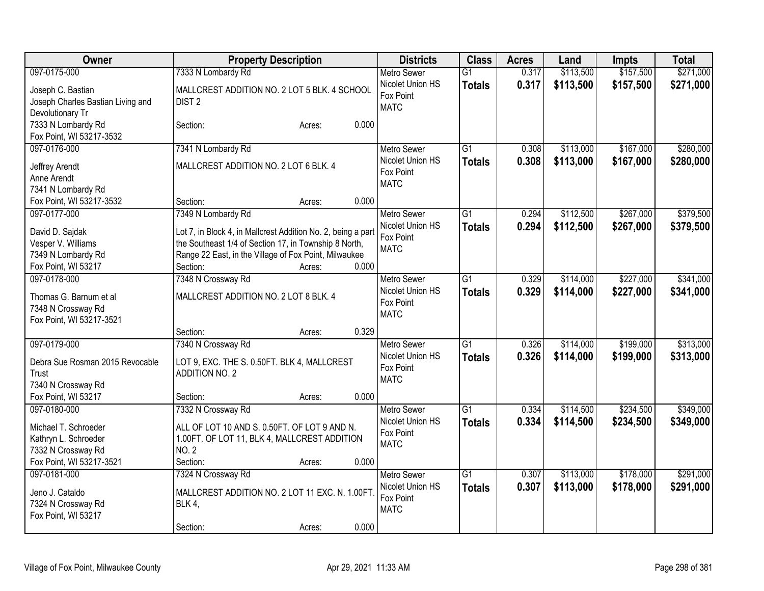| Owner | Property Description | Districts | Class | Acres | Land | Impts | Total |
|---|---|---|---|---|---|---|---|
| 097-0175-000<br>Joseph C. Bastian<br>Joseph Charles Bastian Living and Devolutionary Tr<br>7333 N Lombardy Rd<br>Fox Point, WI 53217-3532 | 7333 N Lombardy Rd<br>MALLCREST ADDITION NO. 2 LOT 5 BLK. 4 SCHOOL DIST 2<br>Section: Acres: 0.000 | Metro Sewer<br>Nicolet Union HS<br>Fox Point<br>MATC | G1<br>**Totals** | 0.317<br>**0.317** | \$113,500<br>**\$113,500** | \$157,500<br>**\$157,500** | \$271,000<br>**\$271,000** |
| 097-0176-000<br>Jeffrey Arendt<br>Anne Arendt<br>7341 N Lombardy Rd<br>Fox Point, WI 53217-3532 | 7341 N Lombardy Rd<br>MALLCREST ADDITION NO. 2 LOT 6 BLK. 4<br>Section: Acres: 0.000 | Metro Sewer<br>Nicolet Union HS<br>Fox Point<br>MATC | G1<br>**Totals** | 0.308<br>**0.308** | \$113,000<br>**\$113,000** | \$167,000<br>**\$167,000** | \$280,000<br>**\$280,000** |
| 097-0177-000<br>David D. Sajdak<br>Vesper V. Williams<br>7349 N Lombardy Rd<br>Fox Point, WI 53217 | 7349 N Lombardy Rd<br>Lot 7, in Block 4, in Mallcrest Addition No. 2, being a part the Southeast 1/4 of Section 17, in Township 8 North, Range 22 East, in the Village of Fox Point, Milwaukee<br>Section: Acres: 0.000 | Metro Sewer<br>Nicolet Union HS<br>Fox Point<br>MATC | G1<br>**Totals** | 0.294<br>**0.294** | \$112,500<br>**\$112,500** | \$267,000<br>**\$267,000** | \$379,500<br>**\$379,500** |
| 097-0178-000<br>Thomas G. Barnum et al<br>7348 N Crossway Rd<br>Fox Point, WI 53217-3521 | 7348 N Crossway Rd<br>MALLCREST ADDITION NO. 2 LOT 8 BLK. 4<br>Section: Acres: 0.329 | Metro Sewer<br>Nicolet Union HS<br>Fox Point<br>MATC | G1<br>**Totals** | 0.329<br>**0.329** | \$114,000<br>**\$114,000** | \$227,000<br>**\$227,000** | \$341,000<br>**\$341,000** |
| 097-0179-000<br>Debra Sue Rosman 2015 Revocable Trust<br>7340 N Crossway Rd<br>Fox Point, WI 53217 | 7340 N Crossway Rd<br>LOT 9, EXC. THE S. 0.50FT. BLK 4, MALLCREST ADDITION NO. 2<br>Section: Acres: 0.000 | Metro Sewer<br>Nicolet Union HS<br>Fox Point<br>MATC | G1<br>**Totals** | 0.326<br>**0.326** | \$114,000<br>**\$114,000** | \$199,000<br>**\$199,000** | \$313,000<br>**\$313,000** |
| 097-0180-000<br>Michael T. Schroeder<br>Kathryn L. Schroeder<br>7332 N Crossway Rd<br>Fox Point, WI 53217-3521 | 7332 N Crossway Rd<br>ALL OF LOT 10 AND S. 0.50FT. OF LOT 9 AND N. 1.00FT. OF LOT 11, BLK 4, MALLCREST ADDITION NO. 2<br>Section: Acres: 0.000 | Metro Sewer<br>Nicolet Union HS<br>Fox Point<br>MATC | G1<br>**Totals** | 0.334<br>**0.334** | \$114,500<br>**\$114,500** | \$234,500<br>**\$234,500** | \$349,000<br>**\$349,000** |
| 097-0181-000<br>Jeno J. Cataldo<br>7324 N Crossway Rd<br>Fox Point, WI 53217 | 7324 N Crossway Rd<br>MALLCREST ADDITION NO. 2 LOT 11 EXC. N. 1.00FT. BLK 4,<br>Section: Acres: 0.000 | Metro Sewer<br>Nicolet Union HS<br>Fox Point<br>MATC | G1<br>**Totals** | 0.307<br>**0.307** | \$113,000<br>**\$113,000** | \$178,000<br>**\$178,000** | \$291,000<br>**\$291,000** |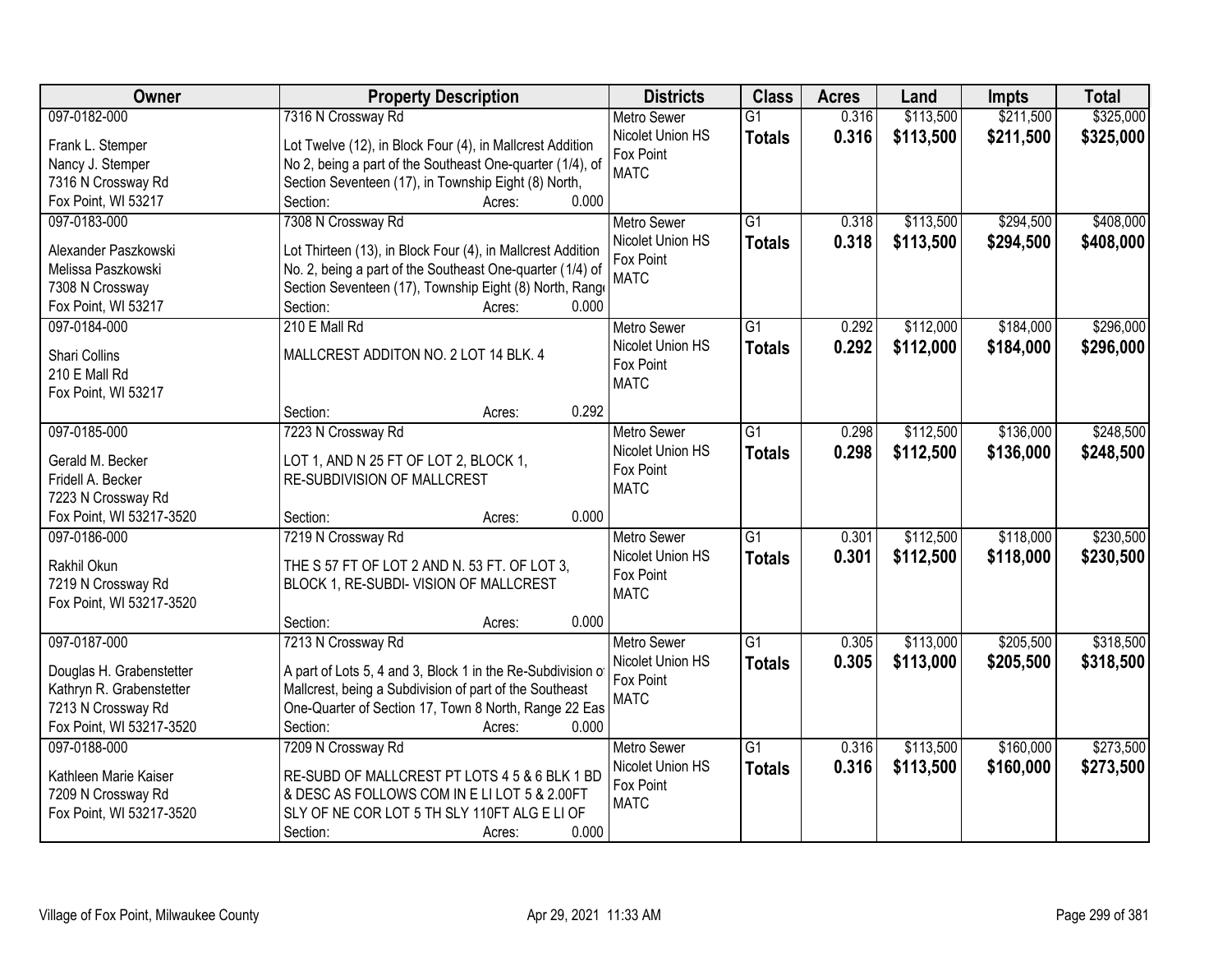| Owner | Property Description | Districts | Class | Acres | Land | Impts | Total |
|---|---|---|---|---|---|---|---|
| 097-0182-000<br>Frank L. Stemper<br>Nancy J. Stemper<br>7316 N Crossway Rd<br>Fox Point, WI 53217 | 7316 N Crossway Rd<br>Lot Twelve (12), in Block Four (4), in Mallcrest Addition No 2, being a part of the Southeast One-quarter (1/4), of Section Seventeen (17), in Township Eight (8) North,<br>Section: Acres: 0.000 | Metro Sewer<br>Nicolet Union HS<br>Fox Point<br>MATC | G1<br>**Totals** | 0.316<br>**0.316** | $113,500<br>**$113,500** | $211,500<br>**$211,500** | $325,000<br>**$325,000** |
| 097-0183-000<br>Alexander Paszkowski<br>Melissa Paszkowski<br>7308 N Crossway<br>Fox Point, WI 53217 | 7308 N Crossway Rd<br>Lot Thirteen (13), in Block Four (4), in Mallcrest Addition No. 2, being a part of the Southeast One-quarter (1/4) of Section Seventeen (17), Township Eight (8) North, Range<br>Section: Acres: 0.000 | Metro Sewer<br>Nicolet Union HS<br>Fox Point<br>MATC | G1<br>**Totals** | 0.318<br>**0.318** | $113,500<br>**$113,500** | $294,500<br>**$294,500** | $408,000<br>**$408,000** |
| 097-0184-000<br>Shari Collins<br>210 E Mall Rd<br>Fox Point, WI 53217 | 210 E Mall Rd<br>MALLCREST ADDITON NO. 2 LOT 14 BLK. 4<br>Section: Acres: 0.292 | Metro Sewer<br>Nicolet Union HS<br>Fox Point<br>MATC | G1<br>**Totals** | 0.292<br>**0.292** | $112,000<br>**$112,000** | $184,000<br>**$184,000** | $296,000<br>**$296,000** |
| 097-0185-000<br>Gerald M. Becker<br>Fridell A. Becker<br>7223 N Crossway Rd<br>Fox Point, WI 53217-3520 | 7223 N Crossway Rd<br>LOT 1, AND N 25 FT OF LOT 2, BLOCK 1, RE-SUBDIVISION OF MALLCREST<br>Section: Acres: 0.000 | Metro Sewer<br>Nicolet Union HS<br>Fox Point<br>MATC | G1<br>**Totals** | 0.298<br>**0.298** | $112,500<br>**$112,500** | $136,000<br>**$136,000** | $248,500<br>**$248,500** |
| 097-0186-000<br>Rakhil Okun<br>7219 N Crossway Rd<br>Fox Point, WI 53217-3520 | 7219 N Crossway Rd<br>THE S 57 FT OF LOT 2 AND N. 53 FT. OF LOT 3, BLOCK 1, RE-SUBDI- VISION OF MALLCREST<br>Section: Acres: 0.000 | Metro Sewer<br>Nicolet Union HS<br>Fox Point<br>MATC | G1<br>**Totals** | 0.301<br>**0.301** | $112,500<br>**$112,500** | $118,000<br>**$118,000** | $230,500<br>**$230,500** |
| 097-0187-000<br>Douglas H. Grabenstetter<br>Kathryn R. Grabenstetter<br>7213 N Crossway Rd<br>Fox Point, WI 53217-3520 | 7213 N Crossway Rd<br>A part of Lots 5, 4 and 3, Block 1 in the Re-Subdivision of Mallcrest, being a Subdivision of part of the Southeast One-Quarter of Section 17, Town 8 North, Range 22 Eas<br>Section: Acres: 0.000 | Metro Sewer<br>Nicolet Union HS<br>Fox Point<br>MATC | G1<br>**Totals** | 0.305<br>**0.305** | $113,000<br>**$113,000** | $205,500<br>**$205,500** | $318,500<br>**$318,500** |
| 097-0188-000<br>Kathleen Marie Kaiser<br>7209 N Crossway Rd<br>Fox Point, WI 53217-3520 | 7209 N Crossway Rd<br>RE-SUBD OF MALLCREST PT LOTS 4 5 & 6 BLK 1 BD & DESC AS FOLLOWS COM IN E LI LOT 5 & 2.00FT SLY OF NE COR LOT 5 TH SLY 110FT ALG E LI OF<br>Section: Acres: 0.000 | Metro Sewer<br>Nicolet Union HS<br>Fox Point<br>MATC | G1<br>**Totals** | 0.316<br>**0.316** | $113,500<br>**$113,500** | $160,000<br>**$160,000** | $273,500<br>**$273,500** |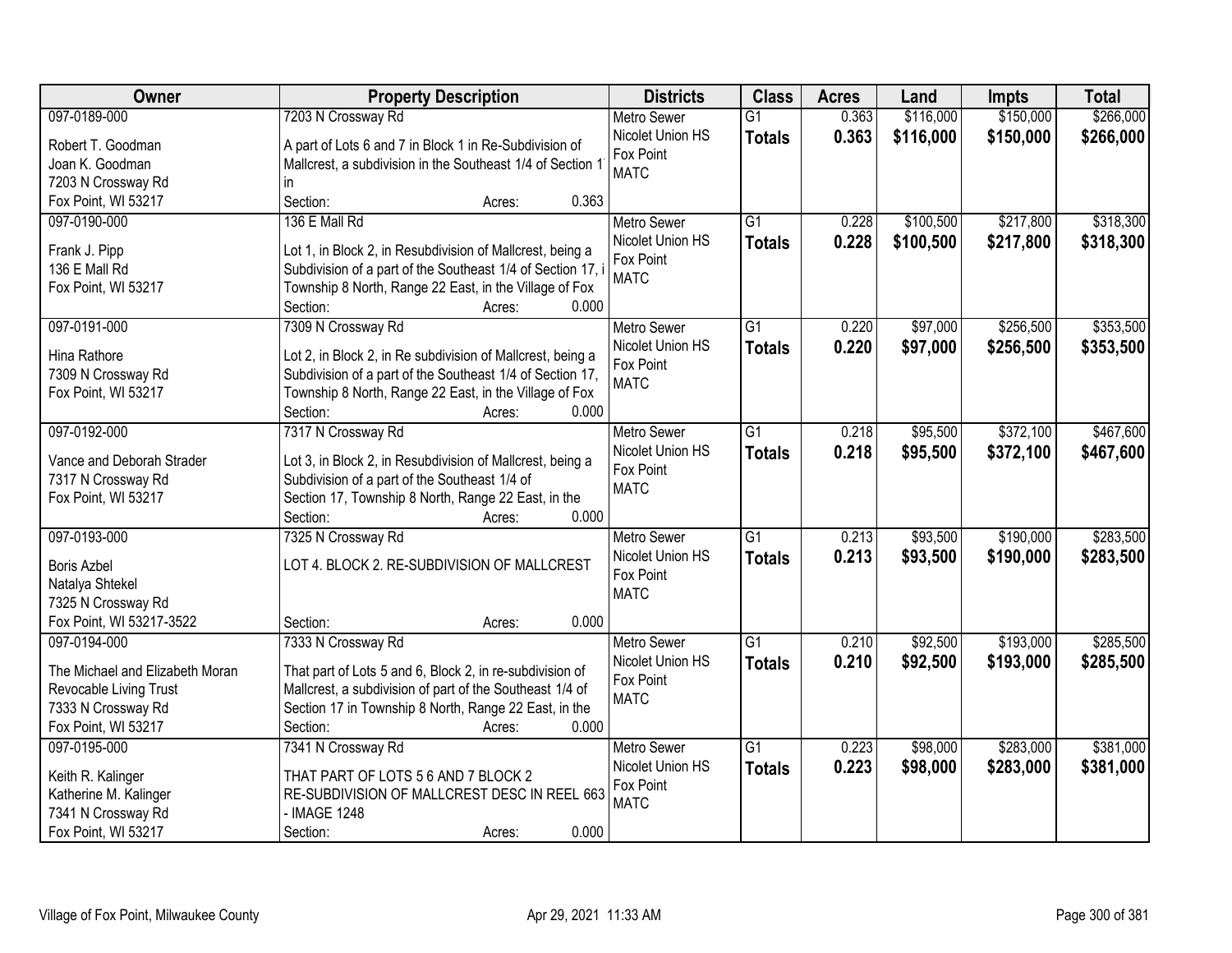| Owner | Property Description | Districts | Class | Acres | Land | Impts | Total |
|---|---|---|---|---|---|---|---|
| 097-0189-000<br>Robert T. Goodman<br>Joan K. Goodman<br>7203 N Crossway Rd<br>Fox Point, WI 53217 | 7203 N Crossway Rd<br>A part of Lots 6 and 7 in Block 1 in Re-Subdivision of Mallcrest, a subdivision in the Southeast 1/4 of Section 1 in<br>Section: Acres: 0.363 | Metro Sewer<br>Nicolet Union HS<br>Fox Point<br>MATC | G1<br>**Totals** | 0.363<br>**0.363** | $116,000<br>**$116,000** | $150,000<br>**$150,000** | $266,000<br>**$266,000** |
| 097-0190-000<br>Frank J. Pipp<br>136 E Mall Rd<br>Fox Point, WI 53217 | 136 E Mall Rd<br>Lot 1, in Block 2, in Resubdivision of Mallcrest, being a Subdivision of a part of the Southeast 1/4 of Section 17, i Township 8 North, Range 22 East, in the Village of Fox<br>Section: Acres: 0.000 | Metro Sewer<br>Nicolet Union HS<br>Fox Point<br>MATC | G1<br>**Totals** | 0.228<br>**0.228** | $100,500<br>**$100,500** | $217,800<br>**$217,800** | $318,300<br>**$318,300** |
| 097-0191-000<br>Hina Rathore<br>7309 N Crossway Rd<br>Fox Point, WI 53217 | 7309 N Crossway Rd<br>Lot 2, in Block 2, in Re subdivision of Mallcrest, being a Subdivision of a part of the Southeast 1/4 of Section 17, Township 8 North, Range 22 East, in the Village of Fox<br>Section: Acres: 0.000 | Metro Sewer<br>Nicolet Union HS<br>Fox Point<br>MATC | G1<br>**Totals** | 0.220<br>**0.220** | $97,000<br>**$97,000** | $256,500<br>**$256,500** | $353,500<br>**$353,500** |
| 097-0192-000<br>Vance and Deborah Strader<br>7317 N Crossway Rd<br>Fox Point, WI 53217 | 7317 N Crossway Rd<br>Lot 3, in Block 2, in Resubdivision of Mallcrest, being a Subdivision of a part of the Southeast 1/4 of Section 17, Township 8 North, Range 22 East, in the<br>Section: Acres: 0.000 | Metro Sewer<br>Nicolet Union HS<br>Fox Point<br>MATC | G1<br>**Totals** | 0.218<br>**0.218** | $95,500<br>**$95,500** | $372,100<br>**$372,100** | $467,600<br>**$467,600** |
| 097-0193-000<br>Boris Azbel<br>Natalya Shtekel<br>7325 N Crossway Rd<br>Fox Point, WI 53217-3522 | 7325 N Crossway Rd<br>LOT 4. BLOCK 2. RE-SUBDIVISION OF MALLCREST<br>Section: Acres: 0.000 | Metro Sewer<br>Nicolet Union HS<br>Fox Point<br>MATC | G1<br>**Totals** | 0.213<br>**0.213** | $93,500<br>**$93,500** | $190,000<br>**$190,000** | $283,500<br>**$283,500** |
| 097-0194-000<br>The Michael and Elizabeth Moran Revocable Living Trust<br>7333 N Crossway Rd<br>Fox Point, WI 53217 | 7333 N Crossway Rd<br>That part of Lots 5 and 6, Block 2, in re-subdivision of Mallcrest, a subdivision of part of the Southeast 1/4 of Section 17 in Township 8 North, Range 22 East, in the<br>Section: Acres: 0.000 | Metro Sewer<br>Nicolet Union HS<br>Fox Point<br>MATC | G1<br>**Totals** | 0.210<br>**0.210** | $92,500<br>**$92,500** | $193,000<br>**$193,000** | $285,500<br>**$285,500** |
| 097-0195-000<br>Keith R. Kalinger<br>Katherine M. Kalinger<br>7341 N Crossway Rd<br>Fox Point, WI 53217 | 7341 N Crossway Rd<br>THAT PART OF LOTS 5 6 AND 7 BLOCK 2 RE-SUBDIVISION OF MALLCREST DESC IN REEL 663 - IMAGE 1248<br>Section: Acres: 0.000 | Metro Sewer<br>Nicolet Union HS<br>Fox Point<br>MATC | G1<br>**Totals** | 0.223<br>**0.223** | $98,000<br>**$98,000** | $283,000<br>**$283,000** | $381,000<br>**$381,000** |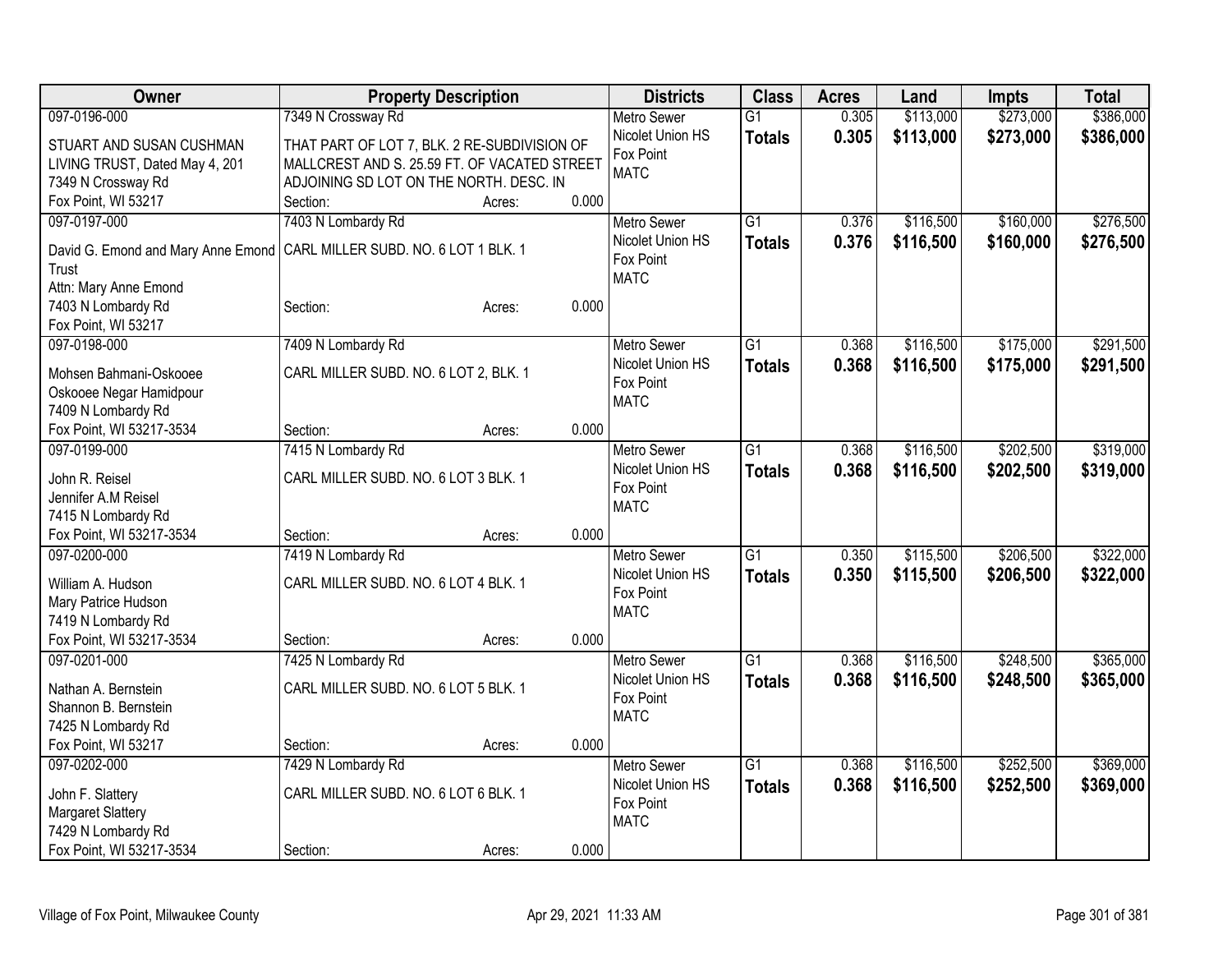| Owner | Property Description | Districts | Class | Acres | Land | Impts | Total |
|---|---|---|---|---|---|---|---|
| 097-0196-000<br>STUART AND SUSAN CUSHMAN LIVING TRUST, Dated May 4, 201<br>7349 N Crossway Rd<br>Fox Point, WI 53217 | 7349 N Crossway Rd<br>THAT PART OF LOT 7, BLK. 2 RE-SUBDIVISION OF MALLCREST AND S. 25.59 FT. OF VACATED STREET ADJOINING SD LOT ON THE NORTH. DESC. IN<br>Section: Acres: 0.000 | Metro Sewer<br>Nicolet Union HS<br>Fox Point<br>MATC | G1<br>**Totals** | 0.305<br>**0.305** | $113,000<br>**$113,000** | $273,000<br>**$273,000** | $386,000<br>**$386,000** |
| 097-0197-000<br>David G. Emond and Mary Anne Emond Trust<br>Attn: Mary Anne Emond<br>7403 N Lombardy Rd<br>Fox Point, WI 53217 | 7403 N Lombardy Rd<br>CARL MILLER SUBD. NO. 6 LOT 1 BLK. 1<br>Section: Acres: 0.000 | Metro Sewer<br>Nicolet Union HS<br>Fox Point<br>MATC | G1<br>**Totals** | 0.376<br>**0.376** | $116,500<br>**$116,500** | $160,000<br>**$160,000** | $276,500<br>**$276,500** |
| 097-0198-000<br>Mohsen Bahmani-Oskooee<br>Oskooee Negar Hamidpour<br>7409 N Lombardy Rd<br>Fox Point, WI 53217-3534 | 7409 N Lombardy Rd<br>CARL MILLER SUBD. NO. 6 LOT 2, BLK. 1<br>Section: Acres: 0.000 | Metro Sewer<br>Nicolet Union HS<br>Fox Point<br>MATC | G1<br>**Totals** | 0.368<br>**0.368** | $116,500<br>**$116,500** | $175,000<br>**$175,000** | $291,500<br>**$291,500** |
| 097-0199-000<br>John R. Reisel<br>Jennifer A.M Reisel<br>7415 N Lombardy Rd<br>Fox Point, WI 53217-3534 | 7415 N Lombardy Rd<br>CARL MILLER SUBD. NO. 6 LOT 3 BLK. 1<br>Section: Acres: 0.000 | Metro Sewer<br>Nicolet Union HS<br>Fox Point<br>MATC | G1<br>**Totals** | 0.368<br>**0.368** | $116,500<br>**$116,500** | $202,500<br>**$202,500** | $319,000<br>**$319,000** |
| 097-0200-000<br>William A. Hudson<br>Mary Patrice Hudson<br>7419 N Lombardy Rd<br>Fox Point, WI 53217-3534 | 7419 N Lombardy Rd<br>CARL MILLER SUBD. NO. 6 LOT 4 BLK. 1<br>Section: Acres: 0.000 | Metro Sewer<br>Nicolet Union HS<br>Fox Point<br>MATC | G1<br>**Totals** | 0.350<br>**0.350** | $115,500<br>**$115,500** | $206,500<br>**$206,500** | $322,000<br>**$322,000** |
| 097-0201-000<br>Nathan A. Bernstein<br>Shannon B. Bernstein<br>7425 N Lombardy Rd<br>Fox Point, WI 53217 | 7425 N Lombardy Rd<br>CARL MILLER SUBD. NO. 6 LOT 5 BLK. 1<br>Section: Acres: 0.000 | Metro Sewer<br>Nicolet Union HS<br>Fox Point<br>MATC | G1<br>**Totals** | 0.368<br>**0.368** | $116,500<br>**$116,500** | $248,500<br>**$248,500** | $365,000<br>**$365,000** |
| 097-0202-000<br>John F. Slattery<br>Margaret Slattery<br>7429 N Lombardy Rd<br>Fox Point, WI 53217-3534 | 7429 N Lombardy Rd<br>CARL MILLER SUBD. NO. 6 LOT 6 BLK. 1<br>Section: Acres: 0.000 | Metro Sewer<br>Nicolet Union HS<br>Fox Point<br>MATC | G1<br>**Totals** | 0.368<br>**0.368** | $116,500<br>**$116,500** | $252,500<br>**$252,500** | $369,000<br>**$369,000** |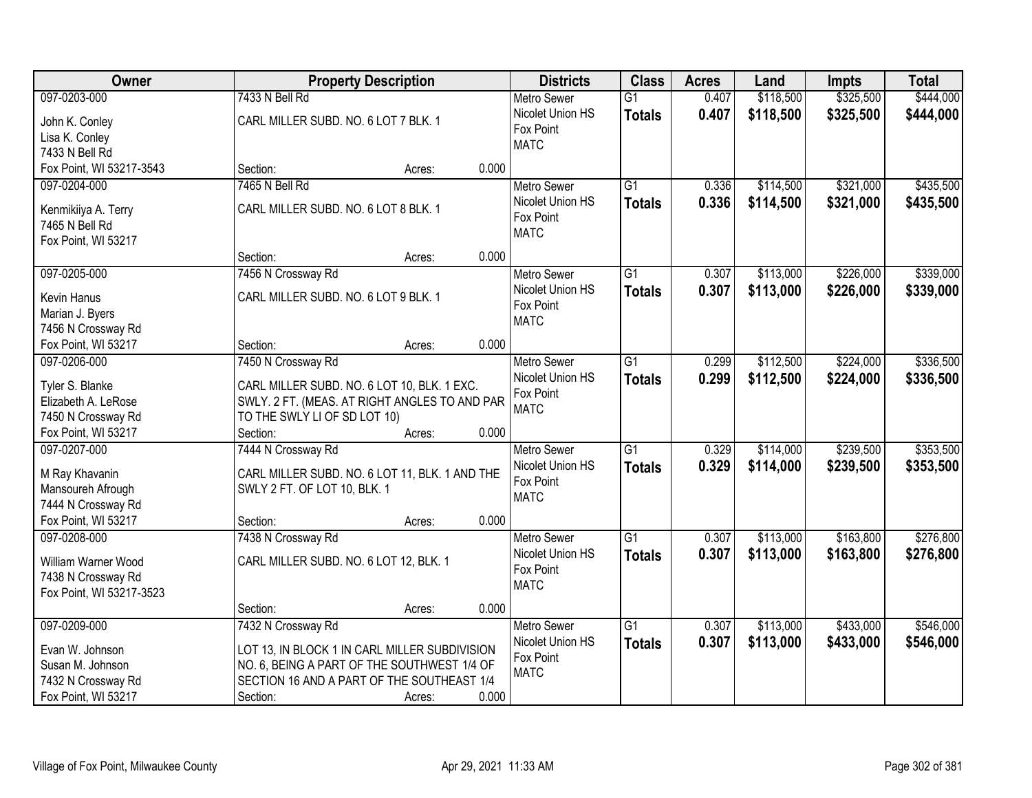| Owner | Property Description | Districts | Class | Acres | Land | Impts | Total |
|---|---|---|---|---|---|---|---|
| 097-0203-000<br>John K. Conley<br>Lisa K. Conley<br>7433 N Bell Rd<br>Fox Point, WI 53217-3543 | 7433 N Bell Rd<br>CARL MILLER SUBD. NO. 6 LOT 7 BLK. 1<br>Section: Acres: 0.000 | Metro Sewer<br>Nicolet Union HS<br>Fox Point<br>MATC | G1<br>**Totals** | 0.407<br>**0.407** | $118,500<br>**$118,500** | $325,500<br>**$325,500** | $444,000<br>**$444,000** |
| 097-0204-000<br>Kenmikiiya A. Terry<br>7465 N Bell Rd<br>Fox Point, WI 53217 | 7465 N Bell Rd<br>CARL MILLER SUBD. NO. 6 LOT 8 BLK. 1<br>Section: Acres: 0.000 | Metro Sewer<br>Nicolet Union HS<br>Fox Point<br>MATC | G1<br>**Totals** | 0.336<br>**0.336** | $114,500<br>**$114,500** | $321,000<br>**$321,000** | $435,500<br>**$435,500** |
| 097-0205-000<br>Kevin Hanus<br>Marian J. Byers<br>7456 N Crossway Rd<br>Fox Point, WI 53217 | 7456 N Crossway Rd<br>CARL MILLER SUBD. NO. 6 LOT 9 BLK. 1<br>Section: Acres: 0.000 | Metro Sewer<br>Nicolet Union HS<br>Fox Point<br>MATC | G1<br>**Totals** | 0.307<br>**0.307** | $113,000<br>**$113,000** | $226,000<br>**$226,000** | $339,000<br>**$339,000** |
| 097-0206-000<br>Tyler S. Blanke<br>Elizabeth A. LeRose<br>7450 N Crossway Rd<br>Fox Point, WI 53217 | 7450 N Crossway Rd<br>CARL MILLER SUBD. NO. 6 LOT 10, BLK. 1 EXC. SWLY. 2 FT. (MEAS. AT RIGHT ANGLES TO AND PAR TO THE SWLY LI OF SD LOT 10)<br>Section: Acres: 0.000 | Metro Sewer<br>Nicolet Union HS<br>Fox Point<br>MATC | G1<br>**Totals** | 0.299<br>**0.299** | $112,500<br>**$112,500** | $224,000<br>**$224,000** | $336,500<br>**$336,500** |
| 097-0207-000<br>M Ray Khavanin<br>Mansoureh Afrough<br>7444 N Crossway Rd<br>Fox Point, WI 53217 | 7444 N Crossway Rd<br>CARL MILLER SUBD. NO. 6 LOT 11, BLK. 1 AND THE SWLY 2 FT. OF LOT 10, BLK. 1<br>Section: Acres: 0.000 | Metro Sewer<br>Nicolet Union HS<br>Fox Point<br>MATC | G1<br>**Totals** | 0.329<br>**0.329** | $114,000<br>**$114,000** | $239,500<br>**$239,500** | $353,500<br>**$353,500** |
| 097-0208-000<br>William Warner Wood<br>7438 N Crossway Rd<br>Fox Point, WI 53217-3523 | 7438 N Crossway Rd<br>CARL MILLER SUBD. NO. 6 LOT 12, BLK. 1<br>Section: Acres: 0.000 | Metro Sewer<br>Nicolet Union HS<br>Fox Point<br>MATC | G1<br>**Totals** | 0.307<br>**0.307** | $113,000<br>**$113,000** | $163,800<br>**$163,800** | $276,800<br>**$276,800** |
| 097-0209-000<br>Evan W. Johnson<br>Susan M. Johnson<br>7432 N Crossway Rd<br>Fox Point, WI 53217 | 7432 N Crossway Rd<br>LOT 13, IN BLOCK 1 IN CARL MILLER SUBDIVISION NO. 6, BEING A PART OF THE SOUTHWEST 1/4 OF SECTION 16 AND A PART OF THE SOUTHEAST 1/4<br>Section: Acres: 0.000 | Metro Sewer<br>Nicolet Union HS<br>Fox Point<br>MATC | G1<br>**Totals** | 0.307<br>**0.307** | $113,000<br>**$113,000** | $433,000<br>**$433,000** | $546,000<br>**$546,000** |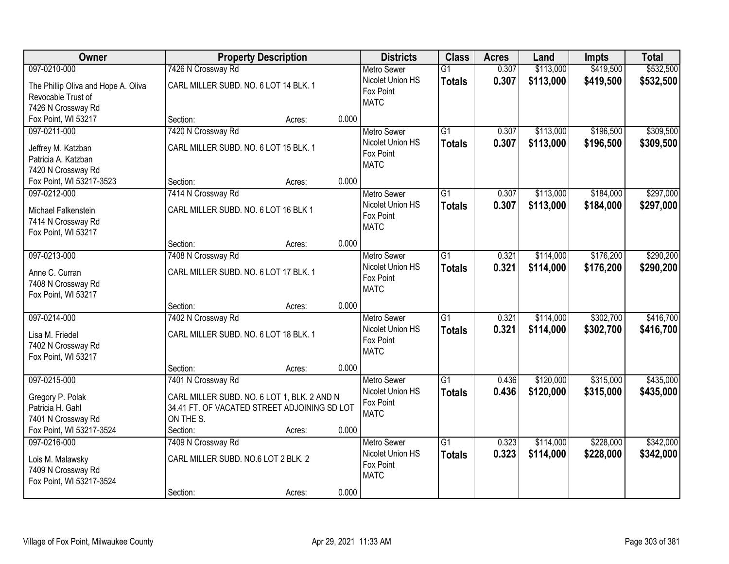| Owner | Property Description | Districts | Class | Acres | Land | Impts | Total |
|---|---|---|---|---|---|---|---|
| 097-0210-000<br>The Phillip Oliva and Hope A. Oliva Revocable Trust of<br>7426 N Crossway Rd<br>Fox Point, WI 53217 | 7426 N Crossway Rd<br>CARL MILLER SUBD. NO. 6 LOT 14 BLK. 1<br>Section: Acres: 0.000 | Metro Sewer<br>Nicolet Union HS<br>Fox Point<br>MATC | G1<br>**Totals** | 0.307<br>**0.307** | $113,000<br>**$113,000** | $419,500<br>**$419,500** | $532,500<br>**$532,500** |
| 097-0211-000<br>Jeffrey M. Katzban<br>Patricia A. Katzban<br>7420 N Crossway Rd<br>Fox Point, WI 53217-3523 | 7420 N Crossway Rd<br>CARL MILLER SUBD. NO. 6 LOT 15 BLK. 1<br>Section: Acres: 0.000 | Metro Sewer<br>Nicolet Union HS<br>Fox Point<br>MATC | G1<br>**Totals** | 0.307<br>**0.307** | $113,000<br>**$113,000** | $196,500<br>**$196,500** | $309,500<br>**$309,500** |
| 097-0212-000<br>Michael Falkenstein<br>7414 N Crossway Rd<br>Fox Point, WI 53217 | 7414 N Crossway Rd<br>CARL MILLER SUBD. NO. 6 LOT 16 BLK 1<br>Section: Acres: 0.000 | Metro Sewer<br>Nicolet Union HS<br>Fox Point<br>MATC | G1<br>**Totals** | 0.307<br>**0.307** | $113,000<br>**$113,000** | $184,000<br>**$184,000** | $297,000<br>**$297,000** |
| 097-0213-000<br>Anne C. Curran<br>7408 N Crossway Rd<br>Fox Point, WI 53217 | 7408 N Crossway Rd<br>CARL MILLER SUBD. NO. 6 LOT 17 BLK. 1<br>Section: Acres: 0.000 | Metro Sewer<br>Nicolet Union HS<br>Fox Point<br>MATC | G1<br>**Totals** | 0.321<br>**0.321** | $114,000<br>**$114,000** | $176,200<br>**$176,200** | $290,200<br>**$290,200** |
| 097-0214-000<br>Lisa M. Friedel<br>7402 N Crossway Rd<br>Fox Point, WI 53217 | 7402 N Crossway Rd<br>CARL MILLER SUBD. NO. 6 LOT 18 BLK. 1<br>Section: Acres: 0.000 | Metro Sewer<br>Nicolet Union HS<br>Fox Point<br>MATC | G1<br>**Totals** | 0.321<br>**0.321** | $114,000<br>**$114,000** | $302,700<br>**$302,700** | $416,700<br>**$416,700** |
| 097-0215-000<br>Gregory P. Polak<br>Patricia H. Gahl<br>7401 N Crossway Rd<br>Fox Point, WI 53217-3524 | 7401 N Crossway Rd<br>CARL MILLER SUBD. NO. 6 LOT 1, BLK. 2 AND N 34.41 FT. OF VACATED STREET ADJOINING SD LOT ON THE S.<br>Section: Acres: 0.000 | Metro Sewer<br>Nicolet Union HS<br>Fox Point<br>MATC | G1<br>**Totals** | 0.436<br>**0.436** | $120,000<br>**$120,000** | $315,000<br>**$315,000** | $435,000<br>**$435,000** |
| 097-0216-000<br>Lois M. Malawsky<br>7409 N Crossway Rd<br>Fox Point, WI 53217-3524 | 7409 N Crossway Rd<br>CARL MILLER SUBD. NO.6 LOT 2 BLK. 2<br>Section: Acres: 0.000 | Metro Sewer<br>Nicolet Union HS<br>Fox Point<br>MATC | G1<br>**Totals** | 0.323<br>**0.323** | $114,000<br>**$114,000** | $228,000<br>**$228,000** | $342,000<br>**$342,000** |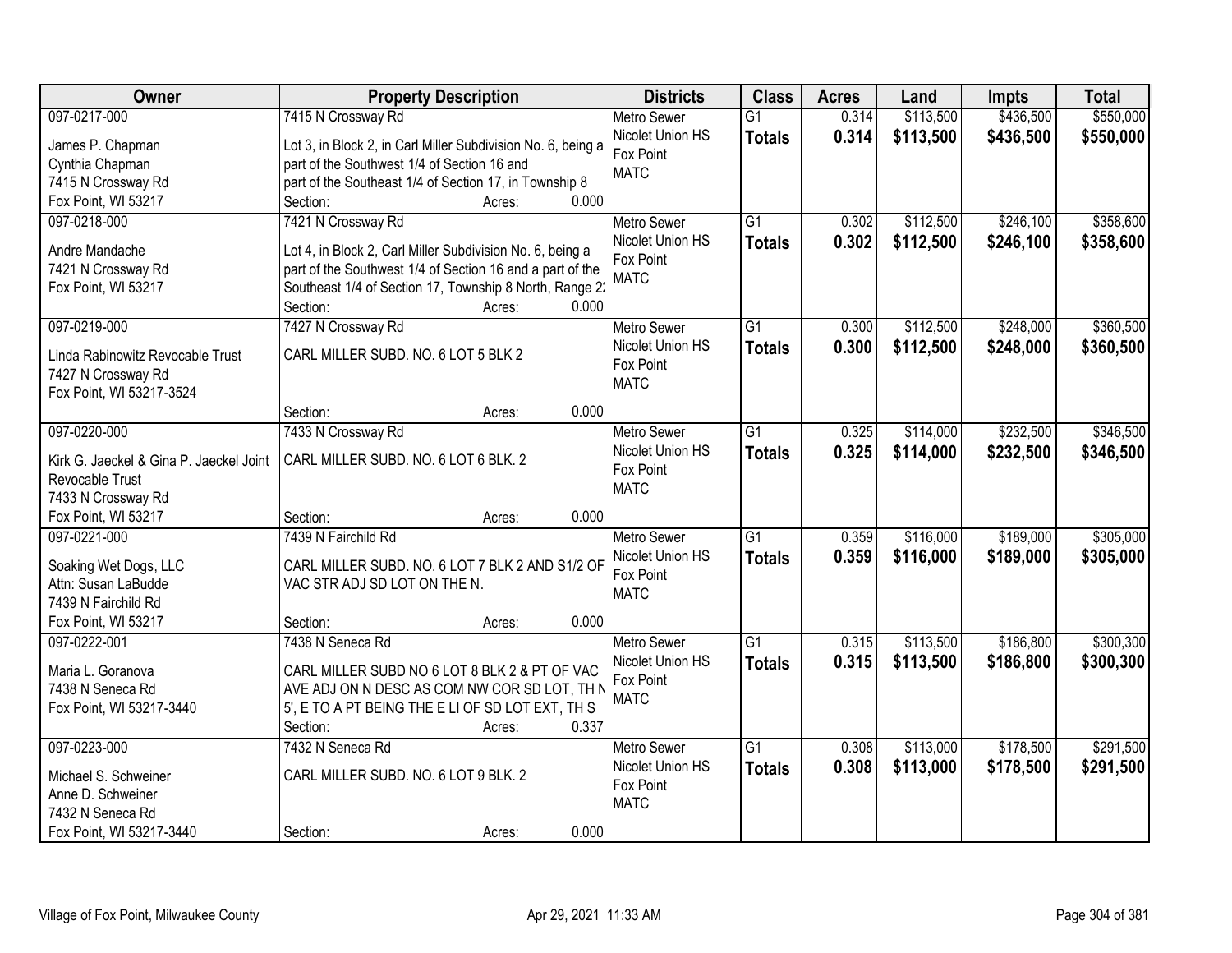| Owner | Property Description | Districts | Class | Acres | Land | Impts | Total |
|---|---|---|---|---|---|---|---|
| 097-0217-000<br>James P. Chapman<br>Cynthia Chapman<br>7415 N Crossway Rd<br>Fox Point, WI 53217 | 7415 N Crossway Rd<br>Lot 3, in Block 2, in Carl Miller Subdivision No. 6, being a part of the Southwest 1/4 of Section 16 and part of the Southeast 1/4 of Section 17, in Township 8<br>Section: Acres: 0.000 | Metro Sewer<br>Nicolet Union HS<br>Fox Point<br>MATC | G1<br>**Totals** | 0.314<br>**0.314** | $113,500<br>**$113,500** | $436,500<br>**$436,500** | $550,000<br>**$550,000** |
| 097-0218-000<br>Andre Mandache<br>7421 N Crossway Rd<br>Fox Point, WI 53217 | 7421 N Crossway Rd<br>Lot 4, in Block 2, Carl Miller Subdivision No. 6, being a part of the Southwest 1/4 of Section 16 and a part of the Southeast 1/4 of Section 17, Township 8 North, Range 2:<br>Section: Acres: 0.000 | Metro Sewer<br>Nicolet Union HS<br>Fox Point<br>MATC | G1<br>**Totals** | 0.302<br>**0.302** | $112,500<br>**$112,500** | $246,100<br>**$246,100** | $358,600<br>**$358,600** |
| 097-0219-000<br>Linda Rabinowitz Revocable Trust<br>7427 N Crossway Rd<br>Fox Point, WI 53217-3524 | 7427 N Crossway Rd<br>CARL MILLER SUBD. NO. 6 LOT 5 BLK 2<br>Section: Acres: 0.000 | Metro Sewer<br>Nicolet Union HS<br>Fox Point<br>MATC | G1<br>**Totals** | 0.300<br>**0.300** | $112,500<br>**$112,500** | $248,000<br>**$248,000** | $360,500<br>**$360,500** |
| 097-0220-000<br>Kirk G. Jaeckel & Gina P. Jaeckel Joint Revocable Trust<br>7433 N Crossway Rd<br>Fox Point, WI 53217 | 7433 N Crossway Rd<br>CARL MILLER SUBD. NO. 6 LOT 6 BLK. 2<br>Section: Acres: 0.000 | Metro Sewer<br>Nicolet Union HS<br>Fox Point<br>MATC | G1<br>**Totals** | 0.325<br>**0.325** | $114,000<br>**$114,000** | $232,500<br>**$232,500** | $346,500<br>**$346,500** |
| 097-0221-000<br>Soaking Wet Dogs, LLC<br>Attn: Susan LaBudde<br>7439 N Fairchild Rd<br>Fox Point, WI 53217 | 7439 N Fairchild Rd<br>CARL MILLER SUBD. NO. 6 LOT 7 BLK 2 AND S1/2 OF VAC STR ADJ SD LOT ON THE N.<br>Section: Acres: 0.000 | Metro Sewer<br>Nicolet Union HS<br>Fox Point<br>MATC | G1<br>**Totals** | 0.359<br>**0.359** | $116,000<br>**$116,000** | $189,000<br>**$189,000** | $305,000<br>**$305,000** |
| 097-0222-001<br>Maria L. Goranova<br>7438 N Seneca Rd<br>Fox Point, WI 53217-3440 | 7438 N Seneca Rd<br>CARL MILLER SUBD NO 6 LOT 8 BLK 2 & PT OF VAC AVE ADJ ON N DESC AS COM NW COR SD LOT, TH N 5', E TO A PT BEING THE E LI OF SD LOT EXT, TH S<br>Section: Acres: 0.337 | Metro Sewer<br>Nicolet Union HS<br>Fox Point<br>MATC | G1<br>**Totals** | 0.315<br>**0.315** | $113,500<br>**$113,500** | $186,800<br>**$186,800** | $300,300<br>**$300,300** |
| 097-0223-000<br>Michael S. Schweiner<br>Anne D. Schweiner<br>7432 N Seneca Rd<br>Fox Point, WI 53217-3440 | 7432 N Seneca Rd<br>CARL MILLER SUBD. NO. 6 LOT 9 BLK. 2<br>Section: Acres: 0.000 | Metro Sewer<br>Nicolet Union HS<br>Fox Point<br>MATC | G1<br>**Totals** | 0.308<br>**0.308** | $113,000<br>**$113,000** | $178,500<br>**$178,500** | $291,500<br>**$291,500** |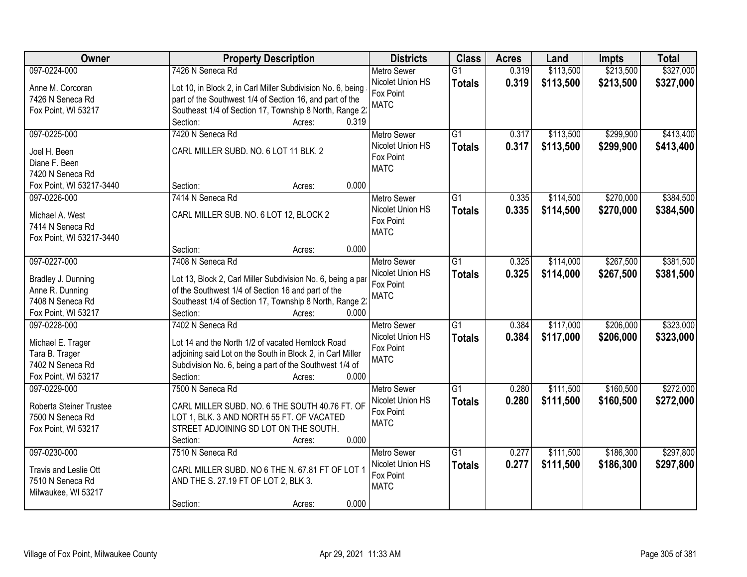| Owner | Property Description | Districts | Class | Acres | Land | Impts | Total |
|---|---|---|---|---|---|---|---|
| 097-0224-000<br>Anne M. Corcoran<br>7426 N Seneca Rd<br>Fox Point, WI 53217 | 7426 N Seneca Rd<br>Lot 10, in Block 2, in Carl Miller Subdivision No. 6, being part of the Southwest 1/4 of Section 16, and part of the Southeast 1/4 of Section 17, Township 8 North, Range 2<br>Section: Acres: 0.319 | Metro Sewer<br>Nicolet Union HS<br>Fox Point<br>MATC | G1<br>**Totals** | 0.319<br>**0.319** | $113,500<br>**$113,500** | $213,500<br>**$213,500** | $327,000<br>**$327,000** |
| 097-0225-000<br>Joel H. Been<br>Diane F. Been<br>7420 N Seneca Rd<br>Fox Point, WI 53217-3440 | 7420 N Seneca Rd<br>CARL MILLER SUBD. NO. 6 LOT 11 BLK. 2<br>Section: Acres: 0.000 | Metro Sewer<br>Nicolet Union HS<br>Fox Point<br>MATC | G1<br>**Totals** | 0.317<br>**0.317** | $113,500<br>**$113,500** | $299,900<br>**$299,900** | $413,400<br>**$413,400** |
| 097-0226-000<br>Michael A. West<br>7414 N Seneca Rd<br>Fox Point, WI 53217-3440 | 7414 N Seneca Rd<br>CARL MILLER SUB. NO. 6 LOT 12, BLOCK 2<br>Section: Acres: 0.000 | Metro Sewer<br>Nicolet Union HS<br>Fox Point<br>MATC | G1<br>**Totals** | 0.335<br>**0.335** | $114,500<br>**$114,500** | $270,000<br>**$270,000** | $384,500<br>**$384,500** |
| 097-0227-000<br>Bradley J. Dunning<br>Anne R. Dunning<br>7408 N Seneca Rd<br>Fox Point, WI 53217 | 7408 N Seneca Rd<br>Lot 13, Block 2, Carl Miller Subdivision No. 6, being a par of the Southwest 1/4 of Section 16 and part of the Southeast 1/4 of Section 17, Township 8 North, Range 2<br>Section: Acres: 0.000 | Metro Sewer<br>Nicolet Union HS<br>Fox Point<br>MATC | G1<br>**Totals** | 0.325<br>**0.325** | $114,000<br>**$114,000** | $267,500<br>**$267,500** | $381,500<br>**$381,500** |
| 097-0228-000<br>Michael E. Trager<br>Tara B. Trager<br>7402 N Seneca Rd<br>Fox Point, WI 53217 | 7402 N Seneca Rd<br>Lot 14 and the North 1/2 of vacated Hemlock Road adjoining said Lot on the South in Block 2, in Carl Miller Subdivision No. 6, being a part of the Southwest 1/4 of<br>Section: Acres: 0.000 | Metro Sewer<br>Nicolet Union HS<br>Fox Point<br>MATC | G1<br>**Totals** | 0.384<br>**0.384** | $117,000<br>**$117,000** | $206,000<br>**$206,000** | $323,000<br>**$323,000** |
| 097-0229-000<br>Roberta Steiner Trustee<br>7500 N Seneca Rd<br>Fox Point, WI 53217 | 7500 N Seneca Rd<br>CARL MILLER SUBD. NO. 6 THE SOUTH 40.76 FT. OF LOT 1, BLK. 3 AND NORTH 55 FT. OF VACATED STREET ADJOINING SD LOT ON THE SOUTH.<br>Section: Acres: 0.000 | Metro Sewer<br>Nicolet Union HS<br>Fox Point<br>MATC | G1<br>**Totals** | 0.280<br>**0.280** | $111,500<br>**$111,500** | $160,500<br>**$160,500** | $272,000<br>**$272,000** |
| 097-0230-000<br>Travis and Leslie Ott<br>7510 N Seneca Rd<br>Milwaukee, WI 53217 | 7510 N Seneca Rd<br>CARL MILLER SUBD. NO 6 THE N. 67.81 FT OF LOT 1 AND THE S. 27.19 FT OF LOT 2, BLK 3.<br>Section: Acres: 0.000 | Metro Sewer<br>Nicolet Union HS<br>Fox Point<br>MATC | G1<br>**Totals** | 0.277<br>**0.277** | $111,500<br>**$111,500** | $186,300<br>**$186,300** | $297,800<br>**$297,800** |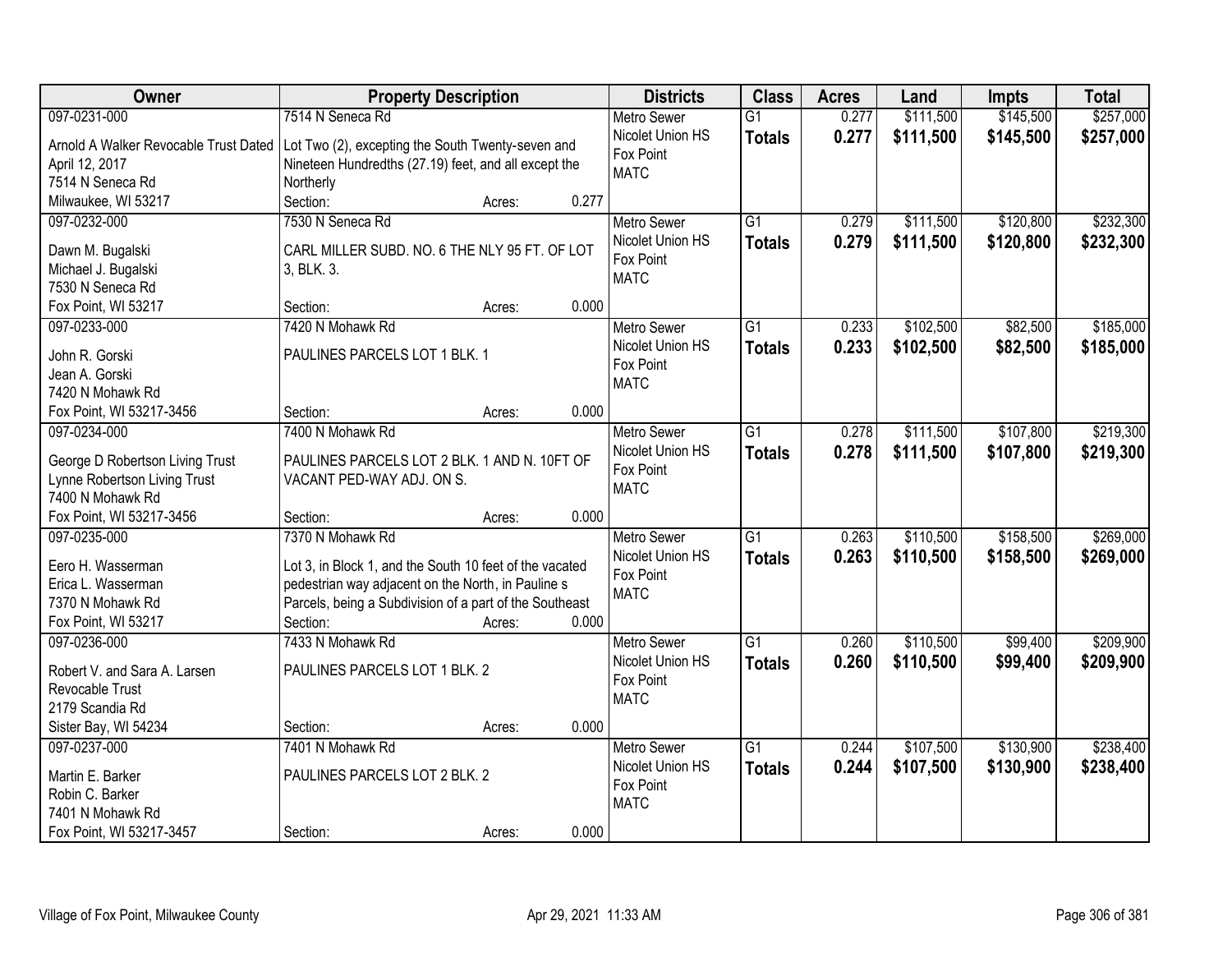| Owner | Property Description | Districts | Class | Acres | Land | Impts | Total |
|---|---|---|---|---|---|---|---|
| 097-0231-000<br>Arnold A Walker Revocable Trust Dated April 12, 2017<br>7514 N Seneca Rd<br>Milwaukee, WI 53217 | 7514 N Seneca Rd<br>Lot Two (2), excepting the South Twenty-seven and Nineteen Hundredths (27.19) feet, and all except the Northerly<br>Section: Acres: 0.277 | Metro Sewer<br>Nicolet Union HS<br>Fox Point<br>MATC | G1<br>**Totals** | 0.277<br>**0.277** | $111,500<br>**$111,500** | $145,500<br>**$145,500** | $257,000<br>**$257,000** |
| 097-0232-000<br>Dawn M. Bugalski<br>Michael J. Bugalski<br>7530 N Seneca Rd<br>Fox Point, WI 53217 | 7530 N Seneca Rd<br>CARL MILLER SUBD. NO. 6 THE NLY 95 FT. OF LOT 3, BLK. 3.<br>Section: Acres: 0.000 | Metro Sewer<br>Nicolet Union HS<br>Fox Point<br>MATC | G1<br>**Totals** | 0.279<br>**0.279** | $111,500<br>**$111,500** | $120,800<br>**$120,800** | $232,300<br>**$232,300** |
| 097-0233-000<br>John R. Gorski<br>Jean A. Gorski<br>7420 N Mohawk Rd<br>Fox Point, WI 53217-3456 | 7420 N Mohawk Rd<br>PAULINES PARCELS LOT 1 BLK. 1<br>Section: Acres: 0.000 | Metro Sewer<br>Nicolet Union HS<br>Fox Point<br>MATC | G1<br>**Totals** | 0.233<br>**0.233** | $102,500<br>**$102,500** | $82,500<br>**$82,500** | $185,000<br>**$185,000** |
| 097-0234-000<br>George D Robertson Living Trust<br>Lynne Robertson Living Trust<br>7400 N Mohawk Rd<br>Fox Point, WI 53217-3456 | 7400 N Mohawk Rd<br>PAULINES PARCELS LOT 2 BLK. 1 AND N. 10FT OF VACANT PED-WAY ADJ. ON S.<br>Section: Acres: 0.000 | Metro Sewer<br>Nicolet Union HS<br>Fox Point<br>MATC | G1<br>**Totals** | 0.278<br>**0.278** | $111,500<br>**$111,500** | $107,800<br>**$107,800** | $219,300<br>**$219,300** |
| 097-0235-000<br>Eero H. Wasserman<br>Erica L. Wasserman<br>7370 N Mohawk Rd<br>Fox Point, WI 53217 | 7370 N Mohawk Rd<br>Lot 3, in Block 1, and the South 10 feet of the vacated pedestrian way adjacent on the North, in Pauline s Parcels, being a Subdivision of a part of the Southeast<br>Section: Acres: 0.000 | Metro Sewer<br>Nicolet Union HS<br>Fox Point<br>MATC | G1<br>**Totals** | 0.263<br>**0.263** | $110,500<br>**$110,500** | $158,500<br>**$158,500** | $269,000<br>**$269,000** |
| 097-0236-000<br>Robert V. and Sara A. Larsen Revocable Trust<br>2179 Scandia Rd<br>Sister Bay, WI 54234 | 7433 N Mohawk Rd<br>PAULINES PARCELS LOT 1 BLK. 2<br>Section: Acres: 0.000 | Metro Sewer<br>Nicolet Union HS<br>Fox Point<br>MATC | G1<br>**Totals** | 0.260<br>**0.260** | $110,500<br>**$110,500** | $99,400<br>**$99,400** | $209,900<br>**$209,900** |
| 097-0237-000<br>Martin E. Barker<br>Robin C. Barker<br>7401 N Mohawk Rd<br>Fox Point, WI 53217-3457 | 7401 N Mohawk Rd<br>PAULINES PARCELS LOT 2 BLK. 2<br>Section: Acres: 0.000 | Metro Sewer<br>Nicolet Union HS<br>Fox Point<br>MATC | G1<br>**Totals** | 0.244<br>**0.244** | $107,500<br>**$107,500** | $130,900<br>**$130,900** | $238,400<br>**$238,400** |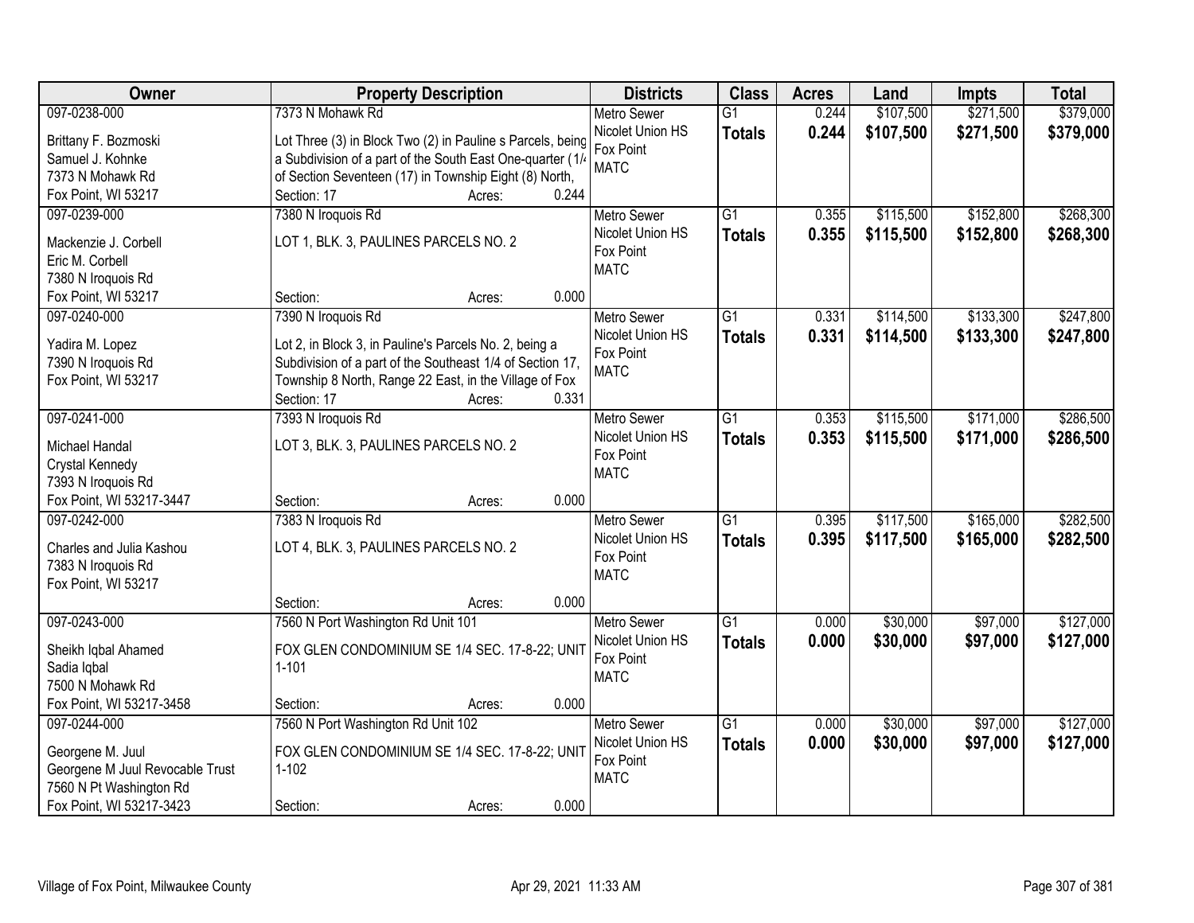| Owner | Property Description | Districts | Class | Acres | Land | Impts | Total |
|---|---|---|---|---|---|---|---|
| 097-0238-000<br>Brittany F. Bozmoski<br>Samuel J. Kohnke<br>7373 N Mohawk Rd<br>Fox Point, WI 53217 | 7373 N Mohawk Rd<br>Lot Three (3) in Block Two (2) in Pauline s Parcels, being a Subdivision of a part of the South East One-quarter (1/4 of Section Seventeen (17) in Township Eight (8) North,<br>Section: 17 Acres: 0.244 | Metro Sewer<br>Nicolet Union HS<br>Fox Point<br>MATC | G1<br>**Totals** | 0.244<br>**0.244** | $107,500<br>**$107,500** | $271,500<br>**$271,500** | $379,000<br>**$379,000** |
| 097-0239-000<br>Mackenzie J. Corbell<br>Eric M. Corbell<br>7380 N Iroquois Rd<br>Fox Point, WI 53217 | 7380 N Iroquois Rd<br>LOT 1, BLK. 3, PAULINES PARCELS NO. 2<br>Section: Acres: 0.000 | Metro Sewer<br>Nicolet Union HS<br>Fox Point<br>MATC | G1<br>**Totals** | 0.355<br>**0.355** | $115,500<br>**$115,500** | $152,800<br>**$152,800** | $268,300<br>**$268,300** |
| 097-0240-000<br>Yadira M. Lopez<br>7390 N Iroquois Rd<br>Fox Point, WI 53217 | 7390 N Iroquois Rd<br>Lot 2, in Block 3, in Pauline's Parcels No. 2, being a Subdivision of a part of the Southeast 1/4 of Section 17, Township 8 North, Range 22 East, in the Village of Fox<br>Section: 17 Acres: 0.331 | Metro Sewer<br>Nicolet Union HS<br>Fox Point<br>MATC | G1<br>**Totals** | 0.331<br>**0.331** | $114,500<br>**$114,500** | $133,300<br>**$133,300** | $247,800<br>**$247,800** |
| 097-0241-000<br>Michael Handal<br>Crystal Kennedy<br>7393 N Iroquois Rd<br>Fox Point, WI 53217-3447 | 7393 N Iroquois Rd<br>LOT 3, BLK. 3, PAULINES PARCELS NO. 2<br>Section: Acres: 0.000 | Metro Sewer<br>Nicolet Union HS<br>Fox Point<br>MATC | G1<br>**Totals** | 0.353<br>**0.353** | $115,500<br>**$115,500** | $171,000<br>**$171,000** | $286,500<br>**$286,500** |
| 097-0242-000<br>Charles and Julia Kashou<br>7383 N Iroquois Rd<br>Fox Point, WI 53217 | 7383 N Iroquois Rd<br>LOT 4, BLK. 3, PAULINES PARCELS NO. 2<br>Section: Acres: 0.000 | Metro Sewer<br>Nicolet Union HS<br>Fox Point<br>MATC | G1<br>**Totals** | 0.395<br>**0.395** | $117,500<br>**$117,500** | $165,000<br>**$165,000** | $282,500<br>**$282,500** |
| 097-0243-000<br>Sheikh Iqbal Ahamed<br>Sadia Iqbal<br>7500 N Mohawk Rd<br>Fox Point, WI 53217-3458 | 7560 N Port Washington Rd Unit 101<br>FOX GLEN CONDOMINIUM SE 1/4 SEC. 17-8-22; UNIT 1-101<br>Section: Acres: 0.000 | Metro Sewer<br>Nicolet Union HS<br>Fox Point<br>MATC | G1<br>**Totals** | 0.000<br>**0.000** | $30,000<br>**$30,000** | $97,000<br>**$97,000** | $127,000<br>**$127,000** |
| 097-0244-000<br>Georgene M. Juul<br>Georgene M Juul Revocable Trust<br>7560 N Pt Washington Rd<br>Fox Point, WI 53217-3423 | 7560 N Port Washington Rd Unit 102<br>FOX GLEN CONDOMINIUM SE 1/4 SEC. 17-8-22; UNIT 1-102<br>Section: Acres: 0.000 | Metro Sewer<br>Nicolet Union HS<br>Fox Point<br>MATC | G1<br>**Totals** | 0.000<br>**0.000** | $30,000<br>**$30,000** | $97,000<br>**$97,000** | $127,000<br>**$127,000** |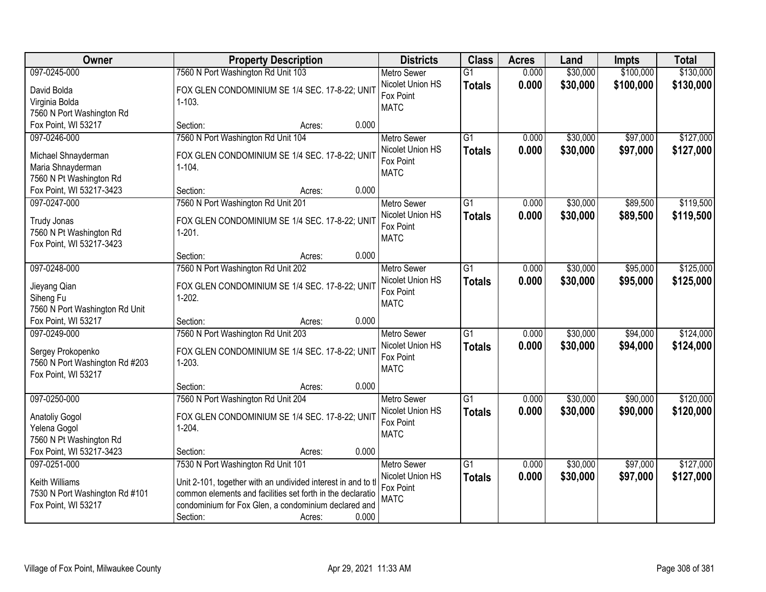| Owner | Property Description | Districts | Class | Acres | Land | Impts | Total |
|---|---|---|---|---|---|---|---|
| 097-0245-000<br>David Bolda<br>Virginia Bolda<br>7560 N Port Washington Rd<br>Fox Point, WI 53217 | 7560 N Port Washington Rd Unit 103<br>FOX GLEN CONDOMINIUM SE 1/4 SEC. 17-8-22; UNIT 1-103.<br>Section: Acres: 0.000 | Metro Sewer<br>Nicolet Union HS<br>Fox Point<br>MATC | G1<br>**Totals** | 0.000<br>**0.000** | \$30,000<br>**\$30,000** | \$100,000<br>**\$100,000** | \$130,000<br>**\$130,000** |
| 097-0246-000<br>Michael Shnayderman<br>Maria Shnayderman<br>7560 N Pt Washington Rd<br>Fox Point, WI 53217-3423 | 7560 N Port Washington Rd Unit 104<br>FOX GLEN CONDOMINIUM SE 1/4 SEC. 17-8-22; UNIT 1-104.<br>Section: Acres: 0.000 | Metro Sewer<br>Nicolet Union HS<br>Fox Point<br>MATC | G1<br>**Totals** | 0.000<br>**0.000** | \$30,000<br>**\$30,000** | \$97,000<br>**\$97,000** | \$127,000<br>**\$127,000** |
| 097-0247-000<br>Trudy Jonas<br>7560 N Pt Washington Rd<br>Fox Point, WI 53217-3423 | 7560 N Port Washington Rd Unit 201<br>FOX GLEN CONDOMINIUM SE 1/4 SEC. 17-8-22; UNIT 1-201.<br>Section: Acres: 0.000 | Metro Sewer<br>Nicolet Union HS<br>Fox Point<br>MATC | G1<br>**Totals** | 0.000<br>**0.000** | \$30,000<br>**\$30,000** | \$89,500<br>**\$89,500** | \$119,500<br>**\$119,500** |
| 097-0248-000<br>Jieyang Qian<br>Siheng Fu<br>7560 N Port Washington Rd Unit<br>Fox Point, WI 53217 | 7560 N Port Washington Rd Unit 202<br>FOX GLEN CONDOMINIUM SE 1/4 SEC. 17-8-22; UNIT 1-202.<br>Section: Acres: 0.000 | Metro Sewer<br>Nicolet Union HS<br>Fox Point<br>MATC | G1<br>**Totals** | 0.000<br>**0.000** | \$30,000<br>**\$30,000** | \$95,000<br>**\$95,000** | \$125,000<br>**\$125,000** |
| 097-0249-000<br>Sergey Prokopenko<br>7560 N Port Washington Rd #203<br>Fox Point, WI 53217 | 7560 N Port Washington Rd Unit 203<br>FOX GLEN CONDOMINIUM SE 1/4 SEC. 17-8-22; UNIT 1-203.<br>Section: Acres: 0.000 | Metro Sewer<br>Nicolet Union HS<br>Fox Point<br>MATC | G1<br>**Totals** | 0.000<br>**0.000** | \$30,000<br>**\$30,000** | \$94,000<br>**\$94,000** | \$124,000<br>**\$124,000** |
| 097-0250-000<br>Anatoliy Gogol<br>Yelena Gogol<br>7560 N Pt Washington Rd<br>Fox Point, WI 53217-3423 | 7560 N Port Washington Rd Unit 204<br>FOX GLEN CONDOMINIUM SE 1/4 SEC. 17-8-22; UNIT 1-204.<br>Section: Acres: 0.000 | Metro Sewer<br>Nicolet Union HS<br>Fox Point<br>MATC | G1<br>**Totals** | 0.000<br>**0.000** | \$30,000<br>**\$30,000** | \$90,000<br>**\$90,000** | \$120,000<br>**\$120,000** |
| 097-0251-000<br>Keith Williams<br>7530 N Port Washington Rd #101<br>Fox Point, WI 53217 | 7530 N Port Washington Rd Unit 101<br>Unit 2-101, together with an undivided interest in and to tl common elements and facilities set forth in the declaratio condominium for Fox Glen, a condominium declared and<br>Section: Acres: 0.000 | Metro Sewer<br>Nicolet Union HS<br>Fox Point<br>MATC | G1<br>**Totals** | 0.000<br>**0.000** | \$30,000<br>**\$30,000** | \$97,000<br>**\$97,000** | \$127,000<br>**\$127,000** |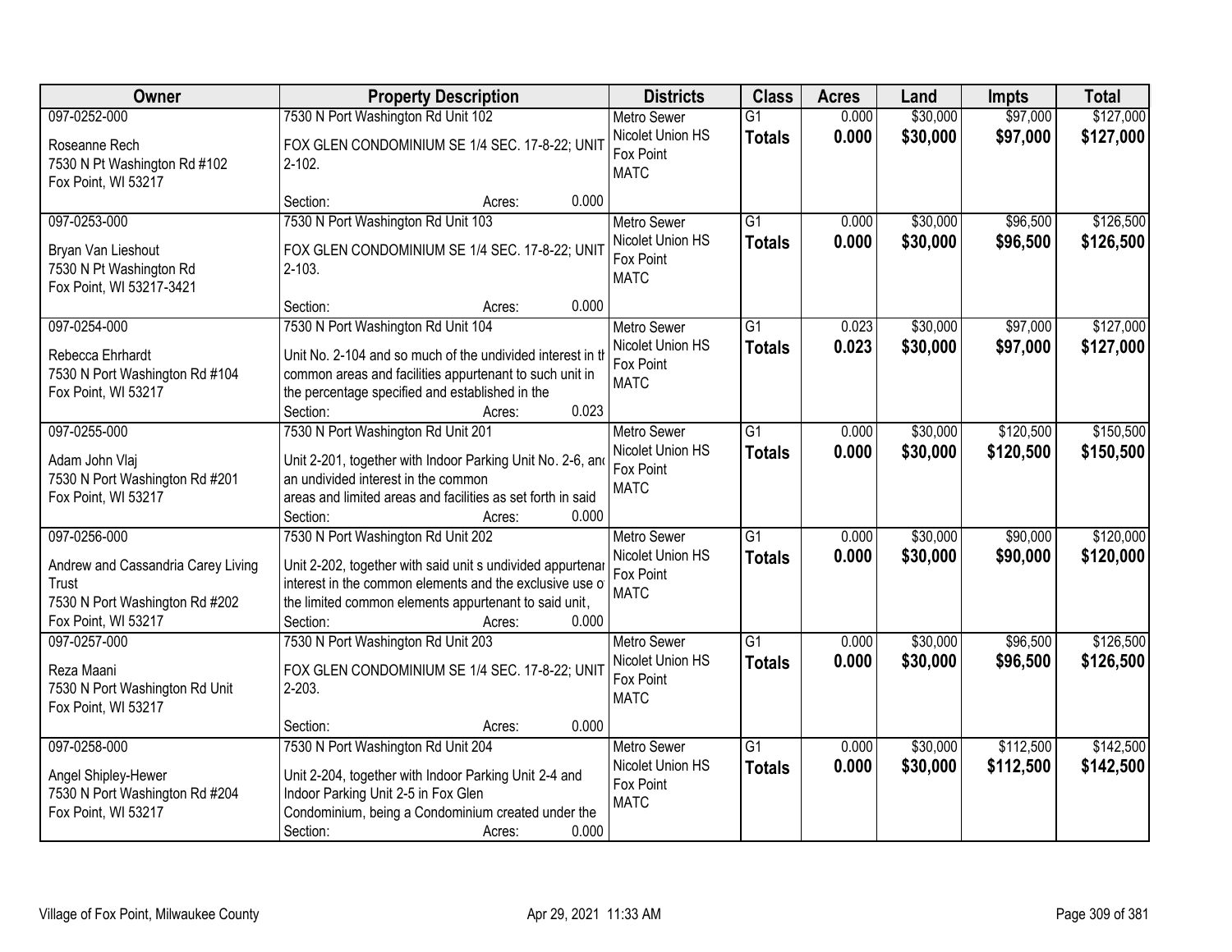| Owner | Property Description | Districts | Class | Acres | Land | Impts | Total |
|---|---|---|---|---|---|---|---|
| 097-0252-000<br>Roseanne Rech<br>7530 N Pt Washington Rd #102<br>Fox Point, WI 53217 | 7530 N Port Washington Rd Unit 102<br>FOX GLEN CONDOMINIUM SE 1/4 SEC. 17-8-22; UNIT 2-102.<br>Section: Acres: 0.000 | Metro Sewer<br>Nicolet Union HS<br>Fox Point<br>MATC | G1<br>**Totals** | 0.000<br>**0.000** | $30,000<br>**$30,000** | $97,000<br>**$97,000** | $127,000<br>**$127,000** |
| 097-0253-000<br>Bryan Van Lieshout<br>7530 N Pt Washington Rd<br>Fox Point, WI 53217-3421 | 7530 N Port Washington Rd Unit 103<br>FOX GLEN CONDOMINIUM SE 1/4 SEC. 17-8-22; UNIT 2-103.<br>Section: Acres: 0.000 | Metro Sewer<br>Nicolet Union HS<br>Fox Point<br>MATC | G1<br>**Totals** | 0.000<br>**0.000** | $30,000<br>**$30,000** | $96,500<br>**$96,500** | $126,500<br>**$126,500** |
| 097-0254-000<br>Rebecca Ehrhardt<br>7530 N Port Washington Rd #104<br>Fox Point, WI 53217 | 7530 N Port Washington Rd Unit 104<br>Unit No. 2-104 and so much of the undivided interest in th common areas and facilities appurtenant to such unit in the percentage specified and established in the<br>Section: Acres: 0.023 | Metro Sewer<br>Nicolet Union HS<br>Fox Point<br>MATC | G1<br>**Totals** | 0.023<br>**0.023** | $30,000<br>**$30,000** | $97,000<br>**$97,000** | $127,000<br>**$127,000** |
| 097-0255-000<br>Adam John Vlaj<br>7530 N Port Washington Rd #201<br>Fox Point, WI 53217 | 7530 N Port Washington Rd Unit 201<br>Unit 2-201, together with Indoor Parking Unit No. 2-6, and an undivided interest in the common areas and limited areas and facilities as set forth in said<br>Section: Acres: 0.000 | Metro Sewer<br>Nicolet Union HS<br>Fox Point<br>MATC | G1<br>**Totals** | 0.000<br>**0.000** | $30,000<br>**$30,000** | $120,500<br>**$120,500** | $150,500<br>**$150,500** |
| 097-0256-000<br>Andrew and Cassandria Carey Living Trust<br>7530 N Port Washington Rd #202<br>Fox Point, WI 53217 | 7530 N Port Washington Rd Unit 202<br>Unit 2-202, together with said unit s undivided appurtenar interest in the common elements and the exclusive use o the limited common elements appurtenant to said unit,<br>Section: Acres: 0.000 | Metro Sewer<br>Nicolet Union HS<br>Fox Point<br>MATC | G1<br>**Totals** | 0.000<br>**0.000** | $30,000<br>**$30,000** | $90,000<br>**$90,000** | $120,000<br>**$120,000** |
| 097-0257-000<br>Reza Maani<br>7530 N Port Washington Rd Unit<br>Fox Point, WI 53217 | 7530 N Port Washington Rd Unit 203<br>FOX GLEN CONDOMINIUM SE 1/4 SEC. 17-8-22; UNIT 2-203.<br>Section: Acres: 0.000 | Metro Sewer<br>Nicolet Union HS<br>Fox Point<br>MATC | G1<br>**Totals** | 0.000<br>**0.000** | $30,000<br>**$30,000** | $96,500<br>**$96,500** | $126,500<br>**$126,500** |
| 097-0258-000<br>Angel Shipley-Hewer<br>7530 N Port Washington Rd #204<br>Fox Point, WI 53217 | 7530 N Port Washington Rd Unit 204<br>Unit 2-204, together with Indoor Parking Unit 2-4 and Indoor Parking Unit 2-5 in Fox Glen Condominium, being a Condominium created under the<br>Section: Acres: 0.000 | Metro Sewer<br>Nicolet Union HS<br>Fox Point<br>MATC | G1<br>**Totals** | 0.000<br>**0.000** | $30,000<br>**$30,000** | $112,500<br>**$112,500** | $142,500<br>**$142,500** |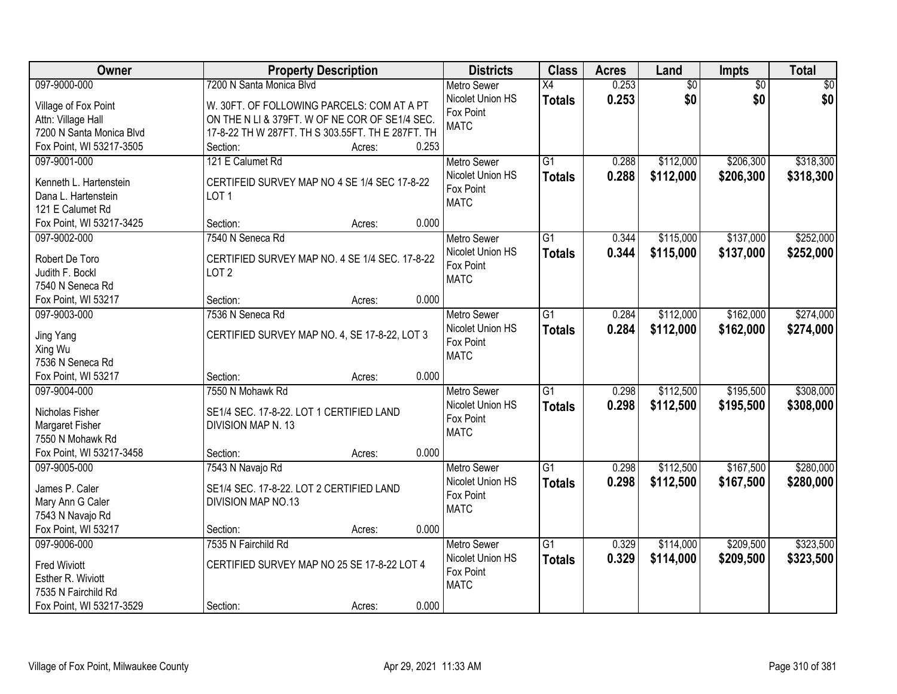| Owner | Property Description | Districts | Class | Acres | Land | Impts | Total |
|---|---|---|---|---|---|---|---|
| 097-9000-000<br>Village of Fox Point<br>Attn: Village Hall<br>7200 N Santa Monica Blvd<br>Fox Point, WI 53217-3505 | 7200 N Santa Monica Blvd<br>W. 30FT. OF FOLLOWING PARCELS: COM AT A PT ON THE N LI & 379FT. W OF NE COR OF SE1/4 SEC. 17-8-22 TH W 287FT. TH S 303.55FT. TH E 287FT. TH<br>Section: Acres: 0.253 | Metro Sewer<br>Nicolet Union HS<br>Fox Point<br>MATC | X4<br>**Totals** | 0.253<br>**0.253** | $0<br>**$0** | $0<br>**$0** | $0<br>**$0** |
| 097-9001-000<br>Kenneth L. Hartenstein<br>Dana L. Hartenstein<br>121 E Calumet Rd<br>Fox Point, WI 53217-3425 | 121 E Calumet Rd<br>CERTIFEID SURVEY MAP NO 4 SE 1/4 SEC 17-8-22 LOT 1<br>Section: Acres: 0.000 | Metro Sewer<br>Nicolet Union HS<br>Fox Point<br>MATC | G1<br>**Totals** | 0.288<br>**0.288** | $112,000<br>**$112,000** | $206,300<br>**$206,300** | $318,300<br>**$318,300** |
| 097-9002-000<br>Robert De Toro<br>Judith F. Bockl<br>7540 N Seneca Rd<br>Fox Point, WI 53217 | 7540 N Seneca Rd<br>CERTIFIED SURVEY MAP NO. 4 SE 1/4 SEC. 17-8-22 LOT 2<br>Section: Acres: 0.000 | Metro Sewer<br>Nicolet Union HS<br>Fox Point<br>MATC | G1<br>**Totals** | 0.344<br>**0.344** | $115,000<br>**$115,000** | $137,000<br>**$137,000** | $252,000<br>**$252,000** |
| 097-9003-000<br>Jing Yang<br>Xing Wu<br>7536 N Seneca Rd<br>Fox Point, WI 53217 | 7536 N Seneca Rd<br>CERTIFIED SURVEY MAP NO. 4, SE 17-8-22, LOT 3<br>Section: Acres: 0.000 | Metro Sewer<br>Nicolet Union HS<br>Fox Point<br>MATC | G1<br>**Totals** | 0.284<br>**0.284** | $112,000<br>**$112,000** | $162,000<br>**$162,000** | $274,000<br>**$274,000** |
| 097-9004-000<br>Nicholas Fisher<br>Margaret Fisher<br>7550 N Mohawk Rd<br>Fox Point, WI 53217-3458 | 7550 N Mohawk Rd<br>SE1/4 SEC. 17-8-22. LOT 1 CERTIFIED LAND DIVISION MAP N. 13<br>Section: Acres: 0.000 | Metro Sewer<br>Nicolet Union HS<br>Fox Point<br>MATC | G1<br>**Totals** | 0.298<br>**0.298** | $112,500<br>**$112,500** | $195,500<br>**$195,500** | $308,000<br>**$308,000** |
| 097-9005-000<br>James P. Caler<br>Mary Ann G Caler<br>7543 N Navajo Rd<br>Fox Point, WI 53217 | 7543 N Navajo Rd<br>SE1/4 SEC. 17-8-22. LOT 2 CERTIFIED LAND DIVISION MAP NO.13<br>Section: Acres: 0.000 | Metro Sewer<br>Nicolet Union HS<br>Fox Point<br>MATC | G1<br>**Totals** | 0.298<br>**0.298** | $112,500<br>**$112,500** | $167,500<br>**$167,500** | $280,000<br>**$280,000** |
| 097-9006-000<br>Fred Wiviott<br>Esther R. Wiviott<br>7535 N Fairchild Rd<br>Fox Point, WI 53217-3529 | 7535 N Fairchild Rd<br>CERTIFIED SURVEY MAP NO 25 SE 17-8-22 LOT 4<br>Section: Acres: 0.000 | Metro Sewer<br>Nicolet Union HS<br>Fox Point<br>MATC | G1<br>**Totals** | 0.329<br>**0.329** | $114,000<br>**$114,000** | $209,500<br>**$209,500** | $323,500<br>**$323,500** |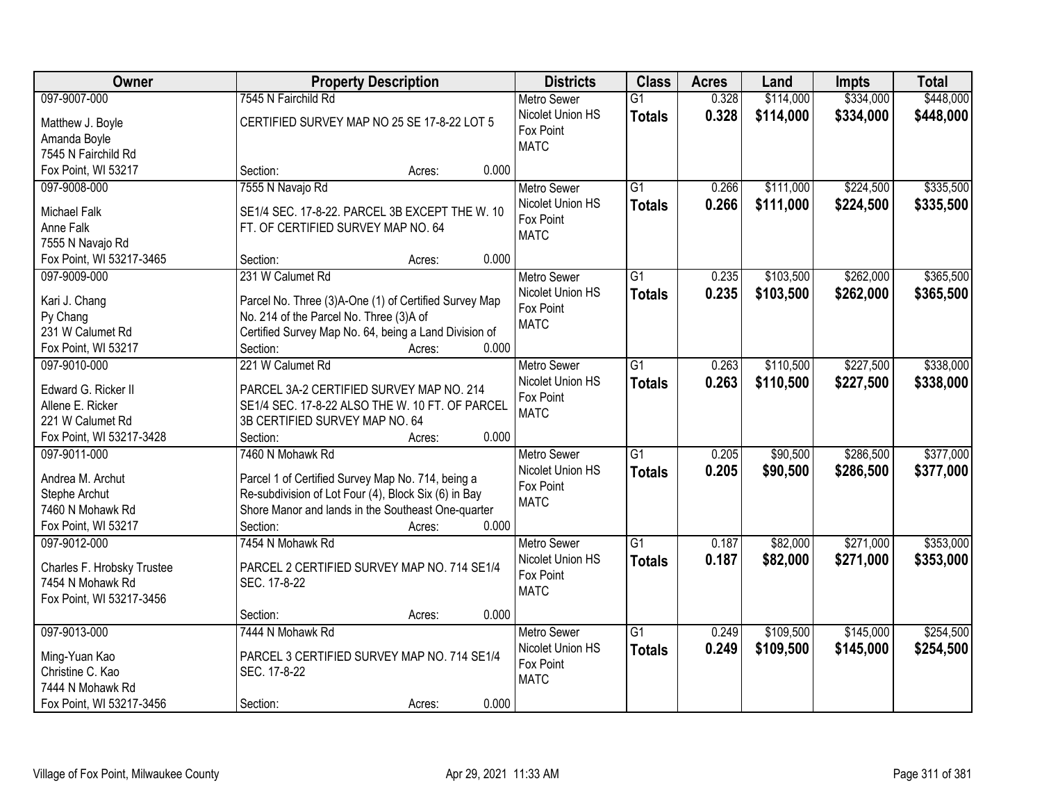| Owner | Property Description | Districts | Class | Acres | Land | Impts | Total |
|---|---|---|---|---|---|---|---|
| 097-9007-000<br>Matthew J. Boyle<br>Amanda Boyle<br>7545 N Fairchild Rd<br>Fox Point, WI 53217 | 7545 N Fairchild Rd<br>CERTIFIED SURVEY MAP NO 25 SE 17-8-22 LOT 5<br>Section: Acres: 0.000 | Metro Sewer<br>Nicolet Union HS<br>Fox Point<br>MATC | G1<br>**Totals** | 0.328<br>**0.328** | $114,000<br>**$114,000** | $334,000<br>**$334,000** | $448,000<br>**$448,000** |
| 097-9008-000<br>Michael Falk<br>Anne Falk<br>7555 N Navajo Rd<br>Fox Point, WI 53217-3465 | 7555 N Navajo Rd<br>SE1/4 SEC. 17-8-22. PARCEL 3B EXCEPT THE W. 10 FT. OF CERTIFIED SURVEY MAP NO. 64<br>Section: Acres: 0.000 | Metro Sewer<br>Nicolet Union HS<br>Fox Point<br>MATC | G1<br>**Totals** | 0.266<br>**0.266** | $111,000<br>**$111,000** | $224,500<br>**$224,500** | $335,500<br>**$335,500** |
| 097-9009-000<br>Kari J. Chang<br>Py Chang<br>231 W Calumet Rd<br>Fox Point, WI 53217 | 231 W Calumet Rd<br>Parcel No. Three (3)A-One (1) of Certified Survey Map No. 214 of the Parcel No. Three (3)A of Certified Survey Map No. 64, being a Land Division of<br>Section: Acres: 0.000 | Metro Sewer<br>Nicolet Union HS<br>Fox Point<br>MATC | G1<br>**Totals** | 0.235<br>**0.235** | $103,500<br>**$103,500** | $262,000<br>**$262,000** | $365,500<br>**$365,500** |
| 097-9010-000<br>Edward G. Ricker II<br>Allene E. Ricker<br>221 W Calumet Rd<br>Fox Point, WI 53217-3428 | 221 W Calumet Rd<br>PARCEL 3A-2 CERTIFIED SURVEY MAP NO. 214 SE1/4 SEC. 17-8-22 ALSO THE W. 10 FT. OF PARCEL 3B CERTIFIED SURVEY MAP NO. 64<br>Section: Acres: 0.000 | Metro Sewer<br>Nicolet Union HS<br>Fox Point<br>MATC | G1<br>**Totals** | 0.263<br>**0.263** | $110,500<br>**$110,500** | $227,500<br>**$227,500** | $338,000<br>**$338,000** |
| 097-9011-000<br>Andrea M. Archut<br>Stephe Archut<br>7460 N Mohawk Rd<br>Fox Point, WI 53217 | 7460 N Mohawk Rd<br>Parcel 1 of Certified Survey Map No. 714, being a Re-subdivision of Lot Four (4), Block Six (6) in Bay Shore Manor and lands in the Southeast One-quarter<br>Section: Acres: 0.000 | Metro Sewer<br>Nicolet Union HS<br>Fox Point<br>MATC | G1<br>**Totals** | 0.205<br>**0.205** | $90,500<br>**$90,500** | $286,500<br>**$286,500** | $377,000<br>**$377,000** |
| 097-9012-000<br>Charles F. Hrobsky Trustee<br>7454 N Mohawk Rd<br>Fox Point, WI 53217-3456 | 7454 N Mohawk Rd<br>PARCEL 2 CERTIFIED SURVEY MAP NO. 714 SE1/4 SEC. 17-8-22<br>Section: Acres: 0.000 | Metro Sewer<br>Nicolet Union HS<br>Fox Point<br>MATC | G1<br>**Totals** | 0.187<br>**0.187** | $82,000<br>**$82,000** | $271,000<br>**$271,000** | $353,000<br>**$353,000** |
| 097-9013-000<br>Ming-Yuan Kao<br>Christine C. Kao<br>7444 N Mohawk Rd<br>Fox Point, WI 53217-3456 | 7444 N Mohawk Rd<br>PARCEL 3 CERTIFIED SURVEY MAP NO. 714 SE1/4 SEC. 17-8-22<br>Section: Acres: 0.000 | Metro Sewer<br>Nicolet Union HS<br>Fox Point<br>MATC | G1<br>**Totals** | 0.249<br>**0.249** | $109,500<br>**$109,500** | $145,000<br>**$145,000** | $254,500<br>**$254,500** |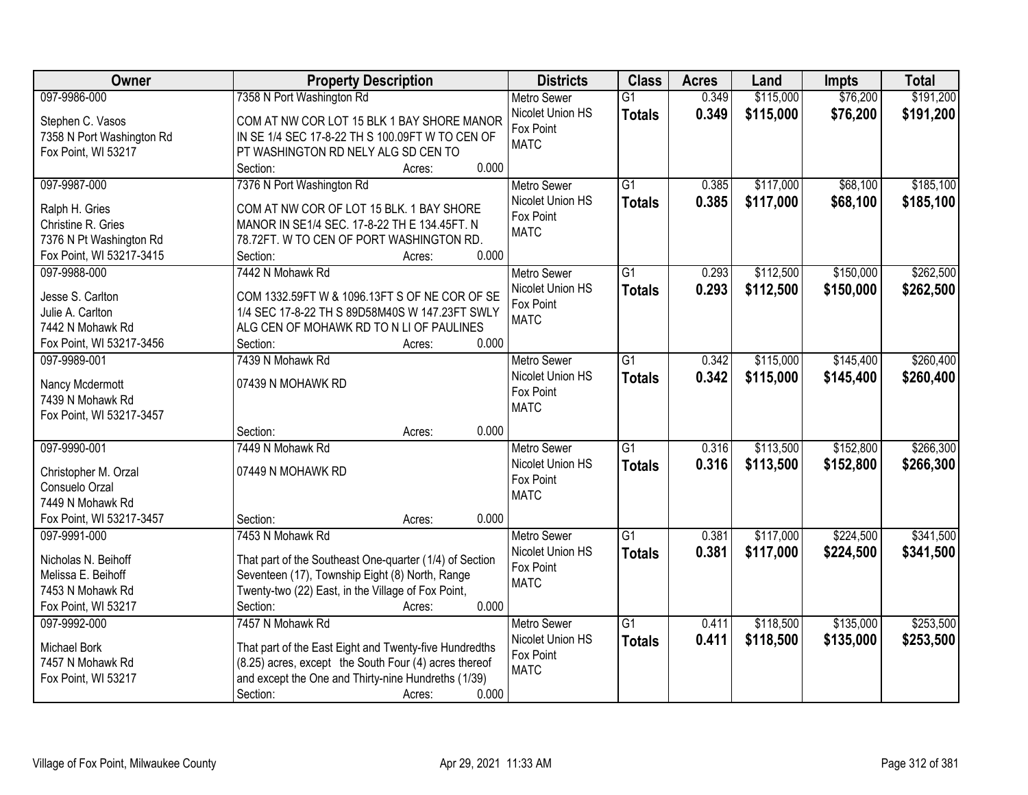| Owner | Property Description | Districts | Class | Acres | Land | Impts | Total |
|---|---|---|---|---|---|---|---|
| 097-9986-000<br>Stephen C. Vasos<br>7358 N Port Washington Rd<br>Fox Point, WI 53217 | 7358 N Port Washington Rd<br>COM AT NW COR LOT 15 BLK 1 BAY SHORE MANOR IN SE 1/4 SEC 17-8-22 TH S 100.09FT W TO CEN OF PT WASHINGTON RD NELY ALG SD CEN TO<br>Section: Acres: 0.000 | Metro Sewer<br>Nicolet Union HS<br>Fox Point<br>MATC | G1<br>**Totals** | 0.349<br>**0.349** | \$115,000<br>**\$115,000** | \$76,200<br>**\$76,200** | \$191,200<br>**\$191,200** |
| 097-9987-000<br>Ralph H. Gries<br>Christine R. Gries<br>7376 N Pt Washington Rd<br>Fox Point, WI 53217-3415 | 7376 N Port Washington Rd<br>COM AT NW COR OF LOT 15 BLK. 1 BAY SHORE MANOR IN SE1/4 SEC. 17-8-22 TH E 134.45FT. N 78.72FT. W TO CEN OF PORT WASHINGTON RD.<br>Section: Acres: 0.000 | Metro Sewer<br>Nicolet Union HS<br>Fox Point<br>MATC | G1<br>**Totals** | 0.385<br>**0.385** | \$117,000<br>**\$117,000** | \$68,100<br>**\$68,100** | \$185,100<br>**\$185,100** |
| 097-9988-000<br>Jesse S. Carlton<br>Julie A. Carlton<br>7442 N Mohawk Rd<br>Fox Point, WI 53217-3456 | 7442 N Mohawk Rd<br>COM 1332.59FT W & 1096.13FT S OF NE COR OF SE 1/4 SEC 17-8-22 TH S 89D58M40S W 147.23FT SWLY ALG CEN OF MOHAWK RD TO N LI OF PAULINES<br>Section: Acres: 0.000 | Metro Sewer<br>Nicolet Union HS<br>Fox Point<br>MATC | G1<br>**Totals** | 0.293<br>**0.293** | \$112,500<br>**\$112,500** | \$150,000<br>**\$150,000** | \$262,500<br>**\$262,500** |
| 097-9989-001<br>Nancy Mcdermott<br>7439 N Mohawk Rd<br>Fox Point, WI 53217-3457 | 7439 N Mohawk Rd<br>07439 N MOHAWK RD<br>Section: Acres: 0.000 | Metro Sewer<br>Nicolet Union HS<br>Fox Point<br>MATC | G1<br>**Totals** | 0.342<br>**0.342** | \$115,000<br>**\$115,000** | \$145,400<br>**\$145,400** | \$260,400<br>**\$260,400** |
| 097-9990-001<br>Christopher M. Orzal<br>Consuelo Orzal<br>7449 N Mohawk Rd<br>Fox Point, WI 53217-3457 | 7449 N Mohawk Rd<br>07449 N MOHAWK RD<br>Section: Acres: 0.000 | Metro Sewer<br>Nicolet Union HS<br>Fox Point<br>MATC | G1<br>**Totals** | 0.316<br>**0.316** | \$113,500<br>**\$113,500** | \$152,800<br>**\$152,800** | \$266,300<br>**\$266,300** |
| 097-9991-000<br>Nicholas N. Beihoff<br>Melissa E. Beihoff<br>7453 N Mohawk Rd<br>Fox Point, WI 53217 | 7453 N Mohawk Rd<br>That part of the Southeast One-quarter (1/4) of Section Seventeen (17), Township Eight (8) North, Range Twenty-two (22) East, in the Village of Fox Point,<br>Section: Acres: 0.000 | Metro Sewer<br>Nicolet Union HS<br>Fox Point<br>MATC | G1<br>**Totals** | 0.381<br>**0.381** | \$117,000<br>**\$117,000** | \$224,500<br>**\$224,500** | \$341,500<br>**\$341,500** |
| 097-9992-000<br>Michael Bork<br>7457 N Mohawk Rd<br>Fox Point, WI 53217 | 7457 N Mohawk Rd<br>That part of the East Eight and Twenty-five Hundredths (8.25) acres, except the South Four (4) acres thereof and except the One and Thirty-nine Hundredths (1/39)<br>Section: Acres: 0.000 | Metro Sewer<br>Nicolet Union HS<br>Fox Point<br>MATC | G1<br>**Totals** | 0.411<br>**0.411** | \$118,500<br>**\$118,500** | \$135,000<br>**\$135,000** | \$253,500<br>**\$253,500** |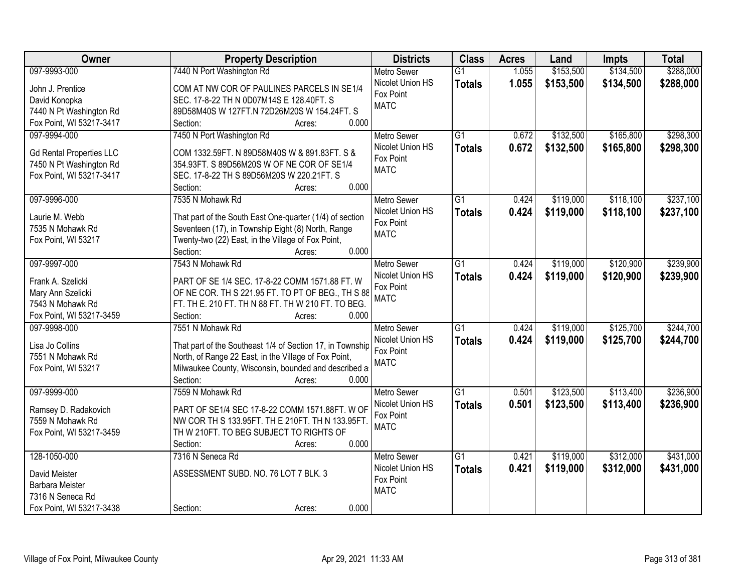| Owner | Property Description | Districts | Class | Acres | Land | Impts | Total |
|---|---|---|---|---|---|---|---|
| 097-9993-000<br><br>John J. Prentice<br>David Konopka<br>7440 N Pt Washington Rd<br>Fox Point, WI 53217-3417 | 7440 N Port Washington Rd<br><br>COM AT NW COR OF PAULINES PARCELS IN SE1/4 SEC. 17-8-22 TH N 0D07M14S E 128.40FT. S 89D58M40S W 127FT.N 72D26M20S W 154.24FT. S<br>Section: Acres: 0.000 | Metro Sewer<br>Nicolet Union HS<br>Fox Point<br>MATC | G1<br>**Totals** | 1.055<br>**1.055** | $153,500<br>**$153,500** | $134,500<br>**$134,500** | $288,000<br>**$288,000** |
| 097-9994-000<br><br>Gd Rental Properties LLC<br>7450 N Pt Washington Rd<br>Fox Point, WI 53217-3417 | 7450 N Port Washington Rd<br><br>COM 1332.59FT. N 89D58M40S W & 891.83FT. S & 354.93FT. S 89D56M20S W OF NE COR OF SE1/4 SEC. 17-8-22 TH S 89D56M20S W 220.21FT. S<br>Section: Acres: 0.000 | Metro Sewer<br>Nicolet Union HS<br>Fox Point<br>MATC | G1<br>**Totals** | 0.672<br>**0.672** | $132,500<br>**$132,500** | $165,800<br>**$165,800** | $298,300<br>**$298,300** |
| 097-9996-000<br><br>Laurie M. Webb<br>7535 N Mohawk Rd<br>Fox Point, WI 53217 | 7535 N Mohawk Rd<br><br>That part of the South East One-quarter (1/4) of section Seventeen (17), in Township Eight (8) North, Range Twenty-two (22) East, in the Village of Fox Point,<br>Section: Acres: 0.000 | Metro Sewer<br>Nicolet Union HS<br>Fox Point<br>MATC | G1<br>**Totals** | 0.424<br>**0.424** | $119,000<br>**$119,000** | $118,100<br>**$118,100** | $237,100<br>**$237,100** |
| 097-9997-000<br><br>Frank A. Szelicki<br>Mary Ann Szelicki<br>7543 N Mohawk Rd<br>Fox Point, WI 53217-3459 | 7543 N Mohawk Rd<br><br>PART OF SE 1/4 SEC. 17-8-22 COMM 1571.88 FT. W OF NE COR. TH S 221.95 FT. TO PT OF BEG., TH S 88 FT. TH E. 210 FT. TH N 88 FT. TH W 210 FT. TO BEG.<br>Section: Acres: 0.000 | Metro Sewer<br>Nicolet Union HS<br>Fox Point<br>MATC | G1<br>**Totals** | 0.424<br>**0.424** | $119,000<br>**$119,000** | $120,900<br>**$120,900** | $239,900<br>**$239,900** |
| 097-9998-000<br><br>Lisa Jo Collins<br>7551 N Mohawk Rd<br>Fox Point, WI 53217 | 7551 N Mohawk Rd<br><br>That part of the Southeast 1/4 of Section 17, in Township North, of Range 22 East, in the Village of Fox Point, Milwaukee County, Wisconsin, bounded and described a<br>Section: Acres: 0.000 | Metro Sewer<br>Nicolet Union HS<br>Fox Point<br>MATC | G1<br>**Totals** | 0.424<br>**0.424** | $119,000<br>**$119,000** | $125,700<br>**$125,700** | $244,700<br>**$244,700** |
| 097-9999-000<br><br>Ramsey D. Radakovich<br>7559 N Mohawk Rd<br>Fox Point, WI 53217-3459 | 7559 N Mohawk Rd<br><br>PART OF SE1/4 SEC 17-8-22 COMM 1571.88FT. W OF NW COR TH S 133.95FT. TH E 210FT. TH N 133.95FT. TH W 210FT. TO BEG SUBJECT TO RIGHTS OF<br>Section: Acres: 0.000 | Metro Sewer<br>Nicolet Union HS<br>Fox Point<br>MATC | G1<br>**Totals** | 0.501<br>**0.501** | $123,500<br>**$123,500** | $113,400<br>**$113,400** | $236,900<br>**$236,900** |
| 128-1050-000<br><br>David Meister<br>Barbara Meister<br>7316 N Seneca Rd<br>Fox Point, WI 53217-3438 | 7316 N Seneca Rd<br><br>ASSESSMENT SUBD. NO. 76 LOT 7 BLK. 3<br><br>Section: Acres: 0.000 | Metro Sewer<br>Nicolet Union HS<br>Fox Point<br>MATC | G1<br>**Totals** | 0.421<br>**0.421** | $119,000<br>**$119,000** | $312,000<br>**$312,000** | $431,000<br>**$431,000** |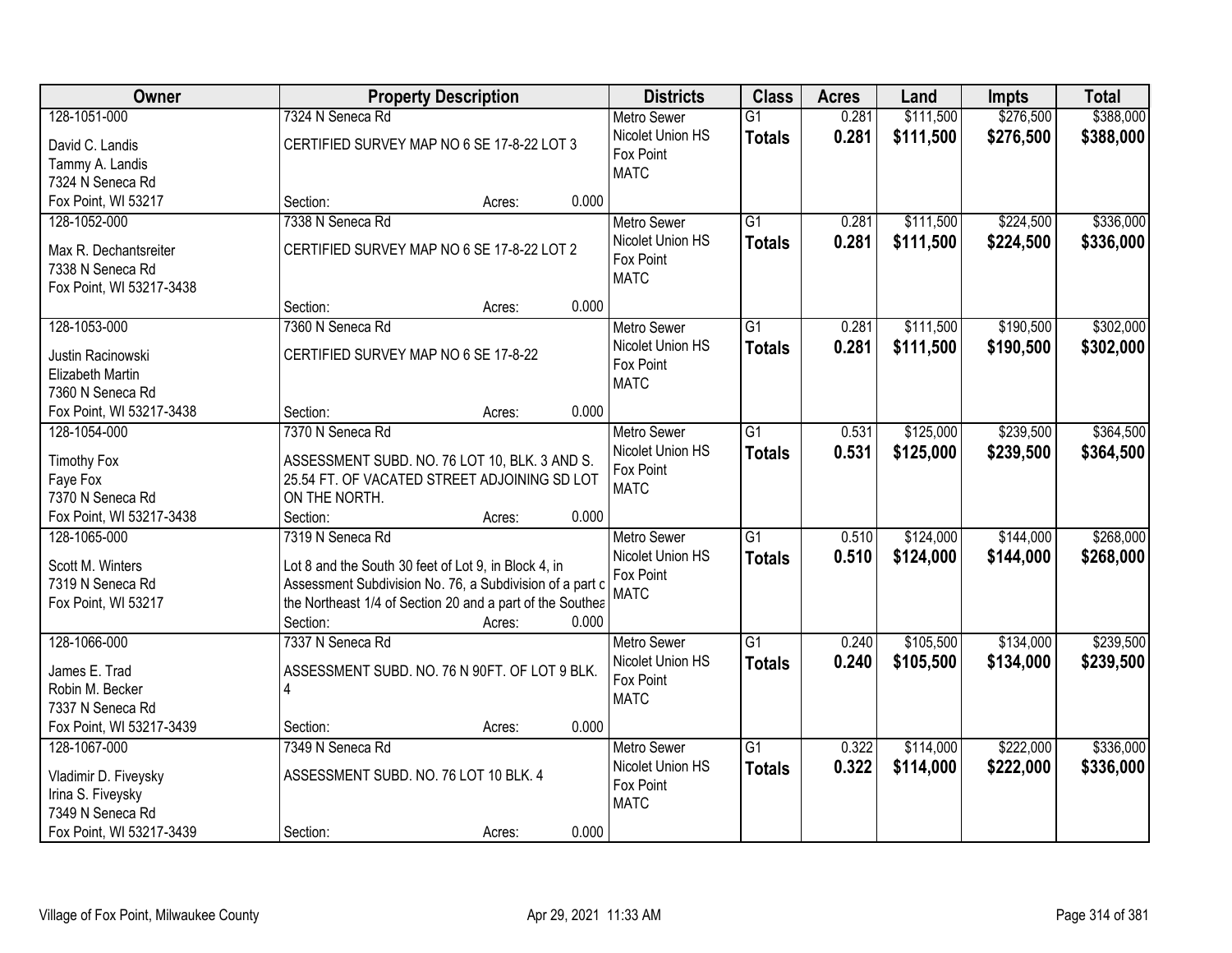| Owner | Property Description | Districts | Class | Acres | Land | Impts | Total |
|---|---|---|---|---|---|---|---|
| 128-1051-000<br>David C. Landis<br>Tammy A. Landis<br>7324 N Seneca Rd<br>Fox Point, WI 53217 | 7324 N Seneca Rd<br>CERTIFIED SURVEY MAP NO 6 SE 17-8-22 LOT 3<br>Section: Acres: 0.000 | Metro Sewer<br>Nicolet Union HS<br>Fox Point<br>MATC | G1<br>**Totals** | 0.281<br>**0.281** | $111,500<br>**$111,500** | $276,500<br>**$276,500** | $388,000<br>**$388,000** |
| 128-1052-000<br>Max R. Dechantsreiter<br>7338 N Seneca Rd<br>Fox Point, WI 53217-3438 | 7338 N Seneca Rd<br>CERTIFIED SURVEY MAP NO 6 SE 17-8-22 LOT 2<br>Section: Acres: 0.000 | Metro Sewer<br>Nicolet Union HS<br>Fox Point<br>MATC | G1<br>**Totals** | 0.281<br>**0.281** | $111,500<br>**$111,500** | $224,500<br>**$224,500** | $336,000<br>**$336,000** |
| 128-1053-000<br>Justin Racinowski<br>Elizabeth Martin<br>7360 N Seneca Rd<br>Fox Point, WI 53217-3438 | 7360 N Seneca Rd<br>CERTIFIED SURVEY MAP NO 6 SE 17-8-22<br>Section: Acres: 0.000 | Metro Sewer<br>Nicolet Union HS<br>Fox Point<br>MATC | G1<br>**Totals** | 0.281<br>**0.281** | $111,500<br>**$111,500** | $190,500<br>**$190,500** | $302,000<br>**$302,000** |
| 128-1054-000<br>Timothy Fox<br>Faye Fox<br>7370 N Seneca Rd<br>Fox Point, WI 53217-3438 | 7370 N Seneca Rd<br>ASSESSMENT SUBD. NO. 76 LOT 10, BLK. 3 AND S. 25.54 FT. OF VACATED STREET ADJOINING SD LOT ON THE NORTH.<br>Section: Acres: 0.000 | Metro Sewer<br>Nicolet Union HS<br>Fox Point<br>MATC | G1<br>**Totals** | 0.531<br>**0.531** | $125,000<br>**$125,000** | $239,500<br>**$239,500** | $364,500<br>**$364,500** |
| 128-1065-000<br>Scott M. Winters<br>7319 N Seneca Rd<br>Fox Point, WI 53217 | 7319 N Seneca Rd<br>Lot 8 and the South 30 feet of Lot 9, in Block 4, in Assessment Subdivision No. 76, a Subdivision of a part c the Northeast 1/4 of Section 20 and a part of the Southea<br>Section: Acres: 0.000 | Metro Sewer<br>Nicolet Union HS<br>Fox Point<br>MATC | G1<br>**Totals** | 0.510<br>**0.510** | $124,000<br>**$124,000** | $144,000<br>**$144,000** | $268,000<br>**$268,000** |
| 128-1066-000<br>James E. Trad<br>Robin M. Becker<br>7337 N Seneca Rd<br>Fox Point, WI 53217-3439 | 7337 N Seneca Rd<br>ASSESSMENT SUBD. NO. 76 N 90FT. OF LOT 9 BLK. 4<br>Section: Acres: 0.000 | Metro Sewer<br>Nicolet Union HS<br>Fox Point<br>MATC | G1<br>**Totals** | 0.240<br>**0.240** | $105,500<br>**$105,500** | $134,000<br>**$134,000** | $239,500<br>**$239,500** |
| 128-1067-000<br>Vladimir D. Fiveysky<br>Irina S. Fiveysky<br>7349 N Seneca Rd<br>Fox Point, WI 53217-3439 | 7349 N Seneca Rd<br>ASSESSMENT SUBD. NO. 76 LOT 10 BLK. 4<br>Section: Acres: 0.000 | Metro Sewer<br>Nicolet Union HS<br>Fox Point<br>MATC | G1<br>**Totals** | 0.322<br>**0.322** | $114,000<br>**$114,000** | $222,000<br>**$222,000** | $336,000<br>**$336,000** |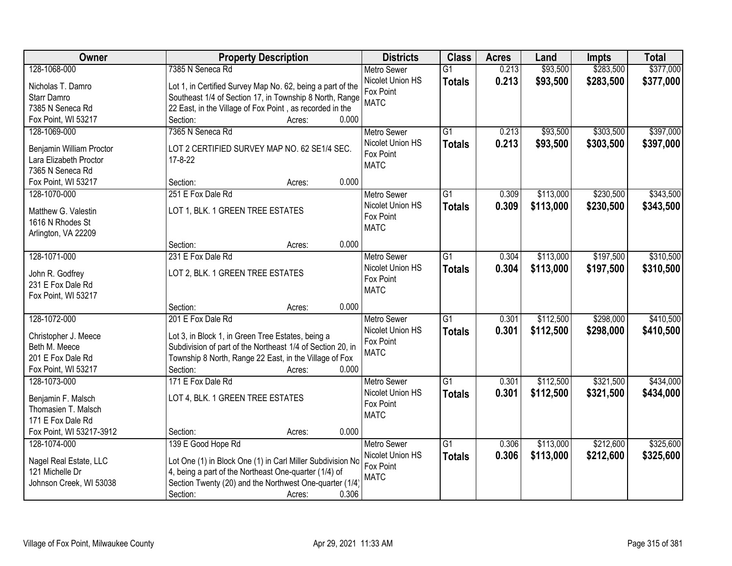| Owner | Property Description | Districts | Class | Acres | Land | Impts | Total |
|---|---|---|---|---|---|---|---|
| 128-1068-000<br>Nicholas T. Damro<br>Starr Damro<br>7385 N Seneca Rd<br>Fox Point, WI 53217 | 7385 N Seneca Rd<br>Lot 1, in Certified Survey Map No. 62, being a part of the Southeast 1/4 of Section 17, in Township 8 North, Range 22 East, in the Village of Fox Point , as recorded in the<br>Section: Acres: 0.000 | Metro Sewer<br>Nicolet Union HS<br>Fox Point<br>MATC | G1<br>**Totals** | 0.213<br>**0.213** | \$93,500<br>**\$93,500** | \$283,500<br>**\$283,500** | \$377,000<br>**\$377,000** |
| 128-1069-000<br>Benjamin William Proctor<br>Lara Elizabeth Proctor<br>7365 N Seneca Rd<br>Fox Point, WI 53217 | 7365 N Seneca Rd<br>LOT 2 CERTIFIED SURVEY MAP NO. 62 SE1/4 SEC. 17-8-22<br>Section: Acres: 0.000 | Metro Sewer<br>Nicolet Union HS<br>Fox Point<br>MATC | G1<br>**Totals** | 0.213<br>**0.213** | \$93,500<br>**\$93,500** | \$303,500<br>**\$303,500** | \$397,000<br>**\$397,000** |
| 128-1070-000<br>Matthew G. Valestin<br>1616 N Rhodes St<br>Arlington, VA 22209 | 251 E Fox Dale Rd<br>LOT 1, BLK. 1 GREEN TREE ESTATES<br>Section: Acres: 0.000 | Metro Sewer<br>Nicolet Union HS<br>Fox Point<br>MATC | G1<br>**Totals** | 0.309<br>**0.309** | \$113,000<br>**\$113,000** | \$230,500<br>**\$230,500** | \$343,500<br>**\$343,500** |
| 128-1071-000<br>John R. Godfrey<br>231 E Fox Dale Rd<br>Fox Point, WI 53217 | 231 E Fox Dale Rd<br>LOT 2, BLK. 1 GREEN TREE ESTATES<br>Section: Acres: 0.000 | Metro Sewer<br>Nicolet Union HS<br>Fox Point<br>MATC | G1<br>**Totals** | 0.304<br>**0.304** | \$113,000<br>**\$113,000** | \$197,500<br>**\$197,500** | \$310,500<br>**\$310,500** |
| 128-1072-000<br>Christopher J. Meece<br>Beth M. Meece<br>201 E Fox Dale Rd<br>Fox Point, WI 53217 | 201 E Fox Dale Rd<br>Lot 3, in Block 1, in Green Tree Estates, being a Subdivision of part of the Northeast 1/4 of Section 20, in Township 8 North, Range 22 East, in the Village of Fox<br>Section: Acres: 0.000 | Metro Sewer<br>Nicolet Union HS<br>Fox Point<br>MATC | G1<br>**Totals** | 0.301<br>**0.301** | \$112,500<br>**\$112,500** | \$298,000<br>**\$298,000** | \$410,500<br>**\$410,500** |
| 128-1073-000<br>Benjamin F. Malsch<br>Thomasien T. Malsch<br>171 E Fox Dale Rd<br>Fox Point, WI 53217-3912 | 171 E Fox Dale Rd<br>LOT 4, BLK. 1 GREEN TREE ESTATES<br>Section: Acres: 0.000 | Metro Sewer<br>Nicolet Union HS<br>Fox Point<br>MATC | G1<br>**Totals** | 0.301<br>**0.301** | \$112,500<br>**\$112,500** | \$321,500<br>**\$321,500** | \$434,000<br>**\$434,000** |
| 128-1074-000<br>Nagel Real Estate, LLC<br>121 Michelle Dr<br>Johnson Creek, WI 53038 | 139 E Good Hope Rd<br>Lot One (1) in Block One (1) in Carl Miller Subdivision No 4, being a part of the Northeast One-quarter (1/4) of Section Twenty (20) and the Northwest One-quarter (1/4)<br>Section: Acres: 0.306 | Metro Sewer<br>Nicolet Union HS<br>Fox Point<br>MATC | G1<br>**Totals** | 0.306<br>**0.306** | \$113,000<br>**\$113,000** | \$212,600<br>**\$212,600** | \$325,600<br>**\$325,600** |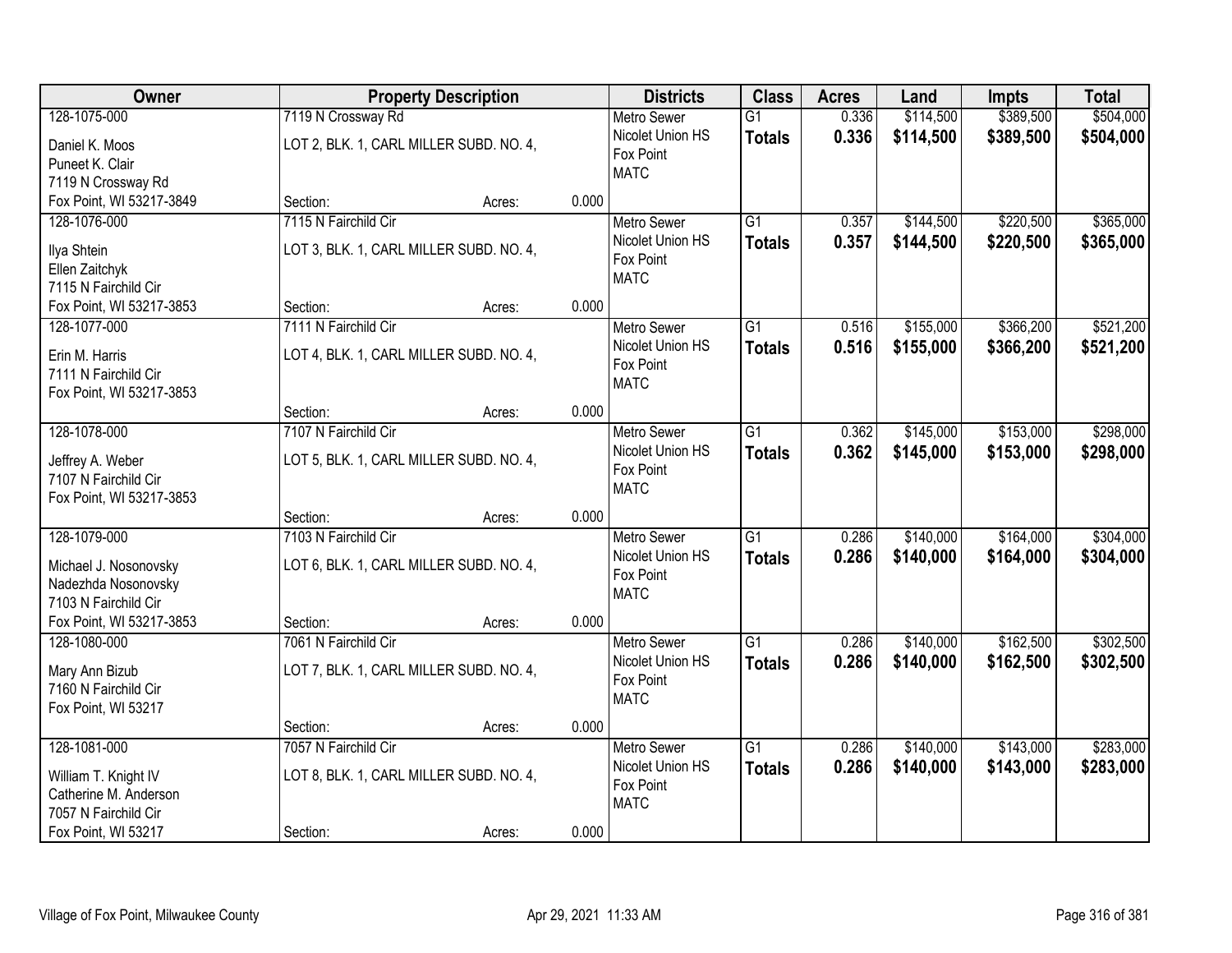| Owner | Property Description | | | Districts | Class | Acres | Land | Impts | Total |
|---|---|---|---|---|---|---|---|---|---|
| 128-1075-000<br>Daniel K. Moos<br>Puneet K. Clair<br>7119 N Crossway Rd<br>Fox Point, WI 53217-3849 | 7119 N Crossway Rd<br>LOT 2, BLK. 1, CARL MILLER SUBD. NO. 4,<br>Section: | Acres: | 0.000 | Metro Sewer<br>Nicolet Union HS<br>Fox Point<br>MATC | G1<br>**Totals** | 0.336<br>**0.336** | $114,500<br>**$114,500** | $389,500<br>**$389,500** | $504,000<br>**$504,000** |
| 128-1076-000<br>Ilya Shtein<br>Ellen Zaitchyk<br>7115 N Fairchild Cir<br>Fox Point, WI 53217-3853 | 7115 N Fairchild Cir<br>LOT 3, BLK. 1, CARL MILLER SUBD. NO. 4,<br>Section: | Acres: | 0.000 | Metro Sewer<br>Nicolet Union HS<br>Fox Point<br>MATC | G1<br>**Totals** | 0.357<br>**0.357** | $144,500<br>**$144,500** | $220,500<br>**$220,500** | $365,000<br>**$365,000** |
| 128-1077-000<br>Erin M. Harris<br>7111 N Fairchild Cir<br>Fox Point, WI 53217-3853 | 7111 N Fairchild Cir<br>LOT 4, BLK. 1, CARL MILLER SUBD. NO. 4,<br>Section: | Acres: | 0.000 | Metro Sewer<br>Nicolet Union HS<br>Fox Point<br>MATC | G1<br>**Totals** | 0.516<br>**0.516** | $155,000<br>**$155,000** | $366,200<br>**$366,200** | $521,200<br>**$521,200** |
| 128-1078-000<br>Jeffrey A. Weber<br>7107 N Fairchild Cir<br>Fox Point, WI 53217-3853 | 7107 N Fairchild Cir<br>LOT 5, BLK. 1, CARL MILLER SUBD. NO. 4,<br>Section: | Acres: | 0.000 | Metro Sewer<br>Nicolet Union HS<br>Fox Point<br>MATC | G1<br>**Totals** | 0.362<br>**0.362** | $145,000<br>**$145,000** | $153,000<br>**$153,000** | $298,000<br>**$298,000** |
| 128-1079-000<br>Michael J. Nosonovsky<br>Nadezhda Nosonovsky<br>7103 N Fairchild Cir<br>Fox Point, WI 53217-3853 | 7103 N Fairchild Cir<br>LOT 6, BLK. 1, CARL MILLER SUBD. NO. 4,<br>Section: | Acres: | 0.000 | Metro Sewer<br>Nicolet Union HS<br>Fox Point<br>MATC | G1<br>**Totals** | 0.286<br>**0.286** | $140,000<br>**$140,000** | $164,000<br>**$164,000** | $304,000<br>**$304,000** |
| 128-1080-000<br>Mary Ann Bizub<br>7160 N Fairchild Cir<br>Fox Point, WI 53217 | 7061 N Fairchild Cir<br>LOT 7, BLK. 1, CARL MILLER SUBD. NO. 4,<br>Section: | Acres: | 0.000 | Metro Sewer<br>Nicolet Union HS<br>Fox Point<br>MATC | G1<br>**Totals** | 0.286<br>**0.286** | $140,000<br>**$140,000** | $162,500<br>**$162,500** | $302,500<br>**$302,500** |
| 128-1081-000<br>William T. Knight IV<br>Catherine M. Anderson<br>7057 N Fairchild Cir<br>Fox Point, WI 53217 | 7057 N Fairchild Cir<br>LOT 8, BLK. 1, CARL MILLER SUBD. NO. 4,<br>Section: | Acres: | 0.000 | Metro Sewer<br>Nicolet Union HS<br>Fox Point<br>MATC | G1<br>**Totals** | 0.286<br>**0.286** | $140,000<br>**$140,000** | $143,000<br>**$143,000** | $283,000<br>**$283,000** |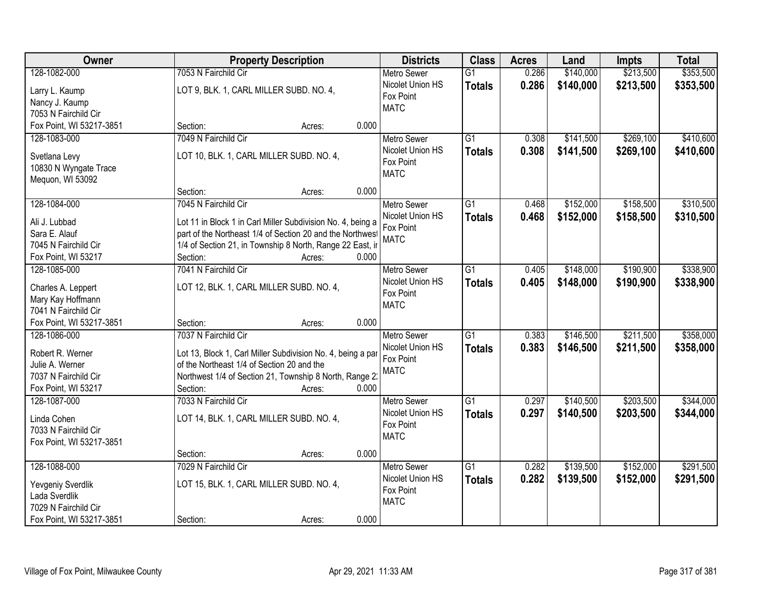| Owner | Property Description | Districts | Class | Acres | Land | Impts | Total |
|---|---|---|---|---|---|---|---|
| 128-1082-000<br>Larry L. Kaump<br>Nancy J. Kaump<br>7053 N Fairchild Cir<br>Fox Point, WI 53217-3851 | 7053 N Fairchild Cir<br>LOT 9, BLK. 1, CARL MILLER SUBD. NO. 4,<br>Section: Acres: 0.000 | Metro Sewer<br>Nicolet Union HS<br>Fox Point<br>MATC | G1<br>**Totals** | 0.286<br>**0.286** | $140,000<br>**$140,000** | $213,500<br>**$213,500** | $353,500<br>**$353,500** |
| 128-1083-000<br>Svetlana Levy<br>10830 N Wyngate Trace<br>Mequon, WI 53092 | 7049 N Fairchild Cir<br>LOT 10, BLK. 1, CARL MILLER SUBD. NO. 4,<br>Section: Acres: 0.000 | Metro Sewer<br>Nicolet Union HS<br>Fox Point<br>MATC | G1<br>**Totals** | 0.308<br>**0.308** | $141,500<br>**$141,500** | $269,100<br>**$269,100** | $410,600<br>**$410,600** |
| 128-1084-000<br>Ali J. Lubbad<br>Sara E. Alauf<br>7045 N Fairchild Cir<br>Fox Point, WI 53217 | 7045 N Fairchild Cir<br>Lot 11 in Block 1 in Carl Miller Subdivision No. 4, being a part of the Northeast 1/4 of Section 20 and the Northwest 1/4 of Section 21, in Township 8 North, Range 22 East, ir<br>Section: Acres: 0.000 | Metro Sewer<br>Nicolet Union HS<br>Fox Point<br>MATC | G1<br>**Totals** | 0.468<br>**0.468** | $152,000<br>**$152,000** | $158,500<br>**$158,500** | $310,500<br>**$310,500** |
| 128-1085-000<br>Charles A. Leppert<br>Mary Kay Hoffmann<br>7041 N Fairchild Cir<br>Fox Point, WI 53217-3851 | 7041 N Fairchild Cir<br>LOT 12, BLK. 1, CARL MILLER SUBD. NO. 4,<br>Section: Acres: 0.000 | Metro Sewer<br>Nicolet Union HS<br>Fox Point<br>MATC | G1<br>**Totals** | 0.405<br>**0.405** | $148,000<br>**$148,000** | $190,900<br>**$190,900** | $338,900<br>**$338,900** |
| 128-1086-000<br>Robert R. Werner<br>Julie A. Werner<br>7037 N Fairchild Cir<br>Fox Point, WI 53217 | 7037 N Fairchild Cir<br>Lot 13, Block 1, Carl Miller Subdivision No. 4, being a par of the Northeast 1/4 of Section 20 and the Northwest 1/4 of Section 21, Township 8 North, Range 2:<br>Section: Acres: 0.000 | Metro Sewer<br>Nicolet Union HS<br>Fox Point<br>MATC | G1<br>**Totals** | 0.383<br>**0.383** | $146,500<br>**$146,500** | $211,500<br>**$211,500** | $358,000<br>**$358,000** |
| 128-1087-000<br>Linda Cohen<br>7033 N Fairchild Cir<br>Fox Point, WI 53217-3851 | 7033 N Fairchild Cir<br>LOT 14, BLK. 1, CARL MILLER SUBD. NO. 4,<br>Section: Acres: 0.000 | Metro Sewer<br>Nicolet Union HS<br>Fox Point<br>MATC | G1<br>**Totals** | 0.297<br>**0.297** | $140,500<br>**$140,500** | $203,500<br>**$203,500** | $344,000<br>**$344,000** |
| 128-1088-000<br>Yevgeniy Sverdlik<br>Lada Sverdlik<br>7029 N Fairchild Cir<br>Fox Point, WI 53217-3851 | 7029 N Fairchild Cir<br>LOT 15, BLK. 1, CARL MILLER SUBD. NO. 4,<br>Section: Acres: 0.000 | Metro Sewer<br>Nicolet Union HS<br>Fox Point<br>MATC | G1<br>**Totals** | 0.282<br>**0.282** | $139,500<br>**$139,500** | $152,000<br>**$152,000** | $291,500<br>**$291,500** |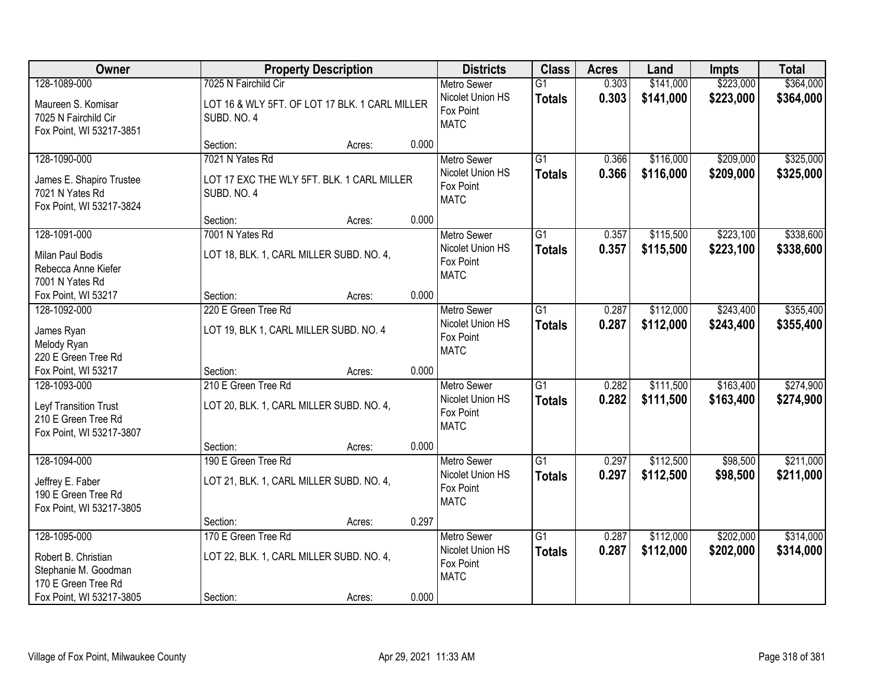| Owner | Property Description | Districts | Class | Acres | Land | Impts | Total |
|---|---|---|---|---|---|---|---|
| 128-1089-000<br>Maureen S. Komisar<br>7025 N Fairchild Cir<br>Fox Point, WI 53217-3851 | 7025 N Fairchild Cir<br>LOT 16 & WLY 5FT. OF LOT 17 BLK. 1 CARL MILLER SUBD. NO. 4<br>Section: Acres: 0.000 | Metro Sewer<br>Nicolet Union HS<br>Fox Point<br>MATC | G1<br>**Totals** | 0.303<br>**0.303** | \$141,000<br>**\$141,000** | \$223,000<br>**\$223,000** | \$364,000<br>**\$364,000** |
| 128-1090-000<br>James E. Shapiro Trustee<br>7021 N Yates Rd<br>Fox Point, WI 53217-3824 | 7021 N Yates Rd<br>LOT 17 EXC THE WLY 5FT. BLK. 1 CARL MILLER SUBD. NO. 4<br>Section: Acres: 0.000 | Metro Sewer<br>Nicolet Union HS<br>Fox Point<br>MATC | G1<br>**Totals** | 0.366<br>**0.366** | \$116,000<br>**\$116,000** | \$209,000<br>**\$209,000** | \$325,000<br>**\$325,000** |
| 128-1091-000<br>Milan Paul Bodis<br>Rebecca Anne Kiefer<br>7001 N Yates Rd<br>Fox Point, WI 53217 | 7001 N Yates Rd<br>LOT 18, BLK. 1, CARL MILLER SUBD. NO. 4,<br>Section: Acres: 0.000 | Metro Sewer<br>Nicolet Union HS<br>Fox Point<br>MATC | G1<br>**Totals** | 0.357<br>**0.357** | \$115,500<br>**\$115,500** | \$223,100<br>**\$223,100** | \$338,600<br>**\$338,600** |
| 128-1092-000<br>James Ryan<br>Melody Ryan<br>220 E Green Tree Rd<br>Fox Point, WI 53217 | 220 E Green Tree Rd<br>LOT 19, BLK 1, CARL MILLER SUBD. NO. 4<br>Section: Acres: 0.000 | Metro Sewer<br>Nicolet Union HS<br>Fox Point<br>MATC | G1<br>**Totals** | 0.287<br>**0.287** | \$112,000<br>**\$112,000** | \$243,400<br>**\$243,400** | \$355,400<br>**\$355,400** |
| 128-1093-000<br>Leyf Transition Trust<br>210 E Green Tree Rd<br>Fox Point, WI 53217-3807 | 210 E Green Tree Rd<br>LOT 20, BLK. 1, CARL MILLER SUBD. NO. 4,<br>Section: Acres: 0.000 | Metro Sewer<br>Nicolet Union HS<br>Fox Point<br>MATC | G1<br>**Totals** | 0.282<br>**0.282** | \$111,500<br>**\$111,500** | \$163,400<br>**\$163,400** | \$274,900<br>**\$274,900** |
| 128-1094-000<br>Jeffrey E. Faber<br>190 E Green Tree Rd<br>Fox Point, WI 53217-3805 | 190 E Green Tree Rd<br>LOT 21, BLK. 1, CARL MILLER SUBD. NO. 4,<br>Section: Acres: 0.297 | Metro Sewer<br>Nicolet Union HS<br>Fox Point<br>MATC | G1<br>**Totals** | 0.297<br>**0.297** | \$112,500<br>**\$112,500** | \$98,500<br>**\$98,500** | \$211,000<br>**\$211,000** |
| 128-1095-000<br>Robert B. Christian<br>Stephanie M. Goodman<br>170 E Green Tree Rd<br>Fox Point, WI 53217-3805 | 170 E Green Tree Rd<br>LOT 22, BLK. 1, CARL MILLER SUBD. NO. 4,<br>Section: Acres: 0.000 | Metro Sewer<br>Nicolet Union HS<br>Fox Point<br>MATC | G1<br>**Totals** | 0.287<br>**0.287** | \$112,000<br>**\$112,000** | \$202,000<br>**\$202,000** | \$314,000<br>**\$314,000** |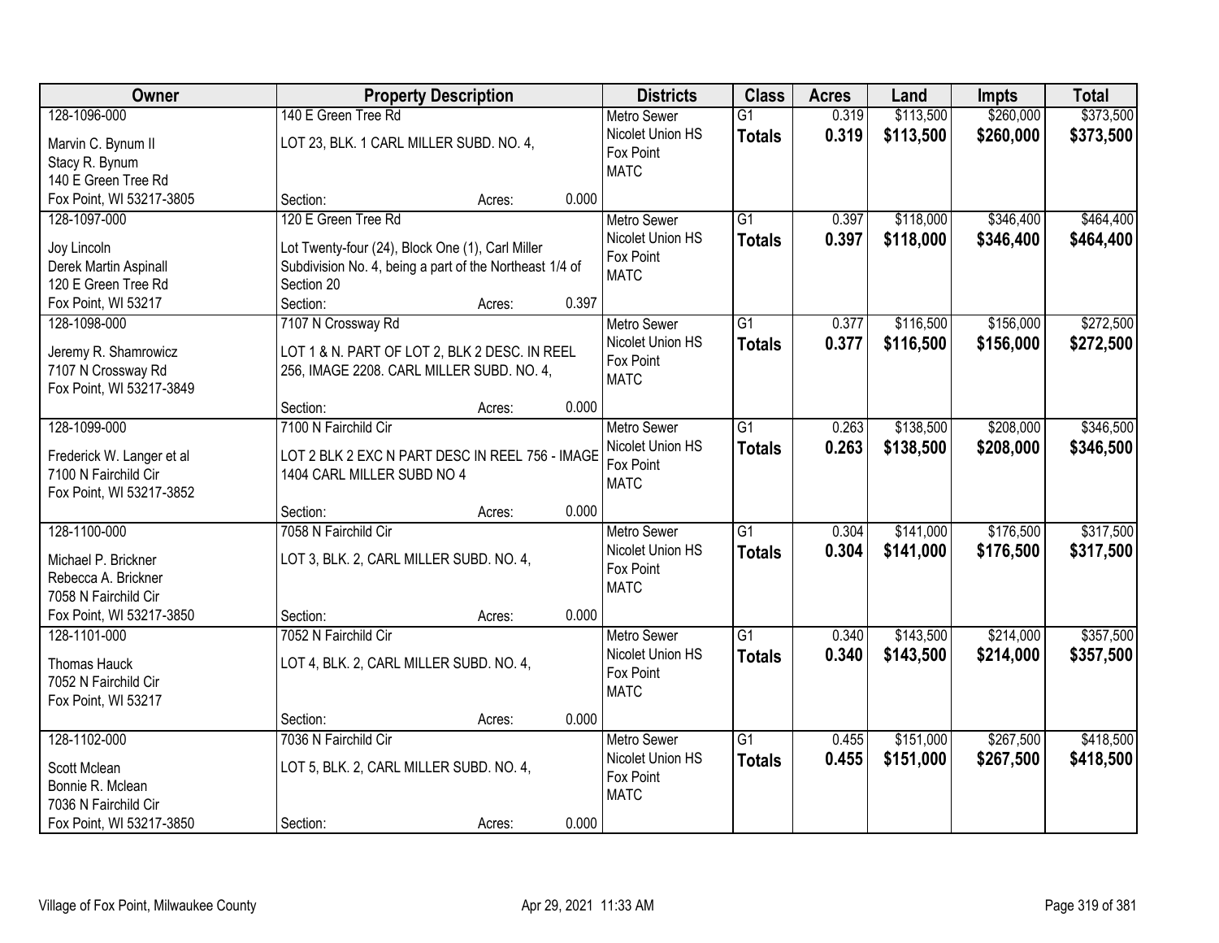| Owner | Property Description | Districts | Class | Acres | Land | Impts | Total |
|---|---|---|---|---|---|---|---|
| 128-1096-000<br>Marvin C. Bynum II<br>Stacy R. Bynum<br>140 E Green Tree Rd<br>Fox Point, WI 53217-3805 | 140 E Green Tree Rd<br>LOT 23, BLK. 1 CARL MILLER SUBD. NO. 4,<br>Section: Acres: 0.000 | Metro Sewer<br>Nicolet Union HS<br>Fox Point<br>MATC | G1<br>**Totals** | 0.319<br>**0.319** | $113,500<br>**$113,500** | $260,000<br>**$260,000** | $373,500<br>**$373,500** |
| 128-1097-000<br>Joy Lincoln<br>Derek Martin Aspinall<br>120 E Green Tree Rd<br>Fox Point, WI 53217 | 120 E Green Tree Rd<br>Lot Twenty-four (24), Block One (1), Carl Miller Subdivision No. 4, being a part of the Northeast 1/4 of Section 20<br>Section: Acres: 0.397 | Metro Sewer<br>Nicolet Union HS<br>Fox Point<br>MATC | G1<br>**Totals** | 0.397<br>**0.397** | $118,000<br>**$118,000** | $346,400<br>**$346,400** | $464,400<br>**$464,400** |
| 128-1098-000<br>Jeremy R. Shamrowicz<br>7107 N Crossway Rd<br>Fox Point, WI 53217-3849 | 7107 N Crossway Rd<br>LOT 1 & N. PART OF LOT 2, BLK 2 DESC. IN REEL 256, IMAGE 2208. CARL MILLER SUBD. NO. 4,<br>Section: Acres: 0.000 | Metro Sewer<br>Nicolet Union HS<br>Fox Point<br>MATC | G1<br>**Totals** | 0.377<br>**0.377** | $116,500<br>**$116,500** | $156,000<br>**$156,000** | $272,500<br>**$272,500** |
| 128-1099-000<br>Frederick W. Langer et al<br>7100 N Fairchild Cir<br>Fox Point, WI 53217-3852 | 7100 N Fairchild Cir<br>LOT 2 BLK 2 EXC N PART DESC IN REEL 756 - IMAGE 1404 CARL MILLER SUBD NO 4<br>Section: Acres: 0.000 | Metro Sewer<br>Nicolet Union HS<br>Fox Point<br>MATC | G1<br>**Totals** | 0.263<br>**0.263** | $138,500<br>**$138,500** | $208,000<br>**$208,000** | $346,500<br>**$346,500** |
| 128-1100-000<br>Michael P. Brickner<br>Rebecca A. Brickner<br>7058 N Fairchild Cir<br>Fox Point, WI 53217-3850 | 7058 N Fairchild Cir<br>LOT 3, BLK. 2, CARL MILLER SUBD. NO. 4,<br>Section: Acres: 0.000 | Metro Sewer<br>Nicolet Union HS<br>Fox Point<br>MATC | G1<br>**Totals** | 0.304<br>**0.304** | $141,000<br>**$141,000** | $176,500<br>**$176,500** | $317,500<br>**$317,500** |
| 128-1101-000<br>Thomas Hauck<br>7052 N Fairchild Cir<br>Fox Point, WI 53217 | 7052 N Fairchild Cir<br>LOT 4, BLK. 2, CARL MILLER SUBD. NO. 4,<br>Section: Acres: 0.000 | Metro Sewer<br>Nicolet Union HS<br>Fox Point<br>MATC | G1<br>**Totals** | 0.340<br>**0.340** | $143,500<br>**$143,500** | $214,000<br>**$214,000** | $357,500<br>**$357,500** |
| 128-1102-000<br>Scott Mclean<br>Bonnie R. Mclean<br>7036 N Fairchild Cir<br>Fox Point, WI 53217-3850 | 7036 N Fairchild Cir<br>LOT 5, BLK. 2, CARL MILLER SUBD. NO. 4,<br>Section: Acres: 0.000 | Metro Sewer<br>Nicolet Union HS<br>Fox Point<br>MATC | G1<br>**Totals** | 0.455<br>**0.455** | $151,000<br>**$151,000** | $267,500<br>**$267,500** | $418,500<br>**$418,500** |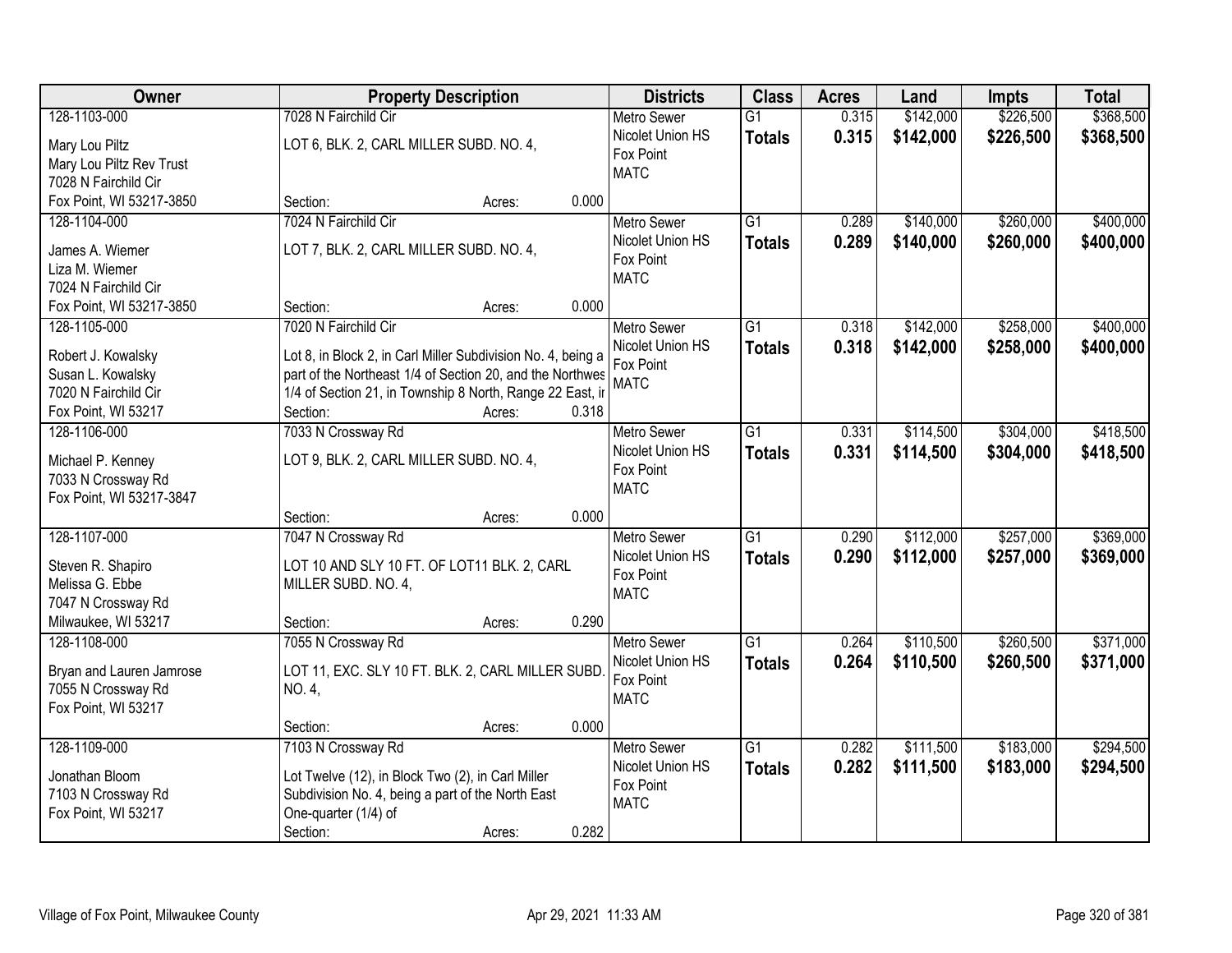| Owner | Property Description | Districts | Class | Acres | Land | Impts | Total |
|---|---|---|---|---|---|---|---|
| 128-1103-000<br>Mary Lou Piltz<br>Mary Lou Piltz Rev Trust<br>7028 N Fairchild Cir<br>Fox Point, WI 53217-3850 | 7028 N Fairchild Cir<br>LOT 6, BLK. 2, CARL MILLER SUBD. NO. 4,<br>Section: Acres: 0.000 | Metro Sewer<br>Nicolet Union HS<br>Fox Point<br>MATC | G1<br>**Totals** | 0.315<br>**0.315** | $142,000<br>**$142,000** | $226,500<br>**$226,500** | $368,500<br>**$368,500** |
| 128-1104-000<br>James A. Wiemer<br>Liza M. Wiemer<br>7024 N Fairchild Cir<br>Fox Point, WI 53217-3850 | 7024 N Fairchild Cir<br>LOT 7, BLK. 2, CARL MILLER SUBD. NO. 4,<br>Section: Acres: 0.000 | Metro Sewer<br>Nicolet Union HS<br>Fox Point<br>MATC | G1<br>**Totals** | 0.289<br>**0.289** | $140,000<br>**$140,000** | $260,000<br>**$260,000** | $400,000<br>**$400,000** |
| 128-1105-000<br>Robert J. Kowalsky<br>Susan L. Kowalsky<br>7020 N Fairchild Cir<br>Fox Point, WI 53217 | 7020 N Fairchild Cir<br>Lot 8, in Block 2, in Carl Miller Subdivision No. 4, being a part of the Northeast 1/4 of Section 20, and the Northwes 1/4 of Section 21, in Township 8 North, Range 22 East, ir<br>Section: Acres: 0.318 | Metro Sewer<br>Nicolet Union HS<br>Fox Point<br>MATC | G1<br>**Totals** | 0.318<br>**0.318** | $142,000<br>**$142,000** | $258,000<br>**$258,000** | $400,000<br>**$400,000** |
| 128-1106-000<br>Michael P. Kenney<br>7033 N Crossway Rd<br>Fox Point, WI 53217-3847 | 7033 N Crossway Rd<br>LOT 9, BLK. 2, CARL MILLER SUBD. NO. 4,<br>Section: Acres: 0.000 | Metro Sewer<br>Nicolet Union HS<br>Fox Point<br>MATC | G1<br>**Totals** | 0.331<br>**0.331** | $114,500<br>**$114,500** | $304,000<br>**$304,000** | $418,500<br>**$418,500** |
| 128-1107-000<br>Steven R. Shapiro<br>Melissa G. Ebbe<br>7047 N Crossway Rd<br>Milwaukee, WI 53217 | 7047 N Crossway Rd<br>LOT 10 AND SLY 10 FT. OF LOT11 BLK. 2, CARL MILLER SUBD. NO. 4,<br>Section: Acres: 0.290 | Metro Sewer<br>Nicolet Union HS<br>Fox Point<br>MATC | G1<br>**Totals** | 0.290<br>**0.290** | $112,000<br>**$112,000** | $257,000<br>**$257,000** | $369,000<br>**$369,000** |
| 128-1108-000<br>Bryan and Lauren Jamrose<br>7055 N Crossway Rd<br>Fox Point, WI 53217 | 7055 N Crossway Rd<br>LOT 11, EXC. SLY 10 FT. BLK. 2, CARL MILLER SUBD. NO. 4,<br>Section: Acres: 0.000 | Metro Sewer<br>Nicolet Union HS<br>Fox Point<br>MATC | G1<br>**Totals** | 0.264<br>**0.264** | $110,500<br>**$110,500** | $260,500<br>**$260,500** | $371,000<br>**$371,000** |
| 128-1109-000<br>Jonathan Bloom<br>7103 N Crossway Rd<br>Fox Point, WI 53217 | 7103 N Crossway Rd<br>Lot Twelve (12), in Block Two (2), in Carl Miller Subdivision No. 4, being a part of the North East One-quarter (1/4) of<br>Section: Acres: 0.282 | Metro Sewer<br>Nicolet Union HS<br>Fox Point<br>MATC | G1<br>**Totals** | 0.282<br>**0.282** | $111,500<br>**$111,500** | $183,000<br>**$183,000** | $294,500<br>**$294,500** |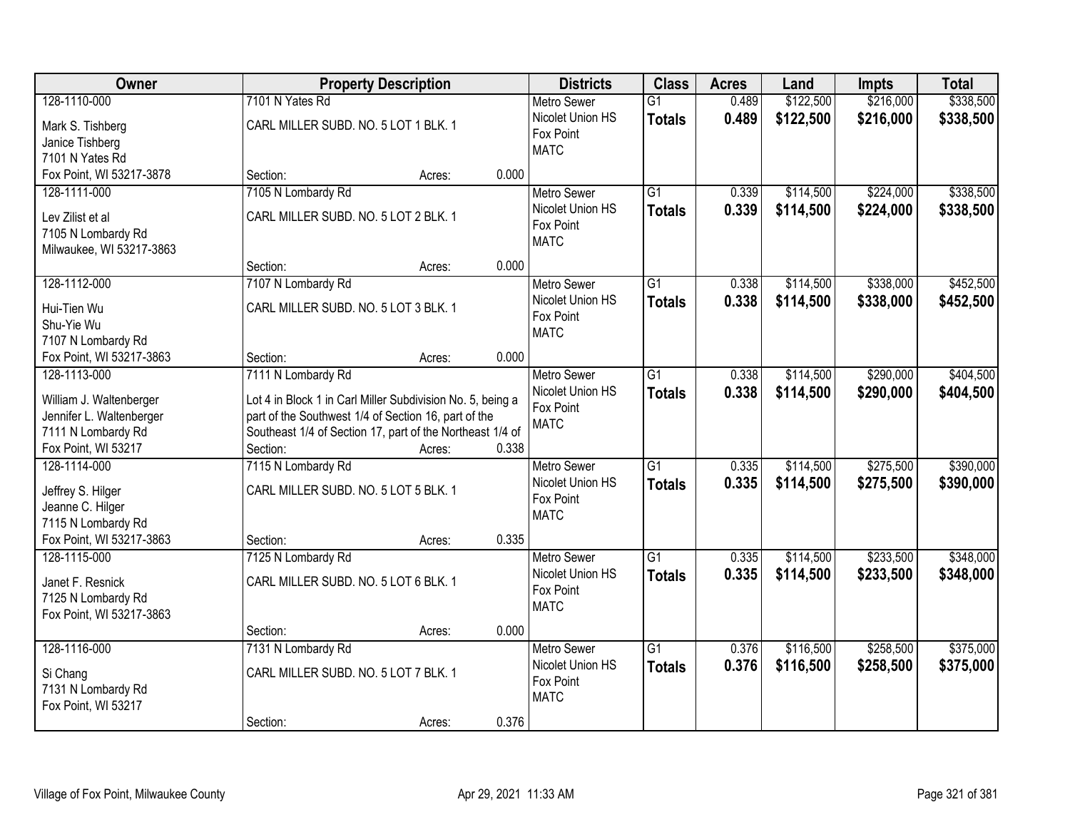| Owner | Property Description | Districts | Class | Acres | Land | Impts | Total |
|---|---|---|---|---|---|---|---|
| 128-1110-000<br>Mark S. Tishberg<br>Janice Tishberg<br>7101 N Yates Rd<br>Fox Point, WI 53217-3878 | 7101 N Yates Rd<br>CARL MILLER SUBD. NO. 5 LOT 1 BLK. 1<br>Section: Acres: 0.000 | Metro Sewer<br>Nicolet Union HS<br>Fox Point<br>MATC | G1<br>**Totals** | 0.489<br>**0.489** | $122,500<br>**$122,500** | $216,000<br>**$216,000** | $338,500<br>**$338,500** |
| 128-1111-000<br>Lev Zilist et al<br>7105 N Lombardy Rd<br>Milwaukee, WI 53217-3863 | 7105 N Lombardy Rd<br>CARL MILLER SUBD. NO. 5 LOT 2 BLK. 1<br>Section: Acres: 0.000 | Metro Sewer<br>Nicolet Union HS<br>Fox Point<br>MATC | G1<br>**Totals** | 0.339<br>**0.339** | $114,500<br>**$114,500** | $224,000<br>**$224,000** | $338,500<br>**$338,500** |
| 128-1112-000<br>Hui-Tien Wu<br>Shu-Yie Wu<br>7107 N Lombardy Rd<br>Fox Point, WI 53217-3863 | 7107 N Lombardy Rd<br>CARL MILLER SUBD. NO. 5 LOT 3 BLK. 1<br>Section: Acres: 0.000 | Metro Sewer<br>Nicolet Union HS<br>Fox Point<br>MATC | G1<br>**Totals** | 0.338<br>**0.338** | $114,500<br>**$114,500** | $338,000<br>**$338,000** | $452,500<br>**$452,500** |
| 128-1113-000<br>William J. Waltenberger<br>Jennifer L. Waltenberger<br>7111 N Lombardy Rd<br>Fox Point, WI 53217 | 7111 N Lombardy Rd<br>Lot 4 in Block 1 in Carl Miller Subdivision No. 5, being a part of the Southwest 1/4 of Section 16, part of the Southeast 1/4 of Section 17, part of the Northeast 1/4 of<br>Section: Acres: 0.338 | Metro Sewer<br>Nicolet Union HS<br>Fox Point<br>MATC | G1<br>**Totals** | 0.338<br>**0.338** | $114,500<br>**$114,500** | $290,000<br>**$290,000** | $404,500<br>**$404,500** |
| 128-1114-000<br>Jeffrey S. Hilger<br>Jeanne C. Hilger<br>7115 N Lombardy Rd<br>Fox Point, WI 53217-3863 | 7115 N Lombardy Rd<br>CARL MILLER SUBD. NO. 5 LOT 5 BLK. 1<br>Section: Acres: 0.335 | Metro Sewer<br>Nicolet Union HS<br>Fox Point<br>MATC | G1<br>**Totals** | 0.335<br>**0.335** | $114,500<br>**$114,500** | $275,500<br>**$275,500** | $390,000<br>**$390,000** |
| 128-1115-000<br>Janet F. Resnick<br>7125 N Lombardy Rd<br>Fox Point, WI 53217-3863 | 7125 N Lombardy Rd<br>CARL MILLER SUBD. NO. 5 LOT 6 BLK. 1<br>Section: Acres: 0.000 | Metro Sewer<br>Nicolet Union HS<br>Fox Point<br>MATC | G1<br>**Totals** | 0.335<br>**0.335** | $114,500<br>**$114,500** | $233,500<br>**$233,500** | $348,000<br>**$348,000** |
| 128-1116-000<br>Si Chang<br>7131 N Lombardy Rd<br>Fox Point, WI 53217 | 7131 N Lombardy Rd<br>CARL MILLER SUBD. NO. 5 LOT 7 BLK. 1<br>Section: Acres: 0.376 | Metro Sewer<br>Nicolet Union HS<br>Fox Point<br>MATC | G1<br>**Totals** | 0.376<br>**0.376** | $116,500<br>**$116,500** | $258,500<br>**$258,500** | $375,000<br>**$375,000** |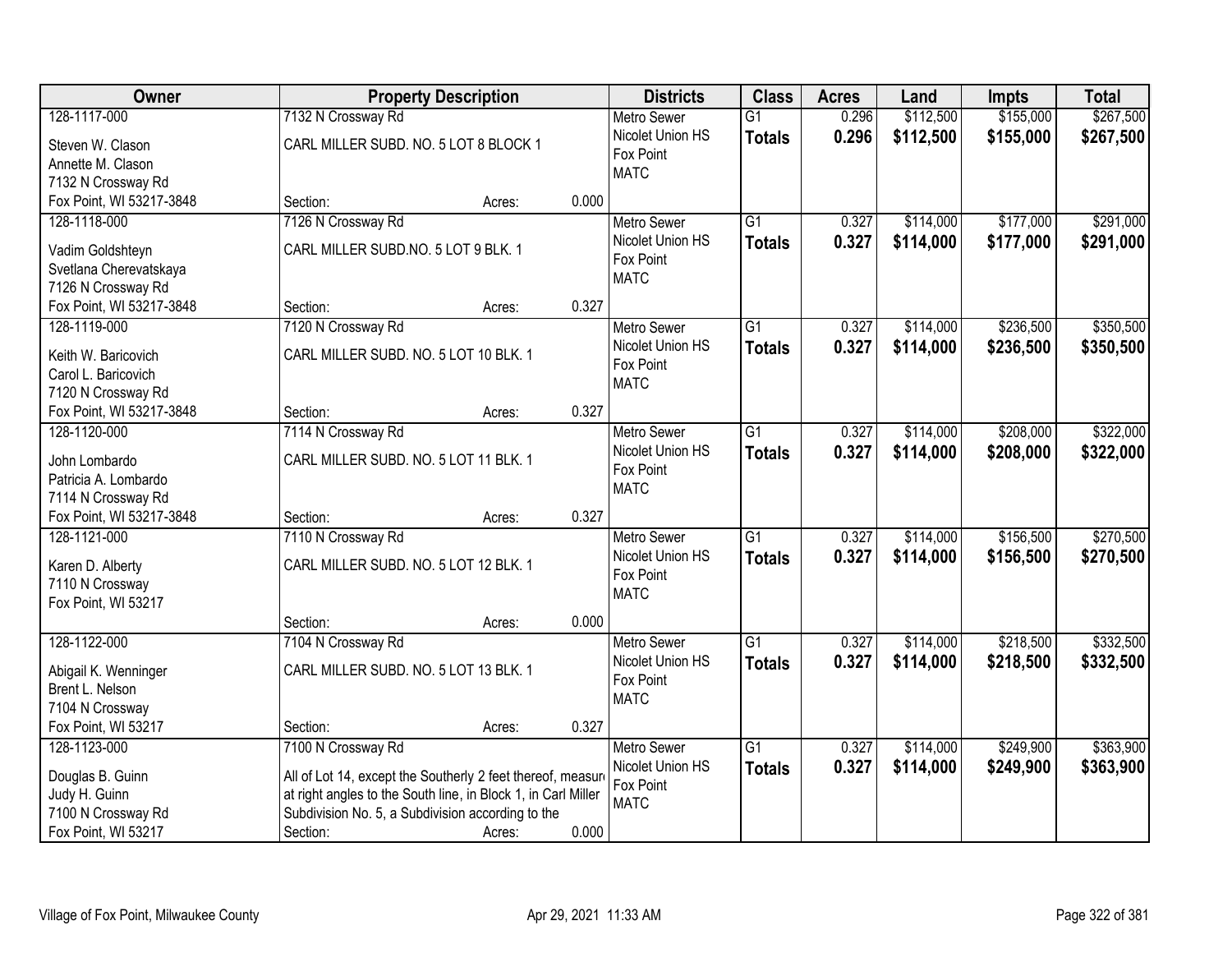| Owner | Property Description | Districts | Class | Acres | Land | Impts | Total |
|---|---|---|---|---|---|---|---|
| 128-1117-000<br>Steven W. Clason<br>Annette M. Clason<br>7132 N Crossway Rd<br>Fox Point, WI 53217-3848 | 7132 N Crossway Rd<br>CARL MILLER SUBD. NO. 5 LOT 8 BLOCK 1<br>Section: Acres: 0.000 | Metro Sewer<br>Nicolet Union HS<br>Fox Point<br>MATC | G1<br>**Totals** | 0.296<br>**0.296** | $112,500<br>**$112,500** | $155,000<br>**$155,000** | $267,500<br>**$267,500** |
| 128-1118-000<br>Vadim Goldshteyn<br>Svetlana Cherevatskaya<br>7126 N Crossway Rd<br>Fox Point, WI 53217-3848 | 7126 N Crossway Rd<br>CARL MILLER SUBD.NO. 5 LOT 9 BLK. 1<br>Section: Acres: 0.327 | Metro Sewer<br>Nicolet Union HS<br>Fox Point<br>MATC | G1<br>**Totals** | 0.327<br>**0.327** | $114,000<br>**$114,000** | $177,000<br>**$177,000** | $291,000<br>**$291,000** |
| 128-1119-000<br>Keith W. Baricovich<br>Carol L. Baricovich<br>7120 N Crossway Rd<br>Fox Point, WI 53217-3848 | 7120 N Crossway Rd<br>CARL MILLER SUBD. NO. 5 LOT 10 BLK. 1<br>Section: Acres: 0.327 | Metro Sewer<br>Nicolet Union HS<br>Fox Point<br>MATC | G1<br>**Totals** | 0.327<br>**0.327** | $114,000<br>**$114,000** | $236,500<br>**$236,500** | $350,500<br>**$350,500** |
| 128-1120-000<br>John Lombardo<br>Patricia A. Lombardo<br>7114 N Crossway Rd<br>Fox Point, WI 53217-3848 | 7114 N Crossway Rd<br>CARL MILLER SUBD. NO. 5 LOT 11 BLK. 1<br>Section: Acres: 0.327 | Metro Sewer<br>Nicolet Union HS<br>Fox Point<br>MATC | G1<br>**Totals** | 0.327<br>**0.327** | $114,000<br>**$114,000** | $208,000<br>**$208,000** | $322,000<br>**$322,000** |
| 128-1121-000<br>Karen D. Alberty<br>7110 N Crossway<br>Fox Point, WI 53217 | 7110 N Crossway Rd<br>CARL MILLER SUBD. NO. 5 LOT 12 BLK. 1<br>Section: Acres: 0.000 | Metro Sewer<br>Nicolet Union HS<br>Fox Point<br>MATC | G1<br>**Totals** | 0.327<br>**0.327** | $114,000<br>**$114,000** | $156,500<br>**$156,500** | $270,500<br>**$270,500** |
| 128-1122-000<br>Abigail K. Wenninger<br>Brent L. Nelson<br>7104 N Crossway<br>Fox Point, WI 53217 | 7104 N Crossway Rd<br>CARL MILLER SUBD. NO. 5 LOT 13 BLK. 1<br>Section: Acres: 0.327 | Metro Sewer<br>Nicolet Union HS<br>Fox Point<br>MATC | G1<br>**Totals** | 0.327<br>**0.327** | $114,000<br>**$114,000** | $218,500<br>**$218,500** | $332,500<br>**$332,500** |
| 128-1123-000<br>Douglas B. Guinn<br>Judy H. Guinn<br>7100 N Crossway Rd<br>Fox Point, WI 53217 | 7100 N Crossway Rd<br>All of Lot 14, except the Southerly 2 feet thereof, measur at right angles to the South line, in Block 1, in Carl Miller Subdivision No. 5, a Subdivision according to the<br>Section: Acres: 0.000 | Metro Sewer<br>Nicolet Union HS<br>Fox Point<br>MATC | G1<br>**Totals** | 0.327<br>**0.327** | $114,000<br>**$114,000** | $249,900<br>**$249,900** | $363,900<br>**$363,900** |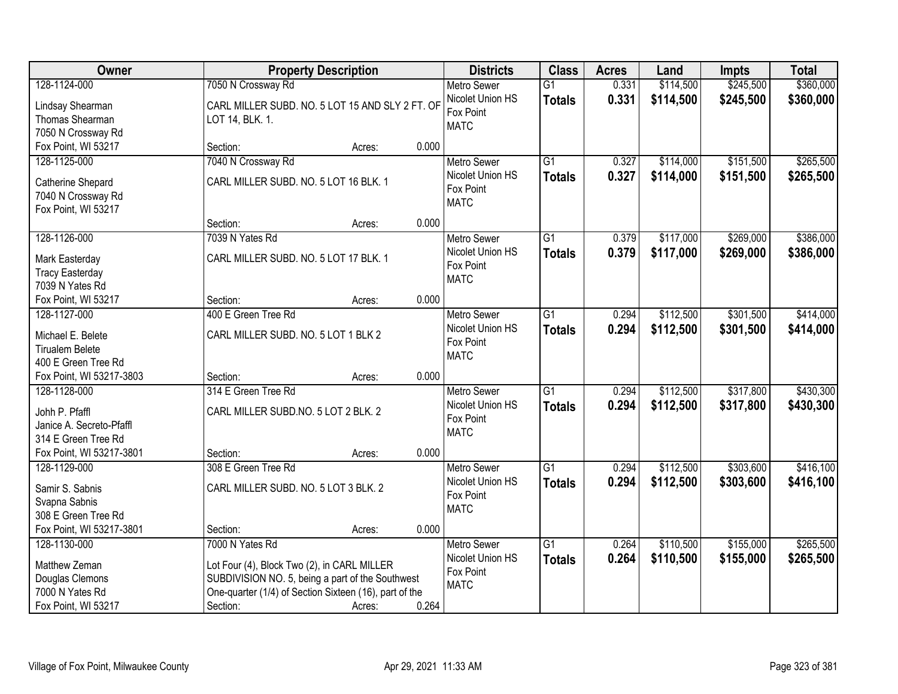| Owner | Property Description | Districts | Class | Acres | Land | Impts | Total |
|---|---|---|---|---|---|---|---|
| 128-1124-000<br>Lindsay Shearman<br>Thomas Shearman<br>7050 N Crossway Rd<br>Fox Point, WI 53217 | 7050 N Crossway Rd<br>CARL MILLER SUBD. NO. 5 LOT 15 AND SLY 2 FT. OF LOT 14, BLK. 1.<br>Section: Acres: 0.000 | Metro Sewer<br>Nicolet Union HS<br>Fox Point<br>MATC | G1<br>**Totals** | 0.331<br>**0.331** | \$114,500<br>**\$114,500** | \$245,500<br>**\$245,500** | \$360,000<br>**\$360,000** |
| 128-1125-000<br>Catherine Shepard<br>7040 N Crossway Rd<br>Fox Point, WI 53217 | 7040 N Crossway Rd<br>CARL MILLER SUBD. NO. 5 LOT 16 BLK. 1<br>Section: Acres: 0.000 | Metro Sewer<br>Nicolet Union HS<br>Fox Point<br>MATC | G1<br>**Totals** | 0.327<br>**0.327** | \$114,000<br>**\$114,000** | \$151,500<br>**\$151,500** | \$265,500<br>**\$265,500** |
| 128-1126-000<br>Mark Easterday<br>Tracy Easterday<br>7039 N Yates Rd<br>Fox Point, WI 53217 | 7039 N Yates Rd<br>CARL MILLER SUBD. NO. 5 LOT 17 BLK. 1<br>Section: Acres: 0.000 | Metro Sewer<br>Nicolet Union HS<br>Fox Point<br>MATC | G1<br>**Totals** | 0.379<br>**0.379** | \$117,000<br>**\$117,000** | \$269,000<br>**\$269,000** | \$386,000<br>**\$386,000** |
| 128-1127-000<br>Michael E. Belete<br>Tirualem Belete<br>400 E Green Tree Rd<br>Fox Point, WI 53217-3803 | 400 E Green Tree Rd<br>CARL MILLER SUBD. NO. 5 LOT 1 BLK 2<br>Section: Acres: 0.000 | Metro Sewer<br>Nicolet Union HS<br>Fox Point<br>MATC | G1<br>**Totals** | 0.294<br>**0.294** | \$112,500<br>**\$112,500** | \$301,500<br>**\$301,500** | \$414,000<br>**\$414,000** |
| 128-1128-000<br>Johh P. Pfaffl<br>Janice A. Secreto-Pfaffl<br>314 E Green Tree Rd<br>Fox Point, WI 53217-3801 | 314 E Green Tree Rd<br>CARL MILLER SUBD.NO. 5 LOT 2 BLK. 2<br>Section: Acres: 0.000 | Metro Sewer<br>Nicolet Union HS<br>Fox Point<br>MATC | G1<br>**Totals** | 0.294<br>**0.294** | \$112,500<br>**\$112,500** | \$317,800<br>**\$317,800** | \$430,300<br>**\$430,300** |
| 128-1129-000<br>Samir S. Sabnis<br>Svapna Sabnis<br>308 E Green Tree Rd<br>Fox Point, WI 53217-3801 | 308 E Green Tree Rd<br>CARL MILLER SUBD. NO. 5 LOT 3 BLK. 2<br>Section: Acres: 0.000 | Metro Sewer<br>Nicolet Union HS<br>Fox Point<br>MATC | G1<br>**Totals** | 0.294<br>**0.294** | \$112,500<br>**\$112,500** | \$303,600<br>**\$303,600** | \$416,100<br>**\$416,100** |
| 128-1130-000<br>Matthew Zeman<br>Douglas Clemons<br>7000 N Yates Rd<br>Fox Point, WI 53217 | 7000 N Yates Rd<br>Lot Four (4), Block Two (2), in CARL MILLER SUBDIVISION NO. 5, being a part of the Southwest One-quarter (1/4) of Section Sixteen (16), part of the<br>Section: Acres: 0.264 | Metro Sewer<br>Nicolet Union HS<br>Fox Point<br>MATC | G1<br>**Totals** | 0.264<br>**0.264** | \$110,500<br>**\$110,500** | \$155,000<br>**\$155,000** | \$265,500<br>**\$265,500** |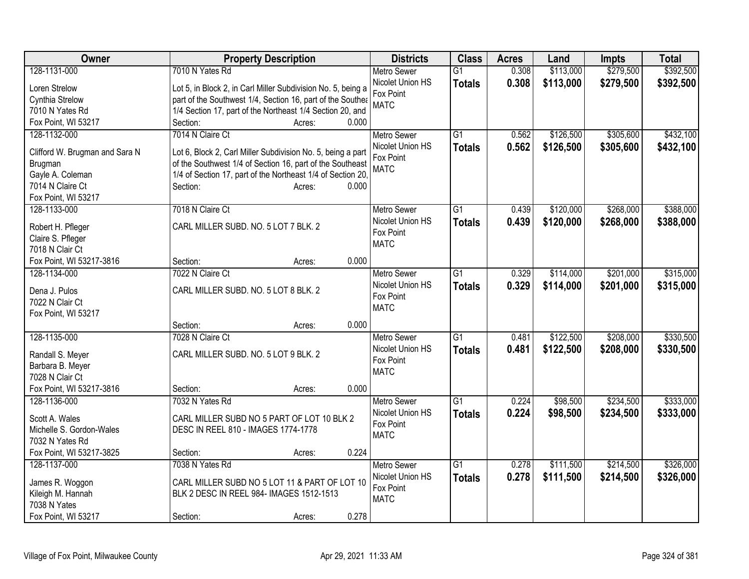| Owner | Property Description | Districts | Class | Acres | Land | Impts | Total |
|---|---|---|---|---|---|---|---|
| 128-1131-000<br>Loren Strelow<br>Cynthia Strelow<br>7010 N Yates Rd<br>Fox Point, WI 53217 | 7010 N Yates Rd<br>Lot 5, in Block 2, in Carl Miller Subdivision No. 5, being a part of the Southwest 1/4, Section 16, part of the Southea 1/4 Section 17, part of the Northeast 1/4 Section 20, and<br>Section: Acres: 0.000 | Metro Sewer<br>Nicolet Union HS<br>Fox Point<br>MATC | G1<br>**Totals** | 0.308<br>**0.308** | $113,000<br>**$113,000** | $279,500<br>**$279,500** | $392,500<br>**$392,500** |
| 128-1132-000<br>Clifford W. Brugman and Sara N Brugman<br>Gayle A. Coleman<br>7014 N Claire Ct<br>Fox Point, WI 53217 | 7014 N Claire Ct<br>Lot 6, Block 2, Carl Miller Subdivision No. 5, being a part of the Southwest 1/4 of Section 16, part of the Southeast 1/4 of Section 17, part of the Northeast 1/4 of Section 20,<br>Section: Acres: 0.000 | Metro Sewer<br>Nicolet Union HS<br>Fox Point<br>MATC | G1<br>**Totals** | 0.562<br>**0.562** | $126,500<br>**$126,500** | $305,600<br>**$305,600** | $432,100<br>**$432,100** |
| 128-1133-000<br>Robert H. Pfleger<br>Claire S. Pfleger<br>7018 N Clair Ct<br>Fox Point, WI 53217-3816 | 7018 N Claire Ct<br>CARL MILLER SUBD. NO. 5 LOT 7 BLK. 2<br>Section: Acres: 0.000 | Metro Sewer<br>Nicolet Union HS<br>Fox Point<br>MATC | G1<br>**Totals** | 0.439<br>**0.439** | $120,000<br>**$120,000** | $268,000<br>**$268,000** | $388,000<br>**$388,000** |
| 128-1134-000<br>Dena J. Pulos<br>7022 N Clair Ct<br>Fox Point, WI 53217 | 7022 N Claire Ct<br>CARL MILLER SUBD. NO. 5 LOT 8 BLK. 2<br>Section: Acres: 0.000 | Metro Sewer<br>Nicolet Union HS<br>Fox Point<br>MATC | G1<br>**Totals** | 0.329<br>**0.329** | $114,000<br>**$114,000** | $201,000<br>**$201,000** | $315,000<br>**$315,000** |
| 128-1135-000<br>Randall S. Meyer<br>Barbara B. Meyer<br>7028 N Clair Ct<br>Fox Point, WI 53217-3816 | 7028 N Claire Ct<br>CARL MILLER SUBD. NO. 5 LOT 9 BLK. 2<br>Section: Acres: 0.000 | Metro Sewer<br>Nicolet Union HS<br>Fox Point<br>MATC | G1<br>**Totals** | 0.481<br>**0.481** | $122,500<br>**$122,500** | $208,000<br>**$208,000** | $330,500<br>**$330,500** |
| 128-1136-000<br>Scott A. Wales<br>Michelle S. Gordon-Wales<br>7032 N Yates Rd<br>Fox Point, WI 53217-3825 | 7032 N Yates Rd<br>CARL MILLER SUBD NO 5 PART OF LOT 10 BLK 2 DESC IN REEL 810 - IMAGES 1774-1778<br>Section: Acres: 0.224 | Metro Sewer<br>Nicolet Union HS<br>Fox Point<br>MATC | G1<br>**Totals** | 0.224<br>**0.224** | $98,500<br>**$98,500** | $234,500<br>**$234,500** | $333,000<br>**$333,000** |
| 128-1137-000<br>James R. Woggon<br>Kileigh M. Hannah<br>7038 N Yates<br>Fox Point, WI 53217 | 7038 N Yates Rd<br>CARL MILLER SUBD NO 5 LOT 11 & PART OF LOT 10 BLK 2 DESC IN REEL 984- IMAGES 1512-1513<br>Section: Acres: 0.278 | Metro Sewer<br>Nicolet Union HS<br>Fox Point<br>MATC | G1<br>**Totals** | 0.278<br>**0.278** | $111,500<br>**$111,500** | $214,500<br>**$214,500** | $326,000<br>**$326,000** |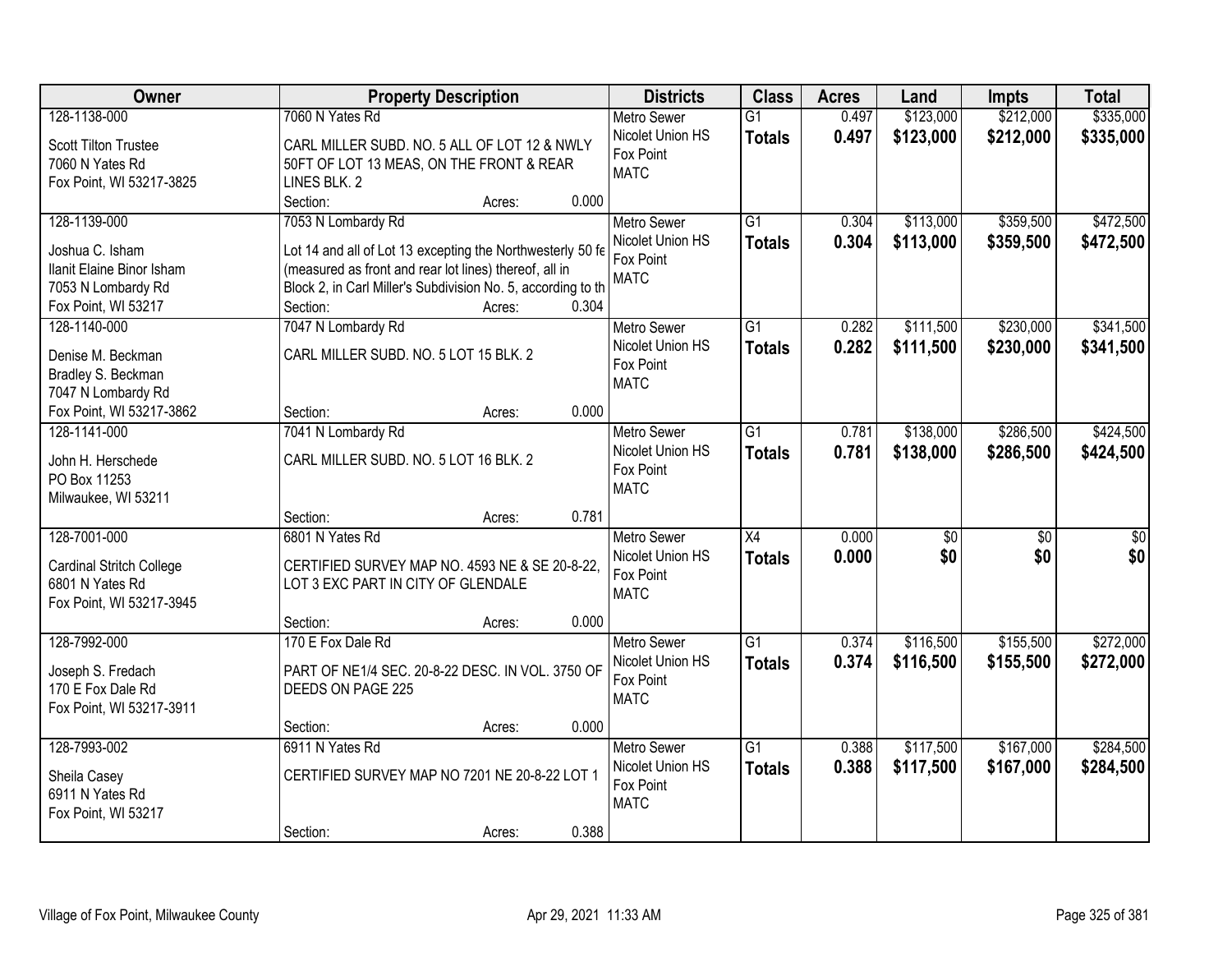| Owner | Property Description | Districts | Class | Acres | Land | Impts | Total |
|---|---|---|---|---|---|---|---|
| 128-1138-000<br>Scott Tilton Trustee<br>7060 N Yates Rd<br>Fox Point, WI 53217-3825 | 7060 N Yates Rd<br>CARL MILLER SUBD. NO. 5 ALL OF LOT 12 & NWLY 50FT OF LOT 13 MEAS, ON THE FRONT & REAR LINES BLK. 2<br>Section: Acres: 0.000 | Metro Sewer<br>Nicolet Union HS<br>Fox Point<br>MATC | G1<br>**Totals** | 0.497<br>**0.497** | \$123,000<br>**\$123,000** | \$212,000<br>**\$212,000** | \$335,000<br>**\$335,000** |
| 128-1139-000<br>Joshua C. Isham<br>Ilanit Elaine Binor Isham<br>7053 N Lombardy Rd<br>Fox Point, WI 53217 | 7053 N Lombardy Rd<br>Lot 14 and all of Lot 13 excepting the Northwesterly 50 fe (measured as front and rear lot lines) thereof, all in Block 2, in Carl Miller's Subdivision No. 5, according to th<br>Section: Acres: 0.304 | Metro Sewer<br>Nicolet Union HS<br>Fox Point<br>MATC | G1<br>**Totals** | 0.304<br>**0.304** | \$113,000<br>**\$113,000** | \$359,500<br>**\$359,500** | \$472,500<br>**\$472,500** |
| 128-1140-000<br>Denise M. Beckman<br>Bradley S. Beckman<br>7047 N Lombardy Rd<br>Fox Point, WI 53217-3862 | 7047 N Lombardy Rd<br>CARL MILLER SUBD. NO. 5 LOT 15 BLK. 2<br>Section: Acres: 0.000 | Metro Sewer<br>Nicolet Union HS<br>Fox Point<br>MATC | G1<br>**Totals** | 0.282<br>**0.282** | \$111,500<br>**\$111,500** | \$230,000<br>**\$230,000** | \$341,500<br>**\$341,500** |
| 128-1141-000<br>John H. Herschede<br>PO Box 11253<br>Milwaukee, WI 53211 | 7041 N Lombardy Rd<br>CARL MILLER SUBD. NO. 5 LOT 16 BLK. 2<br>Section: Acres: 0.781 | Metro Sewer<br>Nicolet Union HS<br>Fox Point<br>MATC | G1<br>**Totals** | 0.781<br>**0.781** | \$138,000<br>**\$138,000** | \$286,500<br>**\$286,500** | \$424,500<br>**\$424,500** |
| 128-7001-000<br>Cardinal Stritch College<br>6801 N Yates Rd<br>Fox Point, WI 53217-3945 | 6801 N Yates Rd<br>CERTIFIED SURVEY MAP NO. 4593 NE & SE 20-8-22, LOT 3 EXC PART IN CITY OF GLENDALE<br>Section: Acres: 0.000 | Metro Sewer<br>Nicolet Union HS<br>Fox Point<br>MATC | X4<br>**Totals** | 0.000<br>**0.000** | \$0<br>**\$0** | \$0<br>**\$0** | \$0<br>**\$0** |
| 128-7992-000<br>Joseph S. Fredach<br>170 E Fox Dale Rd<br>Fox Point, WI 53217-3911 | 170 E Fox Dale Rd<br>PART OF NE1/4 SEC. 20-8-22 DESC. IN VOL. 3750 OF DEEDS ON PAGE 225<br>Section: Acres: 0.000 | Metro Sewer<br>Nicolet Union HS<br>Fox Point<br>MATC | G1<br>**Totals** | 0.374<br>**0.374** | \$116,500<br>**\$116,500** | \$155,500<br>**\$155,500** | \$272,000<br>**\$272,000** |
| 128-7993-002<br>Sheila Casey<br>6911 N Yates Rd<br>Fox Point, WI 53217 | 6911 N Yates Rd<br>CERTIFIED SURVEY MAP NO 7201 NE 20-8-22 LOT 1<br>Section: Acres: 0.388 | Metro Sewer<br>Nicolet Union HS<br>Fox Point<br>MATC | G1<br>**Totals** | 0.388<br>**0.388** | \$117,500<br>**\$117,500** | \$167,000<br>**\$167,000** | \$284,500<br>**\$284,500** |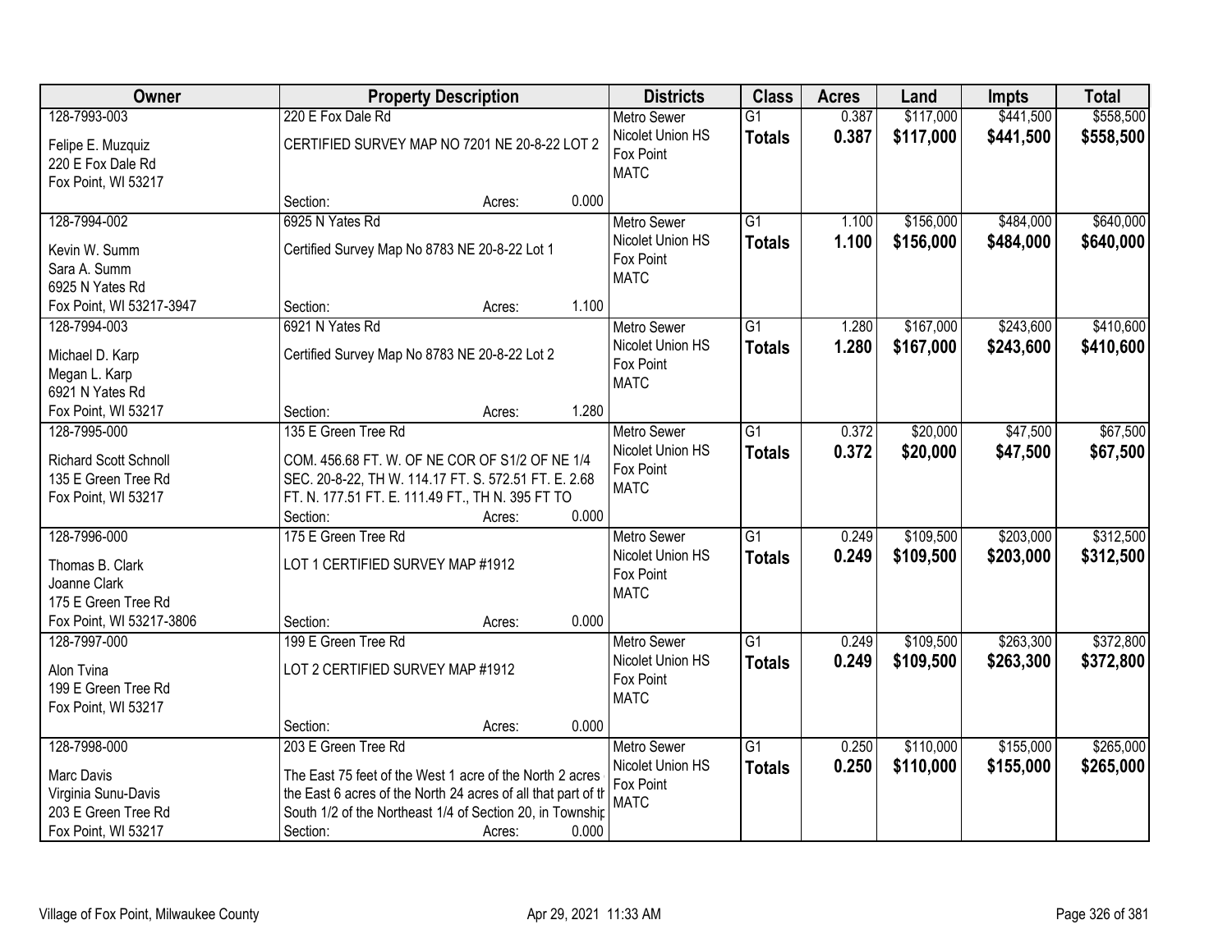| Owner | Property Description | Districts | Class | Acres | Land | Impts | Total |
|---|---|---|---|---|---|---|---|
| 128-7993-003<br>Felipe E. Muzquiz<br>220 E Fox Dale Rd<br>Fox Point, WI 53217 | 220 E Fox Dale Rd<br>CERTIFIED SURVEY MAP NO 7201 NE 20-8-22 LOT 2<br>Section: Acres: 0.000 | Metro Sewer<br>Nicolet Union HS<br>Fox Point<br>MATC | G1<br>**Totals** | 0.387<br>**0.387** | $117,000<br>**$117,000** | $441,500<br>**$441,500** | $558,500<br>**$558,500** |
| 128-7994-002<br>Kevin W. Summ<br>Sara A. Summ<br>6925 N Yates Rd<br>Fox Point, WI 53217-3947 | 6925 N Yates Rd<br>Certified Survey Map No 8783 NE 20-8-22 Lot 1<br>Section: Acres: 1.100 | Metro Sewer<br>Nicolet Union HS<br>Fox Point<br>MATC | G1<br>**Totals** | 1.100<br>**1.100** | $156,000<br>**$156,000** | $484,000<br>**$484,000** | $640,000<br>**$640,000** |
| 128-7994-003<br>Michael D. Karp<br>Megan L. Karp<br>6921 N Yates Rd<br>Fox Point, WI 53217 | 6921 N Yates Rd<br>Certified Survey Map No 8783 NE 20-8-22 Lot 2<br>Section: Acres: 1.280 | Metro Sewer<br>Nicolet Union HS<br>Fox Point<br>MATC | G1<br>**Totals** | 1.280<br>**1.280** | $167,000<br>**$167,000** | $243,600<br>**$243,600** | $410,600<br>**$410,600** |
| 128-7995-000<br>Richard Scott Schnoll<br>135 E Green Tree Rd<br>Fox Point, WI 53217 | 135 E Green Tree Rd<br>COM. 456.68 FT. W. OF NE COR OF S1/2 OF NE 1/4 SEC. 20-8-22, TH W. 114.17 FT. S. 572.51 FT. E. 2.68 FT. N. 177.51 FT. E. 111.49 FT., TH N. 395 FT TO<br>Section: Acres: 0.000 | Metro Sewer<br>Nicolet Union HS<br>Fox Point<br>MATC | G1<br>**Totals** | 0.372<br>**0.372** | $20,000<br>**$20,000** | $47,500<br>**$47,500** | $67,500<br>**$67,500** |
| 128-7996-000<br>Thomas B. Clark<br>Joanne Clark<br>175 E Green Tree Rd<br>Fox Point, WI 53217-3806 | 175 E Green Tree Rd<br>LOT 1 CERTIFIED SURVEY MAP #1912<br>Section: Acres: 0.000 | Metro Sewer<br>Nicolet Union HS<br>Fox Point<br>MATC | G1<br>**Totals** | 0.249<br>**0.249** | $109,500<br>**$109,500** | $203,000<br>**$203,000** | $312,500<br>**$312,500** |
| 128-7997-000<br>Alon Tvina<br>199 E Green Tree Rd<br>Fox Point, WI 53217 | 199 E Green Tree Rd<br>LOT 2 CERTIFIED SURVEY MAP #1912<br>Section: Acres: 0.000 | Metro Sewer<br>Nicolet Union HS<br>Fox Point<br>MATC | G1<br>**Totals** | 0.249<br>**0.249** | $109,500<br>**$109,500** | $263,300<br>**$263,300** | $372,800<br>**$372,800** |
| 128-7998-000<br>Marc Davis<br>Virginia Sunu-Davis<br>203 E Green Tree Rd<br>Fox Point, WI 53217 | 203 E Green Tree Rd<br>The East 75 feet of the West 1 acre of the North 2 acres the East 6 acres of the North 24 acres of all that part of th South 1/2 of the Northeast 1/4 of Section 20, in Townshir<br>Section: Acres: 0.000 | Metro Sewer<br>Nicolet Union HS<br>Fox Point<br>MATC | G1<br>**Totals** | 0.250<br>**0.250** | $110,000<br>**$110,000** | $155,000<br>**$155,000** | $265,000<br>**$265,000** |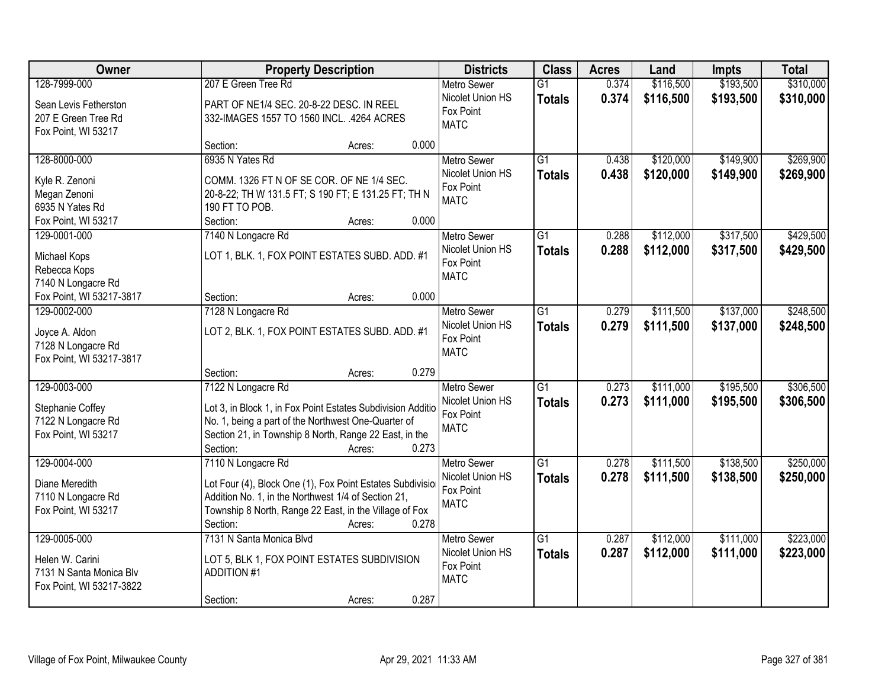| Owner | Property Description | Districts | Class | Acres | Land | Impts | Total |
|---|---|---|---|---|---|---|---|
| 128-7999-000<br>Sean Levis Fetherston<br>207 E Green Tree Rd<br>Fox Point, WI 53217 | 207 E Green Tree Rd<br>PART OF NE1/4 SEC. 20-8-22 DESC. IN REEL 332-IMAGES 1557 TO 1560 INCL. .4264 ACRES<br>Section: Acres: 0.000 | Metro Sewer<br>Nicolet Union HS<br>Fox Point<br>MATC | G1<br>**Totals** | 0.374<br>**0.374** | $116,500<br>**$116,500** | $193,500<br>**$193,500** | $310,000<br>**$310,000** |
| 128-8000-000<br>Kyle R. Zenoni<br>Megan Zenoni<br>6935 N Yates Rd<br>Fox Point, WI 53217 | 6935 N Yates Rd<br>COMM. 1326 FT N OF SE COR. OF NE 1/4 SEC. 20-8-22; TH W 131.5 FT; S 190 FT; E 131.25 FT; TH N 190 FT TO POB.<br>Section: Acres: 0.000 | Metro Sewer<br>Nicolet Union HS<br>Fox Point<br>MATC | G1<br>**Totals** | 0.438<br>**0.438** | $120,000<br>**$120,000** | $149,900<br>**$149,900** | $269,900<br>**$269,900** |
| 129-0001-000<br>Michael Kops<br>Rebecca Kops<br>7140 N Longacre Rd<br>Fox Point, WI 53217-3817 | 7140 N Longacre Rd<br>LOT 1, BLK. 1, FOX POINT ESTATES SUBD. ADD. #1<br>Section: Acres: 0.000 | Metro Sewer<br>Nicolet Union HS<br>Fox Point<br>MATC | G1<br>**Totals** | 0.288<br>**0.288** | $112,000<br>**$112,000** | $317,500<br>**$317,500** | $429,500<br>**$429,500** |
| 129-0002-000<br>Joyce A. Aldon<br>7128 N Longacre Rd<br>Fox Point, WI 53217-3817 | 7128 N Longacre Rd<br>LOT 2, BLK. 1, FOX POINT ESTATES SUBD. ADD. #1<br>Section: Acres: 0.279 | Metro Sewer<br>Nicolet Union HS<br>Fox Point<br>MATC | G1<br>**Totals** | 0.279<br>**0.279** | $111,500<br>**$111,500** | $137,000<br>**$137,000** | $248,500<br>**$248,500** |
| 129-0003-000<br>Stephanie Coffey<br>7122 N Longacre Rd<br>Fox Point, WI 53217 | 7122 N Longacre Rd<br>Lot 3, in Block 1, in Fox Point Estates Subdivision Additio No. 1, being a part of the Northwest One-Quarter of Section 21, in Township 8 North, Range 22 East, in the<br>Section: Acres: 0.273 | Metro Sewer<br>Nicolet Union HS<br>Fox Point<br>MATC | G1<br>**Totals** | 0.273<br>**0.273** | $111,000<br>**$111,000** | $195,500<br>**$195,500** | $306,500<br>**$306,500** |
| 129-0004-000<br>Diane Meredith<br>7110 N Longacre Rd<br>Fox Point, WI 53217 | 7110 N Longacre Rd<br>Lot Four (4), Block One (1), Fox Point Estates Subdivisio Addition No. 1, in the Northwest 1/4 of Section 21, Township 8 North, Range 22 East, in the Village of Fox<br>Section: Acres: 0.278 | Metro Sewer<br>Nicolet Union HS<br>Fox Point<br>MATC | G1<br>**Totals** | 0.278<br>**0.278** | $111,500<br>**$111,500** | $138,500<br>**$138,500** | $250,000<br>**$250,000** |
| 129-0005-000<br>Helen W. Carini<br>7131 N Santa Monica Blv<br>Fox Point, WI 53217-3822 | 7131 N Santa Monica Blvd<br>LOT 5, BLK 1, FOX POINT ESTATES SUBDIVISION ADDITION #1<br>Section: Acres: 0.287 | Metro Sewer<br>Nicolet Union HS<br>Fox Point<br>MATC | G1<br>**Totals** | 0.287<br>**0.287** | $112,000<br>**$112,000** | $111,000<br>**$111,000** | $223,000<br>**$223,000** |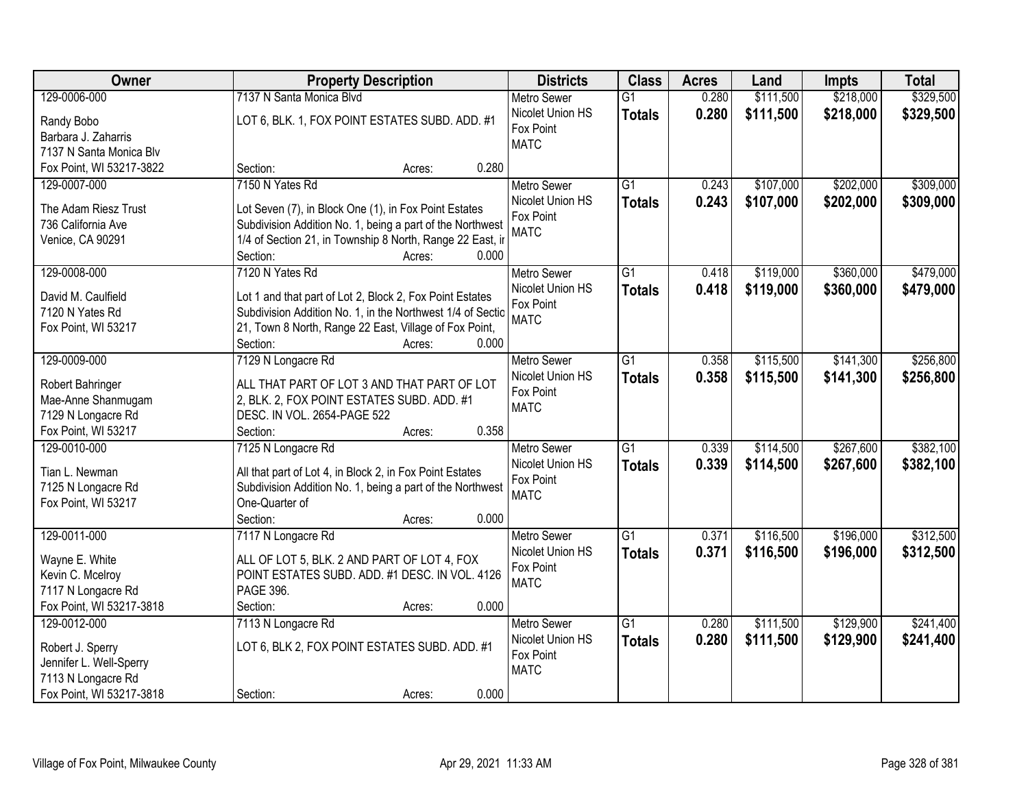| Owner | Property Description | Districts | Class | Acres | Land | Impts | Total |
|---|---|---|---|---|---|---|---|
| 129-0006-000<br>Randy Bobo<br>Barbara J. Zaharris<br>7137 N Santa Monica Blv<br>Fox Point, WI 53217-3822 | 7137 N Santa Monica Blvd<br>LOT 6, BLK. 1, FOX POINT ESTATES SUBD. ADD. #1<br>Section: Acres: 0.280 | Metro Sewer<br>Nicolet Union HS<br>Fox Point<br>MATC | G1<br>**Totals** | 0.280<br>**0.280** | $111,500<br>**$111,500** | $218,000<br>**$218,000** | $329,500<br>**$329,500** |
| 129-0007-000<br>The Adam Riesz Trust<br>736 California Ave<br>Venice, CA 90291 | 7150 N Yates Rd<br>Lot Seven (7), in Block One (1), in Fox Point Estates Subdivision Addition No. 1, being a part of the Northwest 1/4 of Section 21, in Township 8 North, Range 22 East, ir<br>Section: Acres: 0.000 | Metro Sewer<br>Nicolet Union HS<br>Fox Point<br>MATC | G1<br>**Totals** | 0.243<br>**0.243** | $107,000<br>**$107,000** | $202,000<br>**$202,000** | $309,000<br>**$309,000** |
| 129-0008-000<br>David M. Caulfield<br>7120 N Yates Rd<br>Fox Point, WI 53217 | 7120 N Yates Rd<br>Lot 1 and that part of Lot 2, Block 2, Fox Point Estates Subdivision Addition No. 1, in the Northwest 1/4 of Sectic 21, Town 8 North, Range 22 East, Village of Fox Point,<br>Section: Acres: 0.000 | Metro Sewer<br>Nicolet Union HS<br>Fox Point<br>MATC | G1<br>**Totals** | 0.418<br>**0.418** | $119,000<br>**$119,000** | $360,000<br>**$360,000** | $479,000<br>**$479,000** |
| 129-0009-000<br>Robert Bahringer<br>Mae-Anne Shanmugam<br>7129 N Longacre Rd<br>Fox Point, WI 53217 | 7129 N Longacre Rd<br>ALL THAT PART OF LOT 3 AND THAT PART OF LOT 2, BLK. 2, FOX POINT ESTATES SUBD. ADD. #1 DESC. IN VOL. 2654-PAGE 522<br>Section: Acres: 0.358 | Metro Sewer<br>Nicolet Union HS<br>Fox Point<br>MATC | G1<br>**Totals** | 0.358<br>**0.358** | $115,500<br>**$115,500** | $141,300<br>**$141,300** | $256,800<br>**$256,800** |
| 129-0010-000<br>Tian L. Newman<br>7125 N Longacre Rd<br>Fox Point, WI 53217 | 7125 N Longacre Rd<br>All that part of Lot 4, in Block 2, in Fox Point Estates Subdivision Addition No. 1, being a part of the Northwest One-Quarter of<br>Section: Acres: 0.000 | Metro Sewer<br>Nicolet Union HS<br>Fox Point<br>MATC | G1<br>**Totals** | 0.339<br>**0.339** | $114,500<br>**$114,500** | $267,600<br>**$267,600** | $382,100<br>**$382,100** |
| 129-0011-000<br>Wayne E. White<br>Kevin C. Mcelroy<br>7117 N Longacre Rd<br>Fox Point, WI 53217-3818 | 7117 N Longacre Rd<br>ALL OF LOT 5, BLK. 2 AND PART OF LOT 4, FOX POINT ESTATES SUBD. ADD. #1 DESC. IN VOL. 4126 PAGE 396.<br>Section: Acres: 0.000 | Metro Sewer<br>Nicolet Union HS<br>Fox Point<br>MATC | G1<br>**Totals** | 0.371<br>**0.371** | $116,500<br>**$116,500** | $196,000<br>**$196,000** | $312,500<br>**$312,500** |
| 129-0012-000<br>Robert J. Sperry<br>Jennifer L. Well-Sperry<br>7113 N Longacre Rd<br>Fox Point, WI 53217-3818 | 7113 N Longacre Rd<br>LOT 6, BLK 2, FOX POINT ESTATES SUBD. ADD. #1<br>Section: Acres: 0.000 | Metro Sewer<br>Nicolet Union HS<br>Fox Point<br>MATC | G1<br>**Totals** | 0.280<br>**0.280** | $111,500<br>**$111,500** | $129,900<br>**$129,900** | $241,400<br>**$241,400** |

Village of Fox Point, Milwaukee County Apr 29, 2021 11:33 AM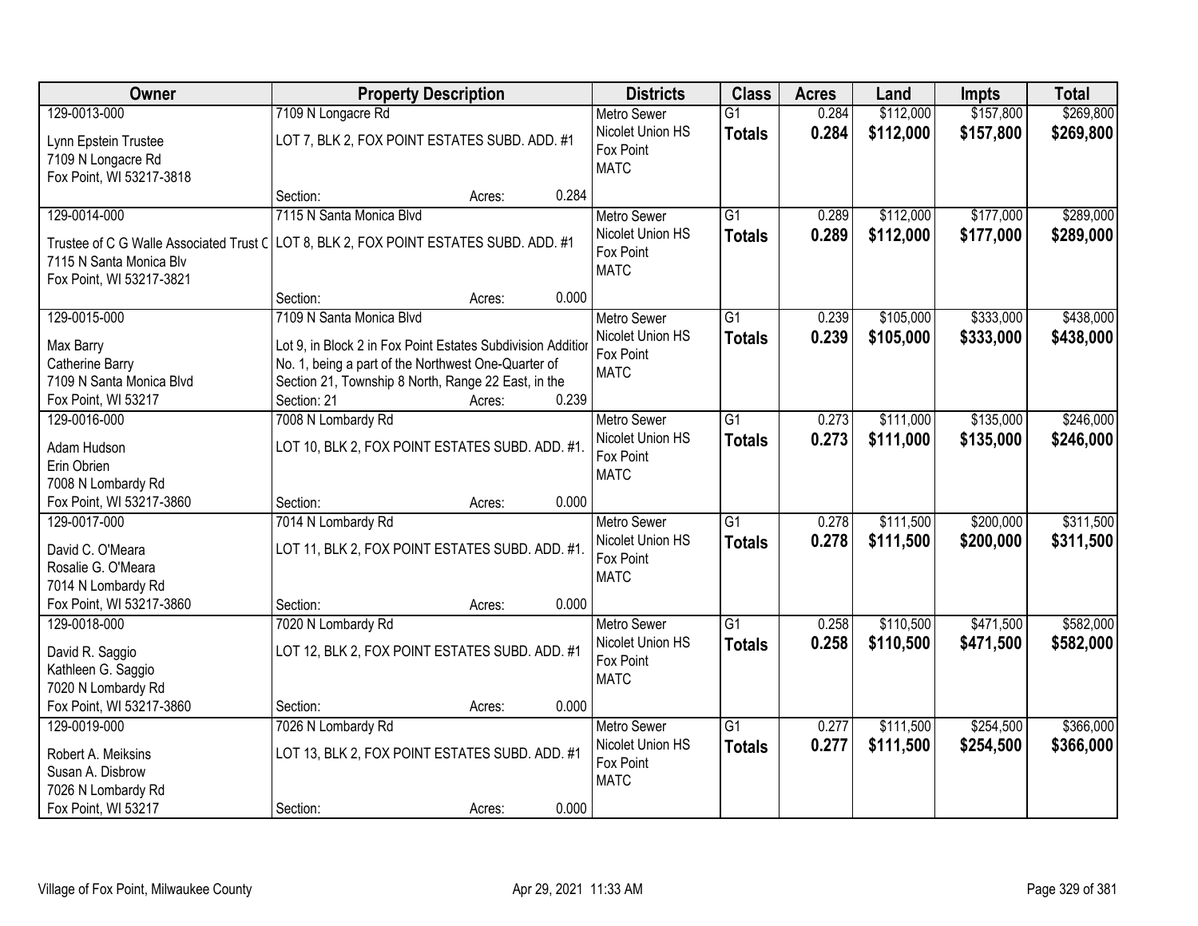| Owner | Property Description | Districts | Class | Acres | Land | Impts | Total |
|---|---|---|---|---|---|---|---|
| 129-0013-000<br>Lynn Epstein Trustee<br>7109 N Longacre Rd<br>Fox Point, WI 53217-3818 | 7109 N Longacre Rd<br>LOT 7, BLK 2, FOX POINT ESTATES SUBD. ADD. #1<br>Section: Acres: 0.284 | Metro Sewer<br>Nicolet Union HS<br>Fox Point<br>MATC | G1<br>**Totals** | 0.284<br>**0.284** | $112,000<br>**$112,000** | $157,800<br>**$157,800** | $269,800<br>**$269,800** |
| 129-0014-000<br>Trustee of C G Walle Associated Trust C<br>7115 N Santa Monica Blv<br>Fox Point, WI 53217-3821 | 7115 N Santa Monica Blvd<br>LOT 8, BLK 2, FOX POINT ESTATES SUBD. ADD. #1<br>Section: Acres: 0.000 | Metro Sewer<br>Nicolet Union HS<br>Fox Point<br>MATC | G1<br>**Totals** | 0.289<br>**0.289** | $112,000<br>**$112,000** | $177,000<br>**$177,000** | $289,000<br>**$289,000** |
| 129-0015-000<br>Max Barry<br>Catherine Barry<br>7109 N Santa Monica Blvd<br>Fox Point, WI 53217 | 7109 N Santa Monica Blvd<br>Lot 9, in Block 2 in Fox Point Estates Subdivision Additior No. 1, being a part of the Northwest One-Quarter of Section 21, Township 8 North, Range 22 East, in the<br>Section: 21 Acres: 0.239 | Metro Sewer<br>Nicolet Union HS<br>Fox Point<br>MATC | G1<br>**Totals** | 0.239<br>**0.239** | $105,000<br>**$105,000** | $333,000<br>**$333,000** | $438,000<br>**$438,000** |
| 129-0016-000<br>Adam Hudson<br>Erin Obrien<br>7008 N Lombardy Rd<br>Fox Point, WI 53217-3860 | 7008 N Lombardy Rd<br>LOT 10, BLK 2, FOX POINT ESTATES SUBD. ADD. #1.<br>Section: Acres: 0.000 | Metro Sewer<br>Nicolet Union HS<br>Fox Point<br>MATC | G1<br>**Totals** | 0.273<br>**0.273** | $111,000<br>**$111,000** | $135,000<br>**$135,000** | $246,000<br>**$246,000** |
| 129-0017-000<br>David C. O'Meara<br>Rosalie G. O'Meara<br>7014 N Lombardy Rd<br>Fox Point, WI 53217-3860 | 7014 N Lombardy Rd<br>LOT 11, BLK 2, FOX POINT ESTATES SUBD. ADD. #1.<br>Section: Acres: 0.000 | Metro Sewer<br>Nicolet Union HS<br>Fox Point<br>MATC | G1<br>**Totals** | 0.278<br>**0.278** | $111,500<br>**$111,500** | $200,000<br>**$200,000** | $311,500<br>**$311,500** |
| 129-0018-000<br>David R. Saggio<br>Kathleen G. Saggio<br>7020 N Lombardy Rd<br>Fox Point, WI 53217-3860 | 7020 N Lombardy Rd<br>LOT 12, BLK 2, FOX POINT ESTATES SUBD. ADD. #1<br>Section: Acres: 0.000 | Metro Sewer<br>Nicolet Union HS<br>Fox Point<br>MATC | G1<br>**Totals** | 0.258<br>**0.258** | $110,500<br>**$110,500** | $471,500<br>**$471,500** | $582,000<br>**$582,000** |
| 129-0019-000<br>Robert A. Meiksins<br>Susan A. Disbrow<br>7026 N Lombardy Rd<br>Fox Point, WI 53217 | 7026 N Lombardy Rd<br>LOT 13, BLK 2, FOX POINT ESTATES SUBD. ADD. #1<br>Section: Acres: 0.000 | Metro Sewer<br>Nicolet Union HS<br>Fox Point<br>MATC | G1<br>**Totals** | 0.277<br>**0.277** | $111,500<br>**$111,500** | $254,500<br>**$254,500** | $366,000<br>**$366,000** |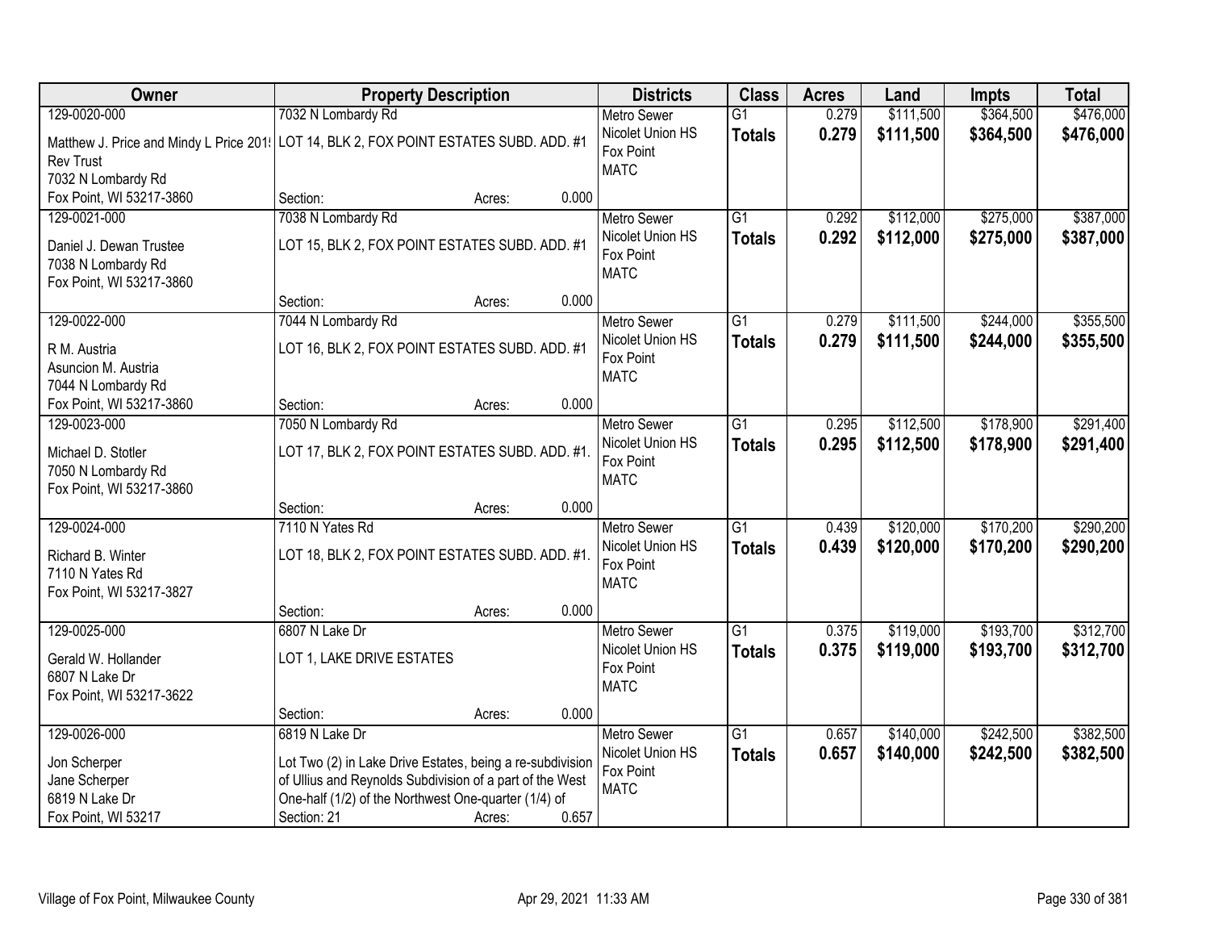| Owner | Property Description | Districts | Class | Acres | Land | Impts | Total |
|---|---|---|---|---|---|---|---|
| 129-0020-000<br>Matthew J. Price and Mindy L Price 201<br>Rev Trust<br>7032 N Lombardy Rd<br>Fox Point, WI 53217-3860 | 7032 N Lombardy Rd<br>LOT 14, BLK 2, FOX POINT ESTATES SUBD. ADD. #1<br>Section: Acres: 0.000 | Metro Sewer<br>Nicolet Union HS<br>Fox Point<br>MATC | G1<br>**Totals** | 0.279<br>**0.279** | $111,500<br>**$111,500** | $364,500<br>**$364,500** | $476,000<br>**$476,000** |
| 129-0021-000<br>Daniel J. Dewan Trustee<br>7038 N Lombardy Rd<br>Fox Point, WI 53217-3860 | 7038 N Lombardy Rd<br>LOT 15, BLK 2, FOX POINT ESTATES SUBD. ADD. #1<br>Section: Acres: 0.000 | Metro Sewer<br>Nicolet Union HS<br>Fox Point<br>MATC | G1<br>**Totals** | 0.292<br>**0.292** | $112,000<br>**$112,000** | $275,000<br>**$275,000** | $387,000<br>**$387,000** |
| 129-0022-000<br>R M. Austria<br>Asuncion M. Austria<br>7044 N Lombardy Rd<br>Fox Point, WI 53217-3860 | 7044 N Lombardy Rd<br>LOT 16, BLK 2, FOX POINT ESTATES SUBD. ADD. #1<br>Section: Acres: 0.000 | Metro Sewer<br>Nicolet Union HS<br>Fox Point<br>MATC | G1<br>**Totals** | 0.279<br>**0.279** | $111,500<br>**$111,500** | $244,000<br>**$244,000** | $355,500<br>**$355,500** |
| 129-0023-000<br>Michael D. Stotler<br>7050 N Lombardy Rd<br>Fox Point, WI 53217-3860 | 7050 N Lombardy Rd<br>LOT 17, BLK 2, FOX POINT ESTATES SUBD. ADD. #1.<br>Section: Acres: 0.000 | Metro Sewer<br>Nicolet Union HS<br>Fox Point<br>MATC | G1<br>**Totals** | 0.295<br>**0.295** | $112,500<br>**$112,500** | $178,900<br>**$178,900** | $291,400<br>**$291,400** |
| 129-0024-000<br>Richard B. Winter<br>7110 N Yates Rd<br>Fox Point, WI 53217-3827 | 7110 N Yates Rd<br>LOT 18, BLK 2, FOX POINT ESTATES SUBD. ADD. #1.<br>Section: Acres: 0.000 | Metro Sewer<br>Nicolet Union HS<br>Fox Point<br>MATC | G1<br>**Totals** | 0.439<br>**0.439** | $120,000<br>**$120,000** | $170,200<br>**$170,200** | $290,200<br>**$290,200** |
| 129-0025-000<br>Gerald W. Hollander<br>6807 N Lake Dr<br>Fox Point, WI 53217-3622 | 6807 N Lake Dr<br>LOT 1, LAKE DRIVE ESTATES<br>Section: Acres: 0.000 | Metro Sewer<br>Nicolet Union HS<br>Fox Point<br>MATC | G1<br>**Totals** | 0.375<br>**0.375** | $119,000<br>**$119,000** | $193,700<br>**$193,700** | $312,700<br>**$312,700** |
| 129-0026-000<br>Jon Scherper<br>Jane Scherper<br>6819 N Lake Dr<br>Fox Point, WI 53217 | 6819 N Lake Dr<br>Lot Two (2) in Lake Drive Estates, being a re-subdivision of Ullius and Reynolds Subdivision of a part of the West One-half (1/2) of the Northwest One-quarter (1/4) of<br>Section: 21 Acres: 0.657 | Metro Sewer<br>Nicolet Union HS<br>Fox Point<br>MATC | G1<br>**Totals** | 0.657<br>**0.657** | $140,000<br>**$140,000** | $242,500<br>**$242,500** | $382,500<br>**$382,500** |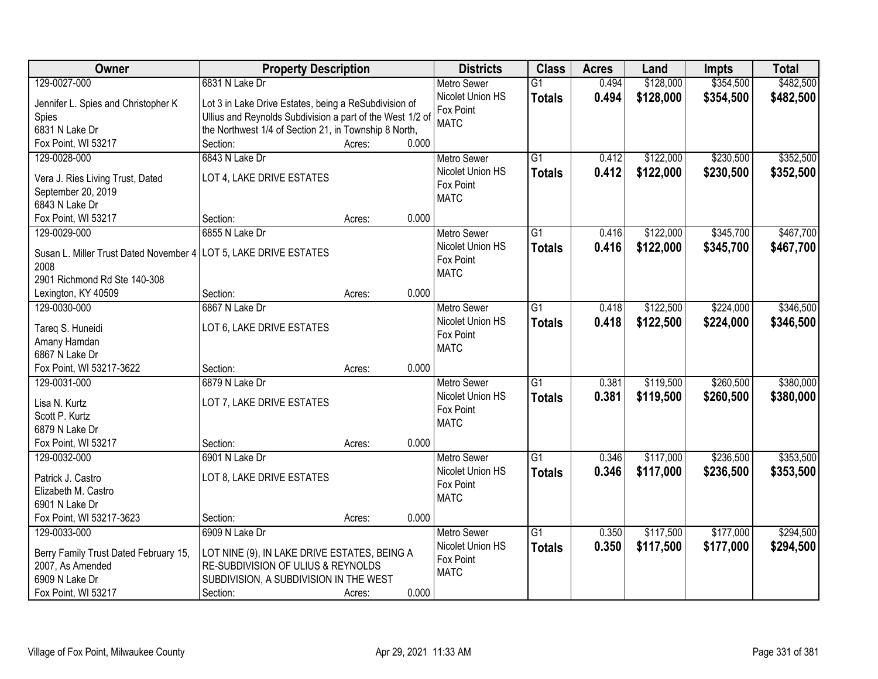| Owner | Property Description | Districts | Class | Acres | Land | Impts | Total |
|---|---|---|---|---|---|---|---|
| 129-0027-000<br>Jennifer L. Spies and Christopher K Spies<br>6831 N Lake Dr<br>Fox Point, WI 53217 | 6831 N Lake Dr<br>Lot 3 in Lake Drive Estates, being a ReSubdivision of Ullius and Reynolds Subdivision a part of the West 1/2 of the Northwest 1/4 of Section 21, in Township 8 North,<br>Section: Acres: 0.000 | Metro Sewer<br>Nicolet Union HS<br>Fox Point<br>MATC | G1<br>**Totals** | 0.494<br>**0.494** | $128,000<br>**$128,000** | $354,500<br>**$354,500** | $482,500<br>**$482,500** |
| 129-0028-000<br>Vera J. Ries Living Trust, Dated September 20, 2019<br>6843 N Lake Dr<br>Fox Point, WI 53217 | 6843 N Lake Dr<br>LOT 4, LAKE DRIVE ESTATES<br>Section: Acres: 0.000 | Metro Sewer<br>Nicolet Union HS<br>Fox Point<br>MATC | G1<br>**Totals** | 0.412<br>**0.412** | $122,000<br>**$122,000** | $230,500<br>**$230,500** | $352,500<br>**$352,500** |
| 129-0029-000<br>Susan L. Miller Trust Dated November 4 2008<br>2901 Richmond Rd Ste 140-308<br>Lexington, KY 40509 | 6855 N Lake Dr<br>LOT 5, LAKE DRIVE ESTATES<br>Section: Acres: 0.000 | Metro Sewer<br>Nicolet Union HS<br>Fox Point<br>MATC | G1<br>**Totals** | 0.416<br>**0.416** | $122,000<br>**$122,000** | $345,700<br>**$345,700** | $467,700<br>**$467,700** |
| 129-0030-000<br>Tareq S. Huneidi<br>Amany Hamdan<br>6867 N Lake Dr<br>Fox Point, WI 53217-3622 | 6867 N Lake Dr<br>LOT 6, LAKE DRIVE ESTATES<br>Section: Acres: 0.000 | Metro Sewer<br>Nicolet Union HS<br>Fox Point<br>MATC | G1<br>**Totals** | 0.418<br>**0.418** | $122,500<br>**$122,500** | $224,000<br>**$224,000** | $346,500<br>**$346,500** |
| 129-0031-000<br>Lisa N. Kurtz<br>Scott P. Kurtz<br>6879 N Lake Dr<br>Fox Point, WI 53217 | 6879 N Lake Dr<br>LOT 7, LAKE DRIVE ESTATES<br>Section: Acres: 0.000 | Metro Sewer<br>Nicolet Union HS<br>Fox Point<br>MATC | G1<br>**Totals** | 0.381<br>**0.381** | $119,500<br>**$119,500** | $260,500<br>**$260,500** | $380,000<br>**$380,000** |
| 129-0032-000<br>Patrick J. Castro<br>Elizabeth M. Castro<br>6901 N Lake Dr<br>Fox Point, WI 53217-3623 | 6901 N Lake Dr<br>LOT 8, LAKE DRIVE ESTATES<br>Section: Acres: 0.000 | Metro Sewer<br>Nicolet Union HS<br>Fox Point<br>MATC | G1<br>**Totals** | 0.346<br>**0.346** | $117,000<br>**$117,000** | $236,500<br>**$236,500** | $353,500<br>**$353,500** |
| 129-0033-000<br>Berry Family Trust Dated February 15, 2007, As Amended<br>6909 N Lake Dr<br>Fox Point, WI 53217 | 6909 N Lake Dr<br>LOT NINE (9), IN LAKE DRIVE ESTATES, BEING A RE-SUBDIVISION OF ULIUS & REYNOLDS SUBDIVISION, A SUBDIVISION IN THE WEST<br>Section: Acres: 0.000 | Metro Sewer<br>Nicolet Union HS<br>Fox Point<br>MATC | G1<br>**Totals** | 0.350<br>**0.350** | $117,500<br>**$117,500** | $177,000<br>**$177,000** | $294,500<br>**$294,500** |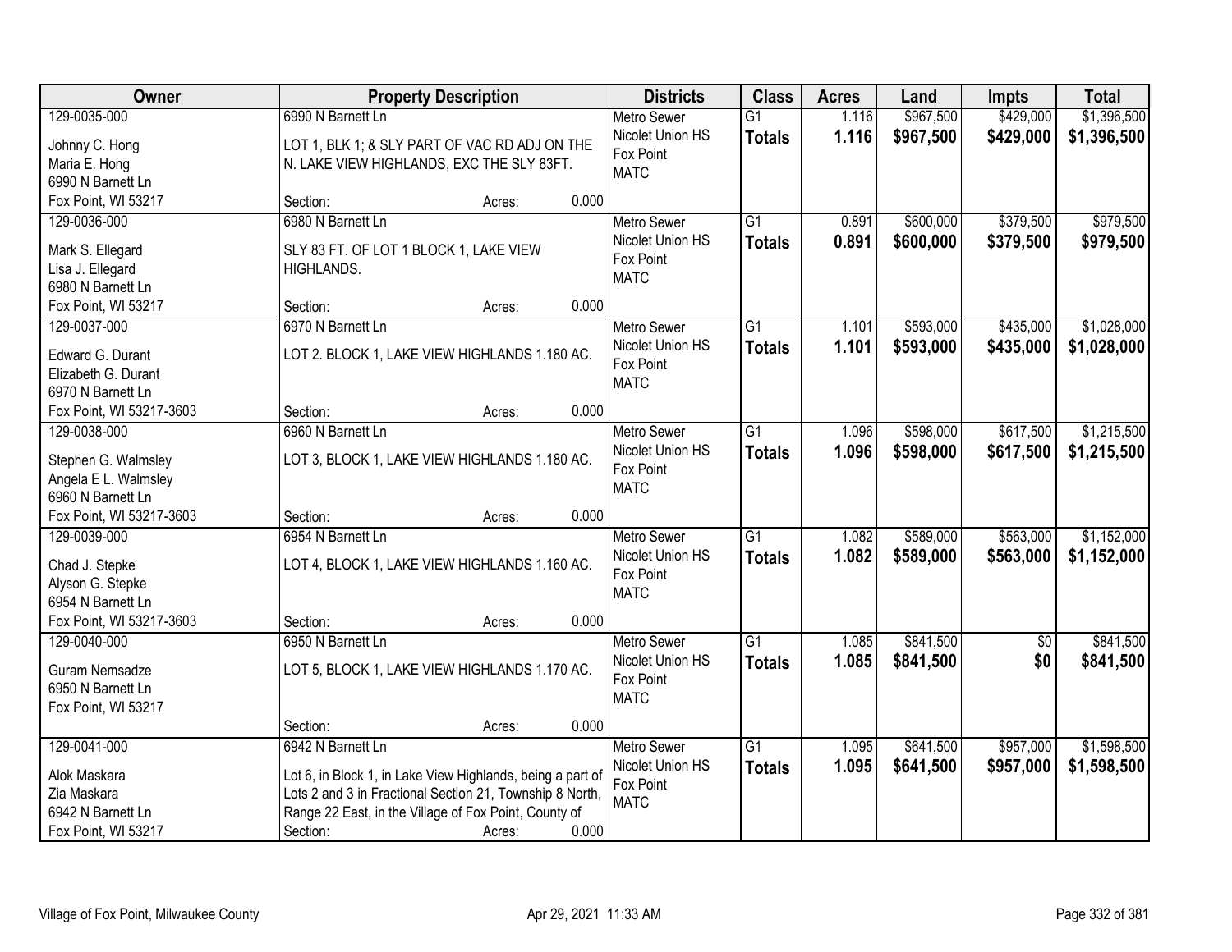| Owner | Property Description | Districts | Class | Acres | Land | Impts | Total |
|---|---|---|---|---|---|---|---|
| 129-0035-000<br>Johnny C. Hong<br>Maria E. Hong<br>6990 N Barnett Ln<br>Fox Point, WI 53217 | 6990 N Barnett Ln<br>LOT 1, BLK 1; & SLY PART OF VAC RD ADJ ON THE N. LAKE VIEW HIGHLANDS, EXC THE SLY 83FT.<br>Section: Acres: 0.000 | Metro Sewer<br>Nicolet Union HS<br>Fox Point<br>MATC | G1<br>**Totals** | 1.116<br>**1.116** | $967,500<br>**$967,500** | $429,000<br>**$429,000** | $1,396,500<br>**$1,396,500** |
| 129-0036-000<br>Mark S. Ellegard<br>Lisa J. Ellegard<br>6980 N Barnett Ln<br>Fox Point, WI 53217 | 6980 N Barnett Ln<br>SLY 83 FT. OF LOT 1 BLOCK 1, LAKE VIEW HIGHLANDS.<br>Section: Acres: 0.000 | Metro Sewer<br>Nicolet Union HS<br>Fox Point<br>MATC | G1<br>**Totals** | 0.891<br>**0.891** | $600,000<br>**$600,000** | $379,500<br>**$379,500** | $979,500<br>**$979,500** |
| 129-0037-000<br>Edward G. Durant<br>Elizabeth G. Durant<br>6970 N Barnett Ln<br>Fox Point, WI 53217-3603 | 6970 N Barnett Ln<br>LOT 2. BLOCK 1, LAKE VIEW HIGHLANDS 1.180 AC.<br>Section: Acres: 0.000 | Metro Sewer<br>Nicolet Union HS<br>Fox Point<br>MATC | G1<br>**Totals** | 1.101<br>**1.101** | $593,000<br>**$593,000** | $435,000<br>**$435,000** | $1,028,000<br>**$1,028,000** |
| 129-0038-000<br>Stephen G. Walmsley<br>Angela E L. Walmsley<br>6960 N Barnett Ln<br>Fox Point, WI 53217-3603 | 6960 N Barnett Ln<br>LOT 3, BLOCK 1, LAKE VIEW HIGHLANDS 1.180 AC.<br>Section: Acres: 0.000 | Metro Sewer<br>Nicolet Union HS<br>Fox Point<br>MATC | G1<br>**Totals** | 1.096<br>**1.096** | $598,000<br>**$598,000** | $617,500<br>**$617,500** | $1,215,500<br>**$1,215,500** |
| 129-0039-000<br>Chad J. Stepke<br>Alyson G. Stepke<br>6954 N Barnett Ln<br>Fox Point, WI 53217-3603 | 6954 N Barnett Ln<br>LOT 4, BLOCK 1, LAKE VIEW HIGHLANDS 1.160 AC.<br>Section: Acres: 0.000 | Metro Sewer<br>Nicolet Union HS<br>Fox Point<br>MATC | G1<br>**Totals** | 1.082<br>**1.082** | $589,000<br>**$589,000** | $563,000<br>**$563,000** | $1,152,000<br>**$1,152,000** |
| 129-0040-000<br>Guram Nemsadze<br>6950 N Barnett Ln<br>Fox Point, WI 53217 | 6950 N Barnett Ln<br>LOT 5, BLOCK 1, LAKE VIEW HIGHLANDS 1.170 AC.<br>Section: Acres: 0.000 | Metro Sewer<br>Nicolet Union HS<br>Fox Point<br>MATC | G1<br>**Totals** | 1.085<br>**1.085** | $841,500<br>**$841,500** | $0<br>**$0** | $841,500<br>**$841,500** |
| 129-0041-000<br>Alok Maskara<br>Zia Maskara<br>6942 N Barnett Ln<br>Fox Point, WI 53217 | 6942 N Barnett Ln<br>Lot 6, in Block 1, in Lake View Highlands, being a part of Lots 2 and 3 in Fractional Section 21, Township 8 North, Range 22 East, in the Village of Fox Point, County of<br>Section: Acres: 0.000 | Metro Sewer<br>Nicolet Union HS<br>Fox Point<br>MATC | G1<br>**Totals** | 1.095<br>**1.095** | $641,500<br>**$641,500** | $957,000<br>**$957,000** | $1,598,500<br>**$1,598,500** |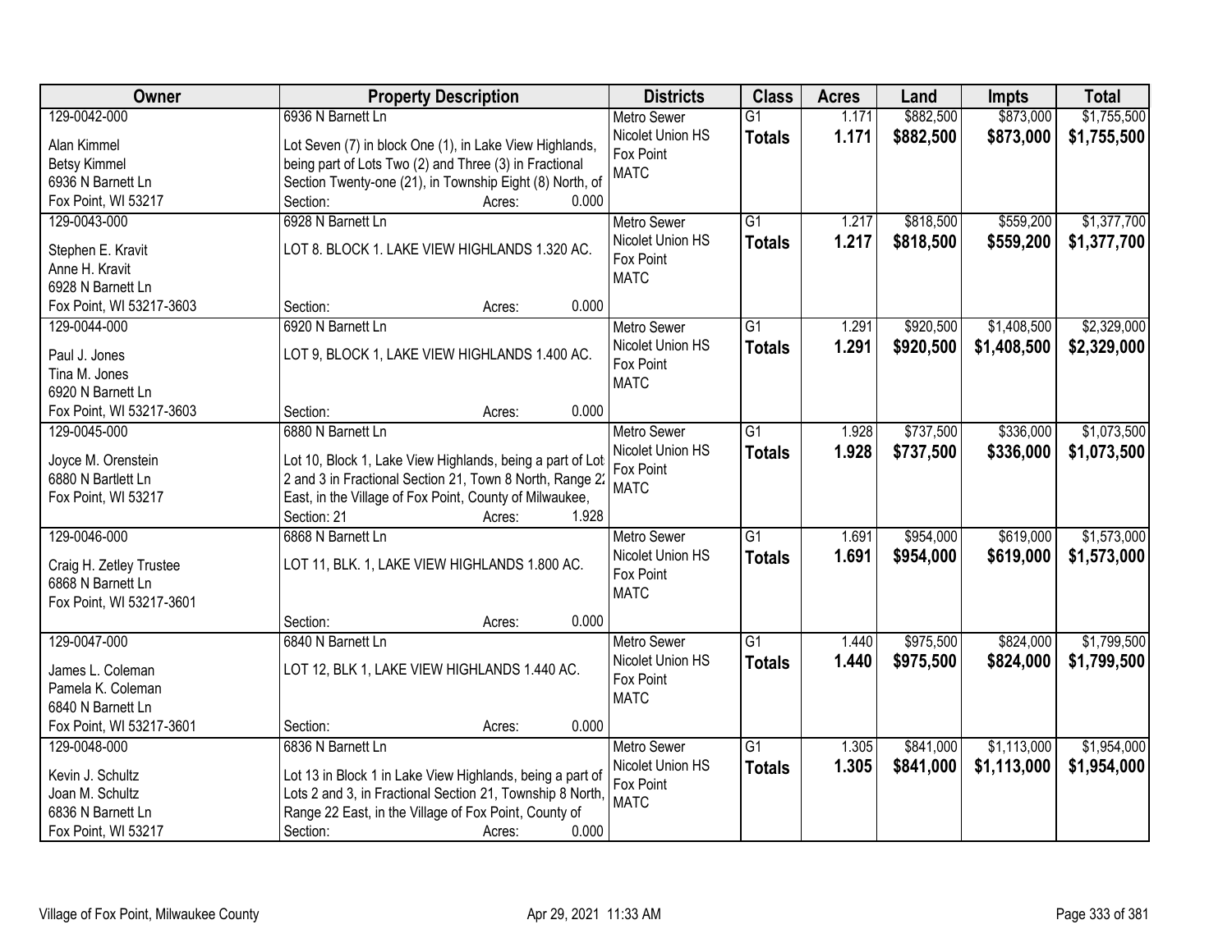| Owner | Property Description | Districts | Class | Acres | Land | Impts | Total |
|---|---|---|---|---|---|---|---|
| 129-0042-000<br><br>Alan Kimmel<br>Betsy Kimmel<br>6936 N Barnett Ln<br>Fox Point, WI 53217 | 6936 N Barnett Ln<br><br>Lot Seven (7) in block One (1), in Lake View Highlands, being part of Lots Two (2) and Three (3) in Fractional Section Twenty-one (21), in Township Eight (8) North, of<br>Section: Acres: 0.000 | Metro Sewer<br>Nicolet Union HS<br>Fox Point<br>MATC | G1<br>**Totals** | 1.171<br>**1.171** | $882,500<br>**$882,500** | $873,000<br>**$873,000** | $1,755,500<br>**$1,755,500** |
| 129-0043-000<br><br>Stephen E. Kravit<br>Anne H. Kravit<br>6928 N Barnett Ln<br>Fox Point, WI 53217-3603 | 6928 N Barnett Ln<br><br>LOT 8. BLOCK 1. LAKE VIEW HIGHLANDS 1.320 AC.<br><br>Section: Acres: 0.000 | Metro Sewer<br>Nicolet Union HS<br>Fox Point<br>MATC | G1<br>**Totals** | 1.217<br>**1.217** | $818,500<br>**$818,500** | $559,200<br>**$559,200** | $1,377,700<br>**$1,377,700** |
| 129-0044-000<br><br>Paul J. Jones<br>Tina M. Jones<br>6920 N Barnett Ln<br>Fox Point, WI 53217-3603 | 6920 N Barnett Ln<br><br>LOT 9, BLOCK 1, LAKE VIEW HIGHLANDS 1.400 AC.<br><br>Section: Acres: 0.000 | Metro Sewer<br>Nicolet Union HS<br>Fox Point<br>MATC | G1<br>**Totals** | 1.291<br>**1.291** | $920,500<br>**$920,500** | $1,408,500<br>**$1,408,500** | $2,329,000<br>**$2,329,000** |
| 129-0045-000<br><br>Joyce M. Orenstein<br>6880 N Bartlett Ln<br>Fox Point, WI 53217 | 6880 N Barnett Ln<br><br>Lot 10, Block 1, Lake View Highlands, being a part of Lot 2 and 3 in Fractional Section 21, Town 8 North, Range 22 East, in the Village of Fox Point, County of Milwaukee,<br>Section: 21 Acres: 1.928 | Metro Sewer<br>Nicolet Union HS<br>Fox Point<br>MATC | G1<br>**Totals** | 1.928<br>**1.928** | $737,500<br>**$737,500** | $336,000<br>**$336,000** | $1,073,500<br>**$1,073,500** |
| 129-0046-000<br><br>Craig H. Zetley Trustee<br>6868 N Barnett Ln<br>Fox Point, WI 53217-3601 | 6868 N Barnett Ln<br><br>LOT 11, BLK. 1, LAKE VIEW HIGHLANDS 1.800 AC.<br><br>Section: Acres: 0.000 | Metro Sewer<br>Nicolet Union HS<br>Fox Point<br>MATC | G1<br>**Totals** | 1.691<br>**1.691** | $954,000<br>**$954,000** | $619,000<br>**$619,000** | $1,573,000<br>**$1,573,000** |
| 129-0047-000<br><br>James L. Coleman<br>Pamela K. Coleman<br>6840 N Barnett Ln<br>Fox Point, WI 53217-3601 | 6840 N Barnett Ln<br><br>LOT 12, BLK 1, LAKE VIEW HIGHLANDS 1.440 AC.<br><br>Section: Acres: 0.000 | Metro Sewer<br>Nicolet Union HS<br>Fox Point<br>MATC | G1<br>**Totals** | 1.440<br>**1.440** | $975,500<br>**$975,500** | $824,000<br>**$824,000** | $1,799,500<br>**$1,799,500** |
| 129-0048-000<br><br>Kevin J. Schultz<br>Joan M. Schultz<br>6836 N Barnett Ln<br>Fox Point, WI 53217 | 6836 N Barnett Ln<br><br>Lot 13 in Block 1 in Lake View Highlands, being a part of Lots 2 and 3, in Fractional Section 21, Township 8 North, Range 22 East, in the Village of Fox Point, County of<br>Section: Acres: 0.000 | Metro Sewer<br>Nicolet Union HS<br>Fox Point<br>MATC | G1<br>**Totals** | 1.305<br>**1.305** | $841,000<br>**$841,000** | $1,113,000<br>**$1,113,000** | $1,954,000<br>**$1,954,000** |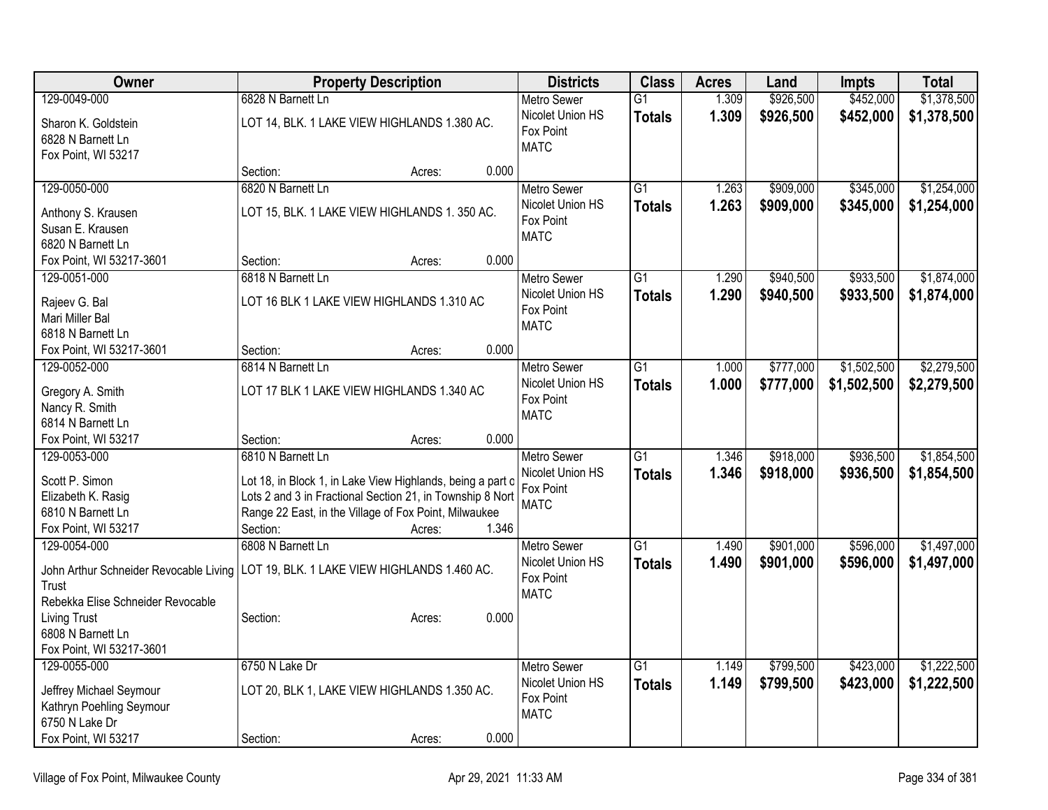| Owner | Property Description | Districts | Class | Acres | Land | Impts | Total |
|---|---|---|---|---|---|---|---|
| 129-0049-000<br>Sharon K. Goldstein<br>6828 N Barnett Ln<br>Fox Point, WI 53217 | 6828 N Barnett Ln<br>LOT 14, BLK. 1 LAKE VIEW HIGHLANDS 1.380 AC.<br>Section: Acres: 0.000 | Metro Sewer<br>Nicolet Union HS<br>Fox Point<br>MATC | G1<br>**Totals** | 1.309<br>**1.309** | \$926,500<br>**\$926,500** | \$452,000<br>**\$452,000** | \$1,378,500<br>**\$1,378,500** |
| 129-0050-000<br>Anthony S. Krausen<br>Susan E. Krausen<br>6820 N Barnett Ln<br>Fox Point, WI 53217-3601 | 6820 N Barnett Ln<br>LOT 15, BLK. 1 LAKE VIEW HIGHLANDS 1. 350 AC.<br>Section: Acres: 0.000 | Metro Sewer<br>Nicolet Union HS<br>Fox Point<br>MATC | G1<br>**Totals** | 1.263<br>**1.263** | \$909,000<br>**\$909,000** | \$345,000<br>**\$345,000** | \$1,254,000<br>**\$1,254,000** |
| 129-0051-000<br>Rajeev G. Bal<br>Mari Miller Bal<br>6818 N Barnett Ln<br>Fox Point, WI 53217-3601 | 6818 N Barnett Ln<br>LOT 16 BLK 1 LAKE VIEW HIGHLANDS 1.310 AC<br>Section: Acres: 0.000 | Metro Sewer<br>Nicolet Union HS<br>Fox Point<br>MATC | G1<br>**Totals** | 1.290<br>**1.290** | \$940,500<br>**\$940,500** | \$933,500<br>**\$933,500** | \$1,874,000<br>**\$1,874,000** |
| 129-0052-000<br>Gregory A. Smith<br>Nancy R. Smith<br>6814 N Barnett Ln<br>Fox Point, WI 53217 | 6814 N Barnett Ln<br>LOT 17 BLK 1 LAKE VIEW HIGHLANDS 1.340 AC<br>Section: Acres: 0.000 | Metro Sewer<br>Nicolet Union HS<br>Fox Point<br>MATC | G1<br>**Totals** | 1.000<br>**1.000** | \$777,000<br>**\$777,000** | \$1,502,500<br>**\$1,502,500** | \$2,279,500<br>**\$2,279,500** |
| 129-0053-000<br>Scott P. Simon<br>Elizabeth K. Rasig<br>6810 N Barnett Ln<br>Fox Point, WI 53217 | 6810 N Barnett Ln<br>Lot 18, in Block 1, in Lake View Highlands, being a part o Lots 2 and 3 in Fractional Section 21, in Township 8 Nort Range 22 East, in the Village of Fox Point, Milwaukee<br>Section: Acres: 1.346 | Metro Sewer<br>Nicolet Union HS<br>Fox Point<br>MATC | G1<br>**Totals** | 1.346<br>**1.346** | \$918,000<br>**\$918,000** | \$936,500<br>**\$936,500** | \$1,854,500<br>**\$1,854,500** |
| 129-0054-000<br>John Arthur Schneider Revocable Living Trust<br>Rebekka Elise Schneider Revocable Living Trust<br>6808 N Barnett Ln<br>Fox Point, WI 53217-3601 | 6808 N Barnett Ln<br>LOT 19, BLK. 1 LAKE VIEW HIGHLANDS 1.460 AC.<br>Section: Acres: 0.000 | Metro Sewer<br>Nicolet Union HS<br>Fox Point<br>MATC | G1<br>**Totals** | 1.490<br>**1.490** | \$901,000<br>**\$901,000** | \$596,000<br>**\$596,000** | \$1,497,000<br>**\$1,497,000** |
| 129-0055-000<br>Jeffrey Michael Seymour<br>Kathryn Poehling Seymour<br>6750 N Lake Dr<br>Fox Point, WI 53217 | 6750 N Lake Dr<br>LOT 20, BLK 1, LAKE VIEW HIGHLANDS 1.350 AC.<br>Section: Acres: 0.000 | Metro Sewer<br>Nicolet Union HS<br>Fox Point<br>MATC | G1<br>**Totals** | 1.149<br>**1.149** | \$799,500<br>**\$799,500** | \$423,000<br>**\$423,000** | \$1,222,500<br>**\$1,222,500** |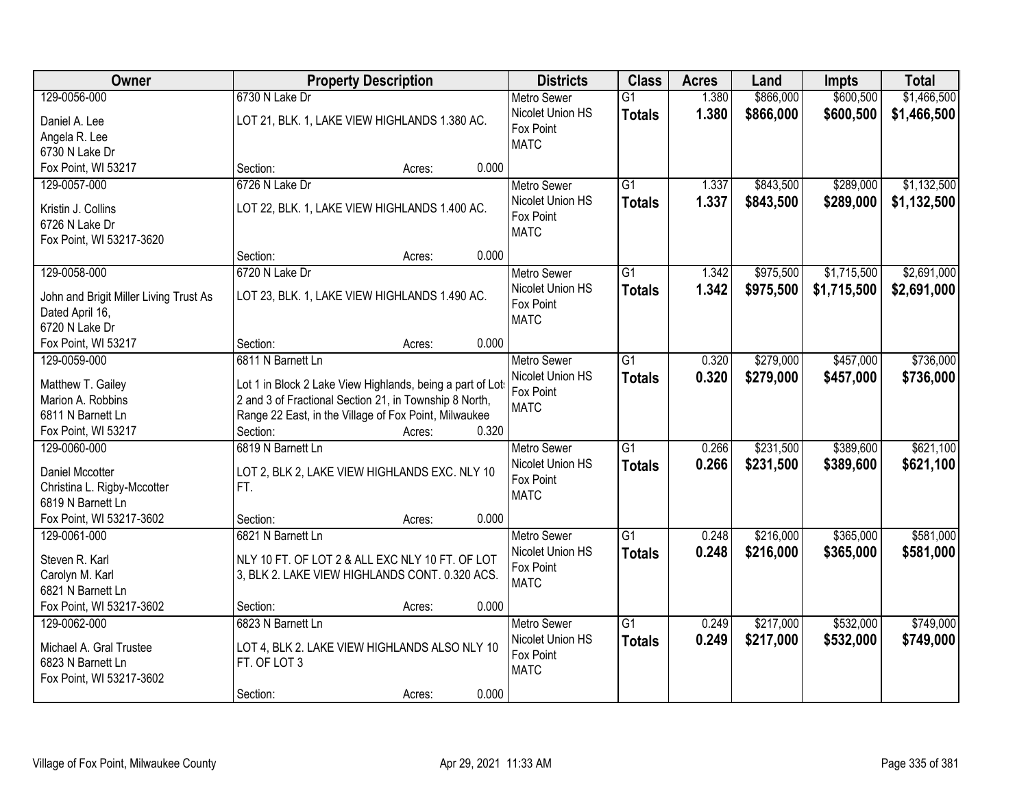| Owner | Property Description | Districts | Class | Acres | Land | Impts | Total |
|---|---|---|---|---|---|---|---|
| 129-0056-000<br>Daniel A. Lee<br>Angela R. Lee<br>6730 N Lake Dr<br>Fox Point, WI 53217 | 6730 N Lake Dr<br>LOT 21, BLK. 1, LAKE VIEW HIGHLANDS 1.380 AC.<br>Section: Acres: 0.000 | Metro Sewer<br>Nicolet Union HS<br>Fox Point<br>MATC | G1<br>**Totals** | 1.380<br>**1.380** | $866,000<br>**$866,000** | $600,500<br>**$600,500** | $1,466,500<br>**$1,466,500** |
| 129-0057-000<br>Kristin J. Collins<br>6726 N Lake Dr<br>Fox Point, WI 53217-3620 | 6726 N Lake Dr<br>LOT 22, BLK. 1, LAKE VIEW HIGHLANDS 1.400 AC.<br>Section: Acres: 0.000 | Metro Sewer<br>Nicolet Union HS<br>Fox Point<br>MATC | G1<br>**Totals** | 1.337<br>**1.337** | $843,500<br>**$843,500** | $289,000<br>**$289,000** | $1,132,500<br>**$1,132,500** |
| 129-0058-000<br>John and Brigit Miller Living Trust As Dated April 16,<br>6720 N Lake Dr<br>Fox Point, WI 53217 | 6720 N Lake Dr<br>LOT 23, BLK. 1, LAKE VIEW HIGHLANDS 1.490 AC.<br>Section: Acres: 0.000 | Metro Sewer<br>Nicolet Union HS<br>Fox Point<br>MATC | G1<br>**Totals** | 1.342<br>**1.342** | $975,500<br>**$975,500** | $1,715,500<br>**$1,715,500** | $2,691,000<br>**$2,691,000** |
| 129-0059-000<br>Matthew T. Gailey<br>Marion A. Robbins<br>6811 N Barnett Ln<br>Fox Point, WI 53217 | 6811 N Barnett Ln<br>Lot 1 in Block 2 Lake View Highlands, being a part of Lots 2 and 3 of Fractional Section 21, in Township 8 North, Range 22 East, in the Village of Fox Point, Milwaukee<br>Section: Acres: 0.320 | Metro Sewer<br>Nicolet Union HS<br>Fox Point<br>MATC | G1<br>**Totals** | 0.320<br>**0.320** | $279,000<br>**$279,000** | $457,000<br>**$457,000** | $736,000<br>**$736,000** |
| 129-0060-000<br>Daniel Mccotter<br>Christina L. Rigby-Mccotter<br>6819 N Barnett Ln<br>Fox Point, WI 53217-3602 | 6819 N Barnett Ln<br>LOT 2, BLK 2, LAKE VIEW HIGHLANDS EXC. NLY 10 FT.<br>Section: Acres: 0.000 | Metro Sewer<br>Nicolet Union HS<br>Fox Point<br>MATC | G1<br>**Totals** | 0.266<br>**0.266** | $231,500<br>**$231,500** | $389,600<br>**$389,600** | $621,100<br>**$621,100** |
| 129-0061-000<br>Steven R. Karl<br>Carolyn M. Karl<br>6821 N Barnett Ln<br>Fox Point, WI 53217-3602 | 6821 N Barnett Ln<br>NLY 10 FT. OF LOT 2 & ALL EXC NLY 10 FT. OF LOT 3, BLK 2. LAKE VIEW HIGHLANDS CONT. 0.320 ACS.<br>Section: Acres: 0.000 | Metro Sewer<br>Nicolet Union HS<br>Fox Point<br>MATC | G1<br>**Totals** | 0.248<br>**0.248** | $216,000<br>**$216,000** | $365,000<br>**$365,000** | $581,000<br>**$581,000** |
| 129-0062-000<br>Michael A. Gral Trustee<br>6823 N Barnett Ln<br>Fox Point, WI 53217-3602 | 6823 N Barnett Ln<br>LOT 4, BLK 2. LAKE VIEW HIGHLANDS ALSO NLY 10 FT. OF LOT 3<br>Section: Acres: 0.000 | Metro Sewer<br>Nicolet Union HS<br>Fox Point<br>MATC | G1<br>**Totals** | 0.249<br>**0.249** | $217,000<br>**$217,000** | $532,000<br>**$532,000** | $749,000<br>**$749,000** |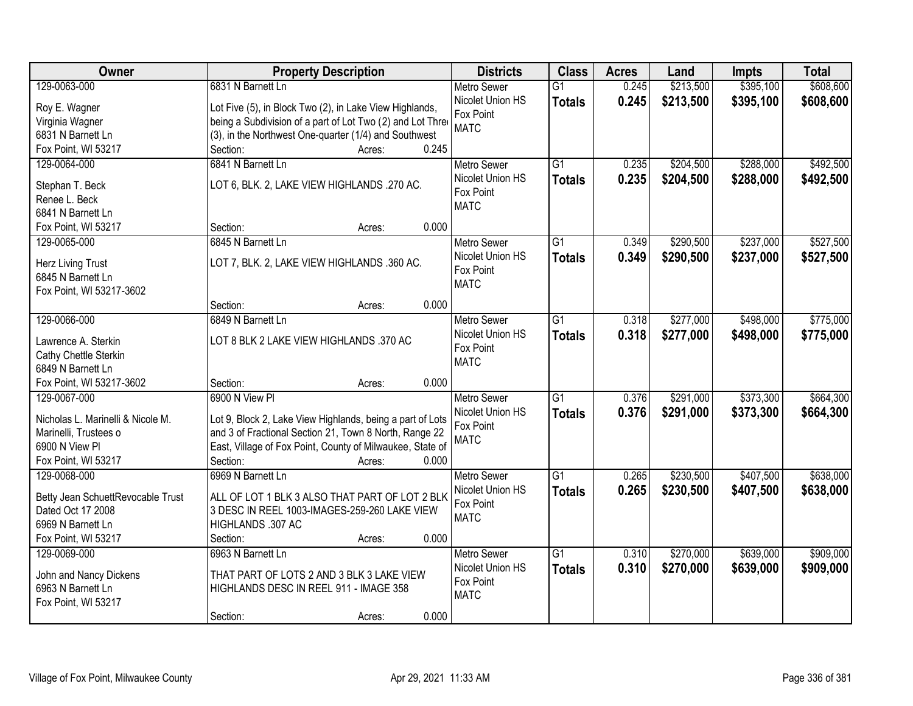| Owner | Property Description | Districts | Class | Acres | Land | Impts | Total |
|---|---|---|---|---|---|---|---|
| 129-0063-000<br>Roy E. Wagner<br>Virginia Wagner<br>6831 N Barnett Ln<br>Fox Point, WI 53217 | 6831 N Barnett Ln<br>Lot Five (5), in Block Two (2), in Lake View Highlands, being a Subdivision of a part of Lot Two (2) and Lot Three (3), in the Northwest One-quarter (1/4) and Southwest<br>Section: Acres: 0.245 | Metro Sewer<br>Nicolet Union HS<br>Fox Point<br>MATC | G1<br>**Totals** | 0.245<br>**0.245** | $213,500<br>**$213,500** | $395,100<br>**$395,100** | $608,600<br>**$608,600** |
| 129-0064-000<br>Stephan T. Beck<br>Renee L. Beck<br>6841 N Barnett Ln<br>Fox Point, WI 53217 | 6841 N Barnett Ln<br>LOT 6, BLK. 2, LAKE VIEW HIGHLANDS .270 AC.<br>Section: Acres: 0.000 | Metro Sewer<br>Nicolet Union HS<br>Fox Point<br>MATC | G1<br>**Totals** | 0.235<br>**0.235** | $204,500<br>**$204,500** | $288,000<br>**$288,000** | $492,500<br>**$492,500** |
| 129-0065-000<br>Herz Living Trust<br>6845 N Barnett Ln<br>Fox Point, WI 53217-3602 | 6845 N Barnett Ln<br>LOT 7, BLK. 2, LAKE VIEW HIGHLANDS .360 AC.<br>Section: Acres: 0.000 | Metro Sewer<br>Nicolet Union HS<br>Fox Point<br>MATC | G1<br>**Totals** | 0.349<br>**0.349** | $290,500<br>**$290,500** | $237,000<br>**$237,000** | $527,500<br>**$527,500** |
| 129-0066-000<br>Lawrence A. Sterkin<br>Cathy Chettle Sterkin<br>6849 N Barnett Ln<br>Fox Point, WI 53217-3602 | 6849 N Barnett Ln<br>LOT 8 BLK 2 LAKE VIEW HIGHLANDS .370 AC<br>Section: Acres: 0.000 | Metro Sewer<br>Nicolet Union HS<br>Fox Point<br>MATC | G1<br>**Totals** | 0.318<br>**0.318** | $277,000<br>**$277,000** | $498,000<br>**$498,000** | $775,000<br>**$775,000** |
| 129-0067-000<br>Nicholas L. Marinelli & Nicole M. Marinelli, Trustees o<br>6900 N View Pl<br>Fox Point, WI 53217 | 6900 N View Pl<br>Lot 9, Block 2, Lake View Highlands, being a part of Lots and 3 of Fractional Section 21, Town 8 North, Range 22 East, Village of Fox Point, County of Milwaukee, State of<br>Section: Acres: 0.000 | Metro Sewer<br>Nicolet Union HS<br>Fox Point<br>MATC | G1<br>**Totals** | 0.376<br>**0.376** | $291,000<br>**$291,000** | $373,300<br>**$373,300** | $664,300<br>**$664,300** |
| 129-0068-000<br>Betty Jean SchuettRevocable Trust<br>Dated Oct 17 2008<br>6969 N Barnett Ln<br>Fox Point, WI 53217 | 6969 N Barnett Ln<br>ALL OF LOT 1 BLK 3 ALSO THAT PART OF LOT 2 BLK 3 DESC IN REEL 1003-IMAGES-259-260 LAKE VIEW HIGHLANDS .307 AC<br>Section: Acres: 0.000 | Metro Sewer<br>Nicolet Union HS<br>Fox Point<br>MATC | G1<br>**Totals** | 0.265<br>**0.265** | $230,500<br>**$230,500** | $407,500<br>**$407,500** | $638,000<br>**$638,000** |
| 129-0069-000<br>John and Nancy Dickens<br>6963 N Barnett Ln<br>Fox Point, WI 53217 | 6963 N Barnett Ln<br>THAT PART OF LOTS 2 AND 3 BLK 3 LAKE VIEW HIGHLANDS DESC IN REEL 911 - IMAGE 358<br>Section: Acres: 0.000 | Metro Sewer<br>Nicolet Union HS<br>Fox Point<br>MATC | G1<br>**Totals** | 0.310<br>**0.310** | $270,000<br>**$270,000** | $639,000<br>**$639,000** | $909,000<br>**$909,000** |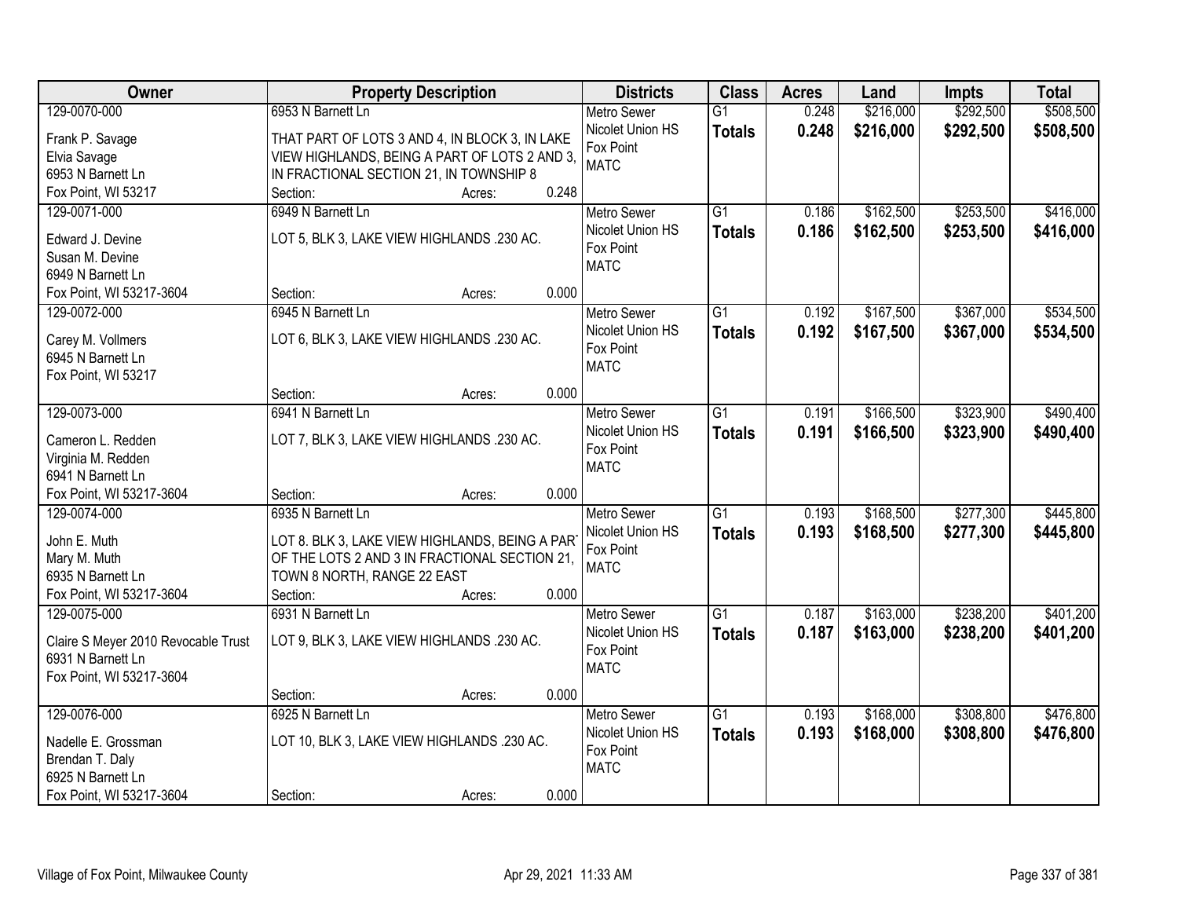| Owner | Property Description | Districts | Class | Acres | Land | Impts | Total |
|---|---|---|---|---|---|---|---|
| 129-0070-000<br>Frank P. Savage<br>Elvia Savage<br>6953 N Barnett Ln<br>Fox Point, WI 53217 | 6953 N Barnett Ln<br>THAT PART OF LOTS 3 AND 4, IN BLOCK 3, IN LAKE VIEW HIGHLANDS, BEING A PART OF LOTS 2 AND 3, IN FRACTIONAL SECTION 21, IN TOWNSHIP 8<br>Section: Acres: 0.248 | Metro Sewer<br>Nicolet Union HS<br>Fox Point<br>MATC | G1<br>**Totals** | 0.248<br>**0.248** | $216,000<br>**$216,000** | $292,500<br>**$292,500** | $508,500<br>**$508,500** |
| 129-0071-000<br>Edward J. Devine<br>Susan M. Devine<br>6949 N Barnett Ln<br>Fox Point, WI 53217-3604 | 6949 N Barnett Ln<br>LOT 5, BLK 3, LAKE VIEW HIGHLANDS .230 AC.<br>Section: Acres: 0.000 | Metro Sewer<br>Nicolet Union HS<br>Fox Point<br>MATC | G1<br>**Totals** | 0.186<br>**0.186** | $162,500<br>**$162,500** | $253,500<br>**$253,500** | $416,000<br>**$416,000** |
| 129-0072-000<br>Carey M. Vollmers<br>6945 N Barnett Ln<br>Fox Point, WI 53217 | 6945 N Barnett Ln<br>LOT 6, BLK 3, LAKE VIEW HIGHLANDS .230 AC.<br>Section: Acres: 0.000 | Metro Sewer<br>Nicolet Union HS<br>Fox Point<br>MATC | G1<br>**Totals** | 0.192<br>**0.192** | $167,500<br>**$167,500** | $367,000<br>**$367,000** | $534,500<br>**$534,500** |
| 129-0073-000<br>Cameron L. Redden<br>Virginia M. Redden<br>6941 N Barnett Ln<br>Fox Point, WI 53217-3604 | 6941 N Barnett Ln<br>LOT 7, BLK 3, LAKE VIEW HIGHLANDS .230 AC.<br>Section: Acres: 0.000 | Metro Sewer<br>Nicolet Union HS<br>Fox Point<br>MATC | G1<br>**Totals** | 0.191<br>**0.191** | $166,500<br>**$166,500** | $323,900<br>**$323,900** | $490,400<br>**$490,400** |
| 129-0074-000<br>John E. Muth<br>Mary M. Muth<br>6935 N Barnett Ln<br>Fox Point, WI 53217-3604 | 6935 N Barnett Ln<br>LOT 8. BLK 3, LAKE VIEW HIGHLANDS, BEING A PART OF THE LOTS 2 AND 3 IN FRACTIONAL SECTION 21, TOWN 8 NORTH, RANGE 22 EAST<br>Section: Acres: 0.000 | Metro Sewer<br>Nicolet Union HS<br>Fox Point<br>MATC | G1<br>**Totals** | 0.193<br>**0.193** | $168,500<br>**$168,500** | $277,300<br>**$277,300** | $445,800<br>**$445,800** |
| 129-0075-000<br>Claire S Meyer 2010 Revocable Trust<br>6931 N Barnett Ln<br>Fox Point, WI 53217-3604 | 6931 N Barnett Ln<br>LOT 9, BLK 3, LAKE VIEW HIGHLANDS .230 AC.<br>Section: Acres: 0.000 | Metro Sewer<br>Nicolet Union HS<br>Fox Point<br>MATC | G1<br>**Totals** | 0.187<br>**0.187** | $163,000<br>**$163,000** | $238,200<br>**$238,200** | $401,200<br>**$401,200** |
| 129-0076-000<br>Nadelle E. Grossman<br>Brendan T. Daly<br>6925 N Barnett Ln<br>Fox Point, WI 53217-3604 | 6925 N Barnett Ln<br>LOT 10, BLK 3, LAKE VIEW HIGHLANDS .230 AC.<br>Section: Acres: 0.000 | Metro Sewer<br>Nicolet Union HS<br>Fox Point<br>MATC | G1<br>**Totals** | 0.193<br>**0.193** | $168,000<br>**$168,000** | $308,800<br>**$308,800** | $476,800<br>**$476,800** |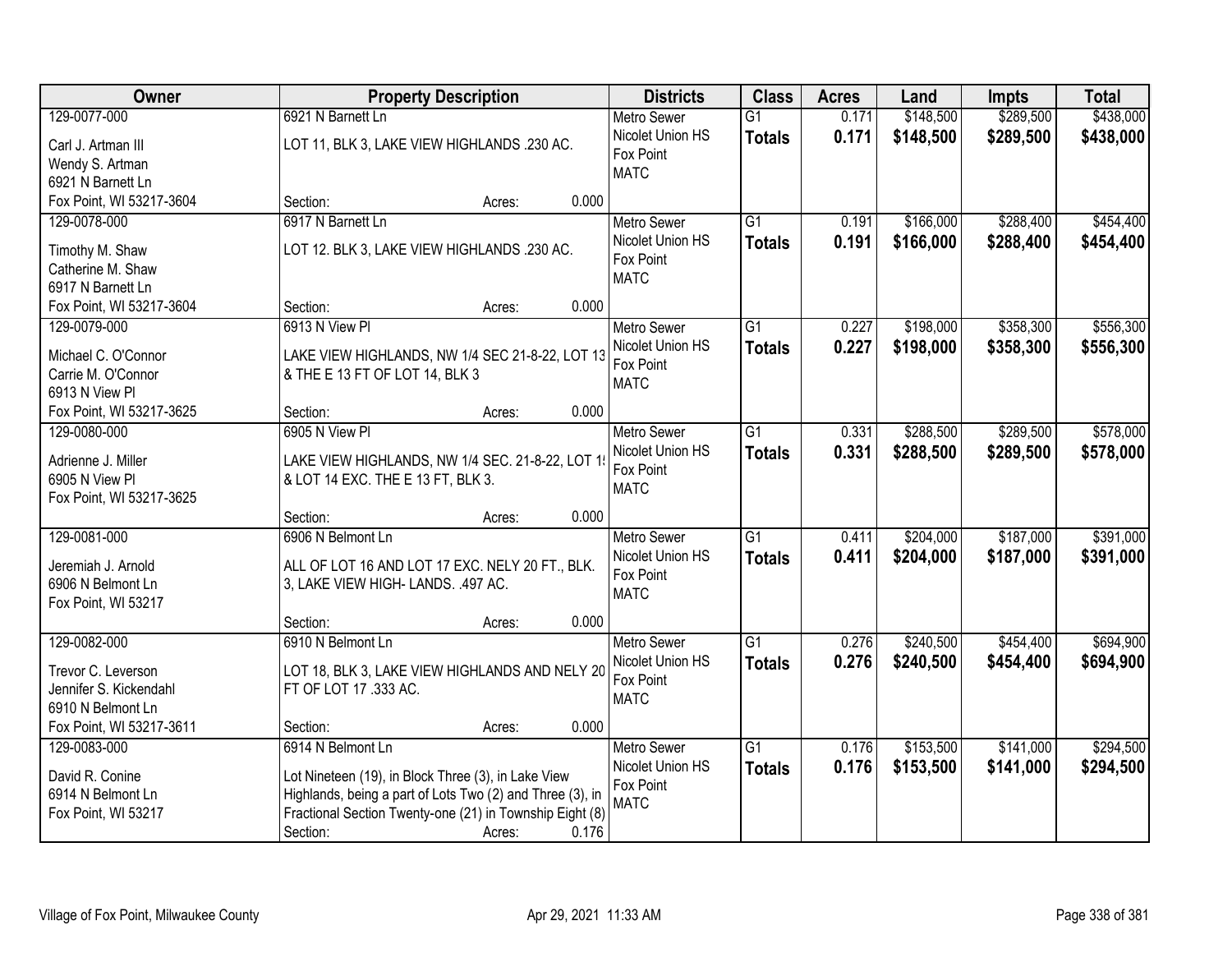| Owner | Property Description | Districts | Class | Acres | Land | Impts | Total |
|---|---|---|---|---|---|---|---|
| 129-0077-000<br>Carl J. Artman III<br>Wendy S. Artman<br>6921 N Barnett Ln<br>Fox Point, WI 53217-3604 | 6921 N Barnett Ln<br>LOT 11, BLK 3, LAKE VIEW HIGHLANDS .230 AC.<br>Section: Acres: 0.000 | Metro Sewer<br>Nicolet Union HS<br>Fox Point<br>MATC | G1<br>**Totals** | 0.171<br>**0.171** | \$148,500<br>**\$148,500** | \$289,500<br>**\$289,500** | \$438,000<br>**\$438,000** |
| 129-0078-000<br>Timothy M. Shaw<br>Catherine M. Shaw<br>6917 N Barnett Ln<br>Fox Point, WI 53217-3604 | 6917 N Barnett Ln<br>LOT 12. BLK 3, LAKE VIEW HIGHLANDS .230 AC.<br>Section: Acres: 0.000 | Metro Sewer<br>Nicolet Union HS<br>Fox Point<br>MATC | G1<br>**Totals** | 0.191<br>**0.191** | \$166,000<br>**\$166,000** | \$288,400<br>**\$288,400** | \$454,400<br>**\$454,400** |
| 129-0079-000<br>Michael C. O'Connor<br>Carrie M. O'Connor<br>6913 N View Pl<br>Fox Point, WI 53217-3625 | 6913 N View Pl<br>LAKE VIEW HIGHLANDS, NW 1/4 SEC 21-8-22, LOT 13 & THE E 13 FT OF LOT 14, BLK 3<br>Section: Acres: 0.000 | Metro Sewer<br>Nicolet Union HS<br>Fox Point<br>MATC | G1<br>**Totals** | 0.227<br>**0.227** | \$198,000<br>**\$198,000** | \$358,300<br>**\$358,300** | \$556,300<br>**\$556,300** |
| 129-0080-000<br>Adrienne J. Miller<br>6905 N View Pl<br>Fox Point, WI 53217-3625 | 6905 N View Pl<br>LAKE VIEW HIGHLANDS, NW 1/4 SEC. 21-8-22, LOT 1! & LOT 14 EXC. THE E 13 FT, BLK 3.<br>Section: Acres: 0.000 | Metro Sewer<br>Nicolet Union HS<br>Fox Point<br>MATC | G1<br>**Totals** | 0.331<br>**0.331** | \$288,500<br>**\$288,500** | \$289,500<br>**\$289,500** | \$578,000<br>**\$578,000** |
| 129-0081-000<br>Jeremiah J. Arnold<br>6906 N Belmont Ln<br>Fox Point, WI 53217 | 6906 N Belmont Ln<br>ALL OF LOT 16 AND LOT 17 EXC. NELY 20 FT., BLK. 3, LAKE VIEW HIGH- LANDS. .497 AC.<br>Section: Acres: 0.000 | Metro Sewer<br>Nicolet Union HS<br>Fox Point<br>MATC | G1<br>**Totals** | 0.411<br>**0.411** | \$204,000<br>**\$204,000** | \$187,000<br>**\$187,000** | \$391,000<br>**\$391,000** |
| 129-0082-000<br>Trevor C. Leverson<br>Jennifer S. Kickendahl<br>6910 N Belmont Ln<br>Fox Point, WI 53217-3611 | 6910 N Belmont Ln<br>LOT 18, BLK 3, LAKE VIEW HIGHLANDS AND NELY 20 FT OF LOT 17 .333 AC.<br>Section: Acres: 0.000 | Metro Sewer<br>Nicolet Union HS<br>Fox Point<br>MATC | G1<br>**Totals** | 0.276<br>**0.276** | \$240,500<br>**\$240,500** | \$454,400<br>**\$454,400** | \$694,900<br>**\$694,900** |
| 129-0083-000<br>David R. Conine<br>6914 N Belmont Ln<br>Fox Point, WI 53217 | 6914 N Belmont Ln<br>Lot Nineteen (19), in Block Three (3), in Lake View Highlands, being a part of Lots Two (2) and Three (3), in Fractional Section Twenty-one (21) in Township Eight (8)<br>Section: Acres: 0.176 | Metro Sewer<br>Nicolet Union HS<br>Fox Point<br>MATC | G1<br>**Totals** | 0.176<br>**0.176** | \$153,500<br>**\$153,500** | \$141,000<br>**\$141,000** | \$294,500<br>**\$294,500** |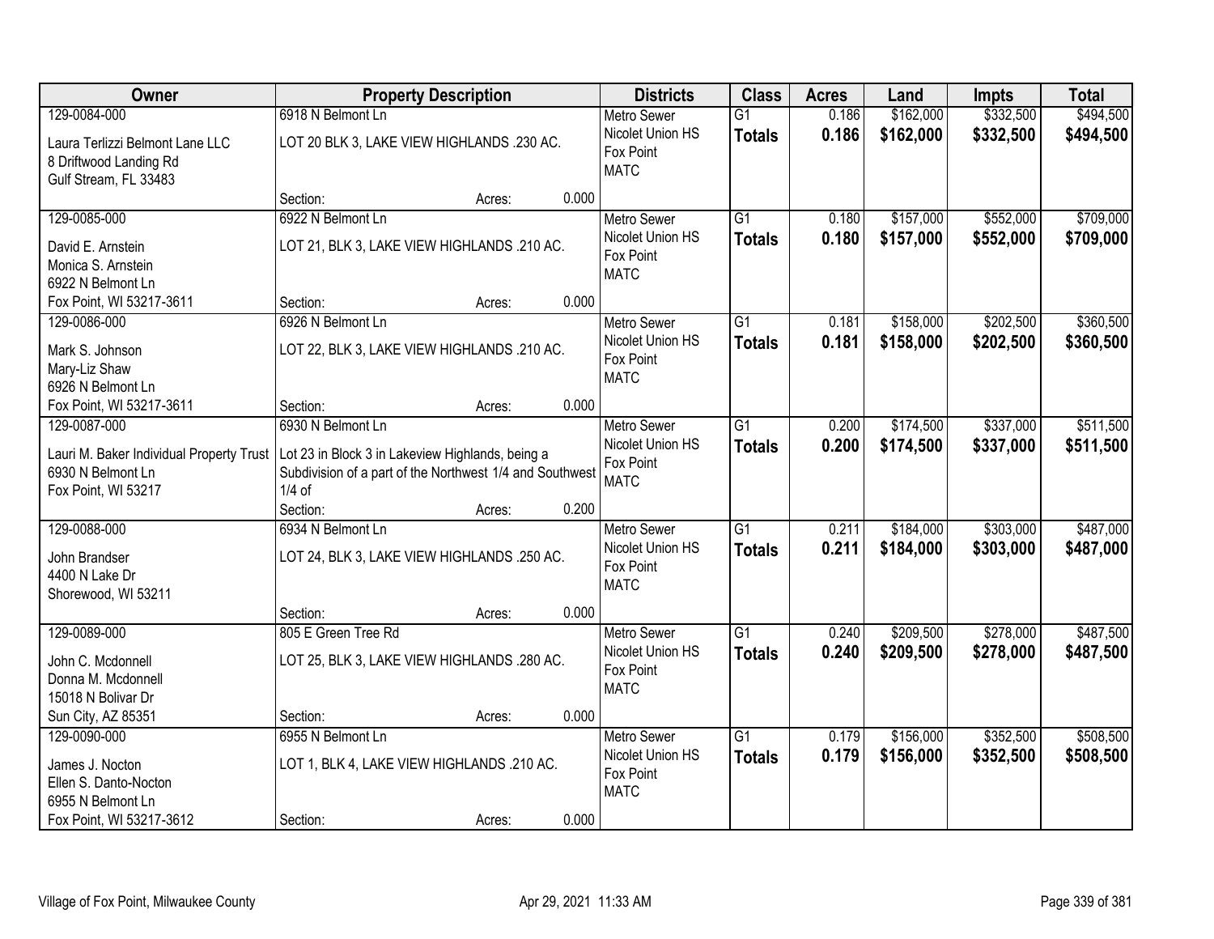| Owner | Property Description | Districts | Class | Acres | Land | Impts | Total |
|---|---|---|---|---|---|---|---|
| 129-0084-000<br>Laura Terlizzi Belmont Lane LLC<br>8 Driftwood Landing Rd<br>Gulf Stream, FL 33483 | 6918 N Belmont Ln<br>LOT 20 BLK 3, LAKE VIEW HIGHLANDS .230 AC.<br>Section: Acres: 0.000 | Metro Sewer<br>Nicolet Union HS<br>Fox Point<br>MATC | G1<br>**Totals** | 0.186<br>**0.186** | $162,000<br>**$162,000** | $332,500<br>**$332,500** | $494,500<br>**$494,500** |
| 129-0085-000<br>David E. Arnstein<br>Monica S. Arnstein<br>6922 N Belmont Ln<br>Fox Point, WI 53217-3611 | 6922 N Belmont Ln<br>LOT 21, BLK 3, LAKE VIEW HIGHLANDS .210 AC.<br>Section: Acres: 0.000 | Metro Sewer<br>Nicolet Union HS<br>Fox Point<br>MATC | G1<br>**Totals** | 0.180<br>**0.180** | $157,000<br>**$157,000** | $552,000<br>**$552,000** | $709,000<br>**$709,000** |
| 129-0086-000<br>Mark S. Johnson<br>Mary-Liz Shaw<br>6926 N Belmont Ln<br>Fox Point, WI 53217-3611 | 6926 N Belmont Ln<br>LOT 22, BLK 3, LAKE VIEW HIGHLANDS .210 AC.<br>Section: Acres: 0.000 | Metro Sewer<br>Nicolet Union HS<br>Fox Point<br>MATC | G1<br>**Totals** | 0.181<br>**0.181** | $158,000<br>**$158,000** | $202,500<br>**$202,500** | $360,500<br>**$360,500** |
| 129-0087-000<br>Lauri M. Baker Individual Property Trust<br>6930 N Belmont Ln<br>Fox Point, WI 53217 | 6930 N Belmont Ln<br>Lot 23 in Block 3 in Lakeview Highlands, being a Subdivision of a part of the Northwest 1/4 and Southwest 1/4 of<br>Section: Acres: 0.200 | Metro Sewer<br>Nicolet Union HS<br>Fox Point<br>MATC | G1<br>**Totals** | 0.200<br>**0.200** | $174,500<br>**$174,500** | $337,000<br>**$337,000** | $511,500<br>**$511,500** |
| 129-0088-000<br>John Brandser<br>4400 N Lake Dr<br>Shorewood, WI 53211 | 6934 N Belmont Ln<br>LOT 24, BLK 3, LAKE VIEW HIGHLANDS .250 AC.<br>Section: Acres: 0.000 | Metro Sewer<br>Nicolet Union HS<br>Fox Point<br>MATC | G1<br>**Totals** | 0.211<br>**0.211** | $184,000<br>**$184,000** | $303,000<br>**$303,000** | $487,000<br>**$487,000** |
| 129-0089-000<br>John C. Mcdonnell<br>Donna M. Mcdonnell<br>15018 N Bolivar Dr<br>Sun City, AZ 85351 | 805 E Green Tree Rd<br>LOT 25, BLK 3, LAKE VIEW HIGHLANDS .280 AC.<br>Section: Acres: 0.000 | Metro Sewer<br>Nicolet Union HS<br>Fox Point<br>MATC | G1<br>**Totals** | 0.240<br>**0.240** | $209,500<br>**$209,500** | $278,000<br>**$278,000** | $487,500<br>**$487,500** |
| 129-0090-000<br>James J. Nocton<br>Ellen S. Danto-Nocton<br>6955 N Belmont Ln<br>Fox Point, WI 53217-3612 | 6955 N Belmont Ln<br>LOT 1, BLK 4, LAKE VIEW HIGHLANDS .210 AC.<br>Section: Acres: 0.000 | Metro Sewer<br>Nicolet Union HS<br>Fox Point<br>MATC | G1<br>**Totals** | 0.179<br>**0.179** | $156,000<br>**$156,000** | $352,500<br>**$352,500** | $508,500<br>**$508,500** |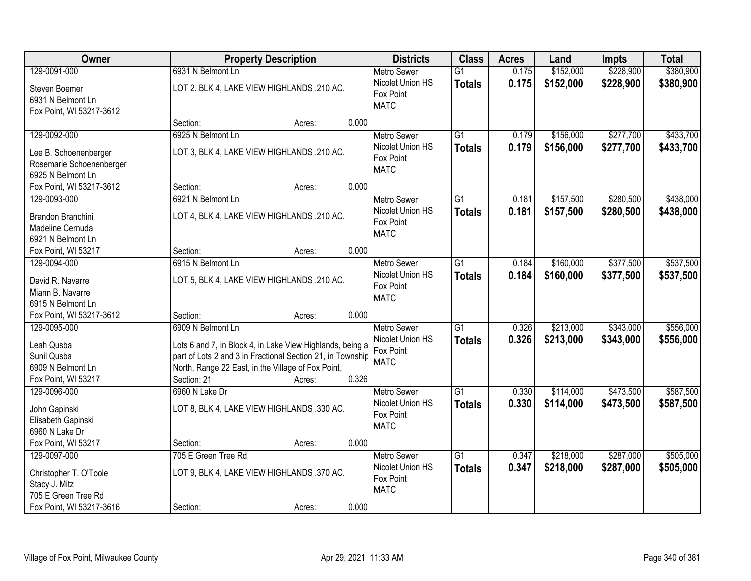| Owner | Property Description | Districts | Class | Acres | Land | Impts | Total |
|---|---|---|---|---|---|---|---|
| 129-0091-000<br>Steven Boemer<br>6931 N Belmont Ln<br>Fox Point, WI 53217-3612 | 6931 N Belmont Ln<br>LOT 2. BLK 4, LAKE VIEW HIGHLANDS .210 AC.<br>Section: Acres: 0.000 | Metro Sewer<br>Nicolet Union HS<br>Fox Point<br>MATC | G1<br>**Totals** | 0.175<br>**0.175** | $152,000<br>**$152,000** | $228,900<br>**$228,900** | $380,900<br>**$380,900** |
| 129-0092-000<br>Lee B. Schoenenberger<br>Rosemarie Schoenenberger<br>6925 N Belmont Ln<br>Fox Point, WI 53217-3612 | 6925 N Belmont Ln<br>LOT 3, BLK 4, LAKE VIEW HIGHLANDS .210 AC.<br>Section: Acres: 0.000 | Metro Sewer<br>Nicolet Union HS<br>Fox Point<br>MATC | G1<br>**Totals** | 0.179<br>**0.179** | $156,000<br>**$156,000** | $277,700<br>**$277,700** | $433,700<br>**$433,700** |
| 129-0093-000<br>Brandon Branchini<br>Madeline Cernuda<br>6921 N Belmont Ln<br>Fox Point, WI 53217 | 6921 N Belmont Ln<br>LOT 4, BLK 4, LAKE VIEW HIGHLANDS .210 AC.<br>Section: Acres: 0.000 | Metro Sewer<br>Nicolet Union HS<br>Fox Point<br>MATC | G1<br>**Totals** | 0.181<br>**0.181** | $157,500<br>**$157,500** | $280,500<br>**$280,500** | $438,000<br>**$438,000** |
| 129-0094-000<br>David R. Navarre<br>Miann B. Navarre<br>6915 N Belmont Ln<br>Fox Point, WI 53217-3612 | 6915 N Belmont Ln<br>LOT 5, BLK 4, LAKE VIEW HIGHLANDS .210 AC.<br>Section: Acres: 0.000 | Metro Sewer<br>Nicolet Union HS<br>Fox Point<br>MATC | G1<br>**Totals** | 0.184<br>**0.184** | $160,000<br>**$160,000** | $377,500<br>**$377,500** | $537,500<br>**$537,500** |
| 129-0095-000<br>Leah Qusba<br>Sunil Qusba<br>6909 N Belmont Ln<br>Fox Point, WI 53217 | 6909 N Belmont Ln<br>Lots 6 and 7, in Block 4, in Lake View Highlands, being a part of Lots 2 and 3 in Fractional Section 21, in Township North, Range 22 East, in the Village of Fox Point,<br>Section: 21 Acres: 0.326 | Metro Sewer<br>Nicolet Union HS<br>Fox Point<br>MATC | G1<br>**Totals** | 0.326<br>**0.326** | $213,000<br>**$213,000** | $343,000<br>**$343,000** | $556,000<br>**$556,000** |
| 129-0096-000<br>John Gapinski<br>Elisabeth Gapinski<br>6960 N Lake Dr<br>Fox Point, WI 53217 | 6960 N Lake Dr<br>LOT 8, BLK 4, LAKE VIEW HIGHLANDS .330 AC.<br>Section: Acres: 0.000 | Metro Sewer<br>Nicolet Union HS<br>Fox Point<br>MATC | G1<br>**Totals** | 0.330<br>**0.330** | $114,000<br>**$114,000** | $473,500<br>**$473,500** | $587,500<br>**$587,500** |
| 129-0097-000<br>Christopher T. O'Toole<br>Stacy J. Mitz<br>705 E Green Tree Rd<br>Fox Point, WI 53217-3616 | 705 E Green Tree Rd<br>LOT 9, BLK 4, LAKE VIEW HIGHLANDS .370 AC.<br>Section: Acres: 0.000 | Metro Sewer<br>Nicolet Union HS<br>Fox Point<br>MATC | G1<br>**Totals** | 0.347<br>**0.347** | $218,000<br>**$218,000** | $287,000<br>**$287,000** | $505,000<br>**$505,000** |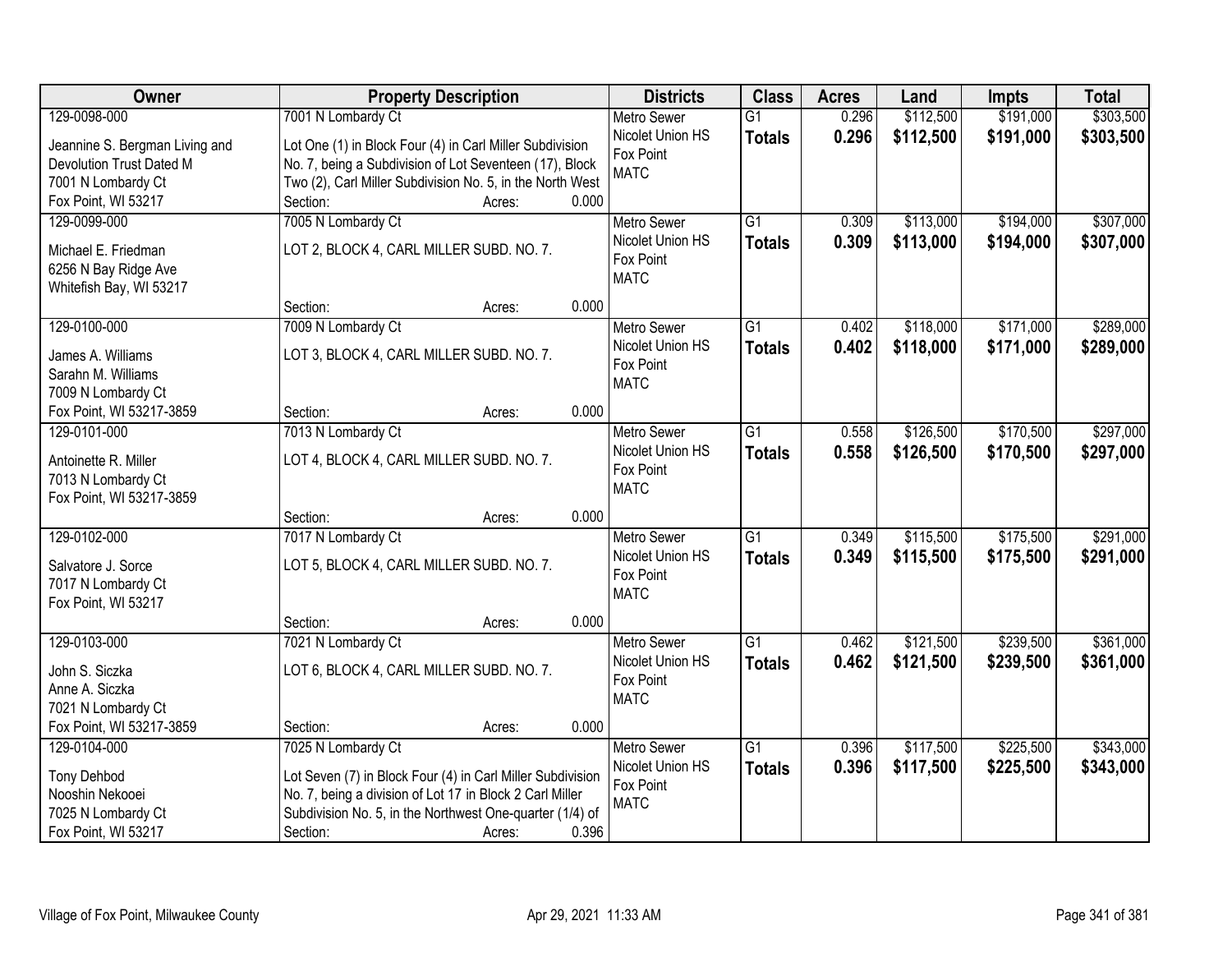| Owner | Property Description | Districts | Class | Acres | Land | Impts | Total |
|---|---|---|---|---|---|---|---|
| 129-0098-000<br>Jeannine S. Bergman Living and Devolution Trust Dated M<br>7001 N Lombardy Ct<br>Fox Point, WI 53217 | 7001 N Lombardy Ct<br>Lot One (1) in Block Four (4) in Carl Miller Subdivision No. 7, being a Subdivision of Lot Seventeen (17), Block Two (2), Carl Miller Subdivision No. 5, in the North West<br>Section: Acres: 0.000 | Metro Sewer<br>Nicolet Union HS<br>Fox Point<br>MATC | G1<br>**Totals** | 0.296<br>**0.296** | $112,500<br>**$112,500** | $191,000<br>**$191,000** | $303,500<br>**$303,500** |
| 129-0099-000<br>Michael E. Friedman<br>6256 N Bay Ridge Ave<br>Whitefish Bay, WI 53217 | 7005 N Lombardy Ct<br>LOT 2, BLOCK 4, CARL MILLER SUBD. NO. 7.<br>Section: Acres: 0.000 | Metro Sewer<br>Nicolet Union HS<br>Fox Point<br>MATC | G1<br>**Totals** | 0.309<br>**0.309** | $113,000<br>**$113,000** | $194,000<br>**$194,000** | $307,000<br>**$307,000** |
| 129-0100-000<br>James A. Williams<br>Sarahn M. Williams<br>7009 N Lombardy Ct<br>Fox Point, WI 53217-3859 | 7009 N Lombardy Ct<br>LOT 3, BLOCK 4, CARL MILLER SUBD. NO. 7.<br>Section: Acres: 0.000 | Metro Sewer<br>Nicolet Union HS<br>Fox Point<br>MATC | G1<br>**Totals** | 0.402<br>**0.402** | $118,000<br>**$118,000** | $171,000<br>**$171,000** | $289,000<br>**$289,000** |
| 129-0101-000<br>Antoinette R. Miller<br>7013 N Lombardy Ct<br>Fox Point, WI 53217-3859 | 7013 N Lombardy Ct<br>LOT 4, BLOCK 4, CARL MILLER SUBD. NO. 7.<br>Section: Acres: 0.000 | Metro Sewer<br>Nicolet Union HS<br>Fox Point<br>MATC | G1<br>**Totals** | 0.558<br>**0.558** | $126,500<br>**$126,500** | $170,500<br>**$170,500** | $297,000<br>**$297,000** |
| 129-0102-000<br>Salvatore J. Sorce<br>7017 N Lombardy Ct<br>Fox Point, WI 53217 | 7017 N Lombardy Ct<br>LOT 5, BLOCK 4, CARL MILLER SUBD. NO. 7.<br>Section: Acres: 0.000 | Metro Sewer<br>Nicolet Union HS<br>Fox Point<br>MATC | G1<br>**Totals** | 0.349<br>**0.349** | $115,500<br>**$115,500** | $175,500<br>**$175,500** | $291,000<br>**$291,000** |
| 129-0103-000<br>John S. Siczka<br>Anne A. Siczka<br>7021 N Lombardy Ct<br>Fox Point, WI 53217-3859 | 7021 N Lombardy Ct<br>LOT 6, BLOCK 4, CARL MILLER SUBD. NO. 7.<br>Section: Acres: 0.000 | Metro Sewer<br>Nicolet Union HS<br>Fox Point<br>MATC | G1<br>**Totals** | 0.462<br>**0.462** | $121,500<br>**$121,500** | $239,500<br>**$239,500** | $361,000<br>**$361,000** |
| 129-0104-000<br>Tony Dehbod<br>Nooshin Nekooei<br>7025 N Lombardy Ct<br>Fox Point, WI 53217 | 7025 N Lombardy Ct<br>Lot Seven (7) in Block Four (4) in Carl Miller Subdivision No. 7, being a division of Lot 17 in Block 2 Carl Miller Subdivision No. 5, in the Northwest One-quarter (1/4) of<br>Section: Acres: 0.396 | Metro Sewer<br>Nicolet Union HS<br>Fox Point<br>MATC | G1<br>**Totals** | 0.396<br>**0.396** | $117,500<br>**$117,500** | $225,500<br>**$225,500** | $343,000<br>**$343,000** |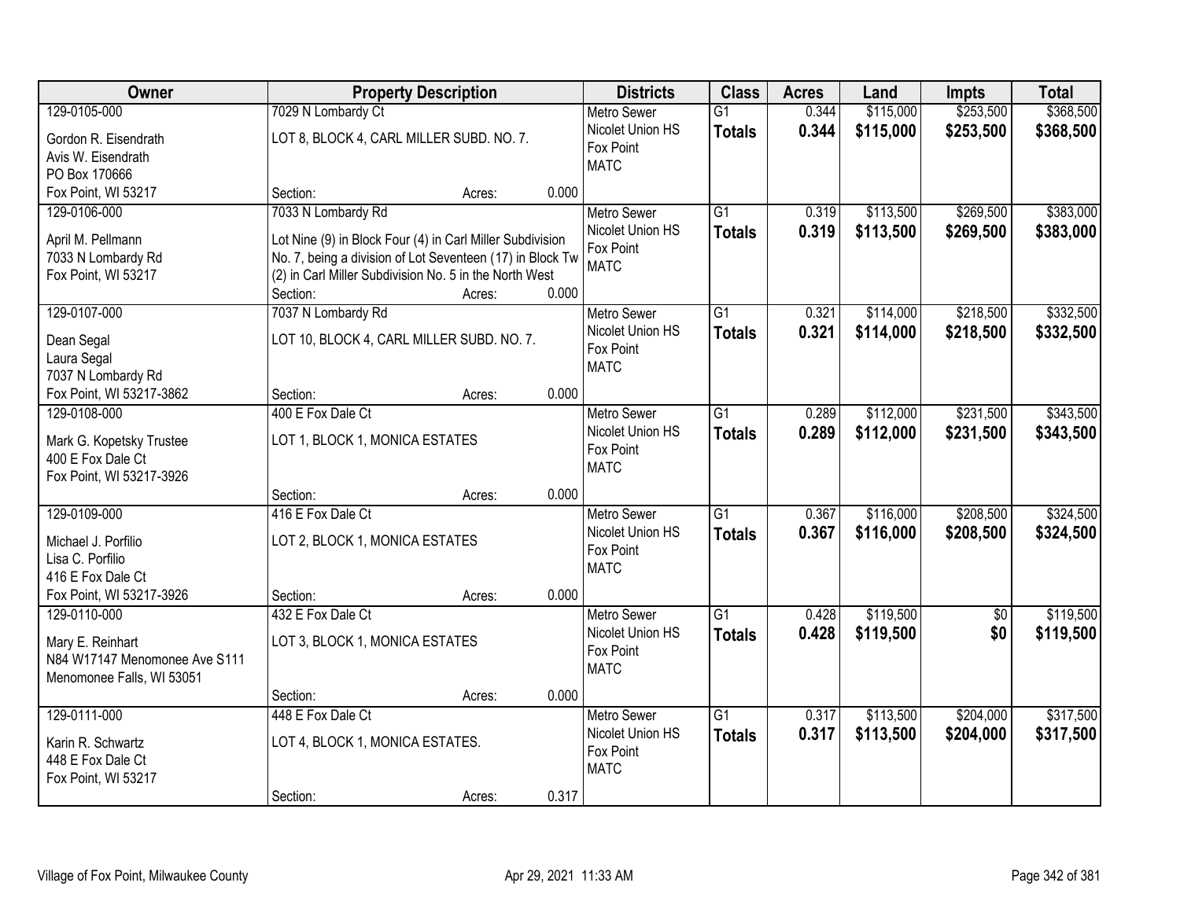| Owner | Property Description | | | | Districts | Class | Acres | Land | Impts | Total |
|---|---|---|---|---|---|---|---|---|---|---|
| 129-0105-000<br>Gordon R. Eisendrath<br>Avis W. Eisendrath<br>PO Box 170666<br>Fox Point, WI 53217 | 7029 N Lombardy Ct<br>LOT 8, BLOCK 4, CARL MILLER SUBD. NO. 7. | Section: | Acres: | 0.000 | Metro Sewer<br>Nicolet Union HS<br>Fox Point<br>MATC | G1<br>**Totals** | 0.344<br>**0.344** | \$115,000<br>**\$115,000** | \$253,500<br>**\$253,500** | \$368,500<br>**\$368,500** |
| 129-0106-000<br>April M. Pellmann<br>7033 N Lombardy Rd<br>Fox Point, WI 53217 | 7033 N Lombardy Rd<br>Lot Nine (9) in Block Four (4) in Carl Miller Subdivision No. 7, being a division of Lot Seventeen (17) in Block Tw (2) in Carl Miller Subdivision No. 5 in the North West | Section: | Acres: | 0.000 | Metro Sewer<br>Nicolet Union HS<br>Fox Point<br>MATC | G1<br>**Totals** | 0.319<br>**0.319** | \$113,500<br>**\$113,500** | \$269,500<br>**\$269,500** | \$383,000<br>**\$383,000** |
| 129-0107-000<br>Dean Segal<br>Laura Segal<br>7037 N Lombardy Rd<br>Fox Point, WI 53217-3862 | 7037 N Lombardy Rd<br>LOT 10, BLOCK 4, CARL MILLER SUBD. NO. 7. | Section: | Acres: | 0.000 | Metro Sewer<br>Nicolet Union HS<br>Fox Point<br>MATC | G1<br>**Totals** | 0.321<br>**0.321** | \$114,000<br>**\$114,000** | \$218,500<br>**\$218,500** | \$332,500<br>**\$332,500** |
| 129-0108-000<br>Mark G. Kopetsky Trustee<br>400 E Fox Dale Ct<br>Fox Point, WI 53217-3926 | 400 E Fox Dale Ct<br>LOT 1, BLOCK 1, MONICA ESTATES | Section: | Acres: | 0.000 | Metro Sewer<br>Nicolet Union HS<br>Fox Point<br>MATC | G1<br>**Totals** | 0.289<br>**0.289** | \$112,000<br>**\$112,000** | \$231,500<br>**\$231,500** | \$343,500<br>**\$343,500** |
| 129-0109-000<br>Michael J. Porfilio<br>Lisa C. Porfilio<br>416 E Fox Dale Ct<br>Fox Point, WI 53217-3926 | 416 E Fox Dale Ct<br>LOT 2, BLOCK 1, MONICA ESTATES | Section: | Acres: | 0.000 | Metro Sewer<br>Nicolet Union HS<br>Fox Point<br>MATC | G1<br>**Totals** | 0.367<br>**0.367** | \$116,000<br>**\$116,000** | \$208,500<br>**\$208,500** | \$324,500<br>**\$324,500** |
| 129-0110-000<br>Mary E. Reinhart<br>N84 W17147 Menomonee Ave S111<br>Menomonee Falls, WI 53051 | 432 E Fox Dale Ct<br>LOT 3, BLOCK 1, MONICA ESTATES | Section: | Acres: | 0.000 | Metro Sewer<br>Nicolet Union HS<br>Fox Point<br>MATC | G1<br>**Totals** | 0.428<br>**0.428** | \$119,500<br>**\$119,500** | \$0<br>**\$0** | \$119,500<br>**\$119,500** |
| 129-0111-000<br>Karin R. Schwartz<br>448 E Fox Dale Ct<br>Fox Point, WI 53217 | 448 E Fox Dale Ct<br>LOT 4, BLOCK 1, MONICA ESTATES. | Section: | Acres: | 0.317 | Metro Sewer<br>Nicolet Union HS<br>Fox Point<br>MATC | G1<br>**Totals** | 0.317<br>**0.317** | \$113,500<br>**\$113,500** | \$204,000<br>**\$204,000** | \$317,500<br>**\$317,500** |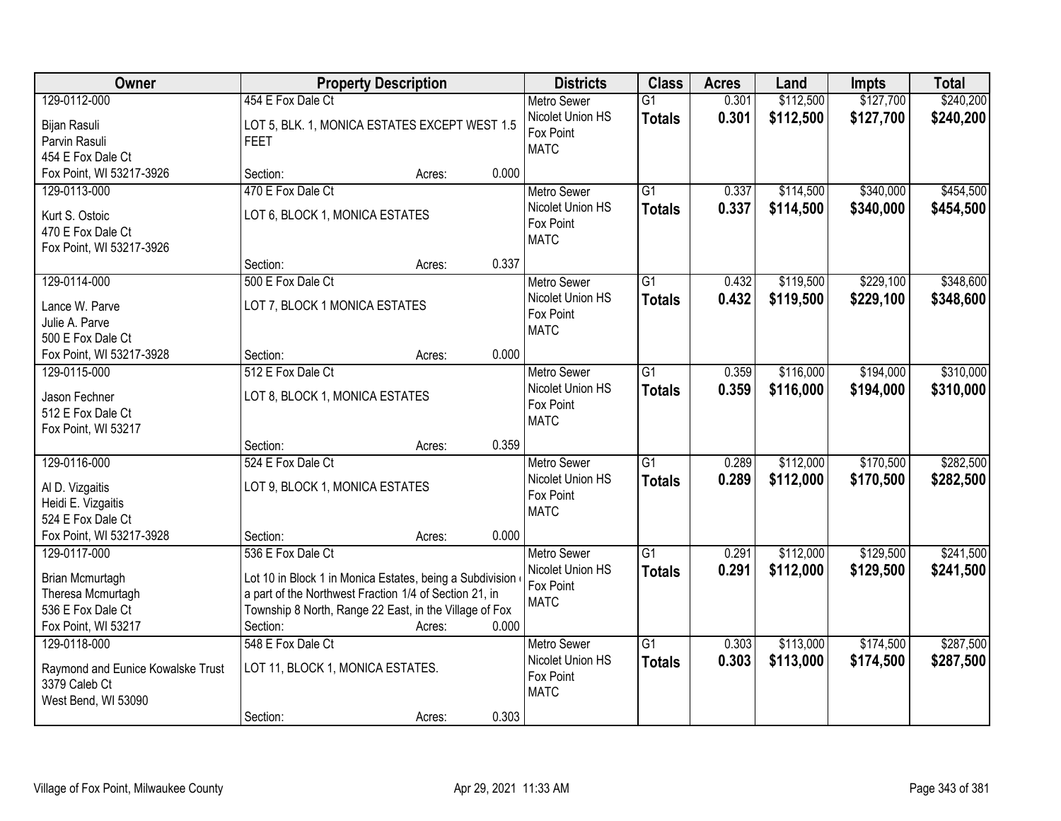| Owner | Property Description | Districts | Class | Acres | Land | Impts | Total |
|---|---|---|---|---|---|---|---|
| 129-0112-000<br>Bijan Rasuli<br>Parvin Rasuli<br>454 E Fox Dale Ct<br>Fox Point, WI 53217-3926 | 454 E Fox Dale Ct<br>LOT 5, BLK. 1, MONICA ESTATES EXCEPT WEST 1.5 FEET<br>Section: Acres: 0.000 | Metro Sewer<br>Nicolet Union HS<br>Fox Point<br>MATC | G1<br>**Totals** | 0.301<br>**0.301** | \$112,500<br>**\$112,500** | \$127,700<br>**\$127,700** | \$240,200<br>**\$240,200** |
| 129-0113-000<br>Kurt S. Ostoic<br>470 E Fox Dale Ct<br>Fox Point, WI 53217-3926 | 470 E Fox Dale Ct<br>LOT 6, BLOCK 1, MONICA ESTATES<br>Section: Acres: 0.337 | Metro Sewer<br>Nicolet Union HS<br>Fox Point<br>MATC | G1<br>**Totals** | 0.337<br>**0.337** | \$114,500<br>**\$114,500** | \$340,000<br>**\$340,000** | \$454,500<br>**\$454,500** |
| 129-0114-000<br>Lance W. Parve<br>Julie A. Parve<br>500 E Fox Dale Ct<br>Fox Point, WI 53217-3928 | 500 E Fox Dale Ct<br>LOT 7, BLOCK 1 MONICA ESTATES<br>Section: Acres: 0.000 | Metro Sewer<br>Nicolet Union HS<br>Fox Point<br>MATC | G1<br>**Totals** | 0.432<br>**0.432** | \$119,500<br>**\$119,500** | \$229,100<br>**\$229,100** | \$348,600<br>**\$348,600** |
| 129-0115-000<br>Jason Fechner<br>512 E Fox Dale Ct<br>Fox Point, WI 53217 | 512 E Fox Dale Ct<br>LOT 8, BLOCK 1, MONICA ESTATES<br>Section: Acres: 0.359 | Metro Sewer<br>Nicolet Union HS<br>Fox Point<br>MATC | G1<br>**Totals** | 0.359<br>**0.359** | \$116,000<br>**\$116,000** | \$194,000<br>**\$194,000** | \$310,000<br>**\$310,000** |
| 129-0116-000<br>Al D. Vizgaitis<br>Heidi E. Vizgaitis<br>524 E Fox Dale Ct<br>Fox Point, WI 53217-3928 | 524 E Fox Dale Ct<br>LOT 9, BLOCK 1, MONICA ESTATES<br>Section: Acres: 0.000 | Metro Sewer<br>Nicolet Union HS<br>Fox Point<br>MATC | G1<br>**Totals** | 0.289<br>**0.289** | \$112,000<br>**\$112,000** | \$170,500<br>**\$170,500** | \$282,500<br>**\$282,500** |
| 129-0117-000<br>Brian Mcmurtagh<br>Theresa Mcmurtagh<br>536 E Fox Dale Ct<br>Fox Point, WI 53217 | 536 E Fox Dale Ct<br>Lot 10 in Block 1 in Monica Estates, being a Subdivision a part of the Northwest Fraction 1/4 of Section 21, in Township 8 North, Range 22 East, in the Village of Fox<br>Section: Acres: 0.000 | Metro Sewer<br>Nicolet Union HS<br>Fox Point<br>MATC | G1<br>**Totals** | 0.291<br>**0.291** | \$112,000<br>**\$112,000** | \$129,500<br>**\$129,500** | \$241,500<br>**\$241,500** |
| 129-0118-000<br>Raymond and Eunice Kowalske Trust<br>3379 Caleb Ct<br>West Bend, WI 53090 | 548 E Fox Dale Ct<br>LOT 11, BLOCK 1, MONICA ESTATES.<br>Section: Acres: 0.303 | Metro Sewer<br>Nicolet Union HS<br>Fox Point<br>MATC | G1<br>**Totals** | 0.303<br>**0.303** | \$113,000<br>**\$113,000** | \$174,500<br>**\$174,500** | \$287,500<br>**\$287,500** |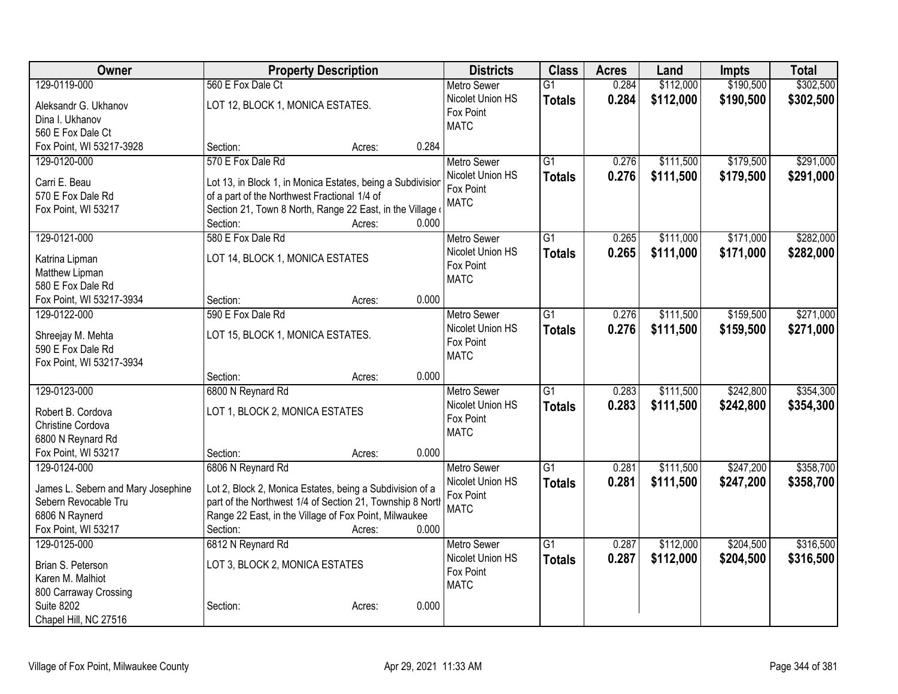| Owner | Property Description | Districts | Class | Acres | Land | Impts | Total |
|---|---|---|---|---|---|---|---|
| 129-0119-000<br>Aleksandr G. Ukhanov<br>Dina I. Ukhanov<br>560 E Fox Dale Ct<br>Fox Point, WI 53217-3928 | 560 E Fox Dale Ct<br>LOT 12, BLOCK 1, MONICA ESTATES.<br>Section: Acres: 0.284 | Metro Sewer<br>Nicolet Union HS<br>Fox Point<br>MATC | G1<br>**Totals** | 0.284<br>**0.284** | \$112,000<br>**\$112,000** | \$190,500<br>**\$190,500** | \$302,500<br>**\$302,500** |
| 129-0120-000<br>Carri E. Beau<br>570 E Fox Dale Rd<br>Fox Point, WI 53217 | 570 E Fox Dale Rd<br>Lot 13, in Block 1, in Monica Estates, being a Subdivision of a part of the Northwest Fractional 1/4 of Section 21, Town 8 North, Range 22 East, in the Village (<br>Section: Acres: 0.000 | Metro Sewer<br>Nicolet Union HS<br>Fox Point<br>MATC | G1<br>**Totals** | 0.276<br>**0.276** | \$111,500<br>**\$111,500** | \$179,500<br>**\$179,500** | \$291,000<br>**\$291,000** |
| 129-0121-000<br>Katrina Lipman<br>Matthew Lipman<br>580 E Fox Dale Rd<br>Fox Point, WI 53217-3934 | 580 E Fox Dale Rd<br>LOT 14, BLOCK 1, MONICA ESTATES<br>Section: Acres: 0.000 | Metro Sewer<br>Nicolet Union HS<br>Fox Point<br>MATC | G1<br>**Totals** | 0.265<br>**0.265** | \$111,000<br>**\$111,000** | \$171,000<br>**\$171,000** | \$282,000<br>**\$282,000** |
| 129-0122-000<br>Shreejay M. Mehta<br>590 E Fox Dale Rd<br>Fox Point, WI 53217-3934 | 590 E Fox Dale Rd<br>LOT 15, BLOCK 1, MONICA ESTATES.<br>Section: Acres: 0.000 | Metro Sewer<br>Nicolet Union HS<br>Fox Point<br>MATC | G1<br>**Totals** | 0.276<br>**0.276** | \$111,500<br>**\$111,500** | \$159,500<br>**\$159,500** | \$271,000<br>**\$271,000** |
| 129-0123-000<br>Robert B. Cordova<br>Christine Cordova<br>6800 N Reynard Rd<br>Fox Point, WI 53217 | 6800 N Reynard Rd<br>LOT 1, BLOCK 2, MONICA ESTATES<br>Section: Acres: 0.000 | Metro Sewer<br>Nicolet Union HS<br>Fox Point<br>MATC | G1<br>**Totals** | 0.283<br>**0.283** | \$111,500<br>**\$111,500** | \$242,800<br>**\$242,800** | \$354,300<br>**\$354,300** |
| 129-0124-000<br>James L. Sebern and Mary Josephine Sebern Revocable Tru<br>6806 N Raynerd<br>Fox Point, WI 53217 | 6806 N Reynard Rd<br>Lot 2, Block 2, Monica Estates, being a Subdivision of a part of the Northwest 1/4 of Section 21, Township 8 North Range 22 East, in the Village of Fox Point, Milwaukee<br>Section: Acres: 0.000 | Metro Sewer<br>Nicolet Union HS<br>Fox Point<br>MATC | G1<br>**Totals** | 0.281<br>**0.281** | \$111,500<br>**\$111,500** | \$247,200<br>**\$247,200** | \$358,700<br>**\$358,700** |
| 129-0125-000<br>Brian S. Peterson<br>Karen M. Malhiot<br>800 Carraway Crossing<br>Suite 8202<br>Chapel Hill, NC 27516 | 6812 N Reynard Rd<br>LOT 3, BLOCK 2, MONICA ESTATES<br>Section: Acres: 0.000 | Metro Sewer<br>Nicolet Union HS<br>Fox Point<br>MATC | G1<br>**Totals** | 0.287<br>**0.287** | \$112,000<br>**\$112,000** | \$204,500<br>**\$204,500** | \$316,500<br>**\$316,500** |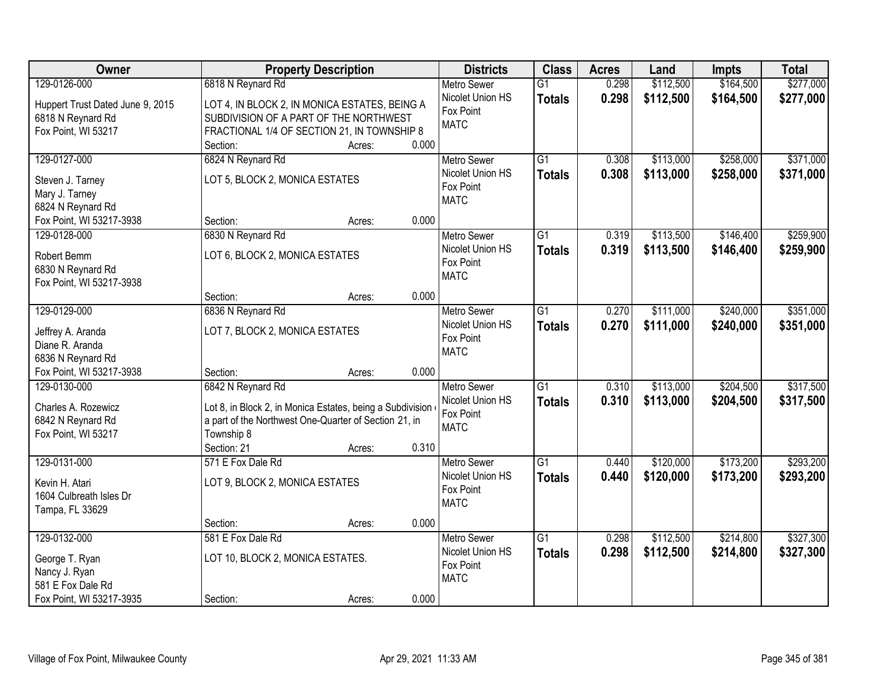| Owner | Property Description | Districts | Class | Acres | Land | Impts | Total |
|---|---|---|---|---|---|---|---|
| 129-0126-000<br>Huppert Trust Dated June 9, 2015<br>6818 N Reynard Rd<br>Fox Point, WI 53217 | 6818 N Reynard Rd<br>LOT 4, IN BLOCK 2, IN MONICA ESTATES, BEING A SUBDIVISION OF A PART OF THE NORTHWEST FRACTIONAL 1/4 OF SECTION 21, IN TOWNSHIP 8<br>Section: Acres: 0.000 | Metro Sewer<br>Nicolet Union HS<br>Fox Point<br>MATC | G1<br>**Totals** | 0.298<br>**0.298** | $112,500<br>**$112,500** | $164,500<br>**$164,500** | $277,000<br>**$277,000** |
| 129-0127-000<br>Steven J. Tarney<br>Mary J. Tarney<br>6824 N Reynard Rd<br>Fox Point, WI 53217-3938 | 6824 N Reynard Rd<br>LOT 5, BLOCK 2, MONICA ESTATES<br>Section: Acres: 0.000 | Metro Sewer<br>Nicolet Union HS<br>Fox Point<br>MATC | G1<br>**Totals** | 0.308<br>**0.308** | $113,000<br>**$113,000** | $258,000<br>**$258,000** | $371,000<br>**$371,000** |
| 129-0128-000<br>Robert Bemm<br>6830 N Reynard Rd<br>Fox Point, WI 53217-3938 | 6830 N Reynard Rd<br>LOT 6, BLOCK 2, MONICA ESTATES<br>Section: Acres: 0.000 | Metro Sewer<br>Nicolet Union HS<br>Fox Point<br>MATC | G1<br>**Totals** | 0.319<br>**0.319** | $113,500<br>**$113,500** | $146,400<br>**$146,400** | $259,900<br>**$259,900** |
| 129-0129-000<br>Jeffrey A. Aranda<br>Diane R. Aranda<br>6836 N Reynard Rd<br>Fox Point, WI 53217-3938 | 6836 N Reynard Rd<br>LOT 7, BLOCK 2, MONICA ESTATES<br>Section: Acres: 0.000 | Metro Sewer<br>Nicolet Union HS<br>Fox Point<br>MATC | G1<br>**Totals** | 0.270<br>**0.270** | $111,000<br>**$111,000** | $240,000<br>**$240,000** | $351,000<br>**$351,000** |
| 129-0130-000<br>Charles A. Rozewicz<br>6842 N Reynard Rd<br>Fox Point, WI 53217 | 6842 N Reynard Rd<br>Lot 8, in Block 2, in Monica Estates, being a Subdivision a part of the Northwest One-Quarter of Section 21, in Township 8<br>Section: 21 Acres: 0.310 | Metro Sewer<br>Nicolet Union HS<br>Fox Point<br>MATC | G1<br>**Totals** | 0.310<br>**0.310** | $113,000<br>**$113,000** | $204,500<br>**$204,500** | $317,500<br>**$317,500** |
| 129-0131-000<br>Kevin H. Atari<br>1604 Culbreath Isles Dr<br>Tampa, FL 33629 | 571 E Fox Dale Rd<br>LOT 9, BLOCK 2, MONICA ESTATES<br>Section: Acres: 0.000 | Metro Sewer<br>Nicolet Union HS<br>Fox Point<br>MATC | G1<br>**Totals** | 0.440<br>**0.440** | $120,000<br>**$120,000** | $173,200<br>**$173,200** | $293,200<br>**$293,200** |
| 129-0132-000<br>George T. Ryan<br>Nancy J. Ryan<br>581 E Fox Dale Rd<br>Fox Point, WI 53217-3935 | 581 E Fox Dale Rd<br>LOT 10, BLOCK 2, MONICA ESTATES.<br>Section: Acres: 0.000 | Metro Sewer<br>Nicolet Union HS<br>Fox Point<br>MATC | G1<br>**Totals** | 0.298<br>**0.298** | $112,500<br>**$112,500** | $214,800<br>**$214,800** | $327,300<br>**$327,300** |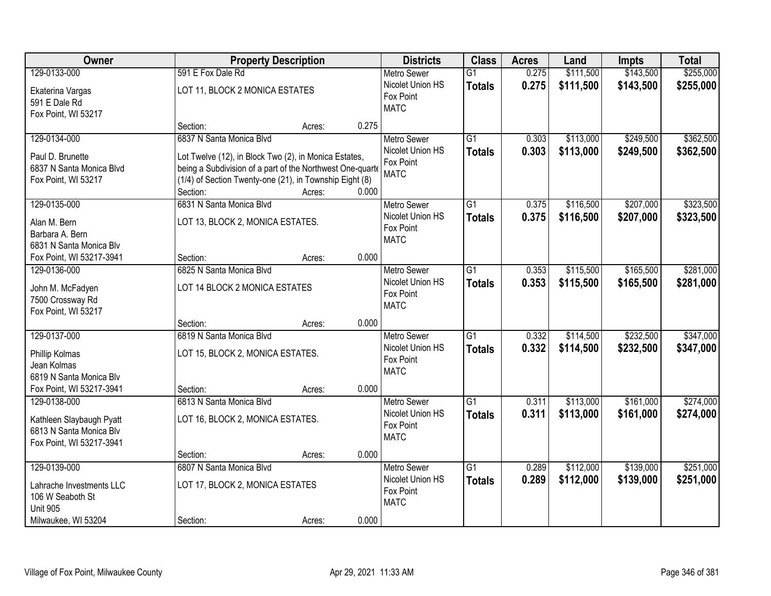| Owner | Property Description | Districts | Class | Acres | Land | Impts | Total |
|---|---|---|---|---|---|---|---|
| 129-0133-000<br>Ekaterina Vargas<br>591 E Dale Rd<br>Fox Point, WI 53217 | 591 E Fox Dale Rd<br>LOT 11, BLOCK 2 MONICA ESTATES<br>Section: Acres: 0.275 | Metro Sewer<br>Nicolet Union HS<br>Fox Point<br>MATC | G1<br>**Totals** | 0.275<br>**0.275** | $111,500<br>**$111,500** | $143,500<br>**$143,500** | $255,000<br>**$255,000** |
| 129-0134-000<br>Paul D. Brunette<br>6837 N Santa Monica Blvd<br>Fox Point, WI 53217 | 6837 N Santa Monica Blvd<br>Lot Twelve (12), in Block Two (2), in Monica Estates, being a Subdivision of a part of the Northwest One-quarte (1/4) of Section Twenty-one (21), in Township Eight (8)<br>Section: Acres: 0.000 | Metro Sewer<br>Nicolet Union HS<br>Fox Point<br>MATC | G1<br>**Totals** | 0.303<br>**0.303** | $113,000<br>**$113,000** | $249,500<br>**$249,500** | $362,500<br>**$362,500** |
| 129-0135-000<br>Alan M. Bern<br>Barbara A. Bern<br>6831 N Santa Monica Blv<br>Fox Point, WI 53217-3941 | 6831 N Santa Monica Blvd<br>LOT 13, BLOCK 2, MONICA ESTATES.<br>Section: Acres: 0.000 | Metro Sewer<br>Nicolet Union HS<br>Fox Point<br>MATC | G1<br>**Totals** | 0.375<br>**0.375** | $116,500<br>**$116,500** | $207,000<br>**$207,000** | $323,500<br>**$323,500** |
| 129-0136-000<br>John M. McFadyen<br>7500 Crossway Rd<br>Fox Point, WI 53217 | 6825 N Santa Monica Blvd<br>LOT 14 BLOCK 2 MONICA ESTATES<br>Section: Acres: 0.000 | Metro Sewer<br>Nicolet Union HS<br>Fox Point<br>MATC | G1<br>**Totals** | 0.353<br>**0.353** | $115,500<br>**$115,500** | $165,500<br>**$165,500** | $281,000<br>**$281,000** |
| 129-0137-000<br>Phillip Kolmas<br>Jean Kolmas<br>6819 N Santa Monica Blv<br>Fox Point, WI 53217-3941 | 6819 N Santa Monica Blvd<br>LOT 15, BLOCK 2, MONICA ESTATES.<br>Section: Acres: 0.000 | Metro Sewer<br>Nicolet Union HS<br>Fox Point<br>MATC | G1<br>**Totals** | 0.332<br>**0.332** | $114,500<br>**$114,500** | $232,500<br>**$232,500** | $347,000<br>**$347,000** |
| 129-0138-000<br>Kathleen Slaybaugh Pyatt<br>6813 N Santa Monica Blv<br>Fox Point, WI 53217-3941 | 6813 N Santa Monica Blvd<br>LOT 16, BLOCK 2, MONICA ESTATES.<br>Section: Acres: 0.000 | Metro Sewer<br>Nicolet Union HS<br>Fox Point<br>MATC | G1<br>**Totals** | 0.311<br>**0.311** | $113,000<br>**$113,000** | $161,000<br>**$161,000** | $274,000<br>**$274,000** |
| 129-0139-000<br>Lahrache Investments LLC<br>106 W Seaboth St<br>Unit 905<br>Milwaukee, WI 53204 | 6807 N Santa Monica Blvd<br>LOT 17, BLOCK 2, MONICA ESTATES<br>Section: Acres: 0.000 | Metro Sewer<br>Nicolet Union HS<br>Fox Point<br>MATC | G1<br>**Totals** | 0.289<br>**0.289** | $112,000<br>**$112,000** | $139,000<br>**$139,000** | $251,000<br>**$251,000** |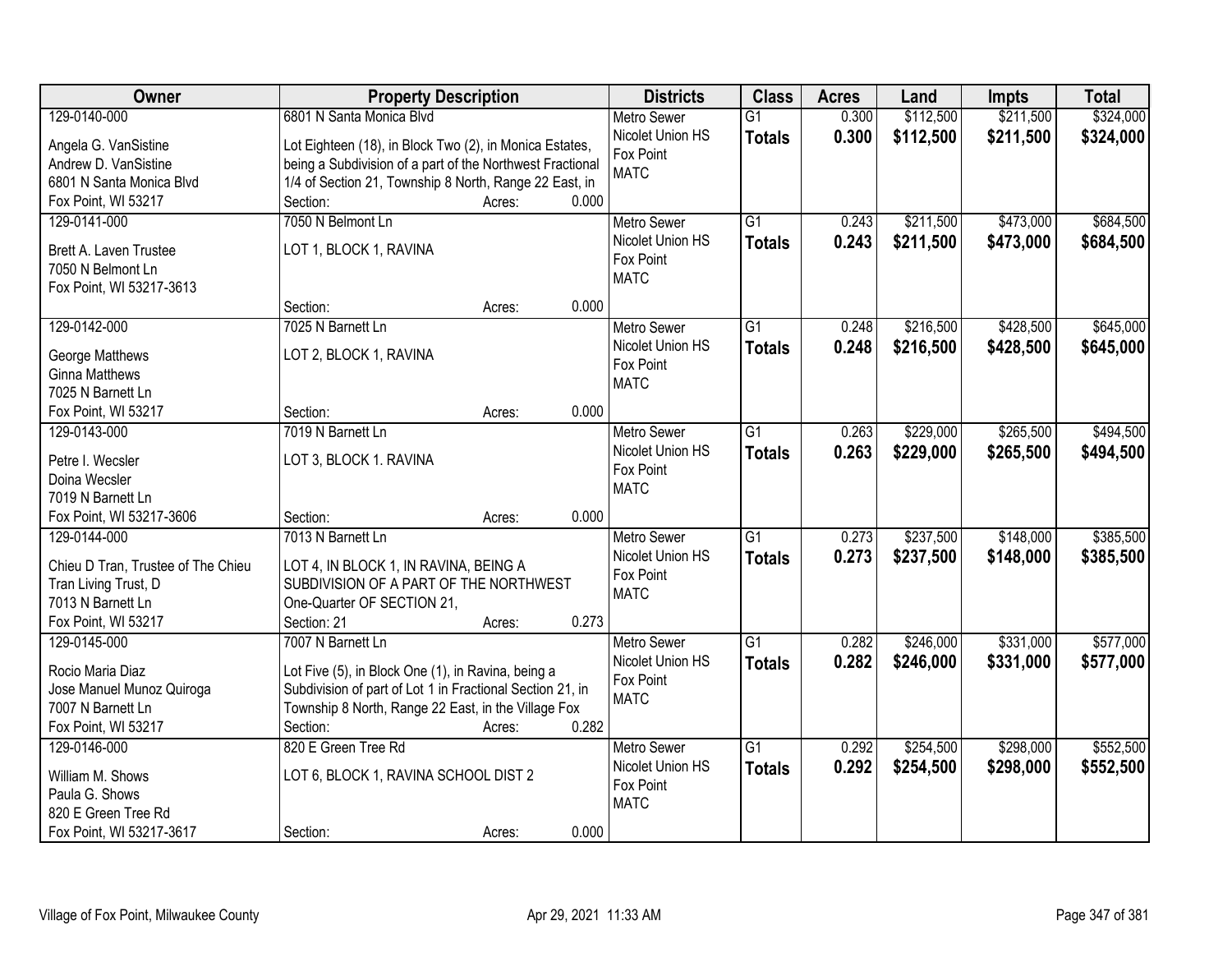| Owner | Property Description | Districts | Class | Acres | Land | Impts | Total |
|---|---|---|---|---|---|---|---|
| 129-0140-000<br>Angela G. VanSistine<br>Andrew D. VanSistine<br>6801 N Santa Monica Blvd<br>Fox Point, WI 53217 | 6801 N Santa Monica Blvd<br>Lot Eighteen (18), in Block Two (2), in Monica Estates, being a Subdivision of a part of the Northwest Fractional 1/4 of Section 21, Township 8 North, Range 22 East, in<br>Section: Acres: 0.000 | Metro Sewer<br>Nicolet Union HS<br>Fox Point<br>MATC | G1<br>**Totals** | 0.300<br>**0.300** | $112,500<br>**$112,500** | $211,500<br>**$211,500** | $324,000<br>**$324,000** |
| 129-0141-000<br>Brett A. Laven Trustee<br>7050 N Belmont Ln<br>Fox Point, WI 53217-3613 | 7050 N Belmont Ln<br>LOT 1, BLOCK 1, RAVINA<br>Section: Acres: 0.000 | Metro Sewer<br>Nicolet Union HS<br>Fox Point<br>MATC | G1<br>**Totals** | 0.243<br>**0.243** | $211,500<br>**$211,500** | $473,000<br>**$473,000** | $684,500<br>**$684,500** |
| 129-0142-000<br>George Matthews<br>Ginna Matthews<br>7025 N Barnett Ln<br>Fox Point, WI 53217 | 7025 N Barnett Ln<br>LOT 2, BLOCK 1, RAVINA<br>Section: Acres: 0.000 | Metro Sewer<br>Nicolet Union HS<br>Fox Point<br>MATC | G1<br>**Totals** | 0.248<br>**0.248** | $216,500<br>**$216,500** | $428,500<br>**$428,500** | $645,000<br>**$645,000** |
| 129-0143-000<br>Petre I. Wecsler<br>Doina Wecsler<br>7019 N Barnett Ln<br>Fox Point, WI 53217-3606 | 7019 N Barnett Ln<br>LOT 3, BLOCK 1. RAVINA<br>Section: Acres: 0.000 | Metro Sewer<br>Nicolet Union HS<br>Fox Point<br>MATC | G1<br>**Totals** | 0.263<br>**0.263** | $229,000<br>**$229,000** | $265,500<br>**$265,500** | $494,500<br>**$494,500** |
| 129-0144-000<br>Chieu D Tran, Trustee of The Chieu Tran Living Trust, D<br>7013 N Barnett Ln<br>Fox Point, WI 53217 | 7013 N Barnett Ln<br>LOT 4, IN BLOCK 1, IN RAVINA, BEING A SUBDIVISION OF A PART OF THE NORTHWEST One-Quarter OF SECTION 21,<br>Section: 21 Acres: 0.273 | Metro Sewer<br>Nicolet Union HS<br>Fox Point<br>MATC | G1<br>**Totals** | 0.273<br>**0.273** | $237,500<br>**$237,500** | $148,000<br>**$148,000** | $385,500<br>**$385,500** |
| 129-0145-000<br>Rocio Maria Diaz<br>Jose Manuel Munoz Quiroga<br>7007 N Barnett Ln<br>Fox Point, WI 53217 | 7007 N Barnett Ln<br>Lot Five (5), in Block One (1), in Ravina, being a Subdivision of part of Lot 1 in Fractional Section 21, in Township 8 North, Range 22 East, in the Village Fox<br>Section: Acres: 0.282 | Metro Sewer<br>Nicolet Union HS<br>Fox Point<br>MATC | G1<br>**Totals** | 0.282<br>**0.282** | $246,000<br>**$246,000** | $331,000<br>**$331,000** | $577,000<br>**$577,000** |
| 129-0146-000<br>William M. Shows<br>Paula G. Shows<br>820 E Green Tree Rd<br>Fox Point, WI 53217-3617 | 820 E Green Tree Rd<br>LOT 6, BLOCK 1, RAVINA SCHOOL DIST 2<br>Section: Acres: 0.000 | Metro Sewer<br>Nicolet Union HS<br>Fox Point<br>MATC | G1<br>**Totals** | 0.292<br>**0.292** | $254,500<br>**$254,500** | $298,000<br>**$298,000** | $552,500<br>**$552,500** |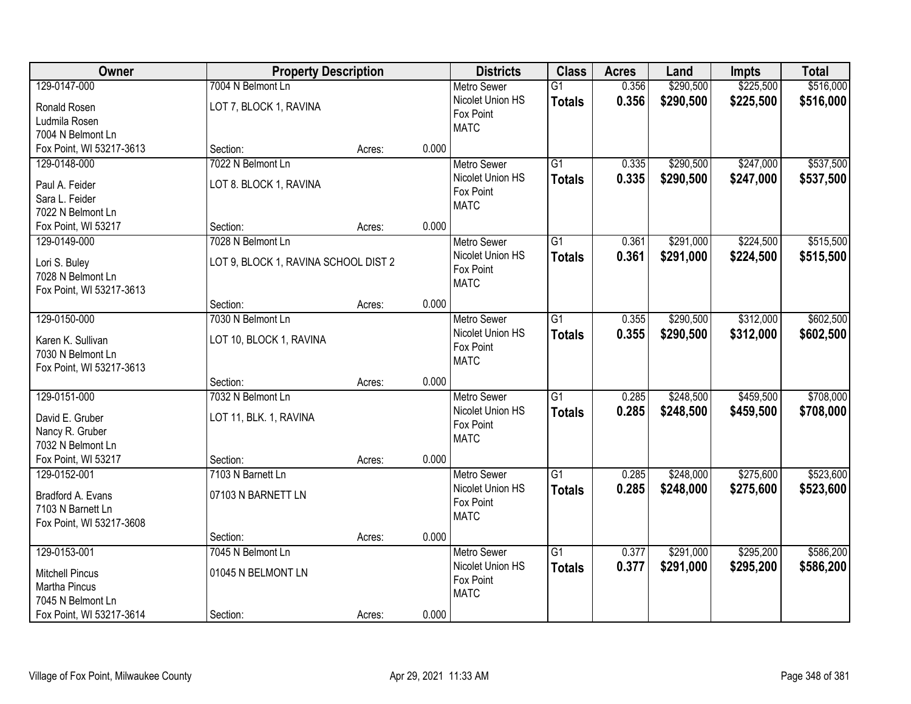| Owner | Property Description | | | Districts | Class | Acres | Land | Impts | Total |
|---|---|---|---|---|---|---|---|---|---|
| 129-0147-000<br>Ronald Rosen<br>Ludmila Rosen<br>7004 N Belmont Ln<br>Fox Point, WI 53217-3613 | 7004 N Belmont Ln<br>LOT 7, BLOCK 1, RAVINA<br><br>Section: | Acres: | 0.000 | Metro Sewer<br>Nicolet Union HS<br>Fox Point<br>MATC | G1<br>**Totals** | 0.356<br>**0.356** | $290,500<br>**$290,500** | $225,500<br>**$225,500** | $516,000<br>**$516,000** |
| 129-0148-000<br>Paul A. Feider<br>Sara L. Feider<br>7022 N Belmont Ln<br>Fox Point, WI 53217 | 7022 N Belmont Ln<br>LOT 8. BLOCK 1, RAVINA<br><br>Section: | Acres: | 0.000 | Metro Sewer<br>Nicolet Union HS<br>Fox Point<br>MATC | G1<br>**Totals** | 0.335<br>**0.335** | $290,500<br>**$290,500** | $247,000<br>**$247,000** | $537,500<br>**$537,500** |
| 129-0149-000<br>Lori S. Buley<br>7028 N Belmont Ln<br>Fox Point, WI 53217-3613 | 7028 N Belmont Ln<br>LOT 9, BLOCK 1, RAVINA SCHOOL DIST 2<br><br>Section: | Acres: | 0.000 | Metro Sewer<br>Nicolet Union HS<br>Fox Point<br>MATC | G1<br>**Totals** | 0.361<br>**0.361** | $291,000<br>**$291,000** | $224,500<br>**$224,500** | $515,500<br>**$515,500** |
| 129-0150-000<br>Karen K. Sullivan<br>7030 N Belmont Ln<br>Fox Point, WI 53217-3613 | 7030 N Belmont Ln<br>LOT 10, BLOCK 1, RAVINA<br><br>Section: | Acres: | 0.000 | Metro Sewer<br>Nicolet Union HS<br>Fox Point<br>MATC | G1<br>**Totals** | 0.355<br>**0.355** | $290,500<br>**$290,500** | $312,000<br>**$312,000** | $602,500<br>**$602,500** |
| 129-0151-000<br>David E. Gruber<br>Nancy R. Gruber<br>7032 N Belmont Ln<br>Fox Point, WI 53217 | 7032 N Belmont Ln<br>LOT 11, BLK. 1, RAVINA<br><br>Section: | Acres: | 0.000 | Metro Sewer<br>Nicolet Union HS<br>Fox Point<br>MATC | G1<br>**Totals** | 0.285<br>**0.285** | $248,500<br>**$248,500** | $459,500<br>**$459,500** | $708,000<br>**$708,000** |
| 129-0152-001<br>Bradford A. Evans<br>7103 N Barnett Ln<br>Fox Point, WI 53217-3608 | 7103 N Barnett Ln<br>07103 N BARNETT LN<br><br>Section: | Acres: | 0.000 | Metro Sewer<br>Nicolet Union HS<br>Fox Point<br>MATC | G1<br>**Totals** | 0.285<br>**0.285** | $248,000<br>**$248,000** | $275,600<br>**$275,600** | $523,600<br>**$523,600** |
| 129-0153-001<br>Mitchell Pincus<br>Martha Pincus<br>7045 N Belmont Ln<br>Fox Point, WI 53217-3614 | 7045 N Belmont Ln<br>01045 N BELMONT LN<br><br>Section: | Acres: | 0.000 | Metro Sewer<br>Nicolet Union HS<br>Fox Point<br>MATC | G1<br>**Totals** | 0.377<br>**0.377** | $291,000<br>**$291,000** | $295,200<br>**$295,200** | $586,200<br>**$586,200** |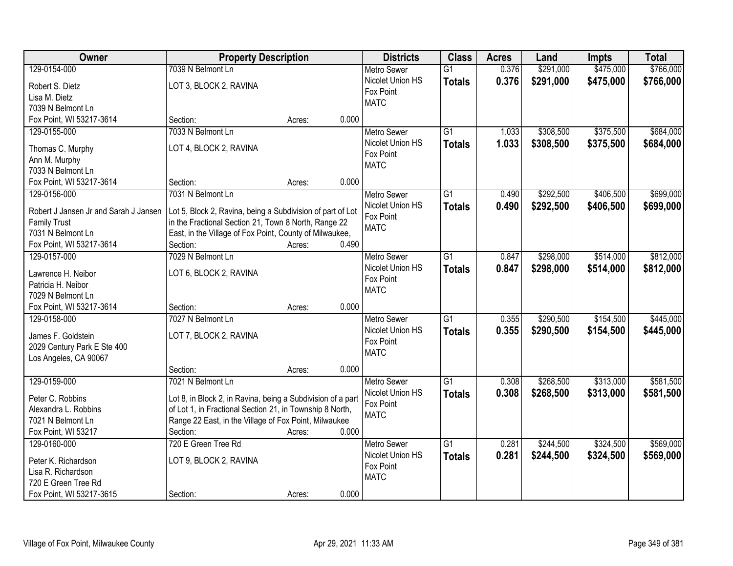| Owner | Property Description | Districts | Class | Acres | Land | Impts | Total |
|---|---|---|---|---|---|---|---|
| 129-0154-000<br>Robert S. Dietz<br>Lisa M. Dietz<br>7039 N Belmont Ln<br>Fox Point, WI 53217-3614 | 7039 N Belmont Ln<br>LOT 3, BLOCK 2, RAVINA<br>Section: Acres: 0.000 | Metro Sewer<br>Nicolet Union HS<br>Fox Point<br>MATC | G1<br>**Totals** | 0.376<br>**0.376** | $291,000<br>**$291,000** | $475,000<br>**$475,000** | $766,000<br>**$766,000** |
| 129-0155-000<br>Thomas C. Murphy<br>Ann M. Murphy<br>7033 N Belmont Ln<br>Fox Point, WI 53217-3614 | 7033 N Belmont Ln<br>LOT 4, BLOCK 2, RAVINA<br>Section: Acres: 0.000 | Metro Sewer<br>Nicolet Union HS<br>Fox Point<br>MATC | G1<br>**Totals** | 1.033<br>**1.033** | $308,500<br>**$308,500** | $375,500<br>**$375,500** | $684,000<br>**$684,000** |
| 129-0156-000<br>Robert J Jansen Jr and Sarah J Jansen Family Trust<br>7031 N Belmont Ln<br>Fox Point, WI 53217-3614 | 7031 N Belmont Ln<br>Lot 5, Block 2, Ravina, being a Subdivision of part of Lot in the Fractional Section 21, Town 8 North, Range 22 East, in the Village of Fox Point, County of Milwaukee,<br>Section: Acres: 0.490 | Metro Sewer<br>Nicolet Union HS<br>Fox Point<br>MATC | G1<br>**Totals** | 0.490<br>**0.490** | $292,500<br>**$292,500** | $406,500<br>**$406,500** | $699,000<br>**$699,000** |
| 129-0157-000<br>Lawrence H. Neibor<br>Patricia H. Neibor<br>7029 N Belmont Ln<br>Fox Point, WI 53217-3614 | 7029 N Belmont Ln<br>LOT 6, BLOCK 2, RAVINA<br>Section: Acres: 0.000 | Metro Sewer<br>Nicolet Union HS<br>Fox Point<br>MATC | G1<br>**Totals** | 0.847<br>**0.847** | $298,000<br>**$298,000** | $514,000<br>**$514,000** | $812,000<br>**$812,000** |
| 129-0158-000<br>James F. Goldstein<br>2029 Century Park E Ste 400<br>Los Angeles, CA 90067 | 7027 N Belmont Ln<br>LOT 7, BLOCK 2, RAVINA<br>Section: Acres: 0.000 | Metro Sewer<br>Nicolet Union HS<br>Fox Point<br>MATC | G1<br>**Totals** | 0.355<br>**0.355** | $290,500<br>**$290,500** | $154,500<br>**$154,500** | $445,000<br>**$445,000** |
| 129-0159-000<br>Peter C. Robbins<br>Alexandra L. Robbins<br>7021 N Belmont Ln<br>Fox Point, WI 53217 | 7021 N Belmont Ln<br>Lot 8, in Block 2, in Ravina, being a Subdivision of a part of Lot 1, in Fractional Section 21, in Township 8 North, Range 22 East, in the Village of Fox Point, Milwaukee<br>Section: Acres: 0.000 | Metro Sewer<br>Nicolet Union HS<br>Fox Point<br>MATC | G1<br>**Totals** | 0.308<br>**0.308** | $268,500<br>**$268,500** | $313,000<br>**$313,000** | $581,500<br>**$581,500** |
| 129-0160-000<br>Peter K. Richardson<br>Lisa R. Richardson<br>720 E Green Tree Rd<br>Fox Point, WI 53217-3615 | 720 E Green Tree Rd<br>LOT 9, BLOCK 2, RAVINA<br>Section: Acres: 0.000 | Metro Sewer<br>Nicolet Union HS<br>Fox Point<br>MATC | G1<br>**Totals** | 0.281<br>**0.281** | $244,500<br>**$244,500** | $324,500<br>**$324,500** | $569,000<br>**$569,000** |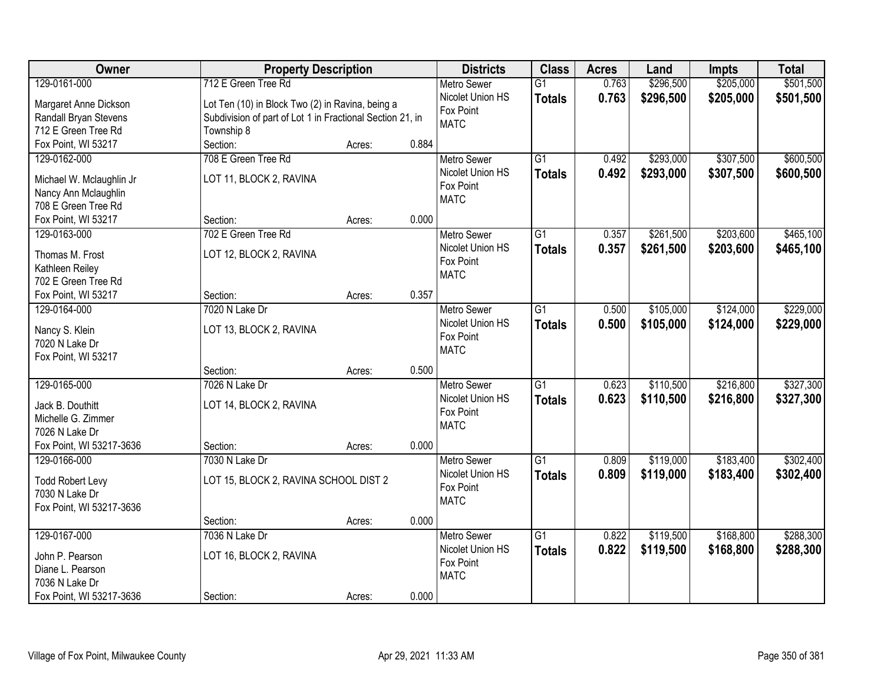| Owner | Property Description | Districts | Class | Acres | Land | Impts | Total |
|---|---|---|---|---|---|---|---|
| 129-0161-000<br>Margaret Anne Dickson<br>Randall Bryan Stevens<br>712 E Green Tree Rd<br>Fox Point, WI 53217 | 712 E Green Tree Rd<br>Lot Ten (10) in Block Two (2) in Ravina, being a Subdivision of part of Lot 1 in Fractional Section 21, in Township 8<br>Section: Acres: 0.884 | Metro Sewer<br>Nicolet Union HS<br>Fox Point<br>MATC | G1<br>**Totals** | 0.763<br>**0.763** | $296,500<br>**$296,500** | $205,000<br>**$205,000** | $501,500<br>**$501,500** |
| 129-0162-000<br>Michael W. Mclaughlin Jr<br>Nancy Ann Mclaughlin<br>708 E Green Tree Rd<br>Fox Point, WI 53217 | 708 E Green Tree Rd<br>LOT 11, BLOCK 2, RAVINA<br>Section: Acres: 0.000 | Metro Sewer<br>Nicolet Union HS<br>Fox Point<br>MATC | G1<br>**Totals** | 0.492<br>**0.492** | $293,000<br>**$293,000** | $307,500<br>**$307,500** | $600,500<br>**$600,500** |
| 129-0163-000<br>Thomas M. Frost<br>Kathleen Reiley<br>702 E Green Tree Rd<br>Fox Point, WI 53217 | 702 E Green Tree Rd<br>LOT 12, BLOCK 2, RAVINA<br>Section: Acres: 0.357 | Metro Sewer<br>Nicolet Union HS<br>Fox Point<br>MATC | G1<br>**Totals** | 0.357<br>**0.357** | $261,500<br>**$261,500** | $203,600<br>**$203,600** | $465,100<br>**$465,100** |
| 129-0164-000<br>Nancy S. Klein<br>7020 N Lake Dr<br>Fox Point, WI 53217 | 7020 N Lake Dr<br>LOT 13, BLOCK 2, RAVINA<br>Section: Acres: 0.500 | Metro Sewer<br>Nicolet Union HS<br>Fox Point<br>MATC | G1<br>**Totals** | 0.500<br>**0.500** | $105,000<br>**$105,000** | $124,000<br>**$124,000** | $229,000<br>**$229,000** |
| 129-0165-000<br>Jack B. Douthitt<br>Michelle G. Zimmer<br>7026 N Lake Dr<br>Fox Point, WI 53217-3636 | 7026 N Lake Dr<br>LOT 14, BLOCK 2, RAVINA<br>Section: Acres: 0.000 | Metro Sewer<br>Nicolet Union HS<br>Fox Point<br>MATC | G1<br>**Totals** | 0.623<br>**0.623** | $110,500<br>**$110,500** | $216,800<br>**$216,800** | $327,300<br>**$327,300** |
| 129-0166-000<br>Todd Robert Levy<br>7030 N Lake Dr<br>Fox Point, WI 53217-3636 | 7030 N Lake Dr<br>LOT 15, BLOCK 2, RAVINA SCHOOL DIST 2<br>Section: Acres: 0.000 | Metro Sewer<br>Nicolet Union HS<br>Fox Point<br>MATC | G1<br>**Totals** | 0.809<br>**0.809** | $119,000<br>**$119,000** | $183,400<br>**$183,400** | $302,400<br>**$302,400** |
| 129-0167-000<br>John P. Pearson<br>Diane L. Pearson<br>7036 N Lake Dr<br>Fox Point, WI 53217-3636 | 7036 N Lake Dr<br>LOT 16, BLOCK 2, RAVINA<br>Section: Acres: 0.000 | Metro Sewer<br>Nicolet Union HS<br>Fox Point<br>MATC | G1<br>**Totals** | 0.822<br>**0.822** | $119,500<br>**$119,500** | $168,800<br>**$168,800** | $288,300<br>**$288,300** |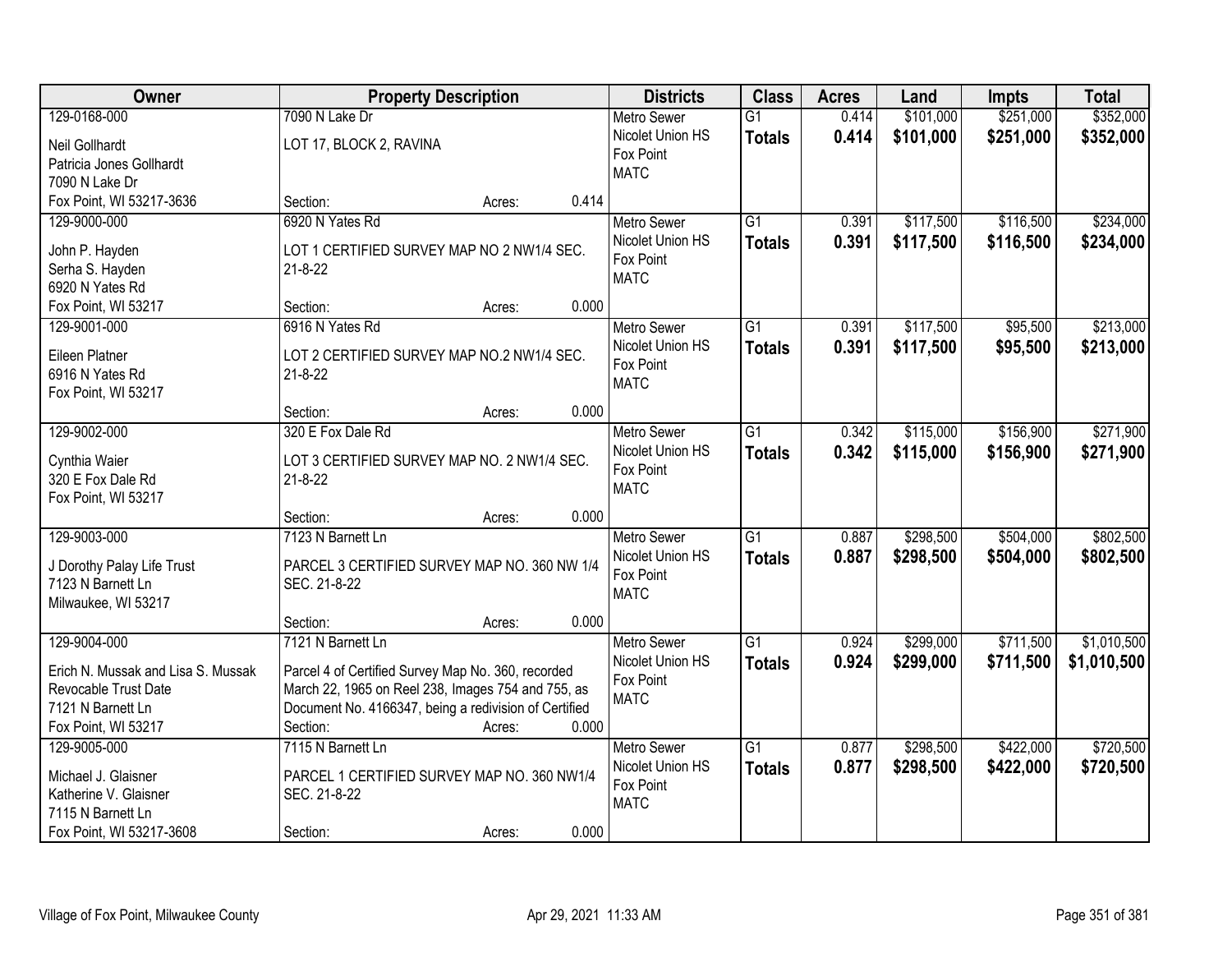| Owner | Property Description | Districts | Class | Acres | Land | Impts | Total |
|---|---|---|---|---|---|---|---|
| 129-0168-000<br>Neil Gollhardt<br>Patricia Jones Gollhardt<br>7090 N Lake Dr<br>Fox Point, WI 53217-3636 | 7090 N Lake Dr<br>LOT 17, BLOCK 2, RAVINA<br>Section: Acres: 0.414 | Metro Sewer<br>Nicolet Union HS<br>Fox Point<br>MATC | G1<br>**Totals** | 0.414<br>**0.414** | $101,000<br>**$101,000** | $251,000<br>**$251,000** | $352,000<br>**$352,000** |
| 129-9000-000<br>John P. Hayden<br>Serha S. Hayden<br>6920 N Yates Rd<br>Fox Point, WI 53217 | 6920 N Yates Rd<br>LOT 1 CERTIFIED SURVEY MAP NO 2 NW1/4 SEC. 21-8-22<br>Section: Acres: 0.000 | Metro Sewer<br>Nicolet Union HS<br>Fox Point<br>MATC | G1<br>**Totals** | 0.391<br>**0.391** | $117,500<br>**$117,500** | $116,500<br>**$116,500** | $234,000<br>**$234,000** |
| 129-9001-000<br>Eileen Platner<br>6916 N Yates Rd<br>Fox Point, WI 53217 | 6916 N Yates Rd<br>LOT 2 CERTIFIED SURVEY MAP NO.2 NW1/4 SEC. 21-8-22<br>Section: Acres: 0.000 | Metro Sewer<br>Nicolet Union HS<br>Fox Point<br>MATC | G1<br>**Totals** | 0.391<br>**0.391** | $117,500<br>**$117,500** | $95,500<br>**$95,500** | $213,000<br>**$213,000** |
| 129-9002-000<br>Cynthia Waier<br>320 E Fox Dale Rd<br>Fox Point, WI 53217 | 320 E Fox Dale Rd<br>LOT 3 CERTIFIED SURVEY MAP NO. 2 NW1/4 SEC. 21-8-22<br>Section: Acres: 0.000 | Metro Sewer<br>Nicolet Union HS<br>Fox Point<br>MATC | G1<br>**Totals** | 0.342<br>**0.342** | $115,000<br>**$115,000** | $156,900<br>**$156,900** | $271,900<br>**$271,900** |
| 129-9003-000<br>J Dorothy Palay Life Trust<br>7123 N Barnett Ln<br>Milwaukee, WI 53217 | 7123 N Barnett Ln<br>PARCEL 3 CERTIFIED SURVEY MAP NO. 360 NW 1/4 SEC. 21-8-22<br>Section: Acres: 0.000 | Metro Sewer<br>Nicolet Union HS<br>Fox Point<br>MATC | G1<br>**Totals** | 0.887<br>**0.887** | $298,500<br>**$298,500** | $504,000<br>**$504,000** | $802,500<br>**$802,500** |
| 129-9004-000<br>Erich N. Mussak and Lisa S. Mussak<br>Revocable Trust Date<br>7121 N Barnett Ln<br>Fox Point, WI 53217 | 7121 N Barnett Ln<br>Parcel 4 of Certified Survey Map No. 360, recorded March 22, 1965 on Reel 238, Images 754 and 755, as Document No. 4166347, being a redivision of Certified<br>Section: Acres: 0.000 | Metro Sewer<br>Nicolet Union HS<br>Fox Point<br>MATC | G1<br>**Totals** | 0.924<br>**0.924** | $299,000<br>**$299,000** | $711,500<br>**$711,500** | $1,010,500<br>**$1,010,500** |
| 129-9005-000<br>Michael J. Glaisner<br>Katherine V. Glaisner<br>7115 N Barnett Ln<br>Fox Point, WI 53217-3608 | 7115 N Barnett Ln<br>PARCEL 1 CERTIFIED SURVEY MAP NO. 360 NW1/4 SEC. 21-8-22<br>Section: Acres: 0.000 | Metro Sewer<br>Nicolet Union HS<br>Fox Point<br>MATC | G1<br>**Totals** | 0.877<br>**0.877** | $298,500<br>**$298,500** | $422,000<br>**$422,000** | $720,500<br>**$720,500** |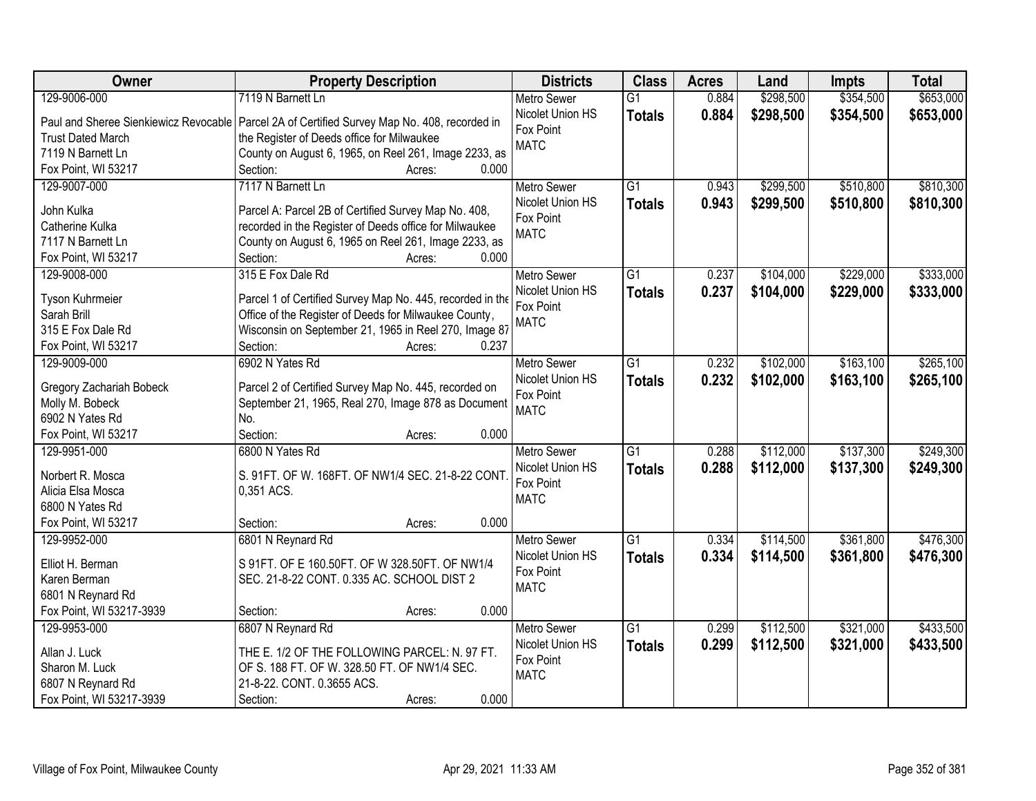| Owner | Property Description | Districts | Class | Acres | Land | Impts | Total |
|---|---|---|---|---|---|---|---|
| 129-9006-000<br>Paul and Sheree Sienkiewicz Revocable Trust Dated March<br>7119 N Barnett Ln<br>Fox Point, WI 53217 | 7119 N Barnett Ln<br>Parcel 2A of Certified Survey Map No. 408, recorded in the Register of Deeds office for Milwaukee County on August 6, 1965, on Reel 261, Image 2233, as<br>Section: Acres: 0.000 | Metro Sewer<br>Nicolet Union HS<br>Fox Point<br>MATC | G1<br>**Totals** | 0.884<br>**0.884** | $298,500<br>**$298,500** | $354,500<br>**$354,500** | $653,000<br>**$653,000** |
| 129-9007-000<br>John Kulka<br>Catherine Kulka<br>7117 N Barnett Ln<br>Fox Point, WI 53217 | 7117 N Barnett Ln<br>Parcel A: Parcel 2B of Certified Survey Map No. 408, recorded in the Register of Deeds office for Milwaukee County on August 6, 1965 on Reel 261, Image 2233, as<br>Section: Acres: 0.000 | Metro Sewer<br>Nicolet Union HS<br>Fox Point<br>MATC | G1<br>**Totals** | 0.943<br>**0.943** | $299,500<br>**$299,500** | $510,800<br>**$510,800** | $810,300<br>**$810,300** |
| 129-9008-000<br>Tyson Kuhrmeier<br>Sarah Brill<br>315 E Fox Dale Rd<br>Fox Point, WI 53217 | 315 E Fox Dale Rd<br>Parcel 1 of Certified Survey Map No. 445, recorded in the Office of the Register of Deeds for Milwaukee County, Wisconsin on September 21, 1965 in Reel 270, Image 87<br>Section: Acres: 0.237 | Metro Sewer<br>Nicolet Union HS<br>Fox Point<br>MATC | G1<br>**Totals** | 0.237<br>**0.237** | $104,000<br>**$104,000** | $229,000<br>**$229,000** | $333,000<br>**$333,000** |
| 129-9009-000<br>Gregory Zachariah Bobeck<br>Molly M. Bobeck<br>6902 N Yates Rd<br>Fox Point, WI 53217 | 6902 N Yates Rd<br>Parcel 2 of Certified Survey Map No. 445, recorded on September 21, 1965, Real 270, Image 878 as Document No.<br>Section: Acres: 0.000 | Metro Sewer<br>Nicolet Union HS<br>Fox Point<br>MATC | G1<br>**Totals** | 0.232<br>**0.232** | $102,000<br>**$102,000** | $163,100<br>**$163,100** | $265,100<br>**$265,100** |
| 129-9951-000<br>Norbert R. Mosca<br>Alicia Elsa Mosca<br>6800 N Yates Rd<br>Fox Point, WI 53217 | 6800 N Yates Rd<br>S. 91FT. OF W. 168FT. OF NW1/4 SEC. 21-8-22 CONT. 0,351 ACS.<br>Section: Acres: 0.000 | Metro Sewer<br>Nicolet Union HS<br>Fox Point<br>MATC | G1<br>**Totals** | 0.288<br>**0.288** | $112,000<br>**$112,000** | $137,300<br>**$137,300** | $249,300<br>**$249,300** |
| 129-9952-000<br>Elliot H. Berman<br>Karen Berman<br>6801 N Reynard Rd<br>Fox Point, WI 53217-3939 | 6801 N Reynard Rd<br>S 91FT. OF E 160.50FT. OF W 328.50FT. OF NW1/4 SEC. 21-8-22 CONT. 0.335 AC. SCHOOL DIST 2<br>Section: Acres: 0.000 | Metro Sewer<br>Nicolet Union HS<br>Fox Point<br>MATC | G1<br>**Totals** | 0.334<br>**0.334** | $114,500<br>**$114,500** | $361,800<br>**$361,800** | $476,300<br>**$476,300** |
| 129-9953-000<br>Allan J. Luck<br>Sharon M. Luck<br>6807 N Reynard Rd<br>Fox Point, WI 53217-3939 | 6807 N Reynard Rd<br>THE E. 1/2 OF THE FOLLOWING PARCEL: N. 97 FT. OF S. 188 FT. OF W. 328.50 FT. OF NW1/4 SEC. 21-8-22. CONT. 0.3655 ACS.<br>Section: Acres: 0.000 | Metro Sewer<br>Nicolet Union HS<br>Fox Point<br>MATC | G1<br>**Totals** | 0.299<br>**0.299** | $112,500<br>**$112,500** | $321,000<br>**$321,000** | $433,500<br>**$433,500** |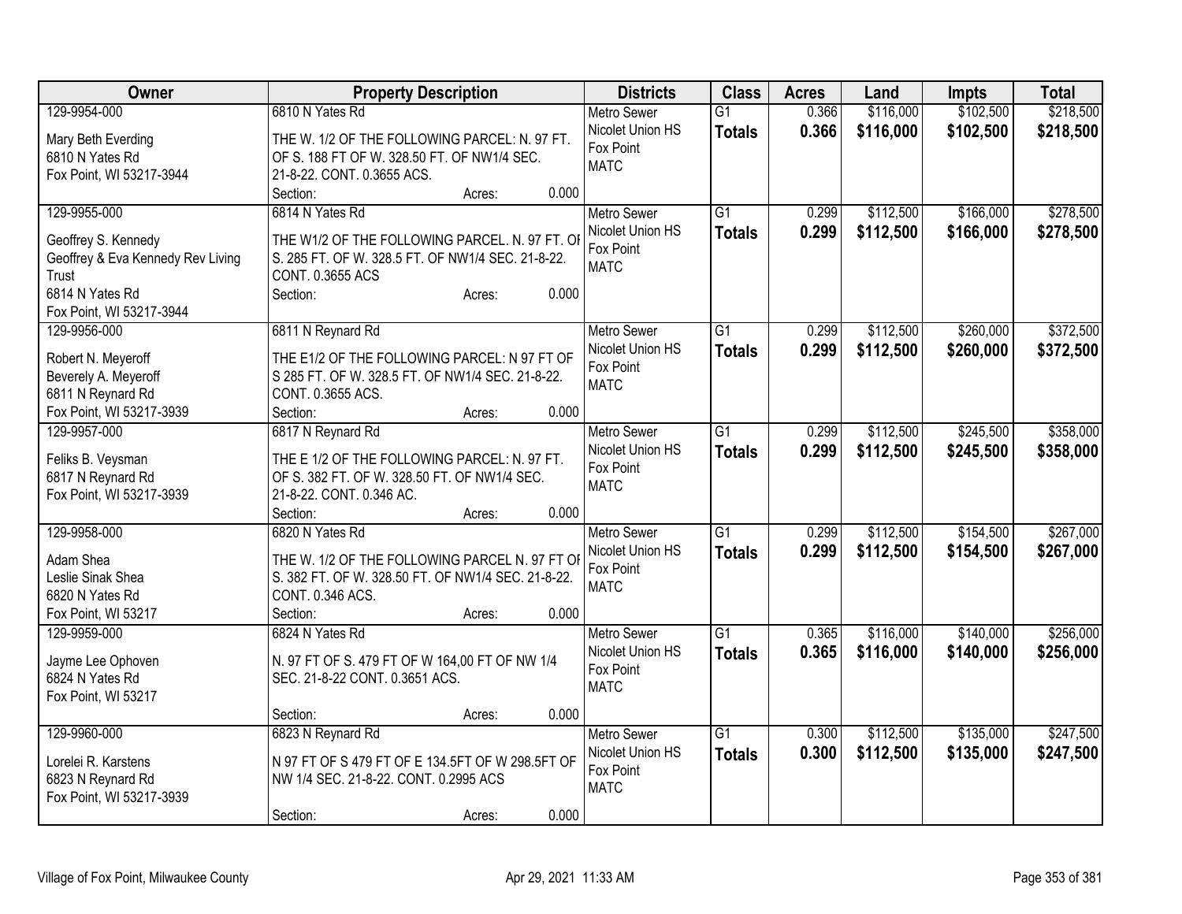| Owner | Property Description | Districts | Class | Acres | Land | Impts | Total |
|---|---|---|---|---|---|---|---|
| 129-9954-000<br><br>Mary Beth Everding<br>6810 N Yates Rd<br>Fox Point, WI 53217-3944 | 6810 N Yates Rd<br><br>THE W. 1/2 OF THE FOLLOWING PARCEL: N. 97 FT. OF S. 188 FT OF W. 328.50 FT. OF NW1/4 SEC. 21-8-22. CONT. 0.3655 ACS.<br>Section: Acres: 0.000 | Metro Sewer<br>Nicolet Union HS<br>Fox Point<br>MATC | G1<br>**Totals** | 0.366<br>**0.366** | $116,000<br>**$116,000** | $102,500<br>**$102,500** | $218,500<br>**$218,500** |
| 129-9955-000<br><br>Geoffrey S. Kennedy<br>Geoffrey & Eva Kennedy Rev Living Trust<br>6814 N Yates Rd<br>Fox Point, WI 53217-3944 | 6814 N Yates Rd<br><br>THE W1/2 OF THE FOLLOWING PARCEL. N. 97 FT. OF S. 285 FT. OF W. 328.5 FT. OF NW1/4 SEC. 21-8-22. CONT. 0.3655 ACS<br>Section: Acres: 0.000 | Metro Sewer<br>Nicolet Union HS<br>Fox Point<br>MATC | G1<br>**Totals** | 0.299<br>**0.299** | $112,500<br>**$112,500** | $166,000<br>**$166,000** | $278,500<br>**$278,500** |
| 129-9956-000<br><br>Robert N. Meyeroff<br>Beverely A. Meyeroff<br>6811 N Reynard Rd<br>Fox Point, WI 53217-3939 | 6811 N Reynard Rd<br><br>THE E1/2 OF THE FOLLOWING PARCEL: N 97 FT OF S 285 FT. OF W. 328.5 FT. OF NW1/4 SEC. 21-8-22. CONT. 0.3655 ACS.<br>Section: Acres: 0.000 | Metro Sewer<br>Nicolet Union HS<br>Fox Point<br>MATC | G1<br>**Totals** | 0.299<br>**0.299** | $112,500<br>**$112,500** | $260,000<br>**$260,000** | $372,500<br>**$372,500** |
| 129-9957-000<br><br>Feliks B. Veysman<br>6817 N Reynard Rd<br>Fox Point, WI 53217-3939 | 6817 N Reynard Rd<br><br>THE E 1/2 OF THE FOLLOWING PARCEL: N. 97 FT. OF S. 382 FT. OF W. 328.50 FT. OF NW1/4 SEC. 21-8-22. CONT. 0.346 AC.<br>Section: Acres: 0.000 | Metro Sewer<br>Nicolet Union HS<br>Fox Point<br>MATC | G1<br>**Totals** | 0.299<br>**0.299** | $112,500<br>**$112,500** | $245,500<br>**$245,500** | $358,000<br>**$358,000** |
| 129-9958-000<br><br>Adam Shea<br>Leslie Sinak Shea<br>6820 N Yates Rd<br>Fox Point, WI 53217 | 6820 N Yates Rd<br><br>THE W. 1/2 OF THE FOLLOWING PARCEL N. 97 FT OF S. 382 FT. OF W. 328.50 FT. OF NW1/4 SEC. 21-8-22. CONT. 0.346 ACS.<br>Section: Acres: 0.000 | Metro Sewer<br>Nicolet Union HS<br>Fox Point<br>MATC | G1<br>**Totals** | 0.299<br>**0.299** | $112,500<br>**$112,500** | $154,500<br>**$154,500** | $267,000<br>**$267,000** |
| 129-9959-000<br><br>Jayme Lee Ophoven<br>6824 N Yates Rd<br>Fox Point, WI 53217 | 6824 N Yates Rd<br><br>N. 97 FT OF S. 479 FT OF W 164,00 FT OF NW 1/4 SEC. 21-8-22 CONT. 0.3651 ACS.<br><br>Section: Acres: 0.000 | Metro Sewer<br>Nicolet Union HS<br>Fox Point<br>MATC | G1<br>**Totals** | 0.365<br>**0.365** | $116,000<br>**$116,000** | $140,000<br>**$140,000** | $256,000<br>**$256,000** |
| 129-9960-000<br><br>Lorelei R. Karstens<br>6823 N Reynard Rd<br>Fox Point, WI 53217-3939 | 6823 N Reynard Rd<br><br>N 97 FT OF S 479 FT OF E 134.5FT OF W 298.5FT OF NW 1/4 SEC. 21-8-22. CONT. 0.2995 ACS<br><br>Section: Acres: 0.000 | Metro Sewer<br>Nicolet Union HS<br>Fox Point<br>MATC | G1<br>**Totals** | 0.300<br>**0.300** | $112,500<br>**$112,500** | $135,000<br>**$135,000** | $247,500<br>**$247,500** |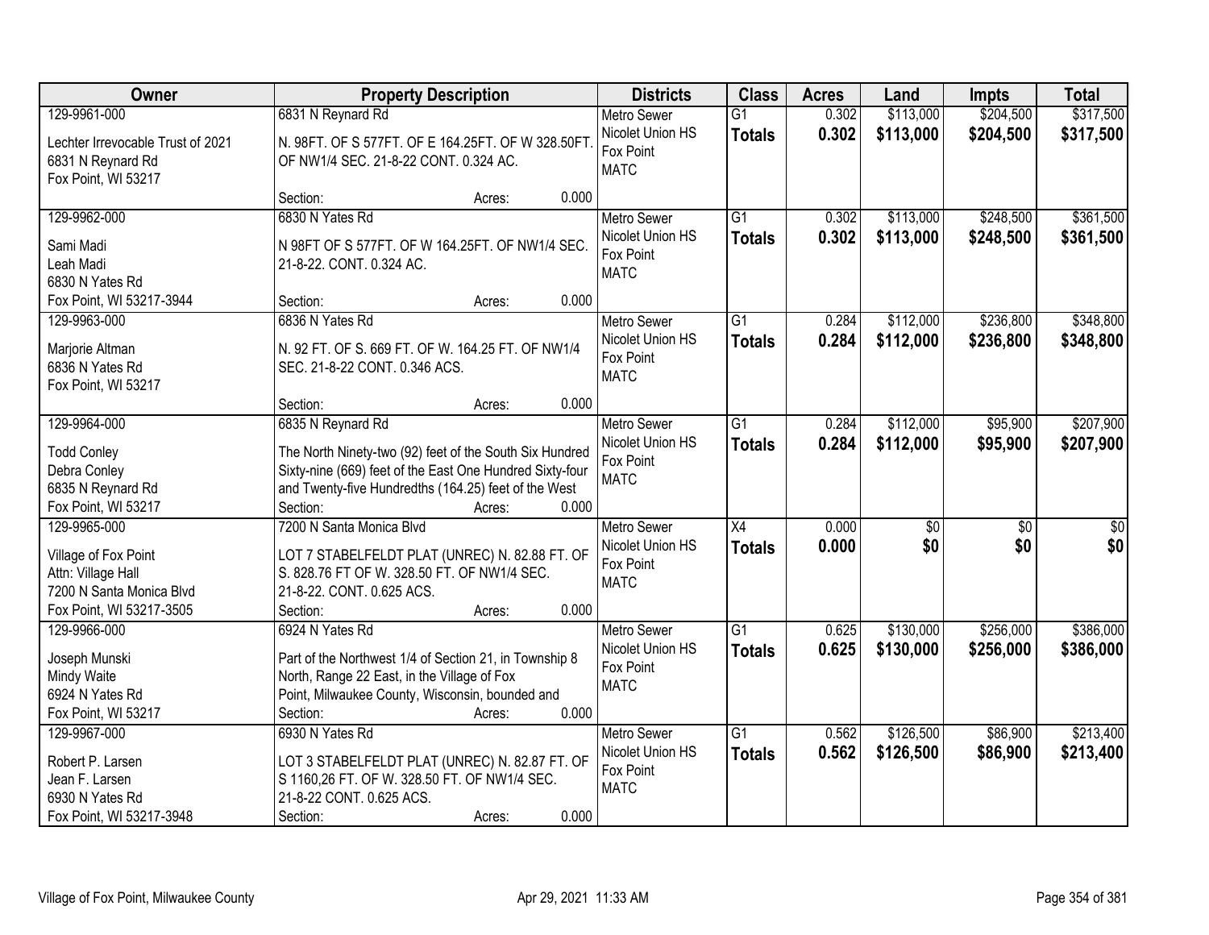| Owner | Property Description | Districts | Class | Acres | Land | Impts | Total |
|---|---|---|---|---|---|---|---|
| 129-9961-000<br>Lechter Irrevocable Trust of 2021<br>6831 N Reynard Rd<br>Fox Point, WI 53217 | 6831 N Reynard Rd<br>N. 98FT. OF S 577FT. OF E 164.25FT. OF W 328.50FT. OF NW1/4 SEC. 21-8-22 CONT. 0.324 AC.<br>Section: Acres: 0.000 | Metro Sewer<br>Nicolet Union HS<br>Fox Point<br>MATC | G1<br>**Totals** | 0.302<br>**0.302** | $113,000<br>**$113,000** | $204,500<br>**$204,500** | $317,500<br>**$317,500** |
| 129-9962-000<br>Sami Madi<br>Leah Madi<br>6830 N Yates Rd<br>Fox Point, WI 53217-3944 | 6830 N Yates Rd<br>N 98FT OF S 577FT. OF W 164.25FT. OF NW1/4 SEC. 21-8-22. CONT. 0.324 AC.<br>Section: Acres: 0.000 | Metro Sewer<br>Nicolet Union HS<br>Fox Point<br>MATC | G1<br>**Totals** | 0.302<br>**0.302** | $113,000<br>**$113,000** | $248,500<br>**$248,500** | $361,500<br>**$361,500** |
| 129-9963-000<br>Marjorie Altman<br>6836 N Yates Rd<br>Fox Point, WI 53217 | 6836 N Yates Rd<br>N. 92 FT. OF S. 669 FT. OF W. 164.25 FT. OF NW1/4 SEC. 21-8-22 CONT. 0.346 ACS.<br>Section: Acres: 0.000 | Metro Sewer<br>Nicolet Union HS<br>Fox Point<br>MATC | G1<br>**Totals** | 0.284<br>**0.284** | $112,000<br>**$112,000** | $236,800<br>**$236,800** | $348,800<br>**$348,800** |
| 129-9964-000<br>Todd Conley<br>Debra Conley<br>6835 N Reynard Rd<br>Fox Point, WI 53217 | 6835 N Reynard Rd<br>The North Ninety-two (92) feet of the South Six Hundred Sixty-nine (669) feet of the East One Hundred Sixty-four and Twenty-five Hundredths (164.25) feet of the West<br>Section: Acres: 0.000 | Metro Sewer<br>Nicolet Union HS<br>Fox Point<br>MATC | G1<br>**Totals** | 0.284<br>**0.284** | $112,000<br>**$112,000** | $95,900<br>**$95,900** | $207,900<br>**$207,900** |
| 129-9965-000<br>Village of Fox Point<br>Attn: Village Hall<br>7200 N Santa Monica Blvd<br>Fox Point, WI 53217-3505 | 7200 N Santa Monica Blvd<br>LOT 7 STABELFELDT PLAT (UNREC) N. 82.88 FT. OF S. 828.76 FT OF W. 328.50 FT. OF NW1/4 SEC. 21-8-22. CONT. 0.625 ACS.<br>Section: Acres: 0.000 | Metro Sewer<br>Nicolet Union HS<br>Fox Point<br>MATC | X4<br>**Totals** | 0.000<br>**0.000** | $0<br>**$0** | $0<br>**$0** | $0<br>**$0** |
| 129-9966-000<br>Joseph Munski<br>Mindy Waite<br>6924 N Yates Rd<br>Fox Point, WI 53217 | 6924 N Yates Rd<br>Part of the Northwest 1/4 of Section 21, in Township 8 North, Range 22 East, in the Village of Fox Point, Milwaukee County, Wisconsin, bounded and<br>Section: Acres: 0.000 | Metro Sewer<br>Nicolet Union HS<br>Fox Point<br>MATC | G1<br>**Totals** | 0.625<br>**0.625** | $130,000<br>**$130,000** | $256,000<br>**$256,000** | $386,000<br>**$386,000** |
| 129-9967-000<br>Robert P. Larsen<br>Jean F. Larsen<br>6930 N Yates Rd<br>Fox Point, WI 53217-3948 | 6930 N Yates Rd<br>LOT 3 STABELFELDT PLAT (UNREC) N. 82.87 FT. OF S 1160,26 FT. OF W. 328.50 FT. OF NW1/4 SEC. 21-8-22 CONT. 0.625 ACS.<br>Section: Acres: 0.000 | Metro Sewer<br>Nicolet Union HS<br>Fox Point<br>MATC | G1<br>**Totals** | 0.562<br>**0.562** | $126,500<br>**$126,500** | $86,900<br>**$86,900** | $213,400<br>**$213,400** |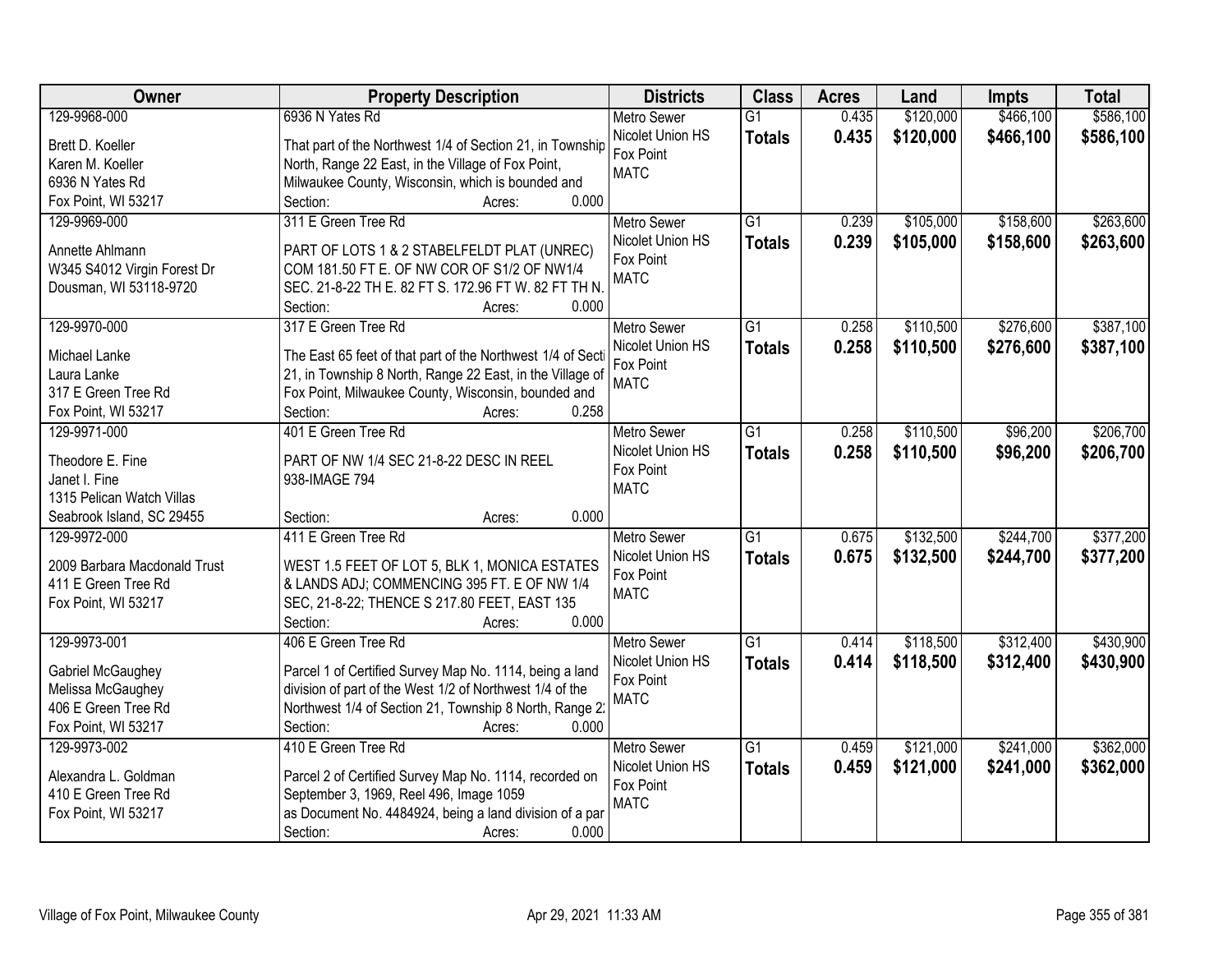| Owner | Property Description | Districts | Class | Acres | Land | Impts | Total |
|---|---|---|---|---|---|---|---|
| 129-9968-000<br>Brett D. Koeller<br>Karen M. Koeller<br>6936 N Yates Rd<br>Fox Point, WI 53217 | 6936 N Yates Rd<br>That part of the Northwest 1/4 of Section 21, in Township North, Range 22 East, in the Village of Fox Point, Milwaukee County, Wisconsin, which is bounded and<br>Section: Acres: 0.000 | Metro Sewer<br>Nicolet Union HS<br>Fox Point<br>MATC | G1<br>**Totals** | 0.435<br>**0.435** | $120,000<br>**$120,000** | $466,100<br>**$466,100** | $586,100<br>**$586,100** |
| 129-9969-000<br>Annette Ahlmann<br>W345 S4012 Virgin Forest Dr<br>Dousman, WI 53118-9720 | 311 E Green Tree Rd<br>PART OF LOTS 1 & 2 STABELFELDT PLAT (UNREC) COM 181.50 FT E. OF NW COR OF S1/2 OF NW1/4 SEC. 21-8-22 TH E. 82 FT S. 172.96 FT W. 82 FT TH N.<br>Section: Acres: 0.000 | Metro Sewer<br>Nicolet Union HS<br>Fox Point<br>MATC | G1<br>**Totals** | 0.239<br>**0.239** | $105,000<br>**$105,000** | $158,600<br>**$158,600** | $263,600<br>**$263,600** |
| 129-9970-000<br>Michael Lanke<br>Laura Lanke<br>317 E Green Tree Rd<br>Fox Point, WI 53217 | 317 E Green Tree Rd<br>The East 65 feet of that part of the Northwest 1/4 of Secti 21, in Township 8 North, Range 22 East, in the Village of Fox Point, Milwaukee County, Wisconsin, bounded and<br>Section: Acres: 0.258 | Metro Sewer<br>Nicolet Union HS<br>Fox Point<br>MATC | G1<br>**Totals** | 0.258<br>**0.258** | $110,500<br>**$110,500** | $276,600<br>**$276,600** | $387,100<br>**$387,100** |
| 129-9971-000<br>Theodore E. Fine<br>Janet I. Fine<br>1315 Pelican Watch Villas<br>Seabrook Island, SC 29455 | 401 E Green Tree Rd<br>PART OF NW 1/4 SEC 21-8-22 DESC IN REEL 938-IMAGE 794<br>Section: Acres: 0.000 | Metro Sewer<br>Nicolet Union HS<br>Fox Point<br>MATC | G1<br>**Totals** | 0.258<br>**0.258** | $110,500<br>**$110,500** | $96,200<br>**$96,200** | $206,700<br>**$206,700** |
| 129-9972-000<br>2009 Barbara Macdonald Trust<br>411 E Green Tree Rd<br>Fox Point, WI 53217 | 411 E Green Tree Rd<br>WEST 1.5 FEET OF LOT 5, BLK 1, MONICA ESTATES & LANDS ADJ; COMMENCING 395 FT. E OF NW 1/4 SEC, 21-8-22; THENCE S 217.80 FEET, EAST 135<br>Section: Acres: 0.000 | Metro Sewer<br>Nicolet Union HS<br>Fox Point<br>MATC | G1<br>**Totals** | 0.675<br>**0.675** | $132,500<br>**$132,500** | $244,700<br>**$244,700** | $377,200<br>**$377,200** |
| 129-9973-001<br>Gabriel McGaughey<br>Melissa McGaughey<br>406 E Green Tree Rd<br>Fox Point, WI 53217 | 406 E Green Tree Rd<br>Parcel 1 of Certified Survey Map No. 1114, being a land division of part of the West 1/2 of Northwest 1/4 of the Northwest 1/4 of Section 21, Township 8 North, Range 2:<br>Section: Acres: 0.000 | Metro Sewer<br>Nicolet Union HS<br>Fox Point<br>MATC | G1<br>**Totals** | 0.414<br>**0.414** | $118,500<br>**$118,500** | $312,400<br>**$312,400** | $430,900<br>**$430,900** |
| 129-9973-002<br>Alexandra L. Goldman<br>410 E Green Tree Rd<br>Fox Point, WI 53217 | 410 E Green Tree Rd<br>Parcel 2 of Certified Survey Map No. 1114, recorded on September 3, 1969, Reel 496, Image 1059 as Document No. 4484924, being a land division of a par<br>Section: Acres: 0.000 | Metro Sewer<br>Nicolet Union HS<br>Fox Point<br>MATC | G1<br>**Totals** | 0.459<br>**0.459** | $121,000<br>**$121,000** | $241,000<br>**$241,000** | $362,000<br>**$362,000** |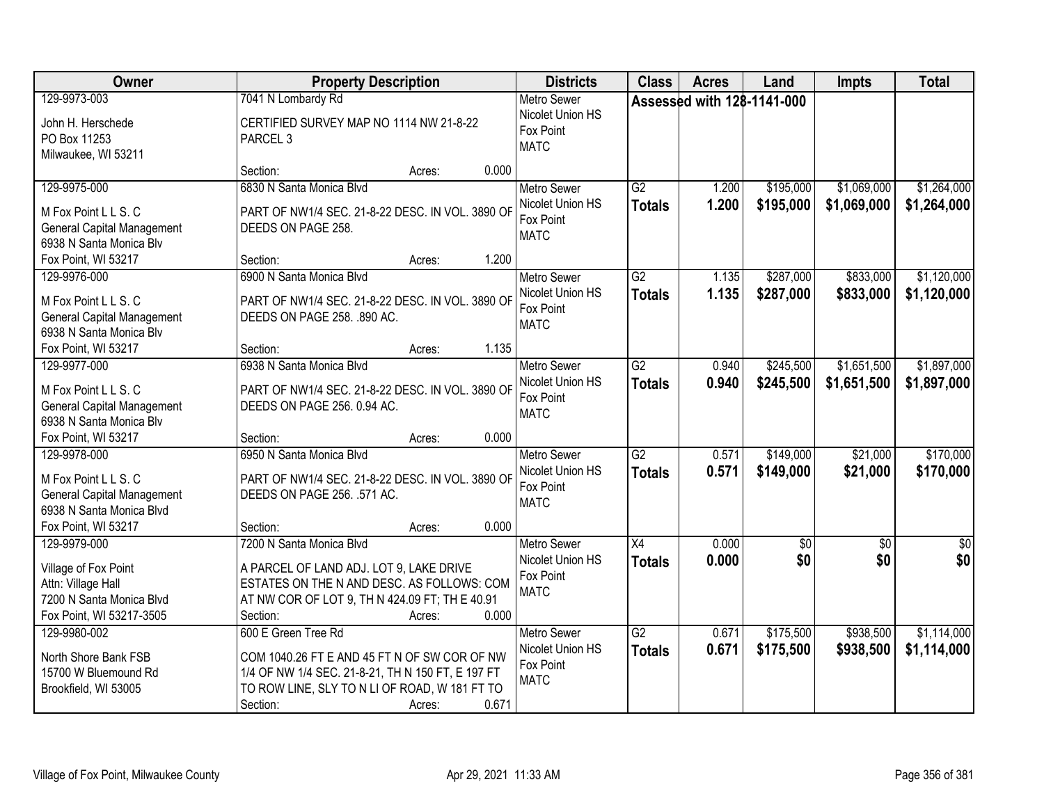| Owner | Property Description | Districts | Class | Acres | Land | Impts | Total |
|---|---|---|---|---|---|---|---|
| 129-9973-003<br>John H. Herschede<br>PO Box 11253<br>Milwaukee, WI 53211 | 7041 N Lombardy Rd<br>CERTIFIED SURVEY MAP NO 1114 NW 21-8-22 PARCEL 3<br>Section: Acres: 0.000 | Metro Sewer<br>Nicolet Union HS<br>Fox Point<br>MATC | Assessed with 128-1141-000 | | | | |
| 129-9975-000<br>M Fox Point L L S. C<br>General Capital Management<br>6938 N Santa Monica Blv<br>Fox Point, WI 53217 | 6830 N Santa Monica Blvd<br>PART OF NW1/4 SEC. 21-8-22 DESC. IN VOL. 3890 OF DEEDS ON PAGE 258.<br>Section: Acres: 1.200 | Metro Sewer<br>Nicolet Union HS<br>Fox Point<br>MATC | G2<br>**Totals** | 1.200<br>**1.200** | $195,000<br>**$195,000** | $1,069,000<br>**$1,069,000** | $1,264,000<br>**$1,264,000** |
| 129-9976-000<br>M Fox Point L L S. C<br>General Capital Management<br>6938 N Santa Monica Blv<br>Fox Point, WI 53217 | 6900 N Santa Monica Blvd<br>PART OF NW1/4 SEC. 21-8-22 DESC. IN VOL. 3890 OF DEEDS ON PAGE 258. .890 AC.<br>Section: Acres: 1.135 | Metro Sewer<br>Nicolet Union HS<br>Fox Point<br>MATC | G2<br>**Totals** | 1.135<br>**1.135** | $287,000<br>**$287,000** | $833,000<br>**$833,000** | $1,120,000<br>**$1,120,000** |
| 129-9977-000<br>M Fox Point L L S. C<br>General Capital Management<br>6938 N Santa Monica Blv<br>Fox Point, WI 53217 | 6938 N Santa Monica Blvd<br>PART OF NW1/4 SEC. 21-8-22 DESC. IN VOL. 3890 OF DEEDS ON PAGE 256. 0.94 AC.<br>Section: Acres: 0.000 | Metro Sewer<br>Nicolet Union HS<br>Fox Point<br>MATC | G2<br>**Totals** | 0.940<br>**0.940** | $245,500<br>**$245,500** | $1,651,500<br>**$1,651,500** | $1,897,000<br>**$1,897,000** |
| 129-9978-000<br>M Fox Point L L S. C<br>General Capital Management<br>6938 N Santa Monica Blvd<br>Fox Point, WI 53217 | 6950 N Santa Monica Blvd<br>PART OF NW1/4 SEC. 21-8-22 DESC. IN VOL. 3890 OF DEEDS ON PAGE 256. .571 AC.<br>Section: Acres: 0.000 | Metro Sewer<br>Nicolet Union HS<br>Fox Point<br>MATC | G2<br>**Totals** | 0.571<br>**0.571** | $149,000<br>**$149,000** | $21,000<br>**$21,000** | $170,000<br>**$170,000** |
| 129-9979-000<br>Village of Fox Point<br>Attn: Village Hall<br>7200 N Santa Monica Blvd<br>Fox Point, WI 53217-3505 | 7200 N Santa Monica Blvd<br>A PARCEL OF LAND ADJ. LOT 9, LAKE DRIVE ESTATES ON THE N AND DESC. AS FOLLOWS: COM AT NW COR OF LOT 9, TH N 424.09 FT; TH E 40.91<br>Section: Acres: 0.000 | Metro Sewer<br>Nicolet Union HS<br>Fox Point<br>MATC | X4<br>**Totals** | 0.000<br>**0.000** | $0<br>**$0** | $0<br>**$0** | $0<br>**$0** |
| 129-9980-002<br>North Shore Bank FSB<br>15700 W Bluemound Rd<br>Brookfield, WI 53005 | 600 E Green Tree Rd<br>COM 1040.26 FT E AND 45 FT N OF SW COR OF NW 1/4 OF NW 1/4 SEC. 21-8-21, TH N 150 FT, E 197 FT TO ROW LINE, SLY TO N LI OF ROAD, W 181 FT TO<br>Section: Acres: 0.671 | Metro Sewer<br>Nicolet Union HS<br>Fox Point<br>MATC | G2<br>**Totals** | 0.671<br>**0.671** | $175,500<br>**$175,500** | $938,500<br>**$938,500** | $1,114,000<br>**$1,114,000** |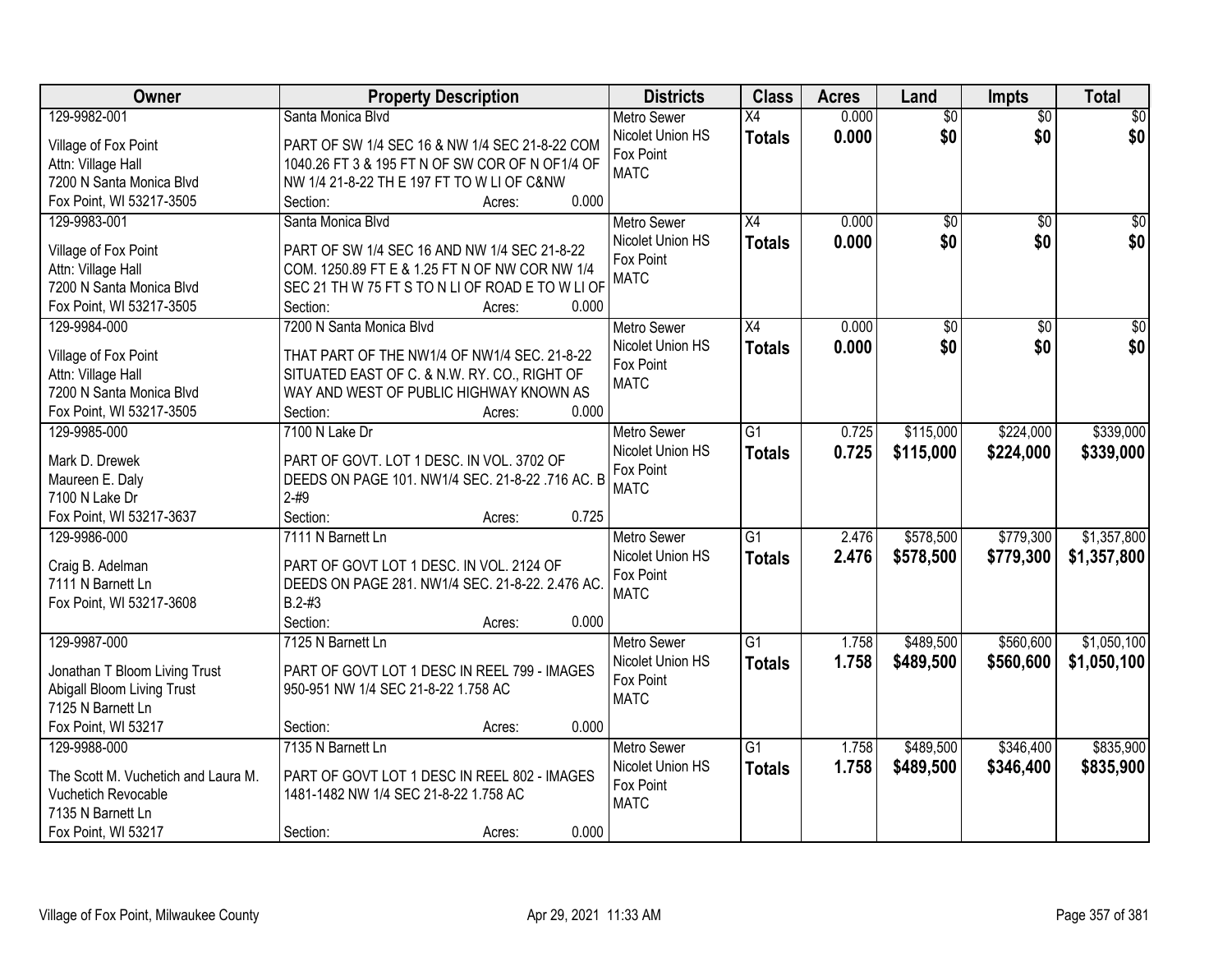| Owner | Property Description | Districts | Class | Acres | Land | Impts | Total |
|---|---|---|---|---|---|---|---|
| 129-9982-001<br>Village of Fox Point<br>Attn: Village Hall<br>7200 N Santa Monica Blvd<br>Fox Point, WI 53217-3505 | Santa Monica Blvd<br>PART OF SW 1/4 SEC 16 & NW 1/4 SEC 21-8-22 COM 1040.26 FT 3 & 195 FT N OF SW COR OF N OF1/4 OF NW 1/4 21-8-22 TH E 197 FT TO W LI OF C&NW<br>Section: Acres: 0.000 | Metro Sewer<br>Nicolet Union HS<br>Fox Point<br>MATC | X4<br>**Totals** | 0.000<br>**0.000** | $0<br>**$0** | $0<br>**$0** | $0<br>**$0** |
| 129-9983-001<br>Village of Fox Point<br>Attn: Village Hall<br>7200 N Santa Monica Blvd<br>Fox Point, WI 53217-3505 | Santa Monica Blvd<br>PART OF SW 1/4 SEC 16 AND NW 1/4 SEC 21-8-22 COM. 1250.89 FT E & 1.25 FT N OF NW COR NW 1/4 SEC 21 TH W 75 FT S TO N LI OF ROAD E TO W LI OF<br>Section: Acres: 0.000 | Metro Sewer<br>Nicolet Union HS<br>Fox Point<br>MATC | X4<br>**Totals** | 0.000<br>**0.000** | $0<br>**$0** | $0<br>**$0** | $0<br>**$0** |
| 129-9984-000<br>Village of Fox Point<br>Attn: Village Hall<br>7200 N Santa Monica Blvd<br>Fox Point, WI 53217-3505 | 7200 N Santa Monica Blvd<br>THAT PART OF THE NW1/4 OF NW1/4 SEC. 21-8-22 SITUATED EAST OF C. & N.W. RY. CO., RIGHT OF WAY AND WEST OF PUBLIC HIGHWAY KNOWN AS<br>Section: Acres: 0.000 | Metro Sewer<br>Nicolet Union HS<br>Fox Point<br>MATC | X4<br>**Totals** | 0.000<br>**0.000** | $0<br>**$0** | $0<br>**$0** | $0<br>**$0** |
| 129-9985-000<br>Mark D. Drewek<br>Maureen E. Daly<br>7100 N Lake Dr<br>Fox Point, WI 53217-3637 | 7100 N Lake Dr<br>PART OF GOVT. LOT 1 DESC. IN VOL. 3702 OF DEEDS ON PAGE 101. NW1/4 SEC. 21-8-22 .716 AC. B 2-#9<br>Section: Acres: 0.725 | Metro Sewer<br>Nicolet Union HS<br>Fox Point<br>MATC | G1<br>**Totals** | 0.725<br>**0.725** | $115,000<br>**$115,000** | $224,000<br>**$224,000** | $339,000<br>**$339,000** |
| 129-9986-000<br>Craig B. Adelman<br>7111 N Barnett Ln<br>Fox Point, WI 53217-3608 | 7111 N Barnett Ln<br>PART OF GOVT LOT 1 DESC. IN VOL. 2124 OF DEEDS ON PAGE 281. NW1/4 SEC. 21-8-22. 2.476 AC. B.2-#3<br>Section: Acres: 0.000 | Metro Sewer<br>Nicolet Union HS<br>Fox Point<br>MATC | G1<br>**Totals** | 2.476<br>**2.476** | $578,500<br>**$578,500** | $779,300<br>**$779,300** | $1,357,800<br>**$1,357,800** |
| 129-9987-000<br>Jonathan T Bloom Living Trust<br>Abigall Bloom Living Trust<br>7125 N Barnett Ln<br>Fox Point, WI 53217 | 7125 N Barnett Ln<br>PART OF GOVT LOT 1 DESC IN REEL 799 - IMAGES 950-951 NW 1/4 SEC 21-8-22 1.758 AC<br>Section: Acres: 0.000 | Metro Sewer<br>Nicolet Union HS<br>Fox Point<br>MATC | G1<br>**Totals** | 1.758<br>**1.758** | $489,500<br>**$489,500** | $560,600<br>**$560,600** | $1,050,100<br>**$1,050,100** |
| 129-9988-000<br>The Scott M. Vuchetich and Laura M. Vuchetich Revocable<br>7135 N Barnett Ln<br>Fox Point, WI 53217 | 7135 N Barnett Ln<br>PART OF GOVT LOT 1 DESC IN REEL 802 - IMAGES 1481-1482 NW 1/4 SEC 21-8-22 1.758 AC<br>Section: Acres: 0.000 | Metro Sewer<br>Nicolet Union HS<br>Fox Point<br>MATC | G1<br>**Totals** | 1.758<br>**1.758** | $489,500<br>**$489,500** | $346,400<br>**$346,400** | $835,900<br>**$835,900** |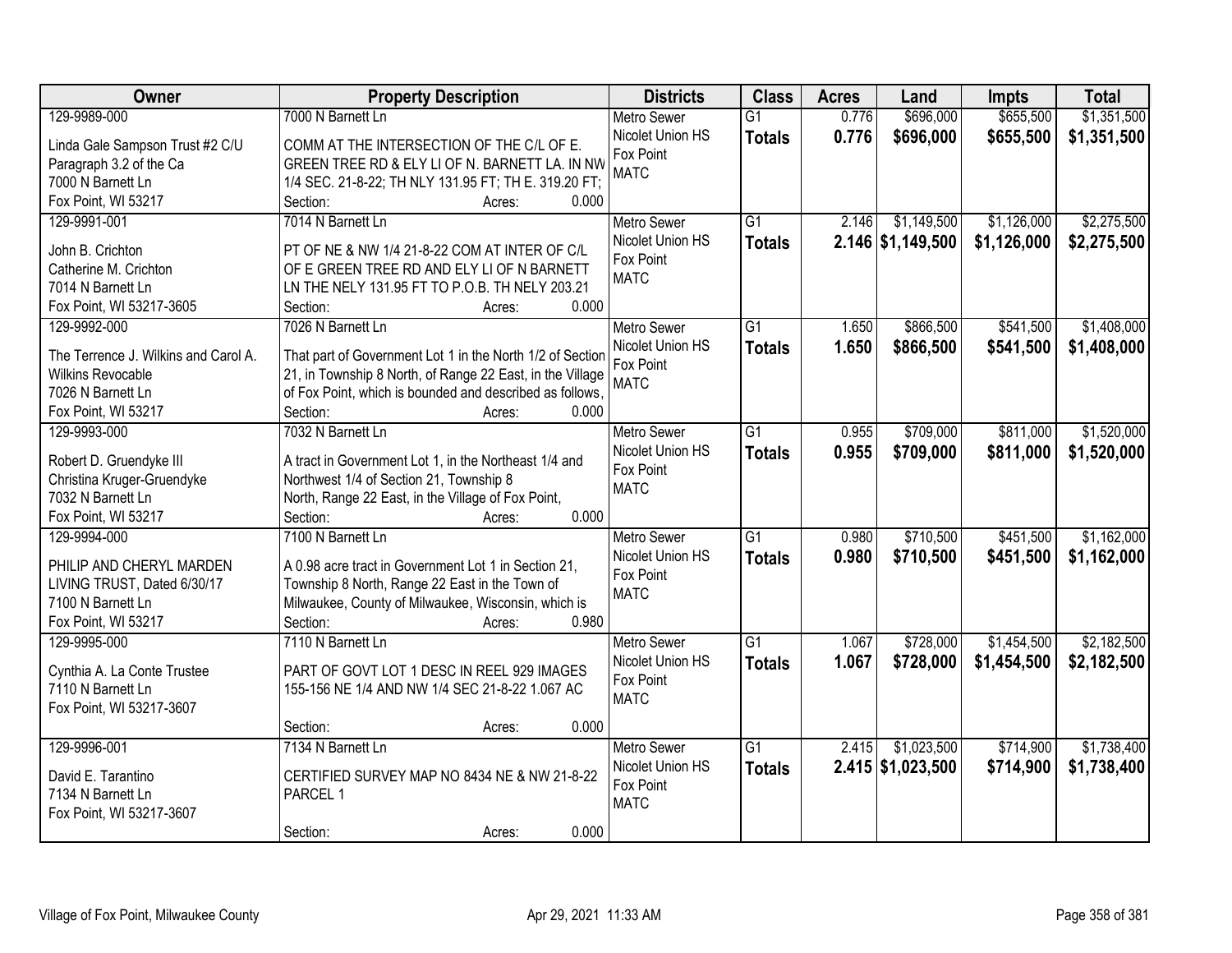| Owner | Property Description | Districts | Class | Acres | Land | Impts | Total |
|---|---|---|---|---|---|---|---|
| 129-9989-000<br>Linda Gale Sampson Trust #2 C/U<br>Paragraph 3.2 of the Ca<br>7000 N Barnett Ln<br>Fox Point, WI 53217 | 7000 N Barnett Ln<br>COMM AT THE INTERSECTION OF THE C/L OF E. GREEN TREE RD & ELY LI OF N. BARNETT LA. IN NW 1/4 SEC. 21-8-22; TH NLY 131.95 FT; TH E. 319.20 FT;<br>Section: Acres: 0.000 | Metro Sewer<br>Nicolet Union HS<br>Fox Point<br>MATC | G1<br>**Totals** | 0.776<br>**0.776** | $696,000<br>**$696,000** | $655,500<br>**$655,500** | $1,351,500<br>**$1,351,500** |
| 129-9991-001<br>John B. Crichton<br>Catherine M. Crichton<br>7014 N Barnett Ln<br>Fox Point, WI 53217-3605 | 7014 N Barnett Ln<br>PT OF NE & NW 1/4 21-8-22 COM AT INTER OF C/L OF E GREEN TREE RD AND ELY LI OF N BARNETT LN THE NELY 131.95 FT TO P.O.B. TH NELY 203.21<br>Section: Acres: 0.000 | Metro Sewer<br>Nicolet Union HS<br>Fox Point<br>MATC | G1<br>**Totals** | 2.146<br>**2.146** | $1,149,500<br>**$1,149,500** | $1,126,000<br>**$1,126,000** | $2,275,500<br>**$2,275,500** |
| 129-9992-000<br>The Terrence J. Wilkins and Carol A. Wilkins Revocable<br>7026 N Barnett Ln<br>Fox Point, WI 53217 | 7026 N Barnett Ln<br>That part of Government Lot 1 in the North 1/2 of Section 21, in Township 8 North, of Range 22 East, in the Village of Fox Point, which is bounded and described as follows,<br>Section: Acres: 0.000 | Metro Sewer<br>Nicolet Union HS<br>Fox Point<br>MATC | G1<br>**Totals** | 1.650<br>**1.650** | $866,500<br>**$866,500** | $541,500<br>**$541,500** | $1,408,000<br>**$1,408,000** |
| 129-9993-000<br>Robert D. Gruendyke III<br>Christina Kruger-Gruendyke<br>7032 N Barnett Ln<br>Fox Point, WI 53217 | 7032 N Barnett Ln<br>A tract in Government Lot 1, in the Northeast 1/4 and Northwest 1/4 of Section 21, Township 8 North, Range 22 East, in the Village of Fox Point,<br>Section: Acres: 0.000 | Metro Sewer<br>Nicolet Union HS<br>Fox Point<br>MATC | G1<br>**Totals** | 0.955<br>**0.955** | $709,000<br>**$709,000** | $811,000<br>**$811,000** | $1,520,000<br>**$1,520,000** |
| 129-9994-000<br>PHILIP AND CHERYL MARDEN LIVING TRUST, Dated 6/30/17<br>7100 N Barnett Ln<br>Fox Point, WI 53217 | 7100 N Barnett Ln<br>A 0.98 acre tract in Government Lot 1 in Section 21, Township 8 North, Range 22 East in the Town of Milwaukee, County of Milwaukee, Wisconsin, which is<br>Section: Acres: 0.980 | Metro Sewer<br>Nicolet Union HS<br>Fox Point<br>MATC | G1<br>**Totals** | 0.980<br>**0.980** | $710,500<br>**$710,500** | $451,500<br>**$451,500** | $1,162,000<br>**$1,162,000** |
| 129-9995-000<br>Cynthia A. La Conte Trustee<br>7110 N Barnett Ln<br>Fox Point, WI 53217-3607 | 7110 N Barnett Ln<br>PART OF GOVT LOT 1 DESC IN REEL 929 IMAGES 155-156 NE 1/4 AND NW 1/4 SEC 21-8-22 1.067 AC<br>Section: Acres: 0.000 | Metro Sewer<br>Nicolet Union HS<br>Fox Point<br>MATC | G1<br>**Totals** | 1.067<br>**1.067** | $728,000<br>**$728,000** | $1,454,500<br>**$1,454,500** | $2,182,500<br>**$2,182,500** |
| 129-9996-001<br>David E. Tarantino<br>7134 N Barnett Ln<br>Fox Point, WI 53217-3607 | 7134 N Barnett Ln<br>CERTIFIED SURVEY MAP NO 8434 NE & NW 21-8-22 PARCEL 1<br>Section: Acres: 0.000 | Metro Sewer<br>Nicolet Union HS<br>Fox Point<br>MATC | G1<br>**Totals** | 2.415<br>**2.415** | $1,023,500<br>**$1,023,500** | $714,900<br>**$714,900** | $1,738,400<br>**$1,738,400** |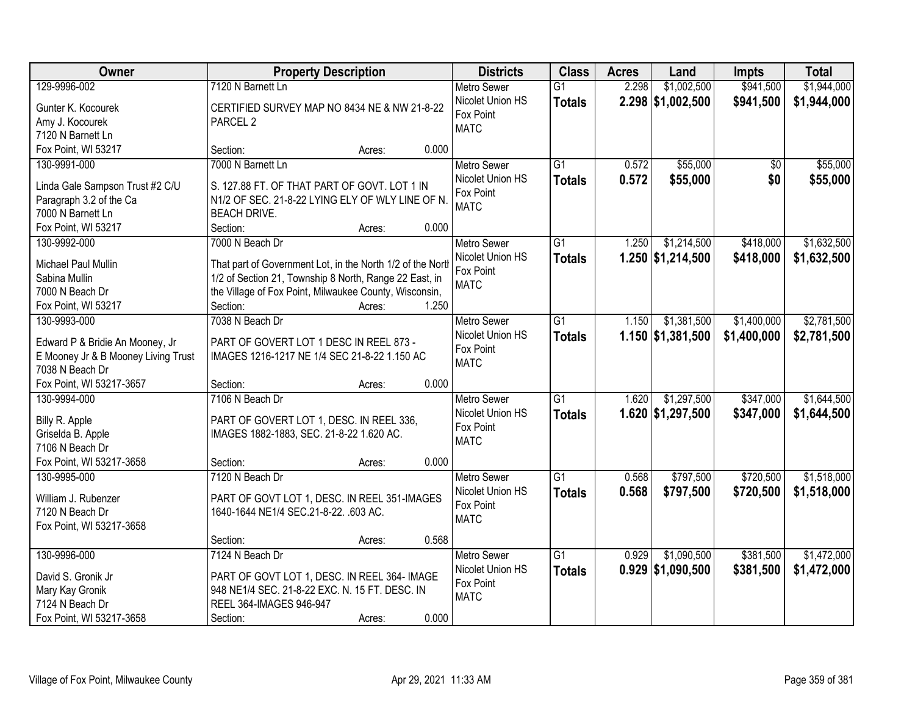| Owner | Property Description | Districts | Class | Acres | Land | Impts | Total |
|---|---|---|---|---|---|---|---|
| 129-9996-002<br>Gunter K. Kocourek<br>Amy J. Kocourek<br>7120 N Barnett Ln<br>Fox Point, WI 53217 | 7120 N Barnett Ln<br>CERTIFIED SURVEY MAP NO 8434 NE & NW 21-8-22 PARCEL 2<br>Section: Acres: 0.000 | Metro Sewer<br>Nicolet Union HS<br>Fox Point<br>MATC | G1<br>**Totals** | 2.298<br>**2.298** | $1,002,500<br>**$1,002,500** | $941,500<br>**$941,500** | $1,944,000<br>**$1,944,000** |
| 130-9991-000<br>Linda Gale Sampson Trust #2 C/U Paragraph 3.2 of the Ca<br>7000 N Barnett Ln<br>Fox Point, WI 53217 | 7000 N Barnett Ln<br>S. 127.88 FT. OF THAT PART OF GOVT. LOT 1 IN N1/2 OF SEC. 21-8-22 LYING ELY OF WLY LINE OF N. BEACH DRIVE.<br>Section: Acres: 0.000 | Metro Sewer<br>Nicolet Union HS<br>Fox Point<br>MATC | G1<br>**Totals** | 0.572<br>**0.572** | $55,000<br>**$55,000** | $0<br>**$0** | $55,000<br>**$55,000** |
| 130-9992-000<br>Michael Paul Mullin<br>Sabina Mullin<br>7000 N Beach Dr<br>Fox Point, WI 53217 | 7000 N Beach Dr<br>That part of Government Lot, in the North 1/2 of the North 1/2 of Section 21, Township 8 North, Range 22 East, in the Village of Fox Point, Milwaukee County, Wisconsin,<br>Section: Acres: 1.250 | Metro Sewer<br>Nicolet Union HS<br>Fox Point<br>MATC | G1<br>**Totals** | 1.250<br>**1.250** | $1,214,500<br>**$1,214,500** | $418,000<br>**$418,000** | $1,632,500<br>**$1,632,500** |
| 130-9993-000<br>Edward P & Bridie An Mooney, Jr<br>E Mooney Jr & B Mooney Living Trust<br>7038 N Beach Dr<br>Fox Point, WI 53217-3657 | 7038 N Beach Dr<br>PART OF GOVERT LOT 1 DESC IN REEL 873 - IMAGES 1216-1217 NE 1/4 SEC 21-8-22 1.150 AC<br>Section: Acres: 0.000 | Metro Sewer<br>Nicolet Union HS<br>Fox Point<br>MATC | G1<br>**Totals** | 1.150<br>**1.150** | $1,381,500<br>**$1,381,500** | $1,400,000<br>**$1,400,000** | $2,781,500<br>**$2,781,500** |
| 130-9994-000<br>Billy R. Apple<br>Griselda B. Apple<br>7106 N Beach Dr<br>Fox Point, WI 53217-3658 | 7106 N Beach Dr<br>PART OF GOVERT LOT 1, DESC. IN REEL 336, IMAGES 1882-1883, SEC. 21-8-22 1.620 AC.<br>Section: Acres: 0.000 | Metro Sewer<br>Nicolet Union HS<br>Fox Point<br>MATC | G1<br>**Totals** | 1.620<br>**1.620** | $1,297,500<br>**$1,297,500** | $347,000<br>**$347,000** | $1,644,500<br>**$1,644,500** |
| 130-9995-000<br>William J. Rubenzer<br>7120 N Beach Dr<br>Fox Point, WI 53217-3658 | 7120 N Beach Dr<br>PART OF GOVT LOT 1, DESC. IN REEL 351-IMAGES 1640-1644 NE1/4 SEC.21-8-22. .603 AC.<br>Section: Acres: 0.568 | Metro Sewer<br>Nicolet Union HS<br>Fox Point<br>MATC | G1<br>**Totals** | 0.568<br>**0.568** | $797,500<br>**$797,500** | $720,500<br>**$720,500** | $1,518,000<br>**$1,518,000** |
| 130-9996-000<br>David S. Gronik Jr<br>Mary Kay Gronik<br>7124 N Beach Dr<br>Fox Point, WI 53217-3658 | 7124 N Beach Dr<br>PART OF GOVT LOT 1, DESC. IN REEL 364- IMAGE 948 NE1/4 SEC. 21-8-22 EXC. N. 15 FT. DESC. IN REEL 364-IMAGES 946-947<br>Section: Acres: 0.000 | Metro Sewer<br>Nicolet Union HS<br>Fox Point<br>MATC | G1<br>**Totals** | 0.929<br>**0.929** | $1,090,500<br>**$1,090,500** | $381,500<br>**$381,500** | $1,472,000<br>**$1,472,000** |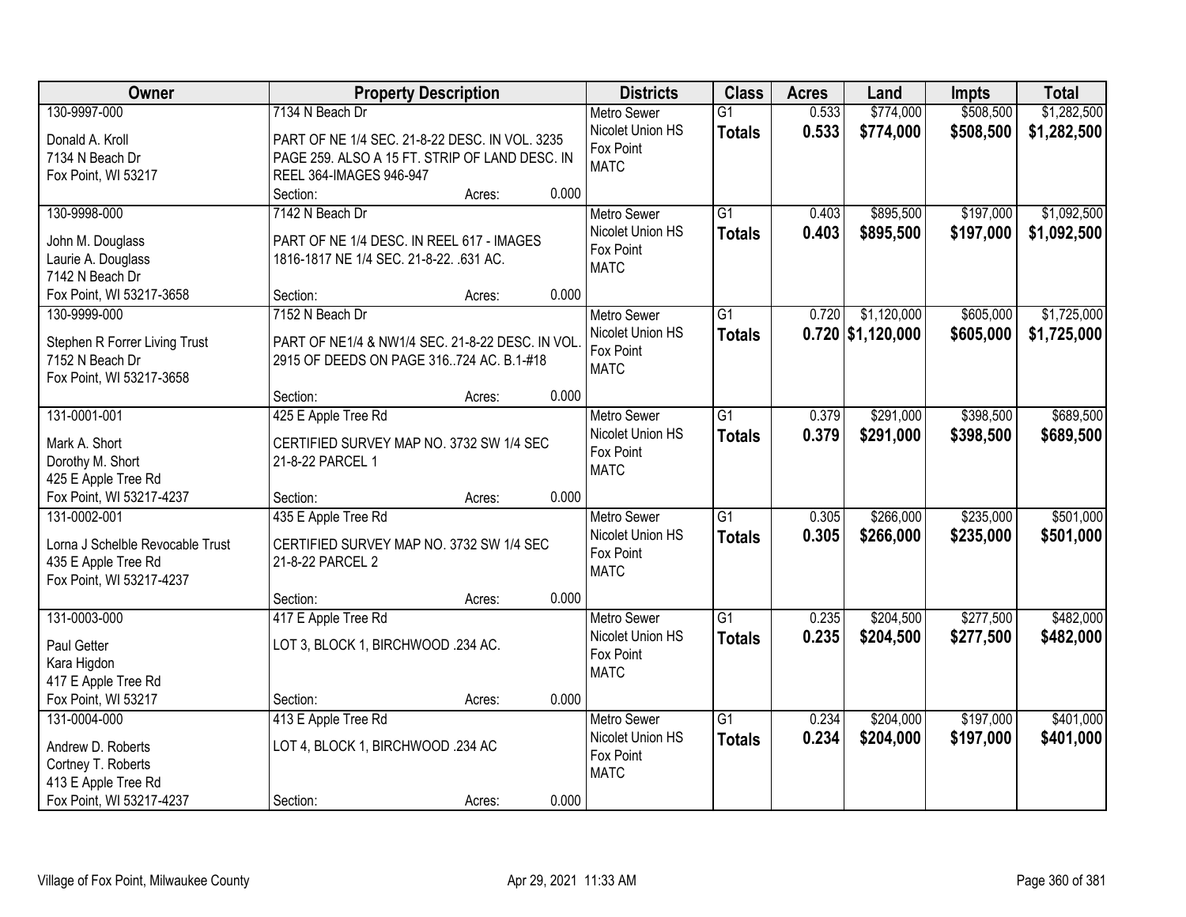| Owner | Property Description | Districts | Class | Acres | Land | Impts | Total |
|---|---|---|---|---|---|---|---|
| 130-9997-000<br>Donald A. Kroll<br>7134 N Beach Dr<br>Fox Point, WI 53217 | 7134 N Beach Dr<br>PART OF NE 1/4 SEC. 21-8-22 DESC. IN VOL. 3235 PAGE 259. ALSO A 15 FT. STRIP OF LAND DESC. IN REEL 364-IMAGES 946-947<br>Section: Acres: 0.000 | Metro Sewer<br>Nicolet Union HS<br>Fox Point<br>MATC | G1<br>**Totals** | 0.533<br>**0.533** | $774,000<br>**$774,000** | $508,500<br>**$508,500** | $1,282,500<br>**$1,282,500** |
| 130-9998-000<br>John M. Douglass<br>Laurie A. Douglass<br>7142 N Beach Dr<br>Fox Point, WI 53217-3658 | 7142 N Beach Dr<br>PART OF NE 1/4 DESC. IN REEL 617 - IMAGES 1816-1817 NE 1/4 SEC. 21-8-22. .631 AC.<br>Section: Acres: 0.000 | Metro Sewer<br>Nicolet Union HS<br>Fox Point<br>MATC | G1<br>**Totals** | 0.403<br>**0.403** | $895,500<br>**$895,500** | $197,000<br>**$197,000** | $1,092,500<br>**$1,092,500** |
| 130-9999-000<br>Stephen R Forrer Living Trust<br>7152 N Beach Dr<br>Fox Point, WI 53217-3658 | 7152 N Beach Dr<br>PART OF NE1/4 & NW1/4 SEC. 21-8-22 DESC. IN VOL. 2915 OF DEEDS ON PAGE 316..724 AC. B.1-#18<br>Section: Acres: 0.000 | Metro Sewer<br>Nicolet Union HS<br>Fox Point<br>MATC | G1<br>**Totals** | 0.720<br>**0.720** | $1,120,000<br>**$1,120,000** | $605,000<br>**$605,000** | $1,725,000<br>**$1,725,000** |
| 131-0001-001<br>Mark A. Short<br>Dorothy M. Short<br>425 E Apple Tree Rd<br>Fox Point, WI 53217-4237 | 425 E Apple Tree Rd<br>CERTIFIED SURVEY MAP NO. 3732 SW 1/4 SEC 21-8-22 PARCEL 1<br>Section: Acres: 0.000 | Metro Sewer<br>Nicolet Union HS<br>Fox Point<br>MATC | G1<br>**Totals** | 0.379<br>**0.379** | $291,000<br>**$291,000** | $398,500<br>**$398,500** | $689,500<br>**$689,500** |
| 131-0002-001<br>Lorna J Schelble Revocable Trust<br>435 E Apple Tree Rd<br>Fox Point, WI 53217-4237 | 435 E Apple Tree Rd<br>CERTIFIED SURVEY MAP NO. 3732 SW 1/4 SEC 21-8-22 PARCEL 2<br>Section: Acres: 0.000 | Metro Sewer<br>Nicolet Union HS<br>Fox Point<br>MATC | G1<br>**Totals** | 0.305<br>**0.305** | $266,000<br>**$266,000** | $235,000<br>**$235,000** | $501,000<br>**$501,000** |
| 131-0003-000<br>Paul Getter<br>Kara Higdon<br>417 E Apple Tree Rd<br>Fox Point, WI 53217 | 417 E Apple Tree Rd<br>LOT 3, BLOCK 1, BIRCHWOOD .234 AC.<br>Section: Acres: 0.000 | Metro Sewer<br>Nicolet Union HS<br>Fox Point<br>MATC | G1<br>**Totals** | 0.235<br>**0.235** | $204,500<br>**$204,500** | $277,500<br>**$277,500** | $482,000<br>**$482,000** |
| 131-0004-000<br>Andrew D. Roberts<br>Cortney T. Roberts<br>413 E Apple Tree Rd<br>Fox Point, WI 53217-4237 | 413 E Apple Tree Rd<br>LOT 4, BLOCK 1, BIRCHWOOD .234 AC<br>Section: Acres: 0.000 | Metro Sewer<br>Nicolet Union HS<br>Fox Point<br>MATC | G1<br>**Totals** | 0.234<br>**0.234** | $204,000<br>**$204,000** | $197,000<br>**$197,000** | $401,000<br>**$401,000** |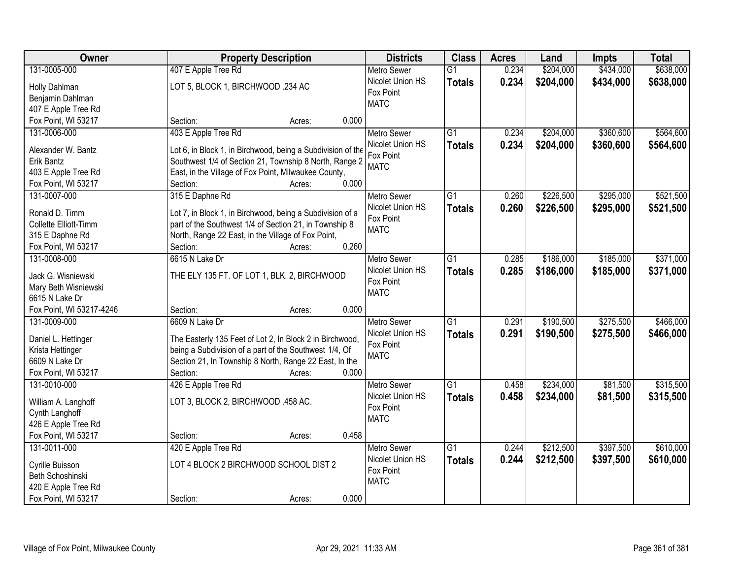| Owner | Property Description | Districts | Class | Acres | Land | Impts | Total |
|---|---|---|---|---|---|---|---|
| 131-0005-000<br>Holly Dahlman<br>Benjamin Dahlman<br>407 E Apple Tree Rd<br>Fox Point, WI 53217 | 407 E Apple Tree Rd<br>LOT 5, BLOCK 1, BIRCHWOOD .234 AC<br>Section: Acres: 0.000 | Metro Sewer<br>Nicolet Union HS<br>Fox Point<br>MATC | G1<br>**Totals** | 0.234<br>**0.234** | $204,000<br>**$204,000** | $434,000<br>**$434,000** | $638,000<br>**$638,000** |
| 131-0006-000<br>Alexander W. Bantz<br>Erik Bantz<br>403 E Apple Tree Rd<br>Fox Point, WI 53217 | 403 E Apple Tree Rd<br>Lot 6, in Block 1, in Birchwood, being a Subdivision of the Southwest 1/4 of Section 21, Township 8 North, Range 2 East, in the Village of Fox Point, Milwaukee County,<br>Section: Acres: 0.000 | Metro Sewer<br>Nicolet Union HS<br>Fox Point<br>MATC | G1<br>**Totals** | 0.234<br>**0.234** | $204,000<br>**$204,000** | $360,600<br>**$360,600** | $564,600<br>**$564,600** |
| 131-0007-000<br>Ronald D. Timm<br>Collette Elliott-Timm<br>315 E Daphne Rd<br>Fox Point, WI 53217 | 315 E Daphne Rd<br>Lot 7, in Block 1, in Birchwood, being a Subdivision of a part of the Southwest 1/4 of Section 21, in Township 8 North, Range 22 East, in the Village of Fox Point,<br>Section: Acres: 0.260 | Metro Sewer<br>Nicolet Union HS<br>Fox Point<br>MATC | G1<br>**Totals** | 0.260<br>**0.260** | $226,500<br>**$226,500** | $295,000<br>**$295,000** | $521,500<br>**$521,500** |
| 131-0008-000<br>Jack G. Wisniewski<br>Mary Beth Wisniewski<br>6615 N Lake Dr<br>Fox Point, WI 53217-4246 | 6615 N Lake Dr<br>THE ELY 135 FT. OF LOT 1, BLK. 2, BIRCHWOOD<br>Section: Acres: 0.000 | Metro Sewer<br>Nicolet Union HS<br>Fox Point<br>MATC | G1<br>**Totals** | 0.285<br>**0.285** | $186,000<br>**$186,000** | $185,000<br>**$185,000** | $371,000<br>**$371,000** |
| 131-0009-000<br>Daniel L. Hettinger<br>Krista Hettinger<br>6609 N Lake Dr<br>Fox Point, WI 53217 | 6609 N Lake Dr<br>The Easterly 135 Feet of Lot 2, In Block 2 in Birchwood, being a Subdivision of a part of the Southwest 1/4, Of Section 21, In Township 8 North, Range 22 East, In the<br>Section: Acres: 0.000 | Metro Sewer<br>Nicolet Union HS<br>Fox Point<br>MATC | G1<br>**Totals** | 0.291<br>**0.291** | $190,500<br>**$190,500** | $275,500<br>**$275,500** | $466,000<br>**$466,000** |
| 131-0010-000<br>William A. Langhoff<br>Cynth Langhoff<br>426 E Apple Tree Rd<br>Fox Point, WI 53217 | 426 E Apple Tree Rd<br>LOT 3, BLOCK 2, BIRCHWOOD .458 AC.<br>Section: Acres: 0.458 | Metro Sewer<br>Nicolet Union HS<br>Fox Point<br>MATC | G1<br>**Totals** | 0.458<br>**0.458** | $234,000<br>**$234,000** | $81,500<br>**$81,500** | $315,500<br>**$315,500** |
| 131-0011-000<br>Cyrille Buisson<br>Beth Schoshinski<br>420 E Apple Tree Rd<br>Fox Point, WI 53217 | 420 E Apple Tree Rd<br>LOT 4 BLOCK 2 BIRCHWOOD SCHOOL DIST 2<br>Section: Acres: 0.000 | Metro Sewer<br>Nicolet Union HS<br>Fox Point<br>MATC | G1<br>**Totals** | 0.244<br>**0.244** | $212,500<br>**$212,500** | $397,500<br>**$397,500** | $610,000<br>**$610,000** |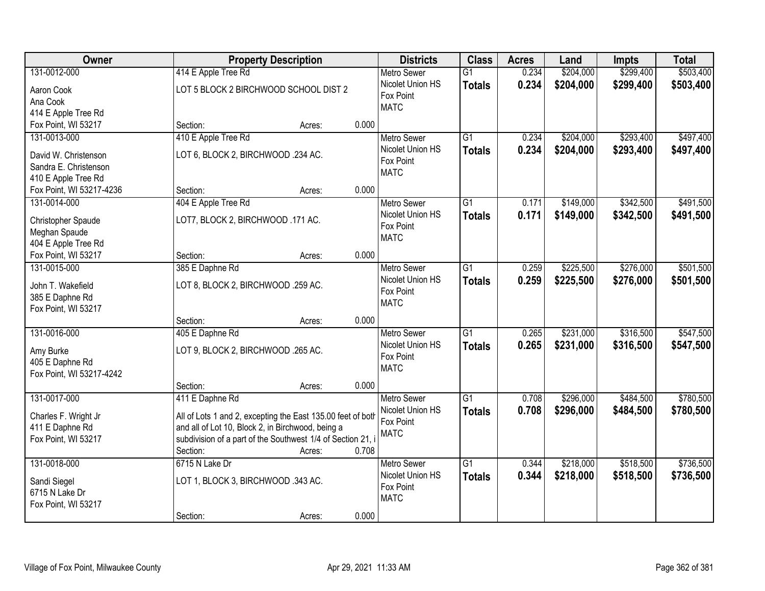| Owner | Property Description | Districts | Class | Acres | Land | Impts | Total |
|---|---|---|---|---|---|---|---|
| 131-0012-000<br>Aaron Cook<br>Ana Cook<br>414 E Apple Tree Rd<br>Fox Point, WI 53217 | 414 E Apple Tree Rd<br>LOT 5 BLOCK 2 BIRCHWOOD SCHOOL DIST 2<br>Section: Acres: 0.000 | Metro Sewer<br>Nicolet Union HS<br>Fox Point<br>MATC | G1<br>**Totals** | 0.234<br>**0.234** | $204,000<br>**$204,000** | $299,400<br>**$299,400** | $503,400<br>**$503,400** |
| 131-0013-000<br>David W. Christenson<br>Sandra E. Christenson<br>410 E Apple Tree Rd<br>Fox Point, WI 53217-4236 | 410 E Apple Tree Rd<br>LOT 6, BLOCK 2, BIRCHWOOD .234 AC.<br>Section: Acres: 0.000 | Metro Sewer<br>Nicolet Union HS<br>Fox Point<br>MATC | G1<br>**Totals** | 0.234<br>**0.234** | $204,000<br>**$204,000** | $293,400<br>**$293,400** | $497,400<br>**$497,400** |
| 131-0014-000<br>Christopher Spaude<br>Meghan Spaude<br>404 E Apple Tree Rd<br>Fox Point, WI 53217 | 404 E Apple Tree Rd<br>LOT7, BLOCK 2, BIRCHWOOD .171 AC.<br>Section: Acres: 0.000 | Metro Sewer<br>Nicolet Union HS<br>Fox Point<br>MATC | G1<br>**Totals** | 0.171<br>**0.171** | $149,000<br>**$149,000** | $342,500<br>**$342,500** | $491,500<br>**$491,500** |
| 131-0015-000<br>John T. Wakefield<br>385 E Daphne Rd<br>Fox Point, WI 53217 | 385 E Daphne Rd<br>LOT 8, BLOCK 2, BIRCHWOOD .259 AC.<br>Section: Acres: 0.000 | Metro Sewer<br>Nicolet Union HS<br>Fox Point<br>MATC | G1<br>**Totals** | 0.259<br>**0.259** | $225,500<br>**$225,500** | $276,000<br>**$276,000** | $501,500<br>**$501,500** |
| 131-0016-000<br>Amy Burke<br>405 E Daphne Rd<br>Fox Point, WI 53217-4242 | 405 E Daphne Rd<br>LOT 9, BLOCK 2, BIRCHWOOD .265 AC.<br>Section: Acres: 0.000 | Metro Sewer<br>Nicolet Union HS<br>Fox Point<br>MATC | G1<br>**Totals** | 0.265<br>**0.265** | $231,000<br>**$231,000** | $316,500<br>**$316,500** | $547,500<br>**$547,500** |
| 131-0017-000<br>Charles F. Wright Jr<br>411 E Daphne Rd<br>Fox Point, WI 53217 | 411 E Daphne Rd<br>All of Lots 1 and 2, excepting the East 135.00 feet of both and all of Lot 10, Block 2, in Birchwood, being a subdivision of a part of the Southwest 1/4 of Section 21, i<br>Section: Acres: 0.708 | Metro Sewer<br>Nicolet Union HS<br>Fox Point<br>MATC | G1<br>**Totals** | 0.708<br>**0.708** | $296,000<br>**$296,000** | $484,500<br>**$484,500** | $780,500<br>**$780,500** |
| 131-0018-000<br>Sandi Siegel<br>6715 N Lake Dr<br>Fox Point, WI 53217 | 6715 N Lake Dr<br>LOT 1, BLOCK 3, BIRCHWOOD .343 AC.<br>Section: Acres: 0.000 | Metro Sewer<br>Nicolet Union HS<br>Fox Point<br>MATC | G1<br>**Totals** | 0.344<br>**0.344** | $218,000<br>**$218,000** | $518,500<br>**$518,500** | $736,500<br>**$736,500** |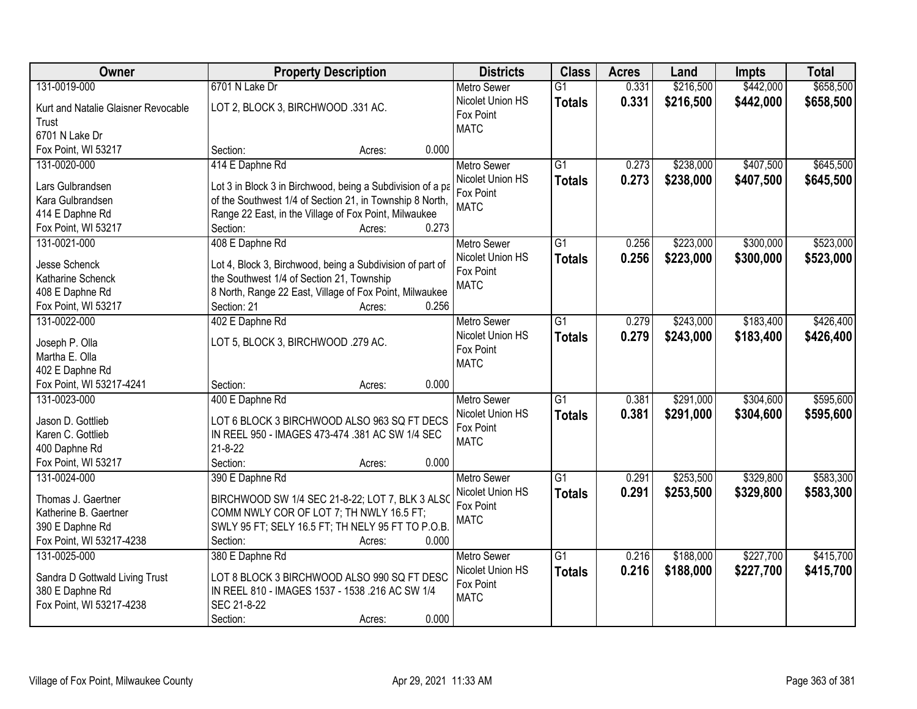| Owner | Property Description | Districts | Class | Acres | Land | Impts | Total |
|---|---|---|---|---|---|---|---|
| 131-0019-000<br>Kurt and Natalie Glaisner Revocable Trust<br>6701 N Lake Dr<br>Fox Point, WI 53217 | 6701 N Lake Dr<br>LOT 2, BLOCK 3, BIRCHWOOD .331 AC.<br>Section: Acres: 0.000 | Metro Sewer<br>Nicolet Union HS<br>Fox Point<br>MATC | G1<br>**Totals** | 0.331<br>**0.331** | $216,500<br>**$216,500** | $442,000<br>**$442,000** | $658,500<br>**$658,500** |
| 131-0020-000<br>Lars Gulbrandsen<br>Kara Gulbrandsen<br>414 E Daphne Rd<br>Fox Point, WI 53217 | 414 E Daphne Rd<br>Lot 3 in Block 3 in Birchwood, being a Subdivision of a pa of the Southwest 1/4 of Section 21, in Township 8 North, Range 22 East, in the Village of Fox Point, Milwaukee<br>Section: Acres: 0.273 | Metro Sewer<br>Nicolet Union HS<br>Fox Point<br>MATC | G1<br>**Totals** | 0.273<br>**0.273** | $238,000<br>**$238,000** | $407,500<br>**$407,500** | $645,500<br>**$645,500** |
| 131-0021-000<br>Jesse Schenck<br>Katharine Schenck<br>408 E Daphne Rd<br>Fox Point, WI 53217 | 408 E Daphne Rd<br>Lot 4, Block 3, Birchwood, being a Subdivision of part of the Southwest 1/4 of Section 21, Township 8 North, Range 22 East, Village of Fox Point, Milwaukee<br>Section: 21 Acres: 0.256 | Metro Sewer<br>Nicolet Union HS<br>Fox Point<br>MATC | G1<br>**Totals** | 0.256<br>**0.256** | $223,000<br>**$223,000** | $300,000<br>**$300,000** | $523,000<br>**$523,000** |
| 131-0022-000<br>Joseph P. Olla<br>Martha E. Olla<br>402 E Daphne Rd<br>Fox Point, WI 53217-4241 | 402 E Daphne Rd<br>LOT 5, BLOCK 3, BIRCHWOOD .279 AC.<br>Section: Acres: 0.000 | Metro Sewer<br>Nicolet Union HS<br>Fox Point<br>MATC | G1<br>**Totals** | 0.279<br>**0.279** | $243,000<br>**$243,000** | $183,400<br>**$183,400** | $426,400<br>**$426,400** |
| 131-0023-000<br>Jason D. Gottlieb<br>Karen C. Gottlieb<br>400 Daphne Rd<br>Fox Point, WI 53217 | 400 E Daphne Rd<br>LOT 6 BLOCK 3 BIRCHWOOD ALSO 963 SQ FT DECS IN REEL 950 - IMAGES 473-474 .381 AC SW 1/4 SEC 21-8-22<br>Section: Acres: 0.000 | Metro Sewer<br>Nicolet Union HS<br>Fox Point<br>MATC | G1<br>**Totals** | 0.381<br>**0.381** | $291,000<br>**$291,000** | $304,600<br>**$304,600** | $595,600<br>**$595,600** |
| 131-0024-000<br>Thomas J. Gaertner<br>Katherine B. Gaertner<br>390 E Daphne Rd<br>Fox Point, WI 53217-4238 | 390 E Daphne Rd<br>BIRCHWOOD SW 1/4 SEC 21-8-22; LOT 7, BLK 3 ALSO COMM NWLY COR OF LOT 7; TH NWLY 16.5 FT; SWLY 95 FT; SELY 16.5 FT; TH NELY 95 FT TO P.O.B.<br>Section: Acres: 0.000 | Metro Sewer<br>Nicolet Union HS<br>Fox Point<br>MATC | G1<br>**Totals** | 0.291<br>**0.291** | $253,500<br>**$253,500** | $329,800<br>**$329,800** | $583,300<br>**$583,300** |
| 131-0025-000<br>Sandra D Gottwald Living Trust<br>380 E Daphne Rd<br>Fox Point, WI 53217-4238 | 380 E Daphne Rd<br>LOT 8 BLOCK 3 BIRCHWOOD ALSO 990 SQ FT DESC IN REEL 810 - IMAGES 1537 - 1538 .216 AC SW 1/4 SEC 21-8-22<br>Section: Acres: 0.000 | Metro Sewer<br>Nicolet Union HS<br>Fox Point<br>MATC | G1<br>**Totals** | 0.216<br>**0.216** | $188,000<br>**$188,000** | $227,700<br>**$227,700** | $415,700<br>**$415,700** |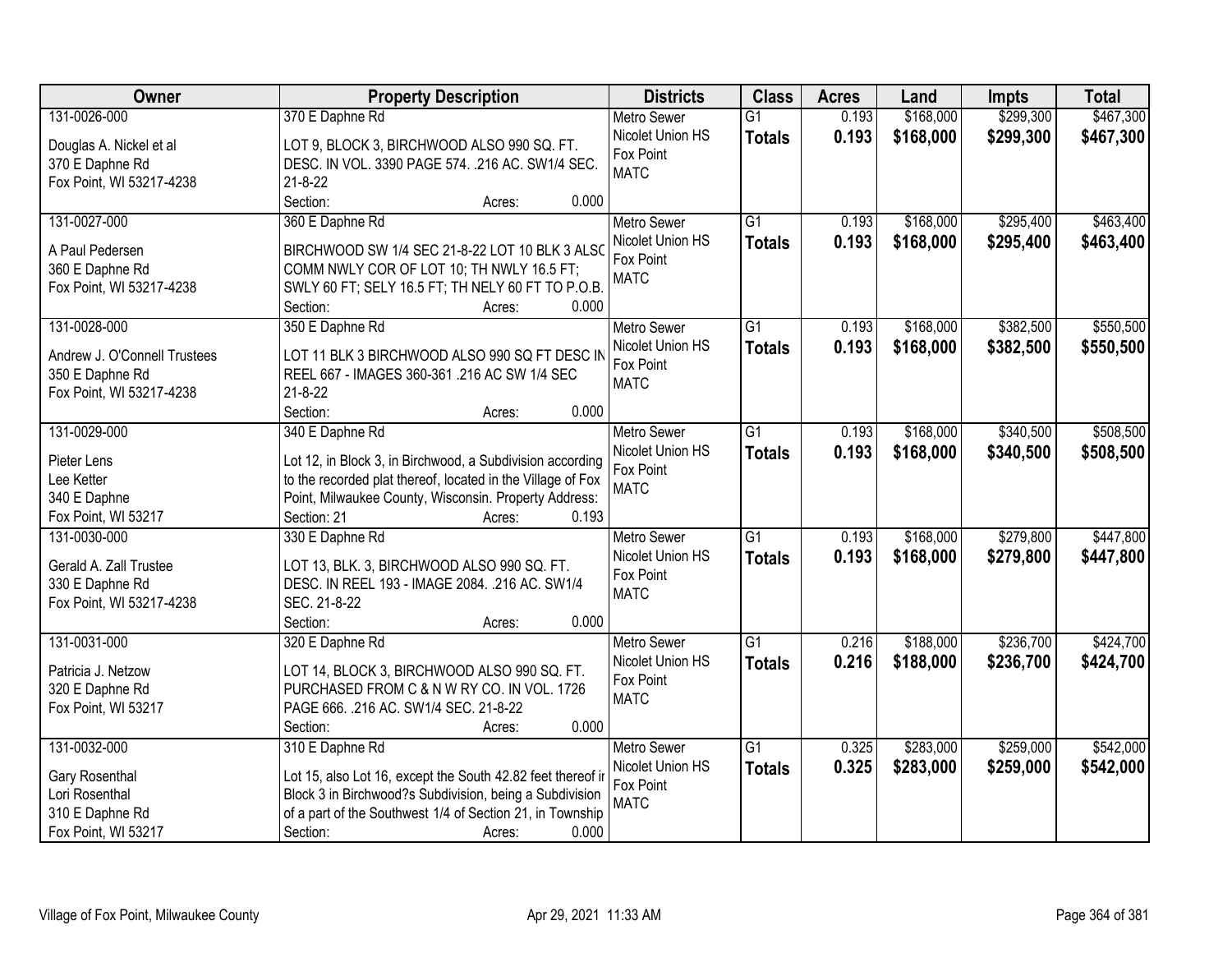| Owner | Property Description | Districts | Class | Acres | Land | Impts | Total |
|---|---|---|---|---|---|---|---|
| 131-0026-000<br>Douglas A. Nickel et al<br>370 E Daphne Rd<br>Fox Point, WI 53217-4238 | 370 E Daphne Rd<br>LOT 9, BLOCK 3, BIRCHWOOD ALSO 990 SQ. FT. DESC. IN VOL. 3390 PAGE 574. .216 AC. SW1/4 SEC. 21-8-22<br>Section: Acres: 0.000 | Metro Sewer<br>Nicolet Union HS<br>Fox Point<br>MATC | G1<br>**Totals** | 0.193<br>**0.193** | $168,000<br>**$168,000** | $299,300<br>**$299,300** | $467,300<br>**$467,300** |
| 131-0027-000<br>A Paul Pedersen<br>360 E Daphne Rd<br>Fox Point, WI 53217-4238 | 360 E Daphne Rd<br>BIRCHWOOD SW 1/4 SEC 21-8-22 LOT 10 BLK 3 ALSO COMM NWLY COR OF LOT 10; TH NWLY 16.5 FT; SWLY 60 FT; SELY 16.5 FT; TH NELY 60 FT TO P.O.B.<br>Section: Acres: 0.000 | Metro Sewer<br>Nicolet Union HS<br>Fox Point<br>MATC | G1<br>**Totals** | 0.193<br>**0.193** | $168,000<br>**$168,000** | $295,400<br>**$295,400** | $463,400<br>**$463,400** |
| 131-0028-000<br>Andrew J. O'Connell Trustees<br>350 E Daphne Rd<br>Fox Point, WI 53217-4238 | 350 E Daphne Rd<br>LOT 11 BLK 3 BIRCHWOOD ALSO 990 SQ FT DESC IN REEL 667 - IMAGES 360-361 .216 AC SW 1/4 SEC 21-8-22<br>Section: Acres: 0.000 | Metro Sewer<br>Nicolet Union HS<br>Fox Point<br>MATC | G1<br>**Totals** | 0.193<br>**0.193** | $168,000<br>**$168,000** | $382,500<br>**$382,500** | $550,500<br>**$550,500** |
| 131-0029-000<br>Pieter Lens<br>Lee Ketter<br>340 E Daphne<br>Fox Point, WI 53217 | 340 E Daphne Rd<br>Lot 12, in Block 3, in Birchwood, a Subdivision according to the recorded plat thereof, located in the Village of Fox Point, Milwaukee County, Wisconsin. Property Address:<br>Section: 21 Acres: 0.193 | Metro Sewer<br>Nicolet Union HS<br>Fox Point<br>MATC | G1<br>**Totals** | 0.193<br>**0.193** | $168,000<br>**$168,000** | $340,500<br>**$340,500** | $508,500<br>**$508,500** |
| 131-0030-000<br>Gerald A. Zall Trustee<br>330 E Daphne Rd<br>Fox Point, WI 53217-4238 | 330 E Daphne Rd<br>LOT 13, BLK. 3, BIRCHWOOD ALSO 990 SQ. FT. DESC. IN REEL 193 - IMAGE 2084. .216 AC. SW1/4 SEC. 21-8-22<br>Section: Acres: 0.000 | Metro Sewer<br>Nicolet Union HS<br>Fox Point<br>MATC | G1<br>**Totals** | 0.193<br>**0.193** | $168,000<br>**$168,000** | $279,800<br>**$279,800** | $447,800<br>**$447,800** |
| 131-0031-000<br>Patricia J. Netzow<br>320 E Daphne Rd<br>Fox Point, WI 53217 | 320 E Daphne Rd<br>LOT 14, BLOCK 3, BIRCHWOOD ALSO 990 SQ. FT. PURCHASED FROM C & N W RY CO. IN VOL. 1726 PAGE 666. .216 AC. SW1/4 SEC. 21-8-22<br>Section: Acres: 0.000 | Metro Sewer<br>Nicolet Union HS<br>Fox Point<br>MATC | G1<br>**Totals** | 0.216<br>**0.216** | $188,000<br>**$188,000** | $236,700<br>**$236,700** | $424,700<br>**$424,700** |
| 131-0032-000<br>Gary Rosenthal<br>Lori Rosenthal<br>310 E Daphne Rd<br>Fox Point, WI 53217 | 310 E Daphne Rd<br>Lot 15, also Lot 16, except the South 42.82 feet thereof in Block 3 in Birchwood?s Subdivision, being a Subdivision of a part of the Southwest 1/4 of Section 21, in Township<br>Section: Acres: 0.000 | Metro Sewer<br>Nicolet Union HS<br>Fox Point<br>MATC | G1<br>**Totals** | 0.325<br>**0.325** | $283,000<br>**$283,000** | $259,000<br>**$259,000** | $542,000<br>**$542,000** |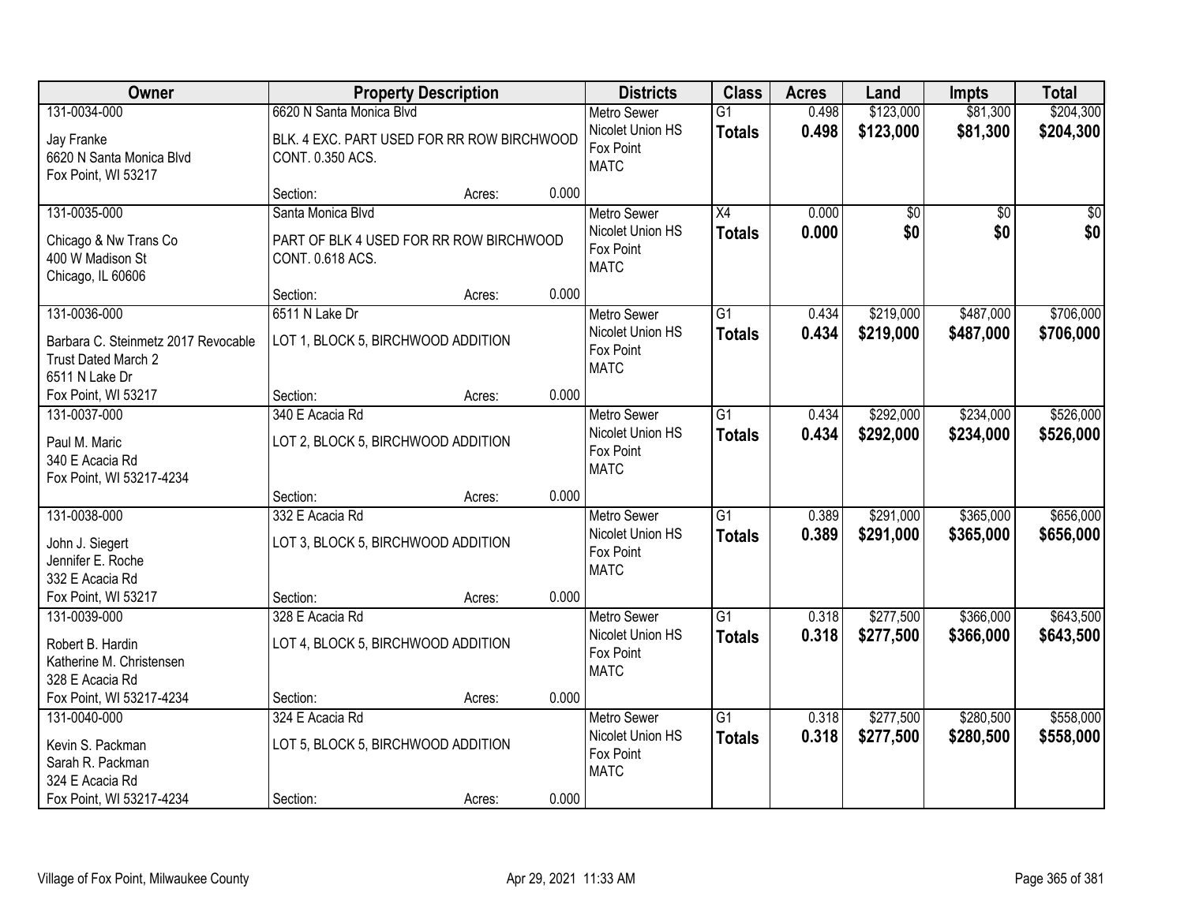| Owner | Property Description | Districts | Class | Acres | Land | Impts | Total |
|---|---|---|---|---|---|---|---|
| 131-0034-000<br>Jay Franke<br>6620 N Santa Monica Blvd<br>Fox Point, WI 53217 | 6620 N Santa Monica Blvd<br>BLK. 4 EXC. PART USED FOR RR ROW BIRCHWOOD CONT. 0.350 ACS.<br>Section: Acres: 0.000 | Metro Sewer<br>Nicolet Union HS<br>Fox Point<br>MATC | G1<br>**Totals** | 0.498<br>**0.498** | $123,000<br>**$123,000** | $81,300<br>**$81,300** | $204,300<br>**$204,300** |
| 131-0035-000<br>Chicago & Nw Trans Co<br>400 W Madison St<br>Chicago, IL 60606 | Santa Monica Blvd<br>PART OF BLK 4 USED FOR RR ROW BIRCHWOOD CONT. 0.618 ACS.<br>Section: Acres: 0.000 | Metro Sewer<br>Nicolet Union HS<br>Fox Point<br>MATC | X4<br>**Totals** | 0.000<br>**0.000** | $0<br>**$0** | $0<br>**$0** | $0<br>**$0** |
| 131-0036-000<br>Barbara C. Steinmetz 2017 Revocable Trust Dated March 2<br>6511 N Lake Dr<br>Fox Point, WI 53217 | 6511 N Lake Dr<br>LOT 1, BLOCK 5, BIRCHWOOD ADDITION<br>Section: Acres: 0.000 | Metro Sewer<br>Nicolet Union HS<br>Fox Point<br>MATC | G1<br>**Totals** | 0.434<br>**0.434** | $219,000<br>**$219,000** | $487,000<br>**$487,000** | $706,000<br>**$706,000** |
| 131-0037-000<br>Paul M. Maric<br>340 E Acacia Rd<br>Fox Point, WI 53217-4234 | 340 E Acacia Rd<br>LOT 2, BLOCK 5, BIRCHWOOD ADDITION<br>Section: Acres: 0.000 | Metro Sewer<br>Nicolet Union HS<br>Fox Point<br>MATC | G1<br>**Totals** | 0.434<br>**0.434** | $292,000<br>**$292,000** | $234,000<br>**$234,000** | $526,000<br>**$526,000** |
| 131-0038-000<br>John J. Siegert<br>Jennifer E. Roche<br>332 E Acacia Rd<br>Fox Point, WI 53217 | 332 E Acacia Rd<br>LOT 3, BLOCK 5, BIRCHWOOD ADDITION<br>Section: Acres: 0.000 | Metro Sewer<br>Nicolet Union HS<br>Fox Point<br>MATC | G1<br>**Totals** | 0.389<br>**0.389** | $291,000<br>**$291,000** | $365,000<br>**$365,000** | $656,000<br>**$656,000** |
| 131-0039-000<br>Robert B. Hardin<br>Katherine M. Christensen<br>328 E Acacia Rd<br>Fox Point, WI 53217-4234 | 328 E Acacia Rd<br>LOT 4, BLOCK 5, BIRCHWOOD ADDITION<br>Section: Acres: 0.000 | Metro Sewer<br>Nicolet Union HS<br>Fox Point<br>MATC | G1<br>**Totals** | 0.318<br>**0.318** | $277,500<br>**$277,500** | $366,000<br>**$366,000** | $643,500<br>**$643,500** |
| 131-0040-000<br>Kevin S. Packman<br>Sarah R. Packman<br>324 E Acacia Rd<br>Fox Point, WI 53217-4234 | 324 E Acacia Rd<br>LOT 5, BLOCK 5, BIRCHWOOD ADDITION<br>Section: Acres: 0.000 | Metro Sewer<br>Nicolet Union HS<br>Fox Point<br>MATC | G1<br>**Totals** | 0.318<br>**0.318** | $277,500<br>**$277,500** | $280,500<br>**$280,500** | $558,000<br>**$558,000** |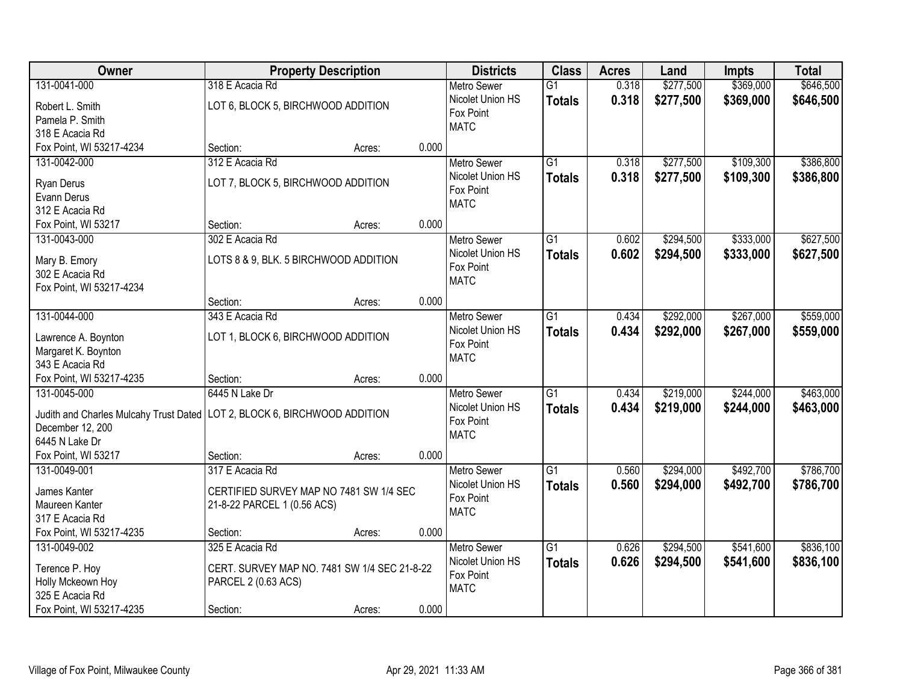| Owner | Property Description | Districts | Class | Acres | Land | Impts | Total |
|---|---|---|---|---|---|---|---|
| 131-0041-000<br>Robert L. Smith<br>Pamela P. Smith<br>318 E Acacia Rd<br>Fox Point, WI 53217-4234 | 318 E Acacia Rd<br>LOT 6, BLOCK 5, BIRCHWOOD ADDITION<br>Section: Acres: 0.000 | Metro Sewer<br>Nicolet Union HS<br>Fox Point<br>MATC | G1<br>**Totals** | 0.318<br>**0.318** | $277,500<br>**$277,500** | $369,000<br>**$369,000** | $646,500<br>**$646,500** |
| 131-0042-000<br>Ryan Derus<br>Evann Derus<br>312 E Acacia Rd<br>Fox Point, WI 53217 | 312 E Acacia Rd<br>LOT 7, BLOCK 5, BIRCHWOOD ADDITION<br>Section: Acres: 0.000 | Metro Sewer<br>Nicolet Union HS<br>Fox Point<br>MATC | G1<br>**Totals** | 0.318<br>**0.318** | $277,500<br>**$277,500** | $109,300<br>**$109,300** | $386,800<br>**$386,800** |
| 131-0043-000<br>Mary B. Emory<br>302 E Acacia Rd<br>Fox Point, WI 53217-4234 | 302 E Acacia Rd<br>LOTS 8 & 9, BLK. 5 BIRCHWOOD ADDITION<br>Section: Acres: 0.000 | Metro Sewer<br>Nicolet Union HS<br>Fox Point<br>MATC | G1<br>**Totals** | 0.602<br>**0.602** | $294,500<br>**$294,500** | $333,000<br>**$333,000** | $627,500<br>**$627,500** |
| 131-0044-000<br>Lawrence A. Boynton<br>Margaret K. Boynton<br>343 E Acacia Rd<br>Fox Point, WI 53217-4235 | 343 E Acacia Rd<br>LOT 1, BLOCK 6, BIRCHWOOD ADDITION<br>Section: Acres: 0.000 | Metro Sewer<br>Nicolet Union HS<br>Fox Point<br>MATC | G1<br>**Totals** | 0.434<br>**0.434** | $292,000<br>**$292,000** | $267,000<br>**$267,000** | $559,000<br>**$559,000** |
| 131-0045-000<br>Judith and Charles Mulcahy Trust Dated December 12, 200<br>6445 N Lake Dr<br>Fox Point, WI 53217 | 6445 N Lake Dr<br>LOT 2, BLOCK 6, BIRCHWOOD ADDITION<br>Section: Acres: 0.000 | Metro Sewer<br>Nicolet Union HS<br>Fox Point<br>MATC | G1<br>**Totals** | 0.434<br>**0.434** | $219,000<br>**$219,000** | $244,000<br>**$244,000** | $463,000<br>**$463,000** |
| 131-0049-001<br>James Kanter<br>Maureen Kanter<br>317 E Acacia Rd<br>Fox Point, WI 53217-4235 | 317 E Acacia Rd<br>CERTIFIED SURVEY MAP NO 7481 SW 1/4 SEC 21-8-22 PARCEL 1 (0.56 ACS)<br>Section: Acres: 0.000 | Metro Sewer<br>Nicolet Union HS<br>Fox Point<br>MATC | G1<br>**Totals** | 0.560<br>**0.560** | $294,000<br>**$294,000** | $492,700<br>**$492,700** | $786,700<br>**$786,700** |
| 131-0049-002<br>Terence P. Hoy<br>Holly Mckeown Hoy<br>325 E Acacia Rd<br>Fox Point, WI 53217-4235 | 325 E Acacia Rd<br>CERT. SURVEY MAP NO. 7481 SW 1/4 SEC 21-8-22 PARCEL 2 (0.63 ACS)<br>Section: Acres: 0.000 | Metro Sewer<br>Nicolet Union HS<br>Fox Point<br>MATC | G1<br>**Totals** | 0.626<br>**0.626** | $294,500<br>**$294,500** | $541,600<br>**$541,600** | $836,100<br>**$836,100** |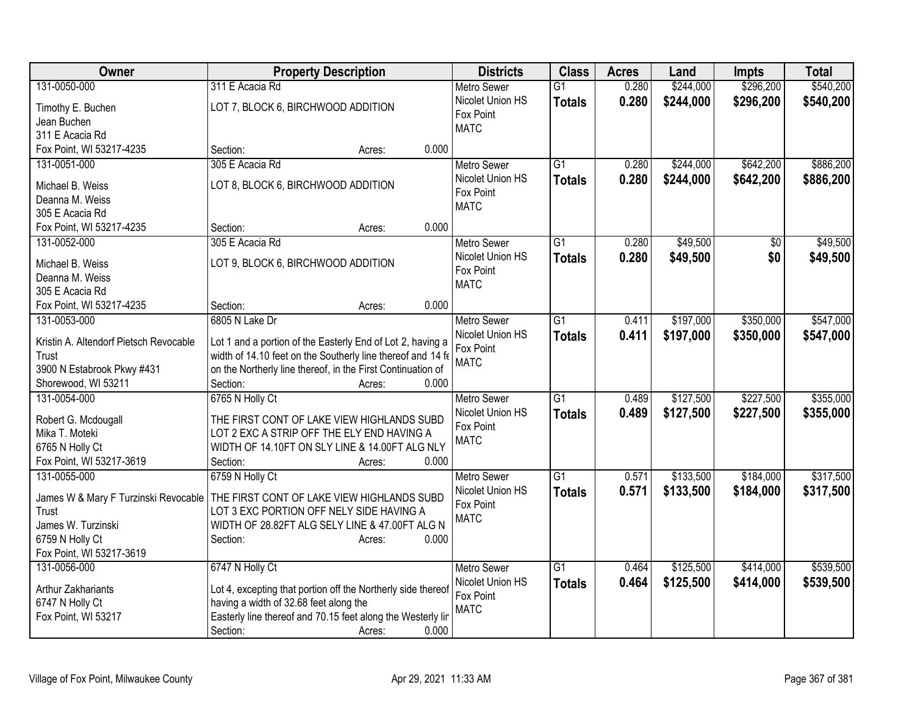| Owner | Property Description | Districts | Class | Acres | Land | Impts | Total |
|---|---|---|---|---|---|---|---|
| 131-0050-000<br>Timothy E. Buchen<br>Jean Buchen<br>311 E Acacia Rd<br>Fox Point, WI 53217-4235 | 311 E Acacia Rd<br>LOT 7, BLOCK 6, BIRCHWOOD ADDITION<br>Section: Acres: 0.000 | Metro Sewer<br>Nicolet Union HS<br>Fox Point<br>MATC | G1<br>**Totals** | 0.280<br>**0.280** | $244,000<br>**$244,000** | $296,200<br>**$296,200** | $540,200<br>**$540,200** |
| 131-0051-000<br>Michael B. Weiss<br>Deanna M. Weiss<br>305 E Acacia Rd<br>Fox Point, WI 53217-4235 | 305 E Acacia Rd<br>LOT 8, BLOCK 6, BIRCHWOOD ADDITION<br>Section: Acres: 0.000 | Metro Sewer<br>Nicolet Union HS<br>Fox Point<br>MATC | G1<br>**Totals** | 0.280<br>**0.280** | $244,000<br>**$244,000** | $642,200<br>**$642,200** | $886,200<br>**$886,200** |
| 131-0052-000<br>Michael B. Weiss<br>Deanna M. Weiss<br>305 E Acacia Rd<br>Fox Point, WI 53217-4235 | 305 E Acacia Rd<br>LOT 9, BLOCK 6, BIRCHWOOD ADDITION<br>Section: Acres: 0.000 | Metro Sewer<br>Nicolet Union HS<br>Fox Point<br>MATC | G1<br>**Totals** | 0.280<br>**0.280** | $49,500<br>**$49,500** | $0<br>**$0** | $49,500<br>**$49,500** |
| 131-0053-000<br>Kristin A. Altendorf Pietsch Revocable Trust<br>3900 N Estabrook Pkwy #431<br>Shorewood, WI 53211 | 6805 N Lake Dr<br>Lot 1 and a portion of the Easterly End of Lot 2, having a width of 14.10 feet on the Southerly line thereof and 14 fe on the Northerly line thereof, in the First Continuation of<br>Section: Acres: 0.000 | Metro Sewer<br>Nicolet Union HS<br>Fox Point<br>MATC | G1<br>**Totals** | 0.411<br>**0.411** | $197,000<br>**$197,000** | $350,000<br>**$350,000** | $547,000<br>**$547,000** |
| 131-0054-000<br>Robert G. Mcdougall<br>Mika T. Moteki<br>6765 N Holly Ct<br>Fox Point, WI 53217-3619 | 6765 N Holly Ct<br>THE FIRST CONT OF LAKE VIEW HIGHLANDS SUBD LOT 2 EXC A STRIP OFF THE ELY END HAVING A WIDTH OF 14.10FT ON SLY LINE & 14.00FT ALG NLY<br>Section: Acres: 0.000 | Metro Sewer<br>Nicolet Union HS<br>Fox Point<br>MATC | G1<br>**Totals** | 0.489<br>**0.489** | $127,500<br>**$127,500** | $227,500<br>**$227,500** | $355,000<br>**$355,000** |
| 131-0055-000<br>James W & Mary F Turzinski Revocable Trust<br>James W. Turzinski<br>6759 N Holly Ct<br>Fox Point, WI 53217-3619 | 6759 N Holly Ct<br>THE FIRST CONT OF LAKE VIEW HIGHLANDS SUBD LOT 3 EXC PORTION OFF NELY SIDE HAVING A WIDTH OF 28.82FT ALG SELY LINE & 47.00FT ALG N<br>Section: Acres: 0.000 | Metro Sewer<br>Nicolet Union HS<br>Fox Point<br>MATC | G1<br>**Totals** | 0.571<br>**0.571** | $133,500<br>**$133,500** | $184,000<br>**$184,000** | $317,500<br>**$317,500** |
| 131-0056-000<br>Arthur Zakhariants<br>6747 N Holly Ct<br>Fox Point, WI 53217 | 6747 N Holly Ct<br>Lot 4, excepting that portion off the Northerly side thereof having a width of 32.68 feet along the Easterly line thereof and 70.15 feet along the Westerly lir<br>Section: Acres: 0.000 | Metro Sewer<br>Nicolet Union HS<br>Fox Point<br>MATC | G1<br>**Totals** | 0.464<br>**0.464** | $125,500<br>**$125,500** | $414,000<br>**$414,000** | $539,500<br>**$539,500** |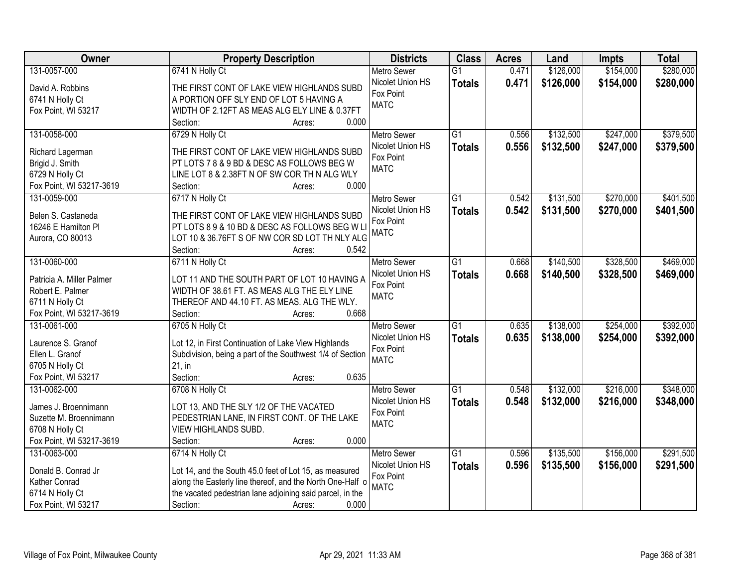| Owner | Property Description | Districts | Class | Acres | Land | Impts | Total |
|---|---|---|---|---|---|---|---|
| 131-0057-000<br>David A. Robbins<br>6741 N Holly Ct<br>Fox Point, WI 53217 | 6741 N Holly Ct<br>THE FIRST CONT OF LAKE VIEW HIGHLANDS SUBD A PORTION OFF SLY END OF LOT 5 HAVING A WIDTH OF 2.12FT AS MEAS ALG ELY LINE & 0.37FT<br>Section: Acres: 0.000 | Metro Sewer<br>Nicolet Union HS<br>Fox Point<br>MATC | G1<br>**Totals** | 0.471<br>**0.471** | $126,000<br>**$126,000** | $154,000<br>**$154,000** | $280,000<br>**$280,000** |
| 131-0058-000<br>Richard Lagerman<br>Brigid J. Smith<br>6729 N Holly Ct<br>Fox Point, WI 53217-3619 | 6729 N Holly Ct<br>THE FIRST CONT OF LAKE VIEW HIGHLANDS SUBD PT LOTS 7 8 & 9 BD & DESC AS FOLLOWS BEG W LINE LOT 8 & 2.38FT N OF SW COR TH N ALG WLY<br>Section: Acres: 0.000 | Metro Sewer<br>Nicolet Union HS<br>Fox Point<br>MATC | G1<br>**Totals** | 0.556<br>**0.556** | $132,500<br>**$132,500** | $247,000<br>**$247,000** | $379,500<br>**$379,500** |
| 131-0059-000<br>Belen S. Castaneda<br>16246 E Hamilton Pl<br>Aurora, CO 80013 | 6717 N Holly Ct<br>THE FIRST CONT OF LAKE VIEW HIGHLANDS SUBD PT LOTS 8 9 & 10 BD & DESC AS FOLLOWS BEG W LI LOT 10 & 36.76FT S OF NW COR SD LOT TH NLY ALG<br>Section: Acres: 0.542 | Metro Sewer<br>Nicolet Union HS<br>Fox Point<br>MATC | G1<br>**Totals** | 0.542<br>**0.542** | $131,500<br>**$131,500** | $270,000<br>**$270,000** | $401,500<br>**$401,500** |
| 131-0060-000<br>Patricia A. Miller Palmer<br>Robert E. Palmer<br>6711 N Holly Ct<br>Fox Point, WI 53217-3619 | 6711 N Holly Ct<br>LOT 11 AND THE SOUTH PART OF LOT 10 HAVING A WIDTH OF 38.61 FT. AS MEAS ALG THE ELY LINE THEREOF AND 44.10 FT. AS MEAS. ALG THE WLY.<br>Section: Acres: 0.668 | Metro Sewer<br>Nicolet Union HS<br>Fox Point<br>MATC | G1<br>**Totals** | 0.668<br>**0.668** | $140,500<br>**$140,500** | $328,500<br>**$328,500** | $469,000<br>**$469,000** |
| 131-0061-000<br>Laurence S. Granof<br>Ellen L. Granof<br>6705 N Holly Ct<br>Fox Point, WI 53217 | 6705 N Holly Ct<br>Lot 12, in First Continuation of Lake View Highlands Subdivision, being a part of the Southwest 1/4 of Section 21, in<br>Section: Acres: 0.635 | Metro Sewer<br>Nicolet Union HS<br>Fox Point<br>MATC | G1<br>**Totals** | 0.635<br>**0.635** | $138,000<br>**$138,000** | $254,000<br>**$254,000** | $392,000<br>**$392,000** |
| 131-0062-000<br>James J. Broennimann<br>Suzette M. Broennimann<br>6708 N Holly Ct<br>Fox Point, WI 53217-3619 | 6708 N Holly Ct<br>LOT 13, AND THE SLY 1/2 OF THE VACATED PEDESTRIAN LANE, IN FIRST CONT. OF THE LAKE VIEW HIGHLANDS SUBD.<br>Section: Acres: 0.000 | Metro Sewer<br>Nicolet Union HS<br>Fox Point<br>MATC | G1<br>**Totals** | 0.548<br>**0.548** | $132,000<br>**$132,000** | $216,000<br>**$216,000** | $348,000<br>**$348,000** |
| 131-0063-000<br>Donald B. Conrad Jr<br>Kather Conrad<br>6714 N Holly Ct<br>Fox Point, WI 53217 | 6714 N Holly Ct<br>Lot 14, and the South 45.0 feet of Lot 15, as measured along the Easterly line thereof, and the North One-Half o the vacated pedestrian lane adjoining said parcel, in the<br>Section: Acres: 0.000 | Metro Sewer<br>Nicolet Union HS<br>Fox Point<br>MATC | G1<br>**Totals** | 0.596<br>**0.596** | $135,500<br>**$135,500** | $156,000<br>**$156,000** | $291,500<br>**$291,500** |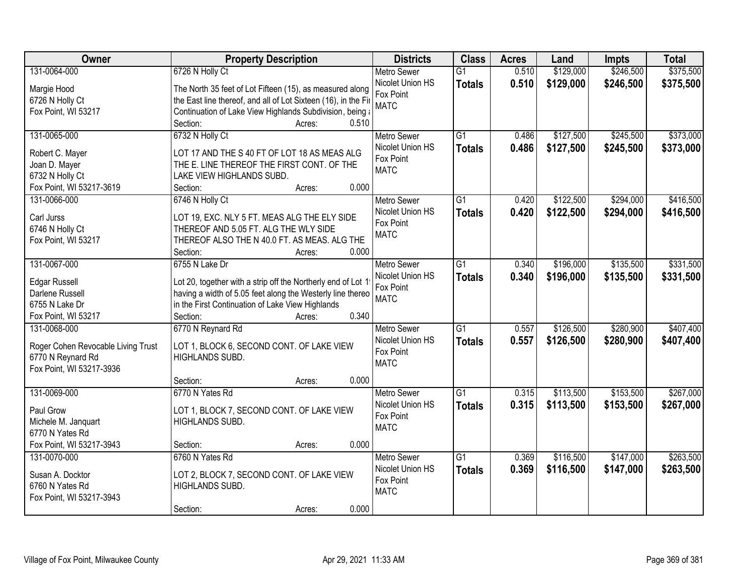| Owner | Property Description | Districts | Class | Acres | Land | Impts | Total |
|---|---|---|---|---|---|---|---|
| 131-0064-000<br>Margie Hood<br>6726 N Holly Ct<br>Fox Point, WI 53217 | 6726 N Holly Ct<br>The North 35 feet of Lot Fifteen (15), as measured along the East line thereof, and all of Lot Sixteen (16), in the Fir Continuation of Lake View Highlands Subdivision, being a<br>Section: Acres: 0.510 | Metro Sewer<br>Nicolet Union HS<br>Fox Point<br>MATC | G1<br>**Totals** | 0.510<br>**0.510** | $129,000<br>**$129,000** | $246,500<br>**$246,500** | $375,500<br>**$375,500** |
| 131-0065-000<br>Robert C. Mayer<br>Joan D. Mayer<br>6732 N Holly Ct<br>Fox Point, WI 53217-3619 | 6732 N Holly Ct<br>LOT 17 AND THE S 40 FT OF LOT 18 AS MEAS ALG THE E. LINE THEREOF THE FIRST CONT. OF THE LAKE VIEW HIGHLANDS SUBD.<br>Section: Acres: 0.000 | Metro Sewer<br>Nicolet Union HS<br>Fox Point<br>MATC | G1<br>**Totals** | 0.486<br>**0.486** | $127,500<br>**$127,500** | $245,500<br>**$245,500** | $373,000<br>**$373,000** |
| 131-0066-000<br>Carl Jurss<br>6746 N Holly Ct<br>Fox Point, WI 53217 | 6746 N Holly Ct<br>LOT 19, EXC. NLY 5 FT. MEAS ALG THE ELY SIDE THEREOF AND 5.05 FT. ALG THE WLY SIDE THEREOF ALSO THE N 40.0 FT. AS MEAS. ALG THE<br>Section: Acres: 0.000 | Metro Sewer<br>Nicolet Union HS<br>Fox Point<br>MATC | G1<br>**Totals** | 0.420<br>**0.420** | $122,500<br>**$122,500** | $294,000<br>**$294,000** | $416,500<br>**$416,500** |
| 131-0067-000<br>Edgar Russell<br>Darlene Russell<br>6755 N Lake Dr<br>Fox Point, WI 53217 | 6755 N Lake Dr<br>Lot 20, together with a strip off the Northerly end of Lot 1 having a width of 5.05 feet along the Westerly line thereo in the First Continuation of Lake View Highlands<br>Section: Acres: 0.340 | Metro Sewer<br>Nicolet Union HS<br>Fox Point<br>MATC | G1<br>**Totals** | 0.340<br>**0.340** | $196,000<br>**$196,000** | $135,500<br>**$135,500** | $331,500<br>**$331,500** |
| 131-0068-000<br>Roger Cohen Revocable Living Trust<br>6770 N Reynard Rd<br>Fox Point, WI 53217-3936 | 6770 N Reynard Rd<br>LOT 1, BLOCK 6, SECOND CONT. OF LAKE VIEW HIGHLANDS SUBD.<br>Section: Acres: 0.000 | Metro Sewer<br>Nicolet Union HS<br>Fox Point<br>MATC | G1<br>**Totals** | 0.557<br>**0.557** | $126,500<br>**$126,500** | $280,900<br>**$280,900** | $407,400<br>**$407,400** |
| 131-0069-000<br>Paul Grow<br>Michele M. Janquart<br>6770 N Yates Rd<br>Fox Point, WI 53217-3943 | 6770 N Yates Rd<br>LOT 1, BLOCK 7, SECOND CONT. OF LAKE VIEW HIGHLANDS SUBD.<br>Section: Acres: 0.000 | Metro Sewer<br>Nicolet Union HS<br>Fox Point<br>MATC | G1<br>**Totals** | 0.315<br>**0.315** | $113,500<br>**$113,500** | $153,500<br>**$153,500** | $267,000<br>**$267,000** |
| 131-0070-000<br>Susan A. Docktor<br>6760 N Yates Rd<br>Fox Point, WI 53217-3943 | 6760 N Yates Rd<br>LOT 2, BLOCK 7, SECOND CONT. OF LAKE VIEW HIGHLANDS SUBD.<br>Section: Acres: 0.000 | Metro Sewer<br>Nicolet Union HS<br>Fox Point<br>MATC | G1<br>**Totals** | 0.369<br>**0.369** | $116,500<br>**$116,500** | $147,000<br>**$147,000** | $263,500<br>**$263,500** |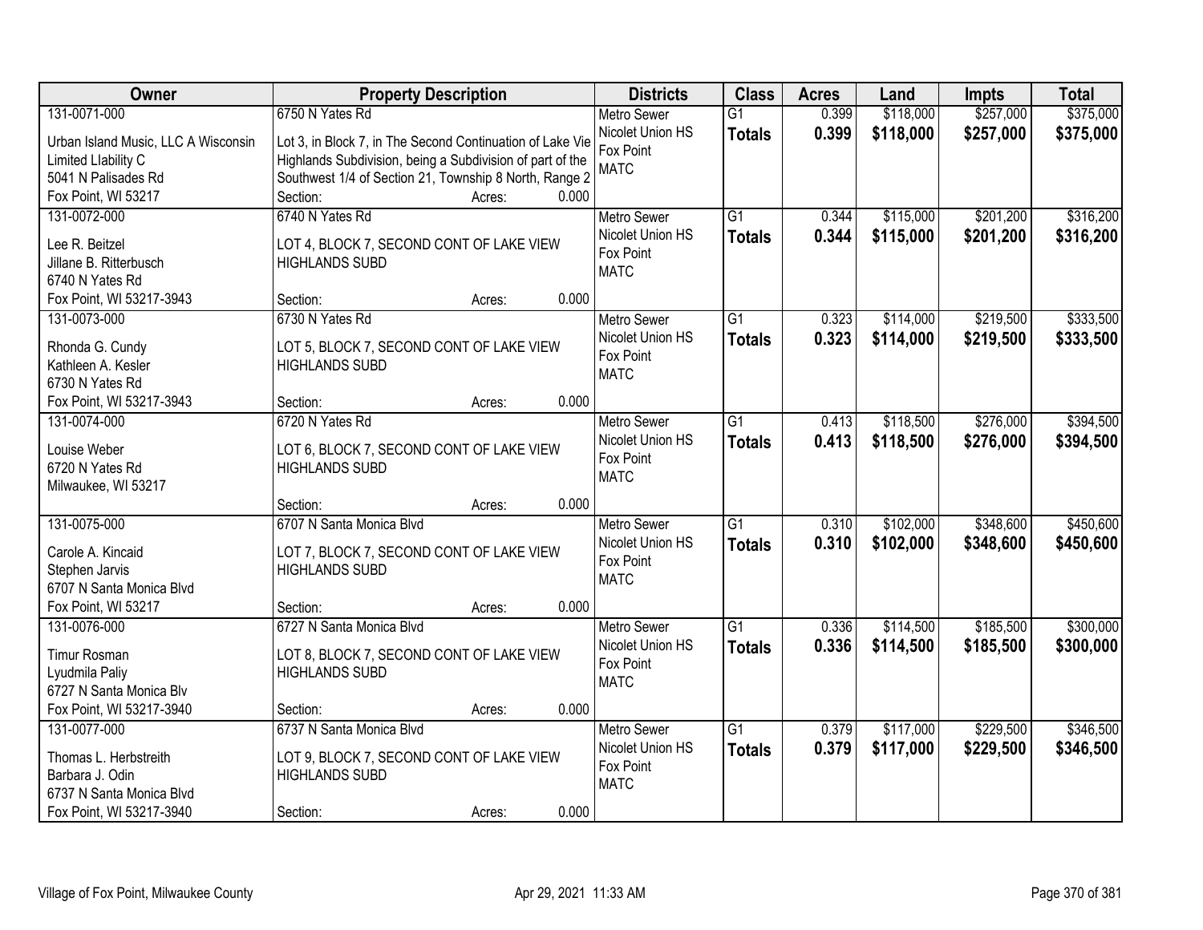| Owner | Property Description | Districts | Class | Acres | Land | Impts | Total |
|---|---|---|---|---|---|---|---|
| 131-0071-000<br>Urban Island Music, LLC A Wisconsin Limited LIability C<br>5041 N Palisades Rd<br>Fox Point, WI 53217 | 6750 N Yates Rd<br>Lot 3, in Block 7, in The Second Continuation of Lake Vie Highlands Subdivision, being a Subdivision of part of the Southwest 1/4 of Section 21, Township 8 North, Range 2<br>Section: Acres: 0.000 | Metro Sewer<br>Nicolet Union HS<br>Fox Point<br>MATC | G1<br>**Totals** | 0.399<br>**0.399** | \$118,000<br>**\$118,000** | \$257,000<br>**\$257,000** | \$375,000<br>**\$375,000** |
| 131-0072-000<br>Lee R. Beitzel<br>Jillane B. Ritterbusch<br>6740 N Yates Rd<br>Fox Point, WI 53217-3943 | 6740 N Yates Rd<br>LOT 4, BLOCK 7, SECOND CONT OF LAKE VIEW HIGHLANDS SUBD<br>Section: Acres: 0.000 | Metro Sewer<br>Nicolet Union HS<br>Fox Point<br>MATC | G1<br>**Totals** | 0.344<br>**0.344** | \$115,000<br>**\$115,000** | \$201,200<br>**\$201,200** | \$316,200<br>**\$316,200** |
| 131-0073-000<br>Rhonda G. Cundy<br>Kathleen A. Kesler<br>6730 N Yates Rd<br>Fox Point, WI 53217-3943 | 6730 N Yates Rd<br>LOT 5, BLOCK 7, SECOND CONT OF LAKE VIEW HIGHLANDS SUBD<br>Section: Acres: 0.000 | Metro Sewer<br>Nicolet Union HS<br>Fox Point<br>MATC | G1<br>**Totals** | 0.323<br>**0.323** | \$114,000<br>**\$114,000** | \$219,500<br>**\$219,500** | \$333,500<br>**\$333,500** |
| 131-0074-000<br>Louise Weber<br>6720 N Yates Rd<br>Milwaukee, WI 53217 | 6720 N Yates Rd<br>LOT 6, BLOCK 7, SECOND CONT OF LAKE VIEW HIGHLANDS SUBD<br>Section: Acres: 0.000 | Metro Sewer<br>Nicolet Union HS<br>Fox Point<br>MATC | G1<br>**Totals** | 0.413<br>**0.413** | \$118,500<br>**\$118,500** | \$276,000<br>**\$276,000** | \$394,500<br>**\$394,500** |
| 131-0075-000<br>Carole A. Kincaid<br>Stephen Jarvis<br>6707 N Santa Monica Blvd<br>Fox Point, WI 53217 | 6707 N Santa Monica Blvd<br>LOT 7, BLOCK 7, SECOND CONT OF LAKE VIEW HIGHLANDS SUBD<br>Section: Acres: 0.000 | Metro Sewer<br>Nicolet Union HS<br>Fox Point<br>MATC | G1<br>**Totals** | 0.310<br>**0.310** | \$102,000<br>**\$102,000** | \$348,600<br>**\$348,600** | \$450,600<br>**\$450,600** |
| 131-0076-000<br>Timur Rosman<br>Lyudmila Paliy<br>6727 N Santa Monica Blv<br>Fox Point, WI 53217-3940 | 6727 N Santa Monica Blvd<br>LOT 8, BLOCK 7, SECOND CONT OF LAKE VIEW HIGHLANDS SUBD<br>Section: Acres: 0.000 | Metro Sewer<br>Nicolet Union HS<br>Fox Point<br>MATC | G1<br>**Totals** | 0.336<br>**0.336** | \$114,500<br>**\$114,500** | \$185,500<br>**\$185,500** | \$300,000<br>**\$300,000** |
| 131-0077-000<br>Thomas L. Herbstreith<br>Barbara J. Odin<br>6737 N Santa Monica Blvd<br>Fox Point, WI 53217-3940 | 6737 N Santa Monica Blvd<br>LOT 9, BLOCK 7, SECOND CONT OF LAKE VIEW HIGHLANDS SUBD<br>Section: Acres: 0.000 | Metro Sewer<br>Nicolet Union HS<br>Fox Point<br>MATC | G1<br>**Totals** | 0.379<br>**0.379** | \$117,000<br>**\$117,000** | \$229,500<br>**\$229,500** | \$346,500<br>**\$346,500** |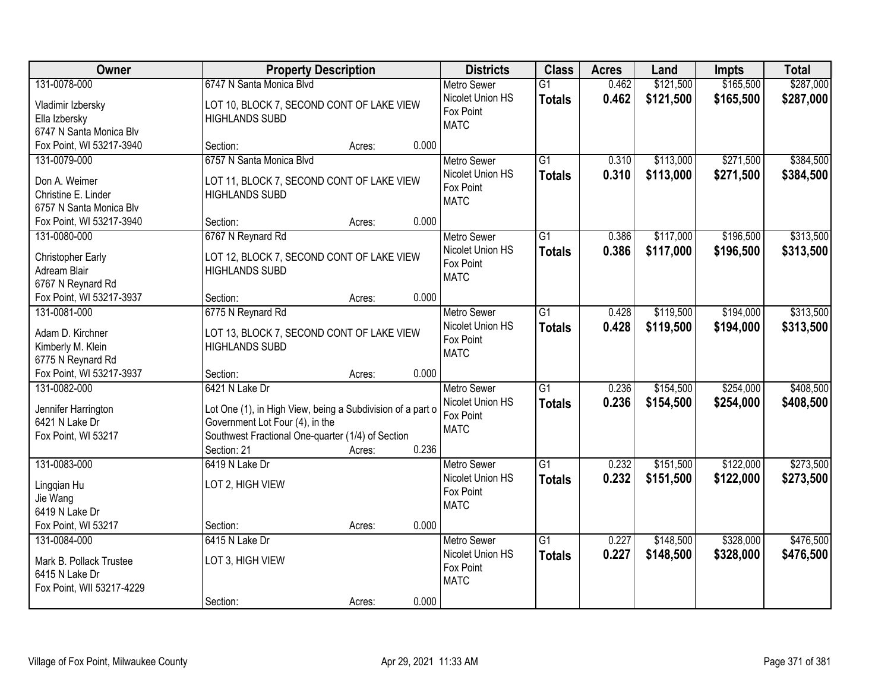| Owner | Property Description | Districts | Class | Acres | Land | Impts | Total |
|---|---|---|---|---|---|---|---|
| 131-0078-000<br>Vladimir Izbersky<br>Ella Izbersky<br>6747 N Santa Monica Blv<br>Fox Point, WI 53217-3940 | 6747 N Santa Monica Blvd<br>LOT 10, BLOCK 7, SECOND CONT OF LAKE VIEW HIGHLANDS SUBD<br>Section: Acres: 0.000 | Metro Sewer<br>Nicolet Union HS<br>Fox Point<br>MATC | G1<br>**Totals** | 0.462<br>**0.462** | $121,500<br>**$121,500** | $165,500<br>**$165,500** | $287,000<br>**$287,000** |
| 131-0079-000<br>Don A. Weimer<br>Christine E. Linder<br>6757 N Santa Monica Blv<br>Fox Point, WI 53217-3940 | 6757 N Santa Monica Blvd<br>LOT 11, BLOCK 7, SECOND CONT OF LAKE VIEW HIGHLANDS SUBD<br>Section: Acres: 0.000 | Metro Sewer<br>Nicolet Union HS<br>Fox Point<br>MATC | G1<br>**Totals** | 0.310<br>**0.310** | $113,000<br>**$113,000** | $271,500<br>**$271,500** | $384,500<br>**$384,500** |
| 131-0080-000<br>Christopher Early<br>Adream Blair<br>6767 N Reynard Rd<br>Fox Point, WI 53217-3937 | 6767 N Reynard Rd<br>LOT 12, BLOCK 7, SECOND CONT OF LAKE VIEW HIGHLANDS SUBD<br>Section: Acres: 0.000 | Metro Sewer<br>Nicolet Union HS<br>Fox Point<br>MATC | G1<br>**Totals** | 0.386<br>**0.386** | $117,000<br>**$117,000** | $196,500<br>**$196,500** | $313,500<br>**$313,500** |
| 131-0081-000<br>Adam D. Kirchner<br>Kimberly M. Klein<br>6775 N Reynard Rd<br>Fox Point, WI 53217-3937 | 6775 N Reynard Rd<br>LOT 13, BLOCK 7, SECOND CONT OF LAKE VIEW HIGHLANDS SUBD<br>Section: Acres: 0.000 | Metro Sewer<br>Nicolet Union HS<br>Fox Point<br>MATC | G1<br>**Totals** | 0.428<br>**0.428** | $119,500<br>**$119,500** | $194,000<br>**$194,000** | $313,500<br>**$313,500** |
| 131-0082-000<br>Jennifer Harrington<br>6421 N Lake Dr<br>Fox Point, WI 53217 | 6421 N Lake Dr<br>Lot One (1), in High View, being a Subdivision of a part o Government Lot Four (4), in the Southwest Fractional One-quarter (1/4) of Section<br>Section: 21 Acres: 0.236 | Metro Sewer<br>Nicolet Union HS<br>Fox Point<br>MATC | G1<br>**Totals** | 0.236<br>**0.236** | $154,500<br>**$154,500** | $254,000<br>**$254,000** | $408,500<br>**$408,500** |
| 131-0083-000<br>Lingqian Hu<br>Jie Wang<br>6419 N Lake Dr<br>Fox Point, WI 53217 | 6419 N Lake Dr<br>LOT 2, HIGH VIEW<br>Section: Acres: 0.000 | Metro Sewer<br>Nicolet Union HS<br>Fox Point<br>MATC | G1<br>**Totals** | 0.232<br>**0.232** | $151,500<br>**$151,500** | $122,000<br>**$122,000** | $273,500<br>**$273,500** |
| 131-0084-000<br>Mark B. Pollack Trustee<br>6415 N Lake Dr<br>Fox Point, WII 53217-4229 | 6415 N Lake Dr<br>LOT 3, HIGH VIEW<br>Section: Acres: 0.000 | Metro Sewer<br>Nicolet Union HS<br>Fox Point<br>MATC | G1<br>**Totals** | 0.227<br>**0.227** | $148,500<br>**$148,500** | $328,000<br>**$328,000** | $476,500<br>**$476,500** |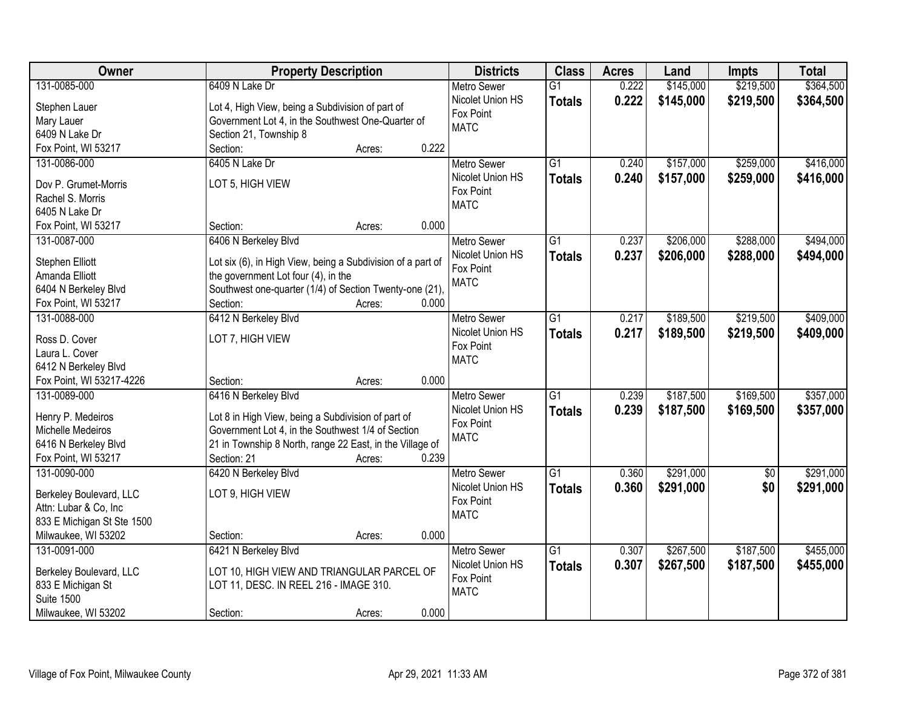| Owner | Property Description | Districts | Class | Acres | Land | Impts | Total |
|---|---|---|---|---|---|---|---|
| 131-0085-000<br>Stephen Lauer<br>Mary Lauer<br>6409 N Lake Dr<br>Fox Point, WI 53217 | 6409 N Lake Dr<br>Lot 4, High View, being a Subdivision of part of Government Lot 4, in the Southwest One-Quarter of Section 21, Township 8<br>Section: Acres: 0.222 | Metro Sewer<br>Nicolet Union HS<br>Fox Point<br>MATC | G1<br>**Totals** | 0.222<br>**0.222** | $145,000<br>**$145,000** | $219,500<br>**$219,500** | $364,500<br>**$364,500** |
| 131-0086-000<br>Dov P. Grumet-Morris<br>Rachel S. Morris<br>6405 N Lake Dr<br>Fox Point, WI 53217 | 6405 N Lake Dr<br>LOT 5, HIGH VIEW<br>Section: Acres: 0.000 | Metro Sewer<br>Nicolet Union HS<br>Fox Point<br>MATC | G1<br>**Totals** | 0.240<br>**0.240** | $157,000<br>**$157,000** | $259,000<br>**$259,000** | $416,000<br>**$416,000** |
| 131-0087-000<br>Stephen Elliott<br>Amanda Elliott<br>6404 N Berkeley Blvd<br>Fox Point, WI 53217 | 6406 N Berkeley Blvd<br>Lot six (6), in High View, being a Subdivision of a part of the government Lot four (4), in the Southwest one-quarter (1/4) of Section Twenty-one (21),<br>Section: Acres: 0.000 | Metro Sewer<br>Nicolet Union HS<br>Fox Point<br>MATC | G1<br>**Totals** | 0.237<br>**0.237** | $206,000<br>**$206,000** | $288,000<br>**$288,000** | $494,000<br>**$494,000** |
| 131-0088-000<br>Ross D. Cover<br>Laura L. Cover<br>6412 N Berkeley Blvd<br>Fox Point, WI 53217-4226 | 6412 N Berkeley Blvd<br>LOT 7, HIGH VIEW<br>Section: Acres: 0.000 | Metro Sewer<br>Nicolet Union HS<br>Fox Point<br>MATC | G1<br>**Totals** | 0.217<br>**0.217** | $189,500<br>**$189,500** | $219,500<br>**$219,500** | $409,000<br>**$409,000** |
| 131-0089-000<br>Henry P. Medeiros<br>Michelle Medeiros<br>6416 N Berkeley Blvd<br>Fox Point, WI 53217 | 6416 N Berkeley Blvd<br>Lot 8 in High View, being a Subdivision of part of Government Lot 4, in the Southwest 1/4 of Section 21 in Township 8 North, range 22 East, in the Village of<br>Section: 21 Acres: 0.239 | Metro Sewer<br>Nicolet Union HS<br>Fox Point<br>MATC | G1<br>**Totals** | 0.239<br>**0.239** | $187,500<br>**$187,500** | $169,500<br>**$169,500** | $357,000<br>**$357,000** |
| 131-0090-000<br>Berkeley Boulevard, LLC<br>Attn: Lubar & Co, Inc<br>833 E Michigan St Ste 1500<br>Milwaukee, WI 53202 | 6420 N Berkeley Blvd<br>LOT 9, HIGH VIEW<br>Section: Acres: 0.000 | Metro Sewer<br>Nicolet Union HS<br>Fox Point<br>MATC | G1<br>**Totals** | 0.360<br>**0.360** | $291,000<br>**$291,000** | $0<br>**$0** | $291,000<br>**$291,000** |
| 131-0091-000<br>Berkeley Boulevard, LLC<br>833 E Michigan St<br>Suite 1500<br>Milwaukee, WI 53202 | 6421 N Berkeley Blvd<br>LOT 10, HIGH VIEW AND TRIANGULAR PARCEL OF LOT 11, DESC. IN REEL 216 - IMAGE 310.<br>Section: Acres: 0.000 | Metro Sewer<br>Nicolet Union HS<br>Fox Point<br>MATC | G1<br>**Totals** | 0.307<br>**0.307** | $267,500<br>**$267,500** | $187,500<br>**$187,500** | $455,000<br>**$455,000** |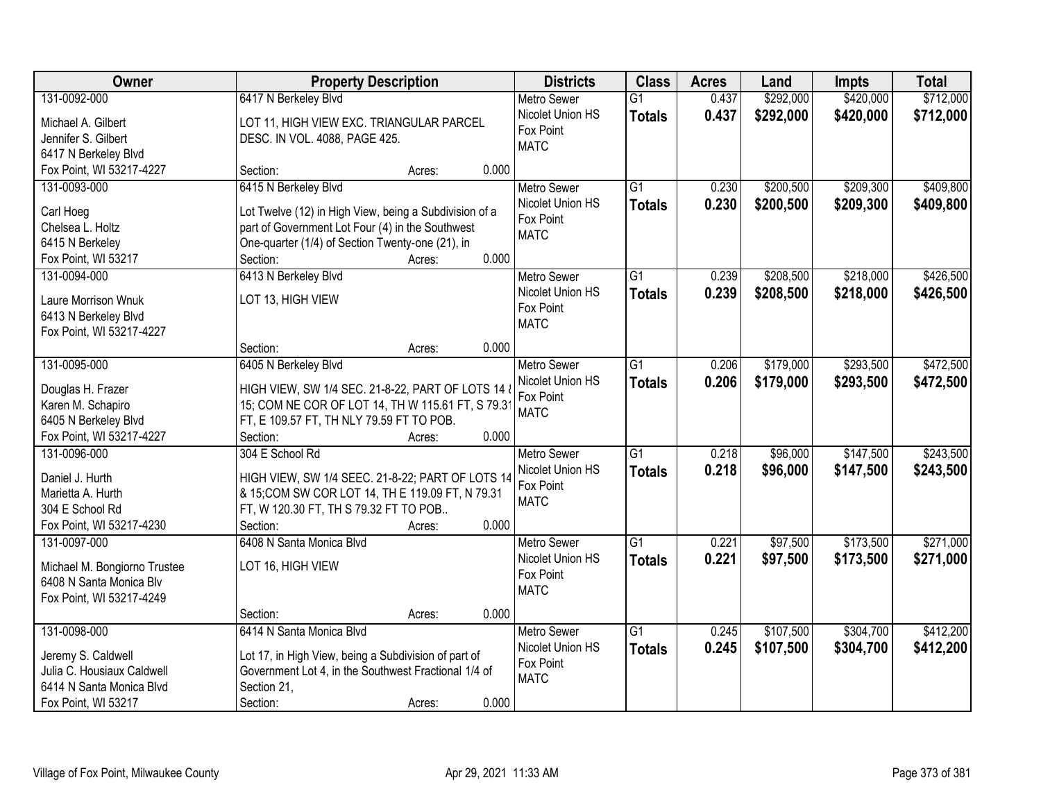| Owner | Property Description | Districts | Class | Acres | Land | Impts | Total |
|---|---|---|---|---|---|---|---|
| 131-0092-000<br>Michael A. Gilbert<br>Jennifer S. Gilbert<br>6417 N Berkeley Blvd<br>Fox Point, WI 53217-4227 | 6417 N Berkeley Blvd<br>LOT 11, HIGH VIEW EXC. TRIANGULAR PARCEL DESC. IN VOL. 4088, PAGE 425.<br>Section: Acres: 0.000 | Metro Sewer<br>Nicolet Union HS<br>Fox Point<br>MATC | G1<br>**Totals** | 0.437<br>**0.437** | \$292,000<br>**\$292,000** | \$420,000<br>**\$420,000** | \$712,000<br>**\$712,000** |
| 131-0093-000<br>Carl Hoeg<br>Chelsea L. Holtz<br>6415 N Berkeley<br>Fox Point, WI 53217 | 6415 N Berkeley Blvd<br>Lot Twelve (12) in High View, being a Subdivision of a part of Government Lot Four (4) in the Southwest One-quarter (1/4) of Section Twenty-one (21), in<br>Section: Acres: 0.000 | Metro Sewer<br>Nicolet Union HS<br>Fox Point<br>MATC | G1<br>**Totals** | 0.230<br>**0.230** | \$200,500<br>**\$200,500** | \$209,300<br>**\$209,300** | \$409,800<br>**\$409,800** |
| 131-0094-000<br>Laure Morrison Wnuk<br>6413 N Berkeley Blvd<br>Fox Point, WI 53217-4227 | 6413 N Berkeley Blvd<br>LOT 13, HIGH VIEW<br>Section: Acres: 0.000 | Metro Sewer<br>Nicolet Union HS<br>Fox Point<br>MATC | G1<br>**Totals** | 0.239<br>**0.239** | \$208,500<br>**\$208,500** | \$218,000<br>**\$218,000** | \$426,500<br>**\$426,500** |
| 131-0095-000<br>Douglas H. Frazer<br>Karen M. Schapiro<br>6405 N Berkeley Blvd<br>Fox Point, WI 53217-4227 | 6405 N Berkeley Blvd<br>HIGH VIEW, SW 1/4 SEC. 21-8-22, PART OF LOTS 14 & 15; COM NE COR OF LOT 14, TH W 115.61 FT, S 79.31 FT, E 109.57 FT, TH NLY 79.59 FT TO POB.<br>Section: Acres: 0.000 | Metro Sewer<br>Nicolet Union HS<br>Fox Point<br>MATC | G1<br>**Totals** | 0.206<br>**0.206** | \$179,000<br>**\$179,000** | \$293,500<br>**\$293,500** | \$472,500<br>**\$472,500** |
| 131-0096-000<br>Daniel J. Hurth<br>Marietta A. Hurth<br>304 E School Rd<br>Fox Point, WI 53217-4230 | 304 E School Rd<br>HIGH VIEW, SW 1/4 SEEC. 21-8-22; PART OF LOTS 14 & 15;COM SW COR LOT 14, TH E 119.09 FT, N 79.31 FT, W 120.30 FT, TH S 79.32 FT TO POB..<br>Section: Acres: 0.000 | Metro Sewer<br>Nicolet Union HS<br>Fox Point<br>MATC | G1<br>**Totals** | 0.218<br>**0.218** | \$96,000<br>**\$96,000** | \$147,500<br>**\$147,500** | \$243,500<br>**\$243,500** |
| 131-0097-000<br>Michael M. Bongiorno Trustee<br>6408 N Santa Monica Blv<br>Fox Point, WI 53217-4249 | 6408 N Santa Monica Blvd<br>LOT 16, HIGH VIEW<br>Section: Acres: 0.000 | Metro Sewer<br>Nicolet Union HS<br>Fox Point<br>MATC | G1<br>**Totals** | 0.221<br>**0.221** | \$97,500<br>**\$97,500** | \$173,500<br>**\$173,500** | \$271,000<br>**\$271,000** |
| 131-0098-000<br>Jeremy S. Caldwell<br>Julia C. Housiaux Caldwell<br>6414 N Santa Monica Blvd<br>Fox Point, WI 53217 | 6414 N Santa Monica Blvd<br>Lot 17, in High View, being a Subdivision of part of Government Lot 4, in the Southwest Fractional 1/4 of Section 21,<br>Section: Acres: 0.000 | Metro Sewer<br>Nicolet Union HS<br>Fox Point<br>MATC | G1<br>**Totals** | 0.245<br>**0.245** | \$107,500<br>**\$107,500** | \$304,700<br>**\$304,700** | \$412,200<br>**\$412,200** |

Village of Fox Point, Milwaukee County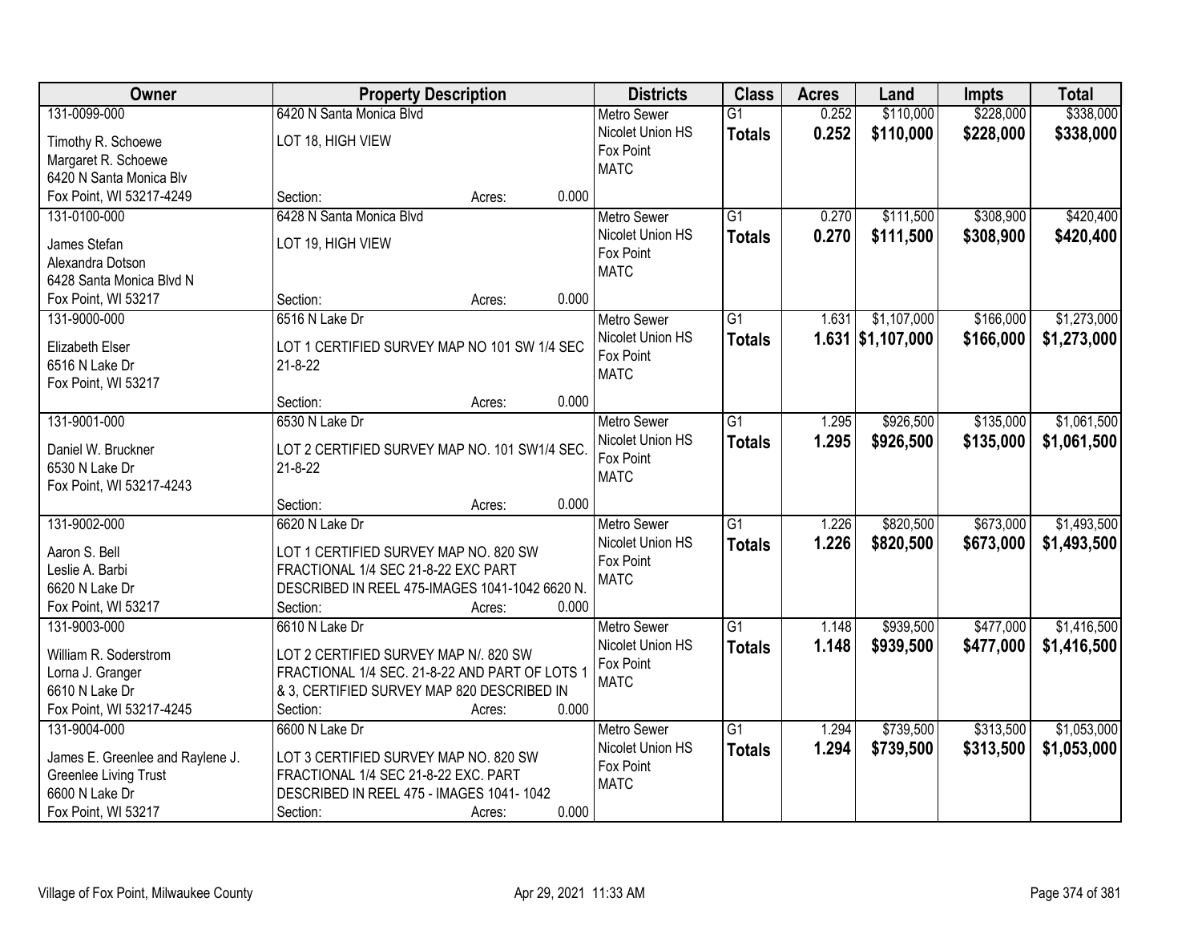| Owner | Property Description | Districts | Class | Acres | Land | Impts | Total |
|---|---|---|---|---|---|---|---|
| 131-0099-000<br>Timothy R. Schoewe<br>Margaret R. Schoewe<br>6420 N Santa Monica Blv<br>Fox Point, WI 53217-4249 | 6420 N Santa Monica Blvd<br>LOT 18, HIGH VIEW<br>Section: Acres: 0.000 | Metro Sewer<br>Nicolet Union HS<br>Fox Point<br>MATC | G1<br>**Totals** | 0.252<br>**0.252** | $110,000<br>**$110,000** | $228,000<br>**$228,000** | $338,000<br>**$338,000** |
| 131-0100-000<br>James Stefan<br>Alexandra Dotson<br>6428 Santa Monica Blvd N<br>Fox Point, WI 53217 | 6428 N Santa Monica Blvd<br>LOT 19, HIGH VIEW<br>Section: Acres: 0.000 | Metro Sewer<br>Nicolet Union HS<br>Fox Point<br>MATC | G1<br>**Totals** | 0.270<br>**0.270** | $111,500<br>**$111,500** | $308,900<br>**$308,900** | $420,400<br>**$420,400** |
| 131-9000-000<br>Elizabeth Elser<br>6516 N Lake Dr<br>Fox Point, WI 53217 | 6516 N Lake Dr<br>LOT 1 CERTIFIED SURVEY MAP NO 101 SW 1/4 SEC 21-8-22<br>Section: Acres: 0.000 | Metro Sewer<br>Nicolet Union HS<br>Fox Point<br>MATC | G1<br>**Totals** | 1.631<br>**1.631** | $1,107,000<br>**$1,107,000** | $166,000<br>**$166,000** | $1,273,000<br>**$1,273,000** |
| 131-9001-000<br>Daniel W. Bruckner<br>6530 N Lake Dr<br>Fox Point, WI 53217-4243 | 6530 N Lake Dr<br>LOT 2 CERTIFIED SURVEY MAP NO. 101 SW1/4 SEC. 21-8-22<br>Section: Acres: 0.000 | Metro Sewer<br>Nicolet Union HS<br>Fox Point<br>MATC | G1<br>**Totals** | 1.295<br>**1.295** | $926,500<br>**$926,500** | $135,000<br>**$135,000** | $1,061,500<br>**$1,061,500** |
| 131-9002-000<br>Aaron S. Bell<br>Leslie A. Barbi<br>6620 N Lake Dr<br>Fox Point, WI 53217 | 6620 N Lake Dr<br>LOT 1 CERTIFIED SURVEY MAP NO. 820 SW FRACTIONAL 1/4 SEC 21-8-22 EXC PART DESCRIBED IN REEL 475-IMAGES 1041-1042 6620 N.<br>Section: Acres: 0.000 | Metro Sewer<br>Nicolet Union HS<br>Fox Point<br>MATC | G1<br>**Totals** | 1.226<br>**1.226** | $820,500<br>**$820,500** | $673,000<br>**$673,000** | $1,493,500<br>**$1,493,500** |
| 131-9003-000<br>William R. Soderstrom<br>Lorna J. Granger<br>6610 N Lake Dr<br>Fox Point, WI 53217-4245 | 6610 N Lake Dr<br>LOT 2 CERTIFIED SURVEY MAP N/. 820 SW FRACTIONAL 1/4 SEC. 21-8-22 AND PART OF LOTS 1 & 3, CERTIFIED SURVEY MAP 820 DESCRIBED IN<br>Section: Acres: 0.000 | Metro Sewer<br>Nicolet Union HS<br>Fox Point<br>MATC | G1<br>**Totals** | 1.148<br>**1.148** | $939,500<br>**$939,500** | $477,000<br>**$477,000** | $1,416,500<br>**$1,416,500** |
| 131-9004-000<br>James E. Greenlee and Raylene J.<br>Greenlee Living Trust<br>6600 N Lake Dr<br>Fox Point, WI 53217 | 6600 N Lake Dr<br>LOT 3 CERTIFIED SURVEY MAP NO. 820 SW FRACTIONAL 1/4 SEC 21-8-22 EXC. PART DESCRIBED IN REEL 475 - IMAGES 1041- 1042<br>Section: Acres: 0.000 | Metro Sewer<br>Nicolet Union HS<br>Fox Point<br>MATC | G1<br>**Totals** | 1.294<br>**1.294** | $739,500<br>**$739,500** | $313,500<br>**$313,500** | $1,053,000<br>**$1,053,000** |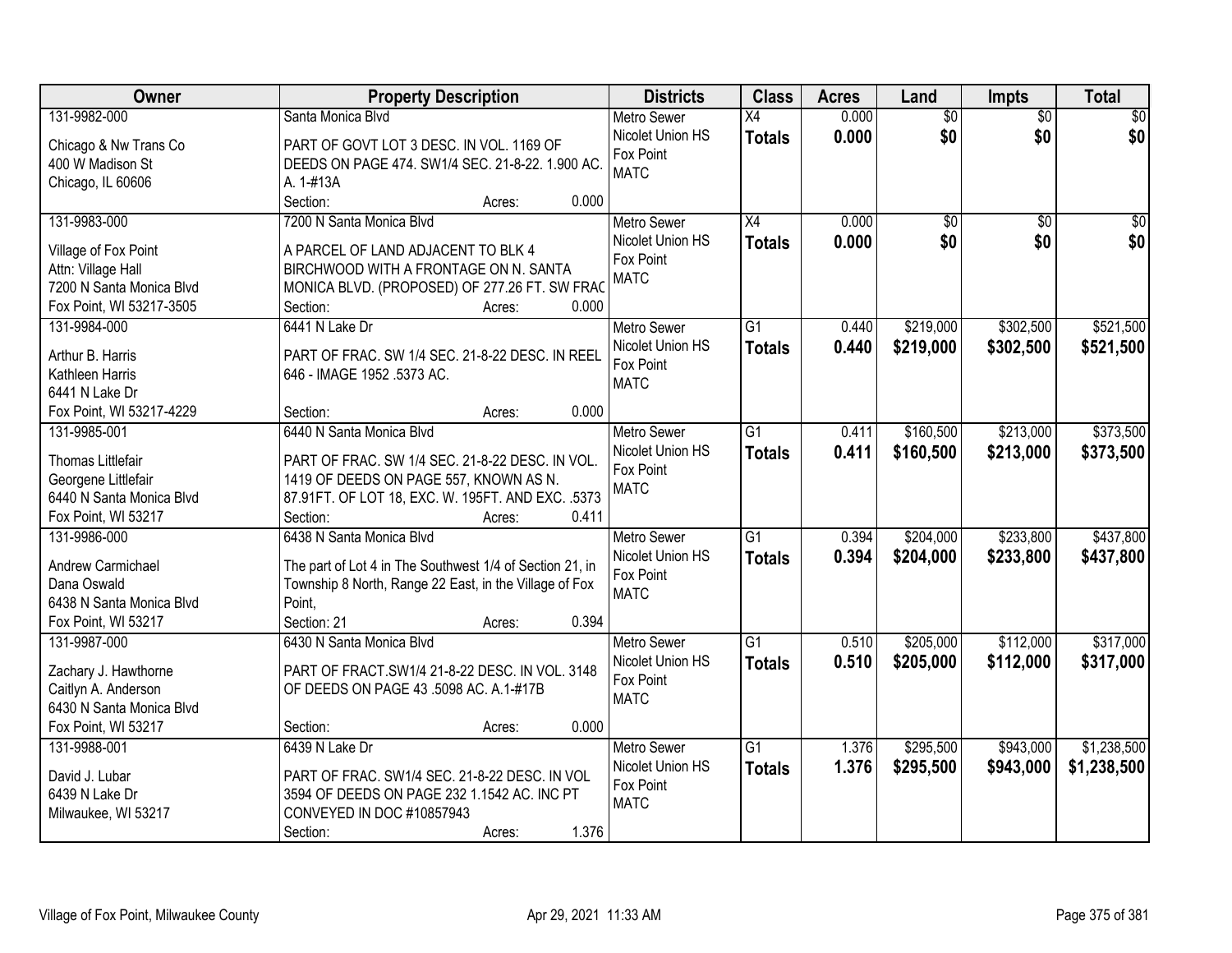| Owner | Property Description | Districts | Class | Acres | Land | Impts | Total |
|---|---|---|---|---|---|---|---|
| 131-9982-000<br><br>Chicago & Nw Trans Co<br>400 W Madison St<br>Chicago, IL 60606 | Santa Monica Blvd<br><br>PART OF GOVT LOT 3 DESC. IN VOL. 1169 OF DEEDS ON PAGE 474. SW1/4 SEC. 21-8-22. 1.900 AC. A. 1-#13A<br>Section: Acres: 0.000 | Metro Sewer<br>Nicolet Union HS<br>Fox Point<br>MATC | X4<br>**Totals** | 0.000<br>**0.000** | $0<br>**$0** | $0<br>**$0** | $0<br>**$0** |
| 131-9983-000<br><br>Village of Fox Point<br>Attn: Village Hall<br>7200 N Santa Monica Blvd<br>Fox Point, WI 53217-3505 | 7200 N Santa Monica Blvd<br><br>A PARCEL OF LAND ADJACENT TO BLK 4 BIRCHWOOD WITH A FRONTAGE ON N. SANTA MONICA BLVD. (PROPOSED) OF 277.26 FT. SW FRAC<br>Section: Acres: 0.000 | Metro Sewer<br>Nicolet Union HS<br>Fox Point<br>MATC | X4<br>**Totals** | 0.000<br>**0.000** | $0<br>**$0** | $0<br>**$0** | $0<br>**$0** |
| 131-9984-000<br><br>Arthur B. Harris<br>Kathleen Harris<br>6441 N Lake Dr<br>Fox Point, WI 53217-4229 | 6441 N Lake Dr<br><br>PART OF FRAC. SW 1/4 SEC. 21-8-22 DESC. IN REEL 646 - IMAGE 1952 .5373 AC.<br>Section: Acres: 0.000 | Metro Sewer<br>Nicolet Union HS<br>Fox Point<br>MATC | G1<br>**Totals** | 0.440<br>**0.440** | $219,000<br>**$219,000** | $302,500<br>**$302,500** | $521,500<br>**$521,500** |
| 131-9985-001<br><br>Thomas Littlefair<br>Georgene Littlefair<br>6440 N Santa Monica Blvd<br>Fox Point, WI 53217 | 6440 N Santa Monica Blvd<br><br>PART OF FRAC. SW 1/4 SEC. 21-8-22 DESC. IN VOL. 1419 OF DEEDS ON PAGE 557, KNOWN AS N. 87.91FT. OF LOT 18, EXC. W. 195FT. AND EXC. .5373<br>Section: Acres: 0.411 | Metro Sewer<br>Nicolet Union HS<br>Fox Point<br>MATC | G1<br>**Totals** | 0.411<br>**0.411** | $160,500<br>**$160,500** | $213,000<br>**$213,000** | $373,500<br>**$373,500** |
| 131-9986-000<br><br>Andrew Carmichael<br>Dana Oswald<br>6438 N Santa Monica Blvd<br>Fox Point, WI 53217 | 6438 N Santa Monica Blvd<br><br>The part of Lot 4 in The Southwest 1/4 of Section 21, in Township 8 North, Range 22 East, in the Village of Fox Point,<br>Section: 21 Acres: 0.394 | Metro Sewer<br>Nicolet Union HS<br>Fox Point<br>MATC | G1<br>**Totals** | 0.394<br>**0.394** | $204,000<br>**$204,000** | $233,800<br>**$233,800** | $437,800<br>**$437,800** |
| 131-9987-000<br><br>Zachary J. Hawthorne<br>Caitlyn A. Anderson<br>6430 N Santa Monica Blvd<br>Fox Point, WI 53217 | 6430 N Santa Monica Blvd<br><br>PART OF FRACT.SW1/4 21-8-22 DESC. IN VOL. 3148 OF DEEDS ON PAGE 43 .5098 AC. A.1-#17B<br>Section: Acres: 0.000 | Metro Sewer<br>Nicolet Union HS<br>Fox Point<br>MATC | G1<br>**Totals** | 0.510<br>**0.510** | $205,000<br>**$205,000** | $112,000<br>**$112,000** | $317,000<br>**$317,000** |
| 131-9988-001<br><br>David J. Lubar<br>6439 N Lake Dr<br>Milwaukee, WI 53217 | 6439 N Lake Dr<br><br>PART OF FRAC. SW1/4 SEC. 21-8-22 DESC. IN VOL 3594 OF DEEDS ON PAGE 232 1.1542 AC. INC PT CONVEYED IN DOC #10857943<br>Section: Acres: 1.376 | Metro Sewer<br>Nicolet Union HS<br>Fox Point<br>MATC | G1<br>**Totals** | 1.376<br>**1.376** | $295,500<br>**$295,500** | $943,000<br>**$943,000** | $1,238,500<br>**$1,238,500** |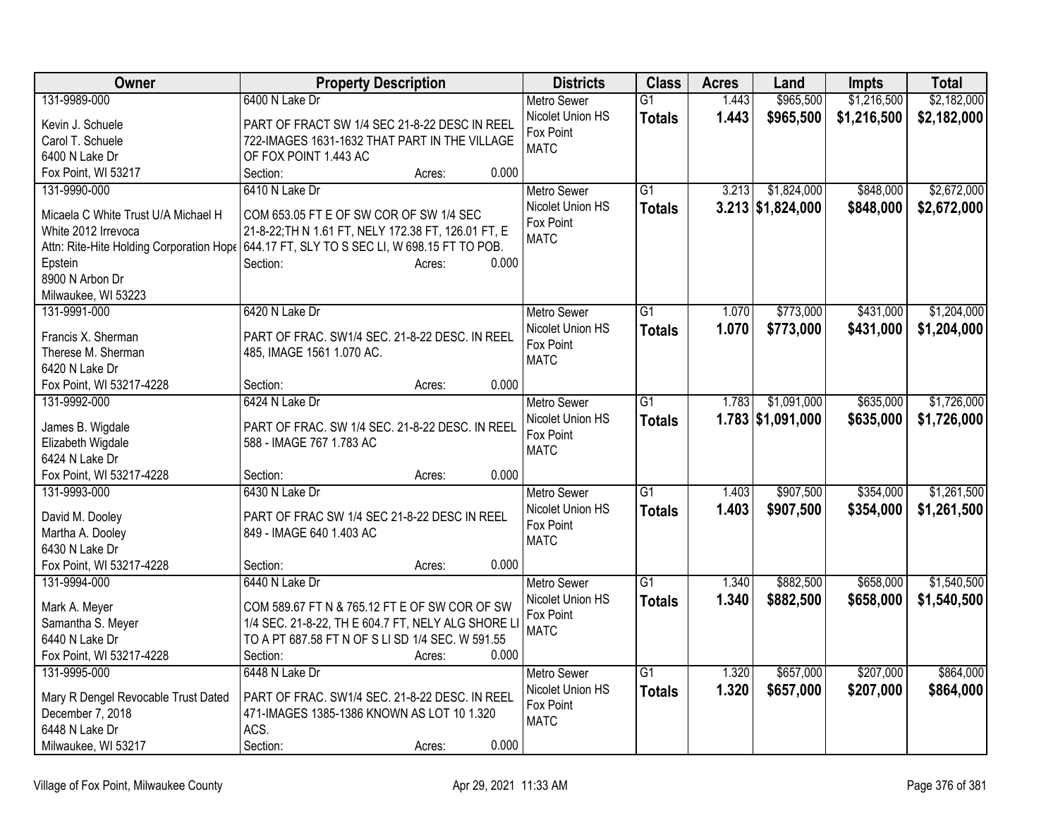| Owner | Property Description | Districts | Class | Acres | Land | Impts | Total |
|---|---|---|---|---|---|---|---|
| 131-9989-000<br>Kevin J. Schuele<br>Carol T. Schuele<br>6400 N Lake Dr<br>Fox Point, WI 53217 | 6400 N Lake Dr<br>PART OF FRACT SW 1/4 SEC 21-8-22 DESC IN REEL 722-IMAGES 1631-1632 THAT PART IN THE VILLAGE OF FOX POINT 1.443 AC<br>Section: Acres: 0.000 | Metro Sewer<br>Nicolet Union HS<br>Fox Point<br>MATC | G1<br>**Totals** | 1.443<br>**1.443** | $965,500<br>**$965,500** | $1,216,500<br>**$1,216,500** | $2,182,000<br>**$2,182,000** |
| 131-9990-000<br>Micaela C White Trust U/A Michael H White 2012 Irrevoca<br>Attn: Rite-Hite Holding Corporation Hope Epstein<br>8900 N Arbon Dr<br>Milwaukee, WI 53223 | 6410 N Lake Dr<br>COM 653.05 FT E OF SW COR OF SW 1/4 SEC 21-8-22;TH N 1.61 FT, NELY 172.38 FT, 126.01 FT, E 644.17 FT, SLY TO S SEC LI, W 698.15 FT TO POB.<br>Section: Acres: 0.000 | Metro Sewer<br>Nicolet Union HS<br>Fox Point<br>MATC | G1<br>**Totals** | 3.213<br>**3.213** | $1,824,000<br>**$1,824,000** | $848,000<br>**$848,000** | $2,672,000<br>**$2,672,000** |
| 131-9991-000<br>Francis X. Sherman<br>Therese M. Sherman<br>6420 N Lake Dr<br>Fox Point, WI 53217-4228 | 6420 N Lake Dr<br>PART OF FRAC. SW1/4 SEC. 21-8-22 DESC. IN REEL 485, IMAGE 1561 1.070 AC.<br>Section: Acres: 0.000 | Metro Sewer<br>Nicolet Union HS<br>Fox Point<br>MATC | G1<br>**Totals** | 1.070<br>**1.070** | $773,000<br>**$773,000** | $431,000<br>**$431,000** | $1,204,000<br>**$1,204,000** |
| 131-9992-000<br>James B. Wigdale<br>Elizabeth Wigdale<br>6424 N Lake Dr<br>Fox Point, WI 53217-4228 | 6424 N Lake Dr<br>PART OF FRAC. SW 1/4 SEC. 21-8-22 DESC. IN REEL 588 - IMAGE 767 1.783 AC<br>Section: Acres: 0.000 | Metro Sewer<br>Nicolet Union HS<br>Fox Point<br>MATC | G1<br>**Totals** | 1.783<br>**1.783** | $1,091,000<br>**$1,091,000** | $635,000<br>**$635,000** | $1,726,000<br>**$1,726,000** |
| 131-9993-000<br>David M. Dooley<br>Martha A. Dooley<br>6430 N Lake Dr<br>Fox Point, WI 53217-4228 | 6430 N Lake Dr<br>PART OF FRAC SW 1/4 SEC 21-8-22 DESC IN REEL 849 - IMAGE 640 1.403 AC<br>Section: Acres: 0.000 | Metro Sewer<br>Nicolet Union HS<br>Fox Point<br>MATC | G1<br>**Totals** | 1.403<br>**1.403** | $907,500<br>**$907,500** | $354,000<br>**$354,000** | $1,261,500<br>**$1,261,500** |
| 131-9994-000<br>Mark A. Meyer<br>Samantha S. Meyer<br>6440 N Lake Dr<br>Fox Point, WI 53217-4228 | 6440 N Lake Dr<br>COM 589.67 FT N & 765.12 FT E OF SW COR OF SW 1/4 SEC. 21-8-22, TH E 604.7 FT, NELY ALG SHORE LI TO A PT 687.58 FT N OF S LI SD 1/4 SEC. W 591.55<br>Section: Acres: 0.000 | Metro Sewer<br>Nicolet Union HS<br>Fox Point<br>MATC | G1<br>**Totals** | 1.340<br>**1.340** | $882,500<br>**$882,500** | $658,000<br>**$658,000** | $1,540,500<br>**$1,540,500** |
| 131-9995-000<br>Mary R Dengel Revocable Trust Dated December 7, 2018<br>6448 N Lake Dr<br>Milwaukee, WI 53217 | 6448 N Lake Dr<br>PART OF FRAC. SW1/4 SEC. 21-8-22 DESC. IN REEL 471-IMAGES 1385-1386 KNOWN AS LOT 10 1.320 ACS.<br>Section: Acres: 0.000 | Metro Sewer<br>Nicolet Union HS<br>Fox Point<br>MATC | G1<br>**Totals** | 1.320<br>**1.320** | $657,000<br>**$657,000** | $207,000<br>**$207,000** | $864,000<br>**$864,000** |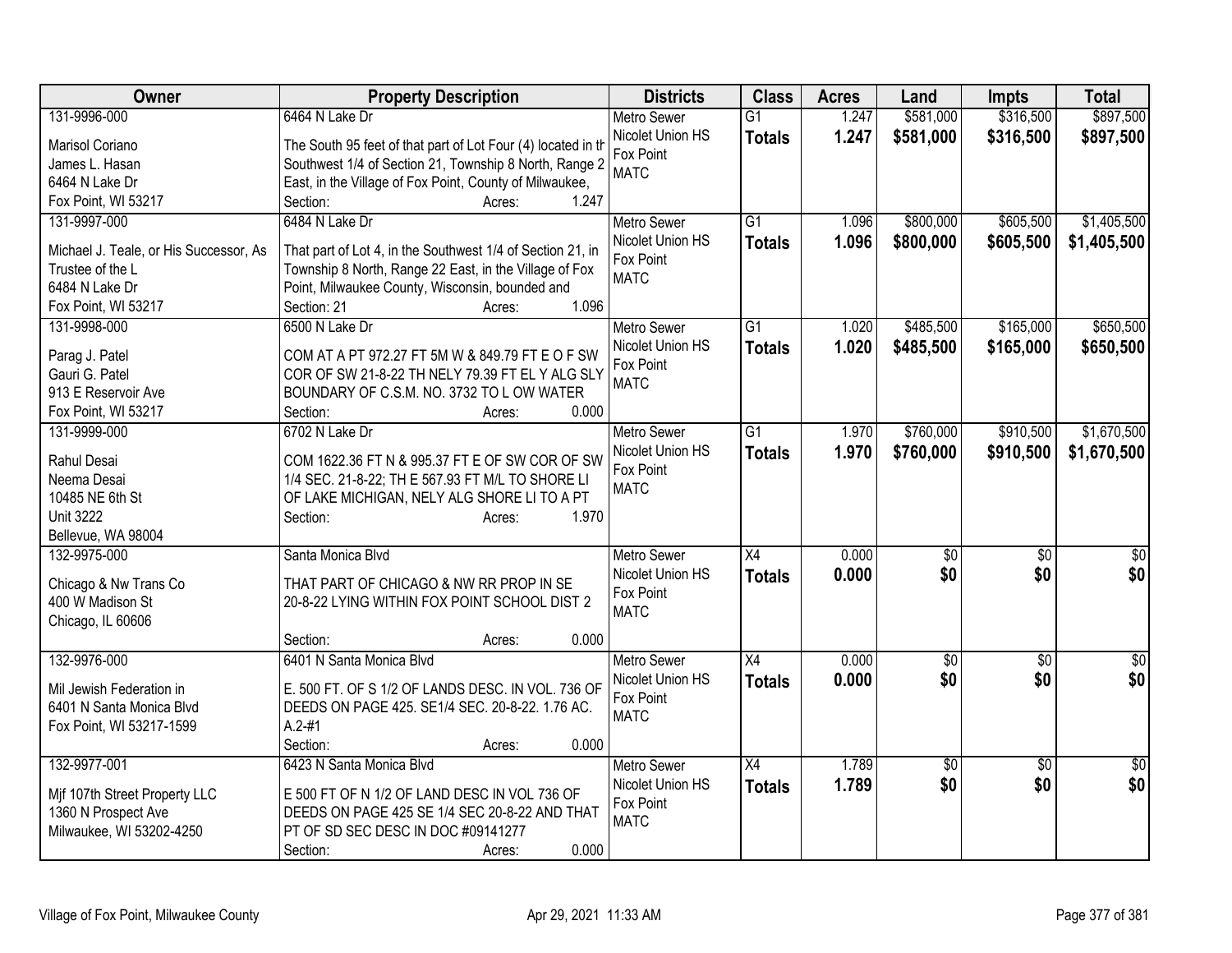| Owner | Property Description | Districts | Class | Acres | Land | Impts | Total |
|---|---|---|---|---|---|---|---|
| 131-9996-000<br>Marisol Coriano<br>James L. Hasan<br>6464 N Lake Dr<br>Fox Point, WI 53217 | 6464 N Lake Dr<br>The South 95 feet of that part of Lot Four (4) located in th Southwest 1/4 of Section 21, Township 8 North, Range 2 East, in the Village of Fox Point, County of Milwaukee,<br>Section: Acres: 1.247 | Metro Sewer<br>Nicolet Union HS<br>Fox Point<br>MATC | G1<br>**Totals** | 1.247<br>**1.247** | $581,000<br>**$581,000** | $316,500<br>**$316,500** | $897,500<br>**$897,500** |
| 131-9997-000<br>Michael J. Teale, or His Successor, As Trustee of the L<br>6484 N Lake Dr<br>Fox Point, WI 53217 | 6484 N Lake Dr<br>That part of Lot 4, in the Southwest 1/4 of Section 21, in Township 8 North, Range 22 East, in the Village of Fox Point, Milwaukee County, Wisconsin, bounded and<br>Section: 21 Acres: 1.096 | Metro Sewer<br>Nicolet Union HS<br>Fox Point<br>MATC | G1<br>**Totals** | 1.096<br>**1.096** | $800,000<br>**$800,000** | $605,500<br>**$605,500** | $1,405,500<br>**$1,405,500** |
| 131-9998-000<br>Parag J. Patel<br>Gauri G. Patel<br>913 E Reservoir Ave<br>Fox Point, WI 53217 | 6500 N Lake Dr<br>COM AT A PT 972.27 FT 5M W & 849.79 FT E O F SW COR OF SW 21-8-22 TH NELY 79.39 FT EL Y ALG SLY BOUNDARY OF C.S.M. NO. 3732 TO L OW WATER<br>Section: Acres: 0.000 | Metro Sewer<br>Nicolet Union HS<br>Fox Point<br>MATC | G1<br>**Totals** | 1.020<br>**1.020** | $485,500<br>**$485,500** | $165,000<br>**$165,000** | $650,500<br>**$650,500** |
| 131-9999-000<br>Rahul Desai<br>Neema Desai<br>10485 NE 6th St<br>Unit 3222<br>Bellevue, WA 98004 | 6702 N Lake Dr<br>COM 1622.36 FT N & 995.37 FT E OF SW COR OF SW 1/4 SEC. 21-8-22; TH E 567.93 FT M/L TO SHORE LI OF LAKE MICHIGAN, NELY ALG SHORE LI TO A PT<br>Section: Acres: 1.970 | Metro Sewer<br>Nicolet Union HS<br>Fox Point<br>MATC | G1<br>**Totals** | 1.970<br>**1.970** | $760,000<br>**$760,000** | $910,500<br>**$910,500** | $1,670,500<br>**$1,670,500** |
| 132-9975-000<br>Chicago & Nw Trans Co<br>400 W Madison St<br>Chicago, IL 60606 | Santa Monica Blvd<br>THAT PART OF CHICAGO & NW RR PROP IN SE 20-8-22 LYING WITHIN FOX POINT SCHOOL DIST 2<br>Section: Acres: 0.000 | Metro Sewer<br>Nicolet Union HS<br>Fox Point<br>MATC | X4<br>**Totals** | 0.000<br>**0.000** | $0<br>**$0** | $0<br>**$0** | $0<br>**$0** |
| 132-9976-000<br>Mil Jewish Federation in<br>6401 N Santa Monica Blvd<br>Fox Point, WI 53217-1599 | 6401 N Santa Monica Blvd<br>E. 500 FT. OF S 1/2 OF LANDS DESC. IN VOL. 736 OF DEEDS ON PAGE 425. SE1/4 SEC. 20-8-22. 1.76 AC. A.2-#1<br>Section: Acres: 0.000 | Metro Sewer<br>Nicolet Union HS<br>Fox Point<br>MATC | X4<br>**Totals** | 0.000<br>**0.000** | $0<br>**$0** | $0<br>**$0** | $0<br>**$0** |
| 132-9977-001<br>Mjf 107th Street Property LLC<br>1360 N Prospect Ave<br>Milwaukee, WI 53202-4250 | 6423 N Santa Monica Blvd<br>E 500 FT OF N 1/2 OF LAND DESC IN VOL 736 OF DEEDS ON PAGE 425 SE 1/4 SEC 20-8-22 AND THAT PT OF SD SEC DESC IN DOC #09141277<br>Section: Acres: 0.000 | Metro Sewer<br>Nicolet Union HS<br>Fox Point<br>MATC | X4<br>**Totals** | 1.789<br>**1.789** | $0<br>**$0** | $0<br>**$0** | $0<br>**$0** |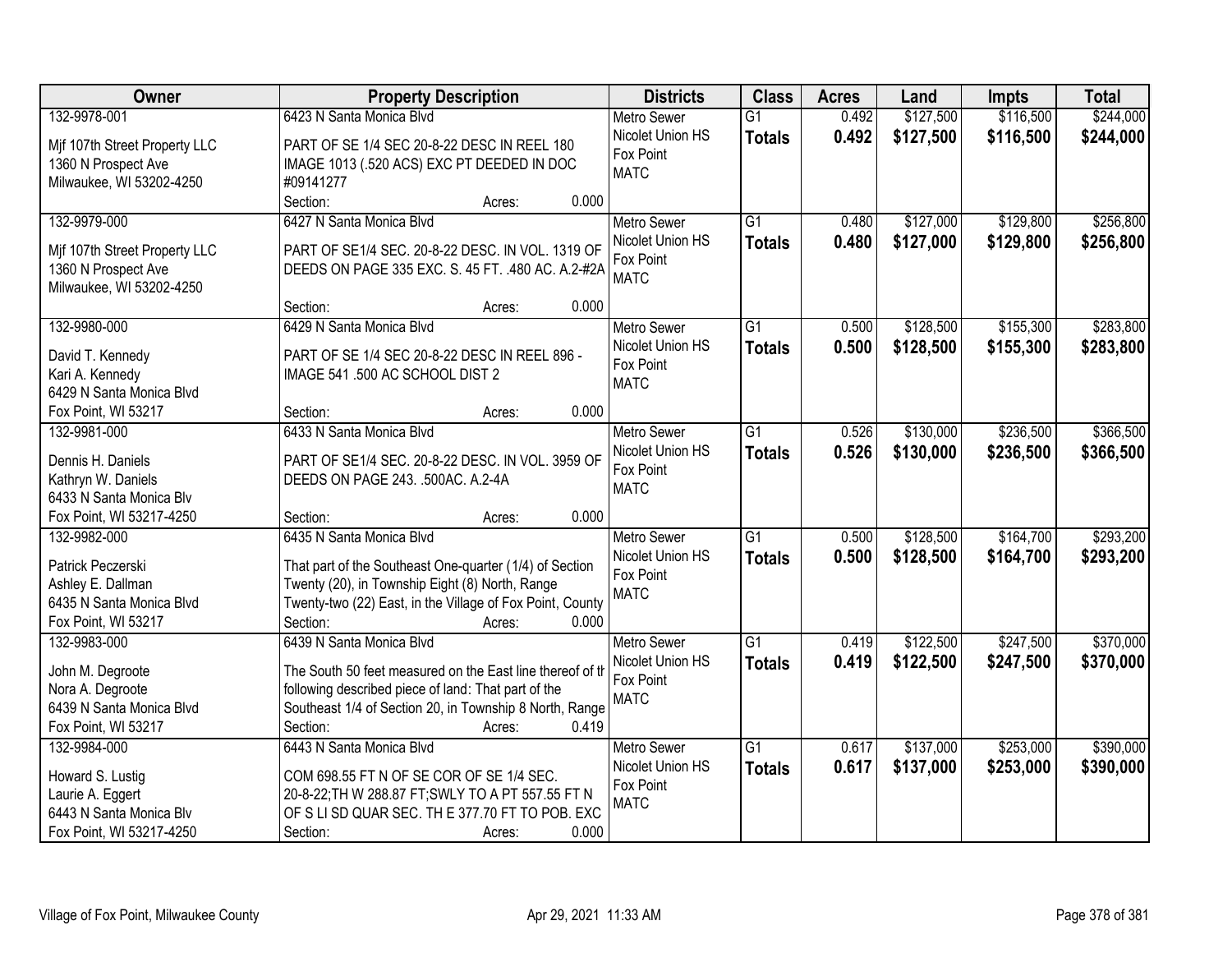| Owner | Property Description | Districts | Class | Acres | Land | Impts | Total |
|---|---|---|---|---|---|---|---|
| 132-9978-001<br><br>Mjf 107th Street Property LLC<br>1360 N Prospect Ave<br>Milwaukee, WI 53202-4250 | 6423 N Santa Monica Blvd<br><br>PART OF SE 1/4 SEC 20-8-22 DESC IN REEL 180 IMAGE 1013 (.520 ACS) EXC PT DEEDED IN DOC #09141277<br>Section: Acres: 0.000 | Metro Sewer<br>Nicolet Union HS<br>Fox Point<br>MATC | G1<br>**Totals** | 0.492<br>**0.492** | $127,500<br>**$127,500** | $116,500<br>**$116,500** | $244,000<br>**$244,000** |
| 132-9979-000<br><br>Mjf 107th Street Property LLC<br>1360 N Prospect Ave<br>Milwaukee, WI 53202-4250 | 6427 N Santa Monica Blvd<br><br>PART OF SE1/4 SEC. 20-8-22 DESC. IN VOL. 1319 OF DEEDS ON PAGE 335 EXC. S. 45 FT. .480 AC. A.2-#2A<br>Section: Acres: 0.000 | Metro Sewer<br>Nicolet Union HS<br>Fox Point<br>MATC | G1<br>**Totals** | 0.480<br>**0.480** | $127,000<br>**$127,000** | $129,800<br>**$129,800** | $256,800<br>**$256,800** |
| 132-9980-000<br><br>David T. Kennedy<br>Kari A. Kennedy<br>6429 N Santa Monica Blvd<br>Fox Point, WI 53217 | 6429 N Santa Monica Blvd<br><br>PART OF SE 1/4 SEC 20-8-22 DESC IN REEL 896 - IMAGE 541 .500 AC SCHOOL DIST 2<br>Section: Acres: 0.000 | Metro Sewer<br>Nicolet Union HS<br>Fox Point<br>MATC | G1<br>**Totals** | 0.500<br>**0.500** | $128,500<br>**$128,500** | $155,300<br>**$155,300** | $283,800<br>**$283,800** |
| 132-9981-000<br><br>Dennis H. Daniels<br>Kathryn W. Daniels<br>6433 N Santa Monica Blv<br>Fox Point, WI 53217-4250 | 6433 N Santa Monica Blvd<br><br>PART OF SE1/4 SEC. 20-8-22 DESC. IN VOL. 3959 OF DEEDS ON PAGE 243. .500AC. A.2-4A<br>Section: Acres: 0.000 | Metro Sewer<br>Nicolet Union HS<br>Fox Point<br>MATC | G1<br>**Totals** | 0.526<br>**0.526** | $130,000<br>**$130,000** | $236,500<br>**$236,500** | $366,500<br>**$366,500** |
| 132-9982-000<br><br>Patrick Peczerski<br>Ashley E. Dallman<br>6435 N Santa Monica Blvd<br>Fox Point, WI 53217 | 6435 N Santa Monica Blvd<br><br>That part of the Southeast One-quarter (1/4) of Section Twenty (20), in Township Eight (8) North, Range Twenty-two (22) East, in the Village of Fox Point, County<br>Section: Acres: 0.000 | Metro Sewer<br>Nicolet Union HS<br>Fox Point<br>MATC | G1<br>**Totals** | 0.500<br>**0.500** | $128,500<br>**$128,500** | $164,700<br>**$164,700** | $293,200<br>**$293,200** |
| 132-9983-000<br><br>John M. Degroote<br>Nora A. Degroote<br>6439 N Santa Monica Blvd<br>Fox Point, WI 53217 | 6439 N Santa Monica Blvd<br><br>The South 50 feet measured on the East line thereof of th following described piece of land: That part of the Southeast 1/4 of Section 20, in Township 8 North, Range<br>Section: Acres: 0.419 | Metro Sewer<br>Nicolet Union HS<br>Fox Point<br>MATC | G1<br>**Totals** | 0.419<br>**0.419** | $122,500<br>**$122,500** | $247,500<br>**$247,500** | $370,000<br>**$370,000** |
| 132-9984-000<br><br>Howard S. Lustig<br>Laurie A. Eggert<br>6443 N Santa Monica Blv<br>Fox Point, WI 53217-4250 | 6443 N Santa Monica Blvd<br><br>COM 698.55 FT N OF SE COR OF SE 1/4 SEC. 20-8-22;TH W 288.87 FT;SWLY TO A PT 557.55 FT N OF S LI SD QUAR SEC. TH E 377.70 FT TO POB. EXC<br>Section: Acres: 0.000 | Metro Sewer<br>Nicolet Union HS<br>Fox Point<br>MATC | G1<br>**Totals** | 0.617<br>**0.617** | $137,000<br>**$137,000** | $253,000<br>**$253,000** | $390,000<br>**$390,000** |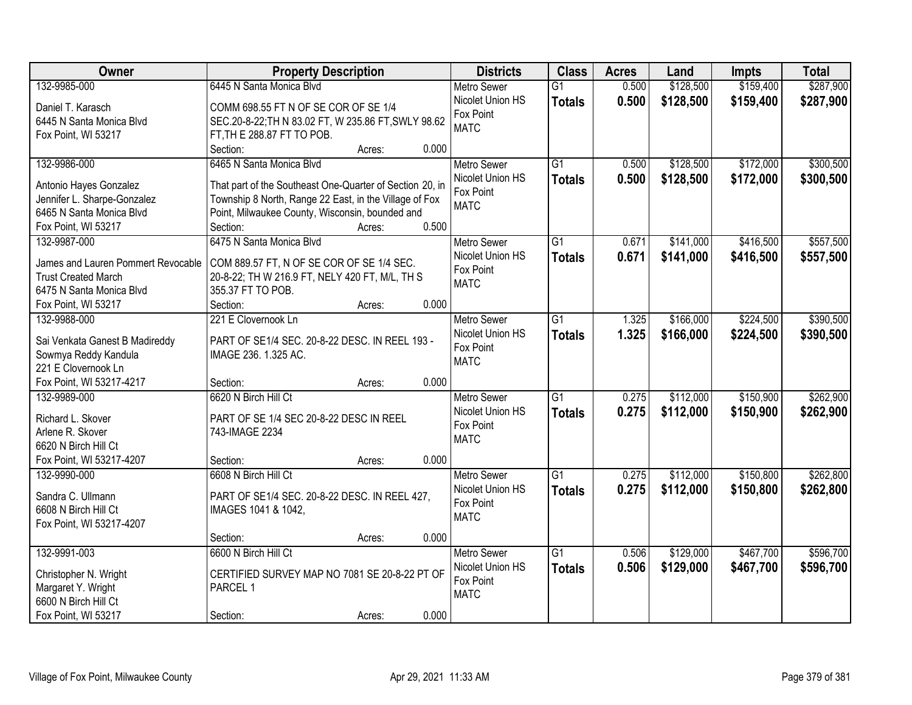| Owner | Property Description | Districts | Class | Acres | Land | Impts | Total |
|---|---|---|---|---|---|---|---|
| 132-9985-000<br>Daniel T. Karasch<br>6445 N Santa Monica Blvd<br>Fox Point, WI 53217 | 6445 N Santa Monica Blvd<br>COMM 698.55 FT N OF SE COR OF SE 1/4 SEC.20-8-22;TH N 83.02 FT, W 235.86 FT,SWLY 98.62 FT,TH E 288.87 FT TO POB.<br>Section: Acres: 0.000 | Metro Sewer<br>Nicolet Union HS<br>Fox Point<br>MATC | G1<br>**Totals** | 0.500<br>**0.500** | $128,500<br>**$128,500** | $159,400<br>**$159,400** | $287,900<br>**$287,900** |
| 132-9986-000<br>Antonio Hayes Gonzalez<br>Jennifer L. Sharpe-Gonzalez<br>6465 N Santa Monica Blvd<br>Fox Point, WI 53217 | 6465 N Santa Monica Blvd<br>That part of the Southeast One-Quarter of Section 20, in Township 8 North, Range 22 East, in the Village of Fox Point, Milwaukee County, Wisconsin, bounded and<br>Section: Acres: 0.500 | Metro Sewer<br>Nicolet Union HS<br>Fox Point<br>MATC | G1<br>**Totals** | 0.500<br>**0.500** | $128,500<br>**$128,500** | $172,000<br>**$172,000** | $300,500<br>**$300,500** |
| 132-9987-000<br>James and Lauren Pommert Revocable Trust Created March<br>6475 N Santa Monica Blvd<br>Fox Point, WI 53217 | 6475 N Santa Monica Blvd<br>COM 889.57 FT, N OF SE COR OF SE 1/4 SEC. 20-8-22; TH W 216.9 FT, NELY 420 FT, M/L, TH S 355.37 FT TO POB.<br>Section: Acres: 0.000 | Metro Sewer<br>Nicolet Union HS<br>Fox Point<br>MATC | G1<br>**Totals** | 0.671<br>**0.671** | $141,000<br>**$141,000** | $416,500<br>**$416,500** | $557,500<br>**$557,500** |
| 132-9988-000<br>Sai Venkata Ganest B Madireddy<br>Sowmya Reddy Kandula<br>221 E Clovernook Ln<br>Fox Point, WI 53217-4217 | 221 E Clovernook Ln<br>PART OF SE1/4 SEC. 20-8-22 DESC. IN REEL 193 - IMAGE 236. 1.325 AC.<br>Section: Acres: 0.000 | Metro Sewer<br>Nicolet Union HS<br>Fox Point<br>MATC | G1<br>**Totals** | 1.325<br>**1.325** | $166,000<br>**$166,000** | $224,500<br>**$224,500** | $390,500<br>**$390,500** |
| 132-9989-000<br>Richard L. Skover<br>Arlene R. Skover<br>6620 N Birch Hill Ct<br>Fox Point, WI 53217-4207 | 6620 N Birch Hill Ct<br>PART OF SE 1/4 SEC 20-8-22 DESC IN REEL 743-IMAGE 2234<br>Section: Acres: 0.000 | Metro Sewer<br>Nicolet Union HS<br>Fox Point<br>MATC | G1<br>**Totals** | 0.275<br>**0.275** | $112,000<br>**$112,000** | $150,900<br>**$150,900** | $262,900<br>**$262,900** |
| 132-9990-000<br>Sandra C. Ullmann<br>6608 N Birch Hill Ct<br>Fox Point, WI 53217-4207 | 6608 N Birch Hill Ct<br>PART OF SE1/4 SEC. 20-8-22 DESC. IN REEL 427, IMAGES 1041 & 1042,<br>Section: Acres: 0.000 | Metro Sewer<br>Nicolet Union HS<br>Fox Point<br>MATC | G1<br>**Totals** | 0.275<br>**0.275** | $112,000<br>**$112,000** | $150,800<br>**$150,800** | $262,800<br>**$262,800** |
| 132-9991-003<br>Christopher N. Wright<br>Margaret Y. Wright<br>6600 N Birch Hill Ct<br>Fox Point, WI 53217 | 6600 N Birch Hill Ct<br>CERTIFIED SURVEY MAP NO 7081 SE 20-8-22 PT OF PARCEL 1<br>Section: Acres: 0.000 | Metro Sewer<br>Nicolet Union HS<br>Fox Point<br>MATC | G1<br>**Totals** | 0.506<br>**0.506** | $129,000<br>**$129,000** | $467,700<br>**$467,700** | $596,700<br>**$596,700** |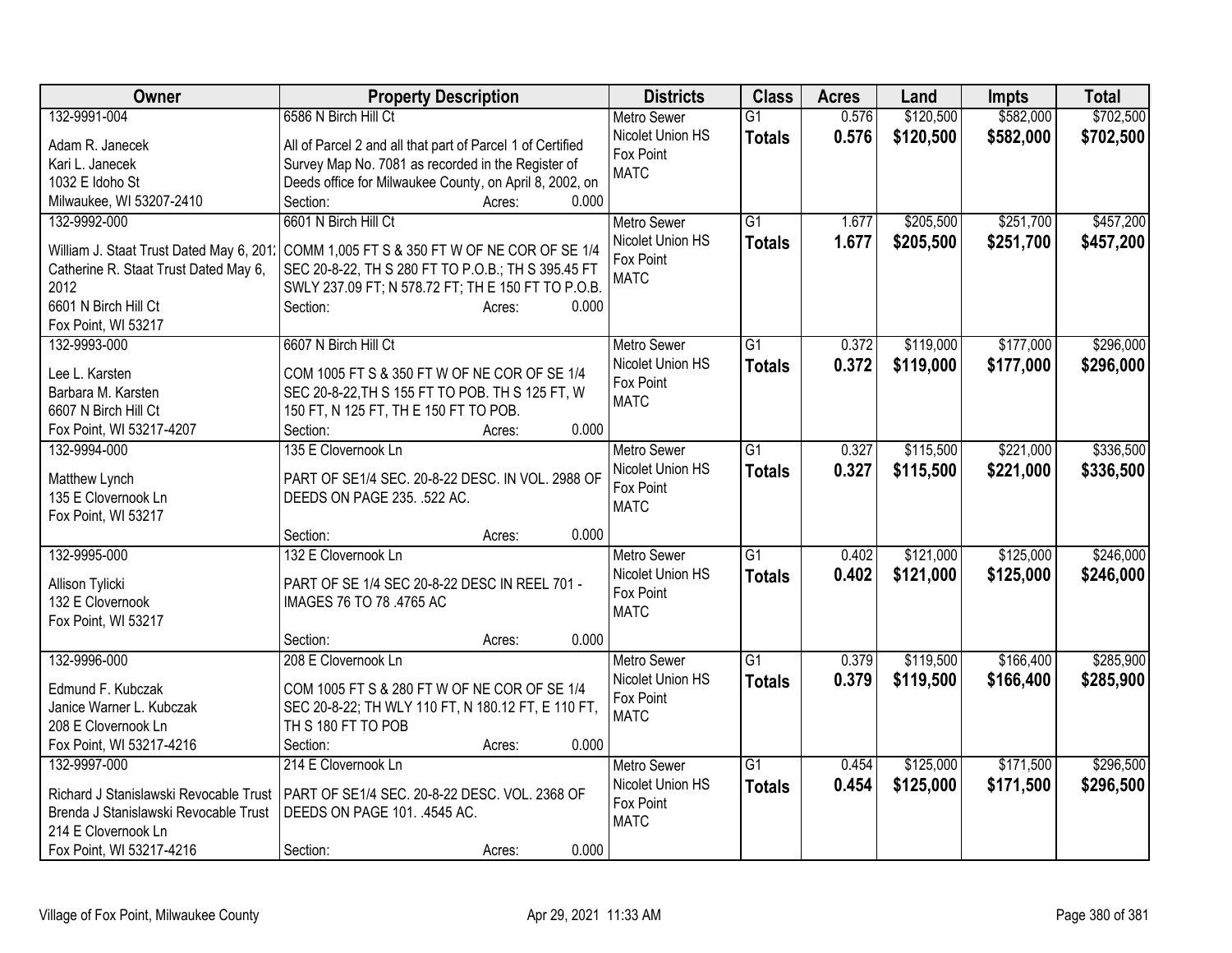| Owner | Property Description | Districts | Class | Acres | Land | Impts | Total |
|---|---|---|---|---|---|---|---|
| 132-9991-004<br>Adam R. Janecek<br>Kari L. Janecek<br>1032 E Idoho St<br>Milwaukee, WI 53207-2410 | 6586 N Birch Hill Ct<br>All of Parcel 2 and all that part of Parcel 1 of Certified Survey Map No. 7081 as recorded in the Register of Deeds office for Milwaukee County, on April 8, 2002, on<br>Section: Acres: 0.000 | Metro Sewer<br>Nicolet Union HS<br>Fox Point<br>MATC | G1<br>**Totals** | 0.576<br>**0.576** | $120,500<br>**$120,500** | $582,000<br>**$582,000** | $702,500<br>**$702,500** |
| 132-9992-000<br>William J. Staat Trust Dated May 6, 2012<br>Catherine R. Staat Trust Dated May 6, 2012<br>6601 N Birch Hill Ct<br>Fox Point, WI 53217 | 6601 N Birch Hill Ct<br>COMM 1,005 FT S & 350 FT W OF NE COR OF SE 1/4 SEC 20-8-22, TH S 280 FT TO P.O.B.; TH S 395.45 FT SWLY 237.09 FT; N 578.72 FT; TH E 150 FT TO P.O.B.<br>Section: Acres: 0.000 | Metro Sewer<br>Nicolet Union HS<br>Fox Point<br>MATC | G1<br>**Totals** | 1.677<br>**1.677** | $205,500<br>**$205,500** | $251,700<br>**$251,700** | $457,200<br>**$457,200** |
| 132-9993-000<br>Lee L. Karsten<br>Barbara M. Karsten<br>6607 N Birch Hill Ct<br>Fox Point, WI 53217-4207 | 6607 N Birch Hill Ct<br>COM 1005 FT S & 350 FT W OF NE COR OF SE 1/4 SEC 20-8-22,TH S 155 FT TO POB. TH S 125 FT, W 150 FT, N 125 FT, TH E 150 FT TO POB.<br>Section: Acres: 0.000 | Metro Sewer<br>Nicolet Union HS<br>Fox Point<br>MATC | G1<br>**Totals** | 0.372<br>**0.372** | $119,000<br>**$119,000** | $177,000<br>**$177,000** | $296,000<br>**$296,000** |
| 132-9994-000<br>Matthew Lynch<br>135 E Clovernook Ln<br>Fox Point, WI 53217 | 135 E Clovernook Ln<br>PART OF SE1/4 SEC. 20-8-22 DESC. IN VOL. 2988 OF DEEDS ON PAGE 235. .522 AC.<br>Section: Acres: 0.000 | Metro Sewer<br>Nicolet Union HS<br>Fox Point<br>MATC | G1<br>**Totals** | 0.327<br>**0.327** | $115,500<br>**$115,500** | $221,000<br>**$221,000** | $336,500<br>**$336,500** |
| 132-9995-000<br>Allison Tylicki<br>132 E Clovernook<br>Fox Point, WI 53217 | 132 E Clovernook Ln<br>PART OF SE 1/4 SEC 20-8-22 DESC IN REEL 701 - IMAGES 76 TO 78 .4765 AC<br>Section: Acres: 0.000 | Metro Sewer<br>Nicolet Union HS<br>Fox Point<br>MATC | G1<br>**Totals** | 0.402<br>**0.402** | $121,000<br>**$121,000** | $125,000<br>**$125,000** | $246,000<br>**$246,000** |
| 132-9996-000<br>Edmund F. Kubczak<br>Janice Warner L. Kubczak<br>208 E Clovernook Ln<br>Fox Point, WI 53217-4216 | 208 E Clovernook Ln<br>COM 1005 FT S & 280 FT W OF NE COR OF SE 1/4 SEC 20-8-22; TH WLY 110 FT, N 180.12 FT, E 110 FT, TH S 180 FT TO POB<br>Section: Acres: 0.000 | Metro Sewer<br>Nicolet Union HS<br>Fox Point<br>MATC | G1<br>**Totals** | 0.379<br>**0.379** | $119,500<br>**$119,500** | $166,400<br>**$166,400** | $285,900<br>**$285,900** |
| 132-9997-000<br>Richard J Stanislawski Revocable Trust<br>Brenda J Stanislawski Revocable Trust<br>214 E Clovernook Ln<br>Fox Point, WI 53217-4216 | 214 E Clovernook Ln<br>PART OF SE1/4 SEC. 20-8-22 DESC. VOL. 2368 OF DEEDS ON PAGE 101. .4545 AC.<br>Section: Acres: 0.000 | Metro Sewer<br>Nicolet Union HS<br>Fox Point<br>MATC | G1<br>**Totals** | 0.454<br>**0.454** | $125,000<br>**$125,000** | $171,500<br>**$171,500** | $296,500<br>**$296,500** |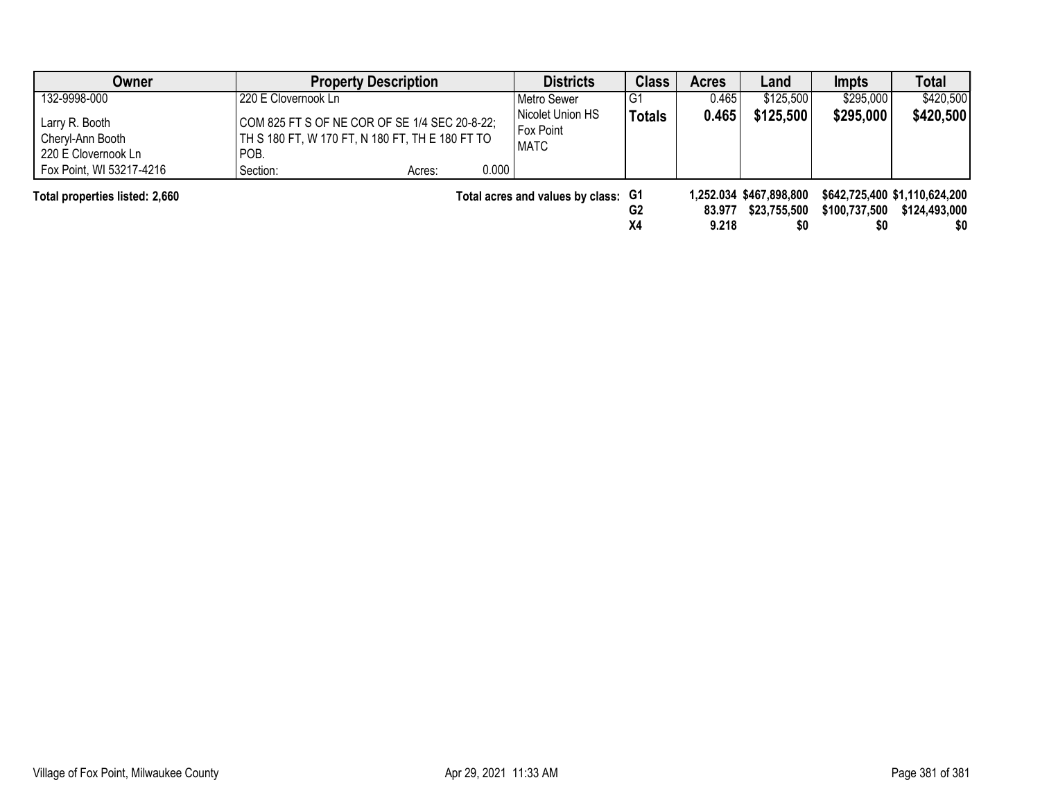| Owner | Property Description | | | Districts | Class | Acres | Land | Impts | Total |
|---|---|---|---|---|---|---|---|---|---|
| 132-9998-000 | 220 E Clovernook Ln | | | Metro Sewer | G1 | 0.465 | $125,500 | $295,000 | $420,500 |
| Larry R. Booth<br>Cheryl-Ann Booth<br>220 E Clovernook Ln | COM 825 FT S OF NE COR OF SE 1/4 SEC 20-8-22; TH S 180 FT, W 170 FT, N 180 FT, TH E 180 FT TO POB. | | | Nicolet Union HS<br>Fox Point<br>MATC | **Totals** | **0.465** | **$125,500** | **$295,000** | **$420,500** |
| Fox Point, WI 53217-4216 | Section: | Acres: | 0.000 | | | | | | |

**Total properties listed: 2,660**

| | Class | Acres | Land | Impts | Total |
|---|---|---|---|---|---|
| **Total acres and values by class:** | **G1** | **1,252.034** | **$467,898,800** | **$642,725,400** | **$1,110,624,200** |
| | **G2** | **83.977** | **$23,755,500** | **$100,737,500** | **$124,493,000** |
| | **X4** | **9.218** | **$0** | **$0** | **$0** |

Village of Fox Point, Milwaukee County — Apr 29, 2021 11:33 AM